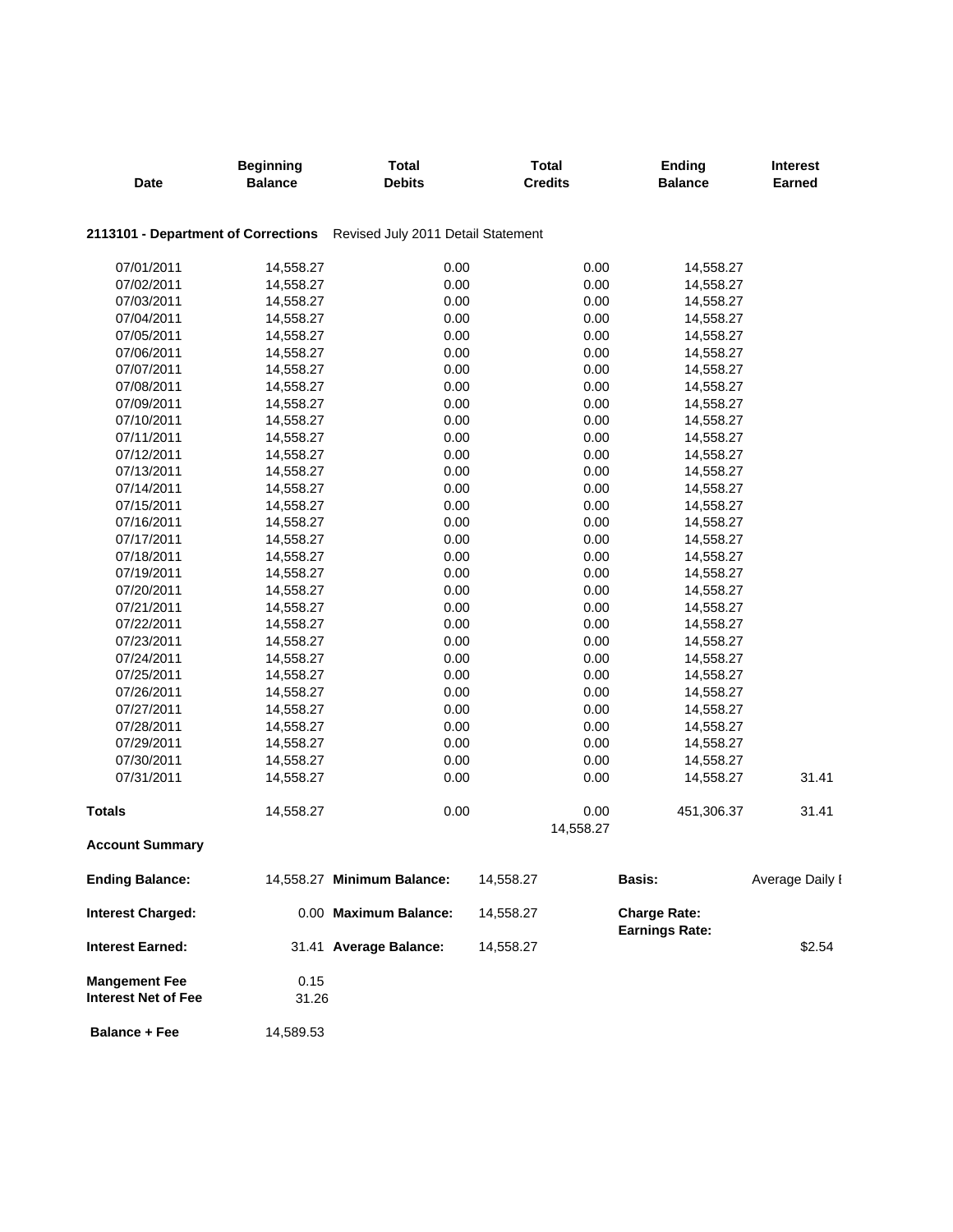| Date | Beginning Balance | Total Debits | Total Credits | Ending Balance | Interest Earned |
|---|---|---|---|---|---|

**2113101 - Department of Corrections** Revised July 2011 Detail Statement

| Date | Beginning Balance | Total Debits | Total Credits | Ending Balance | Interest Earned |
|---|---|---|---|---|---|
| 07/01/2011 | 14,558.27 | 0.00 | 0.00 | 14,558.27 | |
| 07/02/2011 | 14,558.27 | 0.00 | 0.00 | 14,558.27 | |
| 07/03/2011 | 14,558.27 | 0.00 | 0.00 | 14,558.27 | |
| 07/04/2011 | 14,558.27 | 0.00 | 0.00 | 14,558.27 | |
| 07/05/2011 | 14,558.27 | 0.00 | 0.00 | 14,558.27 | |
| 07/06/2011 | 14,558.27 | 0.00 | 0.00 | 14,558.27 | |
| 07/07/2011 | 14,558.27 | 0.00 | 0.00 | 14,558.27 | |
| 07/08/2011 | 14,558.27 | 0.00 | 0.00 | 14,558.27 | |
| 07/09/2011 | 14,558.27 | 0.00 | 0.00 | 14,558.27 | |
| 07/10/2011 | 14,558.27 | 0.00 | 0.00 | 14,558.27 | |
| 07/11/2011 | 14,558.27 | 0.00 | 0.00 | 14,558.27 | |
| 07/12/2011 | 14,558.27 | 0.00 | 0.00 | 14,558.27 | |
| 07/13/2011 | 14,558.27 | 0.00 | 0.00 | 14,558.27 | |
| 07/14/2011 | 14,558.27 | 0.00 | 0.00 | 14,558.27 | |
| 07/15/2011 | 14,558.27 | 0.00 | 0.00 | 14,558.27 | |
| 07/16/2011 | 14,558.27 | 0.00 | 0.00 | 14,558.27 | |
| 07/17/2011 | 14,558.27 | 0.00 | 0.00 | 14,558.27 | |
| 07/18/2011 | 14,558.27 | 0.00 | 0.00 | 14,558.27 | |
| 07/19/2011 | 14,558.27 | 0.00 | 0.00 | 14,558.27 | |
| 07/20/2011 | 14,558.27 | 0.00 | 0.00 | 14,558.27 | |
| 07/21/2011 | 14,558.27 | 0.00 | 0.00 | 14,558.27 | |
| 07/22/2011 | 14,558.27 | 0.00 | 0.00 | 14,558.27 | |
| 07/23/2011 | 14,558.27 | 0.00 | 0.00 | 14,558.27 | |
| 07/24/2011 | 14,558.27 | 0.00 | 0.00 | 14,558.27 | |
| 07/25/2011 | 14,558.27 | 0.00 | 0.00 | 14,558.27 | |
| 07/26/2011 | 14,558.27 | 0.00 | 0.00 | 14,558.27 | |
| 07/27/2011 | 14,558.27 | 0.00 | 0.00 | 14,558.27 | |
| 07/28/2011 | 14,558.27 | 0.00 | 0.00 | 14,558.27 | |
| 07/29/2011 | 14,558.27 | 0.00 | 0.00 | 14,558.27 | |
| 07/30/2011 | 14,558.27 | 0.00 | 0.00 | 14,558.27 | |
| 07/31/2011 | 14,558.27 | 0.00 | 0.00 | 14,558.27 | 31.41 |
| **Totals** | 14,558.27 | 0.00 | 0.00<br>14,558.27 | 451,306.37 | 31.41 |

**Account Summary**

| | | | | | |
|---|---|---|---|---|---|
| **Ending Balance:** | 14,558.27 | **Minimum Balance:** | 14,558.27 | **Basis:** | Average Daily I |
| **Interest Charged:** | 0.00 | **Maximum Balance:** | 14,558.27 | **Charge Rate:**<br>**Earnings Rate:** | |
| **Interest Earned:** | 31.41 | **Average Balance:** | 14,558.27 | | $2.54 |

| | |
|---|---|
| **Mangement Fee** | 0.15 |
| **Interest Net of Fee** | 31.26 |
| **Balance + Fee** | 14,589.53 |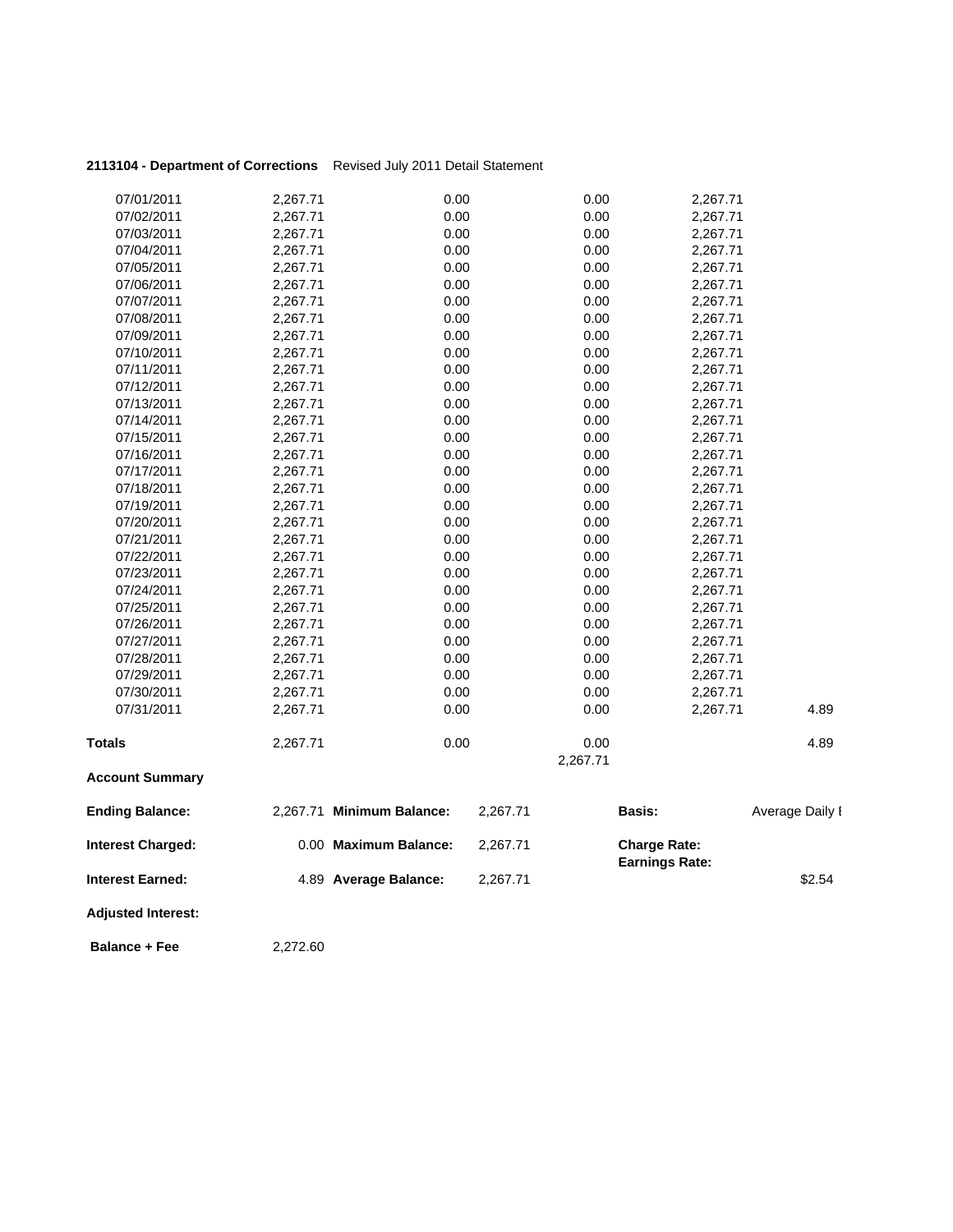**2113104 - Department of Corrections** Revised July 2011 Detail Statement

| | | | | | |
|---|---|---|---|---|---|
| 07/01/2011 | 2,267.71 | 0.00 | 0.00 | 2,267.71 | |
| 07/02/2011 | 2,267.71 | 0.00 | 0.00 | 2,267.71 | |
| 07/03/2011 | 2,267.71 | 0.00 | 0.00 | 2,267.71 | |
| 07/04/2011 | 2,267.71 | 0.00 | 0.00 | 2,267.71 | |
| 07/05/2011 | 2,267.71 | 0.00 | 0.00 | 2,267.71 | |
| 07/06/2011 | 2,267.71 | 0.00 | 0.00 | 2,267.71 | |
| 07/07/2011 | 2,267.71 | 0.00 | 0.00 | 2,267.71 | |
| 07/08/2011 | 2,267.71 | 0.00 | 0.00 | 2,267.71 | |
| 07/09/2011 | 2,267.71 | 0.00 | 0.00 | 2,267.71 | |
| 07/10/2011 | 2,267.71 | 0.00 | 0.00 | 2,267.71 | |
| 07/11/2011 | 2,267.71 | 0.00 | 0.00 | 2,267.71 | |
| 07/12/2011 | 2,267.71 | 0.00 | 0.00 | 2,267.71 | |
| 07/13/2011 | 2,267.71 | 0.00 | 0.00 | 2,267.71 | |
| 07/14/2011 | 2,267.71 | 0.00 | 0.00 | 2,267.71 | |
| 07/15/2011 | 2,267.71 | 0.00 | 0.00 | 2,267.71 | |
| 07/16/2011 | 2,267.71 | 0.00 | 0.00 | 2,267.71 | |
| 07/17/2011 | 2,267.71 | 0.00 | 0.00 | 2,267.71 | |
| 07/18/2011 | 2,267.71 | 0.00 | 0.00 | 2,267.71 | |
| 07/19/2011 | 2,267.71 | 0.00 | 0.00 | 2,267.71 | |
| 07/20/2011 | 2,267.71 | 0.00 | 0.00 | 2,267.71 | |
| 07/21/2011 | 2,267.71 | 0.00 | 0.00 | 2,267.71 | |
| 07/22/2011 | 2,267.71 | 0.00 | 0.00 | 2,267.71 | |
| 07/23/2011 | 2,267.71 | 0.00 | 0.00 | 2,267.71 | |
| 07/24/2011 | 2,267.71 | 0.00 | 0.00 | 2,267.71 | |
| 07/25/2011 | 2,267.71 | 0.00 | 0.00 | 2,267.71 | |
| 07/26/2011 | 2,267.71 | 0.00 | 0.00 | 2,267.71 | |
| 07/27/2011 | 2,267.71 | 0.00 | 0.00 | 2,267.71 | |
| 07/28/2011 | 2,267.71 | 0.00 | 0.00 | 2,267.71 | |
| 07/29/2011 | 2,267.71 | 0.00 | 0.00 | 2,267.71 | |
| 07/30/2011 | 2,267.71 | 0.00 | 0.00 | 2,267.71 | |
| 07/31/2011 | 2,267.71 | 0.00 | 0.00 | 2,267.71 | 4.89 |
| **Totals** | 2,267.71 | 0.00 | 0.00<br>2,267.71 | | 4.89 |

**Account Summary**

| | | | | | |
|---|---|---|---|---|---|
| **Ending Balance:** | 2,267.71 | **Minimum Balance:** | 2,267.71 | **Basis:** | Average Daily I |
| **Interest Charged:** | 0.00 | **Maximum Balance:** | 2,267.71 | **Charge Rate:**<br>**Earnings Rate:** | |
| **Interest Earned:** | 4.89 | **Average Balance:** | 2,267.71 | | $2.54 |
| **Adjusted Interest:** | | | | | |
| **Balance + Fee** | 2,272.60 | | | | |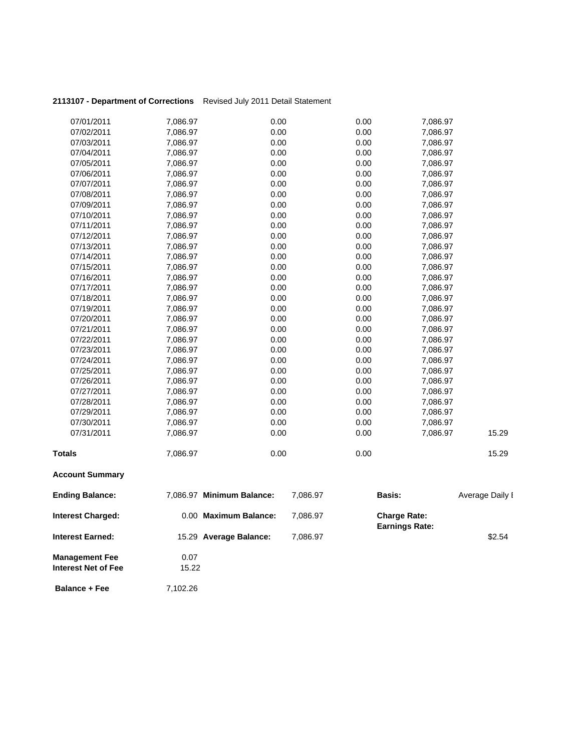**2113107 - Department of Corrections** Revised July 2011 Detail Statement

| | | | | | |
|---|---|---|---|---|---|
| 07/01/2011 | 7,086.97 | 0.00 | 0.00 | 7,086.97 | |
| 07/02/2011 | 7,086.97 | 0.00 | 0.00 | 7,086.97 | |
| 07/03/2011 | 7,086.97 | 0.00 | 0.00 | 7,086.97 | |
| 07/04/2011 | 7,086.97 | 0.00 | 0.00 | 7,086.97 | |
| 07/05/2011 | 7,086.97 | 0.00 | 0.00 | 7,086.97 | |
| 07/06/2011 | 7,086.97 | 0.00 | 0.00 | 7,086.97 | |
| 07/07/2011 | 7,086.97 | 0.00 | 0.00 | 7,086.97 | |
| 07/08/2011 | 7,086.97 | 0.00 | 0.00 | 7,086.97 | |
| 07/09/2011 | 7,086.97 | 0.00 | 0.00 | 7,086.97 | |
| 07/10/2011 | 7,086.97 | 0.00 | 0.00 | 7,086.97 | |
| 07/11/2011 | 7,086.97 | 0.00 | 0.00 | 7,086.97 | |
| 07/12/2011 | 7,086.97 | 0.00 | 0.00 | 7,086.97 | |
| 07/13/2011 | 7,086.97 | 0.00 | 0.00 | 7,086.97 | |
| 07/14/2011 | 7,086.97 | 0.00 | 0.00 | 7,086.97 | |
| 07/15/2011 | 7,086.97 | 0.00 | 0.00 | 7,086.97 | |
| 07/16/2011 | 7,086.97 | 0.00 | 0.00 | 7,086.97 | |
| 07/17/2011 | 7,086.97 | 0.00 | 0.00 | 7,086.97 | |
| 07/18/2011 | 7,086.97 | 0.00 | 0.00 | 7,086.97 | |
| 07/19/2011 | 7,086.97 | 0.00 | 0.00 | 7,086.97 | |
| 07/20/2011 | 7,086.97 | 0.00 | 0.00 | 7,086.97 | |
| 07/21/2011 | 7,086.97 | 0.00 | 0.00 | 7,086.97 | |
| 07/22/2011 | 7,086.97 | 0.00 | 0.00 | 7,086.97 | |
| 07/23/2011 | 7,086.97 | 0.00 | 0.00 | 7,086.97 | |
| 07/24/2011 | 7,086.97 | 0.00 | 0.00 | 7,086.97 | |
| 07/25/2011 | 7,086.97 | 0.00 | 0.00 | 7,086.97 | |
| 07/26/2011 | 7,086.97 | 0.00 | 0.00 | 7,086.97 | |
| 07/27/2011 | 7,086.97 | 0.00 | 0.00 | 7,086.97 | |
| 07/28/2011 | 7,086.97 | 0.00 | 0.00 | 7,086.97 | |
| 07/29/2011 | 7,086.97 | 0.00 | 0.00 | 7,086.97 | |
| 07/30/2011 | 7,086.97 | 0.00 | 0.00 | 7,086.97 | |
| 07/31/2011 | 7,086.97 | 0.00 | 0.00 | 7,086.97 | 15.29 |
| **Totals** | 7,086.97 | 0.00 | 0.00 | | 15.29 |

**Account Summary**

| | | | | | |
|---|---|---|---|---|---|
| **Ending Balance:** | 7,086.97 | **Minimum Balance:** | 7,086.97 | **Basis:** | Average Daily I |
| **Interest Charged:** | 0.00 | **Maximum Balance:** | 7,086.97 | **Charge Rate:** | |
| | | | | **Earnings Rate:** | |
| **Interest Earned:** | 15.29 | **Average Balance:** | 7,086.97 | | $2.54 |
| **Management Fee** | 0.07 | | | | |
| **Interest Net of Fee** | 15.22 | | | | |
| **Balance + Fee** | 7,102.26 | | | | |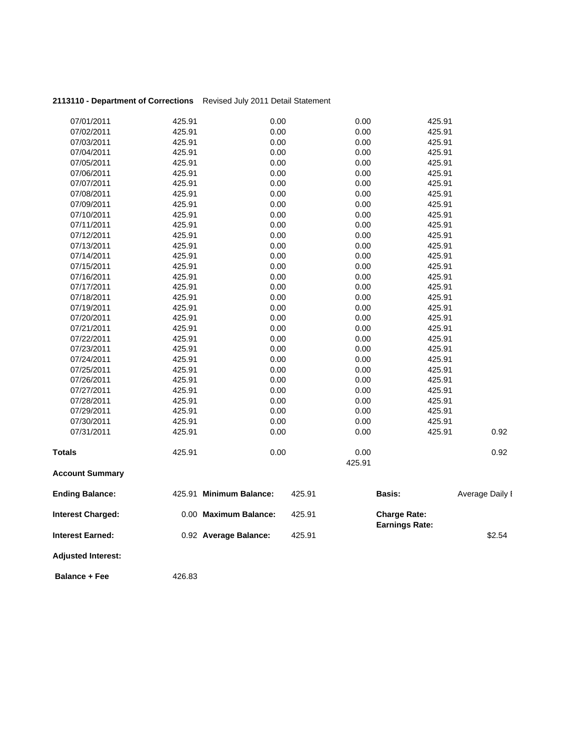**2113110 - Department of Corrections** Revised July 2011 Detail Statement

| | | | | | |
|---|---|---|---|---|---|
| 07/01/2011 | 425.91 | 0.00 | 0.00 | 425.91 | |
| 07/02/2011 | 425.91 | 0.00 | 0.00 | 425.91 | |
| 07/03/2011 | 425.91 | 0.00 | 0.00 | 425.91 | |
| 07/04/2011 | 425.91 | 0.00 | 0.00 | 425.91 | |
| 07/05/2011 | 425.91 | 0.00 | 0.00 | 425.91 | |
| 07/06/2011 | 425.91 | 0.00 | 0.00 | 425.91 | |
| 07/07/2011 | 425.91 | 0.00 | 0.00 | 425.91 | |
| 07/08/2011 | 425.91 | 0.00 | 0.00 | 425.91 | |
| 07/09/2011 | 425.91 | 0.00 | 0.00 | 425.91 | |
| 07/10/2011 | 425.91 | 0.00 | 0.00 | 425.91 | |
| 07/11/2011 | 425.91 | 0.00 | 0.00 | 425.91 | |
| 07/12/2011 | 425.91 | 0.00 | 0.00 | 425.91 | |
| 07/13/2011 | 425.91 | 0.00 | 0.00 | 425.91 | |
| 07/14/2011 | 425.91 | 0.00 | 0.00 | 425.91 | |
| 07/15/2011 | 425.91 | 0.00 | 0.00 | 425.91 | |
| 07/16/2011 | 425.91 | 0.00 | 0.00 | 425.91 | |
| 07/17/2011 | 425.91 | 0.00 | 0.00 | 425.91 | |
| 07/18/2011 | 425.91 | 0.00 | 0.00 | 425.91 | |
| 07/19/2011 | 425.91 | 0.00 | 0.00 | 425.91 | |
| 07/20/2011 | 425.91 | 0.00 | 0.00 | 425.91 | |
| 07/21/2011 | 425.91 | 0.00 | 0.00 | 425.91 | |
| 07/22/2011 | 425.91 | 0.00 | 0.00 | 425.91 | |
| 07/23/2011 | 425.91 | 0.00 | 0.00 | 425.91 | |
| 07/24/2011 | 425.91 | 0.00 | 0.00 | 425.91 | |
| 07/25/2011 | 425.91 | 0.00 | 0.00 | 425.91 | |
| 07/26/2011 | 425.91 | 0.00 | 0.00 | 425.91 | |
| 07/27/2011 | 425.91 | 0.00 | 0.00 | 425.91 | |
| 07/28/2011 | 425.91 | 0.00 | 0.00 | 425.91 | |
| 07/29/2011 | 425.91 | 0.00 | 0.00 | 425.91 | |
| 07/30/2011 | 425.91 | 0.00 | 0.00 | 425.91 | |
| 07/31/2011 | 425.91 | 0.00 | 0.00 | 425.91 | 0.92 |
| **Totals** | 425.91 | 0.00 | 0.00<br>425.91 | | 0.92 |

**Account Summary**

| | | | | | |
|---|---|---|---|---|---|
| **Ending Balance:** | 425.91 | **Minimum Balance:** | 425.91 | **Basis:** | Average Daily I |
| **Interest Charged:** | 0.00 | **Maximum Balance:** | 425.91 | **Charge Rate:**<br>**Earnings Rate:** | |
| **Interest Earned:** | 0.92 | **Average Balance:** | 425.91 | | $2.54 |
| **Adjusted Interest:** | | | | | |
| **Balance + Fee** | 426.83 | | | | |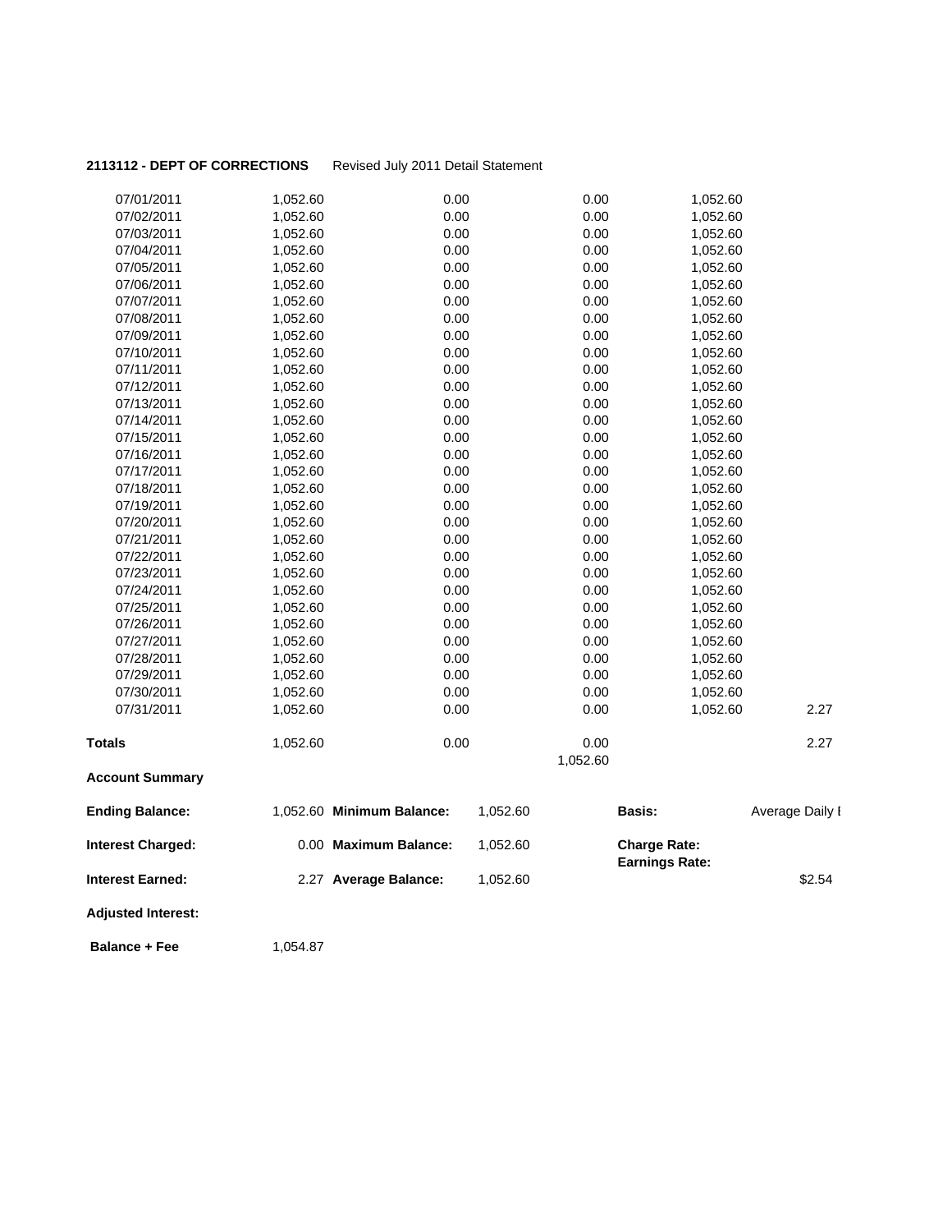**2113112 - DEPT OF CORRECTIONS** Revised July 2011 Detail Statement

| | | | | | |
|---|---|---|---|---|---|
| 07/01/2011 | 1,052.60 | 0.00 | 0.00 | 1,052.60 | |
| 07/02/2011 | 1,052.60 | 0.00 | 0.00 | 1,052.60 | |
| 07/03/2011 | 1,052.60 | 0.00 | 0.00 | 1,052.60 | |
| 07/04/2011 | 1,052.60 | 0.00 | 0.00 | 1,052.60 | |
| 07/05/2011 | 1,052.60 | 0.00 | 0.00 | 1,052.60 | |
| 07/06/2011 | 1,052.60 | 0.00 | 0.00 | 1,052.60 | |
| 07/07/2011 | 1,052.60 | 0.00 | 0.00 | 1,052.60 | |
| 07/08/2011 | 1,052.60 | 0.00 | 0.00 | 1,052.60 | |
| 07/09/2011 | 1,052.60 | 0.00 | 0.00 | 1,052.60 | |
| 07/10/2011 | 1,052.60 | 0.00 | 0.00 | 1,052.60 | |
| 07/11/2011 | 1,052.60 | 0.00 | 0.00 | 1,052.60 | |
| 07/12/2011 | 1,052.60 | 0.00 | 0.00 | 1,052.60 | |
| 07/13/2011 | 1,052.60 | 0.00 | 0.00 | 1,052.60 | |
| 07/14/2011 | 1,052.60 | 0.00 | 0.00 | 1,052.60 | |
| 07/15/2011 | 1,052.60 | 0.00 | 0.00 | 1,052.60 | |
| 07/16/2011 | 1,052.60 | 0.00 | 0.00 | 1,052.60 | |
| 07/17/2011 | 1,052.60 | 0.00 | 0.00 | 1,052.60 | |
| 07/18/2011 | 1,052.60 | 0.00 | 0.00 | 1,052.60 | |
| 07/19/2011 | 1,052.60 | 0.00 | 0.00 | 1,052.60 | |
| 07/20/2011 | 1,052.60 | 0.00 | 0.00 | 1,052.60 | |
| 07/21/2011 | 1,052.60 | 0.00 | 0.00 | 1,052.60 | |
| 07/22/2011 | 1,052.60 | 0.00 | 0.00 | 1,052.60 | |
| 07/23/2011 | 1,052.60 | 0.00 | 0.00 | 1,052.60 | |
| 07/24/2011 | 1,052.60 | 0.00 | 0.00 | 1,052.60 | |
| 07/25/2011 | 1,052.60 | 0.00 | 0.00 | 1,052.60 | |
| 07/26/2011 | 1,052.60 | 0.00 | 0.00 | 1,052.60 | |
| 07/27/2011 | 1,052.60 | 0.00 | 0.00 | 1,052.60 | |
| 07/28/2011 | 1,052.60 | 0.00 | 0.00 | 1,052.60 | |
| 07/29/2011 | 1,052.60 | 0.00 | 0.00 | 1,052.60 | |
| 07/30/2011 | 1,052.60 | 0.00 | 0.00 | 1,052.60 | |
| 07/31/2011 | 1,052.60 | 0.00 | 0.00 | 1,052.60 | 2.27 |
| **Totals** | 1,052.60 | 0.00 | 0.00<br>1,052.60 | | 2.27 |

**Account Summary**

| | | | | | |
|---|---|---|---|---|---|
| **Ending Balance:** | 1,052.60 | **Minimum Balance:** | 1,052.60 | **Basis:** | Average Daily I |
| **Interest Charged:** | 0.00 | **Maximum Balance:** | 1,052.60 | **Charge Rate:**<br>**Earnings Rate:** | |
| **Interest Earned:** | 2.27 | **Average Balance:** | 1,052.60 | | $2.54 |
| **Adjusted Interest:** | | | | | |
| **Balance + Fee** | 1,054.87 | | | | |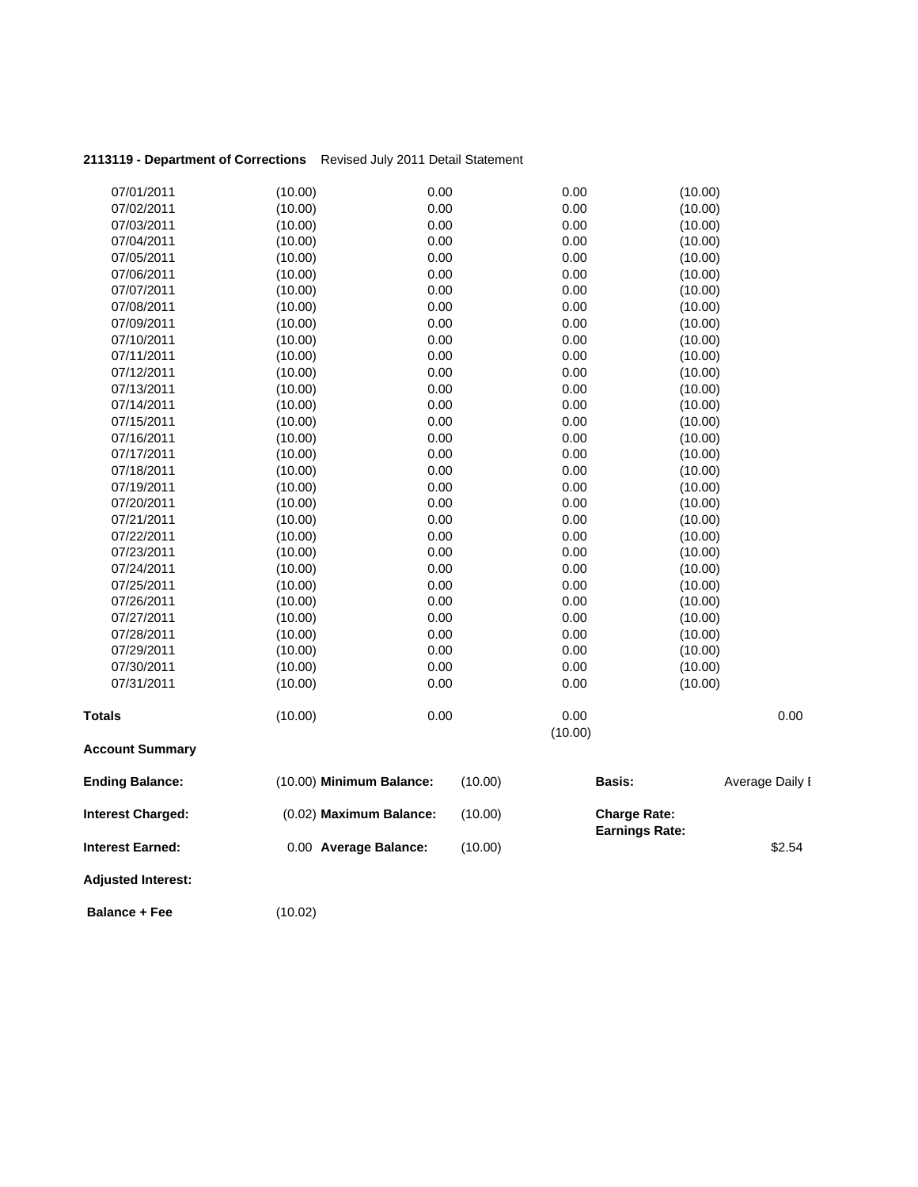**2113119 - Department of Corrections** Revised July 2011 Detail Statement

| | | | | | |
|---|---|---|---|---|---|
| 07/01/2011 | (10.00) | 0.00 | 0.00 | (10.00) | |
| 07/02/2011 | (10.00) | 0.00 | 0.00 | (10.00) | |
| 07/03/2011 | (10.00) | 0.00 | 0.00 | (10.00) | |
| 07/04/2011 | (10.00) | 0.00 | 0.00 | (10.00) | |
| 07/05/2011 | (10.00) | 0.00 | 0.00 | (10.00) | |
| 07/06/2011 | (10.00) | 0.00 | 0.00 | (10.00) | |
| 07/07/2011 | (10.00) | 0.00 | 0.00 | (10.00) | |
| 07/08/2011 | (10.00) | 0.00 | 0.00 | (10.00) | |
| 07/09/2011 | (10.00) | 0.00 | 0.00 | (10.00) | |
| 07/10/2011 | (10.00) | 0.00 | 0.00 | (10.00) | |
| 07/11/2011 | (10.00) | 0.00 | 0.00 | (10.00) | |
| 07/12/2011 | (10.00) | 0.00 | 0.00 | (10.00) | |
| 07/13/2011 | (10.00) | 0.00 | 0.00 | (10.00) | |
| 07/14/2011 | (10.00) | 0.00 | 0.00 | (10.00) | |
| 07/15/2011 | (10.00) | 0.00 | 0.00 | (10.00) | |
| 07/16/2011 | (10.00) | 0.00 | 0.00 | (10.00) | |
| 07/17/2011 | (10.00) | 0.00 | 0.00 | (10.00) | |
| 07/18/2011 | (10.00) | 0.00 | 0.00 | (10.00) | |
| 07/19/2011 | (10.00) | 0.00 | 0.00 | (10.00) | |
| 07/20/2011 | (10.00) | 0.00 | 0.00 | (10.00) | |
| 07/21/2011 | (10.00) | 0.00 | 0.00 | (10.00) | |
| 07/22/2011 | (10.00) | 0.00 | 0.00 | (10.00) | |
| 07/23/2011 | (10.00) | 0.00 | 0.00 | (10.00) | |
| 07/24/2011 | (10.00) | 0.00 | 0.00 | (10.00) | |
| 07/25/2011 | (10.00) | 0.00 | 0.00 | (10.00) | |
| 07/26/2011 | (10.00) | 0.00 | 0.00 | (10.00) | |
| 07/27/2011 | (10.00) | 0.00 | 0.00 | (10.00) | |
| 07/28/2011 | (10.00) | 0.00 | 0.00 | (10.00) | |
| 07/29/2011 | (10.00) | 0.00 | 0.00 | (10.00) | |
| 07/30/2011 | (10.00) | 0.00 | 0.00 | (10.00) | |
| 07/31/2011 | (10.00) | 0.00 | 0.00 | (10.00) | |
| **Totals** | (10.00) | 0.00 | 0.00<br>(10.00) | | 0.00 |

**Account Summary**

| | | | | | |
|---|---|---|---|---|---|
| **Ending Balance:** | (10.00) | **Minimum Balance:** | (10.00) | **Basis:** | Average Daily I |
| **Interest Charged:** | (0.02) | **Maximum Balance:** | (10.00) | **Charge Rate:**<br>**Earnings Rate:** | |
| **Interest Earned:** | 0.00 | **Average Balance:** | (10.00) | | $2.54 |
| **Adjusted Interest:** | | | | | |
| **Balance + Fee** | (10.02) | | | | |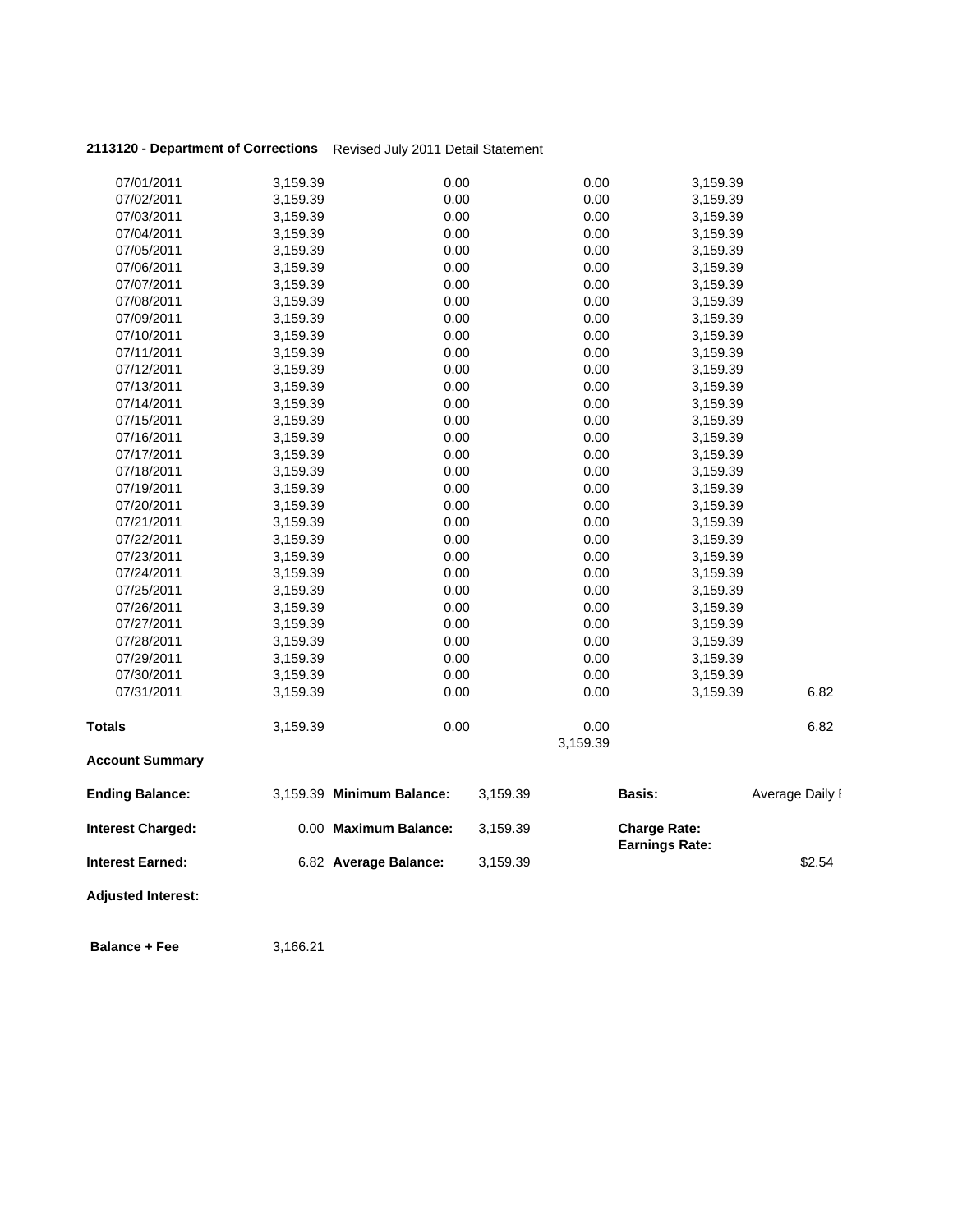**2113120 - Department of Corrections** Revised July 2011 Detail Statement

| | | | | | |
|---|---|---|---|---|---|
| 07/01/2011 | 3,159.39 | 0.00 | 0.00 | 3,159.39 | |
| 07/02/2011 | 3,159.39 | 0.00 | 0.00 | 3,159.39 | |
| 07/03/2011 | 3,159.39 | 0.00 | 0.00 | 3,159.39 | |
| 07/04/2011 | 3,159.39 | 0.00 | 0.00 | 3,159.39 | |
| 07/05/2011 | 3,159.39 | 0.00 | 0.00 | 3,159.39 | |
| 07/06/2011 | 3,159.39 | 0.00 | 0.00 | 3,159.39 | |
| 07/07/2011 | 3,159.39 | 0.00 | 0.00 | 3,159.39 | |
| 07/08/2011 | 3,159.39 | 0.00 | 0.00 | 3,159.39 | |
| 07/09/2011 | 3,159.39 | 0.00 | 0.00 | 3,159.39 | |
| 07/10/2011 | 3,159.39 | 0.00 | 0.00 | 3,159.39 | |
| 07/11/2011 | 3,159.39 | 0.00 | 0.00 | 3,159.39 | |
| 07/12/2011 | 3,159.39 | 0.00 | 0.00 | 3,159.39 | |
| 07/13/2011 | 3,159.39 | 0.00 | 0.00 | 3,159.39 | |
| 07/14/2011 | 3,159.39 | 0.00 | 0.00 | 3,159.39 | |
| 07/15/2011 | 3,159.39 | 0.00 | 0.00 | 3,159.39 | |
| 07/16/2011 | 3,159.39 | 0.00 | 0.00 | 3,159.39 | |
| 07/17/2011 | 3,159.39 | 0.00 | 0.00 | 3,159.39 | |
| 07/18/2011 | 3,159.39 | 0.00 | 0.00 | 3,159.39 | |
| 07/19/2011 | 3,159.39 | 0.00 | 0.00 | 3,159.39 | |
| 07/20/2011 | 3,159.39 | 0.00 | 0.00 | 3,159.39 | |
| 07/21/2011 | 3,159.39 | 0.00 | 0.00 | 3,159.39 | |
| 07/22/2011 | 3,159.39 | 0.00 | 0.00 | 3,159.39 | |
| 07/23/2011 | 3,159.39 | 0.00 | 0.00 | 3,159.39 | |
| 07/24/2011 | 3,159.39 | 0.00 | 0.00 | 3,159.39 | |
| 07/25/2011 | 3,159.39 | 0.00 | 0.00 | 3,159.39 | |
| 07/26/2011 | 3,159.39 | 0.00 | 0.00 | 3,159.39 | |
| 07/27/2011 | 3,159.39 | 0.00 | 0.00 | 3,159.39 | |
| 07/28/2011 | 3,159.39 | 0.00 | 0.00 | 3,159.39 | |
| 07/29/2011 | 3,159.39 | 0.00 | 0.00 | 3,159.39 | |
| 07/30/2011 | 3,159.39 | 0.00 | 0.00 | 3,159.39 | |
| 07/31/2011 | 3,159.39 | 0.00 | 0.00 | 3,159.39 | 6.82 |
| **Totals** | 3,159.39 | 0.00 | 0.00<br>3,159.39 | | 6.82 |

**Account Summary**

| | | | | | |
|---|---|---|---|---|---|
| **Ending Balance:** | 3,159.39 | **Minimum Balance:** | 3,159.39 | **Basis:** | Average Daily I |
| **Interest Charged:** | 0.00 | **Maximum Balance:** | 3,159.39 | **Charge Rate:**<br>**Earnings Rate:** | |
| **Interest Earned:** | 6.82 | **Average Balance:** | 3,159.39 | | $2.54 |

**Adjusted Interest:**

**Balance + Fee** 3,166.21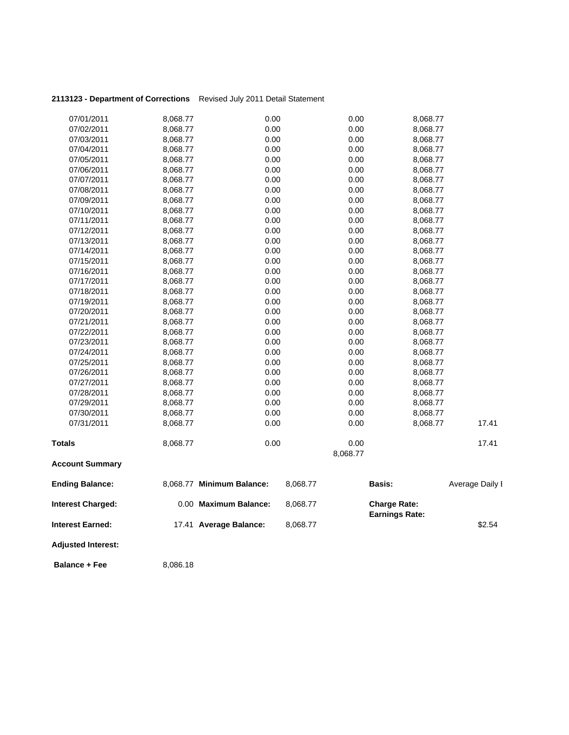**2113123 - Department of Corrections** Revised July 2011 Detail Statement

| | | | | | |
|---|---|---|---|---|---|
| 07/01/2011 | 8,068.77 | 0.00 | 0.00 | 8,068.77 | |
| 07/02/2011 | 8,068.77 | 0.00 | 0.00 | 8,068.77 | |
| 07/03/2011 | 8,068.77 | 0.00 | 0.00 | 8,068.77 | |
| 07/04/2011 | 8,068.77 | 0.00 | 0.00 | 8,068.77 | |
| 07/05/2011 | 8,068.77 | 0.00 | 0.00 | 8,068.77 | |
| 07/06/2011 | 8,068.77 | 0.00 | 0.00 | 8,068.77 | |
| 07/07/2011 | 8,068.77 | 0.00 | 0.00 | 8,068.77 | |
| 07/08/2011 | 8,068.77 | 0.00 | 0.00 | 8,068.77 | |
| 07/09/2011 | 8,068.77 | 0.00 | 0.00 | 8,068.77 | |
| 07/10/2011 | 8,068.77 | 0.00 | 0.00 | 8,068.77 | |
| 07/11/2011 | 8,068.77 | 0.00 | 0.00 | 8,068.77 | |
| 07/12/2011 | 8,068.77 | 0.00 | 0.00 | 8,068.77 | |
| 07/13/2011 | 8,068.77 | 0.00 | 0.00 | 8,068.77 | |
| 07/14/2011 | 8,068.77 | 0.00 | 0.00 | 8,068.77 | |
| 07/15/2011 | 8,068.77 | 0.00 | 0.00 | 8,068.77 | |
| 07/16/2011 | 8,068.77 | 0.00 | 0.00 | 8,068.77 | |
| 07/17/2011 | 8,068.77 | 0.00 | 0.00 | 8,068.77 | |
| 07/18/2011 | 8,068.77 | 0.00 | 0.00 | 8,068.77 | |
| 07/19/2011 | 8,068.77 | 0.00 | 0.00 | 8,068.77 | |
| 07/20/2011 | 8,068.77 | 0.00 | 0.00 | 8,068.77 | |
| 07/21/2011 | 8,068.77 | 0.00 | 0.00 | 8,068.77 | |
| 07/22/2011 | 8,068.77 | 0.00 | 0.00 | 8,068.77 | |
| 07/23/2011 | 8,068.77 | 0.00 | 0.00 | 8,068.77 | |
| 07/24/2011 | 8,068.77 | 0.00 | 0.00 | 8,068.77 | |
| 07/25/2011 | 8,068.77 | 0.00 | 0.00 | 8,068.77 | |
| 07/26/2011 | 8,068.77 | 0.00 | 0.00 | 8,068.77 | |
| 07/27/2011 | 8,068.77 | 0.00 | 0.00 | 8,068.77 | |
| 07/28/2011 | 8,068.77 | 0.00 | 0.00 | 8,068.77 | |
| 07/29/2011 | 8,068.77 | 0.00 | 0.00 | 8,068.77 | |
| 07/30/2011 | 8,068.77 | 0.00 | 0.00 | 8,068.77 | |
| 07/31/2011 | 8,068.77 | 0.00 | 0.00 | 8,068.77 | 17.41 |
| **Totals** | 8,068.77 | 0.00 | 0.00<br>8,068.77 | | 17.41 |

**Account Summary**

| | | | | | |
|---|---|---|---|---|---|
| **Ending Balance:** | 8,068.77 | **Minimum Balance:** | 8,068.77 | **Basis:** | Average Daily I |
| **Interest Charged:** | 0.00 | **Maximum Balance:** | 8,068.77 | **Charge Rate:**<br>**Earnings Rate:** | |
| **Interest Earned:** | 17.41 | **Average Balance:** | 8,068.77 | | $2.54 |
| **Adjusted Interest:** | | | | | |
| **Balance + Fee** | 8,086.18 | | | | |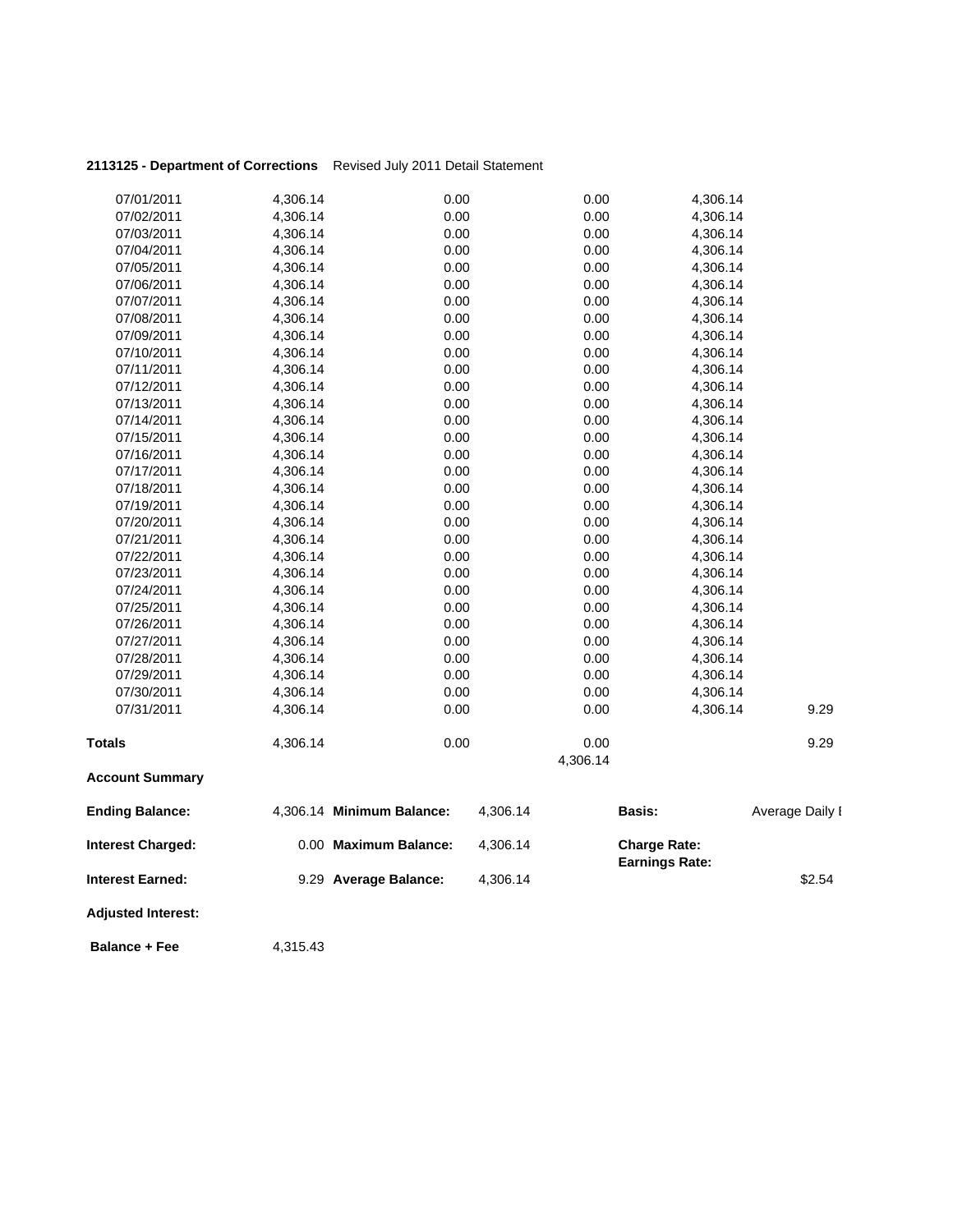**2113125 - Department of Corrections** Revised July 2011 Detail Statement

| | | | | | |
|---|---|---|---|---|---|
| 07/01/2011 | 4,306.14 | 0.00 | 0.00 | 4,306.14 | |
| 07/02/2011 | 4,306.14 | 0.00 | 0.00 | 4,306.14 | |
| 07/03/2011 | 4,306.14 | 0.00 | 0.00 | 4,306.14 | |
| 07/04/2011 | 4,306.14 | 0.00 | 0.00 | 4,306.14 | |
| 07/05/2011 | 4,306.14 | 0.00 | 0.00 | 4,306.14 | |
| 07/06/2011 | 4,306.14 | 0.00 | 0.00 | 4,306.14 | |
| 07/07/2011 | 4,306.14 | 0.00 | 0.00 | 4,306.14 | |
| 07/08/2011 | 4,306.14 | 0.00 | 0.00 | 4,306.14 | |
| 07/09/2011 | 4,306.14 | 0.00 | 0.00 | 4,306.14 | |
| 07/10/2011 | 4,306.14 | 0.00 | 0.00 | 4,306.14 | |
| 07/11/2011 | 4,306.14 | 0.00 | 0.00 | 4,306.14 | |
| 07/12/2011 | 4,306.14 | 0.00 | 0.00 | 4,306.14 | |
| 07/13/2011 | 4,306.14 | 0.00 | 0.00 | 4,306.14 | |
| 07/14/2011 | 4,306.14 | 0.00 | 0.00 | 4,306.14 | |
| 07/15/2011 | 4,306.14 | 0.00 | 0.00 | 4,306.14 | |
| 07/16/2011 | 4,306.14 | 0.00 | 0.00 | 4,306.14 | |
| 07/17/2011 | 4,306.14 | 0.00 | 0.00 | 4,306.14 | |
| 07/18/2011 | 4,306.14 | 0.00 | 0.00 | 4,306.14 | |
| 07/19/2011 | 4,306.14 | 0.00 | 0.00 | 4,306.14 | |
| 07/20/2011 | 4,306.14 | 0.00 | 0.00 | 4,306.14 | |
| 07/21/2011 | 4,306.14 | 0.00 | 0.00 | 4,306.14 | |
| 07/22/2011 | 4,306.14 | 0.00 | 0.00 | 4,306.14 | |
| 07/23/2011 | 4,306.14 | 0.00 | 0.00 | 4,306.14 | |
| 07/24/2011 | 4,306.14 | 0.00 | 0.00 | 4,306.14 | |
| 07/25/2011 | 4,306.14 | 0.00 | 0.00 | 4,306.14 | |
| 07/26/2011 | 4,306.14 | 0.00 | 0.00 | 4,306.14 | |
| 07/27/2011 | 4,306.14 | 0.00 | 0.00 | 4,306.14 | |
| 07/28/2011 | 4,306.14 | 0.00 | 0.00 | 4,306.14 | |
| 07/29/2011 | 4,306.14 | 0.00 | 0.00 | 4,306.14 | |
| 07/30/2011 | 4,306.14 | 0.00 | 0.00 | 4,306.14 | |
| 07/31/2011 | 4,306.14 | 0.00 | 0.00 | 4,306.14 | 9.29 |
| **Totals** | 4,306.14 | 0.00 | 0.00<br>4,306.14 | | 9.29 |

**Account Summary**

| | | | | | |
|---|---|---|---|---|---|
| **Ending Balance:** | 4,306.14 | **Minimum Balance:** | 4,306.14 | **Basis:** | Average Daily I |
| **Interest Charged:** | 0.00 | **Maximum Balance:** | 4,306.14 | **Charge Rate:**<br>**Earnings Rate:** | |
| **Interest Earned:** | 9.29 | **Average Balance:** | 4,306.14 | | $2.54 |
| **Adjusted Interest:** | | | | | |
| **Balance + Fee** | 4,315.43 | | | | |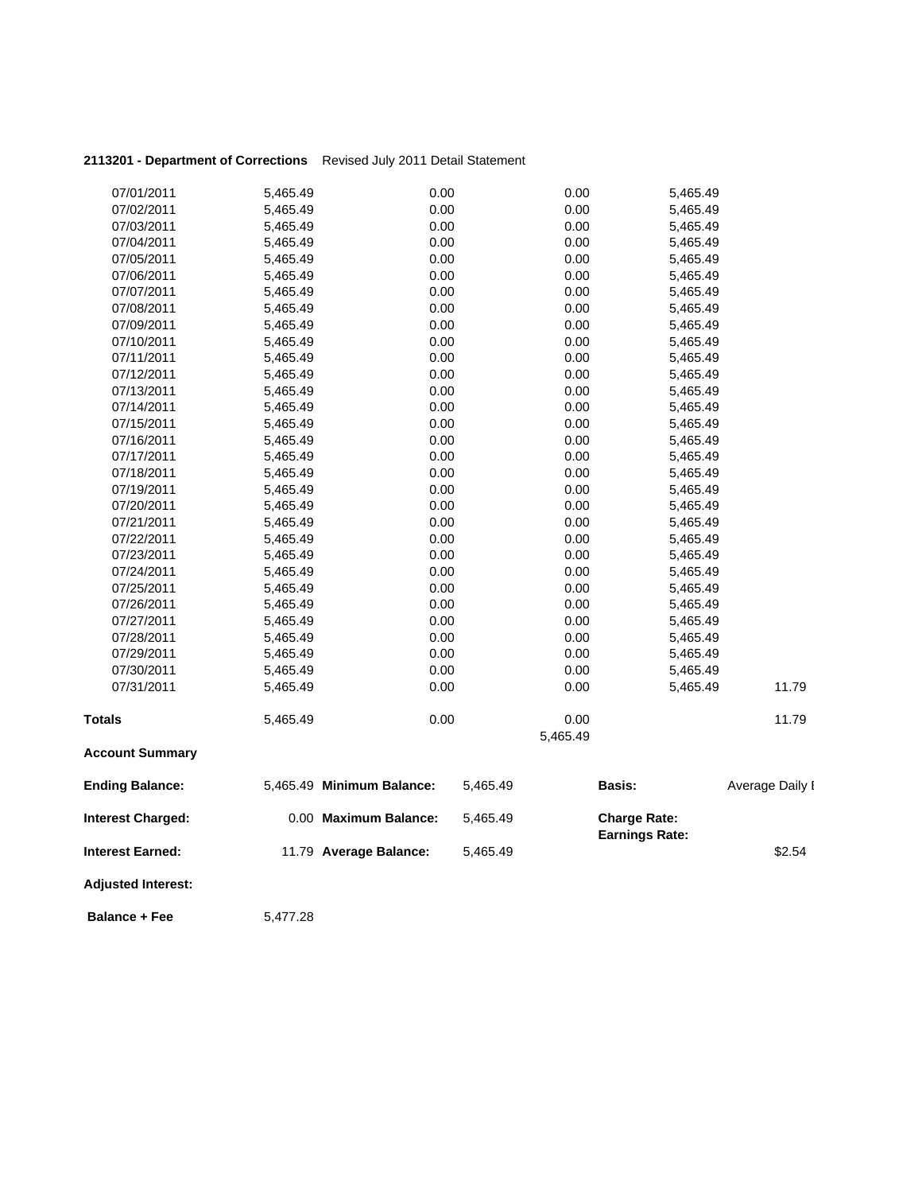**2113201 - Department of Corrections** Revised July 2011 Detail Statement

| | | | | | |
|---|---|---|---|---|---|
| 07/01/2011 | 5,465.49 | 0.00 | 0.00 | 5,465.49 | |
| 07/02/2011 | 5,465.49 | 0.00 | 0.00 | 5,465.49 | |
| 07/03/2011 | 5,465.49 | 0.00 | 0.00 | 5,465.49 | |
| 07/04/2011 | 5,465.49 | 0.00 | 0.00 | 5,465.49 | |
| 07/05/2011 | 5,465.49 | 0.00 | 0.00 | 5,465.49 | |
| 07/06/2011 | 5,465.49 | 0.00 | 0.00 | 5,465.49 | |
| 07/07/2011 | 5,465.49 | 0.00 | 0.00 | 5,465.49 | |
| 07/08/2011 | 5,465.49 | 0.00 | 0.00 | 5,465.49 | |
| 07/09/2011 | 5,465.49 | 0.00 | 0.00 | 5,465.49 | |
| 07/10/2011 | 5,465.49 | 0.00 | 0.00 | 5,465.49 | |
| 07/11/2011 | 5,465.49 | 0.00 | 0.00 | 5,465.49 | |
| 07/12/2011 | 5,465.49 | 0.00 | 0.00 | 5,465.49 | |
| 07/13/2011 | 5,465.49 | 0.00 | 0.00 | 5,465.49 | |
| 07/14/2011 | 5,465.49 | 0.00 | 0.00 | 5,465.49 | |
| 07/15/2011 | 5,465.49 | 0.00 | 0.00 | 5,465.49 | |
| 07/16/2011 | 5,465.49 | 0.00 | 0.00 | 5,465.49 | |
| 07/17/2011 | 5,465.49 | 0.00 | 0.00 | 5,465.49 | |
| 07/18/2011 | 5,465.49 | 0.00 | 0.00 | 5,465.49 | |
| 07/19/2011 | 5,465.49 | 0.00 | 0.00 | 5,465.49 | |
| 07/20/2011 | 5,465.49 | 0.00 | 0.00 | 5,465.49 | |
| 07/21/2011 | 5,465.49 | 0.00 | 0.00 | 5,465.49 | |
| 07/22/2011 | 5,465.49 | 0.00 | 0.00 | 5,465.49 | |
| 07/23/2011 | 5,465.49 | 0.00 | 0.00 | 5,465.49 | |
| 07/24/2011 | 5,465.49 | 0.00 | 0.00 | 5,465.49 | |
| 07/25/2011 | 5,465.49 | 0.00 | 0.00 | 5,465.49 | |
| 07/26/2011 | 5,465.49 | 0.00 | 0.00 | 5,465.49 | |
| 07/27/2011 | 5,465.49 | 0.00 | 0.00 | 5,465.49 | |
| 07/28/2011 | 5,465.49 | 0.00 | 0.00 | 5,465.49 | |
| 07/29/2011 | 5,465.49 | 0.00 | 0.00 | 5,465.49 | |
| 07/30/2011 | 5,465.49 | 0.00 | 0.00 | 5,465.49 | |
| 07/31/2011 | 5,465.49 | 0.00 | 0.00 | 5,465.49 | 11.79 |
| **Totals** | 5,465.49 | 0.00 | 0.00<br>5,465.49 | | 11.79 |

**Account Summary**

| | | | | | |
|---|---|---|---|---|---|
| **Ending Balance:** | 5,465.49 | **Minimum Balance:** | 5,465.49 | **Basis:** | Average Daily I |
| **Interest Charged:** | 0.00 | **Maximum Balance:** | 5,465.49 | **Charge Rate:**<br>**Earnings Rate:** | |
| **Interest Earned:** | 11.79 | **Average Balance:** | 5,465.49 | | $2.54 |
| **Adjusted Interest:** | | | | | |
| **Balance + Fee** | 5,477.28 | | | | |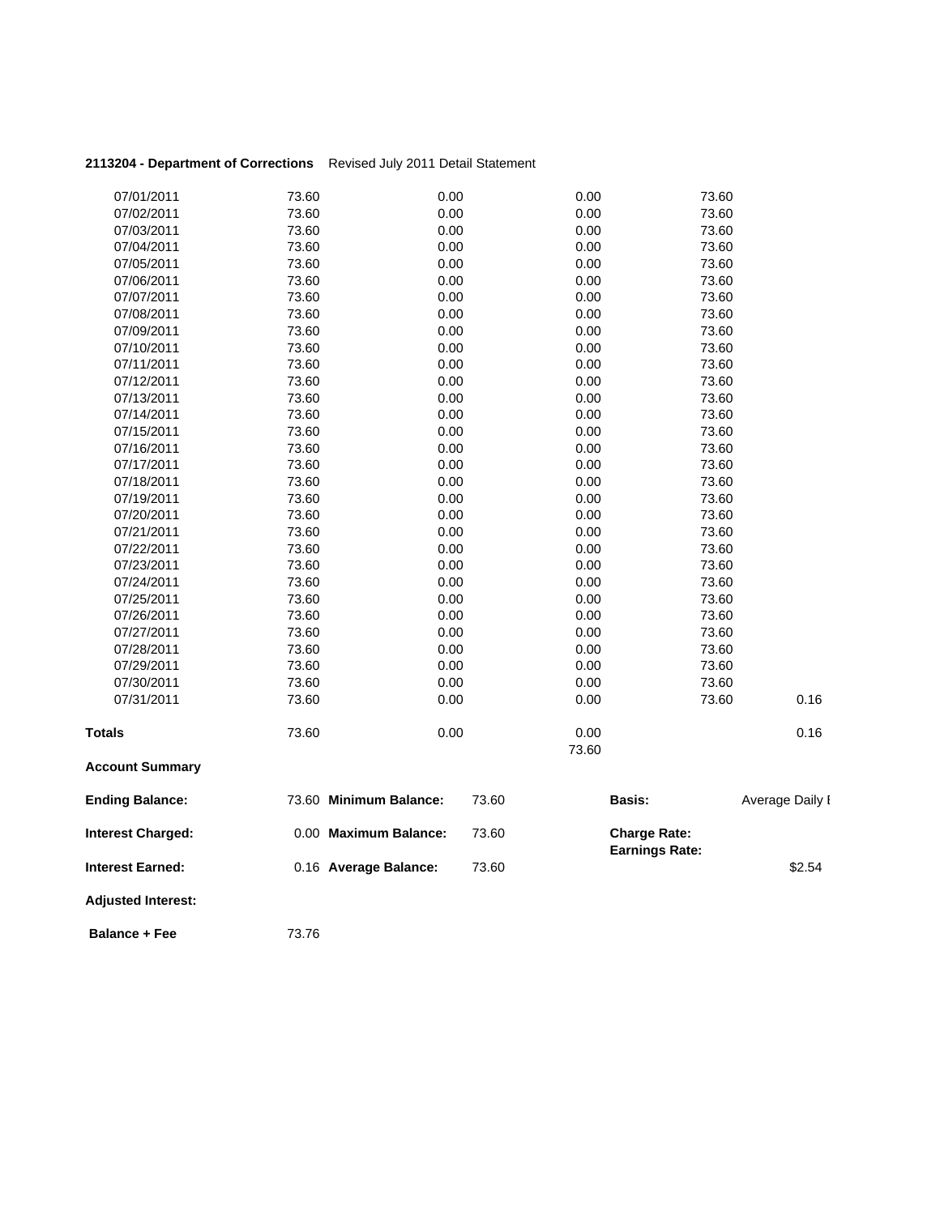**2113204 - Department of Corrections** Revised July 2011 Detail Statement

| | | | | | |
|---|---|---|---|---|---|
| 07/01/2011 | 73.60 | 0.00 | 0.00 | 73.60 | |
| 07/02/2011 | 73.60 | 0.00 | 0.00 | 73.60 | |
| 07/03/2011 | 73.60 | 0.00 | 0.00 | 73.60 | |
| 07/04/2011 | 73.60 | 0.00 | 0.00 | 73.60 | |
| 07/05/2011 | 73.60 | 0.00 | 0.00 | 73.60 | |
| 07/06/2011 | 73.60 | 0.00 | 0.00 | 73.60 | |
| 07/07/2011 | 73.60 | 0.00 | 0.00 | 73.60 | |
| 07/08/2011 | 73.60 | 0.00 | 0.00 | 73.60 | |
| 07/09/2011 | 73.60 | 0.00 | 0.00 | 73.60 | |
| 07/10/2011 | 73.60 | 0.00 | 0.00 | 73.60 | |
| 07/11/2011 | 73.60 | 0.00 | 0.00 | 73.60 | |
| 07/12/2011 | 73.60 | 0.00 | 0.00 | 73.60 | |
| 07/13/2011 | 73.60 | 0.00 | 0.00 | 73.60 | |
| 07/14/2011 | 73.60 | 0.00 | 0.00 | 73.60 | |
| 07/15/2011 | 73.60 | 0.00 | 0.00 | 73.60 | |
| 07/16/2011 | 73.60 | 0.00 | 0.00 | 73.60 | |
| 07/17/2011 | 73.60 | 0.00 | 0.00 | 73.60 | |
| 07/18/2011 | 73.60 | 0.00 | 0.00 | 73.60 | |
| 07/19/2011 | 73.60 | 0.00 | 0.00 | 73.60 | |
| 07/20/2011 | 73.60 | 0.00 | 0.00 | 73.60 | |
| 07/21/2011 | 73.60 | 0.00 | 0.00 | 73.60 | |
| 07/22/2011 | 73.60 | 0.00 | 0.00 | 73.60 | |
| 07/23/2011 | 73.60 | 0.00 | 0.00 | 73.60 | |
| 07/24/2011 | 73.60 | 0.00 | 0.00 | 73.60 | |
| 07/25/2011 | 73.60 | 0.00 | 0.00 | 73.60 | |
| 07/26/2011 | 73.60 | 0.00 | 0.00 | 73.60 | |
| 07/27/2011 | 73.60 | 0.00 | 0.00 | 73.60 | |
| 07/28/2011 | 73.60 | 0.00 | 0.00 | 73.60 | |
| 07/29/2011 | 73.60 | 0.00 | 0.00 | 73.60 | |
| 07/30/2011 | 73.60 | 0.00 | 0.00 | 73.60 | |
| 07/31/2011 | 73.60 | 0.00 | 0.00 | 73.60 | 0.16 |
| **Totals** | 73.60 | 0.00 | 0.00<br>73.60 | | 0.16 |

**Account Summary**

| | | | | | |
|---|---|---|---|---|---|
| **Ending Balance:** | 73.60 | **Minimum Balance:** | 73.60 | **Basis:** | Average Daily I |
| **Interest Charged:** | 0.00 | **Maximum Balance:** | 73.60 | **Charge Rate:**<br>**Earnings Rate:** | |
| **Interest Earned:** | 0.16 | **Average Balance:** | 73.60 | | $2.54 |
| **Adjusted Interest:** | | | | | |
| **Balance + Fee** | 73.76 | | | | |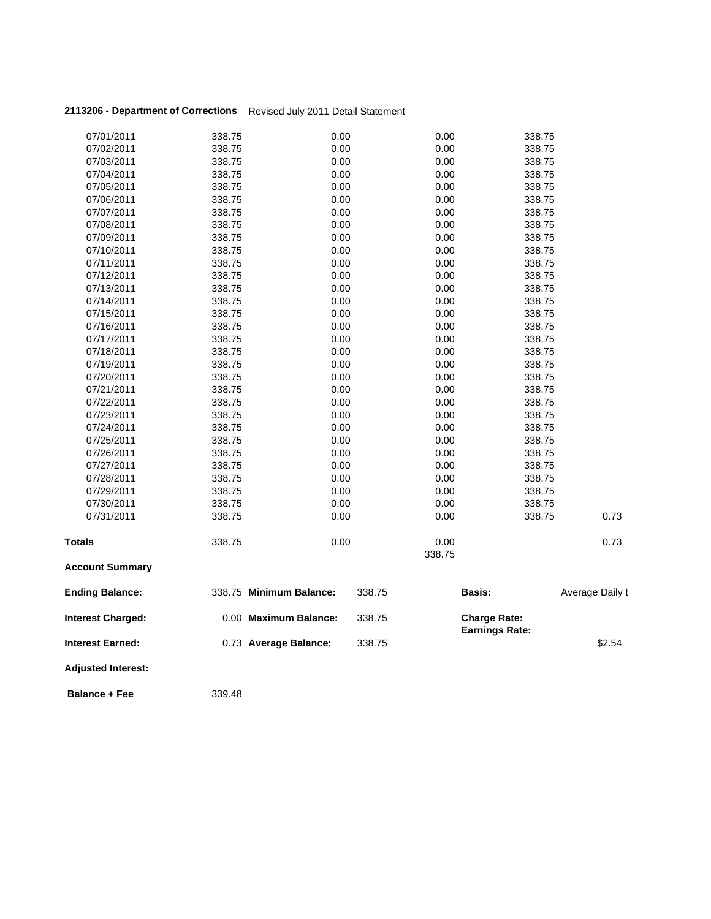**2113206 - Department of Corrections** Revised July 2011 Detail Statement

| | | | | | |
|---|---|---|---|---|---|
| 07/01/2011 | 338.75 | 0.00 | 0.00 | 338.75 | |
| 07/02/2011 | 338.75 | 0.00 | 0.00 | 338.75 | |
| 07/03/2011 | 338.75 | 0.00 | 0.00 | 338.75 | |
| 07/04/2011 | 338.75 | 0.00 | 0.00 | 338.75 | |
| 07/05/2011 | 338.75 | 0.00 | 0.00 | 338.75 | |
| 07/06/2011 | 338.75 | 0.00 | 0.00 | 338.75 | |
| 07/07/2011 | 338.75 | 0.00 | 0.00 | 338.75 | |
| 07/08/2011 | 338.75 | 0.00 | 0.00 | 338.75 | |
| 07/09/2011 | 338.75 | 0.00 | 0.00 | 338.75 | |
| 07/10/2011 | 338.75 | 0.00 | 0.00 | 338.75 | |
| 07/11/2011 | 338.75 | 0.00 | 0.00 | 338.75 | |
| 07/12/2011 | 338.75 | 0.00 | 0.00 | 338.75 | |
| 07/13/2011 | 338.75 | 0.00 | 0.00 | 338.75 | |
| 07/14/2011 | 338.75 | 0.00 | 0.00 | 338.75 | |
| 07/15/2011 | 338.75 | 0.00 | 0.00 | 338.75 | |
| 07/16/2011 | 338.75 | 0.00 | 0.00 | 338.75 | |
| 07/17/2011 | 338.75 | 0.00 | 0.00 | 338.75 | |
| 07/18/2011 | 338.75 | 0.00 | 0.00 | 338.75 | |
| 07/19/2011 | 338.75 | 0.00 | 0.00 | 338.75 | |
| 07/20/2011 | 338.75 | 0.00 | 0.00 | 338.75 | |
| 07/21/2011 | 338.75 | 0.00 | 0.00 | 338.75 | |
| 07/22/2011 | 338.75 | 0.00 | 0.00 | 338.75 | |
| 07/23/2011 | 338.75 | 0.00 | 0.00 | 338.75 | |
| 07/24/2011 | 338.75 | 0.00 | 0.00 | 338.75 | |
| 07/25/2011 | 338.75 | 0.00 | 0.00 | 338.75 | |
| 07/26/2011 | 338.75 | 0.00 | 0.00 | 338.75 | |
| 07/27/2011 | 338.75 | 0.00 | 0.00 | 338.75 | |
| 07/28/2011 | 338.75 | 0.00 | 0.00 | 338.75 | |
| 07/29/2011 | 338.75 | 0.00 | 0.00 | 338.75 | |
| 07/30/2011 | 338.75 | 0.00 | 0.00 | 338.75 | |
| 07/31/2011 | 338.75 | 0.00 | 0.00 | 338.75 | 0.73 |
| **Totals** | 338.75 | 0.00 | 0.00<br>338.75 | | 0.73 |

**Account Summary**

| | | | | | |
|---|---|---|---|---|---|
| **Ending Balance:** | 338.75 | **Minimum Balance:** | 338.75 | **Basis:** | Average Daily I |
| **Interest Charged:** | 0.00 | **Maximum Balance:** | 338.75 | **Charge Rate:**<br>**Earnings Rate:** | |
| **Interest Earned:** | 0.73 | **Average Balance:** | 338.75 | | $2.54 |
| **Adjusted Interest:** | | | | | |
| **Balance + Fee** | 339.48 | | | | |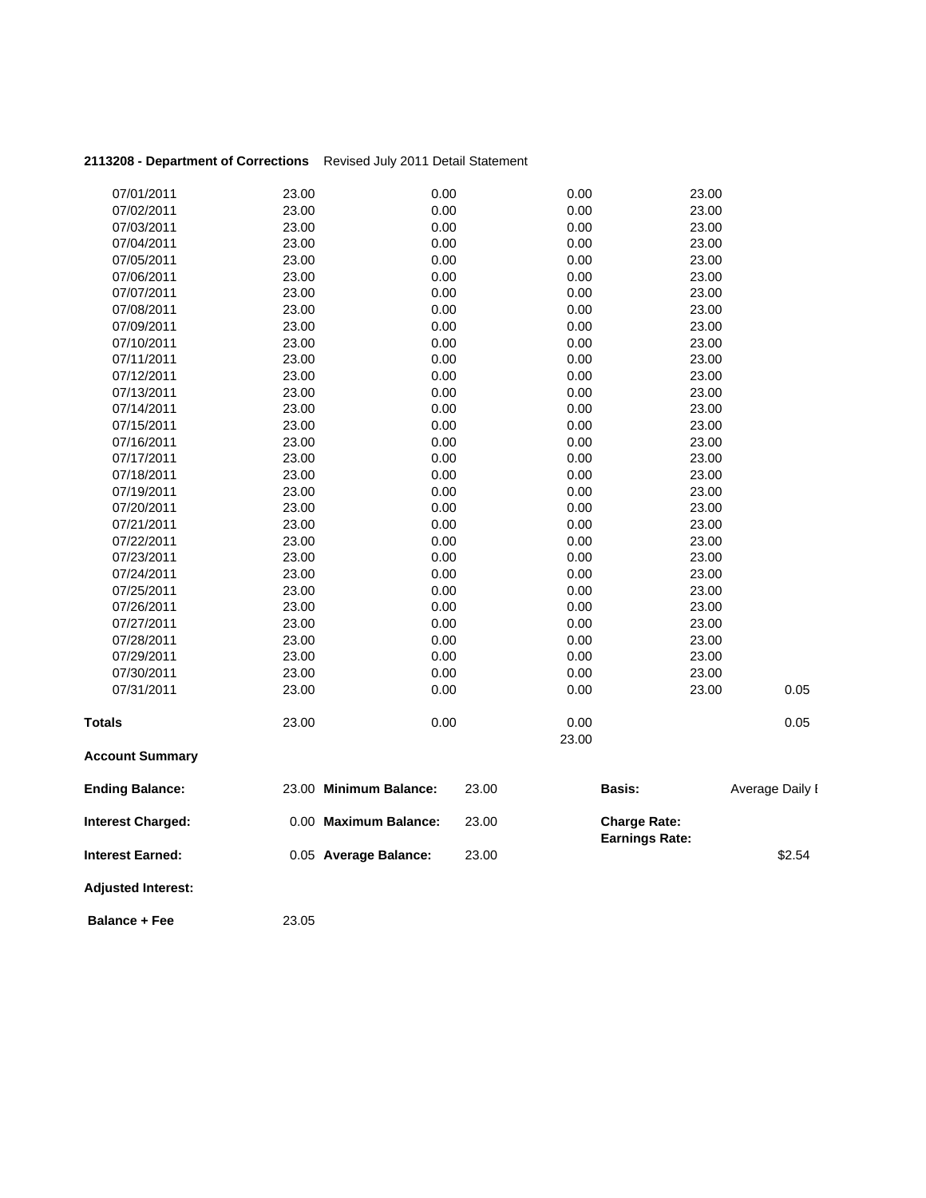**2113208 - Department of Corrections** Revised July 2011 Detail Statement

| | | | | | |
|---|---|---|---|---|---|
| 07/01/2011 | 23.00 | 0.00 | 0.00 | 23.00 | |
| 07/02/2011 | 23.00 | 0.00 | 0.00 | 23.00 | |
| 07/03/2011 | 23.00 | 0.00 | 0.00 | 23.00 | |
| 07/04/2011 | 23.00 | 0.00 | 0.00 | 23.00 | |
| 07/05/2011 | 23.00 | 0.00 | 0.00 | 23.00 | |
| 07/06/2011 | 23.00 | 0.00 | 0.00 | 23.00 | |
| 07/07/2011 | 23.00 | 0.00 | 0.00 | 23.00 | |
| 07/08/2011 | 23.00 | 0.00 | 0.00 | 23.00 | |
| 07/09/2011 | 23.00 | 0.00 | 0.00 | 23.00 | |
| 07/10/2011 | 23.00 | 0.00 | 0.00 | 23.00 | |
| 07/11/2011 | 23.00 | 0.00 | 0.00 | 23.00 | |
| 07/12/2011 | 23.00 | 0.00 | 0.00 | 23.00 | |
| 07/13/2011 | 23.00 | 0.00 | 0.00 | 23.00 | |
| 07/14/2011 | 23.00 | 0.00 | 0.00 | 23.00 | |
| 07/15/2011 | 23.00 | 0.00 | 0.00 | 23.00 | |
| 07/16/2011 | 23.00 | 0.00 | 0.00 | 23.00 | |
| 07/17/2011 | 23.00 | 0.00 | 0.00 | 23.00 | |
| 07/18/2011 | 23.00 | 0.00 | 0.00 | 23.00 | |
| 07/19/2011 | 23.00 | 0.00 | 0.00 | 23.00 | |
| 07/20/2011 | 23.00 | 0.00 | 0.00 | 23.00 | |
| 07/21/2011 | 23.00 | 0.00 | 0.00 | 23.00 | |
| 07/22/2011 | 23.00 | 0.00 | 0.00 | 23.00 | |
| 07/23/2011 | 23.00 | 0.00 | 0.00 | 23.00 | |
| 07/24/2011 | 23.00 | 0.00 | 0.00 | 23.00 | |
| 07/25/2011 | 23.00 | 0.00 | 0.00 | 23.00 | |
| 07/26/2011 | 23.00 | 0.00 | 0.00 | 23.00 | |
| 07/27/2011 | 23.00 | 0.00 | 0.00 | 23.00 | |
| 07/28/2011 | 23.00 | 0.00 | 0.00 | 23.00 | |
| 07/29/2011 | 23.00 | 0.00 | 0.00 | 23.00 | |
| 07/30/2011 | 23.00 | 0.00 | 0.00 | 23.00 | |
| 07/31/2011 | 23.00 | 0.00 | 0.00 | 23.00 | 0.05 |
| **Totals** | 23.00 | 0.00 | 0.00<br>23.00 | | 0.05 |

**Account Summary**

| | | | | | |
|---|---|---|---|---|---|
| **Ending Balance:** | 23.00 | **Minimum Balance:** | 23.00 | **Basis:** | Average Daily I |
| **Interest Charged:** | 0.00 | **Maximum Balance:** | 23.00 | **Charge Rate:**<br>**Earnings Rate:** | |
| **Interest Earned:** | 0.05 | **Average Balance:** | 23.00 | | $2.54 |
| **Adjusted Interest:** | | | | | |
| **Balance + Fee** | 23.05 | | | | |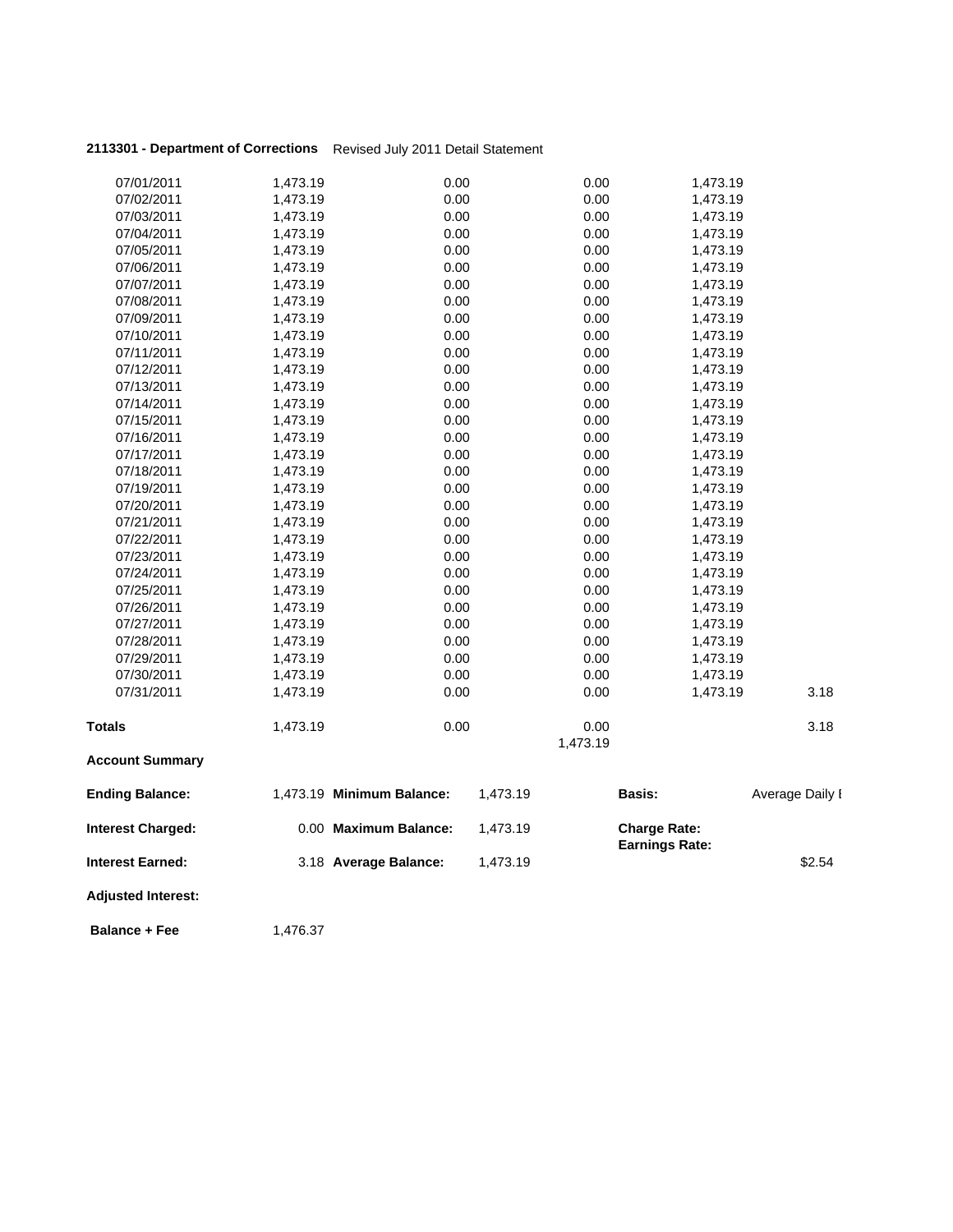**2113301 - Department of Corrections** Revised July 2011 Detail Statement

| | | | | | |
|---|---|---|---|---|---|
| 07/01/2011 | 1,473.19 | 0.00 | 0.00 | 1,473.19 | |
| 07/02/2011 | 1,473.19 | 0.00 | 0.00 | 1,473.19 | |
| 07/03/2011 | 1,473.19 | 0.00 | 0.00 | 1,473.19 | |
| 07/04/2011 | 1,473.19 | 0.00 | 0.00 | 1,473.19 | |
| 07/05/2011 | 1,473.19 | 0.00 | 0.00 | 1,473.19 | |
| 07/06/2011 | 1,473.19 | 0.00 | 0.00 | 1,473.19 | |
| 07/07/2011 | 1,473.19 | 0.00 | 0.00 | 1,473.19 | |
| 07/08/2011 | 1,473.19 | 0.00 | 0.00 | 1,473.19 | |
| 07/09/2011 | 1,473.19 | 0.00 | 0.00 | 1,473.19 | |
| 07/10/2011 | 1,473.19 | 0.00 | 0.00 | 1,473.19 | |
| 07/11/2011 | 1,473.19 | 0.00 | 0.00 | 1,473.19 | |
| 07/12/2011 | 1,473.19 | 0.00 | 0.00 | 1,473.19 | |
| 07/13/2011 | 1,473.19 | 0.00 | 0.00 | 1,473.19 | |
| 07/14/2011 | 1,473.19 | 0.00 | 0.00 | 1,473.19 | |
| 07/15/2011 | 1,473.19 | 0.00 | 0.00 | 1,473.19 | |
| 07/16/2011 | 1,473.19 | 0.00 | 0.00 | 1,473.19 | |
| 07/17/2011 | 1,473.19 | 0.00 | 0.00 | 1,473.19 | |
| 07/18/2011 | 1,473.19 | 0.00 | 0.00 | 1,473.19 | |
| 07/19/2011 | 1,473.19 | 0.00 | 0.00 | 1,473.19 | |
| 07/20/2011 | 1,473.19 | 0.00 | 0.00 | 1,473.19 | |
| 07/21/2011 | 1,473.19 | 0.00 | 0.00 | 1,473.19 | |
| 07/22/2011 | 1,473.19 | 0.00 | 0.00 | 1,473.19 | |
| 07/23/2011 | 1,473.19 | 0.00 | 0.00 | 1,473.19 | |
| 07/24/2011 | 1,473.19 | 0.00 | 0.00 | 1,473.19 | |
| 07/25/2011 | 1,473.19 | 0.00 | 0.00 | 1,473.19 | |
| 07/26/2011 | 1,473.19 | 0.00 | 0.00 | 1,473.19 | |
| 07/27/2011 | 1,473.19 | 0.00 | 0.00 | 1,473.19 | |
| 07/28/2011 | 1,473.19 | 0.00 | 0.00 | 1,473.19 | |
| 07/29/2011 | 1,473.19 | 0.00 | 0.00 | 1,473.19 | |
| 07/30/2011 | 1,473.19 | 0.00 | 0.00 | 1,473.19 | |
| 07/31/2011 | 1,473.19 | 0.00 | 0.00 | 1,473.19 | 3.18 |
| **Totals** | 1,473.19 | 0.00 | 0.00<br>1,473.19 | | 3.18 |

**Account Summary**

| | | | | | |
|---|---|---|---|---|---|
| **Ending Balance:** | 1,473.19 | **Minimum Balance:** | 1,473.19 | **Basis:** | Average Daily I |
| **Interest Charged:** | 0.00 | **Maximum Balance:** | 1,473.19 | **Charge Rate:**<br>**Earnings Rate:** | |
| **Interest Earned:** | 3.18 | **Average Balance:** | 1,473.19 | | $2.54 |
| **Adjusted Interest:** | | | | | |
| **Balance + Fee** | 1,476.37 | | | | |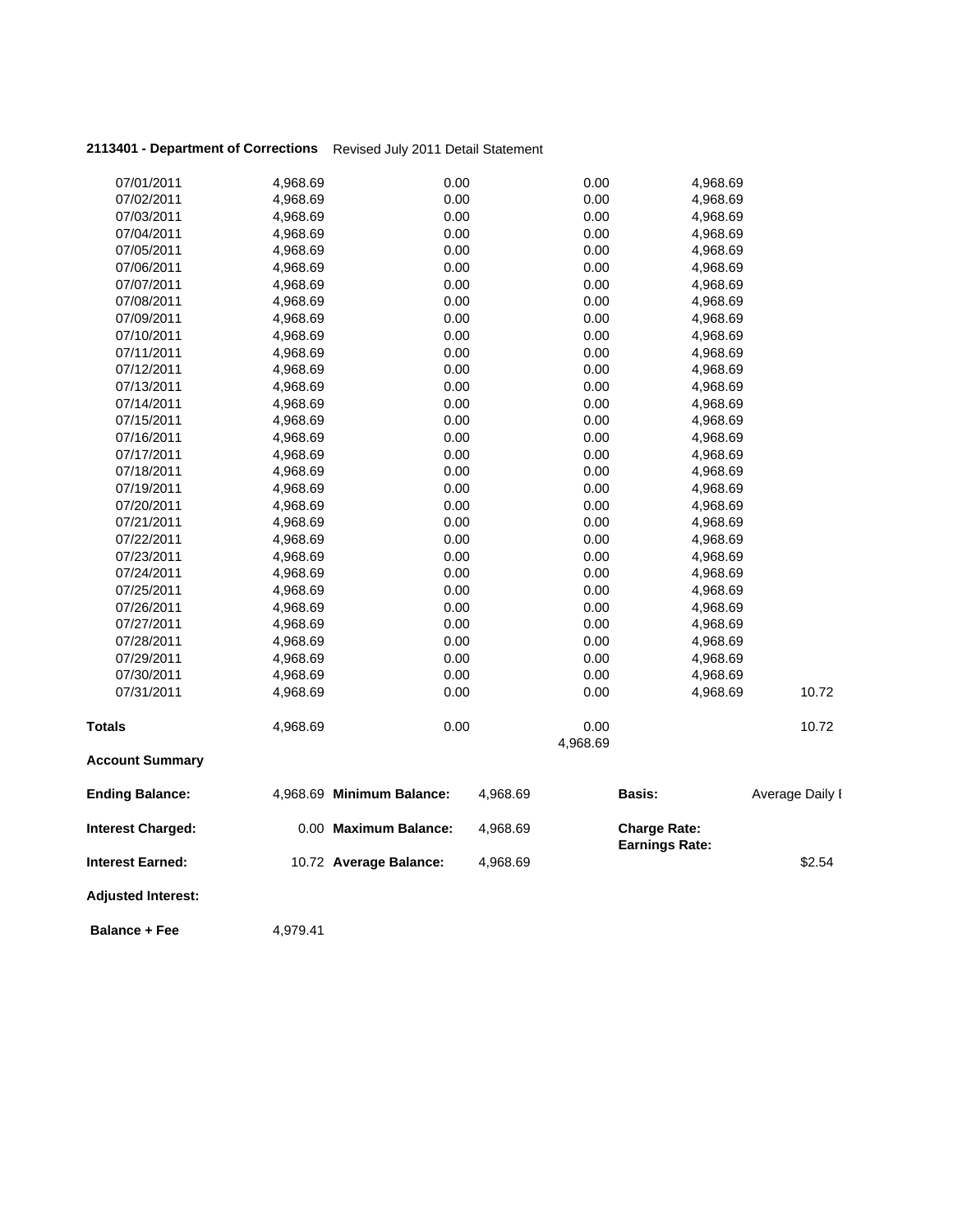**2113401 - Department of Corrections** Revised July 2011 Detail Statement

| | | | | | |
|---|---|---|---|---|---|
| 07/01/2011 | 4,968.69 | 0.00 | 0.00 | 4,968.69 | |
| 07/02/2011 | 4,968.69 | 0.00 | 0.00 | 4,968.69 | |
| 07/03/2011 | 4,968.69 | 0.00 | 0.00 | 4,968.69 | |
| 07/04/2011 | 4,968.69 | 0.00 | 0.00 | 4,968.69 | |
| 07/05/2011 | 4,968.69 | 0.00 | 0.00 | 4,968.69 | |
| 07/06/2011 | 4,968.69 | 0.00 | 0.00 | 4,968.69 | |
| 07/07/2011 | 4,968.69 | 0.00 | 0.00 | 4,968.69 | |
| 07/08/2011 | 4,968.69 | 0.00 | 0.00 | 4,968.69 | |
| 07/09/2011 | 4,968.69 | 0.00 | 0.00 | 4,968.69 | |
| 07/10/2011 | 4,968.69 | 0.00 | 0.00 | 4,968.69 | |
| 07/11/2011 | 4,968.69 | 0.00 | 0.00 | 4,968.69 | |
| 07/12/2011 | 4,968.69 | 0.00 | 0.00 | 4,968.69 | |
| 07/13/2011 | 4,968.69 | 0.00 | 0.00 | 4,968.69 | |
| 07/14/2011 | 4,968.69 | 0.00 | 0.00 | 4,968.69 | |
| 07/15/2011 | 4,968.69 | 0.00 | 0.00 | 4,968.69 | |
| 07/16/2011 | 4,968.69 | 0.00 | 0.00 | 4,968.69 | |
| 07/17/2011 | 4,968.69 | 0.00 | 0.00 | 4,968.69 | |
| 07/18/2011 | 4,968.69 | 0.00 | 0.00 | 4,968.69 | |
| 07/19/2011 | 4,968.69 | 0.00 | 0.00 | 4,968.69 | |
| 07/20/2011 | 4,968.69 | 0.00 | 0.00 | 4,968.69 | |
| 07/21/2011 | 4,968.69 | 0.00 | 0.00 | 4,968.69 | |
| 07/22/2011 | 4,968.69 | 0.00 | 0.00 | 4,968.69 | |
| 07/23/2011 | 4,968.69 | 0.00 | 0.00 | 4,968.69 | |
| 07/24/2011 | 4,968.69 | 0.00 | 0.00 | 4,968.69 | |
| 07/25/2011 | 4,968.69 | 0.00 | 0.00 | 4,968.69 | |
| 07/26/2011 | 4,968.69 | 0.00 | 0.00 | 4,968.69 | |
| 07/27/2011 | 4,968.69 | 0.00 | 0.00 | 4,968.69 | |
| 07/28/2011 | 4,968.69 | 0.00 | 0.00 | 4,968.69 | |
| 07/29/2011 | 4,968.69 | 0.00 | 0.00 | 4,968.69 | |
| 07/30/2011 | 4,968.69 | 0.00 | 0.00 | 4,968.69 | |
| 07/31/2011 | 4,968.69 | 0.00 | 0.00 | 4,968.69 | 10.72 |
| **Totals** | 4,968.69 | 0.00 | 0.00<br>4,968.69 | | 10.72 |

**Account Summary**

| | | | | | |
|---|---|---|---|---|---|
| **Ending Balance:** | 4,968.69 | **Minimum Balance:** | 4,968.69 | **Basis:** | Average Daily I |
| **Interest Charged:** | 0.00 | **Maximum Balance:** | 4,968.69 | **Charge Rate:**<br>**Earnings Rate:** | |
| **Interest Earned:** | 10.72 | **Average Balance:** | 4,968.69 | | $2.54 |
| **Adjusted Interest:** | | | | | |
| **Balance + Fee** | 4,979.41 | | | | |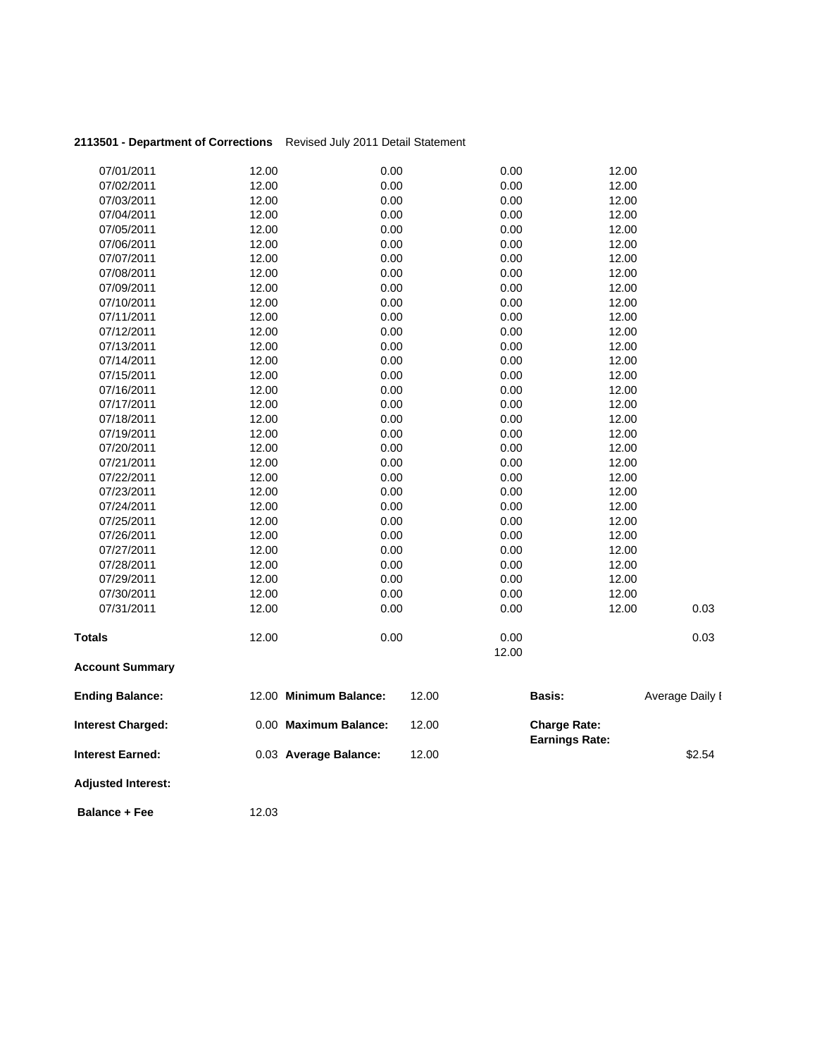**2113501 - Department of Corrections** Revised July 2011 Detail Statement

| | | | | | |
|---|---|---|---|---|---|
| 07/01/2011 | 12.00 | 0.00 | 0.00 | 12.00 | |
| 07/02/2011 | 12.00 | 0.00 | 0.00 | 12.00 | |
| 07/03/2011 | 12.00 | 0.00 | 0.00 | 12.00 | |
| 07/04/2011 | 12.00 | 0.00 | 0.00 | 12.00 | |
| 07/05/2011 | 12.00 | 0.00 | 0.00 | 12.00 | |
| 07/06/2011 | 12.00 | 0.00 | 0.00 | 12.00 | |
| 07/07/2011 | 12.00 | 0.00 | 0.00 | 12.00 | |
| 07/08/2011 | 12.00 | 0.00 | 0.00 | 12.00 | |
| 07/09/2011 | 12.00 | 0.00 | 0.00 | 12.00 | |
| 07/10/2011 | 12.00 | 0.00 | 0.00 | 12.00 | |
| 07/11/2011 | 12.00 | 0.00 | 0.00 | 12.00 | |
| 07/12/2011 | 12.00 | 0.00 | 0.00 | 12.00 | |
| 07/13/2011 | 12.00 | 0.00 | 0.00 | 12.00 | |
| 07/14/2011 | 12.00 | 0.00 | 0.00 | 12.00 | |
| 07/15/2011 | 12.00 | 0.00 | 0.00 | 12.00 | |
| 07/16/2011 | 12.00 | 0.00 | 0.00 | 12.00 | |
| 07/17/2011 | 12.00 | 0.00 | 0.00 | 12.00 | |
| 07/18/2011 | 12.00 | 0.00 | 0.00 | 12.00 | |
| 07/19/2011 | 12.00 | 0.00 | 0.00 | 12.00 | |
| 07/20/2011 | 12.00 | 0.00 | 0.00 | 12.00 | |
| 07/21/2011 | 12.00 | 0.00 | 0.00 | 12.00 | |
| 07/22/2011 | 12.00 | 0.00 | 0.00 | 12.00 | |
| 07/23/2011 | 12.00 | 0.00 | 0.00 | 12.00 | |
| 07/24/2011 | 12.00 | 0.00 | 0.00 | 12.00 | |
| 07/25/2011 | 12.00 | 0.00 | 0.00 | 12.00 | |
| 07/26/2011 | 12.00 | 0.00 | 0.00 | 12.00 | |
| 07/27/2011 | 12.00 | 0.00 | 0.00 | 12.00 | |
| 07/28/2011 | 12.00 | 0.00 | 0.00 | 12.00 | |
| 07/29/2011 | 12.00 | 0.00 | 0.00 | 12.00 | |
| 07/30/2011 | 12.00 | 0.00 | 0.00 | 12.00 | |
| 07/31/2011 | 12.00 | 0.00 | 0.00 | 12.00 | 0.03 |
| **Totals** | 12.00 | 0.00 | 0.00<br>12.00 | | 0.03 |

**Account Summary**

| | | | | | |
|---|---|---|---|---|---|
| **Ending Balance:** | 12.00 | **Minimum Balance:** | 12.00 | **Basis:** | Average Daily I |
| **Interest Charged:** | 0.00 | **Maximum Balance:** | 12.00 | **Charge Rate:**<br>**Earnings Rate:** | |
| **Interest Earned:** | 0.03 | **Average Balance:** | 12.00 | | $2.54 |
| **Adjusted Interest:** | | | | | |
| **Balance + Fee** | 12.03 | | | | |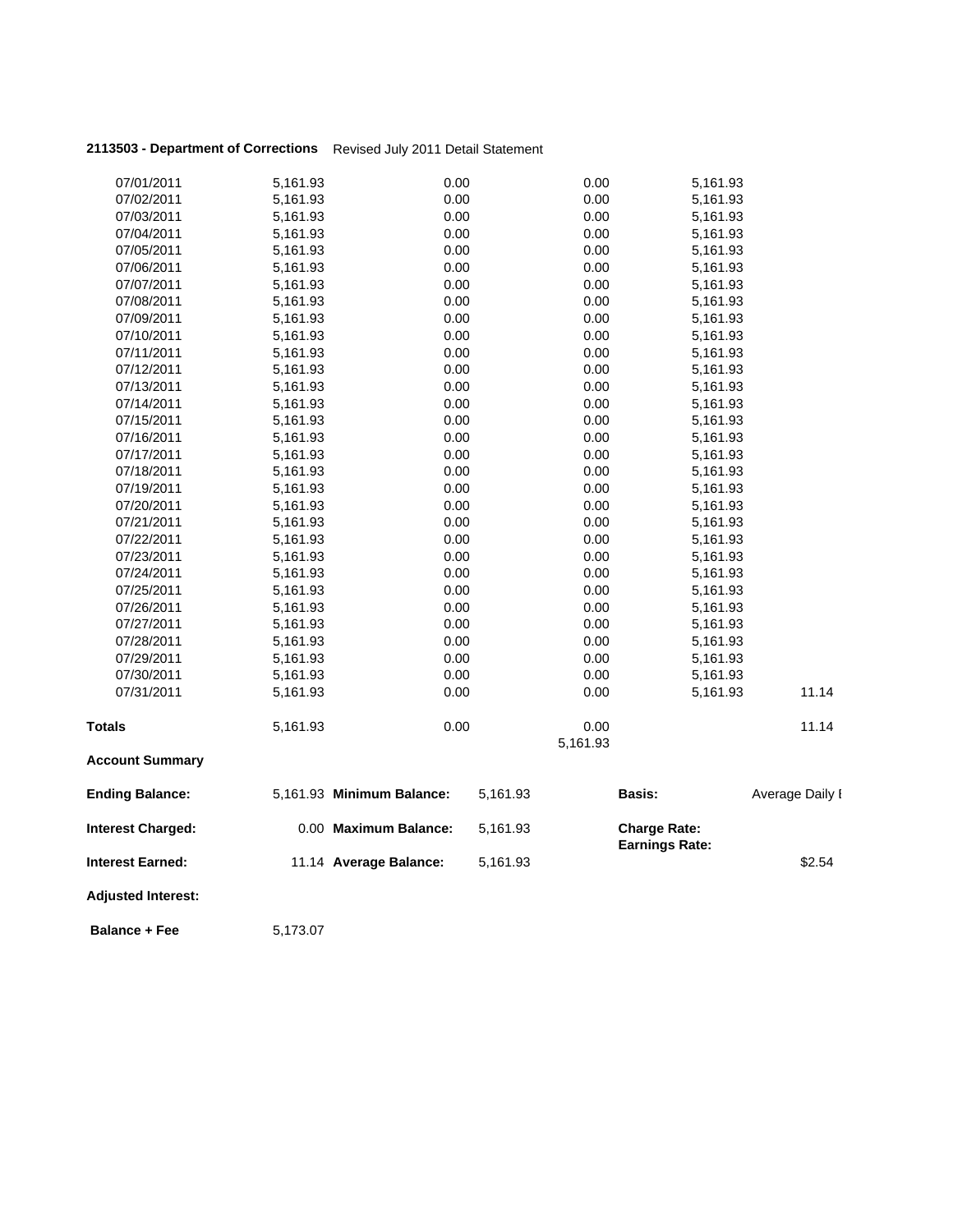**2113503 - Department of Corrections** Revised July 2011 Detail Statement

| | | | | | |
|---|---|---|---|---|---|
| 07/01/2011 | 5,161.93 | 0.00 | 0.00 | 5,161.93 | |
| 07/02/2011 | 5,161.93 | 0.00 | 0.00 | 5,161.93 | |
| 07/03/2011 | 5,161.93 | 0.00 | 0.00 | 5,161.93 | |
| 07/04/2011 | 5,161.93 | 0.00 | 0.00 | 5,161.93 | |
| 07/05/2011 | 5,161.93 | 0.00 | 0.00 | 5,161.93 | |
| 07/06/2011 | 5,161.93 | 0.00 | 0.00 | 5,161.93 | |
| 07/07/2011 | 5,161.93 | 0.00 | 0.00 | 5,161.93 | |
| 07/08/2011 | 5,161.93 | 0.00 | 0.00 | 5,161.93 | |
| 07/09/2011 | 5,161.93 | 0.00 | 0.00 | 5,161.93 | |
| 07/10/2011 | 5,161.93 | 0.00 | 0.00 | 5,161.93 | |
| 07/11/2011 | 5,161.93 | 0.00 | 0.00 | 5,161.93 | |
| 07/12/2011 | 5,161.93 | 0.00 | 0.00 | 5,161.93 | |
| 07/13/2011 | 5,161.93 | 0.00 | 0.00 | 5,161.93 | |
| 07/14/2011 | 5,161.93 | 0.00 | 0.00 | 5,161.93 | |
| 07/15/2011 | 5,161.93 | 0.00 | 0.00 | 5,161.93 | |
| 07/16/2011 | 5,161.93 | 0.00 | 0.00 | 5,161.93 | |
| 07/17/2011 | 5,161.93 | 0.00 | 0.00 | 5,161.93 | |
| 07/18/2011 | 5,161.93 | 0.00 | 0.00 | 5,161.93 | |
| 07/19/2011 | 5,161.93 | 0.00 | 0.00 | 5,161.93 | |
| 07/20/2011 | 5,161.93 | 0.00 | 0.00 | 5,161.93 | |
| 07/21/2011 | 5,161.93 | 0.00 | 0.00 | 5,161.93 | |
| 07/22/2011 | 5,161.93 | 0.00 | 0.00 | 5,161.93 | |
| 07/23/2011 | 5,161.93 | 0.00 | 0.00 | 5,161.93 | |
| 07/24/2011 | 5,161.93 | 0.00 | 0.00 | 5,161.93 | |
| 07/25/2011 | 5,161.93 | 0.00 | 0.00 | 5,161.93 | |
| 07/26/2011 | 5,161.93 | 0.00 | 0.00 | 5,161.93 | |
| 07/27/2011 | 5,161.93 | 0.00 | 0.00 | 5,161.93 | |
| 07/28/2011 | 5,161.93 | 0.00 | 0.00 | 5,161.93 | |
| 07/29/2011 | 5,161.93 | 0.00 | 0.00 | 5,161.93 | |
| 07/30/2011 | 5,161.93 | 0.00 | 0.00 | 5,161.93 | |
| 07/31/2011 | 5,161.93 | 0.00 | 0.00 | 5,161.93 | 11.14 |
| **Totals** | 5,161.93 | 0.00 | 0.00<br>5,161.93 | | 11.14 |

**Account Summary**

| | | | | | |
|---|---|---|---|---|---|
| **Ending Balance:** | 5,161.93 | **Minimum Balance:** | 5,161.93 | **Basis:** | Average Daily I |
| **Interest Charged:** | 0.00 | **Maximum Balance:** | 5,161.93 | **Charge Rate:**<br>**Earnings Rate:** | |
| **Interest Earned:** | 11.14 | **Average Balance:** | 5,161.93 | | $2.54 |
| **Adjusted Interest:** | | | | | |
| **Balance + Fee** | 5,173.07 | | | | |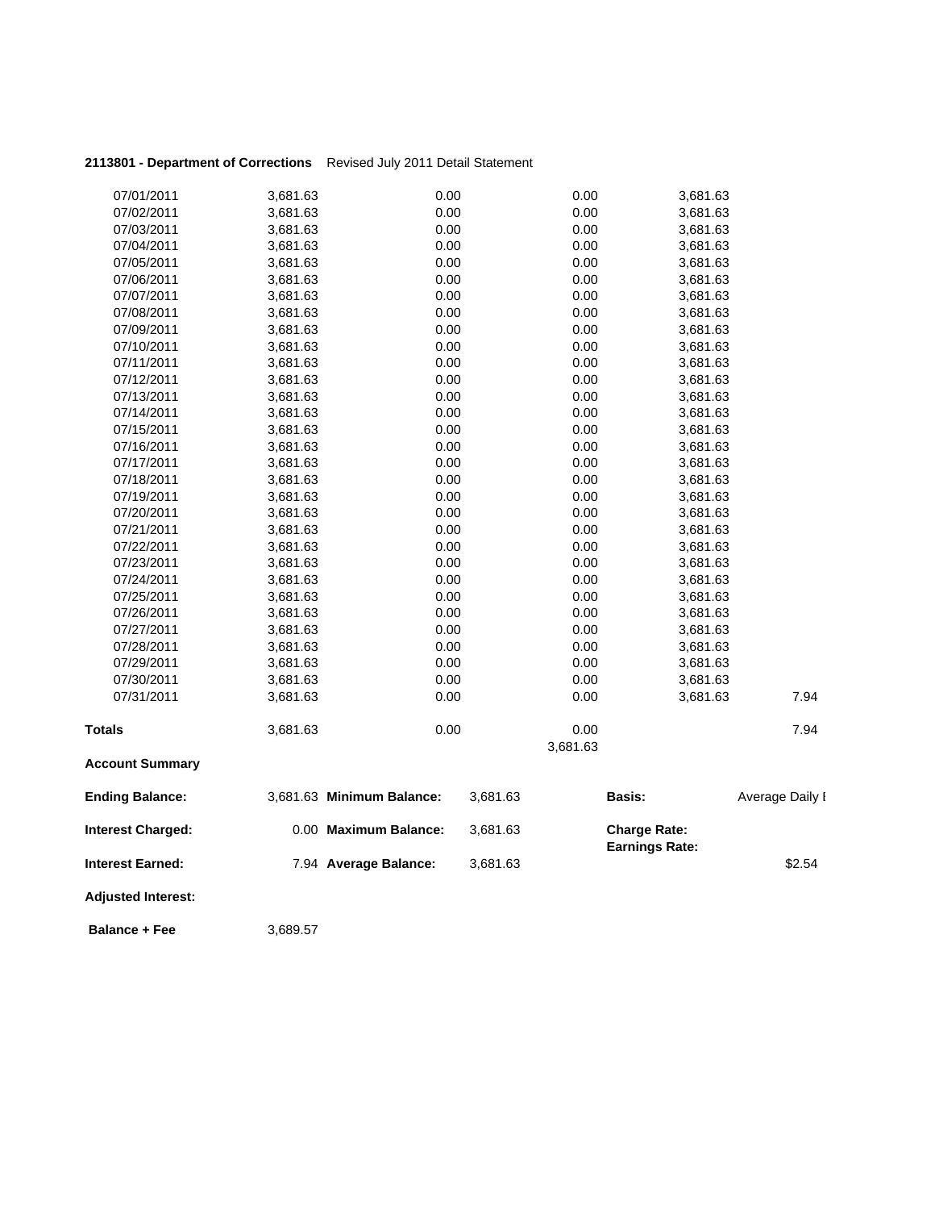**2113801 - Department of Corrections** Revised July 2011 Detail Statement

| | | | | | |
|---|---|---|---|---|---|
| 07/01/2011 | 3,681.63 | 0.00 | 0.00 | 3,681.63 | |
| 07/02/2011 | 3,681.63 | 0.00 | 0.00 | 3,681.63 | |
| 07/03/2011 | 3,681.63 | 0.00 | 0.00 | 3,681.63 | |
| 07/04/2011 | 3,681.63 | 0.00 | 0.00 | 3,681.63 | |
| 07/05/2011 | 3,681.63 | 0.00 | 0.00 | 3,681.63 | |
| 07/06/2011 | 3,681.63 | 0.00 | 0.00 | 3,681.63 | |
| 07/07/2011 | 3,681.63 | 0.00 | 0.00 | 3,681.63 | |
| 07/08/2011 | 3,681.63 | 0.00 | 0.00 | 3,681.63 | |
| 07/09/2011 | 3,681.63 | 0.00 | 0.00 | 3,681.63 | |
| 07/10/2011 | 3,681.63 | 0.00 | 0.00 | 3,681.63 | |
| 07/11/2011 | 3,681.63 | 0.00 | 0.00 | 3,681.63 | |
| 07/12/2011 | 3,681.63 | 0.00 | 0.00 | 3,681.63 | |
| 07/13/2011 | 3,681.63 | 0.00 | 0.00 | 3,681.63 | |
| 07/14/2011 | 3,681.63 | 0.00 | 0.00 | 3,681.63 | |
| 07/15/2011 | 3,681.63 | 0.00 | 0.00 | 3,681.63 | |
| 07/16/2011 | 3,681.63 | 0.00 | 0.00 | 3,681.63 | |
| 07/17/2011 | 3,681.63 | 0.00 | 0.00 | 3,681.63 | |
| 07/18/2011 | 3,681.63 | 0.00 | 0.00 | 3,681.63 | |
| 07/19/2011 | 3,681.63 | 0.00 | 0.00 | 3,681.63 | |
| 07/20/2011 | 3,681.63 | 0.00 | 0.00 | 3,681.63 | |
| 07/21/2011 | 3,681.63 | 0.00 | 0.00 | 3,681.63 | |
| 07/22/2011 | 3,681.63 | 0.00 | 0.00 | 3,681.63 | |
| 07/23/2011 | 3,681.63 | 0.00 | 0.00 | 3,681.63 | |
| 07/24/2011 | 3,681.63 | 0.00 | 0.00 | 3,681.63 | |
| 07/25/2011 | 3,681.63 | 0.00 | 0.00 | 3,681.63 | |
| 07/26/2011 | 3,681.63 | 0.00 | 0.00 | 3,681.63 | |
| 07/27/2011 | 3,681.63 | 0.00 | 0.00 | 3,681.63 | |
| 07/28/2011 | 3,681.63 | 0.00 | 0.00 | 3,681.63 | |
| 07/29/2011 | 3,681.63 | 0.00 | 0.00 | 3,681.63 | |
| 07/30/2011 | 3,681.63 | 0.00 | 0.00 | 3,681.63 | |
| 07/31/2011 | 3,681.63 | 0.00 | 0.00 | 3,681.63 | 7.94 |
| **Totals** | 3,681.63 | 0.00 | 0.00<br>3,681.63 | | 7.94 |

**Account Summary**

| | | | | | |
|---|---|---|---|---|---|
| **Ending Balance:** | 3,681.63 | **Minimum Balance:** | 3,681.63 | **Basis:** | Average Daily I |
| **Interest Charged:** | 0.00 | **Maximum Balance:** | 3,681.63 | **Charge Rate:**<br>**Earnings Rate:** | |
| **Interest Earned:** | 7.94 | **Average Balance:** | 3,681.63 | | $2.54 |
| **Adjusted Interest:** | | | | | |
| **Balance + Fee** | 3,689.57 | | | | |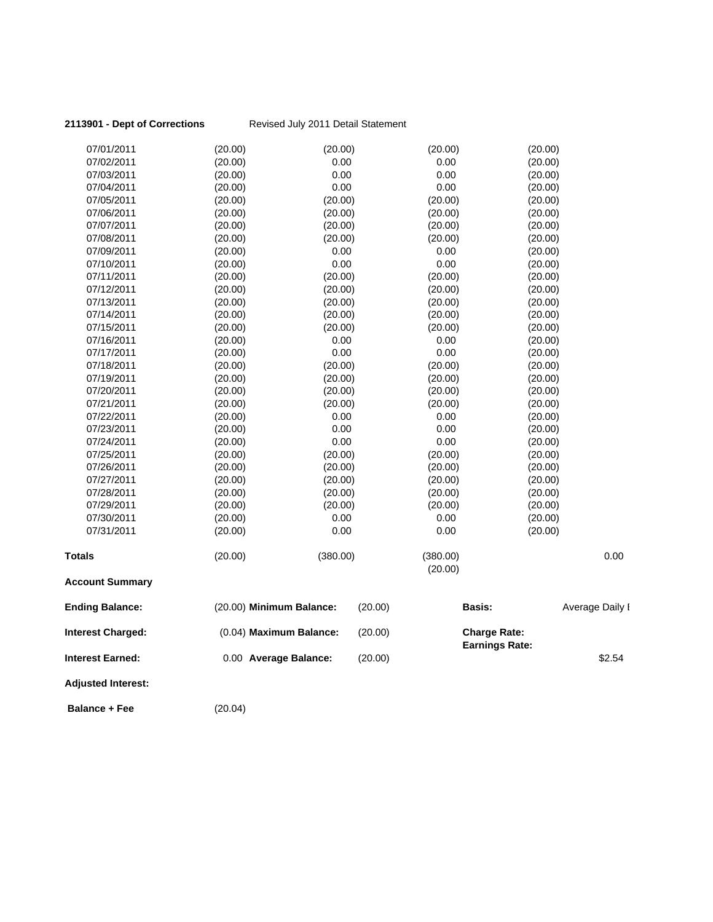**2113901 - Dept of Corrections** Revised July 2011 Detail Statement

| | | | | |
|---|---|---|---|---|
| 07/01/2011 | (20.00) | (20.00) | (20.00) | (20.00) |
| 07/02/2011 | (20.00) | 0.00 | 0.00 | (20.00) |
| 07/03/2011 | (20.00) | 0.00 | 0.00 | (20.00) |
| 07/04/2011 | (20.00) | 0.00 | 0.00 | (20.00) |
| 07/05/2011 | (20.00) | (20.00) | (20.00) | (20.00) |
| 07/06/2011 | (20.00) | (20.00) | (20.00) | (20.00) |
| 07/07/2011 | (20.00) | (20.00) | (20.00) | (20.00) |
| 07/08/2011 | (20.00) | (20.00) | (20.00) | (20.00) |
| 07/09/2011 | (20.00) | 0.00 | 0.00 | (20.00) |
| 07/10/2011 | (20.00) | 0.00 | 0.00 | (20.00) |
| 07/11/2011 | (20.00) | (20.00) | (20.00) | (20.00) |
| 07/12/2011 | (20.00) | (20.00) | (20.00) | (20.00) |
| 07/13/2011 | (20.00) | (20.00) | (20.00) | (20.00) |
| 07/14/2011 | (20.00) | (20.00) | (20.00) | (20.00) |
| 07/15/2011 | (20.00) | (20.00) | (20.00) | (20.00) |
| 07/16/2011 | (20.00) | 0.00 | 0.00 | (20.00) |
| 07/17/2011 | (20.00) | 0.00 | 0.00 | (20.00) |
| 07/18/2011 | (20.00) | (20.00) | (20.00) | (20.00) |
| 07/19/2011 | (20.00) | (20.00) | (20.00) | (20.00) |
| 07/20/2011 | (20.00) | (20.00) | (20.00) | (20.00) |
| 07/21/2011 | (20.00) | (20.00) | (20.00) | (20.00) |
| 07/22/2011 | (20.00) | 0.00 | 0.00 | (20.00) |
| 07/23/2011 | (20.00) | 0.00 | 0.00 | (20.00) |
| 07/24/2011 | (20.00) | 0.00 | 0.00 | (20.00) |
| 07/25/2011 | (20.00) | (20.00) | (20.00) | (20.00) |
| 07/26/2011 | (20.00) | (20.00) | (20.00) | (20.00) |
| 07/27/2011 | (20.00) | (20.00) | (20.00) | (20.00) |
| 07/28/2011 | (20.00) | (20.00) | (20.00) | (20.00) |
| 07/29/2011 | (20.00) | (20.00) | (20.00) | (20.00) |
| 07/30/2011 | (20.00) | 0.00 | 0.00 | (20.00) |
| 07/31/2011 | (20.00) | 0.00 | 0.00 | (20.00) |
| **Totals** | (20.00) | (380.00) | (380.00)<br>(20.00) | 0.00 |

**Account Summary**

| | | | | | |
|---|---|---|---|---|---|
| **Ending Balance:** | (20.00) | **Minimum Balance:** | (20.00) | **Basis:** | Average Daily I |
| **Interest Charged:** | (0.04) | **Maximum Balance:** | (20.00) | **Charge Rate:**<br>**Earnings Rate:** | |
| **Interest Earned:** | 0.00 | **Average Balance:** | (20.00) | | $2.54 |

**Adjusted Interest:**

**Balance + Fee** (20.04)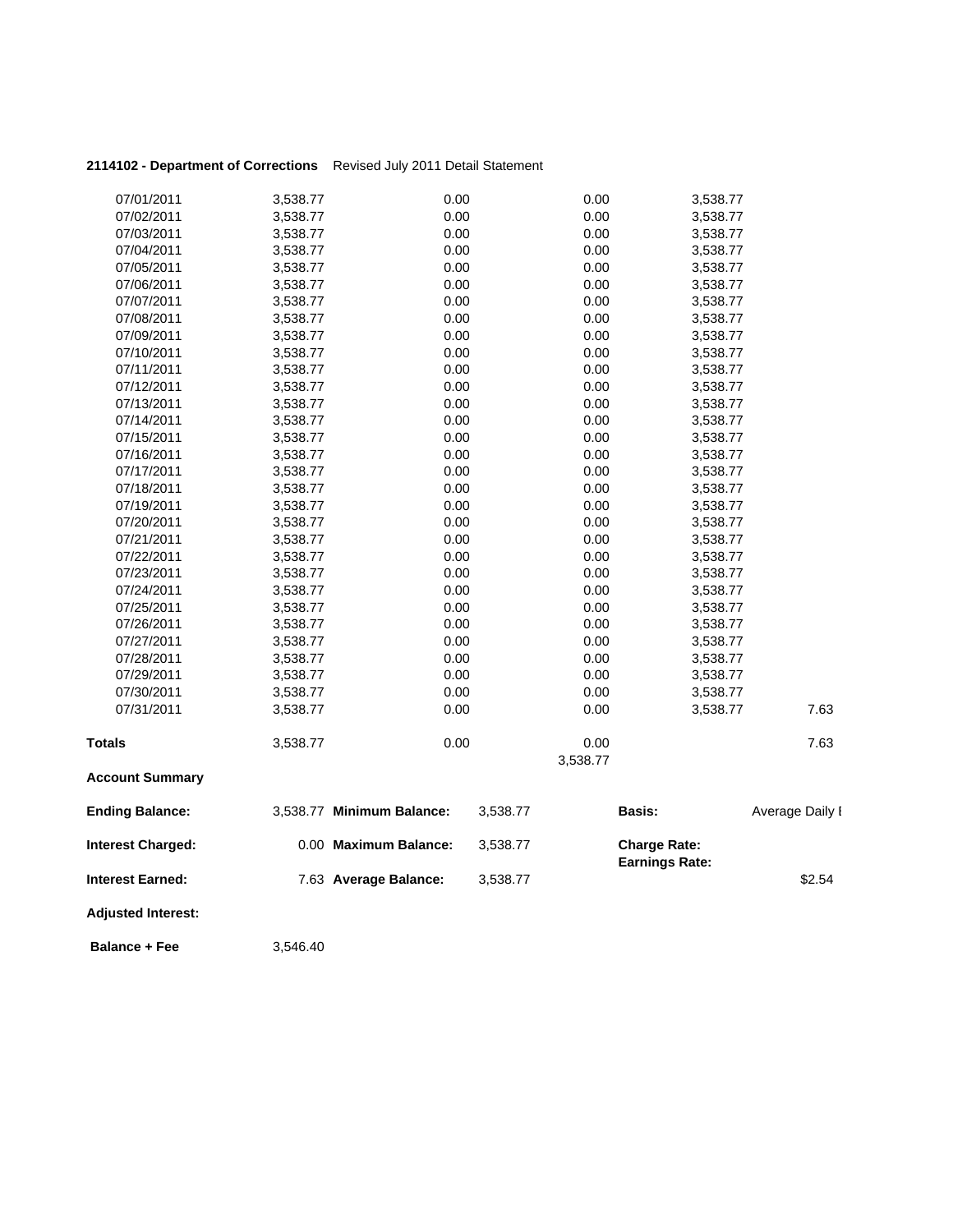**2114102 - Department of Corrections** Revised July 2011 Detail Statement

| | | | | | |
|---|---|---|---|---|---|
| 07/01/2011 | 3,538.77 | 0.00 | 0.00 | 3,538.77 | |
| 07/02/2011 | 3,538.77 | 0.00 | 0.00 | 3,538.77 | |
| 07/03/2011 | 3,538.77 | 0.00 | 0.00 | 3,538.77 | |
| 07/04/2011 | 3,538.77 | 0.00 | 0.00 | 3,538.77 | |
| 07/05/2011 | 3,538.77 | 0.00 | 0.00 | 3,538.77 | |
| 07/06/2011 | 3,538.77 | 0.00 | 0.00 | 3,538.77 | |
| 07/07/2011 | 3,538.77 | 0.00 | 0.00 | 3,538.77 | |
| 07/08/2011 | 3,538.77 | 0.00 | 0.00 | 3,538.77 | |
| 07/09/2011 | 3,538.77 | 0.00 | 0.00 | 3,538.77 | |
| 07/10/2011 | 3,538.77 | 0.00 | 0.00 | 3,538.77 | |
| 07/11/2011 | 3,538.77 | 0.00 | 0.00 | 3,538.77 | |
| 07/12/2011 | 3,538.77 | 0.00 | 0.00 | 3,538.77 | |
| 07/13/2011 | 3,538.77 | 0.00 | 0.00 | 3,538.77 | |
| 07/14/2011 | 3,538.77 | 0.00 | 0.00 | 3,538.77 | |
| 07/15/2011 | 3,538.77 | 0.00 | 0.00 | 3,538.77 | |
| 07/16/2011 | 3,538.77 | 0.00 | 0.00 | 3,538.77 | |
| 07/17/2011 | 3,538.77 | 0.00 | 0.00 | 3,538.77 | |
| 07/18/2011 | 3,538.77 | 0.00 | 0.00 | 3,538.77 | |
| 07/19/2011 | 3,538.77 | 0.00 | 0.00 | 3,538.77 | |
| 07/20/2011 | 3,538.77 | 0.00 | 0.00 | 3,538.77 | |
| 07/21/2011 | 3,538.77 | 0.00 | 0.00 | 3,538.77 | |
| 07/22/2011 | 3,538.77 | 0.00 | 0.00 | 3,538.77 | |
| 07/23/2011 | 3,538.77 | 0.00 | 0.00 | 3,538.77 | |
| 07/24/2011 | 3,538.77 | 0.00 | 0.00 | 3,538.77 | |
| 07/25/2011 | 3,538.77 | 0.00 | 0.00 | 3,538.77 | |
| 07/26/2011 | 3,538.77 | 0.00 | 0.00 | 3,538.77 | |
| 07/27/2011 | 3,538.77 | 0.00 | 0.00 | 3,538.77 | |
| 07/28/2011 | 3,538.77 | 0.00 | 0.00 | 3,538.77 | |
| 07/29/2011 | 3,538.77 | 0.00 | 0.00 | 3,538.77 | |
| 07/30/2011 | 3,538.77 | 0.00 | 0.00 | 3,538.77 | |
| 07/31/2011 | 3,538.77 | 0.00 | 0.00 | 3,538.77 | 7.63 |
| **Totals** | 3,538.77 | 0.00 | 0.00<br>3,538.77 | | 7.63 |

**Account Summary**

| | | | | | |
|---|---|---|---|---|---|
| **Ending Balance:** | 3,538.77 | **Minimum Balance:** | 3,538.77 | **Basis:** | Average Daily I |
| **Interest Charged:** | 0.00 | **Maximum Balance:** | 3,538.77 | **Charge Rate:**<br>**Earnings Rate:** | |
| **Interest Earned:** | 7.63 | **Average Balance:** | 3,538.77 | | $2.54 |
| **Adjusted Interest:** | | | | | |
| **Balance + Fee** | 3,546.40 | | | | |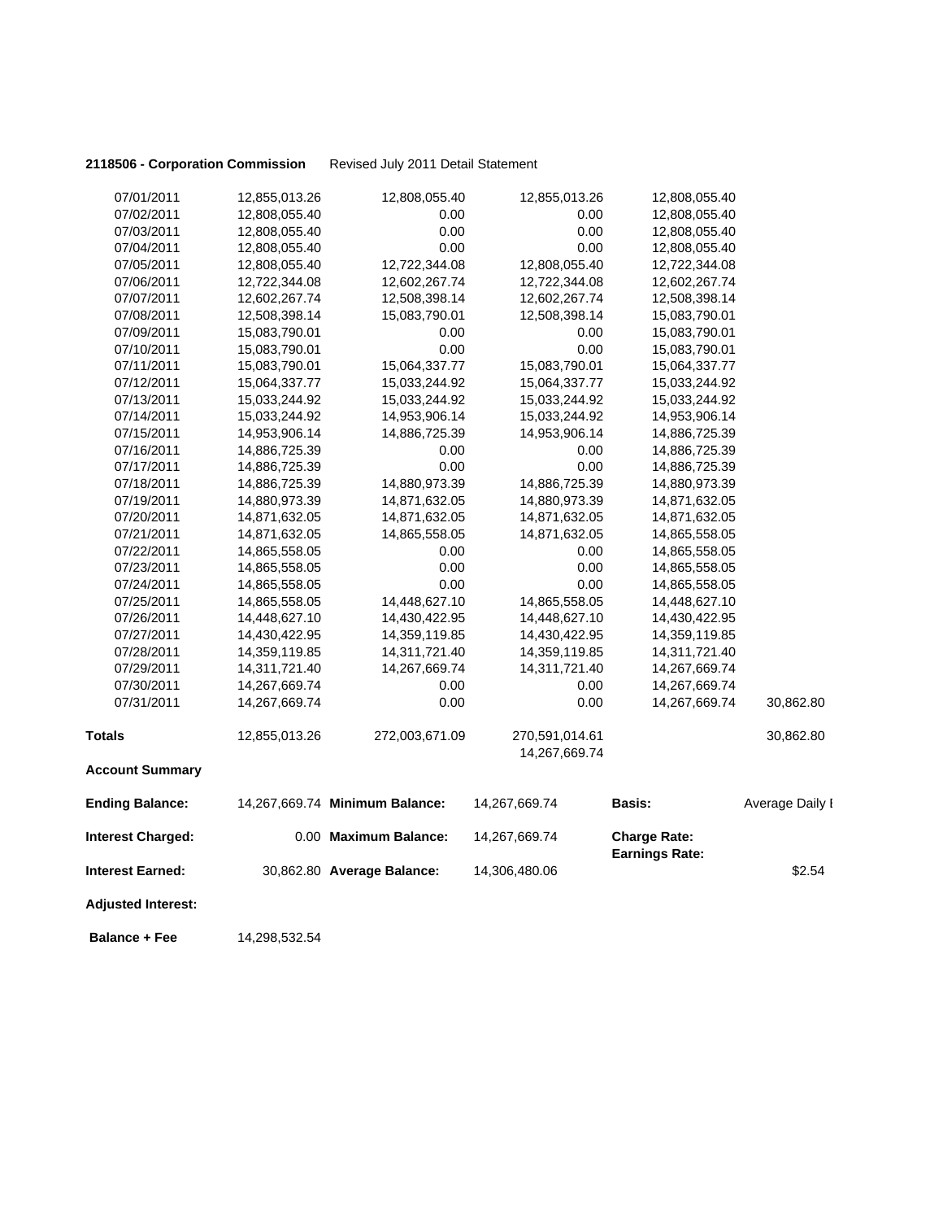**2118506 - Corporation Commission** Revised July 2011 Detail Statement

| | | | | | |
|---|---|---|---|---|---|
| 07/01/2011 | 12,855,013.26 | 12,808,055.40 | 12,855,013.26 | 12,808,055.40 | |
| 07/02/2011 | 12,808,055.40 | 0.00 | 0.00 | 12,808,055.40 | |
| 07/03/2011 | 12,808,055.40 | 0.00 | 0.00 | 12,808,055.40 | |
| 07/04/2011 | 12,808,055.40 | 0.00 | 0.00 | 12,808,055.40 | |
| 07/05/2011 | 12,808,055.40 | 12,722,344.08 | 12,808,055.40 | 12,722,344.08 | |
| 07/06/2011 | 12,722,344.08 | 12,602,267.74 | 12,722,344.08 | 12,602,267.74 | |
| 07/07/2011 | 12,602,267.74 | 12,508,398.14 | 12,602,267.74 | 12,508,398.14 | |
| 07/08/2011 | 12,508,398.14 | 15,083,790.01 | 12,508,398.14 | 15,083,790.01 | |
| 07/09/2011 | 15,083,790.01 | 0.00 | 0.00 | 15,083,790.01 | |
| 07/10/2011 | 15,083,790.01 | 0.00 | 0.00 | 15,083,790.01 | |
| 07/11/2011 | 15,083,790.01 | 15,064,337.77 | 15,083,790.01 | 15,064,337.77 | |
| 07/12/2011 | 15,064,337.77 | 15,033,244.92 | 15,064,337.77 | 15,033,244.92 | |
| 07/13/2011 | 15,033,244.92 | 15,033,244.92 | 15,033,244.92 | 15,033,244.92 | |
| 07/14/2011 | 15,033,244.92 | 14,953,906.14 | 15,033,244.92 | 14,953,906.14 | |
| 07/15/2011 | 14,953,906.14 | 14,886,725.39 | 14,953,906.14 | 14,886,725.39 | |
| 07/16/2011 | 14,886,725.39 | 0.00 | 0.00 | 14,886,725.39 | |
| 07/17/2011 | 14,886,725.39 | 0.00 | 0.00 | 14,886,725.39 | |
| 07/18/2011 | 14,886,725.39 | 14,880,973.39 | 14,886,725.39 | 14,880,973.39 | |
| 07/19/2011 | 14,880,973.39 | 14,871,632.05 | 14,880,973.39 | 14,871,632.05 | |
| 07/20/2011 | 14,871,632.05 | 14,871,632.05 | 14,871,632.05 | 14,871,632.05 | |
| 07/21/2011 | 14,871,632.05 | 14,865,558.05 | 14,871,632.05 | 14,865,558.05 | |
| 07/22/2011 | 14,865,558.05 | 0.00 | 0.00 | 14,865,558.05 | |
| 07/23/2011 | 14,865,558.05 | 0.00 | 0.00 | 14,865,558.05 | |
| 07/24/2011 | 14,865,558.05 | 0.00 | 0.00 | 14,865,558.05 | |
| 07/25/2011 | 14,865,558.05 | 14,448,627.10 | 14,865,558.05 | 14,448,627.10 | |
| 07/26/2011 | 14,448,627.10 | 14,430,422.95 | 14,448,627.10 | 14,430,422.95 | |
| 07/27/2011 | 14,430,422.95 | 14,359,119.85 | 14,430,422.95 | 14,359,119.85 | |
| 07/28/2011 | 14,359,119.85 | 14,311,721.40 | 14,359,119.85 | 14,311,721.40 | |
| 07/29/2011 | 14,311,721.40 | 14,267,669.74 | 14,311,721.40 | 14,267,669.74 | |
| 07/30/2011 | 14,267,669.74 | 0.00 | 0.00 | 14,267,669.74 | |
| 07/31/2011 | 14,267,669.74 | 0.00 | 0.00 | 14,267,669.74 | 30,862.80 |
| **Totals** | 12,855,013.26 | 272,003,671.09 | 270,591,014.61<br>14,267,669.74 | | 30,862.80 |

**Account Summary**

| | | | | | |
|---|---|---|---|---|---|
| **Ending Balance:** | 14,267,669.74 | **Minimum Balance:** | 14,267,669.74 | **Basis:** | Average Daily I |
| **Interest Charged:** | 0.00 | **Maximum Balance:** | 14,267,669.74 | **Charge Rate:**<br>**Earnings Rate:** | |
| **Interest Earned:** | 30,862.80 | **Average Balance:** | 14,306,480.06 | | $2.54 |
| **Adjusted Interest:** | | | | | |
| **Balance + Fee** | 14,298,532.54 | | | | |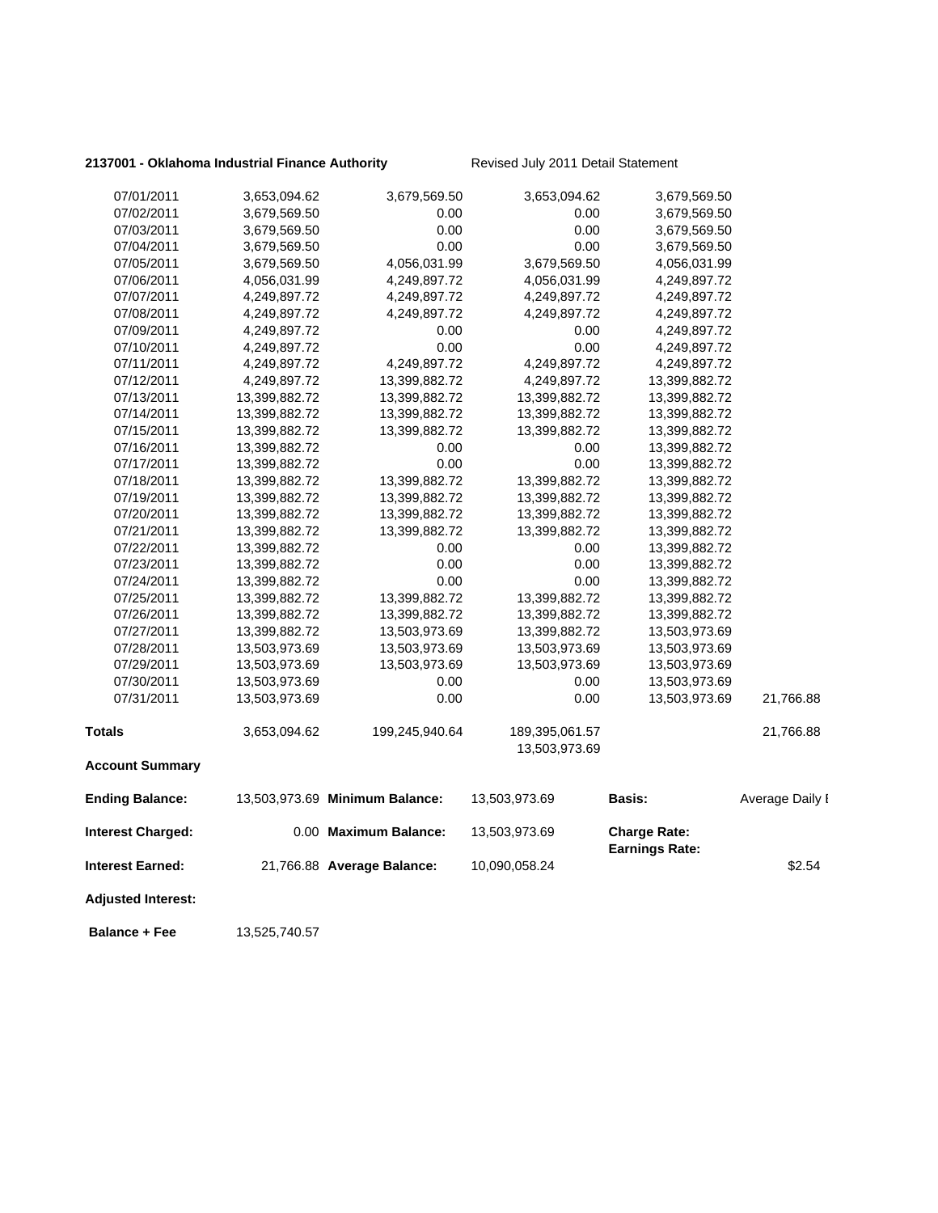**2137001 - Oklahoma Industrial Finance Authority** Revised July 2011 Detail Statement

| | | | | | |
|---|---|---|---|---|---|
| 07/01/2011 | 3,653,094.62 | 3,679,569.50 | 3,653,094.62 | 3,679,569.50 | |
| 07/02/2011 | 3,679,569.50 | 0.00 | 0.00 | 3,679,569.50 | |
| 07/03/2011 | 3,679,569.50 | 0.00 | 0.00 | 3,679,569.50 | |
| 07/04/2011 | 3,679,569.50 | 0.00 | 0.00 | 3,679,569.50 | |
| 07/05/2011 | 3,679,569.50 | 4,056,031.99 | 3,679,569.50 | 4,056,031.99 | |
| 07/06/2011 | 4,056,031.99 | 4,249,897.72 | 4,056,031.99 | 4,249,897.72 | |
| 07/07/2011 | 4,249,897.72 | 4,249,897.72 | 4,249,897.72 | 4,249,897.72 | |
| 07/08/2011 | 4,249,897.72 | 4,249,897.72 | 4,249,897.72 | 4,249,897.72 | |
| 07/09/2011 | 4,249,897.72 | 0.00 | 0.00 | 4,249,897.72 | |
| 07/10/2011 | 4,249,897.72 | 0.00 | 0.00 | 4,249,897.72 | |
| 07/11/2011 | 4,249,897.72 | 4,249,897.72 | 4,249,897.72 | 4,249,897.72 | |
| 07/12/2011 | 4,249,897.72 | 13,399,882.72 | 4,249,897.72 | 13,399,882.72 | |
| 07/13/2011 | 13,399,882.72 | 13,399,882.72 | 13,399,882.72 | 13,399,882.72 | |
| 07/14/2011 | 13,399,882.72 | 13,399,882.72 | 13,399,882.72 | 13,399,882.72 | |
| 07/15/2011 | 13,399,882.72 | 13,399,882.72 | 13,399,882.72 | 13,399,882.72 | |
| 07/16/2011 | 13,399,882.72 | 0.00 | 0.00 | 13,399,882.72 | |
| 07/17/2011 | 13,399,882.72 | 0.00 | 0.00 | 13,399,882.72 | |
| 07/18/2011 | 13,399,882.72 | 13,399,882.72 | 13,399,882.72 | 13,399,882.72 | |
| 07/19/2011 | 13,399,882.72 | 13,399,882.72 | 13,399,882.72 | 13,399,882.72 | |
| 07/20/2011 | 13,399,882.72 | 13,399,882.72 | 13,399,882.72 | 13,399,882.72 | |
| 07/21/2011 | 13,399,882.72 | 13,399,882.72 | 13,399,882.72 | 13,399,882.72 | |
| 07/22/2011 | 13,399,882.72 | 0.00 | 0.00 | 13,399,882.72 | |
| 07/23/2011 | 13,399,882.72 | 0.00 | 0.00 | 13,399,882.72 | |
| 07/24/2011 | 13,399,882.72 | 0.00 | 0.00 | 13,399,882.72 | |
| 07/25/2011 | 13,399,882.72 | 13,399,882.72 | 13,399,882.72 | 13,399,882.72 | |
| 07/26/2011 | 13,399,882.72 | 13,399,882.72 | 13,399,882.72 | 13,399,882.72 | |
| 07/27/2011 | 13,399,882.72 | 13,503,973.69 | 13,399,882.72 | 13,503,973.69 | |
| 07/28/2011 | 13,503,973.69 | 13,503,973.69 | 13,503,973.69 | 13,503,973.69 | |
| 07/29/2011 | 13,503,973.69 | 13,503,973.69 | 13,503,973.69 | 13,503,973.69 | |
| 07/30/2011 | 13,503,973.69 | 0.00 | 0.00 | 13,503,973.69 | |
| 07/31/2011 | 13,503,973.69 | 0.00 | 0.00 | 13,503,973.69 | 21,766.88 |
| **Totals** | 3,653,094.62 | 199,245,940.64 | 189,395,061.57<br>13,503,973.69 | | 21,766.88 |

**Account Summary**

| | | | | | |
|---|---|---|---|---|---|
| **Ending Balance:** | 13,503,973.69 | **Minimum Balance:** | 13,503,973.69 | **Basis:** | Average Daily I |
| **Interest Charged:** | 0.00 | **Maximum Balance:** | 13,503,973.69 | **Charge Rate:**<br>**Earnings Rate:** | |
| **Interest Earned:** | 21,766.88 | **Average Balance:** | 10,090,058.24 | | $2.54 |
| **Adjusted Interest:** | | | | | |
| **Balance + Fee** | 13,525,740.57 | | | | |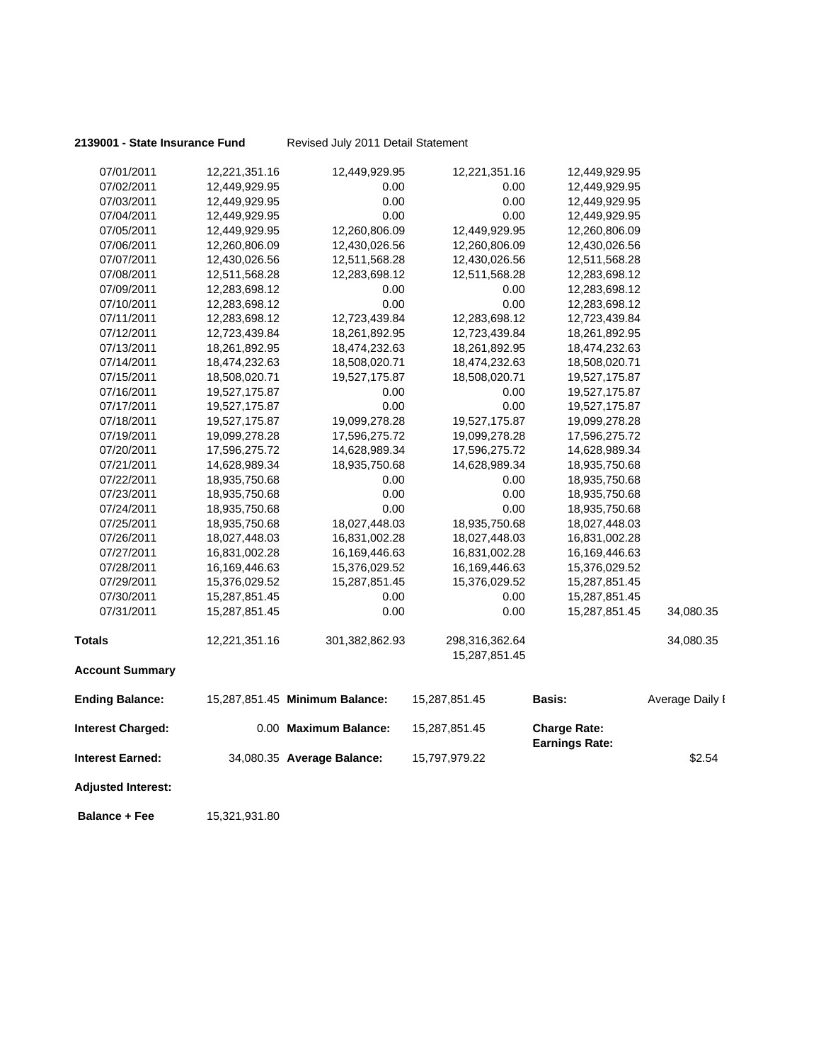**2139001 - State Insurance Fund** Revised July 2011 Detail Statement

| | | | | | |
|---|---|---|---|---|---|
| 07/01/2011 | 12,221,351.16 | 12,449,929.95 | 12,221,351.16 | 12,449,929.95 | |
| 07/02/2011 | 12,449,929.95 | 0.00 | 0.00 | 12,449,929.95 | |
| 07/03/2011 | 12,449,929.95 | 0.00 | 0.00 | 12,449,929.95 | |
| 07/04/2011 | 12,449,929.95 | 0.00 | 0.00 | 12,449,929.95 | |
| 07/05/2011 | 12,449,929.95 | 12,260,806.09 | 12,449,929.95 | 12,260,806.09 | |
| 07/06/2011 | 12,260,806.09 | 12,430,026.56 | 12,260,806.09 | 12,430,026.56 | |
| 07/07/2011 | 12,430,026.56 | 12,511,568.28 | 12,430,026.56 | 12,511,568.28 | |
| 07/08/2011 | 12,511,568.28 | 12,283,698.12 | 12,511,568.28 | 12,283,698.12 | |
| 07/09/2011 | 12,283,698.12 | 0.00 | 0.00 | 12,283,698.12 | |
| 07/10/2011 | 12,283,698.12 | 0.00 | 0.00 | 12,283,698.12 | |
| 07/11/2011 | 12,283,698.12 | 12,723,439.84 | 12,283,698.12 | 12,723,439.84 | |
| 07/12/2011 | 12,723,439.84 | 18,261,892.95 | 12,723,439.84 | 18,261,892.95 | |
| 07/13/2011 | 18,261,892.95 | 18,474,232.63 | 18,261,892.95 | 18,474,232.63 | |
| 07/14/2011 | 18,474,232.63 | 18,508,020.71 | 18,474,232.63 | 18,508,020.71 | |
| 07/15/2011 | 18,508,020.71 | 19,527,175.87 | 18,508,020.71 | 19,527,175.87 | |
| 07/16/2011 | 19,527,175.87 | 0.00 | 0.00 | 19,527,175.87 | |
| 07/17/2011 | 19,527,175.87 | 0.00 | 0.00 | 19,527,175.87 | |
| 07/18/2011 | 19,527,175.87 | 19,099,278.28 | 19,527,175.87 | 19,099,278.28 | |
| 07/19/2011 | 19,099,278.28 | 17,596,275.72 | 19,099,278.28 | 17,596,275.72 | |
| 07/20/2011 | 17,596,275.72 | 14,628,989.34 | 17,596,275.72 | 14,628,989.34 | |
| 07/21/2011 | 14,628,989.34 | 18,935,750.68 | 14,628,989.34 | 18,935,750.68 | |
| 07/22/2011 | 18,935,750.68 | 0.00 | 0.00 | 18,935,750.68 | |
| 07/23/2011 | 18,935,750.68 | 0.00 | 0.00 | 18,935,750.68 | |
| 07/24/2011 | 18,935,750.68 | 0.00 | 0.00 | 18,935,750.68 | |
| 07/25/2011 | 18,935,750.68 | 18,027,448.03 | 18,935,750.68 | 18,027,448.03 | |
| 07/26/2011 | 18,027,448.03 | 16,831,002.28 | 18,027,448.03 | 16,831,002.28 | |
| 07/27/2011 | 16,831,002.28 | 16,169,446.63 | 16,831,002.28 | 16,169,446.63 | |
| 07/28/2011 | 16,169,446.63 | 15,376,029.52 | 16,169,446.63 | 15,376,029.52 | |
| 07/29/2011 | 15,376,029.52 | 15,287,851.45 | 15,376,029.52 | 15,287,851.45 | |
| 07/30/2011 | 15,287,851.45 | 0.00 | 0.00 | 15,287,851.45 | |
| 07/31/2011 | 15,287,851.45 | 0.00 | 0.00 | 15,287,851.45 | 34,080.35 |
| **Totals** | 12,221,351.16 | 301,382,862.93 | 298,316,362.64<br>15,287,851.45 | | 34,080.35 |

**Account Summary**

| | | | | | |
|---|---|---|---|---|---|
| **Ending Balance:** | 15,287,851.45 | **Minimum Balance:** | 15,287,851.45 | **Basis:** | Average Daily I |
| **Interest Charged:** | 0.00 | **Maximum Balance:** | 15,287,851.45 | **Charge Rate:**<br>**Earnings Rate:** | |
| **Interest Earned:** | 34,080.35 | **Average Balance:** | 15,797,979.22 | | $2.54 |
| **Adjusted Interest:** | | | | | |
| **Balance + Fee** | 15,321,931.80 | | | | |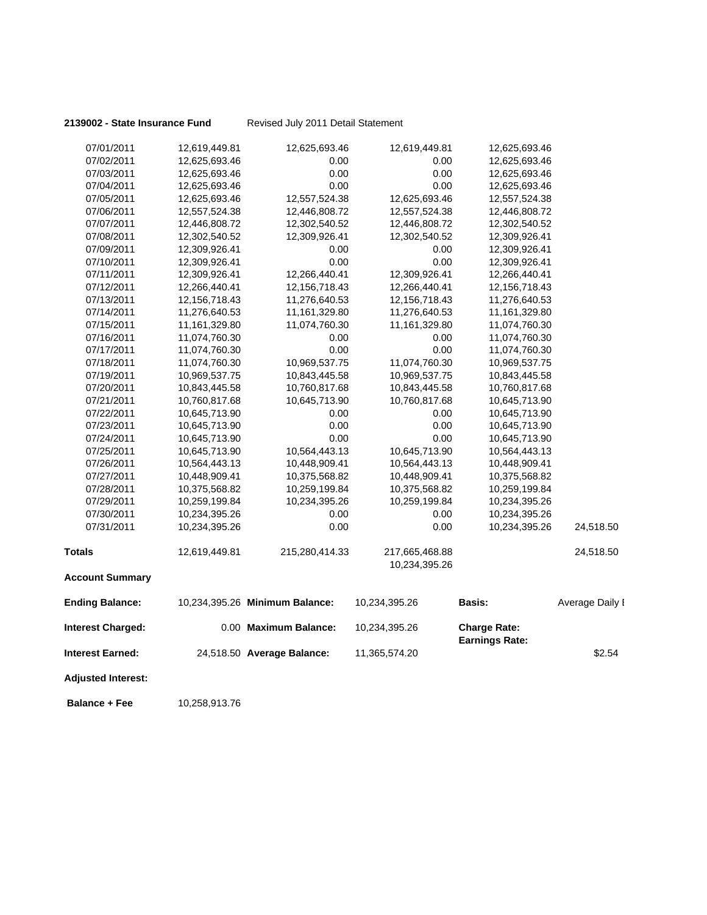**2139002 - State Insurance Fund** Revised July 2011 Detail Statement

| | | | | | |
|---|---|---|---|---|---|
| 07/01/2011 | 12,619,449.81 | 12,625,693.46 | 12,619,449.81 | 12,625,693.46 | |
| 07/02/2011 | 12,625,693.46 | 0.00 | 0.00 | 12,625,693.46 | |
| 07/03/2011 | 12,625,693.46 | 0.00 | 0.00 | 12,625,693.46 | |
| 07/04/2011 | 12,625,693.46 | 0.00 | 0.00 | 12,625,693.46 | |
| 07/05/2011 | 12,625,693.46 | 12,557,524.38 | 12,625,693.46 | 12,557,524.38 | |
| 07/06/2011 | 12,557,524.38 | 12,446,808.72 | 12,557,524.38 | 12,446,808.72 | |
| 07/07/2011 | 12,446,808.72 | 12,302,540.52 | 12,446,808.72 | 12,302,540.52 | |
| 07/08/2011 | 12,302,540.52 | 12,309,926.41 | 12,302,540.52 | 12,309,926.41 | |
| 07/09/2011 | 12,309,926.41 | 0.00 | 0.00 | 12,309,926.41 | |
| 07/10/2011 | 12,309,926.41 | 0.00 | 0.00 | 12,309,926.41 | |
| 07/11/2011 | 12,309,926.41 | 12,266,440.41 | 12,309,926.41 | 12,266,440.41 | |
| 07/12/2011 | 12,266,440.41 | 12,156,718.43 | 12,266,440.41 | 12,156,718.43 | |
| 07/13/2011 | 12,156,718.43 | 11,276,640.53 | 12,156,718.43 | 11,276,640.53 | |
| 07/14/2011 | 11,276,640.53 | 11,161,329.80 | 11,276,640.53 | 11,161,329.80 | |
| 07/15/2011 | 11,161,329.80 | 11,074,760.30 | 11,161,329.80 | 11,074,760.30 | |
| 07/16/2011 | 11,074,760.30 | 0.00 | 0.00 | 11,074,760.30 | |
| 07/17/2011 | 11,074,760.30 | 0.00 | 0.00 | 11,074,760.30 | |
| 07/18/2011 | 11,074,760.30 | 10,969,537.75 | 11,074,760.30 | 10,969,537.75 | |
| 07/19/2011 | 10,969,537.75 | 10,843,445.58 | 10,969,537.75 | 10,843,445.58 | |
| 07/20/2011 | 10,843,445.58 | 10,760,817.68 | 10,843,445.58 | 10,760,817.68 | |
| 07/21/2011 | 10,760,817.68 | 10,645,713.90 | 10,760,817.68 | 10,645,713.90 | |
| 07/22/2011 | 10,645,713.90 | 0.00 | 0.00 | 10,645,713.90 | |
| 07/23/2011 | 10,645,713.90 | 0.00 | 0.00 | 10,645,713.90 | |
| 07/24/2011 | 10,645,713.90 | 0.00 | 0.00 | 10,645,713.90 | |
| 07/25/2011 | 10,645,713.90 | 10,564,443.13 | 10,645,713.90 | 10,564,443.13 | |
| 07/26/2011 | 10,564,443.13 | 10,448,909.41 | 10,564,443.13 | 10,448,909.41 | |
| 07/27/2011 | 10,448,909.41 | 10,375,568.82 | 10,448,909.41 | 10,375,568.82 | |
| 07/28/2011 | 10,375,568.82 | 10,259,199.84 | 10,375,568.82 | 10,259,199.84 | |
| 07/29/2011 | 10,259,199.84 | 10,234,395.26 | 10,259,199.84 | 10,234,395.26 | |
| 07/30/2011 | 10,234,395.26 | 0.00 | 0.00 | 10,234,395.26 | |
| 07/31/2011 | 10,234,395.26 | 0.00 | 0.00 | 10,234,395.26 | 24,518.50 |
| **Totals** | 12,619,449.81 | 215,280,414.33 | 217,665,468.88<br>10,234,395.26 | | 24,518.50 |

**Account Summary**

| | | | | | |
|---|---|---|---|---|---|
| **Ending Balance:** | 10,234,395.26 | **Minimum Balance:** | 10,234,395.26 | **Basis:** | Average Daily I |
| **Interest Charged:** | 0.00 | **Maximum Balance:** | 10,234,395.26 | **Charge Rate:**<br>**Earnings Rate:** | |
| **Interest Earned:** | 24,518.50 | **Average Balance:** | 11,365,574.20 | | $2.54 |

**Adjusted Interest:**

**Balance + Fee** 10,258,913.76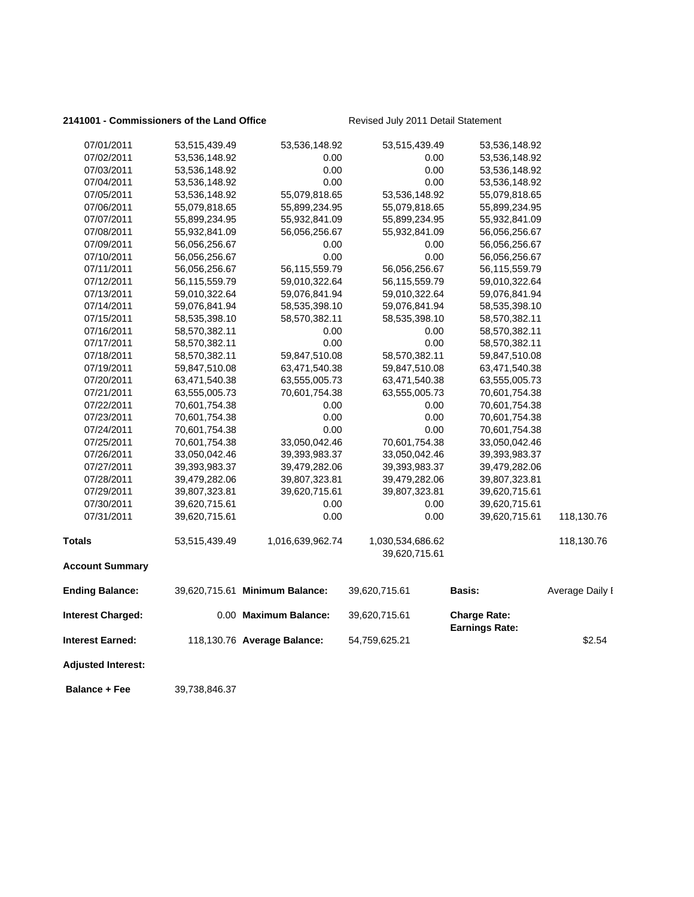**2141001 - Commissioners of the Land Office** Revised July 2011 Detail Statement

| | | | | | |
|---|---|---|---|---|---|
| 07/01/2011 | 53,515,439.49 | 53,536,148.92 | 53,515,439.49 | 53,536,148.92 | |
| 07/02/2011 | 53,536,148.92 | 0.00 | 0.00 | 53,536,148.92 | |
| 07/03/2011 | 53,536,148.92 | 0.00 | 0.00 | 53,536,148.92 | |
| 07/04/2011 | 53,536,148.92 | 0.00 | 0.00 | 53,536,148.92 | |
| 07/05/2011 | 53,536,148.92 | 55,079,818.65 | 53,536,148.92 | 55,079,818.65 | |
| 07/06/2011 | 55,079,818.65 | 55,899,234.95 | 55,079,818.65 | 55,899,234.95 | |
| 07/07/2011 | 55,899,234.95 | 55,932,841.09 | 55,899,234.95 | 55,932,841.09 | |
| 07/08/2011 | 55,932,841.09 | 56,056,256.67 | 55,932,841.09 | 56,056,256.67 | |
| 07/09/2011 | 56,056,256.67 | 0.00 | 0.00 | 56,056,256.67 | |
| 07/10/2011 | 56,056,256.67 | 0.00 | 0.00 | 56,056,256.67 | |
| 07/11/2011 | 56,056,256.67 | 56,115,559.79 | 56,056,256.67 | 56,115,559.79 | |
| 07/12/2011 | 56,115,559.79 | 59,010,322.64 | 56,115,559.79 | 59,010,322.64 | |
| 07/13/2011 | 59,010,322.64 | 59,076,841.94 | 59,010,322.64 | 59,076,841.94 | |
| 07/14/2011 | 59,076,841.94 | 58,535,398.10 | 59,076,841.94 | 58,535,398.10 | |
| 07/15/2011 | 58,535,398.10 | 58,570,382.11 | 58,535,398.10 | 58,570,382.11 | |
| 07/16/2011 | 58,570,382.11 | 0.00 | 0.00 | 58,570,382.11 | |
| 07/17/2011 | 58,570,382.11 | 0.00 | 0.00 | 58,570,382.11 | |
| 07/18/2011 | 58,570,382.11 | 59,847,510.08 | 58,570,382.11 | 59,847,510.08 | |
| 07/19/2011 | 59,847,510.08 | 63,471,540.38 | 59,847,510.08 | 63,471,540.38 | |
| 07/20/2011 | 63,471,540.38 | 63,555,005.73 | 63,471,540.38 | 63,555,005.73 | |
| 07/21/2011 | 63,555,005.73 | 70,601,754.38 | 63,555,005.73 | 70,601,754.38 | |
| 07/22/2011 | 70,601,754.38 | 0.00 | 0.00 | 70,601,754.38 | |
| 07/23/2011 | 70,601,754.38 | 0.00 | 0.00 | 70,601,754.38 | |
| 07/24/2011 | 70,601,754.38 | 0.00 | 0.00 | 70,601,754.38 | |
| 07/25/2011 | 70,601,754.38 | 33,050,042.46 | 70,601,754.38 | 33,050,042.46 | |
| 07/26/2011 | 33,050,042.46 | 39,393,983.37 | 33,050,042.46 | 39,393,983.37 | |
| 07/27/2011 | 39,393,983.37 | 39,479,282.06 | 39,393,983.37 | 39,479,282.06 | |
| 07/28/2011 | 39,479,282.06 | 39,807,323.81 | 39,479,282.06 | 39,807,323.81 | |
| 07/29/2011 | 39,807,323.81 | 39,620,715.61 | 39,807,323.81 | 39,620,715.61 | |
| 07/30/2011 | 39,620,715.61 | 0.00 | 0.00 | 39,620,715.61 | |
| 07/31/2011 | 39,620,715.61 | 0.00 | 0.00 | 39,620,715.61 | 118,130.76 |
| **Totals** | 53,515,439.49 | 1,016,639,962.74 | 1,030,534,686.62<br>39,620,715.61 | | 118,130.76 |

**Account Summary**

| | | | | | |
|---|---|---|---|---|---|
| **Ending Balance:** | 39,620,715.61 | **Minimum Balance:** | 39,620,715.61 | **Basis:** | Average Daily I |
| **Interest Charged:** | 0.00 | **Maximum Balance:** | 39,620,715.61 | **Charge Rate:**<br>**Earnings Rate:** | |
| **Interest Earned:** | 118,130.76 | **Average Balance:** | 54,759,625.21 | | $2.54 |
| **Adjusted Interest:** | | | | | |
| **Balance + Fee** | 39,738,846.37 | | | | |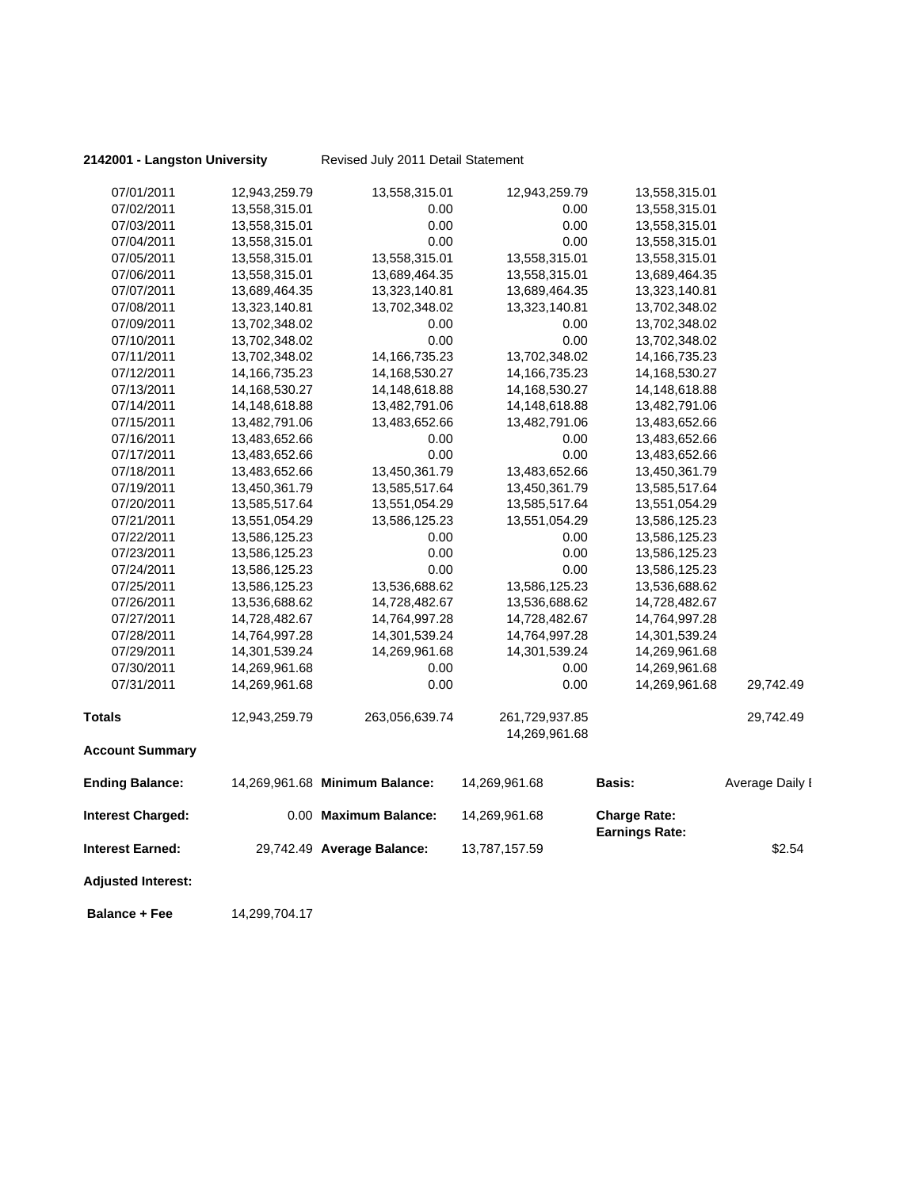**2142001 - Langston University** Revised July 2011 Detail Statement

| | | | | | |
|---|---|---|---|---|---|
| 07/01/2011 | 12,943,259.79 | 13,558,315.01 | 12,943,259.79 | 13,558,315.01 | |
| 07/02/2011 | 13,558,315.01 | 0.00 | 0.00 | 13,558,315.01 | |
| 07/03/2011 | 13,558,315.01 | 0.00 | 0.00 | 13,558,315.01 | |
| 07/04/2011 | 13,558,315.01 | 0.00 | 0.00 | 13,558,315.01 | |
| 07/05/2011 | 13,558,315.01 | 13,558,315.01 | 13,558,315.01 | 13,558,315.01 | |
| 07/06/2011 | 13,558,315.01 | 13,689,464.35 | 13,558,315.01 | 13,689,464.35 | |
| 07/07/2011 | 13,689,464.35 | 13,323,140.81 | 13,689,464.35 | 13,323,140.81 | |
| 07/08/2011 | 13,323,140.81 | 13,702,348.02 | 13,323,140.81 | 13,702,348.02 | |
| 07/09/2011 | 13,702,348.02 | 0.00 | 0.00 | 13,702,348.02 | |
| 07/10/2011 | 13,702,348.02 | 0.00 | 0.00 | 13,702,348.02 | |
| 07/11/2011 | 13,702,348.02 | 14,166,735.23 | 13,702,348.02 | 14,166,735.23 | |
| 07/12/2011 | 14,166,735.23 | 14,168,530.27 | 14,166,735.23 | 14,168,530.27 | |
| 07/13/2011 | 14,168,530.27 | 14,148,618.88 | 14,168,530.27 | 14,148,618.88 | |
| 07/14/2011 | 14,148,618.88 | 13,482,791.06 | 14,148,618.88 | 13,482,791.06 | |
| 07/15/2011 | 13,482,791.06 | 13,483,652.66 | 13,482,791.06 | 13,483,652.66 | |
| 07/16/2011 | 13,483,652.66 | 0.00 | 0.00 | 13,483,652.66 | |
| 07/17/2011 | 13,483,652.66 | 0.00 | 0.00 | 13,483,652.66 | |
| 07/18/2011 | 13,483,652.66 | 13,450,361.79 | 13,483,652.66 | 13,450,361.79 | |
| 07/19/2011 | 13,450,361.79 | 13,585,517.64 | 13,450,361.79 | 13,585,517.64 | |
| 07/20/2011 | 13,585,517.64 | 13,551,054.29 | 13,585,517.64 | 13,551,054.29 | |
| 07/21/2011 | 13,551,054.29 | 13,586,125.23 | 13,551,054.29 | 13,586,125.23 | |
| 07/22/2011 | 13,586,125.23 | 0.00 | 0.00 | 13,586,125.23 | |
| 07/23/2011 | 13,586,125.23 | 0.00 | 0.00 | 13,586,125.23 | |
| 07/24/2011 | 13,586,125.23 | 0.00 | 0.00 | 13,586,125.23 | |
| 07/25/2011 | 13,586,125.23 | 13,536,688.62 | 13,586,125.23 | 13,536,688.62 | |
| 07/26/2011 | 13,536,688.62 | 14,728,482.67 | 13,536,688.62 | 14,728,482.67 | |
| 07/27/2011 | 14,728,482.67 | 14,764,997.28 | 14,728,482.67 | 14,764,997.28 | |
| 07/28/2011 | 14,764,997.28 | 14,301,539.24 | 14,764,997.28 | 14,301,539.24 | |
| 07/29/2011 | 14,301,539.24 | 14,269,961.68 | 14,301,539.24 | 14,269,961.68 | |
| 07/30/2011 | 14,269,961.68 | 0.00 | 0.00 | 14,269,961.68 | |
| 07/31/2011 | 14,269,961.68 | 0.00 | 0.00 | 14,269,961.68 | 29,742.49 |
| **Totals** | 12,943,259.79 | 263,056,639.74 | 261,729,937.85<br>14,269,961.68 | | 29,742.49 |

**Account Summary**

| | | | | | |
|---|---|---|---|---|---|
| **Ending Balance:** | 14,269,961.68 | **Minimum Balance:** | 14,269,961.68 | **Basis:** | Average Daily I |
| **Interest Charged:** | 0.00 | **Maximum Balance:** | 14,269,961.68 | **Charge Rate:**<br>**Earnings Rate:** | |
| **Interest Earned:** | 29,742.49 | **Average Balance:** | 13,787,157.59 | | $2.54 |
| **Adjusted Interest:** | | | | | |
| **Balance + Fee** | 14,299,704.17 | | | | |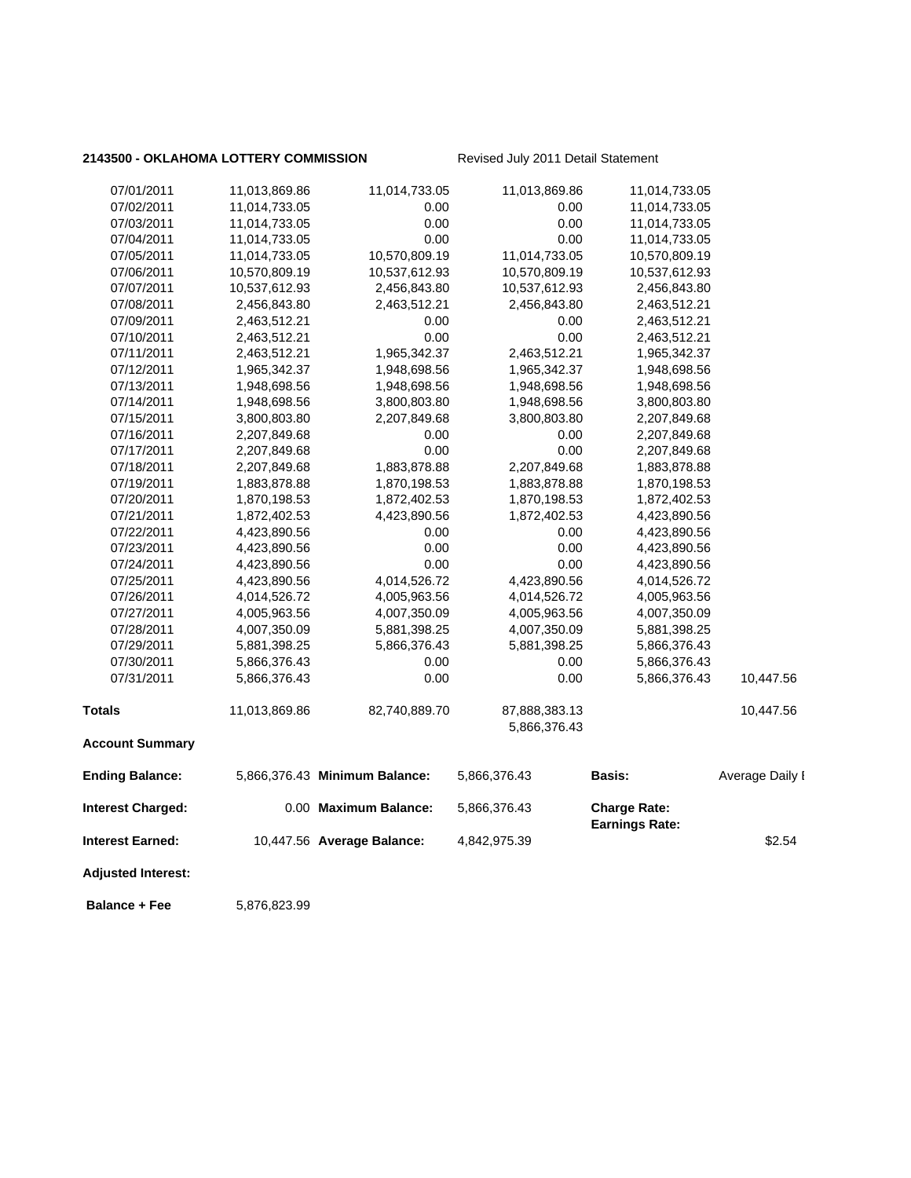**2143500 - OKLAHOMA LOTTERY COMMISSION** Revised July 2011 Detail Statement

| | | | | | |
|---|---|---|---|---|---|
| 07/01/2011 | 11,013,869.86 | 11,014,733.05 | 11,013,869.86 | 11,014,733.05 | |
| 07/02/2011 | 11,014,733.05 | 0.00 | 0.00 | 11,014,733.05 | |
| 07/03/2011 | 11,014,733.05 | 0.00 | 0.00 | 11,014,733.05 | |
| 07/04/2011 | 11,014,733.05 | 0.00 | 0.00 | 11,014,733.05 | |
| 07/05/2011 | 11,014,733.05 | 10,570,809.19 | 11,014,733.05 | 10,570,809.19 | |
| 07/06/2011 | 10,570,809.19 | 10,537,612.93 | 10,570,809.19 | 10,537,612.93 | |
| 07/07/2011 | 10,537,612.93 | 2,456,843.80 | 10,537,612.93 | 2,456,843.80 | |
| 07/08/2011 | 2,456,843.80 | 2,463,512.21 | 2,456,843.80 | 2,463,512.21 | |
| 07/09/2011 | 2,463,512.21 | 0.00 | 0.00 | 2,463,512.21 | |
| 07/10/2011 | 2,463,512.21 | 0.00 | 0.00 | 2,463,512.21 | |
| 07/11/2011 | 2,463,512.21 | 1,965,342.37 | 2,463,512.21 | 1,965,342.37 | |
| 07/12/2011 | 1,965,342.37 | 1,948,698.56 | 1,965,342.37 | 1,948,698.56 | |
| 07/13/2011 | 1,948,698.56 | 1,948,698.56 | 1,948,698.56 | 1,948,698.56 | |
| 07/14/2011 | 1,948,698.56 | 3,800,803.80 | 1,948,698.56 | 3,800,803.80 | |
| 07/15/2011 | 3,800,803.80 | 2,207,849.68 | 3,800,803.80 | 2,207,849.68 | |
| 07/16/2011 | 2,207,849.68 | 0.00 | 0.00 | 2,207,849.68 | |
| 07/17/2011 | 2,207,849.68 | 0.00 | 0.00 | 2,207,849.68 | |
| 07/18/2011 | 2,207,849.68 | 1,883,878.88 | 2,207,849.68 | 1,883,878.88 | |
| 07/19/2011 | 1,883,878.88 | 1,870,198.53 | 1,883,878.88 | 1,870,198.53 | |
| 07/20/2011 | 1,870,198.53 | 1,872,402.53 | 1,870,198.53 | 1,872,402.53 | |
| 07/21/2011 | 1,872,402.53 | 4,423,890.56 | 1,872,402.53 | 4,423,890.56 | |
| 07/22/2011 | 4,423,890.56 | 0.00 | 0.00 | 4,423,890.56 | |
| 07/23/2011 | 4,423,890.56 | 0.00 | 0.00 | 4,423,890.56 | |
| 07/24/2011 | 4,423,890.56 | 0.00 | 0.00 | 4,423,890.56 | |
| 07/25/2011 | 4,423,890.56 | 4,014,526.72 | 4,423,890.56 | 4,014,526.72 | |
| 07/26/2011 | 4,014,526.72 | 4,005,963.56 | 4,014,526.72 | 4,005,963.56 | |
| 07/27/2011 | 4,005,963.56 | 4,007,350.09 | 4,005,963.56 | 4,007,350.09 | |
| 07/28/2011 | 4,007,350.09 | 5,881,398.25 | 4,007,350.09 | 5,881,398.25 | |
| 07/29/2011 | 5,881,398.25 | 5,866,376.43 | 5,881,398.25 | 5,866,376.43 | |
| 07/30/2011 | 5,866,376.43 | 0.00 | 0.00 | 5,866,376.43 | |
| 07/31/2011 | 5,866,376.43 | 0.00 | 0.00 | 5,866,376.43 | 10,447.56 |
| **Totals** | 11,013,869.86 | 82,740,889.70 | 87,888,383.13<br>5,866,376.43 | | 10,447.56 |

**Account Summary**

| | | | | | |
|---|---|---|---|---|---|
| **Ending Balance:** | 5,866,376.43 | **Minimum Balance:** | 5,866,376.43 | **Basis:** | Average Daily I |
| **Interest Charged:** | 0.00 | **Maximum Balance:** | 5,866,376.43 | **Charge Rate:**<br>**Earnings Rate:** | |
| **Interest Earned:** | 10,447.56 | **Average Balance:** | 4,842,975.39 | | $2.54 |
| **Adjusted Interest:** | | | | | |
| **Balance + Fee** | 5,876,823.99 | | | | |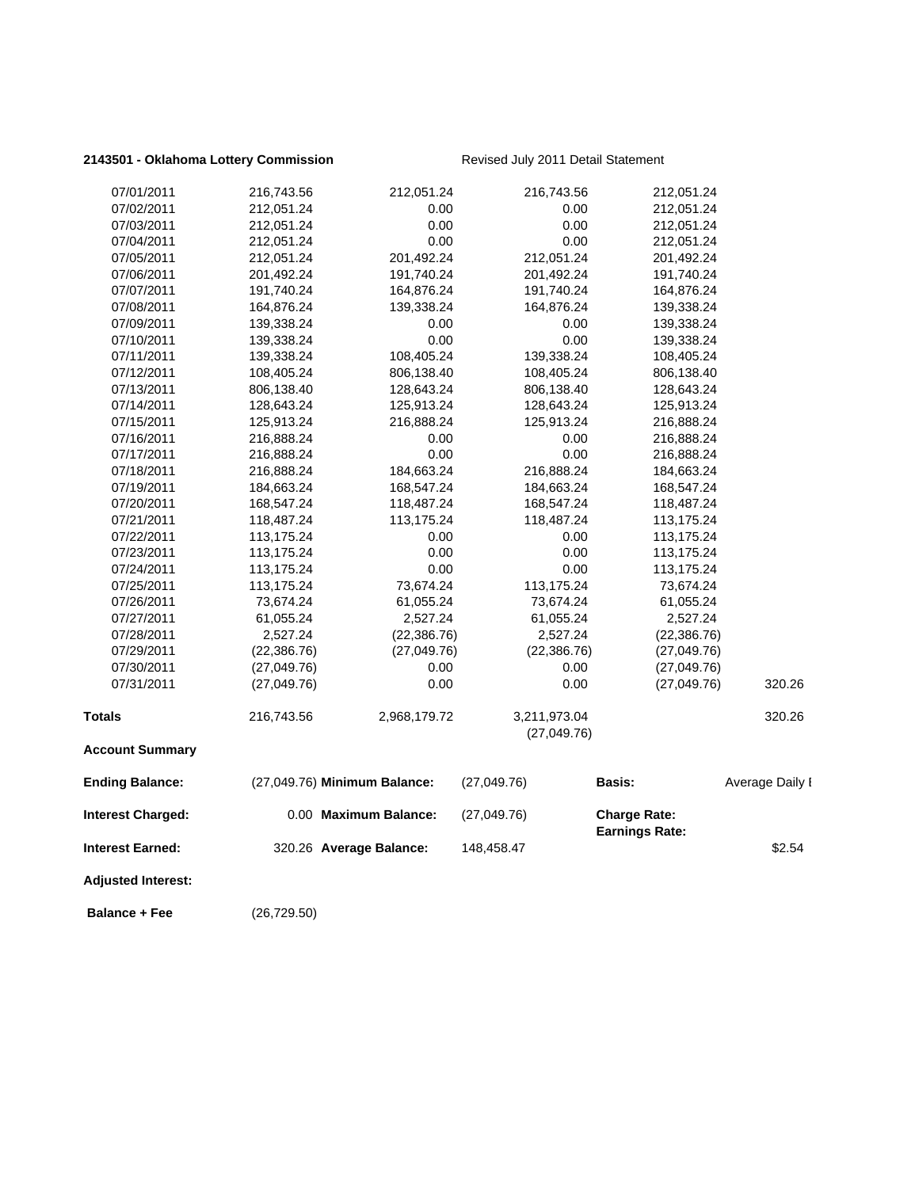**2143501 - Oklahoma Lottery Commission** Revised July 2011 Detail Statement

| | | | | | |
|---|---|---|---|---|---|
| 07/01/2011 | 216,743.56 | 212,051.24 | 216,743.56 | 212,051.24 | |
| 07/02/2011 | 212,051.24 | 0.00 | 0.00 | 212,051.24 | |
| 07/03/2011 | 212,051.24 | 0.00 | 0.00 | 212,051.24 | |
| 07/04/2011 | 212,051.24 | 0.00 | 0.00 | 212,051.24 | |
| 07/05/2011 | 212,051.24 | 201,492.24 | 212,051.24 | 201,492.24 | |
| 07/06/2011 | 201,492.24 | 191,740.24 | 201,492.24 | 191,740.24 | |
| 07/07/2011 | 191,740.24 | 164,876.24 | 191,740.24 | 164,876.24 | |
| 07/08/2011 | 164,876.24 | 139,338.24 | 164,876.24 | 139,338.24 | |
| 07/09/2011 | 139,338.24 | 0.00 | 0.00 | 139,338.24 | |
| 07/10/2011 | 139,338.24 | 0.00 | 0.00 | 139,338.24 | |
| 07/11/2011 | 139,338.24 | 108,405.24 | 139,338.24 | 108,405.24 | |
| 07/12/2011 | 108,405.24 | 806,138.40 | 108,405.24 | 806,138.40 | |
| 07/13/2011 | 806,138.40 | 128,643.24 | 806,138.40 | 128,643.24 | |
| 07/14/2011 | 128,643.24 | 125,913.24 | 128,643.24 | 125,913.24 | |
| 07/15/2011 | 125,913.24 | 216,888.24 | 125,913.24 | 216,888.24 | |
| 07/16/2011 | 216,888.24 | 0.00 | 0.00 | 216,888.24 | |
| 07/17/2011 | 216,888.24 | 0.00 | 0.00 | 216,888.24 | |
| 07/18/2011 | 216,888.24 | 184,663.24 | 216,888.24 | 184,663.24 | |
| 07/19/2011 | 184,663.24 | 168,547.24 | 184,663.24 | 168,547.24 | |
| 07/20/2011 | 168,547.24 | 118,487.24 | 168,547.24 | 118,487.24 | |
| 07/21/2011 | 118,487.24 | 113,175.24 | 118,487.24 | 113,175.24 | |
| 07/22/2011 | 113,175.24 | 0.00 | 0.00 | 113,175.24 | |
| 07/23/2011 | 113,175.24 | 0.00 | 0.00 | 113,175.24 | |
| 07/24/2011 | 113,175.24 | 0.00 | 0.00 | 113,175.24 | |
| 07/25/2011 | 113,175.24 | 73,674.24 | 113,175.24 | 73,674.24 | |
| 07/26/2011 | 73,674.24 | 61,055.24 | 73,674.24 | 61,055.24 | |
| 07/27/2011 | 61,055.24 | 2,527.24 | 61,055.24 | 2,527.24 | |
| 07/28/2011 | 2,527.24 | (22,386.76) | 2,527.24 | (22,386.76) | |
| 07/29/2011 | (22,386.76) | (27,049.76) | (22,386.76) | (27,049.76) | |
| 07/30/2011 | (27,049.76) | 0.00 | 0.00 | (27,049.76) | |
| 07/31/2011 | (27,049.76) | 0.00 | 0.00 | (27,049.76) | 320.26 |
| **Totals** | 216,743.56 | 2,968,179.72 | 3,211,973.04<br>(27,049.76) | | 320.26 |

**Account Summary**

| | | | | | |
|---|---|---|---|---|---|
| **Ending Balance:** | (27,049.76) | **Minimum Balance:** | (27,049.76) | **Basis:** | Average Daily I |
| **Interest Charged:** | 0.00 | **Maximum Balance:** | (27,049.76) | **Charge Rate:**<br>**Earnings Rate:** | |
| **Interest Earned:** | 320.26 | **Average Balance:** | 148,458.47 | | $2.54 |
| **Adjusted Interest:** | | | | | |
| **Balance + Fee** | (26,729.50) | | | | |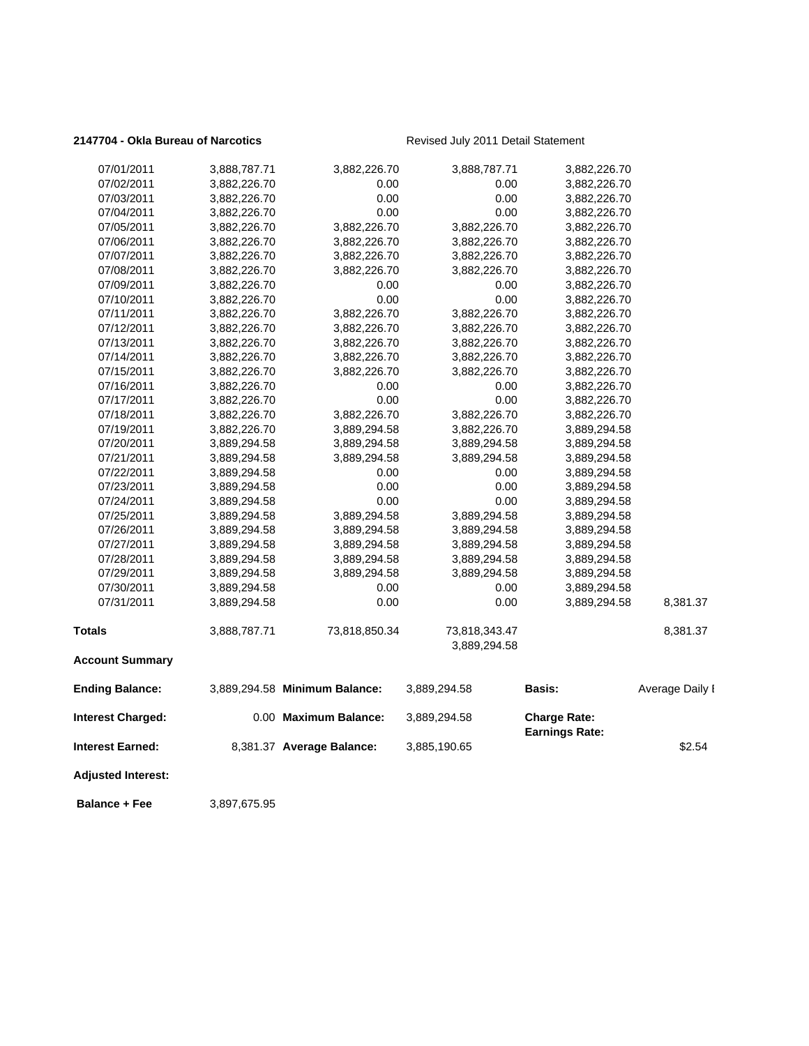**2147704 - Okla Bureau of Narcotics** Revised July 2011 Detail Statement

| | | | | | |
|---|---|---|---|---|---|
| 07/01/2011 | 3,888,787.71 | 3,882,226.70 | 3,888,787.71 | 3,882,226.70 | |
| 07/02/2011 | 3,882,226.70 | 0.00 | 0.00 | 3,882,226.70 | |
| 07/03/2011 | 3,882,226.70 | 0.00 | 0.00 | 3,882,226.70 | |
| 07/04/2011 | 3,882,226.70 | 0.00 | 0.00 | 3,882,226.70 | |
| 07/05/2011 | 3,882,226.70 | 3,882,226.70 | 3,882,226.70 | 3,882,226.70 | |
| 07/06/2011 | 3,882,226.70 | 3,882,226.70 | 3,882,226.70 | 3,882,226.70 | |
| 07/07/2011 | 3,882,226.70 | 3,882,226.70 | 3,882,226.70 | 3,882,226.70 | |
| 07/08/2011 | 3,882,226.70 | 3,882,226.70 | 3,882,226.70 | 3,882,226.70 | |
| 07/09/2011 | 3,882,226.70 | 0.00 | 0.00 | 3,882,226.70 | |
| 07/10/2011 | 3,882,226.70 | 0.00 | 0.00 | 3,882,226.70 | |
| 07/11/2011 | 3,882,226.70 | 3,882,226.70 | 3,882,226.70 | 3,882,226.70 | |
| 07/12/2011 | 3,882,226.70 | 3,882,226.70 | 3,882,226.70 | 3,882,226.70 | |
| 07/13/2011 | 3,882,226.70 | 3,882,226.70 | 3,882,226.70 | 3,882,226.70 | |
| 07/14/2011 | 3,882,226.70 | 3,882,226.70 | 3,882,226.70 | 3,882,226.70 | |
| 07/15/2011 | 3,882,226.70 | 3,882,226.70 | 3,882,226.70 | 3,882,226.70 | |
| 07/16/2011 | 3,882,226.70 | 0.00 | 0.00 | 3,882,226.70 | |
| 07/17/2011 | 3,882,226.70 | 0.00 | 0.00 | 3,882,226.70 | |
| 07/18/2011 | 3,882,226.70 | 3,882,226.70 | 3,882,226.70 | 3,882,226.70 | |
| 07/19/2011 | 3,882,226.70 | 3,889,294.58 | 3,882,226.70 | 3,889,294.58 | |
| 07/20/2011 | 3,889,294.58 | 3,889,294.58 | 3,889,294.58 | 3,889,294.58 | |
| 07/21/2011 | 3,889,294.58 | 3,889,294.58 | 3,889,294.58 | 3,889,294.58 | |
| 07/22/2011 | 3,889,294.58 | 0.00 | 0.00 | 3,889,294.58 | |
| 07/23/2011 | 3,889,294.58 | 0.00 | 0.00 | 3,889,294.58 | |
| 07/24/2011 | 3,889,294.58 | 0.00 | 0.00 | 3,889,294.58 | |
| 07/25/2011 | 3,889,294.58 | 3,889,294.58 | 3,889,294.58 | 3,889,294.58 | |
| 07/26/2011 | 3,889,294.58 | 3,889,294.58 | 3,889,294.58 | 3,889,294.58 | |
| 07/27/2011 | 3,889,294.58 | 3,889,294.58 | 3,889,294.58 | 3,889,294.58 | |
| 07/28/2011 | 3,889,294.58 | 3,889,294.58 | 3,889,294.58 | 3,889,294.58 | |
| 07/29/2011 | 3,889,294.58 | 3,889,294.58 | 3,889,294.58 | 3,889,294.58 | |
| 07/30/2011 | 3,889,294.58 | 0.00 | 0.00 | 3,889,294.58 | |
| 07/31/2011 | 3,889,294.58 | 0.00 | 0.00 | 3,889,294.58 | 8,381.37 |
| **Totals** | 3,888,787.71 | 73,818,850.34 | 73,818,343.47<br>3,889,294.58 | | 8,381.37 |

**Account Summary**

| | | | | | |
|---|---|---|---|---|---|
| **Ending Balance:** | 3,889,294.58 | **Minimum Balance:** | 3,889,294.58 | **Basis:** | Average Daily I |
| **Interest Charged:** | 0.00 | **Maximum Balance:** | 3,889,294.58 | **Charge Rate:**<br>**Earnings Rate:** | |
| **Interest Earned:** | 8,381.37 | **Average Balance:** | 3,885,190.65 | | $2.54 |
| **Adjusted Interest:** | | | | | |
| **Balance + Fee** | 3,897,675.95 | | | | |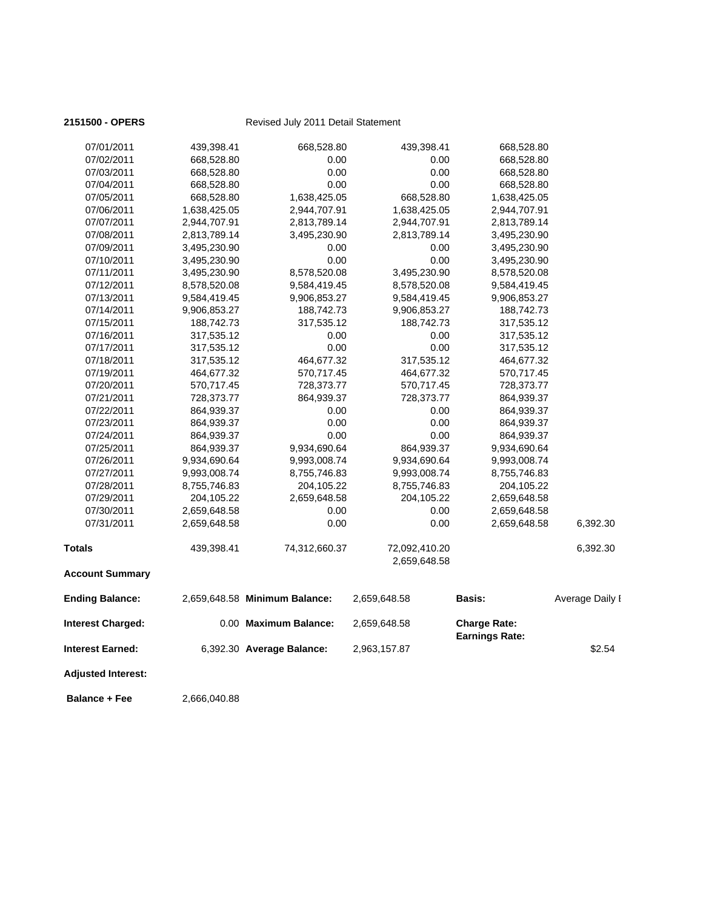**2151500 - OPERS** Revised July 2011 Detail Statement

| | | | | | |
|---|---|---|---|---|---|
| 07/01/2011 | 439,398.41 | 668,528.80 | 439,398.41 | 668,528.80 | |
| 07/02/2011 | 668,528.80 | 0.00 | 0.00 | 668,528.80 | |
| 07/03/2011 | 668,528.80 | 0.00 | 0.00 | 668,528.80 | |
| 07/04/2011 | 668,528.80 | 0.00 | 0.00 | 668,528.80 | |
| 07/05/2011 | 668,528.80 | 1,638,425.05 | 668,528.80 | 1,638,425.05 | |
| 07/06/2011 | 1,638,425.05 | 2,944,707.91 | 1,638,425.05 | 2,944,707.91 | |
| 07/07/2011 | 2,944,707.91 | 2,813,789.14 | 2,944,707.91 | 2,813,789.14 | |
| 07/08/2011 | 2,813,789.14 | 3,495,230.90 | 2,813,789.14 | 3,495,230.90 | |
| 07/09/2011 | 3,495,230.90 | 0.00 | 0.00 | 3,495,230.90 | |
| 07/10/2011 | 3,495,230.90 | 0.00 | 0.00 | 3,495,230.90 | |
| 07/11/2011 | 3,495,230.90 | 8,578,520.08 | 3,495,230.90 | 8,578,520.08 | |
| 07/12/2011 | 8,578,520.08 | 9,584,419.45 | 8,578,520.08 | 9,584,419.45 | |
| 07/13/2011 | 9,584,419.45 | 9,906,853.27 | 9,584,419.45 | 9,906,853.27 | |
| 07/14/2011 | 9,906,853.27 | 188,742.73 | 9,906,853.27 | 188,742.73 | |
| 07/15/2011 | 188,742.73 | 317,535.12 | 188,742.73 | 317,535.12 | |
| 07/16/2011 | 317,535.12 | 0.00 | 0.00 | 317,535.12 | |
| 07/17/2011 | 317,535.12 | 0.00 | 0.00 | 317,535.12 | |
| 07/18/2011 | 317,535.12 | 464,677.32 | 317,535.12 | 464,677.32 | |
| 07/19/2011 | 464,677.32 | 570,717.45 | 464,677.32 | 570,717.45 | |
| 07/20/2011 | 570,717.45 | 728,373.77 | 570,717.45 | 728,373.77 | |
| 07/21/2011 | 728,373.77 | 864,939.37 | 728,373.77 | 864,939.37 | |
| 07/22/2011 | 864,939.37 | 0.00 | 0.00 | 864,939.37 | |
| 07/23/2011 | 864,939.37 | 0.00 | 0.00 | 864,939.37 | |
| 07/24/2011 | 864,939.37 | 0.00 | 0.00 | 864,939.37 | |
| 07/25/2011 | 864,939.37 | 9,934,690.64 | 864,939.37 | 9,934,690.64 | |
| 07/26/2011 | 9,934,690.64 | 9,993,008.74 | 9,934,690.64 | 9,993,008.74 | |
| 07/27/2011 | 9,993,008.74 | 8,755,746.83 | 9,993,008.74 | 8,755,746.83 | |
| 07/28/2011 | 8,755,746.83 | 204,105.22 | 8,755,746.83 | 204,105.22 | |
| 07/29/2011 | 204,105.22 | 2,659,648.58 | 204,105.22 | 2,659,648.58 | |
| 07/30/2011 | 2,659,648.58 | 0.00 | 0.00 | 2,659,648.58 | |
| 07/31/2011 | 2,659,648.58 | 0.00 | 0.00 | 2,659,648.58 | 6,392.30 |
| **Totals** | 439,398.41 | 74,312,660.37 | 72,092,410.20<br>2,659,648.58 | | 6,392.30 |

**Account Summary**

| | | | | | |
|---|---|---|---|---|---|
| **Ending Balance:** | 2,659,648.58 | **Minimum Balance:** | 2,659,648.58 | **Basis:** | Average Daily I |
| **Interest Charged:** | 0.00 | **Maximum Balance:** | 2,659,648.58 | **Charge Rate:**<br>**Earnings Rate:** | |
| **Interest Earned:** | 6,392.30 | **Average Balance:** | 2,963,157.87 | | $2.54 |
| **Adjusted Interest:** | | | | | |
| **Balance + Fee** | 2,666,040.88 | | | | |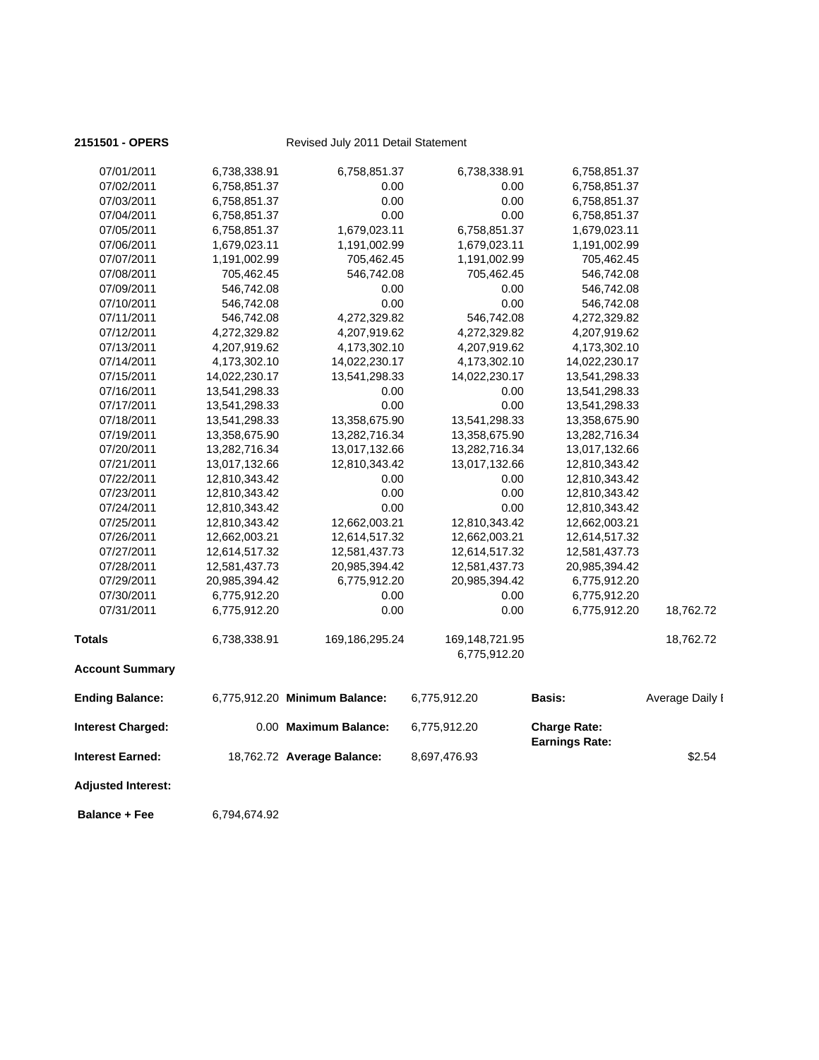**2151501 - OPERS** Revised July 2011 Detail Statement

| | | | | | |
|---|---|---|---|---|---|
| 07/01/2011 | 6,738,338.91 | 6,758,851.37 | 6,738,338.91 | 6,758,851.37 | |
| 07/02/2011 | 6,758,851.37 | 0.00 | 0.00 | 6,758,851.37 | |
| 07/03/2011 | 6,758,851.37 | 0.00 | 0.00 | 6,758,851.37 | |
| 07/04/2011 | 6,758,851.37 | 0.00 | 0.00 | 6,758,851.37 | |
| 07/05/2011 | 6,758,851.37 | 1,679,023.11 | 6,758,851.37 | 1,679,023.11 | |
| 07/06/2011 | 1,679,023.11 | 1,191,002.99 | 1,679,023.11 | 1,191,002.99 | |
| 07/07/2011 | 1,191,002.99 | 705,462.45 | 1,191,002.99 | 705,462.45 | |
| 07/08/2011 | 705,462.45 | 546,742.08 | 705,462.45 | 546,742.08 | |
| 07/09/2011 | 546,742.08 | 0.00 | 0.00 | 546,742.08 | |
| 07/10/2011 | 546,742.08 | 0.00 | 0.00 | 546,742.08 | |
| 07/11/2011 | 546,742.08 | 4,272,329.82 | 546,742.08 | 4,272,329.82 | |
| 07/12/2011 | 4,272,329.82 | 4,207,919.62 | 4,272,329.82 | 4,207,919.62 | |
| 07/13/2011 | 4,207,919.62 | 4,173,302.10 | 4,207,919.62 | 4,173,302.10 | |
| 07/14/2011 | 4,173,302.10 | 14,022,230.17 | 4,173,302.10 | 14,022,230.17 | |
| 07/15/2011 | 14,022,230.17 | 13,541,298.33 | 14,022,230.17 | 13,541,298.33 | |
| 07/16/2011 | 13,541,298.33 | 0.00 | 0.00 | 13,541,298.33 | |
| 07/17/2011 | 13,541,298.33 | 0.00 | 0.00 | 13,541,298.33 | |
| 07/18/2011 | 13,541,298.33 | 13,358,675.90 | 13,541,298.33 | 13,358,675.90 | |
| 07/19/2011 | 13,358,675.90 | 13,282,716.34 | 13,358,675.90 | 13,282,716.34 | |
| 07/20/2011 | 13,282,716.34 | 13,017,132.66 | 13,282,716.34 | 13,017,132.66 | |
| 07/21/2011 | 13,017,132.66 | 12,810,343.42 | 13,017,132.66 | 12,810,343.42 | |
| 07/22/2011 | 12,810,343.42 | 0.00 | 0.00 | 12,810,343.42 | |
| 07/23/2011 | 12,810,343.42 | 0.00 | 0.00 | 12,810,343.42 | |
| 07/24/2011 | 12,810,343.42 | 0.00 | 0.00 | 12,810,343.42 | |
| 07/25/2011 | 12,810,343.42 | 12,662,003.21 | 12,810,343.42 | 12,662,003.21 | |
| 07/26/2011 | 12,662,003.21 | 12,614,517.32 | 12,662,003.21 | 12,614,517.32 | |
| 07/27/2011 | 12,614,517.32 | 12,581,437.73 | 12,614,517.32 | 12,581,437.73 | |
| 07/28/2011 | 12,581,437.73 | 20,985,394.42 | 12,581,437.73 | 20,985,394.42 | |
| 07/29/2011 | 20,985,394.42 | 6,775,912.20 | 20,985,394.42 | 6,775,912.20 | |
| 07/30/2011 | 6,775,912.20 | 0.00 | 0.00 | 6,775,912.20 | |
| 07/31/2011 | 6,775,912.20 | 0.00 | 0.00 | 6,775,912.20 | 18,762.72 |
| **Totals** | 6,738,338.91 | 169,186,295.24 | 169,148,721.95<br>6,775,912.20 | | 18,762.72 |

**Account Summary**

| | | | | | |
|---|---|---|---|---|---|
| **Ending Balance:** | 6,775,912.20 | **Minimum Balance:** | 6,775,912.20 | **Basis:** | Average Daily I |
| **Interest Charged:** | 0.00 | **Maximum Balance:** | 6,775,912.20 | **Charge Rate:**<br>**Earnings Rate:** | |
| **Interest Earned:** | 18,762.72 | **Average Balance:** | 8,697,476.93 | | $2.54 |
| **Adjusted Interest:** | | | | | |
| **Balance + Fee** | 6,794,674.92 | | | | |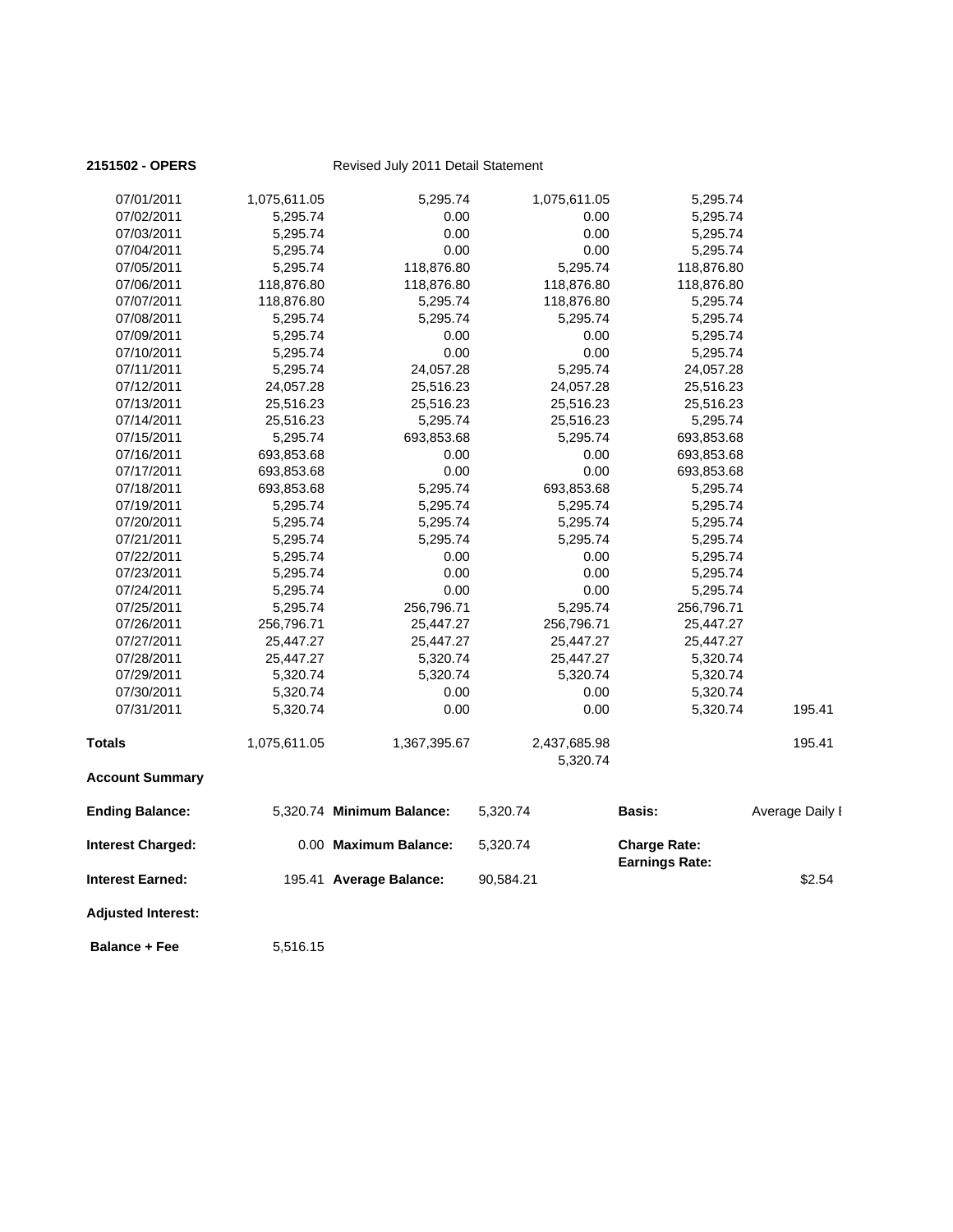**2151502 - OPERS** Revised July 2011 Detail Statement

| | | | | | |
|---|---|---|---|---|---|
| 07/01/2011 | 1,075,611.05 | 5,295.74 | 1,075,611.05 | 5,295.74 | |
| 07/02/2011 | 5,295.74 | 0.00 | 0.00 | 5,295.74 | |
| 07/03/2011 | 5,295.74 | 0.00 | 0.00 | 5,295.74 | |
| 07/04/2011 | 5,295.74 | 0.00 | 0.00 | 5,295.74 | |
| 07/05/2011 | 5,295.74 | 118,876.80 | 5,295.74 | 118,876.80 | |
| 07/06/2011 | 118,876.80 | 118,876.80 | 118,876.80 | 118,876.80 | |
| 07/07/2011 | 118,876.80 | 5,295.74 | 118,876.80 | 5,295.74 | |
| 07/08/2011 | 5,295.74 | 5,295.74 | 5,295.74 | 5,295.74 | |
| 07/09/2011 | 5,295.74 | 0.00 | 0.00 | 5,295.74 | |
| 07/10/2011 | 5,295.74 | 0.00 | 0.00 | 5,295.74 | |
| 07/11/2011 | 5,295.74 | 24,057.28 | 5,295.74 | 24,057.28 | |
| 07/12/2011 | 24,057.28 | 25,516.23 | 24,057.28 | 25,516.23 | |
| 07/13/2011 | 25,516.23 | 25,516.23 | 25,516.23 | 25,516.23 | |
| 07/14/2011 | 25,516.23 | 5,295.74 | 25,516.23 | 5,295.74 | |
| 07/15/2011 | 5,295.74 | 693,853.68 | 5,295.74 | 693,853.68 | |
| 07/16/2011 | 693,853.68 | 0.00 | 0.00 | 693,853.68 | |
| 07/17/2011 | 693,853.68 | 0.00 | 0.00 | 693,853.68 | |
| 07/18/2011 | 693,853.68 | 5,295.74 | 693,853.68 | 5,295.74 | |
| 07/19/2011 | 5,295.74 | 5,295.74 | 5,295.74 | 5,295.74 | |
| 07/20/2011 | 5,295.74 | 5,295.74 | 5,295.74 | 5,295.74 | |
| 07/21/2011 | 5,295.74 | 5,295.74 | 5,295.74 | 5,295.74 | |
| 07/22/2011 | 5,295.74 | 0.00 | 0.00 | 5,295.74 | |
| 07/23/2011 | 5,295.74 | 0.00 | 0.00 | 5,295.74 | |
| 07/24/2011 | 5,295.74 | 0.00 | 0.00 | 5,295.74 | |
| 07/25/2011 | 5,295.74 | 256,796.71 | 5,295.74 | 256,796.71 | |
| 07/26/2011 | 256,796.71 | 25,447.27 | 256,796.71 | 25,447.27 | |
| 07/27/2011 | 25,447.27 | 25,447.27 | 25,447.27 | 25,447.27 | |
| 07/28/2011 | 25,447.27 | 5,320.74 | 25,447.27 | 5,320.74 | |
| 07/29/2011 | 5,320.74 | 5,320.74 | 5,320.74 | 5,320.74 | |
| 07/30/2011 | 5,320.74 | 0.00 | 0.00 | 5,320.74 | |
| 07/31/2011 | 5,320.74 | 0.00 | 0.00 | 5,320.74 | 195.41 |
| **Totals** | 1,075,611.05 | 1,367,395.67 | 2,437,685.98<br>5,320.74 | | 195.41 |

**Account Summary**

| | | | | | |
|---|---|---|---|---|---|
| **Ending Balance:** | 5,320.74 | **Minimum Balance:** | 5,320.74 | **Basis:** | Average Daily I |
| **Interest Charged:** | 0.00 | **Maximum Balance:** | 5,320.74 | **Charge Rate:**<br>**Earnings Rate:** | |
| **Interest Earned:** | 195.41 | **Average Balance:** | 90,584.21 | | $2.54 |
| **Adjusted Interest:** | | | | | |
| **Balance + Fee** | 5,516.15 | | | | |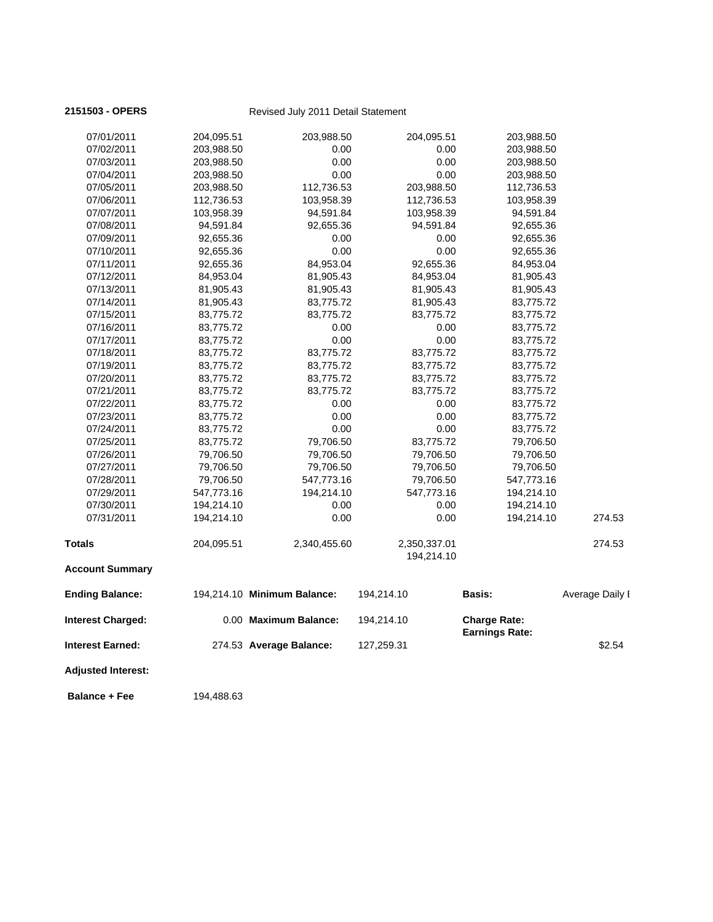**2151503 - OPERS** Revised July 2011 Detail Statement

| | | | | | |
|---|---|---|---|---|---|
| 07/01/2011 | 204,095.51 | 203,988.50 | 204,095.51 | 203,988.50 | |
| 07/02/2011 | 203,988.50 | 0.00 | 0.00 | 203,988.50 | |
| 07/03/2011 | 203,988.50 | 0.00 | 0.00 | 203,988.50 | |
| 07/04/2011 | 203,988.50 | 0.00 | 0.00 | 203,988.50 | |
| 07/05/2011 | 203,988.50 | 112,736.53 | 203,988.50 | 112,736.53 | |
| 07/06/2011 | 112,736.53 | 103,958.39 | 112,736.53 | 103,958.39 | |
| 07/07/2011 | 103,958.39 | 94,591.84 | 103,958.39 | 94,591.84 | |
| 07/08/2011 | 94,591.84 | 92,655.36 | 94,591.84 | 92,655.36 | |
| 07/09/2011 | 92,655.36 | 0.00 | 0.00 | 92,655.36 | |
| 07/10/2011 | 92,655.36 | 0.00 | 0.00 | 92,655.36 | |
| 07/11/2011 | 92,655.36 | 84,953.04 | 92,655.36 | 84,953.04 | |
| 07/12/2011 | 84,953.04 | 81,905.43 | 84,953.04 | 81,905.43 | |
| 07/13/2011 | 81,905.43 | 81,905.43 | 81,905.43 | 81,905.43 | |
| 07/14/2011 | 81,905.43 | 83,775.72 | 81,905.43 | 83,775.72 | |
| 07/15/2011 | 83,775.72 | 83,775.72 | 83,775.72 | 83,775.72 | |
| 07/16/2011 | 83,775.72 | 0.00 | 0.00 | 83,775.72 | |
| 07/17/2011 | 83,775.72 | 0.00 | 0.00 | 83,775.72 | |
| 07/18/2011 | 83,775.72 | 83,775.72 | 83,775.72 | 83,775.72 | |
| 07/19/2011 | 83,775.72 | 83,775.72 | 83,775.72 | 83,775.72 | |
| 07/20/2011 | 83,775.72 | 83,775.72 | 83,775.72 | 83,775.72 | |
| 07/21/2011 | 83,775.72 | 83,775.72 | 83,775.72 | 83,775.72 | |
| 07/22/2011 | 83,775.72 | 0.00 | 0.00 | 83,775.72 | |
| 07/23/2011 | 83,775.72 | 0.00 | 0.00 | 83,775.72 | |
| 07/24/2011 | 83,775.72 | 0.00 | 0.00 | 83,775.72 | |
| 07/25/2011 | 83,775.72 | 79,706.50 | 83,775.72 | 79,706.50 | |
| 07/26/2011 | 79,706.50 | 79,706.50 | 79,706.50 | 79,706.50 | |
| 07/27/2011 | 79,706.50 | 79,706.50 | 79,706.50 | 79,706.50 | |
| 07/28/2011 | 79,706.50 | 547,773.16 | 79,706.50 | 547,773.16 | |
| 07/29/2011 | 547,773.16 | 194,214.10 | 547,773.16 | 194,214.10 | |
| 07/30/2011 | 194,214.10 | 0.00 | 0.00 | 194,214.10 | |
| 07/31/2011 | 194,214.10 | 0.00 | 0.00 | 194,214.10 | 274.53 |
| **Totals** | 204,095.51 | 2,340,455.60 | 2,350,337.01<br>194,214.10 | | 274.53 |

**Account Summary**

| | | | | | |
|---|---|---|---|---|---|
| **Ending Balance:** | 194,214.10 | **Minimum Balance:** | 194,214.10 | **Basis:** | Average Daily I |
| **Interest Charged:** | 0.00 | **Maximum Balance:** | 194,214.10 | **Charge Rate:**<br>**Earnings Rate:** | |
| **Interest Earned:** | 274.53 | **Average Balance:** | 127,259.31 | | $2.54 |
| **Adjusted Interest:** | | | | | |
| **Balance + Fee** | 194,488.63 | | | | |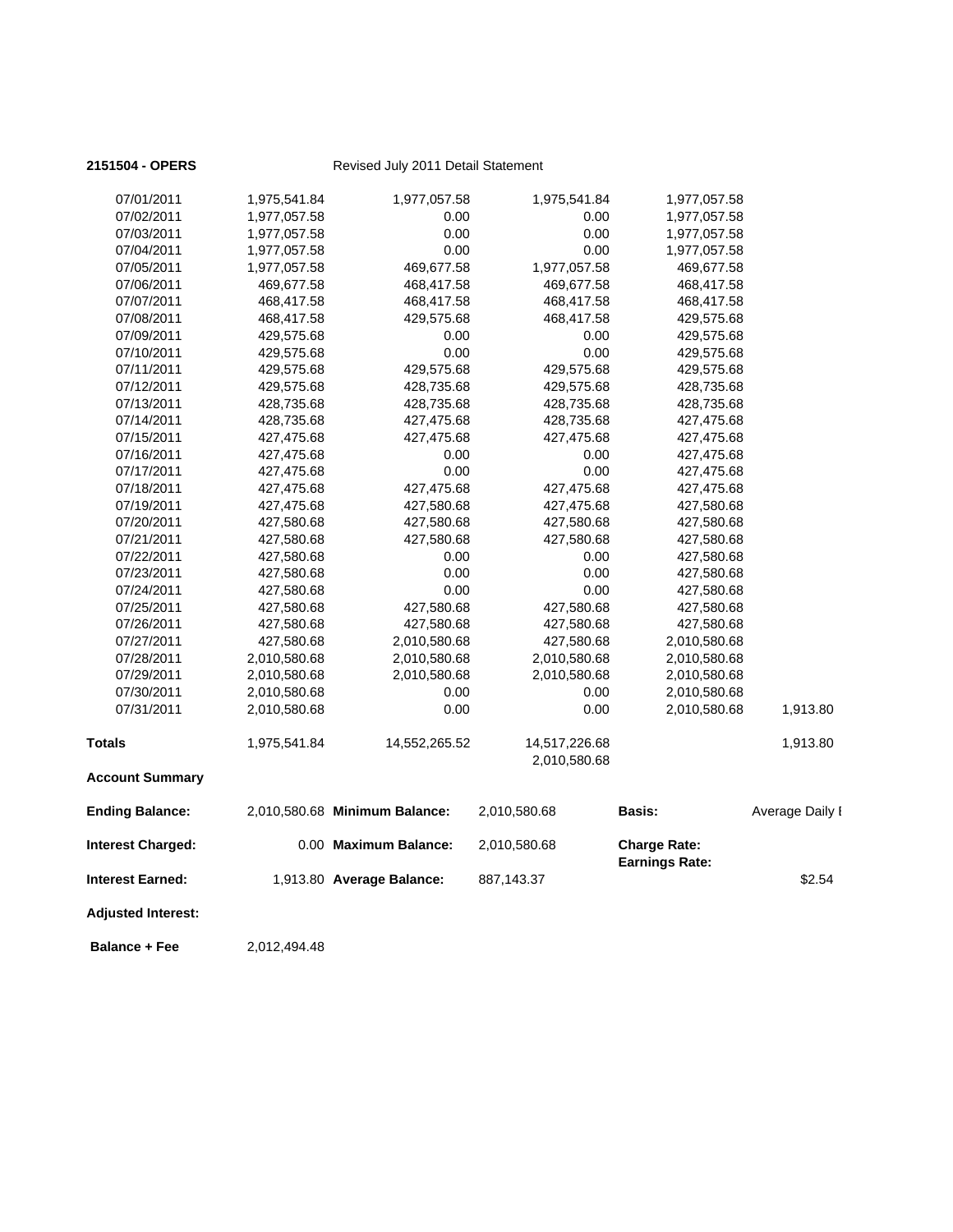**2151504 - OPERS** Revised July 2011 Detail Statement

| | | | | | |
|---|---|---|---|---|---|
| 07/01/2011 | 1,975,541.84 | 1,977,057.58 | 1,975,541.84 | 1,977,057.58 | |
| 07/02/2011 | 1,977,057.58 | 0.00 | 0.00 | 1,977,057.58 | |
| 07/03/2011 | 1,977,057.58 | 0.00 | 0.00 | 1,977,057.58 | |
| 07/04/2011 | 1,977,057.58 | 0.00 | 0.00 | 1,977,057.58 | |
| 07/05/2011 | 1,977,057.58 | 469,677.58 | 1,977,057.58 | 469,677.58 | |
| 07/06/2011 | 469,677.58 | 468,417.58 | 469,677.58 | 468,417.58 | |
| 07/07/2011 | 468,417.58 | 468,417.58 | 468,417.58 | 468,417.58 | |
| 07/08/2011 | 468,417.58 | 429,575.68 | 468,417.58 | 429,575.68 | |
| 07/09/2011 | 429,575.68 | 0.00 | 0.00 | 429,575.68 | |
| 07/10/2011 | 429,575.68 | 0.00 | 0.00 | 429,575.68 | |
| 07/11/2011 | 429,575.68 | 429,575.68 | 429,575.68 | 429,575.68 | |
| 07/12/2011 | 429,575.68 | 428,735.68 | 429,575.68 | 428,735.68 | |
| 07/13/2011 | 428,735.68 | 428,735.68 | 428,735.68 | 428,735.68 | |
| 07/14/2011 | 428,735.68 | 427,475.68 | 428,735.68 | 427,475.68 | |
| 07/15/2011 | 427,475.68 | 427,475.68 | 427,475.68 | 427,475.68 | |
| 07/16/2011 | 427,475.68 | 0.00 | 0.00 | 427,475.68 | |
| 07/17/2011 | 427,475.68 | 0.00 | 0.00 | 427,475.68 | |
| 07/18/2011 | 427,475.68 | 427,475.68 | 427,475.68 | 427,475.68 | |
| 07/19/2011 | 427,475.68 | 427,580.68 | 427,475.68 | 427,580.68 | |
| 07/20/2011 | 427,580.68 | 427,580.68 | 427,580.68 | 427,580.68 | |
| 07/21/2011 | 427,580.68 | 427,580.68 | 427,580.68 | 427,580.68 | |
| 07/22/2011 | 427,580.68 | 0.00 | 0.00 | 427,580.68 | |
| 07/23/2011 | 427,580.68 | 0.00 | 0.00 | 427,580.68 | |
| 07/24/2011 | 427,580.68 | 0.00 | 0.00 | 427,580.68 | |
| 07/25/2011 | 427,580.68 | 427,580.68 | 427,580.68 | 427,580.68 | |
| 07/26/2011 | 427,580.68 | 427,580.68 | 427,580.68 | 427,580.68 | |
| 07/27/2011 | 427,580.68 | 2,010,580.68 | 427,580.68 | 2,010,580.68 | |
| 07/28/2011 | 2,010,580.68 | 2,010,580.68 | 2,010,580.68 | 2,010,580.68 | |
| 07/29/2011 | 2,010,580.68 | 2,010,580.68 | 2,010,580.68 | 2,010,580.68 | |
| 07/30/2011 | 2,010,580.68 | 0.00 | 0.00 | 2,010,580.68 | |
| 07/31/2011 | 2,010,580.68 | 0.00 | 0.00 | 2,010,580.68 | 1,913.80 |
| **Totals** | 1,975,541.84 | 14,552,265.52 | 14,517,226.68<br>2,010,580.68 | | 1,913.80 |

**Account Summary**

| | | | | | |
|---|---|---|---|---|---|
| **Ending Balance:** | 2,010,580.68 | **Minimum Balance:** | 2,010,580.68 | **Basis:** | Average Daily I |
| **Interest Charged:** | 0.00 | **Maximum Balance:** | 2,010,580.68 | **Charge Rate:**<br>**Earnings Rate:** | |
| **Interest Earned:** | 1,913.80 | **Average Balance:** | 887,143.37 | | $2.54 |
| **Adjusted Interest:** | | | | | |
| **Balance + Fee** | 2,012,494.48 | | | | |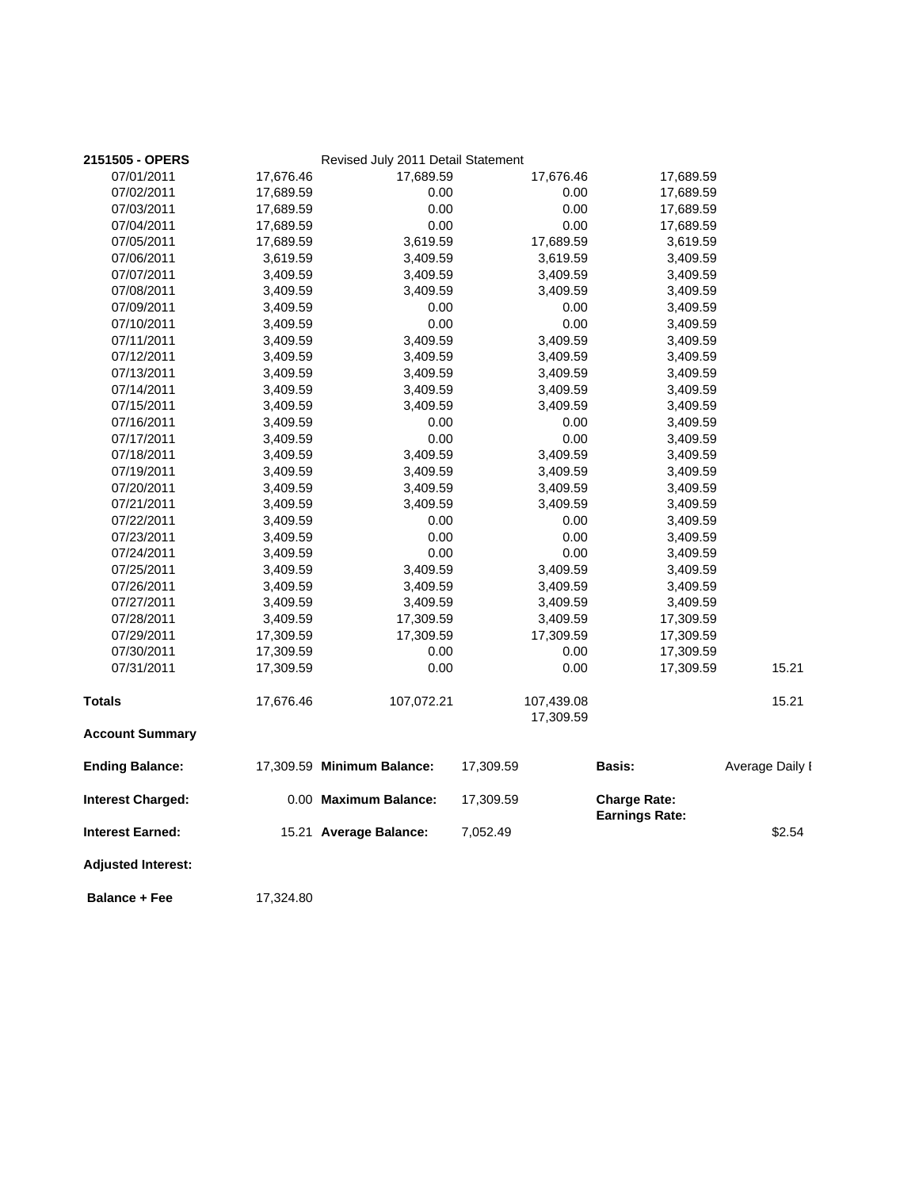**2151505 - OPERS** Revised July 2011 Detail Statement

| Date | | | | | |
|---|---|---|---|---|---|
| 07/01/2011 | 17,676.46 | 17,689.59 | 17,676.46 | 17,689.59 | |
| 07/02/2011 | 17,689.59 | 0.00 | 0.00 | 17,689.59 | |
| 07/03/2011 | 17,689.59 | 0.00 | 0.00 | 17,689.59 | |
| 07/04/2011 | 17,689.59 | 0.00 | 0.00 | 17,689.59 | |
| 07/05/2011 | 17,689.59 | 3,619.59 | 17,689.59 | 3,619.59 | |
| 07/06/2011 | 3,619.59 | 3,409.59 | 3,619.59 | 3,409.59 | |
| 07/07/2011 | 3,409.59 | 3,409.59 | 3,409.59 | 3,409.59 | |
| 07/08/2011 | 3,409.59 | 3,409.59 | 3,409.59 | 3,409.59 | |
| 07/09/2011 | 3,409.59 | 0.00 | 0.00 | 3,409.59 | |
| 07/10/2011 | 3,409.59 | 0.00 | 0.00 | 3,409.59 | |
| 07/11/2011 | 3,409.59 | 3,409.59 | 3,409.59 | 3,409.59 | |
| 07/12/2011 | 3,409.59 | 3,409.59 | 3,409.59 | 3,409.59 | |
| 07/13/2011 | 3,409.59 | 3,409.59 | 3,409.59 | 3,409.59 | |
| 07/14/2011 | 3,409.59 | 3,409.59 | 3,409.59 | 3,409.59 | |
| 07/15/2011 | 3,409.59 | 3,409.59 | 3,409.59 | 3,409.59 | |
| 07/16/2011 | 3,409.59 | 0.00 | 0.00 | 3,409.59 | |
| 07/17/2011 | 3,409.59 | 0.00 | 0.00 | 3,409.59 | |
| 07/18/2011 | 3,409.59 | 3,409.59 | 3,409.59 | 3,409.59 | |
| 07/19/2011 | 3,409.59 | 3,409.59 | 3,409.59 | 3,409.59 | |
| 07/20/2011 | 3,409.59 | 3,409.59 | 3,409.59 | 3,409.59 | |
| 07/21/2011 | 3,409.59 | 3,409.59 | 3,409.59 | 3,409.59 | |
| 07/22/2011 | 3,409.59 | 0.00 | 0.00 | 3,409.59 | |
| 07/23/2011 | 3,409.59 | 0.00 | 0.00 | 3,409.59 | |
| 07/24/2011 | 3,409.59 | 0.00 | 0.00 | 3,409.59 | |
| 07/25/2011 | 3,409.59 | 3,409.59 | 3,409.59 | 3,409.59 | |
| 07/26/2011 | 3,409.59 | 3,409.59 | 3,409.59 | 3,409.59 | |
| 07/27/2011 | 3,409.59 | 3,409.59 | 3,409.59 | 3,409.59 | |
| 07/28/2011 | 3,409.59 | 17,309.59 | 3,409.59 | 17,309.59 | |
| 07/29/2011 | 17,309.59 | 17,309.59 | 17,309.59 | 17,309.59 | |
| 07/30/2011 | 17,309.59 | 0.00 | 0.00 | 17,309.59 | |
| 07/31/2011 | 17,309.59 | 0.00 | 0.00 | 17,309.59 | 15.21 |
| **Totals** | 17,676.46 | 107,072.21 | 107,439.08<br>17,309.59 | | 15.21 |

**Account Summary**

| | | | | | |
|---|---|---|---|---|---|
| **Ending Balance:** | 17,309.59 | **Minimum Balance:** | 17,309.59 | **Basis:** | Average Daily I |
| **Interest Charged:** | 0.00 | **Maximum Balance:** | 17,309.59 | **Charge Rate:**<br>**Earnings Rate:** | |
| **Interest Earned:** | 15.21 | **Average Balance:** | 7,052.49 | | $2.54 |
| **Adjusted Interest:** | | | | | |
| **Balance + Fee** | 17,324.80 | | | | |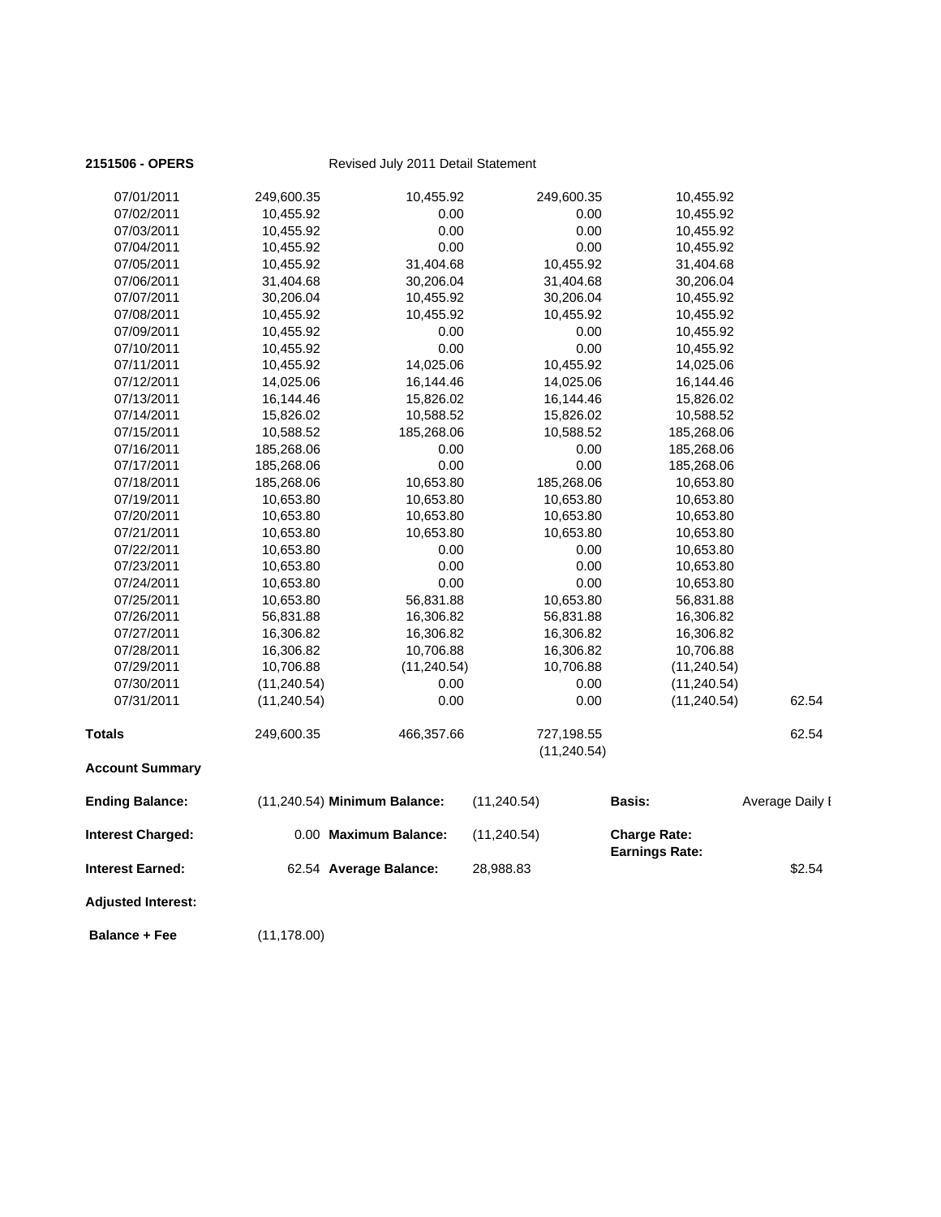**2151506 - OPERS** Revised July 2011 Detail Statement

| | | | | | |
|---|---|---|---|---|---|
| 07/01/2011 | 249,600.35 | 10,455.92 | 249,600.35 | 10,455.92 | |
| 07/02/2011 | 10,455.92 | 0.00 | 0.00 | 10,455.92 | |
| 07/03/2011 | 10,455.92 | 0.00 | 0.00 | 10,455.92 | |
| 07/04/2011 | 10,455.92 | 0.00 | 0.00 | 10,455.92 | |
| 07/05/2011 | 10,455.92 | 31,404.68 | 10,455.92 | 31,404.68 | |
| 07/06/2011 | 31,404.68 | 30,206.04 | 31,404.68 | 30,206.04 | |
| 07/07/2011 | 30,206.04 | 10,455.92 | 30,206.04 | 10,455.92 | |
| 07/08/2011 | 10,455.92 | 10,455.92 | 10,455.92 | 10,455.92 | |
| 07/09/2011 | 10,455.92 | 0.00 | 0.00 | 10,455.92 | |
| 07/10/2011 | 10,455.92 | 0.00 | 0.00 | 10,455.92 | |
| 07/11/2011 | 10,455.92 | 14,025.06 | 10,455.92 | 14,025.06 | |
| 07/12/2011 | 14,025.06 | 16,144.46 | 14,025.06 | 16,144.46 | |
| 07/13/2011 | 16,144.46 | 15,826.02 | 16,144.46 | 15,826.02 | |
| 07/14/2011 | 15,826.02 | 10,588.52 | 15,826.02 | 10,588.52 | |
| 07/15/2011 | 10,588.52 | 185,268.06 | 10,588.52 | 185,268.06 | |
| 07/16/2011 | 185,268.06 | 0.00 | 0.00 | 185,268.06 | |
| 07/17/2011 | 185,268.06 | 0.00 | 0.00 | 185,268.06 | |
| 07/18/2011 | 185,268.06 | 10,653.80 | 185,268.06 | 10,653.80 | |
| 07/19/2011 | 10,653.80 | 10,653.80 | 10,653.80 | 10,653.80 | |
| 07/20/2011 | 10,653.80 | 10,653.80 | 10,653.80 | 10,653.80 | |
| 07/21/2011 | 10,653.80 | 10,653.80 | 10,653.80 | 10,653.80 | |
| 07/22/2011 | 10,653.80 | 0.00 | 0.00 | 10,653.80 | |
| 07/23/2011 | 10,653.80 | 0.00 | 0.00 | 10,653.80 | |
| 07/24/2011 | 10,653.80 | 0.00 | 0.00 | 10,653.80 | |
| 07/25/2011 | 10,653.80 | 56,831.88 | 10,653.80 | 56,831.88 | |
| 07/26/2011 | 56,831.88 | 16,306.82 | 56,831.88 | 16,306.82 | |
| 07/27/2011 | 16,306.82 | 16,306.82 | 16,306.82 | 16,306.82 | |
| 07/28/2011 | 16,306.82 | 10,706.88 | 16,306.82 | 10,706.88 | |
| 07/29/2011 | 10,706.88 | (11,240.54) | 10,706.88 | (11,240.54) | |
| 07/30/2011 | (11,240.54) | 0.00 | 0.00 | (11,240.54) | |
| 07/31/2011 | (11,240.54) | 0.00 | 0.00 | (11,240.54) | 62.54 |
| **Totals** | 249,600.35 | 466,357.66 | 727,198.55<br>(11,240.54) | | 62.54 |

**Account Summary**

| | | | | | |
|---|---|---|---|---|---|
| **Ending Balance:** | (11,240.54) | **Minimum Balance:** | (11,240.54) | **Basis:** | Average Daily I |
| **Interest Charged:** | 0.00 | **Maximum Balance:** | (11,240.54) | **Charge Rate:**<br>**Earnings Rate:** | |
| **Interest Earned:** | 62.54 | **Average Balance:** | 28,988.83 | | $2.54 |
| **Adjusted Interest:** | | | | | |
| **Balance + Fee** | (11,178.00) | | | | |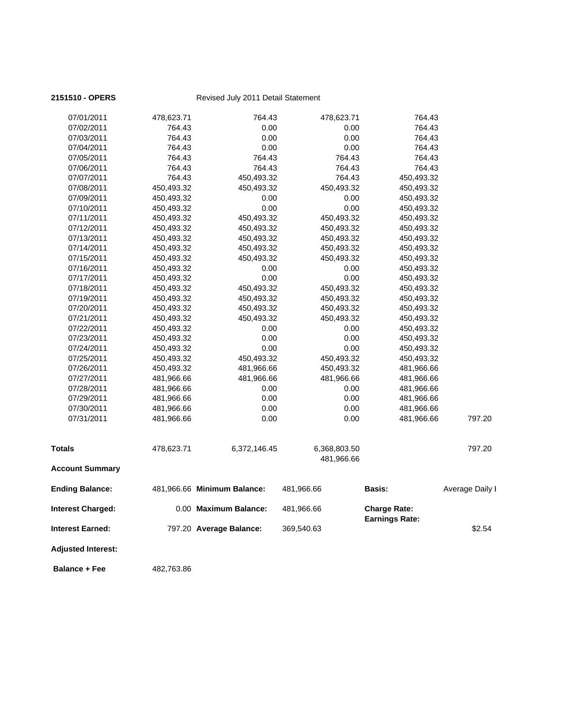**2151510 - OPERS** Revised July 2011 Detail Statement

| | | | | | |
|---|---|---|---|---|---|
| 07/01/2011 | 478,623.71 | 764.43 | 478,623.71 | 764.43 | |
| 07/02/2011 | 764.43 | 0.00 | 0.00 | 764.43 | |
| 07/03/2011 | 764.43 | 0.00 | 0.00 | 764.43 | |
| 07/04/2011 | 764.43 | 0.00 | 0.00 | 764.43 | |
| 07/05/2011 | 764.43 | 764.43 | 764.43 | 764.43 | |
| 07/06/2011 | 764.43 | 764.43 | 764.43 | 764.43 | |
| 07/07/2011 | 764.43 | 450,493.32 | 764.43 | 450,493.32 | |
| 07/08/2011 | 450,493.32 | 450,493.32 | 450,493.32 | 450,493.32 | |
| 07/09/2011 | 450,493.32 | 0.00 | 0.00 | 450,493.32 | |
| 07/10/2011 | 450,493.32 | 0.00 | 0.00 | 450,493.32 | |
| 07/11/2011 | 450,493.32 | 450,493.32 | 450,493.32 | 450,493.32 | |
| 07/12/2011 | 450,493.32 | 450,493.32 | 450,493.32 | 450,493.32 | |
| 07/13/2011 | 450,493.32 | 450,493.32 | 450,493.32 | 450,493.32 | |
| 07/14/2011 | 450,493.32 | 450,493.32 | 450,493.32 | 450,493.32 | |
| 07/15/2011 | 450,493.32 | 450,493.32 | 450,493.32 | 450,493.32 | |
| 07/16/2011 | 450,493.32 | 0.00 | 0.00 | 450,493.32 | |
| 07/17/2011 | 450,493.32 | 0.00 | 0.00 | 450,493.32 | |
| 07/18/2011 | 450,493.32 | 450,493.32 | 450,493.32 | 450,493.32 | |
| 07/19/2011 | 450,493.32 | 450,493.32 | 450,493.32 | 450,493.32 | |
| 07/20/2011 | 450,493.32 | 450,493.32 | 450,493.32 | 450,493.32 | |
| 07/21/2011 | 450,493.32 | 450,493.32 | 450,493.32 | 450,493.32 | |
| 07/22/2011 | 450,493.32 | 0.00 | 0.00 | 450,493.32 | |
| 07/23/2011 | 450,493.32 | 0.00 | 0.00 | 450,493.32 | |
| 07/24/2011 | 450,493.32 | 0.00 | 0.00 | 450,493.32 | |
| 07/25/2011 | 450,493.32 | 450,493.32 | 450,493.32 | 450,493.32 | |
| 07/26/2011 | 450,493.32 | 481,966.66 | 450,493.32 | 481,966.66 | |
| 07/27/2011 | 481,966.66 | 481,966.66 | 481,966.66 | 481,966.66 | |
| 07/28/2011 | 481,966.66 | 0.00 | 0.00 | 481,966.66 | |
| 07/29/2011 | 481,966.66 | 0.00 | 0.00 | 481,966.66 | |
| 07/30/2011 | 481,966.66 | 0.00 | 0.00 | 481,966.66 | |
| 07/31/2011 | 481,966.66 | 0.00 | 0.00 | 481,966.66 | 797.20 |
| **Totals** | 478,623.71 | 6,372,146.45 | 6,368,803.50<br>481,966.66 | | 797.20 |

**Account Summary**

| | | | | | |
|---|---|---|---|---|---|
| **Ending Balance:** | 481,966.66 | **Minimum Balance:** | 481,966.66 | **Basis:** | Average Daily I |
| **Interest Charged:** | 0.00 | **Maximum Balance:** | 481,966.66 | **Charge Rate:**<br>**Earnings Rate:** | |
| **Interest Earned:** | 797.20 | **Average Balance:** | 369,540.63 | | $2.54 |
| **Adjusted Interest:** | | | | | |
| **Balance + Fee** | 482,763.86 | | | | |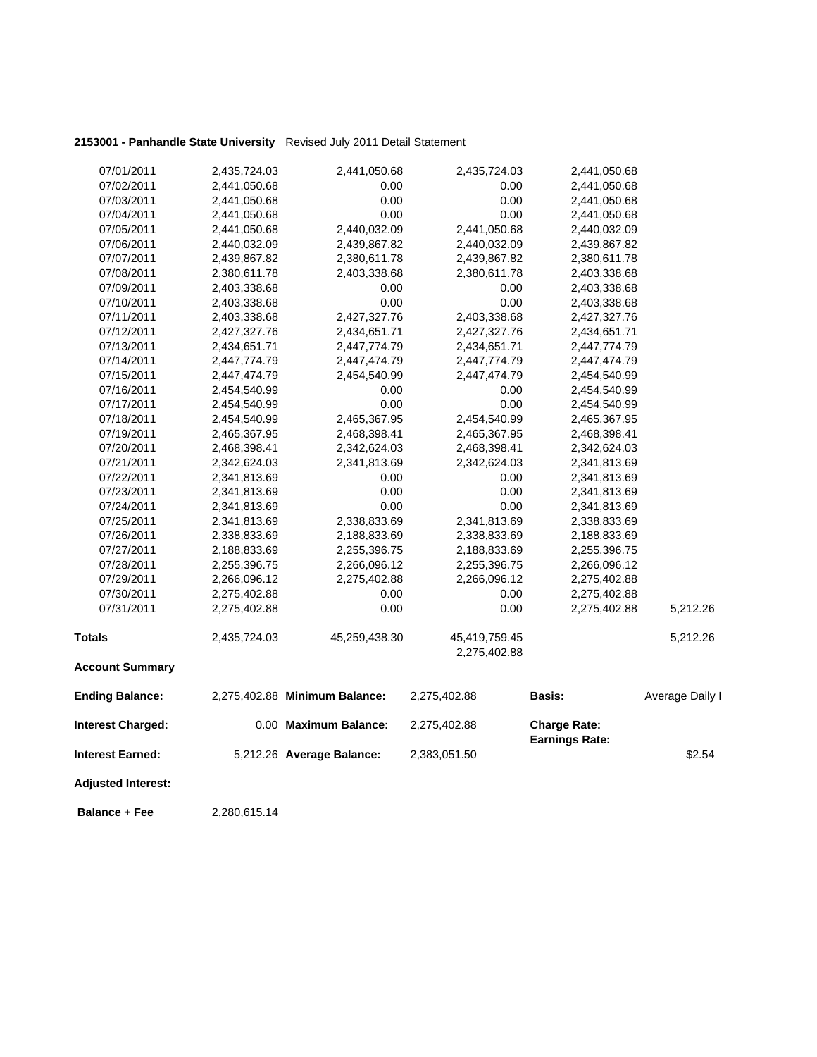**2153001 - Panhandle State University** Revised July 2011 Detail Statement

| | | | | | |
|---|---|---|---|---|---|
| 07/01/2011 | 2,435,724.03 | 2,441,050.68 | 2,435,724.03 | 2,441,050.68 | |
| 07/02/2011 | 2,441,050.68 | 0.00 | 0.00 | 2,441,050.68 | |
| 07/03/2011 | 2,441,050.68 | 0.00 | 0.00 | 2,441,050.68 | |
| 07/04/2011 | 2,441,050.68 | 0.00 | 0.00 | 2,441,050.68 | |
| 07/05/2011 | 2,441,050.68 | 2,440,032.09 | 2,441,050.68 | 2,440,032.09 | |
| 07/06/2011 | 2,440,032.09 | 2,439,867.82 | 2,440,032.09 | 2,439,867.82 | |
| 07/07/2011 | 2,439,867.82 | 2,380,611.78 | 2,439,867.82 | 2,380,611.78 | |
| 07/08/2011 | 2,380,611.78 | 2,403,338.68 | 2,380,611.78 | 2,403,338.68 | |
| 07/09/2011 | 2,403,338.68 | 0.00 | 0.00 | 2,403,338.68 | |
| 07/10/2011 | 2,403,338.68 | 0.00 | 0.00 | 2,403,338.68 | |
| 07/11/2011 | 2,403,338.68 | 2,427,327.76 | 2,403,338.68 | 2,427,327.76 | |
| 07/12/2011 | 2,427,327.76 | 2,434,651.71 | 2,427,327.76 | 2,434,651.71 | |
| 07/13/2011 | 2,434,651.71 | 2,447,774.79 | 2,434,651.71 | 2,447,774.79 | |
| 07/14/2011 | 2,447,774.79 | 2,447,474.79 | 2,447,774.79 | 2,447,474.79 | |
| 07/15/2011 | 2,447,474.79 | 2,454,540.99 | 2,447,474.79 | 2,454,540.99 | |
| 07/16/2011 | 2,454,540.99 | 0.00 | 0.00 | 2,454,540.99 | |
| 07/17/2011 | 2,454,540.99 | 0.00 | 0.00 | 2,454,540.99 | |
| 07/18/2011 | 2,454,540.99 | 2,465,367.95 | 2,454,540.99 | 2,465,367.95 | |
| 07/19/2011 | 2,465,367.95 | 2,468,398.41 | 2,465,367.95 | 2,468,398.41 | |
| 07/20/2011 | 2,468,398.41 | 2,342,624.03 | 2,468,398.41 | 2,342,624.03 | |
| 07/21/2011 | 2,342,624.03 | 2,341,813.69 | 2,342,624.03 | 2,341,813.69 | |
| 07/22/2011 | 2,341,813.69 | 0.00 | 0.00 | 2,341,813.69 | |
| 07/23/2011 | 2,341,813.69 | 0.00 | 0.00 | 2,341,813.69 | |
| 07/24/2011 | 2,341,813.69 | 0.00 | 0.00 | 2,341,813.69 | |
| 07/25/2011 | 2,341,813.69 | 2,338,833.69 | 2,341,813.69 | 2,338,833.69 | |
| 07/26/2011 | 2,338,833.69 | 2,188,833.69 | 2,338,833.69 | 2,188,833.69 | |
| 07/27/2011 | 2,188,833.69 | 2,255,396.75 | 2,188,833.69 | 2,255,396.75 | |
| 07/28/2011 | 2,255,396.75 | 2,266,096.12 | 2,255,396.75 | 2,266,096.12 | |
| 07/29/2011 | 2,266,096.12 | 2,275,402.88 | 2,266,096.12 | 2,275,402.88 | |
| 07/30/2011 | 2,275,402.88 | 0.00 | 0.00 | 2,275,402.88 | |
| 07/31/2011 | 2,275,402.88 | 0.00 | 0.00 | 2,275,402.88 | 5,212.26 |
| **Totals** | 2,435,724.03 | 45,259,438.30 | 45,419,759.45<br>2,275,402.88 | | 5,212.26 |

**Account Summary**

| | | | | | |
|---|---|---|---|---|---|
| **Ending Balance:** | 2,275,402.88 | **Minimum Balance:** | 2,275,402.88 | **Basis:** | Average Daily I |
| **Interest Charged:** | 0.00 | **Maximum Balance:** | 2,275,402.88 | **Charge Rate:**<br>**Earnings Rate:** | |
| **Interest Earned:** | 5,212.26 | **Average Balance:** | 2,383,051.50 | | $2.54 |
| **Adjusted Interest:** | | | | | |
| **Balance + Fee** | 2,280,615.14 | | | | |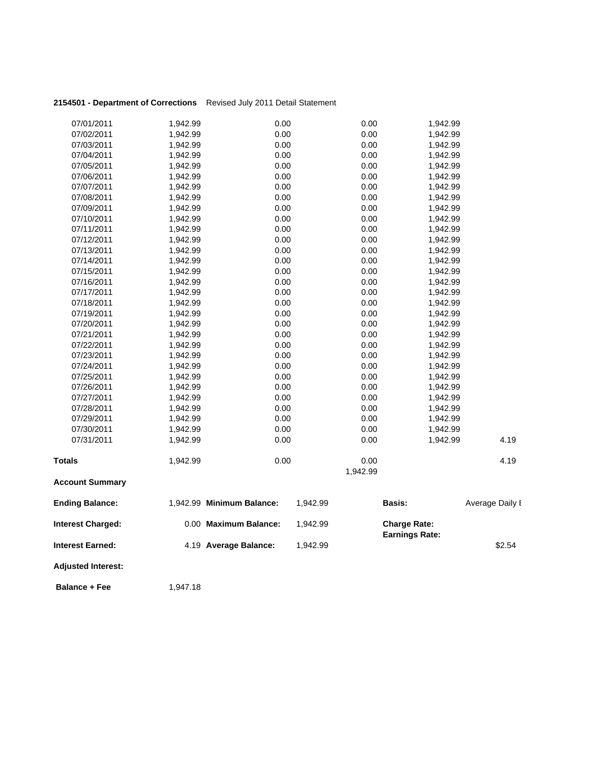**2154501 - Department of Corrections** Revised July 2011 Detail Statement

| | | | | | |
|---|---|---|---|---|---|
| 07/01/2011 | 1,942.99 | 0.00 | 0.00 | 1,942.99 | |
| 07/02/2011 | 1,942.99 | 0.00 | 0.00 | 1,942.99 | |
| 07/03/2011 | 1,942.99 | 0.00 | 0.00 | 1,942.99 | |
| 07/04/2011 | 1,942.99 | 0.00 | 0.00 | 1,942.99 | |
| 07/05/2011 | 1,942.99 | 0.00 | 0.00 | 1,942.99 | |
| 07/06/2011 | 1,942.99 | 0.00 | 0.00 | 1,942.99 | |
| 07/07/2011 | 1,942.99 | 0.00 | 0.00 | 1,942.99 | |
| 07/08/2011 | 1,942.99 | 0.00 | 0.00 | 1,942.99 | |
| 07/09/2011 | 1,942.99 | 0.00 | 0.00 | 1,942.99 | |
| 07/10/2011 | 1,942.99 | 0.00 | 0.00 | 1,942.99 | |
| 07/11/2011 | 1,942.99 | 0.00 | 0.00 | 1,942.99 | |
| 07/12/2011 | 1,942.99 | 0.00 | 0.00 | 1,942.99 | |
| 07/13/2011 | 1,942.99 | 0.00 | 0.00 | 1,942.99 | |
| 07/14/2011 | 1,942.99 | 0.00 | 0.00 | 1,942.99 | |
| 07/15/2011 | 1,942.99 | 0.00 | 0.00 | 1,942.99 | |
| 07/16/2011 | 1,942.99 | 0.00 | 0.00 | 1,942.99 | |
| 07/17/2011 | 1,942.99 | 0.00 | 0.00 | 1,942.99 | |
| 07/18/2011 | 1,942.99 | 0.00 | 0.00 | 1,942.99 | |
| 07/19/2011 | 1,942.99 | 0.00 | 0.00 | 1,942.99 | |
| 07/20/2011 | 1,942.99 | 0.00 | 0.00 | 1,942.99 | |
| 07/21/2011 | 1,942.99 | 0.00 | 0.00 | 1,942.99 | |
| 07/22/2011 | 1,942.99 | 0.00 | 0.00 | 1,942.99 | |
| 07/23/2011 | 1,942.99 | 0.00 | 0.00 | 1,942.99 | |
| 07/24/2011 | 1,942.99 | 0.00 | 0.00 | 1,942.99 | |
| 07/25/2011 | 1,942.99 | 0.00 | 0.00 | 1,942.99 | |
| 07/26/2011 | 1,942.99 | 0.00 | 0.00 | 1,942.99 | |
| 07/27/2011 | 1,942.99 | 0.00 | 0.00 | 1,942.99 | |
| 07/28/2011 | 1,942.99 | 0.00 | 0.00 | 1,942.99 | |
| 07/29/2011 | 1,942.99 | 0.00 | 0.00 | 1,942.99 | |
| 07/30/2011 | 1,942.99 | 0.00 | 0.00 | 1,942.99 | |
| 07/31/2011 | 1,942.99 | 0.00 | 0.00 | 1,942.99 | 4.19 |
| **Totals** | 1,942.99 | 0.00 | 0.00<br>1,942.99 | | 4.19 |

**Account Summary**

| | | | | | |
|---|---|---|---|---|---|
| **Ending Balance:** | 1,942.99 | **Minimum Balance:** | 1,942.99 | **Basis:** | Average Daily I |
| **Interest Charged:** | 0.00 | **Maximum Balance:** | 1,942.99 | **Charge Rate:**<br>**Earnings Rate:** | |
| **Interest Earned:** | 4.19 | **Average Balance:** | 1,942.99 | | $2.54 |
| **Adjusted Interest:** | | | | | |
| **Balance + Fee** | 1,947.18 | | | | |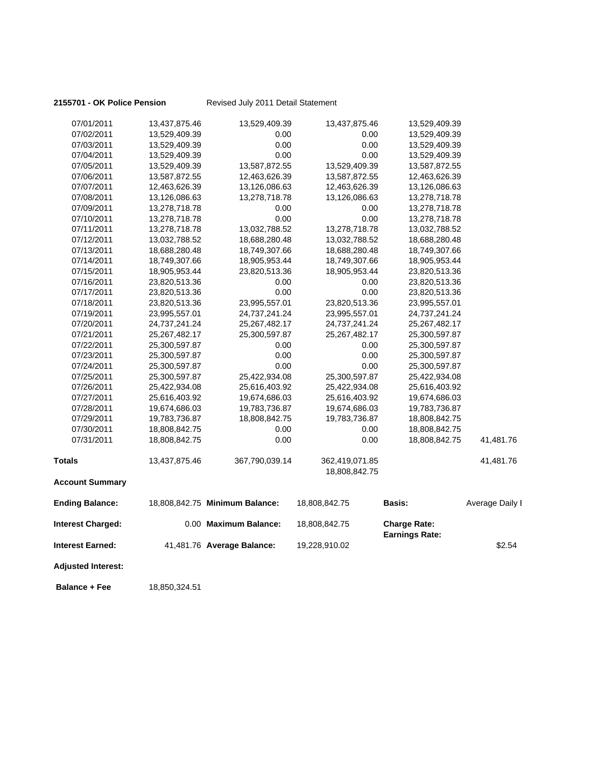**2155701 - OK Police Pension** Revised July 2011 Detail Statement

| | | | | | |
|---|---|---|---|---|---|
| 07/01/2011 | 13,437,875.46 | 13,529,409.39 | 13,437,875.46 | 13,529,409.39 | |
| 07/02/2011 | 13,529,409.39 | 0.00 | 0.00 | 13,529,409.39 | |
| 07/03/2011 | 13,529,409.39 | 0.00 | 0.00 | 13,529,409.39 | |
| 07/04/2011 | 13,529,409.39 | 0.00 | 0.00 | 13,529,409.39 | |
| 07/05/2011 | 13,529,409.39 | 13,587,872.55 | 13,529,409.39 | 13,587,872.55 | |
| 07/06/2011 | 13,587,872.55 | 12,463,626.39 | 13,587,872.55 | 12,463,626.39 | |
| 07/07/2011 | 12,463,626.39 | 13,126,086.63 | 12,463,626.39 | 13,126,086.63 | |
| 07/08/2011 | 13,126,086.63 | 13,278,718.78 | 13,126,086.63 | 13,278,718.78 | |
| 07/09/2011 | 13,278,718.78 | 0.00 | 0.00 | 13,278,718.78 | |
| 07/10/2011 | 13,278,718.78 | 0.00 | 0.00 | 13,278,718.78 | |
| 07/11/2011 | 13,278,718.78 | 13,032,788.52 | 13,278,718.78 | 13,032,788.52 | |
| 07/12/2011 | 13,032,788.52 | 18,688,280.48 | 13,032,788.52 | 18,688,280.48 | |
| 07/13/2011 | 18,688,280.48 | 18,749,307.66 | 18,688,280.48 | 18,749,307.66 | |
| 07/14/2011 | 18,749,307.66 | 18,905,953.44 | 18,749,307.66 | 18,905,953.44 | |
| 07/15/2011 | 18,905,953.44 | 23,820,513.36 | 18,905,953.44 | 23,820,513.36 | |
| 07/16/2011 | 23,820,513.36 | 0.00 | 0.00 | 23,820,513.36 | |
| 07/17/2011 | 23,820,513.36 | 0.00 | 0.00 | 23,820,513.36 | |
| 07/18/2011 | 23,820,513.36 | 23,995,557.01 | 23,820,513.36 | 23,995,557.01 | |
| 07/19/2011 | 23,995,557.01 | 24,737,241.24 | 23,995,557.01 | 24,737,241.24 | |
| 07/20/2011 | 24,737,241.24 | 25,267,482.17 | 24,737,241.24 | 25,267,482.17 | |
| 07/21/2011 | 25,267,482.17 | 25,300,597.87 | 25,267,482.17 | 25,300,597.87 | |
| 07/22/2011 | 25,300,597.87 | 0.00 | 0.00 | 25,300,597.87 | |
| 07/23/2011 | 25,300,597.87 | 0.00 | 0.00 | 25,300,597.87 | |
| 07/24/2011 | 25,300,597.87 | 0.00 | 0.00 | 25,300,597.87 | |
| 07/25/2011 | 25,300,597.87 | 25,422,934.08 | 25,300,597.87 | 25,422,934.08 | |
| 07/26/2011 | 25,422,934.08 | 25,616,403.92 | 25,422,934.08 | 25,616,403.92 | |
| 07/27/2011 | 25,616,403.92 | 19,674,686.03 | 25,616,403.92 | 19,674,686.03 | |
| 07/28/2011 | 19,674,686.03 | 19,783,736.87 | 19,674,686.03 | 19,783,736.87 | |
| 07/29/2011 | 19,783,736.87 | 18,808,842.75 | 19,783,736.87 | 18,808,842.75 | |
| 07/30/2011 | 18,808,842.75 | 0.00 | 0.00 | 18,808,842.75 | |
| 07/31/2011 | 18,808,842.75 | 0.00 | 0.00 | 18,808,842.75 | 41,481.76 |
| **Totals** | 13,437,875.46 | 367,790,039.14 | 362,419,071.85<br>18,808,842.75 | | 41,481.76 |

**Account Summary**

| | | | | | |
|---|---|---|---|---|---|
| **Ending Balance:** | 18,808,842.75 | **Minimum Balance:** | 18,808,842.75 | **Basis:** | Average Daily I |
| **Interest Charged:** | 0.00 | **Maximum Balance:** | 18,808,842.75 | **Charge Rate:**<br>**Earnings Rate:** | |
| **Interest Earned:** | 41,481.76 | **Average Balance:** | 19,228,910.02 | | $2.54 |
| **Adjusted Interest:** | | | | | |
| **Balance + Fee** | 18,850,324.51 | | | | |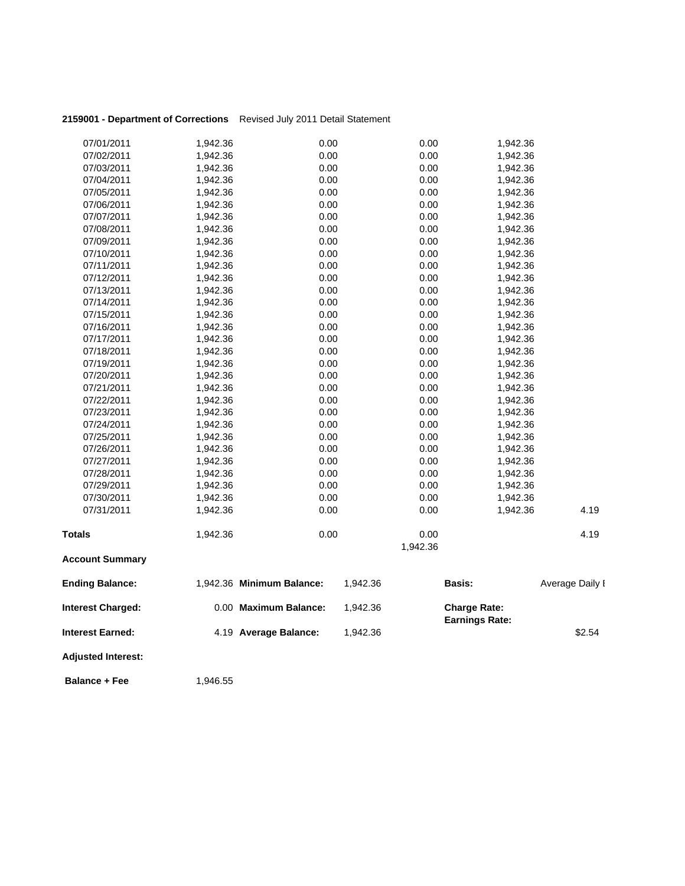**2159001 - Department of Corrections** Revised July 2011 Detail Statement

| | | | | | |
|---|---|---|---|---|---|
| 07/01/2011 | 1,942.36 | 0.00 | 0.00 | 1,942.36 | |
| 07/02/2011 | 1,942.36 | 0.00 | 0.00 | 1,942.36 | |
| 07/03/2011 | 1,942.36 | 0.00 | 0.00 | 1,942.36 | |
| 07/04/2011 | 1,942.36 | 0.00 | 0.00 | 1,942.36 | |
| 07/05/2011 | 1,942.36 | 0.00 | 0.00 | 1,942.36 | |
| 07/06/2011 | 1,942.36 | 0.00 | 0.00 | 1,942.36 | |
| 07/07/2011 | 1,942.36 | 0.00 | 0.00 | 1,942.36 | |
| 07/08/2011 | 1,942.36 | 0.00 | 0.00 | 1,942.36 | |
| 07/09/2011 | 1,942.36 | 0.00 | 0.00 | 1,942.36 | |
| 07/10/2011 | 1,942.36 | 0.00 | 0.00 | 1,942.36 | |
| 07/11/2011 | 1,942.36 | 0.00 | 0.00 | 1,942.36 | |
| 07/12/2011 | 1,942.36 | 0.00 | 0.00 | 1,942.36 | |
| 07/13/2011 | 1,942.36 | 0.00 | 0.00 | 1,942.36 | |
| 07/14/2011 | 1,942.36 | 0.00 | 0.00 | 1,942.36 | |
| 07/15/2011 | 1,942.36 | 0.00 | 0.00 | 1,942.36 | |
| 07/16/2011 | 1,942.36 | 0.00 | 0.00 | 1,942.36 | |
| 07/17/2011 | 1,942.36 | 0.00 | 0.00 | 1,942.36 | |
| 07/18/2011 | 1,942.36 | 0.00 | 0.00 | 1,942.36 | |
| 07/19/2011 | 1,942.36 | 0.00 | 0.00 | 1,942.36 | |
| 07/20/2011 | 1,942.36 | 0.00 | 0.00 | 1,942.36 | |
| 07/21/2011 | 1,942.36 | 0.00 | 0.00 | 1,942.36 | |
| 07/22/2011 | 1,942.36 | 0.00 | 0.00 | 1,942.36 | |
| 07/23/2011 | 1,942.36 | 0.00 | 0.00 | 1,942.36 | |
| 07/24/2011 | 1,942.36 | 0.00 | 0.00 | 1,942.36 | |
| 07/25/2011 | 1,942.36 | 0.00 | 0.00 | 1,942.36 | |
| 07/26/2011 | 1,942.36 | 0.00 | 0.00 | 1,942.36 | |
| 07/27/2011 | 1,942.36 | 0.00 | 0.00 | 1,942.36 | |
| 07/28/2011 | 1,942.36 | 0.00 | 0.00 | 1,942.36 | |
| 07/29/2011 | 1,942.36 | 0.00 | 0.00 | 1,942.36 | |
| 07/30/2011 | 1,942.36 | 0.00 | 0.00 | 1,942.36 | |
| 07/31/2011 | 1,942.36 | 0.00 | 0.00 | 1,942.36 | 4.19 |
| **Totals** | 1,942.36 | 0.00 | 0.00<br>1,942.36 | | 4.19 |

**Account Summary**

| | | | | | |
|---|---|---|---|---|---|
| **Ending Balance:** | 1,942.36 | **Minimum Balance:** | 1,942.36 | **Basis:** | Average Daily I |
| **Interest Charged:** | 0.00 | **Maximum Balance:** | 1,942.36 | **Charge Rate:**<br>**Earnings Rate:** | |
| **Interest Earned:** | 4.19 | **Average Balance:** | 1,942.36 | | $2.54 |
| **Adjusted Interest:** | | | | | |
| **Balance + Fee** | 1,946.55 | | | | |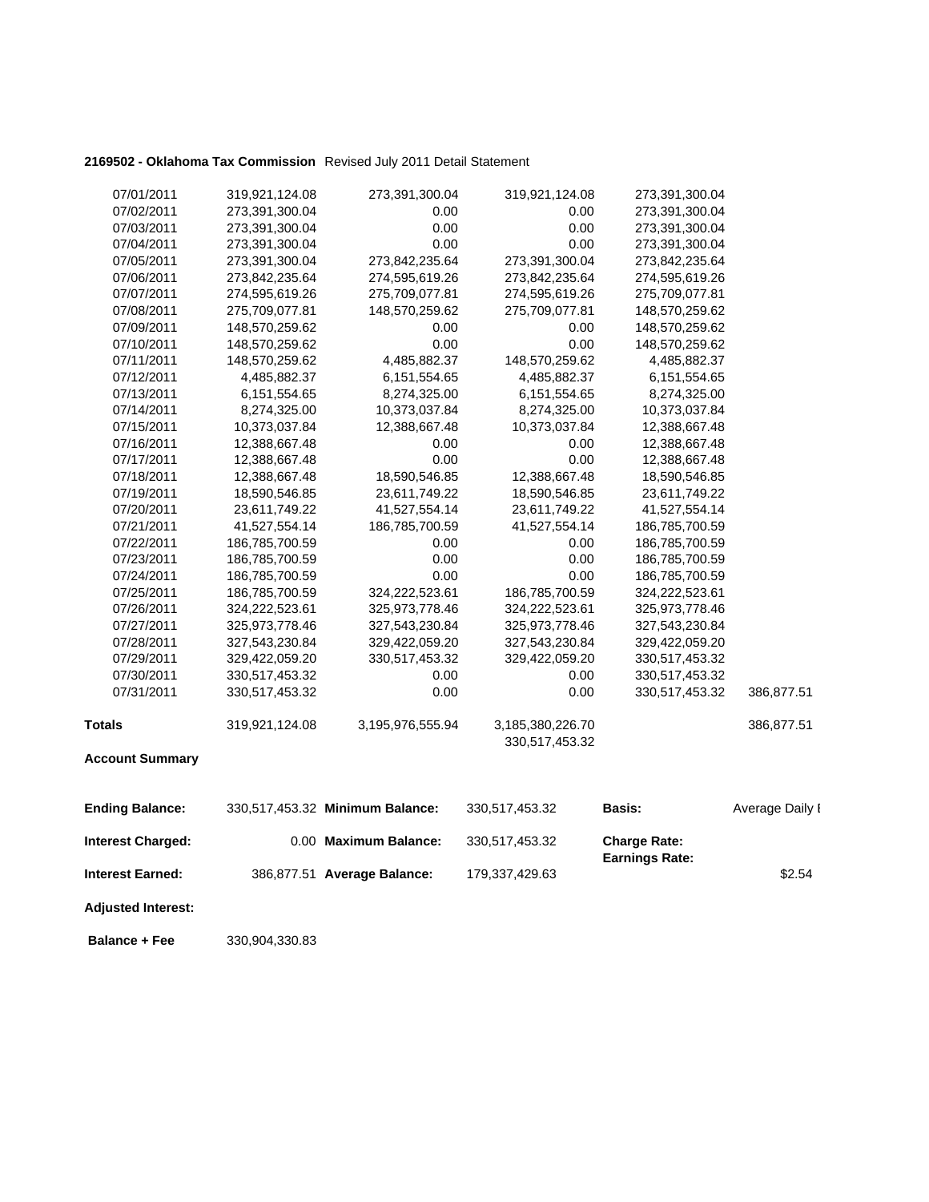**2169502 - Oklahoma Tax Commission** Revised July 2011 Detail Statement

| | | | | | |
|---|---|---|---|---|---|
| 07/01/2011 | 319,921,124.08 | 273,391,300.04 | 319,921,124.08 | 273,391,300.04 | |
| 07/02/2011 | 273,391,300.04 | 0.00 | 0.00 | 273,391,300.04 | |
| 07/03/2011 | 273,391,300.04 | 0.00 | 0.00 | 273,391,300.04 | |
| 07/04/2011 | 273,391,300.04 | 0.00 | 0.00 | 273,391,300.04 | |
| 07/05/2011 | 273,391,300.04 | 273,842,235.64 | 273,391,300.04 | 273,842,235.64 | |
| 07/06/2011 | 273,842,235.64 | 274,595,619.26 | 273,842,235.64 | 274,595,619.26 | |
| 07/07/2011 | 274,595,619.26 | 275,709,077.81 | 274,595,619.26 | 275,709,077.81 | |
| 07/08/2011 | 275,709,077.81 | 148,570,259.62 | 275,709,077.81 | 148,570,259.62 | |
| 07/09/2011 | 148,570,259.62 | 0.00 | 0.00 | 148,570,259.62 | |
| 07/10/2011 | 148,570,259.62 | 0.00 | 0.00 | 148,570,259.62 | |
| 07/11/2011 | 148,570,259.62 | 4,485,882.37 | 148,570,259.62 | 4,485,882.37 | |
| 07/12/2011 | 4,485,882.37 | 6,151,554.65 | 4,485,882.37 | 6,151,554.65 | |
| 07/13/2011 | 6,151,554.65 | 8,274,325.00 | 6,151,554.65 | 8,274,325.00 | |
| 07/14/2011 | 8,274,325.00 | 10,373,037.84 | 8,274,325.00 | 10,373,037.84 | |
| 07/15/2011 | 10,373,037.84 | 12,388,667.48 | 10,373,037.84 | 12,388,667.48 | |
| 07/16/2011 | 12,388,667.48 | 0.00 | 0.00 | 12,388,667.48 | |
| 07/17/2011 | 12,388,667.48 | 0.00 | 0.00 | 12,388,667.48 | |
| 07/18/2011 | 12,388,667.48 | 18,590,546.85 | 12,388,667.48 | 18,590,546.85 | |
| 07/19/2011 | 18,590,546.85 | 23,611,749.22 | 18,590,546.85 | 23,611,749.22 | |
| 07/20/2011 | 23,611,749.22 | 41,527,554.14 | 23,611,749.22 | 41,527,554.14 | |
| 07/21/2011 | 41,527,554.14 | 186,785,700.59 | 41,527,554.14 | 186,785,700.59 | |
| 07/22/2011 | 186,785,700.59 | 0.00 | 0.00 | 186,785,700.59 | |
| 07/23/2011 | 186,785,700.59 | 0.00 | 0.00 | 186,785,700.59 | |
| 07/24/2011 | 186,785,700.59 | 0.00 | 0.00 | 186,785,700.59 | |
| 07/25/2011 | 186,785,700.59 | 324,222,523.61 | 186,785,700.59 | 324,222,523.61 | |
| 07/26/2011 | 324,222,523.61 | 325,973,778.46 | 324,222,523.61 | 325,973,778.46 | |
| 07/27/2011 | 325,973,778.46 | 327,543,230.84 | 325,973,778.46 | 327,543,230.84 | |
| 07/28/2011 | 327,543,230.84 | 329,422,059.20 | 327,543,230.84 | 329,422,059.20 | |
| 07/29/2011 | 329,422,059.20 | 330,517,453.32 | 329,422,059.20 | 330,517,453.32 | |
| 07/30/2011 | 330,517,453.32 | 0.00 | 0.00 | 330,517,453.32 | |
| 07/31/2011 | 330,517,453.32 | 0.00 | 0.00 | 330,517,453.32 | 386,877.51 |
| **Totals** | 319,921,124.08 | 3,195,976,555.94 | 3,185,380,226.70<br>330,517,453.32 | | 386,877.51 |

**Account Summary**

| | | | | | |
|---|---|---|---|---|---|
| **Ending Balance:** | 330,517,453.32 | **Minimum Balance:** | 330,517,453.32 | **Basis:** | Average Daily I |
| **Interest Charged:** | 0.00 | **Maximum Balance:** | 330,517,453.32 | **Charge Rate:**<br>**Earnings Rate:** | |
| **Interest Earned:** | 386,877.51 | **Average Balance:** | 179,337,429.63 | | $2.54 |
| **Adjusted Interest:** | | | | | |
| **Balance + Fee** | 330,904,330.83 | | | | |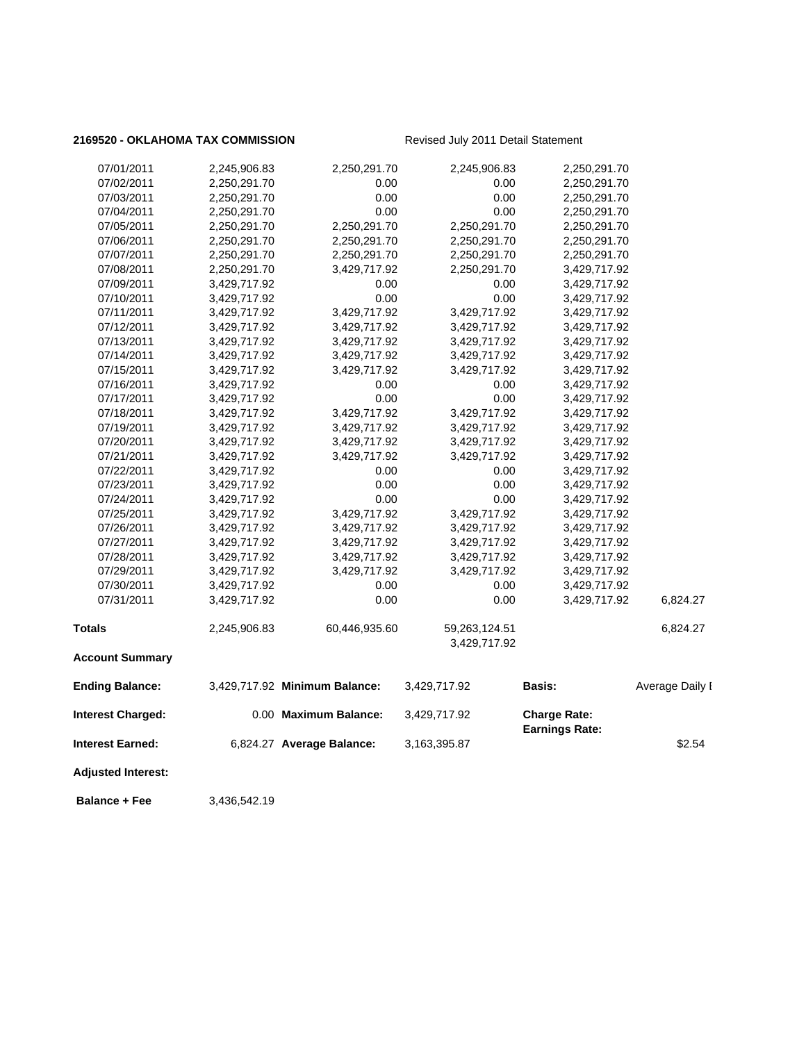**2169520 - OKLAHOMA TAX COMMISSION** Revised July 2011 Detail Statement

| | | | | | |
|---|---|---|---|---|---|
| 07/01/2011 | 2,245,906.83 | 2,250,291.70 | 2,245,906.83 | 2,250,291.70 | |
| 07/02/2011 | 2,250,291.70 | 0.00 | 0.00 | 2,250,291.70 | |
| 07/03/2011 | 2,250,291.70 | 0.00 | 0.00 | 2,250,291.70 | |
| 07/04/2011 | 2,250,291.70 | 0.00 | 0.00 | 2,250,291.70 | |
| 07/05/2011 | 2,250,291.70 | 2,250,291.70 | 2,250,291.70 | 2,250,291.70 | |
| 07/06/2011 | 2,250,291.70 | 2,250,291.70 | 2,250,291.70 | 2,250,291.70 | |
| 07/07/2011 | 2,250,291.70 | 2,250,291.70 | 2,250,291.70 | 2,250,291.70 | |
| 07/08/2011 | 2,250,291.70 | 3,429,717.92 | 2,250,291.70 | 3,429,717.92 | |
| 07/09/2011 | 3,429,717.92 | 0.00 | 0.00 | 3,429,717.92 | |
| 07/10/2011 | 3,429,717.92 | 0.00 | 0.00 | 3,429,717.92 | |
| 07/11/2011 | 3,429,717.92 | 3,429,717.92 | 3,429,717.92 | 3,429,717.92 | |
| 07/12/2011 | 3,429,717.92 | 3,429,717.92 | 3,429,717.92 | 3,429,717.92 | |
| 07/13/2011 | 3,429,717.92 | 3,429,717.92 | 3,429,717.92 | 3,429,717.92 | |
| 07/14/2011 | 3,429,717.92 | 3,429,717.92 | 3,429,717.92 | 3,429,717.92 | |
| 07/15/2011 | 3,429,717.92 | 3,429,717.92 | 3,429,717.92 | 3,429,717.92 | |
| 07/16/2011 | 3,429,717.92 | 0.00 | 0.00 | 3,429,717.92 | |
| 07/17/2011 | 3,429,717.92 | 0.00 | 0.00 | 3,429,717.92 | |
| 07/18/2011 | 3,429,717.92 | 3,429,717.92 | 3,429,717.92 | 3,429,717.92 | |
| 07/19/2011 | 3,429,717.92 | 3,429,717.92 | 3,429,717.92 | 3,429,717.92 | |
| 07/20/2011 | 3,429,717.92 | 3,429,717.92 | 3,429,717.92 | 3,429,717.92 | |
| 07/21/2011 | 3,429,717.92 | 3,429,717.92 | 3,429,717.92 | 3,429,717.92 | |
| 07/22/2011 | 3,429,717.92 | 0.00 | 0.00 | 3,429,717.92 | |
| 07/23/2011 | 3,429,717.92 | 0.00 | 0.00 | 3,429,717.92 | |
| 07/24/2011 | 3,429,717.92 | 0.00 | 0.00 | 3,429,717.92 | |
| 07/25/2011 | 3,429,717.92 | 3,429,717.92 | 3,429,717.92 | 3,429,717.92 | |
| 07/26/2011 | 3,429,717.92 | 3,429,717.92 | 3,429,717.92 | 3,429,717.92 | |
| 07/27/2011 | 3,429,717.92 | 3,429,717.92 | 3,429,717.92 | 3,429,717.92 | |
| 07/28/2011 | 3,429,717.92 | 3,429,717.92 | 3,429,717.92 | 3,429,717.92 | |
| 07/29/2011 | 3,429,717.92 | 3,429,717.92 | 3,429,717.92 | 3,429,717.92 | |
| 07/30/2011 | 3,429,717.92 | 0.00 | 0.00 | 3,429,717.92 | |
| 07/31/2011 | 3,429,717.92 | 0.00 | 0.00 | 3,429,717.92 | 6,824.27 |
| **Totals** | 2,245,906.83 | 60,446,935.60 | 59,263,124.51<br>3,429,717.92 | | 6,824.27 |

**Account Summary**

| | | | | | |
|---|---|---|---|---|---|
| **Ending Balance:** | 3,429,717.92 | **Minimum Balance:** | 3,429,717.92 | **Basis:** | Average Daily I |
| **Interest Charged:** | 0.00 | **Maximum Balance:** | 3,429,717.92 | **Charge Rate:**<br>**Earnings Rate:** | |
| **Interest Earned:** | 6,824.27 | **Average Balance:** | 3,163,395.87 | | $2.54 |
| **Adjusted Interest:** | | | | | |
| **Balance + Fee** | 3,436,542.19 | | | | |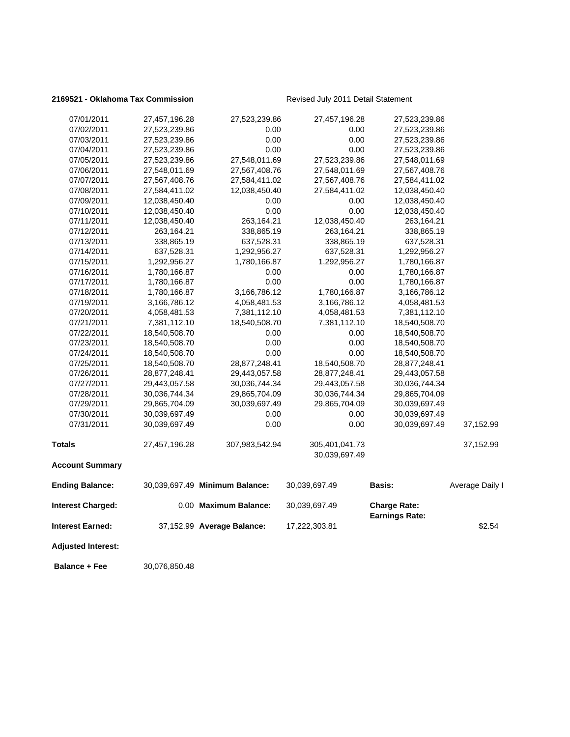**2169521 - Oklahoma Tax Commission** Revised July 2011 Detail Statement

| | | | | | |
|---|---|---|---|---|---|
| 07/01/2011 | 27,457,196.28 | 27,523,239.86 | 27,457,196.28 | 27,523,239.86 | |
| 07/02/2011 | 27,523,239.86 | 0.00 | 0.00 | 27,523,239.86 | |
| 07/03/2011 | 27,523,239.86 | 0.00 | 0.00 | 27,523,239.86 | |
| 07/04/2011 | 27,523,239.86 | 0.00 | 0.00 | 27,523,239.86 | |
| 07/05/2011 | 27,523,239.86 | 27,548,011.69 | 27,523,239.86 | 27,548,011.69 | |
| 07/06/2011 | 27,548,011.69 | 27,567,408.76 | 27,548,011.69 | 27,567,408.76 | |
| 07/07/2011 | 27,567,408.76 | 27,584,411.02 | 27,567,408.76 | 27,584,411.02 | |
| 07/08/2011 | 27,584,411.02 | 12,038,450.40 | 27,584,411.02 | 12,038,450.40 | |
| 07/09/2011 | 12,038,450.40 | 0.00 | 0.00 | 12,038,450.40 | |
| 07/10/2011 | 12,038,450.40 | 0.00 | 0.00 | 12,038,450.40 | |
| 07/11/2011 | 12,038,450.40 | 263,164.21 | 12,038,450.40 | 263,164.21 | |
| 07/12/2011 | 263,164.21 | 338,865.19 | 263,164.21 | 338,865.19 | |
| 07/13/2011 | 338,865.19 | 637,528.31 | 338,865.19 | 637,528.31 | |
| 07/14/2011 | 637,528.31 | 1,292,956.27 | 637,528.31 | 1,292,956.27 | |
| 07/15/2011 | 1,292,956.27 | 1,780,166.87 | 1,292,956.27 | 1,780,166.87 | |
| 07/16/2011 | 1,780,166.87 | 0.00 | 0.00 | 1,780,166.87 | |
| 07/17/2011 | 1,780,166.87 | 0.00 | 0.00 | 1,780,166.87 | |
| 07/18/2011 | 1,780,166.87 | 3,166,786.12 | 1,780,166.87 | 3,166,786.12 | |
| 07/19/2011 | 3,166,786.12 | 4,058,481.53 | 3,166,786.12 | 4,058,481.53 | |
| 07/20/2011 | 4,058,481.53 | 7,381,112.10 | 4,058,481.53 | 7,381,112.10 | |
| 07/21/2011 | 7,381,112.10 | 18,540,508.70 | 7,381,112.10 | 18,540,508.70 | |
| 07/22/2011 | 18,540,508.70 | 0.00 | 0.00 | 18,540,508.70 | |
| 07/23/2011 | 18,540,508.70 | 0.00 | 0.00 | 18,540,508.70 | |
| 07/24/2011 | 18,540,508.70 | 0.00 | 0.00 | 18,540,508.70 | |
| 07/25/2011 | 18,540,508.70 | 28,877,248.41 | 18,540,508.70 | 28,877,248.41 | |
| 07/26/2011 | 28,877,248.41 | 29,443,057.58 | 28,877,248.41 | 29,443,057.58 | |
| 07/27/2011 | 29,443,057.58 | 30,036,744.34 | 29,443,057.58 | 30,036,744.34 | |
| 07/28/2011 | 30,036,744.34 | 29,865,704.09 | 30,036,744.34 | 29,865,704.09 | |
| 07/29/2011 | 29,865,704.09 | 30,039,697.49 | 29,865,704.09 | 30,039,697.49 | |
| 07/30/2011 | 30,039,697.49 | 0.00 | 0.00 | 30,039,697.49 | |
| 07/31/2011 | 30,039,697.49 | 0.00 | 0.00 | 30,039,697.49 | 37,152.99 |
| **Totals** | 27,457,196.28 | 307,983,542.94 | 305,401,041.73<br>30,039,697.49 | | 37,152.99 |

**Account Summary**

| | | | | | |
|---|---|---|---|---|---|
| **Ending Balance:** | 30,039,697.49 | **Minimum Balance:** | 30,039,697.49 | **Basis:** | Average Daily I |
| **Interest Charged:** | 0.00 | **Maximum Balance:** | 30,039,697.49 | **Charge Rate:**<br>**Earnings Rate:** | |
| **Interest Earned:** | 37,152.99 | **Average Balance:** | 17,222,303.81 | | $2.54 |
| **Adjusted Interest:** | | | | | |
| **Balance + Fee** | 30,076,850.48 | | | | |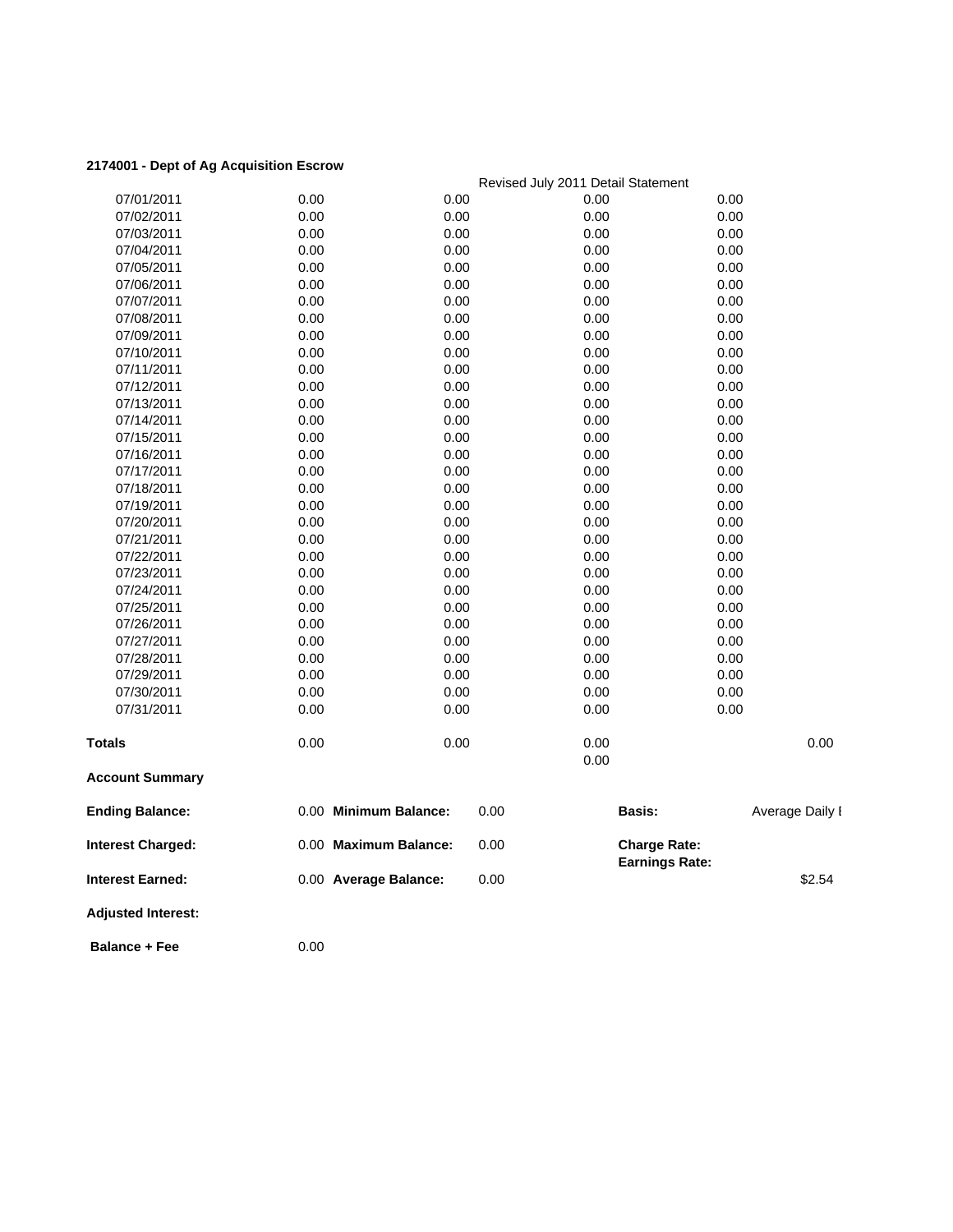**2174001 - Dept of Ag Acquisition Escrow**

Revised July 2011 Detail Statement

| | | | | |
|---|---|---|---|---|
| 07/01/2011 | 0.00 | 0.00 | 0.00 | 0.00 |
| 07/02/2011 | 0.00 | 0.00 | 0.00 | 0.00 |
| 07/03/2011 | 0.00 | 0.00 | 0.00 | 0.00 |
| 07/04/2011 | 0.00 | 0.00 | 0.00 | 0.00 |
| 07/05/2011 | 0.00 | 0.00 | 0.00 | 0.00 |
| 07/06/2011 | 0.00 | 0.00 | 0.00 | 0.00 |
| 07/07/2011 | 0.00 | 0.00 | 0.00 | 0.00 |
| 07/08/2011 | 0.00 | 0.00 | 0.00 | 0.00 |
| 07/09/2011 | 0.00 | 0.00 | 0.00 | 0.00 |
| 07/10/2011 | 0.00 | 0.00 | 0.00 | 0.00 |
| 07/11/2011 | 0.00 | 0.00 | 0.00 | 0.00 |
| 07/12/2011 | 0.00 | 0.00 | 0.00 | 0.00 |
| 07/13/2011 | 0.00 | 0.00 | 0.00 | 0.00 |
| 07/14/2011 | 0.00 | 0.00 | 0.00 | 0.00 |
| 07/15/2011 | 0.00 | 0.00 | 0.00 | 0.00 |
| 07/16/2011 | 0.00 | 0.00 | 0.00 | 0.00 |
| 07/17/2011 | 0.00 | 0.00 | 0.00 | 0.00 |
| 07/18/2011 | 0.00 | 0.00 | 0.00 | 0.00 |
| 07/19/2011 | 0.00 | 0.00 | 0.00 | 0.00 |
| 07/20/2011 | 0.00 | 0.00 | 0.00 | 0.00 |
| 07/21/2011 | 0.00 | 0.00 | 0.00 | 0.00 |
| 07/22/2011 | 0.00 | 0.00 | 0.00 | 0.00 |
| 07/23/2011 | 0.00 | 0.00 | 0.00 | 0.00 |
| 07/24/2011 | 0.00 | 0.00 | 0.00 | 0.00 |
| 07/25/2011 | 0.00 | 0.00 | 0.00 | 0.00 |
| 07/26/2011 | 0.00 | 0.00 | 0.00 | 0.00 |
| 07/27/2011 | 0.00 | 0.00 | 0.00 | 0.00 |
| 07/28/2011 | 0.00 | 0.00 | 0.00 | 0.00 |
| 07/29/2011 | 0.00 | 0.00 | 0.00 | 0.00 |
| 07/30/2011 | 0.00 | 0.00 | 0.00 | 0.00 |
| 07/31/2011 | 0.00 | 0.00 | 0.00 | 0.00 |
| **Totals** | 0.00 | 0.00 | 0.00<br>0.00 | 0.00 |

**Account Summary**

| | | | | | |
|---|---|---|---|---|---|
| **Ending Balance:** | 0.00 | **Minimum Balance:** | 0.00 | **Basis:** | Average Daily I |
| **Interest Charged:** | 0.00 | **Maximum Balance:** | 0.00 | **Charge Rate:**<br>**Earnings Rate:** | |
| **Interest Earned:** | 0.00 | **Average Balance:** | 0.00 | | $2.54 |
| **Adjusted Interest:** | | | | | |
| **Balance + Fee** | 0.00 | | | | |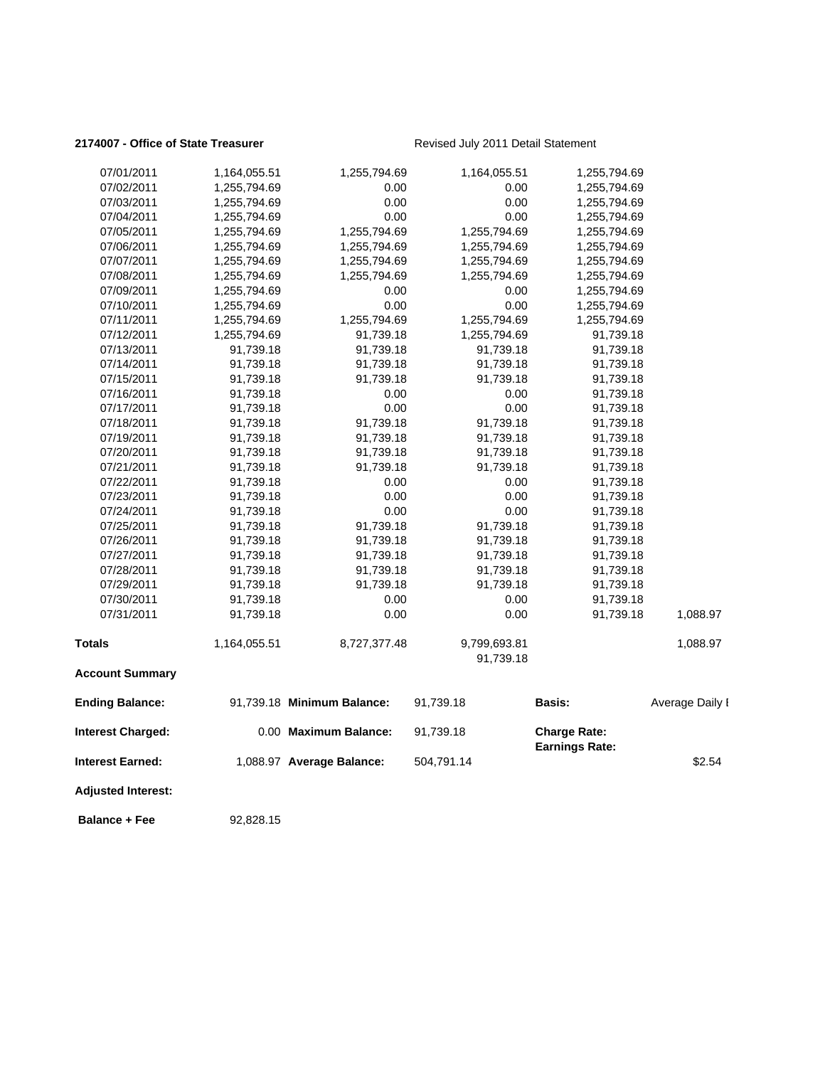**2174007 - Office of State Treasurer**　　　　Revised July 2011 Detail Statement

| | | | | | |
|---|---|---|---|---|---|
| 07/01/2011 | 1,164,055.51 | 1,255,794.69 | 1,164,055.51 | 1,255,794.69 | |
| 07/02/2011 | 1,255,794.69 | 0.00 | 0.00 | 1,255,794.69 | |
| 07/03/2011 | 1,255,794.69 | 0.00 | 0.00 | 1,255,794.69 | |
| 07/04/2011 | 1,255,794.69 | 0.00 | 0.00 | 1,255,794.69 | |
| 07/05/2011 | 1,255,794.69 | 1,255,794.69 | 1,255,794.69 | 1,255,794.69 | |
| 07/06/2011 | 1,255,794.69 | 1,255,794.69 | 1,255,794.69 | 1,255,794.69 | |
| 07/07/2011 | 1,255,794.69 | 1,255,794.69 | 1,255,794.69 | 1,255,794.69 | |
| 07/08/2011 | 1,255,794.69 | 1,255,794.69 | 1,255,794.69 | 1,255,794.69 | |
| 07/09/2011 | 1,255,794.69 | 0.00 | 0.00 | 1,255,794.69 | |
| 07/10/2011 | 1,255,794.69 | 0.00 | 0.00 | 1,255,794.69 | |
| 07/11/2011 | 1,255,794.69 | 1,255,794.69 | 1,255,794.69 | 1,255,794.69 | |
| 07/12/2011 | 1,255,794.69 | 91,739.18 | 1,255,794.69 | 91,739.18 | |
| 07/13/2011 | 91,739.18 | 91,739.18 | 91,739.18 | 91,739.18 | |
| 07/14/2011 | 91,739.18 | 91,739.18 | 91,739.18 | 91,739.18 | |
| 07/15/2011 | 91,739.18 | 91,739.18 | 91,739.18 | 91,739.18 | |
| 07/16/2011 | 91,739.18 | 0.00 | 0.00 | 91,739.18 | |
| 07/17/2011 | 91,739.18 | 0.00 | 0.00 | 91,739.18 | |
| 07/18/2011 | 91,739.18 | 91,739.18 | 91,739.18 | 91,739.18 | |
| 07/19/2011 | 91,739.18 | 91,739.18 | 91,739.18 | 91,739.18 | |
| 07/20/2011 | 91,739.18 | 91,739.18 | 91,739.18 | 91,739.18 | |
| 07/21/2011 | 91,739.18 | 91,739.18 | 91,739.18 | 91,739.18 | |
| 07/22/2011 | 91,739.18 | 0.00 | 0.00 | 91,739.18 | |
| 07/23/2011 | 91,739.18 | 0.00 | 0.00 | 91,739.18 | |
| 07/24/2011 | 91,739.18 | 0.00 | 0.00 | 91,739.18 | |
| 07/25/2011 | 91,739.18 | 91,739.18 | 91,739.18 | 91,739.18 | |
| 07/26/2011 | 91,739.18 | 91,739.18 | 91,739.18 | 91,739.18 | |
| 07/27/2011 | 91,739.18 | 91,739.18 | 91,739.18 | 91,739.18 | |
| 07/28/2011 | 91,739.18 | 91,739.18 | 91,739.18 | 91,739.18 | |
| 07/29/2011 | 91,739.18 | 91,739.18 | 91,739.18 | 91,739.18 | |
| 07/30/2011 | 91,739.18 | 0.00 | 0.00 | 91,739.18 | |
| 07/31/2011 | 91,739.18 | 0.00 | 0.00 | 91,739.18 | 1,088.97 |
| **Totals** | 1,164,055.51 | 8,727,377.48 | 9,799,693.81<br>91,739.18 | | 1,088.97 |

**Account Summary**

| | | | | | |
|---|---|---|---|---|---|
| **Ending Balance:** | 91,739.18 | **Minimum Balance:** | 91,739.18 | **Basis:** | Average Daily I |
| **Interest Charged:** | 0.00 | **Maximum Balance:** | 91,739.18 | **Charge Rate:**<br>**Earnings Rate:** | |
| **Interest Earned:** | 1,088.97 | **Average Balance:** | 504,791.14 | | $2.54 |
| **Adjusted Interest:** | | | | | |
| **Balance + Fee** | 92,828.15 | | | | |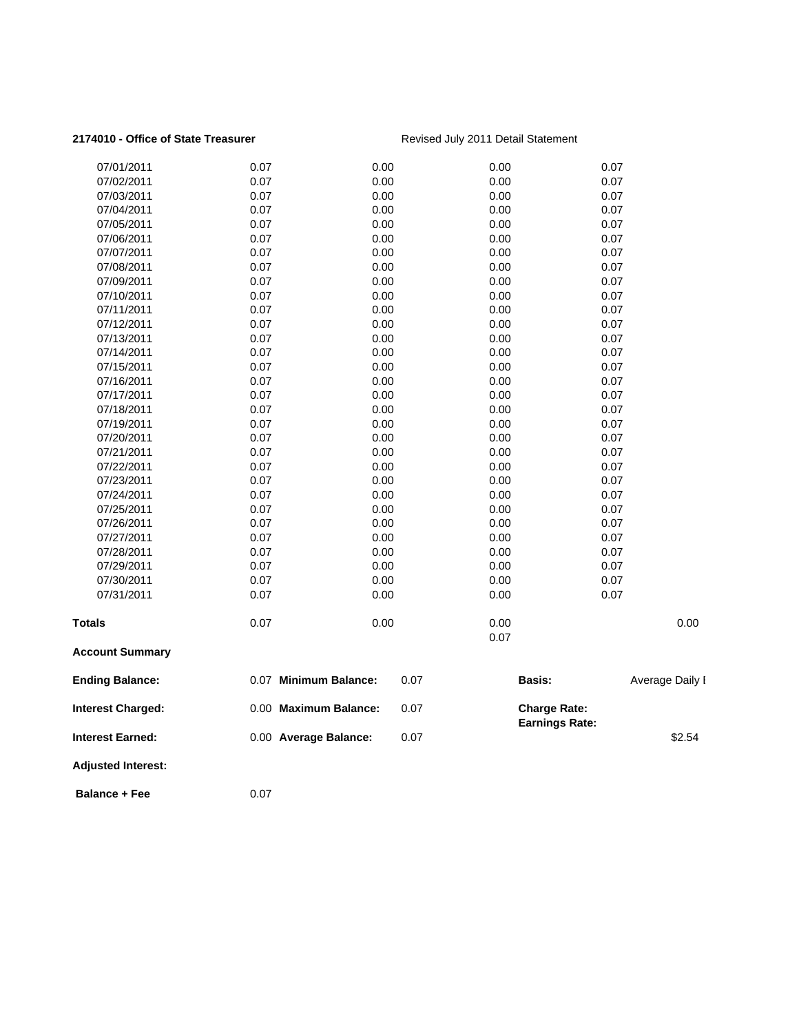**2174010 - Office of State Treasurer** Revised July 2011 Detail Statement

| | | | | | |
|---|---|---|---|---|---|
| 07/01/2011 | 0.07 | 0.00 | 0.00 | 0.07 | |
| 07/02/2011 | 0.07 | 0.00 | 0.00 | 0.07 | |
| 07/03/2011 | 0.07 | 0.00 | 0.00 | 0.07 | |
| 07/04/2011 | 0.07 | 0.00 | 0.00 | 0.07 | |
| 07/05/2011 | 0.07 | 0.00 | 0.00 | 0.07 | |
| 07/06/2011 | 0.07 | 0.00 | 0.00 | 0.07 | |
| 07/07/2011 | 0.07 | 0.00 | 0.00 | 0.07 | |
| 07/08/2011 | 0.07 | 0.00 | 0.00 | 0.07 | |
| 07/09/2011 | 0.07 | 0.00 | 0.00 | 0.07 | |
| 07/10/2011 | 0.07 | 0.00 | 0.00 | 0.07 | |
| 07/11/2011 | 0.07 | 0.00 | 0.00 | 0.07 | |
| 07/12/2011 | 0.07 | 0.00 | 0.00 | 0.07 | |
| 07/13/2011 | 0.07 | 0.00 | 0.00 | 0.07 | |
| 07/14/2011 | 0.07 | 0.00 | 0.00 | 0.07 | |
| 07/15/2011 | 0.07 | 0.00 | 0.00 | 0.07 | |
| 07/16/2011 | 0.07 | 0.00 | 0.00 | 0.07 | |
| 07/17/2011 | 0.07 | 0.00 | 0.00 | 0.07 | |
| 07/18/2011 | 0.07 | 0.00 | 0.00 | 0.07 | |
| 07/19/2011 | 0.07 | 0.00 | 0.00 | 0.07 | |
| 07/20/2011 | 0.07 | 0.00 | 0.00 | 0.07 | |
| 07/21/2011 | 0.07 | 0.00 | 0.00 | 0.07 | |
| 07/22/2011 | 0.07 | 0.00 | 0.00 | 0.07 | |
| 07/23/2011 | 0.07 | 0.00 | 0.00 | 0.07 | |
| 07/24/2011 | 0.07 | 0.00 | 0.00 | 0.07 | |
| 07/25/2011 | 0.07 | 0.00 | 0.00 | 0.07 | |
| 07/26/2011 | 0.07 | 0.00 | 0.00 | 0.07 | |
| 07/27/2011 | 0.07 | 0.00 | 0.00 | 0.07 | |
| 07/28/2011 | 0.07 | 0.00 | 0.00 | 0.07 | |
| 07/29/2011 | 0.07 | 0.00 | 0.00 | 0.07 | |
| 07/30/2011 | 0.07 | 0.00 | 0.00 | 0.07 | |
| 07/31/2011 | 0.07 | 0.00 | 0.00 | 0.07 | |
| **Totals** | 0.07 | 0.00 | 0.00<br>0.07 | | 0.00 |

**Account Summary**

| | | | | | |
|---|---|---|---|---|---|
| **Ending Balance:** | 0.07 | **Minimum Balance:** | 0.07 | **Basis:** | Average Daily I |
| **Interest Charged:** | 0.00 | **Maximum Balance:** | 0.07 | **Charge Rate:**<br>**Earnings Rate:** | |
| **Interest Earned:** | 0.00 | **Average Balance:** | 0.07 | | $2.54 |
| **Adjusted Interest:** | | | | | |
| **Balance + Fee** | 0.07 | | | | |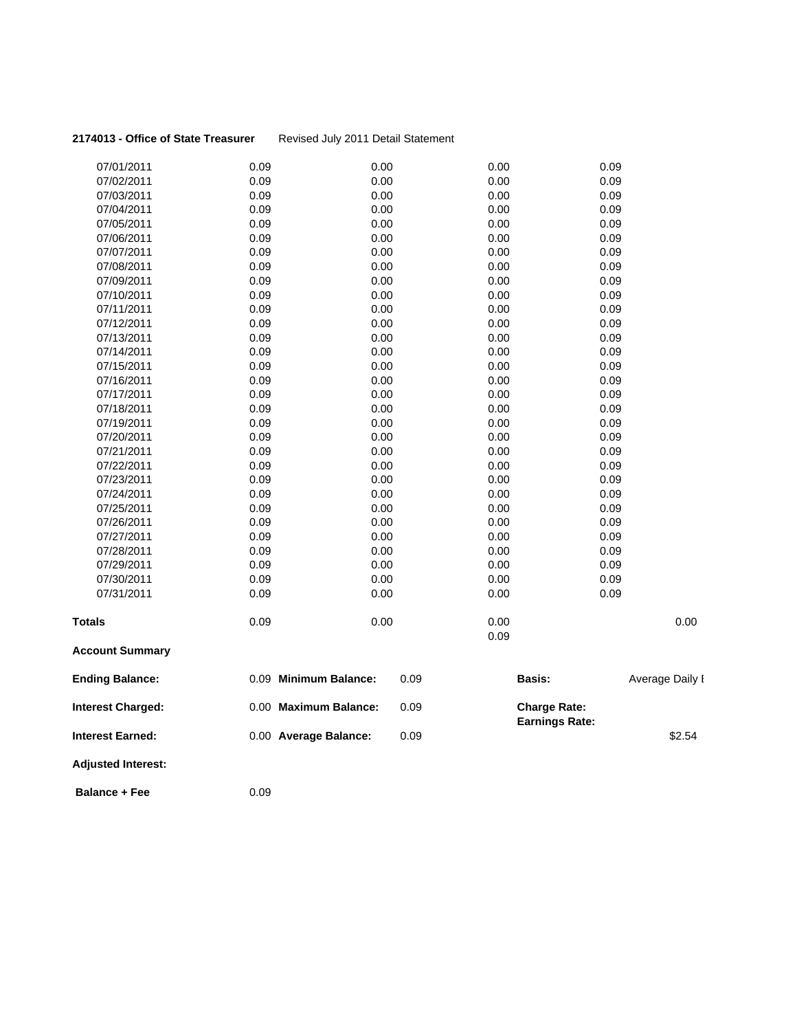**2174013 - Office of State Treasurer** Revised July 2011 Detail Statement

| | | | | | |
|---|---|---|---|---|---|
| 07/01/2011 | 0.09 | 0.00 | 0.00 | 0.09 | |
| 07/02/2011 | 0.09 | 0.00 | 0.00 | 0.09 | |
| 07/03/2011 | 0.09 | 0.00 | 0.00 | 0.09 | |
| 07/04/2011 | 0.09 | 0.00 | 0.00 | 0.09 | |
| 07/05/2011 | 0.09 | 0.00 | 0.00 | 0.09 | |
| 07/06/2011 | 0.09 | 0.00 | 0.00 | 0.09 | |
| 07/07/2011 | 0.09 | 0.00 | 0.00 | 0.09 | |
| 07/08/2011 | 0.09 | 0.00 | 0.00 | 0.09 | |
| 07/09/2011 | 0.09 | 0.00 | 0.00 | 0.09 | |
| 07/10/2011 | 0.09 | 0.00 | 0.00 | 0.09 | |
| 07/11/2011 | 0.09 | 0.00 | 0.00 | 0.09 | |
| 07/12/2011 | 0.09 | 0.00 | 0.00 | 0.09 | |
| 07/13/2011 | 0.09 | 0.00 | 0.00 | 0.09 | |
| 07/14/2011 | 0.09 | 0.00 | 0.00 | 0.09 | |
| 07/15/2011 | 0.09 | 0.00 | 0.00 | 0.09 | |
| 07/16/2011 | 0.09 | 0.00 | 0.00 | 0.09 | |
| 07/17/2011 | 0.09 | 0.00 | 0.00 | 0.09 | |
| 07/18/2011 | 0.09 | 0.00 | 0.00 | 0.09 | |
| 07/19/2011 | 0.09 | 0.00 | 0.00 | 0.09 | |
| 07/20/2011 | 0.09 | 0.00 | 0.00 | 0.09 | |
| 07/21/2011 | 0.09 | 0.00 | 0.00 | 0.09 | |
| 07/22/2011 | 0.09 | 0.00 | 0.00 | 0.09 | |
| 07/23/2011 | 0.09 | 0.00 | 0.00 | 0.09 | |
| 07/24/2011 | 0.09 | 0.00 | 0.00 | 0.09 | |
| 07/25/2011 | 0.09 | 0.00 | 0.00 | 0.09 | |
| 07/26/2011 | 0.09 | 0.00 | 0.00 | 0.09 | |
| 07/27/2011 | 0.09 | 0.00 | 0.00 | 0.09 | |
| 07/28/2011 | 0.09 | 0.00 | 0.00 | 0.09 | |
| 07/29/2011 | 0.09 | 0.00 | 0.00 | 0.09 | |
| 07/30/2011 | 0.09 | 0.00 | 0.00 | 0.09 | |
| 07/31/2011 | 0.09 | 0.00 | 0.00 | 0.09 | |
| **Totals** | 0.09 | 0.00 | 0.00<br>0.09 | | 0.00 |

**Account Summary**

| | | | | | |
|---|---|---|---|---|---|
| **Ending Balance:** | 0.09 | **Minimum Balance:** | 0.09 | **Basis:** | Average Daily I |
| **Interest Charged:** | 0.00 | **Maximum Balance:** | 0.09 | **Charge Rate:**<br>**Earnings Rate:** | |
| **Interest Earned:** | 0.00 | **Average Balance:** | 0.09 | | $2.54 |
| **Adjusted Interest:** | | | | | |
| **Balance + Fee** | 0.09 | | | | |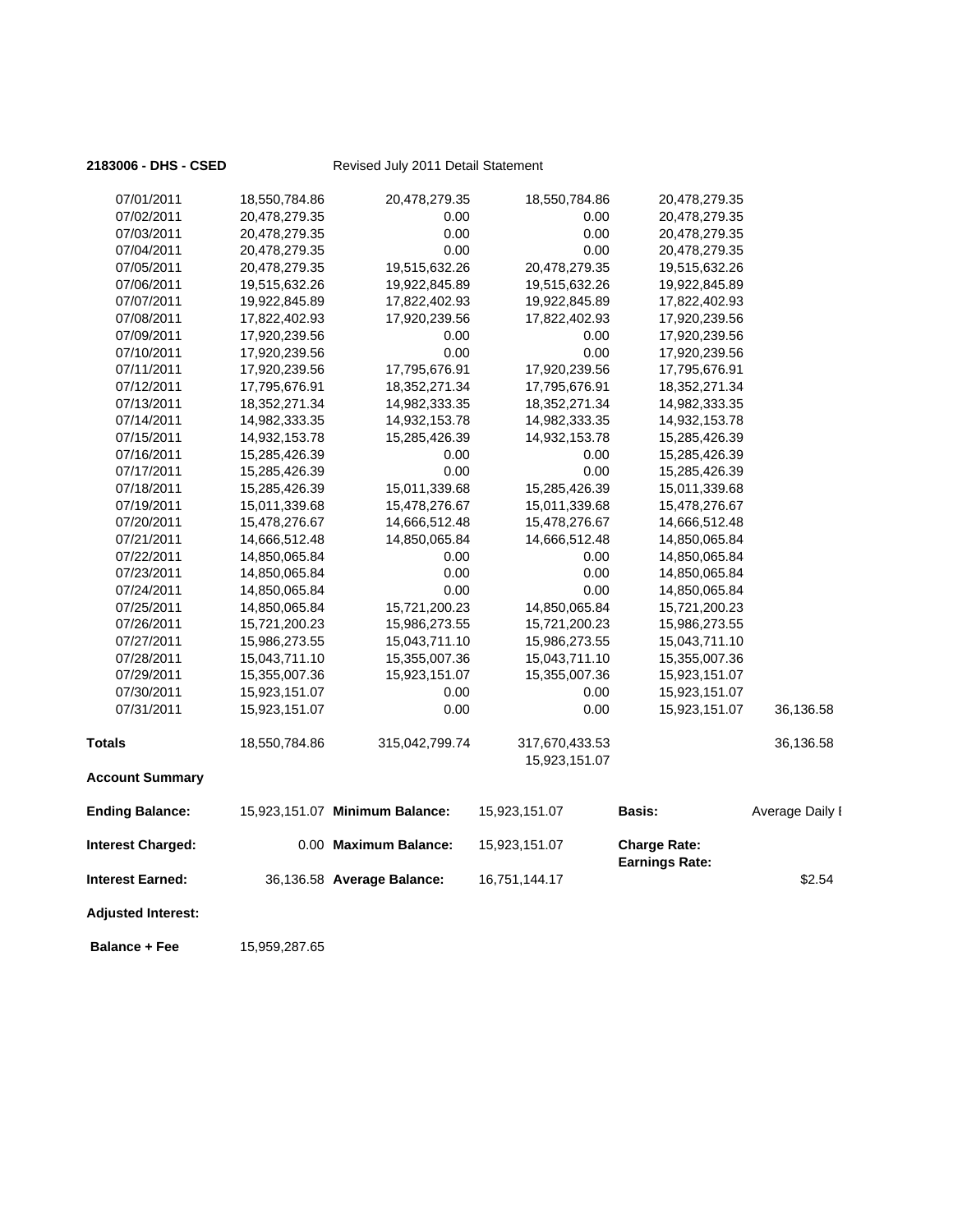**2183006 - DHS - CSED** Revised July 2011 Detail Statement

| | | | | | |
|---|---|---|---|---|---|
| 07/01/2011 | 18,550,784.86 | 20,478,279.35 | 18,550,784.86 | 20,478,279.35 | |
| 07/02/2011 | 20,478,279.35 | 0.00 | 0.00 | 20,478,279.35 | |
| 07/03/2011 | 20,478,279.35 | 0.00 | 0.00 | 20,478,279.35 | |
| 07/04/2011 | 20,478,279.35 | 0.00 | 0.00 | 20,478,279.35 | |
| 07/05/2011 | 20,478,279.35 | 19,515,632.26 | 20,478,279.35 | 19,515,632.26 | |
| 07/06/2011 | 19,515,632.26 | 19,922,845.89 | 19,515,632.26 | 19,922,845.89 | |
| 07/07/2011 | 19,922,845.89 | 17,822,402.93 | 19,922,845.89 | 17,822,402.93 | |
| 07/08/2011 | 17,822,402.93 | 17,920,239.56 | 17,822,402.93 | 17,920,239.56 | |
| 07/09/2011 | 17,920,239.56 | 0.00 | 0.00 | 17,920,239.56 | |
| 07/10/2011 | 17,920,239.56 | 0.00 | 0.00 | 17,920,239.56 | |
| 07/11/2011 | 17,920,239.56 | 17,795,676.91 | 17,920,239.56 | 17,795,676.91 | |
| 07/12/2011 | 17,795,676.91 | 18,352,271.34 | 17,795,676.91 | 18,352,271.34 | |
| 07/13/2011 | 18,352,271.34 | 14,982,333.35 | 18,352,271.34 | 14,982,333.35 | |
| 07/14/2011 | 14,982,333.35 | 14,932,153.78 | 14,982,333.35 | 14,932,153.78 | |
| 07/15/2011 | 14,932,153.78 | 15,285,426.39 | 14,932,153.78 | 15,285,426.39 | |
| 07/16/2011 | 15,285,426.39 | 0.00 | 0.00 | 15,285,426.39 | |
| 07/17/2011 | 15,285,426.39 | 0.00 | 0.00 | 15,285,426.39 | |
| 07/18/2011 | 15,285,426.39 | 15,011,339.68 | 15,285,426.39 | 15,011,339.68 | |
| 07/19/2011 | 15,011,339.68 | 15,478,276.67 | 15,011,339.68 | 15,478,276.67 | |
| 07/20/2011 | 15,478,276.67 | 14,666,512.48 | 15,478,276.67 | 14,666,512.48 | |
| 07/21/2011 | 14,666,512.48 | 14,850,065.84 | 14,666,512.48 | 14,850,065.84 | |
| 07/22/2011 | 14,850,065.84 | 0.00 | 0.00 | 14,850,065.84 | |
| 07/23/2011 | 14,850,065.84 | 0.00 | 0.00 | 14,850,065.84 | |
| 07/24/2011 | 14,850,065.84 | 0.00 | 0.00 | 14,850,065.84 | |
| 07/25/2011 | 14,850,065.84 | 15,721,200.23 | 14,850,065.84 | 15,721,200.23 | |
| 07/26/2011 | 15,721,200.23 | 15,986,273.55 | 15,721,200.23 | 15,986,273.55 | |
| 07/27/2011 | 15,986,273.55 | 15,043,711.10 | 15,986,273.55 | 15,043,711.10 | |
| 07/28/2011 | 15,043,711.10 | 15,355,007.36 | 15,043,711.10 | 15,355,007.36 | |
| 07/29/2011 | 15,355,007.36 | 15,923,151.07 | 15,355,007.36 | 15,923,151.07 | |
| 07/30/2011 | 15,923,151.07 | 0.00 | 0.00 | 15,923,151.07 | |
| 07/31/2011 | 15,923,151.07 | 0.00 | 0.00 | 15,923,151.07 | 36,136.58 |
| **Totals** | 18,550,784.86 | 315,042,799.74 | 317,670,433.53<br>15,923,151.07 | | 36,136.58 |

**Account Summary**

| | | | | | |
|---|---|---|---|---|---|
| **Ending Balance:** | 15,923,151.07 | **Minimum Balance:** | 15,923,151.07 | **Basis:** | Average Daily I |
| **Interest Charged:** | 0.00 | **Maximum Balance:** | 15,923,151.07 | **Charge Rate:**<br>**Earnings Rate:** | |
| **Interest Earned:** | 36,136.58 | **Average Balance:** | 16,751,144.17 | | $2.54 |
| **Adjusted Interest:** | | | | | |
| **Balance + Fee** | 15,959,287.65 | | | | |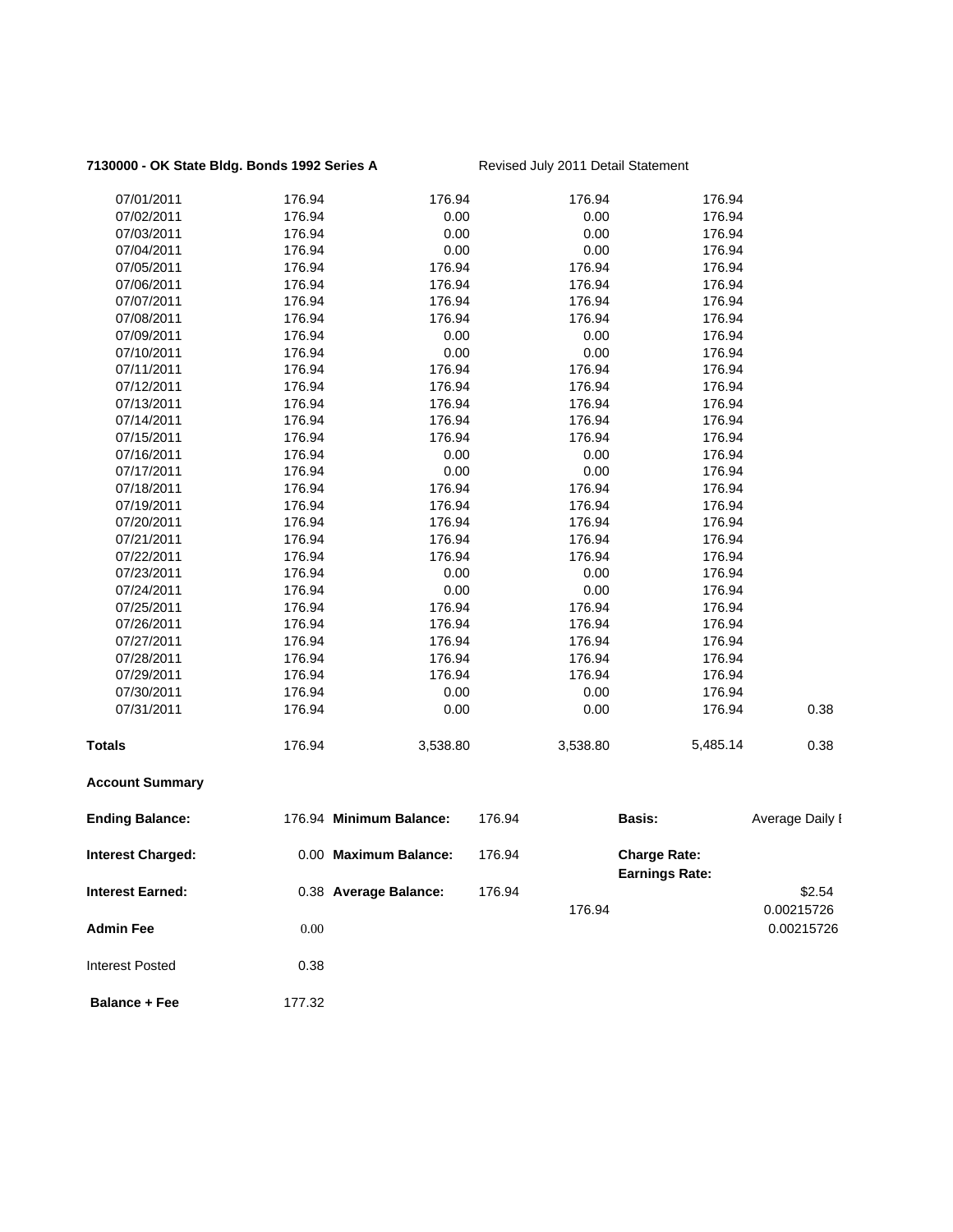**7130000 - OK State Bldg. Bonds 1992 Series A** Revised July 2011 Detail Statement

| | | | | | |
|---|---|---|---|---|---|
| 07/01/2011 | 176.94 | 176.94 | 176.94 | 176.94 | |
| 07/02/2011 | 176.94 | 0.00 | 0.00 | 176.94 | |
| 07/03/2011 | 176.94 | 0.00 | 0.00 | 176.94 | |
| 07/04/2011 | 176.94 | 0.00 | 0.00 | 176.94 | |
| 07/05/2011 | 176.94 | 176.94 | 176.94 | 176.94 | |
| 07/06/2011 | 176.94 | 176.94 | 176.94 | 176.94 | |
| 07/07/2011 | 176.94 | 176.94 | 176.94 | 176.94 | |
| 07/08/2011 | 176.94 | 176.94 | 176.94 | 176.94 | |
| 07/09/2011 | 176.94 | 0.00 | 0.00 | 176.94 | |
| 07/10/2011 | 176.94 | 0.00 | 0.00 | 176.94 | |
| 07/11/2011 | 176.94 | 176.94 | 176.94 | 176.94 | |
| 07/12/2011 | 176.94 | 176.94 | 176.94 | 176.94 | |
| 07/13/2011 | 176.94 | 176.94 | 176.94 | 176.94 | |
| 07/14/2011 | 176.94 | 176.94 | 176.94 | 176.94 | |
| 07/15/2011 | 176.94 | 176.94 | 176.94 | 176.94 | |
| 07/16/2011 | 176.94 | 0.00 | 0.00 | 176.94 | |
| 07/17/2011 | 176.94 | 0.00 | 0.00 | 176.94 | |
| 07/18/2011 | 176.94 | 176.94 | 176.94 | 176.94 | |
| 07/19/2011 | 176.94 | 176.94 | 176.94 | 176.94 | |
| 07/20/2011 | 176.94 | 176.94 | 176.94 | 176.94 | |
| 07/21/2011 | 176.94 | 176.94 | 176.94 | 176.94 | |
| 07/22/2011 | 176.94 | 176.94 | 176.94 | 176.94 | |
| 07/23/2011 | 176.94 | 0.00 | 0.00 | 176.94 | |
| 07/24/2011 | 176.94 | 0.00 | 0.00 | 176.94 | |
| 07/25/2011 | 176.94 | 176.94 | 176.94 | 176.94 | |
| 07/26/2011 | 176.94 | 176.94 | 176.94 | 176.94 | |
| 07/27/2011 | 176.94 | 176.94 | 176.94 | 176.94 | |
| 07/28/2011 | 176.94 | 176.94 | 176.94 | 176.94 | |
| 07/29/2011 | 176.94 | 176.94 | 176.94 | 176.94 | |
| 07/30/2011 | 176.94 | 0.00 | 0.00 | 176.94 | |
| 07/31/2011 | 176.94 | 0.00 | 0.00 | 176.94 | 0.38 |
| **Totals** | 176.94 | 3,538.80 | 3,538.80 | 5,485.14 | 0.38 |

**Account Summary**

| | | | | | |
|---|---|---|---|---|---|
| **Ending Balance:** | 176.94 | **Minimum Balance:** | 176.94 | **Basis:** | Average Daily I |
| **Interest Charged:** | 0.00 | **Maximum Balance:** | 176.94 | **Charge Rate:** | |
| | | | | **Earnings Rate:** | |
| **Interest Earned:** | 0.38 | **Average Balance:** | 176.94 | | $2.54 |
| | | | 176.94 | | 0.00215726 |
| **Admin Fee** | 0.00 | | | | 0.00215726 |
| Interest Posted | 0.38 | | | | |
| **Balance + Fee** | 177.32 | | | | |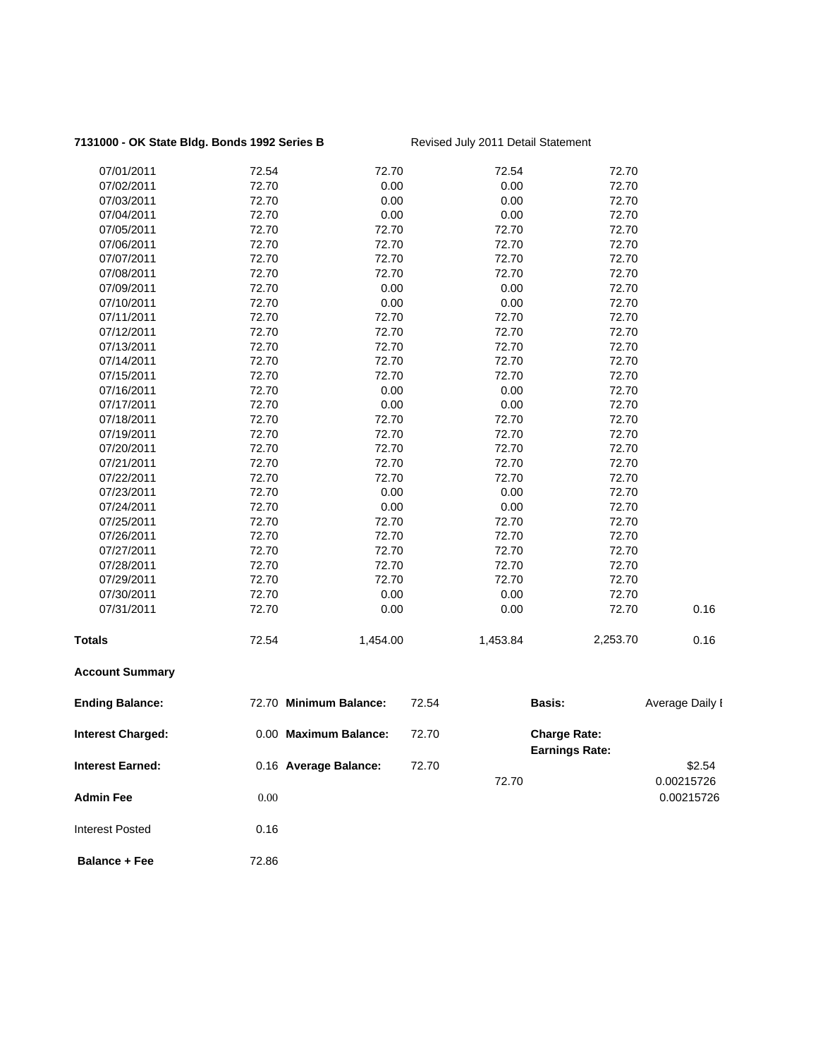**7131000 - OK State Bldg. Bonds 1992 Series B** Revised July 2011 Detail Statement

| | | | | | |
|---|---|---|---|---|---|
| 07/01/2011 | 72.54 | 72.70 | 72.54 | 72.70 | |
| 07/02/2011 | 72.70 | 0.00 | 0.00 | 72.70 | |
| 07/03/2011 | 72.70 | 0.00 | 0.00 | 72.70 | |
| 07/04/2011 | 72.70 | 0.00 | 0.00 | 72.70 | |
| 07/05/2011 | 72.70 | 72.70 | 72.70 | 72.70 | |
| 07/06/2011 | 72.70 | 72.70 | 72.70 | 72.70 | |
| 07/07/2011 | 72.70 | 72.70 | 72.70 | 72.70 | |
| 07/08/2011 | 72.70 | 72.70 | 72.70 | 72.70 | |
| 07/09/2011 | 72.70 | 0.00 | 0.00 | 72.70 | |
| 07/10/2011 | 72.70 | 0.00 | 0.00 | 72.70 | |
| 07/11/2011 | 72.70 | 72.70 | 72.70 | 72.70 | |
| 07/12/2011 | 72.70 | 72.70 | 72.70 | 72.70 | |
| 07/13/2011 | 72.70 | 72.70 | 72.70 | 72.70 | |
| 07/14/2011 | 72.70 | 72.70 | 72.70 | 72.70 | |
| 07/15/2011 | 72.70 | 72.70 | 72.70 | 72.70 | |
| 07/16/2011 | 72.70 | 0.00 | 0.00 | 72.70 | |
| 07/17/2011 | 72.70 | 0.00 | 0.00 | 72.70 | |
| 07/18/2011 | 72.70 | 72.70 | 72.70 | 72.70 | |
| 07/19/2011 | 72.70 | 72.70 | 72.70 | 72.70 | |
| 07/20/2011 | 72.70 | 72.70 | 72.70 | 72.70 | |
| 07/21/2011 | 72.70 | 72.70 | 72.70 | 72.70 | |
| 07/22/2011 | 72.70 | 72.70 | 72.70 | 72.70 | |
| 07/23/2011 | 72.70 | 0.00 | 0.00 | 72.70 | |
| 07/24/2011 | 72.70 | 0.00 | 0.00 | 72.70 | |
| 07/25/2011 | 72.70 | 72.70 | 72.70 | 72.70 | |
| 07/26/2011 | 72.70 | 72.70 | 72.70 | 72.70 | |
| 07/27/2011 | 72.70 | 72.70 | 72.70 | 72.70 | |
| 07/28/2011 | 72.70 | 72.70 | 72.70 | 72.70 | |
| 07/29/2011 | 72.70 | 72.70 | 72.70 | 72.70 | |
| 07/30/2011 | 72.70 | 0.00 | 0.00 | 72.70 | |
| 07/31/2011 | 72.70 | 0.00 | 0.00 | 72.70 | 0.16 |
| **Totals** | 72.54 | 1,454.00 | 1,453.84 | 2,253.70 | 0.16 |

**Account Summary**

| | | | | | |
|---|---|---|---|---|---|
| **Ending Balance:** | 72.70 | **Minimum Balance:** | 72.54 | **Basis:** | Average Daily I |
| **Interest Charged:** | 0.00 | **Maximum Balance:** | 72.70 | **Charge Rate:** | |
| | | | | **Earnings Rate:** | |
| **Interest Earned:** | 0.16 | **Average Balance:** | 72.70 | | $2.54 |
| | | | 72.70 | | 0.00215726 |
| **Admin Fee** | 0.00 | | | | 0.00215726 |
| Interest Posted | 0.16 | | | | |
| **Balance + Fee** | 72.86 | | | | |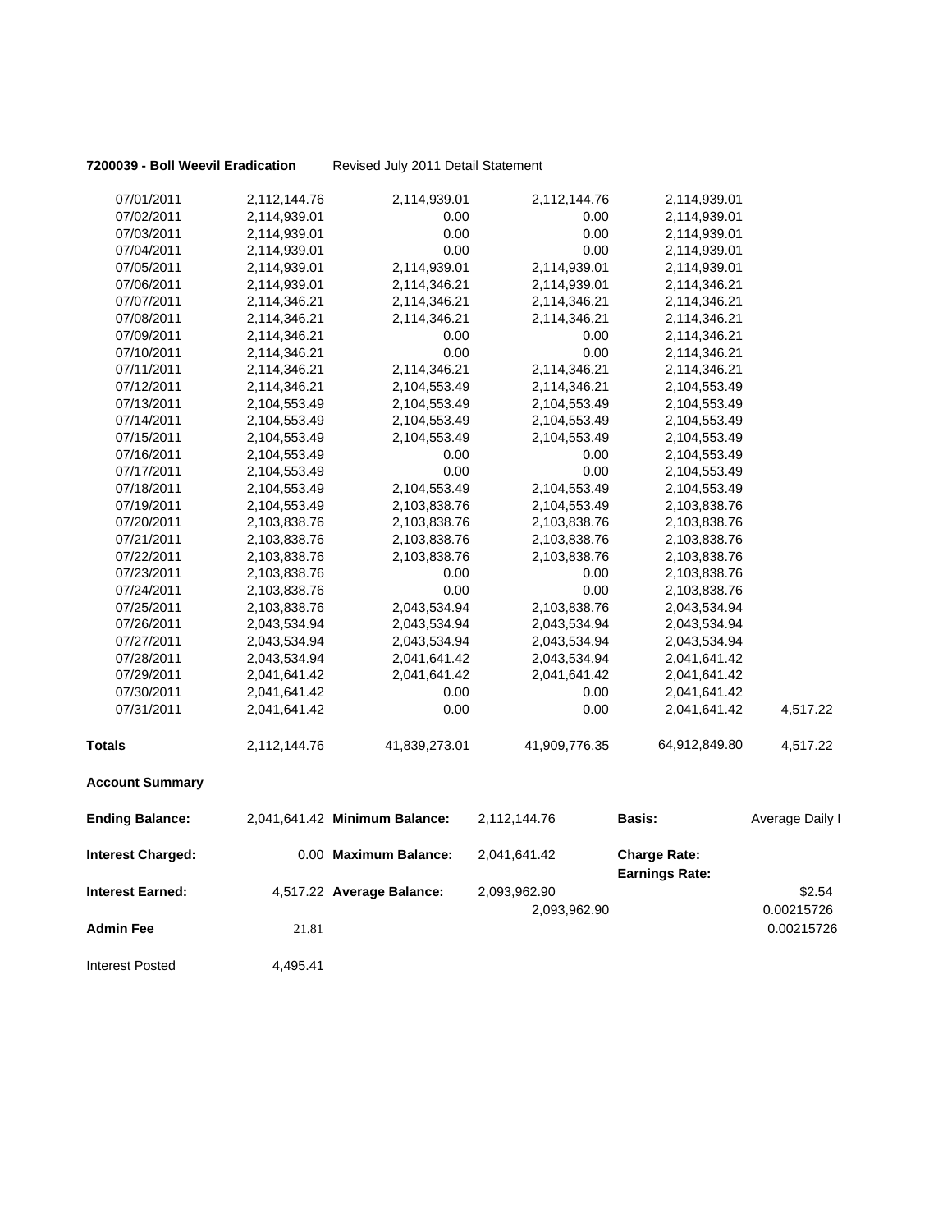**7200039 - Boll Weevil Eradication** Revised July 2011 Detail Statement

| | | | | | |
|---|---|---|---|---|---|
| 07/01/2011 | 2,112,144.76 | 2,114,939.01 | 2,112,144.76 | 2,114,939.01 | |
| 07/02/2011 | 2,114,939.01 | 0.00 | 0.00 | 2,114,939.01 | |
| 07/03/2011 | 2,114,939.01 | 0.00 | 0.00 | 2,114,939.01 | |
| 07/04/2011 | 2,114,939.01 | 0.00 | 0.00 | 2,114,939.01 | |
| 07/05/2011 | 2,114,939.01 | 2,114,939.01 | 2,114,939.01 | 2,114,939.01 | |
| 07/06/2011 | 2,114,939.01 | 2,114,346.21 | 2,114,939.01 | 2,114,346.21 | |
| 07/07/2011 | 2,114,346.21 | 2,114,346.21 | 2,114,346.21 | 2,114,346.21 | |
| 07/08/2011 | 2,114,346.21 | 2,114,346.21 | 2,114,346.21 | 2,114,346.21 | |
| 07/09/2011 | 2,114,346.21 | 0.00 | 0.00 | 2,114,346.21 | |
| 07/10/2011 | 2,114,346.21 | 0.00 | 0.00 | 2,114,346.21 | |
| 07/11/2011 | 2,114,346.21 | 2,114,346.21 | 2,114,346.21 | 2,114,346.21 | |
| 07/12/2011 | 2,114,346.21 | 2,104,553.49 | 2,114,346.21 | 2,104,553.49 | |
| 07/13/2011 | 2,104,553.49 | 2,104,553.49 | 2,104,553.49 | 2,104,553.49 | |
| 07/14/2011 | 2,104,553.49 | 2,104,553.49 | 2,104,553.49 | 2,104,553.49 | |
| 07/15/2011 | 2,104,553.49 | 2,104,553.49 | 2,104,553.49 | 2,104,553.49 | |
| 07/16/2011 | 2,104,553.49 | 0.00 | 0.00 | 2,104,553.49 | |
| 07/17/2011 | 2,104,553.49 | 0.00 | 0.00 | 2,104,553.49 | |
| 07/18/2011 | 2,104,553.49 | 2,104,553.49 | 2,104,553.49 | 2,104,553.49 | |
| 07/19/2011 | 2,104,553.49 | 2,103,838.76 | 2,104,553.49 | 2,103,838.76 | |
| 07/20/2011 | 2,103,838.76 | 2,103,838.76 | 2,103,838.76 | 2,103,838.76 | |
| 07/21/2011 | 2,103,838.76 | 2,103,838.76 | 2,103,838.76 | 2,103,838.76 | |
| 07/22/2011 | 2,103,838.76 | 2,103,838.76 | 2,103,838.76 | 2,103,838.76 | |
| 07/23/2011 | 2,103,838.76 | 0.00 | 0.00 | 2,103,838.76 | |
| 07/24/2011 | 2,103,838.76 | 0.00 | 0.00 | 2,103,838.76 | |
| 07/25/2011 | 2,103,838.76 | 2,043,534.94 | 2,103,838.76 | 2,043,534.94 | |
| 07/26/2011 | 2,043,534.94 | 2,043,534.94 | 2,043,534.94 | 2,043,534.94 | |
| 07/27/2011 | 2,043,534.94 | 2,043,534.94 | 2,043,534.94 | 2,043,534.94 | |
| 07/28/2011 | 2,043,534.94 | 2,041,641.42 | 2,043,534.94 | 2,041,641.42 | |
| 07/29/2011 | 2,041,641.42 | 2,041,641.42 | 2,041,641.42 | 2,041,641.42 | |
| 07/30/2011 | 2,041,641.42 | 0.00 | 0.00 | 2,041,641.42 | |
| 07/31/2011 | 2,041,641.42 | 0.00 | 0.00 | 2,041,641.42 | 4,517.22 |
| **Totals** | 2,112,144.76 | 41,839,273.01 | 41,909,776.35 | 64,912,849.80 | 4,517.22 |

**Account Summary**

| | | | | | |
|---|---|---|---|---|---|
| **Ending Balance:** | 2,041,641.42 | **Minimum Balance:** | 2,112,144.76 | **Basis:** | Average Daily I |
| **Interest Charged:** | 0.00 | **Maximum Balance:** | 2,041,641.42 | **Charge Rate:** | |
| | | | | **Earnings Rate:** | |
| **Interest Earned:** | 4,517.22 | **Average Balance:** | 2,093,962.90 | | $2.54 |
| | | | 2,093,962.90 | | 0.00215726 |
| **Admin Fee** | 21.81 | | | | 0.00215726 |
| Interest Posted | 4,495.41 | | | | |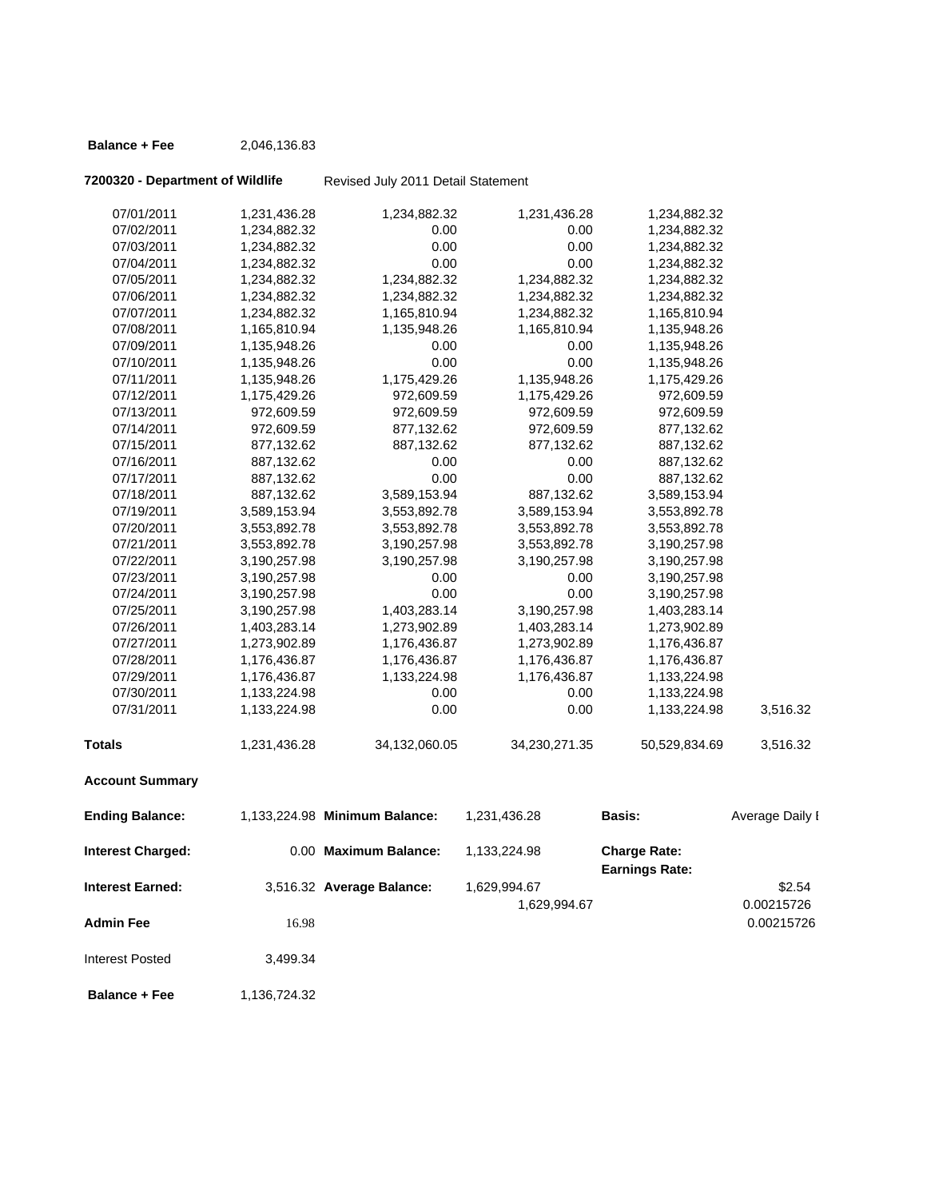**Balance + Fee** 2,046,136.83

**7200320 - Department of Wildlife** Revised July 2011 Detail Statement

| | | | | | |
|---|---|---|---|---|---|
| 07/01/2011 | 1,231,436.28 | 1,234,882.32 | 1,231,436.28 | 1,234,882.32 | |
| 07/02/2011 | 1,234,882.32 | 0.00 | 0.00 | 1,234,882.32 | |
| 07/03/2011 | 1,234,882.32 | 0.00 | 0.00 | 1,234,882.32 | |
| 07/04/2011 | 1,234,882.32 | 0.00 | 0.00 | 1,234,882.32 | |
| 07/05/2011 | 1,234,882.32 | 1,234,882.32 | 1,234,882.32 | 1,234,882.32 | |
| 07/06/2011 | 1,234,882.32 | 1,234,882.32 | 1,234,882.32 | 1,234,882.32 | |
| 07/07/2011 | 1,234,882.32 | 1,165,810.94 | 1,234,882.32 | 1,165,810.94 | |
| 07/08/2011 | 1,165,810.94 | 1,135,948.26 | 1,165,810.94 | 1,135,948.26 | |
| 07/09/2011 | 1,135,948.26 | 0.00 | 0.00 | 1,135,948.26 | |
| 07/10/2011 | 1,135,948.26 | 0.00 | 0.00 | 1,135,948.26 | |
| 07/11/2011 | 1,135,948.26 | 1,175,429.26 | 1,135,948.26 | 1,175,429.26 | |
| 07/12/2011 | 1,175,429.26 | 972,609.59 | 1,175,429.26 | 972,609.59 | |
| 07/13/2011 | 972,609.59 | 972,609.59 | 972,609.59 | 972,609.59 | |
| 07/14/2011 | 972,609.59 | 877,132.62 | 972,609.59 | 877,132.62 | |
| 07/15/2011 | 877,132.62 | 887,132.62 | 877,132.62 | 887,132.62 | |
| 07/16/2011 | 887,132.62 | 0.00 | 0.00 | 887,132.62 | |
| 07/17/2011 | 887,132.62 | 0.00 | 0.00 | 887,132.62 | |
| 07/18/2011 | 887,132.62 | 3,589,153.94 | 887,132.62 | 3,589,153.94 | |
| 07/19/2011 | 3,589,153.94 | 3,553,892.78 | 3,589,153.94 | 3,553,892.78 | |
| 07/20/2011 | 3,553,892.78 | 3,553,892.78 | 3,553,892.78 | 3,553,892.78 | |
| 07/21/2011 | 3,553,892.78 | 3,190,257.98 | 3,553,892.78 | 3,190,257.98 | |
| 07/22/2011 | 3,190,257.98 | 3,190,257.98 | 3,190,257.98 | 3,190,257.98 | |
| 07/23/2011 | 3,190,257.98 | 0.00 | 0.00 | 3,190,257.98 | |
| 07/24/2011 | 3,190,257.98 | 0.00 | 0.00 | 3,190,257.98 | |
| 07/25/2011 | 3,190,257.98 | 1,403,283.14 | 3,190,257.98 | 1,403,283.14 | |
| 07/26/2011 | 1,403,283.14 | 1,273,902.89 | 1,403,283.14 | 1,273,902.89 | |
| 07/27/2011 | 1,273,902.89 | 1,176,436.87 | 1,273,902.89 | 1,176,436.87 | |
| 07/28/2011 | 1,176,436.87 | 1,176,436.87 | 1,176,436.87 | 1,176,436.87 | |
| 07/29/2011 | 1,176,436.87 | 1,133,224.98 | 1,176,436.87 | 1,133,224.98 | |
| 07/30/2011 | 1,133,224.98 | 0.00 | 0.00 | 1,133,224.98 | |
| 07/31/2011 | 1,133,224.98 | 0.00 | 0.00 | 1,133,224.98 | 3,516.32 |
| **Totals** | 1,231,436.28 | 34,132,060.05 | 34,230,271.35 | 50,529,834.69 | 3,516.32 |

**Account Summary**

| | | | | | |
|---|---|---|---|---|---|
| **Ending Balance:** | 1,133,224.98 | **Minimum Balance:** | 1,231,436.28 | **Basis:** | Average Daily I |
| **Interest Charged:** | 0.00 | **Maximum Balance:** | 1,133,224.98 | **Charge Rate:** | |
| | | | | **Earnings Rate:** | |
| **Interest Earned:** | 3,516.32 | **Average Balance:** | 1,629,994.67 | | $2.54 |
| | | | 1,629,994.67 | | 0.00215726 |
| **Admin Fee** | 16.98 | | | | 0.00215726 |
| Interest Posted | 3,499.34 | | | | |
| **Balance + Fee** | 1,136,724.32 | | | | |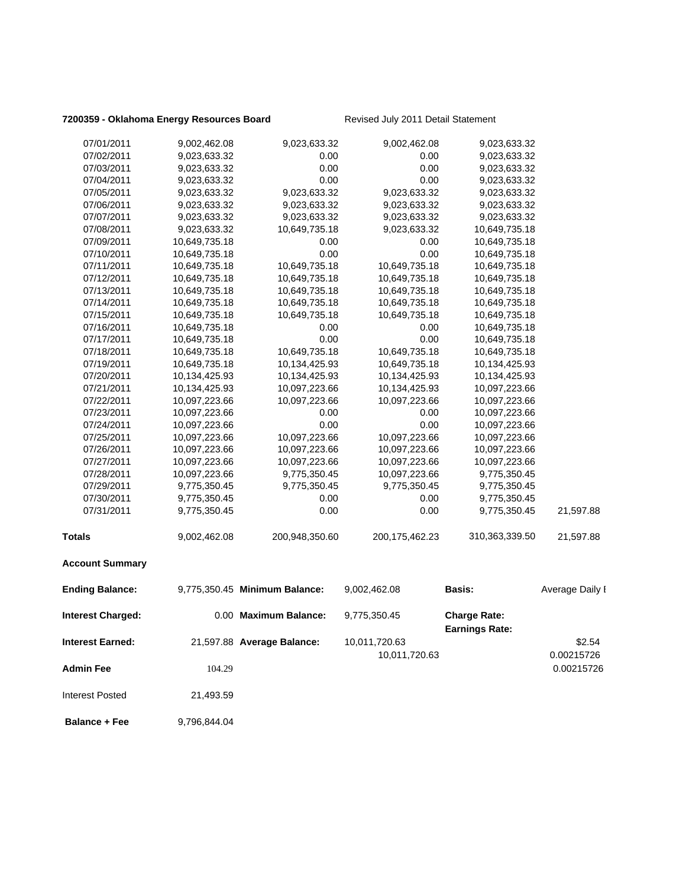**7200359 - Oklahoma Energy Resources Board** Revised July 2011 Detail Statement

| | | | | | |
|---|---|---|---|---|---|
| 07/01/2011 | 9,002,462.08 | 9,023,633.32 | 9,002,462.08 | 9,023,633.32 | |
| 07/02/2011 | 9,023,633.32 | 0.00 | 0.00 | 9,023,633.32 | |
| 07/03/2011 | 9,023,633.32 | 0.00 | 0.00 | 9,023,633.32 | |
| 07/04/2011 | 9,023,633.32 | 0.00 | 0.00 | 9,023,633.32 | |
| 07/05/2011 | 9,023,633.32 | 9,023,633.32 | 9,023,633.32 | 9,023,633.32 | |
| 07/06/2011 | 9,023,633.32 | 9,023,633.32 | 9,023,633.32 | 9,023,633.32 | |
| 07/07/2011 | 9,023,633.32 | 9,023,633.32 | 9,023,633.32 | 9,023,633.32 | |
| 07/08/2011 | 9,023,633.32 | 10,649,735.18 | 9,023,633.32 | 10,649,735.18 | |
| 07/09/2011 | 10,649,735.18 | 0.00 | 0.00 | 10,649,735.18 | |
| 07/10/2011 | 10,649,735.18 | 0.00 | 0.00 | 10,649,735.18 | |
| 07/11/2011 | 10,649,735.18 | 10,649,735.18 | 10,649,735.18 | 10,649,735.18 | |
| 07/12/2011 | 10,649,735.18 | 10,649,735.18 | 10,649,735.18 | 10,649,735.18 | |
| 07/13/2011 | 10,649,735.18 | 10,649,735.18 | 10,649,735.18 | 10,649,735.18 | |
| 07/14/2011 | 10,649,735.18 | 10,649,735.18 | 10,649,735.18 | 10,649,735.18 | |
| 07/15/2011 | 10,649,735.18 | 10,649,735.18 | 10,649,735.18 | 10,649,735.18 | |
| 07/16/2011 | 10,649,735.18 | 0.00 | 0.00 | 10,649,735.18 | |
| 07/17/2011 | 10,649,735.18 | 0.00 | 0.00 | 10,649,735.18 | |
| 07/18/2011 | 10,649,735.18 | 10,649,735.18 | 10,649,735.18 | 10,649,735.18 | |
| 07/19/2011 | 10,649,735.18 | 10,134,425.93 | 10,649,735.18 | 10,134,425.93 | |
| 07/20/2011 | 10,134,425.93 | 10,134,425.93 | 10,134,425.93 | 10,134,425.93 | |
| 07/21/2011 | 10,134,425.93 | 10,097,223.66 | 10,134,425.93 | 10,097,223.66 | |
| 07/22/2011 | 10,097,223.66 | 10,097,223.66 | 10,097,223.66 | 10,097,223.66 | |
| 07/23/2011 | 10,097,223.66 | 0.00 | 0.00 | 10,097,223.66 | |
| 07/24/2011 | 10,097,223.66 | 0.00 | 0.00 | 10,097,223.66 | |
| 07/25/2011 | 10,097,223.66 | 10,097,223.66 | 10,097,223.66 | 10,097,223.66 | |
| 07/26/2011 | 10,097,223.66 | 10,097,223.66 | 10,097,223.66 | 10,097,223.66 | |
| 07/27/2011 | 10,097,223.66 | 10,097,223.66 | 10,097,223.66 | 10,097,223.66 | |
| 07/28/2011 | 10,097,223.66 | 9,775,350.45 | 10,097,223.66 | 9,775,350.45 | |
| 07/29/2011 | 9,775,350.45 | 9,775,350.45 | 9,775,350.45 | 9,775,350.45 | |
| 07/30/2011 | 9,775,350.45 | 0.00 | 0.00 | 9,775,350.45 | |
| 07/31/2011 | 9,775,350.45 | 0.00 | 0.00 | 9,775,350.45 | 21,597.88 |
| **Totals** | 9,002,462.08 | 200,948,350.60 | 200,175,462.23 | 310,363,339.50 | 21,597.88 |

**Account Summary**

| | | | | | |
|---|---|---|---|---|---|
| **Ending Balance:** | 9,775,350.45 | **Minimum Balance:** | 9,002,462.08 | **Basis:** | Average Daily I |
| **Interest Charged:** | 0.00 | **Maximum Balance:** | 9,775,350.45 | **Charge Rate:** **Earnings Rate:** | |
| **Interest Earned:** | 21,597.88 | **Average Balance:** | 10,011,720.63 | | $2.54 |
| | | | 10,011,720.63 | | 0.00215726 |
| **Admin Fee** | 104.29 | | | | 0.00215726 |
| Interest Posted | 21,493.59 | | | | |
| **Balance + Fee** | 9,796,844.04 | | | | |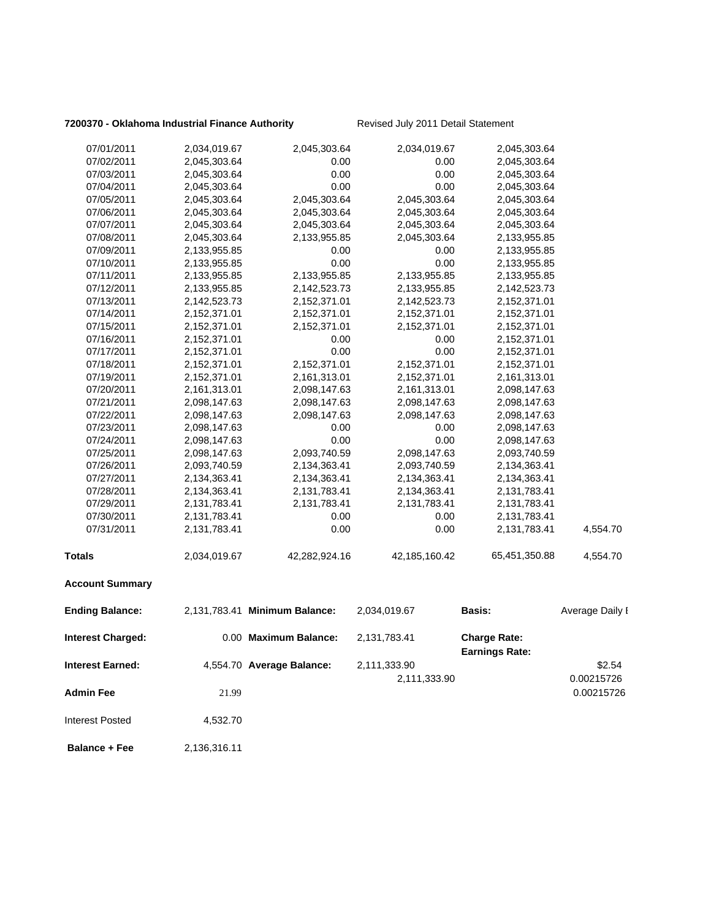**7200370 - Oklahoma Industrial Finance Authority** Revised July 2011 Detail Statement

| | | | | | |
|---|---|---|---|---|---|
| 07/01/2011 | 2,034,019.67 | 2,045,303.64 | 2,034,019.67 | 2,045,303.64 | |
| 07/02/2011 | 2,045,303.64 | 0.00 | 0.00 | 2,045,303.64 | |
| 07/03/2011 | 2,045,303.64 | 0.00 | 0.00 | 2,045,303.64 | |
| 07/04/2011 | 2,045,303.64 | 0.00 | 0.00 | 2,045,303.64 | |
| 07/05/2011 | 2,045,303.64 | 2,045,303.64 | 2,045,303.64 | 2,045,303.64 | |
| 07/06/2011 | 2,045,303.64 | 2,045,303.64 | 2,045,303.64 | 2,045,303.64 | |
| 07/07/2011 | 2,045,303.64 | 2,045,303.64 | 2,045,303.64 | 2,045,303.64 | |
| 07/08/2011 | 2,045,303.64 | 2,133,955.85 | 2,045,303.64 | 2,133,955.85 | |
| 07/09/2011 | 2,133,955.85 | 0.00 | 0.00 | 2,133,955.85 | |
| 07/10/2011 | 2,133,955.85 | 0.00 | 0.00 | 2,133,955.85 | |
| 07/11/2011 | 2,133,955.85 | 2,133,955.85 | 2,133,955.85 | 2,133,955.85 | |
| 07/12/2011 | 2,133,955.85 | 2,142,523.73 | 2,133,955.85 | 2,142,523.73 | |
| 07/13/2011 | 2,142,523.73 | 2,152,371.01 | 2,142,523.73 | 2,152,371.01 | |
| 07/14/2011 | 2,152,371.01 | 2,152,371.01 | 2,152,371.01 | 2,152,371.01 | |
| 07/15/2011 | 2,152,371.01 | 2,152,371.01 | 2,152,371.01 | 2,152,371.01 | |
| 07/16/2011 | 2,152,371.01 | 0.00 | 0.00 | 2,152,371.01 | |
| 07/17/2011 | 2,152,371.01 | 0.00 | 0.00 | 2,152,371.01 | |
| 07/18/2011 | 2,152,371.01 | 2,152,371.01 | 2,152,371.01 | 2,152,371.01 | |
| 07/19/2011 | 2,152,371.01 | 2,161,313.01 | 2,152,371.01 | 2,161,313.01 | |
| 07/20/2011 | 2,161,313.01 | 2,098,147.63 | 2,161,313.01 | 2,098,147.63 | |
| 07/21/2011 | 2,098,147.63 | 2,098,147.63 | 2,098,147.63 | 2,098,147.63 | |
| 07/22/2011 | 2,098,147.63 | 2,098,147.63 | 2,098,147.63 | 2,098,147.63 | |
| 07/23/2011 | 2,098,147.63 | 0.00 | 0.00 | 2,098,147.63 | |
| 07/24/2011 | 2,098,147.63 | 0.00 | 0.00 | 2,098,147.63 | |
| 07/25/2011 | 2,098,147.63 | 2,093,740.59 | 2,098,147.63 | 2,093,740.59 | |
| 07/26/2011 | 2,093,740.59 | 2,134,363.41 | 2,093,740.59 | 2,134,363.41 | |
| 07/27/2011 | 2,134,363.41 | 2,134,363.41 | 2,134,363.41 | 2,134,363.41 | |
| 07/28/2011 | 2,134,363.41 | 2,131,783.41 | 2,134,363.41 | 2,131,783.41 | |
| 07/29/2011 | 2,131,783.41 | 2,131,783.41 | 2,131,783.41 | 2,131,783.41 | |
| 07/30/2011 | 2,131,783.41 | 0.00 | 0.00 | 2,131,783.41 | |
| 07/31/2011 | 2,131,783.41 | 0.00 | 0.00 | 2,131,783.41 | 4,554.70 |
| **Totals** | 2,034,019.67 | 42,282,924.16 | 42,185,160.42 | 65,451,350.88 | 4,554.70 |

**Account Summary**

| | | | | | |
|---|---|---|---|---|---|
| **Ending Balance:** | 2,131,783.41 | **Minimum Balance:** | 2,034,019.67 | **Basis:** | Average Daily I |
| **Interest Charged:** | 0.00 | **Maximum Balance:** | 2,131,783.41 | **Charge Rate:** | |
| | | | | **Earnings Rate:** | |
| **Interest Earned:** | 4,554.70 | **Average Balance:** | 2,111,333.90 | | $2.54 |
| | | | 2,111,333.90 | | 0.00215726 |
| **Admin Fee** | 21.99 | | | | 0.00215726 |
| Interest Posted | 4,532.70 | | | | |
| **Balance + Fee** | 2,136,316.11 | | | | |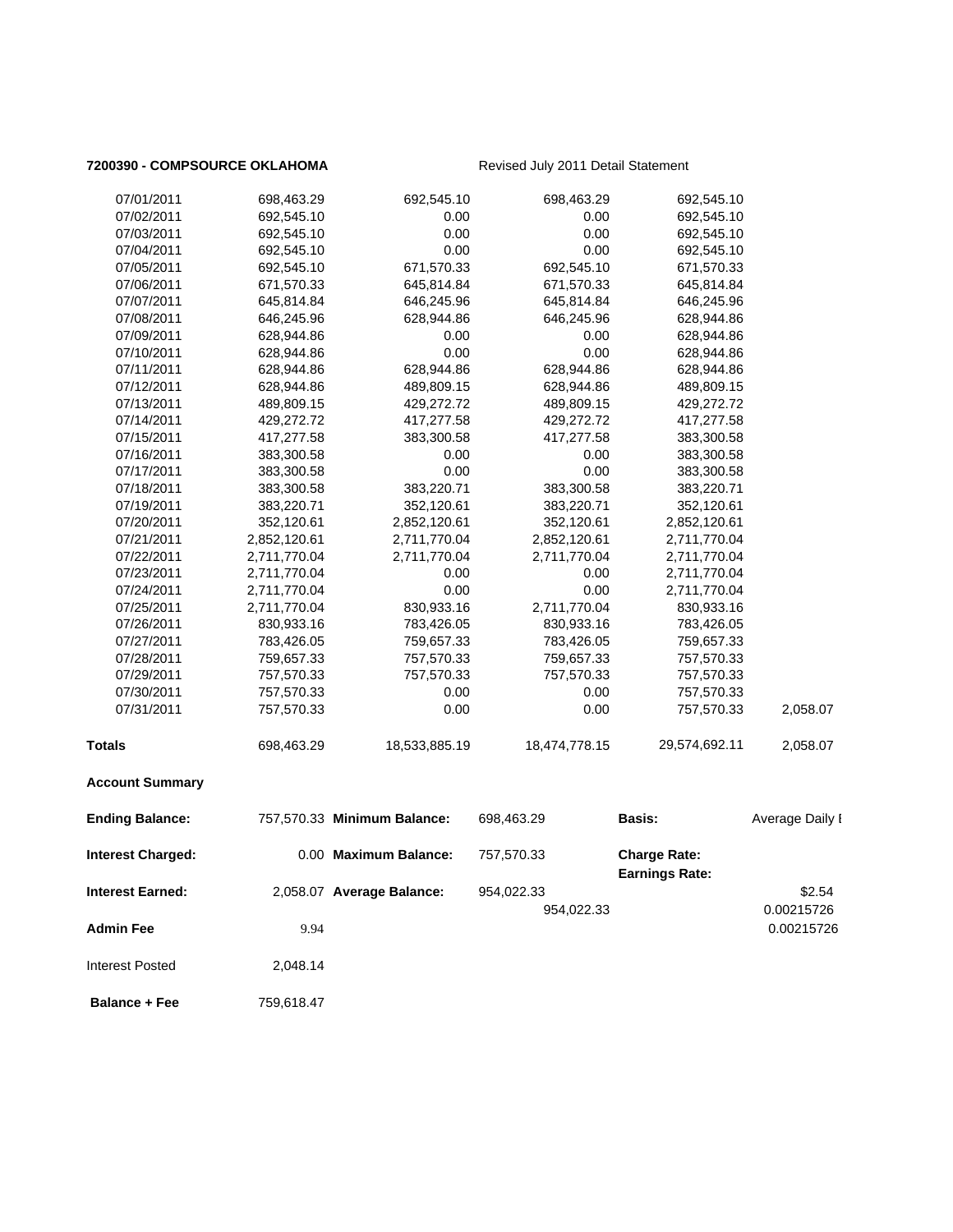**7200390 - COMPSOURCE OKLAHOMA** Revised July 2011 Detail Statement

| | | | | | |
|---|---|---|---|---|---|
| 07/01/2011 | 698,463.29 | 692,545.10 | 698,463.29 | 692,545.10 | |
| 07/02/2011 | 692,545.10 | 0.00 | 0.00 | 692,545.10 | |
| 07/03/2011 | 692,545.10 | 0.00 | 0.00 | 692,545.10 | |
| 07/04/2011 | 692,545.10 | 0.00 | 0.00 | 692,545.10 | |
| 07/05/2011 | 692,545.10 | 671,570.33 | 692,545.10 | 671,570.33 | |
| 07/06/2011 | 671,570.33 | 645,814.84 | 671,570.33 | 645,814.84 | |
| 07/07/2011 | 645,814.84 | 646,245.96 | 645,814.84 | 646,245.96 | |
| 07/08/2011 | 646,245.96 | 628,944.86 | 646,245.96 | 628,944.86 | |
| 07/09/2011 | 628,944.86 | 0.00 | 0.00 | 628,944.86 | |
| 07/10/2011 | 628,944.86 | 0.00 | 0.00 | 628,944.86 | |
| 07/11/2011 | 628,944.86 | 628,944.86 | 628,944.86 | 628,944.86 | |
| 07/12/2011 | 628,944.86 | 489,809.15 | 628,944.86 | 489,809.15 | |
| 07/13/2011 | 489,809.15 | 429,272.72 | 489,809.15 | 429,272.72 | |
| 07/14/2011 | 429,272.72 | 417,277.58 | 429,272.72 | 417,277.58 | |
| 07/15/2011 | 417,277.58 | 383,300.58 | 417,277.58 | 383,300.58 | |
| 07/16/2011 | 383,300.58 | 0.00 | 0.00 | 383,300.58 | |
| 07/17/2011 | 383,300.58 | 0.00 | 0.00 | 383,300.58 | |
| 07/18/2011 | 383,300.58 | 383,220.71 | 383,300.58 | 383,220.71 | |
| 07/19/2011 | 383,220.71 | 352,120.61 | 383,220.71 | 352,120.61 | |
| 07/20/2011 | 352,120.61 | 2,852,120.61 | 352,120.61 | 2,852,120.61 | |
| 07/21/2011 | 2,852,120.61 | 2,711,770.04 | 2,852,120.61 | 2,711,770.04 | |
| 07/22/2011 | 2,711,770.04 | 2,711,770.04 | 2,711,770.04 | 2,711,770.04 | |
| 07/23/2011 | 2,711,770.04 | 0.00 | 0.00 | 2,711,770.04 | |
| 07/24/2011 | 2,711,770.04 | 0.00 | 0.00 | 2,711,770.04 | |
| 07/25/2011 | 2,711,770.04 | 830,933.16 | 2,711,770.04 | 830,933.16 | |
| 07/26/2011 | 830,933.16 | 783,426.05 | 830,933.16 | 783,426.05 | |
| 07/27/2011 | 783,426.05 | 759,657.33 | 783,426.05 | 759,657.33 | |
| 07/28/2011 | 759,657.33 | 757,570.33 | 759,657.33 | 757,570.33 | |
| 07/29/2011 | 757,570.33 | 757,570.33 | 757,570.33 | 757,570.33 | |
| 07/30/2011 | 757,570.33 | 0.00 | 0.00 | 757,570.33 | |
| 07/31/2011 | 757,570.33 | 0.00 | 0.00 | 757,570.33 | 2,058.07 |
| **Totals** | 698,463.29 | 18,533,885.19 | 18,474,778.15 | 29,574,692.11 | 2,058.07 |

**Account Summary**

| | | | | | |
|---|---|---|---|---|---|
| **Ending Balance:** | 757,570.33 | **Minimum Balance:** | 698,463.29 | **Basis:** | Average Daily I |
| **Interest Charged:** | 0.00 | **Maximum Balance:** | 757,570.33 | **Charge Rate:** | |
| | | | | **Earnings Rate:** | |
| **Interest Earned:** | 2,058.07 | **Average Balance:** | 954,022.33 | | $2.54 |
| | | | 954,022.33 | | 0.00215726 |
| **Admin Fee** | 9.94 | | | | 0.00215726 |
| Interest Posted | 2,048.14 | | | | |
| **Balance + Fee** | 759,618.47 | | | | |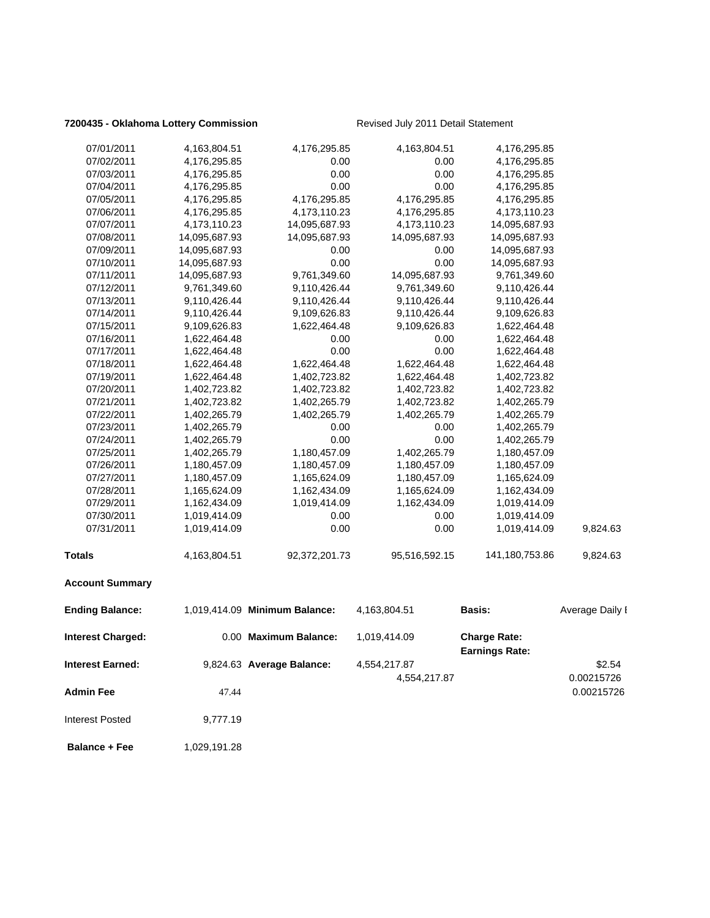**7200435 - Oklahoma Lottery Commission** Revised July 2011 Detail Statement

| | | | | | |
|---|---|---|---|---|---|
| 07/01/2011 | 4,163,804.51 | 4,176,295.85 | 4,163,804.51 | 4,176,295.85 | |
| 07/02/2011 | 4,176,295.85 | 0.00 | 0.00 | 4,176,295.85 | |
| 07/03/2011 | 4,176,295.85 | 0.00 | 0.00 | 4,176,295.85 | |
| 07/04/2011 | 4,176,295.85 | 0.00 | 0.00 | 4,176,295.85 | |
| 07/05/2011 | 4,176,295.85 | 4,176,295.85 | 4,176,295.85 | 4,176,295.85 | |
| 07/06/2011 | 4,176,295.85 | 4,173,110.23 | 4,176,295.85 | 4,173,110.23 | |
| 07/07/2011 | 4,173,110.23 | 14,095,687.93 | 4,173,110.23 | 14,095,687.93 | |
| 07/08/2011 | 14,095,687.93 | 14,095,687.93 | 14,095,687.93 | 14,095,687.93 | |
| 07/09/2011 | 14,095,687.93 | 0.00 | 0.00 | 14,095,687.93 | |
| 07/10/2011 | 14,095,687.93 | 0.00 | 0.00 | 14,095,687.93 | |
| 07/11/2011 | 14,095,687.93 | 9,761,349.60 | 14,095,687.93 | 9,761,349.60 | |
| 07/12/2011 | 9,761,349.60 | 9,110,426.44 | 9,761,349.60 | 9,110,426.44 | |
| 07/13/2011 | 9,110,426.44 | 9,110,426.44 | 9,110,426.44 | 9,110,426.44 | |
| 07/14/2011 | 9,110,426.44 | 9,109,626.83 | 9,110,426.44 | 9,109,626.83 | |
| 07/15/2011 | 9,109,626.83 | 1,622,464.48 | 9,109,626.83 | 1,622,464.48 | |
| 07/16/2011 | 1,622,464.48 | 0.00 | 0.00 | 1,622,464.48 | |
| 07/17/2011 | 1,622,464.48 | 0.00 | 0.00 | 1,622,464.48 | |
| 07/18/2011 | 1,622,464.48 | 1,622,464.48 | 1,622,464.48 | 1,622,464.48 | |
| 07/19/2011 | 1,622,464.48 | 1,402,723.82 | 1,622,464.48 | 1,402,723.82 | |
| 07/20/2011 | 1,402,723.82 | 1,402,723.82 | 1,402,723.82 | 1,402,723.82 | |
| 07/21/2011 | 1,402,723.82 | 1,402,265.79 | 1,402,723.82 | 1,402,265.79 | |
| 07/22/2011 | 1,402,265.79 | 1,402,265.79 | 1,402,265.79 | 1,402,265.79 | |
| 07/23/2011 | 1,402,265.79 | 0.00 | 0.00 | 1,402,265.79 | |
| 07/24/2011 | 1,402,265.79 | 0.00 | 0.00 | 1,402,265.79 | |
| 07/25/2011 | 1,402,265.79 | 1,180,457.09 | 1,402,265.79 | 1,180,457.09 | |
| 07/26/2011 | 1,180,457.09 | 1,180,457.09 | 1,180,457.09 | 1,180,457.09 | |
| 07/27/2011 | 1,180,457.09 | 1,165,624.09 | 1,180,457.09 | 1,165,624.09 | |
| 07/28/2011 | 1,165,624.09 | 1,162,434.09 | 1,165,624.09 | 1,162,434.09 | |
| 07/29/2011 | 1,162,434.09 | 1,019,414.09 | 1,162,434.09 | 1,019,414.09 | |
| 07/30/2011 | 1,019,414.09 | 0.00 | 0.00 | 1,019,414.09 | |
| 07/31/2011 | 1,019,414.09 | 0.00 | 0.00 | 1,019,414.09 | 9,824.63 |
| **Totals** | 4,163,804.51 | 92,372,201.73 | 95,516,592.15 | 141,180,753.86 | 9,824.63 |

**Account Summary**

| | | | | | |
|---|---|---|---|---|---|
| **Ending Balance:** | 1,019,414.09 | **Minimum Balance:** | 4,163,804.51 | **Basis:** | Average Daily I |
| **Interest Charged:** | 0.00 | **Maximum Balance:** | 1,019,414.09 | **Charge Rate:** | |
| | | | | **Earnings Rate:** | |
| **Interest Earned:** | 9,824.63 | **Average Balance:** | 4,554,217.87 | | $2.54 |
| | | | 4,554,217.87 | | 0.00215726 |
| **Admin Fee** | 47.44 | | | | 0.00215726 |
| Interest Posted | 9,777.19 | | | | |
| **Balance + Fee** | 1,029,191.28 | | | | |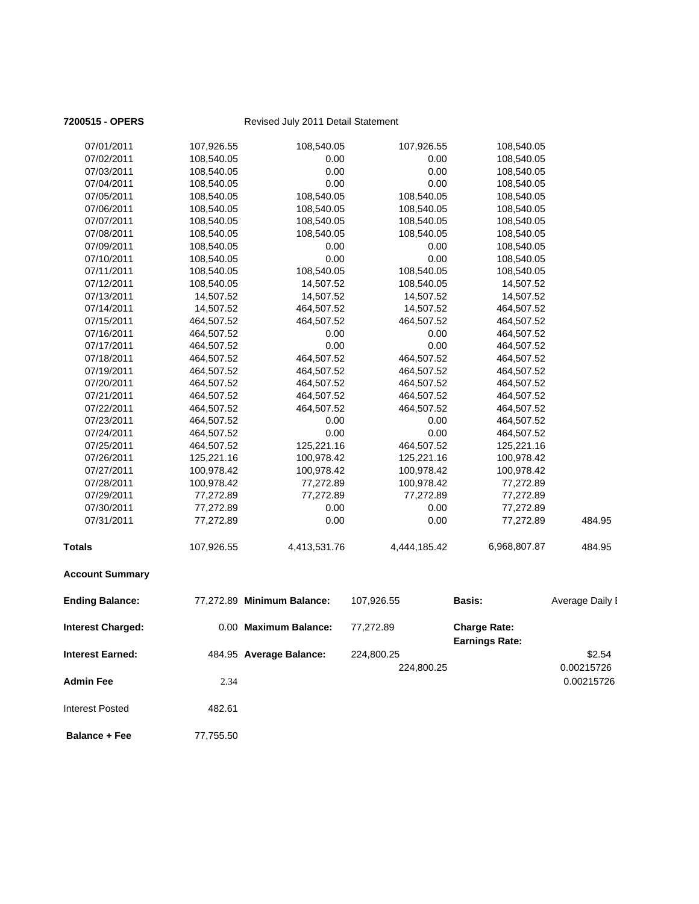**7200515 - OPERS** Revised July 2011 Detail Statement

| | | | | | |
|---|---|---|---|---|---|
| 07/01/2011 | 107,926.55 | 108,540.05 | 107,926.55 | 108,540.05 | |
| 07/02/2011 | 108,540.05 | 0.00 | 0.00 | 108,540.05 | |
| 07/03/2011 | 108,540.05 | 0.00 | 0.00 | 108,540.05 | |
| 07/04/2011 | 108,540.05 | 0.00 | 0.00 | 108,540.05 | |
| 07/05/2011 | 108,540.05 | 108,540.05 | 108,540.05 | 108,540.05 | |
| 07/06/2011 | 108,540.05 | 108,540.05 | 108,540.05 | 108,540.05 | |
| 07/07/2011 | 108,540.05 | 108,540.05 | 108,540.05 | 108,540.05 | |
| 07/08/2011 | 108,540.05 | 108,540.05 | 108,540.05 | 108,540.05 | |
| 07/09/2011 | 108,540.05 | 0.00 | 0.00 | 108,540.05 | |
| 07/10/2011 | 108,540.05 | 0.00 | 0.00 | 108,540.05 | |
| 07/11/2011 | 108,540.05 | 108,540.05 | 108,540.05 | 108,540.05 | |
| 07/12/2011 | 108,540.05 | 14,507.52 | 108,540.05 | 14,507.52 | |
| 07/13/2011 | 14,507.52 | 14,507.52 | 14,507.52 | 14,507.52 | |
| 07/14/2011 | 14,507.52 | 464,507.52 | 14,507.52 | 464,507.52 | |
| 07/15/2011 | 464,507.52 | 464,507.52 | 464,507.52 | 464,507.52 | |
| 07/16/2011 | 464,507.52 | 0.00 | 0.00 | 464,507.52 | |
| 07/17/2011 | 464,507.52 | 0.00 | 0.00 | 464,507.52 | |
| 07/18/2011 | 464,507.52 | 464,507.52 | 464,507.52 | 464,507.52 | |
| 07/19/2011 | 464,507.52 | 464,507.52 | 464,507.52 | 464,507.52 | |
| 07/20/2011 | 464,507.52 | 464,507.52 | 464,507.52 | 464,507.52 | |
| 07/21/2011 | 464,507.52 | 464,507.52 | 464,507.52 | 464,507.52 | |
| 07/22/2011 | 464,507.52 | 464,507.52 | 464,507.52 | 464,507.52 | |
| 07/23/2011 | 464,507.52 | 0.00 | 0.00 | 464,507.52 | |
| 07/24/2011 | 464,507.52 | 0.00 | 0.00 | 464,507.52 | |
| 07/25/2011 | 464,507.52 | 125,221.16 | 464,507.52 | 125,221.16 | |
| 07/26/2011 | 125,221.16 | 100,978.42 | 125,221.16 | 100,978.42 | |
| 07/27/2011 | 100,978.42 | 100,978.42 | 100,978.42 | 100,978.42 | |
| 07/28/2011 | 100,978.42 | 77,272.89 | 100,978.42 | 77,272.89 | |
| 07/29/2011 | 77,272.89 | 77,272.89 | 77,272.89 | 77,272.89 | |
| 07/30/2011 | 77,272.89 | 0.00 | 0.00 | 77,272.89 | |
| 07/31/2011 | 77,272.89 | 0.00 | 0.00 | 77,272.89 | 484.95 |
| **Totals** | 107,926.55 | 4,413,531.76 | 4,444,185.42 | 6,968,807.87 | 484.95 |

**Account Summary**

| | | | | | |
|---|---|---|---|---|---|
| **Ending Balance:** | 77,272.89 | **Minimum Balance:** | 107,926.55 | **Basis:** | Average Daily I |
| **Interest Charged:** | 0.00 | **Maximum Balance:** | 77,272.89 | **Charge Rate:** | |
| | | | | **Earnings Rate:** | |
| **Interest Earned:** | 484.95 | **Average Balance:** | 224,800.25 | | $2.54 |
| | | | 224,800.25 | | 0.00215726 |
| **Admin Fee** | 2.34 | | | | 0.00215726 |
| Interest Posted | 482.61 | | | | |
| **Balance + Fee** | 77,755.50 | | | | |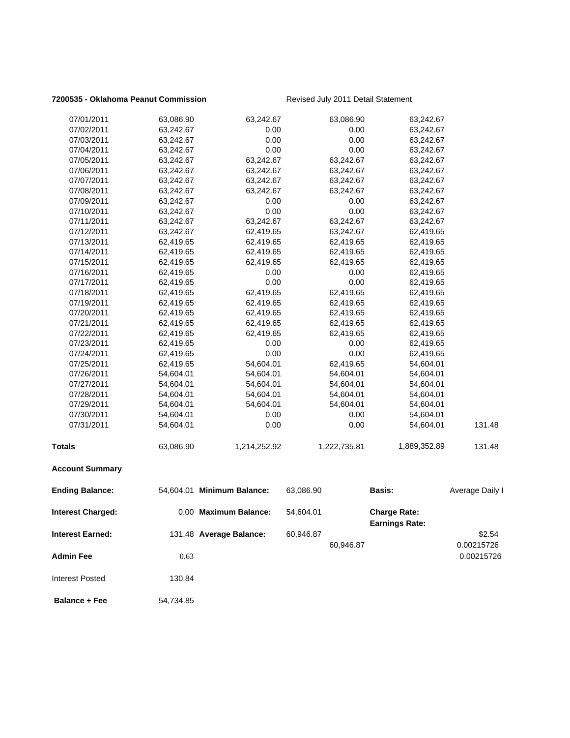**7200535 - Oklahoma Peanut Commission** Revised July 2011 Detail Statement

| | | | | | |
|---|---|---|---|---|---|
| 07/01/2011 | 63,086.90 | 63,242.67 | 63,086.90 | 63,242.67 | |
| 07/02/2011 | 63,242.67 | 0.00 | 0.00 | 63,242.67 | |
| 07/03/2011 | 63,242.67 | 0.00 | 0.00 | 63,242.67 | |
| 07/04/2011 | 63,242.67 | 0.00 | 0.00 | 63,242.67 | |
| 07/05/2011 | 63,242.67 | 63,242.67 | 63,242.67 | 63,242.67 | |
| 07/06/2011 | 63,242.67 | 63,242.67 | 63,242.67 | 63,242.67 | |
| 07/07/2011 | 63,242.67 | 63,242.67 | 63,242.67 | 63,242.67 | |
| 07/08/2011 | 63,242.67 | 63,242.67 | 63,242.67 | 63,242.67 | |
| 07/09/2011 | 63,242.67 | 0.00 | 0.00 | 63,242.67 | |
| 07/10/2011 | 63,242.67 | 0.00 | 0.00 | 63,242.67 | |
| 07/11/2011 | 63,242.67 | 63,242.67 | 63,242.67 | 63,242.67 | |
| 07/12/2011 | 63,242.67 | 62,419.65 | 63,242.67 | 62,419.65 | |
| 07/13/2011 | 62,419.65 | 62,419.65 | 62,419.65 | 62,419.65 | |
| 07/14/2011 | 62,419.65 | 62,419.65 | 62,419.65 | 62,419.65 | |
| 07/15/2011 | 62,419.65 | 62,419.65 | 62,419.65 | 62,419.65 | |
| 07/16/2011 | 62,419.65 | 0.00 | 0.00 | 62,419.65 | |
| 07/17/2011 | 62,419.65 | 0.00 | 0.00 | 62,419.65 | |
| 07/18/2011 | 62,419.65 | 62,419.65 | 62,419.65 | 62,419.65 | |
| 07/19/2011 | 62,419.65 | 62,419.65 | 62,419.65 | 62,419.65 | |
| 07/20/2011 | 62,419.65 | 62,419.65 | 62,419.65 | 62,419.65 | |
| 07/21/2011 | 62,419.65 | 62,419.65 | 62,419.65 | 62,419.65 | |
| 07/22/2011 | 62,419.65 | 62,419.65 | 62,419.65 | 62,419.65 | |
| 07/23/2011 | 62,419.65 | 0.00 | 0.00 | 62,419.65 | |
| 07/24/2011 | 62,419.65 | 0.00 | 0.00 | 62,419.65 | |
| 07/25/2011 | 62,419.65 | 54,604.01 | 62,419.65 | 54,604.01 | |
| 07/26/2011 | 54,604.01 | 54,604.01 | 54,604.01 | 54,604.01 | |
| 07/27/2011 | 54,604.01 | 54,604.01 | 54,604.01 | 54,604.01 | |
| 07/28/2011 | 54,604.01 | 54,604.01 | 54,604.01 | 54,604.01 | |
| 07/29/2011 | 54,604.01 | 54,604.01 | 54,604.01 | 54,604.01 | |
| 07/30/2011 | 54,604.01 | 0.00 | 0.00 | 54,604.01 | |
| 07/31/2011 | 54,604.01 | 0.00 | 0.00 | 54,604.01 | 131.48 |
| **Totals** | 63,086.90 | 1,214,252.92 | 1,222,735.81 | 1,889,352.89 | 131.48 |

**Account Summary**

| | | | | | |
|---|---|---|---|---|---|
| **Ending Balance:** | 54,604.01 | **Minimum Balance:** | 63,086.90 | **Basis:** | Average Daily I |
| **Interest Charged:** | 0.00 | **Maximum Balance:** | 54,604.01 | **Charge Rate:** | |
| | | | | **Earnings Rate:** | |
| **Interest Earned:** | 131.48 | **Average Balance:** | 60,946.87 | | $2.54 |
| | | | 60,946.87 | | 0.00215726 |
| **Admin Fee** | 0.63 | | | | 0.00215726 |
| Interest Posted | 130.84 | | | | |
| **Balance + Fee** | 54,734.85 | | | | |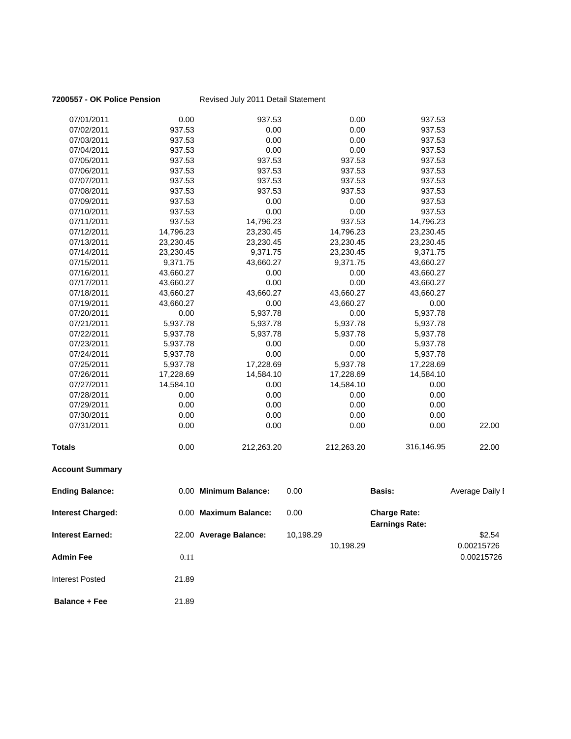**7200557 - OK Police Pension** Revised July 2011 Detail Statement

| | | | | | |
|---|---|---|---|---|---|
| 07/01/2011 | 0.00 | 937.53 | 0.00 | 937.53 | |
| 07/02/2011 | 937.53 | 0.00 | 0.00 | 937.53 | |
| 07/03/2011 | 937.53 | 0.00 | 0.00 | 937.53 | |
| 07/04/2011 | 937.53 | 0.00 | 0.00 | 937.53 | |
| 07/05/2011 | 937.53 | 937.53 | 937.53 | 937.53 | |
| 07/06/2011 | 937.53 | 937.53 | 937.53 | 937.53 | |
| 07/07/2011 | 937.53 | 937.53 | 937.53 | 937.53 | |
| 07/08/2011 | 937.53 | 937.53 | 937.53 | 937.53 | |
| 07/09/2011 | 937.53 | 0.00 | 0.00 | 937.53 | |
| 07/10/2011 | 937.53 | 0.00 | 0.00 | 937.53 | |
| 07/11/2011 | 937.53 | 14,796.23 | 937.53 | 14,796.23 | |
| 07/12/2011 | 14,796.23 | 23,230.45 | 14,796.23 | 23,230.45 | |
| 07/13/2011 | 23,230.45 | 23,230.45 | 23,230.45 | 23,230.45 | |
| 07/14/2011 | 23,230.45 | 9,371.75 | 23,230.45 | 9,371.75 | |
| 07/15/2011 | 9,371.75 | 43,660.27 | 9,371.75 | 43,660.27 | |
| 07/16/2011 | 43,660.27 | 0.00 | 0.00 | 43,660.27 | |
| 07/17/2011 | 43,660.27 | 0.00 | 0.00 | 43,660.27 | |
| 07/18/2011 | 43,660.27 | 43,660.27 | 43,660.27 | 43,660.27 | |
| 07/19/2011 | 43,660.27 | 0.00 | 43,660.27 | 0.00 | |
| 07/20/2011 | 0.00 | 5,937.78 | 0.00 | 5,937.78 | |
| 07/21/2011 | 5,937.78 | 5,937.78 | 5,937.78 | 5,937.78 | |
| 07/22/2011 | 5,937.78 | 5,937.78 | 5,937.78 | 5,937.78 | |
| 07/23/2011 | 5,937.78 | 0.00 | 0.00 | 5,937.78 | |
| 07/24/2011 | 5,937.78 | 0.00 | 0.00 | 5,937.78 | |
| 07/25/2011 | 5,937.78 | 17,228.69 | 5,937.78 | 17,228.69 | |
| 07/26/2011 | 17,228.69 | 14,584.10 | 17,228.69 | 14,584.10 | |
| 07/27/2011 | 14,584.10 | 0.00 | 14,584.10 | 0.00 | |
| 07/28/2011 | 0.00 | 0.00 | 0.00 | 0.00 | |
| 07/29/2011 | 0.00 | 0.00 | 0.00 | 0.00 | |
| 07/30/2011 | 0.00 | 0.00 | 0.00 | 0.00 | |
| 07/31/2011 | 0.00 | 0.00 | 0.00 | 0.00 | 22.00 |
| **Totals** | 0.00 | 212,263.20 | 212,263.20 | 316,146.95 | 22.00 |

**Account Summary**

| | | | | | |
|---|---|---|---|---|---|
| **Ending Balance:** | 0.00 | **Minimum Balance:** | 0.00 | **Basis:** | Average Daily I |
| **Interest Charged:** | 0.00 | **Maximum Balance:** | 0.00 | **Charge Rate:** | |
| | | | | **Earnings Rate:** | |
| **Interest Earned:** | 22.00 | **Average Balance:** | 10,198.29 | | $2.54 |
| | | | 10,198.29 | | 0.00215726 |
| **Admin Fee** | 0.11 | | | | 0.00215726 |
| Interest Posted | 21.89 | | | | |
| **Balance + Fee** | 21.89 | | | | |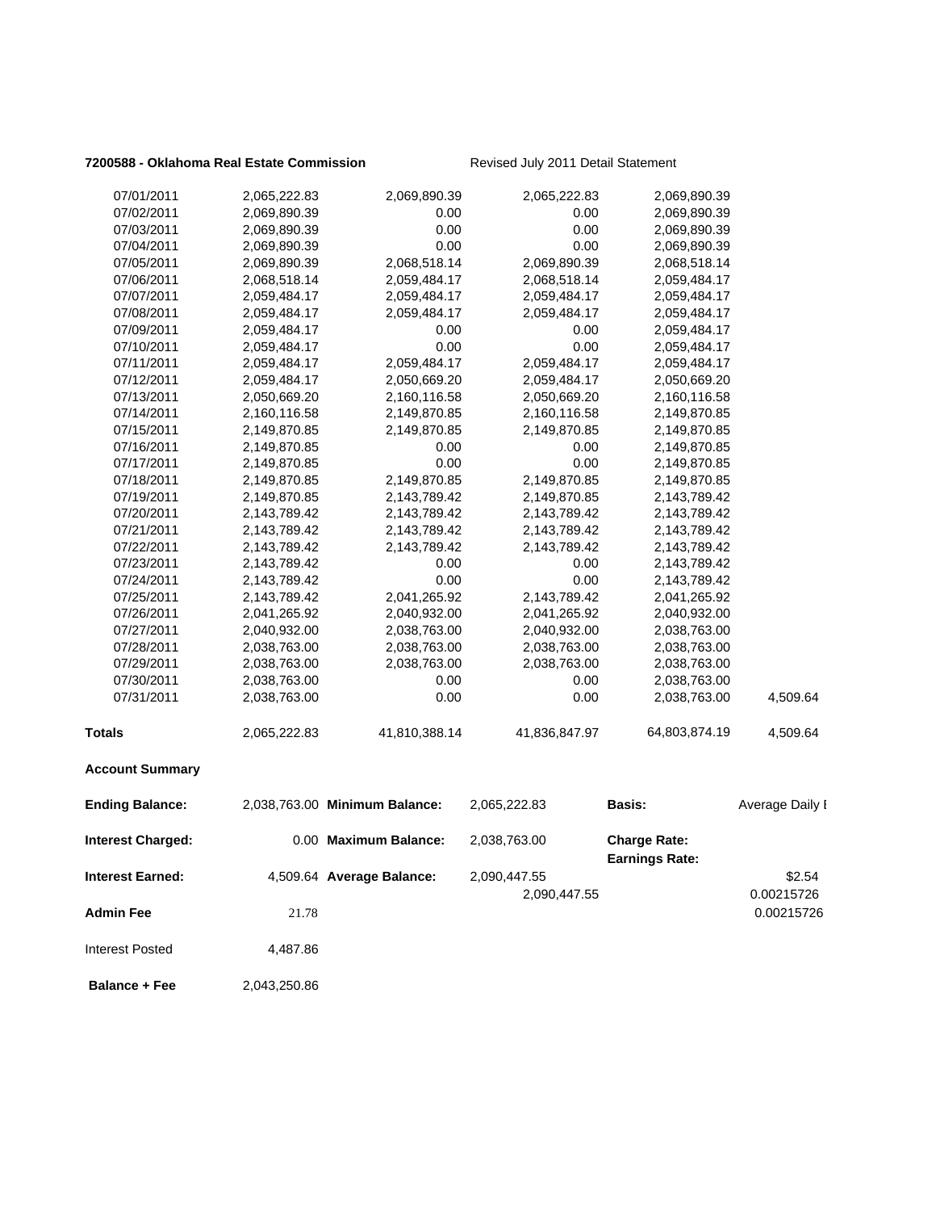**7200588 - Oklahoma Real Estate Commission** Revised July 2011 Detail Statement

| | | | | | |
|---|---|---|---|---|---|
| 07/01/2011 | 2,065,222.83 | 2,069,890.39 | 2,065,222.83 | 2,069,890.39 | |
| 07/02/2011 | 2,069,890.39 | 0.00 | 0.00 | 2,069,890.39 | |
| 07/03/2011 | 2,069,890.39 | 0.00 | 0.00 | 2,069,890.39 | |
| 07/04/2011 | 2,069,890.39 | 0.00 | 0.00 | 2,069,890.39 | |
| 07/05/2011 | 2,069,890.39 | 2,068,518.14 | 2,069,890.39 | 2,068,518.14 | |
| 07/06/2011 | 2,068,518.14 | 2,059,484.17 | 2,068,518.14 | 2,059,484.17 | |
| 07/07/2011 | 2,059,484.17 | 2,059,484.17 | 2,059,484.17 | 2,059,484.17 | |
| 07/08/2011 | 2,059,484.17 | 2,059,484.17 | 2,059,484.17 | 2,059,484.17 | |
| 07/09/2011 | 2,059,484.17 | 0.00 | 0.00 | 2,059,484.17 | |
| 07/10/2011 | 2,059,484.17 | 0.00 | 0.00 | 2,059,484.17 | |
| 07/11/2011 | 2,059,484.17 | 2,059,484.17 | 2,059,484.17 | 2,059,484.17 | |
| 07/12/2011 | 2,059,484.17 | 2,050,669.20 | 2,059,484.17 | 2,050,669.20 | |
| 07/13/2011 | 2,050,669.20 | 2,160,116.58 | 2,050,669.20 | 2,160,116.58 | |
| 07/14/2011 | 2,160,116.58 | 2,149,870.85 | 2,160,116.58 | 2,149,870.85 | |
| 07/15/2011 | 2,149,870.85 | 2,149,870.85 | 2,149,870.85 | 2,149,870.85 | |
| 07/16/2011 | 2,149,870.85 | 0.00 | 0.00 | 2,149,870.85 | |
| 07/17/2011 | 2,149,870.85 | 0.00 | 0.00 | 2,149,870.85 | |
| 07/18/2011 | 2,149,870.85 | 2,149,870.85 | 2,149,870.85 | 2,149,870.85 | |
| 07/19/2011 | 2,149,870.85 | 2,143,789.42 | 2,149,870.85 | 2,143,789.42 | |
| 07/20/2011 | 2,143,789.42 | 2,143,789.42 | 2,143,789.42 | 2,143,789.42 | |
| 07/21/2011 | 2,143,789.42 | 2,143,789.42 | 2,143,789.42 | 2,143,789.42 | |
| 07/22/2011 | 2,143,789.42 | 2,143,789.42 | 2,143,789.42 | 2,143,789.42 | |
| 07/23/2011 | 2,143,789.42 | 0.00 | 0.00 | 2,143,789.42 | |
| 07/24/2011 | 2,143,789.42 | 0.00 | 0.00 | 2,143,789.42 | |
| 07/25/2011 | 2,143,789.42 | 2,041,265.92 | 2,143,789.42 | 2,041,265.92 | |
| 07/26/2011 | 2,041,265.92 | 2,040,932.00 | 2,041,265.92 | 2,040,932.00 | |
| 07/27/2011 | 2,040,932.00 | 2,038,763.00 | 2,040,932.00 | 2,038,763.00 | |
| 07/28/2011 | 2,038,763.00 | 2,038,763.00 | 2,038,763.00 | 2,038,763.00 | |
| 07/29/2011 | 2,038,763.00 | 2,038,763.00 | 2,038,763.00 | 2,038,763.00 | |
| 07/30/2011 | 2,038,763.00 | 0.00 | 0.00 | 2,038,763.00 | |
| 07/31/2011 | 2,038,763.00 | 0.00 | 0.00 | 2,038,763.00 | 4,509.64 |
| **Totals** | 2,065,222.83 | 41,810,388.14 | 41,836,847.97 | 64,803,874.19 | 4,509.64 |

**Account Summary**

| | | | | | |
|---|---|---|---|---|---|
| **Ending Balance:** | 2,038,763.00 | **Minimum Balance:** | 2,065,222.83 | **Basis:** | Average Daily I |
| **Interest Charged:** | 0.00 | **Maximum Balance:** | 2,038,763.00 | **Charge Rate:** | |
| | | | | **Earnings Rate:** | |
| **Interest Earned:** | 4,509.64 | **Average Balance:** | 2,090,447.55 | | $2.54 |
| | | | 2,090,447.55 | | 0.00215726 |
| **Admin Fee** | 21.78 | | | | 0.00215726 |
| Interest Posted | 4,487.86 | | | | |
| **Balance + Fee** | 2,043,250.86 | | | | |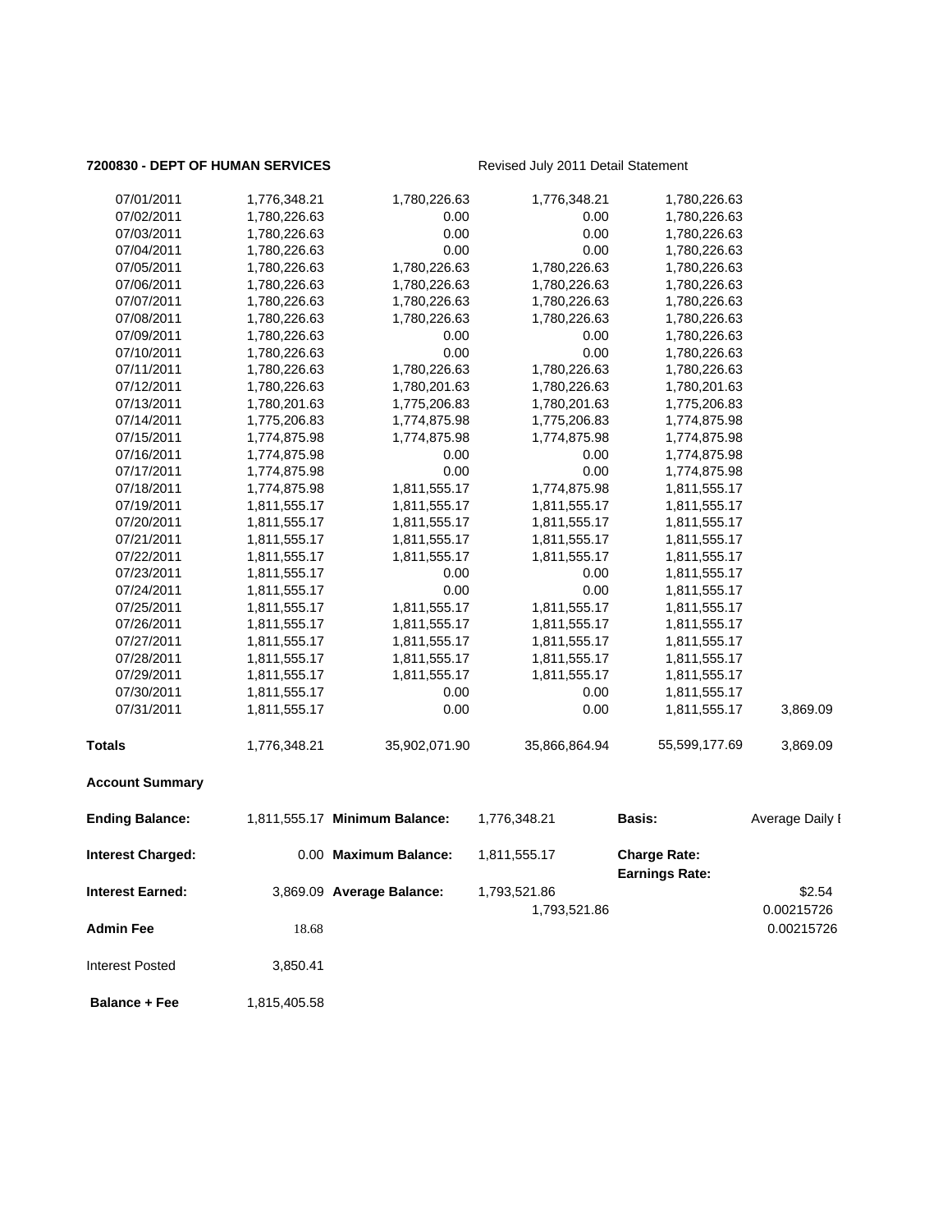**7200830 - DEPT OF HUMAN SERVICES** Revised July 2011 Detail Statement

| | | | | | |
|---|---|---|---|---|---|
| 07/01/2011 | 1,776,348.21 | 1,780,226.63 | 1,776,348.21 | 1,780,226.63 | |
| 07/02/2011 | 1,780,226.63 | 0.00 | 0.00 | 1,780,226.63 | |
| 07/03/2011 | 1,780,226.63 | 0.00 | 0.00 | 1,780,226.63 | |
| 07/04/2011 | 1,780,226.63 | 0.00 | 0.00 | 1,780,226.63 | |
| 07/05/2011 | 1,780,226.63 | 1,780,226.63 | 1,780,226.63 | 1,780,226.63 | |
| 07/06/2011 | 1,780,226.63 | 1,780,226.63 | 1,780,226.63 | 1,780,226.63 | |
| 07/07/2011 | 1,780,226.63 | 1,780,226.63 | 1,780,226.63 | 1,780,226.63 | |
| 07/08/2011 | 1,780,226.63 | 1,780,226.63 | 1,780,226.63 | 1,780,226.63 | |
| 07/09/2011 | 1,780,226.63 | 0.00 | 0.00 | 1,780,226.63 | |
| 07/10/2011 | 1,780,226.63 | 0.00 | 0.00 | 1,780,226.63 | |
| 07/11/2011 | 1,780,226.63 | 1,780,226.63 | 1,780,226.63 | 1,780,226.63 | |
| 07/12/2011 | 1,780,226.63 | 1,780,201.63 | 1,780,226.63 | 1,780,201.63 | |
| 07/13/2011 | 1,780,201.63 | 1,775,206.83 | 1,780,201.63 | 1,775,206.83 | |
| 07/14/2011 | 1,775,206.83 | 1,774,875.98 | 1,775,206.83 | 1,774,875.98 | |
| 07/15/2011 | 1,774,875.98 | 1,774,875.98 | 1,774,875.98 | 1,774,875.98 | |
| 07/16/2011 | 1,774,875.98 | 0.00 | 0.00 | 1,774,875.98 | |
| 07/17/2011 | 1,774,875.98 | 0.00 | 0.00 | 1,774,875.98 | |
| 07/18/2011 | 1,774,875.98 | 1,811,555.17 | 1,774,875.98 | 1,811,555.17 | |
| 07/19/2011 | 1,811,555.17 | 1,811,555.17 | 1,811,555.17 | 1,811,555.17 | |
| 07/20/2011 | 1,811,555.17 | 1,811,555.17 | 1,811,555.17 | 1,811,555.17 | |
| 07/21/2011 | 1,811,555.17 | 1,811,555.17 | 1,811,555.17 | 1,811,555.17 | |
| 07/22/2011 | 1,811,555.17 | 1,811,555.17 | 1,811,555.17 | 1,811,555.17 | |
| 07/23/2011 | 1,811,555.17 | 0.00 | 0.00 | 1,811,555.17 | |
| 07/24/2011 | 1,811,555.17 | 0.00 | 0.00 | 1,811,555.17 | |
| 07/25/2011 | 1,811,555.17 | 1,811,555.17 | 1,811,555.17 | 1,811,555.17 | |
| 07/26/2011 | 1,811,555.17 | 1,811,555.17 | 1,811,555.17 | 1,811,555.17 | |
| 07/27/2011 | 1,811,555.17 | 1,811,555.17 | 1,811,555.17 | 1,811,555.17 | |
| 07/28/2011 | 1,811,555.17 | 1,811,555.17 | 1,811,555.17 | 1,811,555.17 | |
| 07/29/2011 | 1,811,555.17 | 1,811,555.17 | 1,811,555.17 | 1,811,555.17 | |
| 07/30/2011 | 1,811,555.17 | 0.00 | 0.00 | 1,811,555.17 | |
| 07/31/2011 | 1,811,555.17 | 0.00 | 0.00 | 1,811,555.17 | 3,869.09 |
| **Totals** | 1,776,348.21 | 35,902,071.90 | 35,866,864.94 | 55,599,177.69 | 3,869.09 |

**Account Summary**

| | | | | | |
|---|---|---|---|---|---|
| **Ending Balance:** | 1,811,555.17 | **Minimum Balance:** | 1,776,348.21 | **Basis:** | Average Daily I |
| **Interest Charged:** | 0.00 | **Maximum Balance:** | 1,811,555.17 | **Charge Rate:** | |
| | | | | **Earnings Rate:** | |
| **Interest Earned:** | 3,869.09 | **Average Balance:** | 1,793,521.86 | | $2.54 |
| | | | 1,793,521.86 | | 0.00215726 |
| **Admin Fee** | 18.68 | | | | 0.00215726 |
| Interest Posted | 3,850.41 | | | | |
| **Balance + Fee** | 1,815,405.58 | | | | |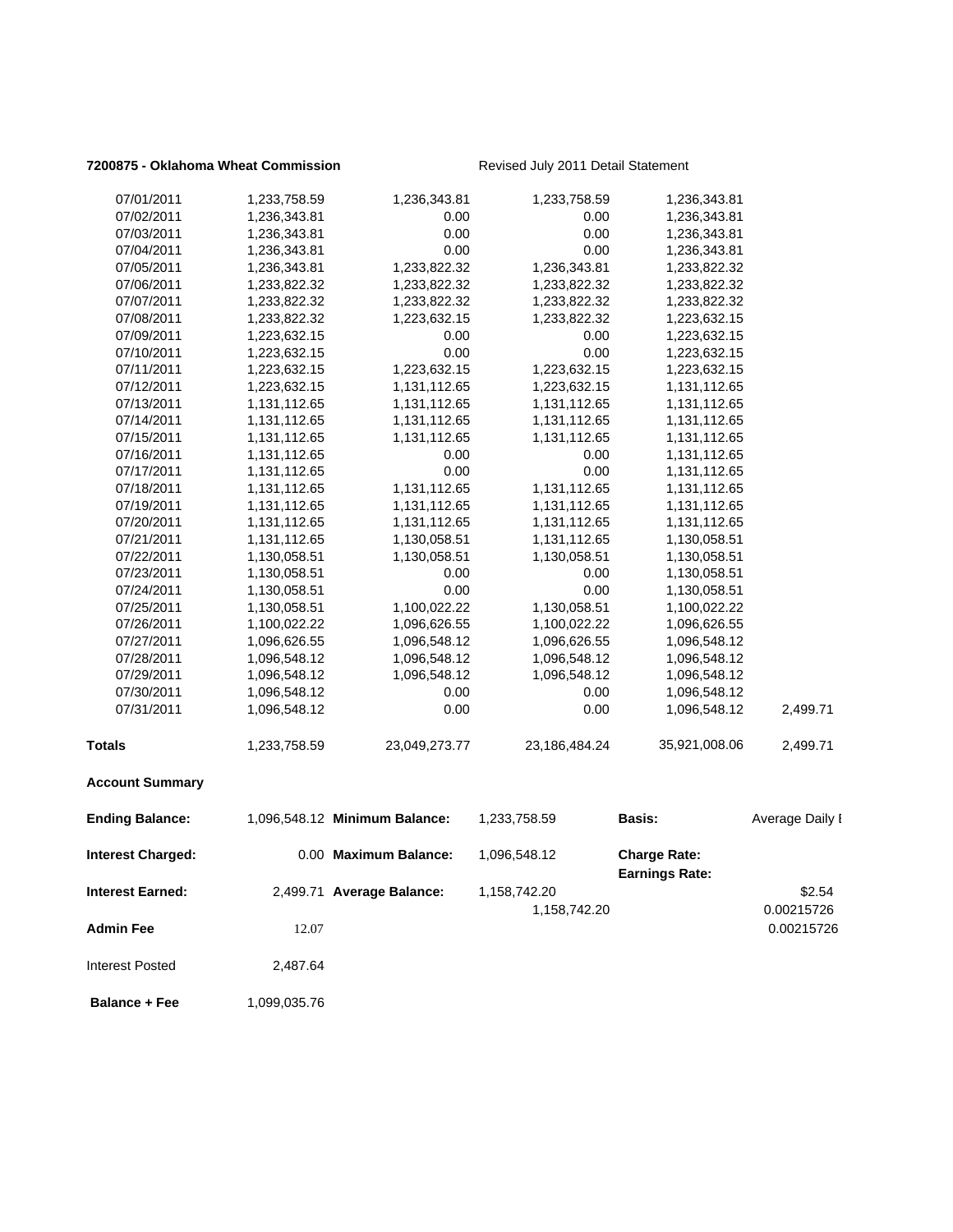**7200875 - Oklahoma Wheat Commission** Revised July 2011 Detail Statement

| | | | | | |
|---|---|---|---|---|---|
| 07/01/2011 | 1,233,758.59 | 1,236,343.81 | 1,233,758.59 | 1,236,343.81 | |
| 07/02/2011 | 1,236,343.81 | 0.00 | 0.00 | 1,236,343.81 | |
| 07/03/2011 | 1,236,343.81 | 0.00 | 0.00 | 1,236,343.81 | |
| 07/04/2011 | 1,236,343.81 | 0.00 | 0.00 | 1,236,343.81 | |
| 07/05/2011 | 1,236,343.81 | 1,233,822.32 | 1,236,343.81 | 1,233,822.32 | |
| 07/06/2011 | 1,233,822.32 | 1,233,822.32 | 1,233,822.32 | 1,233,822.32 | |
| 07/07/2011 | 1,233,822.32 | 1,233,822.32 | 1,233,822.32 | 1,233,822.32 | |
| 07/08/2011 | 1,233,822.32 | 1,223,632.15 | 1,233,822.32 | 1,223,632.15 | |
| 07/09/2011 | 1,223,632.15 | 0.00 | 0.00 | 1,223,632.15 | |
| 07/10/2011 | 1,223,632.15 | 0.00 | 0.00 | 1,223,632.15 | |
| 07/11/2011 | 1,223,632.15 | 1,223,632.15 | 1,223,632.15 | 1,223,632.15 | |
| 07/12/2011 | 1,223,632.15 | 1,131,112.65 | 1,223,632.15 | 1,131,112.65 | |
| 07/13/2011 | 1,131,112.65 | 1,131,112.65 | 1,131,112.65 | 1,131,112.65 | |
| 07/14/2011 | 1,131,112.65 | 1,131,112.65 | 1,131,112.65 | 1,131,112.65 | |
| 07/15/2011 | 1,131,112.65 | 1,131,112.65 | 1,131,112.65 | 1,131,112.65 | |
| 07/16/2011 | 1,131,112.65 | 0.00 | 0.00 | 1,131,112.65 | |
| 07/17/2011 | 1,131,112.65 | 0.00 | 0.00 | 1,131,112.65 | |
| 07/18/2011 | 1,131,112.65 | 1,131,112.65 | 1,131,112.65 | 1,131,112.65 | |
| 07/19/2011 | 1,131,112.65 | 1,131,112.65 | 1,131,112.65 | 1,131,112.65 | |
| 07/20/2011 | 1,131,112.65 | 1,131,112.65 | 1,131,112.65 | 1,131,112.65 | |
| 07/21/2011 | 1,131,112.65 | 1,130,058.51 | 1,131,112.65 | 1,130,058.51 | |
| 07/22/2011 | 1,130,058.51 | 1,130,058.51 | 1,130,058.51 | 1,130,058.51 | |
| 07/23/2011 | 1,130,058.51 | 0.00 | 0.00 | 1,130,058.51 | |
| 07/24/2011 | 1,130,058.51 | 0.00 | 0.00 | 1,130,058.51 | |
| 07/25/2011 | 1,130,058.51 | 1,100,022.22 | 1,130,058.51 | 1,100,022.22 | |
| 07/26/2011 | 1,100,022.22 | 1,096,626.55 | 1,100,022.22 | 1,096,626.55 | |
| 07/27/2011 | 1,096,626.55 | 1,096,548.12 | 1,096,626.55 | 1,096,548.12 | |
| 07/28/2011 | 1,096,548.12 | 1,096,548.12 | 1,096,548.12 | 1,096,548.12 | |
| 07/29/2011 | 1,096,548.12 | 1,096,548.12 | 1,096,548.12 | 1,096,548.12 | |
| 07/30/2011 | 1,096,548.12 | 0.00 | 0.00 | 1,096,548.12 | |
| 07/31/2011 | 1,096,548.12 | 0.00 | 0.00 | 1,096,548.12 | 2,499.71 |
| **Totals** | 1,233,758.59 | 23,049,273.77 | 23,186,484.24 | 35,921,008.06 | 2,499.71 |

**Account Summary**

| | | | | | |
|---|---|---|---|---|---|
| **Ending Balance:** | 1,096,548.12 | **Minimum Balance:** | 1,233,758.59 | **Basis:** | Average Daily I |
| **Interest Charged:** | 0.00 | **Maximum Balance:** | 1,096,548.12 | **Charge Rate:** | |
| | | | | **Earnings Rate:** | |
| **Interest Earned:** | 2,499.71 | **Average Balance:** | 1,158,742.20 | | $2.54 |
| | | | 1,158,742.20 | | 0.00215726 |
| **Admin Fee** | 12.07 | | | | 0.00215726 |
| Interest Posted | 2,487.64 | | | | |
| **Balance + Fee** | 1,099,035.76 | | | | |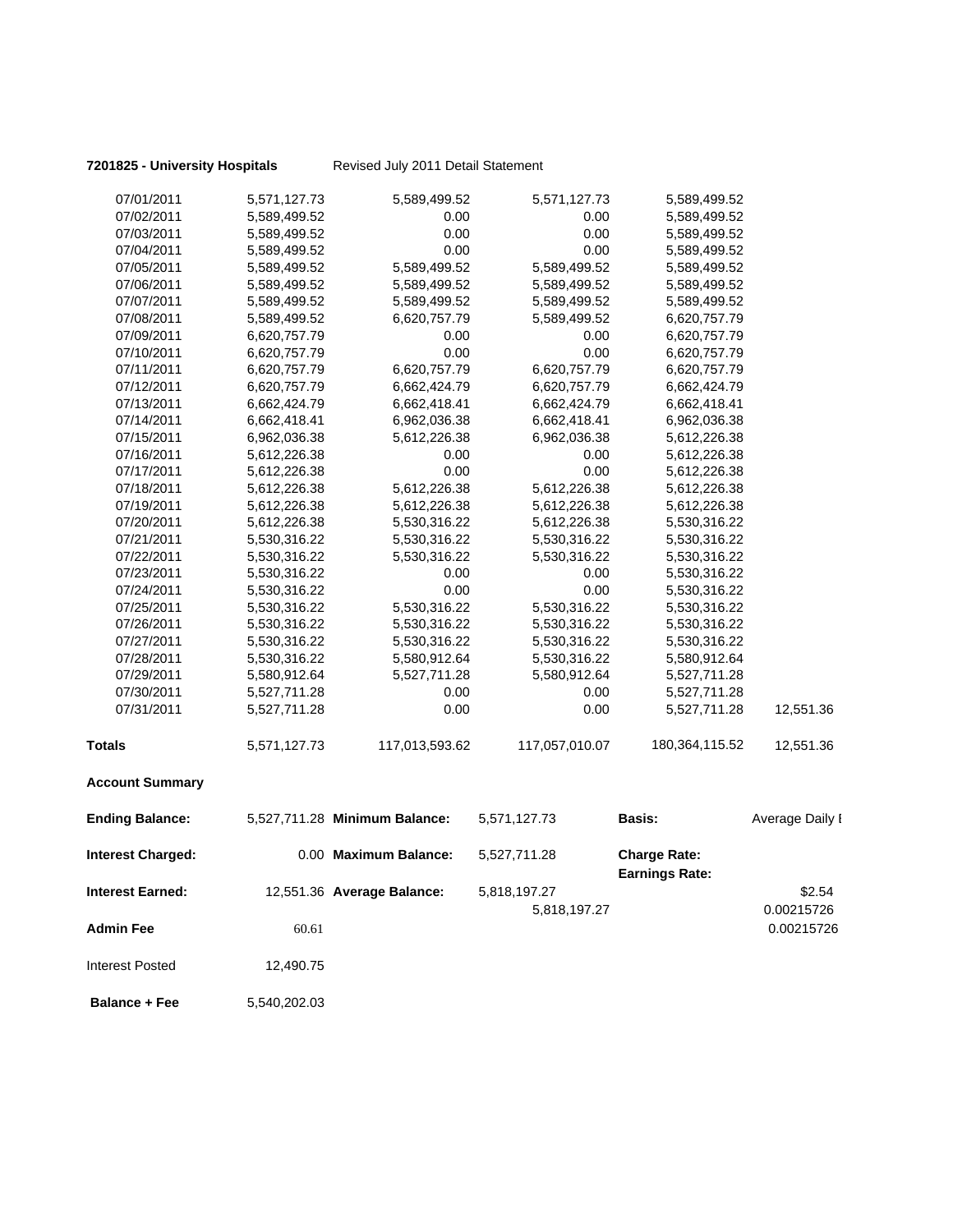**7201825 - University Hospitals** Revised July 2011 Detail Statement

| | | | | | |
|---|---|---|---|---|---|
| 07/01/2011 | 5,571,127.73 | 5,589,499.52 | 5,571,127.73 | 5,589,499.52 | |
| 07/02/2011 | 5,589,499.52 | 0.00 | 0.00 | 5,589,499.52 | |
| 07/03/2011 | 5,589,499.52 | 0.00 | 0.00 | 5,589,499.52 | |
| 07/04/2011 | 5,589,499.52 | 0.00 | 0.00 | 5,589,499.52 | |
| 07/05/2011 | 5,589,499.52 | 5,589,499.52 | 5,589,499.52 | 5,589,499.52 | |
| 07/06/2011 | 5,589,499.52 | 5,589,499.52 | 5,589,499.52 | 5,589,499.52 | |
| 07/07/2011 | 5,589,499.52 | 5,589,499.52 | 5,589,499.52 | 5,589,499.52 | |
| 07/08/2011 | 5,589,499.52 | 6,620,757.79 | 5,589,499.52 | 6,620,757.79 | |
| 07/09/2011 | 6,620,757.79 | 0.00 | 0.00 | 6,620,757.79 | |
| 07/10/2011 | 6,620,757.79 | 0.00 | 0.00 | 6,620,757.79 | |
| 07/11/2011 | 6,620,757.79 | 6,620,757.79 | 6,620,757.79 | 6,620,757.79 | |
| 07/12/2011 | 6,620,757.79 | 6,662,424.79 | 6,620,757.79 | 6,662,424.79 | |
| 07/13/2011 | 6,662,424.79 | 6,662,418.41 | 6,662,424.79 | 6,662,418.41 | |
| 07/14/2011 | 6,662,418.41 | 6,962,036.38 | 6,662,418.41 | 6,962,036.38 | |
| 07/15/2011 | 6,962,036.38 | 5,612,226.38 | 6,962,036.38 | 5,612,226.38 | |
| 07/16/2011 | 5,612,226.38 | 0.00 | 0.00 | 5,612,226.38 | |
| 07/17/2011 | 5,612,226.38 | 0.00 | 0.00 | 5,612,226.38 | |
| 07/18/2011 | 5,612,226.38 | 5,612,226.38 | 5,612,226.38 | 5,612,226.38 | |
| 07/19/2011 | 5,612,226.38 | 5,612,226.38 | 5,612,226.38 | 5,612,226.38 | |
| 07/20/2011 | 5,612,226.38 | 5,530,316.22 | 5,612,226.38 | 5,530,316.22 | |
| 07/21/2011 | 5,530,316.22 | 5,530,316.22 | 5,530,316.22 | 5,530,316.22 | |
| 07/22/2011 | 5,530,316.22 | 5,530,316.22 | 5,530,316.22 | 5,530,316.22 | |
| 07/23/2011 | 5,530,316.22 | 0.00 | 0.00 | 5,530,316.22 | |
| 07/24/2011 | 5,530,316.22 | 0.00 | 0.00 | 5,530,316.22 | |
| 07/25/2011 | 5,530,316.22 | 5,530,316.22 | 5,530,316.22 | 5,530,316.22 | |
| 07/26/2011 | 5,530,316.22 | 5,530,316.22 | 5,530,316.22 | 5,530,316.22 | |
| 07/27/2011 | 5,530,316.22 | 5,530,316.22 | 5,530,316.22 | 5,530,316.22 | |
| 07/28/2011 | 5,530,316.22 | 5,580,912.64 | 5,530,316.22 | 5,580,912.64 | |
| 07/29/2011 | 5,580,912.64 | 5,527,711.28 | 5,580,912.64 | 5,527,711.28 | |
| 07/30/2011 | 5,527,711.28 | 0.00 | 0.00 | 5,527,711.28 | |
| 07/31/2011 | 5,527,711.28 | 0.00 | 0.00 | 5,527,711.28 | 12,551.36 |
| **Totals** | 5,571,127.73 | 117,013,593.62 | 117,057,010.07 | 180,364,115.52 | 12,551.36 |

**Account Summary**

| | | | | | |
|---|---|---|---|---|---|
| **Ending Balance:** | 5,527,711.28 | **Minimum Balance:** | 5,571,127.73 | **Basis:** | Average Daily I |
| **Interest Charged:** | 0.00 | **Maximum Balance:** | 5,527,711.28 | **Charge Rate:** | |
| | | | | **Earnings Rate:** | |
| **Interest Earned:** | 12,551.36 | **Average Balance:** | 5,818,197.27 | | $2.54 |
| | | | 5,818,197.27 | | 0.00215726 |
| **Admin Fee** | 60.61 | | | | 0.00215726 |
| Interest Posted | 12,490.75 | | | | |
| **Balance + Fee** | 5,540,202.03 | | | | |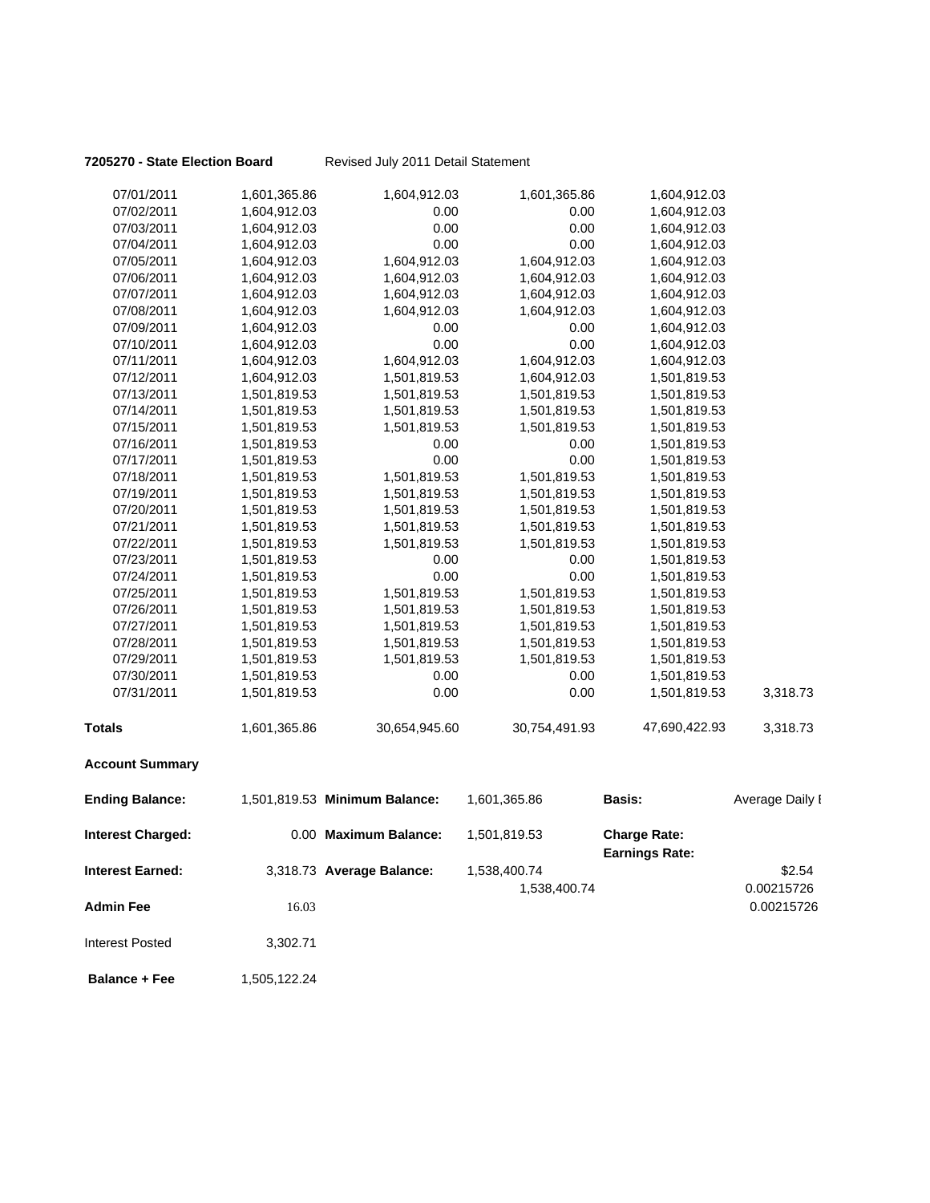**7205270 - State Election Board** Revised July 2011 Detail Statement

| | | | | | |
|---|---|---|---|---|---|
| 07/01/2011 | 1,601,365.86 | 1,604,912.03 | 1,601,365.86 | 1,604,912.03 | |
| 07/02/2011 | 1,604,912.03 | 0.00 | 0.00 | 1,604,912.03 | |
| 07/03/2011 | 1,604,912.03 | 0.00 | 0.00 | 1,604,912.03 | |
| 07/04/2011 | 1,604,912.03 | 0.00 | 0.00 | 1,604,912.03 | |
| 07/05/2011 | 1,604,912.03 | 1,604,912.03 | 1,604,912.03 | 1,604,912.03 | |
| 07/06/2011 | 1,604,912.03 | 1,604,912.03 | 1,604,912.03 | 1,604,912.03 | |
| 07/07/2011 | 1,604,912.03 | 1,604,912.03 | 1,604,912.03 | 1,604,912.03 | |
| 07/08/2011 | 1,604,912.03 | 1,604,912.03 | 1,604,912.03 | 1,604,912.03 | |
| 07/09/2011 | 1,604,912.03 | 0.00 | 0.00 | 1,604,912.03 | |
| 07/10/2011 | 1,604,912.03 | 0.00 | 0.00 | 1,604,912.03 | |
| 07/11/2011 | 1,604,912.03 | 1,604,912.03 | 1,604,912.03 | 1,604,912.03 | |
| 07/12/2011 | 1,604,912.03 | 1,501,819.53 | 1,604,912.03 | 1,501,819.53 | |
| 07/13/2011 | 1,501,819.53 | 1,501,819.53 | 1,501,819.53 | 1,501,819.53 | |
| 07/14/2011 | 1,501,819.53 | 1,501,819.53 | 1,501,819.53 | 1,501,819.53 | |
| 07/15/2011 | 1,501,819.53 | 1,501,819.53 | 1,501,819.53 | 1,501,819.53 | |
| 07/16/2011 | 1,501,819.53 | 0.00 | 0.00 | 1,501,819.53 | |
| 07/17/2011 | 1,501,819.53 | 0.00 | 0.00 | 1,501,819.53 | |
| 07/18/2011 | 1,501,819.53 | 1,501,819.53 | 1,501,819.53 | 1,501,819.53 | |
| 07/19/2011 | 1,501,819.53 | 1,501,819.53 | 1,501,819.53 | 1,501,819.53 | |
| 07/20/2011 | 1,501,819.53 | 1,501,819.53 | 1,501,819.53 | 1,501,819.53 | |
| 07/21/2011 | 1,501,819.53 | 1,501,819.53 | 1,501,819.53 | 1,501,819.53 | |
| 07/22/2011 | 1,501,819.53 | 1,501,819.53 | 1,501,819.53 | 1,501,819.53 | |
| 07/23/2011 | 1,501,819.53 | 0.00 | 0.00 | 1,501,819.53 | |
| 07/24/2011 | 1,501,819.53 | 0.00 | 0.00 | 1,501,819.53 | |
| 07/25/2011 | 1,501,819.53 | 1,501,819.53 | 1,501,819.53 | 1,501,819.53 | |
| 07/26/2011 | 1,501,819.53 | 1,501,819.53 | 1,501,819.53 | 1,501,819.53 | |
| 07/27/2011 | 1,501,819.53 | 1,501,819.53 | 1,501,819.53 | 1,501,819.53 | |
| 07/28/2011 | 1,501,819.53 | 1,501,819.53 | 1,501,819.53 | 1,501,819.53 | |
| 07/29/2011 | 1,501,819.53 | 1,501,819.53 | 1,501,819.53 | 1,501,819.53 | |
| 07/30/2011 | 1,501,819.53 | 0.00 | 0.00 | 1,501,819.53 | |
| 07/31/2011 | 1,501,819.53 | 0.00 | 0.00 | 1,501,819.53 | 3,318.73 |
| **Totals** | 1,601,365.86 | 30,654,945.60 | 30,754,491.93 | 47,690,422.93 | 3,318.73 |

**Account Summary**

| | | | | | |
|---|---|---|---|---|---|
| **Ending Balance:** | 1,501,819.53 | **Minimum Balance:** | 1,601,365.86 | **Basis:** | Average Daily I |
| **Interest Charged:** | 0.00 | **Maximum Balance:** | 1,501,819.53 | **Charge Rate:** | |
| | | | | **Earnings Rate:** | |
| **Interest Earned:** | 3,318.73 | **Average Balance:** | 1,538,400.74 | | $2.54 |
| | | | 1,538,400.74 | | 0.00215726 |
| **Admin Fee** | 16.03 | | | | 0.00215726 |
| Interest Posted | 3,302.71 | | | | |
| **Balance + Fee** | 1,505,122.24 | | | | |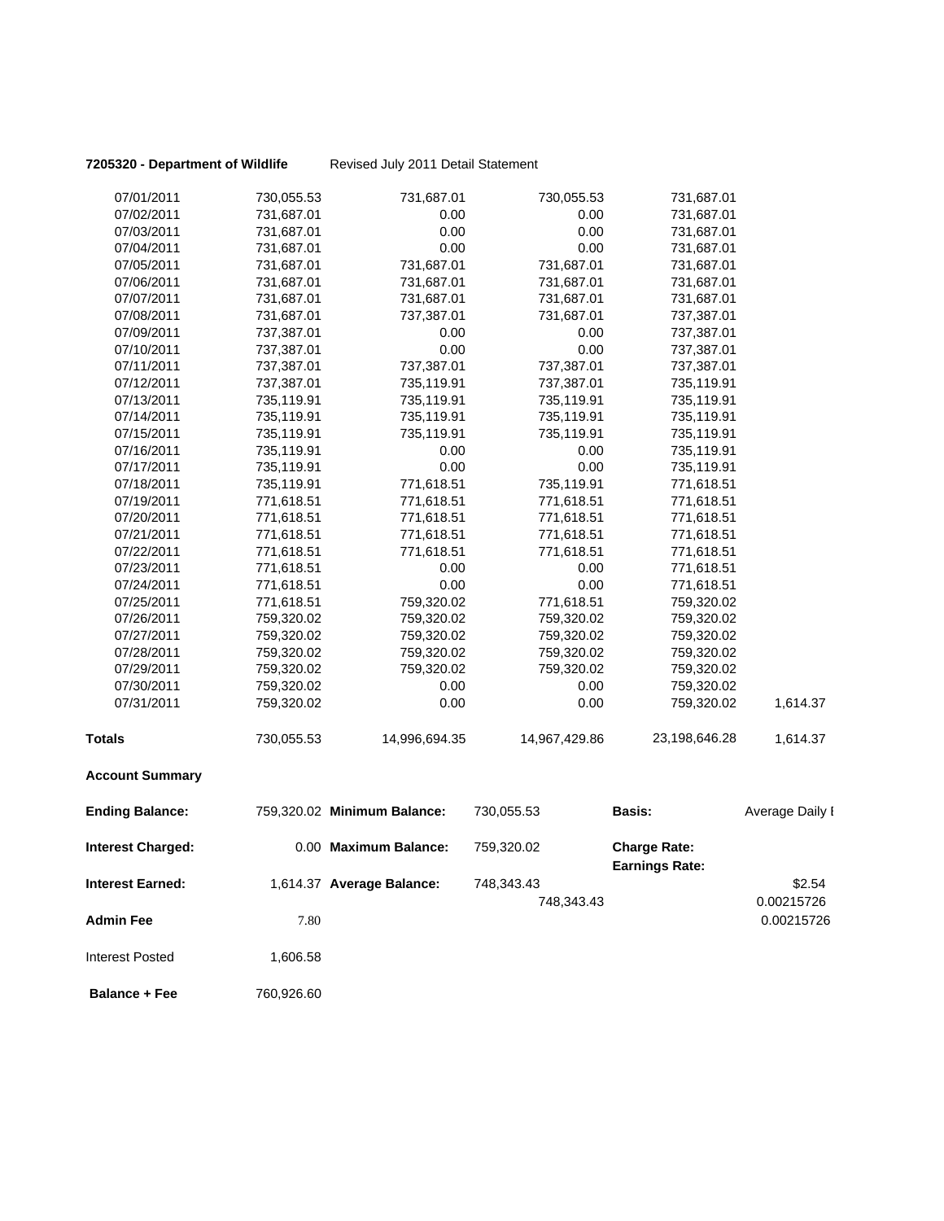**7205320 - Department of Wildlife** Revised July 2011 Detail Statement

| | | | | | |
|---|---|---|---|---|---|
| 07/01/2011 | 730,055.53 | 731,687.01 | 730,055.53 | 731,687.01 | |
| 07/02/2011 | 731,687.01 | 0.00 | 0.00 | 731,687.01 | |
| 07/03/2011 | 731,687.01 | 0.00 | 0.00 | 731,687.01 | |
| 07/04/2011 | 731,687.01 | 0.00 | 0.00 | 731,687.01 | |
| 07/05/2011 | 731,687.01 | 731,687.01 | 731,687.01 | 731,687.01 | |
| 07/06/2011 | 731,687.01 | 731,687.01 | 731,687.01 | 731,687.01 | |
| 07/07/2011 | 731,687.01 | 731,687.01 | 731,687.01 | 731,687.01 | |
| 07/08/2011 | 731,687.01 | 737,387.01 | 731,687.01 | 737,387.01 | |
| 07/09/2011 | 737,387.01 | 0.00 | 0.00 | 737,387.01 | |
| 07/10/2011 | 737,387.01 | 0.00 | 0.00 | 737,387.01 | |
| 07/11/2011 | 737,387.01 | 737,387.01 | 737,387.01 | 737,387.01 | |
| 07/12/2011 | 737,387.01 | 735,119.91 | 737,387.01 | 735,119.91 | |
| 07/13/2011 | 735,119.91 | 735,119.91 | 735,119.91 | 735,119.91 | |
| 07/14/2011 | 735,119.91 | 735,119.91 | 735,119.91 | 735,119.91 | |
| 07/15/2011 | 735,119.91 | 735,119.91 | 735,119.91 | 735,119.91 | |
| 07/16/2011 | 735,119.91 | 0.00 | 0.00 | 735,119.91 | |
| 07/17/2011 | 735,119.91 | 0.00 | 0.00 | 735,119.91 | |
| 07/18/2011 | 735,119.91 | 771,618.51 | 735,119.91 | 771,618.51 | |
| 07/19/2011 | 771,618.51 | 771,618.51 | 771,618.51 | 771,618.51 | |
| 07/20/2011 | 771,618.51 | 771,618.51 | 771,618.51 | 771,618.51 | |
| 07/21/2011 | 771,618.51 | 771,618.51 | 771,618.51 | 771,618.51 | |
| 07/22/2011 | 771,618.51 | 771,618.51 | 771,618.51 | 771,618.51 | |
| 07/23/2011 | 771,618.51 | 0.00 | 0.00 | 771,618.51 | |
| 07/24/2011 | 771,618.51 | 0.00 | 0.00 | 771,618.51 | |
| 07/25/2011 | 771,618.51 | 759,320.02 | 771,618.51 | 759,320.02 | |
| 07/26/2011 | 759,320.02 | 759,320.02 | 759,320.02 | 759,320.02 | |
| 07/27/2011 | 759,320.02 | 759,320.02 | 759,320.02 | 759,320.02 | |
| 07/28/2011 | 759,320.02 | 759,320.02 | 759,320.02 | 759,320.02 | |
| 07/29/2011 | 759,320.02 | 759,320.02 | 759,320.02 | 759,320.02 | |
| 07/30/2011 | 759,320.02 | 0.00 | 0.00 | 759,320.02 | |
| 07/31/2011 | 759,320.02 | 0.00 | 0.00 | 759,320.02 | 1,614.37 |
| **Totals** | 730,055.53 | 14,996,694.35 | 14,967,429.86 | 23,198,646.28 | 1,614.37 |

**Account Summary**

| | | | | | |
|---|---|---|---|---|---|
| **Ending Balance:** | 759,320.02 | **Minimum Balance:** | 730,055.53 | **Basis:** | Average Daily I |
| **Interest Charged:** | 0.00 | **Maximum Balance:** | 759,320.02 | **Charge Rate:** | |
| | | | | **Earnings Rate:** | |
| **Interest Earned:** | 1,614.37 | **Average Balance:** | 748,343.43 | | $2.54 |
| | | | 748,343.43 | | 0.00215726 |
| **Admin Fee** | 7.80 | | | | 0.00215726 |
| Interest Posted | 1,606.58 | | | | |
| **Balance + Fee** | 760,926.60 | | | | |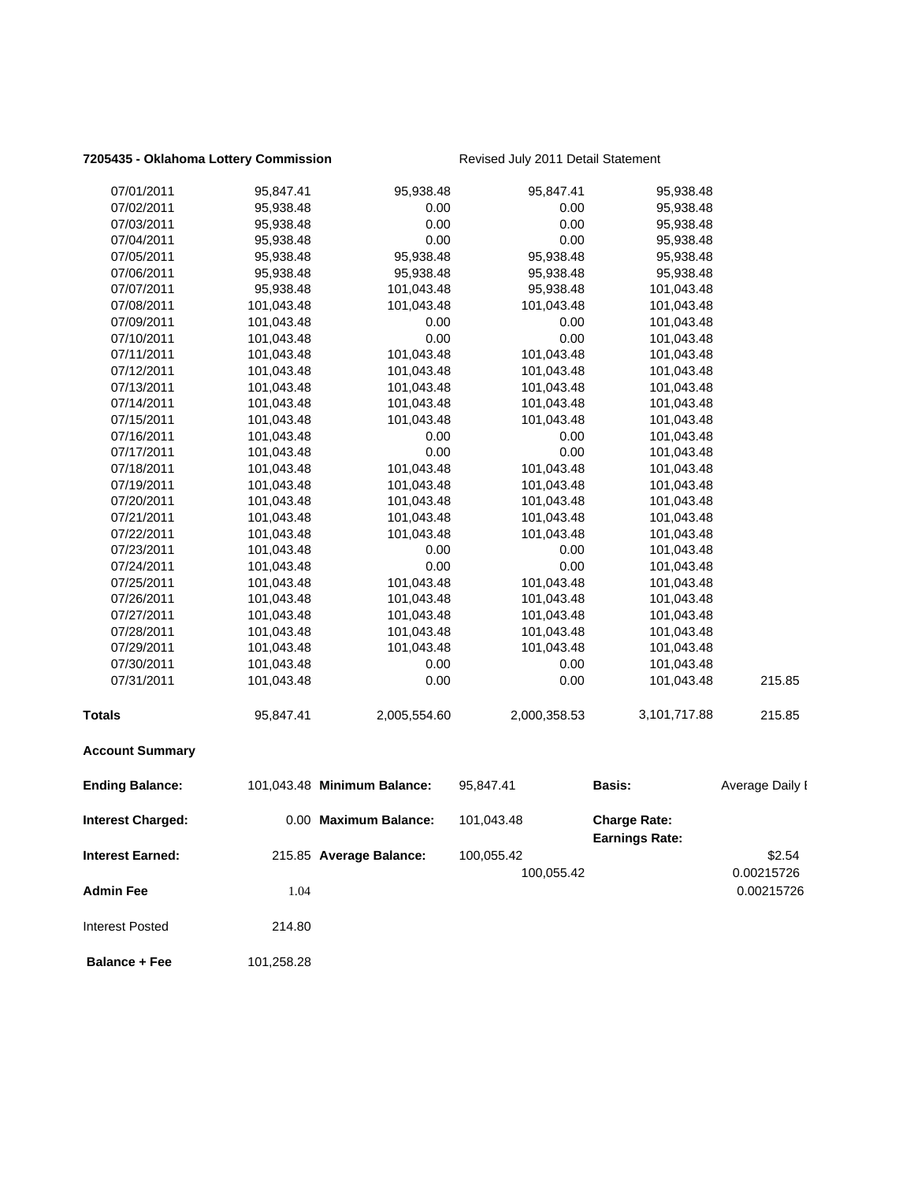**7205435 - Oklahoma Lottery Commission** Revised July 2011 Detail Statement

| | | | | | |
|---|---|---|---|---|---|
| 07/01/2011 | 95,847.41 | 95,938.48 | 95,847.41 | 95,938.48 | |
| 07/02/2011 | 95,938.48 | 0.00 | 0.00 | 95,938.48 | |
| 07/03/2011 | 95,938.48 | 0.00 | 0.00 | 95,938.48 | |
| 07/04/2011 | 95,938.48 | 0.00 | 0.00 | 95,938.48 | |
| 07/05/2011 | 95,938.48 | 95,938.48 | 95,938.48 | 95,938.48 | |
| 07/06/2011 | 95,938.48 | 95,938.48 | 95,938.48 | 95,938.48 | |
| 07/07/2011 | 95,938.48 | 101,043.48 | 95,938.48 | 101,043.48 | |
| 07/08/2011 | 101,043.48 | 101,043.48 | 101,043.48 | 101,043.48 | |
| 07/09/2011 | 101,043.48 | 0.00 | 0.00 | 101,043.48 | |
| 07/10/2011 | 101,043.48 | 0.00 | 0.00 | 101,043.48 | |
| 07/11/2011 | 101,043.48 | 101,043.48 | 101,043.48 | 101,043.48 | |
| 07/12/2011 | 101,043.48 | 101,043.48 | 101,043.48 | 101,043.48 | |
| 07/13/2011 | 101,043.48 | 101,043.48 | 101,043.48 | 101,043.48 | |
| 07/14/2011 | 101,043.48 | 101,043.48 | 101,043.48 | 101,043.48 | |
| 07/15/2011 | 101,043.48 | 101,043.48 | 101,043.48 | 101,043.48 | |
| 07/16/2011 | 101,043.48 | 0.00 | 0.00 | 101,043.48 | |
| 07/17/2011 | 101,043.48 | 0.00 | 0.00 | 101,043.48 | |
| 07/18/2011 | 101,043.48 | 101,043.48 | 101,043.48 | 101,043.48 | |
| 07/19/2011 | 101,043.48 | 101,043.48 | 101,043.48 | 101,043.48 | |
| 07/20/2011 | 101,043.48 | 101,043.48 | 101,043.48 | 101,043.48 | |
| 07/21/2011 | 101,043.48 | 101,043.48 | 101,043.48 | 101,043.48 | |
| 07/22/2011 | 101,043.48 | 101,043.48 | 101,043.48 | 101,043.48 | |
| 07/23/2011 | 101,043.48 | 0.00 | 0.00 | 101,043.48 | |
| 07/24/2011 | 101,043.48 | 0.00 | 0.00 | 101,043.48 | |
| 07/25/2011 | 101,043.48 | 101,043.48 | 101,043.48 | 101,043.48 | |
| 07/26/2011 | 101,043.48 | 101,043.48 | 101,043.48 | 101,043.48 | |
| 07/27/2011 | 101,043.48 | 101,043.48 | 101,043.48 | 101,043.48 | |
| 07/28/2011 | 101,043.48 | 101,043.48 | 101,043.48 | 101,043.48 | |
| 07/29/2011 | 101,043.48 | 101,043.48 | 101,043.48 | 101,043.48 | |
| 07/30/2011 | 101,043.48 | 0.00 | 0.00 | 101,043.48 | |
| 07/31/2011 | 101,043.48 | 0.00 | 0.00 | 101,043.48 | 215.85 |
| **Totals** | 95,847.41 | 2,005,554.60 | 2,000,358.53 | 3,101,717.88 | 215.85 |

**Account Summary**

| | | | | | |
|---|---|---|---|---|---|
| **Ending Balance:** | 101,043.48 | **Minimum Balance:** | 95,847.41 | **Basis:** | Average Daily I |
| **Interest Charged:** | 0.00 | **Maximum Balance:** | 101,043.48 | **Charge Rate:** | |
| | | | | **Earnings Rate:** | |
| **Interest Earned:** | 215.85 | **Average Balance:** | 100,055.42 | | $2.54 |
| | | | 100,055.42 | | 0.00215726 |
| **Admin Fee** | 1.04 | | | | 0.00215726 |
| Interest Posted | 214.80 | | | | |
| **Balance + Fee** | 101,258.28 | | | | |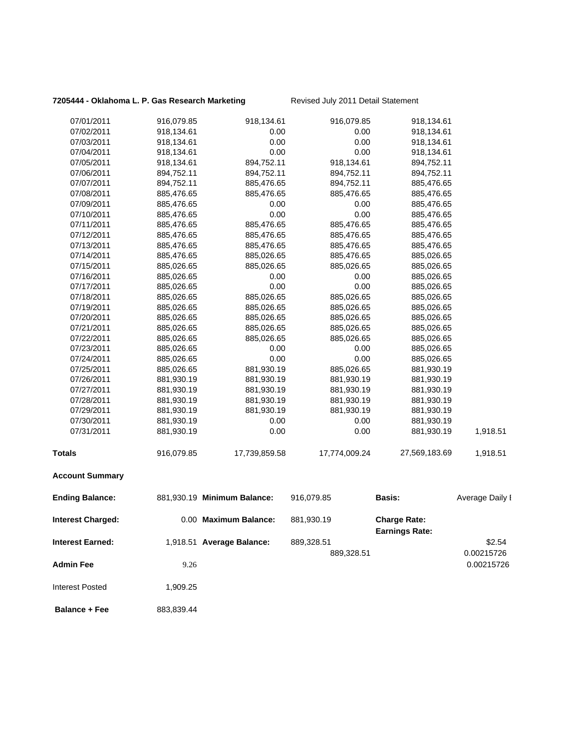**7205444 - Oklahoma L. P. Gas Research Marketing** Revised July 2011 Detail Statement

| | | | | | |
|---|---|---|---|---|---|
| 07/01/2011 | 916,079.85 | 918,134.61 | 916,079.85 | 918,134.61 | |
| 07/02/2011 | 918,134.61 | 0.00 | 0.00 | 918,134.61 | |
| 07/03/2011 | 918,134.61 | 0.00 | 0.00 | 918,134.61 | |
| 07/04/2011 | 918,134.61 | 0.00 | 0.00 | 918,134.61 | |
| 07/05/2011 | 918,134.61 | 894,752.11 | 918,134.61 | 894,752.11 | |
| 07/06/2011 | 894,752.11 | 894,752.11 | 894,752.11 | 894,752.11 | |
| 07/07/2011 | 894,752.11 | 885,476.65 | 894,752.11 | 885,476.65 | |
| 07/08/2011 | 885,476.65 | 885,476.65 | 885,476.65 | 885,476.65 | |
| 07/09/2011 | 885,476.65 | 0.00 | 0.00 | 885,476.65 | |
| 07/10/2011 | 885,476.65 | 0.00 | 0.00 | 885,476.65 | |
| 07/11/2011 | 885,476.65 | 885,476.65 | 885,476.65 | 885,476.65 | |
| 07/12/2011 | 885,476.65 | 885,476.65 | 885,476.65 | 885,476.65 | |
| 07/13/2011 | 885,476.65 | 885,476.65 | 885,476.65 | 885,476.65 | |
| 07/14/2011 | 885,476.65 | 885,026.65 | 885,476.65 | 885,026.65 | |
| 07/15/2011 | 885,026.65 | 885,026.65 | 885,026.65 | 885,026.65 | |
| 07/16/2011 | 885,026.65 | 0.00 | 0.00 | 885,026.65 | |
| 07/17/2011 | 885,026.65 | 0.00 | 0.00 | 885,026.65 | |
| 07/18/2011 | 885,026.65 | 885,026.65 | 885,026.65 | 885,026.65 | |
| 07/19/2011 | 885,026.65 | 885,026.65 | 885,026.65 | 885,026.65 | |
| 07/20/2011 | 885,026.65 | 885,026.65 | 885,026.65 | 885,026.65 | |
| 07/21/2011 | 885,026.65 | 885,026.65 | 885,026.65 | 885,026.65 | |
| 07/22/2011 | 885,026.65 | 885,026.65 | 885,026.65 | 885,026.65 | |
| 07/23/2011 | 885,026.65 | 0.00 | 0.00 | 885,026.65 | |
| 07/24/2011 | 885,026.65 | 0.00 | 0.00 | 885,026.65 | |
| 07/25/2011 | 885,026.65 | 881,930.19 | 885,026.65 | 881,930.19 | |
| 07/26/2011 | 881,930.19 | 881,930.19 | 881,930.19 | 881,930.19 | |
| 07/27/2011 | 881,930.19 | 881,930.19 | 881,930.19 | 881,930.19 | |
| 07/28/2011 | 881,930.19 | 881,930.19 | 881,930.19 | 881,930.19 | |
| 07/29/2011 | 881,930.19 | 881,930.19 | 881,930.19 | 881,930.19 | |
| 07/30/2011 | 881,930.19 | 0.00 | 0.00 | 881,930.19 | |
| 07/31/2011 | 881,930.19 | 0.00 | 0.00 | 881,930.19 | 1,918.51 |
| **Totals** | 916,079.85 | 17,739,859.58 | 17,774,009.24 | 27,569,183.69 | 1,918.51 |

**Account Summary**

| | | | | | |
|---|---|---|---|---|---|
| **Ending Balance:** | 881,930.19 | **Minimum Balance:** | 916,079.85 | **Basis:** | Average Daily I |
| **Interest Charged:** | 0.00 | **Maximum Balance:** | 881,930.19 | **Charge Rate:** | |
| | | | | **Earnings Rate:** | |
| **Interest Earned:** | 1,918.51 | **Average Balance:** | 889,328.51 | | $2.54 |
| | | | 889,328.51 | | 0.00215726 |
| **Admin Fee** | 9.26 | | | | 0.00215726 |
| Interest Posted | 1,909.25 | | | | |
| **Balance + Fee** | 883,839.44 | | | | |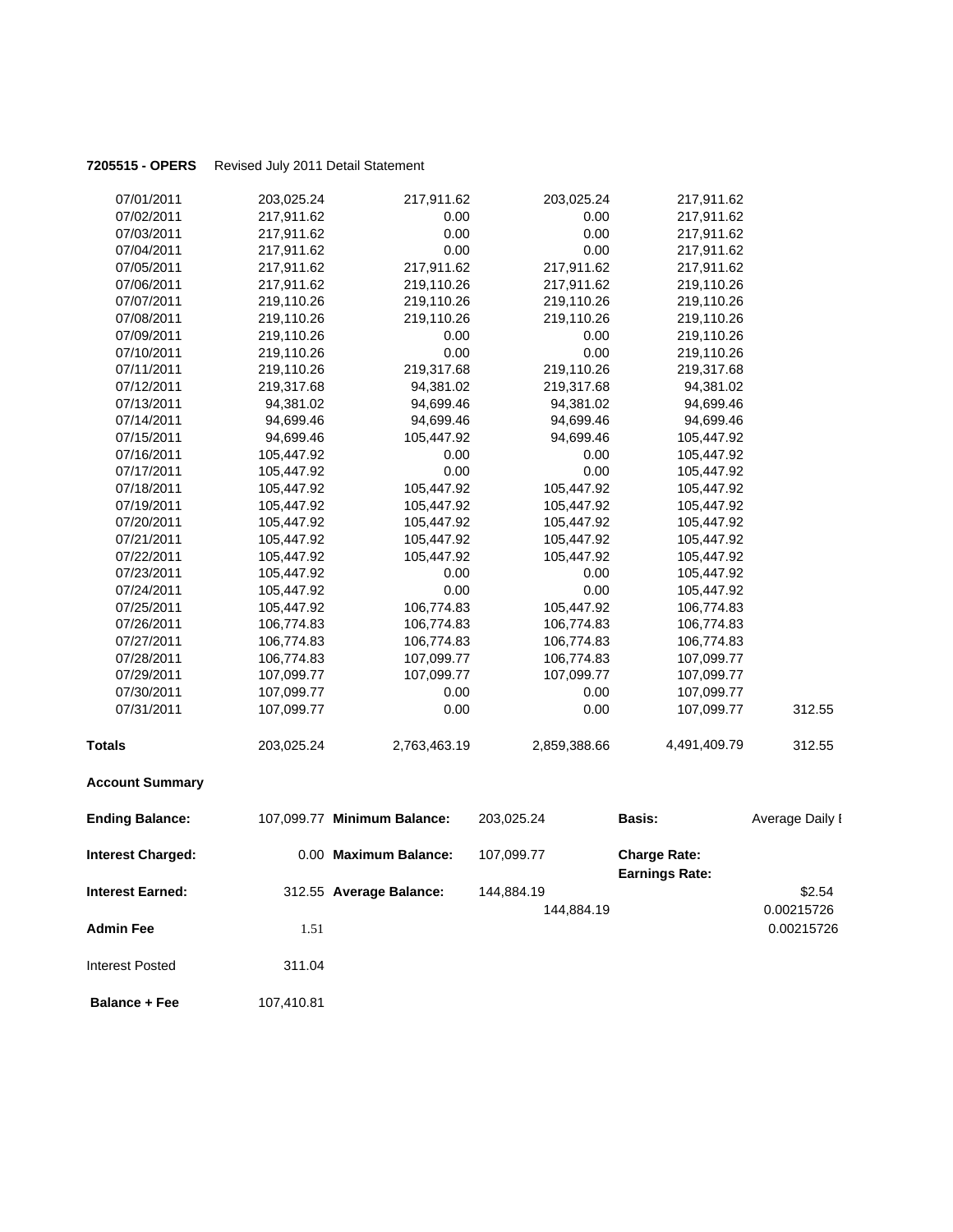**7205515 - OPERS** Revised July 2011 Detail Statement

| | | | | | |
|---|---|---|---|---|---|
| 07/01/2011 | 203,025.24 | 217,911.62 | 203,025.24 | 217,911.62 | |
| 07/02/2011 | 217,911.62 | 0.00 | 0.00 | 217,911.62 | |
| 07/03/2011 | 217,911.62 | 0.00 | 0.00 | 217,911.62 | |
| 07/04/2011 | 217,911.62 | 0.00 | 0.00 | 217,911.62 | |
| 07/05/2011 | 217,911.62 | 217,911.62 | 217,911.62 | 217,911.62 | |
| 07/06/2011 | 217,911.62 | 219,110.26 | 217,911.62 | 219,110.26 | |
| 07/07/2011 | 219,110.26 | 219,110.26 | 219,110.26 | 219,110.26 | |
| 07/08/2011 | 219,110.26 | 219,110.26 | 219,110.26 | 219,110.26 | |
| 07/09/2011 | 219,110.26 | 0.00 | 0.00 | 219,110.26 | |
| 07/10/2011 | 219,110.26 | 0.00 | 0.00 | 219,110.26 | |
| 07/11/2011 | 219,110.26 | 219,317.68 | 219,110.26 | 219,317.68 | |
| 07/12/2011 | 219,317.68 | 94,381.02 | 219,317.68 | 94,381.02 | |
| 07/13/2011 | 94,381.02 | 94,699.46 | 94,381.02 | 94,699.46 | |
| 07/14/2011 | 94,699.46 | 94,699.46 | 94,699.46 | 94,699.46 | |
| 07/15/2011 | 94,699.46 | 105,447.92 | 94,699.46 | 105,447.92 | |
| 07/16/2011 | 105,447.92 | 0.00 | 0.00 | 105,447.92 | |
| 07/17/2011 | 105,447.92 | 0.00 | 0.00 | 105,447.92 | |
| 07/18/2011 | 105,447.92 | 105,447.92 | 105,447.92 | 105,447.92 | |
| 07/19/2011 | 105,447.92 | 105,447.92 | 105,447.92 | 105,447.92 | |
| 07/20/2011 | 105,447.92 | 105,447.92 | 105,447.92 | 105,447.92 | |
| 07/21/2011 | 105,447.92 | 105,447.92 | 105,447.92 | 105,447.92 | |
| 07/22/2011 | 105,447.92 | 105,447.92 | 105,447.92 | 105,447.92 | |
| 07/23/2011 | 105,447.92 | 0.00 | 0.00 | 105,447.92 | |
| 07/24/2011 | 105,447.92 | 0.00 | 0.00 | 105,447.92 | |
| 07/25/2011 | 105,447.92 | 106,774.83 | 105,447.92 | 106,774.83 | |
| 07/26/2011 | 106,774.83 | 106,774.83 | 106,774.83 | 106,774.83 | |
| 07/27/2011 | 106,774.83 | 106,774.83 | 106,774.83 | 106,774.83 | |
| 07/28/2011 | 106,774.83 | 107,099.77 | 106,774.83 | 107,099.77 | |
| 07/29/2011 | 107,099.77 | 107,099.77 | 107,099.77 | 107,099.77 | |
| 07/30/2011 | 107,099.77 | 0.00 | 0.00 | 107,099.77 | |
| 07/31/2011 | 107,099.77 | 0.00 | 0.00 | 107,099.77 | 312.55 |
| **Totals** | 203,025.24 | 2,763,463.19 | 2,859,388.66 | 4,491,409.79 | 312.55 |

**Account Summary**

| | | | | | |
|---|---|---|---|---|---|
| **Ending Balance:** | 107,099.77 | **Minimum Balance:** | 203,025.24 | **Basis:** | Average Daily I |
| **Interest Charged:** | 0.00 | **Maximum Balance:** | 107,099.77 | **Charge Rate:** | |
| | | | | **Earnings Rate:** | |
| **Interest Earned:** | 312.55 | **Average Balance:** | 144,884.19 | | $2.54 |
| | | | 144,884.19 | | 0.00215726 |
| **Admin Fee** | 1.51 | | | | 0.00215726 |
| Interest Posted | 311.04 | | | | |
| **Balance + Fee** | 107,410.81 | | | | |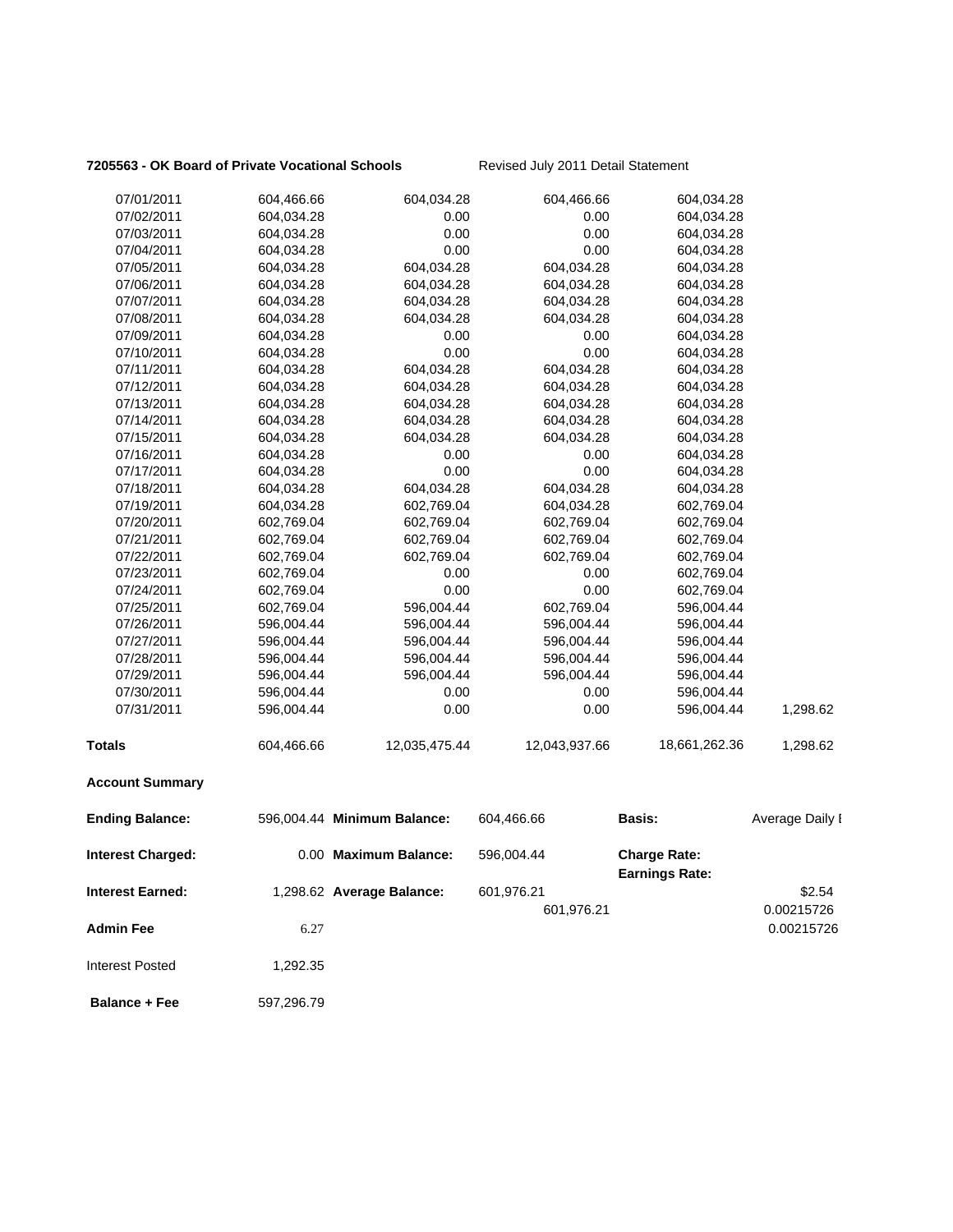**7205563 - OK Board of Private Vocational Schools** Revised July 2011 Detail Statement

| | | | | | |
|---|---|---|---|---|---|
| 07/01/2011 | 604,466.66 | 604,034.28 | 604,466.66 | 604,034.28 | |
| 07/02/2011 | 604,034.28 | 0.00 | 0.00 | 604,034.28 | |
| 07/03/2011 | 604,034.28 | 0.00 | 0.00 | 604,034.28 | |
| 07/04/2011 | 604,034.28 | 0.00 | 0.00 | 604,034.28 | |
| 07/05/2011 | 604,034.28 | 604,034.28 | 604,034.28 | 604,034.28 | |
| 07/06/2011 | 604,034.28 | 604,034.28 | 604,034.28 | 604,034.28 | |
| 07/07/2011 | 604,034.28 | 604,034.28 | 604,034.28 | 604,034.28 | |
| 07/08/2011 | 604,034.28 | 604,034.28 | 604,034.28 | 604,034.28 | |
| 07/09/2011 | 604,034.28 | 0.00 | 0.00 | 604,034.28 | |
| 07/10/2011 | 604,034.28 | 0.00 | 0.00 | 604,034.28 | |
| 07/11/2011 | 604,034.28 | 604,034.28 | 604,034.28 | 604,034.28 | |
| 07/12/2011 | 604,034.28 | 604,034.28 | 604,034.28 | 604,034.28 | |
| 07/13/2011 | 604,034.28 | 604,034.28 | 604,034.28 | 604,034.28 | |
| 07/14/2011 | 604,034.28 | 604,034.28 | 604,034.28 | 604,034.28 | |
| 07/15/2011 | 604,034.28 | 604,034.28 | 604,034.28 | 604,034.28 | |
| 07/16/2011 | 604,034.28 | 0.00 | 0.00 | 604,034.28 | |
| 07/17/2011 | 604,034.28 | 0.00 | 0.00 | 604,034.28 | |
| 07/18/2011 | 604,034.28 | 604,034.28 | 604,034.28 | 604,034.28 | |
| 07/19/2011 | 604,034.28 | 602,769.04 | 604,034.28 | 602,769.04 | |
| 07/20/2011 | 602,769.04 | 602,769.04 | 602,769.04 | 602,769.04 | |
| 07/21/2011 | 602,769.04 | 602,769.04 | 602,769.04 | 602,769.04 | |
| 07/22/2011 | 602,769.04 | 602,769.04 | 602,769.04 | 602,769.04 | |
| 07/23/2011 | 602,769.04 | 0.00 | 0.00 | 602,769.04 | |
| 07/24/2011 | 602,769.04 | 0.00 | 0.00 | 602,769.04 | |
| 07/25/2011 | 602,769.04 | 596,004.44 | 602,769.04 | 596,004.44 | |
| 07/26/2011 | 596,004.44 | 596,004.44 | 596,004.44 | 596,004.44 | |
| 07/27/2011 | 596,004.44 | 596,004.44 | 596,004.44 | 596,004.44 | |
| 07/28/2011 | 596,004.44 | 596,004.44 | 596,004.44 | 596,004.44 | |
| 07/29/2011 | 596,004.44 | 596,004.44 | 596,004.44 | 596,004.44 | |
| 07/30/2011 | 596,004.44 | 0.00 | 0.00 | 596,004.44 | |
| 07/31/2011 | 596,004.44 | 0.00 | 0.00 | 596,004.44 | 1,298.62 |
| **Totals** | 604,466.66 | 12,035,475.44 | 12,043,937.66 | 18,661,262.36 | 1,298.62 |

**Account Summary**

| | | | | | |
|---|---|---|---|---|---|
| **Ending Balance:** | 596,004.44 | **Minimum Balance:** | 604,466.66 | **Basis:** | Average Daily I |
| **Interest Charged:** | 0.00 | **Maximum Balance:** | 596,004.44 | **Charge Rate:** | |
| | | | | **Earnings Rate:** | |
| **Interest Earned:** | 1,298.62 | **Average Balance:** | 601,976.21 | | $2.54 |
| | | | 601,976.21 | | 0.00215726 |
| **Admin Fee** | 6.27 | | | | 0.00215726 |
| Interest Posted | 1,292.35 | | | | |
| **Balance + Fee** | 597,296.79 | | | | |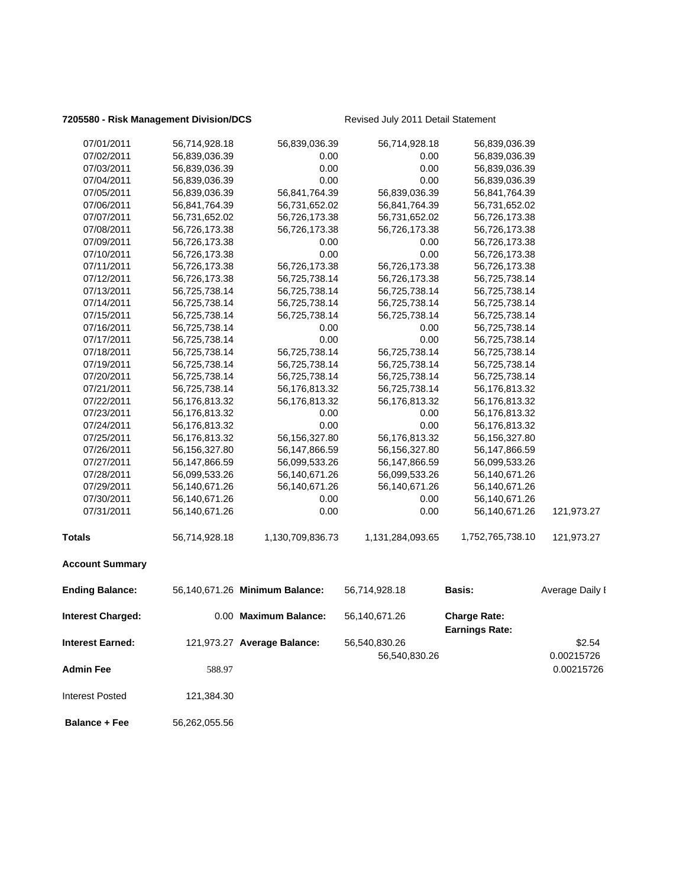**7205580 - Risk Management Division/DCS** Revised July 2011 Detail Statement

| | | | | | |
|---|---|---|---|---|---|
| 07/01/2011 | 56,714,928.18 | 56,839,036.39 | 56,714,928.18 | 56,839,036.39 | |
| 07/02/2011 | 56,839,036.39 | 0.00 | 0.00 | 56,839,036.39 | |
| 07/03/2011 | 56,839,036.39 | 0.00 | 0.00 | 56,839,036.39 | |
| 07/04/2011 | 56,839,036.39 | 0.00 | 0.00 | 56,839,036.39 | |
| 07/05/2011 | 56,839,036.39 | 56,841,764.39 | 56,839,036.39 | 56,841,764.39 | |
| 07/06/2011 | 56,841,764.39 | 56,731,652.02 | 56,841,764.39 | 56,731,652.02 | |
| 07/07/2011 | 56,731,652.02 | 56,726,173.38 | 56,731,652.02 | 56,726,173.38 | |
| 07/08/2011 | 56,726,173.38 | 56,726,173.38 | 56,726,173.38 | 56,726,173.38 | |
| 07/09/2011 | 56,726,173.38 | 0.00 | 0.00 | 56,726,173.38 | |
| 07/10/2011 | 56,726,173.38 | 0.00 | 0.00 | 56,726,173.38 | |
| 07/11/2011 | 56,726,173.38 | 56,726,173.38 | 56,726,173.38 | 56,726,173.38 | |
| 07/12/2011 | 56,726,173.38 | 56,725,738.14 | 56,726,173.38 | 56,725,738.14 | |
| 07/13/2011 | 56,725,738.14 | 56,725,738.14 | 56,725,738.14 | 56,725,738.14 | |
| 07/14/2011 | 56,725,738.14 | 56,725,738.14 | 56,725,738.14 | 56,725,738.14 | |
| 07/15/2011 | 56,725,738.14 | 56,725,738.14 | 56,725,738.14 | 56,725,738.14 | |
| 07/16/2011 | 56,725,738.14 | 0.00 | 0.00 | 56,725,738.14 | |
| 07/17/2011 | 56,725,738.14 | 0.00 | 0.00 | 56,725,738.14 | |
| 07/18/2011 | 56,725,738.14 | 56,725,738.14 | 56,725,738.14 | 56,725,738.14 | |
| 07/19/2011 | 56,725,738.14 | 56,725,738.14 | 56,725,738.14 | 56,725,738.14 | |
| 07/20/2011 | 56,725,738.14 | 56,725,738.14 | 56,725,738.14 | 56,725,738.14 | |
| 07/21/2011 | 56,725,738.14 | 56,176,813.32 | 56,725,738.14 | 56,176,813.32 | |
| 07/22/2011 | 56,176,813.32 | 56,176,813.32 | 56,176,813.32 | 56,176,813.32 | |
| 07/23/2011 | 56,176,813.32 | 0.00 | 0.00 | 56,176,813.32 | |
| 07/24/2011 | 56,176,813.32 | 0.00 | 0.00 | 56,176,813.32 | |
| 07/25/2011 | 56,176,813.32 | 56,156,327.80 | 56,176,813.32 | 56,156,327.80 | |
| 07/26/2011 | 56,156,327.80 | 56,147,866.59 | 56,156,327.80 | 56,147,866.59 | |
| 07/27/2011 | 56,147,866.59 | 56,099,533.26 | 56,147,866.59 | 56,099,533.26 | |
| 07/28/2011 | 56,099,533.26 | 56,140,671.26 | 56,099,533.26 | 56,140,671.26 | |
| 07/29/2011 | 56,140,671.26 | 56,140,671.26 | 56,140,671.26 | 56,140,671.26 | |
| 07/30/2011 | 56,140,671.26 | 0.00 | 0.00 | 56,140,671.26 | |
| 07/31/2011 | 56,140,671.26 | 0.00 | 0.00 | 56,140,671.26 | 121,973.27 |
| **Totals** | 56,714,928.18 | 1,130,709,836.73 | 1,131,284,093.65 | 1,752,765,738.10 | 121,973.27 |

**Account Summary**

| | | | | | |
|---|---|---|---|---|---|
| **Ending Balance:** | 56,140,671.26 | **Minimum Balance:** | 56,714,928.18 | **Basis:** | Average Daily I |
| **Interest Charged:** | 0.00 | **Maximum Balance:** | 56,140,671.26 | **Charge Rate:** | |
| | | | | **Earnings Rate:** | |
| **Interest Earned:** | 121,973.27 | **Average Balance:** | 56,540,830.26 | | $2.54 |
| | | | 56,540,830.26 | | 0.00215726 |
| **Admin Fee** | 588.97 | | | | 0.00215726 |
| Interest Posted | 121,384.30 | | | | |
| **Balance + Fee** | 56,262,055.56 | | | | |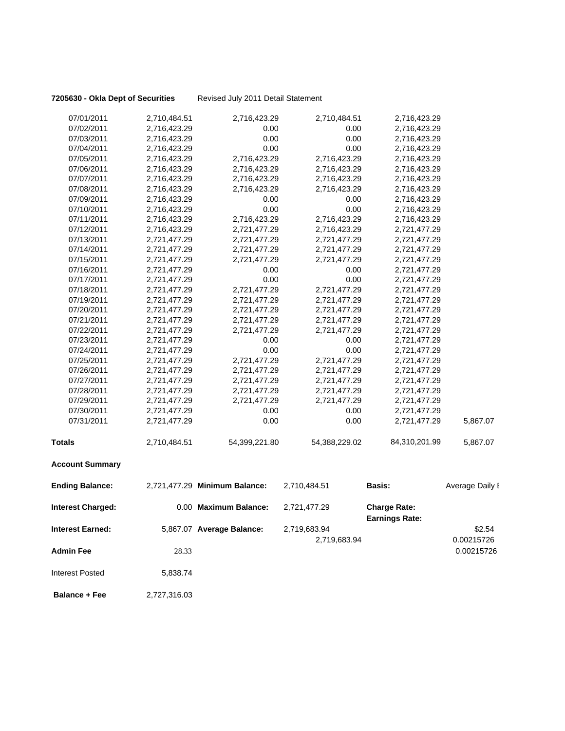**7205630 - Okla Dept of Securities** Revised July 2011 Detail Statement

| | | | | | |
|---|---|---|---|---|---|
| 07/01/2011 | 2,710,484.51 | 2,716,423.29 | 2,710,484.51 | 2,716,423.29 | |
| 07/02/2011 | 2,716,423.29 | 0.00 | 0.00 | 2,716,423.29 | |
| 07/03/2011 | 2,716,423.29 | 0.00 | 0.00 | 2,716,423.29 | |
| 07/04/2011 | 2,716,423.29 | 0.00 | 0.00 | 2,716,423.29 | |
| 07/05/2011 | 2,716,423.29 | 2,716,423.29 | 2,716,423.29 | 2,716,423.29 | |
| 07/06/2011 | 2,716,423.29 | 2,716,423.29 | 2,716,423.29 | 2,716,423.29 | |
| 07/07/2011 | 2,716,423.29 | 2,716,423.29 | 2,716,423.29 | 2,716,423.29 | |
| 07/08/2011 | 2,716,423.29 | 2,716,423.29 | 2,716,423.29 | 2,716,423.29 | |
| 07/09/2011 | 2,716,423.29 | 0.00 | 0.00 | 2,716,423.29 | |
| 07/10/2011 | 2,716,423.29 | 0.00 | 0.00 | 2,716,423.29 | |
| 07/11/2011 | 2,716,423.29 | 2,716,423.29 | 2,716,423.29 | 2,716,423.29 | |
| 07/12/2011 | 2,716,423.29 | 2,721,477.29 | 2,716,423.29 | 2,721,477.29 | |
| 07/13/2011 | 2,721,477.29 | 2,721,477.29 | 2,721,477.29 | 2,721,477.29 | |
| 07/14/2011 | 2,721,477.29 | 2,721,477.29 | 2,721,477.29 | 2,721,477.29 | |
| 07/15/2011 | 2,721,477.29 | 2,721,477.29 | 2,721,477.29 | 2,721,477.29 | |
| 07/16/2011 | 2,721,477.29 | 0.00 | 0.00 | 2,721,477.29 | |
| 07/17/2011 | 2,721,477.29 | 0.00 | 0.00 | 2,721,477.29 | |
| 07/18/2011 | 2,721,477.29 | 2,721,477.29 | 2,721,477.29 | 2,721,477.29 | |
| 07/19/2011 | 2,721,477.29 | 2,721,477.29 | 2,721,477.29 | 2,721,477.29 | |
| 07/20/2011 | 2,721,477.29 | 2,721,477.29 | 2,721,477.29 | 2,721,477.29 | |
| 07/21/2011 | 2,721,477.29 | 2,721,477.29 | 2,721,477.29 | 2,721,477.29 | |
| 07/22/2011 | 2,721,477.29 | 2,721,477.29 | 2,721,477.29 | 2,721,477.29 | |
| 07/23/2011 | 2,721,477.29 | 0.00 | 0.00 | 2,721,477.29 | |
| 07/24/2011 | 2,721,477.29 | 0.00 | 0.00 | 2,721,477.29 | |
| 07/25/2011 | 2,721,477.29 | 2,721,477.29 | 2,721,477.29 | 2,721,477.29 | |
| 07/26/2011 | 2,721,477.29 | 2,721,477.29 | 2,721,477.29 | 2,721,477.29 | |
| 07/27/2011 | 2,721,477.29 | 2,721,477.29 | 2,721,477.29 | 2,721,477.29 | |
| 07/28/2011 | 2,721,477.29 | 2,721,477.29 | 2,721,477.29 | 2,721,477.29 | |
| 07/29/2011 | 2,721,477.29 | 2,721,477.29 | 2,721,477.29 | 2,721,477.29 | |
| 07/30/2011 | 2,721,477.29 | 0.00 | 0.00 | 2,721,477.29 | |
| 07/31/2011 | 2,721,477.29 | 0.00 | 0.00 | 2,721,477.29 | 5,867.07 |
| **Totals** | 2,710,484.51 | 54,399,221.80 | 54,388,229.02 | 84,310,201.99 | 5,867.07 |

**Account Summary**

| | | | | | |
|---|---|---|---|---|---|
| **Ending Balance:** | 2,721,477.29 | **Minimum Balance:** | 2,710,484.51 | **Basis:** | Average Daily I |
| **Interest Charged:** | 0.00 | **Maximum Balance:** | 2,721,477.29 | **Charge Rate:** **Earnings Rate:** | |
| **Interest Earned:** | 5,867.07 | **Average Balance:** | 2,719,683.94 | | $2.54 |
| | | | 2,719,683.94 | | 0.00215726 |
| **Admin Fee** | 28.33 | | | | 0.00215726 |
| Interest Posted | 5,838.74 | | | | |
| **Balance + Fee** | 2,727,316.03 | | | | |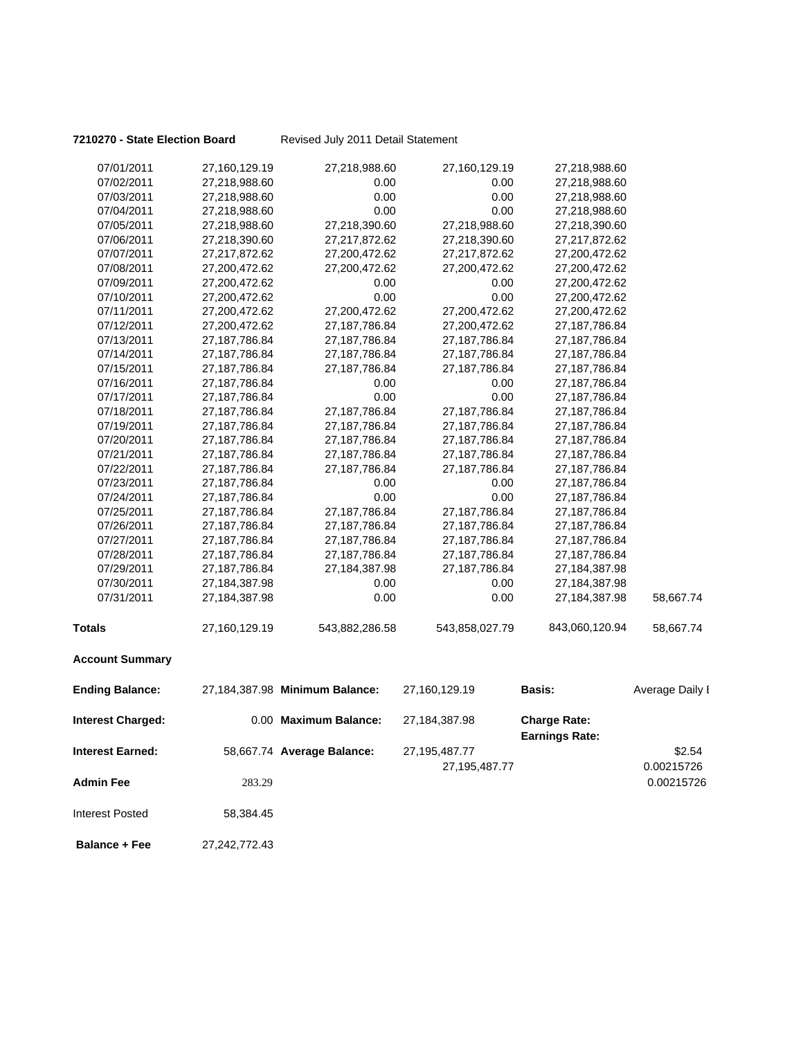**7210270 - State Election Board** Revised July 2011 Detail Statement

| | | | | | |
|---|---|---|---|---|---|
| 07/01/2011 | 27,160,129.19 | 27,218,988.60 | 27,160,129.19 | 27,218,988.60 | |
| 07/02/2011 | 27,218,988.60 | 0.00 | 0.00 | 27,218,988.60 | |
| 07/03/2011 | 27,218,988.60 | 0.00 | 0.00 | 27,218,988.60 | |
| 07/04/2011 | 27,218,988.60 | 0.00 | 0.00 | 27,218,988.60 | |
| 07/05/2011 | 27,218,988.60 | 27,218,390.60 | 27,218,988.60 | 27,218,390.60 | |
| 07/06/2011 | 27,218,390.60 | 27,217,872.62 | 27,218,390.60 | 27,217,872.62 | |
| 07/07/2011 | 27,217,872.62 | 27,200,472.62 | 27,217,872.62 | 27,200,472.62 | |
| 07/08/2011 | 27,200,472.62 | 27,200,472.62 | 27,200,472.62 | 27,200,472.62 | |
| 07/09/2011 | 27,200,472.62 | 0.00 | 0.00 | 27,200,472.62 | |
| 07/10/2011 | 27,200,472.62 | 0.00 | 0.00 | 27,200,472.62 | |
| 07/11/2011 | 27,200,472.62 | 27,200,472.62 | 27,200,472.62 | 27,200,472.62 | |
| 07/12/2011 | 27,200,472.62 | 27,187,786.84 | 27,200,472.62 | 27,187,786.84 | |
| 07/13/2011 | 27,187,786.84 | 27,187,786.84 | 27,187,786.84 | 27,187,786.84 | |
| 07/14/2011 | 27,187,786.84 | 27,187,786.84 | 27,187,786.84 | 27,187,786.84 | |
| 07/15/2011 | 27,187,786.84 | 27,187,786.84 | 27,187,786.84 | 27,187,786.84 | |
| 07/16/2011 | 27,187,786.84 | 0.00 | 0.00 | 27,187,786.84 | |
| 07/17/2011 | 27,187,786.84 | 0.00 | 0.00 | 27,187,786.84 | |
| 07/18/2011 | 27,187,786.84 | 27,187,786.84 | 27,187,786.84 | 27,187,786.84 | |
| 07/19/2011 | 27,187,786.84 | 27,187,786.84 | 27,187,786.84 | 27,187,786.84 | |
| 07/20/2011 | 27,187,786.84 | 27,187,786.84 | 27,187,786.84 | 27,187,786.84 | |
| 07/21/2011 | 27,187,786.84 | 27,187,786.84 | 27,187,786.84 | 27,187,786.84 | |
| 07/22/2011 | 27,187,786.84 | 27,187,786.84 | 27,187,786.84 | 27,187,786.84 | |
| 07/23/2011 | 27,187,786.84 | 0.00 | 0.00 | 27,187,786.84 | |
| 07/24/2011 | 27,187,786.84 | 0.00 | 0.00 | 27,187,786.84 | |
| 07/25/2011 | 27,187,786.84 | 27,187,786.84 | 27,187,786.84 | 27,187,786.84 | |
| 07/26/2011 | 27,187,786.84 | 27,187,786.84 | 27,187,786.84 | 27,187,786.84 | |
| 07/27/2011 | 27,187,786.84 | 27,187,786.84 | 27,187,786.84 | 27,187,786.84 | |
| 07/28/2011 | 27,187,786.84 | 27,187,786.84 | 27,187,786.84 | 27,187,786.84 | |
| 07/29/2011 | 27,187,786.84 | 27,184,387.98 | 27,187,786.84 | 27,184,387.98 | |
| 07/30/2011 | 27,184,387.98 | 0.00 | 0.00 | 27,184,387.98 | |
| 07/31/2011 | 27,184,387.98 | 0.00 | 0.00 | 27,184,387.98 | 58,667.74 |
| **Totals** | 27,160,129.19 | 543,882,286.58 | 543,858,027.79 | 843,060,120.94 | 58,667.74 |

**Account Summary**

| | | | | | |
|---|---|---|---|---|---|
| **Ending Balance:** | 27,184,387.98 | **Minimum Balance:** | 27,160,129.19 | **Basis:** | Average Daily I |
| **Interest Charged:** | 0.00 | **Maximum Balance:** | 27,184,387.98 | **Charge Rate:** | |
| | | | | **Earnings Rate:** | |
| **Interest Earned:** | 58,667.74 | **Average Balance:** | 27,195,487.77 | | $2.54 |
| | | | 27,195,487.77 | | 0.00215726 |
| **Admin Fee** | 283.29 | | | | 0.00215726 |
| Interest Posted | 58,384.45 | | | | |
| **Balance + Fee** | 27,242,772.43 | | | | |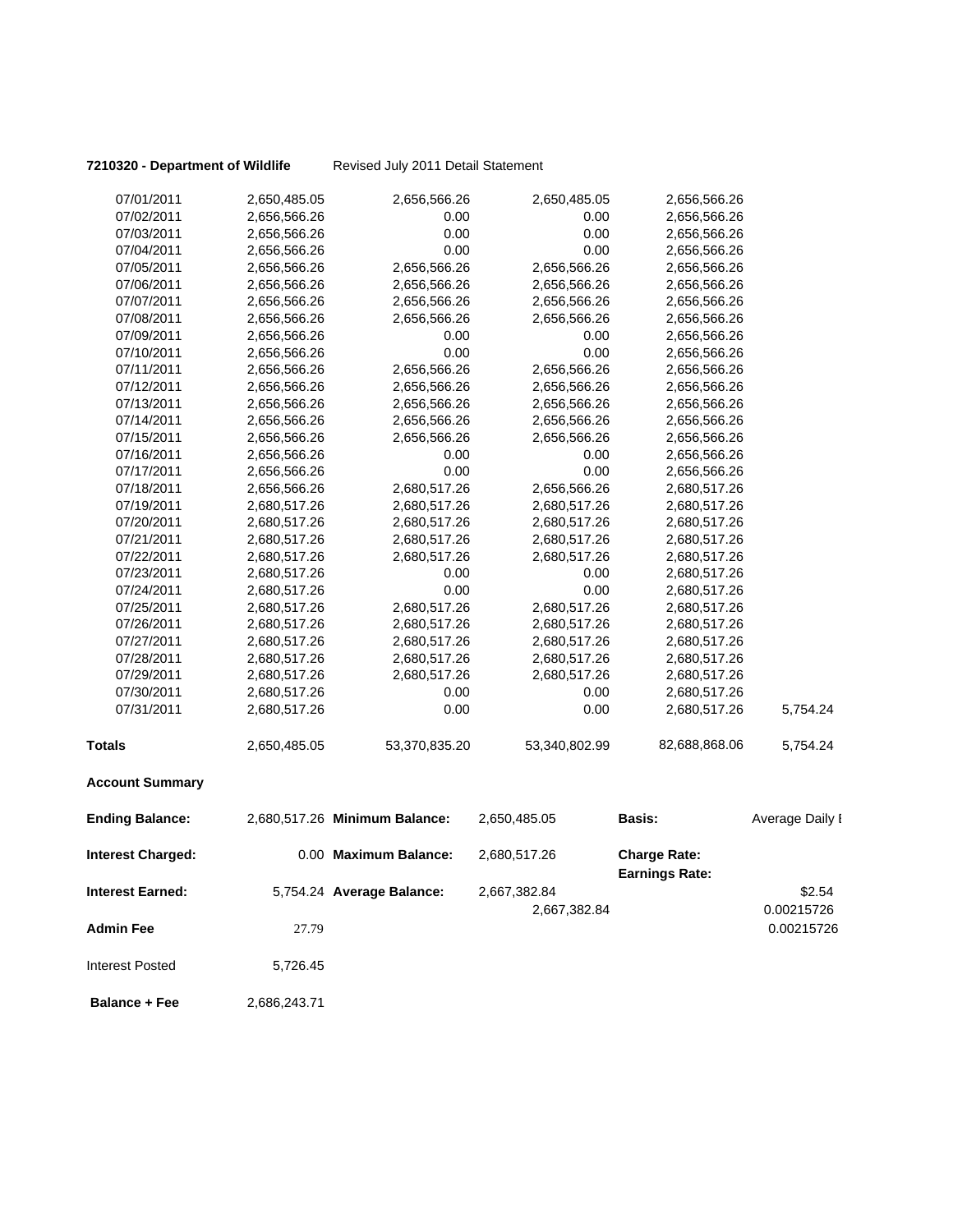**7210320 - Department of Wildlife** Revised July 2011 Detail Statement

| | | | | | |
|---|---|---|---|---|---|
| 07/01/2011 | 2,650,485.05 | 2,656,566.26 | 2,650,485.05 | 2,656,566.26 | |
| 07/02/2011 | 2,656,566.26 | 0.00 | 0.00 | 2,656,566.26 | |
| 07/03/2011 | 2,656,566.26 | 0.00 | 0.00 | 2,656,566.26 | |
| 07/04/2011 | 2,656,566.26 | 0.00 | 0.00 | 2,656,566.26 | |
| 07/05/2011 | 2,656,566.26 | 2,656,566.26 | 2,656,566.26 | 2,656,566.26 | |
| 07/06/2011 | 2,656,566.26 | 2,656,566.26 | 2,656,566.26 | 2,656,566.26 | |
| 07/07/2011 | 2,656,566.26 | 2,656,566.26 | 2,656,566.26 | 2,656,566.26 | |
| 07/08/2011 | 2,656,566.26 | 2,656,566.26 | 2,656,566.26 | 2,656,566.26 | |
| 07/09/2011 | 2,656,566.26 | 0.00 | 0.00 | 2,656,566.26 | |
| 07/10/2011 | 2,656,566.26 | 0.00 | 0.00 | 2,656,566.26 | |
| 07/11/2011 | 2,656,566.26 | 2,656,566.26 | 2,656,566.26 | 2,656,566.26 | |
| 07/12/2011 | 2,656,566.26 | 2,656,566.26 | 2,656,566.26 | 2,656,566.26 | |
| 07/13/2011 | 2,656,566.26 | 2,656,566.26 | 2,656,566.26 | 2,656,566.26 | |
| 07/14/2011 | 2,656,566.26 | 2,656,566.26 | 2,656,566.26 | 2,656,566.26 | |
| 07/15/2011 | 2,656,566.26 | 2,656,566.26 | 2,656,566.26 | 2,656,566.26 | |
| 07/16/2011 | 2,656,566.26 | 0.00 | 0.00 | 2,656,566.26 | |
| 07/17/2011 | 2,656,566.26 | 0.00 | 0.00 | 2,656,566.26 | |
| 07/18/2011 | 2,656,566.26 | 2,680,517.26 | 2,656,566.26 | 2,680,517.26 | |
| 07/19/2011 | 2,680,517.26 | 2,680,517.26 | 2,680,517.26 | 2,680,517.26 | |
| 07/20/2011 | 2,680,517.26 | 2,680,517.26 | 2,680,517.26 | 2,680,517.26 | |
| 07/21/2011 | 2,680,517.26 | 2,680,517.26 | 2,680,517.26 | 2,680,517.26 | |
| 07/22/2011 | 2,680,517.26 | 2,680,517.26 | 2,680,517.26 | 2,680,517.26 | |
| 07/23/2011 | 2,680,517.26 | 0.00 | 0.00 | 2,680,517.26 | |
| 07/24/2011 | 2,680,517.26 | 0.00 | 0.00 | 2,680,517.26 | |
| 07/25/2011 | 2,680,517.26 | 2,680,517.26 | 2,680,517.26 | 2,680,517.26 | |
| 07/26/2011 | 2,680,517.26 | 2,680,517.26 | 2,680,517.26 | 2,680,517.26 | |
| 07/27/2011 | 2,680,517.26 | 2,680,517.26 | 2,680,517.26 | 2,680,517.26 | |
| 07/28/2011 | 2,680,517.26 | 2,680,517.26 | 2,680,517.26 | 2,680,517.26 | |
| 07/29/2011 | 2,680,517.26 | 2,680,517.26 | 2,680,517.26 | 2,680,517.26 | |
| 07/30/2011 | 2,680,517.26 | 0.00 | 0.00 | 2,680,517.26 | |
| 07/31/2011 | 2,680,517.26 | 0.00 | 0.00 | 2,680,517.26 | 5,754.24 |
| **Totals** | 2,650,485.05 | 53,370,835.20 | 53,340,802.99 | 82,688,868.06 | 5,754.24 |

**Account Summary**

| | | | | | |
|---|---|---|---|---|---|
| **Ending Balance:** | 2,680,517.26 | **Minimum Balance:** | 2,650,485.05 | **Basis:** | Average Daily I |
| **Interest Charged:** | 0.00 | **Maximum Balance:** | 2,680,517.26 | **Charge Rate:** | |
| | | | | **Earnings Rate:** | |
| **Interest Earned:** | 5,754.24 | **Average Balance:** | 2,667,382.84 | | $2.54 |
| | | | 2,667,382.84 | | 0.00215726 |
| **Admin Fee** | 27.79 | | | | 0.00215726 |
| Interest Posted | 5,726.45 | | | | |
| **Balance + Fee** | 2,686,243.71 | | | | |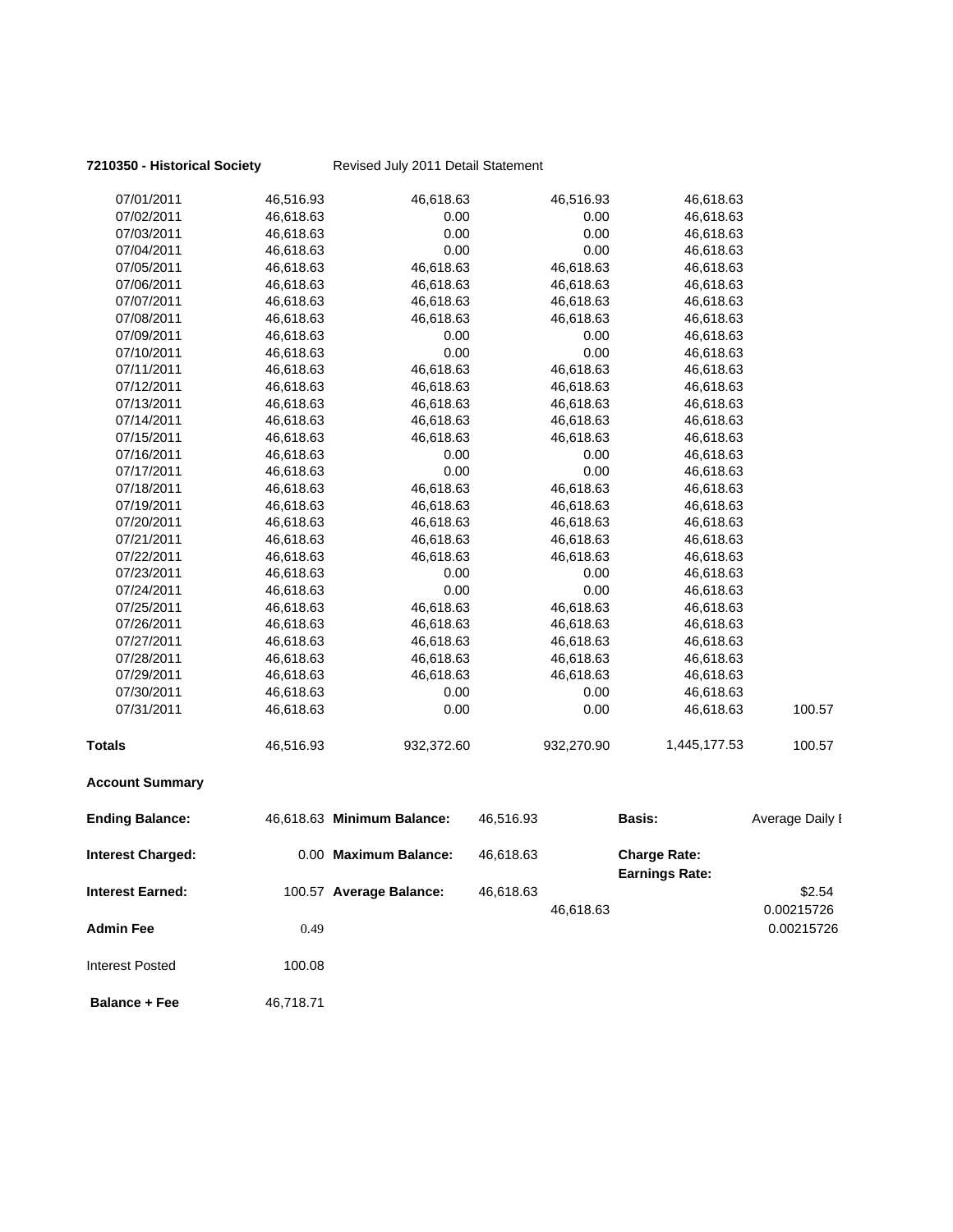**7210350 - Historical Society** Revised July 2011 Detail Statement

| | | | | | |
|---|---|---|---|---|---|
| 07/01/2011 | 46,516.93 | 46,618.63 | 46,516.93 | 46,618.63 | |
| 07/02/2011 | 46,618.63 | 0.00 | 0.00 | 46,618.63 | |
| 07/03/2011 | 46,618.63 | 0.00 | 0.00 | 46,618.63 | |
| 07/04/2011 | 46,618.63 | 0.00 | 0.00 | 46,618.63 | |
| 07/05/2011 | 46,618.63 | 46,618.63 | 46,618.63 | 46,618.63 | |
| 07/06/2011 | 46,618.63 | 46,618.63 | 46,618.63 | 46,618.63 | |
| 07/07/2011 | 46,618.63 | 46,618.63 | 46,618.63 | 46,618.63 | |
| 07/08/2011 | 46,618.63 | 46,618.63 | 46,618.63 | 46,618.63 | |
| 07/09/2011 | 46,618.63 | 0.00 | 0.00 | 46,618.63 | |
| 07/10/2011 | 46,618.63 | 0.00 | 0.00 | 46,618.63 | |
| 07/11/2011 | 46,618.63 | 46,618.63 | 46,618.63 | 46,618.63 | |
| 07/12/2011 | 46,618.63 | 46,618.63 | 46,618.63 | 46,618.63 | |
| 07/13/2011 | 46,618.63 | 46,618.63 | 46,618.63 | 46,618.63 | |
| 07/14/2011 | 46,618.63 | 46,618.63 | 46,618.63 | 46,618.63 | |
| 07/15/2011 | 46,618.63 | 46,618.63 | 46,618.63 | 46,618.63 | |
| 07/16/2011 | 46,618.63 | 0.00 | 0.00 | 46,618.63 | |
| 07/17/2011 | 46,618.63 | 0.00 | 0.00 | 46,618.63 | |
| 07/18/2011 | 46,618.63 | 46,618.63 | 46,618.63 | 46,618.63 | |
| 07/19/2011 | 46,618.63 | 46,618.63 | 46,618.63 | 46,618.63 | |
| 07/20/2011 | 46,618.63 | 46,618.63 | 46,618.63 | 46,618.63 | |
| 07/21/2011 | 46,618.63 | 46,618.63 | 46,618.63 | 46,618.63 | |
| 07/22/2011 | 46,618.63 | 46,618.63 | 46,618.63 | 46,618.63 | |
| 07/23/2011 | 46,618.63 | 0.00 | 0.00 | 46,618.63 | |
| 07/24/2011 | 46,618.63 | 0.00 | 0.00 | 46,618.63 | |
| 07/25/2011 | 46,618.63 | 46,618.63 | 46,618.63 | 46,618.63 | |
| 07/26/2011 | 46,618.63 | 46,618.63 | 46,618.63 | 46,618.63 | |
| 07/27/2011 | 46,618.63 | 46,618.63 | 46,618.63 | 46,618.63 | |
| 07/28/2011 | 46,618.63 | 46,618.63 | 46,618.63 | 46,618.63 | |
| 07/29/2011 | 46,618.63 | 46,618.63 | 46,618.63 | 46,618.63 | |
| 07/30/2011 | 46,618.63 | 0.00 | 0.00 | 46,618.63 | |
| 07/31/2011 | 46,618.63 | 0.00 | 0.00 | 46,618.63 | 100.57 |
| **Totals** | 46,516.93 | 932,372.60 | 932,270.90 | 1,445,177.53 | 100.57 |

**Account Summary**

| | | | | | | |
|---|---|---|---|---|---|---|
| **Ending Balance:** | 46,618.63 | **Minimum Balance:** | 46,516.93 | | **Basis:** | Average Daily I |
| **Interest Charged:** | 0.00 | **Maximum Balance:** | 46,618.63 | | **Charge Rate:** | |
| | | | | | **Earnings Rate:** | |
| **Interest Earned:** | 100.57 | **Average Balance:** | 46,618.63 | | | $2.54 |
| | | | | 46,618.63 | | 0.00215726 |
| **Admin Fee** | 0.49 | | | | | 0.00215726 |
| Interest Posted | 100.08 | | | | | |
| **Balance + Fee** | 46,718.71 | | | | | |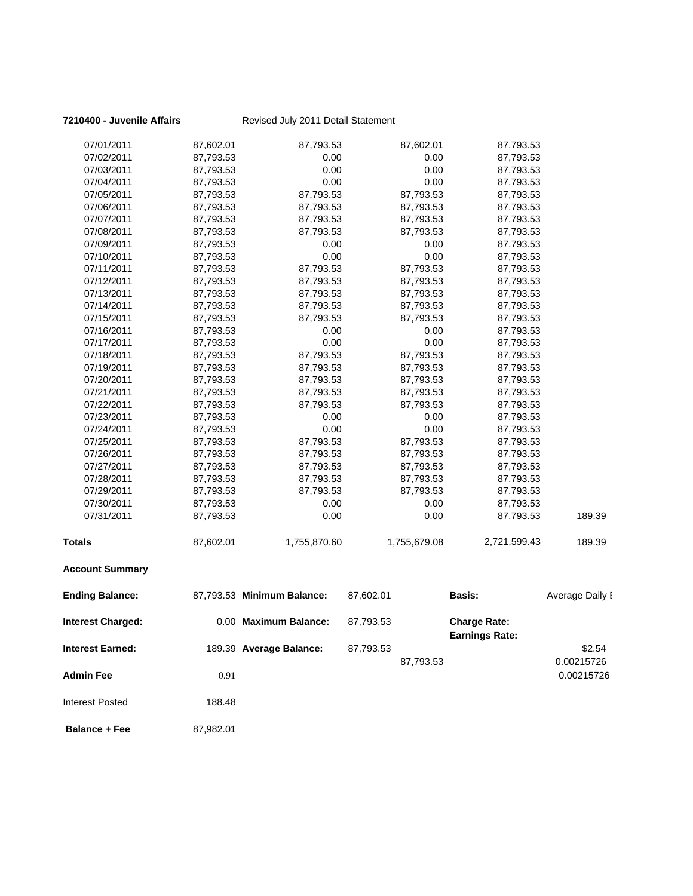**7210400 - Juvenile Affairs** Revised July 2011 Detail Statement

| | | | | | |
|---|---|---|---|---|---|
| 07/01/2011 | 87,602.01 | 87,793.53 | 87,602.01 | 87,793.53 | |
| 07/02/2011 | 87,793.53 | 0.00 | 0.00 | 87,793.53 | |
| 07/03/2011 | 87,793.53 | 0.00 | 0.00 | 87,793.53 | |
| 07/04/2011 | 87,793.53 | 0.00 | 0.00 | 87,793.53 | |
| 07/05/2011 | 87,793.53 | 87,793.53 | 87,793.53 | 87,793.53 | |
| 07/06/2011 | 87,793.53 | 87,793.53 | 87,793.53 | 87,793.53 | |
| 07/07/2011 | 87,793.53 | 87,793.53 | 87,793.53 | 87,793.53 | |
| 07/08/2011 | 87,793.53 | 87,793.53 | 87,793.53 | 87,793.53 | |
| 07/09/2011 | 87,793.53 | 0.00 | 0.00 | 87,793.53 | |
| 07/10/2011 | 87,793.53 | 0.00 | 0.00 | 87,793.53 | |
| 07/11/2011 | 87,793.53 | 87,793.53 | 87,793.53 | 87,793.53 | |
| 07/12/2011 | 87,793.53 | 87,793.53 | 87,793.53 | 87,793.53 | |
| 07/13/2011 | 87,793.53 | 87,793.53 | 87,793.53 | 87,793.53 | |
| 07/14/2011 | 87,793.53 | 87,793.53 | 87,793.53 | 87,793.53 | |
| 07/15/2011 | 87,793.53 | 87,793.53 | 87,793.53 | 87,793.53 | |
| 07/16/2011 | 87,793.53 | 0.00 | 0.00 | 87,793.53 | |
| 07/17/2011 | 87,793.53 | 0.00 | 0.00 | 87,793.53 | |
| 07/18/2011 | 87,793.53 | 87,793.53 | 87,793.53 | 87,793.53 | |
| 07/19/2011 | 87,793.53 | 87,793.53 | 87,793.53 | 87,793.53 | |
| 07/20/2011 | 87,793.53 | 87,793.53 | 87,793.53 | 87,793.53 | |
| 07/21/2011 | 87,793.53 | 87,793.53 | 87,793.53 | 87,793.53 | |
| 07/22/2011 | 87,793.53 | 87,793.53 | 87,793.53 | 87,793.53 | |
| 07/23/2011 | 87,793.53 | 0.00 | 0.00 | 87,793.53 | |
| 07/24/2011 | 87,793.53 | 0.00 | 0.00 | 87,793.53 | |
| 07/25/2011 | 87,793.53 | 87,793.53 | 87,793.53 | 87,793.53 | |
| 07/26/2011 | 87,793.53 | 87,793.53 | 87,793.53 | 87,793.53 | |
| 07/27/2011 | 87,793.53 | 87,793.53 | 87,793.53 | 87,793.53 | |
| 07/28/2011 | 87,793.53 | 87,793.53 | 87,793.53 | 87,793.53 | |
| 07/29/2011 | 87,793.53 | 87,793.53 | 87,793.53 | 87,793.53 | |
| 07/30/2011 | 87,793.53 | 0.00 | 0.00 | 87,793.53 | |
| 07/31/2011 | 87,793.53 | 0.00 | 0.00 | 87,793.53 | 189.39 |
| **Totals** | 87,602.01 | 1,755,870.60 | 1,755,679.08 | 2,721,599.43 | 189.39 |

**Account Summary**

| | | | | | |
|---|---|---|---|---|---|
| **Ending Balance:** | 87,793.53 | **Minimum Balance:** | 87,602.01 | **Basis:** | Average Daily I |
| **Interest Charged:** | 0.00 | **Maximum Balance:** | 87,793.53 | **Charge Rate:** | |
| | | | | **Earnings Rate:** | |
| **Interest Earned:** | 189.39 | **Average Balance:** | 87,793.53 | | $2.54 |
| | | | 87,793.53 | | 0.00215726 |
| **Admin Fee** | 0.91 | | | | 0.00215726 |
| Interest Posted | 188.48 | | | | |
| **Balance + Fee** | 87,982.01 | | | | |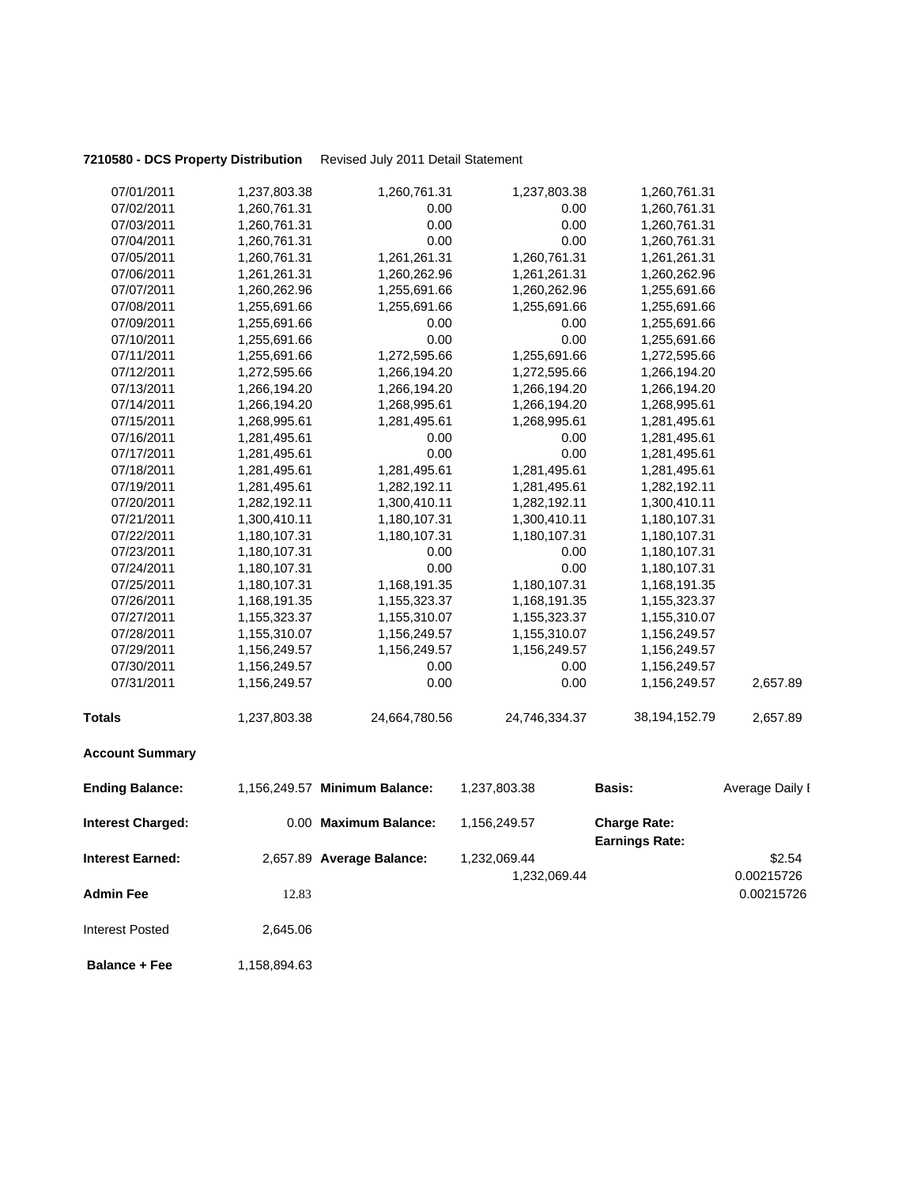**7210580 - DCS Property Distribution** Revised July 2011 Detail Statement

| | | | | | |
|---|---|---|---|---|---|
| 07/01/2011 | 1,237,803.38 | 1,260,761.31 | 1,237,803.38 | 1,260,761.31 | |
| 07/02/2011 | 1,260,761.31 | 0.00 | 0.00 | 1,260,761.31 | |
| 07/03/2011 | 1,260,761.31 | 0.00 | 0.00 | 1,260,761.31 | |
| 07/04/2011 | 1,260,761.31 | 0.00 | 0.00 | 1,260,761.31 | |
| 07/05/2011 | 1,260,761.31 | 1,261,261.31 | 1,260,761.31 | 1,261,261.31 | |
| 07/06/2011 | 1,261,261.31 | 1,260,262.96 | 1,261,261.31 | 1,260,262.96 | |
| 07/07/2011 | 1,260,262.96 | 1,255,691.66 | 1,260,262.96 | 1,255,691.66 | |
| 07/08/2011 | 1,255,691.66 | 1,255,691.66 | 1,255,691.66 | 1,255,691.66 | |
| 07/09/2011 | 1,255,691.66 | 0.00 | 0.00 | 1,255,691.66 | |
| 07/10/2011 | 1,255,691.66 | 0.00 | 0.00 | 1,255,691.66 | |
| 07/11/2011 | 1,255,691.66 | 1,272,595.66 | 1,255,691.66 | 1,272,595.66 | |
| 07/12/2011 | 1,272,595.66 | 1,266,194.20 | 1,272,595.66 | 1,266,194.20 | |
| 07/13/2011 | 1,266,194.20 | 1,266,194.20 | 1,266,194.20 | 1,266,194.20 | |
| 07/14/2011 | 1,266,194.20 | 1,268,995.61 | 1,266,194.20 | 1,268,995.61 | |
| 07/15/2011 | 1,268,995.61 | 1,281,495.61 | 1,268,995.61 | 1,281,495.61 | |
| 07/16/2011 | 1,281,495.61 | 0.00 | 0.00 | 1,281,495.61 | |
| 07/17/2011 | 1,281,495.61 | 0.00 | 0.00 | 1,281,495.61 | |
| 07/18/2011 | 1,281,495.61 | 1,281,495.61 | 1,281,495.61 | 1,281,495.61 | |
| 07/19/2011 | 1,281,495.61 | 1,282,192.11 | 1,281,495.61 | 1,282,192.11 | |
| 07/20/2011 | 1,282,192.11 | 1,300,410.11 | 1,282,192.11 | 1,300,410.11 | |
| 07/21/2011 | 1,300,410.11 | 1,180,107.31 | 1,300,410.11 | 1,180,107.31 | |
| 07/22/2011 | 1,180,107.31 | 1,180,107.31 | 1,180,107.31 | 1,180,107.31 | |
| 07/23/2011 | 1,180,107.31 | 0.00 | 0.00 | 1,180,107.31 | |
| 07/24/2011 | 1,180,107.31 | 0.00 | 0.00 | 1,180,107.31 | |
| 07/25/2011 | 1,180,107.31 | 1,168,191.35 | 1,180,107.31 | 1,168,191.35 | |
| 07/26/2011 | 1,168,191.35 | 1,155,323.37 | 1,168,191.35 | 1,155,323.37 | |
| 07/27/2011 | 1,155,323.37 | 1,155,310.07 | 1,155,323.37 | 1,155,310.07 | |
| 07/28/2011 | 1,155,310.07 | 1,156,249.57 | 1,155,310.07 | 1,156,249.57 | |
| 07/29/2011 | 1,156,249.57 | 1,156,249.57 | 1,156,249.57 | 1,156,249.57 | |
| 07/30/2011 | 1,156,249.57 | 0.00 | 0.00 | 1,156,249.57 | |
| 07/31/2011 | 1,156,249.57 | 0.00 | 0.00 | 1,156,249.57 | 2,657.89 |
| **Totals** | 1,237,803.38 | 24,664,780.56 | 24,746,334.37 | 38,194,152.79 | 2,657.89 |

**Account Summary**

| | | | | | |
|---|---|---|---|---|---|
| **Ending Balance:** | 1,156,249.57 | **Minimum Balance:** | 1,237,803.38 | **Basis:** | Average Daily I |
| **Interest Charged:** | 0.00 | **Maximum Balance:** | 1,156,249.57 | **Charge Rate:** | |
| | | | | **Earnings Rate:** | |
| **Interest Earned:** | 2,657.89 | **Average Balance:** | 1,232,069.44 | | $2.54 |
| | | | 1,232,069.44 | | 0.00215726 |
| **Admin Fee** | 12.83 | | | | 0.00215726 |
| Interest Posted | 2,645.06 | | | | |
| **Balance + Fee** | 1,158,894.63 | | | | |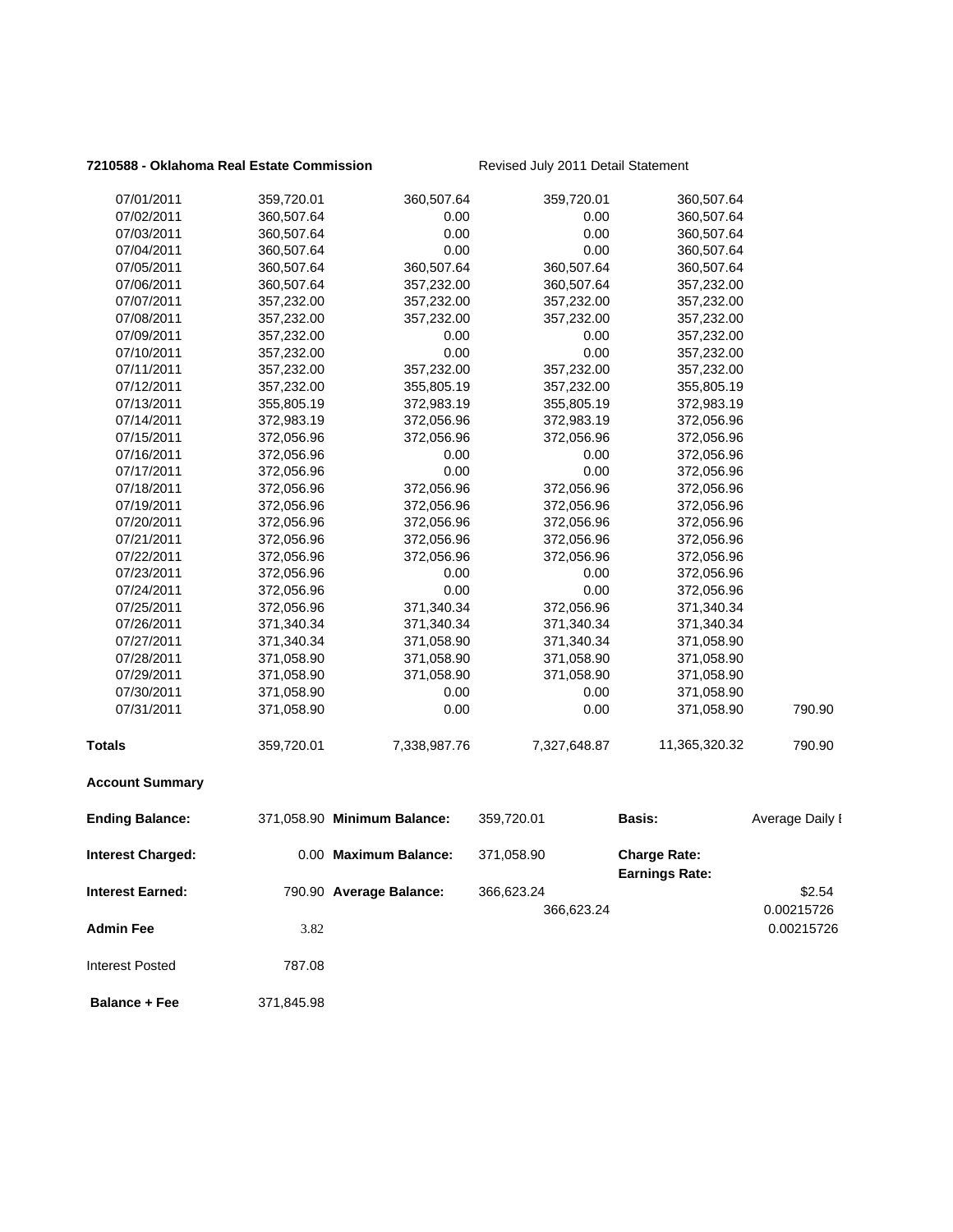**7210588 - Oklahoma Real Estate Commission** Revised July 2011 Detail Statement

| | | | | | |
|---|---|---|---|---|---|
| 07/01/2011 | 359,720.01 | 360,507.64 | 359,720.01 | 360,507.64 | |
| 07/02/2011 | 360,507.64 | 0.00 | 0.00 | 360,507.64 | |
| 07/03/2011 | 360,507.64 | 0.00 | 0.00 | 360,507.64 | |
| 07/04/2011 | 360,507.64 | 0.00 | 0.00 | 360,507.64 | |
| 07/05/2011 | 360,507.64 | 360,507.64 | 360,507.64 | 360,507.64 | |
| 07/06/2011 | 360,507.64 | 357,232.00 | 360,507.64 | 357,232.00 | |
| 07/07/2011 | 357,232.00 | 357,232.00 | 357,232.00 | 357,232.00 | |
| 07/08/2011 | 357,232.00 | 357,232.00 | 357,232.00 | 357,232.00 | |
| 07/09/2011 | 357,232.00 | 0.00 | 0.00 | 357,232.00 | |
| 07/10/2011 | 357,232.00 | 0.00 | 0.00 | 357,232.00 | |
| 07/11/2011 | 357,232.00 | 357,232.00 | 357,232.00 | 357,232.00 | |
| 07/12/2011 | 357,232.00 | 355,805.19 | 357,232.00 | 355,805.19 | |
| 07/13/2011 | 355,805.19 | 372,983.19 | 355,805.19 | 372,983.19 | |
| 07/14/2011 | 372,983.19 | 372,056.96 | 372,983.19 | 372,056.96 | |
| 07/15/2011 | 372,056.96 | 372,056.96 | 372,056.96 | 372,056.96 | |
| 07/16/2011 | 372,056.96 | 0.00 | 0.00 | 372,056.96 | |
| 07/17/2011 | 372,056.96 | 0.00 | 0.00 | 372,056.96 | |
| 07/18/2011 | 372,056.96 | 372,056.96 | 372,056.96 | 372,056.96 | |
| 07/19/2011 | 372,056.96 | 372,056.96 | 372,056.96 | 372,056.96 | |
| 07/20/2011 | 372,056.96 | 372,056.96 | 372,056.96 | 372,056.96 | |
| 07/21/2011 | 372,056.96 | 372,056.96 | 372,056.96 | 372,056.96 | |
| 07/22/2011 | 372,056.96 | 372,056.96 | 372,056.96 | 372,056.96 | |
| 07/23/2011 | 372,056.96 | 0.00 | 0.00 | 372,056.96 | |
| 07/24/2011 | 372,056.96 | 0.00 | 0.00 | 372,056.96 | |
| 07/25/2011 | 372,056.96 | 371,340.34 | 372,056.96 | 371,340.34 | |
| 07/26/2011 | 371,340.34 | 371,340.34 | 371,340.34 | 371,340.34 | |
| 07/27/2011 | 371,340.34 | 371,058.90 | 371,340.34 | 371,058.90 | |
| 07/28/2011 | 371,058.90 | 371,058.90 | 371,058.90 | 371,058.90 | |
| 07/29/2011 | 371,058.90 | 371,058.90 | 371,058.90 | 371,058.90 | |
| 07/30/2011 | 371,058.90 | 0.00 | 0.00 | 371,058.90 | |
| 07/31/2011 | 371,058.90 | 0.00 | 0.00 | 371,058.90 | 790.90 |
| **Totals** | 359,720.01 | 7,338,987.76 | 7,327,648.87 | 11,365,320.32 | 790.90 |

**Account Summary**

| | | | | | |
|---|---|---|---|---|---|
| **Ending Balance:** | 371,058.90 | **Minimum Balance:** | 359,720.01 | **Basis:** | Average Daily I |
| **Interest Charged:** | 0.00 | **Maximum Balance:** | 371,058.90 | **Charge Rate:** | |
| | | | | **Earnings Rate:** | |
| **Interest Earned:** | 790.90 | **Average Balance:** | 366,623.24 | | $2.54 |
| | | | 366,623.24 | | 0.00215726 |
| **Admin Fee** | 3.82 | | | | 0.00215726 |
| Interest Posted | 787.08 | | | | |
| **Balance + Fee** | 371,845.98 | | | | |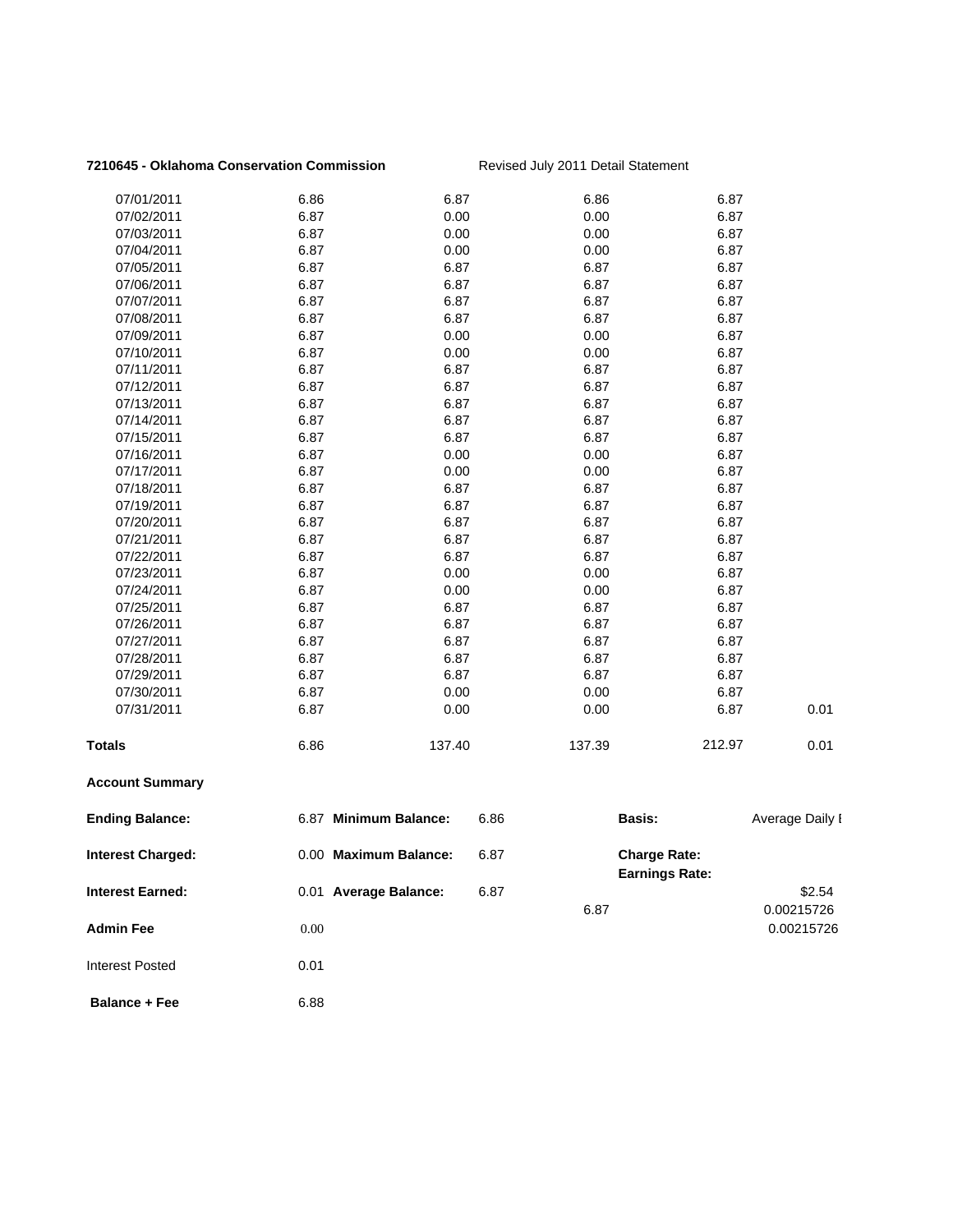**7210645 - Oklahoma Conservation Commission** Revised July 2011 Detail Statement

| | | | | | |
|---|---|---|---|---|---|
| 07/01/2011 | 6.86 | 6.87 | 6.86 | 6.87 | |
| 07/02/2011 | 6.87 | 0.00 | 0.00 | 6.87 | |
| 07/03/2011 | 6.87 | 0.00 | 0.00 | 6.87 | |
| 07/04/2011 | 6.87 | 0.00 | 0.00 | 6.87 | |
| 07/05/2011 | 6.87 | 6.87 | 6.87 | 6.87 | |
| 07/06/2011 | 6.87 | 6.87 | 6.87 | 6.87 | |
| 07/07/2011 | 6.87 | 6.87 | 6.87 | 6.87 | |
| 07/08/2011 | 6.87 | 6.87 | 6.87 | 6.87 | |
| 07/09/2011 | 6.87 | 0.00 | 0.00 | 6.87 | |
| 07/10/2011 | 6.87 | 0.00 | 0.00 | 6.87 | |
| 07/11/2011 | 6.87 | 6.87 | 6.87 | 6.87 | |
| 07/12/2011 | 6.87 | 6.87 | 6.87 | 6.87 | |
| 07/13/2011 | 6.87 | 6.87 | 6.87 | 6.87 | |
| 07/14/2011 | 6.87 | 6.87 | 6.87 | 6.87 | |
| 07/15/2011 | 6.87 | 6.87 | 6.87 | 6.87 | |
| 07/16/2011 | 6.87 | 0.00 | 0.00 | 6.87 | |
| 07/17/2011 | 6.87 | 0.00 | 0.00 | 6.87 | |
| 07/18/2011 | 6.87 | 6.87 | 6.87 | 6.87 | |
| 07/19/2011 | 6.87 | 6.87 | 6.87 | 6.87 | |
| 07/20/2011 | 6.87 | 6.87 | 6.87 | 6.87 | |
| 07/21/2011 | 6.87 | 6.87 | 6.87 | 6.87 | |
| 07/22/2011 | 6.87 | 6.87 | 6.87 | 6.87 | |
| 07/23/2011 | 6.87 | 0.00 | 0.00 | 6.87 | |
| 07/24/2011 | 6.87 | 0.00 | 0.00 | 6.87 | |
| 07/25/2011 | 6.87 | 6.87 | 6.87 | 6.87 | |
| 07/26/2011 | 6.87 | 6.87 | 6.87 | 6.87 | |
| 07/27/2011 | 6.87 | 6.87 | 6.87 | 6.87 | |
| 07/28/2011 | 6.87 | 6.87 | 6.87 | 6.87 | |
| 07/29/2011 | 6.87 | 6.87 | 6.87 | 6.87 | |
| 07/30/2011 | 6.87 | 0.00 | 0.00 | 6.87 | |
| 07/31/2011 | 6.87 | 0.00 | 0.00 | 6.87 | 0.01 |
| **Totals** | 6.86 | 137.40 | 137.39 | 212.97 | 0.01 |

**Account Summary**

| | | | | | |
|---|---|---|---|---|---|
| **Ending Balance:** | 6.87 | **Minimum Balance:** | 6.86 | **Basis:** | Average Daily I |
| **Interest Charged:** | 0.00 | **Maximum Balance:** | 6.87 | **Charge Rate:** | |
| | | | | **Earnings Rate:** | |
| **Interest Earned:** | 0.01 | **Average Balance:** | 6.87 | | $2.54 |
| | | | 6.87 | | 0.00215726 |
| **Admin Fee** | 0.00 | | | | 0.00215726 |
| Interest Posted | 0.01 | | | | |
| **Balance + Fee** | 6.88 | | | | |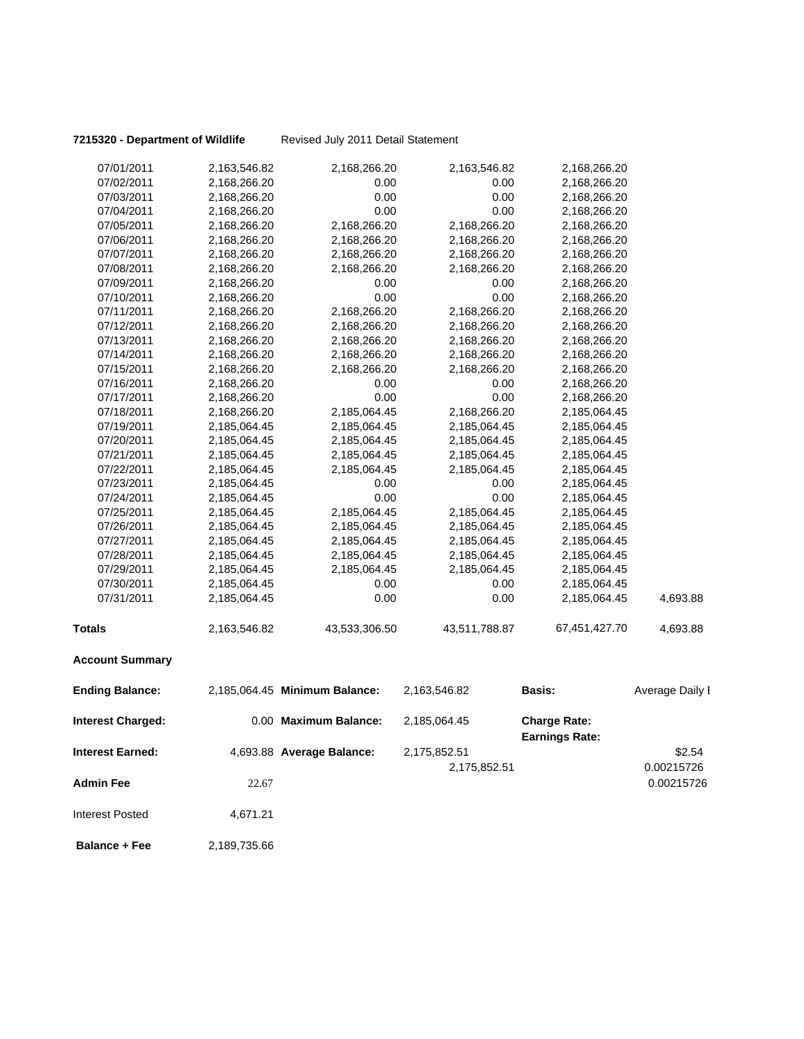**7215320 - Department of Wildlife** Revised July 2011 Detail Statement

| | | | | | |
|---|---|---|---|---|---|
| 07/01/2011 | 2,163,546.82 | 2,168,266.20 | 2,163,546.82 | 2,168,266.20 | |
| 07/02/2011 | 2,168,266.20 | 0.00 | 0.00 | 2,168,266.20 | |
| 07/03/2011 | 2,168,266.20 | 0.00 | 0.00 | 2,168,266.20 | |
| 07/04/2011 | 2,168,266.20 | 0.00 | 0.00 | 2,168,266.20 | |
| 07/05/2011 | 2,168,266.20 | 2,168,266.20 | 2,168,266.20 | 2,168,266.20 | |
| 07/06/2011 | 2,168,266.20 | 2,168,266.20 | 2,168,266.20 | 2,168,266.20 | |
| 07/07/2011 | 2,168,266.20 | 2,168,266.20 | 2,168,266.20 | 2,168,266.20 | |
| 07/08/2011 | 2,168,266.20 | 2,168,266.20 | 2,168,266.20 | 2,168,266.20 | |
| 07/09/2011 | 2,168,266.20 | 0.00 | 0.00 | 2,168,266.20 | |
| 07/10/2011 | 2,168,266.20 | 0.00 | 0.00 | 2,168,266.20 | |
| 07/11/2011 | 2,168,266.20 | 2,168,266.20 | 2,168,266.20 | 2,168,266.20 | |
| 07/12/2011 | 2,168,266.20 | 2,168,266.20 | 2,168,266.20 | 2,168,266.20 | |
| 07/13/2011 | 2,168,266.20 | 2,168,266.20 | 2,168,266.20 | 2,168,266.20 | |
| 07/14/2011 | 2,168,266.20 | 2,168,266.20 | 2,168,266.20 | 2,168,266.20 | |
| 07/15/2011 | 2,168,266.20 | 2,168,266.20 | 2,168,266.20 | 2,168,266.20 | |
| 07/16/2011 | 2,168,266.20 | 0.00 | 0.00 | 2,168,266.20 | |
| 07/17/2011 | 2,168,266.20 | 0.00 | 0.00 | 2,168,266.20 | |
| 07/18/2011 | 2,168,266.20 | 2,185,064.45 | 2,168,266.20 | 2,185,064.45 | |
| 07/19/2011 | 2,185,064.45 | 2,185,064.45 | 2,185,064.45 | 2,185,064.45 | |
| 07/20/2011 | 2,185,064.45 | 2,185,064.45 | 2,185,064.45 | 2,185,064.45 | |
| 07/21/2011 | 2,185,064.45 | 2,185,064.45 | 2,185,064.45 | 2,185,064.45 | |
| 07/22/2011 | 2,185,064.45 | 2,185,064.45 | 2,185,064.45 | 2,185,064.45 | |
| 07/23/2011 | 2,185,064.45 | 0.00 | 0.00 | 2,185,064.45 | |
| 07/24/2011 | 2,185,064.45 | 0.00 | 0.00 | 2,185,064.45 | |
| 07/25/2011 | 2,185,064.45 | 2,185,064.45 | 2,185,064.45 | 2,185,064.45 | |
| 07/26/2011 | 2,185,064.45 | 2,185,064.45 | 2,185,064.45 | 2,185,064.45 | |
| 07/27/2011 | 2,185,064.45 | 2,185,064.45 | 2,185,064.45 | 2,185,064.45 | |
| 07/28/2011 | 2,185,064.45 | 2,185,064.45 | 2,185,064.45 | 2,185,064.45 | |
| 07/29/2011 | 2,185,064.45 | 2,185,064.45 | 2,185,064.45 | 2,185,064.45 | |
| 07/30/2011 | 2,185,064.45 | 0.00 | 0.00 | 2,185,064.45 | |
| 07/31/2011 | 2,185,064.45 | 0.00 | 0.00 | 2,185,064.45 | 4,693.88 |
| **Totals** | 2,163,546.82 | 43,533,306.50 | 43,511,788.87 | 67,451,427.70 | 4,693.88 |

**Account Summary**

| | | | | | |
|---|---|---|---|---|---|
| **Ending Balance:** | 2,185,064.45 | **Minimum Balance:** | 2,163,546.82 | **Basis:** | Average Daily I |
| **Interest Charged:** | 0.00 | **Maximum Balance:** | 2,185,064.45 | **Charge Rate:** | |
| | | | | **Earnings Rate:** | |
| **Interest Earned:** | 4,693.88 | **Average Balance:** | 2,175,852.51 | | $2.54 |
| | | | 2,175,852.51 | | 0.00215726 |
| **Admin Fee** | 22.67 | | | | 0.00215726 |
| Interest Posted | 4,671.21 | | | | |
| **Balance + Fee** | 2,189,735.66 | | | | |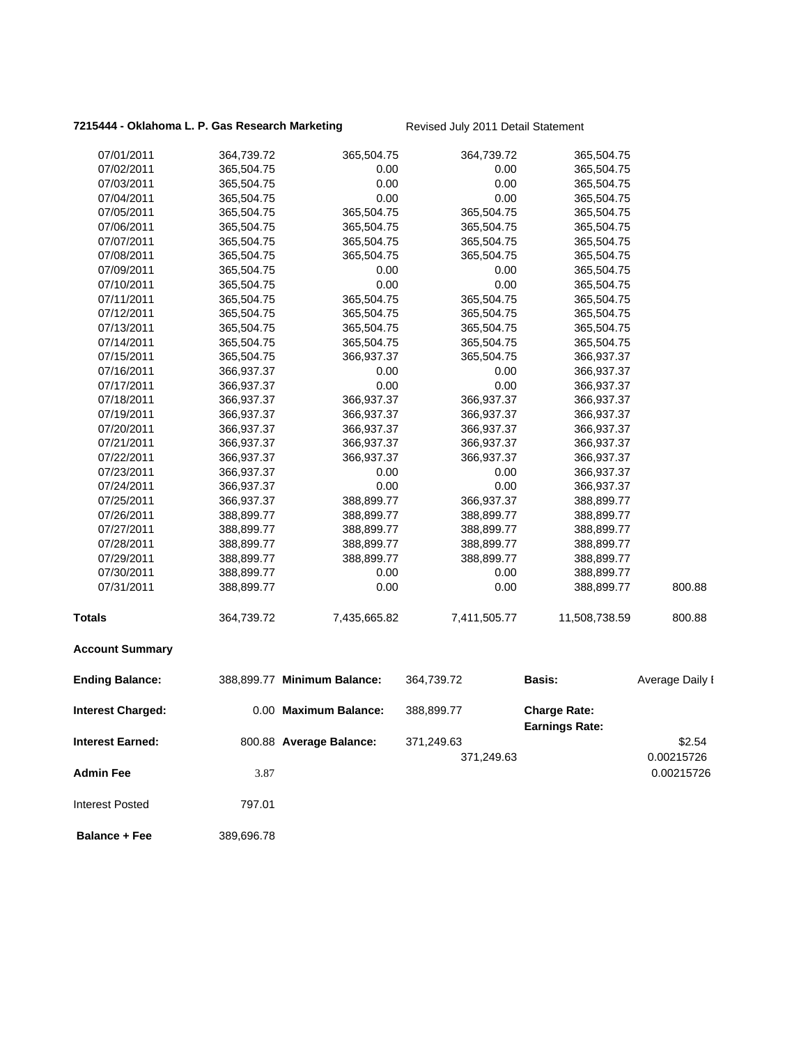**7215444 - Oklahoma L. P. Gas Research Marketing** Revised July 2011 Detail Statement

| | | | | | |
|---|---|---|---|---|---|
| 07/01/2011 | 364,739.72 | 365,504.75 | 364,739.72 | 365,504.75 | |
| 07/02/2011 | 365,504.75 | 0.00 | 0.00 | 365,504.75 | |
| 07/03/2011 | 365,504.75 | 0.00 | 0.00 | 365,504.75 | |
| 07/04/2011 | 365,504.75 | 0.00 | 0.00 | 365,504.75 | |
| 07/05/2011 | 365,504.75 | 365,504.75 | 365,504.75 | 365,504.75 | |
| 07/06/2011 | 365,504.75 | 365,504.75 | 365,504.75 | 365,504.75 | |
| 07/07/2011 | 365,504.75 | 365,504.75 | 365,504.75 | 365,504.75 | |
| 07/08/2011 | 365,504.75 | 365,504.75 | 365,504.75 | 365,504.75 | |
| 07/09/2011 | 365,504.75 | 0.00 | 0.00 | 365,504.75 | |
| 07/10/2011 | 365,504.75 | 0.00 | 0.00 | 365,504.75 | |
| 07/11/2011 | 365,504.75 | 365,504.75 | 365,504.75 | 365,504.75 | |
| 07/12/2011 | 365,504.75 | 365,504.75 | 365,504.75 | 365,504.75 | |
| 07/13/2011 | 365,504.75 | 365,504.75 | 365,504.75 | 365,504.75 | |
| 07/14/2011 | 365,504.75 | 365,504.75 | 365,504.75 | 365,504.75 | |
| 07/15/2011 | 365,504.75 | 366,937.37 | 365,504.75 | 366,937.37 | |
| 07/16/2011 | 366,937.37 | 0.00 | 0.00 | 366,937.37 | |
| 07/17/2011 | 366,937.37 | 0.00 | 0.00 | 366,937.37 | |
| 07/18/2011 | 366,937.37 | 366,937.37 | 366,937.37 | 366,937.37 | |
| 07/19/2011 | 366,937.37 | 366,937.37 | 366,937.37 | 366,937.37 | |
| 07/20/2011 | 366,937.37 | 366,937.37 | 366,937.37 | 366,937.37 | |
| 07/21/2011 | 366,937.37 | 366,937.37 | 366,937.37 | 366,937.37 | |
| 07/22/2011 | 366,937.37 | 366,937.37 | 366,937.37 | 366,937.37 | |
| 07/23/2011 | 366,937.37 | 0.00 | 0.00 | 366,937.37 | |
| 07/24/2011 | 366,937.37 | 0.00 | 0.00 | 366,937.37 | |
| 07/25/2011 | 366,937.37 | 388,899.77 | 366,937.37 | 388,899.77 | |
| 07/26/2011 | 388,899.77 | 388,899.77 | 388,899.77 | 388,899.77 | |
| 07/27/2011 | 388,899.77 | 388,899.77 | 388,899.77 | 388,899.77 | |
| 07/28/2011 | 388,899.77 | 388,899.77 | 388,899.77 | 388,899.77 | |
| 07/29/2011 | 388,899.77 | 388,899.77 | 388,899.77 | 388,899.77 | |
| 07/30/2011 | 388,899.77 | 0.00 | 0.00 | 388,899.77 | |
| 07/31/2011 | 388,899.77 | 0.00 | 0.00 | 388,899.77 | 800.88 |
| **Totals** | 364,739.72 | 7,435,665.82 | 7,411,505.77 | 11,508,738.59 | 800.88 |

**Account Summary**

| | | | | | |
|---|---|---|---|---|---|
| **Ending Balance:** | 388,899.77 | **Minimum Balance:** | 364,739.72 | **Basis:** | Average Daily I |
| **Interest Charged:** | 0.00 | **Maximum Balance:** | 388,899.77 | **Charge Rate:** | |
| | | | | **Earnings Rate:** | |
| **Interest Earned:** | 800.88 | **Average Balance:** | 371,249.63 | | $2.54 |
| | | | 371,249.63 | | 0.00215726 |
| **Admin Fee** | 3.87 | | | | 0.00215726 |
| Interest Posted | 797.01 | | | | |
| **Balance + Fee** | 389,696.78 | | | | |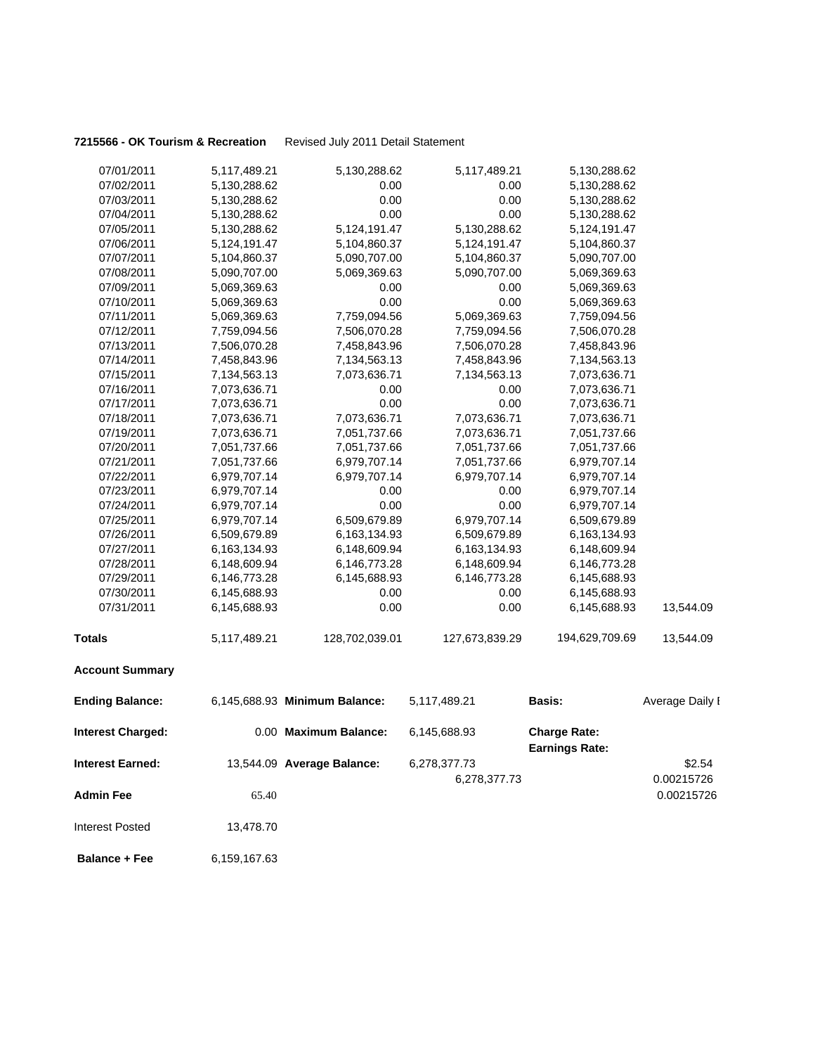**7215566 - OK Tourism & Recreation** Revised July 2011 Detail Statement

| | | | | | |
|---|---|---|---|---|---|
| 07/01/2011 | 5,117,489.21 | 5,130,288.62 | 5,117,489.21 | 5,130,288.62 | |
| 07/02/2011 | 5,130,288.62 | 0.00 | 0.00 | 5,130,288.62 | |
| 07/03/2011 | 5,130,288.62 | 0.00 | 0.00 | 5,130,288.62 | |
| 07/04/2011 | 5,130,288.62 | 0.00 | 0.00 | 5,130,288.62 | |
| 07/05/2011 | 5,130,288.62 | 5,124,191.47 | 5,130,288.62 | 5,124,191.47 | |
| 07/06/2011 | 5,124,191.47 | 5,104,860.37 | 5,124,191.47 | 5,104,860.37 | |
| 07/07/2011 | 5,104,860.37 | 5,090,707.00 | 5,104,860.37 | 5,090,707.00 | |
| 07/08/2011 | 5,090,707.00 | 5,069,369.63 | 5,090,707.00 | 5,069,369.63 | |
| 07/09/2011 | 5,069,369.63 | 0.00 | 0.00 | 5,069,369.63 | |
| 07/10/2011 | 5,069,369.63 | 0.00 | 0.00 | 5,069,369.63 | |
| 07/11/2011 | 5,069,369.63 | 7,759,094.56 | 5,069,369.63 | 7,759,094.56 | |
| 07/12/2011 | 7,759,094.56 | 7,506,070.28 | 7,759,094.56 | 7,506,070.28 | |
| 07/13/2011 | 7,506,070.28 | 7,458,843.96 | 7,506,070.28 | 7,458,843.96 | |
| 07/14/2011 | 7,458,843.96 | 7,134,563.13 | 7,458,843.96 | 7,134,563.13 | |
| 07/15/2011 | 7,134,563.13 | 7,073,636.71 | 7,134,563.13 | 7,073,636.71 | |
| 07/16/2011 | 7,073,636.71 | 0.00 | 0.00 | 7,073,636.71 | |
| 07/17/2011 | 7,073,636.71 | 0.00 | 0.00 | 7,073,636.71 | |
| 07/18/2011 | 7,073,636.71 | 7,073,636.71 | 7,073,636.71 | 7,073,636.71 | |
| 07/19/2011 | 7,073,636.71 | 7,051,737.66 | 7,073,636.71 | 7,051,737.66 | |
| 07/20/2011 | 7,051,737.66 | 7,051,737.66 | 7,051,737.66 | 7,051,737.66 | |
| 07/21/2011 | 7,051,737.66 | 6,979,707.14 | 7,051,737.66 | 6,979,707.14 | |
| 07/22/2011 | 6,979,707.14 | 6,979,707.14 | 6,979,707.14 | 6,979,707.14 | |
| 07/23/2011 | 6,979,707.14 | 0.00 | 0.00 | 6,979,707.14 | |
| 07/24/2011 | 6,979,707.14 | 0.00 | 0.00 | 6,979,707.14 | |
| 07/25/2011 | 6,979,707.14 | 6,509,679.89 | 6,979,707.14 | 6,509,679.89 | |
| 07/26/2011 | 6,509,679.89 | 6,163,134.93 | 6,509,679.89 | 6,163,134.93 | |
| 07/27/2011 | 6,163,134.93 | 6,148,609.94 | 6,163,134.93 | 6,148,609.94 | |
| 07/28/2011 | 6,148,609.94 | 6,146,773.28 | 6,148,609.94 | 6,146,773.28 | |
| 07/29/2011 | 6,146,773.28 | 6,145,688.93 | 6,146,773.28 | 6,145,688.93 | |
| 07/30/2011 | 6,145,688.93 | 0.00 | 0.00 | 6,145,688.93 | |
| 07/31/2011 | 6,145,688.93 | 0.00 | 0.00 | 6,145,688.93 | 13,544.09 |
| **Totals** | 5,117,489.21 | 128,702,039.01 | 127,673,839.29 | 194,629,709.69 | 13,544.09 |

**Account Summary**

| | | | | | |
|---|---|---|---|---|---|
| **Ending Balance:** | 6,145,688.93 | **Minimum Balance:** | 5,117,489.21 | **Basis:** | Average Daily I |
| **Interest Charged:** | 0.00 | **Maximum Balance:** | 6,145,688.93 | **Charge Rate:** | |
| | | | | **Earnings Rate:** | |
| **Interest Earned:** | 13,544.09 | **Average Balance:** | 6,278,377.73 | | $2.54 |
| | | | 6,278,377.73 | | 0.00215726 |
| **Admin Fee** | 65.40 | | | | 0.00215726 |
| Interest Posted | 13,478.70 | | | | |
| **Balance + Fee** | 6,159,167.63 | | | | |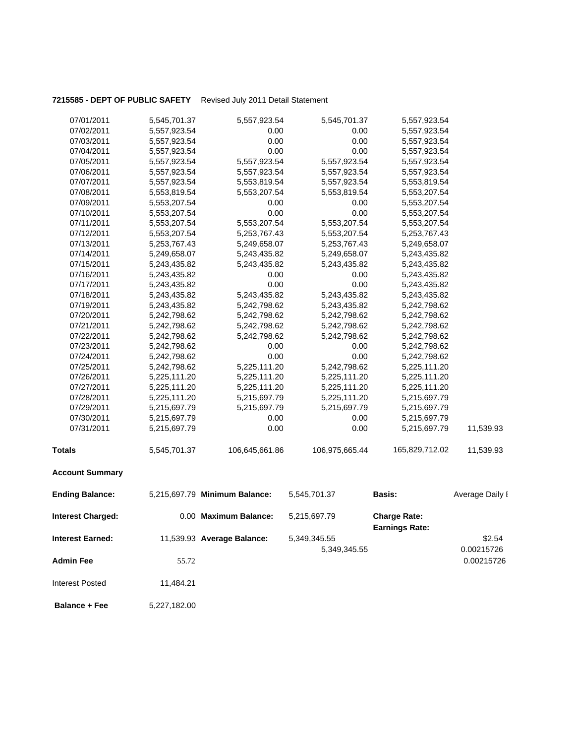**7215585 - DEPT OF PUBLIC SAFETY** Revised July 2011 Detail Statement

| | | | | | |
|---|---|---|---|---|---|
| 07/01/2011 | 5,545,701.37 | 5,557,923.54 | 5,545,701.37 | 5,557,923.54 | |
| 07/02/2011 | 5,557,923.54 | 0.00 | 0.00 | 5,557,923.54 | |
| 07/03/2011 | 5,557,923.54 | 0.00 | 0.00 | 5,557,923.54 | |
| 07/04/2011 | 5,557,923.54 | 0.00 | 0.00 | 5,557,923.54 | |
| 07/05/2011 | 5,557,923.54 | 5,557,923.54 | 5,557,923.54 | 5,557,923.54 | |
| 07/06/2011 | 5,557,923.54 | 5,557,923.54 | 5,557,923.54 | 5,557,923.54 | |
| 07/07/2011 | 5,557,923.54 | 5,553,819.54 | 5,557,923.54 | 5,553,819.54 | |
| 07/08/2011 | 5,553,819.54 | 5,553,207.54 | 5,553,819.54 | 5,553,207.54 | |
| 07/09/2011 | 5,553,207.54 | 0.00 | 0.00 | 5,553,207.54 | |
| 07/10/2011 | 5,553,207.54 | 0.00 | 0.00 | 5,553,207.54 | |
| 07/11/2011 | 5,553,207.54 | 5,553,207.54 | 5,553,207.54 | 5,553,207.54 | |
| 07/12/2011 | 5,553,207.54 | 5,253,767.43 | 5,553,207.54 | 5,253,767.43 | |
| 07/13/2011 | 5,253,767.43 | 5,249,658.07 | 5,253,767.43 | 5,249,658.07 | |
| 07/14/2011 | 5,249,658.07 | 5,243,435.82 | 5,249,658.07 | 5,243,435.82 | |
| 07/15/2011 | 5,243,435.82 | 5,243,435.82 | 5,243,435.82 | 5,243,435.82 | |
| 07/16/2011 | 5,243,435.82 | 0.00 | 0.00 | 5,243,435.82 | |
| 07/17/2011 | 5,243,435.82 | 0.00 | 0.00 | 5,243,435.82 | |
| 07/18/2011 | 5,243,435.82 | 5,243,435.82 | 5,243,435.82 | 5,243,435.82 | |
| 07/19/2011 | 5,243,435.82 | 5,242,798.62 | 5,243,435.82 | 5,242,798.62 | |
| 07/20/2011 | 5,242,798.62 | 5,242,798.62 | 5,242,798.62 | 5,242,798.62 | |
| 07/21/2011 | 5,242,798.62 | 5,242,798.62 | 5,242,798.62 | 5,242,798.62 | |
| 07/22/2011 | 5,242,798.62 | 5,242,798.62 | 5,242,798.62 | 5,242,798.62 | |
| 07/23/2011 | 5,242,798.62 | 0.00 | 0.00 | 5,242,798.62 | |
| 07/24/2011 | 5,242,798.62 | 0.00 | 0.00 | 5,242,798.62 | |
| 07/25/2011 | 5,242,798.62 | 5,225,111.20 | 5,242,798.62 | 5,225,111.20 | |
| 07/26/2011 | 5,225,111.20 | 5,225,111.20 | 5,225,111.20 | 5,225,111.20 | |
| 07/27/2011 | 5,225,111.20 | 5,225,111.20 | 5,225,111.20 | 5,225,111.20 | |
| 07/28/2011 | 5,225,111.20 | 5,215,697.79 | 5,225,111.20 | 5,215,697.79 | |
| 07/29/2011 | 5,215,697.79 | 5,215,697.79 | 5,215,697.79 | 5,215,697.79 | |
| 07/30/2011 | 5,215,697.79 | 0.00 | 0.00 | 5,215,697.79 | |
| 07/31/2011 | 5,215,697.79 | 0.00 | 0.00 | 5,215,697.79 | 11,539.93 |
| **Totals** | 5,545,701.37 | 106,645,661.86 | 106,975,665.44 | 165,829,712.02 | 11,539.93 |

**Account Summary**

| | | | | | |
|---|---|---|---|---|---|
| **Ending Balance:** | 5,215,697.79 | **Minimum Balance:** | 5,545,701.37 | **Basis:** | Average Daily I |
| **Interest Charged:** | 0.00 | **Maximum Balance:** | 5,215,697.79 | **Charge Rate:** | |
| | | | | **Earnings Rate:** | |
| **Interest Earned:** | 11,539.93 | **Average Balance:** | 5,349,345.55 | | $2.54 |
| | | | 5,349,345.55 | | 0.00215726 |
| **Admin Fee** | 55.72 | | | | 0.00215726 |
| Interest Posted | 11,484.21 | | | | |
| **Balance + Fee** | 5,227,182.00 | | | | |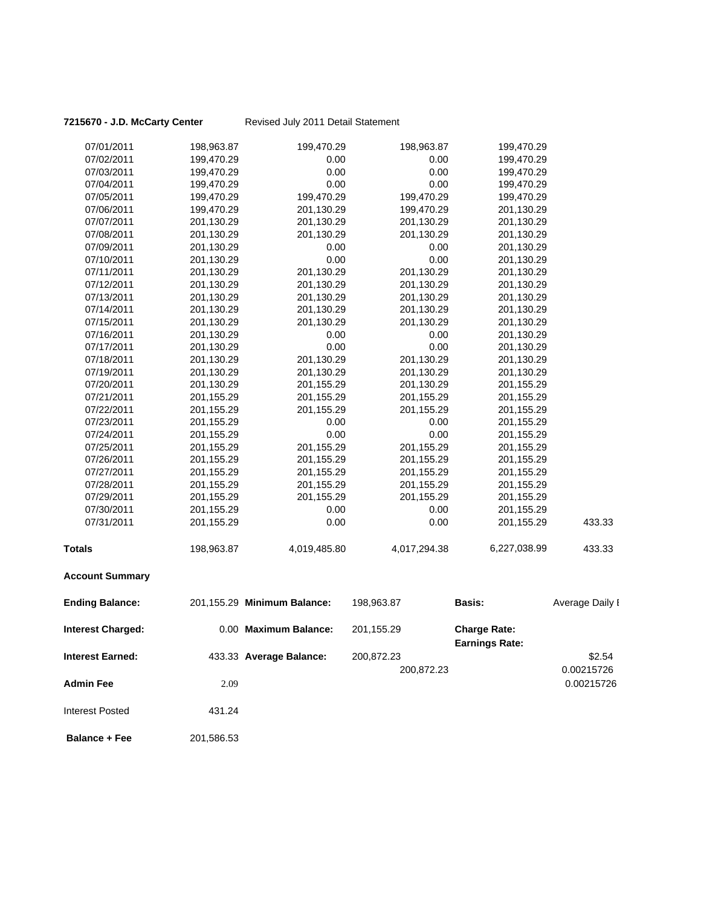**7215670 - J.D. McCarty Center** Revised July 2011 Detail Statement

| | | | | | |
|---|---|---|---|---|---|
| 07/01/2011 | 198,963.87 | 199,470.29 | 198,963.87 | 199,470.29 | |
| 07/02/2011 | 199,470.29 | 0.00 | 0.00 | 199,470.29 | |
| 07/03/2011 | 199,470.29 | 0.00 | 0.00 | 199,470.29 | |
| 07/04/2011 | 199,470.29 | 0.00 | 0.00 | 199,470.29 | |
| 07/05/2011 | 199,470.29 | 199,470.29 | 199,470.29 | 199,470.29 | |
| 07/06/2011 | 199,470.29 | 201,130.29 | 199,470.29 | 201,130.29 | |
| 07/07/2011 | 201,130.29 | 201,130.29 | 201,130.29 | 201,130.29 | |
| 07/08/2011 | 201,130.29 | 201,130.29 | 201,130.29 | 201,130.29 | |
| 07/09/2011 | 201,130.29 | 0.00 | 0.00 | 201,130.29 | |
| 07/10/2011 | 201,130.29 | 0.00 | 0.00 | 201,130.29 | |
| 07/11/2011 | 201,130.29 | 201,130.29 | 201,130.29 | 201,130.29 | |
| 07/12/2011 | 201,130.29 | 201,130.29 | 201,130.29 | 201,130.29 | |
| 07/13/2011 | 201,130.29 | 201,130.29 | 201,130.29 | 201,130.29 | |
| 07/14/2011 | 201,130.29 | 201,130.29 | 201,130.29 | 201,130.29 | |
| 07/15/2011 | 201,130.29 | 201,130.29 | 201,130.29 | 201,130.29 | |
| 07/16/2011 | 201,130.29 | 0.00 | 0.00 | 201,130.29 | |
| 07/17/2011 | 201,130.29 | 0.00 | 0.00 | 201,130.29 | |
| 07/18/2011 | 201,130.29 | 201,130.29 | 201,130.29 | 201,130.29 | |
| 07/19/2011 | 201,130.29 | 201,130.29 | 201,130.29 | 201,130.29 | |
| 07/20/2011 | 201,130.29 | 201,155.29 | 201,130.29 | 201,155.29 | |
| 07/21/2011 | 201,155.29 | 201,155.29 | 201,155.29 | 201,155.29 | |
| 07/22/2011 | 201,155.29 | 201,155.29 | 201,155.29 | 201,155.29 | |
| 07/23/2011 | 201,155.29 | 0.00 | 0.00 | 201,155.29 | |
| 07/24/2011 | 201,155.29 | 0.00 | 0.00 | 201,155.29 | |
| 07/25/2011 | 201,155.29 | 201,155.29 | 201,155.29 | 201,155.29 | |
| 07/26/2011 | 201,155.29 | 201,155.29 | 201,155.29 | 201,155.29 | |
| 07/27/2011 | 201,155.29 | 201,155.29 | 201,155.29 | 201,155.29 | |
| 07/28/2011 | 201,155.29 | 201,155.29 | 201,155.29 | 201,155.29 | |
| 07/29/2011 | 201,155.29 | 201,155.29 | 201,155.29 | 201,155.29 | |
| 07/30/2011 | 201,155.29 | 0.00 | 0.00 | 201,155.29 | |
| 07/31/2011 | 201,155.29 | 0.00 | 0.00 | 201,155.29 | 433.33 |
| **Totals** | 198,963.87 | 4,019,485.80 | 4,017,294.38 | 6,227,038.99 | 433.33 |

**Account Summary**

| | | | | | |
|---|---|---|---|---|---|
| **Ending Balance:** | 201,155.29 | **Minimum Balance:** | 198,963.87 | **Basis:** | Average Daily I |
| **Interest Charged:** | 0.00 | **Maximum Balance:** | 201,155.29 | **Charge Rate:** | |
| | | | | **Earnings Rate:** | |
| **Interest Earned:** | 433.33 | **Average Balance:** | 200,872.23 | | $2.54 |
| | | | 200,872.23 | | 0.00215726 |
| **Admin Fee** | 2.09 | | | | 0.00215726 |
| Interest Posted | 431.24 | | | | |
| **Balance + Fee** | 201,586.53 | | | | |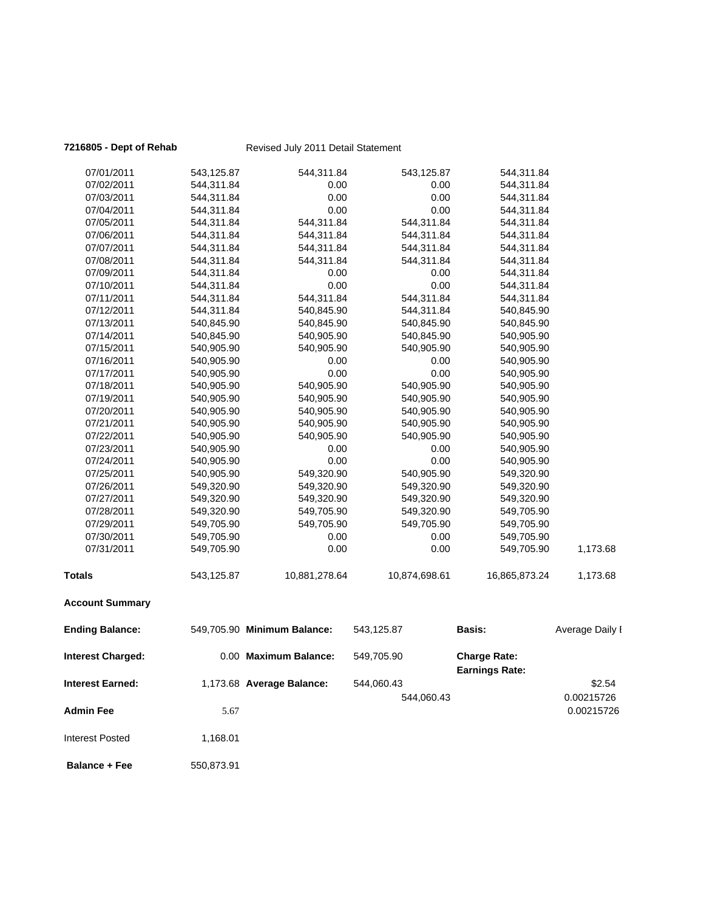**7216805 - Dept of Rehab** Revised July 2011 Detail Statement

| | | | | | |
|---|---|---|---|---|---|
| 07/01/2011 | 543,125.87 | 544,311.84 | 543,125.87 | 544,311.84 | |
| 07/02/2011 | 544,311.84 | 0.00 | 0.00 | 544,311.84 | |
| 07/03/2011 | 544,311.84 | 0.00 | 0.00 | 544,311.84 | |
| 07/04/2011 | 544,311.84 | 0.00 | 0.00 | 544,311.84 | |
| 07/05/2011 | 544,311.84 | 544,311.84 | 544,311.84 | 544,311.84 | |
| 07/06/2011 | 544,311.84 | 544,311.84 | 544,311.84 | 544,311.84 | |
| 07/07/2011 | 544,311.84 | 544,311.84 | 544,311.84 | 544,311.84 | |
| 07/08/2011 | 544,311.84 | 544,311.84 | 544,311.84 | 544,311.84 | |
| 07/09/2011 | 544,311.84 | 0.00 | 0.00 | 544,311.84 | |
| 07/10/2011 | 544,311.84 | 0.00 | 0.00 | 544,311.84 | |
| 07/11/2011 | 544,311.84 | 544,311.84 | 544,311.84 | 544,311.84 | |
| 07/12/2011 | 544,311.84 | 540,845.90 | 544,311.84 | 540,845.90 | |
| 07/13/2011 | 540,845.90 | 540,845.90 | 540,845.90 | 540,845.90 | |
| 07/14/2011 | 540,845.90 | 540,905.90 | 540,845.90 | 540,905.90 | |
| 07/15/2011 | 540,905.90 | 540,905.90 | 540,905.90 | 540,905.90 | |
| 07/16/2011 | 540,905.90 | 0.00 | 0.00 | 540,905.90 | |
| 07/17/2011 | 540,905.90 | 0.00 | 0.00 | 540,905.90 | |
| 07/18/2011 | 540,905.90 | 540,905.90 | 540,905.90 | 540,905.90 | |
| 07/19/2011 | 540,905.90 | 540,905.90 | 540,905.90 | 540,905.90 | |
| 07/20/2011 | 540,905.90 | 540,905.90 | 540,905.90 | 540,905.90 | |
| 07/21/2011 | 540,905.90 | 540,905.90 | 540,905.90 | 540,905.90 | |
| 07/22/2011 | 540,905.90 | 540,905.90 | 540,905.90 | 540,905.90 | |
| 07/23/2011 | 540,905.90 | 0.00 | 0.00 | 540,905.90 | |
| 07/24/2011 | 540,905.90 | 0.00 | 0.00 | 540,905.90 | |
| 07/25/2011 | 540,905.90 | 549,320.90 | 540,905.90 | 549,320.90 | |
| 07/26/2011 | 549,320.90 | 549,320.90 | 549,320.90 | 549,320.90 | |
| 07/27/2011 | 549,320.90 | 549,320.90 | 549,320.90 | 549,320.90 | |
| 07/28/2011 | 549,320.90 | 549,705.90 | 549,320.90 | 549,705.90 | |
| 07/29/2011 | 549,705.90 | 549,705.90 | 549,705.90 | 549,705.90 | |
| 07/30/2011 | 549,705.90 | 0.00 | 0.00 | 549,705.90 | |
| 07/31/2011 | 549,705.90 | 0.00 | 0.00 | 549,705.90 | 1,173.68 |
| **Totals** | 543,125.87 | 10,881,278.64 | 10,874,698.61 | 16,865,873.24 | 1,173.68 |

**Account Summary**

| | | | | | |
|---|---|---|---|---|---|
| **Ending Balance:** | 549,705.90 | **Minimum Balance:** | 543,125.87 | **Basis:** | Average Daily I |
| **Interest Charged:** | 0.00 | **Maximum Balance:** | 549,705.90 | **Charge Rate:** | |
| | | | | **Earnings Rate:** | |
| **Interest Earned:** | 1,173.68 | **Average Balance:** | 544,060.43 | | \$2.54 |
| | | | 544,060.43 | | 0.00215726 |
| **Admin Fee** | 5.67 | | | | 0.00215726 |
| Interest Posted | 1,168.01 | | | | |
| **Balance + Fee** | 550,873.91 | | | | |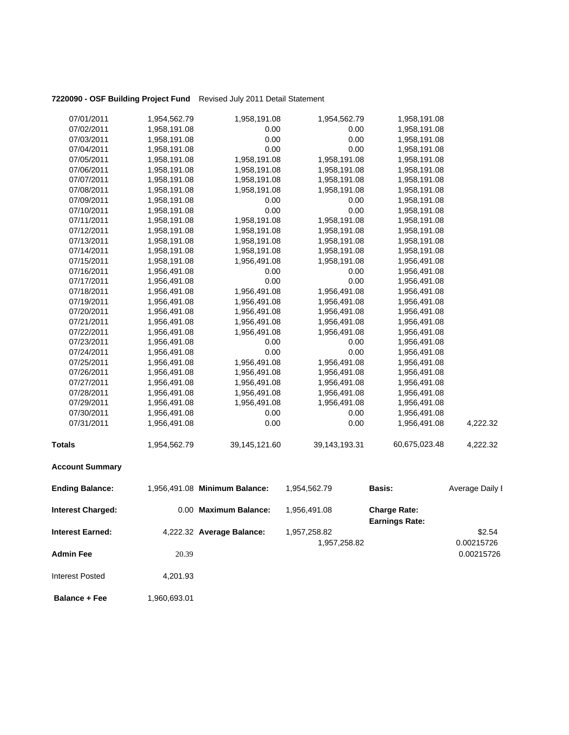**7220090 - OSF Building Project Fund** Revised July 2011 Detail Statement

| | | | | | |
|---|---|---|---|---|---|
| 07/01/2011 | 1,954,562.79 | 1,958,191.08 | 1,954,562.79 | 1,958,191.08 | |
| 07/02/2011 | 1,958,191.08 | 0.00 | 0.00 | 1,958,191.08 | |
| 07/03/2011 | 1,958,191.08 | 0.00 | 0.00 | 1,958,191.08 | |
| 07/04/2011 | 1,958,191.08 | 0.00 | 0.00 | 1,958,191.08 | |
| 07/05/2011 | 1,958,191.08 | 1,958,191.08 | 1,958,191.08 | 1,958,191.08 | |
| 07/06/2011 | 1,958,191.08 | 1,958,191.08 | 1,958,191.08 | 1,958,191.08 | |
| 07/07/2011 | 1,958,191.08 | 1,958,191.08 | 1,958,191.08 | 1,958,191.08 | |
| 07/08/2011 | 1,958,191.08 | 1,958,191.08 | 1,958,191.08 | 1,958,191.08 | |
| 07/09/2011 | 1,958,191.08 | 0.00 | 0.00 | 1,958,191.08 | |
| 07/10/2011 | 1,958,191.08 | 0.00 | 0.00 | 1,958,191.08 | |
| 07/11/2011 | 1,958,191.08 | 1,958,191.08 | 1,958,191.08 | 1,958,191.08 | |
| 07/12/2011 | 1,958,191.08 | 1,958,191.08 | 1,958,191.08 | 1,958,191.08 | |
| 07/13/2011 | 1,958,191.08 | 1,958,191.08 | 1,958,191.08 | 1,958,191.08 | |
| 07/14/2011 | 1,958,191.08 | 1,958,191.08 | 1,958,191.08 | 1,958,191.08 | |
| 07/15/2011 | 1,958,191.08 | 1,956,491.08 | 1,958,191.08 | 1,956,491.08 | |
| 07/16/2011 | 1,956,491.08 | 0.00 | 0.00 | 1,956,491.08 | |
| 07/17/2011 | 1,956,491.08 | 0.00 | 0.00 | 1,956,491.08 | |
| 07/18/2011 | 1,956,491.08 | 1,956,491.08 | 1,956,491.08 | 1,956,491.08 | |
| 07/19/2011 | 1,956,491.08 | 1,956,491.08 | 1,956,491.08 | 1,956,491.08 | |
| 07/20/2011 | 1,956,491.08 | 1,956,491.08 | 1,956,491.08 | 1,956,491.08 | |
| 07/21/2011 | 1,956,491.08 | 1,956,491.08 | 1,956,491.08 | 1,956,491.08 | |
| 07/22/2011 | 1,956,491.08 | 1,956,491.08 | 1,956,491.08 | 1,956,491.08 | |
| 07/23/2011 | 1,956,491.08 | 0.00 | 0.00 | 1,956,491.08 | |
| 07/24/2011 | 1,956,491.08 | 0.00 | 0.00 | 1,956,491.08 | |
| 07/25/2011 | 1,956,491.08 | 1,956,491.08 | 1,956,491.08 | 1,956,491.08 | |
| 07/26/2011 | 1,956,491.08 | 1,956,491.08 | 1,956,491.08 | 1,956,491.08 | |
| 07/27/2011 | 1,956,491.08 | 1,956,491.08 | 1,956,491.08 | 1,956,491.08 | |
| 07/28/2011 | 1,956,491.08 | 1,956,491.08 | 1,956,491.08 | 1,956,491.08 | |
| 07/29/2011 | 1,956,491.08 | 1,956,491.08 | 1,956,491.08 | 1,956,491.08 | |
| 07/30/2011 | 1,956,491.08 | 0.00 | 0.00 | 1,956,491.08 | |
| 07/31/2011 | 1,956,491.08 | 0.00 | 0.00 | 1,956,491.08 | 4,222.32 |
| **Totals** | 1,954,562.79 | 39,145,121.60 | 39,143,193.31 | 60,675,023.48 | 4,222.32 |

**Account Summary**

| | | | | | |
|---|---|---|---|---|---|
| **Ending Balance:** | 1,956,491.08 | **Minimum Balance:** | 1,954,562.79 | **Basis:** | Average Daily I |
| **Interest Charged:** | 0.00 | **Maximum Balance:** | 1,956,491.08 | **Charge Rate:** | |
| | | | | **Earnings Rate:** | |
| **Interest Earned:** | 4,222.32 | **Average Balance:** | 1,957,258.82 | | $2.54 |
| | | | 1,957,258.82 | | 0.00215726 |
| **Admin Fee** | 20.39 | | | | 0.00215726 |
| Interest Posted | 4,201.93 | | | | |
| **Balance + Fee** | 1,960,693.01 | | | | |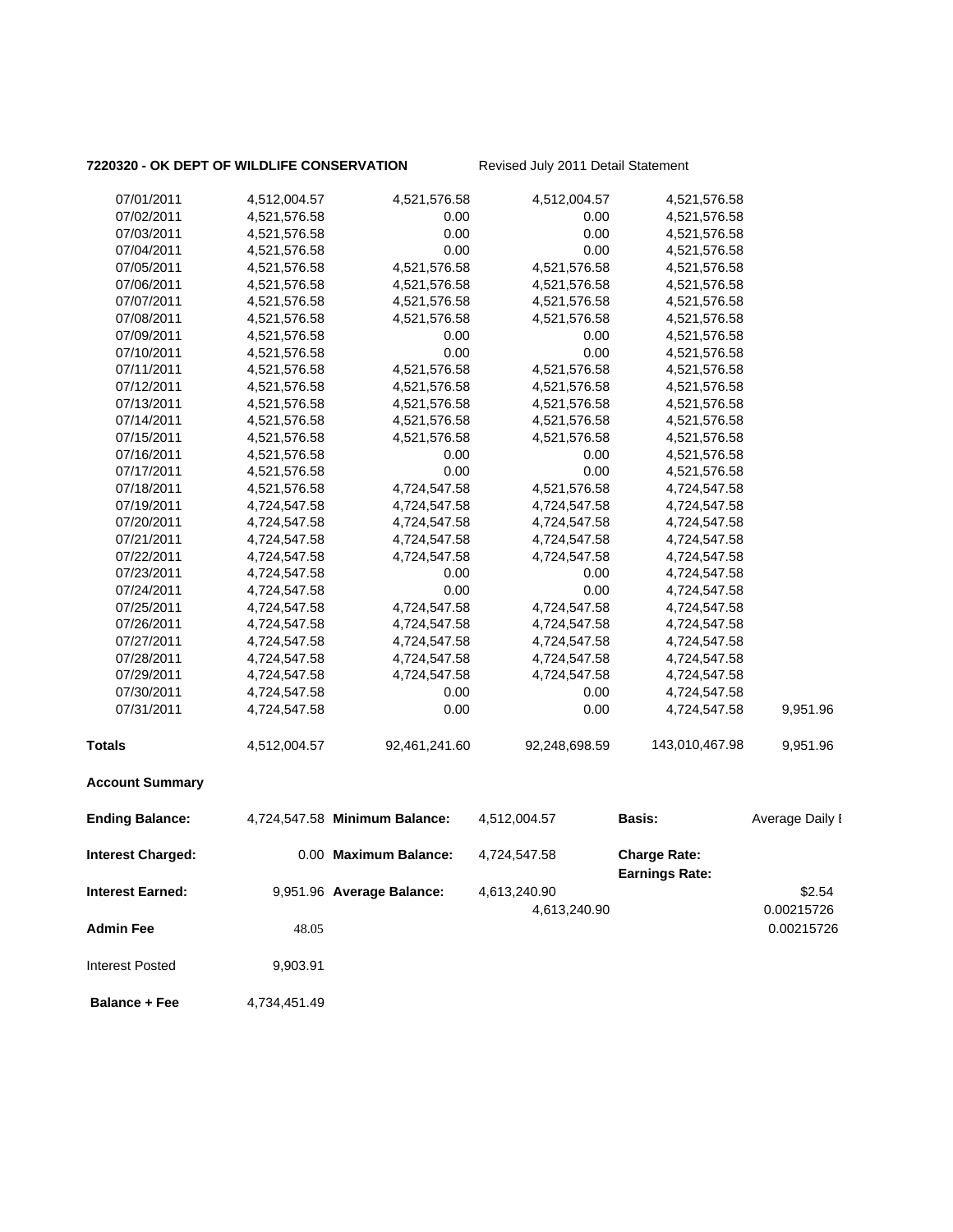**7220320 - OK DEPT OF WILDLIFE CONSERVATION** Revised July 2011 Detail Statement

| | | | | | |
|---|---|---|---|---|---|
| 07/01/2011 | 4,512,004.57 | 4,521,576.58 | 4,512,004.57 | 4,521,576.58 | |
| 07/02/2011 | 4,521,576.58 | 0.00 | 0.00 | 4,521,576.58 | |
| 07/03/2011 | 4,521,576.58 | 0.00 | 0.00 | 4,521,576.58 | |
| 07/04/2011 | 4,521,576.58 | 0.00 | 0.00 | 4,521,576.58 | |
| 07/05/2011 | 4,521,576.58 | 4,521,576.58 | 4,521,576.58 | 4,521,576.58 | |
| 07/06/2011 | 4,521,576.58 | 4,521,576.58 | 4,521,576.58 | 4,521,576.58 | |
| 07/07/2011 | 4,521,576.58 | 4,521,576.58 | 4,521,576.58 | 4,521,576.58 | |
| 07/08/2011 | 4,521,576.58 | 4,521,576.58 | 4,521,576.58 | 4,521,576.58 | |
| 07/09/2011 | 4,521,576.58 | 0.00 | 0.00 | 4,521,576.58 | |
| 07/10/2011 | 4,521,576.58 | 0.00 | 0.00 | 4,521,576.58 | |
| 07/11/2011 | 4,521,576.58 | 4,521,576.58 | 4,521,576.58 | 4,521,576.58 | |
| 07/12/2011 | 4,521,576.58 | 4,521,576.58 | 4,521,576.58 | 4,521,576.58 | |
| 07/13/2011 | 4,521,576.58 | 4,521,576.58 | 4,521,576.58 | 4,521,576.58 | |
| 07/14/2011 | 4,521,576.58 | 4,521,576.58 | 4,521,576.58 | 4,521,576.58 | |
| 07/15/2011 | 4,521,576.58 | 4,521,576.58 | 4,521,576.58 | 4,521,576.58 | |
| 07/16/2011 | 4,521,576.58 | 0.00 | 0.00 | 4,521,576.58 | |
| 07/17/2011 | 4,521,576.58 | 0.00 | 0.00 | 4,521,576.58 | |
| 07/18/2011 | 4,521,576.58 | 4,724,547.58 | 4,521,576.58 | 4,724,547.58 | |
| 07/19/2011 | 4,724,547.58 | 4,724,547.58 | 4,724,547.58 | 4,724,547.58 | |
| 07/20/2011 | 4,724,547.58 | 4,724,547.58 | 4,724,547.58 | 4,724,547.58 | |
| 07/21/2011 | 4,724,547.58 | 4,724,547.58 | 4,724,547.58 | 4,724,547.58 | |
| 07/22/2011 | 4,724,547.58 | 4,724,547.58 | 4,724,547.58 | 4,724,547.58 | |
| 07/23/2011 | 4,724,547.58 | 0.00 | 0.00 | 4,724,547.58 | |
| 07/24/2011 | 4,724,547.58 | 0.00 | 0.00 | 4,724,547.58 | |
| 07/25/2011 | 4,724,547.58 | 4,724,547.58 | 4,724,547.58 | 4,724,547.58 | |
| 07/26/2011 | 4,724,547.58 | 4,724,547.58 | 4,724,547.58 | 4,724,547.58 | |
| 07/27/2011 | 4,724,547.58 | 4,724,547.58 | 4,724,547.58 | 4,724,547.58 | |
| 07/28/2011 | 4,724,547.58 | 4,724,547.58 | 4,724,547.58 | 4,724,547.58 | |
| 07/29/2011 | 4,724,547.58 | 4,724,547.58 | 4,724,547.58 | 4,724,547.58 | |
| 07/30/2011 | 4,724,547.58 | 0.00 | 0.00 | 4,724,547.58 | |
| 07/31/2011 | 4,724,547.58 | 0.00 | 0.00 | 4,724,547.58 | 9,951.96 |
| **Totals** | 4,512,004.57 | 92,461,241.60 | 92,248,698.59 | 143,010,467.98 | 9,951.96 |

**Account Summary**

| | | | | | |
|---|---|---|---|---|---|
| **Ending Balance:** | 4,724,547.58 | **Minimum Balance:** | 4,512,004.57 | **Basis:** | Average Daily I |
| **Interest Charged:** | 0.00 | **Maximum Balance:** | 4,724,547.58 | **Charge Rate:** | |
| | | | | **Earnings Rate:** | |
| **Interest Earned:** | 9,951.96 | **Average Balance:** | 4,613,240.90 | | $2.54 |
| | | | 4,613,240.90 | | 0.00215726 |
| **Admin Fee** | 48.05 | | | | 0.00215726 |
| Interest Posted | 9,903.91 | | | | |
| **Balance + Fee** | 4,734,451.49 | | | | |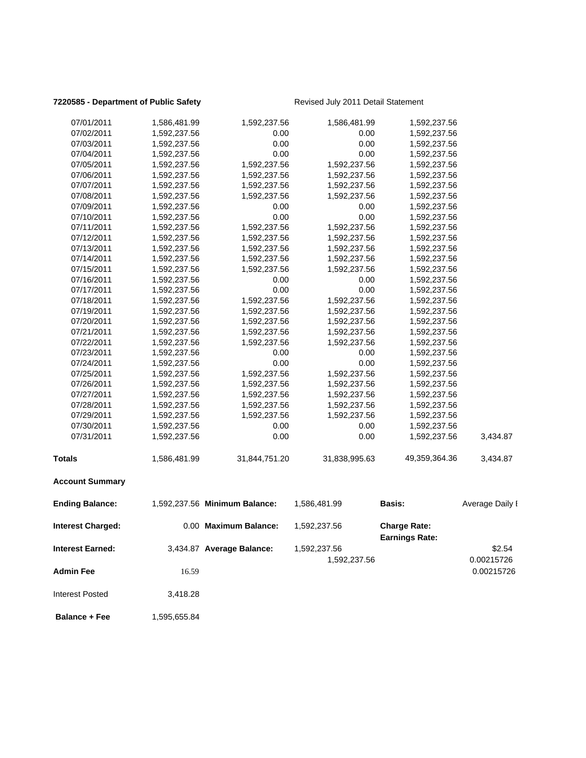**7220585 - Department of Public Safety** Revised July 2011 Detail Statement

| | | | | | |
|---|---|---|---|---|---|
| 07/01/2011 | 1,586,481.99 | 1,592,237.56 | 1,586,481.99 | 1,592,237.56 | |
| 07/02/2011 | 1,592,237.56 | 0.00 | 0.00 | 1,592,237.56 | |
| 07/03/2011 | 1,592,237.56 | 0.00 | 0.00 | 1,592,237.56 | |
| 07/04/2011 | 1,592,237.56 | 0.00 | 0.00 | 1,592,237.56 | |
| 07/05/2011 | 1,592,237.56 | 1,592,237.56 | 1,592,237.56 | 1,592,237.56 | |
| 07/06/2011 | 1,592,237.56 | 1,592,237.56 | 1,592,237.56 | 1,592,237.56 | |
| 07/07/2011 | 1,592,237.56 | 1,592,237.56 | 1,592,237.56 | 1,592,237.56 | |
| 07/08/2011 | 1,592,237.56 | 1,592,237.56 | 1,592,237.56 | 1,592,237.56 | |
| 07/09/2011 | 1,592,237.56 | 0.00 | 0.00 | 1,592,237.56 | |
| 07/10/2011 | 1,592,237.56 | 0.00 | 0.00 | 1,592,237.56 | |
| 07/11/2011 | 1,592,237.56 | 1,592,237.56 | 1,592,237.56 | 1,592,237.56 | |
| 07/12/2011 | 1,592,237.56 | 1,592,237.56 | 1,592,237.56 | 1,592,237.56 | |
| 07/13/2011 | 1,592,237.56 | 1,592,237.56 | 1,592,237.56 | 1,592,237.56 | |
| 07/14/2011 | 1,592,237.56 | 1,592,237.56 | 1,592,237.56 | 1,592,237.56 | |
| 07/15/2011 | 1,592,237.56 | 1,592,237.56 | 1,592,237.56 | 1,592,237.56 | |
| 07/16/2011 | 1,592,237.56 | 0.00 | 0.00 | 1,592,237.56 | |
| 07/17/2011 | 1,592,237.56 | 0.00 | 0.00 | 1,592,237.56 | |
| 07/18/2011 | 1,592,237.56 | 1,592,237.56 | 1,592,237.56 | 1,592,237.56 | |
| 07/19/2011 | 1,592,237.56 | 1,592,237.56 | 1,592,237.56 | 1,592,237.56 | |
| 07/20/2011 | 1,592,237.56 | 1,592,237.56 | 1,592,237.56 | 1,592,237.56 | |
| 07/21/2011 | 1,592,237.56 | 1,592,237.56 | 1,592,237.56 | 1,592,237.56 | |
| 07/22/2011 | 1,592,237.56 | 1,592,237.56 | 1,592,237.56 | 1,592,237.56 | |
| 07/23/2011 | 1,592,237.56 | 0.00 | 0.00 | 1,592,237.56 | |
| 07/24/2011 | 1,592,237.56 | 0.00 | 0.00 | 1,592,237.56 | |
| 07/25/2011 | 1,592,237.56 | 1,592,237.56 | 1,592,237.56 | 1,592,237.56 | |
| 07/26/2011 | 1,592,237.56 | 1,592,237.56 | 1,592,237.56 | 1,592,237.56 | |
| 07/27/2011 | 1,592,237.56 | 1,592,237.56 | 1,592,237.56 | 1,592,237.56 | |
| 07/28/2011 | 1,592,237.56 | 1,592,237.56 | 1,592,237.56 | 1,592,237.56 | |
| 07/29/2011 | 1,592,237.56 | 1,592,237.56 | 1,592,237.56 | 1,592,237.56 | |
| 07/30/2011 | 1,592,237.56 | 0.00 | 0.00 | 1,592,237.56 | |
| 07/31/2011 | 1,592,237.56 | 0.00 | 0.00 | 1,592,237.56 | 3,434.87 |
| **Totals** | 1,586,481.99 | 31,844,751.20 | 31,838,995.63 | 49,359,364.36 | 3,434.87 |

**Account Summary**

| | | | | | |
|---|---|---|---|---|---|
| **Ending Balance:** | 1,592,237.56 | **Minimum Balance:** | 1,586,481.99 | **Basis:** | Average Daily I |
| **Interest Charged:** | 0.00 | **Maximum Balance:** | 1,592,237.56 | **Charge Rate:** | |
| | | | | **Earnings Rate:** | |
| **Interest Earned:** | 3,434.87 | **Average Balance:** | 1,592,237.56 | | $2.54 |
| | | | 1,592,237.56 | | 0.00215726 |
| **Admin Fee** | 16.59 | | | | 0.00215726 |
| Interest Posted | 3,418.28 | | | | |
| **Balance + Fee** | 1,595,655.84 | | | | |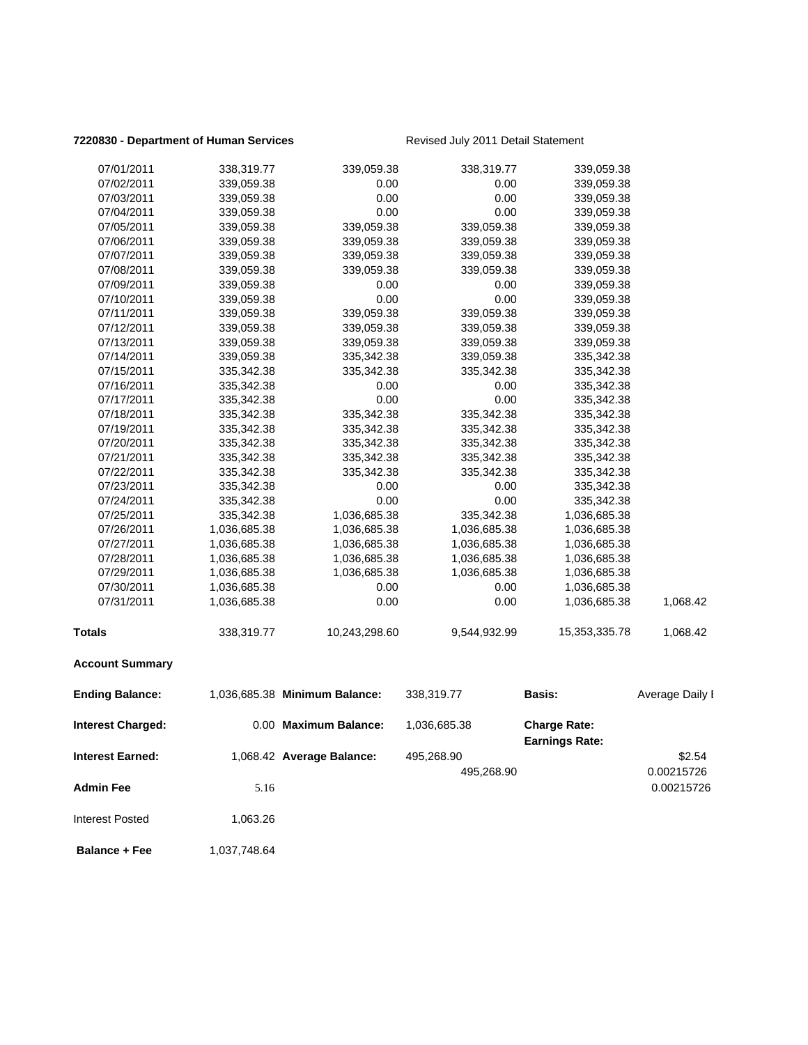**7220830 - Department of Human Services** Revised July 2011 Detail Statement

| | | | | | |
|---|---|---|---|---|---|
| 07/01/2011 | 338,319.77 | 339,059.38 | 338,319.77 | 339,059.38 | |
| 07/02/2011 | 339,059.38 | 0.00 | 0.00 | 339,059.38 | |
| 07/03/2011 | 339,059.38 | 0.00 | 0.00 | 339,059.38 | |
| 07/04/2011 | 339,059.38 | 0.00 | 0.00 | 339,059.38 | |
| 07/05/2011 | 339,059.38 | 339,059.38 | 339,059.38 | 339,059.38 | |
| 07/06/2011 | 339,059.38 | 339,059.38 | 339,059.38 | 339,059.38 | |
| 07/07/2011 | 339,059.38 | 339,059.38 | 339,059.38 | 339,059.38 | |
| 07/08/2011 | 339,059.38 | 339,059.38 | 339,059.38 | 339,059.38 | |
| 07/09/2011 | 339,059.38 | 0.00 | 0.00 | 339,059.38 | |
| 07/10/2011 | 339,059.38 | 0.00 | 0.00 | 339,059.38 | |
| 07/11/2011 | 339,059.38 | 339,059.38 | 339,059.38 | 339,059.38 | |
| 07/12/2011 | 339,059.38 | 339,059.38 | 339,059.38 | 339,059.38 | |
| 07/13/2011 | 339,059.38 | 339,059.38 | 339,059.38 | 339,059.38 | |
| 07/14/2011 | 339,059.38 | 335,342.38 | 339,059.38 | 335,342.38 | |
| 07/15/2011 | 335,342.38 | 335,342.38 | 335,342.38 | 335,342.38 | |
| 07/16/2011 | 335,342.38 | 0.00 | 0.00 | 335,342.38 | |
| 07/17/2011 | 335,342.38 | 0.00 | 0.00 | 335,342.38 | |
| 07/18/2011 | 335,342.38 | 335,342.38 | 335,342.38 | 335,342.38 | |
| 07/19/2011 | 335,342.38 | 335,342.38 | 335,342.38 | 335,342.38 | |
| 07/20/2011 | 335,342.38 | 335,342.38 | 335,342.38 | 335,342.38 | |
| 07/21/2011 | 335,342.38 | 335,342.38 | 335,342.38 | 335,342.38 | |
| 07/22/2011 | 335,342.38 | 335,342.38 | 335,342.38 | 335,342.38 | |
| 07/23/2011 | 335,342.38 | 0.00 | 0.00 | 335,342.38 | |
| 07/24/2011 | 335,342.38 | 0.00 | 0.00 | 335,342.38 | |
| 07/25/2011 | 335,342.38 | 1,036,685.38 | 335,342.38 | 1,036,685.38 | |
| 07/26/2011 | 1,036,685.38 | 1,036,685.38 | 1,036,685.38 | 1,036,685.38 | |
| 07/27/2011 | 1,036,685.38 | 1,036,685.38 | 1,036,685.38 | 1,036,685.38 | |
| 07/28/2011 | 1,036,685.38 | 1,036,685.38 | 1,036,685.38 | 1,036,685.38 | |
| 07/29/2011 | 1,036,685.38 | 1,036,685.38 | 1,036,685.38 | 1,036,685.38 | |
| 07/30/2011 | 1,036,685.38 | 0.00 | 0.00 | 1,036,685.38 | |
| 07/31/2011 | 1,036,685.38 | 0.00 | 0.00 | 1,036,685.38 | 1,068.42 |
| **Totals** | 338,319.77 | 10,243,298.60 | 9,544,932.99 | 15,353,335.78 | 1,068.42 |

**Account Summary**

| | | | | | |
|---|---|---|---|---|---|
| **Ending Balance:** | 1,036,685.38 | **Minimum Balance:** | 338,319.77 | **Basis:** | Average Daily I |
| **Interest Charged:** | 0.00 | **Maximum Balance:** | 1,036,685.38 | **Charge Rate:** | |
| | | | | **Earnings Rate:** | |
| **Interest Earned:** | 1,068.42 | **Average Balance:** | 495,268.90 | | $2.54 |
| | | | 495,268.90 | | 0.00215726 |
| **Admin Fee** | 5.16 | | | | 0.00215726 |
| Interest Posted | 1,063.26 | | | | |
| **Balance + Fee** | 1,037,748.64 | | | | |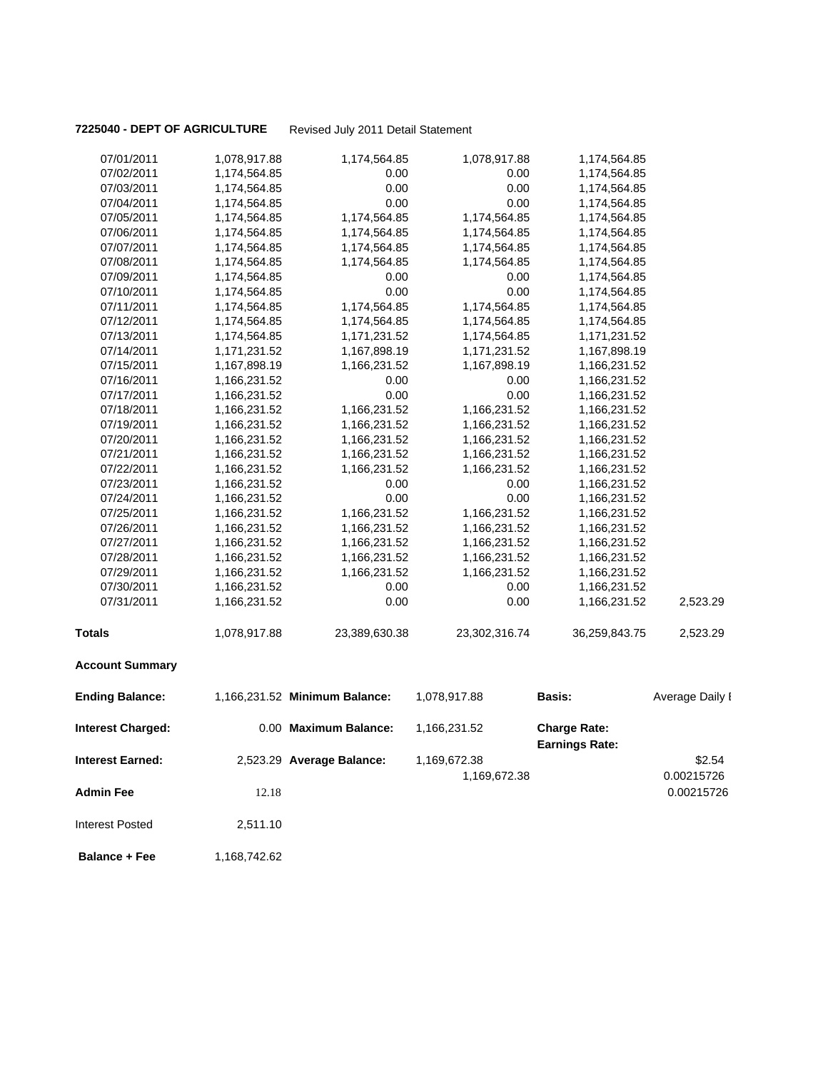**7225040 - DEPT OF AGRICULTURE** Revised July 2011 Detail Statement

| | | | | | |
|---|---|---|---|---|---|
| 07/01/2011 | 1,078,917.88 | 1,174,564.85 | 1,078,917.88 | 1,174,564.85 | |
| 07/02/2011 | 1,174,564.85 | 0.00 | 0.00 | 1,174,564.85 | |
| 07/03/2011 | 1,174,564.85 | 0.00 | 0.00 | 1,174,564.85 | |
| 07/04/2011 | 1,174,564.85 | 0.00 | 0.00 | 1,174,564.85 | |
| 07/05/2011 | 1,174,564.85 | 1,174,564.85 | 1,174,564.85 | 1,174,564.85 | |
| 07/06/2011 | 1,174,564.85 | 1,174,564.85 | 1,174,564.85 | 1,174,564.85 | |
| 07/07/2011 | 1,174,564.85 | 1,174,564.85 | 1,174,564.85 | 1,174,564.85 | |
| 07/08/2011 | 1,174,564.85 | 1,174,564.85 | 1,174,564.85 | 1,174,564.85 | |
| 07/09/2011 | 1,174,564.85 | 0.00 | 0.00 | 1,174,564.85 | |
| 07/10/2011 | 1,174,564.85 | 0.00 | 0.00 | 1,174,564.85 | |
| 07/11/2011 | 1,174,564.85 | 1,174,564.85 | 1,174,564.85 | 1,174,564.85 | |
| 07/12/2011 | 1,174,564.85 | 1,174,564.85 | 1,174,564.85 | 1,174,564.85 | |
| 07/13/2011 | 1,174,564.85 | 1,171,231.52 | 1,174,564.85 | 1,171,231.52 | |
| 07/14/2011 | 1,171,231.52 | 1,167,898.19 | 1,171,231.52 | 1,167,898.19 | |
| 07/15/2011 | 1,167,898.19 | 1,166,231.52 | 1,167,898.19 | 1,166,231.52 | |
| 07/16/2011 | 1,166,231.52 | 0.00 | 0.00 | 1,166,231.52 | |
| 07/17/2011 | 1,166,231.52 | 0.00 | 0.00 | 1,166,231.52 | |
| 07/18/2011 | 1,166,231.52 | 1,166,231.52 | 1,166,231.52 | 1,166,231.52 | |
| 07/19/2011 | 1,166,231.52 | 1,166,231.52 | 1,166,231.52 | 1,166,231.52 | |
| 07/20/2011 | 1,166,231.52 | 1,166,231.52 | 1,166,231.52 | 1,166,231.52 | |
| 07/21/2011 | 1,166,231.52 | 1,166,231.52 | 1,166,231.52 | 1,166,231.52 | |
| 07/22/2011 | 1,166,231.52 | 1,166,231.52 | 1,166,231.52 | 1,166,231.52 | |
| 07/23/2011 | 1,166,231.52 | 0.00 | 0.00 | 1,166,231.52 | |
| 07/24/2011 | 1,166,231.52 | 0.00 | 0.00 | 1,166,231.52 | |
| 07/25/2011 | 1,166,231.52 | 1,166,231.52 | 1,166,231.52 | 1,166,231.52 | |
| 07/26/2011 | 1,166,231.52 | 1,166,231.52 | 1,166,231.52 | 1,166,231.52 | |
| 07/27/2011 | 1,166,231.52 | 1,166,231.52 | 1,166,231.52 | 1,166,231.52 | |
| 07/28/2011 | 1,166,231.52 | 1,166,231.52 | 1,166,231.52 | 1,166,231.52 | |
| 07/29/2011 | 1,166,231.52 | 1,166,231.52 | 1,166,231.52 | 1,166,231.52 | |
| 07/30/2011 | 1,166,231.52 | 0.00 | 0.00 | 1,166,231.52 | |
| 07/31/2011 | 1,166,231.52 | 0.00 | 0.00 | 1,166,231.52 | 2,523.29 |
| **Totals** | 1,078,917.88 | 23,389,630.38 | 23,302,316.74 | 36,259,843.75 | 2,523.29 |

**Account Summary**

| | | | | | |
|---|---|---|---|---|---|
| **Ending Balance:** | 1,166,231.52 | **Minimum Balance:** | 1,078,917.88 | **Basis:** | Average Daily I |
| **Interest Charged:** | 0.00 | **Maximum Balance:** | 1,166,231.52 | **Charge Rate:** | |
| | | | | **Earnings Rate:** | |
| **Interest Earned:** | 2,523.29 | **Average Balance:** | 1,169,672.38 | | $2.54 |
| | | | 1,169,672.38 | | 0.00215726 |
| **Admin Fee** | 12.18 | | | | 0.00215726 |
| Interest Posted | 2,511.10 | | | | |
| **Balance + Fee** | 1,168,742.62 | | | | |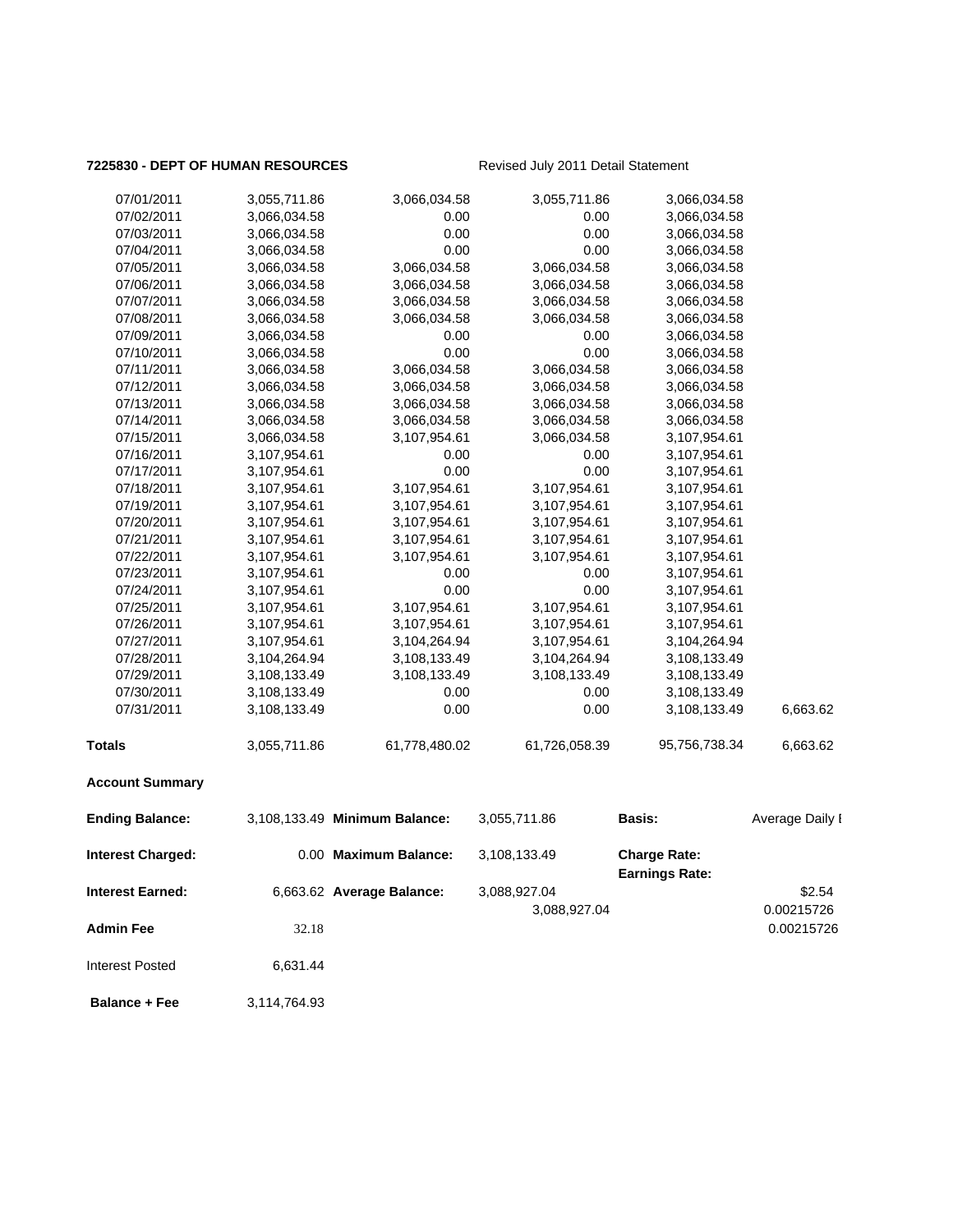**7225830 - DEPT OF HUMAN RESOURCES** Revised July 2011 Detail Statement

| | | | | | |
|---|---|---|---|---|---|
| 07/01/2011 | 3,055,711.86 | 3,066,034.58 | 3,055,711.86 | 3,066,034.58 | |
| 07/02/2011 | 3,066,034.58 | 0.00 | 0.00 | 3,066,034.58 | |
| 07/03/2011 | 3,066,034.58 | 0.00 | 0.00 | 3,066,034.58 | |
| 07/04/2011 | 3,066,034.58 | 0.00 | 0.00 | 3,066,034.58 | |
| 07/05/2011 | 3,066,034.58 | 3,066,034.58 | 3,066,034.58 | 3,066,034.58 | |
| 07/06/2011 | 3,066,034.58 | 3,066,034.58 | 3,066,034.58 | 3,066,034.58 | |
| 07/07/2011 | 3,066,034.58 | 3,066,034.58 | 3,066,034.58 | 3,066,034.58 | |
| 07/08/2011 | 3,066,034.58 | 3,066,034.58 | 3,066,034.58 | 3,066,034.58 | |
| 07/09/2011 | 3,066,034.58 | 0.00 | 0.00 | 3,066,034.58 | |
| 07/10/2011 | 3,066,034.58 | 0.00 | 0.00 | 3,066,034.58 | |
| 07/11/2011 | 3,066,034.58 | 3,066,034.58 | 3,066,034.58 | 3,066,034.58 | |
| 07/12/2011 | 3,066,034.58 | 3,066,034.58 | 3,066,034.58 | 3,066,034.58 | |
| 07/13/2011 | 3,066,034.58 | 3,066,034.58 | 3,066,034.58 | 3,066,034.58 | |
| 07/14/2011 | 3,066,034.58 | 3,066,034.58 | 3,066,034.58 | 3,066,034.58 | |
| 07/15/2011 | 3,066,034.58 | 3,107,954.61 | 3,066,034.58 | 3,107,954.61 | |
| 07/16/2011 | 3,107,954.61 | 0.00 | 0.00 | 3,107,954.61 | |
| 07/17/2011 | 3,107,954.61 | 0.00 | 0.00 | 3,107,954.61 | |
| 07/18/2011 | 3,107,954.61 | 3,107,954.61 | 3,107,954.61 | 3,107,954.61 | |
| 07/19/2011 | 3,107,954.61 | 3,107,954.61 | 3,107,954.61 | 3,107,954.61 | |
| 07/20/2011 | 3,107,954.61 | 3,107,954.61 | 3,107,954.61 | 3,107,954.61 | |
| 07/21/2011 | 3,107,954.61 | 3,107,954.61 | 3,107,954.61 | 3,107,954.61 | |
| 07/22/2011 | 3,107,954.61 | 3,107,954.61 | 3,107,954.61 | 3,107,954.61 | |
| 07/23/2011 | 3,107,954.61 | 0.00 | 0.00 | 3,107,954.61 | |
| 07/24/2011 | 3,107,954.61 | 0.00 | 0.00 | 3,107,954.61 | |
| 07/25/2011 | 3,107,954.61 | 3,107,954.61 | 3,107,954.61 | 3,107,954.61 | |
| 07/26/2011 | 3,107,954.61 | 3,107,954.61 | 3,107,954.61 | 3,107,954.61 | |
| 07/27/2011 | 3,107,954.61 | 3,104,264.94 | 3,107,954.61 | 3,104,264.94 | |
| 07/28/2011 | 3,104,264.94 | 3,108,133.49 | 3,104,264.94 | 3,108,133.49 | |
| 07/29/2011 | 3,108,133.49 | 3,108,133.49 | 3,108,133.49 | 3,108,133.49 | |
| 07/30/2011 | 3,108,133.49 | 0.00 | 0.00 | 3,108,133.49 | |
| 07/31/2011 | 3,108,133.49 | 0.00 | 0.00 | 3,108,133.49 | 6,663.62 |
| **Totals** | 3,055,711.86 | 61,778,480.02 | 61,726,058.39 | 95,756,738.34 | 6,663.62 |

**Account Summary**

| | | | | | |
|---|---|---|---|---|---|
| **Ending Balance:** | 3,108,133.49 | **Minimum Balance:** | 3,055,711.86 | **Basis:** | Average Daily I |
| **Interest Charged:** | 0.00 | **Maximum Balance:** | 3,108,133.49 | **Charge Rate:** | |
| | | | | **Earnings Rate:** | |
| **Interest Earned:** | 6,663.62 | **Average Balance:** | 3,088,927.04 | | $2.54 |
| | | | 3,088,927.04 | | 0.00215726 |
| **Admin Fee** | 32.18 | | | | 0.00215726 |
| Interest Posted | 6,631.44 | | | | |
| **Balance + Fee** | 3,114,764.93 | | | | |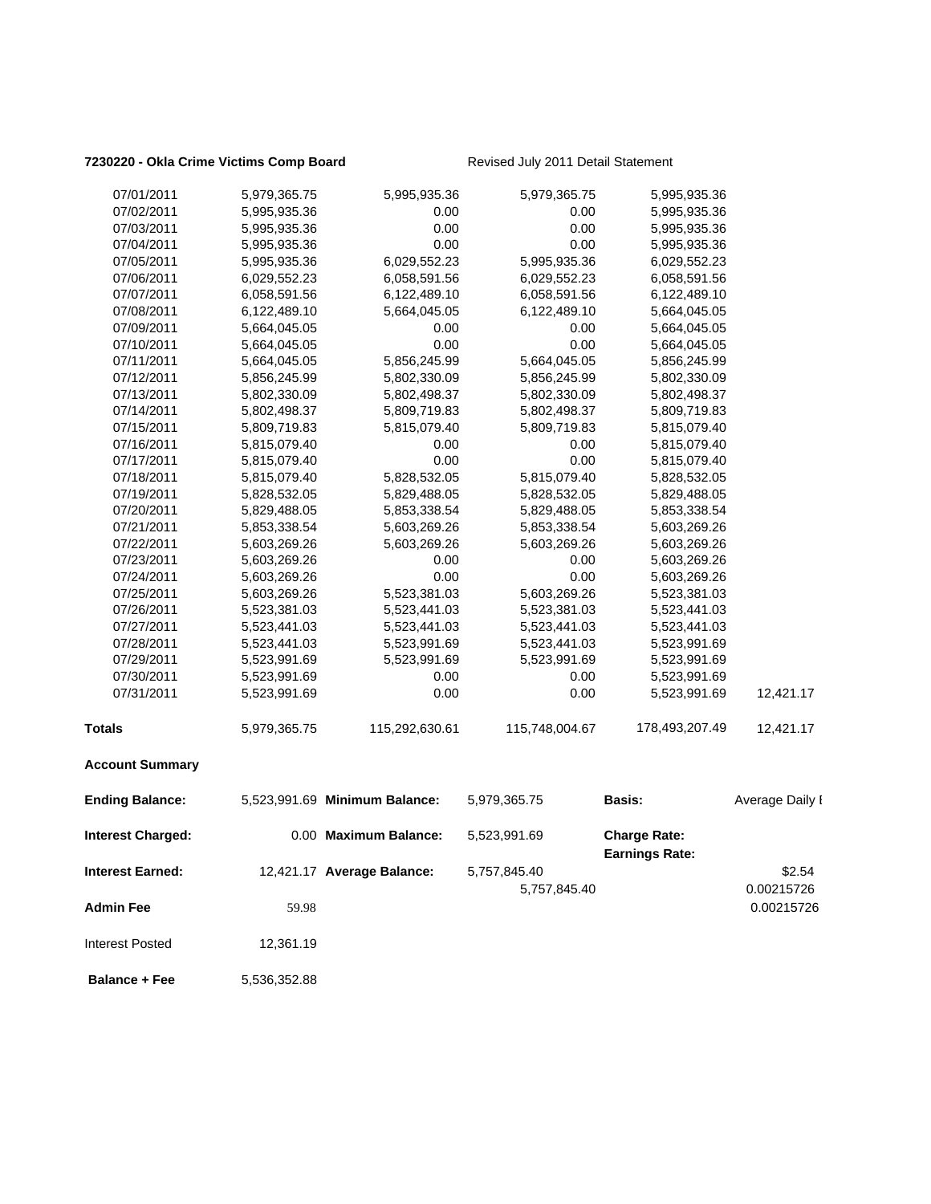**7230220 - Okla Crime Victims Comp Board** Revised July 2011 Detail Statement

| | | | | | |
|---|---|---|---|---|---|
| 07/01/2011 | 5,979,365.75 | 5,995,935.36 | 5,979,365.75 | 5,995,935.36 | |
| 07/02/2011 | 5,995,935.36 | 0.00 | 0.00 | 5,995,935.36 | |
| 07/03/2011 | 5,995,935.36 | 0.00 | 0.00 | 5,995,935.36 | |
| 07/04/2011 | 5,995,935.36 | 0.00 | 0.00 | 5,995,935.36 | |
| 07/05/2011 | 5,995,935.36 | 6,029,552.23 | 5,995,935.36 | 6,029,552.23 | |
| 07/06/2011 | 6,029,552.23 | 6,058,591.56 | 6,029,552.23 | 6,058,591.56 | |
| 07/07/2011 | 6,058,591.56 | 6,122,489.10 | 6,058,591.56 | 6,122,489.10 | |
| 07/08/2011 | 6,122,489.10 | 5,664,045.05 | 6,122,489.10 | 5,664,045.05 | |
| 07/09/2011 | 5,664,045.05 | 0.00 | 0.00 | 5,664,045.05 | |
| 07/10/2011 | 5,664,045.05 | 0.00 | 0.00 | 5,664,045.05 | |
| 07/11/2011 | 5,664,045.05 | 5,856,245.99 | 5,664,045.05 | 5,856,245.99 | |
| 07/12/2011 | 5,856,245.99 | 5,802,330.09 | 5,856,245.99 | 5,802,330.09 | |
| 07/13/2011 | 5,802,330.09 | 5,802,498.37 | 5,802,330.09 | 5,802,498.37 | |
| 07/14/2011 | 5,802,498.37 | 5,809,719.83 | 5,802,498.37 | 5,809,719.83 | |
| 07/15/2011 | 5,809,719.83 | 5,815,079.40 | 5,809,719.83 | 5,815,079.40 | |
| 07/16/2011 | 5,815,079.40 | 0.00 | 0.00 | 5,815,079.40 | |
| 07/17/2011 | 5,815,079.40 | 0.00 | 0.00 | 5,815,079.40 | |
| 07/18/2011 | 5,815,079.40 | 5,828,532.05 | 5,815,079.40 | 5,828,532.05 | |
| 07/19/2011 | 5,828,532.05 | 5,829,488.05 | 5,828,532.05 | 5,829,488.05 | |
| 07/20/2011 | 5,829,488.05 | 5,853,338.54 | 5,829,488.05 | 5,853,338.54 | |
| 07/21/2011 | 5,853,338.54 | 5,603,269.26 | 5,853,338.54 | 5,603,269.26 | |
| 07/22/2011 | 5,603,269.26 | 5,603,269.26 | 5,603,269.26 | 5,603,269.26 | |
| 07/23/2011 | 5,603,269.26 | 0.00 | 0.00 | 5,603,269.26 | |
| 07/24/2011 | 5,603,269.26 | 0.00 | 0.00 | 5,603,269.26 | |
| 07/25/2011 | 5,603,269.26 | 5,523,381.03 | 5,603,269.26 | 5,523,381.03 | |
| 07/26/2011 | 5,523,381.03 | 5,523,441.03 | 5,523,381.03 | 5,523,441.03 | |
| 07/27/2011 | 5,523,441.03 | 5,523,441.03 | 5,523,441.03 | 5,523,441.03 | |
| 07/28/2011 | 5,523,441.03 | 5,523,991.69 | 5,523,441.03 | 5,523,991.69 | |
| 07/29/2011 | 5,523,991.69 | 5,523,991.69 | 5,523,991.69 | 5,523,991.69 | |
| 07/30/2011 | 5,523,991.69 | 0.00 | 0.00 | 5,523,991.69 | |
| 07/31/2011 | 5,523,991.69 | 0.00 | 0.00 | 5,523,991.69 | 12,421.17 |
| **Totals** | 5,979,365.75 | 115,292,630.61 | 115,748,004.67 | 178,493,207.49 | 12,421.17 |

**Account Summary**

| | | | | | |
|---|---|---|---|---|---|
| **Ending Balance:** | 5,523,991.69 | **Minimum Balance:** | 5,979,365.75 | **Basis:** | Average Daily I |
| **Interest Charged:** | 0.00 | **Maximum Balance:** | 5,523,991.69 | **Charge Rate:** | |
| | | | | **Earnings Rate:** | |
| **Interest Earned:** | 12,421.17 | **Average Balance:** | 5,757,845.40 | | $2.54 |
| | | | 5,757,845.40 | | 0.00215726 |
| **Admin Fee** | 59.98 | | | | 0.00215726 |
| Interest Posted | 12,361.19 | | | | |
| **Balance + Fee** | 5,536,352.88 | | | | |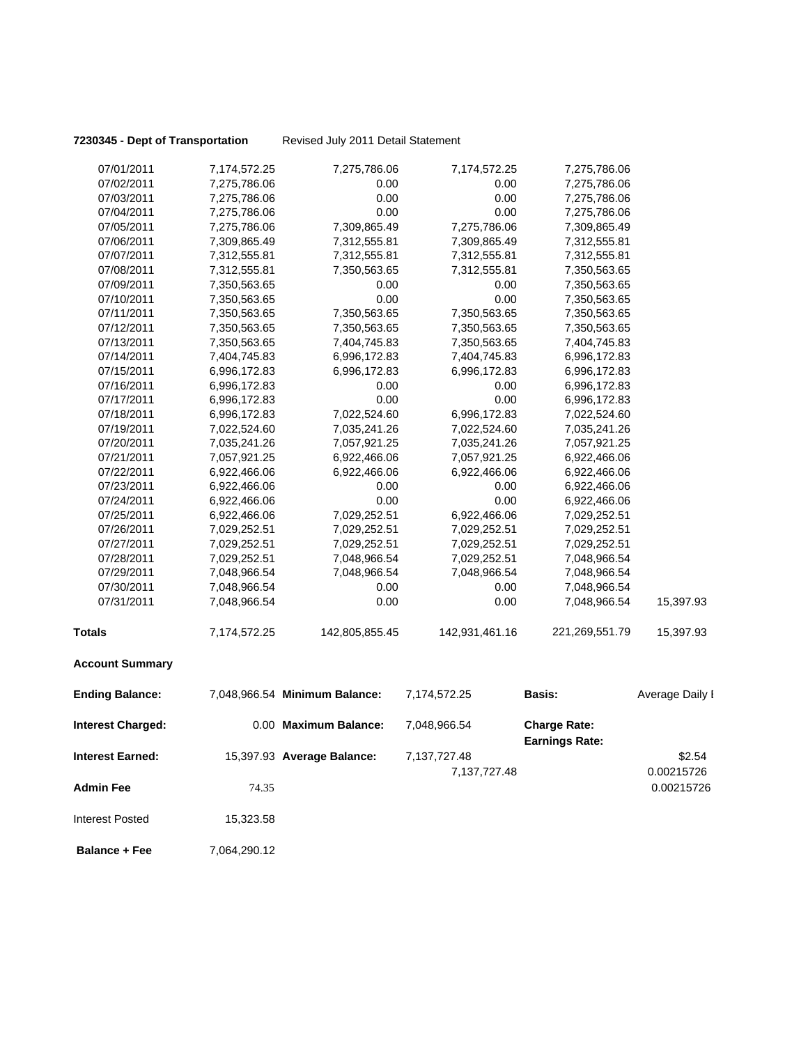**7230345 - Dept of Transportation** Revised July 2011 Detail Statement

| | | | | | |
|---|---|---|---|---|---|
| 07/01/2011 | 7,174,572.25 | 7,275,786.06 | 7,174,572.25 | 7,275,786.06 | |
| 07/02/2011 | 7,275,786.06 | 0.00 | 0.00 | 7,275,786.06 | |
| 07/03/2011 | 7,275,786.06 | 0.00 | 0.00 | 7,275,786.06 | |
| 07/04/2011 | 7,275,786.06 | 0.00 | 0.00 | 7,275,786.06 | |
| 07/05/2011 | 7,275,786.06 | 7,309,865.49 | 7,275,786.06 | 7,309,865.49 | |
| 07/06/2011 | 7,309,865.49 | 7,312,555.81 | 7,309,865.49 | 7,312,555.81 | |
| 07/07/2011 | 7,312,555.81 | 7,312,555.81 | 7,312,555.81 | 7,312,555.81 | |
| 07/08/2011 | 7,312,555.81 | 7,350,563.65 | 7,312,555.81 | 7,350,563.65 | |
| 07/09/2011 | 7,350,563.65 | 0.00 | 0.00 | 7,350,563.65 | |
| 07/10/2011 | 7,350,563.65 | 0.00 | 0.00 | 7,350,563.65 | |
| 07/11/2011 | 7,350,563.65 | 7,350,563.65 | 7,350,563.65 | 7,350,563.65 | |
| 07/12/2011 | 7,350,563.65 | 7,350,563.65 | 7,350,563.65 | 7,350,563.65 | |
| 07/13/2011 | 7,350,563.65 | 7,404,745.83 | 7,350,563.65 | 7,404,745.83 | |
| 07/14/2011 | 7,404,745.83 | 6,996,172.83 | 7,404,745.83 | 6,996,172.83 | |
| 07/15/2011 | 6,996,172.83 | 6,996,172.83 | 6,996,172.83 | 6,996,172.83 | |
| 07/16/2011 | 6,996,172.83 | 0.00 | 0.00 | 6,996,172.83 | |
| 07/17/2011 | 6,996,172.83 | 0.00 | 0.00 | 6,996,172.83 | |
| 07/18/2011 | 6,996,172.83 | 7,022,524.60 | 6,996,172.83 | 7,022,524.60 | |
| 07/19/2011 | 7,022,524.60 | 7,035,241.26 | 7,022,524.60 | 7,035,241.26 | |
| 07/20/2011 | 7,035,241.26 | 7,057,921.25 | 7,035,241.26 | 7,057,921.25 | |
| 07/21/2011 | 7,057,921.25 | 6,922,466.06 | 7,057,921.25 | 6,922,466.06 | |
| 07/22/2011 | 6,922,466.06 | 6,922,466.06 | 6,922,466.06 | 6,922,466.06 | |
| 07/23/2011 | 6,922,466.06 | 0.00 | 0.00 | 6,922,466.06 | |
| 07/24/2011 | 6,922,466.06 | 0.00 | 0.00 | 6,922,466.06 | |
| 07/25/2011 | 6,922,466.06 | 7,029,252.51 | 6,922,466.06 | 7,029,252.51 | |
| 07/26/2011 | 7,029,252.51 | 7,029,252.51 | 7,029,252.51 | 7,029,252.51 | |
| 07/27/2011 | 7,029,252.51 | 7,029,252.51 | 7,029,252.51 | 7,029,252.51 | |
| 07/28/2011 | 7,029,252.51 | 7,048,966.54 | 7,029,252.51 | 7,048,966.54 | |
| 07/29/2011 | 7,048,966.54 | 7,048,966.54 | 7,048,966.54 | 7,048,966.54 | |
| 07/30/2011 | 7,048,966.54 | 0.00 | 0.00 | 7,048,966.54 | |
| 07/31/2011 | 7,048,966.54 | 0.00 | 0.00 | 7,048,966.54 | 15,397.93 |
| **Totals** | 7,174,572.25 | 142,805,855.45 | 142,931,461.16 | 221,269,551.79 | 15,397.93 |

**Account Summary**

| | | | | | |
|---|---|---|---|---|---|
| **Ending Balance:** | 7,048,966.54 | **Minimum Balance:** | 7,174,572.25 | **Basis:** | Average Daily I |
| **Interest Charged:** | 0.00 | **Maximum Balance:** | 7,048,966.54 | **Charge Rate:** | |
| | | | | **Earnings Rate:** | |
| **Interest Earned:** | 15,397.93 | **Average Balance:** | 7,137,727.48 | | $2.54 |
| | | | 7,137,727.48 | | 0.00215726 |
| **Admin Fee** | 74.35 | | | | 0.00215726 |
| Interest Posted | 15,323.58 | | | | |
| **Balance + Fee** | 7,064,290.12 | | | | |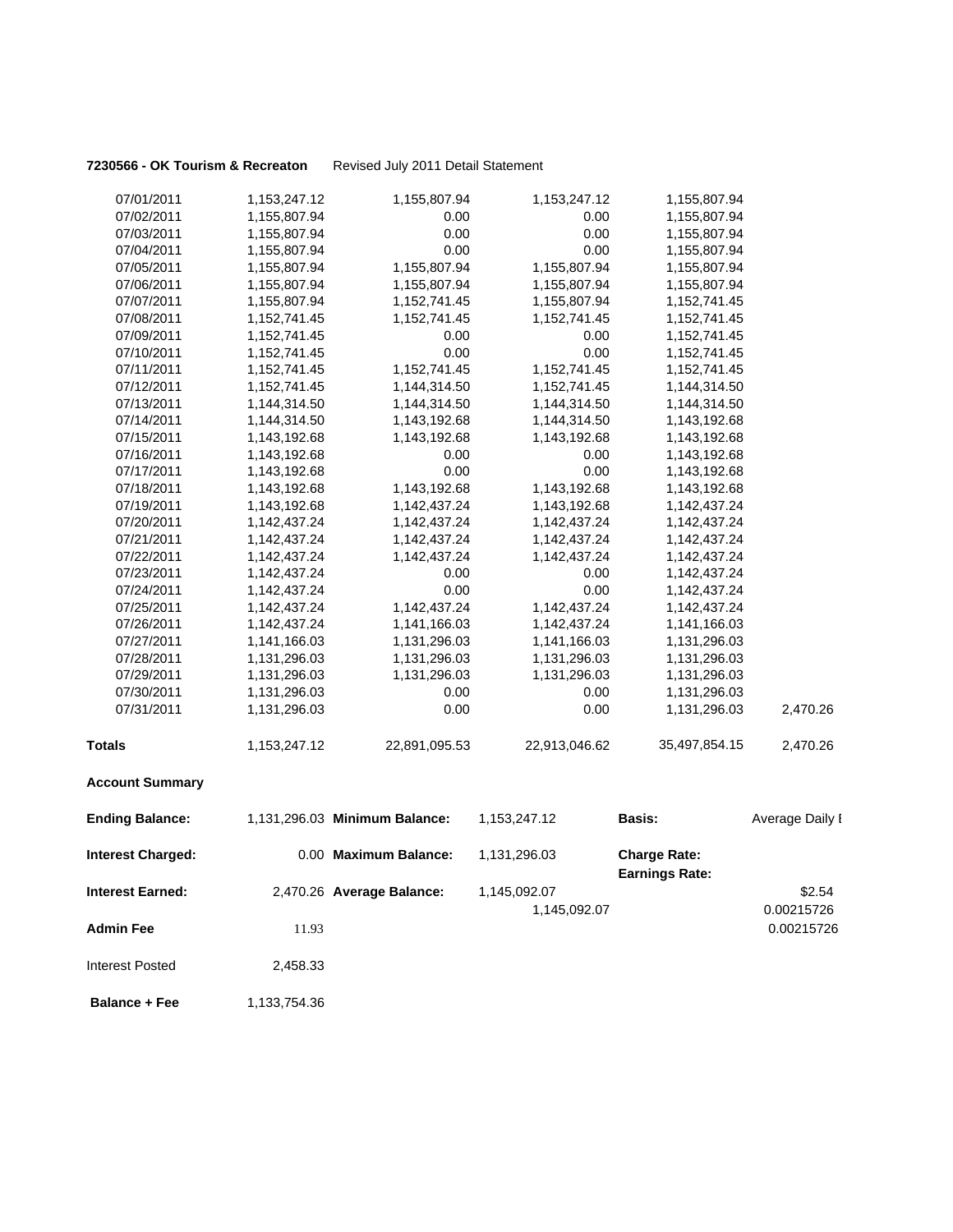**7230566 - OK Tourism & Recreaton** Revised July 2011 Detail Statement

| | | | | | |
|---|---|---|---|---|---|
| 07/01/2011 | 1,153,247.12 | 1,155,807.94 | 1,153,247.12 | 1,155,807.94 | |
| 07/02/2011 | 1,155,807.94 | 0.00 | 0.00 | 1,155,807.94 | |
| 07/03/2011 | 1,155,807.94 | 0.00 | 0.00 | 1,155,807.94 | |
| 07/04/2011 | 1,155,807.94 | 0.00 | 0.00 | 1,155,807.94 | |
| 07/05/2011 | 1,155,807.94 | 1,155,807.94 | 1,155,807.94 | 1,155,807.94 | |
| 07/06/2011 | 1,155,807.94 | 1,155,807.94 | 1,155,807.94 | 1,155,807.94 | |
| 07/07/2011 | 1,155,807.94 | 1,152,741.45 | 1,155,807.94 | 1,152,741.45 | |
| 07/08/2011 | 1,152,741.45 | 1,152,741.45 | 1,152,741.45 | 1,152,741.45 | |
| 07/09/2011 | 1,152,741.45 | 0.00 | 0.00 | 1,152,741.45 | |
| 07/10/2011 | 1,152,741.45 | 0.00 | 0.00 | 1,152,741.45 | |
| 07/11/2011 | 1,152,741.45 | 1,152,741.45 | 1,152,741.45 | 1,152,741.45 | |
| 07/12/2011 | 1,152,741.45 | 1,144,314.50 | 1,152,741.45 | 1,144,314.50 | |
| 07/13/2011 | 1,144,314.50 | 1,144,314.50 | 1,144,314.50 | 1,144,314.50 | |
| 07/14/2011 | 1,144,314.50 | 1,143,192.68 | 1,144,314.50 | 1,143,192.68 | |
| 07/15/2011 | 1,143,192.68 | 1,143,192.68 | 1,143,192.68 | 1,143,192.68 | |
| 07/16/2011 | 1,143,192.68 | 0.00 | 0.00 | 1,143,192.68 | |
| 07/17/2011 | 1,143,192.68 | 0.00 | 0.00 | 1,143,192.68 | |
| 07/18/2011 | 1,143,192.68 | 1,143,192.68 | 1,143,192.68 | 1,143,192.68 | |
| 07/19/2011 | 1,143,192.68 | 1,142,437.24 | 1,143,192.68 | 1,142,437.24 | |
| 07/20/2011 | 1,142,437.24 | 1,142,437.24 | 1,142,437.24 | 1,142,437.24 | |
| 07/21/2011 | 1,142,437.24 | 1,142,437.24 | 1,142,437.24 | 1,142,437.24 | |
| 07/22/2011 | 1,142,437.24 | 1,142,437.24 | 1,142,437.24 | 1,142,437.24 | |
| 07/23/2011 | 1,142,437.24 | 0.00 | 0.00 | 1,142,437.24 | |
| 07/24/2011 | 1,142,437.24 | 0.00 | 0.00 | 1,142,437.24 | |
| 07/25/2011 | 1,142,437.24 | 1,142,437.24 | 1,142,437.24 | 1,142,437.24 | |
| 07/26/2011 | 1,142,437.24 | 1,141,166.03 | 1,142,437.24 | 1,141,166.03 | |
| 07/27/2011 | 1,141,166.03 | 1,131,296.03 | 1,141,166.03 | 1,131,296.03 | |
| 07/28/2011 | 1,131,296.03 | 1,131,296.03 | 1,131,296.03 | 1,131,296.03 | |
| 07/29/2011 | 1,131,296.03 | 1,131,296.03 | 1,131,296.03 | 1,131,296.03 | |
| 07/30/2011 | 1,131,296.03 | 0.00 | 0.00 | 1,131,296.03 | |
| 07/31/2011 | 1,131,296.03 | 0.00 | 0.00 | 1,131,296.03 | 2,470.26 |
| **Totals** | 1,153,247.12 | 22,891,095.53 | 22,913,046.62 | 35,497,854.15 | 2,470.26 |

**Account Summary**

| | | | | | |
|---|---|---|---|---|---|
| **Ending Balance:** | 1,131,296.03 | **Minimum Balance:** | 1,153,247.12 | **Basis:** | Average Daily I |
| **Interest Charged:** | 0.00 | **Maximum Balance:** | 1,131,296.03 | **Charge Rate:** | |
| | | | | **Earnings Rate:** | |
| **Interest Earned:** | 2,470.26 | **Average Balance:** | 1,145,092.07 | | $2.54 |
| | | | 1,145,092.07 | | 0.00215726 |
| **Admin Fee** | 11.93 | | | | 0.00215726 |
| Interest Posted | 2,458.33 | | | | |
| **Balance + Fee** | 1,133,754.36 | | | | |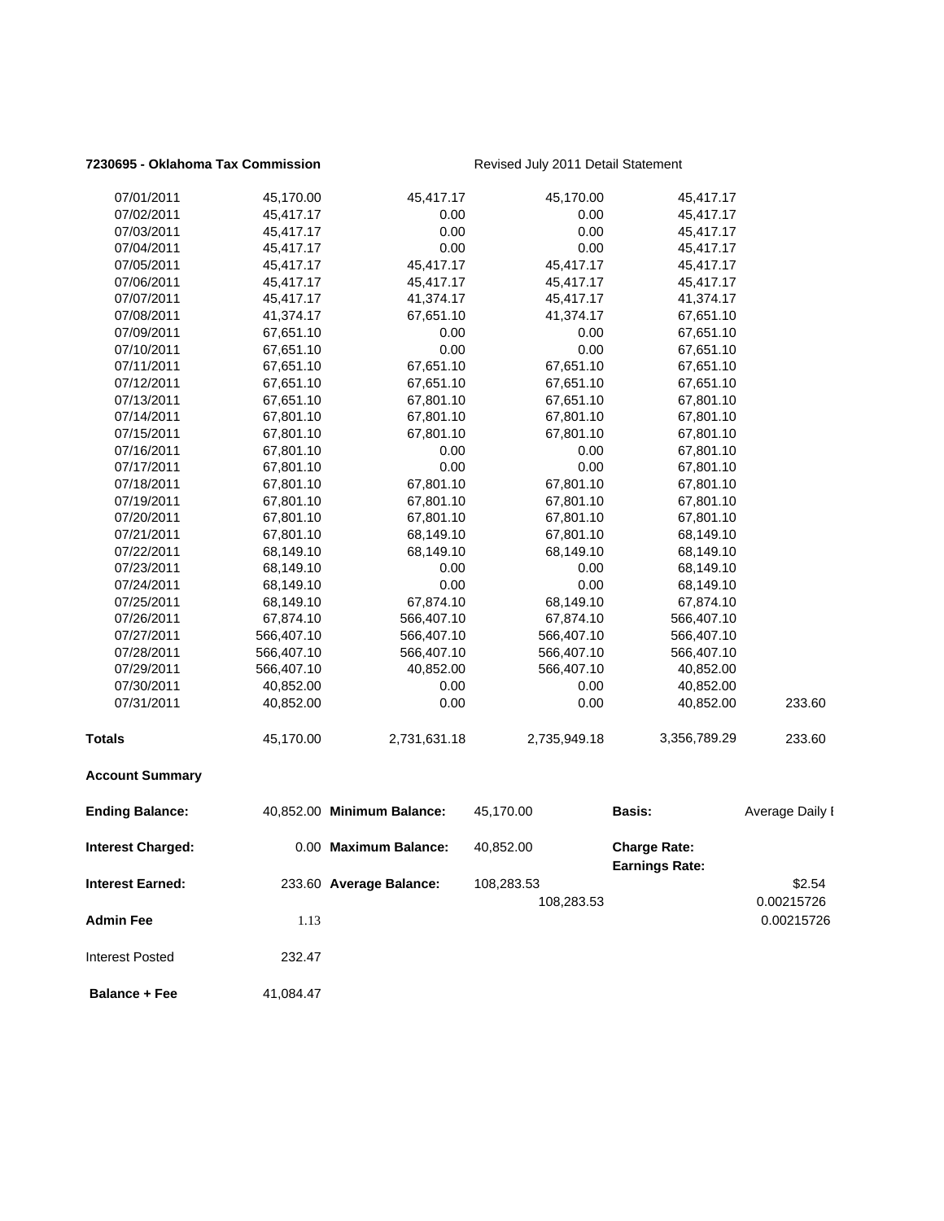**7230695 - Oklahoma Tax Commission** Revised July 2011 Detail Statement

| | | | | | |
|---|---|---|---|---|---|
| 07/01/2011 | 45,170.00 | 45,417.17 | 45,170.00 | 45,417.17 | |
| 07/02/2011 | 45,417.17 | 0.00 | 0.00 | 45,417.17 | |
| 07/03/2011 | 45,417.17 | 0.00 | 0.00 | 45,417.17 | |
| 07/04/2011 | 45,417.17 | 0.00 | 0.00 | 45,417.17 | |
| 07/05/2011 | 45,417.17 | 45,417.17 | 45,417.17 | 45,417.17 | |
| 07/06/2011 | 45,417.17 | 45,417.17 | 45,417.17 | 45,417.17 | |
| 07/07/2011 | 45,417.17 | 41,374.17 | 45,417.17 | 41,374.17 | |
| 07/08/2011 | 41,374.17 | 67,651.10 | 41,374.17 | 67,651.10 | |
| 07/09/2011 | 67,651.10 | 0.00 | 0.00 | 67,651.10 | |
| 07/10/2011 | 67,651.10 | 0.00 | 0.00 | 67,651.10 | |
| 07/11/2011 | 67,651.10 | 67,651.10 | 67,651.10 | 67,651.10 | |
| 07/12/2011 | 67,651.10 | 67,651.10 | 67,651.10 | 67,651.10 | |
| 07/13/2011 | 67,651.10 | 67,801.10 | 67,651.10 | 67,801.10 | |
| 07/14/2011 | 67,801.10 | 67,801.10 | 67,801.10 | 67,801.10 | |
| 07/15/2011 | 67,801.10 | 67,801.10 | 67,801.10 | 67,801.10 | |
| 07/16/2011 | 67,801.10 | 0.00 | 0.00 | 67,801.10 | |
| 07/17/2011 | 67,801.10 | 0.00 | 0.00 | 67,801.10 | |
| 07/18/2011 | 67,801.10 | 67,801.10 | 67,801.10 | 67,801.10 | |
| 07/19/2011 | 67,801.10 | 67,801.10 | 67,801.10 | 67,801.10 | |
| 07/20/2011 | 67,801.10 | 67,801.10 | 67,801.10 | 67,801.10 | |
| 07/21/2011 | 67,801.10 | 68,149.10 | 67,801.10 | 68,149.10 | |
| 07/22/2011 | 68,149.10 | 68,149.10 | 68,149.10 | 68,149.10 | |
| 07/23/2011 | 68,149.10 | 0.00 | 0.00 | 68,149.10 | |
| 07/24/2011 | 68,149.10 | 0.00 | 0.00 | 68,149.10 | |
| 07/25/2011 | 68,149.10 | 67,874.10 | 68,149.10 | 67,874.10 | |
| 07/26/2011 | 67,874.10 | 566,407.10 | 67,874.10 | 566,407.10 | |
| 07/27/2011 | 566,407.10 | 566,407.10 | 566,407.10 | 566,407.10 | |
| 07/28/2011 | 566,407.10 | 566,407.10 | 566,407.10 | 566,407.10 | |
| 07/29/2011 | 566,407.10 | 40,852.00 | 566,407.10 | 40,852.00 | |
| 07/30/2011 | 40,852.00 | 0.00 | 0.00 | 40,852.00 | |
| 07/31/2011 | 40,852.00 | 0.00 | 0.00 | 40,852.00 | 233.60 |
| **Totals** | 45,170.00 | 2,731,631.18 | 2,735,949.18 | 3,356,789.29 | 233.60 |

**Account Summary**

| | | | | | |
|---|---|---|---|---|---|
| **Ending Balance:** | 40,852.00 | **Minimum Balance:** | 45,170.00 | **Basis:** | Average Daily I |
| **Interest Charged:** | 0.00 | **Maximum Balance:** | 40,852.00 | **Charge Rate:** | |
| | | | | **Earnings Rate:** | |
| **Interest Earned:** | 233.60 | **Average Balance:** | 108,283.53 | | $2.54 |
| | | | 108,283.53 | | 0.00215726 |
| **Admin Fee** | 1.13 | | | | 0.00215726 |
| Interest Posted | 232.47 | | | | |
| **Balance + Fee** | 41,084.47 | | | | |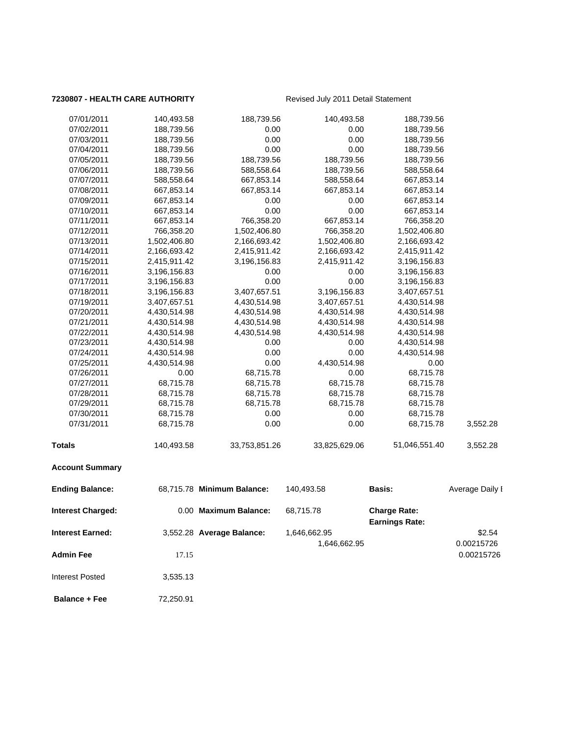**7230807 - HEALTH CARE AUTHORITY** Revised July 2011 Detail Statement

| | | | | | |
|---|---|---|---|---|---|
| 07/01/2011 | 140,493.58 | 188,739.56 | 140,493.58 | 188,739.56 | |
| 07/02/2011 | 188,739.56 | 0.00 | 0.00 | 188,739.56 | |
| 07/03/2011 | 188,739.56 | 0.00 | 0.00 | 188,739.56 | |
| 07/04/2011 | 188,739.56 | 0.00 | 0.00 | 188,739.56 | |
| 07/05/2011 | 188,739.56 | 188,739.56 | 188,739.56 | 188,739.56 | |
| 07/06/2011 | 188,739.56 | 588,558.64 | 188,739.56 | 588,558.64 | |
| 07/07/2011 | 588,558.64 | 667,853.14 | 588,558.64 | 667,853.14 | |
| 07/08/2011 | 667,853.14 | 667,853.14 | 667,853.14 | 667,853.14 | |
| 07/09/2011 | 667,853.14 | 0.00 | 0.00 | 667,853.14 | |
| 07/10/2011 | 667,853.14 | 0.00 | 0.00 | 667,853.14 | |
| 07/11/2011 | 667,853.14 | 766,358.20 | 667,853.14 | 766,358.20 | |
| 07/12/2011 | 766,358.20 | 1,502,406.80 | 766,358.20 | 1,502,406.80 | |
| 07/13/2011 | 1,502,406.80 | 2,166,693.42 | 1,502,406.80 | 2,166,693.42 | |
| 07/14/2011 | 2,166,693.42 | 2,415,911.42 | 2,166,693.42 | 2,415,911.42 | |
| 07/15/2011 | 2,415,911.42 | 3,196,156.83 | 2,415,911.42 | 3,196,156.83 | |
| 07/16/2011 | 3,196,156.83 | 0.00 | 0.00 | 3,196,156.83 | |
| 07/17/2011 | 3,196,156.83 | 0.00 | 0.00 | 3,196,156.83 | |
| 07/18/2011 | 3,196,156.83 | 3,407,657.51 | 3,196,156.83 | 3,407,657.51 | |
| 07/19/2011 | 3,407,657.51 | 4,430,514.98 | 3,407,657.51 | 4,430,514.98 | |
| 07/20/2011 | 4,430,514.98 | 4,430,514.98 | 4,430,514.98 | 4,430,514.98 | |
| 07/21/2011 | 4,430,514.98 | 4,430,514.98 | 4,430,514.98 | 4,430,514.98 | |
| 07/22/2011 | 4,430,514.98 | 4,430,514.98 | 4,430,514.98 | 4,430,514.98 | |
| 07/23/2011 | 4,430,514.98 | 0.00 | 0.00 | 4,430,514.98 | |
| 07/24/2011 | 4,430,514.98 | 0.00 | 0.00 | 4,430,514.98 | |
| 07/25/2011 | 4,430,514.98 | 0.00 | 4,430,514.98 | 0.00 | |
| 07/26/2011 | 0.00 | 68,715.78 | 0.00 | 68,715.78 | |
| 07/27/2011 | 68,715.78 | 68,715.78 | 68,715.78 | 68,715.78 | |
| 07/28/2011 | 68,715.78 | 68,715.78 | 68,715.78 | 68,715.78 | |
| 07/29/2011 | 68,715.78 | 68,715.78 | 68,715.78 | 68,715.78 | |
| 07/30/2011 | 68,715.78 | 0.00 | 0.00 | 68,715.78 | |
| 07/31/2011 | 68,715.78 | 0.00 | 0.00 | 68,715.78 | 3,552.28 |
| **Totals** | 140,493.58 | 33,753,851.26 | 33,825,629.06 | 51,046,551.40 | 3,552.28 |

**Account Summary**

| | | | | | |
|---|---|---|---|---|---|
| **Ending Balance:** | 68,715.78 | **Minimum Balance:** | 140,493.58 | **Basis:** | Average Daily I |
| **Interest Charged:** | 0.00 | **Maximum Balance:** | 68,715.78 | **Charge Rate:** | |
| | | | | **Earnings Rate:** | |
| **Interest Earned:** | 3,552.28 | **Average Balance:** | 1,646,662.95 | | $2.54 |
| | | | 1,646,662.95 | | 0.00215726 |
| **Admin Fee** | 17.15 | | | | 0.00215726 |
| Interest Posted | 3,535.13 | | | | |
| **Balance + Fee** | 72,250.91 | | | | |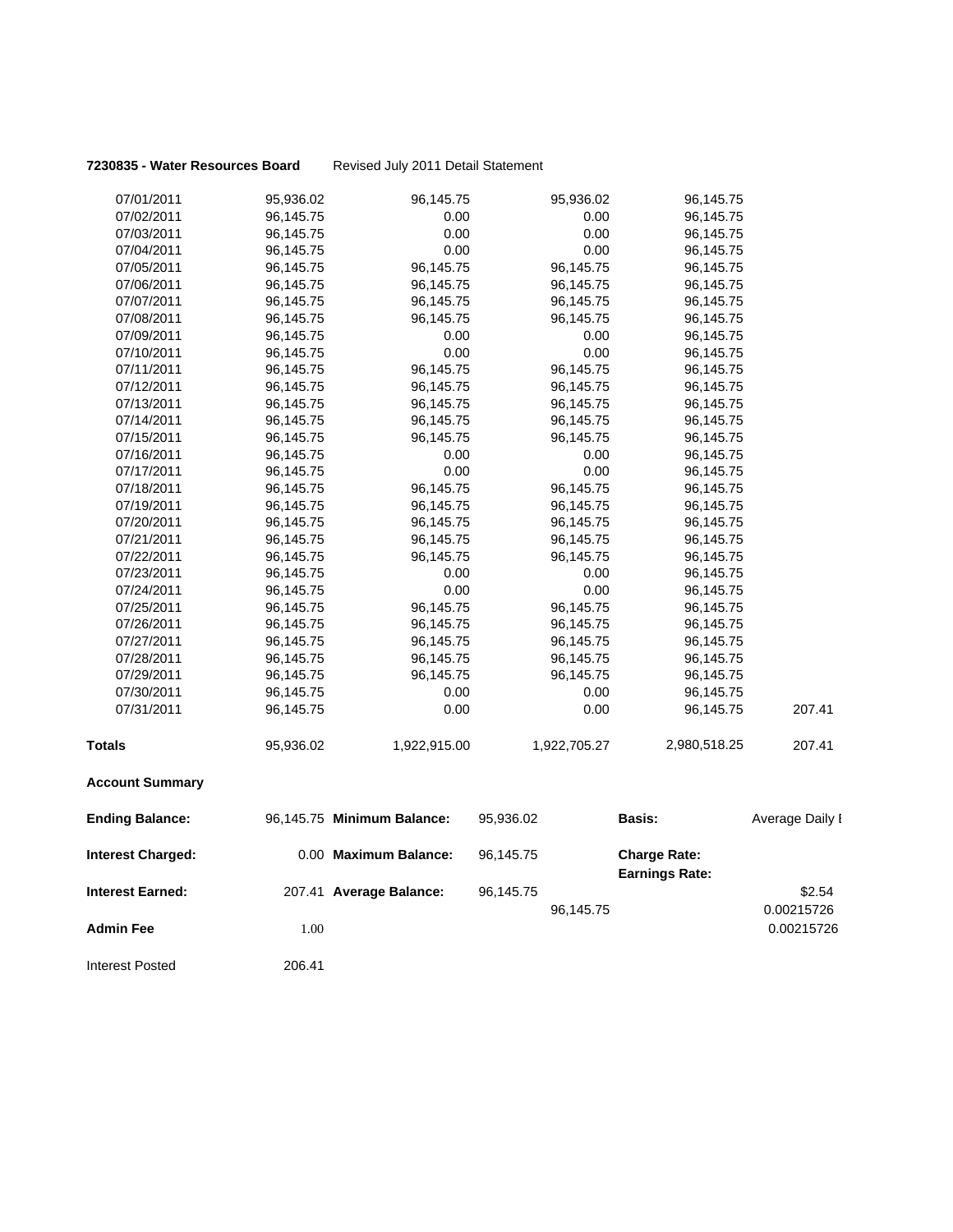**7230835 - Water Resources Board** Revised July 2011 Detail Statement

| | | | | | |
|---|---|---|---|---|---|
| 07/01/2011 | 95,936.02 | 96,145.75 | 95,936.02 | 96,145.75 | |
| 07/02/2011 | 96,145.75 | 0.00 | 0.00 | 96,145.75 | |
| 07/03/2011 | 96,145.75 | 0.00 | 0.00 | 96,145.75 | |
| 07/04/2011 | 96,145.75 | 0.00 | 0.00 | 96,145.75 | |
| 07/05/2011 | 96,145.75 | 96,145.75 | 96,145.75 | 96,145.75 | |
| 07/06/2011 | 96,145.75 | 96,145.75 | 96,145.75 | 96,145.75 | |
| 07/07/2011 | 96,145.75 | 96,145.75 | 96,145.75 | 96,145.75 | |
| 07/08/2011 | 96,145.75 | 96,145.75 | 96,145.75 | 96,145.75 | |
| 07/09/2011 | 96,145.75 | 0.00 | 0.00 | 96,145.75 | |
| 07/10/2011 | 96,145.75 | 0.00 | 0.00 | 96,145.75 | |
| 07/11/2011 | 96,145.75 | 96,145.75 | 96,145.75 | 96,145.75 | |
| 07/12/2011 | 96,145.75 | 96,145.75 | 96,145.75 | 96,145.75 | |
| 07/13/2011 | 96,145.75 | 96,145.75 | 96,145.75 | 96,145.75 | |
| 07/14/2011 | 96,145.75 | 96,145.75 | 96,145.75 | 96,145.75 | |
| 07/15/2011 | 96,145.75 | 96,145.75 | 96,145.75 | 96,145.75 | |
| 07/16/2011 | 96,145.75 | 0.00 | 0.00 | 96,145.75 | |
| 07/17/2011 | 96,145.75 | 0.00 | 0.00 | 96,145.75 | |
| 07/18/2011 | 96,145.75 | 96,145.75 | 96,145.75 | 96,145.75 | |
| 07/19/2011 | 96,145.75 | 96,145.75 | 96,145.75 | 96,145.75 | |
| 07/20/2011 | 96,145.75 | 96,145.75 | 96,145.75 | 96,145.75 | |
| 07/21/2011 | 96,145.75 | 96,145.75 | 96,145.75 | 96,145.75 | |
| 07/22/2011 | 96,145.75 | 96,145.75 | 96,145.75 | 96,145.75 | |
| 07/23/2011 | 96,145.75 | 0.00 | 0.00 | 96,145.75 | |
| 07/24/2011 | 96,145.75 | 0.00 | 0.00 | 96,145.75 | |
| 07/25/2011 | 96,145.75 | 96,145.75 | 96,145.75 | 96,145.75 | |
| 07/26/2011 | 96,145.75 | 96,145.75 | 96,145.75 | 96,145.75 | |
| 07/27/2011 | 96,145.75 | 96,145.75 | 96,145.75 | 96,145.75 | |
| 07/28/2011 | 96,145.75 | 96,145.75 | 96,145.75 | 96,145.75 | |
| 07/29/2011 | 96,145.75 | 96,145.75 | 96,145.75 | 96,145.75 | |
| 07/30/2011 | 96,145.75 | 0.00 | 0.00 | 96,145.75 | |
| 07/31/2011 | 96,145.75 | 0.00 | 0.00 | 96,145.75 | 207.41 |
| **Totals** | 95,936.02 | 1,922,915.00 | 1,922,705.27 | 2,980,518.25 | 207.41 |

**Account Summary**

| | | | | | |
|---|---|---|---|---|---|
| **Ending Balance:** | 96,145.75 | **Minimum Balance:** | 95,936.02 | **Basis:** | Average Daily I |
| **Interest Charged:** | 0.00 | **Maximum Balance:** | 96,145.75 | **Charge Rate:** | |
| | | | | **Earnings Rate:** | |
| **Interest Earned:** | 207.41 | **Average Balance:** | 96,145.75 | | $2.54 |
| | | | 96,145.75 | | 0.00215726 |
| **Admin Fee** | 1.00 | | | | 0.00215726 |
| Interest Posted | 206.41 | | | | |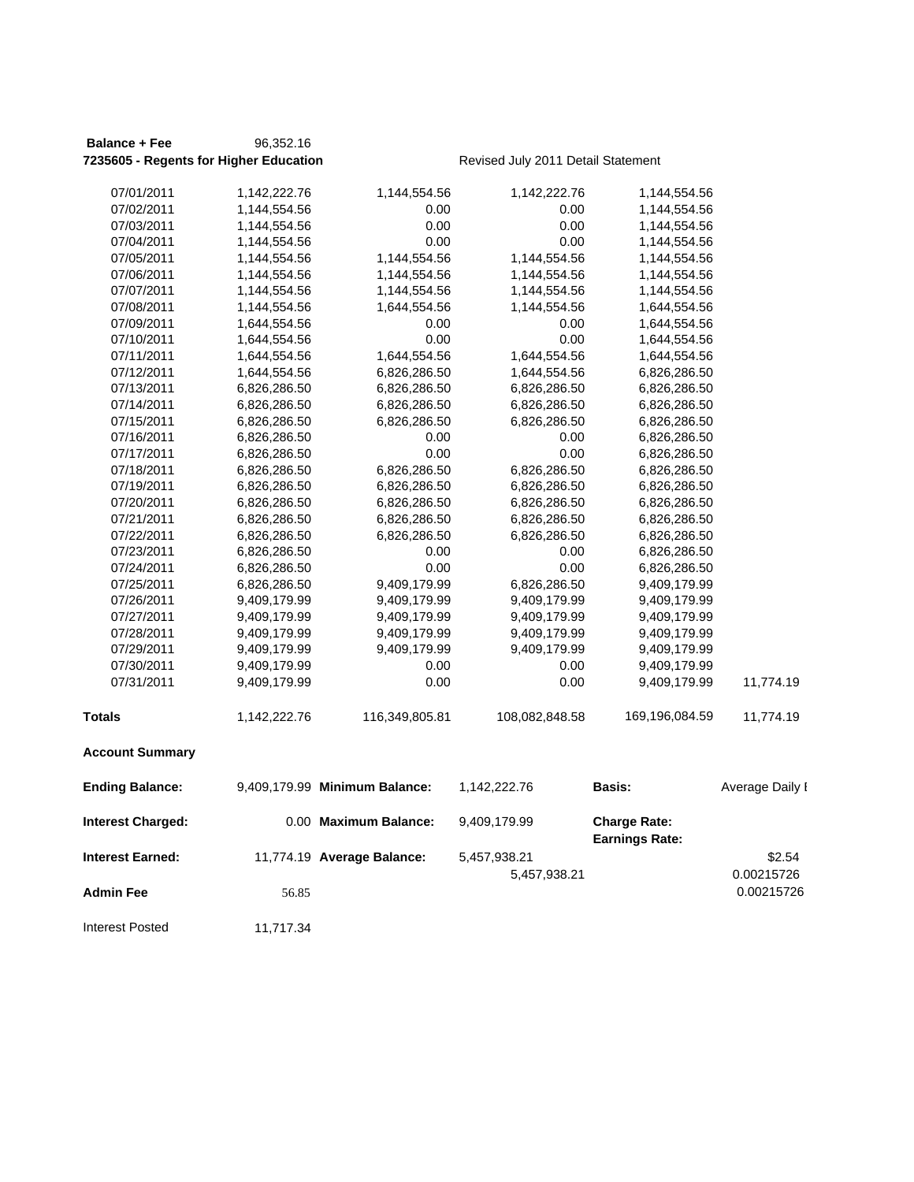**Balance + Fee** 96,352.16

**7235605 - Regents for Higher Education** Revised July 2011 Detail Statement

| | | | | | |
|---|---|---|---|---|---|
| 07/01/2011 | 1,142,222.76 | 1,144,554.56 | 1,142,222.76 | 1,144,554.56 | |
| 07/02/2011 | 1,144,554.56 | 0.00 | 0.00 | 1,144,554.56 | |
| 07/03/2011 | 1,144,554.56 | 0.00 | 0.00 | 1,144,554.56 | |
| 07/04/2011 | 1,144,554.56 | 0.00 | 0.00 | 1,144,554.56 | |
| 07/05/2011 | 1,144,554.56 | 1,144,554.56 | 1,144,554.56 | 1,144,554.56 | |
| 07/06/2011 | 1,144,554.56 | 1,144,554.56 | 1,144,554.56 | 1,144,554.56 | |
| 07/07/2011 | 1,144,554.56 | 1,144,554.56 | 1,144,554.56 | 1,144,554.56 | |
| 07/08/2011 | 1,144,554.56 | 1,644,554.56 | 1,144,554.56 | 1,644,554.56 | |
| 07/09/2011 | 1,644,554.56 | 0.00 | 0.00 | 1,644,554.56 | |
| 07/10/2011 | 1,644,554.56 | 0.00 | 0.00 | 1,644,554.56 | |
| 07/11/2011 | 1,644,554.56 | 1,644,554.56 | 1,644,554.56 | 1,644,554.56 | |
| 07/12/2011 | 1,644,554.56 | 6,826,286.50 | 1,644,554.56 | 6,826,286.50 | |
| 07/13/2011 | 6,826,286.50 | 6,826,286.50 | 6,826,286.50 | 6,826,286.50 | |
| 07/14/2011 | 6,826,286.50 | 6,826,286.50 | 6,826,286.50 | 6,826,286.50 | |
| 07/15/2011 | 6,826,286.50 | 6,826,286.50 | 6,826,286.50 | 6,826,286.50 | |
| 07/16/2011 | 6,826,286.50 | 0.00 | 0.00 | 6,826,286.50 | |
| 07/17/2011 | 6,826,286.50 | 0.00 | 0.00 | 6,826,286.50 | |
| 07/18/2011 | 6,826,286.50 | 6,826,286.50 | 6,826,286.50 | 6,826,286.50 | |
| 07/19/2011 | 6,826,286.50 | 6,826,286.50 | 6,826,286.50 | 6,826,286.50 | |
| 07/20/2011 | 6,826,286.50 | 6,826,286.50 | 6,826,286.50 | 6,826,286.50 | |
| 07/21/2011 | 6,826,286.50 | 6,826,286.50 | 6,826,286.50 | 6,826,286.50 | |
| 07/22/2011 | 6,826,286.50 | 6,826,286.50 | 6,826,286.50 | 6,826,286.50 | |
| 07/23/2011 | 6,826,286.50 | 0.00 | 0.00 | 6,826,286.50 | |
| 07/24/2011 | 6,826,286.50 | 0.00 | 0.00 | 6,826,286.50 | |
| 07/25/2011 | 6,826,286.50 | 9,409,179.99 | 6,826,286.50 | 9,409,179.99 | |
| 07/26/2011 | 9,409,179.99 | 9,409,179.99 | 9,409,179.99 | 9,409,179.99 | |
| 07/27/2011 | 9,409,179.99 | 9,409,179.99 | 9,409,179.99 | 9,409,179.99 | |
| 07/28/2011 | 9,409,179.99 | 9,409,179.99 | 9,409,179.99 | 9,409,179.99 | |
| 07/29/2011 | 9,409,179.99 | 9,409,179.99 | 9,409,179.99 | 9,409,179.99 | |
| 07/30/2011 | 9,409,179.99 | 0.00 | 0.00 | 9,409,179.99 | |
| 07/31/2011 | 9,409,179.99 | 0.00 | 0.00 | 9,409,179.99 | 11,774.19 |
| **Totals** | 1,142,222.76 | 116,349,805.81 | 108,082,848.58 | 169,196,084.59 | 11,774.19 |

**Account Summary**

| | | | | | |
|---|---|---|---|---|---|
| **Ending Balance:** | 9,409,179.99 | **Minimum Balance:** | 1,142,222.76 | **Basis:** | Average Daily I |
| **Interest Charged:** | 0.00 | **Maximum Balance:** | 9,409,179.99 | **Charge Rate:** / **Earnings Rate:** | |
| **Interest Earned:** | 11,774.19 | **Average Balance:** | 5,457,938.21 / 5,457,938.21 | | $2.54 / 0.00215726 |
| **Admin Fee** | 56.85 | | | | 0.00215726 |
| Interest Posted | 11,717.34 | | | | |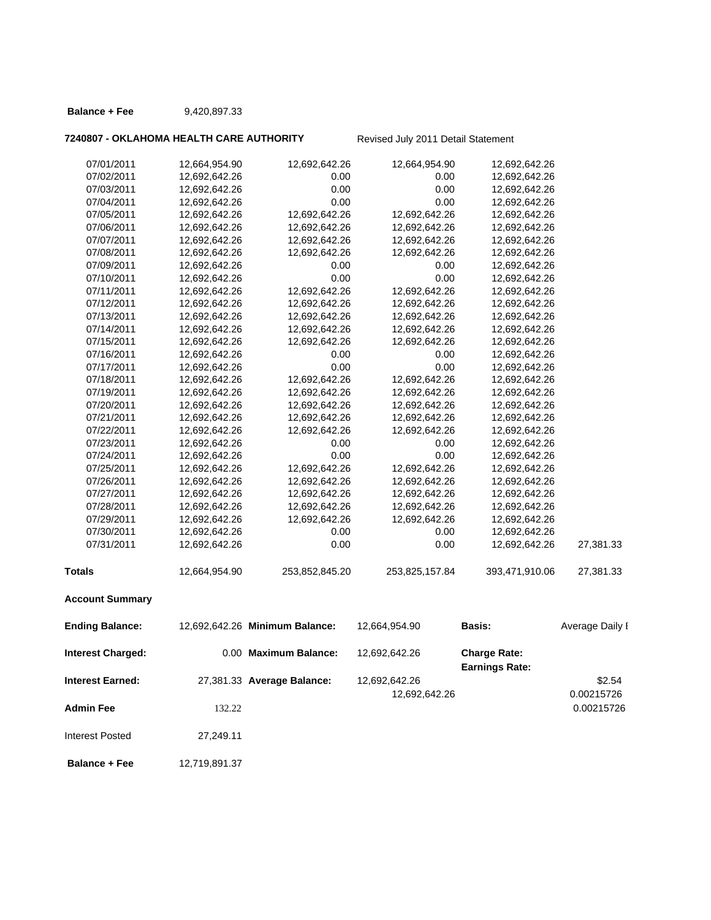**Balance + Fee** 9,420,897.33

**7240807 - OKLAHOMA HEALTH CARE AUTHORITY** Revised July 2011 Detail Statement

| | | | | | |
|---|---|---|---|---|---|
| 07/01/2011 | 12,664,954.90 | 12,692,642.26 | 12,664,954.90 | 12,692,642.26 | |
| 07/02/2011 | 12,692,642.26 | 0.00 | 0.00 | 12,692,642.26 | |
| 07/03/2011 | 12,692,642.26 | 0.00 | 0.00 | 12,692,642.26 | |
| 07/04/2011 | 12,692,642.26 | 0.00 | 0.00 | 12,692,642.26 | |
| 07/05/2011 | 12,692,642.26 | 12,692,642.26 | 12,692,642.26 | 12,692,642.26 | |
| 07/06/2011 | 12,692,642.26 | 12,692,642.26 | 12,692,642.26 | 12,692,642.26 | |
| 07/07/2011 | 12,692,642.26 | 12,692,642.26 | 12,692,642.26 | 12,692,642.26 | |
| 07/08/2011 | 12,692,642.26 | 12,692,642.26 | 12,692,642.26 | 12,692,642.26 | |
| 07/09/2011 | 12,692,642.26 | 0.00 | 0.00 | 12,692,642.26 | |
| 07/10/2011 | 12,692,642.26 | 0.00 | 0.00 | 12,692,642.26 | |
| 07/11/2011 | 12,692,642.26 | 12,692,642.26 | 12,692,642.26 | 12,692,642.26 | |
| 07/12/2011 | 12,692,642.26 | 12,692,642.26 | 12,692,642.26 | 12,692,642.26 | |
| 07/13/2011 | 12,692,642.26 | 12,692,642.26 | 12,692,642.26 | 12,692,642.26 | |
| 07/14/2011 | 12,692,642.26 | 12,692,642.26 | 12,692,642.26 | 12,692,642.26 | |
| 07/15/2011 | 12,692,642.26 | 12,692,642.26 | 12,692,642.26 | 12,692,642.26 | |
| 07/16/2011 | 12,692,642.26 | 0.00 | 0.00 | 12,692,642.26 | |
| 07/17/2011 | 12,692,642.26 | 0.00 | 0.00 | 12,692,642.26 | |
| 07/18/2011 | 12,692,642.26 | 12,692,642.26 | 12,692,642.26 | 12,692,642.26 | |
| 07/19/2011 | 12,692,642.26 | 12,692,642.26 | 12,692,642.26 | 12,692,642.26 | |
| 07/20/2011 | 12,692,642.26 | 12,692,642.26 | 12,692,642.26 | 12,692,642.26 | |
| 07/21/2011 | 12,692,642.26 | 12,692,642.26 | 12,692,642.26 | 12,692,642.26 | |
| 07/22/2011 | 12,692,642.26 | 12,692,642.26 | 12,692,642.26 | 12,692,642.26 | |
| 07/23/2011 | 12,692,642.26 | 0.00 | 0.00 | 12,692,642.26 | |
| 07/24/2011 | 12,692,642.26 | 0.00 | 0.00 | 12,692,642.26 | |
| 07/25/2011 | 12,692,642.26 | 12,692,642.26 | 12,692,642.26 | 12,692,642.26 | |
| 07/26/2011 | 12,692,642.26 | 12,692,642.26 | 12,692,642.26 | 12,692,642.26 | |
| 07/27/2011 | 12,692,642.26 | 12,692,642.26 | 12,692,642.26 | 12,692,642.26 | |
| 07/28/2011 | 12,692,642.26 | 12,692,642.26 | 12,692,642.26 | 12,692,642.26 | |
| 07/29/2011 | 12,692,642.26 | 12,692,642.26 | 12,692,642.26 | 12,692,642.26 | |
| 07/30/2011 | 12,692,642.26 | 0.00 | 0.00 | 12,692,642.26 | |
| 07/31/2011 | 12,692,642.26 | 0.00 | 0.00 | 12,692,642.26 | 27,381.33 |
| **Totals** | 12,664,954.90 | 253,852,845.20 | 253,825,157.84 | 393,471,910.06 | 27,381.33 |

**Account Summary**

| | | | | | |
|---|---|---|---|---|---|
| **Ending Balance:** | 12,692,642.26 | **Minimum Balance:** | 12,664,954.90 | **Basis:** | Average Daily I |
| **Interest Charged:** | 0.00 | **Maximum Balance:** | 12,692,642.26 | **Charge Rate:** | |
| | | | | **Earnings Rate:** | |
| **Interest Earned:** | 27,381.33 | **Average Balance:** | 12,692,642.26 | | $2.54 |
| | | | 12,692,642.26 | | 0.00215726 |
| **Admin Fee** | 132.22 | | | | 0.00215726 |
| Interest Posted | 27,249.11 | | | | |
| **Balance + Fee** | 12,719,891.37 | | | | |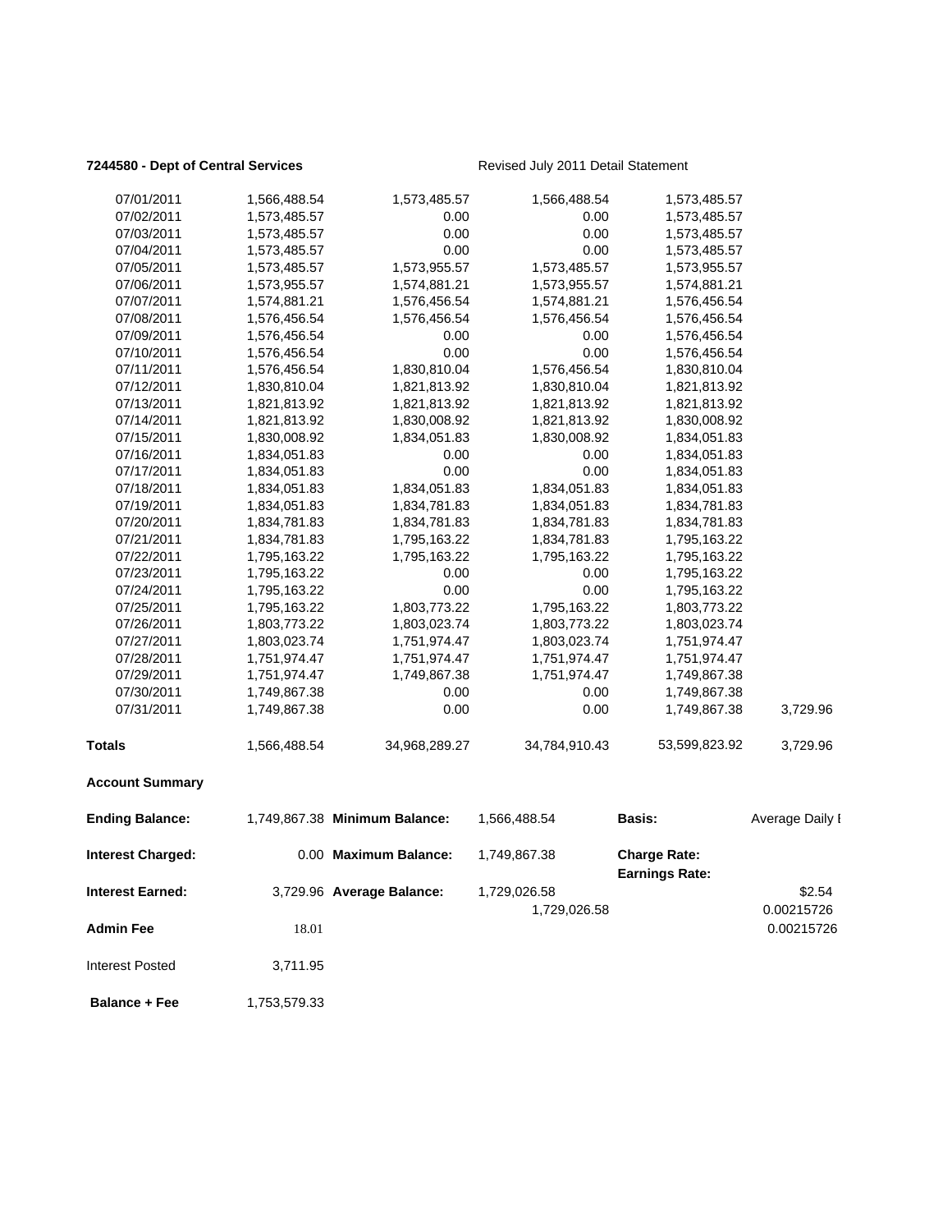**7244580 - Dept of Central Services** Revised July 2011 Detail Statement

| | | | | | |
|---|---|---|---|---|---|
| 07/01/2011 | 1,566,488.54 | 1,573,485.57 | 1,566,488.54 | 1,573,485.57 | |
| 07/02/2011 | 1,573,485.57 | 0.00 | 0.00 | 1,573,485.57 | |
| 07/03/2011 | 1,573,485.57 | 0.00 | 0.00 | 1,573,485.57 | |
| 07/04/2011 | 1,573,485.57 | 0.00 | 0.00 | 1,573,485.57 | |
| 07/05/2011 | 1,573,485.57 | 1,573,955.57 | 1,573,485.57 | 1,573,955.57 | |
| 07/06/2011 | 1,573,955.57 | 1,574,881.21 | 1,573,955.57 | 1,574,881.21 | |
| 07/07/2011 | 1,574,881.21 | 1,576,456.54 | 1,574,881.21 | 1,576,456.54 | |
| 07/08/2011 | 1,576,456.54 | 1,576,456.54 | 1,576,456.54 | 1,576,456.54 | |
| 07/09/2011 | 1,576,456.54 | 0.00 | 0.00 | 1,576,456.54 | |
| 07/10/2011 | 1,576,456.54 | 0.00 | 0.00 | 1,576,456.54 | |
| 07/11/2011 | 1,576,456.54 | 1,830,810.04 | 1,576,456.54 | 1,830,810.04 | |
| 07/12/2011 | 1,830,810.04 | 1,821,813.92 | 1,830,810.04 | 1,821,813.92 | |
| 07/13/2011 | 1,821,813.92 | 1,821,813.92 | 1,821,813.92 | 1,821,813.92 | |
| 07/14/2011 | 1,821,813.92 | 1,830,008.92 | 1,821,813.92 | 1,830,008.92 | |
| 07/15/2011 | 1,830,008.92 | 1,834,051.83 | 1,830,008.92 | 1,834,051.83 | |
| 07/16/2011 | 1,834,051.83 | 0.00 | 0.00 | 1,834,051.83 | |
| 07/17/2011 | 1,834,051.83 | 0.00 | 0.00 | 1,834,051.83 | |
| 07/18/2011 | 1,834,051.83 | 1,834,051.83 | 1,834,051.83 | 1,834,051.83 | |
| 07/19/2011 | 1,834,051.83 | 1,834,781.83 | 1,834,051.83 | 1,834,781.83 | |
| 07/20/2011 | 1,834,781.83 | 1,834,781.83 | 1,834,781.83 | 1,834,781.83 | |
| 07/21/2011 | 1,834,781.83 | 1,795,163.22 | 1,834,781.83 | 1,795,163.22 | |
| 07/22/2011 | 1,795,163.22 | 1,795,163.22 | 1,795,163.22 | 1,795,163.22 | |
| 07/23/2011 | 1,795,163.22 | 0.00 | 0.00 | 1,795,163.22 | |
| 07/24/2011 | 1,795,163.22 | 0.00 | 0.00 | 1,795,163.22 | |
| 07/25/2011 | 1,795,163.22 | 1,803,773.22 | 1,795,163.22 | 1,803,773.22 | |
| 07/26/2011 | 1,803,773.22 | 1,803,023.74 | 1,803,773.22 | 1,803,023.74 | |
| 07/27/2011 | 1,803,023.74 | 1,751,974.47 | 1,803,023.74 | 1,751,974.47 | |
| 07/28/2011 | 1,751,974.47 | 1,751,974.47 | 1,751,974.47 | 1,751,974.47 | |
| 07/29/2011 | 1,751,974.47 | 1,749,867.38 | 1,751,974.47 | 1,749,867.38 | |
| 07/30/2011 | 1,749,867.38 | 0.00 | 0.00 | 1,749,867.38 | |
| 07/31/2011 | 1,749,867.38 | 0.00 | 0.00 | 1,749,867.38 | 3,729.96 |
| **Totals** | 1,566,488.54 | 34,968,289.27 | 34,784,910.43 | 53,599,823.92 | 3,729.96 |

**Account Summary**

| | | | | | |
|---|---|---|---|---|---|
| **Ending Balance:** | 1,749,867.38 | **Minimum Balance:** | 1,566,488.54 | **Basis:** | Average Daily I |
| **Interest Charged:** | 0.00 | **Maximum Balance:** | 1,749,867.38 | **Charge Rate:** | |
| | | | | **Earnings Rate:** | |
| **Interest Earned:** | 3,729.96 | **Average Balance:** | 1,729,026.58 | | $2.54 |
| | | | 1,729,026.58 | | 0.00215726 |
| **Admin Fee** | 18.01 | | | | 0.00215726 |
| Interest Posted | 3,711.95 | | | | |
| **Balance + Fee** | 1,753,579.33 | | | | |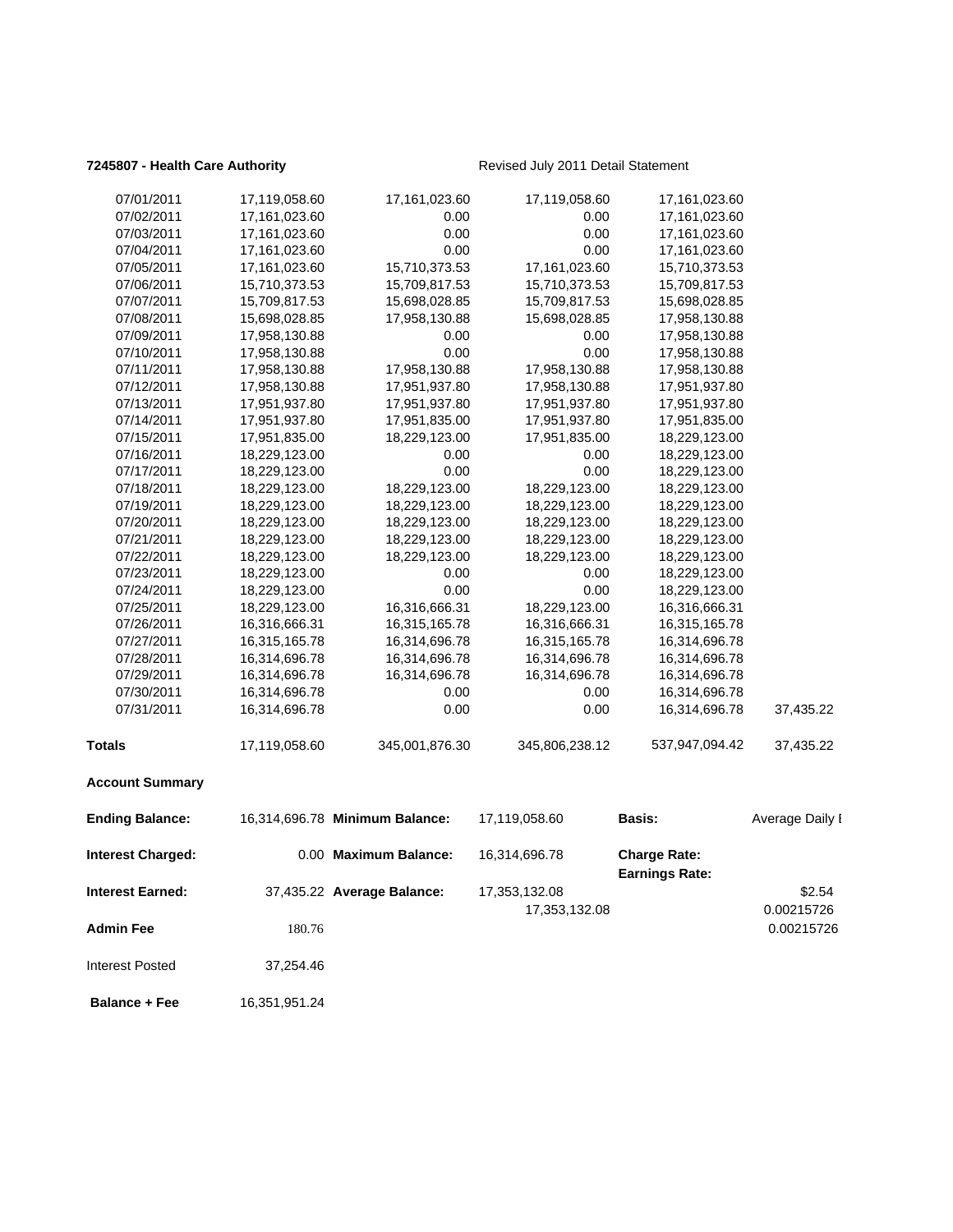**7245807 - Health Care Authority** Revised July 2011 Detail Statement

| | | | | | |
|---|---|---|---|---|---|
| 07/01/2011 | 17,119,058.60 | 17,161,023.60 | 17,119,058.60 | 17,161,023.60 | |
| 07/02/2011 | 17,161,023.60 | 0.00 | 0.00 | 17,161,023.60 | |
| 07/03/2011 | 17,161,023.60 | 0.00 | 0.00 | 17,161,023.60 | |
| 07/04/2011 | 17,161,023.60 | 0.00 | 0.00 | 17,161,023.60 | |
| 07/05/2011 | 17,161,023.60 | 15,710,373.53 | 17,161,023.60 | 15,710,373.53 | |
| 07/06/2011 | 15,710,373.53 | 15,709,817.53 | 15,710,373.53 | 15,709,817.53 | |
| 07/07/2011 | 15,709,817.53 | 15,698,028.85 | 15,709,817.53 | 15,698,028.85 | |
| 07/08/2011 | 15,698,028.85 | 17,958,130.88 | 15,698,028.85 | 17,958,130.88 | |
| 07/09/2011 | 17,958,130.88 | 0.00 | 0.00 | 17,958,130.88 | |
| 07/10/2011 | 17,958,130.88 | 0.00 | 0.00 | 17,958,130.88 | |
| 07/11/2011 | 17,958,130.88 | 17,958,130.88 | 17,958,130.88 | 17,958,130.88 | |
| 07/12/2011 | 17,958,130.88 | 17,951,937.80 | 17,958,130.88 | 17,951,937.80 | |
| 07/13/2011 | 17,951,937.80 | 17,951,937.80 | 17,951,937.80 | 17,951,937.80 | |
| 07/14/2011 | 17,951,937.80 | 17,951,835.00 | 17,951,937.80 | 17,951,835.00 | |
| 07/15/2011 | 17,951,835.00 | 18,229,123.00 | 17,951,835.00 | 18,229,123.00 | |
| 07/16/2011 | 18,229,123.00 | 0.00 | 0.00 | 18,229,123.00 | |
| 07/17/2011 | 18,229,123.00 | 0.00 | 0.00 | 18,229,123.00 | |
| 07/18/2011 | 18,229,123.00 | 18,229,123.00 | 18,229,123.00 | 18,229,123.00 | |
| 07/19/2011 | 18,229,123.00 | 18,229,123.00 | 18,229,123.00 | 18,229,123.00 | |
| 07/20/2011 | 18,229,123.00 | 18,229,123.00 | 18,229,123.00 | 18,229,123.00 | |
| 07/21/2011 | 18,229,123.00 | 18,229,123.00 | 18,229,123.00 | 18,229,123.00 | |
| 07/22/2011 | 18,229,123.00 | 18,229,123.00 | 18,229,123.00 | 18,229,123.00 | |
| 07/23/2011 | 18,229,123.00 | 0.00 | 0.00 | 18,229,123.00 | |
| 07/24/2011 | 18,229,123.00 | 0.00 | 0.00 | 18,229,123.00 | |
| 07/25/2011 | 18,229,123.00 | 16,316,666.31 | 18,229,123.00 | 16,316,666.31 | |
| 07/26/2011 | 16,316,666.31 | 16,315,165.78 | 16,316,666.31 | 16,315,165.78 | |
| 07/27/2011 | 16,315,165.78 | 16,314,696.78 | 16,315,165.78 | 16,314,696.78 | |
| 07/28/2011 | 16,314,696.78 | 16,314,696.78 | 16,314,696.78 | 16,314,696.78 | |
| 07/29/2011 | 16,314,696.78 | 16,314,696.78 | 16,314,696.78 | 16,314,696.78 | |
| 07/30/2011 | 16,314,696.78 | 0.00 | 0.00 | 16,314,696.78 | |
| 07/31/2011 | 16,314,696.78 | 0.00 | 0.00 | 16,314,696.78 | 37,435.22 |
| **Totals** | 17,119,058.60 | 345,001,876.30 | 345,806,238.12 | 537,947,094.42 | 37,435.22 |

**Account Summary**

| | | | | | |
|---|---|---|---|---|---|
| **Ending Balance:** | 16,314,696.78 | **Minimum Balance:** | 17,119,058.60 | **Basis:** | Average Daily I |
| **Interest Charged:** | 0.00 | **Maximum Balance:** | 16,314,696.78 | **Charge Rate:** | |
| | | | | **Earnings Rate:** | |
| **Interest Earned:** | 37,435.22 | **Average Balance:** | 17,353,132.08 | | $2.54 |
| | | | 17,353,132.08 | | 0.00215726 |
| **Admin Fee** | 180.76 | | | | 0.00215726 |
| Interest Posted | 37,254.46 | | | | |
| **Balance + Fee** | 16,351,951.24 | | | | |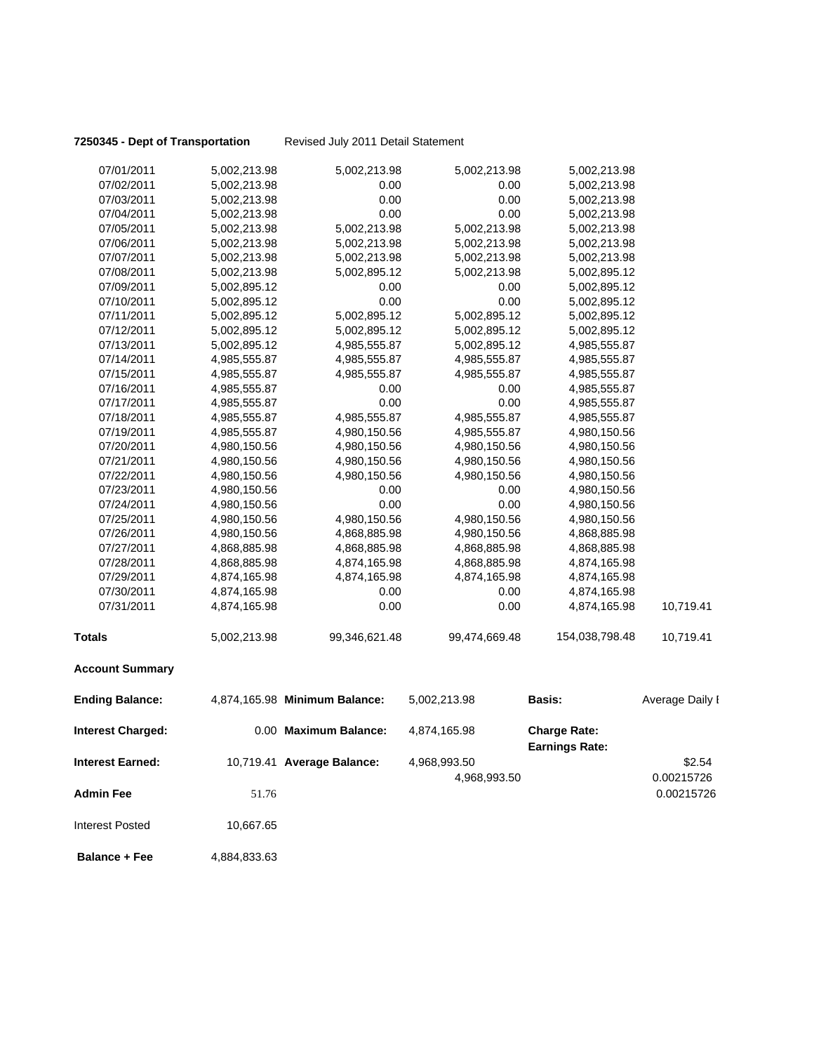**7250345 - Dept of Transportation** Revised July 2011 Detail Statement

| | | | | | |
|---|---|---|---|---|---|
| 07/01/2011 | 5,002,213.98 | 5,002,213.98 | 5,002,213.98 | 5,002,213.98 | |
| 07/02/2011 | 5,002,213.98 | 0.00 | 0.00 | 5,002,213.98 | |
| 07/03/2011 | 5,002,213.98 | 0.00 | 0.00 | 5,002,213.98 | |
| 07/04/2011 | 5,002,213.98 | 0.00 | 0.00 | 5,002,213.98 | |
| 07/05/2011 | 5,002,213.98 | 5,002,213.98 | 5,002,213.98 | 5,002,213.98 | |
| 07/06/2011 | 5,002,213.98 | 5,002,213.98 | 5,002,213.98 | 5,002,213.98 | |
| 07/07/2011 | 5,002,213.98 | 5,002,213.98 | 5,002,213.98 | 5,002,213.98 | |
| 07/08/2011 | 5,002,213.98 | 5,002,895.12 | 5,002,213.98 | 5,002,895.12 | |
| 07/09/2011 | 5,002,895.12 | 0.00 | 0.00 | 5,002,895.12 | |
| 07/10/2011 | 5,002,895.12 | 0.00 | 0.00 | 5,002,895.12 | |
| 07/11/2011 | 5,002,895.12 | 5,002,895.12 | 5,002,895.12 | 5,002,895.12 | |
| 07/12/2011 | 5,002,895.12 | 5,002,895.12 | 5,002,895.12 | 5,002,895.12 | |
| 07/13/2011 | 5,002,895.12 | 4,985,555.87 | 5,002,895.12 | 4,985,555.87 | |
| 07/14/2011 | 4,985,555.87 | 4,985,555.87 | 4,985,555.87 | 4,985,555.87 | |
| 07/15/2011 | 4,985,555.87 | 4,985,555.87 | 4,985,555.87 | 4,985,555.87 | |
| 07/16/2011 | 4,985,555.87 | 0.00 | 0.00 | 4,985,555.87 | |
| 07/17/2011 | 4,985,555.87 | 0.00 | 0.00 | 4,985,555.87 | |
| 07/18/2011 | 4,985,555.87 | 4,985,555.87 | 4,985,555.87 | 4,985,555.87 | |
| 07/19/2011 | 4,985,555.87 | 4,980,150.56 | 4,985,555.87 | 4,980,150.56 | |
| 07/20/2011 | 4,980,150.56 | 4,980,150.56 | 4,980,150.56 | 4,980,150.56 | |
| 07/21/2011 | 4,980,150.56 | 4,980,150.56 | 4,980,150.56 | 4,980,150.56 | |
| 07/22/2011 | 4,980,150.56 | 4,980,150.56 | 4,980,150.56 | 4,980,150.56 | |
| 07/23/2011 | 4,980,150.56 | 0.00 | 0.00 | 4,980,150.56 | |
| 07/24/2011 | 4,980,150.56 | 0.00 | 0.00 | 4,980,150.56 | |
| 07/25/2011 | 4,980,150.56 | 4,980,150.56 | 4,980,150.56 | 4,980,150.56 | |
| 07/26/2011 | 4,980,150.56 | 4,868,885.98 | 4,980,150.56 | 4,868,885.98 | |
| 07/27/2011 | 4,868,885.98 | 4,868,885.98 | 4,868,885.98 | 4,868,885.98 | |
| 07/28/2011 | 4,868,885.98 | 4,874,165.98 | 4,868,885.98 | 4,874,165.98 | |
| 07/29/2011 | 4,874,165.98 | 4,874,165.98 | 4,874,165.98 | 4,874,165.98 | |
| 07/30/2011 | 4,874,165.98 | 0.00 | 0.00 | 4,874,165.98 | |
| 07/31/2011 | 4,874,165.98 | 0.00 | 0.00 | 4,874,165.98 | 10,719.41 |
| **Totals** | 5,002,213.98 | 99,346,621.48 | 99,474,669.48 | 154,038,798.48 | 10,719.41 |

**Account Summary**

| | | | | | |
|---|---|---|---|---|---|
| **Ending Balance:** | 4,874,165.98 | **Minimum Balance:** | 5,002,213.98 | **Basis:** | Average Daily I |
| **Interest Charged:** | 0.00 | **Maximum Balance:** | 4,874,165.98 | **Charge Rate:** | |
| | | | | **Earnings Rate:** | |
| **Interest Earned:** | 10,719.41 | **Average Balance:** | 4,968,993.50 | | $2.54 |
| | | | 4,968,993.50 | | 0.00215726 |
| **Admin Fee** | 51.76 | | | | 0.00215726 |
| Interest Posted | 10,667.65 | | | | |
| **Balance + Fee** | 4,884,833.63 | | | | |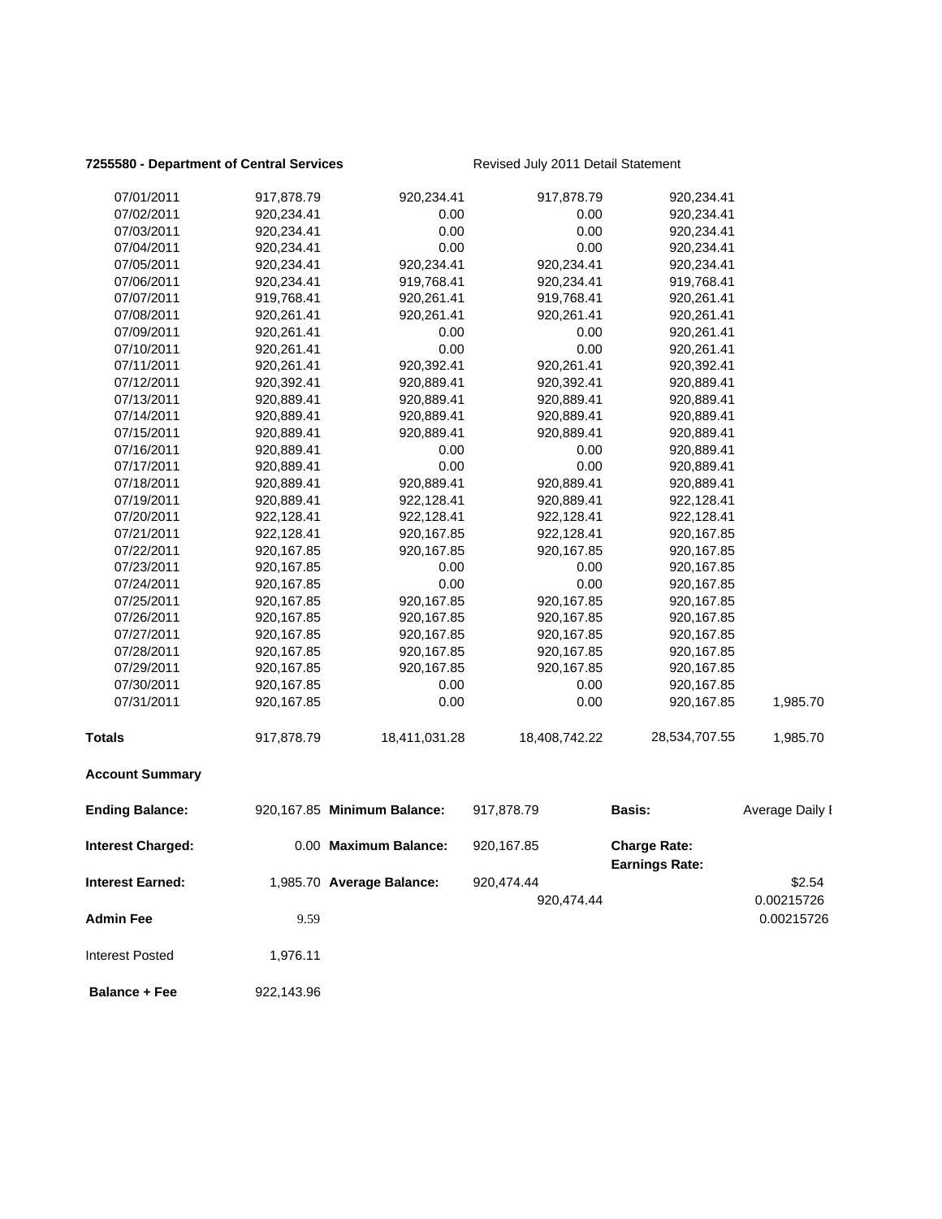**7255580 - Department of Central Services** Revised July 2011 Detail Statement

| | | | | | |
|---|---|---|---|---|---|
| 07/01/2011 | 917,878.79 | 920,234.41 | 917,878.79 | 920,234.41 | |
| 07/02/2011 | 920,234.41 | 0.00 | 0.00 | 920,234.41 | |
| 07/03/2011 | 920,234.41 | 0.00 | 0.00 | 920,234.41 | |
| 07/04/2011 | 920,234.41 | 0.00 | 0.00 | 920,234.41 | |
| 07/05/2011 | 920,234.41 | 920,234.41 | 920,234.41 | 920,234.41 | |
| 07/06/2011 | 920,234.41 | 919,768.41 | 920,234.41 | 919,768.41 | |
| 07/07/2011 | 919,768.41 | 920,261.41 | 919,768.41 | 920,261.41 | |
| 07/08/2011 | 920,261.41 | 920,261.41 | 920,261.41 | 920,261.41 | |
| 07/09/2011 | 920,261.41 | 0.00 | 0.00 | 920,261.41 | |
| 07/10/2011 | 920,261.41 | 0.00 | 0.00 | 920,261.41 | |
| 07/11/2011 | 920,261.41 | 920,392.41 | 920,261.41 | 920,392.41 | |
| 07/12/2011 | 920,392.41 | 920,889.41 | 920,392.41 | 920,889.41 | |
| 07/13/2011 | 920,889.41 | 920,889.41 | 920,889.41 | 920,889.41 | |
| 07/14/2011 | 920,889.41 | 920,889.41 | 920,889.41 | 920,889.41 | |
| 07/15/2011 | 920,889.41 | 920,889.41 | 920,889.41 | 920,889.41 | |
| 07/16/2011 | 920,889.41 | 0.00 | 0.00 | 920,889.41 | |
| 07/17/2011 | 920,889.41 | 0.00 | 0.00 | 920,889.41 | |
| 07/18/2011 | 920,889.41 | 920,889.41 | 920,889.41 | 920,889.41 | |
| 07/19/2011 | 920,889.41 | 922,128.41 | 920,889.41 | 922,128.41 | |
| 07/20/2011 | 922,128.41 | 922,128.41 | 922,128.41 | 922,128.41 | |
| 07/21/2011 | 922,128.41 | 920,167.85 | 922,128.41 | 920,167.85 | |
| 07/22/2011 | 920,167.85 | 920,167.85 | 920,167.85 | 920,167.85 | |
| 07/23/2011 | 920,167.85 | 0.00 | 0.00 | 920,167.85 | |
| 07/24/2011 | 920,167.85 | 0.00 | 0.00 | 920,167.85 | |
| 07/25/2011 | 920,167.85 | 920,167.85 | 920,167.85 | 920,167.85 | |
| 07/26/2011 | 920,167.85 | 920,167.85 | 920,167.85 | 920,167.85 | |
| 07/27/2011 | 920,167.85 | 920,167.85 | 920,167.85 | 920,167.85 | |
| 07/28/2011 | 920,167.85 | 920,167.85 | 920,167.85 | 920,167.85 | |
| 07/29/2011 | 920,167.85 | 920,167.85 | 920,167.85 | 920,167.85 | |
| 07/30/2011 | 920,167.85 | 0.00 | 0.00 | 920,167.85 | |
| 07/31/2011 | 920,167.85 | 0.00 | 0.00 | 920,167.85 | 1,985.70 |
| **Totals** | 917,878.79 | 18,411,031.28 | 18,408,742.22 | 28,534,707.55 | 1,985.70 |

**Account Summary**

| | | | | | |
|---|---|---|---|---|---|
| **Ending Balance:** | 920,167.85 | **Minimum Balance:** | 917,878.79 | **Basis:** | Average Daily I |
| **Interest Charged:** | 0.00 | **Maximum Balance:** | 920,167.85 | **Charge Rate:** | |
| | | | | **Earnings Rate:** | |
| **Interest Earned:** | 1,985.70 | **Average Balance:** | 920,474.44 | | $2.54 |
| | | | 920,474.44 | | 0.00215726 |
| **Admin Fee** | 9.59 | | | | 0.00215726 |
| Interest Posted | 1,976.11 | | | | |
| **Balance + Fee** | 922,143.96 | | | | |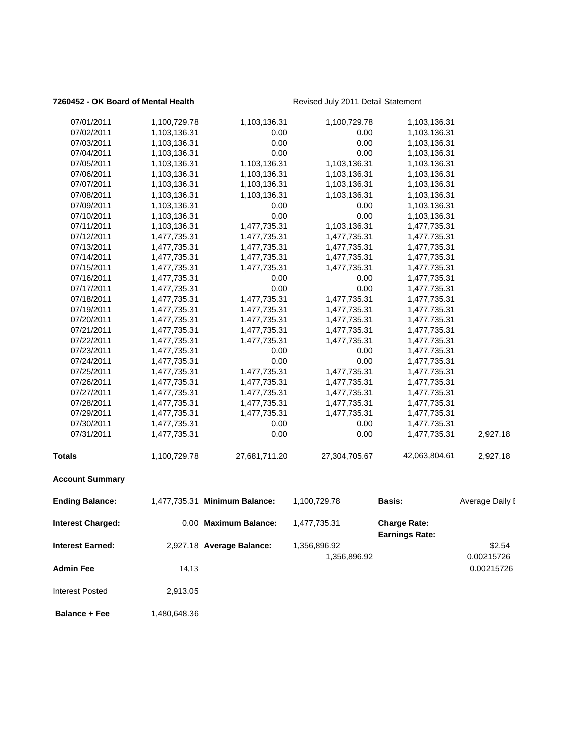**7260452 - OK Board of Mental Health** Revised July 2011 Detail Statement

| | | | | | |
|---|---|---|---|---|---|
| 07/01/2011 | 1,100,729.78 | 1,103,136.31 | 1,100,729.78 | 1,103,136.31 | |
| 07/02/2011 | 1,103,136.31 | 0.00 | 0.00 | 1,103,136.31 | |
| 07/03/2011 | 1,103,136.31 | 0.00 | 0.00 | 1,103,136.31 | |
| 07/04/2011 | 1,103,136.31 | 0.00 | 0.00 | 1,103,136.31 | |
| 07/05/2011 | 1,103,136.31 | 1,103,136.31 | 1,103,136.31 | 1,103,136.31 | |
| 07/06/2011 | 1,103,136.31 | 1,103,136.31 | 1,103,136.31 | 1,103,136.31 | |
| 07/07/2011 | 1,103,136.31 | 1,103,136.31 | 1,103,136.31 | 1,103,136.31 | |
| 07/08/2011 | 1,103,136.31 | 1,103,136.31 | 1,103,136.31 | 1,103,136.31 | |
| 07/09/2011 | 1,103,136.31 | 0.00 | 0.00 | 1,103,136.31 | |
| 07/10/2011 | 1,103,136.31 | 0.00 | 0.00 | 1,103,136.31 | |
| 07/11/2011 | 1,103,136.31 | 1,477,735.31 | 1,103,136.31 | 1,477,735.31 | |
| 07/12/2011 | 1,477,735.31 | 1,477,735.31 | 1,477,735.31 | 1,477,735.31 | |
| 07/13/2011 | 1,477,735.31 | 1,477,735.31 | 1,477,735.31 | 1,477,735.31 | |
| 07/14/2011 | 1,477,735.31 | 1,477,735.31 | 1,477,735.31 | 1,477,735.31 | |
| 07/15/2011 | 1,477,735.31 | 1,477,735.31 | 1,477,735.31 | 1,477,735.31 | |
| 07/16/2011 | 1,477,735.31 | 0.00 | 0.00 | 1,477,735.31 | |
| 07/17/2011 | 1,477,735.31 | 0.00 | 0.00 | 1,477,735.31 | |
| 07/18/2011 | 1,477,735.31 | 1,477,735.31 | 1,477,735.31 | 1,477,735.31 | |
| 07/19/2011 | 1,477,735.31 | 1,477,735.31 | 1,477,735.31 | 1,477,735.31 | |
| 07/20/2011 | 1,477,735.31 | 1,477,735.31 | 1,477,735.31 | 1,477,735.31 | |
| 07/21/2011 | 1,477,735.31 | 1,477,735.31 | 1,477,735.31 | 1,477,735.31 | |
| 07/22/2011 | 1,477,735.31 | 1,477,735.31 | 1,477,735.31 | 1,477,735.31 | |
| 07/23/2011 | 1,477,735.31 | 0.00 | 0.00 | 1,477,735.31 | |
| 07/24/2011 | 1,477,735.31 | 0.00 | 0.00 | 1,477,735.31 | |
| 07/25/2011 | 1,477,735.31 | 1,477,735.31 | 1,477,735.31 | 1,477,735.31 | |
| 07/26/2011 | 1,477,735.31 | 1,477,735.31 | 1,477,735.31 | 1,477,735.31 | |
| 07/27/2011 | 1,477,735.31 | 1,477,735.31 | 1,477,735.31 | 1,477,735.31 | |
| 07/28/2011 | 1,477,735.31 | 1,477,735.31 | 1,477,735.31 | 1,477,735.31 | |
| 07/29/2011 | 1,477,735.31 | 1,477,735.31 | 1,477,735.31 | 1,477,735.31 | |
| 07/30/2011 | 1,477,735.31 | 0.00 | 0.00 | 1,477,735.31 | |
| 07/31/2011 | 1,477,735.31 | 0.00 | 0.00 | 1,477,735.31 | 2,927.18 |
| **Totals** | 1,100,729.78 | 27,681,711.20 | 27,304,705.67 | 42,063,804.61 | 2,927.18 |

**Account Summary**

| | | | | | |
|---|---|---|---|---|---|
| **Ending Balance:** | 1,477,735.31 | **Minimum Balance:** | 1,100,729.78 | **Basis:** | Average Daily I |
| **Interest Charged:** | 0.00 | **Maximum Balance:** | 1,477,735.31 | **Charge Rate:** **Earnings Rate:** | |
| **Interest Earned:** | 2,927.18 | **Average Balance:** | 1,356,896.92 | | $2.54 |
| | | | 1,356,896.92 | | 0.00215726 |
| **Admin Fee** | 14.13 | | | | 0.00215726 |
| Interest Posted | 2,913.05 | | | | |
| **Balance + Fee** | 1,480,648.36 | | | | |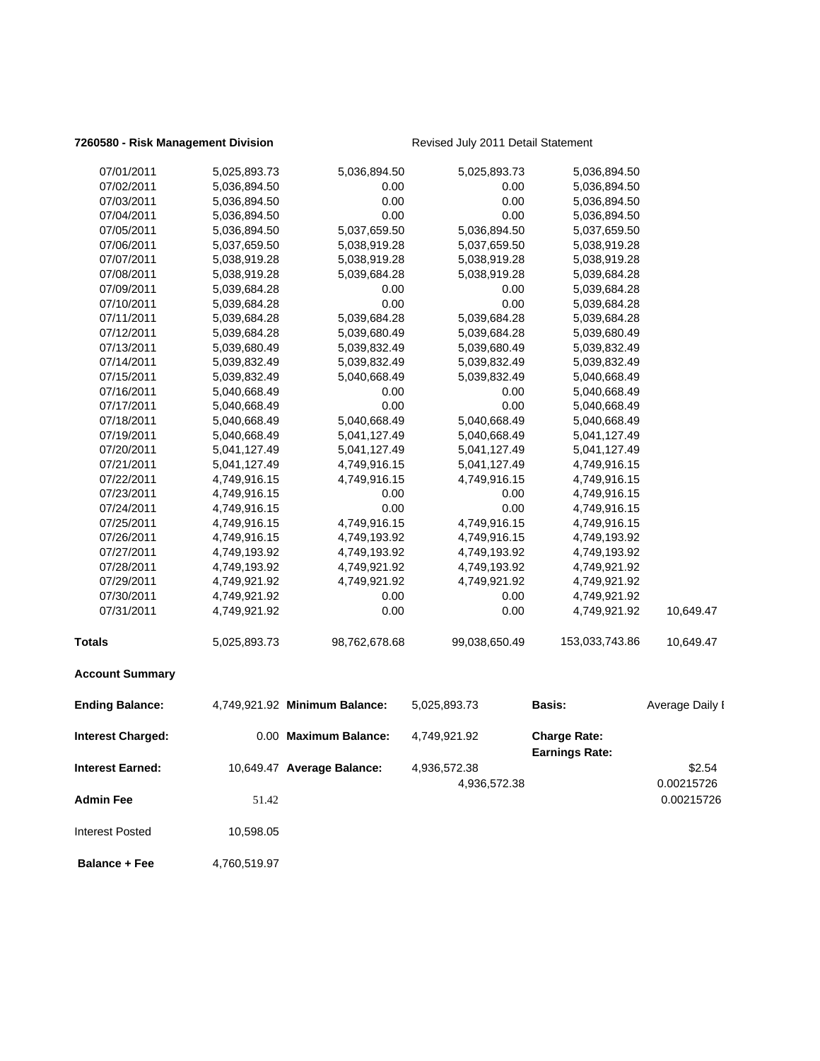**7260580 - Risk Management Division** Revised July 2011 Detail Statement

| | | | | | |
|---|---|---|---|---|---|
| 07/01/2011 | 5,025,893.73 | 5,036,894.50 | 5,025,893.73 | 5,036,894.50 | |
| 07/02/2011 | 5,036,894.50 | 0.00 | 0.00 | 5,036,894.50 | |
| 07/03/2011 | 5,036,894.50 | 0.00 | 0.00 | 5,036,894.50 | |
| 07/04/2011 | 5,036,894.50 | 0.00 | 0.00 | 5,036,894.50 | |
| 07/05/2011 | 5,036,894.50 | 5,037,659.50 | 5,036,894.50 | 5,037,659.50 | |
| 07/06/2011 | 5,037,659.50 | 5,038,919.28 | 5,037,659.50 | 5,038,919.28 | |
| 07/07/2011 | 5,038,919.28 | 5,038,919.28 | 5,038,919.28 | 5,038,919.28 | |
| 07/08/2011 | 5,038,919.28 | 5,039,684.28 | 5,038,919.28 | 5,039,684.28 | |
| 07/09/2011 | 5,039,684.28 | 0.00 | 0.00 | 5,039,684.28 | |
| 07/10/2011 | 5,039,684.28 | 0.00 | 0.00 | 5,039,684.28 | |
| 07/11/2011 | 5,039,684.28 | 5,039,684.28 | 5,039,684.28 | 5,039,684.28 | |
| 07/12/2011 | 5,039,684.28 | 5,039,680.49 | 5,039,684.28 | 5,039,680.49 | |
| 07/13/2011 | 5,039,680.49 | 5,039,832.49 | 5,039,680.49 | 5,039,832.49 | |
| 07/14/2011 | 5,039,832.49 | 5,039,832.49 | 5,039,832.49 | 5,039,832.49 | |
| 07/15/2011 | 5,039,832.49 | 5,040,668.49 | 5,039,832.49 | 5,040,668.49 | |
| 07/16/2011 | 5,040,668.49 | 0.00 | 0.00 | 5,040,668.49 | |
| 07/17/2011 | 5,040,668.49 | 0.00 | 0.00 | 5,040,668.49 | |
| 07/18/2011 | 5,040,668.49 | 5,040,668.49 | 5,040,668.49 | 5,040,668.49 | |
| 07/19/2011 | 5,040,668.49 | 5,041,127.49 | 5,040,668.49 | 5,041,127.49 | |
| 07/20/2011 | 5,041,127.49 | 5,041,127.49 | 5,041,127.49 | 5,041,127.49 | |
| 07/21/2011 | 5,041,127.49 | 4,749,916.15 | 5,041,127.49 | 4,749,916.15 | |
| 07/22/2011 | 4,749,916.15 | 4,749,916.15 | 4,749,916.15 | 4,749,916.15 | |
| 07/23/2011 | 4,749,916.15 | 0.00 | 0.00 | 4,749,916.15 | |
| 07/24/2011 | 4,749,916.15 | 0.00 | 0.00 | 4,749,916.15 | |
| 07/25/2011 | 4,749,916.15 | 4,749,916.15 | 4,749,916.15 | 4,749,916.15 | |
| 07/26/2011 | 4,749,916.15 | 4,749,193.92 | 4,749,916.15 | 4,749,193.92 | |
| 07/27/2011 | 4,749,193.92 | 4,749,193.92 | 4,749,193.92 | 4,749,193.92 | |
| 07/28/2011 | 4,749,193.92 | 4,749,921.92 | 4,749,193.92 | 4,749,921.92 | |
| 07/29/2011 | 4,749,921.92 | 4,749,921.92 | 4,749,921.92 | 4,749,921.92 | |
| 07/30/2011 | 4,749,921.92 | 0.00 | 0.00 | 4,749,921.92 | |
| 07/31/2011 | 4,749,921.92 | 0.00 | 0.00 | 4,749,921.92 | 10,649.47 |
| **Totals** | 5,025,893.73 | 98,762,678.68 | 99,038,650.49 | 153,033,743.86 | 10,649.47 |

**Account Summary**

| | | | | | |
|---|---|---|---|---|---|
| **Ending Balance:** | 4,749,921.92 | **Minimum Balance:** | 5,025,893.73 | **Basis:** | Average Daily I |
| **Interest Charged:** | 0.00 | **Maximum Balance:** | 4,749,921.92 | **Charge Rate:** | |
| | | | | **Earnings Rate:** | |
| **Interest Earned:** | 10,649.47 | **Average Balance:** | 4,936,572.38 | | $2.54 |
| | | | 4,936,572.38 | | 0.00215726 |
| **Admin Fee** | 51.42 | | | | 0.00215726 |
| Interest Posted | 10,598.05 | | | | |
| **Balance + Fee** | 4,760,519.97 | | | | |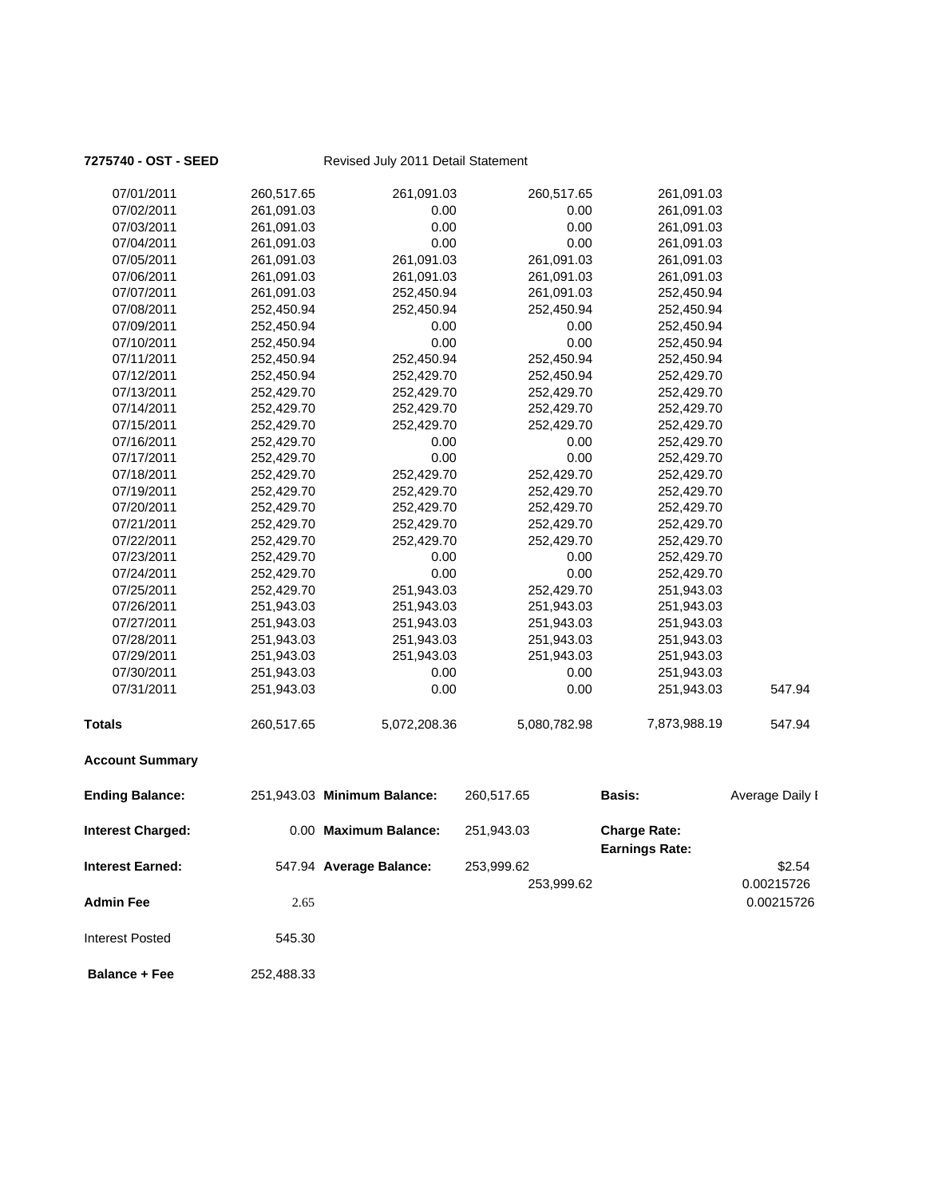**7275740 - OST - SEED** Revised July 2011 Detail Statement

| | | | | | |
|---|---|---|---|---|---|
| 07/01/2011 | 260,517.65 | 261,091.03 | 260,517.65 | 261,091.03 | |
| 07/02/2011 | 261,091.03 | 0.00 | 0.00 | 261,091.03 | |
| 07/03/2011 | 261,091.03 | 0.00 | 0.00 | 261,091.03 | |
| 07/04/2011 | 261,091.03 | 0.00 | 0.00 | 261,091.03 | |
| 07/05/2011 | 261,091.03 | 261,091.03 | 261,091.03 | 261,091.03 | |
| 07/06/2011 | 261,091.03 | 261,091.03 | 261,091.03 | 261,091.03 | |
| 07/07/2011 | 261,091.03 | 252,450.94 | 261,091.03 | 252,450.94 | |
| 07/08/2011 | 252,450.94 | 252,450.94 | 252,450.94 | 252,450.94 | |
| 07/09/2011 | 252,450.94 | 0.00 | 0.00 | 252,450.94 | |
| 07/10/2011 | 252,450.94 | 0.00 | 0.00 | 252,450.94 | |
| 07/11/2011 | 252,450.94 | 252,450.94 | 252,450.94 | 252,450.94 | |
| 07/12/2011 | 252,450.94 | 252,429.70 | 252,450.94 | 252,429.70 | |
| 07/13/2011 | 252,429.70 | 252,429.70 | 252,429.70 | 252,429.70 | |
| 07/14/2011 | 252,429.70 | 252,429.70 | 252,429.70 | 252,429.70 | |
| 07/15/2011 | 252,429.70 | 252,429.70 | 252,429.70 | 252,429.70 | |
| 07/16/2011 | 252,429.70 | 0.00 | 0.00 | 252,429.70 | |
| 07/17/2011 | 252,429.70 | 0.00 | 0.00 | 252,429.70 | |
| 07/18/2011 | 252,429.70 | 252,429.70 | 252,429.70 | 252,429.70 | |
| 07/19/2011 | 252,429.70 | 252,429.70 | 252,429.70 | 252,429.70 | |
| 07/20/2011 | 252,429.70 | 252,429.70 | 252,429.70 | 252,429.70 | |
| 07/21/2011 | 252,429.70 | 252,429.70 | 252,429.70 | 252,429.70 | |
| 07/22/2011 | 252,429.70 | 252,429.70 | 252,429.70 | 252,429.70 | |
| 07/23/2011 | 252,429.70 | 0.00 | 0.00 | 252,429.70 | |
| 07/24/2011 | 252,429.70 | 0.00 | 0.00 | 252,429.70 | |
| 07/25/2011 | 252,429.70 | 251,943.03 | 252,429.70 | 251,943.03 | |
| 07/26/2011 | 251,943.03 | 251,943.03 | 251,943.03 | 251,943.03 | |
| 07/27/2011 | 251,943.03 | 251,943.03 | 251,943.03 | 251,943.03 | |
| 07/28/2011 | 251,943.03 | 251,943.03 | 251,943.03 | 251,943.03 | |
| 07/29/2011 | 251,943.03 | 251,943.03 | 251,943.03 | 251,943.03 | |
| 07/30/2011 | 251,943.03 | 0.00 | 0.00 | 251,943.03 | |
| 07/31/2011 | 251,943.03 | 0.00 | 0.00 | 251,943.03 | 547.94 |
| **Totals** | 260,517.65 | 5,072,208.36 | 5,080,782.98 | 7,873,988.19 | 547.94 |

**Account Summary**

| | | | | | |
|---|---|---|---|---|---|
| **Ending Balance:** | 251,943.03 | **Minimum Balance:** | 260,517.65 | **Basis:** | Average Daily I |
| **Interest Charged:** | 0.00 | **Maximum Balance:** | 251,943.03 | **Charge Rate:** | |
| | | | | **Earnings Rate:** | |
| **Interest Earned:** | 547.94 | **Average Balance:** | 253,999.62 | | $2.54 |
| | | | 253,999.62 | | 0.00215726 |
| **Admin Fee** | 2.65 | | | | 0.00215726 |
| Interest Posted | 545.30 | | | | |
| **Balance + Fee** | 252,488.33 | | | | |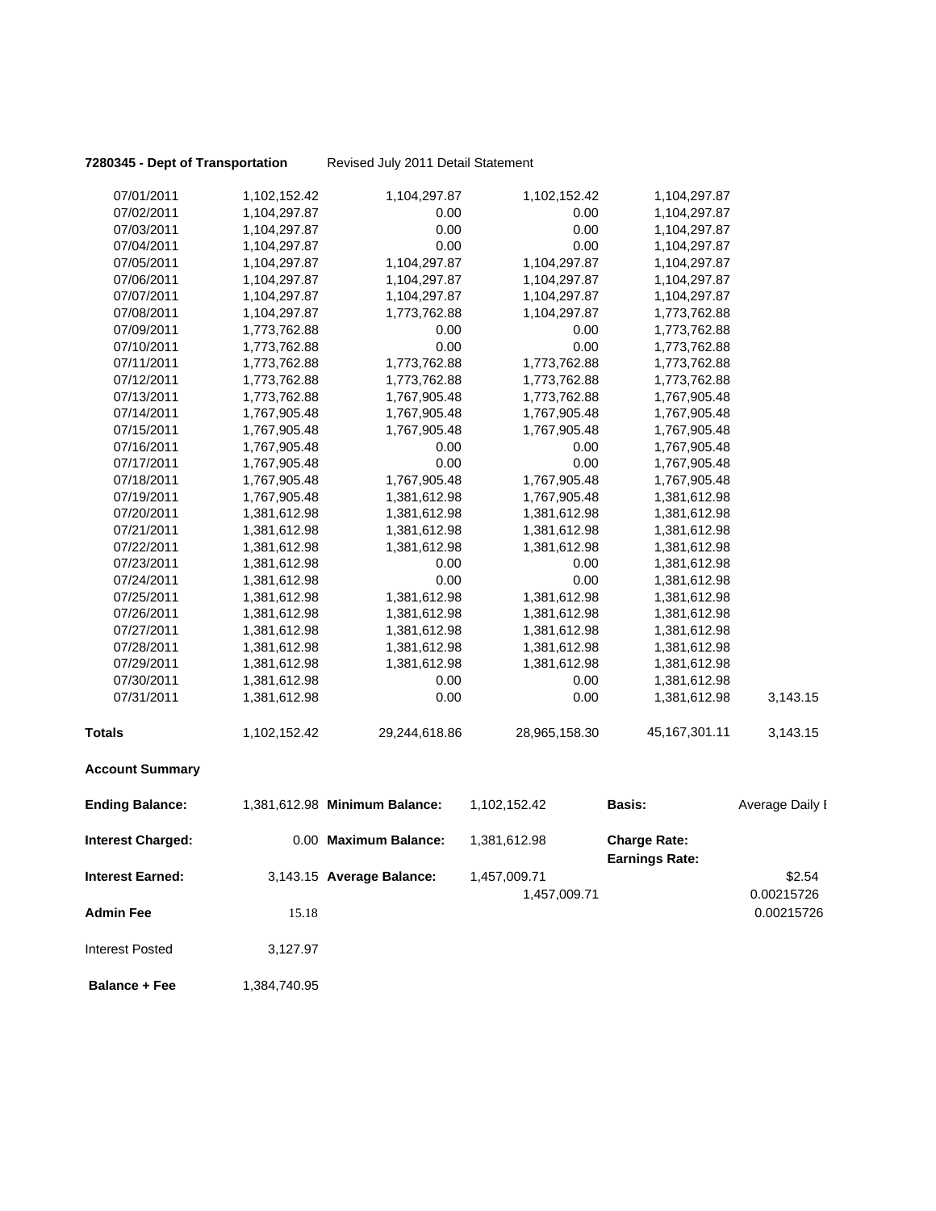**7280345 - Dept of Transportation** Revised July 2011 Detail Statement

| | | | | | |
|---|---|---|---|---|---|
| 07/01/2011 | 1,102,152.42 | 1,104,297.87 | 1,102,152.42 | 1,104,297.87 | |
| 07/02/2011 | 1,104,297.87 | 0.00 | 0.00 | 1,104,297.87 | |
| 07/03/2011 | 1,104,297.87 | 0.00 | 0.00 | 1,104,297.87 | |
| 07/04/2011 | 1,104,297.87 | 0.00 | 0.00 | 1,104,297.87 | |
| 07/05/2011 | 1,104,297.87 | 1,104,297.87 | 1,104,297.87 | 1,104,297.87 | |
| 07/06/2011 | 1,104,297.87 | 1,104,297.87 | 1,104,297.87 | 1,104,297.87 | |
| 07/07/2011 | 1,104,297.87 | 1,104,297.87 | 1,104,297.87 | 1,104,297.87 | |
| 07/08/2011 | 1,104,297.87 | 1,773,762.88 | 1,104,297.87 | 1,773,762.88 | |
| 07/09/2011 | 1,773,762.88 | 0.00 | 0.00 | 1,773,762.88 | |
| 07/10/2011 | 1,773,762.88 | 0.00 | 0.00 | 1,773,762.88 | |
| 07/11/2011 | 1,773,762.88 | 1,773,762.88 | 1,773,762.88 | 1,773,762.88 | |
| 07/12/2011 | 1,773,762.88 | 1,773,762.88 | 1,773,762.88 | 1,773,762.88 | |
| 07/13/2011 | 1,773,762.88 | 1,767,905.48 | 1,773,762.88 | 1,767,905.48 | |
| 07/14/2011 | 1,767,905.48 | 1,767,905.48 | 1,767,905.48 | 1,767,905.48 | |
| 07/15/2011 | 1,767,905.48 | 1,767,905.48 | 1,767,905.48 | 1,767,905.48 | |
| 07/16/2011 | 1,767,905.48 | 0.00 | 0.00 | 1,767,905.48 | |
| 07/17/2011 | 1,767,905.48 | 0.00 | 0.00 | 1,767,905.48 | |
| 07/18/2011 | 1,767,905.48 | 1,767,905.48 | 1,767,905.48 | 1,767,905.48 | |
| 07/19/2011 | 1,767,905.48 | 1,381,612.98 | 1,767,905.48 | 1,381,612.98 | |
| 07/20/2011 | 1,381,612.98 | 1,381,612.98 | 1,381,612.98 | 1,381,612.98 | |
| 07/21/2011 | 1,381,612.98 | 1,381,612.98 | 1,381,612.98 | 1,381,612.98 | |
| 07/22/2011 | 1,381,612.98 | 1,381,612.98 | 1,381,612.98 | 1,381,612.98 | |
| 07/23/2011 | 1,381,612.98 | 0.00 | 0.00 | 1,381,612.98 | |
| 07/24/2011 | 1,381,612.98 | 0.00 | 0.00 | 1,381,612.98 | |
| 07/25/2011 | 1,381,612.98 | 1,381,612.98 | 1,381,612.98 | 1,381,612.98 | |
| 07/26/2011 | 1,381,612.98 | 1,381,612.98 | 1,381,612.98 | 1,381,612.98 | |
| 07/27/2011 | 1,381,612.98 | 1,381,612.98 | 1,381,612.98 | 1,381,612.98 | |
| 07/28/2011 | 1,381,612.98 | 1,381,612.98 | 1,381,612.98 | 1,381,612.98 | |
| 07/29/2011 | 1,381,612.98 | 1,381,612.98 | 1,381,612.98 | 1,381,612.98 | |
| 07/30/2011 | 1,381,612.98 | 0.00 | 0.00 | 1,381,612.98 | |
| 07/31/2011 | 1,381,612.98 | 0.00 | 0.00 | 1,381,612.98 | 3,143.15 |
| **Totals** | 1,102,152.42 | 29,244,618.86 | 28,965,158.30 | 45,167,301.11 | 3,143.15 |

**Account Summary**

| | | | | | |
|---|---|---|---|---|---|
| **Ending Balance:** | 1,381,612.98 | **Minimum Balance:** | 1,102,152.42 | **Basis:** | Average Daily I |
| **Interest Charged:** | 0.00 | **Maximum Balance:** | 1,381,612.98 | **Charge Rate:** | |
| | | | | **Earnings Rate:** | |
| **Interest Earned:** | 3,143.15 | **Average Balance:** | 1,457,009.71 | | $2.54 |
| | | | 1,457,009.71 | | 0.00215726 |
| **Admin Fee** | 15.18 | | | | 0.00215726 |
| Interest Posted | 3,127.97 | | | | |
| **Balance + Fee** | 1,384,740.95 | | | | |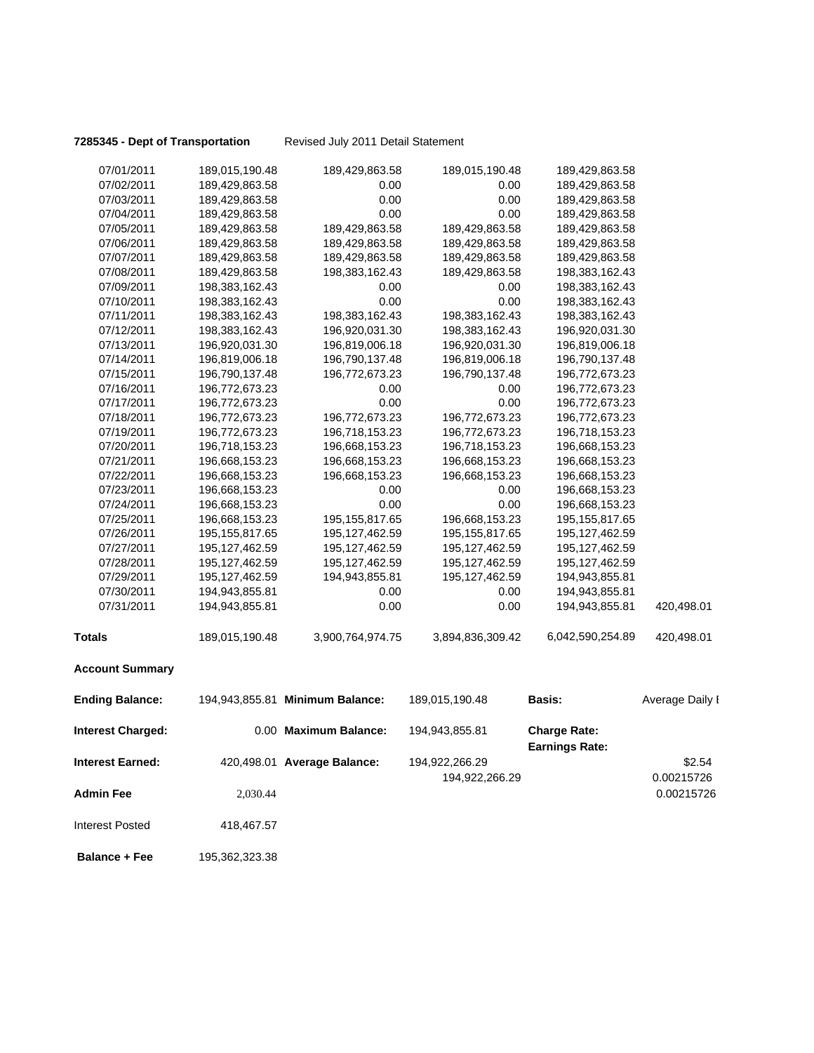**7285345 - Dept of Transportation** Revised July 2011 Detail Statement

| | | | | | |
|---|---|---|---|---|---|
| 07/01/2011 | 189,015,190.48 | 189,429,863.58 | 189,015,190.48 | 189,429,863.58 | |
| 07/02/2011 | 189,429,863.58 | 0.00 | 0.00 | 189,429,863.58 | |
| 07/03/2011 | 189,429,863.58 | 0.00 | 0.00 | 189,429,863.58 | |
| 07/04/2011 | 189,429,863.58 | 0.00 | 0.00 | 189,429,863.58 | |
| 07/05/2011 | 189,429,863.58 | 189,429,863.58 | 189,429,863.58 | 189,429,863.58 | |
| 07/06/2011 | 189,429,863.58 | 189,429,863.58 | 189,429,863.58 | 189,429,863.58 | |
| 07/07/2011 | 189,429,863.58 | 189,429,863.58 | 189,429,863.58 | 189,429,863.58 | |
| 07/08/2011 | 189,429,863.58 | 198,383,162.43 | 189,429,863.58 | 198,383,162.43 | |
| 07/09/2011 | 198,383,162.43 | 0.00 | 0.00 | 198,383,162.43 | |
| 07/10/2011 | 198,383,162.43 | 0.00 | 0.00 | 198,383,162.43 | |
| 07/11/2011 | 198,383,162.43 | 198,383,162.43 | 198,383,162.43 | 198,383,162.43 | |
| 07/12/2011 | 198,383,162.43 | 196,920,031.30 | 198,383,162.43 | 196,920,031.30 | |
| 07/13/2011 | 196,920,031.30 | 196,819,006.18 | 196,920,031.30 | 196,819,006.18 | |
| 07/14/2011 | 196,819,006.18 | 196,790,137.48 | 196,819,006.18 | 196,790,137.48 | |
| 07/15/2011 | 196,790,137.48 | 196,772,673.23 | 196,790,137.48 | 196,772,673.23 | |
| 07/16/2011 | 196,772,673.23 | 0.00 | 0.00 | 196,772,673.23 | |
| 07/17/2011 | 196,772,673.23 | 0.00 | 0.00 | 196,772,673.23 | |
| 07/18/2011 | 196,772,673.23 | 196,772,673.23 | 196,772,673.23 | 196,772,673.23 | |
| 07/19/2011 | 196,772,673.23 | 196,718,153.23 | 196,772,673.23 | 196,718,153.23 | |
| 07/20/2011 | 196,718,153.23 | 196,668,153.23 | 196,718,153.23 | 196,668,153.23 | |
| 07/21/2011 | 196,668,153.23 | 196,668,153.23 | 196,668,153.23 | 196,668,153.23 | |
| 07/22/2011 | 196,668,153.23 | 196,668,153.23 | 196,668,153.23 | 196,668,153.23 | |
| 07/23/2011 | 196,668,153.23 | 0.00 | 0.00 | 196,668,153.23 | |
| 07/24/2011 | 196,668,153.23 | 0.00 | 0.00 | 196,668,153.23 | |
| 07/25/2011 | 196,668,153.23 | 195,155,817.65 | 196,668,153.23 | 195,155,817.65 | |
| 07/26/2011 | 195,155,817.65 | 195,127,462.59 | 195,155,817.65 | 195,127,462.59 | |
| 07/27/2011 | 195,127,462.59 | 195,127,462.59 | 195,127,462.59 | 195,127,462.59 | |
| 07/28/2011 | 195,127,462.59 | 195,127,462.59 | 195,127,462.59 | 195,127,462.59 | |
| 07/29/2011 | 195,127,462.59 | 194,943,855.81 | 195,127,462.59 | 194,943,855.81 | |
| 07/30/2011 | 194,943,855.81 | 0.00 | 0.00 | 194,943,855.81 | |
| 07/31/2011 | 194,943,855.81 | 0.00 | 0.00 | 194,943,855.81 | 420,498.01 |
| **Totals** | 189,015,190.48 | 3,900,764,974.75 | 3,894,836,309.42 | 6,042,590,254.89 | 420,498.01 |

**Account Summary**

| | | | | | |
|---|---|---|---|---|---|
| **Ending Balance:** | 194,943,855.81 | **Minimum Balance:** | 189,015,190.48 | **Basis:** | Average Daily I |
| **Interest Charged:** | 0.00 | **Maximum Balance:** | 194,943,855.81 | **Charge Rate:** | |
| | | | | **Earnings Rate:** | |
| **Interest Earned:** | 420,498.01 | **Average Balance:** | 194,922,266.29 | | $2.54 |
| | | | 194,922,266.29 | | 0.00215726 |
| **Admin Fee** | 2,030.44 | | | | 0.00215726 |
| Interest Posted | 418,467.57 | | | | |
| **Balance + Fee** | 195,362,323.38 | | | | |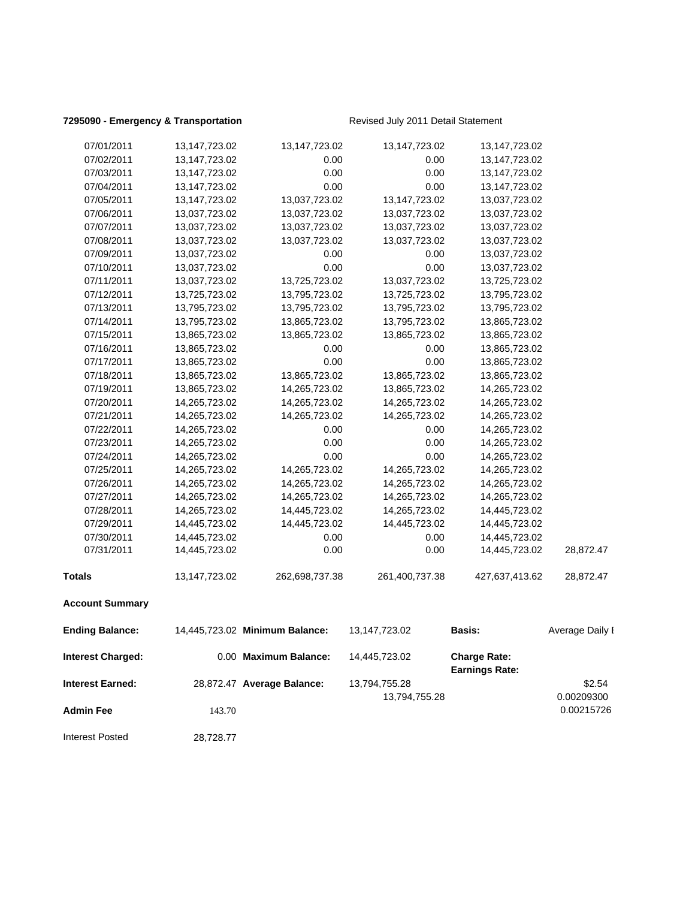**7295090 - Emergency & Transportation** Revised July 2011 Detail Statement

| | | | | | |
|---|---|---|---|---|---|
| 07/01/2011 | 13,147,723.02 | 13,147,723.02 | 13,147,723.02 | 13,147,723.02 | |
| 07/02/2011 | 13,147,723.02 | 0.00 | 0.00 | 13,147,723.02 | |
| 07/03/2011 | 13,147,723.02 | 0.00 | 0.00 | 13,147,723.02 | |
| 07/04/2011 | 13,147,723.02 | 0.00 | 0.00 | 13,147,723.02 | |
| 07/05/2011 | 13,147,723.02 | 13,037,723.02 | 13,147,723.02 | 13,037,723.02 | |
| 07/06/2011 | 13,037,723.02 | 13,037,723.02 | 13,037,723.02 | 13,037,723.02 | |
| 07/07/2011 | 13,037,723.02 | 13,037,723.02 | 13,037,723.02 | 13,037,723.02 | |
| 07/08/2011 | 13,037,723.02 | 13,037,723.02 | 13,037,723.02 | 13,037,723.02 | |
| 07/09/2011 | 13,037,723.02 | 0.00 | 0.00 | 13,037,723.02 | |
| 07/10/2011 | 13,037,723.02 | 0.00 | 0.00 | 13,037,723.02 | |
| 07/11/2011 | 13,037,723.02 | 13,725,723.02 | 13,037,723.02 | 13,725,723.02 | |
| 07/12/2011 | 13,725,723.02 | 13,795,723.02 | 13,725,723.02 | 13,795,723.02 | |
| 07/13/2011 | 13,795,723.02 | 13,795,723.02 | 13,795,723.02 | 13,795,723.02 | |
| 07/14/2011 | 13,795,723.02 | 13,865,723.02 | 13,795,723.02 | 13,865,723.02 | |
| 07/15/2011 | 13,865,723.02 | 13,865,723.02 | 13,865,723.02 | 13,865,723.02 | |
| 07/16/2011 | 13,865,723.02 | 0.00 | 0.00 | 13,865,723.02 | |
| 07/17/2011 | 13,865,723.02 | 0.00 | 0.00 | 13,865,723.02 | |
| 07/18/2011 | 13,865,723.02 | 13,865,723.02 | 13,865,723.02 | 13,865,723.02 | |
| 07/19/2011 | 13,865,723.02 | 14,265,723.02 | 13,865,723.02 | 14,265,723.02 | |
| 07/20/2011 | 14,265,723.02 | 14,265,723.02 | 14,265,723.02 | 14,265,723.02 | |
| 07/21/2011 | 14,265,723.02 | 14,265,723.02 | 14,265,723.02 | 14,265,723.02 | |
| 07/22/2011 | 14,265,723.02 | 0.00 | 0.00 | 14,265,723.02 | |
| 07/23/2011 | 14,265,723.02 | 0.00 | 0.00 | 14,265,723.02 | |
| 07/24/2011 | 14,265,723.02 | 0.00 | 0.00 | 14,265,723.02 | |
| 07/25/2011 | 14,265,723.02 | 14,265,723.02 | 14,265,723.02 | 14,265,723.02 | |
| 07/26/2011 | 14,265,723.02 | 14,265,723.02 | 14,265,723.02 | 14,265,723.02 | |
| 07/27/2011 | 14,265,723.02 | 14,265,723.02 | 14,265,723.02 | 14,265,723.02 | |
| 07/28/2011 | 14,265,723.02 | 14,445,723.02 | 14,265,723.02 | 14,445,723.02 | |
| 07/29/2011 | 14,445,723.02 | 14,445,723.02 | 14,445,723.02 | 14,445,723.02 | |
| 07/30/2011 | 14,445,723.02 | 0.00 | 0.00 | 14,445,723.02 | |
| 07/31/2011 | 14,445,723.02 | 0.00 | 0.00 | 14,445,723.02 | 28,872.47 |
| **Totals** | 13,147,723.02 | 262,698,737.38 | 261,400,737.38 | 427,637,413.62 | 28,872.47 |

**Account Summary**

| | | | | | |
|---|---|---|---|---|---|
| **Ending Balance:** | 14,445,723.02 | **Minimum Balance:** | 13,147,723.02 | **Basis:** | Average Daily I |
| **Interest Charged:** | 0.00 | **Maximum Balance:** | 14,445,723.02 | **Charge Rate:** **Earnings Rate:** | |
| **Interest Earned:** | 28,872.47 | **Average Balance:** | 13,794,755.28 13,794,755.28 | | $2.54 0.00209300 |
| **Admin Fee** | 143.70 | | | | 0.00215726 |
| Interest Posted | 28,728.77 | | | | |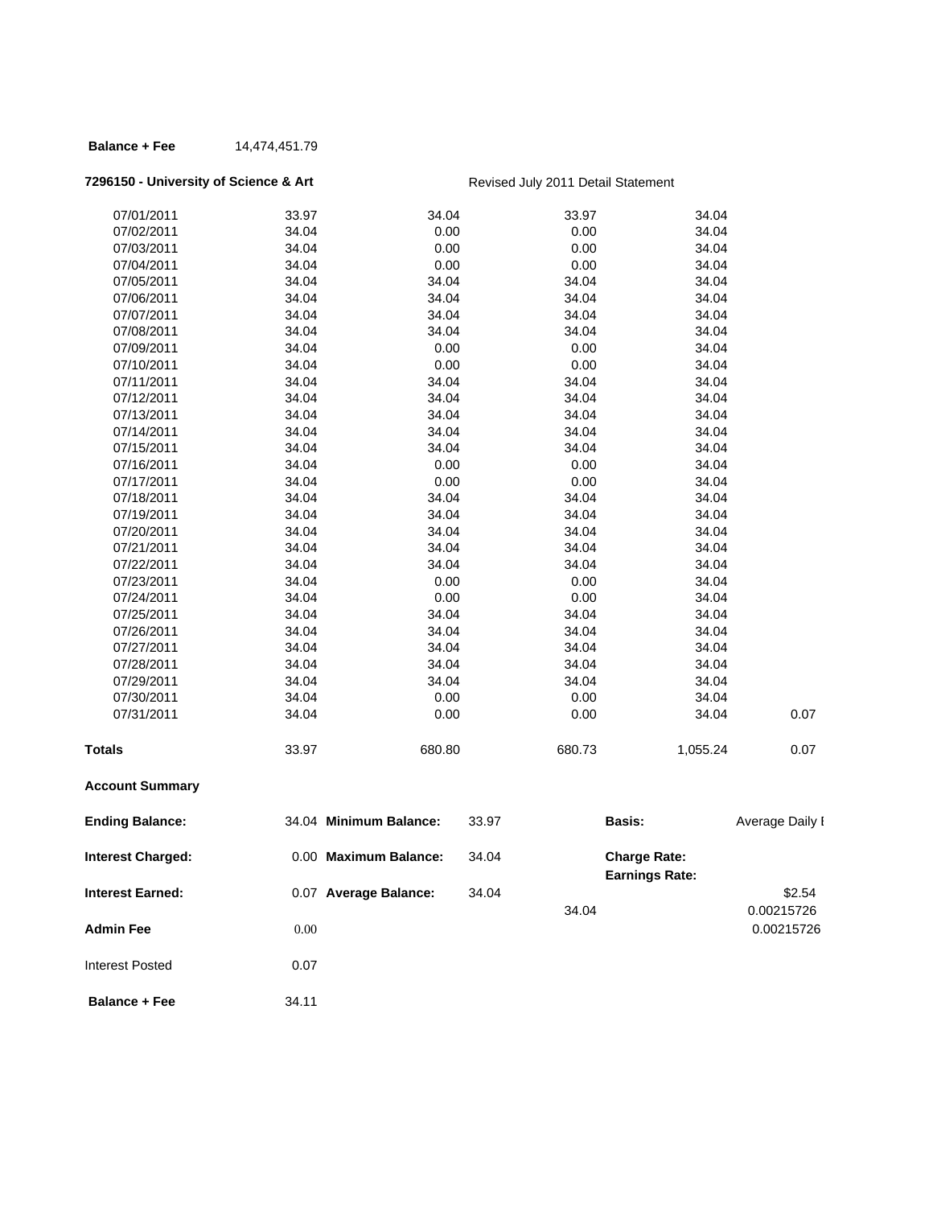**Balance + Fee** 14,474,451.79

**7296150 - University of Science & Art** Revised July 2011 Detail Statement

| | | | | | |
|---|---|---|---|---|---|
| 07/01/2011 | 33.97 | 34.04 | 33.97 | 34.04 | |
| 07/02/2011 | 34.04 | 0.00 | 0.00 | 34.04 | |
| 07/03/2011 | 34.04 | 0.00 | 0.00 | 34.04 | |
| 07/04/2011 | 34.04 | 0.00 | 0.00 | 34.04 | |
| 07/05/2011 | 34.04 | 34.04 | 34.04 | 34.04 | |
| 07/06/2011 | 34.04 | 34.04 | 34.04 | 34.04 | |
| 07/07/2011 | 34.04 | 34.04 | 34.04 | 34.04 | |
| 07/08/2011 | 34.04 | 34.04 | 34.04 | 34.04 | |
| 07/09/2011 | 34.04 | 0.00 | 0.00 | 34.04 | |
| 07/10/2011 | 34.04 | 0.00 | 0.00 | 34.04 | |
| 07/11/2011 | 34.04 | 34.04 | 34.04 | 34.04 | |
| 07/12/2011 | 34.04 | 34.04 | 34.04 | 34.04 | |
| 07/13/2011 | 34.04 | 34.04 | 34.04 | 34.04 | |
| 07/14/2011 | 34.04 | 34.04 | 34.04 | 34.04 | |
| 07/15/2011 | 34.04 | 34.04 | 34.04 | 34.04 | |
| 07/16/2011 | 34.04 | 0.00 | 0.00 | 34.04 | |
| 07/17/2011 | 34.04 | 0.00 | 0.00 | 34.04 | |
| 07/18/2011 | 34.04 | 34.04 | 34.04 | 34.04 | |
| 07/19/2011 | 34.04 | 34.04 | 34.04 | 34.04 | |
| 07/20/2011 | 34.04 | 34.04 | 34.04 | 34.04 | |
| 07/21/2011 | 34.04 | 34.04 | 34.04 | 34.04 | |
| 07/22/2011 | 34.04 | 34.04 | 34.04 | 34.04 | |
| 07/23/2011 | 34.04 | 0.00 | 0.00 | 34.04 | |
| 07/24/2011 | 34.04 | 0.00 | 0.00 | 34.04 | |
| 07/25/2011 | 34.04 | 34.04 | 34.04 | 34.04 | |
| 07/26/2011 | 34.04 | 34.04 | 34.04 | 34.04 | |
| 07/27/2011 | 34.04 | 34.04 | 34.04 | 34.04 | |
| 07/28/2011 | 34.04 | 34.04 | 34.04 | 34.04 | |
| 07/29/2011 | 34.04 | 34.04 | 34.04 | 34.04 | |
| 07/30/2011 | 34.04 | 0.00 | 0.00 | 34.04 | |
| 07/31/2011 | 34.04 | 0.00 | 0.00 | 34.04 | 0.07 |
| **Totals** | 33.97 | 680.80 | 680.73 | 1,055.24 | 0.07 |

**Account Summary**

| | | | | | |
|---|---|---|---|---|---|
| **Ending Balance:** | 34.04 | **Minimum Balance:** | 33.97 | **Basis:** | Average Daily I |
| **Interest Charged:** | 0.00 | **Maximum Balance:** | 34.04 | **Charge Rate:** | |
| | | | | **Earnings Rate:** | |
| **Interest Earned:** | 0.07 | **Average Balance:** | 34.04 | | $2.54 |
| | | | 34.04 | | 0.00215726 |
| **Admin Fee** | 0.00 | | | | 0.00215726 |
| Interest Posted | 0.07 | | | | |
| **Balance + Fee** | 34.11 | | | | |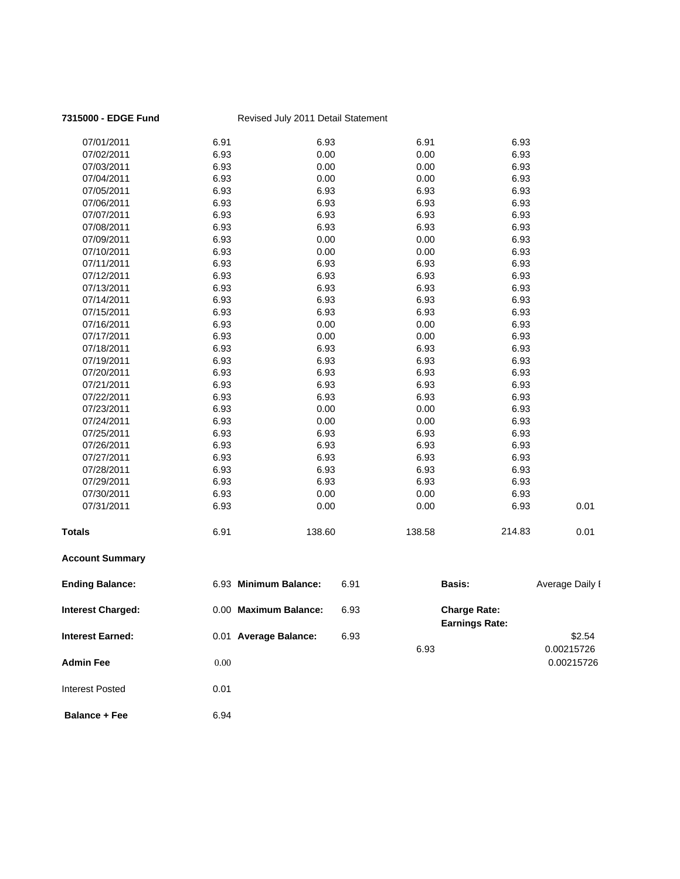**7315000 - EDGE Fund** Revised July 2011 Detail Statement

| | | | | | |
|---|---|---|---|---|---|
| 07/01/2011 | 6.91 | 6.93 | 6.91 | 6.93 | |
| 07/02/2011 | 6.93 | 0.00 | 0.00 | 6.93 | |
| 07/03/2011 | 6.93 | 0.00 | 0.00 | 6.93 | |
| 07/04/2011 | 6.93 | 0.00 | 0.00 | 6.93 | |
| 07/05/2011 | 6.93 | 6.93 | 6.93 | 6.93 | |
| 07/06/2011 | 6.93 | 6.93 | 6.93 | 6.93 | |
| 07/07/2011 | 6.93 | 6.93 | 6.93 | 6.93 | |
| 07/08/2011 | 6.93 | 6.93 | 6.93 | 6.93 | |
| 07/09/2011 | 6.93 | 0.00 | 0.00 | 6.93 | |
| 07/10/2011 | 6.93 | 0.00 | 0.00 | 6.93 | |
| 07/11/2011 | 6.93 | 6.93 | 6.93 | 6.93 | |
| 07/12/2011 | 6.93 | 6.93 | 6.93 | 6.93 | |
| 07/13/2011 | 6.93 | 6.93 | 6.93 | 6.93 | |
| 07/14/2011 | 6.93 | 6.93 | 6.93 | 6.93 | |
| 07/15/2011 | 6.93 | 6.93 | 6.93 | 6.93 | |
| 07/16/2011 | 6.93 | 0.00 | 0.00 | 6.93 | |
| 07/17/2011 | 6.93 | 0.00 | 0.00 | 6.93 | |
| 07/18/2011 | 6.93 | 6.93 | 6.93 | 6.93 | |
| 07/19/2011 | 6.93 | 6.93 | 6.93 | 6.93 | |
| 07/20/2011 | 6.93 | 6.93 | 6.93 | 6.93 | |
| 07/21/2011 | 6.93 | 6.93 | 6.93 | 6.93 | |
| 07/22/2011 | 6.93 | 6.93 | 6.93 | 6.93 | |
| 07/23/2011 | 6.93 | 0.00 | 0.00 | 6.93 | |
| 07/24/2011 | 6.93 | 0.00 | 0.00 | 6.93 | |
| 07/25/2011 | 6.93 | 6.93 | 6.93 | 6.93 | |
| 07/26/2011 | 6.93 | 6.93 | 6.93 | 6.93 | |
| 07/27/2011 | 6.93 | 6.93 | 6.93 | 6.93 | |
| 07/28/2011 | 6.93 | 6.93 | 6.93 | 6.93 | |
| 07/29/2011 | 6.93 | 6.93 | 6.93 | 6.93 | |
| 07/30/2011 | 6.93 | 0.00 | 0.00 | 6.93 | |
| 07/31/2011 | 6.93 | 0.00 | 0.00 | 6.93 | 0.01 |
| **Totals** | 6.91 | 138.60 | 138.58 | 214.83 | 0.01 |

**Account Summary**

| | | | | | |
|---|---|---|---|---|---|
| **Ending Balance:** | 6.93 | **Minimum Balance:** | 6.91 | **Basis:** | Average Daily I |
| **Interest Charged:** | 0.00 | **Maximum Balance:** | 6.93 | **Charge Rate:** | |
| | | | | **Earnings Rate:** | |
| **Interest Earned:** | 0.01 | **Average Balance:** | 6.93 | | $2.54 |
| | | | 6.93 | | 0.00215726 |
| **Admin Fee** | 0.00 | | | | 0.00215726 |
| Interest Posted | 0.01 | | | | |
| **Balance + Fee** | 6.94 | | | | |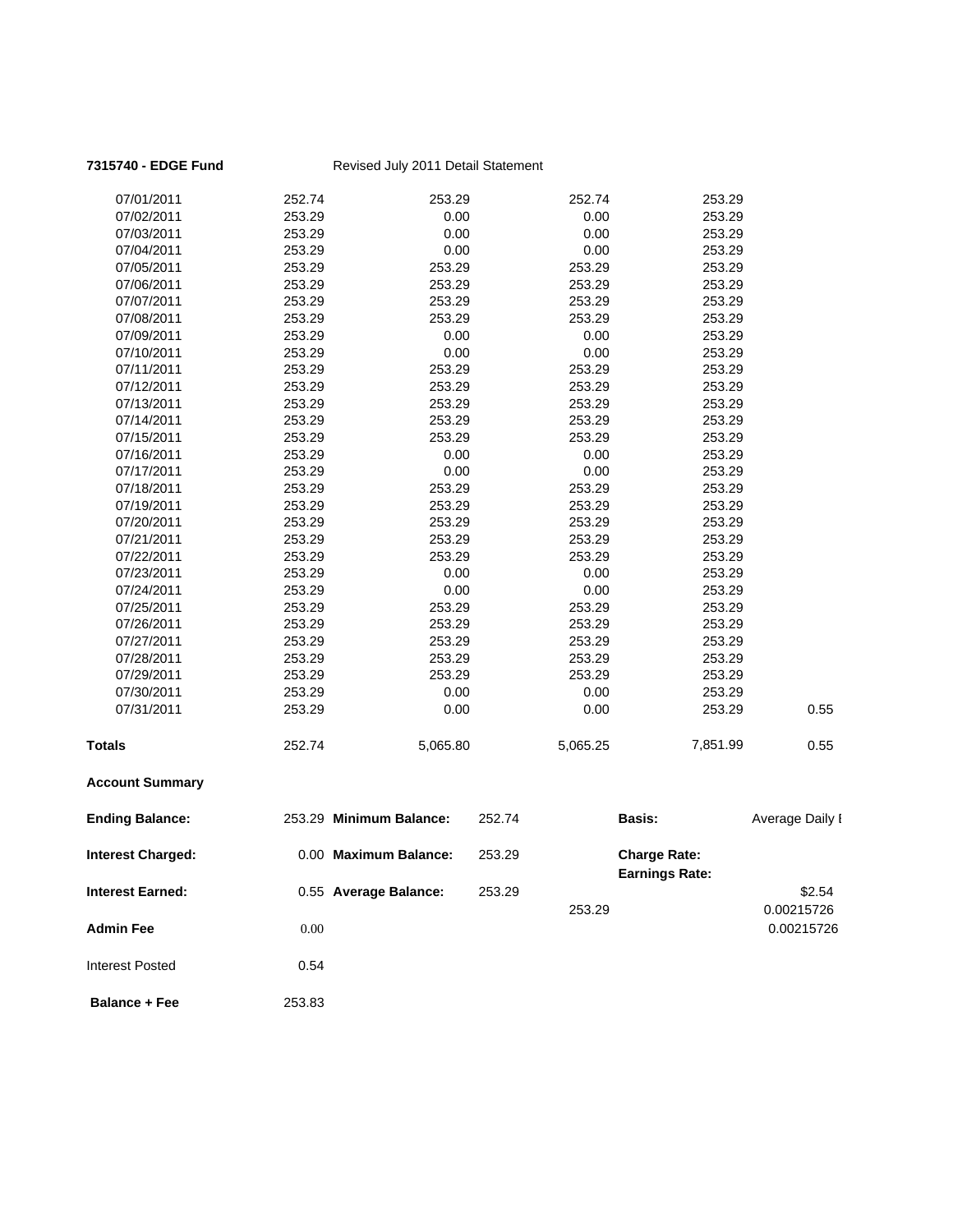**7315740 - EDGE Fund** Revised July 2011 Detail Statement

| | | | | | |
|---|---|---|---|---|---|
| 07/01/2011 | 252.74 | 253.29 | 252.74 | 253.29 | |
| 07/02/2011 | 253.29 | 0.00 | 0.00 | 253.29 | |
| 07/03/2011 | 253.29 | 0.00 | 0.00 | 253.29 | |
| 07/04/2011 | 253.29 | 0.00 | 0.00 | 253.29 | |
| 07/05/2011 | 253.29 | 253.29 | 253.29 | 253.29 | |
| 07/06/2011 | 253.29 | 253.29 | 253.29 | 253.29 | |
| 07/07/2011 | 253.29 | 253.29 | 253.29 | 253.29 | |
| 07/08/2011 | 253.29 | 253.29 | 253.29 | 253.29 | |
| 07/09/2011 | 253.29 | 0.00 | 0.00 | 253.29 | |
| 07/10/2011 | 253.29 | 0.00 | 0.00 | 253.29 | |
| 07/11/2011 | 253.29 | 253.29 | 253.29 | 253.29 | |
| 07/12/2011 | 253.29 | 253.29 | 253.29 | 253.29 | |
| 07/13/2011 | 253.29 | 253.29 | 253.29 | 253.29 | |
| 07/14/2011 | 253.29 | 253.29 | 253.29 | 253.29 | |
| 07/15/2011 | 253.29 | 253.29 | 253.29 | 253.29 | |
| 07/16/2011 | 253.29 | 0.00 | 0.00 | 253.29 | |
| 07/17/2011 | 253.29 | 0.00 | 0.00 | 253.29 | |
| 07/18/2011 | 253.29 | 253.29 | 253.29 | 253.29 | |
| 07/19/2011 | 253.29 | 253.29 | 253.29 | 253.29 | |
| 07/20/2011 | 253.29 | 253.29 | 253.29 | 253.29 | |
| 07/21/2011 | 253.29 | 253.29 | 253.29 | 253.29 | |
| 07/22/2011 | 253.29 | 253.29 | 253.29 | 253.29 | |
| 07/23/2011 | 253.29 | 0.00 | 0.00 | 253.29 | |
| 07/24/2011 | 253.29 | 0.00 | 0.00 | 253.29 | |
| 07/25/2011 | 253.29 | 253.29 | 253.29 | 253.29 | |
| 07/26/2011 | 253.29 | 253.29 | 253.29 | 253.29 | |
| 07/27/2011 | 253.29 | 253.29 | 253.29 | 253.29 | |
| 07/28/2011 | 253.29 | 253.29 | 253.29 | 253.29 | |
| 07/29/2011 | 253.29 | 253.29 | 253.29 | 253.29 | |
| 07/30/2011 | 253.29 | 0.00 | 0.00 | 253.29 | |
| 07/31/2011 | 253.29 | 0.00 | 0.00 | 253.29 | 0.55 |
| **Totals** | 252.74 | 5,065.80 | 5,065.25 | 7,851.99 | 0.55 |

**Account Summary**

| | | | | | |
|---|---|---|---|---|---|
| **Ending Balance:** | 253.29 | **Minimum Balance:** | 252.74 | **Basis:** | Average Daily I |
| **Interest Charged:** | 0.00 | **Maximum Balance:** | 253.29 | **Charge Rate:** | |
| | | | | **Earnings Rate:** | |
| **Interest Earned:** | 0.55 | **Average Balance:** | 253.29 | | $2.54 |
| | | | 253.29 | | 0.00215726 |
| **Admin Fee** | 0.00 | | | | 0.00215726 |
| Interest Posted | 0.54 | | | | |
| **Balance + Fee** | 253.83 | | | | |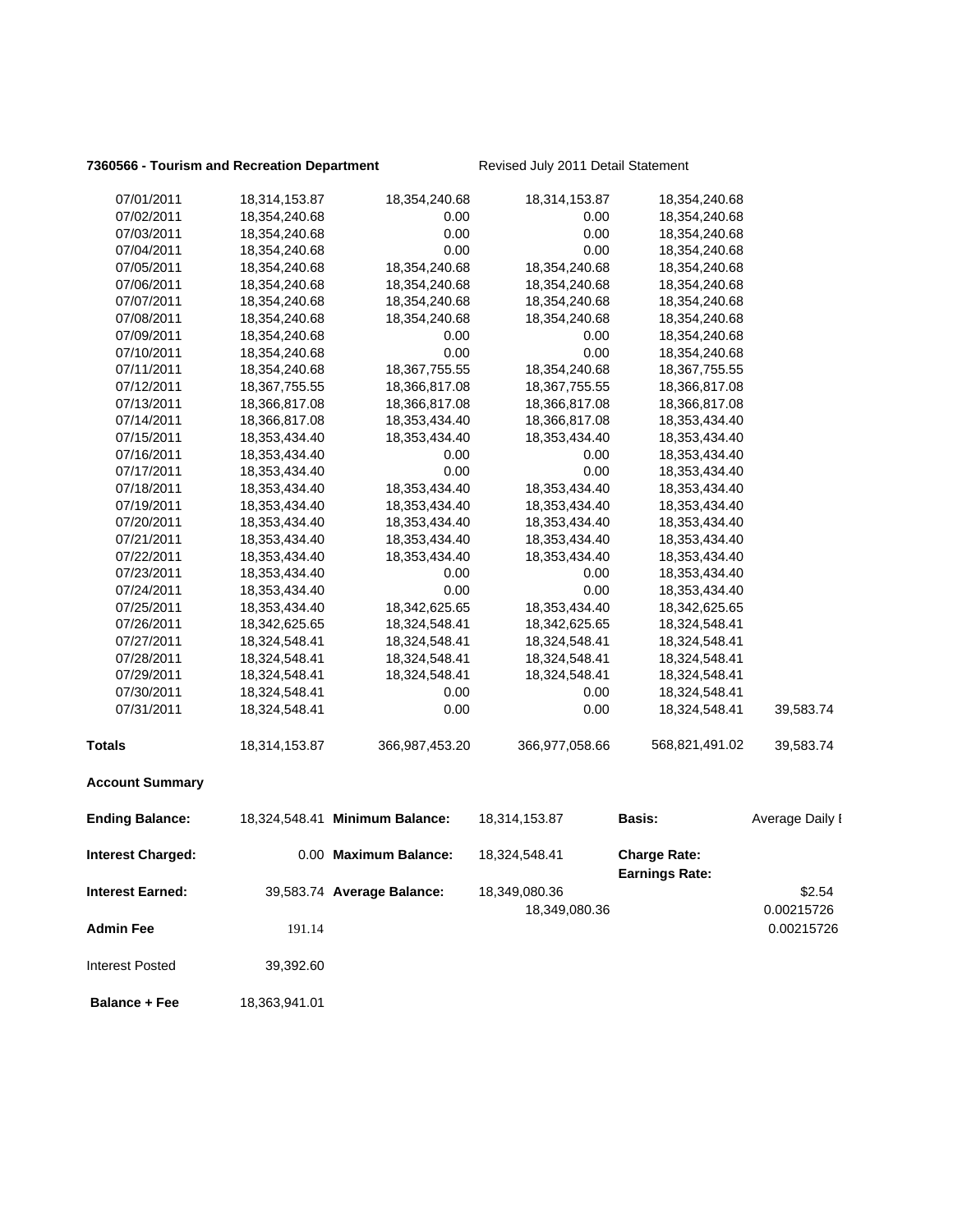**7360566 - Tourism and Recreation Department** Revised July 2011 Detail Statement

| | | | | | |
|---|---|---|---|---|---|
| 07/01/2011 | 18,314,153.87 | 18,354,240.68 | 18,314,153.87 | 18,354,240.68 | |
| 07/02/2011 | 18,354,240.68 | 0.00 | 0.00 | 18,354,240.68 | |
| 07/03/2011 | 18,354,240.68 | 0.00 | 0.00 | 18,354,240.68 | |
| 07/04/2011 | 18,354,240.68 | 0.00 | 0.00 | 18,354,240.68 | |
| 07/05/2011 | 18,354,240.68 | 18,354,240.68 | 18,354,240.68 | 18,354,240.68 | |
| 07/06/2011 | 18,354,240.68 | 18,354,240.68 | 18,354,240.68 | 18,354,240.68 | |
| 07/07/2011 | 18,354,240.68 | 18,354,240.68 | 18,354,240.68 | 18,354,240.68 | |
| 07/08/2011 | 18,354,240.68 | 18,354,240.68 | 18,354,240.68 | 18,354,240.68 | |
| 07/09/2011 | 18,354,240.68 | 0.00 | 0.00 | 18,354,240.68 | |
| 07/10/2011 | 18,354,240.68 | 0.00 | 0.00 | 18,354,240.68 | |
| 07/11/2011 | 18,354,240.68 | 18,367,755.55 | 18,354,240.68 | 18,367,755.55 | |
| 07/12/2011 | 18,367,755.55 | 18,366,817.08 | 18,367,755.55 | 18,366,817.08 | |
| 07/13/2011 | 18,366,817.08 | 18,366,817.08 | 18,366,817.08 | 18,366,817.08 | |
| 07/14/2011 | 18,366,817.08 | 18,353,434.40 | 18,366,817.08 | 18,353,434.40 | |
| 07/15/2011 | 18,353,434.40 | 18,353,434.40 | 18,353,434.40 | 18,353,434.40 | |
| 07/16/2011 | 18,353,434.40 | 0.00 | 0.00 | 18,353,434.40 | |
| 07/17/2011 | 18,353,434.40 | 0.00 | 0.00 | 18,353,434.40 | |
| 07/18/2011 | 18,353,434.40 | 18,353,434.40 | 18,353,434.40 | 18,353,434.40 | |
| 07/19/2011 | 18,353,434.40 | 18,353,434.40 | 18,353,434.40 | 18,353,434.40 | |
| 07/20/2011 | 18,353,434.40 | 18,353,434.40 | 18,353,434.40 | 18,353,434.40 | |
| 07/21/2011 | 18,353,434.40 | 18,353,434.40 | 18,353,434.40 | 18,353,434.40 | |
| 07/22/2011 | 18,353,434.40 | 18,353,434.40 | 18,353,434.40 | 18,353,434.40 | |
| 07/23/2011 | 18,353,434.40 | 0.00 | 0.00 | 18,353,434.40 | |
| 07/24/2011 | 18,353,434.40 | 0.00 | 0.00 | 18,353,434.40 | |
| 07/25/2011 | 18,353,434.40 | 18,342,625.65 | 18,353,434.40 | 18,342,625.65 | |
| 07/26/2011 | 18,342,625.65 | 18,324,548.41 | 18,342,625.65 | 18,324,548.41 | |
| 07/27/2011 | 18,324,548.41 | 18,324,548.41 | 18,324,548.41 | 18,324,548.41 | |
| 07/28/2011 | 18,324,548.41 | 18,324,548.41 | 18,324,548.41 | 18,324,548.41 | |
| 07/29/2011 | 18,324,548.41 | 18,324,548.41 | 18,324,548.41 | 18,324,548.41 | |
| 07/30/2011 | 18,324,548.41 | 0.00 | 0.00 | 18,324,548.41 | |
| 07/31/2011 | 18,324,548.41 | 0.00 | 0.00 | 18,324,548.41 | 39,583.74 |
| **Totals** | 18,314,153.87 | 366,987,453.20 | 366,977,058.66 | 568,821,491.02 | 39,583.74 |

**Account Summary**

| | | | | | |
|---|---|---|---|---|---|
| **Ending Balance:** | 18,324,548.41 | **Minimum Balance:** | 18,314,153.87 | **Basis:** | Average Daily I |
| **Interest Charged:** | 0.00 | **Maximum Balance:** | 18,324,548.41 | **Charge Rate:** <br> **Earnings Rate:** | |
| **Interest Earned:** | 39,583.74 | **Average Balance:** | 18,349,080.36 <br> 18,349,080.36 | | \$2.54 <br> 0.00215726 |
| **Admin Fee** | 191.14 | | | | 0.00215726 |
| Interest Posted | 39,392.60 | | | | |
| **Balance + Fee** | 18,363,941.01 | | | | |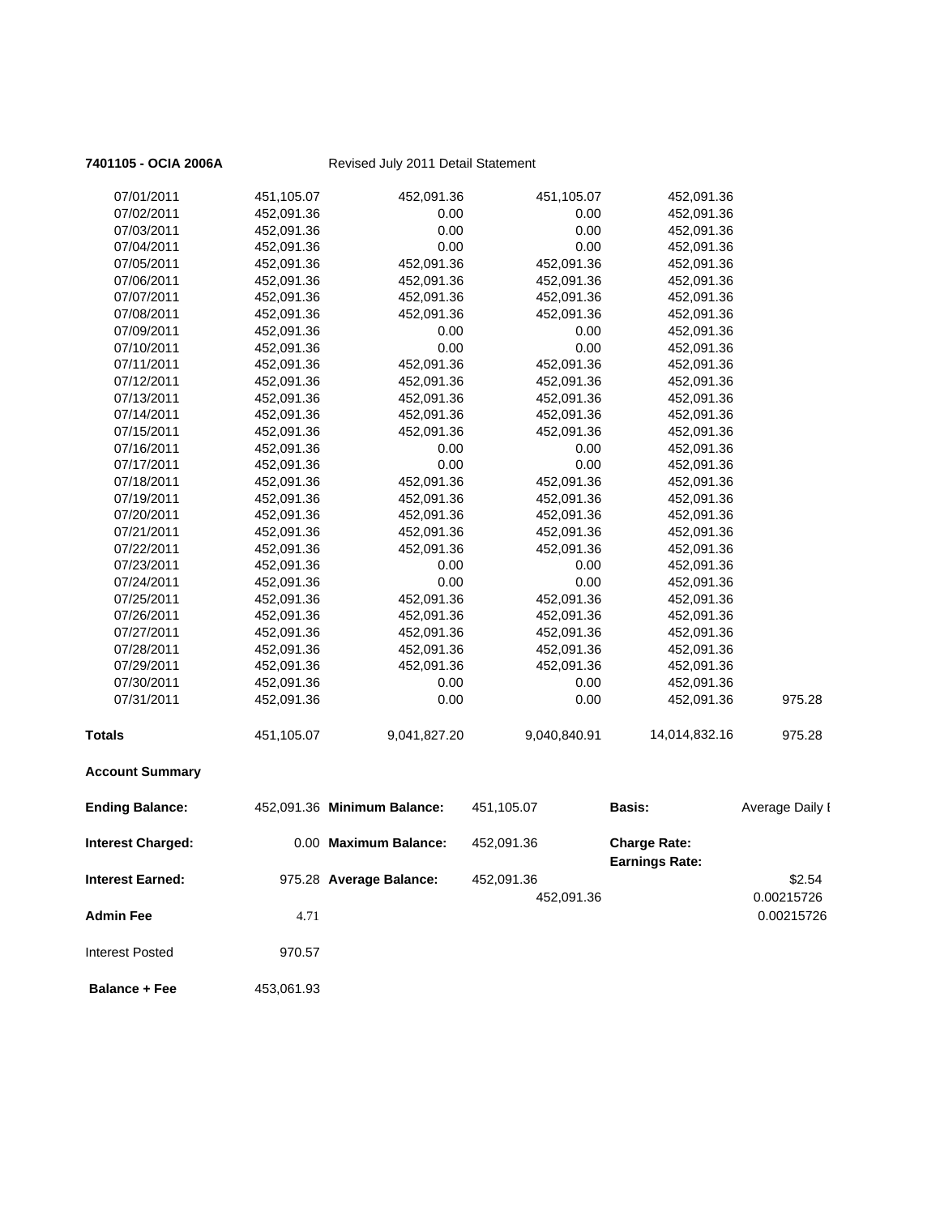**7401105 - OCIA 2006A** Revised July 2011 Detail Statement

| | | | | | |
|---|---|---|---|---|---|
| 07/01/2011 | 451,105.07 | 452,091.36 | 451,105.07 | 452,091.36 | |
| 07/02/2011 | 452,091.36 | 0.00 | 0.00 | 452,091.36 | |
| 07/03/2011 | 452,091.36 | 0.00 | 0.00 | 452,091.36 | |
| 07/04/2011 | 452,091.36 | 0.00 | 0.00 | 452,091.36 | |
| 07/05/2011 | 452,091.36 | 452,091.36 | 452,091.36 | 452,091.36 | |
| 07/06/2011 | 452,091.36 | 452,091.36 | 452,091.36 | 452,091.36 | |
| 07/07/2011 | 452,091.36 | 452,091.36 | 452,091.36 | 452,091.36 | |
| 07/08/2011 | 452,091.36 | 452,091.36 | 452,091.36 | 452,091.36 | |
| 07/09/2011 | 452,091.36 | 0.00 | 0.00 | 452,091.36 | |
| 07/10/2011 | 452,091.36 | 0.00 | 0.00 | 452,091.36 | |
| 07/11/2011 | 452,091.36 | 452,091.36 | 452,091.36 | 452,091.36 | |
| 07/12/2011 | 452,091.36 | 452,091.36 | 452,091.36 | 452,091.36 | |
| 07/13/2011 | 452,091.36 | 452,091.36 | 452,091.36 | 452,091.36 | |
| 07/14/2011 | 452,091.36 | 452,091.36 | 452,091.36 | 452,091.36 | |
| 07/15/2011 | 452,091.36 | 452,091.36 | 452,091.36 | 452,091.36 | |
| 07/16/2011 | 452,091.36 | 0.00 | 0.00 | 452,091.36 | |
| 07/17/2011 | 452,091.36 | 0.00 | 0.00 | 452,091.36 | |
| 07/18/2011 | 452,091.36 | 452,091.36 | 452,091.36 | 452,091.36 | |
| 07/19/2011 | 452,091.36 | 452,091.36 | 452,091.36 | 452,091.36 | |
| 07/20/2011 | 452,091.36 | 452,091.36 | 452,091.36 | 452,091.36 | |
| 07/21/2011 | 452,091.36 | 452,091.36 | 452,091.36 | 452,091.36 | |
| 07/22/2011 | 452,091.36 | 452,091.36 | 452,091.36 | 452,091.36 | |
| 07/23/2011 | 452,091.36 | 0.00 | 0.00 | 452,091.36 | |
| 07/24/2011 | 452,091.36 | 0.00 | 0.00 | 452,091.36 | |
| 07/25/2011 | 452,091.36 | 452,091.36 | 452,091.36 | 452,091.36 | |
| 07/26/2011 | 452,091.36 | 452,091.36 | 452,091.36 | 452,091.36 | |
| 07/27/2011 | 452,091.36 | 452,091.36 | 452,091.36 | 452,091.36 | |
| 07/28/2011 | 452,091.36 | 452,091.36 | 452,091.36 | 452,091.36 | |
| 07/29/2011 | 452,091.36 | 452,091.36 | 452,091.36 | 452,091.36 | |
| 07/30/2011 | 452,091.36 | 0.00 | 0.00 | 452,091.36 | |
| 07/31/2011 | 452,091.36 | 0.00 | 0.00 | 452,091.36 | 975.28 |
| **Totals** | 451,105.07 | 9,041,827.20 | 9,040,840.91 | 14,014,832.16 | 975.28 |

**Account Summary**

| | | | | | |
|---|---|---|---|---|---|
| **Ending Balance:** | 452,091.36 | **Minimum Balance:** | 451,105.07 | **Basis:** | Average Daily I |
| **Interest Charged:** | 0.00 | **Maximum Balance:** | 452,091.36 | **Charge Rate:** | |
| | | | | **Earnings Rate:** | |
| **Interest Earned:** | 975.28 | **Average Balance:** | 452,091.36 | | $2.54 |
| | | | 452,091.36 | | 0.00215726 |
| **Admin Fee** | 4.71 | | | | 0.00215726 |
| Interest Posted | 970.57 | | | | |
| **Balance + Fee** | 453,061.93 | | | | |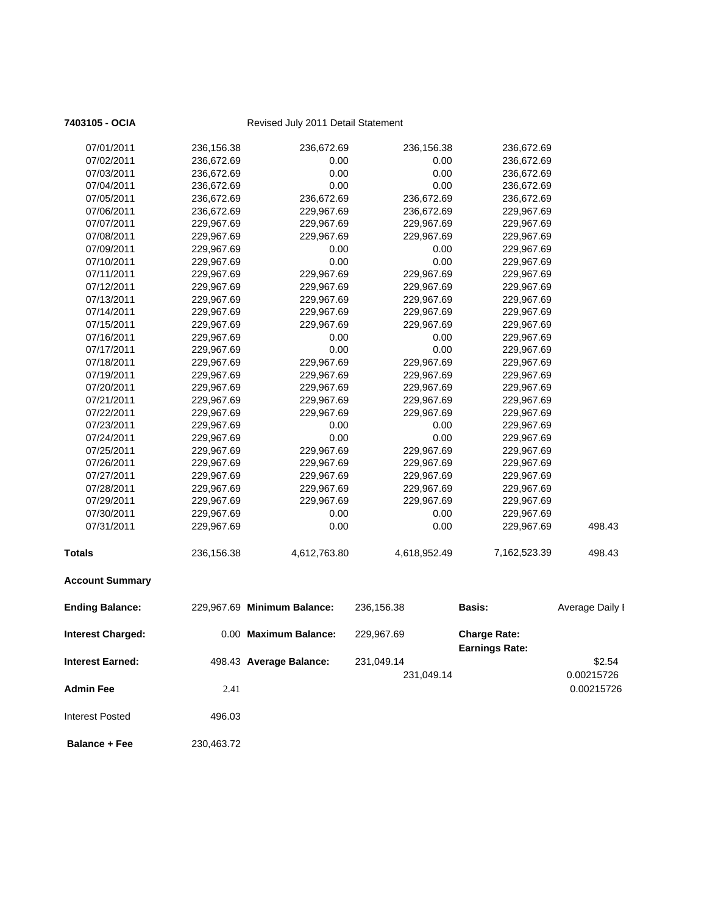**7403105 - OCIA** Revised July 2011 Detail Statement

| | | | | | |
|---|---|---|---|---|---|
| 07/01/2011 | 236,156.38 | 236,672.69 | 236,156.38 | 236,672.69 | |
| 07/02/2011 | 236,672.69 | 0.00 | 0.00 | 236,672.69 | |
| 07/03/2011 | 236,672.69 | 0.00 | 0.00 | 236,672.69 | |
| 07/04/2011 | 236,672.69 | 0.00 | 0.00 | 236,672.69 | |
| 07/05/2011 | 236,672.69 | 236,672.69 | 236,672.69 | 236,672.69 | |
| 07/06/2011 | 236,672.69 | 229,967.69 | 236,672.69 | 229,967.69 | |
| 07/07/2011 | 229,967.69 | 229,967.69 | 229,967.69 | 229,967.69 | |
| 07/08/2011 | 229,967.69 | 229,967.69 | 229,967.69 | 229,967.69 | |
| 07/09/2011 | 229,967.69 | 0.00 | 0.00 | 229,967.69 | |
| 07/10/2011 | 229,967.69 | 0.00 | 0.00 | 229,967.69 | |
| 07/11/2011 | 229,967.69 | 229,967.69 | 229,967.69 | 229,967.69 | |
| 07/12/2011 | 229,967.69 | 229,967.69 | 229,967.69 | 229,967.69 | |
| 07/13/2011 | 229,967.69 | 229,967.69 | 229,967.69 | 229,967.69 | |
| 07/14/2011 | 229,967.69 | 229,967.69 | 229,967.69 | 229,967.69 | |
| 07/15/2011 | 229,967.69 | 229,967.69 | 229,967.69 | 229,967.69 | |
| 07/16/2011 | 229,967.69 | 0.00 | 0.00 | 229,967.69 | |
| 07/17/2011 | 229,967.69 | 0.00 | 0.00 | 229,967.69 | |
| 07/18/2011 | 229,967.69 | 229,967.69 | 229,967.69 | 229,967.69 | |
| 07/19/2011 | 229,967.69 | 229,967.69 | 229,967.69 | 229,967.69 | |
| 07/20/2011 | 229,967.69 | 229,967.69 | 229,967.69 | 229,967.69 | |
| 07/21/2011 | 229,967.69 | 229,967.69 | 229,967.69 | 229,967.69 | |
| 07/22/2011 | 229,967.69 | 229,967.69 | 229,967.69 | 229,967.69 | |
| 07/23/2011 | 229,967.69 | 0.00 | 0.00 | 229,967.69 | |
| 07/24/2011 | 229,967.69 | 0.00 | 0.00 | 229,967.69 | |
| 07/25/2011 | 229,967.69 | 229,967.69 | 229,967.69 | 229,967.69 | |
| 07/26/2011 | 229,967.69 | 229,967.69 | 229,967.69 | 229,967.69 | |
| 07/27/2011 | 229,967.69 | 229,967.69 | 229,967.69 | 229,967.69 | |
| 07/28/2011 | 229,967.69 | 229,967.69 | 229,967.69 | 229,967.69 | |
| 07/29/2011 | 229,967.69 | 229,967.69 | 229,967.69 | 229,967.69 | |
| 07/30/2011 | 229,967.69 | 0.00 | 0.00 | 229,967.69 | |
| 07/31/2011 | 229,967.69 | 0.00 | 0.00 | 229,967.69 | 498.43 |
| **Totals** | 236,156.38 | 4,612,763.80 | 4,618,952.49 | 7,162,523.39 | 498.43 |

**Account Summary**

| | | | | | |
|---|---|---|---|---|---|
| **Ending Balance:** | 229,967.69 | **Minimum Balance:** | 236,156.38 | **Basis:** | Average Daily I |
| **Interest Charged:** | 0.00 | **Maximum Balance:** | 229,967.69 | **Charge Rate:** <br> **Earnings Rate:** | |
| **Interest Earned:** | 498.43 | **Average Balance:** | 231,049.14 <br> 231,049.14 | | \$2.54 <br> 0.00215726 |
| **Admin Fee** | 2.41 | | | | 0.00215726 |
| Interest Posted | 496.03 | | | | |
| **Balance + Fee** | 230,463.72 | | | | |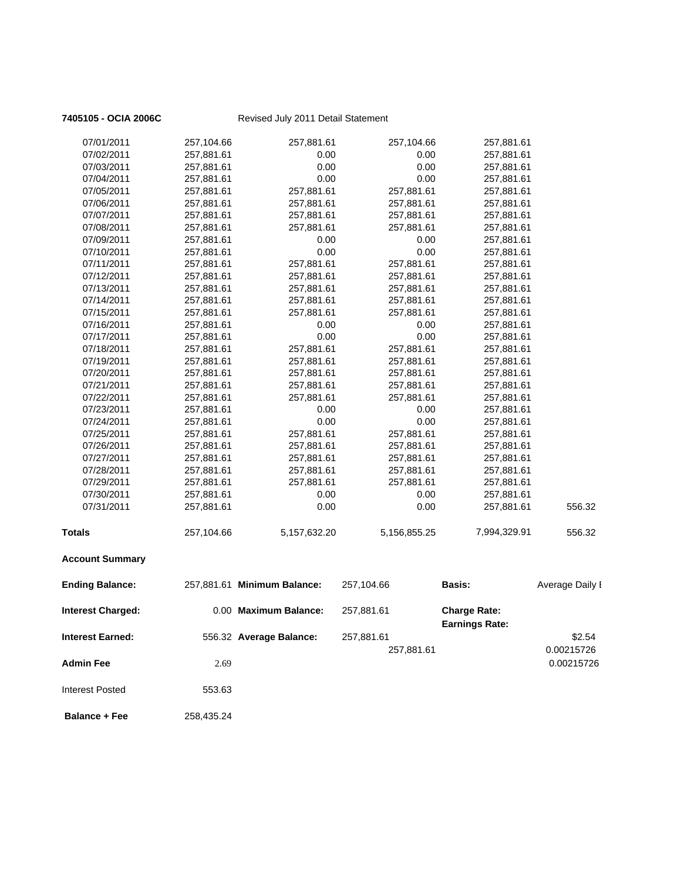**7405105 - OCIA 2006C** Revised July 2011 Detail Statement

| | | | | | |
|---|---|---|---|---|---|
| 07/01/2011 | 257,104.66 | 257,881.61 | 257,104.66 | 257,881.61 | |
| 07/02/2011 | 257,881.61 | 0.00 | 0.00 | 257,881.61 | |
| 07/03/2011 | 257,881.61 | 0.00 | 0.00 | 257,881.61 | |
| 07/04/2011 | 257,881.61 | 0.00 | 0.00 | 257,881.61 | |
| 07/05/2011 | 257,881.61 | 257,881.61 | 257,881.61 | 257,881.61 | |
| 07/06/2011 | 257,881.61 | 257,881.61 | 257,881.61 | 257,881.61 | |
| 07/07/2011 | 257,881.61 | 257,881.61 | 257,881.61 | 257,881.61 | |
| 07/08/2011 | 257,881.61 | 257,881.61 | 257,881.61 | 257,881.61 | |
| 07/09/2011 | 257,881.61 | 0.00 | 0.00 | 257,881.61 | |
| 07/10/2011 | 257,881.61 | 0.00 | 0.00 | 257,881.61 | |
| 07/11/2011 | 257,881.61 | 257,881.61 | 257,881.61 | 257,881.61 | |
| 07/12/2011 | 257,881.61 | 257,881.61 | 257,881.61 | 257,881.61 | |
| 07/13/2011 | 257,881.61 | 257,881.61 | 257,881.61 | 257,881.61 | |
| 07/14/2011 | 257,881.61 | 257,881.61 | 257,881.61 | 257,881.61 | |
| 07/15/2011 | 257,881.61 | 257,881.61 | 257,881.61 | 257,881.61 | |
| 07/16/2011 | 257,881.61 | 0.00 | 0.00 | 257,881.61 | |
| 07/17/2011 | 257,881.61 | 0.00 | 0.00 | 257,881.61 | |
| 07/18/2011 | 257,881.61 | 257,881.61 | 257,881.61 | 257,881.61 | |
| 07/19/2011 | 257,881.61 | 257,881.61 | 257,881.61 | 257,881.61 | |
| 07/20/2011 | 257,881.61 | 257,881.61 | 257,881.61 | 257,881.61 | |
| 07/21/2011 | 257,881.61 | 257,881.61 | 257,881.61 | 257,881.61 | |
| 07/22/2011 | 257,881.61 | 257,881.61 | 257,881.61 | 257,881.61 | |
| 07/23/2011 | 257,881.61 | 0.00 | 0.00 | 257,881.61 | |
| 07/24/2011 | 257,881.61 | 0.00 | 0.00 | 257,881.61 | |
| 07/25/2011 | 257,881.61 | 257,881.61 | 257,881.61 | 257,881.61 | |
| 07/26/2011 | 257,881.61 | 257,881.61 | 257,881.61 | 257,881.61 | |
| 07/27/2011 | 257,881.61 | 257,881.61 | 257,881.61 | 257,881.61 | |
| 07/28/2011 | 257,881.61 | 257,881.61 | 257,881.61 | 257,881.61 | |
| 07/29/2011 | 257,881.61 | 257,881.61 | 257,881.61 | 257,881.61 | |
| 07/30/2011 | 257,881.61 | 0.00 | 0.00 | 257,881.61 | |
| 07/31/2011 | 257,881.61 | 0.00 | 0.00 | 257,881.61 | 556.32 |
| **Totals** | 257,104.66 | 5,157,632.20 | 5,156,855.25 | 7,994,329.91 | 556.32 |

**Account Summary**

| | | | | | |
|---|---|---|---|---|---|
| **Ending Balance:** | 257,881.61 | **Minimum Balance:** | 257,104.66 | **Basis:** | Average Daily I |
| **Interest Charged:** | 0.00 | **Maximum Balance:** | 257,881.61 | **Charge Rate:** | |
| | | | | **Earnings Rate:** | |
| **Interest Earned:** | 556.32 | **Average Balance:** | 257,881.61 | | $2.54 |
| | | | 257,881.61 | | 0.00215726 |
| **Admin Fee** | 2.69 | | | | 0.00215726 |
| Interest Posted | 553.63 | | | | |
| **Balance + Fee** | 258,435.24 | | | | |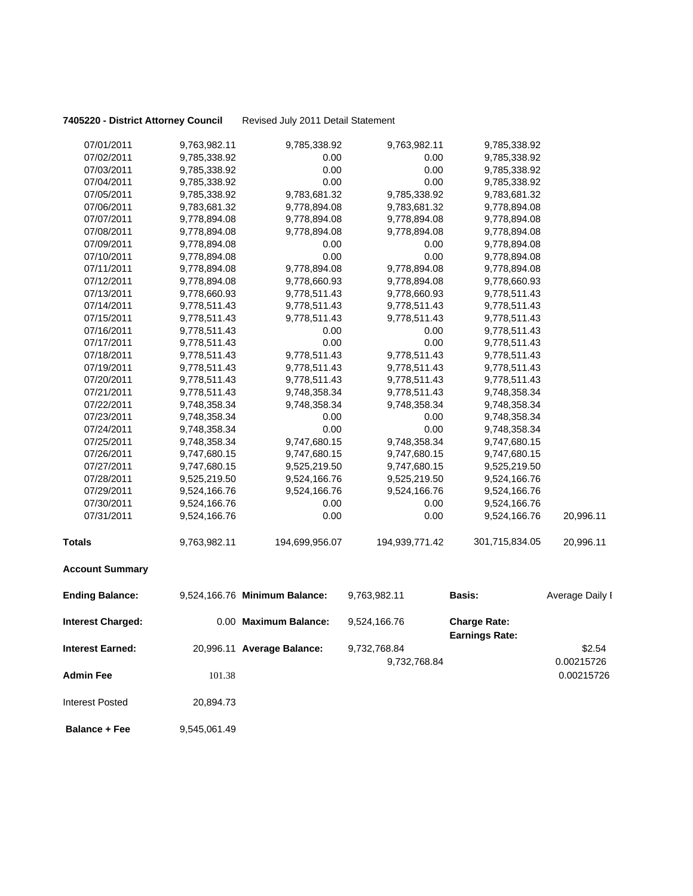**7405220 - District Attorney Council** Revised July 2011 Detail Statement

| | | | | | |
|---|---|---|---|---|---|
| 07/01/2011 | 9,763,982.11 | 9,785,338.92 | 9,763,982.11 | 9,785,338.92 | |
| 07/02/2011 | 9,785,338.92 | 0.00 | 0.00 | 9,785,338.92 | |
| 07/03/2011 | 9,785,338.92 | 0.00 | 0.00 | 9,785,338.92 | |
| 07/04/2011 | 9,785,338.92 | 0.00 | 0.00 | 9,785,338.92 | |
| 07/05/2011 | 9,785,338.92 | 9,783,681.32 | 9,785,338.92 | 9,783,681.32 | |
| 07/06/2011 | 9,783,681.32 | 9,778,894.08 | 9,783,681.32 | 9,778,894.08 | |
| 07/07/2011 | 9,778,894.08 | 9,778,894.08 | 9,778,894.08 | 9,778,894.08 | |
| 07/08/2011 | 9,778,894.08 | 9,778,894.08 | 9,778,894.08 | 9,778,894.08 | |
| 07/09/2011 | 9,778,894.08 | 0.00 | 0.00 | 9,778,894.08 | |
| 07/10/2011 | 9,778,894.08 | 0.00 | 0.00 | 9,778,894.08 | |
| 07/11/2011 | 9,778,894.08 | 9,778,894.08 | 9,778,894.08 | 9,778,894.08 | |
| 07/12/2011 | 9,778,894.08 | 9,778,660.93 | 9,778,894.08 | 9,778,660.93 | |
| 07/13/2011 | 9,778,660.93 | 9,778,511.43 | 9,778,660.93 | 9,778,511.43 | |
| 07/14/2011 | 9,778,511.43 | 9,778,511.43 | 9,778,511.43 | 9,778,511.43 | |
| 07/15/2011 | 9,778,511.43 | 9,778,511.43 | 9,778,511.43 | 9,778,511.43 | |
| 07/16/2011 | 9,778,511.43 | 0.00 | 0.00 | 9,778,511.43 | |
| 07/17/2011 | 9,778,511.43 | 0.00 | 0.00 | 9,778,511.43 | |
| 07/18/2011 | 9,778,511.43 | 9,778,511.43 | 9,778,511.43 | 9,778,511.43 | |
| 07/19/2011 | 9,778,511.43 | 9,778,511.43 | 9,778,511.43 | 9,778,511.43 | |
| 07/20/2011 | 9,778,511.43 | 9,778,511.43 | 9,778,511.43 | 9,778,511.43 | |
| 07/21/2011 | 9,778,511.43 | 9,748,358.34 | 9,778,511.43 | 9,748,358.34 | |
| 07/22/2011 | 9,748,358.34 | 9,748,358.34 | 9,748,358.34 | 9,748,358.34 | |
| 07/23/2011 | 9,748,358.34 | 0.00 | 0.00 | 9,748,358.34 | |
| 07/24/2011 | 9,748,358.34 | 0.00 | 0.00 | 9,748,358.34 | |
| 07/25/2011 | 9,748,358.34 | 9,747,680.15 | 9,748,358.34 | 9,747,680.15 | |
| 07/26/2011 | 9,747,680.15 | 9,747,680.15 | 9,747,680.15 | 9,747,680.15 | |
| 07/27/2011 | 9,747,680.15 | 9,525,219.50 | 9,747,680.15 | 9,525,219.50 | |
| 07/28/2011 | 9,525,219.50 | 9,524,166.76 | 9,525,219.50 | 9,524,166.76 | |
| 07/29/2011 | 9,524,166.76 | 9,524,166.76 | 9,524,166.76 | 9,524,166.76 | |
| 07/30/2011 | 9,524,166.76 | 0.00 | 0.00 | 9,524,166.76 | |
| 07/31/2011 | 9,524,166.76 | 0.00 | 0.00 | 9,524,166.76 | 20,996.11 |
| **Totals** | 9,763,982.11 | 194,699,956.07 | 194,939,771.42 | 301,715,834.05 | 20,996.11 |

**Account Summary**

| | | | | | |
|---|---|---|---|---|---|
| **Ending Balance:** | 9,524,166.76 | **Minimum Balance:** | 9,763,982.11 | **Basis:** | Average Daily I |
| **Interest Charged:** | 0.00 | **Maximum Balance:** | 9,524,166.76 | **Charge Rate:** | |
| | | | | **Earnings Rate:** | |
| **Interest Earned:** | 20,996.11 | **Average Balance:** | 9,732,768.84 | | $2.54 |
| | | | 9,732,768.84 | | 0.00215726 |
| **Admin Fee** | 101.38 | | | | 0.00215726 |
| Interest Posted | 20,894.73 | | | | |
| **Balance + Fee** | 9,545,061.49 | | | | |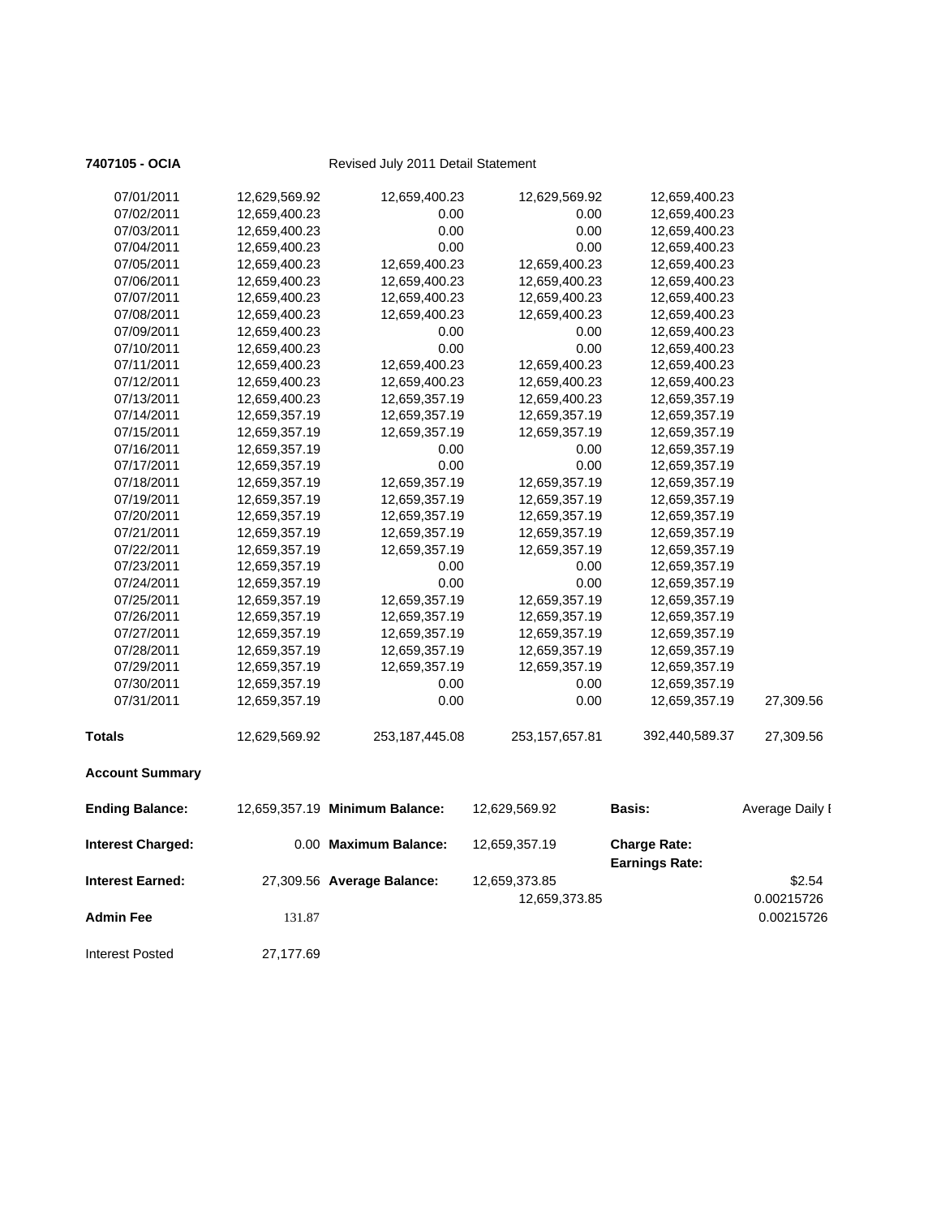**7407105 - OCIA** Revised July 2011 Detail Statement

| | | | | | |
|---|---|---|---|---|---|
| 07/01/2011 | 12,629,569.92 | 12,659,400.23 | 12,629,569.92 | 12,659,400.23 | |
| 07/02/2011 | 12,659,400.23 | 0.00 | 0.00 | 12,659,400.23 | |
| 07/03/2011 | 12,659,400.23 | 0.00 | 0.00 | 12,659,400.23 | |
| 07/04/2011 | 12,659,400.23 | 0.00 | 0.00 | 12,659,400.23 | |
| 07/05/2011 | 12,659,400.23 | 12,659,400.23 | 12,659,400.23 | 12,659,400.23 | |
| 07/06/2011 | 12,659,400.23 | 12,659,400.23 | 12,659,400.23 | 12,659,400.23 | |
| 07/07/2011 | 12,659,400.23 | 12,659,400.23 | 12,659,400.23 | 12,659,400.23 | |
| 07/08/2011 | 12,659,400.23 | 12,659,400.23 | 12,659,400.23 | 12,659,400.23 | |
| 07/09/2011 | 12,659,400.23 | 0.00 | 0.00 | 12,659,400.23 | |
| 07/10/2011 | 12,659,400.23 | 0.00 | 0.00 | 12,659,400.23 | |
| 07/11/2011 | 12,659,400.23 | 12,659,400.23 | 12,659,400.23 | 12,659,400.23 | |
| 07/12/2011 | 12,659,400.23 | 12,659,400.23 | 12,659,400.23 | 12,659,400.23 | |
| 07/13/2011 | 12,659,400.23 | 12,659,357.19 | 12,659,400.23 | 12,659,357.19 | |
| 07/14/2011 | 12,659,357.19 | 12,659,357.19 | 12,659,357.19 | 12,659,357.19 | |
| 07/15/2011 | 12,659,357.19 | 12,659,357.19 | 12,659,357.19 | 12,659,357.19 | |
| 07/16/2011 | 12,659,357.19 | 0.00 | 0.00 | 12,659,357.19 | |
| 07/17/2011 | 12,659,357.19 | 0.00 | 0.00 | 12,659,357.19 | |
| 07/18/2011 | 12,659,357.19 | 12,659,357.19 | 12,659,357.19 | 12,659,357.19 | |
| 07/19/2011 | 12,659,357.19 | 12,659,357.19 | 12,659,357.19 | 12,659,357.19 | |
| 07/20/2011 | 12,659,357.19 | 12,659,357.19 | 12,659,357.19 | 12,659,357.19 | |
| 07/21/2011 | 12,659,357.19 | 12,659,357.19 | 12,659,357.19 | 12,659,357.19 | |
| 07/22/2011 | 12,659,357.19 | 12,659,357.19 | 12,659,357.19 | 12,659,357.19 | |
| 07/23/2011 | 12,659,357.19 | 0.00 | 0.00 | 12,659,357.19 | |
| 07/24/2011 | 12,659,357.19 | 0.00 | 0.00 | 12,659,357.19 | |
| 07/25/2011 | 12,659,357.19 | 12,659,357.19 | 12,659,357.19 | 12,659,357.19 | |
| 07/26/2011 | 12,659,357.19 | 12,659,357.19 | 12,659,357.19 | 12,659,357.19 | |
| 07/27/2011 | 12,659,357.19 | 12,659,357.19 | 12,659,357.19 | 12,659,357.19 | |
| 07/28/2011 | 12,659,357.19 | 12,659,357.19 | 12,659,357.19 | 12,659,357.19 | |
| 07/29/2011 | 12,659,357.19 | 12,659,357.19 | 12,659,357.19 | 12,659,357.19 | |
| 07/30/2011 | 12,659,357.19 | 0.00 | 0.00 | 12,659,357.19 | |
| 07/31/2011 | 12,659,357.19 | 0.00 | 0.00 | 12,659,357.19 | 27,309.56 |
| **Totals** | 12,629,569.92 | 253,187,445.08 | 253,157,657.81 | 392,440,589.37 | 27,309.56 |

**Account Summary**

| | | | | | |
|---|---|---|---|---|---|
| **Ending Balance:** | 12,659,357.19 | **Minimum Balance:** | 12,629,569.92 | **Basis:** | Average Daily I |
| **Interest Charged:** | 0.00 | **Maximum Balance:** | 12,659,357.19 | **Charge Rate:** | |
| | | | | **Earnings Rate:** | |
| **Interest Earned:** | 27,309.56 | **Average Balance:** | 12,659,373.85 | | $2.54 |
| | | | 12,659,373.85 | | 0.00215726 |
| **Admin Fee** | 131.87 | | | | 0.00215726 |
| Interest Posted | 27,177.69 | | | | |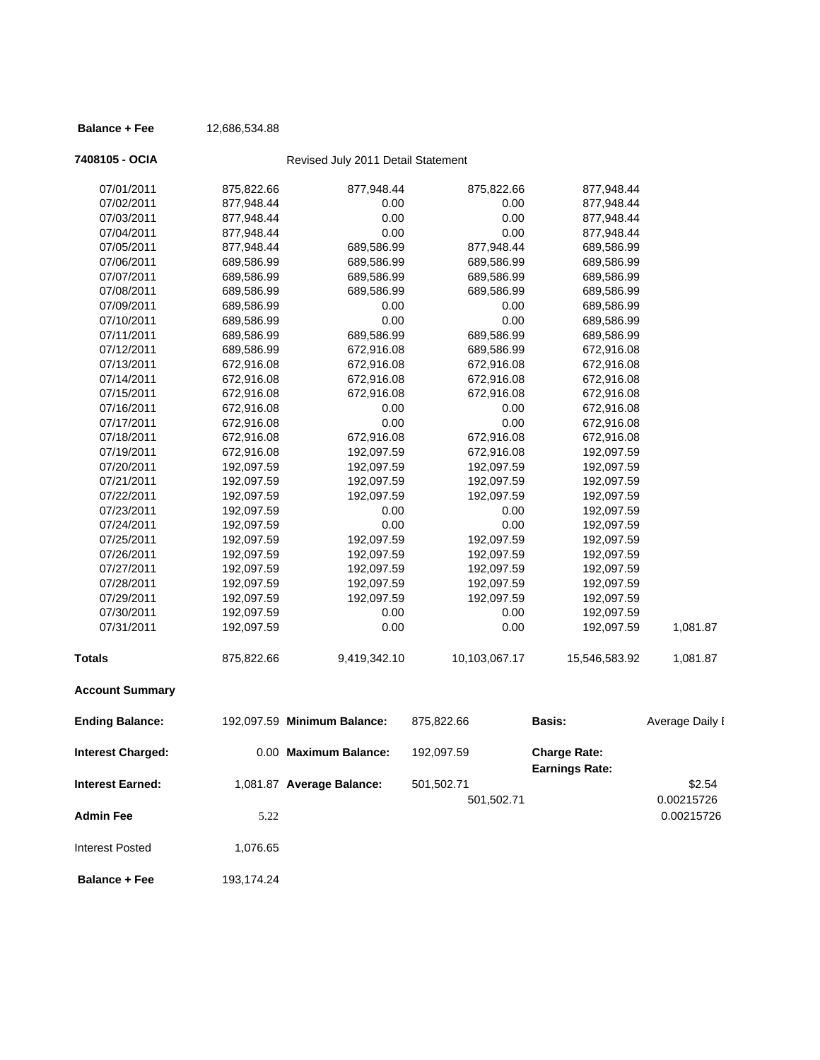**Balance + Fee** 12,686,534.88

**7408105 - OCIA** Revised July 2011 Detail Statement

| | | | | | |
|---|---|---|---|---|---|
| 07/01/2011 | 875,822.66 | 877,948.44 | 875,822.66 | 877,948.44 | |
| 07/02/2011 | 877,948.44 | 0.00 | 0.00 | 877,948.44 | |
| 07/03/2011 | 877,948.44 | 0.00 | 0.00 | 877,948.44 | |
| 07/04/2011 | 877,948.44 | 0.00 | 0.00 | 877,948.44 | |
| 07/05/2011 | 877,948.44 | 689,586.99 | 877,948.44 | 689,586.99 | |
| 07/06/2011 | 689,586.99 | 689,586.99 | 689,586.99 | 689,586.99 | |
| 07/07/2011 | 689,586.99 | 689,586.99 | 689,586.99 | 689,586.99 | |
| 07/08/2011 | 689,586.99 | 689,586.99 | 689,586.99 | 689,586.99 | |
| 07/09/2011 | 689,586.99 | 0.00 | 0.00 | 689,586.99 | |
| 07/10/2011 | 689,586.99 | 0.00 | 0.00 | 689,586.99 | |
| 07/11/2011 | 689,586.99 | 689,586.99 | 689,586.99 | 689,586.99 | |
| 07/12/2011 | 689,586.99 | 672,916.08 | 689,586.99 | 672,916.08 | |
| 07/13/2011 | 672,916.08 | 672,916.08 | 672,916.08 | 672,916.08 | |
| 07/14/2011 | 672,916.08 | 672,916.08 | 672,916.08 | 672,916.08 | |
| 07/15/2011 | 672,916.08 | 672,916.08 | 672,916.08 | 672,916.08 | |
| 07/16/2011 | 672,916.08 | 0.00 | 0.00 | 672,916.08 | |
| 07/17/2011 | 672,916.08 | 0.00 | 0.00 | 672,916.08 | |
| 07/18/2011 | 672,916.08 | 672,916.08 | 672,916.08 | 672,916.08 | |
| 07/19/2011 | 672,916.08 | 192,097.59 | 672,916.08 | 192,097.59 | |
| 07/20/2011 | 192,097.59 | 192,097.59 | 192,097.59 | 192,097.59 | |
| 07/21/2011 | 192,097.59 | 192,097.59 | 192,097.59 | 192,097.59 | |
| 07/22/2011 | 192,097.59 | 192,097.59 | 192,097.59 | 192,097.59 | |
| 07/23/2011 | 192,097.59 | 0.00 | 0.00 | 192,097.59 | |
| 07/24/2011 | 192,097.59 | 0.00 | 0.00 | 192,097.59 | |
| 07/25/2011 | 192,097.59 | 192,097.59 | 192,097.59 | 192,097.59 | |
| 07/26/2011 | 192,097.59 | 192,097.59 | 192,097.59 | 192,097.59 | |
| 07/27/2011 | 192,097.59 | 192,097.59 | 192,097.59 | 192,097.59 | |
| 07/28/2011 | 192,097.59 | 192,097.59 | 192,097.59 | 192,097.59 | |
| 07/29/2011 | 192,097.59 | 192,097.59 | 192,097.59 | 192,097.59 | |
| 07/30/2011 | 192,097.59 | 0.00 | 0.00 | 192,097.59 | |
| 07/31/2011 | 192,097.59 | 0.00 | 0.00 | 192,097.59 | 1,081.87 |
| **Totals** | 875,822.66 | 9,419,342.10 | 10,103,067.17 | 15,546,583.92 | 1,081.87 |

**Account Summary**

| | | | | | |
|---|---|---|---|---|---|
| **Ending Balance:** | 192,097.59 | **Minimum Balance:** | 875,822.66 | **Basis:** | Average Daily I |
| **Interest Charged:** | 0.00 | **Maximum Balance:** | 192,097.59 | **Charge Rate:** | |
| | | | | **Earnings Rate:** | |
| **Interest Earned:** | 1,081.87 | **Average Balance:** | 501,502.71 | | $2.54 |
| | | | 501,502.71 | | 0.00215726 |
| **Admin Fee** | 5.22 | | | | 0.00215726 |
| Interest Posted | 1,076.65 | | | | |
| **Balance + Fee** | 193,174.24 | | | | |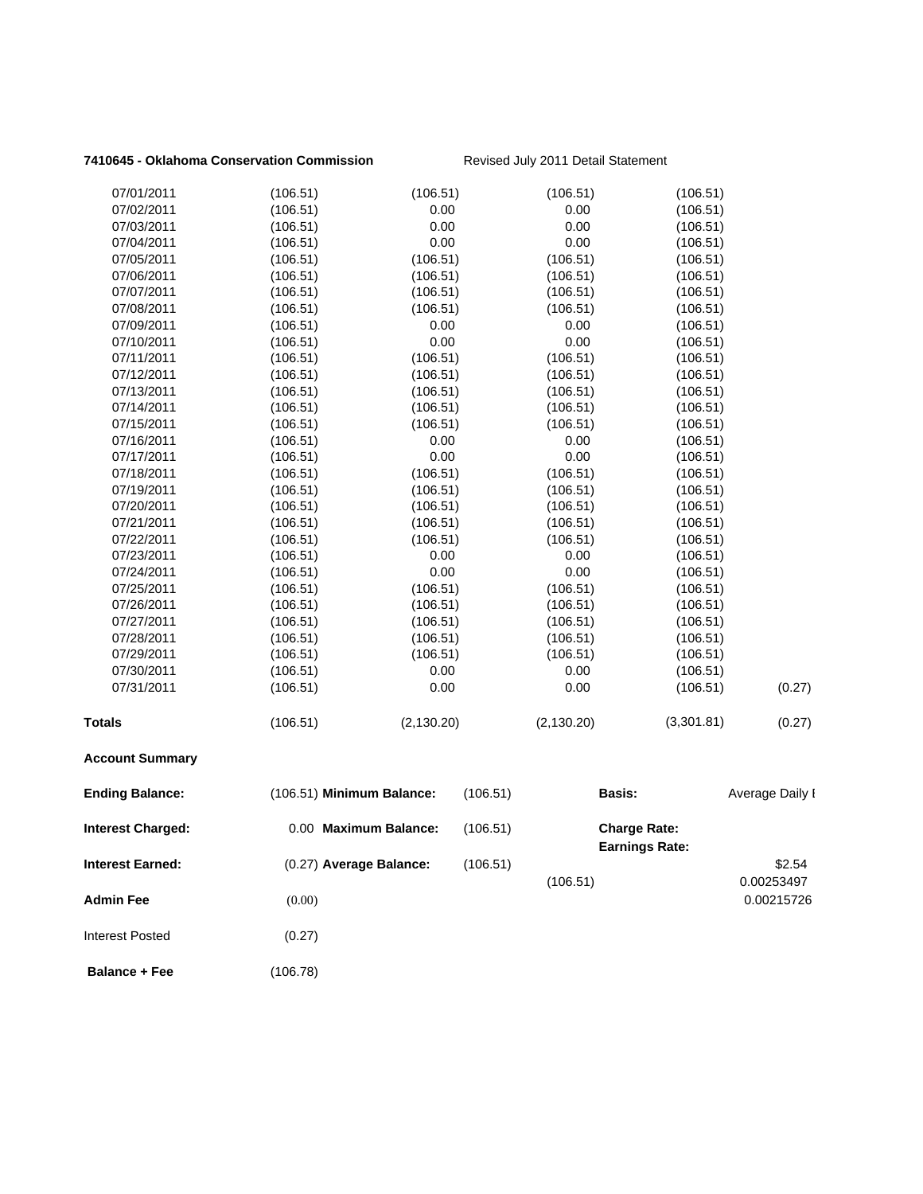**7410645 - Oklahoma Conservation Commission** Revised July 2011 Detail Statement

| | | | | | |
|---|---|---|---|---|---|
| 07/01/2011 | (106.51) | (106.51) | (106.51) | (106.51) | |
| 07/02/2011 | (106.51) | 0.00 | 0.00 | (106.51) | |
| 07/03/2011 | (106.51) | 0.00 | 0.00 | (106.51) | |
| 07/04/2011 | (106.51) | 0.00 | 0.00 | (106.51) | |
| 07/05/2011 | (106.51) | (106.51) | (106.51) | (106.51) | |
| 07/06/2011 | (106.51) | (106.51) | (106.51) | (106.51) | |
| 07/07/2011 | (106.51) | (106.51) | (106.51) | (106.51) | |
| 07/08/2011 | (106.51) | (106.51) | (106.51) | (106.51) | |
| 07/09/2011 | (106.51) | 0.00 | 0.00 | (106.51) | |
| 07/10/2011 | (106.51) | 0.00 | 0.00 | (106.51) | |
| 07/11/2011 | (106.51) | (106.51) | (106.51) | (106.51) | |
| 07/12/2011 | (106.51) | (106.51) | (106.51) | (106.51) | |
| 07/13/2011 | (106.51) | (106.51) | (106.51) | (106.51) | |
| 07/14/2011 | (106.51) | (106.51) | (106.51) | (106.51) | |
| 07/15/2011 | (106.51) | (106.51) | (106.51) | (106.51) | |
| 07/16/2011 | (106.51) | 0.00 | 0.00 | (106.51) | |
| 07/17/2011 | (106.51) | 0.00 | 0.00 | (106.51) | |
| 07/18/2011 | (106.51) | (106.51) | (106.51) | (106.51) | |
| 07/19/2011 | (106.51) | (106.51) | (106.51) | (106.51) | |
| 07/20/2011 | (106.51) | (106.51) | (106.51) | (106.51) | |
| 07/21/2011 | (106.51) | (106.51) | (106.51) | (106.51) | |
| 07/22/2011 | (106.51) | (106.51) | (106.51) | (106.51) | |
| 07/23/2011 | (106.51) | 0.00 | 0.00 | (106.51) | |
| 07/24/2011 | (106.51) | 0.00 | 0.00 | (106.51) | |
| 07/25/2011 | (106.51) | (106.51) | (106.51) | (106.51) | |
| 07/26/2011 | (106.51) | (106.51) | (106.51) | (106.51) | |
| 07/27/2011 | (106.51) | (106.51) | (106.51) | (106.51) | |
| 07/28/2011 | (106.51) | (106.51) | (106.51) | (106.51) | |
| 07/29/2011 | (106.51) | (106.51) | (106.51) | (106.51) | |
| 07/30/2011 | (106.51) | 0.00 | 0.00 | (106.51) | |
| 07/31/2011 | (106.51) | 0.00 | 0.00 | (106.51) | (0.27) |
| **Totals** | (106.51) | (2,130.20) | (2,130.20) | (3,301.81) | (0.27) |

**Account Summary**

| | | | | | |
|---|---|---|---|---|---|
| **Ending Balance:** | (106.51) | **Minimum Balance:** | (106.51) | **Basis:** | Average Daily I |
| **Interest Charged:** | 0.00 | **Maximum Balance:** | (106.51) | **Charge Rate:** | |
| | | | | **Earnings Rate:** | |
| **Interest Earned:** | (0.27) | **Average Balance:** | (106.51) | | $2.54 |
| | | | | (106.51) | 0.00253497 |
| **Admin Fee** | (0.00) | | | | 0.00215726 |
| Interest Posted | (0.27) | | | | |
| **Balance + Fee** | (106.78) | | | | |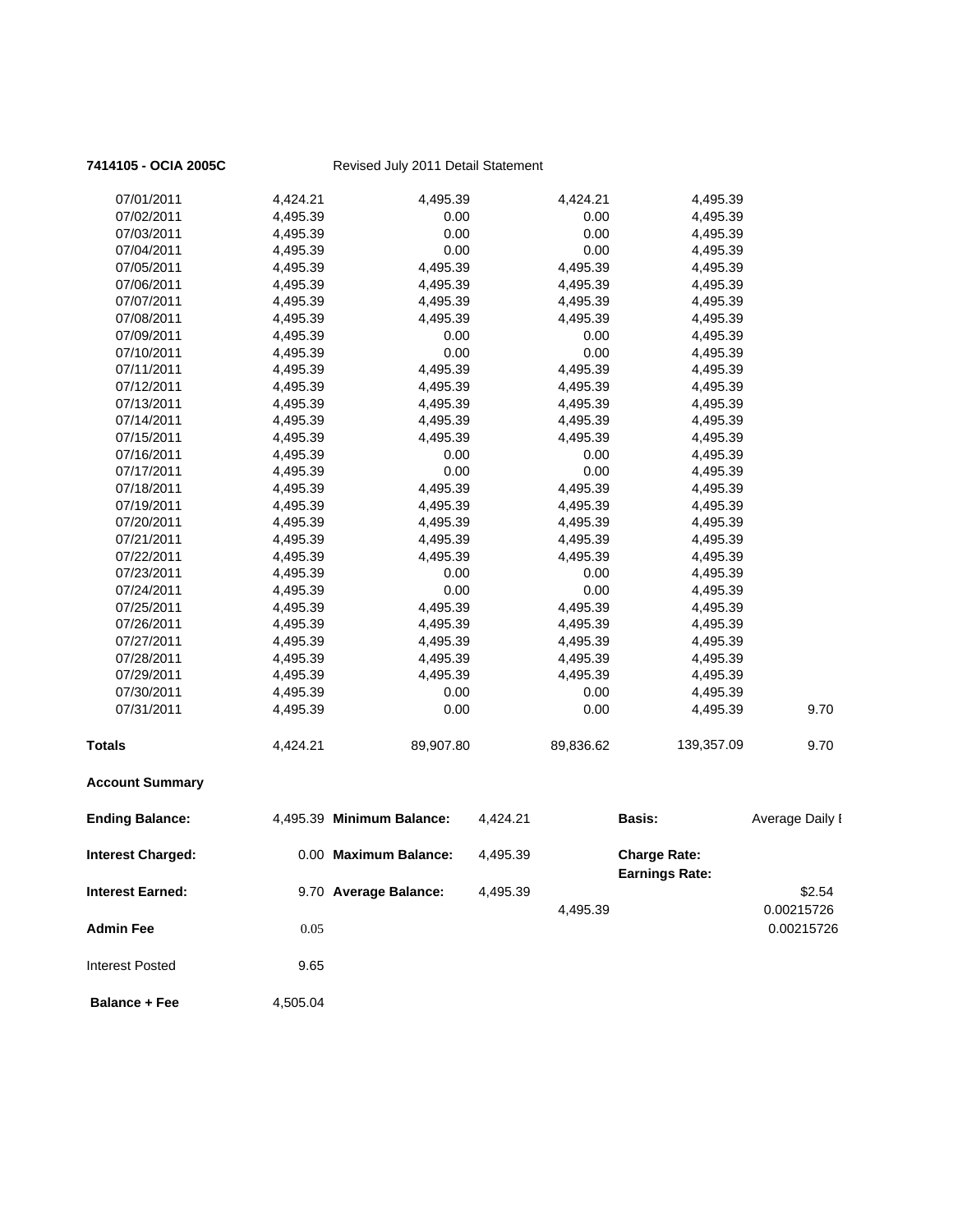**7414105 - OCIA 2005C** Revised July 2011 Detail Statement

| | | | | | |
|---|---|---|---|---|---|
| 07/01/2011 | 4,424.21 | 4,495.39 | 4,424.21 | 4,495.39 | |
| 07/02/2011 | 4,495.39 | 0.00 | 0.00 | 4,495.39 | |
| 07/03/2011 | 4,495.39 | 0.00 | 0.00 | 4,495.39 | |
| 07/04/2011 | 4,495.39 | 0.00 | 0.00 | 4,495.39 | |
| 07/05/2011 | 4,495.39 | 4,495.39 | 4,495.39 | 4,495.39 | |
| 07/06/2011 | 4,495.39 | 4,495.39 | 4,495.39 | 4,495.39 | |
| 07/07/2011 | 4,495.39 | 4,495.39 | 4,495.39 | 4,495.39 | |
| 07/08/2011 | 4,495.39 | 4,495.39 | 4,495.39 | 4,495.39 | |
| 07/09/2011 | 4,495.39 | 0.00 | 0.00 | 4,495.39 | |
| 07/10/2011 | 4,495.39 | 0.00 | 0.00 | 4,495.39 | |
| 07/11/2011 | 4,495.39 | 4,495.39 | 4,495.39 | 4,495.39 | |
| 07/12/2011 | 4,495.39 | 4,495.39 | 4,495.39 | 4,495.39 | |
| 07/13/2011 | 4,495.39 | 4,495.39 | 4,495.39 | 4,495.39 | |
| 07/14/2011 | 4,495.39 | 4,495.39 | 4,495.39 | 4,495.39 | |
| 07/15/2011 | 4,495.39 | 4,495.39 | 4,495.39 | 4,495.39 | |
| 07/16/2011 | 4,495.39 | 0.00 | 0.00 | 4,495.39 | |
| 07/17/2011 | 4,495.39 | 0.00 | 0.00 | 4,495.39 | |
| 07/18/2011 | 4,495.39 | 4,495.39 | 4,495.39 | 4,495.39 | |
| 07/19/2011 | 4,495.39 | 4,495.39 | 4,495.39 | 4,495.39 | |
| 07/20/2011 | 4,495.39 | 4,495.39 | 4,495.39 | 4,495.39 | |
| 07/21/2011 | 4,495.39 | 4,495.39 | 4,495.39 | 4,495.39 | |
| 07/22/2011 | 4,495.39 | 4,495.39 | 4,495.39 | 4,495.39 | |
| 07/23/2011 | 4,495.39 | 0.00 | 0.00 | 4,495.39 | |
| 07/24/2011 | 4,495.39 | 0.00 | 0.00 | 4,495.39 | |
| 07/25/2011 | 4,495.39 | 4,495.39 | 4,495.39 | 4,495.39 | |
| 07/26/2011 | 4,495.39 | 4,495.39 | 4,495.39 | 4,495.39 | |
| 07/27/2011 | 4,495.39 | 4,495.39 | 4,495.39 | 4,495.39 | |
| 07/28/2011 | 4,495.39 | 4,495.39 | 4,495.39 | 4,495.39 | |
| 07/29/2011 | 4,495.39 | 4,495.39 | 4,495.39 | 4,495.39 | |
| 07/30/2011 | 4,495.39 | 0.00 | 0.00 | 4,495.39 | |
| 07/31/2011 | 4,495.39 | 0.00 | 0.00 | 4,495.39 | 9.70 |
| **Totals** | 4,424.21 | 89,907.80 | 89,836.62 | 139,357.09 | 9.70 |

**Account Summary**

| | | | | | | |
|---|---|---|---|---|---|---|
| **Ending Balance:** | 4,495.39 | **Minimum Balance:** | 4,424.21 | | **Basis:** | Average Daily I |
| **Interest Charged:** | 0.00 | **Maximum Balance:** | 4,495.39 | | **Charge Rate:** <br> **Earnings Rate:** | |
| **Interest Earned:** | 9.70 | **Average Balance:** | 4,495.39 | 4,495.39 | | $2.54 <br> 0.00215726 |
| **Admin Fee** | 0.05 | | | | | 0.00215726 |
| Interest Posted | 9.65 | | | | | |
| **Balance + Fee** | 4,505.04 | | | | | |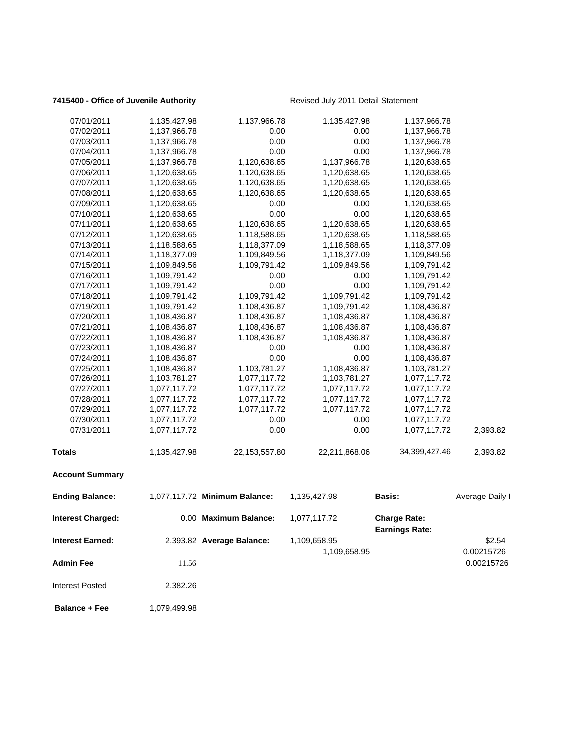**7415400 - Office of Juvenile Authority** Revised July 2011 Detail Statement

| | | | | | |
|---|---|---|---|---|---|
| 07/01/2011 | 1,135,427.98 | 1,137,966.78 | 1,135,427.98 | 1,137,966.78 | |
| 07/02/2011 | 1,137,966.78 | 0.00 | 0.00 | 1,137,966.78 | |
| 07/03/2011 | 1,137,966.78 | 0.00 | 0.00 | 1,137,966.78 | |
| 07/04/2011 | 1,137,966.78 | 0.00 | 0.00 | 1,137,966.78 | |
| 07/05/2011 | 1,137,966.78 | 1,120,638.65 | 1,137,966.78 | 1,120,638.65 | |
| 07/06/2011 | 1,120,638.65 | 1,120,638.65 | 1,120,638.65 | 1,120,638.65 | |
| 07/07/2011 | 1,120,638.65 | 1,120,638.65 | 1,120,638.65 | 1,120,638.65 | |
| 07/08/2011 | 1,120,638.65 | 1,120,638.65 | 1,120,638.65 | 1,120,638.65 | |
| 07/09/2011 | 1,120,638.65 | 0.00 | 0.00 | 1,120,638.65 | |
| 07/10/2011 | 1,120,638.65 | 0.00 | 0.00 | 1,120,638.65 | |
| 07/11/2011 | 1,120,638.65 | 1,120,638.65 | 1,120,638.65 | 1,120,638.65 | |
| 07/12/2011 | 1,120,638.65 | 1,118,588.65 | 1,120,638.65 | 1,118,588.65 | |
| 07/13/2011 | 1,118,588.65 | 1,118,377.09 | 1,118,588.65 | 1,118,377.09 | |
| 07/14/2011 | 1,118,377.09 | 1,109,849.56 | 1,118,377.09 | 1,109,849.56 | |
| 07/15/2011 | 1,109,849.56 | 1,109,791.42 | 1,109,849.56 | 1,109,791.42 | |
| 07/16/2011 | 1,109,791.42 | 0.00 | 0.00 | 1,109,791.42 | |
| 07/17/2011 | 1,109,791.42 | 0.00 | 0.00 | 1,109,791.42 | |
| 07/18/2011 | 1,109,791.42 | 1,109,791.42 | 1,109,791.42 | 1,109,791.42 | |
| 07/19/2011 | 1,109,791.42 | 1,108,436.87 | 1,109,791.42 | 1,108,436.87 | |
| 07/20/2011 | 1,108,436.87 | 1,108,436.87 | 1,108,436.87 | 1,108,436.87 | |
| 07/21/2011 | 1,108,436.87 | 1,108,436.87 | 1,108,436.87 | 1,108,436.87 | |
| 07/22/2011 | 1,108,436.87 | 1,108,436.87 | 1,108,436.87 | 1,108,436.87 | |
| 07/23/2011 | 1,108,436.87 | 0.00 | 0.00 | 1,108,436.87 | |
| 07/24/2011 | 1,108,436.87 | 0.00 | 0.00 | 1,108,436.87 | |
| 07/25/2011 | 1,108,436.87 | 1,103,781.27 | 1,108,436.87 | 1,103,781.27 | |
| 07/26/2011 | 1,103,781.27 | 1,077,117.72 | 1,103,781.27 | 1,077,117.72 | |
| 07/27/2011 | 1,077,117.72 | 1,077,117.72 | 1,077,117.72 | 1,077,117.72 | |
| 07/28/2011 | 1,077,117.72 | 1,077,117.72 | 1,077,117.72 | 1,077,117.72 | |
| 07/29/2011 | 1,077,117.72 | 1,077,117.72 | 1,077,117.72 | 1,077,117.72 | |
| 07/30/2011 | 1,077,117.72 | 0.00 | 0.00 | 1,077,117.72 | |
| 07/31/2011 | 1,077,117.72 | 0.00 | 0.00 | 1,077,117.72 | 2,393.82 |
| **Totals** | 1,135,427.98 | 22,153,557.80 | 22,211,868.06 | 34,399,427.46 | 2,393.82 |

**Account Summary**

| | | | | | |
|---|---|---|---|---|---|
| **Ending Balance:** | 1,077,117.72 | **Minimum Balance:** | 1,135,427.98 | **Basis:** | Average Daily I |
| **Interest Charged:** | 0.00 | **Maximum Balance:** | 1,077,117.72 | **Charge Rate:** | |
| | | | | **Earnings Rate:** | |
| **Interest Earned:** | 2,393.82 | **Average Balance:** | 1,109,658.95 | | $2.54 |
| | | | 1,109,658.95 | | 0.00215726 |
| **Admin Fee** | 11.56 | | | | 0.00215726 |
| Interest Posted | 2,382.26 | | | | |
| **Balance + Fee** | 1,079,499.98 | | | | |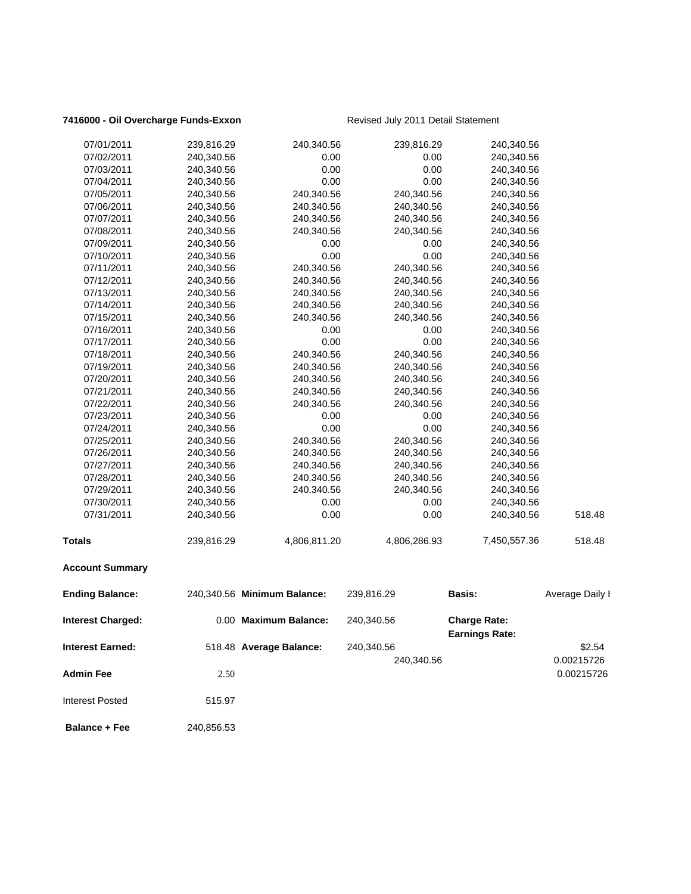**7416000 - Oil Overcharge Funds-Exxon** Revised July 2011 Detail Statement

| | | | | | |
|---|---|---|---|---|---|
| 07/01/2011 | 239,816.29 | 240,340.56 | 239,816.29 | 240,340.56 | |
| 07/02/2011 | 240,340.56 | 0.00 | 0.00 | 240,340.56 | |
| 07/03/2011 | 240,340.56 | 0.00 | 0.00 | 240,340.56 | |
| 07/04/2011 | 240,340.56 | 0.00 | 0.00 | 240,340.56 | |
| 07/05/2011 | 240,340.56 | 240,340.56 | 240,340.56 | 240,340.56 | |
| 07/06/2011 | 240,340.56 | 240,340.56 | 240,340.56 | 240,340.56 | |
| 07/07/2011 | 240,340.56 | 240,340.56 | 240,340.56 | 240,340.56 | |
| 07/08/2011 | 240,340.56 | 240,340.56 | 240,340.56 | 240,340.56 | |
| 07/09/2011 | 240,340.56 | 0.00 | 0.00 | 240,340.56 | |
| 07/10/2011 | 240,340.56 | 0.00 | 0.00 | 240,340.56 | |
| 07/11/2011 | 240,340.56 | 240,340.56 | 240,340.56 | 240,340.56 | |
| 07/12/2011 | 240,340.56 | 240,340.56 | 240,340.56 | 240,340.56 | |
| 07/13/2011 | 240,340.56 | 240,340.56 | 240,340.56 | 240,340.56 | |
| 07/14/2011 | 240,340.56 | 240,340.56 | 240,340.56 | 240,340.56 | |
| 07/15/2011 | 240,340.56 | 240,340.56 | 240,340.56 | 240,340.56 | |
| 07/16/2011 | 240,340.56 | 0.00 | 0.00 | 240,340.56 | |
| 07/17/2011 | 240,340.56 | 0.00 | 0.00 | 240,340.56 | |
| 07/18/2011 | 240,340.56 | 240,340.56 | 240,340.56 | 240,340.56 | |
| 07/19/2011 | 240,340.56 | 240,340.56 | 240,340.56 | 240,340.56 | |
| 07/20/2011 | 240,340.56 | 240,340.56 | 240,340.56 | 240,340.56 | |
| 07/21/2011 | 240,340.56 | 240,340.56 | 240,340.56 | 240,340.56 | |
| 07/22/2011 | 240,340.56 | 240,340.56 | 240,340.56 | 240,340.56 | |
| 07/23/2011 | 240,340.56 | 0.00 | 0.00 | 240,340.56 | |
| 07/24/2011 | 240,340.56 | 0.00 | 0.00 | 240,340.56 | |
| 07/25/2011 | 240,340.56 | 240,340.56 | 240,340.56 | 240,340.56 | |
| 07/26/2011 | 240,340.56 | 240,340.56 | 240,340.56 | 240,340.56 | |
| 07/27/2011 | 240,340.56 | 240,340.56 | 240,340.56 | 240,340.56 | |
| 07/28/2011 | 240,340.56 | 240,340.56 | 240,340.56 | 240,340.56 | |
| 07/29/2011 | 240,340.56 | 240,340.56 | 240,340.56 | 240,340.56 | |
| 07/30/2011 | 240,340.56 | 0.00 | 0.00 | 240,340.56 | |
| 07/31/2011 | 240,340.56 | 0.00 | 0.00 | 240,340.56 | 518.48 |
| **Totals** | 239,816.29 | 4,806,811.20 | 4,806,286.93 | 7,450,557.36 | 518.48 |

**Account Summary**

| | | | | | |
|---|---|---|---|---|---|
| **Ending Balance:** | 240,340.56 | **Minimum Balance:** | 239,816.29 | **Basis:** | Average Daily I |
| **Interest Charged:** | 0.00 | **Maximum Balance:** | 240,340.56 | **Charge Rate:** | |
| | | | | **Earnings Rate:** | |
| **Interest Earned:** | 518.48 | **Average Balance:** | 240,340.56 | | $2.54 |
| | | | 240,340.56 | | 0.00215726 |
| **Admin Fee** | 2.50 | | | | 0.00215726 |
| Interest Posted | 515.97 | | | | |
| **Balance + Fee** | 240,856.53 | | | | |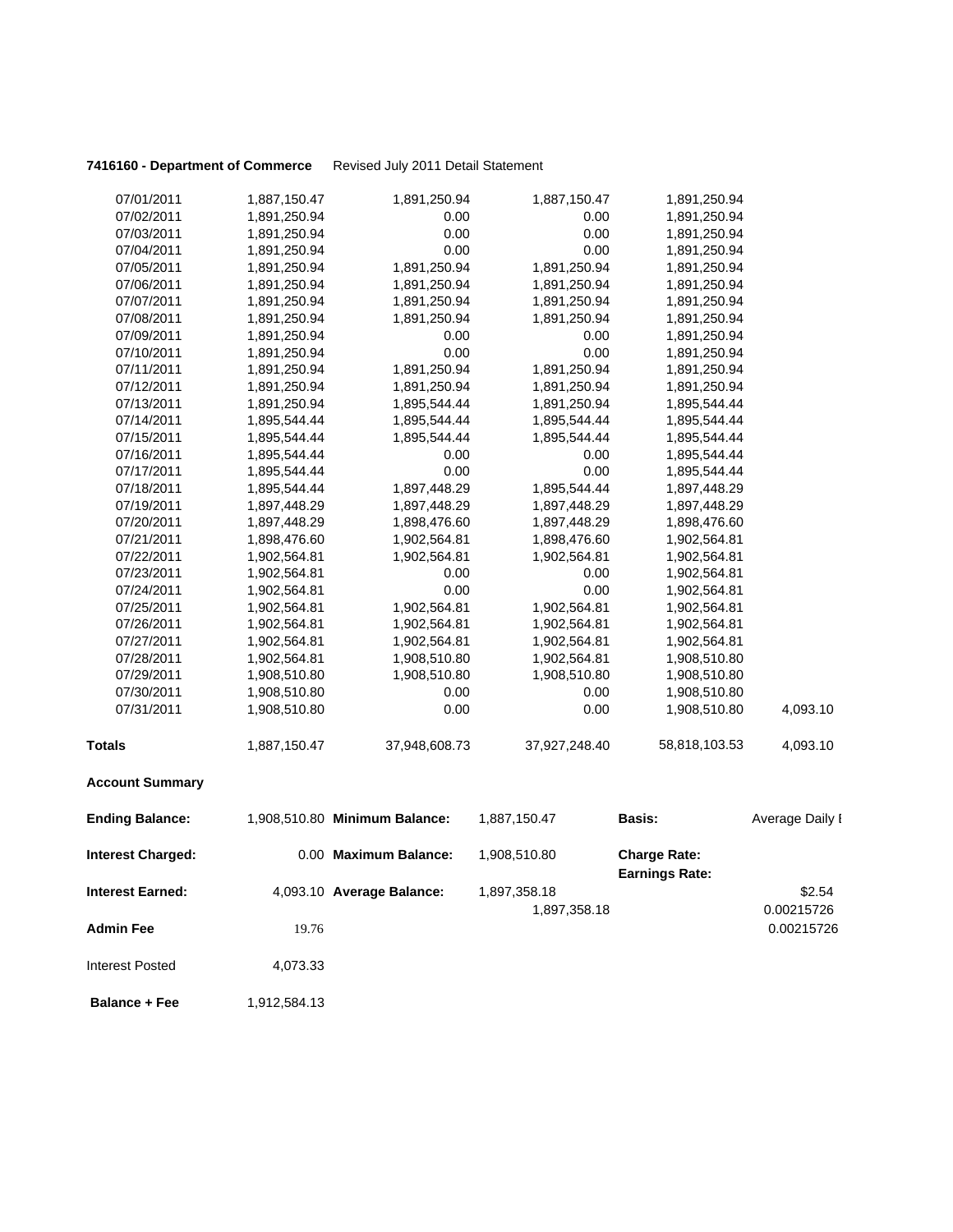**7416160 - Department of Commerce** Revised July 2011 Detail Statement

| | | | | | |
|---|---|---|---|---|---|
| 07/01/2011 | 1,887,150.47 | 1,891,250.94 | 1,887,150.47 | 1,891,250.94 | |
| 07/02/2011 | 1,891,250.94 | 0.00 | 0.00 | 1,891,250.94 | |
| 07/03/2011 | 1,891,250.94 | 0.00 | 0.00 | 1,891,250.94 | |
| 07/04/2011 | 1,891,250.94 | 0.00 | 0.00 | 1,891,250.94 | |
| 07/05/2011 | 1,891,250.94 | 1,891,250.94 | 1,891,250.94 | 1,891,250.94 | |
| 07/06/2011 | 1,891,250.94 | 1,891,250.94 | 1,891,250.94 | 1,891,250.94 | |
| 07/07/2011 | 1,891,250.94 | 1,891,250.94 | 1,891,250.94 | 1,891,250.94 | |
| 07/08/2011 | 1,891,250.94 | 1,891,250.94 | 1,891,250.94 | 1,891,250.94 | |
| 07/09/2011 | 1,891,250.94 | 0.00 | 0.00 | 1,891,250.94 | |
| 07/10/2011 | 1,891,250.94 | 0.00 | 0.00 | 1,891,250.94 | |
| 07/11/2011 | 1,891,250.94 | 1,891,250.94 | 1,891,250.94 | 1,891,250.94 | |
| 07/12/2011 | 1,891,250.94 | 1,891,250.94 | 1,891,250.94 | 1,891,250.94 | |
| 07/13/2011 | 1,891,250.94 | 1,895,544.44 | 1,891,250.94 | 1,895,544.44 | |
| 07/14/2011 | 1,895,544.44 | 1,895,544.44 | 1,895,544.44 | 1,895,544.44 | |
| 07/15/2011 | 1,895,544.44 | 1,895,544.44 | 1,895,544.44 | 1,895,544.44 | |
| 07/16/2011 | 1,895,544.44 | 0.00 | 0.00 | 1,895,544.44 | |
| 07/17/2011 | 1,895,544.44 | 0.00 | 0.00 | 1,895,544.44 | |
| 07/18/2011 | 1,895,544.44 | 1,897,448.29 | 1,895,544.44 | 1,897,448.29 | |
| 07/19/2011 | 1,897,448.29 | 1,897,448.29 | 1,897,448.29 | 1,897,448.29 | |
| 07/20/2011 | 1,897,448.29 | 1,898,476.60 | 1,897,448.29 | 1,898,476.60 | |
| 07/21/2011 | 1,898,476.60 | 1,902,564.81 | 1,898,476.60 | 1,902,564.81 | |
| 07/22/2011 | 1,902,564.81 | 1,902,564.81 | 1,902,564.81 | 1,902,564.81 | |
| 07/23/2011 | 1,902,564.81 | 0.00 | 0.00 | 1,902,564.81 | |
| 07/24/2011 | 1,902,564.81 | 0.00 | 0.00 | 1,902,564.81 | |
| 07/25/2011 | 1,902,564.81 | 1,902,564.81 | 1,902,564.81 | 1,902,564.81 | |
| 07/26/2011 | 1,902,564.81 | 1,902,564.81 | 1,902,564.81 | 1,902,564.81 | |
| 07/27/2011 | 1,902,564.81 | 1,902,564.81 | 1,902,564.81 | 1,902,564.81 | |
| 07/28/2011 | 1,902,564.81 | 1,908,510.80 | 1,902,564.81 | 1,908,510.80 | |
| 07/29/2011 | 1,908,510.80 | 1,908,510.80 | 1,908,510.80 | 1,908,510.80 | |
| 07/30/2011 | 1,908,510.80 | 0.00 | 0.00 | 1,908,510.80 | |
| 07/31/2011 | 1,908,510.80 | 0.00 | 0.00 | 1,908,510.80 | 4,093.10 |
| **Totals** | 1,887,150.47 | 37,948,608.73 | 37,927,248.40 | 58,818,103.53 | 4,093.10 |

**Account Summary**

| | | | | | |
|---|---|---|---|---|---|
| **Ending Balance:** | 1,908,510.80 | **Minimum Balance:** | 1,887,150.47 | **Basis:** | Average Daily I |
| **Interest Charged:** | 0.00 | **Maximum Balance:** | 1,908,510.80 | **Charge Rate:** | |
| | | | | **Earnings Rate:** | |
| **Interest Earned:** | 4,093.10 | **Average Balance:** | 1,897,358.18 | | $2.54 |
| | | | 1,897,358.18 | | 0.00215726 |
| **Admin Fee** | 19.76 | | | | 0.00215726 |
| Interest Posted | 4,073.33 | | | | |
| **Balance + Fee** | 1,912,584.13 | | | | |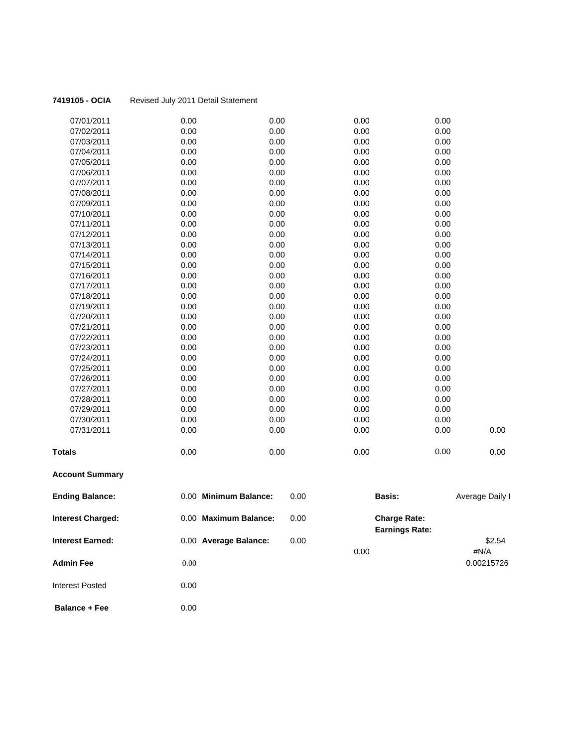**7419105 - OCIA** Revised July 2011 Detail Statement

| | | | | | |
|---|---|---|---|---|---|
| 07/01/2011 | 0.00 | 0.00 | 0.00 | 0.00 | |
| 07/02/2011 | 0.00 | 0.00 | 0.00 | 0.00 | |
| 07/03/2011 | 0.00 | 0.00 | 0.00 | 0.00 | |
| 07/04/2011 | 0.00 | 0.00 | 0.00 | 0.00 | |
| 07/05/2011 | 0.00 | 0.00 | 0.00 | 0.00 | |
| 07/06/2011 | 0.00 | 0.00 | 0.00 | 0.00 | |
| 07/07/2011 | 0.00 | 0.00 | 0.00 | 0.00 | |
| 07/08/2011 | 0.00 | 0.00 | 0.00 | 0.00 | |
| 07/09/2011 | 0.00 | 0.00 | 0.00 | 0.00 | |
| 07/10/2011 | 0.00 | 0.00 | 0.00 | 0.00 | |
| 07/11/2011 | 0.00 | 0.00 | 0.00 | 0.00 | |
| 07/12/2011 | 0.00 | 0.00 | 0.00 | 0.00 | |
| 07/13/2011 | 0.00 | 0.00 | 0.00 | 0.00 | |
| 07/14/2011 | 0.00 | 0.00 | 0.00 | 0.00 | |
| 07/15/2011 | 0.00 | 0.00 | 0.00 | 0.00 | |
| 07/16/2011 | 0.00 | 0.00 | 0.00 | 0.00 | |
| 07/17/2011 | 0.00 | 0.00 | 0.00 | 0.00 | |
| 07/18/2011 | 0.00 | 0.00 | 0.00 | 0.00 | |
| 07/19/2011 | 0.00 | 0.00 | 0.00 | 0.00 | |
| 07/20/2011 | 0.00 | 0.00 | 0.00 | 0.00 | |
| 07/21/2011 | 0.00 | 0.00 | 0.00 | 0.00 | |
| 07/22/2011 | 0.00 | 0.00 | 0.00 | 0.00 | |
| 07/23/2011 | 0.00 | 0.00 | 0.00 | 0.00 | |
| 07/24/2011 | 0.00 | 0.00 | 0.00 | 0.00 | |
| 07/25/2011 | 0.00 | 0.00 | 0.00 | 0.00 | |
| 07/26/2011 | 0.00 | 0.00 | 0.00 | 0.00 | |
| 07/27/2011 | 0.00 | 0.00 | 0.00 | 0.00 | |
| 07/28/2011 | 0.00 | 0.00 | 0.00 | 0.00 | |
| 07/29/2011 | 0.00 | 0.00 | 0.00 | 0.00 | |
| 07/30/2011 | 0.00 | 0.00 | 0.00 | 0.00 | |
| 07/31/2011 | 0.00 | 0.00 | 0.00 | 0.00 | 0.00 |
| **Totals** | 0.00 | 0.00 | 0.00 | 0.00 | 0.00 |

**Account Summary**

| | | | | | |
|---|---|---|---|---|---|
| **Ending Balance:** | 0.00 | **Minimum Balance:** | 0.00 | **Basis:** | Average Daily I |
| **Interest Charged:** | 0.00 | **Maximum Balance:** | 0.00 | **Charge Rate:** | |
| | | | | **Earnings Rate:** | |
| **Interest Earned:** | 0.00 | **Average Balance:** | 0.00 | | $2.54 |
| | | | 0.00 | | #N/A |
| **Admin Fee** | 0.00 | | | | 0.00215726 |
| Interest Posted | 0.00 | | | | |
| **Balance + Fee** | 0.00 | | | | |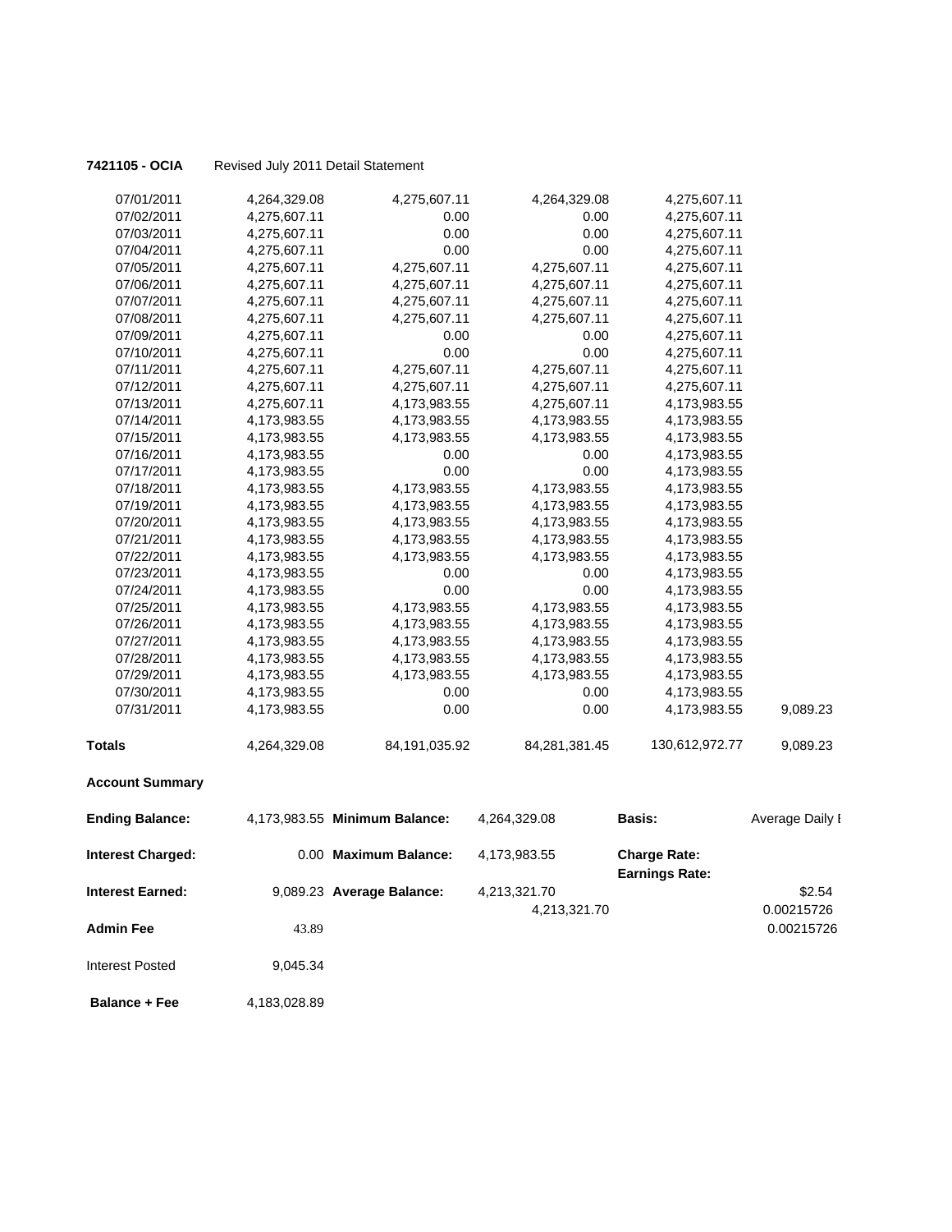**7421105 - OCIA** Revised July 2011 Detail Statement

| | | | | | |
|---|---|---|---|---|---|
| 07/01/2011 | 4,264,329.08 | 4,275,607.11 | 4,264,329.08 | 4,275,607.11 | |
| 07/02/2011 | 4,275,607.11 | 0.00 | 0.00 | 4,275,607.11 | |
| 07/03/2011 | 4,275,607.11 | 0.00 | 0.00 | 4,275,607.11 | |
| 07/04/2011 | 4,275,607.11 | 0.00 | 0.00 | 4,275,607.11 | |
| 07/05/2011 | 4,275,607.11 | 4,275,607.11 | 4,275,607.11 | 4,275,607.11 | |
| 07/06/2011 | 4,275,607.11 | 4,275,607.11 | 4,275,607.11 | 4,275,607.11 | |
| 07/07/2011 | 4,275,607.11 | 4,275,607.11 | 4,275,607.11 | 4,275,607.11 | |
| 07/08/2011 | 4,275,607.11 | 4,275,607.11 | 4,275,607.11 | 4,275,607.11 | |
| 07/09/2011 | 4,275,607.11 | 0.00 | 0.00 | 4,275,607.11 | |
| 07/10/2011 | 4,275,607.11 | 0.00 | 0.00 | 4,275,607.11 | |
| 07/11/2011 | 4,275,607.11 | 4,275,607.11 | 4,275,607.11 | 4,275,607.11 | |
| 07/12/2011 | 4,275,607.11 | 4,275,607.11 | 4,275,607.11 | 4,275,607.11 | |
| 07/13/2011 | 4,275,607.11 | 4,173,983.55 | 4,275,607.11 | 4,173,983.55 | |
| 07/14/2011 | 4,173,983.55 | 4,173,983.55 | 4,173,983.55 | 4,173,983.55 | |
| 07/15/2011 | 4,173,983.55 | 4,173,983.55 | 4,173,983.55 | 4,173,983.55 | |
| 07/16/2011 | 4,173,983.55 | 0.00 | 0.00 | 4,173,983.55 | |
| 07/17/2011 | 4,173,983.55 | 0.00 | 0.00 | 4,173,983.55 | |
| 07/18/2011 | 4,173,983.55 | 4,173,983.55 | 4,173,983.55 | 4,173,983.55 | |
| 07/19/2011 | 4,173,983.55 | 4,173,983.55 | 4,173,983.55 | 4,173,983.55 | |
| 07/20/2011 | 4,173,983.55 | 4,173,983.55 | 4,173,983.55 | 4,173,983.55 | |
| 07/21/2011 | 4,173,983.55 | 4,173,983.55 | 4,173,983.55 | 4,173,983.55 | |
| 07/22/2011 | 4,173,983.55 | 4,173,983.55 | 4,173,983.55 | 4,173,983.55 | |
| 07/23/2011 | 4,173,983.55 | 0.00 | 0.00 | 4,173,983.55 | |
| 07/24/2011 | 4,173,983.55 | 0.00 | 0.00 | 4,173,983.55 | |
| 07/25/2011 | 4,173,983.55 | 4,173,983.55 | 4,173,983.55 | 4,173,983.55 | |
| 07/26/2011 | 4,173,983.55 | 4,173,983.55 | 4,173,983.55 | 4,173,983.55 | |
| 07/27/2011 | 4,173,983.55 | 4,173,983.55 | 4,173,983.55 | 4,173,983.55 | |
| 07/28/2011 | 4,173,983.55 | 4,173,983.55 | 4,173,983.55 | 4,173,983.55 | |
| 07/29/2011 | 4,173,983.55 | 4,173,983.55 | 4,173,983.55 | 4,173,983.55 | |
| 07/30/2011 | 4,173,983.55 | 0.00 | 0.00 | 4,173,983.55 | |
| 07/31/2011 | 4,173,983.55 | 0.00 | 0.00 | 4,173,983.55 | 9,089.23 |
| **Totals** | 4,264,329.08 | 84,191,035.92 | 84,281,381.45 | 130,612,972.77 | 9,089.23 |

**Account Summary**

| | | | | | |
|---|---|---|---|---|---|
| **Ending Balance:** | 4,173,983.55 | **Minimum Balance:** | 4,264,329.08 | **Basis:** | Average Daily I |
| **Interest Charged:** | 0.00 | **Maximum Balance:** | 4,173,983.55 | **Charge Rate:** | |
| | | | | **Earnings Rate:** | |
| **Interest Earned:** | 9,089.23 | **Average Balance:** | 4,213,321.70 | | $2.54 |
| | | | 4,213,321.70 | | 0.00215726 |
| **Admin Fee** | 43.89 | | | | 0.00215726 |
| Interest Posted | 9,045.34 | | | | |
| **Balance + Fee** | 4,183,028.89 | | | | |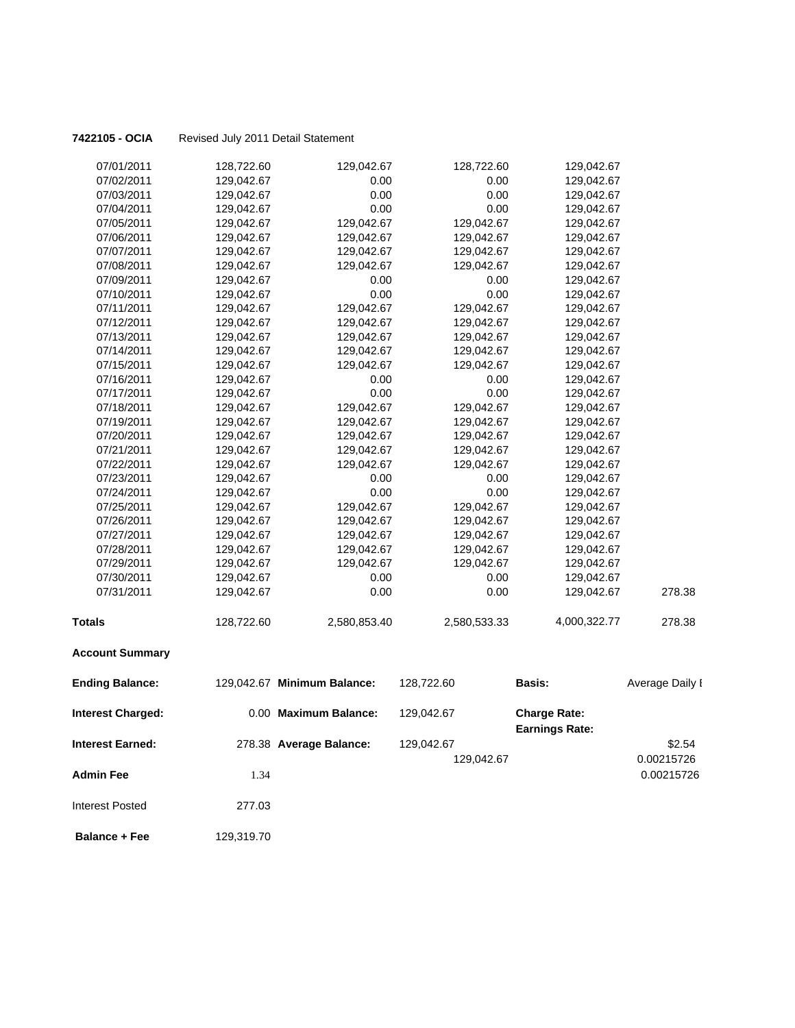**7422105 - OCIA** Revised July 2011 Detail Statement

| | | | | | |
|---|---|---|---|---|---|
| 07/01/2011 | 128,722.60 | 129,042.67 | 128,722.60 | 129,042.67 | |
| 07/02/2011 | 129,042.67 | 0.00 | 0.00 | 129,042.67 | |
| 07/03/2011 | 129,042.67 | 0.00 | 0.00 | 129,042.67 | |
| 07/04/2011 | 129,042.67 | 0.00 | 0.00 | 129,042.67 | |
| 07/05/2011 | 129,042.67 | 129,042.67 | 129,042.67 | 129,042.67 | |
| 07/06/2011 | 129,042.67 | 129,042.67 | 129,042.67 | 129,042.67 | |
| 07/07/2011 | 129,042.67 | 129,042.67 | 129,042.67 | 129,042.67 | |
| 07/08/2011 | 129,042.67 | 129,042.67 | 129,042.67 | 129,042.67 | |
| 07/09/2011 | 129,042.67 | 0.00 | 0.00 | 129,042.67 | |
| 07/10/2011 | 129,042.67 | 0.00 | 0.00 | 129,042.67 | |
| 07/11/2011 | 129,042.67 | 129,042.67 | 129,042.67 | 129,042.67 | |
| 07/12/2011 | 129,042.67 | 129,042.67 | 129,042.67 | 129,042.67 | |
| 07/13/2011 | 129,042.67 | 129,042.67 | 129,042.67 | 129,042.67 | |
| 07/14/2011 | 129,042.67 | 129,042.67 | 129,042.67 | 129,042.67 | |
| 07/15/2011 | 129,042.67 | 129,042.67 | 129,042.67 | 129,042.67 | |
| 07/16/2011 | 129,042.67 | 0.00 | 0.00 | 129,042.67 | |
| 07/17/2011 | 129,042.67 | 0.00 | 0.00 | 129,042.67 | |
| 07/18/2011 | 129,042.67 | 129,042.67 | 129,042.67 | 129,042.67 | |
| 07/19/2011 | 129,042.67 | 129,042.67 | 129,042.67 | 129,042.67 | |
| 07/20/2011 | 129,042.67 | 129,042.67 | 129,042.67 | 129,042.67 | |
| 07/21/2011 | 129,042.67 | 129,042.67 | 129,042.67 | 129,042.67 | |
| 07/22/2011 | 129,042.67 | 129,042.67 | 129,042.67 | 129,042.67 | |
| 07/23/2011 | 129,042.67 | 0.00 | 0.00 | 129,042.67 | |
| 07/24/2011 | 129,042.67 | 0.00 | 0.00 | 129,042.67 | |
| 07/25/2011 | 129,042.67 | 129,042.67 | 129,042.67 | 129,042.67 | |
| 07/26/2011 | 129,042.67 | 129,042.67 | 129,042.67 | 129,042.67 | |
| 07/27/2011 | 129,042.67 | 129,042.67 | 129,042.67 | 129,042.67 | |
| 07/28/2011 | 129,042.67 | 129,042.67 | 129,042.67 | 129,042.67 | |
| 07/29/2011 | 129,042.67 | 129,042.67 | 129,042.67 | 129,042.67 | |
| 07/30/2011 | 129,042.67 | 0.00 | 0.00 | 129,042.67 | |
| 07/31/2011 | 129,042.67 | 0.00 | 0.00 | 129,042.67 | 278.38 |
| **Totals** | 128,722.60 | 2,580,853.40 | 2,580,533.33 | 4,000,322.77 | 278.38 |

**Account Summary**

| | | | | | |
|---|---|---|---|---|---|
| **Ending Balance:** | 129,042.67 | **Minimum Balance:** | 128,722.60 | **Basis:** | Average Daily I |
| **Interest Charged:** | 0.00 | **Maximum Balance:** | 129,042.67 | **Charge Rate:** | |
| | | | | **Earnings Rate:** | |
| **Interest Earned:** | 278.38 | **Average Balance:** | 129,042.67 | | $2.54 |
| | | | 129,042.67 | | 0.00215726 |
| **Admin Fee** | 1.34 | | | | 0.00215726 |
| Interest Posted | 277.03 | | | | |
| **Balance + Fee** | 129,319.70 | | | | |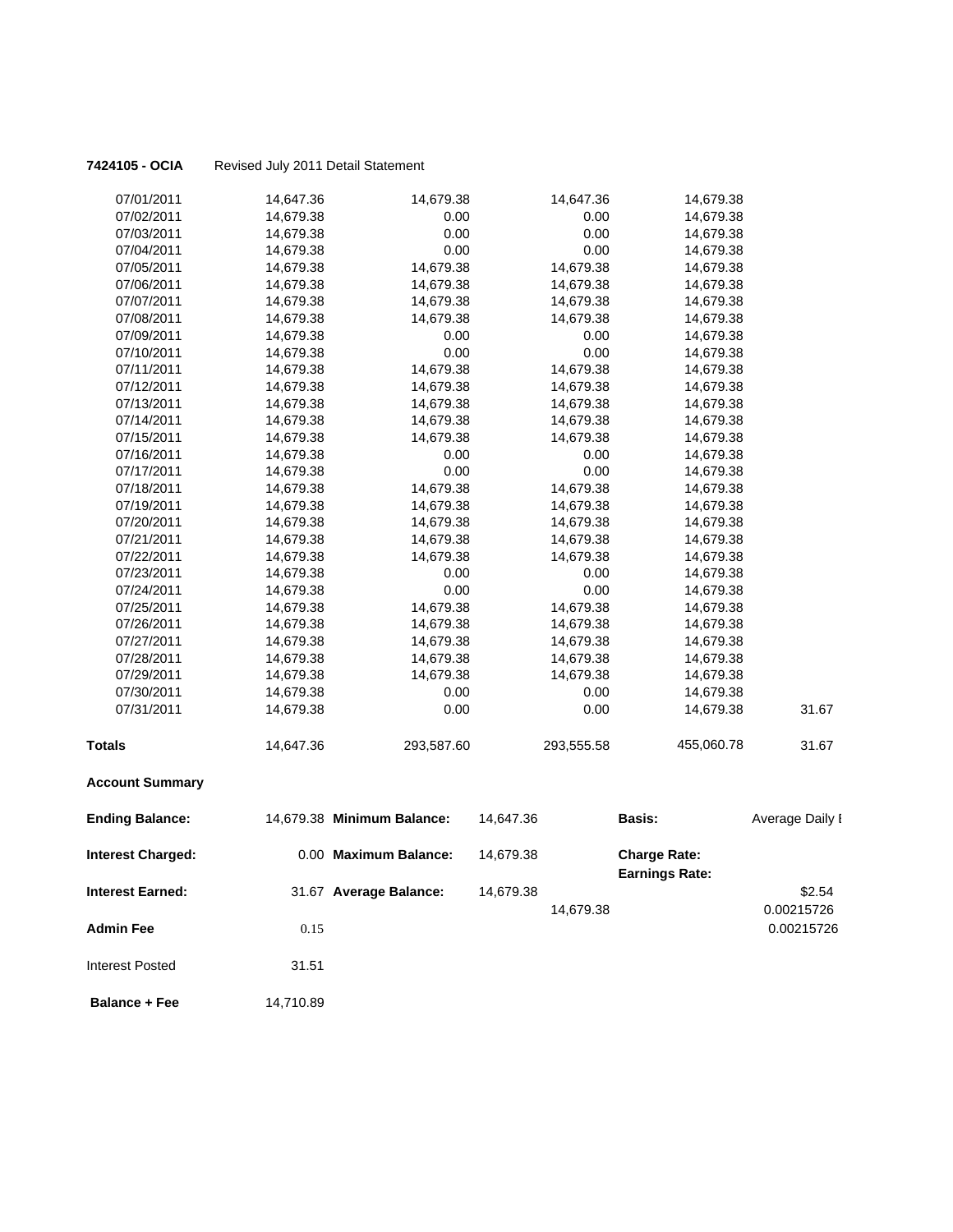**7424105 - OCIA** Revised July 2011 Detail Statement

| | | | | | |
|---|---|---|---|---|---|
| 07/01/2011 | 14,647.36 | 14,679.38 | 14,647.36 | 14,679.38 | |
| 07/02/2011 | 14,679.38 | 0.00 | 0.00 | 14,679.38 | |
| 07/03/2011 | 14,679.38 | 0.00 | 0.00 | 14,679.38 | |
| 07/04/2011 | 14,679.38 | 0.00 | 0.00 | 14,679.38 | |
| 07/05/2011 | 14,679.38 | 14,679.38 | 14,679.38 | 14,679.38 | |
| 07/06/2011 | 14,679.38 | 14,679.38 | 14,679.38 | 14,679.38 | |
| 07/07/2011 | 14,679.38 | 14,679.38 | 14,679.38 | 14,679.38 | |
| 07/08/2011 | 14,679.38 | 14,679.38 | 14,679.38 | 14,679.38 | |
| 07/09/2011 | 14,679.38 | 0.00 | 0.00 | 14,679.38 | |
| 07/10/2011 | 14,679.38 | 0.00 | 0.00 | 14,679.38 | |
| 07/11/2011 | 14,679.38 | 14,679.38 | 14,679.38 | 14,679.38 | |
| 07/12/2011 | 14,679.38 | 14,679.38 | 14,679.38 | 14,679.38 | |
| 07/13/2011 | 14,679.38 | 14,679.38 | 14,679.38 | 14,679.38 | |
| 07/14/2011 | 14,679.38 | 14,679.38 | 14,679.38 | 14,679.38 | |
| 07/15/2011 | 14,679.38 | 14,679.38 | 14,679.38 | 14,679.38 | |
| 07/16/2011 | 14,679.38 | 0.00 | 0.00 | 14,679.38 | |
| 07/17/2011 | 14,679.38 | 0.00 | 0.00 | 14,679.38 | |
| 07/18/2011 | 14,679.38 | 14,679.38 | 14,679.38 | 14,679.38 | |
| 07/19/2011 | 14,679.38 | 14,679.38 | 14,679.38 | 14,679.38 | |
| 07/20/2011 | 14,679.38 | 14,679.38 | 14,679.38 | 14,679.38 | |
| 07/21/2011 | 14,679.38 | 14,679.38 | 14,679.38 | 14,679.38 | |
| 07/22/2011 | 14,679.38 | 14,679.38 | 14,679.38 | 14,679.38 | |
| 07/23/2011 | 14,679.38 | 0.00 | 0.00 | 14,679.38 | |
| 07/24/2011 | 14,679.38 | 0.00 | 0.00 | 14,679.38 | |
| 07/25/2011 | 14,679.38 | 14,679.38 | 14,679.38 | 14,679.38 | |
| 07/26/2011 | 14,679.38 | 14,679.38 | 14,679.38 | 14,679.38 | |
| 07/27/2011 | 14,679.38 | 14,679.38 | 14,679.38 | 14,679.38 | |
| 07/28/2011 | 14,679.38 | 14,679.38 | 14,679.38 | 14,679.38 | |
| 07/29/2011 | 14,679.38 | 14,679.38 | 14,679.38 | 14,679.38 | |
| 07/30/2011 | 14,679.38 | 0.00 | 0.00 | 14,679.38 | |
| 07/31/2011 | 14,679.38 | 0.00 | 0.00 | 14,679.38 | 31.67 |
| **Totals** | 14,647.36 | 293,587.60 | 293,555.58 | 455,060.78 | 31.67 |

**Account Summary**

| | | | | | |
|---|---|---|---|---|---|
| **Ending Balance:** | 14,679.38 | **Minimum Balance:** | 14,647.36 | **Basis:** | Average Daily I |
| **Interest Charged:** | 0.00 | **Maximum Balance:** | 14,679.38 | **Charge Rate:** | |
| | | | | **Earnings Rate:** | |
| **Interest Earned:** | 31.67 | **Average Balance:** | 14,679.38 | | $2.54 |
| | | | 14,679.38 | | 0.00215726 |
| **Admin Fee** | 0.15 | | | | 0.00215726 |
| Interest Posted | 31.51 | | | | |
| **Balance + Fee** | 14,710.89 | | | | |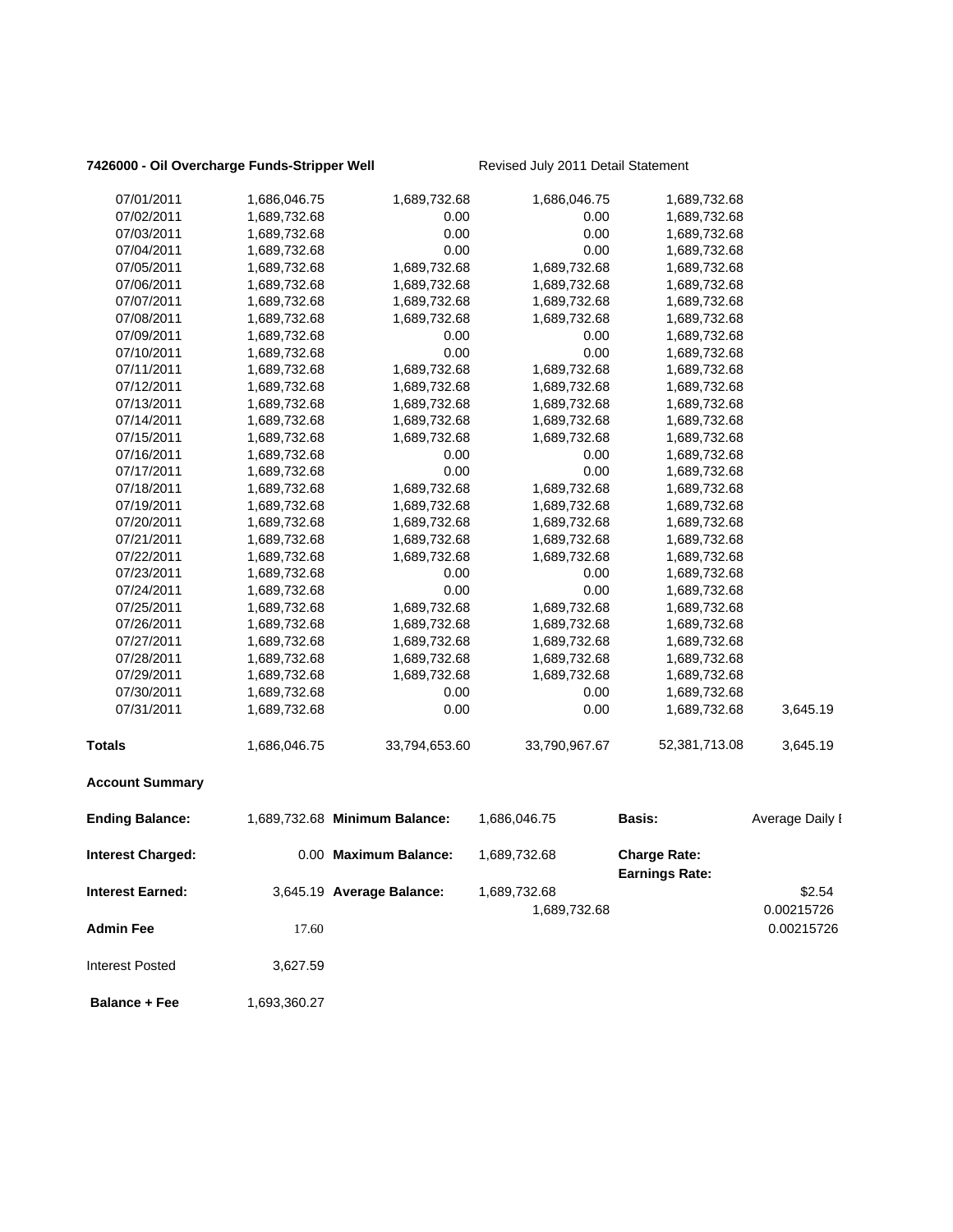**7426000 - Oil Overcharge Funds-Stripper Well** Revised July 2011 Detail Statement

| | | | | | |
|---|---|---|---|---|---|
| 07/01/2011 | 1,686,046.75 | 1,689,732.68 | 1,686,046.75 | 1,689,732.68 | |
| 07/02/2011 | 1,689,732.68 | 0.00 | 0.00 | 1,689,732.68 | |
| 07/03/2011 | 1,689,732.68 | 0.00 | 0.00 | 1,689,732.68 | |
| 07/04/2011 | 1,689,732.68 | 0.00 | 0.00 | 1,689,732.68 | |
| 07/05/2011 | 1,689,732.68 | 1,689,732.68 | 1,689,732.68 | 1,689,732.68 | |
| 07/06/2011 | 1,689,732.68 | 1,689,732.68 | 1,689,732.68 | 1,689,732.68 | |
| 07/07/2011 | 1,689,732.68 | 1,689,732.68 | 1,689,732.68 | 1,689,732.68 | |
| 07/08/2011 | 1,689,732.68 | 1,689,732.68 | 1,689,732.68 | 1,689,732.68 | |
| 07/09/2011 | 1,689,732.68 | 0.00 | 0.00 | 1,689,732.68 | |
| 07/10/2011 | 1,689,732.68 | 0.00 | 0.00 | 1,689,732.68 | |
| 07/11/2011 | 1,689,732.68 | 1,689,732.68 | 1,689,732.68 | 1,689,732.68 | |
| 07/12/2011 | 1,689,732.68 | 1,689,732.68 | 1,689,732.68 | 1,689,732.68 | |
| 07/13/2011 | 1,689,732.68 | 1,689,732.68 | 1,689,732.68 | 1,689,732.68 | |
| 07/14/2011 | 1,689,732.68 | 1,689,732.68 | 1,689,732.68 | 1,689,732.68 | |
| 07/15/2011 | 1,689,732.68 | 1,689,732.68 | 1,689,732.68 | 1,689,732.68 | |
| 07/16/2011 | 1,689,732.68 | 0.00 | 0.00 | 1,689,732.68 | |
| 07/17/2011 | 1,689,732.68 | 0.00 | 0.00 | 1,689,732.68 | |
| 07/18/2011 | 1,689,732.68 | 1,689,732.68 | 1,689,732.68 | 1,689,732.68 | |
| 07/19/2011 | 1,689,732.68 | 1,689,732.68 | 1,689,732.68 | 1,689,732.68 | |
| 07/20/2011 | 1,689,732.68 | 1,689,732.68 | 1,689,732.68 | 1,689,732.68 | |
| 07/21/2011 | 1,689,732.68 | 1,689,732.68 | 1,689,732.68 | 1,689,732.68 | |
| 07/22/2011 | 1,689,732.68 | 1,689,732.68 | 1,689,732.68 | 1,689,732.68 | |
| 07/23/2011 | 1,689,732.68 | 0.00 | 0.00 | 1,689,732.68 | |
| 07/24/2011 | 1,689,732.68 | 0.00 | 0.00 | 1,689,732.68 | |
| 07/25/2011 | 1,689,732.68 | 1,689,732.68 | 1,689,732.68 | 1,689,732.68 | |
| 07/26/2011 | 1,689,732.68 | 1,689,732.68 | 1,689,732.68 | 1,689,732.68 | |
| 07/27/2011 | 1,689,732.68 | 1,689,732.68 | 1,689,732.68 | 1,689,732.68 | |
| 07/28/2011 | 1,689,732.68 | 1,689,732.68 | 1,689,732.68 | 1,689,732.68 | |
| 07/29/2011 | 1,689,732.68 | 1,689,732.68 | 1,689,732.68 | 1,689,732.68 | |
| 07/30/2011 | 1,689,732.68 | 0.00 | 0.00 | 1,689,732.68 | |
| 07/31/2011 | 1,689,732.68 | 0.00 | 0.00 | 1,689,732.68 | 3,645.19 |
| **Totals** | 1,686,046.75 | 33,794,653.60 | 33,790,967.67 | 52,381,713.08 | 3,645.19 |

**Account Summary**

| | | | | | |
|---|---|---|---|---|---|
| **Ending Balance:** | 1,689,732.68 | **Minimum Balance:** | 1,686,046.75 | **Basis:** | Average Daily I |
| **Interest Charged:** | 0.00 | **Maximum Balance:** | 1,689,732.68 | **Charge Rate:** | |
| | | | | **Earnings Rate:** | |
| **Interest Earned:** | 3,645.19 | **Average Balance:** | 1,689,732.68 | | $2.54 |
| | | | 1,689,732.68 | | 0.00215726 |
| **Admin Fee** | 17.60 | | | | 0.00215726 |
| Interest Posted | 3,627.59 | | | | |
| **Balance + Fee** | 1,693,360.27 | | | | |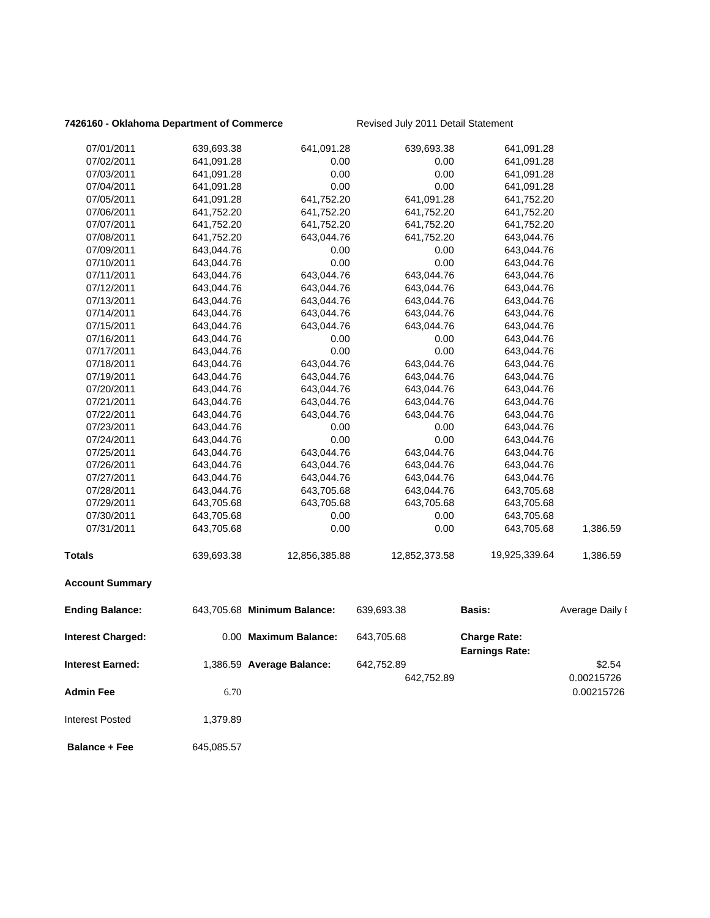**7426160 - Oklahoma Department of Commerce** Revised July 2011 Detail Statement

| | | | | | |
|---|---|---|---|---|---|
| 07/01/2011 | 639,693.38 | 641,091.28 | 639,693.38 | 641,091.28 | |
| 07/02/2011 | 641,091.28 | 0.00 | 0.00 | 641,091.28 | |
| 07/03/2011 | 641,091.28 | 0.00 | 0.00 | 641,091.28 | |
| 07/04/2011 | 641,091.28 | 0.00 | 0.00 | 641,091.28 | |
| 07/05/2011 | 641,091.28 | 641,752.20 | 641,091.28 | 641,752.20 | |
| 07/06/2011 | 641,752.20 | 641,752.20 | 641,752.20 | 641,752.20 | |
| 07/07/2011 | 641,752.20 | 641,752.20 | 641,752.20 | 641,752.20 | |
| 07/08/2011 | 641,752.20 | 643,044.76 | 641,752.20 | 643,044.76 | |
| 07/09/2011 | 643,044.76 | 0.00 | 0.00 | 643,044.76 | |
| 07/10/2011 | 643,044.76 | 0.00 | 0.00 | 643,044.76 | |
| 07/11/2011 | 643,044.76 | 643,044.76 | 643,044.76 | 643,044.76 | |
| 07/12/2011 | 643,044.76 | 643,044.76 | 643,044.76 | 643,044.76 | |
| 07/13/2011 | 643,044.76 | 643,044.76 | 643,044.76 | 643,044.76 | |
| 07/14/2011 | 643,044.76 | 643,044.76 | 643,044.76 | 643,044.76 | |
| 07/15/2011 | 643,044.76 | 643,044.76 | 643,044.76 | 643,044.76 | |
| 07/16/2011 | 643,044.76 | 0.00 | 0.00 | 643,044.76 | |
| 07/17/2011 | 643,044.76 | 0.00 | 0.00 | 643,044.76 | |
| 07/18/2011 | 643,044.76 | 643,044.76 | 643,044.76 | 643,044.76 | |
| 07/19/2011 | 643,044.76 | 643,044.76 | 643,044.76 | 643,044.76 | |
| 07/20/2011 | 643,044.76 | 643,044.76 | 643,044.76 | 643,044.76 | |
| 07/21/2011 | 643,044.76 | 643,044.76 | 643,044.76 | 643,044.76 | |
| 07/22/2011 | 643,044.76 | 643,044.76 | 643,044.76 | 643,044.76 | |
| 07/23/2011 | 643,044.76 | 0.00 | 0.00 | 643,044.76 | |
| 07/24/2011 | 643,044.76 | 0.00 | 0.00 | 643,044.76 | |
| 07/25/2011 | 643,044.76 | 643,044.76 | 643,044.76 | 643,044.76 | |
| 07/26/2011 | 643,044.76 | 643,044.76 | 643,044.76 | 643,044.76 | |
| 07/27/2011 | 643,044.76 | 643,044.76 | 643,044.76 | 643,044.76 | |
| 07/28/2011 | 643,044.76 | 643,705.68 | 643,044.76 | 643,705.68 | |
| 07/29/2011 | 643,705.68 | 643,705.68 | 643,705.68 | 643,705.68 | |
| 07/30/2011 | 643,705.68 | 0.00 | 0.00 | 643,705.68 | |
| 07/31/2011 | 643,705.68 | 0.00 | 0.00 | 643,705.68 | 1,386.59 |
| **Totals** | 639,693.38 | 12,856,385.88 | 12,852,373.58 | 19,925,339.64 | 1,386.59 |

**Account Summary**

| | | | | | |
|---|---|---|---|---|---|
| **Ending Balance:** | 643,705.68 | **Minimum Balance:** | 639,693.38 | **Basis:** | Average Daily I |
| **Interest Charged:** | 0.00 | **Maximum Balance:** | 643,705.68 | **Charge Rate:** **Earnings Rate:** | |
| **Interest Earned:** | 1,386.59 | **Average Balance:** | 642,752.89 | | $2.54 |
| | | | 642,752.89 | | 0.00215726 |
| **Admin Fee** | 6.70 | | | | 0.00215726 |
| Interest Posted | 1,379.89 | | | | |
| **Balance + Fee** | 645,085.57 | | | | |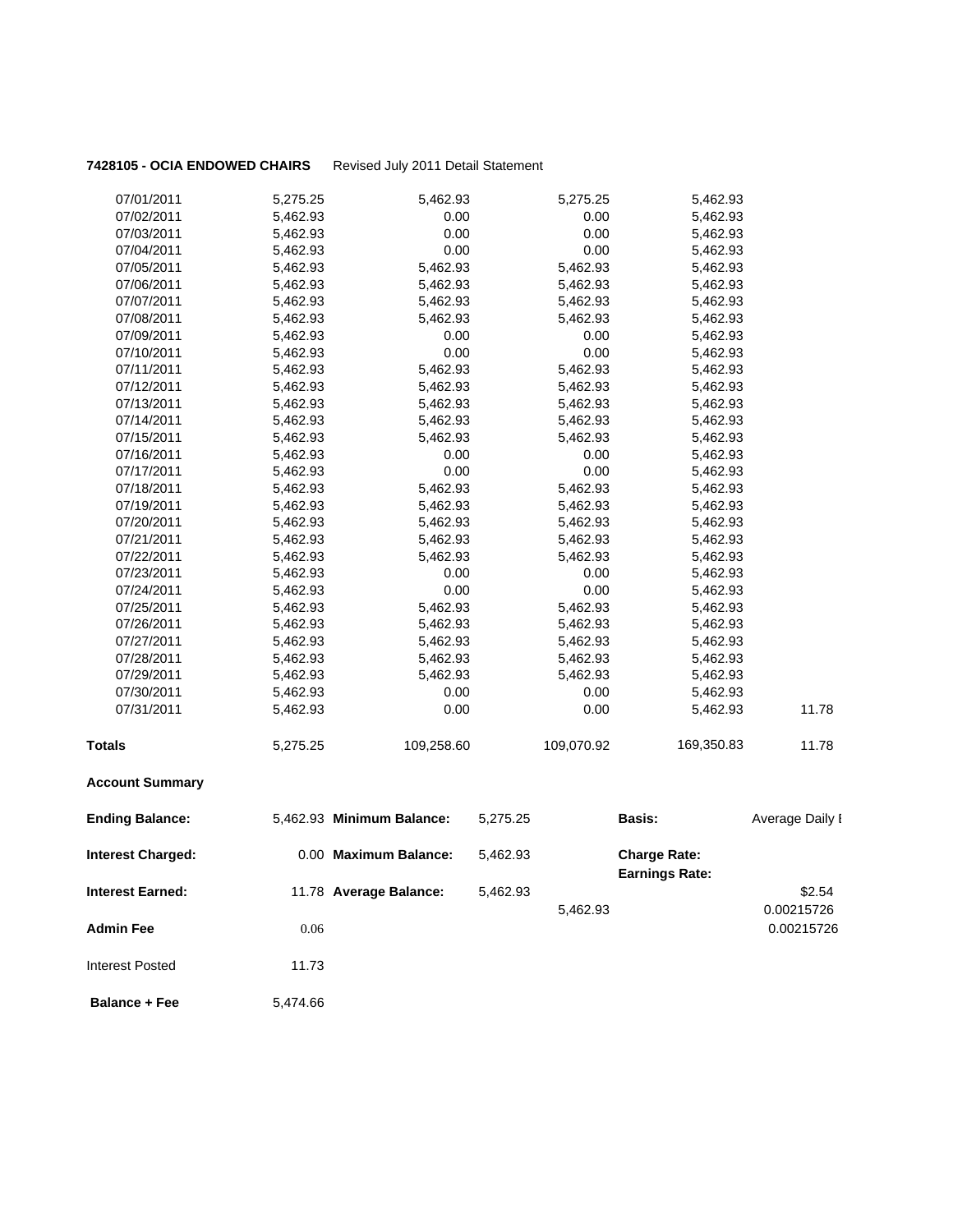**7428105 - OCIA ENDOWED CHAIRS** Revised July 2011 Detail Statement

| | | | | | |
|---|---|---|---|---|---|
| 07/01/2011 | 5,275.25 | 5,462.93 | 5,275.25 | 5,462.93 | |
| 07/02/2011 | 5,462.93 | 0.00 | 0.00 | 5,462.93 | |
| 07/03/2011 | 5,462.93 | 0.00 | 0.00 | 5,462.93 | |
| 07/04/2011 | 5,462.93 | 0.00 | 0.00 | 5,462.93 | |
| 07/05/2011 | 5,462.93 | 5,462.93 | 5,462.93 | 5,462.93 | |
| 07/06/2011 | 5,462.93 | 5,462.93 | 5,462.93 | 5,462.93 | |
| 07/07/2011 | 5,462.93 | 5,462.93 | 5,462.93 | 5,462.93 | |
| 07/08/2011 | 5,462.93 | 5,462.93 | 5,462.93 | 5,462.93 | |
| 07/09/2011 | 5,462.93 | 0.00 | 0.00 | 5,462.93 | |
| 07/10/2011 | 5,462.93 | 0.00 | 0.00 | 5,462.93 | |
| 07/11/2011 | 5,462.93 | 5,462.93 | 5,462.93 | 5,462.93 | |
| 07/12/2011 | 5,462.93 | 5,462.93 | 5,462.93 | 5,462.93 | |
| 07/13/2011 | 5,462.93 | 5,462.93 | 5,462.93 | 5,462.93 | |
| 07/14/2011 | 5,462.93 | 5,462.93 | 5,462.93 | 5,462.93 | |
| 07/15/2011 | 5,462.93 | 5,462.93 | 5,462.93 | 5,462.93 | |
| 07/16/2011 | 5,462.93 | 0.00 | 0.00 | 5,462.93 | |
| 07/17/2011 | 5,462.93 | 0.00 | 0.00 | 5,462.93 | |
| 07/18/2011 | 5,462.93 | 5,462.93 | 5,462.93 | 5,462.93 | |
| 07/19/2011 | 5,462.93 | 5,462.93 | 5,462.93 | 5,462.93 | |
| 07/20/2011 | 5,462.93 | 5,462.93 | 5,462.93 | 5,462.93 | |
| 07/21/2011 | 5,462.93 | 5,462.93 | 5,462.93 | 5,462.93 | |
| 07/22/2011 | 5,462.93 | 5,462.93 | 5,462.93 | 5,462.93 | |
| 07/23/2011 | 5,462.93 | 0.00 | 0.00 | 5,462.93 | |
| 07/24/2011 | 5,462.93 | 0.00 | 0.00 | 5,462.93 | |
| 07/25/2011 | 5,462.93 | 5,462.93 | 5,462.93 | 5,462.93 | |
| 07/26/2011 | 5,462.93 | 5,462.93 | 5,462.93 | 5,462.93 | |
| 07/27/2011 | 5,462.93 | 5,462.93 | 5,462.93 | 5,462.93 | |
| 07/28/2011 | 5,462.93 | 5,462.93 | 5,462.93 | 5,462.93 | |
| 07/29/2011 | 5,462.93 | 5,462.93 | 5,462.93 | 5,462.93 | |
| 07/30/2011 | 5,462.93 | 0.00 | 0.00 | 5,462.93 | |
| 07/31/2011 | 5,462.93 | 0.00 | 0.00 | 5,462.93 | 11.78 |
| **Totals** | 5,275.25 | 109,258.60 | 109,070.92 | 169,350.83 | 11.78 |

**Account Summary**

| | | | | | | |
|---|---|---|---|---|---|---|
| **Ending Balance:** | 5,462.93 | **Minimum Balance:** | 5,275.25 | | **Basis:** | Average Daily I |
| **Interest Charged:** | 0.00 | **Maximum Balance:** | 5,462.93 | | **Charge Rate:** | |
| | | | | | **Earnings Rate:** | |
| **Interest Earned:** | 11.78 | **Average Balance:** | 5,462.93 | | | $2.54 |
| | | | | 5,462.93 | | 0.00215726 |
| **Admin Fee** | 0.06 | | | | | 0.00215726 |
| Interest Posted | 11.73 | | | | | |
| **Balance + Fee** | 5,474.66 | | | | | |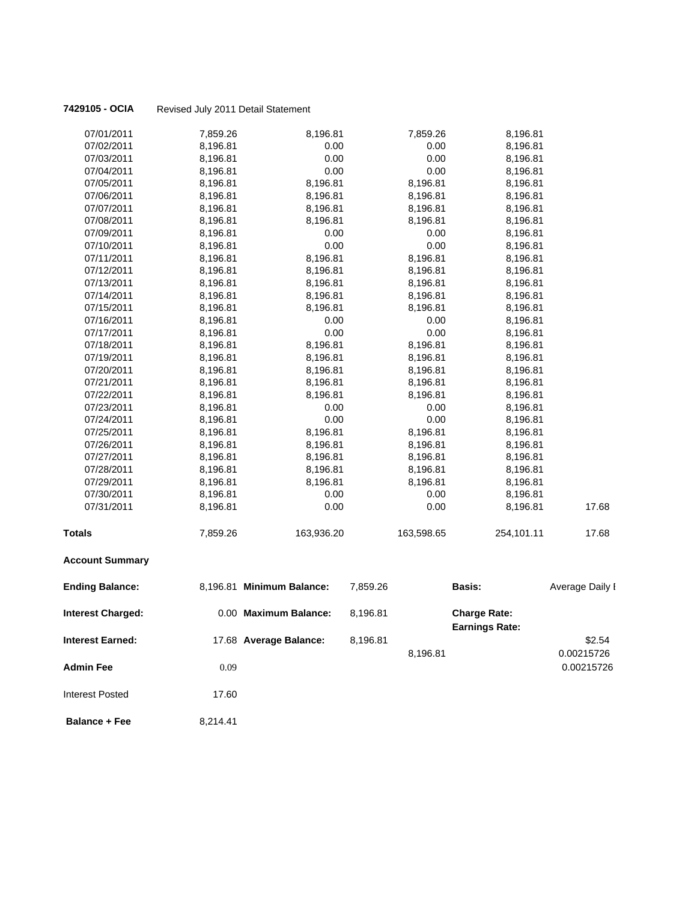**7429105 - OCIA** Revised July 2011 Detail Statement

| | | | | | |
|---|---|---|---|---|---|
| 07/01/2011 | 7,859.26 | 8,196.81 | 7,859.26 | 8,196.81 | |
| 07/02/2011 | 8,196.81 | 0.00 | 0.00 | 8,196.81 | |
| 07/03/2011 | 8,196.81 | 0.00 | 0.00 | 8,196.81 | |
| 07/04/2011 | 8,196.81 | 0.00 | 0.00 | 8,196.81 | |
| 07/05/2011 | 8,196.81 | 8,196.81 | 8,196.81 | 8,196.81 | |
| 07/06/2011 | 8,196.81 | 8,196.81 | 8,196.81 | 8,196.81 | |
| 07/07/2011 | 8,196.81 | 8,196.81 | 8,196.81 | 8,196.81 | |
| 07/08/2011 | 8,196.81 | 8,196.81 | 8,196.81 | 8,196.81 | |
| 07/09/2011 | 8,196.81 | 0.00 | 0.00 | 8,196.81 | |
| 07/10/2011 | 8,196.81 | 0.00 | 0.00 | 8,196.81 | |
| 07/11/2011 | 8,196.81 | 8,196.81 | 8,196.81 | 8,196.81 | |
| 07/12/2011 | 8,196.81 | 8,196.81 | 8,196.81 | 8,196.81 | |
| 07/13/2011 | 8,196.81 | 8,196.81 | 8,196.81 | 8,196.81 | |
| 07/14/2011 | 8,196.81 | 8,196.81 | 8,196.81 | 8,196.81 | |
| 07/15/2011 | 8,196.81 | 8,196.81 | 8,196.81 | 8,196.81 | |
| 07/16/2011 | 8,196.81 | 0.00 | 0.00 | 8,196.81 | |
| 07/17/2011 | 8,196.81 | 0.00 | 0.00 | 8,196.81 | |
| 07/18/2011 | 8,196.81 | 8,196.81 | 8,196.81 | 8,196.81 | |
| 07/19/2011 | 8,196.81 | 8,196.81 | 8,196.81 | 8,196.81 | |
| 07/20/2011 | 8,196.81 | 8,196.81 | 8,196.81 | 8,196.81 | |
| 07/21/2011 | 8,196.81 | 8,196.81 | 8,196.81 | 8,196.81 | |
| 07/22/2011 | 8,196.81 | 8,196.81 | 8,196.81 | 8,196.81 | |
| 07/23/2011 | 8,196.81 | 0.00 | 0.00 | 8,196.81 | |
| 07/24/2011 | 8,196.81 | 0.00 | 0.00 | 8,196.81 | |
| 07/25/2011 | 8,196.81 | 8,196.81 | 8,196.81 | 8,196.81 | |
| 07/26/2011 | 8,196.81 | 8,196.81 | 8,196.81 | 8,196.81 | |
| 07/27/2011 | 8,196.81 | 8,196.81 | 8,196.81 | 8,196.81 | |
| 07/28/2011 | 8,196.81 | 8,196.81 | 8,196.81 | 8,196.81 | |
| 07/29/2011 | 8,196.81 | 8,196.81 | 8,196.81 | 8,196.81 | |
| 07/30/2011 | 8,196.81 | 0.00 | 0.00 | 8,196.81 | |
| 07/31/2011 | 8,196.81 | 0.00 | 0.00 | 8,196.81 | 17.68 |
| **Totals** | 7,859.26 | 163,936.20 | 163,598.65 | 254,101.11 | 17.68 |

**Account Summary**

| | | | | | | |
|---|---|---|---|---|---|---|
| **Ending Balance:** | 8,196.81 | **Minimum Balance:** | 7,859.26 | | **Basis:** | Average Daily I |
| **Interest Charged:** | 0.00 | **Maximum Balance:** | 8,196.81 | | **Charge Rate:** | |
| | | | | | **Earnings Rate:** | |
| **Interest Earned:** | 17.68 | **Average Balance:** | 8,196.81 | | | \$2.54 |
| | | | | 8,196.81 | | 0.00215726 |
| **Admin Fee** | 0.09 | | | | | 0.00215726 |
| Interest Posted | 17.60 | | | | | |
| **Balance + Fee** | 8,214.41 | | | | | |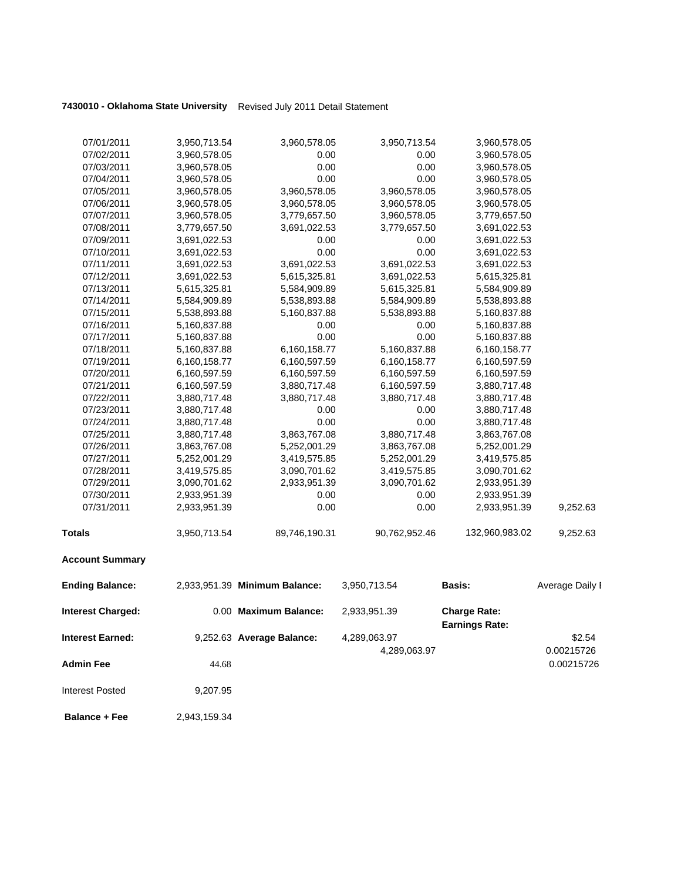**7430010 - Oklahoma State University** Revised July 2011 Detail Statement

| | | | | | |
|---|---|---|---|---|---|
| 07/01/2011 | 3,950,713.54 | 3,960,578.05 | 3,950,713.54 | 3,960,578.05 | |
| 07/02/2011 | 3,960,578.05 | 0.00 | 0.00 | 3,960,578.05 | |
| 07/03/2011 | 3,960,578.05 | 0.00 | 0.00 | 3,960,578.05 | |
| 07/04/2011 | 3,960,578.05 | 0.00 | 0.00 | 3,960,578.05 | |
| 07/05/2011 | 3,960,578.05 | 3,960,578.05 | 3,960,578.05 | 3,960,578.05 | |
| 07/06/2011 | 3,960,578.05 | 3,960,578.05 | 3,960,578.05 | 3,960,578.05 | |
| 07/07/2011 | 3,960,578.05 | 3,779,657.50 | 3,960,578.05 | 3,779,657.50 | |
| 07/08/2011 | 3,779,657.50 | 3,691,022.53 | 3,779,657.50 | 3,691,022.53 | |
| 07/09/2011 | 3,691,022.53 | 0.00 | 0.00 | 3,691,022.53 | |
| 07/10/2011 | 3,691,022.53 | 0.00 | 0.00 | 3,691,022.53 | |
| 07/11/2011 | 3,691,022.53 | 3,691,022.53 | 3,691,022.53 | 3,691,022.53 | |
| 07/12/2011 | 3,691,022.53 | 5,615,325.81 | 3,691,022.53 | 5,615,325.81 | |
| 07/13/2011 | 5,615,325.81 | 5,584,909.89 | 5,615,325.81 | 5,584,909.89 | |
| 07/14/2011 | 5,584,909.89 | 5,538,893.88 | 5,584,909.89 | 5,538,893.88 | |
| 07/15/2011 | 5,538,893.88 | 5,160,837.88 | 5,538,893.88 | 5,160,837.88 | |
| 07/16/2011 | 5,160,837.88 | 0.00 | 0.00 | 5,160,837.88 | |
| 07/17/2011 | 5,160,837.88 | 0.00 | 0.00 | 5,160,837.88 | |
| 07/18/2011 | 5,160,837.88 | 6,160,158.77 | 5,160,837.88 | 6,160,158.77 | |
| 07/19/2011 | 6,160,158.77 | 6,160,597.59 | 6,160,158.77 | 6,160,597.59 | |
| 07/20/2011 | 6,160,597.59 | 6,160,597.59 | 6,160,597.59 | 6,160,597.59 | |
| 07/21/2011 | 6,160,597.59 | 3,880,717.48 | 6,160,597.59 | 3,880,717.48 | |
| 07/22/2011 | 3,880,717.48 | 3,880,717.48 | 3,880,717.48 | 3,880,717.48 | |
| 07/23/2011 | 3,880,717.48 | 0.00 | 0.00 | 3,880,717.48 | |
| 07/24/2011 | 3,880,717.48 | 0.00 | 0.00 | 3,880,717.48 | |
| 07/25/2011 | 3,880,717.48 | 3,863,767.08 | 3,880,717.48 | 3,863,767.08 | |
| 07/26/2011 | 3,863,767.08 | 5,252,001.29 | 3,863,767.08 | 5,252,001.29 | |
| 07/27/2011 | 5,252,001.29 | 3,419,575.85 | 5,252,001.29 | 3,419,575.85 | |
| 07/28/2011 | 3,419,575.85 | 3,090,701.62 | 3,419,575.85 | 3,090,701.62 | |
| 07/29/2011 | 3,090,701.62 | 2,933,951.39 | 3,090,701.62 | 2,933,951.39 | |
| 07/30/2011 | 2,933,951.39 | 0.00 | 0.00 | 2,933,951.39 | |
| 07/31/2011 | 2,933,951.39 | 0.00 | 0.00 | 2,933,951.39 | 9,252.63 |
| **Totals** | 3,950,713.54 | 89,746,190.31 | 90,762,952.46 | 132,960,983.02 | 9,252.63 |

**Account Summary**

| | | | | | |
|---|---|---|---|---|---|
| **Ending Balance:** | 2,933,951.39 | **Minimum Balance:** | 3,950,713.54 | **Basis:** | Average Daily I |
| **Interest Charged:** | 0.00 | **Maximum Balance:** | 2,933,951.39 | **Charge Rate:** <br> **Earnings Rate:** | |
| **Interest Earned:** | 9,252.63 | **Average Balance:** | 4,289,063.97 <br> 4,289,063.97 | | \$2.54 <br> 0.00215726 |
| **Admin Fee** | 44.68 | | | | 0.00215726 |
| Interest Posted | 9,207.95 | | | | |
| **Balance + Fee** | 2,943,159.34 | | | | |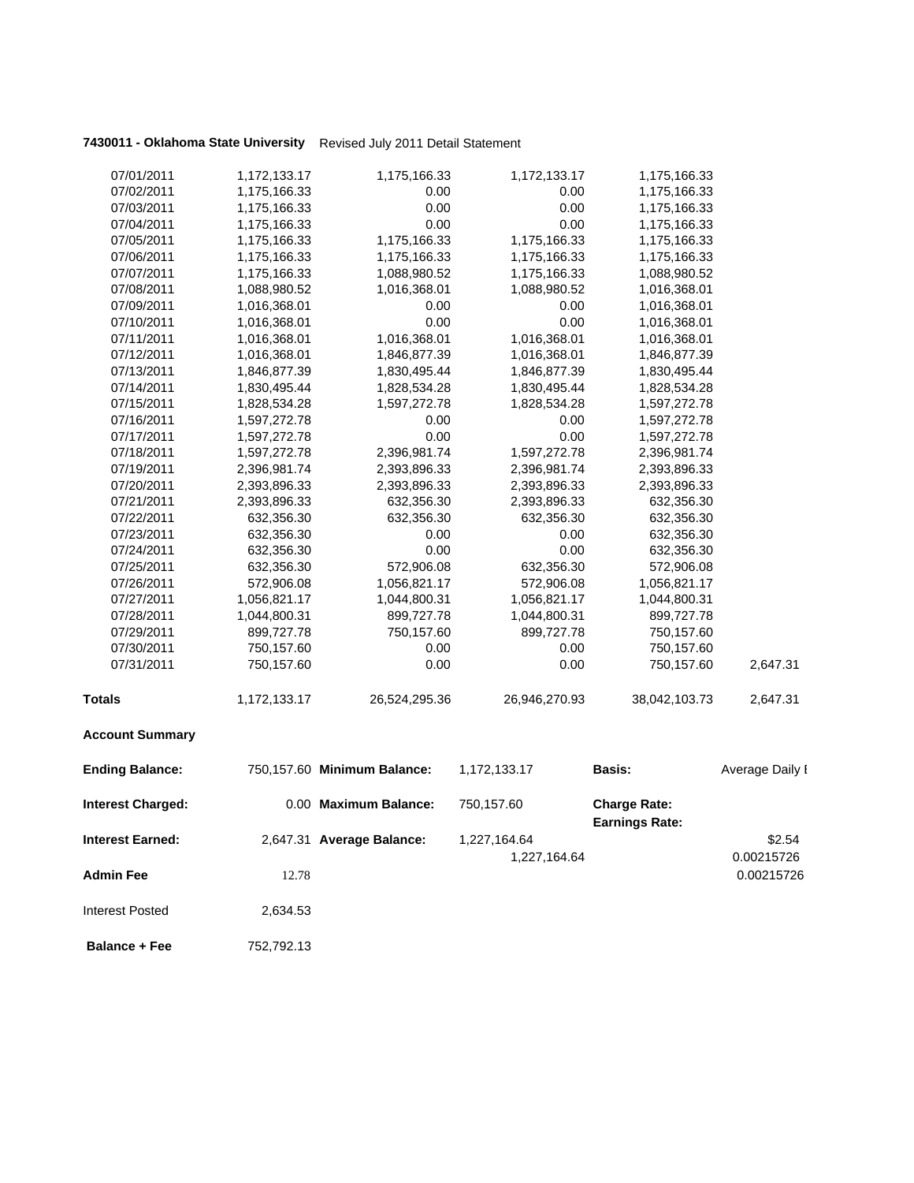**7430011 - Oklahoma State University** Revised July 2011 Detail Statement

| | | | | | |
|---|---|---|---|---|---|
| 07/01/2011 | 1,172,133.17 | 1,175,166.33 | 1,172,133.17 | 1,175,166.33 | |
| 07/02/2011 | 1,175,166.33 | 0.00 | 0.00 | 1,175,166.33 | |
| 07/03/2011 | 1,175,166.33 | 0.00 | 0.00 | 1,175,166.33 | |
| 07/04/2011 | 1,175,166.33 | 0.00 | 0.00 | 1,175,166.33 | |
| 07/05/2011 | 1,175,166.33 | 1,175,166.33 | 1,175,166.33 | 1,175,166.33 | |
| 07/06/2011 | 1,175,166.33 | 1,175,166.33 | 1,175,166.33 | 1,175,166.33 | |
| 07/07/2011 | 1,175,166.33 | 1,088,980.52 | 1,175,166.33 | 1,088,980.52 | |
| 07/08/2011 | 1,088,980.52 | 1,016,368.01 | 1,088,980.52 | 1,016,368.01 | |
| 07/09/2011 | 1,016,368.01 | 0.00 | 0.00 | 1,016,368.01 | |
| 07/10/2011 | 1,016,368.01 | 0.00 | 0.00 | 1,016,368.01 | |
| 07/11/2011 | 1,016,368.01 | 1,016,368.01 | 1,016,368.01 | 1,016,368.01 | |
| 07/12/2011 | 1,016,368.01 | 1,846,877.39 | 1,016,368.01 | 1,846,877.39 | |
| 07/13/2011 | 1,846,877.39 | 1,830,495.44 | 1,846,877.39 | 1,830,495.44 | |
| 07/14/2011 | 1,830,495.44 | 1,828,534.28 | 1,830,495.44 | 1,828,534.28 | |
| 07/15/2011 | 1,828,534.28 | 1,597,272.78 | 1,828,534.28 | 1,597,272.78 | |
| 07/16/2011 | 1,597,272.78 | 0.00 | 0.00 | 1,597,272.78 | |
| 07/17/2011 | 1,597,272.78 | 0.00 | 0.00 | 1,597,272.78 | |
| 07/18/2011 | 1,597,272.78 | 2,396,981.74 | 1,597,272.78 | 2,396,981.74 | |
| 07/19/2011 | 2,396,981.74 | 2,393,896.33 | 2,396,981.74 | 2,393,896.33 | |
| 07/20/2011 | 2,393,896.33 | 2,393,896.33 | 2,393,896.33 | 2,393,896.33 | |
| 07/21/2011 | 2,393,896.33 | 632,356.30 | 2,393,896.33 | 632,356.30 | |
| 07/22/2011 | 632,356.30 | 632,356.30 | 632,356.30 | 632,356.30 | |
| 07/23/2011 | 632,356.30 | 0.00 | 0.00 | 632,356.30 | |
| 07/24/2011 | 632,356.30 | 0.00 | 0.00 | 632,356.30 | |
| 07/25/2011 | 632,356.30 | 572,906.08 | 632,356.30 | 572,906.08 | |
| 07/26/2011 | 572,906.08 | 1,056,821.17 | 572,906.08 | 1,056,821.17 | |
| 07/27/2011 | 1,056,821.17 | 1,044,800.31 | 1,056,821.17 | 1,044,800.31 | |
| 07/28/2011 | 1,044,800.31 | 899,727.78 | 1,044,800.31 | 899,727.78 | |
| 07/29/2011 | 899,727.78 | 750,157.60 | 899,727.78 | 750,157.60 | |
| 07/30/2011 | 750,157.60 | 0.00 | 0.00 | 750,157.60 | |
| 07/31/2011 | 750,157.60 | 0.00 | 0.00 | 750,157.60 | 2,647.31 |
| **Totals** | 1,172,133.17 | 26,524,295.36 | 26,946,270.93 | 38,042,103.73 | 2,647.31 |

**Account Summary**

| | | | | | |
|---|---|---|---|---|---|
| **Ending Balance:** | 750,157.60 | **Minimum Balance:** | 1,172,133.17 | **Basis:** | Average Daily I |
| **Interest Charged:** | 0.00 | **Maximum Balance:** | 750,157.60 | **Charge Rate:** | |
| | | | | **Earnings Rate:** | |
| **Interest Earned:** | 2,647.31 | **Average Balance:** | 1,227,164.64 | | $2.54 |
| | | | 1,227,164.64 | | 0.00215726 |
| **Admin Fee** | 12.78 | | | | 0.00215726 |
| Interest Posted | 2,634.53 | | | | |
| **Balance + Fee** | 752,792.13 | | | | |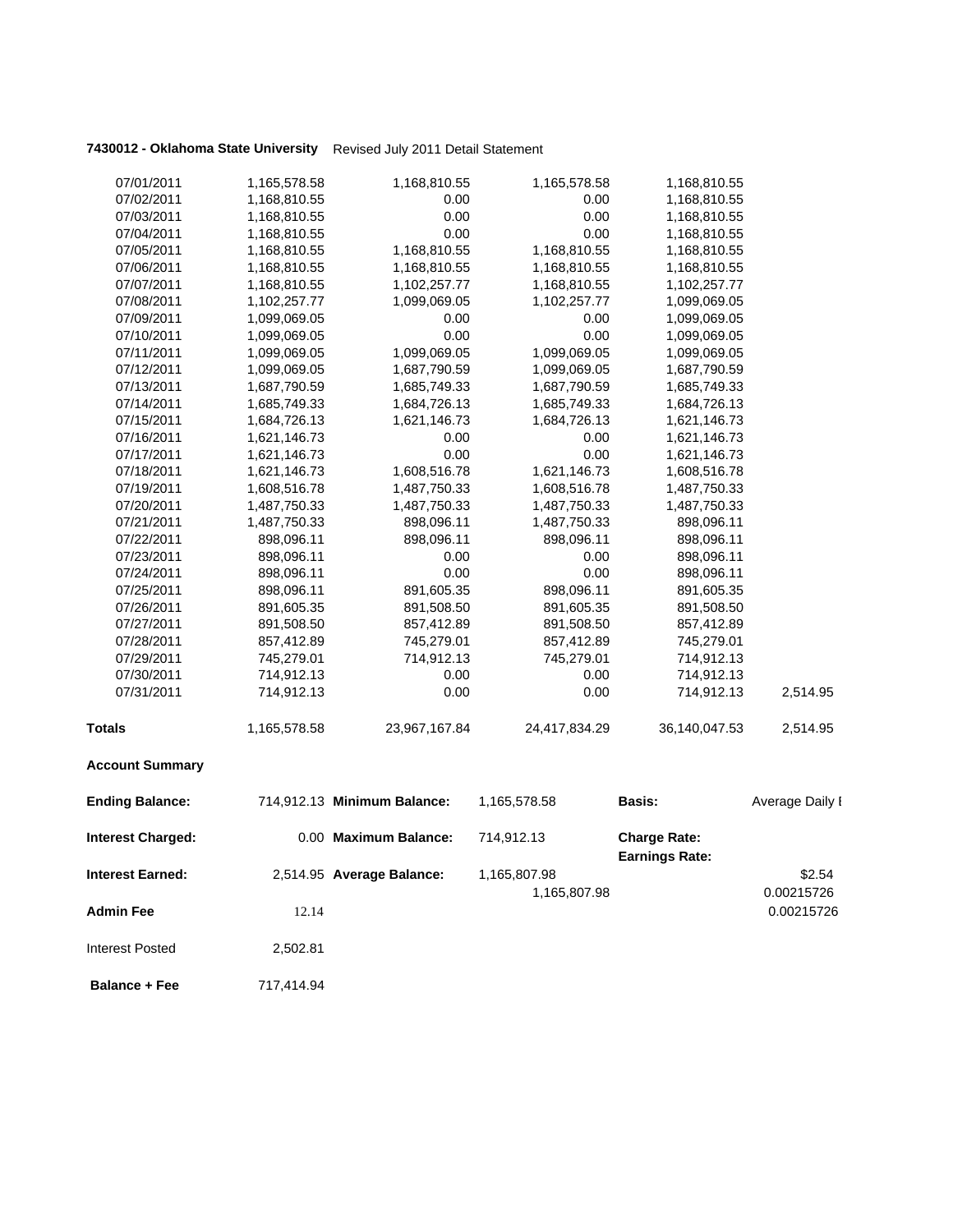**7430012 - Oklahoma State University** Revised July 2011 Detail Statement

| | | | | | |
|---|---|---|---|---|---|
| 07/01/2011 | 1,165,578.58 | 1,168,810.55 | 1,165,578.58 | 1,168,810.55 | |
| 07/02/2011 | 1,168,810.55 | 0.00 | 0.00 | 1,168,810.55 | |
| 07/03/2011 | 1,168,810.55 | 0.00 | 0.00 | 1,168,810.55 | |
| 07/04/2011 | 1,168,810.55 | 0.00 | 0.00 | 1,168,810.55 | |
| 07/05/2011 | 1,168,810.55 | 1,168,810.55 | 1,168,810.55 | 1,168,810.55 | |
| 07/06/2011 | 1,168,810.55 | 1,168,810.55 | 1,168,810.55 | 1,168,810.55 | |
| 07/07/2011 | 1,168,810.55 | 1,102,257.77 | 1,168,810.55 | 1,102,257.77 | |
| 07/08/2011 | 1,102,257.77 | 1,099,069.05 | 1,102,257.77 | 1,099,069.05 | |
| 07/09/2011 | 1,099,069.05 | 0.00 | 0.00 | 1,099,069.05 | |
| 07/10/2011 | 1,099,069.05 | 0.00 | 0.00 | 1,099,069.05 | |
| 07/11/2011 | 1,099,069.05 | 1,099,069.05 | 1,099,069.05 | 1,099,069.05 | |
| 07/12/2011 | 1,099,069.05 | 1,687,790.59 | 1,099,069.05 | 1,687,790.59 | |
| 07/13/2011 | 1,687,790.59 | 1,685,749.33 | 1,687,790.59 | 1,685,749.33 | |
| 07/14/2011 | 1,685,749.33 | 1,684,726.13 | 1,685,749.33 | 1,684,726.13 | |
| 07/15/2011 | 1,684,726.13 | 1,621,146.73 | 1,684,726.13 | 1,621,146.73 | |
| 07/16/2011 | 1,621,146.73 | 0.00 | 0.00 | 1,621,146.73 | |
| 07/17/2011 | 1,621,146.73 | 0.00 | 0.00 | 1,621,146.73 | |
| 07/18/2011 | 1,621,146.73 | 1,608,516.78 | 1,621,146.73 | 1,608,516.78 | |
| 07/19/2011 | 1,608,516.78 | 1,487,750.33 | 1,608,516.78 | 1,487,750.33 | |
| 07/20/2011 | 1,487,750.33 | 1,487,750.33 | 1,487,750.33 | 1,487,750.33 | |
| 07/21/2011 | 1,487,750.33 | 898,096.11 | 1,487,750.33 | 898,096.11 | |
| 07/22/2011 | 898,096.11 | 898,096.11 | 898,096.11 | 898,096.11 | |
| 07/23/2011 | 898,096.11 | 0.00 | 0.00 | 898,096.11 | |
| 07/24/2011 | 898,096.11 | 0.00 | 0.00 | 898,096.11 | |
| 07/25/2011 | 898,096.11 | 891,605.35 | 898,096.11 | 891,605.35 | |
| 07/26/2011 | 891,605.35 | 891,508.50 | 891,605.35 | 891,508.50 | |
| 07/27/2011 | 891,508.50 | 857,412.89 | 891,508.50 | 857,412.89 | |
| 07/28/2011 | 857,412.89 | 745,279.01 | 857,412.89 | 745,279.01 | |
| 07/29/2011 | 745,279.01 | 714,912.13 | 745,279.01 | 714,912.13 | |
| 07/30/2011 | 714,912.13 | 0.00 | 0.00 | 714,912.13 | |
| 07/31/2011 | 714,912.13 | 0.00 | 0.00 | 714,912.13 | 2,514.95 |
| **Totals** | 1,165,578.58 | 23,967,167.84 | 24,417,834.29 | 36,140,047.53 | 2,514.95 |

**Account Summary**

| | | | | | |
|---|---|---|---|---|---|
| **Ending Balance:** | 714,912.13 | **Minimum Balance:** | 1,165,578.58 | **Basis:** | Average Daily I |
| **Interest Charged:** | 0.00 | **Maximum Balance:** | 714,912.13 | **Charge Rate:** | |
| | | | | **Earnings Rate:** | |
| **Interest Earned:** | 2,514.95 | **Average Balance:** | 1,165,807.98 | | \$2.54 |
| | | | 1,165,807.98 | | 0.00215726 |
| **Admin Fee** | 12.14 | | | | 0.00215726 |
| Interest Posted | 2,502.81 | | | | |
| **Balance + Fee** | 717,414.94 | | | | |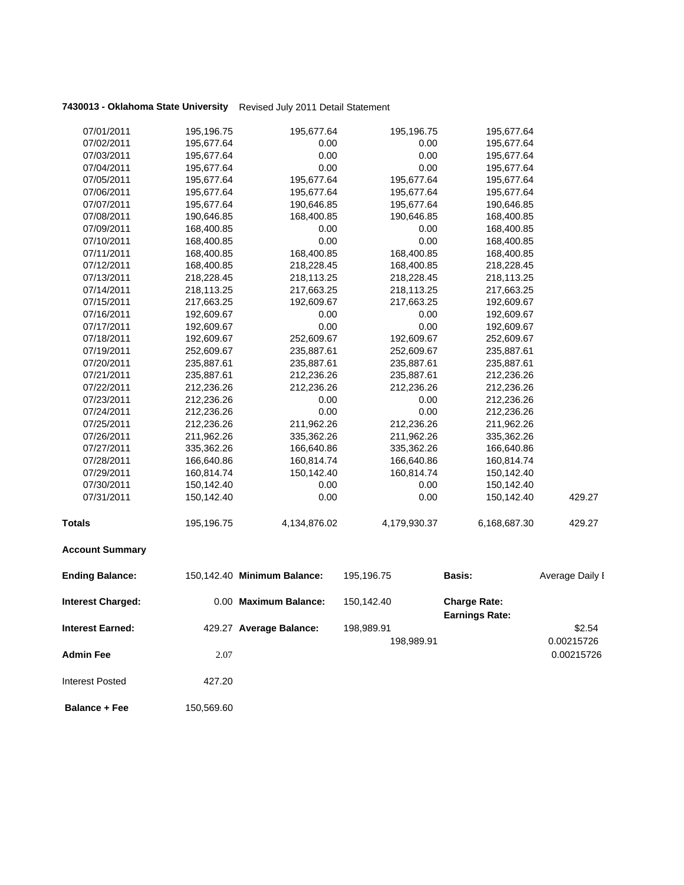**7430013 - Oklahoma State University** Revised July 2011 Detail Statement

| | | | | | |
|---|---|---|---|---|---|
| 07/01/2011 | 195,196.75 | 195,677.64 | 195,196.75 | 195,677.64 | |
| 07/02/2011 | 195,677.64 | 0.00 | 0.00 | 195,677.64 | |
| 07/03/2011 | 195,677.64 | 0.00 | 0.00 | 195,677.64 | |
| 07/04/2011 | 195,677.64 | 0.00 | 0.00 | 195,677.64 | |
| 07/05/2011 | 195,677.64 | 195,677.64 | 195,677.64 | 195,677.64 | |
| 07/06/2011 | 195,677.64 | 195,677.64 | 195,677.64 | 195,677.64 | |
| 07/07/2011 | 195,677.64 | 190,646.85 | 195,677.64 | 190,646.85 | |
| 07/08/2011 | 190,646.85 | 168,400.85 | 190,646.85 | 168,400.85 | |
| 07/09/2011 | 168,400.85 | 0.00 | 0.00 | 168,400.85 | |
| 07/10/2011 | 168,400.85 | 0.00 | 0.00 | 168,400.85 | |
| 07/11/2011 | 168,400.85 | 168,400.85 | 168,400.85 | 168,400.85 | |
| 07/12/2011 | 168,400.85 | 218,228.45 | 168,400.85 | 218,228.45 | |
| 07/13/2011 | 218,228.45 | 218,113.25 | 218,228.45 | 218,113.25 | |
| 07/14/2011 | 218,113.25 | 217,663.25 | 218,113.25 | 217,663.25 | |
| 07/15/2011 | 217,663.25 | 192,609.67 | 217,663.25 | 192,609.67 | |
| 07/16/2011 | 192,609.67 | 0.00 | 0.00 | 192,609.67 | |
| 07/17/2011 | 192,609.67 | 0.00 | 0.00 | 192,609.67 | |
| 07/18/2011 | 192,609.67 | 252,609.67 | 192,609.67 | 252,609.67 | |
| 07/19/2011 | 252,609.67 | 235,887.61 | 252,609.67 | 235,887.61 | |
| 07/20/2011 | 235,887.61 | 235,887.61 | 235,887.61 | 235,887.61 | |
| 07/21/2011 | 235,887.61 | 212,236.26 | 235,887.61 | 212,236.26 | |
| 07/22/2011 | 212,236.26 | 212,236.26 | 212,236.26 | 212,236.26 | |
| 07/23/2011 | 212,236.26 | 0.00 | 0.00 | 212,236.26 | |
| 07/24/2011 | 212,236.26 | 0.00 | 0.00 | 212,236.26 | |
| 07/25/2011 | 212,236.26 | 211,962.26 | 212,236.26 | 211,962.26 | |
| 07/26/2011 | 211,962.26 | 335,362.26 | 211,962.26 | 335,362.26 | |
| 07/27/2011 | 335,362.26 | 166,640.86 | 335,362.26 | 166,640.86 | |
| 07/28/2011 | 166,640.86 | 160,814.74 | 166,640.86 | 160,814.74 | |
| 07/29/2011 | 160,814.74 | 150,142.40 | 160,814.74 | 150,142.40 | |
| 07/30/2011 | 150,142.40 | 0.00 | 0.00 | 150,142.40 | |
| 07/31/2011 | 150,142.40 | 0.00 | 0.00 | 150,142.40 | 429.27 |
| **Totals** | 195,196.75 | 4,134,876.02 | 4,179,930.37 | 6,168,687.30 | 429.27 |

**Account Summary**

| | | | | | |
|---|---|---|---|---|---|
| **Ending Balance:** | 150,142.40 | **Minimum Balance:** | 195,196.75 | **Basis:** | Average Daily I |
| **Interest Charged:** | 0.00 | **Maximum Balance:** | 150,142.40 | **Charge Rate:** | |
| | | | | **Earnings Rate:** | |
| **Interest Earned:** | 429.27 | **Average Balance:** | 198,989.91 | | \$2.54 |
| | | | 198,989.91 | | 0.00215726 |
| **Admin Fee** | 2.07 | | | | 0.00215726 |
| Interest Posted | 427.20 | | | | |
| **Balance + Fee** | 150,569.60 | | | | |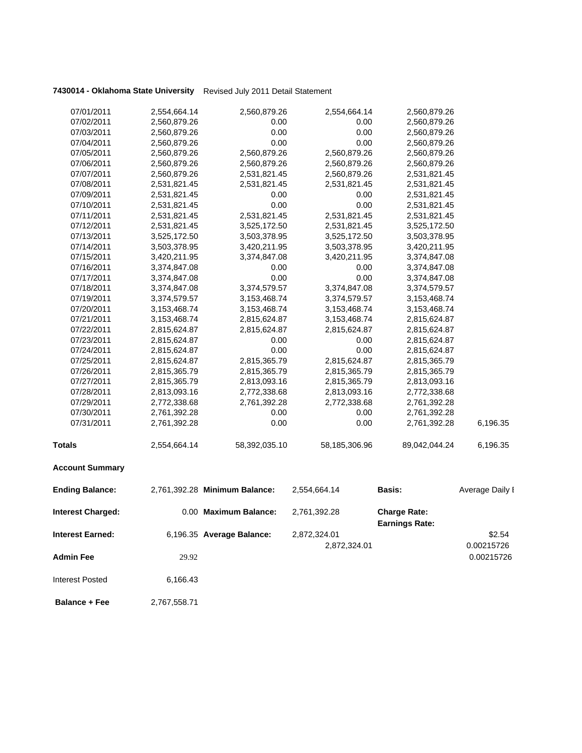**7430014 - Oklahoma State University** Revised July 2011 Detail Statement

| | | | | | |
|---|---|---|---|---|---|
| 07/01/2011 | 2,554,664.14 | 2,560,879.26 | 2,554,664.14 | 2,560,879.26 | |
| 07/02/2011 | 2,560,879.26 | 0.00 | 0.00 | 2,560,879.26 | |
| 07/03/2011 | 2,560,879.26 | 0.00 | 0.00 | 2,560,879.26 | |
| 07/04/2011 | 2,560,879.26 | 0.00 | 0.00 | 2,560,879.26 | |
| 07/05/2011 | 2,560,879.26 | 2,560,879.26 | 2,560,879.26 | 2,560,879.26 | |
| 07/06/2011 | 2,560,879.26 | 2,560,879.26 | 2,560,879.26 | 2,560,879.26 | |
| 07/07/2011 | 2,560,879.26 | 2,531,821.45 | 2,560,879.26 | 2,531,821.45 | |
| 07/08/2011 | 2,531,821.45 | 2,531,821.45 | 2,531,821.45 | 2,531,821.45 | |
| 07/09/2011 | 2,531,821.45 | 0.00 | 0.00 | 2,531,821.45 | |
| 07/10/2011 | 2,531,821.45 | 0.00 | 0.00 | 2,531,821.45 | |
| 07/11/2011 | 2,531,821.45 | 2,531,821.45 | 2,531,821.45 | 2,531,821.45 | |
| 07/12/2011 | 2,531,821.45 | 3,525,172.50 | 2,531,821.45 | 3,525,172.50 | |
| 07/13/2011 | 3,525,172.50 | 3,503,378.95 | 3,525,172.50 | 3,503,378.95 | |
| 07/14/2011 | 3,503,378.95 | 3,420,211.95 | 3,503,378.95 | 3,420,211.95 | |
| 07/15/2011 | 3,420,211.95 | 3,374,847.08 | 3,420,211.95 | 3,374,847.08 | |
| 07/16/2011 | 3,374,847.08 | 0.00 | 0.00 | 3,374,847.08 | |
| 07/17/2011 | 3,374,847.08 | 0.00 | 0.00 | 3,374,847.08 | |
| 07/18/2011 | 3,374,847.08 | 3,374,579.57 | 3,374,847.08 | 3,374,579.57 | |
| 07/19/2011 | 3,374,579.57 | 3,153,468.74 | 3,374,579.57 | 3,153,468.74 | |
| 07/20/2011 | 3,153,468.74 | 3,153,468.74 | 3,153,468.74 | 3,153,468.74 | |
| 07/21/2011 | 3,153,468.74 | 2,815,624.87 | 3,153,468.74 | 2,815,624.87 | |
| 07/22/2011 | 2,815,624.87 | 2,815,624.87 | 2,815,624.87 | 2,815,624.87 | |
| 07/23/2011 | 2,815,624.87 | 0.00 | 0.00 | 2,815,624.87 | |
| 07/24/2011 | 2,815,624.87 | 0.00 | 0.00 | 2,815,624.87 | |
| 07/25/2011 | 2,815,624.87 | 2,815,365.79 | 2,815,624.87 | 2,815,365.79 | |
| 07/26/2011 | 2,815,365.79 | 2,815,365.79 | 2,815,365.79 | 2,815,365.79 | |
| 07/27/2011 | 2,815,365.79 | 2,813,093.16 | 2,815,365.79 | 2,813,093.16 | |
| 07/28/2011 | 2,813,093.16 | 2,772,338.68 | 2,813,093.16 | 2,772,338.68 | |
| 07/29/2011 | 2,772,338.68 | 2,761,392.28 | 2,772,338.68 | 2,761,392.28 | |
| 07/30/2011 | 2,761,392.28 | 0.00 | 0.00 | 2,761,392.28 | |
| 07/31/2011 | 2,761,392.28 | 0.00 | 0.00 | 2,761,392.28 | 6,196.35 |
| **Totals** | 2,554,664.14 | 58,392,035.10 | 58,185,306.96 | 89,042,044.24 | 6,196.35 |

**Account Summary**

| | | | | | |
|---|---|---|---|---|---|
| **Ending Balance:** | 2,761,392.28 | **Minimum Balance:** | 2,554,664.14 | **Basis:** | Average Daily I |
| **Interest Charged:** | 0.00 | **Maximum Balance:** | 2,761,392.28 | **Charge Rate:** | |
| | | | | **Earnings Rate:** | |
| **Interest Earned:** | 6,196.35 | **Average Balance:** | 2,872,324.01 | | $2.54 |
| | | | 2,872,324.01 | | 0.00215726 |
| **Admin Fee** | 29.92 | | | | 0.00215726 |
| Interest Posted | 6,166.43 | | | | |
| **Balance + Fee** | 2,767,558.71 | | | | |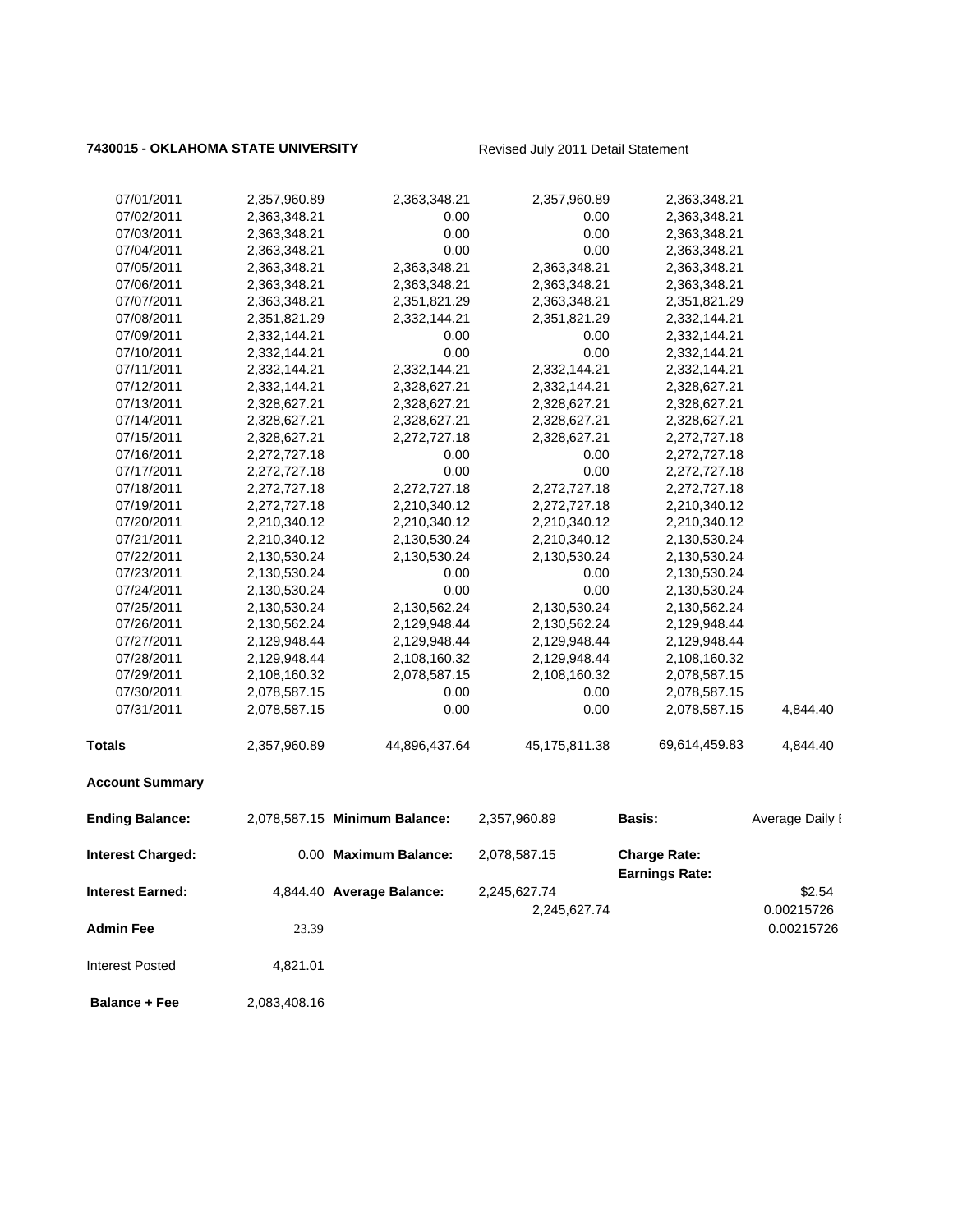**7430015 - OKLAHOMA STATE UNIVERSITY** Revised July 2011 Detail Statement

| | | | | | |
|---|---|---|---|---|---|
| 07/01/2011 | 2,357,960.89 | 2,363,348.21 | 2,357,960.89 | 2,363,348.21 | |
| 07/02/2011 | 2,363,348.21 | 0.00 | 0.00 | 2,363,348.21 | |
| 07/03/2011 | 2,363,348.21 | 0.00 | 0.00 | 2,363,348.21 | |
| 07/04/2011 | 2,363,348.21 | 0.00 | 0.00 | 2,363,348.21 | |
| 07/05/2011 | 2,363,348.21 | 2,363,348.21 | 2,363,348.21 | 2,363,348.21 | |
| 07/06/2011 | 2,363,348.21 | 2,363,348.21 | 2,363,348.21 | 2,363,348.21 | |
| 07/07/2011 | 2,363,348.21 | 2,351,821.29 | 2,363,348.21 | 2,351,821.29 | |
| 07/08/2011 | 2,351,821.29 | 2,332,144.21 | 2,351,821.29 | 2,332,144.21 | |
| 07/09/2011 | 2,332,144.21 | 0.00 | 0.00 | 2,332,144.21 | |
| 07/10/2011 | 2,332,144.21 | 0.00 | 0.00 | 2,332,144.21 | |
| 07/11/2011 | 2,332,144.21 | 2,332,144.21 | 2,332,144.21 | 2,332,144.21 | |
| 07/12/2011 | 2,332,144.21 | 2,328,627.21 | 2,332,144.21 | 2,328,627.21 | |
| 07/13/2011 | 2,328,627.21 | 2,328,627.21 | 2,328,627.21 | 2,328,627.21 | |
| 07/14/2011 | 2,328,627.21 | 2,328,627.21 | 2,328,627.21 | 2,328,627.21 | |
| 07/15/2011 | 2,328,627.21 | 2,272,727.18 | 2,328,627.21 | 2,272,727.18 | |
| 07/16/2011 | 2,272,727.18 | 0.00 | 0.00 | 2,272,727.18 | |
| 07/17/2011 | 2,272,727.18 | 0.00 | 0.00 | 2,272,727.18 | |
| 07/18/2011 | 2,272,727.18 | 2,272,727.18 | 2,272,727.18 | 2,272,727.18 | |
| 07/19/2011 | 2,272,727.18 | 2,210,340.12 | 2,272,727.18 | 2,210,340.12 | |
| 07/20/2011 | 2,210,340.12 | 2,210,340.12 | 2,210,340.12 | 2,210,340.12 | |
| 07/21/2011 | 2,210,340.12 | 2,130,530.24 | 2,210,340.12 | 2,130,530.24 | |
| 07/22/2011 | 2,130,530.24 | 2,130,530.24 | 2,130,530.24 | 2,130,530.24 | |
| 07/23/2011 | 2,130,530.24 | 0.00 | 0.00 | 2,130,530.24 | |
| 07/24/2011 | 2,130,530.24 | 0.00 | 0.00 | 2,130,530.24 | |
| 07/25/2011 | 2,130,530.24 | 2,130,562.24 | 2,130,530.24 | 2,130,562.24 | |
| 07/26/2011 | 2,130,562.24 | 2,129,948.44 | 2,130,562.24 | 2,129,948.44 | |
| 07/27/2011 | 2,129,948.44 | 2,129,948.44 | 2,129,948.44 | 2,129,948.44 | |
| 07/28/2011 | 2,129,948.44 | 2,108,160.32 | 2,129,948.44 | 2,108,160.32 | |
| 07/29/2011 | 2,108,160.32 | 2,078,587.15 | 2,108,160.32 | 2,078,587.15 | |
| 07/30/2011 | 2,078,587.15 | 0.00 | 0.00 | 2,078,587.15 | |
| 07/31/2011 | 2,078,587.15 | 0.00 | 0.00 | 2,078,587.15 | 4,844.40 |
| **Totals** | 2,357,960.89 | 44,896,437.64 | 45,175,811.38 | 69,614,459.83 | 4,844.40 |

**Account Summary**

| | | | | | |
|---|---|---|---|---|---|
| **Ending Balance:** | 2,078,587.15 | **Minimum Balance:** | 2,357,960.89 | **Basis:** | Average Daily I |
| **Interest Charged:** | 0.00 | **Maximum Balance:** | 2,078,587.15 | **Charge Rate:** | |
| | | | | **Earnings Rate:** | |
| **Interest Earned:** | 4,844.40 | **Average Balance:** | 2,245,627.74 | | $2.54 |
| | | | 2,245,627.74 | | 0.00215726 |
| **Admin Fee** | 23.39 | | | | 0.00215726 |
| Interest Posted | 4,821.01 | | | | |
| **Balance + Fee** | 2,083,408.16 | | | | |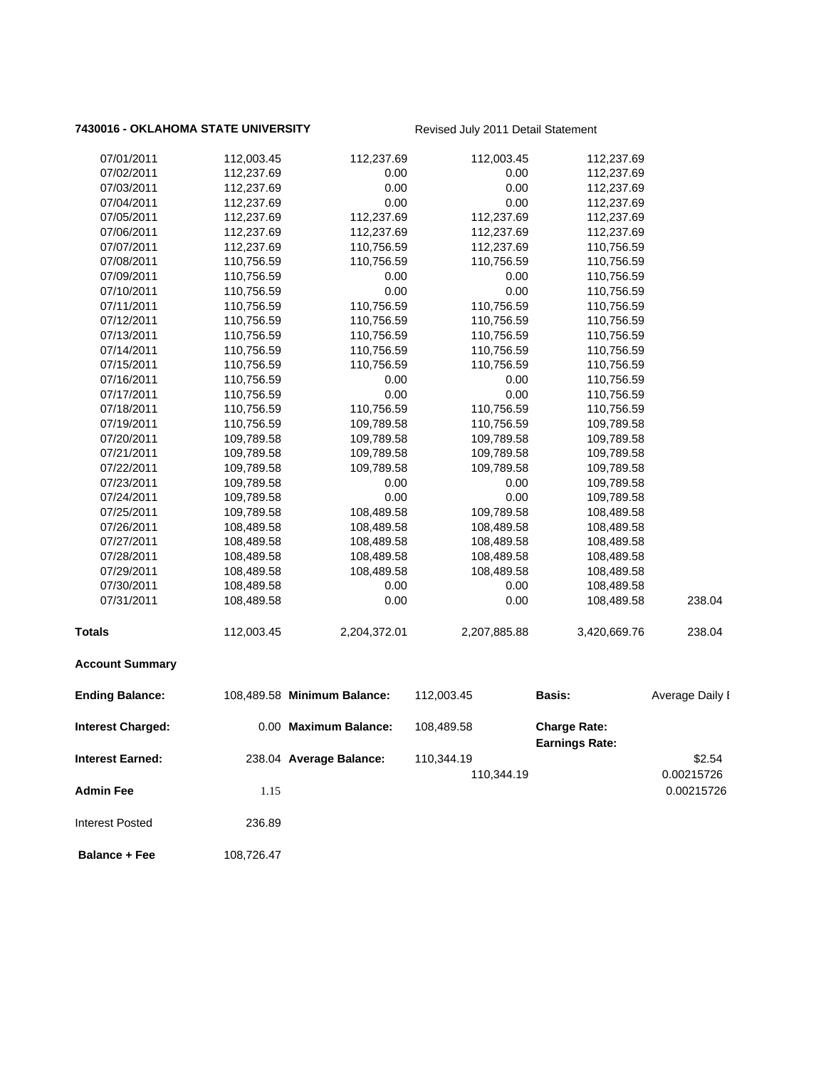**7430016 - OKLAHOMA STATE UNIVERSITY** Revised July 2011 Detail Statement

| | | | | | |
|---|---|---|---|---|---|
| 07/01/2011 | 112,003.45 | 112,237.69 | 112,003.45 | 112,237.69 | |
| 07/02/2011 | 112,237.69 | 0.00 | 0.00 | 112,237.69 | |
| 07/03/2011 | 112,237.69 | 0.00 | 0.00 | 112,237.69 | |
| 07/04/2011 | 112,237.69 | 0.00 | 0.00 | 112,237.69 | |
| 07/05/2011 | 112,237.69 | 112,237.69 | 112,237.69 | 112,237.69 | |
| 07/06/2011 | 112,237.69 | 112,237.69 | 112,237.69 | 112,237.69 | |
| 07/07/2011 | 112,237.69 | 110,756.59 | 112,237.69 | 110,756.59 | |
| 07/08/2011 | 110,756.59 | 110,756.59 | 110,756.59 | 110,756.59 | |
| 07/09/2011 | 110,756.59 | 0.00 | 0.00 | 110,756.59 | |
| 07/10/2011 | 110,756.59 | 0.00 | 0.00 | 110,756.59 | |
| 07/11/2011 | 110,756.59 | 110,756.59 | 110,756.59 | 110,756.59 | |
| 07/12/2011 | 110,756.59 | 110,756.59 | 110,756.59 | 110,756.59 | |
| 07/13/2011 | 110,756.59 | 110,756.59 | 110,756.59 | 110,756.59 | |
| 07/14/2011 | 110,756.59 | 110,756.59 | 110,756.59 | 110,756.59 | |
| 07/15/2011 | 110,756.59 | 110,756.59 | 110,756.59 | 110,756.59 | |
| 07/16/2011 | 110,756.59 | 0.00 | 0.00 | 110,756.59 | |
| 07/17/2011 | 110,756.59 | 0.00 | 0.00 | 110,756.59 | |
| 07/18/2011 | 110,756.59 | 110,756.59 | 110,756.59 | 110,756.59 | |
| 07/19/2011 | 110,756.59 | 109,789.58 | 110,756.59 | 109,789.58 | |
| 07/20/2011 | 109,789.58 | 109,789.58 | 109,789.58 | 109,789.58 | |
| 07/21/2011 | 109,789.58 | 109,789.58 | 109,789.58 | 109,789.58 | |
| 07/22/2011 | 109,789.58 | 109,789.58 | 109,789.58 | 109,789.58 | |
| 07/23/2011 | 109,789.58 | 0.00 | 0.00 | 109,789.58 | |
| 07/24/2011 | 109,789.58 | 0.00 | 0.00 | 109,789.58 | |
| 07/25/2011 | 109,789.58 | 108,489.58 | 109,789.58 | 108,489.58 | |
| 07/26/2011 | 108,489.58 | 108,489.58 | 108,489.58 | 108,489.58 | |
| 07/27/2011 | 108,489.58 | 108,489.58 | 108,489.58 | 108,489.58 | |
| 07/28/2011 | 108,489.58 | 108,489.58 | 108,489.58 | 108,489.58 | |
| 07/29/2011 | 108,489.58 | 108,489.58 | 108,489.58 | 108,489.58 | |
| 07/30/2011 | 108,489.58 | 0.00 | 0.00 | 108,489.58 | |
| 07/31/2011 | 108,489.58 | 0.00 | 0.00 | 108,489.58 | 238.04 |
| **Totals** | 112,003.45 | 2,204,372.01 | 2,207,885.88 | 3,420,669.76 | 238.04 |

**Account Summary**

| | | | | | |
|---|---|---|---|---|---|
| **Ending Balance:** | 108,489.58 | **Minimum Balance:** | 112,003.45 | **Basis:** | Average Daily I |
| **Interest Charged:** | 0.00 | **Maximum Balance:** | 108,489.58 | **Charge Rate:** | |
| | | | | **Earnings Rate:** | |
| **Interest Earned:** | 238.04 | **Average Balance:** | 110,344.19 | | $2.54 |
| | | | 110,344.19 | | 0.00215726 |
| **Admin Fee** | 1.15 | | | | 0.00215726 |
| Interest Posted | 236.89 | | | | |
| **Balance + Fee** | 108,726.47 | | | | |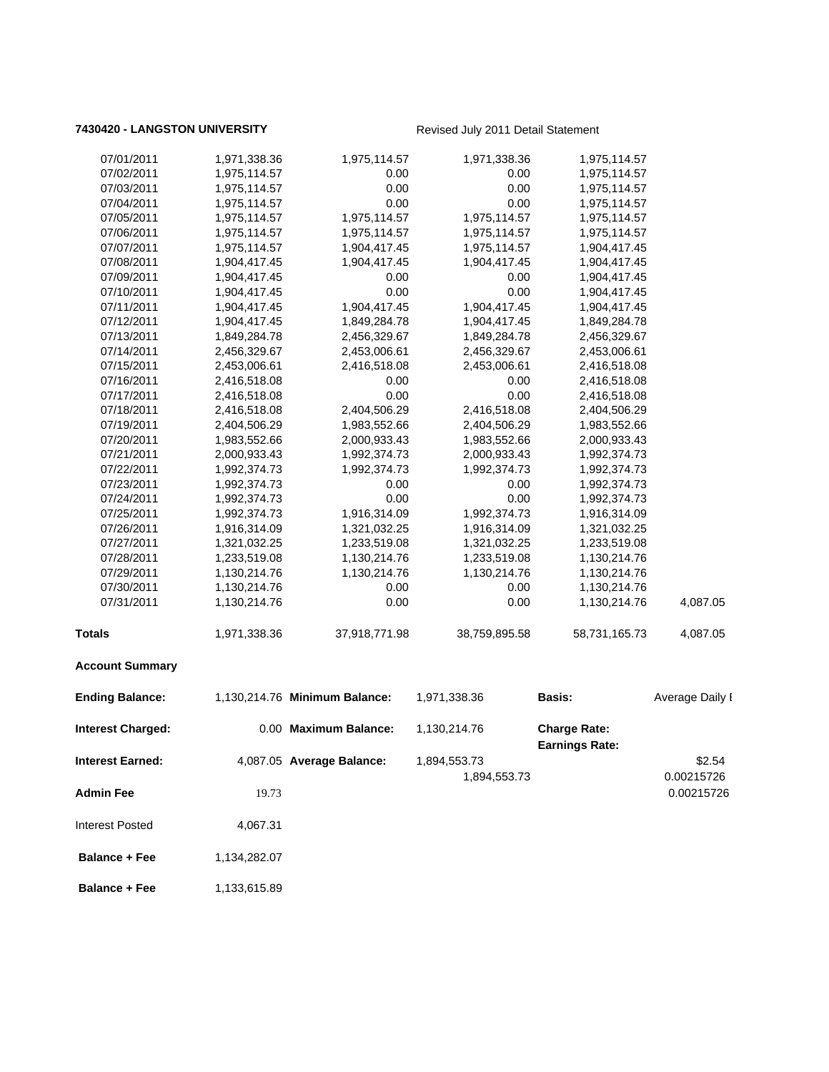**7430420 - LANGSTON UNIVERSITY** Revised July 2011 Detail Statement

| | | | | | |
|---|---|---|---|---|---|
| 07/01/2011 | 1,971,338.36 | 1,975,114.57 | 1,971,338.36 | 1,975,114.57 | |
| 07/02/2011 | 1,975,114.57 | 0.00 | 0.00 | 1,975,114.57 | |
| 07/03/2011 | 1,975,114.57 | 0.00 | 0.00 | 1,975,114.57 | |
| 07/04/2011 | 1,975,114.57 | 0.00 | 0.00 | 1,975,114.57 | |
| 07/05/2011 | 1,975,114.57 | 1,975,114.57 | 1,975,114.57 | 1,975,114.57 | |
| 07/06/2011 | 1,975,114.57 | 1,975,114.57 | 1,975,114.57 | 1,975,114.57 | |
| 07/07/2011 | 1,975,114.57 | 1,904,417.45 | 1,975,114.57 | 1,904,417.45 | |
| 07/08/2011 | 1,904,417.45 | 1,904,417.45 | 1,904,417.45 | 1,904,417.45 | |
| 07/09/2011 | 1,904,417.45 | 0.00 | 0.00 | 1,904,417.45 | |
| 07/10/2011 | 1,904,417.45 | 0.00 | 0.00 | 1,904,417.45 | |
| 07/11/2011 | 1,904,417.45 | 1,904,417.45 | 1,904,417.45 | 1,904,417.45 | |
| 07/12/2011 | 1,904,417.45 | 1,849,284.78 | 1,904,417.45 | 1,849,284.78 | |
| 07/13/2011 | 1,849,284.78 | 2,456,329.67 | 1,849,284.78 | 2,456,329.67 | |
| 07/14/2011 | 2,456,329.67 | 2,453,006.61 | 2,456,329.67 | 2,453,006.61 | |
| 07/15/2011 | 2,453,006.61 | 2,416,518.08 | 2,453,006.61 | 2,416,518.08 | |
| 07/16/2011 | 2,416,518.08 | 0.00 | 0.00 | 2,416,518.08 | |
| 07/17/2011 | 2,416,518.08 | 0.00 | 0.00 | 2,416,518.08 | |
| 07/18/2011 | 2,416,518.08 | 2,404,506.29 | 2,416,518.08 | 2,404,506.29 | |
| 07/19/2011 | 2,404,506.29 | 1,983,552.66 | 2,404,506.29 | 1,983,552.66 | |
| 07/20/2011 | 1,983,552.66 | 2,000,933.43 | 1,983,552.66 | 2,000,933.43 | |
| 07/21/2011 | 2,000,933.43 | 1,992,374.73 | 2,000,933.43 | 1,992,374.73 | |
| 07/22/2011 | 1,992,374.73 | 1,992,374.73 | 1,992,374.73 | 1,992,374.73 | |
| 07/23/2011 | 1,992,374.73 | 0.00 | 0.00 | 1,992,374.73 | |
| 07/24/2011 | 1,992,374.73 | 0.00 | 0.00 | 1,992,374.73 | |
| 07/25/2011 | 1,992,374.73 | 1,916,314.09 | 1,992,374.73 | 1,916,314.09 | |
| 07/26/2011 | 1,916,314.09 | 1,321,032.25 | 1,916,314.09 | 1,321,032.25 | |
| 07/27/2011 | 1,321,032.25 | 1,233,519.08 | 1,321,032.25 | 1,233,519.08 | |
| 07/28/2011 | 1,233,519.08 | 1,130,214.76 | 1,233,519.08 | 1,130,214.76 | |
| 07/29/2011 | 1,130,214.76 | 1,130,214.76 | 1,130,214.76 | 1,130,214.76 | |
| 07/30/2011 | 1,130,214.76 | 0.00 | 0.00 | 1,130,214.76 | |
| 07/31/2011 | 1,130,214.76 | 0.00 | 0.00 | 1,130,214.76 | 4,087.05 |
| **Totals** | 1,971,338.36 | 37,918,771.98 | 38,759,895.58 | 58,731,165.73 | 4,087.05 |

**Account Summary**

| | | | | | |
|---|---|---|---|---|---|
| **Ending Balance:** | 1,130,214.76 | **Minimum Balance:** | 1,971,338.36 | **Basis:** | Average Daily I |
| **Interest Charged:** | 0.00 | **Maximum Balance:** | 1,130,214.76 | **Charge Rate:** | |
| | | | | **Earnings Rate:** | |
| **Interest Earned:** | 4,087.05 | **Average Balance:** | 1,894,553.73 | | $2.54 |
| | | | 1,894,553.73 | | 0.00215726 |
| **Admin Fee** | 19.73 | | | | 0.00215726 |
| Interest Posted | 4,067.31 | | | | |
| **Balance + Fee** | 1,134,282.07 | | | | |
| **Balance + Fee** | 1,133,615.89 | | | | |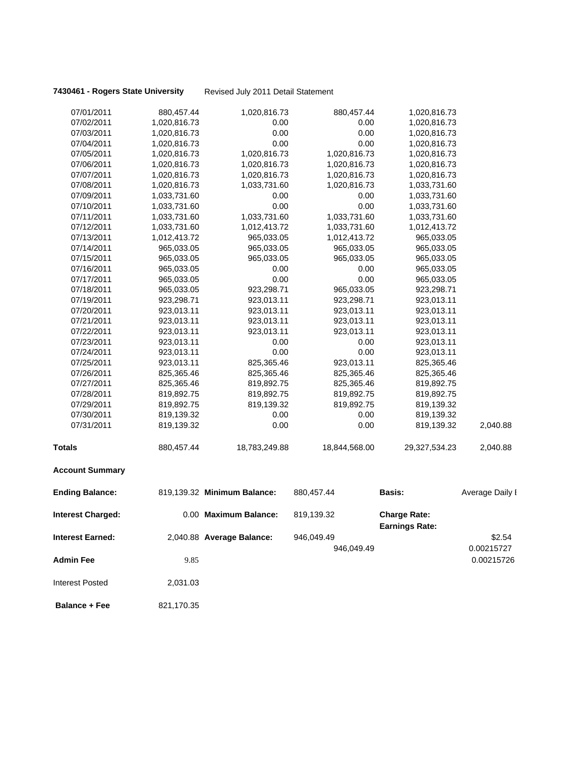**7430461 - Rogers State University** Revised July 2011 Detail Statement

| | | | | | |
|---|---|---|---|---|---|
| 07/01/2011 | 880,457.44 | 1,020,816.73 | 880,457.44 | 1,020,816.73 | |
| 07/02/2011 | 1,020,816.73 | 0.00 | 0.00 | 1,020,816.73 | |
| 07/03/2011 | 1,020,816.73 | 0.00 | 0.00 | 1,020,816.73 | |
| 07/04/2011 | 1,020,816.73 | 0.00 | 0.00 | 1,020,816.73 | |
| 07/05/2011 | 1,020,816.73 | 1,020,816.73 | 1,020,816.73 | 1,020,816.73 | |
| 07/06/2011 | 1,020,816.73 | 1,020,816.73 | 1,020,816.73 | 1,020,816.73 | |
| 07/07/2011 | 1,020,816.73 | 1,020,816.73 | 1,020,816.73 | 1,020,816.73 | |
| 07/08/2011 | 1,020,816.73 | 1,033,731.60 | 1,020,816.73 | 1,033,731.60 | |
| 07/09/2011 | 1,033,731.60 | 0.00 | 0.00 | 1,033,731.60 | |
| 07/10/2011 | 1,033,731.60 | 0.00 | 0.00 | 1,033,731.60 | |
| 07/11/2011 | 1,033,731.60 | 1,033,731.60 | 1,033,731.60 | 1,033,731.60 | |
| 07/12/2011 | 1,033,731.60 | 1,012,413.72 | 1,033,731.60 | 1,012,413.72 | |
| 07/13/2011 | 1,012,413.72 | 965,033.05 | 1,012,413.72 | 965,033.05 | |
| 07/14/2011 | 965,033.05 | 965,033.05 | 965,033.05 | 965,033.05 | |
| 07/15/2011 | 965,033.05 | 965,033.05 | 965,033.05 | 965,033.05 | |
| 07/16/2011 | 965,033.05 | 0.00 | 0.00 | 965,033.05 | |
| 07/17/2011 | 965,033.05 | 0.00 | 0.00 | 965,033.05 | |
| 07/18/2011 | 965,033.05 | 923,298.71 | 965,033.05 | 923,298.71 | |
| 07/19/2011 | 923,298.71 | 923,013.11 | 923,298.71 | 923,013.11 | |
| 07/20/2011 | 923,013.11 | 923,013.11 | 923,013.11 | 923,013.11 | |
| 07/21/2011 | 923,013.11 | 923,013.11 | 923,013.11 | 923,013.11 | |
| 07/22/2011 | 923,013.11 | 923,013.11 | 923,013.11 | 923,013.11 | |
| 07/23/2011 | 923,013.11 | 0.00 | 0.00 | 923,013.11 | |
| 07/24/2011 | 923,013.11 | 0.00 | 0.00 | 923,013.11 | |
| 07/25/2011 | 923,013.11 | 825,365.46 | 923,013.11 | 825,365.46 | |
| 07/26/2011 | 825,365.46 | 825,365.46 | 825,365.46 | 825,365.46 | |
| 07/27/2011 | 825,365.46 | 819,892.75 | 825,365.46 | 819,892.75 | |
| 07/28/2011 | 819,892.75 | 819,892.75 | 819,892.75 | 819,892.75 | |
| 07/29/2011 | 819,892.75 | 819,139.32 | 819,892.75 | 819,139.32 | |
| 07/30/2011 | 819,139.32 | 0.00 | 0.00 | 819,139.32 | |
| 07/31/2011 | 819,139.32 | 0.00 | 0.00 | 819,139.32 | 2,040.88 |
| **Totals** | 880,457.44 | 18,783,249.88 | 18,844,568.00 | 29,327,534.23 | 2,040.88 |

**Account Summary**

| | | | | | |
|---|---|---|---|---|---|
| **Ending Balance:** | 819,139.32 | **Minimum Balance:** | 880,457.44 | **Basis:** | Average Daily I |
| **Interest Charged:** | 0.00 | **Maximum Balance:** | 819,139.32 | **Charge Rate:** | |
| | | | | **Earnings Rate:** | |
| **Interest Earned:** | 2,040.88 | **Average Balance:** | 946,049.49 | | $2.54 |
| | | | 946,049.49 | | 0.00215727 |
| **Admin Fee** | 9.85 | | | | 0.00215726 |
| Interest Posted | 2,031.03 | | | | |
| **Balance + Fee** | 821,170.35 | | | | |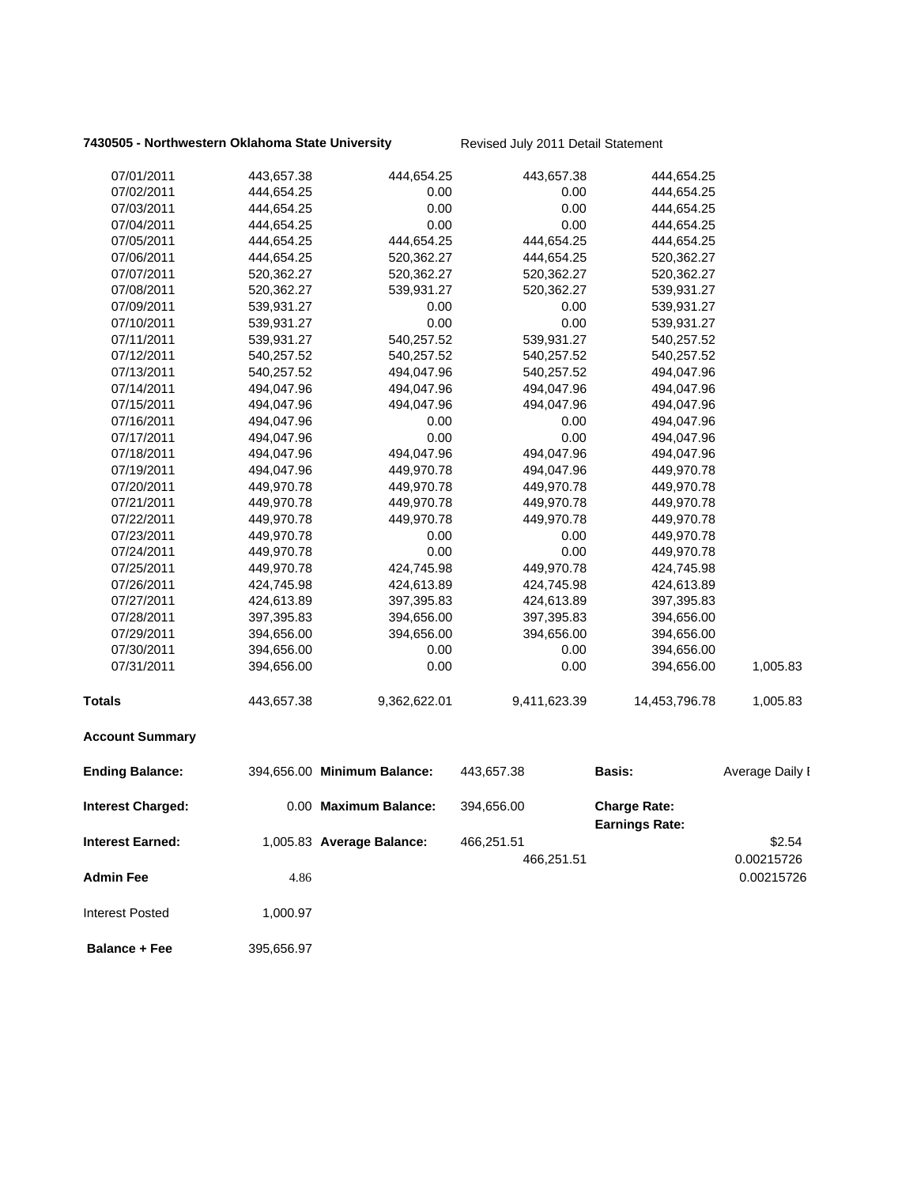**7430505 - Northwestern Oklahoma State University** Revised July 2011 Detail Statement

| | | | | | |
|---|---|---|---|---|---|
| 07/01/2011 | 443,657.38 | 444,654.25 | 443,657.38 | 444,654.25 | |
| 07/02/2011 | 444,654.25 | 0.00 | 0.00 | 444,654.25 | |
| 07/03/2011 | 444,654.25 | 0.00 | 0.00 | 444,654.25 | |
| 07/04/2011 | 444,654.25 | 0.00 | 0.00 | 444,654.25 | |
| 07/05/2011 | 444,654.25 | 444,654.25 | 444,654.25 | 444,654.25 | |
| 07/06/2011 | 444,654.25 | 520,362.27 | 444,654.25 | 520,362.27 | |
| 07/07/2011 | 520,362.27 | 520,362.27 | 520,362.27 | 520,362.27 | |
| 07/08/2011 | 520,362.27 | 539,931.27 | 520,362.27 | 539,931.27 | |
| 07/09/2011 | 539,931.27 | 0.00 | 0.00 | 539,931.27 | |
| 07/10/2011 | 539,931.27 | 0.00 | 0.00 | 539,931.27 | |
| 07/11/2011 | 539,931.27 | 540,257.52 | 539,931.27 | 540,257.52 | |
| 07/12/2011 | 540,257.52 | 540,257.52 | 540,257.52 | 540,257.52 | |
| 07/13/2011 | 540,257.52 | 494,047.96 | 540,257.52 | 494,047.96 | |
| 07/14/2011 | 494,047.96 | 494,047.96 | 494,047.96 | 494,047.96 | |
| 07/15/2011 | 494,047.96 | 494,047.96 | 494,047.96 | 494,047.96 | |
| 07/16/2011 | 494,047.96 | 0.00 | 0.00 | 494,047.96 | |
| 07/17/2011 | 494,047.96 | 0.00 | 0.00 | 494,047.96 | |
| 07/18/2011 | 494,047.96 | 494,047.96 | 494,047.96 | 494,047.96 | |
| 07/19/2011 | 494,047.96 | 449,970.78 | 494,047.96 | 449,970.78 | |
| 07/20/2011 | 449,970.78 | 449,970.78 | 449,970.78 | 449,970.78 | |
| 07/21/2011 | 449,970.78 | 449,970.78 | 449,970.78 | 449,970.78 | |
| 07/22/2011 | 449,970.78 | 449,970.78 | 449,970.78 | 449,970.78 | |
| 07/23/2011 | 449,970.78 | 0.00 | 0.00 | 449,970.78 | |
| 07/24/2011 | 449,970.78 | 0.00 | 0.00 | 449,970.78 | |
| 07/25/2011 | 449,970.78 | 424,745.98 | 449,970.78 | 424,745.98 | |
| 07/26/2011 | 424,745.98 | 424,613.89 | 424,745.98 | 424,613.89 | |
| 07/27/2011 | 424,613.89 | 397,395.83 | 424,613.89 | 397,395.83 | |
| 07/28/2011 | 397,395.83 | 394,656.00 | 397,395.83 | 394,656.00 | |
| 07/29/2011 | 394,656.00 | 394,656.00 | 394,656.00 | 394,656.00 | |
| 07/30/2011 | 394,656.00 | 0.00 | 0.00 | 394,656.00 | |
| 07/31/2011 | 394,656.00 | 0.00 | 0.00 | 394,656.00 | 1,005.83 |
| **Totals** | 443,657.38 | 9,362,622.01 | 9,411,623.39 | 14,453,796.78 | 1,005.83 |

**Account Summary**

| | | | | | |
|---|---|---|---|---|---|
| **Ending Balance:** | 394,656.00 | **Minimum Balance:** | 443,657.38 | **Basis:** | Average Daily I |
| **Interest Charged:** | 0.00 | **Maximum Balance:** | 394,656.00 | **Charge Rate:** | |
| | | | | **Earnings Rate:** | |
| **Interest Earned:** | 1,005.83 | **Average Balance:** | 466,251.51 | | $2.54 |
| | | | 466,251.51 | | 0.00215726 |
| **Admin Fee** | 4.86 | | | | 0.00215726 |
| Interest Posted | 1,000.97 | | | | |
| **Balance + Fee** | 395,656.97 | | | | |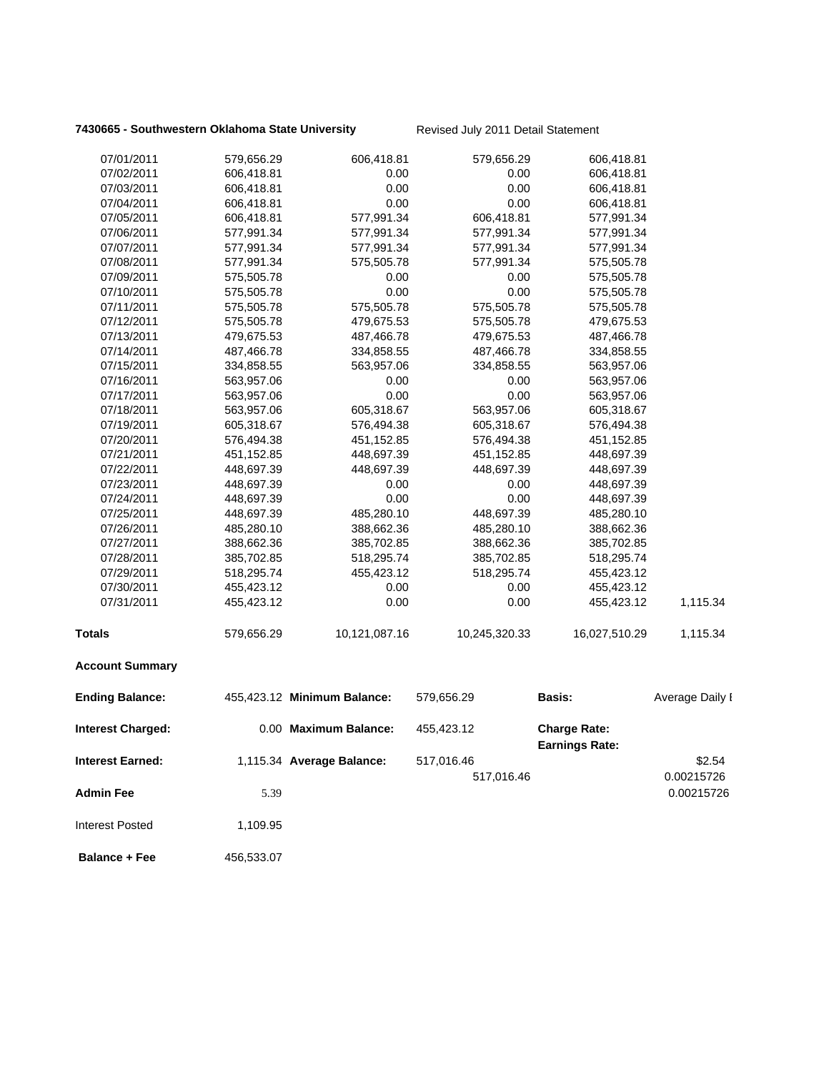**7430665 - Southwestern Oklahoma State University** Revised July 2011 Detail Statement

| | | | | | |
|---|---|---|---|---|---|
| 07/01/2011 | 579,656.29 | 606,418.81 | 579,656.29 | 606,418.81 | |
| 07/02/2011 | 606,418.81 | 0.00 | 0.00 | 606,418.81 | |
| 07/03/2011 | 606,418.81 | 0.00 | 0.00 | 606,418.81 | |
| 07/04/2011 | 606,418.81 | 0.00 | 0.00 | 606,418.81 | |
| 07/05/2011 | 606,418.81 | 577,991.34 | 606,418.81 | 577,991.34 | |
| 07/06/2011 | 577,991.34 | 577,991.34 | 577,991.34 | 577,991.34 | |
| 07/07/2011 | 577,991.34 | 577,991.34 | 577,991.34 | 577,991.34 | |
| 07/08/2011 | 577,991.34 | 575,505.78 | 577,991.34 | 575,505.78 | |
| 07/09/2011 | 575,505.78 | 0.00 | 0.00 | 575,505.78 | |
| 07/10/2011 | 575,505.78 | 0.00 | 0.00 | 575,505.78 | |
| 07/11/2011 | 575,505.78 | 575,505.78 | 575,505.78 | 575,505.78 | |
| 07/12/2011 | 575,505.78 | 479,675.53 | 575,505.78 | 479,675.53 | |
| 07/13/2011 | 479,675.53 | 487,466.78 | 479,675.53 | 487,466.78 | |
| 07/14/2011 | 487,466.78 | 334,858.55 | 487,466.78 | 334,858.55 | |
| 07/15/2011 | 334,858.55 | 563,957.06 | 334,858.55 | 563,957.06 | |
| 07/16/2011 | 563,957.06 | 0.00 | 0.00 | 563,957.06 | |
| 07/17/2011 | 563,957.06 | 0.00 | 0.00 | 563,957.06 | |
| 07/18/2011 | 563,957.06 | 605,318.67 | 563,957.06 | 605,318.67 | |
| 07/19/2011 | 605,318.67 | 576,494.38 | 605,318.67 | 576,494.38 | |
| 07/20/2011 | 576,494.38 | 451,152.85 | 576,494.38 | 451,152.85 | |
| 07/21/2011 | 451,152.85 | 448,697.39 | 451,152.85 | 448,697.39 | |
| 07/22/2011 | 448,697.39 | 448,697.39 | 448,697.39 | 448,697.39 | |
| 07/23/2011 | 448,697.39 | 0.00 | 0.00 | 448,697.39 | |
| 07/24/2011 | 448,697.39 | 0.00 | 0.00 | 448,697.39 | |
| 07/25/2011 | 448,697.39 | 485,280.10 | 448,697.39 | 485,280.10 | |
| 07/26/2011 | 485,280.10 | 388,662.36 | 485,280.10 | 388,662.36 | |
| 07/27/2011 | 388,662.36 | 385,702.85 | 388,662.36 | 385,702.85 | |
| 07/28/2011 | 385,702.85 | 518,295.74 | 385,702.85 | 518,295.74 | |
| 07/29/2011 | 518,295.74 | 455,423.12 | 518,295.74 | 455,423.12 | |
| 07/30/2011 | 455,423.12 | 0.00 | 0.00 | 455,423.12 | |
| 07/31/2011 | 455,423.12 | 0.00 | 0.00 | 455,423.12 | 1,115.34 |
| **Totals** | 579,656.29 | 10,121,087.16 | 10,245,320.33 | 16,027,510.29 | 1,115.34 |

**Account Summary**

| | | | | | |
|---|---|---|---|---|---|
| **Ending Balance:** | 455,423.12 | **Minimum Balance:** | 579,656.29 | **Basis:** | Average Daily I |
| **Interest Charged:** | 0.00 | **Maximum Balance:** | 455,423.12 | **Charge Rate:** | |
| | | | | **Earnings Rate:** | |
| **Interest Earned:** | 1,115.34 | **Average Balance:** | 517,016.46 | | $2.54 |
| | | | 517,016.46 | | 0.00215726 |
| **Admin Fee** | 5.39 | | | | 0.00215726 |
| Interest Posted | 1,109.95 | | | | |
| **Balance + Fee** | 456,533.07 | | | | |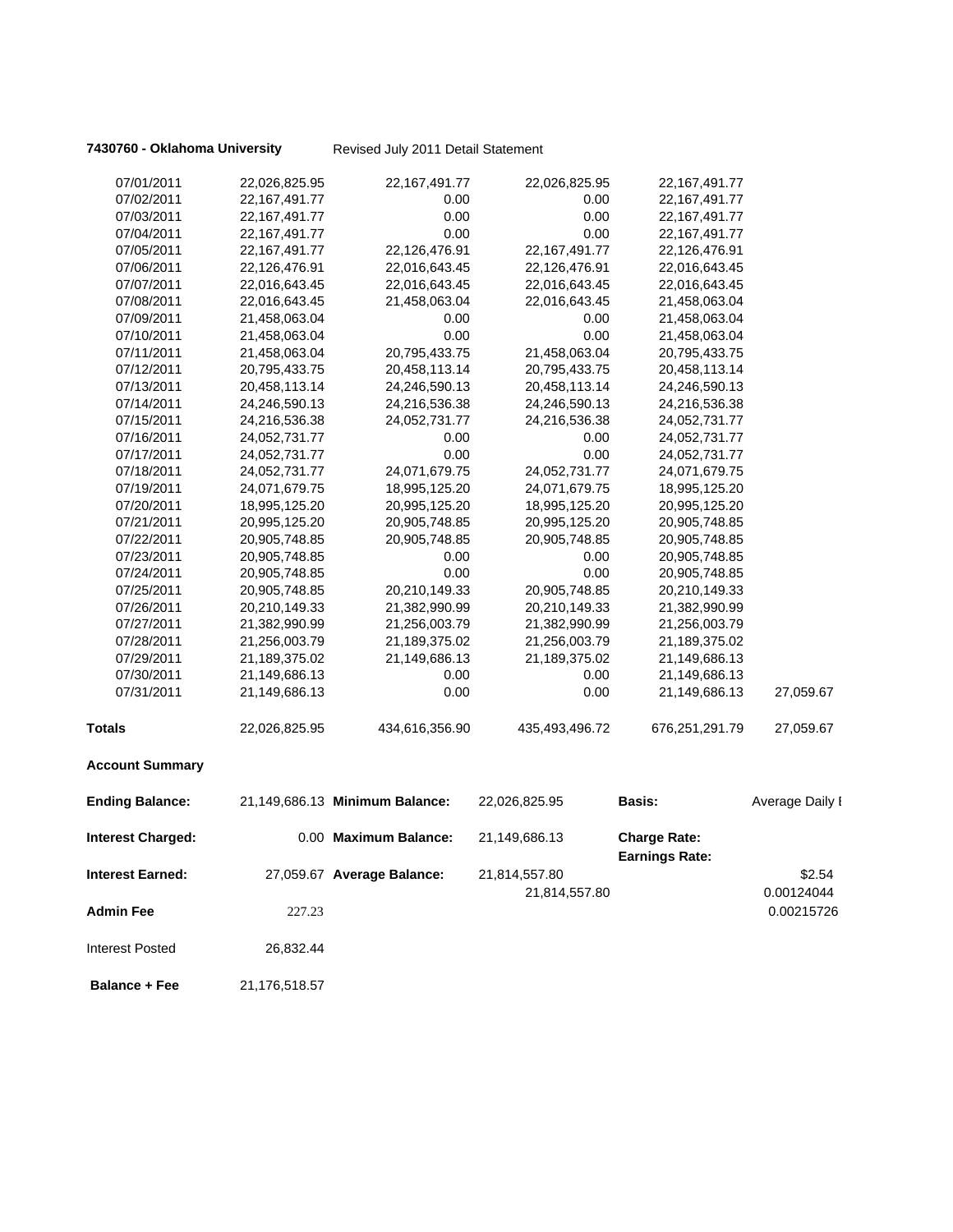**7430760 - Oklahoma University** Revised July 2011 Detail Statement

| | | | | | |
|---|---|---|---|---|---|
| 07/01/2011 | 22,026,825.95 | 22,167,491.77 | 22,026,825.95 | 22,167,491.77 | |
| 07/02/2011 | 22,167,491.77 | 0.00 | 0.00 | 22,167,491.77 | |
| 07/03/2011 | 22,167,491.77 | 0.00 | 0.00 | 22,167,491.77 | |
| 07/04/2011 | 22,167,491.77 | 0.00 | 0.00 | 22,167,491.77 | |
| 07/05/2011 | 22,167,491.77 | 22,126,476.91 | 22,167,491.77 | 22,126,476.91 | |
| 07/06/2011 | 22,126,476.91 | 22,016,643.45 | 22,126,476.91 | 22,016,643.45 | |
| 07/07/2011 | 22,016,643.45 | 22,016,643.45 | 22,016,643.45 | 22,016,643.45 | |
| 07/08/2011 | 22,016,643.45 | 21,458,063.04 | 22,016,643.45 | 21,458,063.04 | |
| 07/09/2011 | 21,458,063.04 | 0.00 | 0.00 | 21,458,063.04 | |
| 07/10/2011 | 21,458,063.04 | 0.00 | 0.00 | 21,458,063.04 | |
| 07/11/2011 | 21,458,063.04 | 20,795,433.75 | 21,458,063.04 | 20,795,433.75 | |
| 07/12/2011 | 20,795,433.75 | 20,458,113.14 | 20,795,433.75 | 20,458,113.14 | |
| 07/13/2011 | 20,458,113.14 | 24,246,590.13 | 20,458,113.14 | 24,246,590.13 | |
| 07/14/2011 | 24,246,590.13 | 24,216,536.38 | 24,246,590.13 | 24,216,536.38 | |
| 07/15/2011 | 24,216,536.38 | 24,052,731.77 | 24,216,536.38 | 24,052,731.77 | |
| 07/16/2011 | 24,052,731.77 | 0.00 | 0.00 | 24,052,731.77 | |
| 07/17/2011 | 24,052,731.77 | 0.00 | 0.00 | 24,052,731.77 | |
| 07/18/2011 | 24,052,731.77 | 24,071,679.75 | 24,052,731.77 | 24,071,679.75 | |
| 07/19/2011 | 24,071,679.75 | 18,995,125.20 | 24,071,679.75 | 18,995,125.20 | |
| 07/20/2011 | 18,995,125.20 | 20,995,125.20 | 18,995,125.20 | 20,995,125.20 | |
| 07/21/2011 | 20,995,125.20 | 20,905,748.85 | 20,995,125.20 | 20,905,748.85 | |
| 07/22/2011 | 20,905,748.85 | 20,905,748.85 | 20,905,748.85 | 20,905,748.85 | |
| 07/23/2011 | 20,905,748.85 | 0.00 | 0.00 | 20,905,748.85 | |
| 07/24/2011 | 20,905,748.85 | 0.00 | 0.00 | 20,905,748.85 | |
| 07/25/2011 | 20,905,748.85 | 20,210,149.33 | 20,905,748.85 | 20,210,149.33 | |
| 07/26/2011 | 20,210,149.33 | 21,382,990.99 | 20,210,149.33 | 21,382,990.99 | |
| 07/27/2011 | 21,382,990.99 | 21,256,003.79 | 21,382,990.99 | 21,256,003.79 | |
| 07/28/2011 | 21,256,003.79 | 21,189,375.02 | 21,256,003.79 | 21,189,375.02 | |
| 07/29/2011 | 21,189,375.02 | 21,149,686.13 | 21,189,375.02 | 21,149,686.13 | |
| 07/30/2011 | 21,149,686.13 | 0.00 | 0.00 | 21,149,686.13 | |
| 07/31/2011 | 21,149,686.13 | 0.00 | 0.00 | 21,149,686.13 | 27,059.67 |
| **Totals** | 22,026,825.95 | 434,616,356.90 | 435,493,496.72 | 676,251,291.79 | 27,059.67 |

**Account Summary**

| | | | | | |
|---|---|---|---|---|---|
| **Ending Balance:** | 21,149,686.13 | **Minimum Balance:** | 22,026,825.95 | **Basis:** | Average Daily I |
| **Interest Charged:** | 0.00 | **Maximum Balance:** | 21,149,686.13 | **Charge Rate:** | |
| | | | | **Earnings Rate:** | |
| **Interest Earned:** | 27,059.67 | **Average Balance:** | 21,814,557.80 | | $2.54 |
| | | | 21,814,557.80 | | 0.00124044 |
| **Admin Fee** | 227.23 | | | | 0.00215726 |
| Interest Posted | 26,832.44 | | | | |
| **Balance + Fee** | 21,176,518.57 | | | | |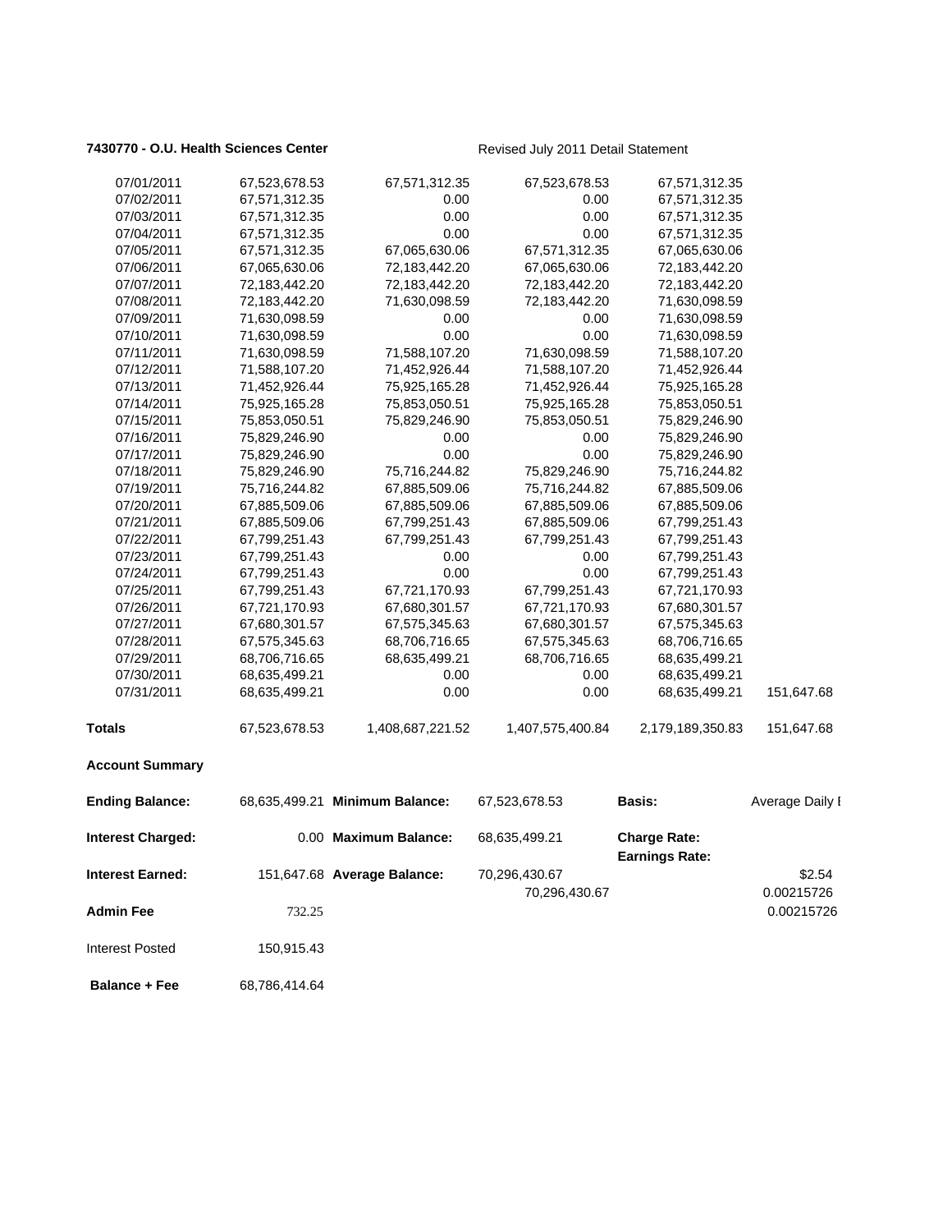**7430770 - O.U. Health Sciences Center** Revised July 2011 Detail Statement

| | | | | | |
|---|---|---|---|---|---|
| 07/01/2011 | 67,523,678.53 | 67,571,312.35 | 67,523,678.53 | 67,571,312.35 | |
| 07/02/2011 | 67,571,312.35 | 0.00 | 0.00 | 67,571,312.35 | |
| 07/03/2011 | 67,571,312.35 | 0.00 | 0.00 | 67,571,312.35 | |
| 07/04/2011 | 67,571,312.35 | 0.00 | 0.00 | 67,571,312.35 | |
| 07/05/2011 | 67,571,312.35 | 67,065,630.06 | 67,571,312.35 | 67,065,630.06 | |
| 07/06/2011 | 67,065,630.06 | 72,183,442.20 | 67,065,630.06 | 72,183,442.20 | |
| 07/07/2011 | 72,183,442.20 | 72,183,442.20 | 72,183,442.20 | 72,183,442.20 | |
| 07/08/2011 | 72,183,442.20 | 71,630,098.59 | 72,183,442.20 | 71,630,098.59 | |
| 07/09/2011 | 71,630,098.59 | 0.00 | 0.00 | 71,630,098.59 | |
| 07/10/2011 | 71,630,098.59 | 0.00 | 0.00 | 71,630,098.59 | |
| 07/11/2011 | 71,630,098.59 | 71,588,107.20 | 71,630,098.59 | 71,588,107.20 | |
| 07/12/2011 | 71,588,107.20 | 71,452,926.44 | 71,588,107.20 | 71,452,926.44 | |
| 07/13/2011 | 71,452,926.44 | 75,925,165.28 | 71,452,926.44 | 75,925,165.28 | |
| 07/14/2011 | 75,925,165.28 | 75,853,050.51 | 75,925,165.28 | 75,853,050.51 | |
| 07/15/2011 | 75,853,050.51 | 75,829,246.90 | 75,853,050.51 | 75,829,246.90 | |
| 07/16/2011 | 75,829,246.90 | 0.00 | 0.00 | 75,829,246.90 | |
| 07/17/2011 | 75,829,246.90 | 0.00 | 0.00 | 75,829,246.90 | |
| 07/18/2011 | 75,829,246.90 | 75,716,244.82 | 75,829,246.90 | 75,716,244.82 | |
| 07/19/2011 | 75,716,244.82 | 67,885,509.06 | 75,716,244.82 | 67,885,509.06 | |
| 07/20/2011 | 67,885,509.06 | 67,885,509.06 | 67,885,509.06 | 67,885,509.06 | |
| 07/21/2011 | 67,885,509.06 | 67,799,251.43 | 67,885,509.06 | 67,799,251.43 | |
| 07/22/2011 | 67,799,251.43 | 67,799,251.43 | 67,799,251.43 | 67,799,251.43 | |
| 07/23/2011 | 67,799,251.43 | 0.00 | 0.00 | 67,799,251.43 | |
| 07/24/2011 | 67,799,251.43 | 0.00 | 0.00 | 67,799,251.43 | |
| 07/25/2011 | 67,799,251.43 | 67,721,170.93 | 67,799,251.43 | 67,721,170.93 | |
| 07/26/2011 | 67,721,170.93 | 67,680,301.57 | 67,721,170.93 | 67,680,301.57 | |
| 07/27/2011 | 67,680,301.57 | 67,575,345.63 | 67,680,301.57 | 67,575,345.63 | |
| 07/28/2011 | 67,575,345.63 | 68,706,716.65 | 67,575,345.63 | 68,706,716.65 | |
| 07/29/2011 | 68,706,716.65 | 68,635,499.21 | 68,706,716.65 | 68,635,499.21 | |
| 07/30/2011 | 68,635,499.21 | 0.00 | 0.00 | 68,635,499.21 | |
| 07/31/2011 | 68,635,499.21 | 0.00 | 0.00 | 68,635,499.21 | 151,647.68 |
| **Totals** | 67,523,678.53 | 1,408,687,221.52 | 1,407,575,400.84 | 2,179,189,350.83 | 151,647.68 |

**Account Summary**

| | | | | | |
|---|---|---|---|---|---|
| **Ending Balance:** | 68,635,499.21 | **Minimum Balance:** | 67,523,678.53 | **Basis:** | Average Daily I |
| **Interest Charged:** | 0.00 | **Maximum Balance:** | 68,635,499.21 | **Charge Rate:** | |
| | | | | **Earnings Rate:** | |
| **Interest Earned:** | 151,647.68 | **Average Balance:** | 70,296,430.67 | | $2.54 |
| | | | 70,296,430.67 | | 0.00215726 |
| **Admin Fee** | 732.25 | | | | 0.00215726 |
| Interest Posted | 150,915.43 | | | | |
| **Balance + Fee** | 68,786,414.64 | | | | |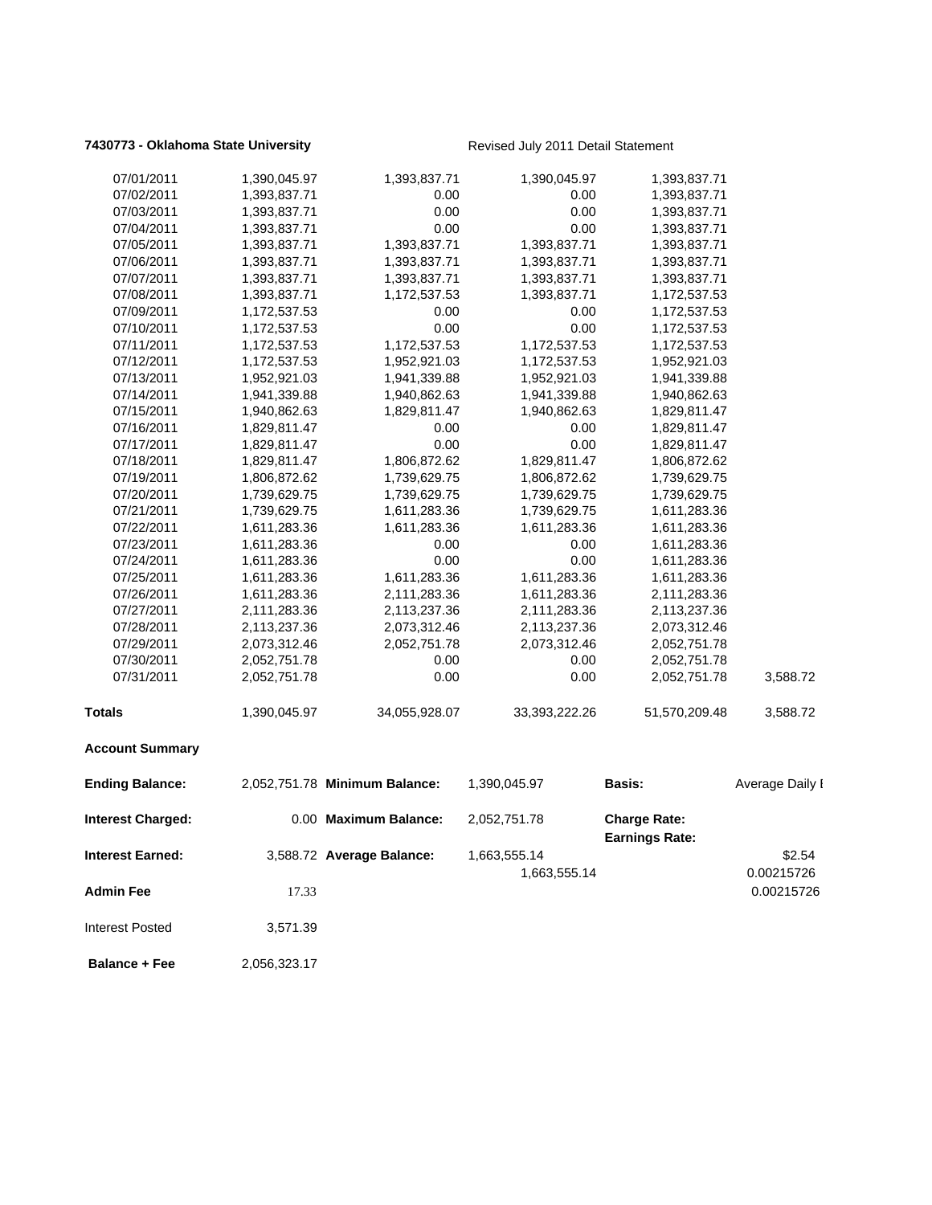**7430773 - Oklahoma State University** Revised July 2011 Detail Statement

| | | | | | |
|---|---|---|---|---|---|
| 07/01/2011 | 1,390,045.97 | 1,393,837.71 | 1,390,045.97 | 1,393,837.71 | |
| 07/02/2011 | 1,393,837.71 | 0.00 | 0.00 | 1,393,837.71 | |
| 07/03/2011 | 1,393,837.71 | 0.00 | 0.00 | 1,393,837.71 | |
| 07/04/2011 | 1,393,837.71 | 0.00 | 0.00 | 1,393,837.71 | |
| 07/05/2011 | 1,393,837.71 | 1,393,837.71 | 1,393,837.71 | 1,393,837.71 | |
| 07/06/2011 | 1,393,837.71 | 1,393,837.71 | 1,393,837.71 | 1,393,837.71 | |
| 07/07/2011 | 1,393,837.71 | 1,393,837.71 | 1,393,837.71 | 1,393,837.71 | |
| 07/08/2011 | 1,393,837.71 | 1,172,537.53 | 1,393,837.71 | 1,172,537.53 | |
| 07/09/2011 | 1,172,537.53 | 0.00 | 0.00 | 1,172,537.53 | |
| 07/10/2011 | 1,172,537.53 | 0.00 | 0.00 | 1,172,537.53 | |
| 07/11/2011 | 1,172,537.53 | 1,172,537.53 | 1,172,537.53 | 1,172,537.53 | |
| 07/12/2011 | 1,172,537.53 | 1,952,921.03 | 1,172,537.53 | 1,952,921.03 | |
| 07/13/2011 | 1,952,921.03 | 1,941,339.88 | 1,952,921.03 | 1,941,339.88 | |
| 07/14/2011 | 1,941,339.88 | 1,940,862.63 | 1,941,339.88 | 1,940,862.63 | |
| 07/15/2011 | 1,940,862.63 | 1,829,811.47 | 1,940,862.63 | 1,829,811.47 | |
| 07/16/2011 | 1,829,811.47 | 0.00 | 0.00 | 1,829,811.47 | |
| 07/17/2011 | 1,829,811.47 | 0.00 | 0.00 | 1,829,811.47 | |
| 07/18/2011 | 1,829,811.47 | 1,806,872.62 | 1,829,811.47 | 1,806,872.62 | |
| 07/19/2011 | 1,806,872.62 | 1,739,629.75 | 1,806,872.62 | 1,739,629.75 | |
| 07/20/2011 | 1,739,629.75 | 1,739,629.75 | 1,739,629.75 | 1,739,629.75 | |
| 07/21/2011 | 1,739,629.75 | 1,611,283.36 | 1,739,629.75 | 1,611,283.36 | |
| 07/22/2011 | 1,611,283.36 | 1,611,283.36 | 1,611,283.36 | 1,611,283.36 | |
| 07/23/2011 | 1,611,283.36 | 0.00 | 0.00 | 1,611,283.36 | |
| 07/24/2011 | 1,611,283.36 | 0.00 | 0.00 | 1,611,283.36 | |
| 07/25/2011 | 1,611,283.36 | 1,611,283.36 | 1,611,283.36 | 1,611,283.36 | |
| 07/26/2011 | 1,611,283.36 | 2,111,283.36 | 1,611,283.36 | 2,111,283.36 | |
| 07/27/2011 | 2,111,283.36 | 2,113,237.36 | 2,111,283.36 | 2,113,237.36 | |
| 07/28/2011 | 2,113,237.36 | 2,073,312.46 | 2,113,237.36 | 2,073,312.46 | |
| 07/29/2011 | 2,073,312.46 | 2,052,751.78 | 2,073,312.46 | 2,052,751.78 | |
| 07/30/2011 | 2,052,751.78 | 0.00 | 0.00 | 2,052,751.78 | |
| 07/31/2011 | 2,052,751.78 | 0.00 | 0.00 | 2,052,751.78 | 3,588.72 |
| **Totals** | 1,390,045.97 | 34,055,928.07 | 33,393,222.26 | 51,570,209.48 | 3,588.72 |

**Account Summary**

| | | | | | |
|---|---|---|---|---|---|
| **Ending Balance:** | 2,052,751.78 | **Minimum Balance:** | 1,390,045.97 | **Basis:** | Average Daily I |
| **Interest Charged:** | 0.00 | **Maximum Balance:** | 2,052,751.78 | **Charge Rate:** | |
| | | | | **Earnings Rate:** | |
| **Interest Earned:** | 3,588.72 | **Average Balance:** | 1,663,555.14 | | $2.54 |
| | | | 1,663,555.14 | | 0.00215726 |
| **Admin Fee** | 17.33 | | | | 0.00215726 |
| Interest Posted | 3,571.39 | | | | |
| **Balance + Fee** | 2,056,323.17 | | | | |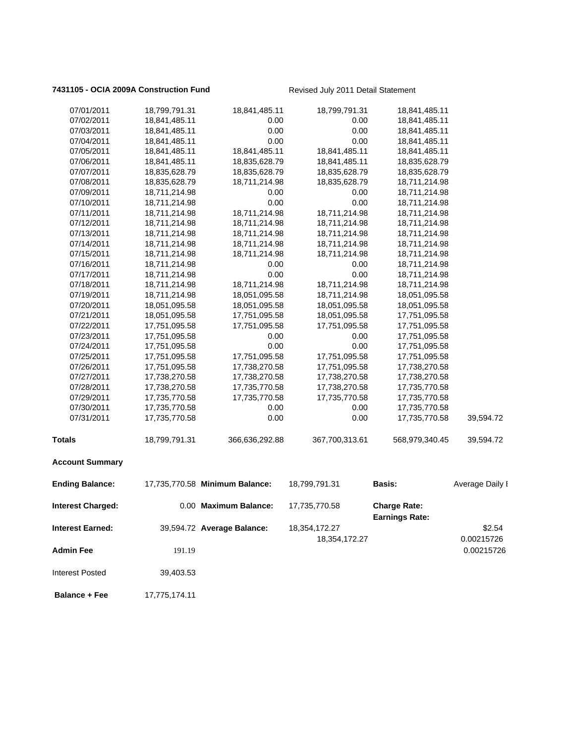**7431105 - OCIA 2009A Construction Fund** Revised July 2011 Detail Statement

| | | | | | |
|---|---|---|---|---|---|
| 07/01/2011 | 18,799,791.31 | 18,841,485.11 | 18,799,791.31 | 18,841,485.11 | |
| 07/02/2011 | 18,841,485.11 | 0.00 | 0.00 | 18,841,485.11 | |
| 07/03/2011 | 18,841,485.11 | 0.00 | 0.00 | 18,841,485.11 | |
| 07/04/2011 | 18,841,485.11 | 0.00 | 0.00 | 18,841,485.11 | |
| 07/05/2011 | 18,841,485.11 | 18,841,485.11 | 18,841,485.11 | 18,841,485.11 | |
| 07/06/2011 | 18,841,485.11 | 18,835,628.79 | 18,841,485.11 | 18,835,628.79 | |
| 07/07/2011 | 18,835,628.79 | 18,835,628.79 | 18,835,628.79 | 18,835,628.79 | |
| 07/08/2011 | 18,835,628.79 | 18,711,214.98 | 18,835,628.79 | 18,711,214.98 | |
| 07/09/2011 | 18,711,214.98 | 0.00 | 0.00 | 18,711,214.98 | |
| 07/10/2011 | 18,711,214.98 | 0.00 | 0.00 | 18,711,214.98 | |
| 07/11/2011 | 18,711,214.98 | 18,711,214.98 | 18,711,214.98 | 18,711,214.98 | |
| 07/12/2011 | 18,711,214.98 | 18,711,214.98 | 18,711,214.98 | 18,711,214.98 | |
| 07/13/2011 | 18,711,214.98 | 18,711,214.98 | 18,711,214.98 | 18,711,214.98 | |
| 07/14/2011 | 18,711,214.98 | 18,711,214.98 | 18,711,214.98 | 18,711,214.98 | |
| 07/15/2011 | 18,711,214.98 | 18,711,214.98 | 18,711,214.98 | 18,711,214.98 | |
| 07/16/2011 | 18,711,214.98 | 0.00 | 0.00 | 18,711,214.98 | |
| 07/17/2011 | 18,711,214.98 | 0.00 | 0.00 | 18,711,214.98 | |
| 07/18/2011 | 18,711,214.98 | 18,711,214.98 | 18,711,214.98 | 18,711,214.98 | |
| 07/19/2011 | 18,711,214.98 | 18,051,095.58 | 18,711,214.98 | 18,051,095.58 | |
| 07/20/2011 | 18,051,095.58 | 18,051,095.58 | 18,051,095.58 | 18,051,095.58 | |
| 07/21/2011 | 18,051,095.58 | 17,751,095.58 | 18,051,095.58 | 17,751,095.58 | |
| 07/22/2011 | 17,751,095.58 | 17,751,095.58 | 17,751,095.58 | 17,751,095.58 | |
| 07/23/2011 | 17,751,095.58 | 0.00 | 0.00 | 17,751,095.58 | |
| 07/24/2011 | 17,751,095.58 | 0.00 | 0.00 | 17,751,095.58 | |
| 07/25/2011 | 17,751,095.58 | 17,751,095.58 | 17,751,095.58 | 17,751,095.58 | |
| 07/26/2011 | 17,751,095.58 | 17,738,270.58 | 17,751,095.58 | 17,738,270.58 | |
| 07/27/2011 | 17,738,270.58 | 17,738,270.58 | 17,738,270.58 | 17,738,270.58 | |
| 07/28/2011 | 17,738,270.58 | 17,735,770.58 | 17,738,270.58 | 17,735,770.58 | |
| 07/29/2011 | 17,735,770.58 | 17,735,770.58 | 17,735,770.58 | 17,735,770.58 | |
| 07/30/2011 | 17,735,770.58 | 0.00 | 0.00 | 17,735,770.58 | |
| 07/31/2011 | 17,735,770.58 | 0.00 | 0.00 | 17,735,770.58 | 39,594.72 |
| **Totals** | 18,799,791.31 | 366,636,292.88 | 367,700,313.61 | 568,979,340.45 | 39,594.72 |

**Account Summary**

| | | | | | |
|---|---|---|---|---|---|
| **Ending Balance:** | 17,735,770.58 | **Minimum Balance:** | 18,799,791.31 | **Basis:** | Average Daily I |
| **Interest Charged:** | 0.00 | **Maximum Balance:** | 17,735,770.58 | **Charge Rate:** | |
| | | | | **Earnings Rate:** | |
| **Interest Earned:** | 39,594.72 | **Average Balance:** | 18,354,172.27 | | $2.54 |
| | | | 18,354,172.27 | | 0.00215726 |
| **Admin Fee** | 191.19 | | | | 0.00215726 |
| Interest Posted | 39,403.53 | | | | |
| **Balance + Fee** | 17,775,174.11 | | | | |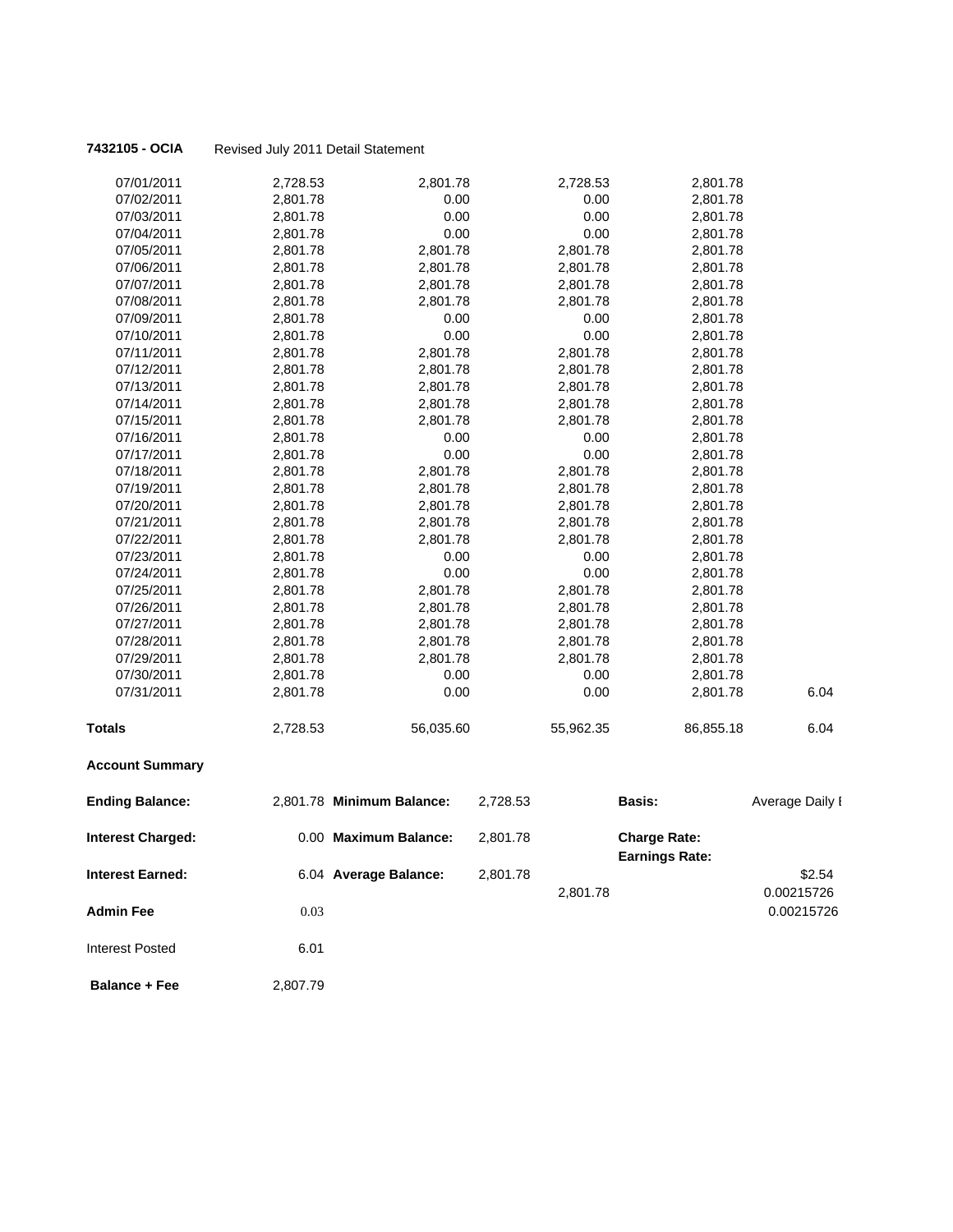**7432105 - OCIA** Revised July 2011 Detail Statement

| | | | | | |
|---|---|---|---|---|---|
| 07/01/2011 | 2,728.53 | 2,801.78 | 2,728.53 | 2,801.78 | |
| 07/02/2011 | 2,801.78 | 0.00 | 0.00 | 2,801.78 | |
| 07/03/2011 | 2,801.78 | 0.00 | 0.00 | 2,801.78 | |
| 07/04/2011 | 2,801.78 | 0.00 | 0.00 | 2,801.78 | |
| 07/05/2011 | 2,801.78 | 2,801.78 | 2,801.78 | 2,801.78 | |
| 07/06/2011 | 2,801.78 | 2,801.78 | 2,801.78 | 2,801.78 | |
| 07/07/2011 | 2,801.78 | 2,801.78 | 2,801.78 | 2,801.78 | |
| 07/08/2011 | 2,801.78 | 2,801.78 | 2,801.78 | 2,801.78 | |
| 07/09/2011 | 2,801.78 | 0.00 | 0.00 | 2,801.78 | |
| 07/10/2011 | 2,801.78 | 0.00 | 0.00 | 2,801.78 | |
| 07/11/2011 | 2,801.78 | 2,801.78 | 2,801.78 | 2,801.78 | |
| 07/12/2011 | 2,801.78 | 2,801.78 | 2,801.78 | 2,801.78 | |
| 07/13/2011 | 2,801.78 | 2,801.78 | 2,801.78 | 2,801.78 | |
| 07/14/2011 | 2,801.78 | 2,801.78 | 2,801.78 | 2,801.78 | |
| 07/15/2011 | 2,801.78 | 2,801.78 | 2,801.78 | 2,801.78 | |
| 07/16/2011 | 2,801.78 | 0.00 | 0.00 | 2,801.78 | |
| 07/17/2011 | 2,801.78 | 0.00 | 0.00 | 2,801.78 | |
| 07/18/2011 | 2,801.78 | 2,801.78 | 2,801.78 | 2,801.78 | |
| 07/19/2011 | 2,801.78 | 2,801.78 | 2,801.78 | 2,801.78 | |
| 07/20/2011 | 2,801.78 | 2,801.78 | 2,801.78 | 2,801.78 | |
| 07/21/2011 | 2,801.78 | 2,801.78 | 2,801.78 | 2,801.78 | |
| 07/22/2011 | 2,801.78 | 2,801.78 | 2,801.78 | 2,801.78 | |
| 07/23/2011 | 2,801.78 | 0.00 | 0.00 | 2,801.78 | |
| 07/24/2011 | 2,801.78 | 0.00 | 0.00 | 2,801.78 | |
| 07/25/2011 | 2,801.78 | 2,801.78 | 2,801.78 | 2,801.78 | |
| 07/26/2011 | 2,801.78 | 2,801.78 | 2,801.78 | 2,801.78 | |
| 07/27/2011 | 2,801.78 | 2,801.78 | 2,801.78 | 2,801.78 | |
| 07/28/2011 | 2,801.78 | 2,801.78 | 2,801.78 | 2,801.78 | |
| 07/29/2011 | 2,801.78 | 2,801.78 | 2,801.78 | 2,801.78 | |
| 07/30/2011 | 2,801.78 | 0.00 | 0.00 | 2,801.78 | |
| 07/31/2011 | 2,801.78 | 0.00 | 0.00 | 2,801.78 | 6.04 |
| **Totals** | 2,728.53 | 56,035.60 | 55,962.35 | 86,855.18 | 6.04 |

**Account Summary**

| | | | | | | |
|---|---|---|---|---|---|---|
| **Ending Balance:** | 2,801.78 | **Minimum Balance:** | 2,728.53 | | **Basis:** | Average Daily I |
| **Interest Charged:** | 0.00 | **Maximum Balance:** | 2,801.78 | | **Charge Rate:** | |
| | | | | | **Earnings Rate:** | |
| **Interest Earned:** | 6.04 | **Average Balance:** | 2,801.78 | | | $2.54 |
| | | | | 2,801.78 | | 0.00215726 |
| **Admin Fee** | 0.03 | | | | | 0.00215726 |
| Interest Posted | 6.01 | | | | | |
| **Balance + Fee** | 2,807.79 | | | | | |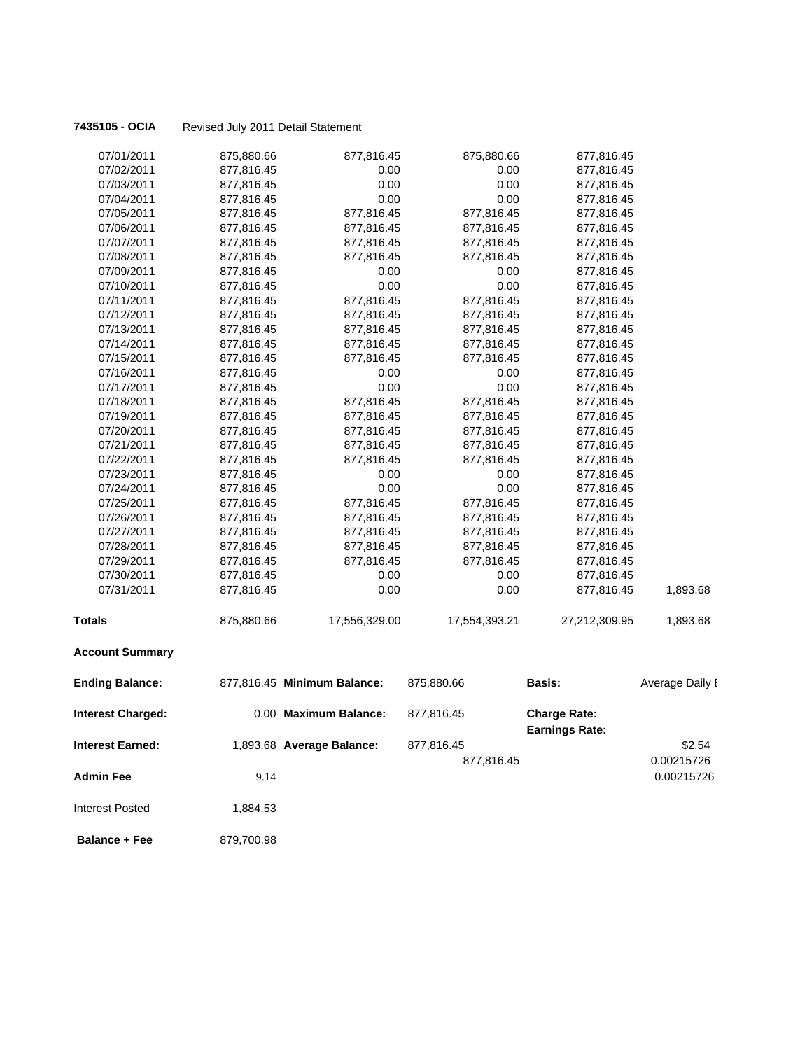**7435105 - OCIA** Revised July 2011 Detail Statement

| | | | | | |
|---|---|---|---|---|---|
| 07/01/2011 | 875,880.66 | 877,816.45 | 875,880.66 | 877,816.45 | |
| 07/02/2011 | 877,816.45 | 0.00 | 0.00 | 877,816.45 | |
| 07/03/2011 | 877,816.45 | 0.00 | 0.00 | 877,816.45 | |
| 07/04/2011 | 877,816.45 | 0.00 | 0.00 | 877,816.45 | |
| 07/05/2011 | 877,816.45 | 877,816.45 | 877,816.45 | 877,816.45 | |
| 07/06/2011 | 877,816.45 | 877,816.45 | 877,816.45 | 877,816.45 | |
| 07/07/2011 | 877,816.45 | 877,816.45 | 877,816.45 | 877,816.45 | |
| 07/08/2011 | 877,816.45 | 877,816.45 | 877,816.45 | 877,816.45 | |
| 07/09/2011 | 877,816.45 | 0.00 | 0.00 | 877,816.45 | |
| 07/10/2011 | 877,816.45 | 0.00 | 0.00 | 877,816.45 | |
| 07/11/2011 | 877,816.45 | 877,816.45 | 877,816.45 | 877,816.45 | |
| 07/12/2011 | 877,816.45 | 877,816.45 | 877,816.45 | 877,816.45 | |
| 07/13/2011 | 877,816.45 | 877,816.45 | 877,816.45 | 877,816.45 | |
| 07/14/2011 | 877,816.45 | 877,816.45 | 877,816.45 | 877,816.45 | |
| 07/15/2011 | 877,816.45 | 877,816.45 | 877,816.45 | 877,816.45 | |
| 07/16/2011 | 877,816.45 | 0.00 | 0.00 | 877,816.45 | |
| 07/17/2011 | 877,816.45 | 0.00 | 0.00 | 877,816.45 | |
| 07/18/2011 | 877,816.45 | 877,816.45 | 877,816.45 | 877,816.45 | |
| 07/19/2011 | 877,816.45 | 877,816.45 | 877,816.45 | 877,816.45 | |
| 07/20/2011 | 877,816.45 | 877,816.45 | 877,816.45 | 877,816.45 | |
| 07/21/2011 | 877,816.45 | 877,816.45 | 877,816.45 | 877,816.45 | |
| 07/22/2011 | 877,816.45 | 877,816.45 | 877,816.45 | 877,816.45 | |
| 07/23/2011 | 877,816.45 | 0.00 | 0.00 | 877,816.45 | |
| 07/24/2011 | 877,816.45 | 0.00 | 0.00 | 877,816.45 | |
| 07/25/2011 | 877,816.45 | 877,816.45 | 877,816.45 | 877,816.45 | |
| 07/26/2011 | 877,816.45 | 877,816.45 | 877,816.45 | 877,816.45 | |
| 07/27/2011 | 877,816.45 | 877,816.45 | 877,816.45 | 877,816.45 | |
| 07/28/2011 | 877,816.45 | 877,816.45 | 877,816.45 | 877,816.45 | |
| 07/29/2011 | 877,816.45 | 877,816.45 | 877,816.45 | 877,816.45 | |
| 07/30/2011 | 877,816.45 | 0.00 | 0.00 | 877,816.45 | |
| 07/31/2011 | 877,816.45 | 0.00 | 0.00 | 877,816.45 | 1,893.68 |
| **Totals** | 875,880.66 | 17,556,329.00 | 17,554,393.21 | 27,212,309.95 | 1,893.68 |

**Account Summary**

| | | | | | |
|---|---|---|---|---|---|
| **Ending Balance:** | 877,816.45 | **Minimum Balance:** | 875,880.66 | **Basis:** | Average Daily I |
| **Interest Charged:** | 0.00 | **Maximum Balance:** | 877,816.45 | **Charge Rate:** | |
| | | | | **Earnings Rate:** | |
| **Interest Earned:** | 1,893.68 | **Average Balance:** | 877,816.45 | | \$2.54 |
| | | | 877,816.45 | | 0.00215726 |
| **Admin Fee** | 9.14 | | | | 0.00215726 |
| Interest Posted | 1,884.53 | | | | |
| **Balance + Fee** | 879,700.98 | | | | |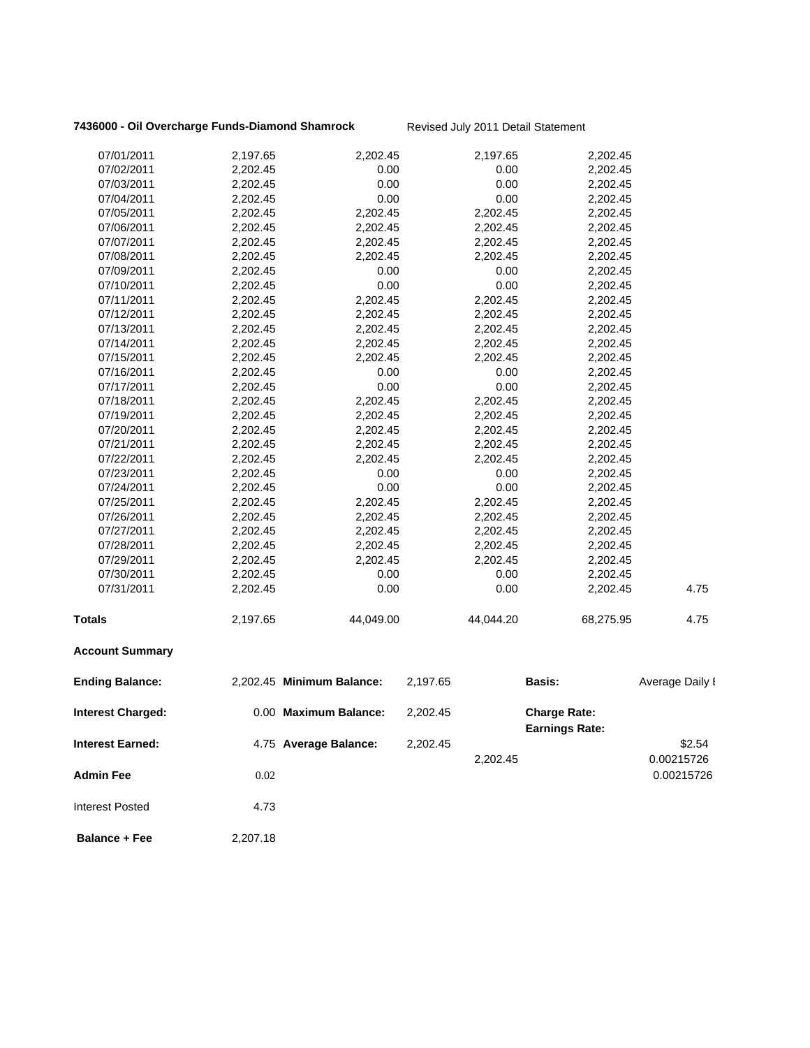**7436000 - Oil Overcharge Funds-Diamond Shamrock** Revised July 2011 Detail Statement

| | | | | | |
|---|---|---|---|---|---|
| 07/01/2011 | 2,197.65 | 2,202.45 | 2,197.65 | 2,202.45 | |
| 07/02/2011 | 2,202.45 | 0.00 | 0.00 | 2,202.45 | |
| 07/03/2011 | 2,202.45 | 0.00 | 0.00 | 2,202.45 | |
| 07/04/2011 | 2,202.45 | 0.00 | 0.00 | 2,202.45 | |
| 07/05/2011 | 2,202.45 | 2,202.45 | 2,202.45 | 2,202.45 | |
| 07/06/2011 | 2,202.45 | 2,202.45 | 2,202.45 | 2,202.45 | |
| 07/07/2011 | 2,202.45 | 2,202.45 | 2,202.45 | 2,202.45 | |
| 07/08/2011 | 2,202.45 | 2,202.45 | 2,202.45 | 2,202.45 | |
| 07/09/2011 | 2,202.45 | 0.00 | 0.00 | 2,202.45 | |
| 07/10/2011 | 2,202.45 | 0.00 | 0.00 | 2,202.45 | |
| 07/11/2011 | 2,202.45 | 2,202.45 | 2,202.45 | 2,202.45 | |
| 07/12/2011 | 2,202.45 | 2,202.45 | 2,202.45 | 2,202.45 | |
| 07/13/2011 | 2,202.45 | 2,202.45 | 2,202.45 | 2,202.45 | |
| 07/14/2011 | 2,202.45 | 2,202.45 | 2,202.45 | 2,202.45 | |
| 07/15/2011 | 2,202.45 | 2,202.45 | 2,202.45 | 2,202.45 | |
| 07/16/2011 | 2,202.45 | 0.00 | 0.00 | 2,202.45 | |
| 07/17/2011 | 2,202.45 | 0.00 | 0.00 | 2,202.45 | |
| 07/18/2011 | 2,202.45 | 2,202.45 | 2,202.45 | 2,202.45 | |
| 07/19/2011 | 2,202.45 | 2,202.45 | 2,202.45 | 2,202.45 | |
| 07/20/2011 | 2,202.45 | 2,202.45 | 2,202.45 | 2,202.45 | |
| 07/21/2011 | 2,202.45 | 2,202.45 | 2,202.45 | 2,202.45 | |
| 07/22/2011 | 2,202.45 | 2,202.45 | 2,202.45 | 2,202.45 | |
| 07/23/2011 | 2,202.45 | 0.00 | 0.00 | 2,202.45 | |
| 07/24/2011 | 2,202.45 | 0.00 | 0.00 | 2,202.45 | |
| 07/25/2011 | 2,202.45 | 2,202.45 | 2,202.45 | 2,202.45 | |
| 07/26/2011 | 2,202.45 | 2,202.45 | 2,202.45 | 2,202.45 | |
| 07/27/2011 | 2,202.45 | 2,202.45 | 2,202.45 | 2,202.45 | |
| 07/28/2011 | 2,202.45 | 2,202.45 | 2,202.45 | 2,202.45 | |
| 07/29/2011 | 2,202.45 | 2,202.45 | 2,202.45 | 2,202.45 | |
| 07/30/2011 | 2,202.45 | 0.00 | 0.00 | 2,202.45 | |
| 07/31/2011 | 2,202.45 | 0.00 | 0.00 | 2,202.45 | 4.75 |
| **Totals** | 2,197.65 | 44,049.00 | 44,044.20 | 68,275.95 | 4.75 |

**Account Summary**

| | | | | | |
|---|---|---|---|---|---|
| **Ending Balance:** | 2,202.45 | **Minimum Balance:** | 2,197.65 | **Basis:** | Average Daily I |
| **Interest Charged:** | 0.00 | **Maximum Balance:** | 2,202.45 | **Charge Rate:** | |
| | | | | **Earnings Rate:** | |
| **Interest Earned:** | 4.75 | **Average Balance:** | 2,202.45 | | \$2.54 |
| | | | 2,202.45 | | 0.00215726 |
| **Admin Fee** | 0.02 | | | | 0.00215726 |
| Interest Posted | 4.73 | | | | |
| **Balance + Fee** | 2,207.18 | | | | |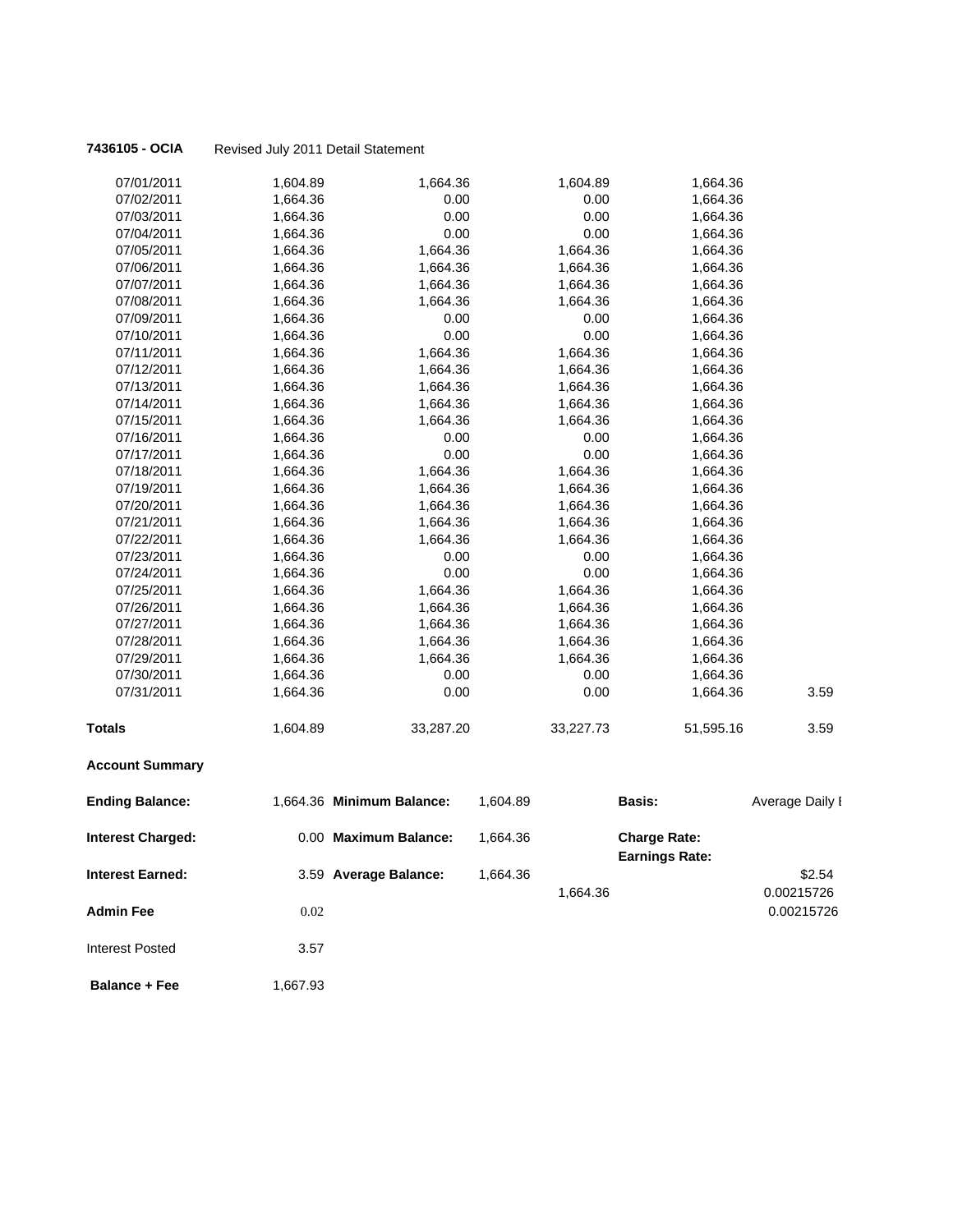**7436105 - OCIA** Revised July 2011 Detail Statement

| | | | | | |
|---|---|---|---|---|---|
| 07/01/2011 | 1,604.89 | 1,664.36 | 1,604.89 | 1,664.36 | |
| 07/02/2011 | 1,664.36 | 0.00 | 0.00 | 1,664.36 | |
| 07/03/2011 | 1,664.36 | 0.00 | 0.00 | 1,664.36 | |
| 07/04/2011 | 1,664.36 | 0.00 | 0.00 | 1,664.36 | |
| 07/05/2011 | 1,664.36 | 1,664.36 | 1,664.36 | 1,664.36 | |
| 07/06/2011 | 1,664.36 | 1,664.36 | 1,664.36 | 1,664.36 | |
| 07/07/2011 | 1,664.36 | 1,664.36 | 1,664.36 | 1,664.36 | |
| 07/08/2011 | 1,664.36 | 1,664.36 | 1,664.36 | 1,664.36 | |
| 07/09/2011 | 1,664.36 | 0.00 | 0.00 | 1,664.36 | |
| 07/10/2011 | 1,664.36 | 0.00 | 0.00 | 1,664.36 | |
| 07/11/2011 | 1,664.36 | 1,664.36 | 1,664.36 | 1,664.36 | |
| 07/12/2011 | 1,664.36 | 1,664.36 | 1,664.36 | 1,664.36 | |
| 07/13/2011 | 1,664.36 | 1,664.36 | 1,664.36 | 1,664.36 | |
| 07/14/2011 | 1,664.36 | 1,664.36 | 1,664.36 | 1,664.36 | |
| 07/15/2011 | 1,664.36 | 1,664.36 | 1,664.36 | 1,664.36 | |
| 07/16/2011 | 1,664.36 | 0.00 | 0.00 | 1,664.36 | |
| 07/17/2011 | 1,664.36 | 0.00 | 0.00 | 1,664.36 | |
| 07/18/2011 | 1,664.36 | 1,664.36 | 1,664.36 | 1,664.36 | |
| 07/19/2011 | 1,664.36 | 1,664.36 | 1,664.36 | 1,664.36 | |
| 07/20/2011 | 1,664.36 | 1,664.36 | 1,664.36 | 1,664.36 | |
| 07/21/2011 | 1,664.36 | 1,664.36 | 1,664.36 | 1,664.36 | |
| 07/22/2011 | 1,664.36 | 1,664.36 | 1,664.36 | 1,664.36 | |
| 07/23/2011 | 1,664.36 | 0.00 | 0.00 | 1,664.36 | |
| 07/24/2011 | 1,664.36 | 0.00 | 0.00 | 1,664.36 | |
| 07/25/2011 | 1,664.36 | 1,664.36 | 1,664.36 | 1,664.36 | |
| 07/26/2011 | 1,664.36 | 1,664.36 | 1,664.36 | 1,664.36 | |
| 07/27/2011 | 1,664.36 | 1,664.36 | 1,664.36 | 1,664.36 | |
| 07/28/2011 | 1,664.36 | 1,664.36 | 1,664.36 | 1,664.36 | |
| 07/29/2011 | 1,664.36 | 1,664.36 | 1,664.36 | 1,664.36 | |
| 07/30/2011 | 1,664.36 | 0.00 | 0.00 | 1,664.36 | |
| 07/31/2011 | 1,664.36 | 0.00 | 0.00 | 1,664.36 | 3.59 |
| **Totals** | 1,604.89 | 33,287.20 | 33,227.73 | 51,595.16 | 3.59 |

**Account Summary**

| | | | | | | |
|---|---|---|---|---|---|---|
| **Ending Balance:** | 1,664.36 | **Minimum Balance:** | 1,604.89 | | **Basis:** | Average Daily I |
| **Interest Charged:** | 0.00 | **Maximum Balance:** | 1,664.36 | | **Charge Rate:** | |
| | | | | | **Earnings Rate:** | |
| **Interest Earned:** | 3.59 | **Average Balance:** | 1,664.36 | | | $2.54 |
| | | | | 1,664.36 | | 0.00215726 |
| **Admin Fee** | 0.02 | | | | | 0.00215726 |
| Interest Posted | 3.57 | | | | | |
| **Balance + Fee** | 1,667.93 | | | | | |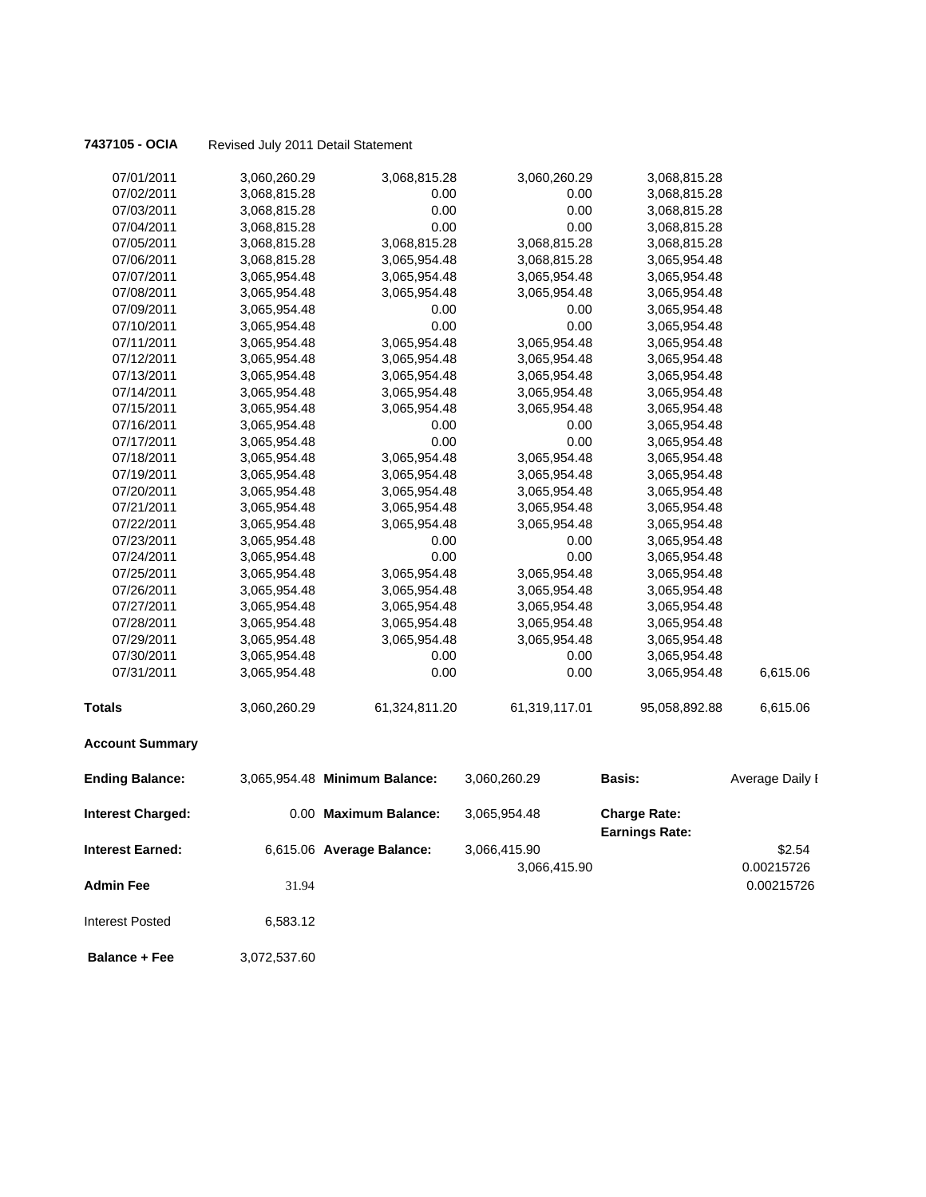**7437105 - OCIA** Revised July 2011 Detail Statement

| | | | | | |
|---|---|---|---|---|---|
| 07/01/2011 | 3,060,260.29 | 3,068,815.28 | 3,060,260.29 | 3,068,815.28 | |
| 07/02/2011 | 3,068,815.28 | 0.00 | 0.00 | 3,068,815.28 | |
| 07/03/2011 | 3,068,815.28 | 0.00 | 0.00 | 3,068,815.28 | |
| 07/04/2011 | 3,068,815.28 | 0.00 | 0.00 | 3,068,815.28 | |
| 07/05/2011 | 3,068,815.28 | 3,068,815.28 | 3,068,815.28 | 3,068,815.28 | |
| 07/06/2011 | 3,068,815.28 | 3,065,954.48 | 3,068,815.28 | 3,065,954.48 | |
| 07/07/2011 | 3,065,954.48 | 3,065,954.48 | 3,065,954.48 | 3,065,954.48 | |
| 07/08/2011 | 3,065,954.48 | 3,065,954.48 | 3,065,954.48 | 3,065,954.48 | |
| 07/09/2011 | 3,065,954.48 | 0.00 | 0.00 | 3,065,954.48 | |
| 07/10/2011 | 3,065,954.48 | 0.00 | 0.00 | 3,065,954.48 | |
| 07/11/2011 | 3,065,954.48 | 3,065,954.48 | 3,065,954.48 | 3,065,954.48 | |
| 07/12/2011 | 3,065,954.48 | 3,065,954.48 | 3,065,954.48 | 3,065,954.48 | |
| 07/13/2011 | 3,065,954.48 | 3,065,954.48 | 3,065,954.48 | 3,065,954.48 | |
| 07/14/2011 | 3,065,954.48 | 3,065,954.48 | 3,065,954.48 | 3,065,954.48 | |
| 07/15/2011 | 3,065,954.48 | 3,065,954.48 | 3,065,954.48 | 3,065,954.48 | |
| 07/16/2011 | 3,065,954.48 | 0.00 | 0.00 | 3,065,954.48 | |
| 07/17/2011 | 3,065,954.48 | 0.00 | 0.00 | 3,065,954.48 | |
| 07/18/2011 | 3,065,954.48 | 3,065,954.48 | 3,065,954.48 | 3,065,954.48 | |
| 07/19/2011 | 3,065,954.48 | 3,065,954.48 | 3,065,954.48 | 3,065,954.48 | |
| 07/20/2011 | 3,065,954.48 | 3,065,954.48 | 3,065,954.48 | 3,065,954.48 | |
| 07/21/2011 | 3,065,954.48 | 3,065,954.48 | 3,065,954.48 | 3,065,954.48 | |
| 07/22/2011 | 3,065,954.48 | 3,065,954.48 | 3,065,954.48 | 3,065,954.48 | |
| 07/23/2011 | 3,065,954.48 | 0.00 | 0.00 | 3,065,954.48 | |
| 07/24/2011 | 3,065,954.48 | 0.00 | 0.00 | 3,065,954.48 | |
| 07/25/2011 | 3,065,954.48 | 3,065,954.48 | 3,065,954.48 | 3,065,954.48 | |
| 07/26/2011 | 3,065,954.48 | 3,065,954.48 | 3,065,954.48 | 3,065,954.48 | |
| 07/27/2011 | 3,065,954.48 | 3,065,954.48 | 3,065,954.48 | 3,065,954.48 | |
| 07/28/2011 | 3,065,954.48 | 3,065,954.48 | 3,065,954.48 | 3,065,954.48 | |
| 07/29/2011 | 3,065,954.48 | 3,065,954.48 | 3,065,954.48 | 3,065,954.48 | |
| 07/30/2011 | 3,065,954.48 | 0.00 | 0.00 | 3,065,954.48 | |
| 07/31/2011 | 3,065,954.48 | 0.00 | 0.00 | 3,065,954.48 | 6,615.06 |
| **Totals** | 3,060,260.29 | 61,324,811.20 | 61,319,117.01 | 95,058,892.88 | 6,615.06 |

**Account Summary**

| | | | | | |
|---|---|---|---|---|---|
| **Ending Balance:** | 3,065,954.48 | **Minimum Balance:** | 3,060,260.29 | **Basis:** | Average Daily I |
| **Interest Charged:** | 0.00 | **Maximum Balance:** | 3,065,954.48 | **Charge Rate:** | |
| | | | | **Earnings Rate:** | |
| **Interest Earned:** | 6,615.06 | **Average Balance:** | 3,066,415.90 | | $2.54 |
| | | | 3,066,415.90 | | 0.00215726 |
| **Admin Fee** | 31.94 | | | | 0.00215726 |
| Interest Posted | 6,583.12 | | | | |
| **Balance + Fee** | 3,072,537.60 | | | | |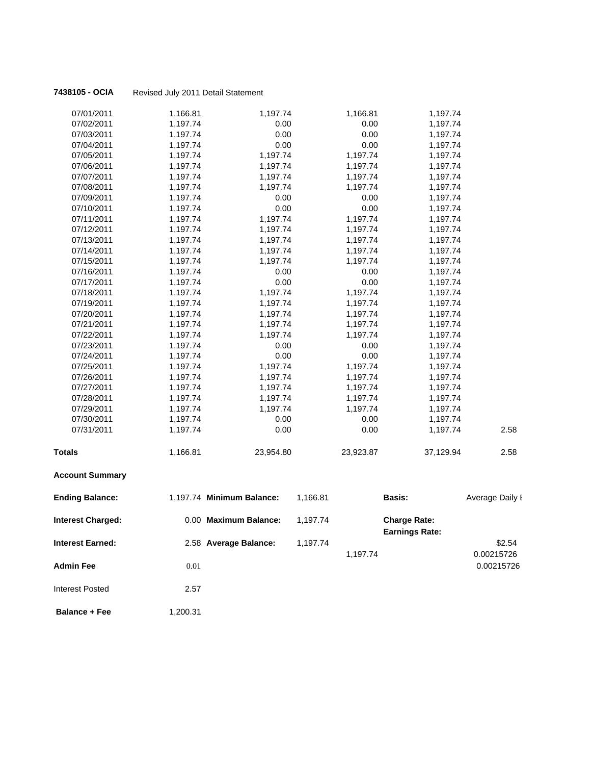**7438105 - OCIA** Revised July 2011 Detail Statement

| | | | | | |
|---|---|---|---|---|---|
| 07/01/2011 | 1,166.81 | 1,197.74 | 1,166.81 | 1,197.74 | |
| 07/02/2011 | 1,197.74 | 0.00 | 0.00 | 1,197.74 | |
| 07/03/2011 | 1,197.74 | 0.00 | 0.00 | 1,197.74 | |
| 07/04/2011 | 1,197.74 | 0.00 | 0.00 | 1,197.74 | |
| 07/05/2011 | 1,197.74 | 1,197.74 | 1,197.74 | 1,197.74 | |
| 07/06/2011 | 1,197.74 | 1,197.74 | 1,197.74 | 1,197.74 | |
| 07/07/2011 | 1,197.74 | 1,197.74 | 1,197.74 | 1,197.74 | |
| 07/08/2011 | 1,197.74 | 1,197.74 | 1,197.74 | 1,197.74 | |
| 07/09/2011 | 1,197.74 | 0.00 | 0.00 | 1,197.74 | |
| 07/10/2011 | 1,197.74 | 0.00 | 0.00 | 1,197.74 | |
| 07/11/2011 | 1,197.74 | 1,197.74 | 1,197.74 | 1,197.74 | |
| 07/12/2011 | 1,197.74 | 1,197.74 | 1,197.74 | 1,197.74 | |
| 07/13/2011 | 1,197.74 | 1,197.74 | 1,197.74 | 1,197.74 | |
| 07/14/2011 | 1,197.74 | 1,197.74 | 1,197.74 | 1,197.74 | |
| 07/15/2011 | 1,197.74 | 1,197.74 | 1,197.74 | 1,197.74 | |
| 07/16/2011 | 1,197.74 | 0.00 | 0.00 | 1,197.74 | |
| 07/17/2011 | 1,197.74 | 0.00 | 0.00 | 1,197.74 | |
| 07/18/2011 | 1,197.74 | 1,197.74 | 1,197.74 | 1,197.74 | |
| 07/19/2011 | 1,197.74 | 1,197.74 | 1,197.74 | 1,197.74 | |
| 07/20/2011 | 1,197.74 | 1,197.74 | 1,197.74 | 1,197.74 | |
| 07/21/2011 | 1,197.74 | 1,197.74 | 1,197.74 | 1,197.74 | |
| 07/22/2011 | 1,197.74 | 1,197.74 | 1,197.74 | 1,197.74 | |
| 07/23/2011 | 1,197.74 | 0.00 | 0.00 | 1,197.74 | |
| 07/24/2011 | 1,197.74 | 0.00 | 0.00 | 1,197.74 | |
| 07/25/2011 | 1,197.74 | 1,197.74 | 1,197.74 | 1,197.74 | |
| 07/26/2011 | 1,197.74 | 1,197.74 | 1,197.74 | 1,197.74 | |
| 07/27/2011 | 1,197.74 | 1,197.74 | 1,197.74 | 1,197.74 | |
| 07/28/2011 | 1,197.74 | 1,197.74 | 1,197.74 | 1,197.74 | |
| 07/29/2011 | 1,197.74 | 1,197.74 | 1,197.74 | 1,197.74 | |
| 07/30/2011 | 1,197.74 | 0.00 | 0.00 | 1,197.74 | |
| 07/31/2011 | 1,197.74 | 0.00 | 0.00 | 1,197.74 | 2.58 |
| **Totals** | 1,166.81 | 23,954.80 | 23,923.87 | 37,129.94 | 2.58 |

**Account Summary**

| | | | | | | |
|---|---|---|---|---|---|---|
| **Ending Balance:** | 1,197.74 | **Minimum Balance:** | 1,166.81 | | **Basis:** | Average Daily I |
| **Interest Charged:** | 0.00 | **Maximum Balance:** | 1,197.74 | | **Charge Rate:** | |
| | | | | | **Earnings Rate:** | |
| **Interest Earned:** | 2.58 | **Average Balance:** | 1,197.74 | | | $2.54 |
| | | | | 1,197.74 | | 0.00215726 |
| **Admin Fee** | 0.01 | | | | | 0.00215726 |
| Interest Posted | 2.57 | | | | | |
| **Balance + Fee** | 1,200.31 | | | | | |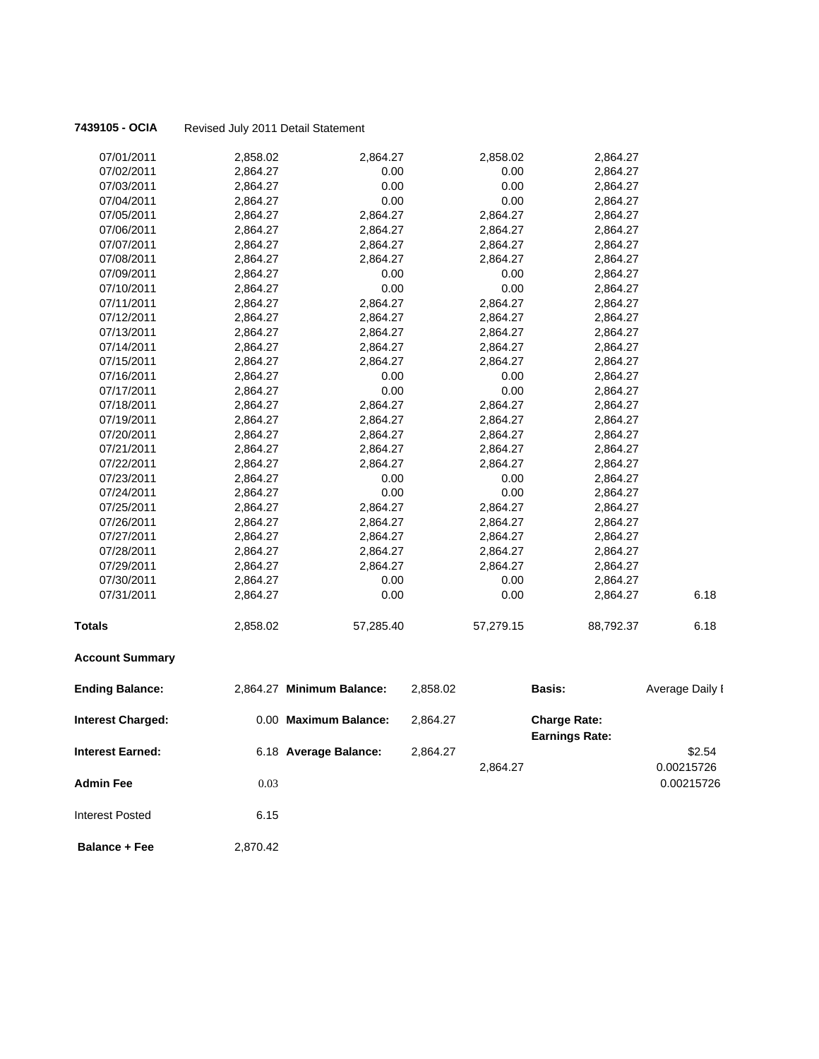**7439105 - OCIA** Revised July 2011 Detail Statement

| | | | | | |
|---|---|---|---|---|---|
| 07/01/2011 | 2,858.02 | 2,864.27 | 2,858.02 | 2,864.27 | |
| 07/02/2011 | 2,864.27 | 0.00 | 0.00 | 2,864.27 | |
| 07/03/2011 | 2,864.27 | 0.00 | 0.00 | 2,864.27 | |
| 07/04/2011 | 2,864.27 | 0.00 | 0.00 | 2,864.27 | |
| 07/05/2011 | 2,864.27 | 2,864.27 | 2,864.27 | 2,864.27 | |
| 07/06/2011 | 2,864.27 | 2,864.27 | 2,864.27 | 2,864.27 | |
| 07/07/2011 | 2,864.27 | 2,864.27 | 2,864.27 | 2,864.27 | |
| 07/08/2011 | 2,864.27 | 2,864.27 | 2,864.27 | 2,864.27 | |
| 07/09/2011 | 2,864.27 | 0.00 | 0.00 | 2,864.27 | |
| 07/10/2011 | 2,864.27 | 0.00 | 0.00 | 2,864.27 | |
| 07/11/2011 | 2,864.27 | 2,864.27 | 2,864.27 | 2,864.27 | |
| 07/12/2011 | 2,864.27 | 2,864.27 | 2,864.27 | 2,864.27 | |
| 07/13/2011 | 2,864.27 | 2,864.27 | 2,864.27 | 2,864.27 | |
| 07/14/2011 | 2,864.27 | 2,864.27 | 2,864.27 | 2,864.27 | |
| 07/15/2011 | 2,864.27 | 2,864.27 | 2,864.27 | 2,864.27 | |
| 07/16/2011 | 2,864.27 | 0.00 | 0.00 | 2,864.27 | |
| 07/17/2011 | 2,864.27 | 0.00 | 0.00 | 2,864.27 | |
| 07/18/2011 | 2,864.27 | 2,864.27 | 2,864.27 | 2,864.27 | |
| 07/19/2011 | 2,864.27 | 2,864.27 | 2,864.27 | 2,864.27 | |
| 07/20/2011 | 2,864.27 | 2,864.27 | 2,864.27 | 2,864.27 | |
| 07/21/2011 | 2,864.27 | 2,864.27 | 2,864.27 | 2,864.27 | |
| 07/22/2011 | 2,864.27 | 2,864.27 | 2,864.27 | 2,864.27 | |
| 07/23/2011 | 2,864.27 | 0.00 | 0.00 | 2,864.27 | |
| 07/24/2011 | 2,864.27 | 0.00 | 0.00 | 2,864.27 | |
| 07/25/2011 | 2,864.27 | 2,864.27 | 2,864.27 | 2,864.27 | |
| 07/26/2011 | 2,864.27 | 2,864.27 | 2,864.27 | 2,864.27 | |
| 07/27/2011 | 2,864.27 | 2,864.27 | 2,864.27 | 2,864.27 | |
| 07/28/2011 | 2,864.27 | 2,864.27 | 2,864.27 | 2,864.27 | |
| 07/29/2011 | 2,864.27 | 2,864.27 | 2,864.27 | 2,864.27 | |
| 07/30/2011 | 2,864.27 | 0.00 | 0.00 | 2,864.27 | |
| 07/31/2011 | 2,864.27 | 0.00 | 0.00 | 2,864.27 | 6.18 |
| **Totals** | 2,858.02 | 57,285.40 | 57,279.15 | 88,792.37 | 6.18 |

**Account Summary**

| | | | | | | |
|---|---|---|---|---|---|---|
| **Ending Balance:** | 2,864.27 | **Minimum Balance:** | 2,858.02 | | **Basis:** | Average Daily I |
| **Interest Charged:** | 0.00 | **Maximum Balance:** | 2,864.27 | | **Charge Rate:** | |
| | | | | | **Earnings Rate:** | |
| **Interest Earned:** | 6.18 | **Average Balance:** | 2,864.27 | | | $2.54 |
| | | | | 2,864.27 | | 0.00215726 |
| **Admin Fee** | 0.03 | | | | | 0.00215726 |
| Interest Posted | 6.15 | | | | | |
| **Balance + Fee** | 2,870.42 | | | | | |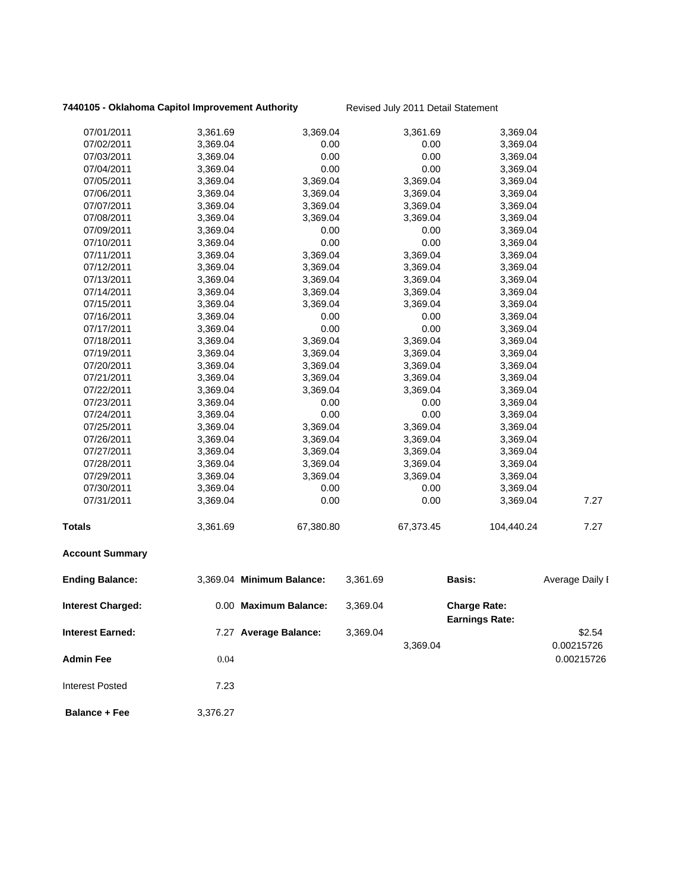**7440105 - Oklahoma Capitol Improvement Authority** Revised July 2011 Detail Statement

| | | | | | |
|---|---|---|---|---|---|
| 07/01/2011 | 3,361.69 | 3,369.04 | 3,361.69 | 3,369.04 | |
| 07/02/2011 | 3,369.04 | 0.00 | 0.00 | 3,369.04 | |
| 07/03/2011 | 3,369.04 | 0.00 | 0.00 | 3,369.04 | |
| 07/04/2011 | 3,369.04 | 0.00 | 0.00 | 3,369.04 | |
| 07/05/2011 | 3,369.04 | 3,369.04 | 3,369.04 | 3,369.04 | |
| 07/06/2011 | 3,369.04 | 3,369.04 | 3,369.04 | 3,369.04 | |
| 07/07/2011 | 3,369.04 | 3,369.04 | 3,369.04 | 3,369.04 | |
| 07/08/2011 | 3,369.04 | 3,369.04 | 3,369.04 | 3,369.04 | |
| 07/09/2011 | 3,369.04 | 0.00 | 0.00 | 3,369.04 | |
| 07/10/2011 | 3,369.04 | 0.00 | 0.00 | 3,369.04 | |
| 07/11/2011 | 3,369.04 | 3,369.04 | 3,369.04 | 3,369.04 | |
| 07/12/2011 | 3,369.04 | 3,369.04 | 3,369.04 | 3,369.04 | |
| 07/13/2011 | 3,369.04 | 3,369.04 | 3,369.04 | 3,369.04 | |
| 07/14/2011 | 3,369.04 | 3,369.04 | 3,369.04 | 3,369.04 | |
| 07/15/2011 | 3,369.04 | 3,369.04 | 3,369.04 | 3,369.04 | |
| 07/16/2011 | 3,369.04 | 0.00 | 0.00 | 3,369.04 | |
| 07/17/2011 | 3,369.04 | 0.00 | 0.00 | 3,369.04 | |
| 07/18/2011 | 3,369.04 | 3,369.04 | 3,369.04 | 3,369.04 | |
| 07/19/2011 | 3,369.04 | 3,369.04 | 3,369.04 | 3,369.04 | |
| 07/20/2011 | 3,369.04 | 3,369.04 | 3,369.04 | 3,369.04 | |
| 07/21/2011 | 3,369.04 | 3,369.04 | 3,369.04 | 3,369.04 | |
| 07/22/2011 | 3,369.04 | 3,369.04 | 3,369.04 | 3,369.04 | |
| 07/23/2011 | 3,369.04 | 0.00 | 0.00 | 3,369.04 | |
| 07/24/2011 | 3,369.04 | 0.00 | 0.00 | 3,369.04 | |
| 07/25/2011 | 3,369.04 | 3,369.04 | 3,369.04 | 3,369.04 | |
| 07/26/2011 | 3,369.04 | 3,369.04 | 3,369.04 | 3,369.04 | |
| 07/27/2011 | 3,369.04 | 3,369.04 | 3,369.04 | 3,369.04 | |
| 07/28/2011 | 3,369.04 | 3,369.04 | 3,369.04 | 3,369.04 | |
| 07/29/2011 | 3,369.04 | 3,369.04 | 3,369.04 | 3,369.04 | |
| 07/30/2011 | 3,369.04 | 0.00 | 0.00 | 3,369.04 | |
| 07/31/2011 | 3,369.04 | 0.00 | 0.00 | 3,369.04 | 7.27 |
| **Totals** | 3,361.69 | 67,380.80 | 67,373.45 | 104,440.24 | 7.27 |

**Account Summary**

| | | | | | | |
|---|---|---|---|---|---|---|
| **Ending Balance:** | 3,369.04 | **Minimum Balance:** | 3,361.69 | | **Basis:** | Average Daily I |
| **Interest Charged:** | 0.00 | **Maximum Balance:** | 3,369.04 | | **Charge Rate:** | |
| | | | | | **Earnings Rate:** | |
| **Interest Earned:** | 7.27 | **Average Balance:** | 3,369.04 | | | $2.54 |
| | | | | 3,369.04 | | 0.00215726 |
| **Admin Fee** | 0.04 | | | | | 0.00215726 |
| Interest Posted | 7.23 | | | | | |
| **Balance + Fee** | 3,376.27 | | | | | |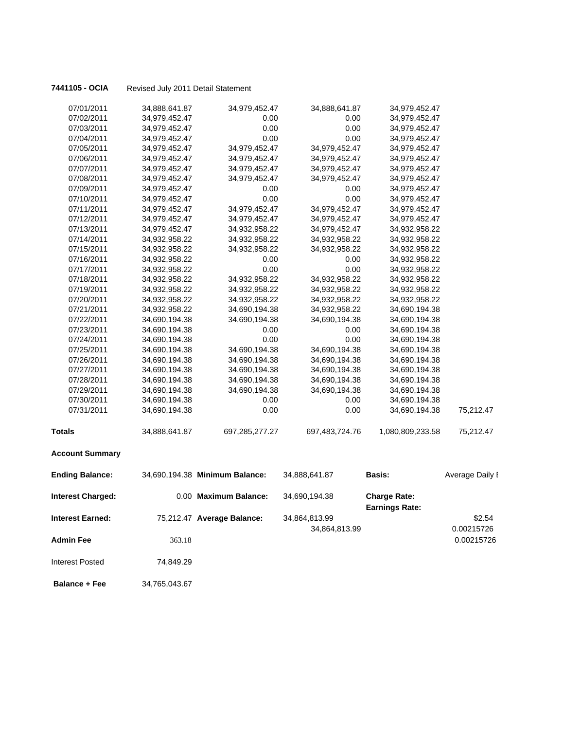**7441105 - OCIA** Revised July 2011 Detail Statement

| | | | | | |
|---|---|---|---|---|---|
| 07/01/2011 | 34,888,641.87 | 34,979,452.47 | 34,888,641.87 | 34,979,452.47 | |
| 07/02/2011 | 34,979,452.47 | 0.00 | 0.00 | 34,979,452.47 | |
| 07/03/2011 | 34,979,452.47 | 0.00 | 0.00 | 34,979,452.47 | |
| 07/04/2011 | 34,979,452.47 | 0.00 | 0.00 | 34,979,452.47 | |
| 07/05/2011 | 34,979,452.47 | 34,979,452.47 | 34,979,452.47 | 34,979,452.47 | |
| 07/06/2011 | 34,979,452.47 | 34,979,452.47 | 34,979,452.47 | 34,979,452.47 | |
| 07/07/2011 | 34,979,452.47 | 34,979,452.47 | 34,979,452.47 | 34,979,452.47 | |
| 07/08/2011 | 34,979,452.47 | 34,979,452.47 | 34,979,452.47 | 34,979,452.47 | |
| 07/09/2011 | 34,979,452.47 | 0.00 | 0.00 | 34,979,452.47 | |
| 07/10/2011 | 34,979,452.47 | 0.00 | 0.00 | 34,979,452.47 | |
| 07/11/2011 | 34,979,452.47 | 34,979,452.47 | 34,979,452.47 | 34,979,452.47 | |
| 07/12/2011 | 34,979,452.47 | 34,979,452.47 | 34,979,452.47 | 34,979,452.47 | |
| 07/13/2011 | 34,979,452.47 | 34,932,958.22 | 34,979,452.47 | 34,932,958.22 | |
| 07/14/2011 | 34,932,958.22 | 34,932,958.22 | 34,932,958.22 | 34,932,958.22 | |
| 07/15/2011 | 34,932,958.22 | 34,932,958.22 | 34,932,958.22 | 34,932,958.22 | |
| 07/16/2011 | 34,932,958.22 | 0.00 | 0.00 | 34,932,958.22 | |
| 07/17/2011 | 34,932,958.22 | 0.00 | 0.00 | 34,932,958.22 | |
| 07/18/2011 | 34,932,958.22 | 34,932,958.22 | 34,932,958.22 | 34,932,958.22 | |
| 07/19/2011 | 34,932,958.22 | 34,932,958.22 | 34,932,958.22 | 34,932,958.22 | |
| 07/20/2011 | 34,932,958.22 | 34,932,958.22 | 34,932,958.22 | 34,932,958.22 | |
| 07/21/2011 | 34,932,958.22 | 34,690,194.38 | 34,932,958.22 | 34,690,194.38 | |
| 07/22/2011 | 34,690,194.38 | 34,690,194.38 | 34,690,194.38 | 34,690,194.38 | |
| 07/23/2011 | 34,690,194.38 | 0.00 | 0.00 | 34,690,194.38 | |
| 07/24/2011 | 34,690,194.38 | 0.00 | 0.00 | 34,690,194.38 | |
| 07/25/2011 | 34,690,194.38 | 34,690,194.38 | 34,690,194.38 | 34,690,194.38 | |
| 07/26/2011 | 34,690,194.38 | 34,690,194.38 | 34,690,194.38 | 34,690,194.38 | |
| 07/27/2011 | 34,690,194.38 | 34,690,194.38 | 34,690,194.38 | 34,690,194.38 | |
| 07/28/2011 | 34,690,194.38 | 34,690,194.38 | 34,690,194.38 | 34,690,194.38 | |
| 07/29/2011 | 34,690,194.38 | 34,690,194.38 | 34,690,194.38 | 34,690,194.38 | |
| 07/30/2011 | 34,690,194.38 | 0.00 | 0.00 | 34,690,194.38 | |
| 07/31/2011 | 34,690,194.38 | 0.00 | 0.00 | 34,690,194.38 | 75,212.47 |
| **Totals** | 34,888,641.87 | 697,285,277.27 | 697,483,724.76 | 1,080,809,233.58 | 75,212.47 |

**Account Summary**

| | | | | | |
|---|---|---|---|---|---|
| **Ending Balance:** | 34,690,194.38 | **Minimum Balance:** | 34,888,641.87 | **Basis:** | Average Daily I |
| **Interest Charged:** | 0.00 | **Maximum Balance:** | 34,690,194.38 | **Charge Rate:** | |
| | | | | **Earnings Rate:** | |
| **Interest Earned:** | 75,212.47 | **Average Balance:** | 34,864,813.99 | | $2.54 |
| | | | 34,864,813.99 | | 0.00215726 |
| **Admin Fee** | 363.18 | | | | 0.00215726 |
| Interest Posted | 74,849.29 | | | | |
| **Balance + Fee** | 34,765,043.67 | | | | |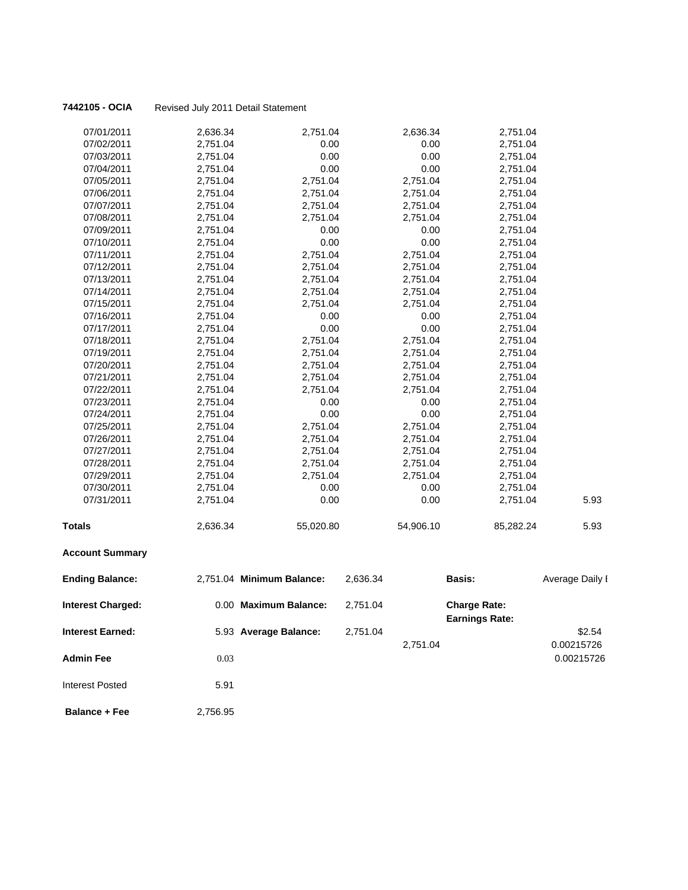**7442105 - OCIA** Revised July 2011 Detail Statement

| | | | | | |
|---|---|---|---|---|---|
| 07/01/2011 | 2,636.34 | 2,751.04 | 2,636.34 | 2,751.04 | |
| 07/02/2011 | 2,751.04 | 0.00 | 0.00 | 2,751.04 | |
| 07/03/2011 | 2,751.04 | 0.00 | 0.00 | 2,751.04 | |
| 07/04/2011 | 2,751.04 | 0.00 | 0.00 | 2,751.04 | |
| 07/05/2011 | 2,751.04 | 2,751.04 | 2,751.04 | 2,751.04 | |
| 07/06/2011 | 2,751.04 | 2,751.04 | 2,751.04 | 2,751.04 | |
| 07/07/2011 | 2,751.04 | 2,751.04 | 2,751.04 | 2,751.04 | |
| 07/08/2011 | 2,751.04 | 2,751.04 | 2,751.04 | 2,751.04 | |
| 07/09/2011 | 2,751.04 | 0.00 | 0.00 | 2,751.04 | |
| 07/10/2011 | 2,751.04 | 0.00 | 0.00 | 2,751.04 | |
| 07/11/2011 | 2,751.04 | 2,751.04 | 2,751.04 | 2,751.04 | |
| 07/12/2011 | 2,751.04 | 2,751.04 | 2,751.04 | 2,751.04 | |
| 07/13/2011 | 2,751.04 | 2,751.04 | 2,751.04 | 2,751.04 | |
| 07/14/2011 | 2,751.04 | 2,751.04 | 2,751.04 | 2,751.04 | |
| 07/15/2011 | 2,751.04 | 2,751.04 | 2,751.04 | 2,751.04 | |
| 07/16/2011 | 2,751.04 | 0.00 | 0.00 | 2,751.04 | |
| 07/17/2011 | 2,751.04 | 0.00 | 0.00 | 2,751.04 | |
| 07/18/2011 | 2,751.04 | 2,751.04 | 2,751.04 | 2,751.04 | |
| 07/19/2011 | 2,751.04 | 2,751.04 | 2,751.04 | 2,751.04 | |
| 07/20/2011 | 2,751.04 | 2,751.04 | 2,751.04 | 2,751.04 | |
| 07/21/2011 | 2,751.04 | 2,751.04 | 2,751.04 | 2,751.04 | |
| 07/22/2011 | 2,751.04 | 2,751.04 | 2,751.04 | 2,751.04 | |
| 07/23/2011 | 2,751.04 | 0.00 | 0.00 | 2,751.04 | |
| 07/24/2011 | 2,751.04 | 0.00 | 0.00 | 2,751.04 | |
| 07/25/2011 | 2,751.04 | 2,751.04 | 2,751.04 | 2,751.04 | |
| 07/26/2011 | 2,751.04 | 2,751.04 | 2,751.04 | 2,751.04 | |
| 07/27/2011 | 2,751.04 | 2,751.04 | 2,751.04 | 2,751.04 | |
| 07/28/2011 | 2,751.04 | 2,751.04 | 2,751.04 | 2,751.04 | |
| 07/29/2011 | 2,751.04 | 2,751.04 | 2,751.04 | 2,751.04 | |
| 07/30/2011 | 2,751.04 | 0.00 | 0.00 | 2,751.04 | |
| 07/31/2011 | 2,751.04 | 0.00 | 0.00 | 2,751.04 | 5.93 |
| **Totals** | 2,636.34 | 55,020.80 | 54,906.10 | 85,282.24 | 5.93 |

**Account Summary**

| | | | | | | |
|---|---|---|---|---|---|---|
| **Ending Balance:** | 2,751.04 | **Minimum Balance:** | 2,636.34 | | **Basis:** | Average Daily I |
| **Interest Charged:** | 0.00 | **Maximum Balance:** | 2,751.04 | | **Charge Rate:** **Earnings Rate:** | |
| **Interest Earned:** | 5.93 | **Average Balance:** | 2,751.04 | | | $2.54 |
| | | | | 2,751.04 | | 0.00215726 |
| **Admin Fee** | 0.03 | | | | | 0.00215726 |
| Interest Posted | 5.91 | | | | | |
| **Balance + Fee** | 2,756.95 | | | | | |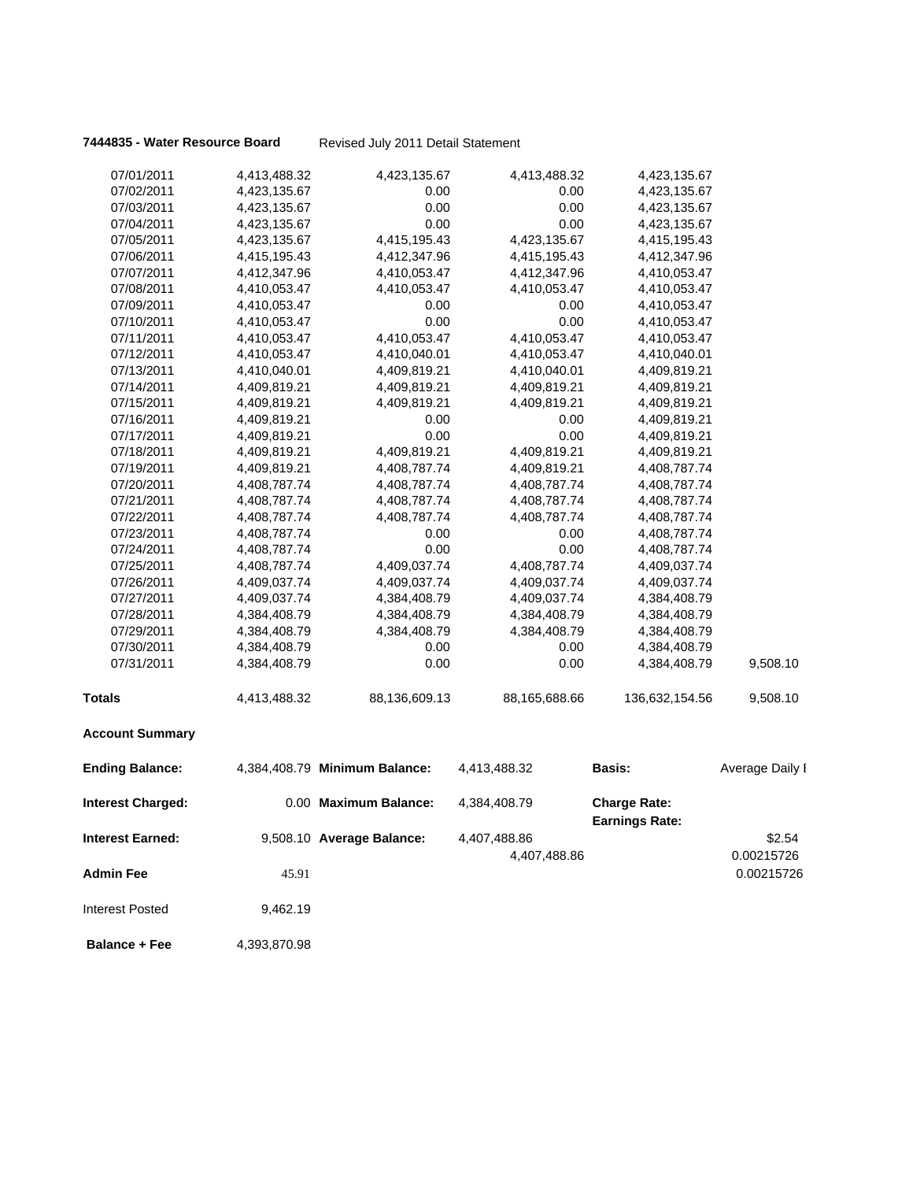**7444835 - Water Resource Board** Revised July 2011 Detail Statement

| | | | | | |
|---|---|---|---|---|---|
| 07/01/2011 | 4,413,488.32 | 4,423,135.67 | 4,413,488.32 | 4,423,135.67 | |
| 07/02/2011 | 4,423,135.67 | 0.00 | 0.00 | 4,423,135.67 | |
| 07/03/2011 | 4,423,135.67 | 0.00 | 0.00 | 4,423,135.67 | |
| 07/04/2011 | 4,423,135.67 | 0.00 | 0.00 | 4,423,135.67 | |
| 07/05/2011 | 4,423,135.67 | 4,415,195.43 | 4,423,135.67 | 4,415,195.43 | |
| 07/06/2011 | 4,415,195.43 | 4,412,347.96 | 4,415,195.43 | 4,412,347.96 | |
| 07/07/2011 | 4,412,347.96 | 4,410,053.47 | 4,412,347.96 | 4,410,053.47 | |
| 07/08/2011 | 4,410,053.47 | 4,410,053.47 | 4,410,053.47 | 4,410,053.47 | |
| 07/09/2011 | 4,410,053.47 | 0.00 | 0.00 | 4,410,053.47 | |
| 07/10/2011 | 4,410,053.47 | 0.00 | 0.00 | 4,410,053.47 | |
| 07/11/2011 | 4,410,053.47 | 4,410,053.47 | 4,410,053.47 | 4,410,053.47 | |
| 07/12/2011 | 4,410,053.47 | 4,410,040.01 | 4,410,053.47 | 4,410,040.01 | |
| 07/13/2011 | 4,410,040.01 | 4,409,819.21 | 4,410,040.01 | 4,409,819.21 | |
| 07/14/2011 | 4,409,819.21 | 4,409,819.21 | 4,409,819.21 | 4,409,819.21 | |
| 07/15/2011 | 4,409,819.21 | 4,409,819.21 | 4,409,819.21 | 4,409,819.21 | |
| 07/16/2011 | 4,409,819.21 | 0.00 | 0.00 | 4,409,819.21 | |
| 07/17/2011 | 4,409,819.21 | 0.00 | 0.00 | 4,409,819.21 | |
| 07/18/2011 | 4,409,819.21 | 4,409,819.21 | 4,409,819.21 | 4,409,819.21 | |
| 07/19/2011 | 4,409,819.21 | 4,408,787.74 | 4,409,819.21 | 4,408,787.74 | |
| 07/20/2011 | 4,408,787.74 | 4,408,787.74 | 4,408,787.74 | 4,408,787.74 | |
| 07/21/2011 | 4,408,787.74 | 4,408,787.74 | 4,408,787.74 | 4,408,787.74 | |
| 07/22/2011 | 4,408,787.74 | 4,408,787.74 | 4,408,787.74 | 4,408,787.74 | |
| 07/23/2011 | 4,408,787.74 | 0.00 | 0.00 | 4,408,787.74 | |
| 07/24/2011 | 4,408,787.74 | 0.00 | 0.00 | 4,408,787.74 | |
| 07/25/2011 | 4,408,787.74 | 4,409,037.74 | 4,408,787.74 | 4,409,037.74 | |
| 07/26/2011 | 4,409,037.74 | 4,409,037.74 | 4,409,037.74 | 4,409,037.74 | |
| 07/27/2011 | 4,409,037.74 | 4,384,408.79 | 4,409,037.74 | 4,384,408.79 | |
| 07/28/2011 | 4,384,408.79 | 4,384,408.79 | 4,384,408.79 | 4,384,408.79 | |
| 07/29/2011 | 4,384,408.79 | 4,384,408.79 | 4,384,408.79 | 4,384,408.79 | |
| 07/30/2011 | 4,384,408.79 | 0.00 | 0.00 | 4,384,408.79 | |
| 07/31/2011 | 4,384,408.79 | 0.00 | 0.00 | 4,384,408.79 | 9,508.10 |
| **Totals** | 4,413,488.32 | 88,136,609.13 | 88,165,688.66 | 136,632,154.56 | 9,508.10 |

**Account Summary**

| | | | | | |
|---|---|---|---|---|---|
| **Ending Balance:** | 4,384,408.79 | **Minimum Balance:** | 4,413,488.32 | **Basis:** | Average Daily I |
| **Interest Charged:** | 0.00 | **Maximum Balance:** | 4,384,408.79 | **Charge Rate:** | |
| | | | | **Earnings Rate:** | |
| **Interest Earned:** | 9,508.10 | **Average Balance:** | 4,407,488.86 | | $2.54 |
| | | | 4,407,488.86 | | 0.00215726 |
| **Admin Fee** | 45.91 | | | | 0.00215726 |
| Interest Posted | 9,462.19 | | | | |
| **Balance + Fee** | 4,393,870.98 | | | | |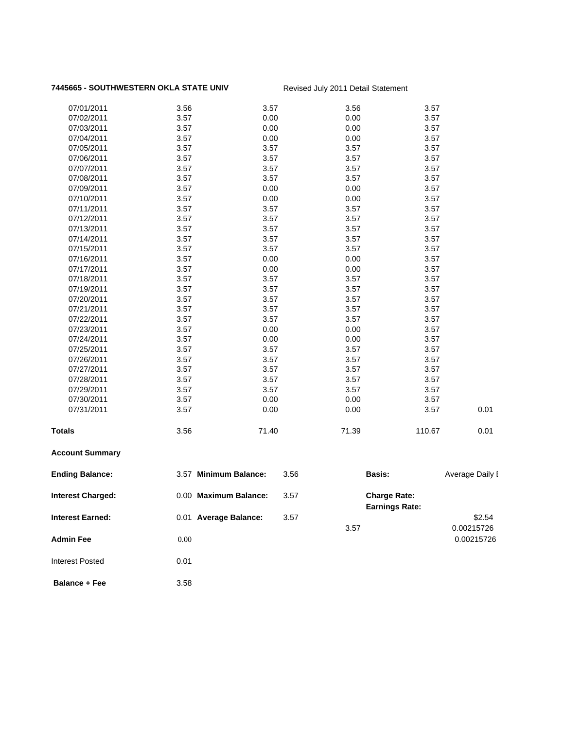**7445665 - SOUTHWESTERN OKLA STATE UNIV** Revised July 2011 Detail Statement

| | | | | | |
|---|---|---|---|---|---|
| 07/01/2011 | 3.56 | 3.57 | 3.56 | 3.57 | |
| 07/02/2011 | 3.57 | 0.00 | 0.00 | 3.57 | |
| 07/03/2011 | 3.57 | 0.00 | 0.00 | 3.57 | |
| 07/04/2011 | 3.57 | 0.00 | 0.00 | 3.57 | |
| 07/05/2011 | 3.57 | 3.57 | 3.57 | 3.57 | |
| 07/06/2011 | 3.57 | 3.57 | 3.57 | 3.57 | |
| 07/07/2011 | 3.57 | 3.57 | 3.57 | 3.57 | |
| 07/08/2011 | 3.57 | 3.57 | 3.57 | 3.57 | |
| 07/09/2011 | 3.57 | 0.00 | 0.00 | 3.57 | |
| 07/10/2011 | 3.57 | 0.00 | 0.00 | 3.57 | |
| 07/11/2011 | 3.57 | 3.57 | 3.57 | 3.57 | |
| 07/12/2011 | 3.57 | 3.57 | 3.57 | 3.57 | |
| 07/13/2011 | 3.57 | 3.57 | 3.57 | 3.57 | |
| 07/14/2011 | 3.57 | 3.57 | 3.57 | 3.57 | |
| 07/15/2011 | 3.57 | 3.57 | 3.57 | 3.57 | |
| 07/16/2011 | 3.57 | 0.00 | 0.00 | 3.57 | |
| 07/17/2011 | 3.57 | 0.00 | 0.00 | 3.57 | |
| 07/18/2011 | 3.57 | 3.57 | 3.57 | 3.57 | |
| 07/19/2011 | 3.57 | 3.57 | 3.57 | 3.57 | |
| 07/20/2011 | 3.57 | 3.57 | 3.57 | 3.57 | |
| 07/21/2011 | 3.57 | 3.57 | 3.57 | 3.57 | |
| 07/22/2011 | 3.57 | 3.57 | 3.57 | 3.57 | |
| 07/23/2011 | 3.57 | 0.00 | 0.00 | 3.57 | |
| 07/24/2011 | 3.57 | 0.00 | 0.00 | 3.57 | |
| 07/25/2011 | 3.57 | 3.57 | 3.57 | 3.57 | |
| 07/26/2011 | 3.57 | 3.57 | 3.57 | 3.57 | |
| 07/27/2011 | 3.57 | 3.57 | 3.57 | 3.57 | |
| 07/28/2011 | 3.57 | 3.57 | 3.57 | 3.57 | |
| 07/29/2011 | 3.57 | 3.57 | 3.57 | 3.57 | |
| 07/30/2011 | 3.57 | 0.00 | 0.00 | 3.57 | |
| 07/31/2011 | 3.57 | 0.00 | 0.00 | 3.57 | 0.01 |
| **Totals** | 3.56 | 71.40 | 71.39 | 110.67 | 0.01 |

**Account Summary**

| | | | | | |
|---|---|---|---|---|---|
| **Ending Balance:** | 3.57 | **Minimum Balance:** | 3.56 | **Basis:** | Average Daily I |
| **Interest Charged:** | 0.00 | **Maximum Balance:** | 3.57 | **Charge Rate:** | |
| | | | | **Earnings Rate:** | |
| **Interest Earned:** | 0.01 | **Average Balance:** | 3.57 | | $2.54 |
| | | | 3.57 | | 0.00215726 |
| **Admin Fee** | 0.00 | | | | 0.00215726 |
| Interest Posted | 0.01 | | | | |
| **Balance + Fee** | 3.58 | | | | |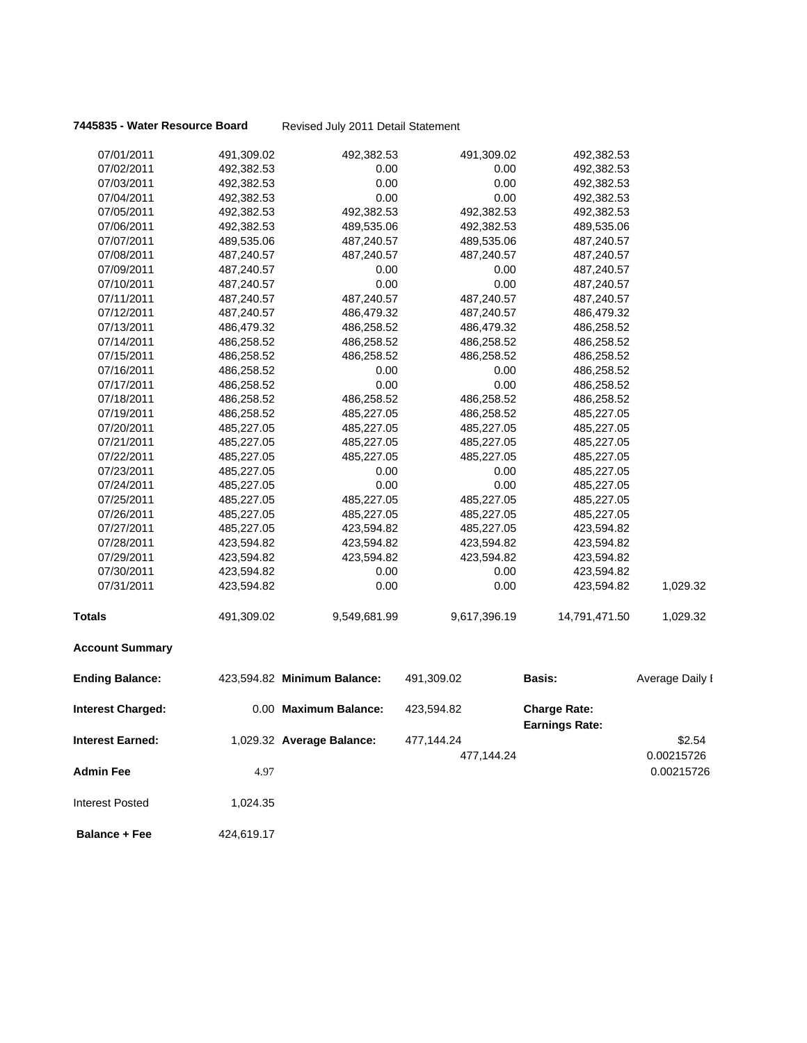**7445835 - Water Resource Board** Revised July 2011 Detail Statement

| | | | | | |
|---|---|---|---|---|---|
| 07/01/2011 | 491,309.02 | 492,382.53 | 491,309.02 | 492,382.53 | |
| 07/02/2011 | 492,382.53 | 0.00 | 0.00 | 492,382.53 | |
| 07/03/2011 | 492,382.53 | 0.00 | 0.00 | 492,382.53 | |
| 07/04/2011 | 492,382.53 | 0.00 | 0.00 | 492,382.53 | |
| 07/05/2011 | 492,382.53 | 492,382.53 | 492,382.53 | 492,382.53 | |
| 07/06/2011 | 492,382.53 | 489,535.06 | 492,382.53 | 489,535.06 | |
| 07/07/2011 | 489,535.06 | 487,240.57 | 489,535.06 | 487,240.57 | |
| 07/08/2011 | 487,240.57 | 487,240.57 | 487,240.57 | 487,240.57 | |
| 07/09/2011 | 487,240.57 | 0.00 | 0.00 | 487,240.57 | |
| 07/10/2011 | 487,240.57 | 0.00 | 0.00 | 487,240.57 | |
| 07/11/2011 | 487,240.57 | 487,240.57 | 487,240.57 | 487,240.57 | |
| 07/12/2011 | 487,240.57 | 486,479.32 | 487,240.57 | 486,479.32 | |
| 07/13/2011 | 486,479.32 | 486,258.52 | 486,479.32 | 486,258.52 | |
| 07/14/2011 | 486,258.52 | 486,258.52 | 486,258.52 | 486,258.52 | |
| 07/15/2011 | 486,258.52 | 486,258.52 | 486,258.52 | 486,258.52 | |
| 07/16/2011 | 486,258.52 | 0.00 | 0.00 | 486,258.52 | |
| 07/17/2011 | 486,258.52 | 0.00 | 0.00 | 486,258.52 | |
| 07/18/2011 | 486,258.52 | 486,258.52 | 486,258.52 | 486,258.52 | |
| 07/19/2011 | 486,258.52 | 485,227.05 | 486,258.52 | 485,227.05 | |
| 07/20/2011 | 485,227.05 | 485,227.05 | 485,227.05 | 485,227.05 | |
| 07/21/2011 | 485,227.05 | 485,227.05 | 485,227.05 | 485,227.05 | |
| 07/22/2011 | 485,227.05 | 485,227.05 | 485,227.05 | 485,227.05 | |
| 07/23/2011 | 485,227.05 | 0.00 | 0.00 | 485,227.05 | |
| 07/24/2011 | 485,227.05 | 0.00 | 0.00 | 485,227.05 | |
| 07/25/2011 | 485,227.05 | 485,227.05 | 485,227.05 | 485,227.05 | |
| 07/26/2011 | 485,227.05 | 485,227.05 | 485,227.05 | 485,227.05 | |
| 07/27/2011 | 485,227.05 | 423,594.82 | 485,227.05 | 423,594.82 | |
| 07/28/2011 | 423,594.82 | 423,594.82 | 423,594.82 | 423,594.82 | |
| 07/29/2011 | 423,594.82 | 423,594.82 | 423,594.82 | 423,594.82 | |
| 07/30/2011 | 423,594.82 | 0.00 | 0.00 | 423,594.82 | |
| 07/31/2011 | 423,594.82 | 0.00 | 0.00 | 423,594.82 | 1,029.32 |
| **Totals** | 491,309.02 | 9,549,681.99 | 9,617,396.19 | 14,791,471.50 | 1,029.32 |

**Account Summary**

| | | | | | |
|---|---|---|---|---|---|
| **Ending Balance:** | 423,594.82 | **Minimum Balance:** | 491,309.02 | **Basis:** | Average Daily I |
| **Interest Charged:** | 0.00 | **Maximum Balance:** | 423,594.82 | **Charge Rate:** | |
| | | | | **Earnings Rate:** | |
| **Interest Earned:** | 1,029.32 | **Average Balance:** | 477,144.24 | | $2.54 |
| | | | 477,144.24 | | 0.00215726 |
| **Admin Fee** | 4.97 | | | | 0.00215726 |
| Interest Posted | 1,024.35 | | | | |
| **Balance + Fee** | 424,619.17 | | | | |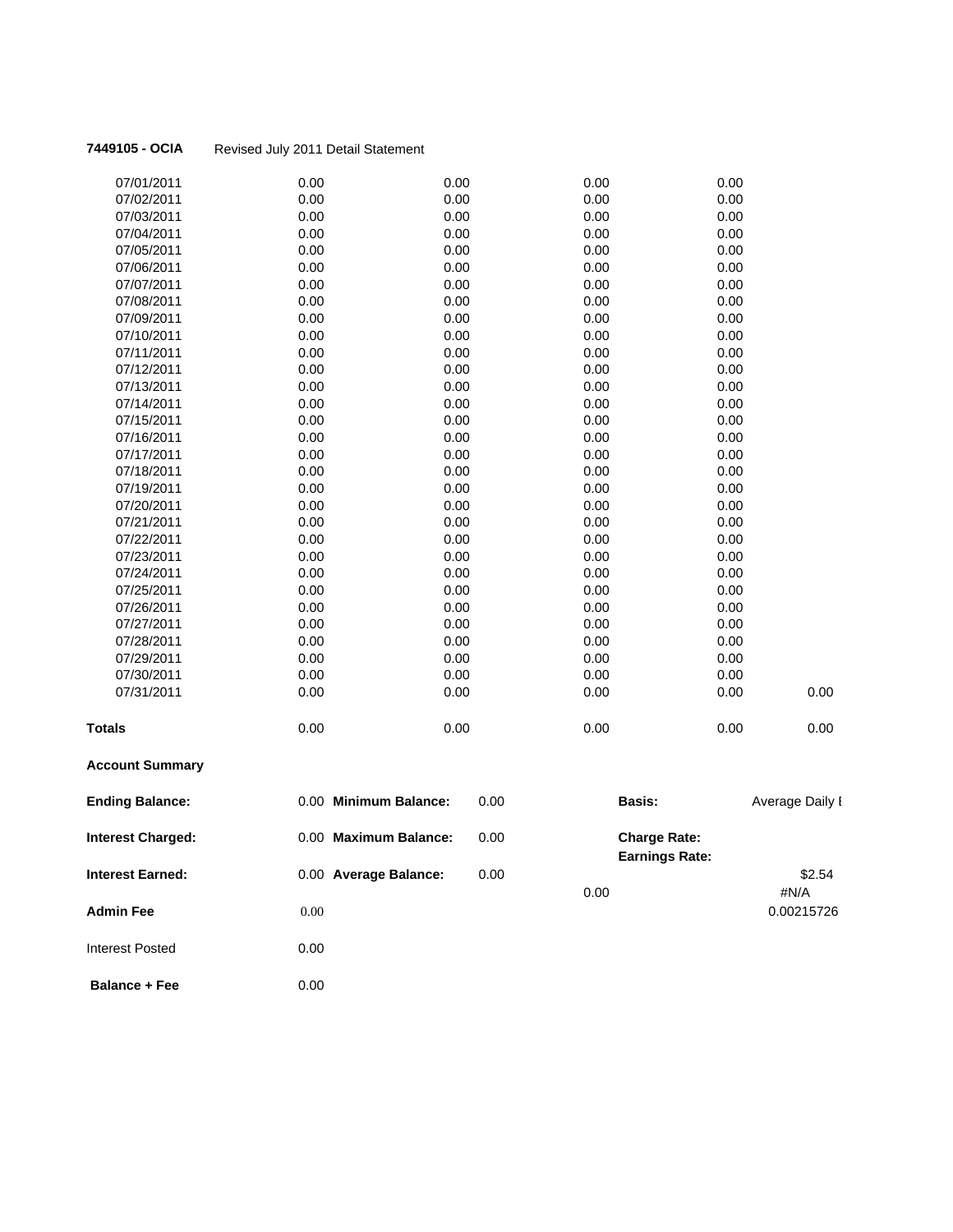**7449105 - OCIA** Revised July 2011 Detail Statement

| | | | | | |
|---|---|---|---|---|---|
| 07/01/2011 | 0.00 | 0.00 | 0.00 | 0.00 | |
| 07/02/2011 | 0.00 | 0.00 | 0.00 | 0.00 | |
| 07/03/2011 | 0.00 | 0.00 | 0.00 | 0.00 | |
| 07/04/2011 | 0.00 | 0.00 | 0.00 | 0.00 | |
| 07/05/2011 | 0.00 | 0.00 | 0.00 | 0.00 | |
| 07/06/2011 | 0.00 | 0.00 | 0.00 | 0.00 | |
| 07/07/2011 | 0.00 | 0.00 | 0.00 | 0.00 | |
| 07/08/2011 | 0.00 | 0.00 | 0.00 | 0.00 | |
| 07/09/2011 | 0.00 | 0.00 | 0.00 | 0.00 | |
| 07/10/2011 | 0.00 | 0.00 | 0.00 | 0.00 | |
| 07/11/2011 | 0.00 | 0.00 | 0.00 | 0.00 | |
| 07/12/2011 | 0.00 | 0.00 | 0.00 | 0.00 | |
| 07/13/2011 | 0.00 | 0.00 | 0.00 | 0.00 | |
| 07/14/2011 | 0.00 | 0.00 | 0.00 | 0.00 | |
| 07/15/2011 | 0.00 | 0.00 | 0.00 | 0.00 | |
| 07/16/2011 | 0.00 | 0.00 | 0.00 | 0.00 | |
| 07/17/2011 | 0.00 | 0.00 | 0.00 | 0.00 | |
| 07/18/2011 | 0.00 | 0.00 | 0.00 | 0.00 | |
| 07/19/2011 | 0.00 | 0.00 | 0.00 | 0.00 | |
| 07/20/2011 | 0.00 | 0.00 | 0.00 | 0.00 | |
| 07/21/2011 | 0.00 | 0.00 | 0.00 | 0.00 | |
| 07/22/2011 | 0.00 | 0.00 | 0.00 | 0.00 | |
| 07/23/2011 | 0.00 | 0.00 | 0.00 | 0.00 | |
| 07/24/2011 | 0.00 | 0.00 | 0.00 | 0.00 | |
| 07/25/2011 | 0.00 | 0.00 | 0.00 | 0.00 | |
| 07/26/2011 | 0.00 | 0.00 | 0.00 | 0.00 | |
| 07/27/2011 | 0.00 | 0.00 | 0.00 | 0.00 | |
| 07/28/2011 | 0.00 | 0.00 | 0.00 | 0.00 | |
| 07/29/2011 | 0.00 | 0.00 | 0.00 | 0.00 | |
| 07/30/2011 | 0.00 | 0.00 | 0.00 | 0.00 | |
| 07/31/2011 | 0.00 | 0.00 | 0.00 | 0.00 | 0.00 |
| **Totals** | 0.00 | 0.00 | 0.00 | 0.00 | 0.00 |

**Account Summary**

| | | | | | |
|---|---|---|---|---|---|
| **Ending Balance:** | 0.00 | **Minimum Balance:** | 0.00 | **Basis:** | Average Daily I |
| **Interest Charged:** | 0.00 | **Maximum Balance:** | 0.00 | **Charge Rate:** | |
| | | | | **Earnings Rate:** | |
| **Interest Earned:** | 0.00 | **Average Balance:** | 0.00 | | $2.54 |
| | | | 0.00 | | #N/A |
| **Admin Fee** | 0.00 | | | | 0.00215726 |
| Interest Posted | 0.00 | | | | |
| **Balance + Fee** | 0.00 | | | | |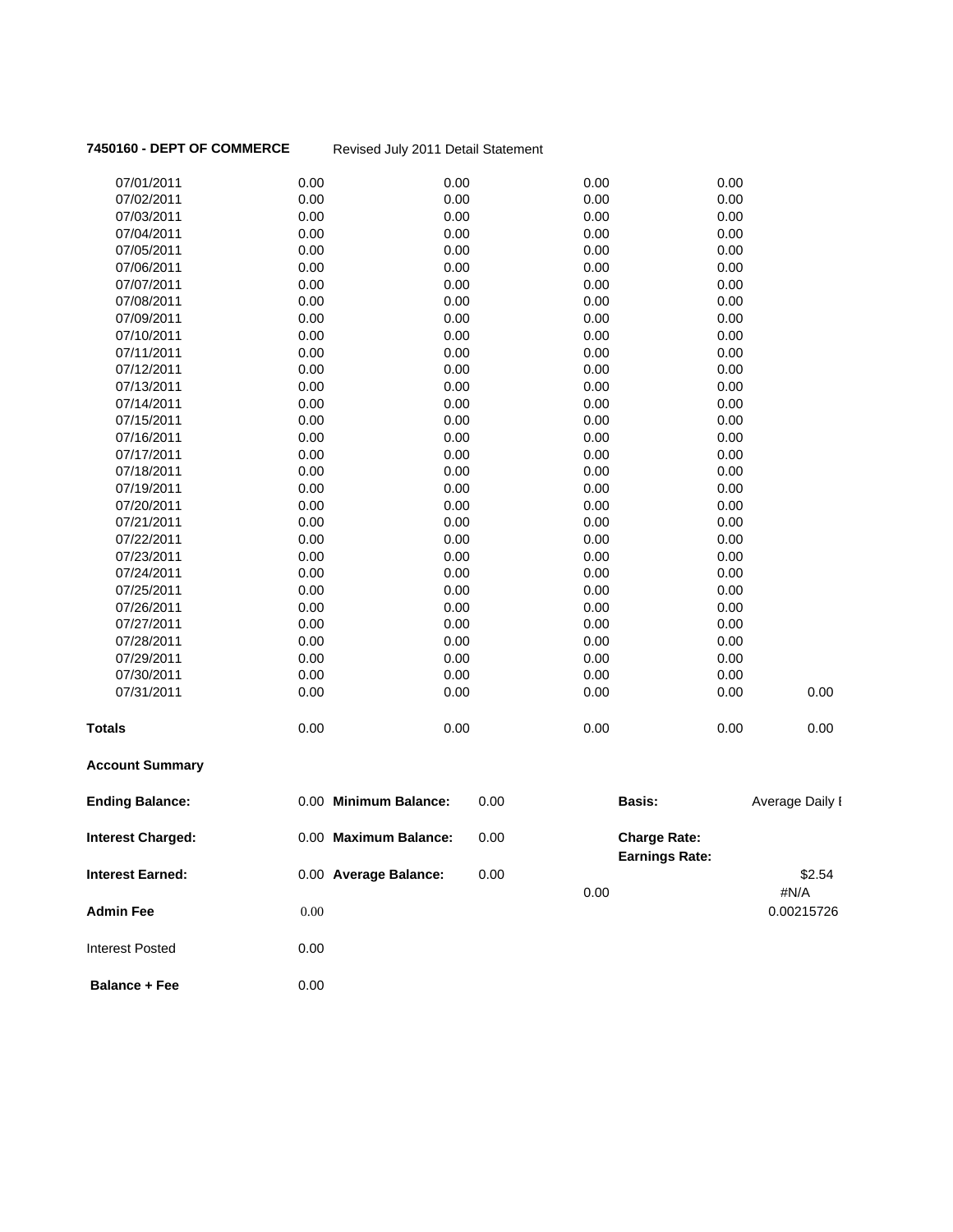**7450160 - DEPT OF COMMERCE** Revised July 2011 Detail Statement

| | | | | | |
|---|---|---|---|---|---|
| 07/01/2011 | 0.00 | 0.00 | 0.00 | 0.00 | |
| 07/02/2011 | 0.00 | 0.00 | 0.00 | 0.00 | |
| 07/03/2011 | 0.00 | 0.00 | 0.00 | 0.00 | |
| 07/04/2011 | 0.00 | 0.00 | 0.00 | 0.00 | |
| 07/05/2011 | 0.00 | 0.00 | 0.00 | 0.00 | |
| 07/06/2011 | 0.00 | 0.00 | 0.00 | 0.00 | |
| 07/07/2011 | 0.00 | 0.00 | 0.00 | 0.00 | |
| 07/08/2011 | 0.00 | 0.00 | 0.00 | 0.00 | |
| 07/09/2011 | 0.00 | 0.00 | 0.00 | 0.00 | |
| 07/10/2011 | 0.00 | 0.00 | 0.00 | 0.00 | |
| 07/11/2011 | 0.00 | 0.00 | 0.00 | 0.00 | |
| 07/12/2011 | 0.00 | 0.00 | 0.00 | 0.00 | |
| 07/13/2011 | 0.00 | 0.00 | 0.00 | 0.00 | |
| 07/14/2011 | 0.00 | 0.00 | 0.00 | 0.00 | |
| 07/15/2011 | 0.00 | 0.00 | 0.00 | 0.00 | |
| 07/16/2011 | 0.00 | 0.00 | 0.00 | 0.00 | |
| 07/17/2011 | 0.00 | 0.00 | 0.00 | 0.00 | |
| 07/18/2011 | 0.00 | 0.00 | 0.00 | 0.00 | |
| 07/19/2011 | 0.00 | 0.00 | 0.00 | 0.00 | |
| 07/20/2011 | 0.00 | 0.00 | 0.00 | 0.00 | |
| 07/21/2011 | 0.00 | 0.00 | 0.00 | 0.00 | |
| 07/22/2011 | 0.00 | 0.00 | 0.00 | 0.00 | |
| 07/23/2011 | 0.00 | 0.00 | 0.00 | 0.00 | |
| 07/24/2011 | 0.00 | 0.00 | 0.00 | 0.00 | |
| 07/25/2011 | 0.00 | 0.00 | 0.00 | 0.00 | |
| 07/26/2011 | 0.00 | 0.00 | 0.00 | 0.00 | |
| 07/27/2011 | 0.00 | 0.00 | 0.00 | 0.00 | |
| 07/28/2011 | 0.00 | 0.00 | 0.00 | 0.00 | |
| 07/29/2011 | 0.00 | 0.00 | 0.00 | 0.00 | |
| 07/30/2011 | 0.00 | 0.00 | 0.00 | 0.00 | |
| 07/31/2011 | 0.00 | 0.00 | 0.00 | 0.00 | 0.00 |
| **Totals** | 0.00 | 0.00 | 0.00 | 0.00 | 0.00 |

**Account Summary**

| | | | | | |
|---|---|---|---|---|---|
| **Ending Balance:** | 0.00 | **Minimum Balance:** | 0.00 | **Basis:** | Average Daily I |
| **Interest Charged:** | 0.00 | **Maximum Balance:** | 0.00 | **Charge Rate:** | |
| | | | | **Earnings Rate:** | |
| **Interest Earned:** | 0.00 | **Average Balance:** | 0.00 | | $2.54 |
| | | | | 0.00 | #N/A |
| **Admin Fee** | 0.00 | | | | 0.00215726 |
| Interest Posted | 0.00 | | | | |
| **Balance + Fee** | 0.00 | | | | |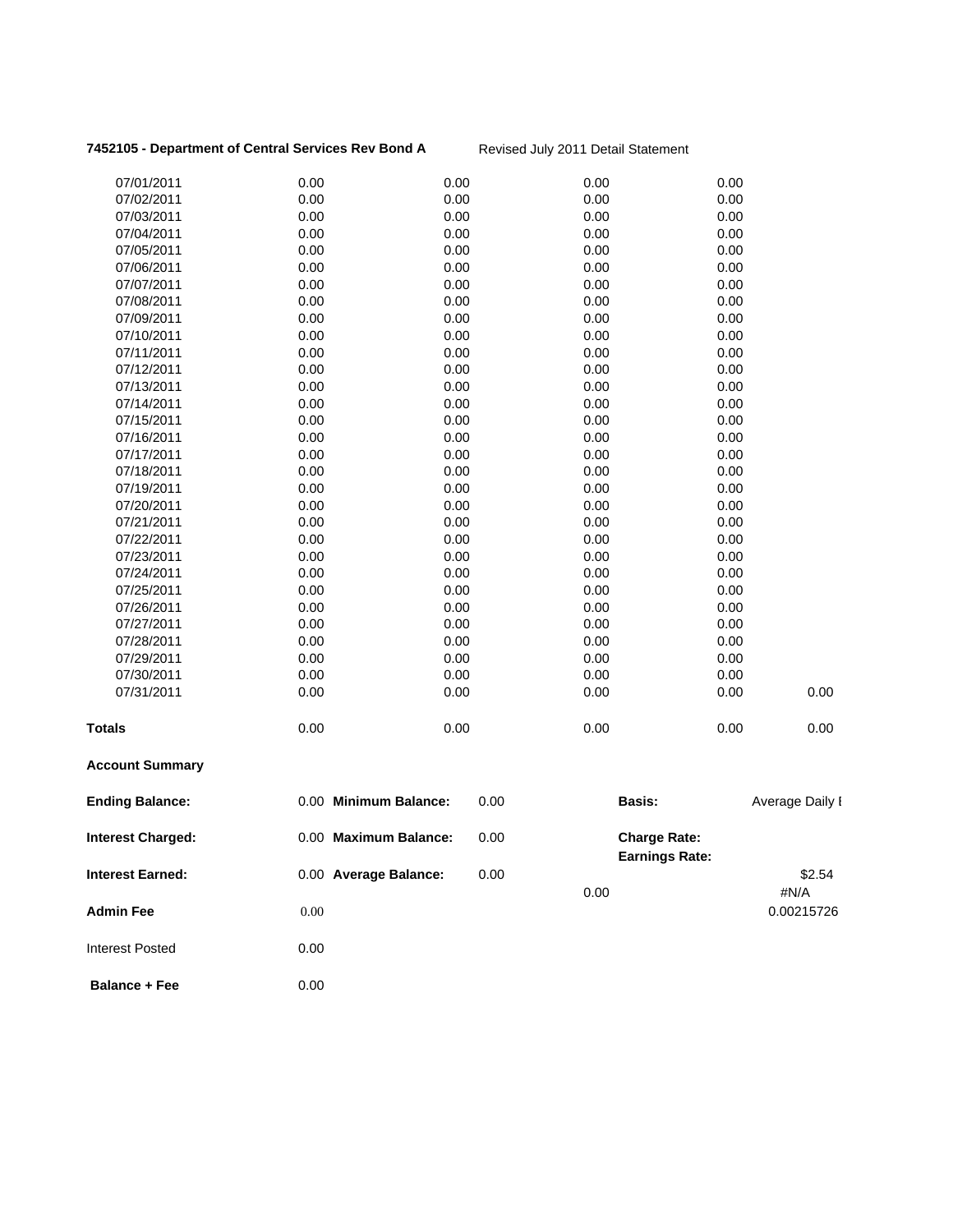**7452105 - Department of Central Services Rev Bond A** Revised July 2011 Detail Statement

| | | | | | |
|---|---|---|---|---|---|
| 07/01/2011 | 0.00 | 0.00 | 0.00 | 0.00 | |
| 07/02/2011 | 0.00 | 0.00 | 0.00 | 0.00 | |
| 07/03/2011 | 0.00 | 0.00 | 0.00 | 0.00 | |
| 07/04/2011 | 0.00 | 0.00 | 0.00 | 0.00 | |
| 07/05/2011 | 0.00 | 0.00 | 0.00 | 0.00 | |
| 07/06/2011 | 0.00 | 0.00 | 0.00 | 0.00 | |
| 07/07/2011 | 0.00 | 0.00 | 0.00 | 0.00 | |
| 07/08/2011 | 0.00 | 0.00 | 0.00 | 0.00 | |
| 07/09/2011 | 0.00 | 0.00 | 0.00 | 0.00 | |
| 07/10/2011 | 0.00 | 0.00 | 0.00 | 0.00 | |
| 07/11/2011 | 0.00 | 0.00 | 0.00 | 0.00 | |
| 07/12/2011 | 0.00 | 0.00 | 0.00 | 0.00 | |
| 07/13/2011 | 0.00 | 0.00 | 0.00 | 0.00 | |
| 07/14/2011 | 0.00 | 0.00 | 0.00 | 0.00 | |
| 07/15/2011 | 0.00 | 0.00 | 0.00 | 0.00 | |
| 07/16/2011 | 0.00 | 0.00 | 0.00 | 0.00 | |
| 07/17/2011 | 0.00 | 0.00 | 0.00 | 0.00 | |
| 07/18/2011 | 0.00 | 0.00 | 0.00 | 0.00 | |
| 07/19/2011 | 0.00 | 0.00 | 0.00 | 0.00 | |
| 07/20/2011 | 0.00 | 0.00 | 0.00 | 0.00 | |
| 07/21/2011 | 0.00 | 0.00 | 0.00 | 0.00 | |
| 07/22/2011 | 0.00 | 0.00 | 0.00 | 0.00 | |
| 07/23/2011 | 0.00 | 0.00 | 0.00 | 0.00 | |
| 07/24/2011 | 0.00 | 0.00 | 0.00 | 0.00 | |
| 07/25/2011 | 0.00 | 0.00 | 0.00 | 0.00 | |
| 07/26/2011 | 0.00 | 0.00 | 0.00 | 0.00 | |
| 07/27/2011 | 0.00 | 0.00 | 0.00 | 0.00 | |
| 07/28/2011 | 0.00 | 0.00 | 0.00 | 0.00 | |
| 07/29/2011 | 0.00 | 0.00 | 0.00 | 0.00 | |
| 07/30/2011 | 0.00 | 0.00 | 0.00 | 0.00 | |
| 07/31/2011 | 0.00 | 0.00 | 0.00 | 0.00 | 0.00 |
| **Totals** | 0.00 | 0.00 | 0.00 | 0.00 | 0.00 |

**Account Summary**

| | | | | | |
|---|---|---|---|---|---|
| **Ending Balance:** | 0.00 | **Minimum Balance:** | 0.00 | **Basis:** | Average Daily I |
| **Interest Charged:** | 0.00 | **Maximum Balance:** | 0.00 | **Charge Rate:** | |
| | | | | **Earnings Rate:** | |
| **Interest Earned:** | 0.00 | **Average Balance:** | 0.00 | | $2.54 |
| | | | | 0.00 | #N/A |
| **Admin Fee** | 0.00 | | | | 0.00215726 |
| Interest Posted | 0.00 | | | | |
| **Balance + Fee** | 0.00 | | | | |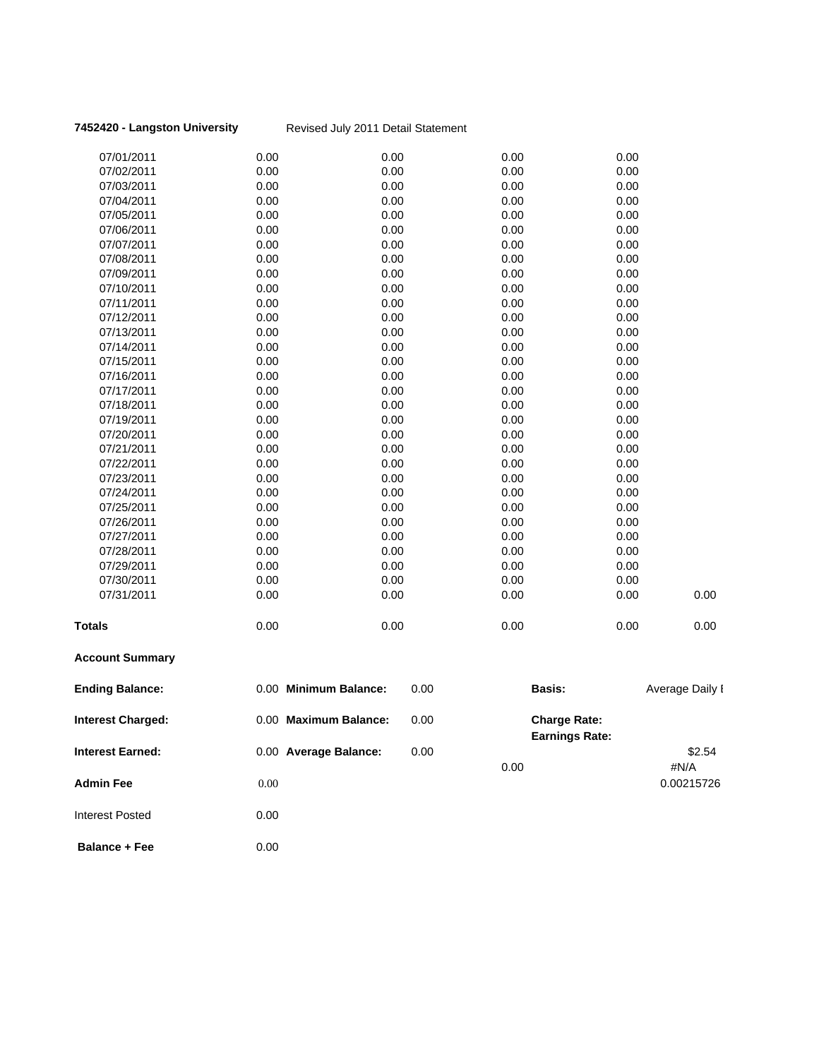**7452420 - Langston University** Revised July 2011 Detail Statement

| | | | | | |
|---|---|---|---|---|---|
| 07/01/2011 | 0.00 | 0.00 | 0.00 | 0.00 | |
| 07/02/2011 | 0.00 | 0.00 | 0.00 | 0.00 | |
| 07/03/2011 | 0.00 | 0.00 | 0.00 | 0.00 | |
| 07/04/2011 | 0.00 | 0.00 | 0.00 | 0.00 | |
| 07/05/2011 | 0.00 | 0.00 | 0.00 | 0.00 | |
| 07/06/2011 | 0.00 | 0.00 | 0.00 | 0.00 | |
| 07/07/2011 | 0.00 | 0.00 | 0.00 | 0.00 | |
| 07/08/2011 | 0.00 | 0.00 | 0.00 | 0.00 | |
| 07/09/2011 | 0.00 | 0.00 | 0.00 | 0.00 | |
| 07/10/2011 | 0.00 | 0.00 | 0.00 | 0.00 | |
| 07/11/2011 | 0.00 | 0.00 | 0.00 | 0.00 | |
| 07/12/2011 | 0.00 | 0.00 | 0.00 | 0.00 | |
| 07/13/2011 | 0.00 | 0.00 | 0.00 | 0.00 | |
| 07/14/2011 | 0.00 | 0.00 | 0.00 | 0.00 | |
| 07/15/2011 | 0.00 | 0.00 | 0.00 | 0.00 | |
| 07/16/2011 | 0.00 | 0.00 | 0.00 | 0.00 | |
| 07/17/2011 | 0.00 | 0.00 | 0.00 | 0.00 | |
| 07/18/2011 | 0.00 | 0.00 | 0.00 | 0.00 | |
| 07/19/2011 | 0.00 | 0.00 | 0.00 | 0.00 | |
| 07/20/2011 | 0.00 | 0.00 | 0.00 | 0.00 | |
| 07/21/2011 | 0.00 | 0.00 | 0.00 | 0.00 | |
| 07/22/2011 | 0.00 | 0.00 | 0.00 | 0.00 | |
| 07/23/2011 | 0.00 | 0.00 | 0.00 | 0.00 | |
| 07/24/2011 | 0.00 | 0.00 | 0.00 | 0.00 | |
| 07/25/2011 | 0.00 | 0.00 | 0.00 | 0.00 | |
| 07/26/2011 | 0.00 | 0.00 | 0.00 | 0.00 | |
| 07/27/2011 | 0.00 | 0.00 | 0.00 | 0.00 | |
| 07/28/2011 | 0.00 | 0.00 | 0.00 | 0.00 | |
| 07/29/2011 | 0.00 | 0.00 | 0.00 | 0.00 | |
| 07/30/2011 | 0.00 | 0.00 | 0.00 | 0.00 | |
| 07/31/2011 | 0.00 | 0.00 | 0.00 | 0.00 | 0.00 |
| **Totals** | 0.00 | 0.00 | 0.00 | 0.00 | 0.00 |

**Account Summary**

| | | | | | |
|---|---|---|---|---|---|
| **Ending Balance:** | 0.00 | **Minimum Balance:** | 0.00 | **Basis:** | Average Daily I |
| **Interest Charged:** | 0.00 | **Maximum Balance:** | 0.00 | **Charge Rate:** | |
| | | | | **Earnings Rate:** | |
| **Interest Earned:** | 0.00 | **Average Balance:** | 0.00 | | $2.54 |
| | | | 0.00 | | #N/A |
| **Admin Fee** | 0.00 | | | | 0.00215726 |
| Interest Posted | 0.00 | | | | |
| **Balance + Fee** | 0.00 | | | | |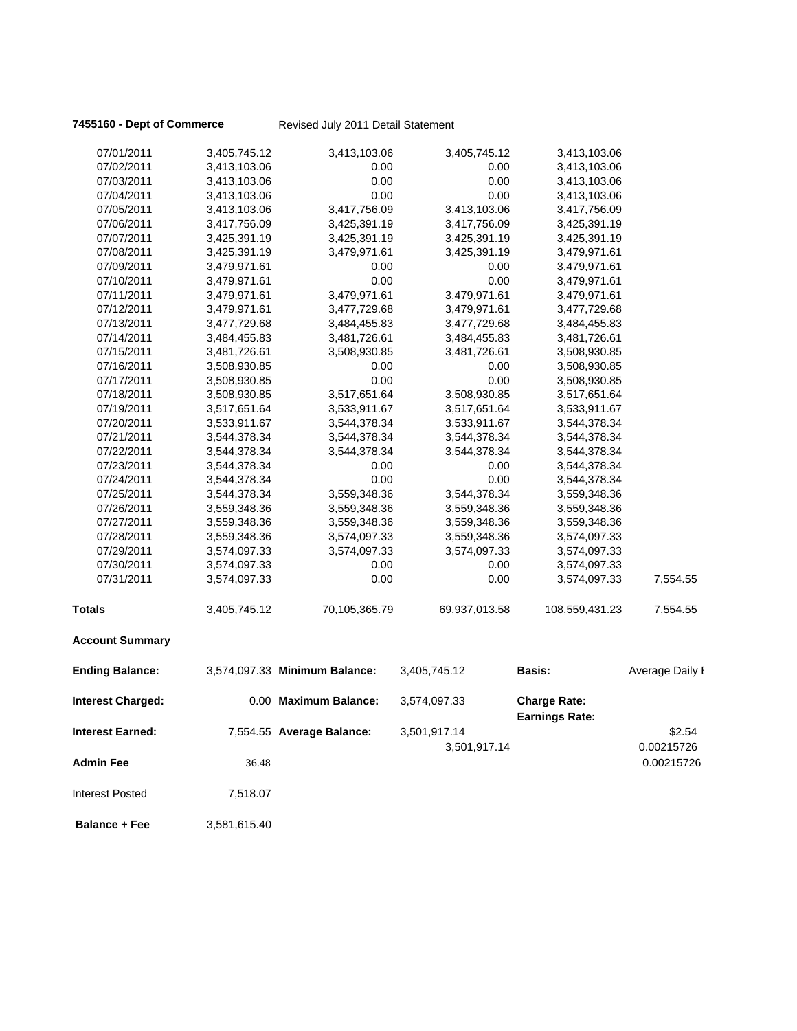**7455160 - Dept of Commerce** Revised July 2011 Detail Statement

| | | | | | |
|---|---|---|---|---|---|
| 07/01/2011 | 3,405,745.12 | 3,413,103.06 | 3,405,745.12 | 3,413,103.06 | |
| 07/02/2011 | 3,413,103.06 | 0.00 | 0.00 | 3,413,103.06 | |
| 07/03/2011 | 3,413,103.06 | 0.00 | 0.00 | 3,413,103.06 | |
| 07/04/2011 | 3,413,103.06 | 0.00 | 0.00 | 3,413,103.06 | |
| 07/05/2011 | 3,413,103.06 | 3,417,756.09 | 3,413,103.06 | 3,417,756.09 | |
| 07/06/2011 | 3,417,756.09 | 3,425,391.19 | 3,417,756.09 | 3,425,391.19 | |
| 07/07/2011 | 3,425,391.19 | 3,425,391.19 | 3,425,391.19 | 3,425,391.19 | |
| 07/08/2011 | 3,425,391.19 | 3,479,971.61 | 3,425,391.19 | 3,479,971.61 | |
| 07/09/2011 | 3,479,971.61 | 0.00 | 0.00 | 3,479,971.61 | |
| 07/10/2011 | 3,479,971.61 | 0.00 | 0.00 | 3,479,971.61 | |
| 07/11/2011 | 3,479,971.61 | 3,479,971.61 | 3,479,971.61 | 3,479,971.61 | |
| 07/12/2011 | 3,479,971.61 | 3,477,729.68 | 3,479,971.61 | 3,477,729.68 | |
| 07/13/2011 | 3,477,729.68 | 3,484,455.83 | 3,477,729.68 | 3,484,455.83 | |
| 07/14/2011 | 3,484,455.83 | 3,481,726.61 | 3,484,455.83 | 3,481,726.61 | |
| 07/15/2011 | 3,481,726.61 | 3,508,930.85 | 3,481,726.61 | 3,508,930.85 | |
| 07/16/2011 | 3,508,930.85 | 0.00 | 0.00 | 3,508,930.85 | |
| 07/17/2011 | 3,508,930.85 | 0.00 | 0.00 | 3,508,930.85 | |
| 07/18/2011 | 3,508,930.85 | 3,517,651.64 | 3,508,930.85 | 3,517,651.64 | |
| 07/19/2011 | 3,517,651.64 | 3,533,911.67 | 3,517,651.64 | 3,533,911.67 | |
| 07/20/2011 | 3,533,911.67 | 3,544,378.34 | 3,533,911.67 | 3,544,378.34 | |
| 07/21/2011 | 3,544,378.34 | 3,544,378.34 | 3,544,378.34 | 3,544,378.34 | |
| 07/22/2011 | 3,544,378.34 | 3,544,378.34 | 3,544,378.34 | 3,544,378.34 | |
| 07/23/2011 | 3,544,378.34 | 0.00 | 0.00 | 3,544,378.34 | |
| 07/24/2011 | 3,544,378.34 | 0.00 | 0.00 | 3,544,378.34 | |
| 07/25/2011 | 3,544,378.34 | 3,559,348.36 | 3,544,378.34 | 3,559,348.36 | |
| 07/26/2011 | 3,559,348.36 | 3,559,348.36 | 3,559,348.36 | 3,559,348.36 | |
| 07/27/2011 | 3,559,348.36 | 3,559,348.36 | 3,559,348.36 | 3,559,348.36 | |
| 07/28/2011 | 3,559,348.36 | 3,574,097.33 | 3,559,348.36 | 3,574,097.33 | |
| 07/29/2011 | 3,574,097.33 | 3,574,097.33 | 3,574,097.33 | 3,574,097.33 | |
| 07/30/2011 | 3,574,097.33 | 0.00 | 0.00 | 3,574,097.33 | |
| 07/31/2011 | 3,574,097.33 | 0.00 | 0.00 | 3,574,097.33 | 7,554.55 |
| **Totals** | 3,405,745.12 | 70,105,365.79 | 69,937,013.58 | 108,559,431.23 | 7,554.55 |

**Account Summary**

| | | | | | |
|---|---|---|---|---|---|
| **Ending Balance:** | 3,574,097.33 | **Minimum Balance:** | 3,405,745.12 | **Basis:** | Average Daily I |
| **Interest Charged:** | 0.00 | **Maximum Balance:** | 3,574,097.33 | **Charge Rate:** | |
| | | | | **Earnings Rate:** | |
| **Interest Earned:** | 7,554.55 | **Average Balance:** | 3,501,917.14 | | $2.54 |
| | | | 3,501,917.14 | | 0.00215726 |
| **Admin Fee** | 36.48 | | | | 0.00215726 |
| Interest Posted | 7,518.07 | | | | |
| **Balance + Fee** | 3,581,615.40 | | | | |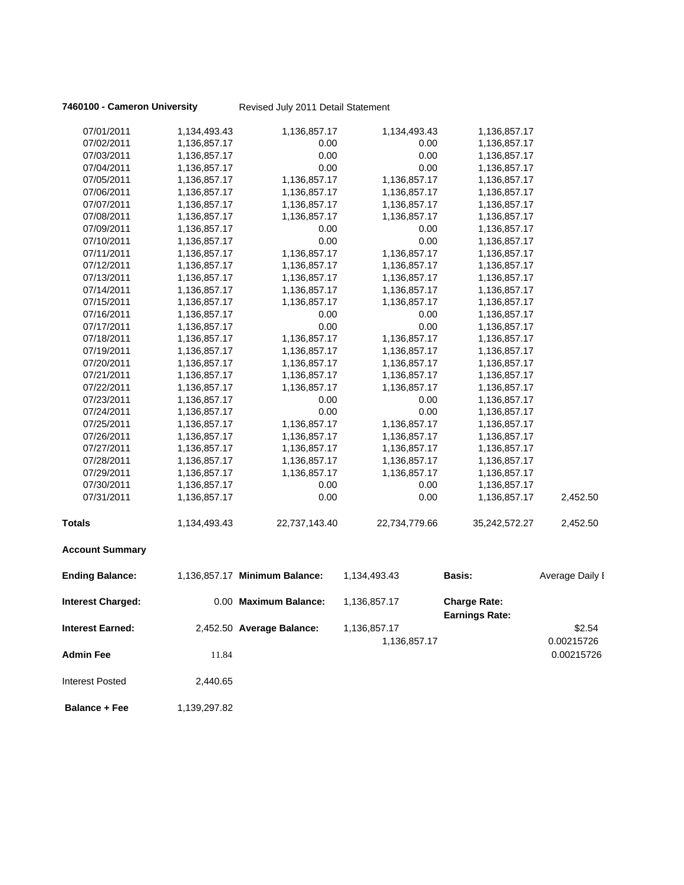**7460100 - Cameron University** Revised July 2011 Detail Statement

| | | | | | |
|---|---|---|---|---|---|
| 07/01/2011 | 1,134,493.43 | 1,136,857.17 | 1,134,493.43 | 1,136,857.17 | |
| 07/02/2011 | 1,136,857.17 | 0.00 | 0.00 | 1,136,857.17 | |
| 07/03/2011 | 1,136,857.17 | 0.00 | 0.00 | 1,136,857.17 | |
| 07/04/2011 | 1,136,857.17 | 0.00 | 0.00 | 1,136,857.17 | |
| 07/05/2011 | 1,136,857.17 | 1,136,857.17 | 1,136,857.17 | 1,136,857.17 | |
| 07/06/2011 | 1,136,857.17 | 1,136,857.17 | 1,136,857.17 | 1,136,857.17 | |
| 07/07/2011 | 1,136,857.17 | 1,136,857.17 | 1,136,857.17 | 1,136,857.17 | |
| 07/08/2011 | 1,136,857.17 | 1,136,857.17 | 1,136,857.17 | 1,136,857.17 | |
| 07/09/2011 | 1,136,857.17 | 0.00 | 0.00 | 1,136,857.17 | |
| 07/10/2011 | 1,136,857.17 | 0.00 | 0.00 | 1,136,857.17 | |
| 07/11/2011 | 1,136,857.17 | 1,136,857.17 | 1,136,857.17 | 1,136,857.17 | |
| 07/12/2011 | 1,136,857.17 | 1,136,857.17 | 1,136,857.17 | 1,136,857.17 | |
| 07/13/2011 | 1,136,857.17 | 1,136,857.17 | 1,136,857.17 | 1,136,857.17 | |
| 07/14/2011 | 1,136,857.17 | 1,136,857.17 | 1,136,857.17 | 1,136,857.17 | |
| 07/15/2011 | 1,136,857.17 | 1,136,857.17 | 1,136,857.17 | 1,136,857.17 | |
| 07/16/2011 | 1,136,857.17 | 0.00 | 0.00 | 1,136,857.17 | |
| 07/17/2011 | 1,136,857.17 | 0.00 | 0.00 | 1,136,857.17 | |
| 07/18/2011 | 1,136,857.17 | 1,136,857.17 | 1,136,857.17 | 1,136,857.17 | |
| 07/19/2011 | 1,136,857.17 | 1,136,857.17 | 1,136,857.17 | 1,136,857.17 | |
| 07/20/2011 | 1,136,857.17 | 1,136,857.17 | 1,136,857.17 | 1,136,857.17 | |
| 07/21/2011 | 1,136,857.17 | 1,136,857.17 | 1,136,857.17 | 1,136,857.17 | |
| 07/22/2011 | 1,136,857.17 | 1,136,857.17 | 1,136,857.17 | 1,136,857.17 | |
| 07/23/2011 | 1,136,857.17 | 0.00 | 0.00 | 1,136,857.17 | |
| 07/24/2011 | 1,136,857.17 | 0.00 | 0.00 | 1,136,857.17 | |
| 07/25/2011 | 1,136,857.17 | 1,136,857.17 | 1,136,857.17 | 1,136,857.17 | |
| 07/26/2011 | 1,136,857.17 | 1,136,857.17 | 1,136,857.17 | 1,136,857.17 | |
| 07/27/2011 | 1,136,857.17 | 1,136,857.17 | 1,136,857.17 | 1,136,857.17 | |
| 07/28/2011 | 1,136,857.17 | 1,136,857.17 | 1,136,857.17 | 1,136,857.17 | |
| 07/29/2011 | 1,136,857.17 | 1,136,857.17 | 1,136,857.17 | 1,136,857.17 | |
| 07/30/2011 | 1,136,857.17 | 0.00 | 0.00 | 1,136,857.17 | |
| 07/31/2011 | 1,136,857.17 | 0.00 | 0.00 | 1,136,857.17 | 2,452.50 |
| **Totals** | 1,134,493.43 | 22,737,143.40 | 22,734,779.66 | 35,242,572.27 | 2,452.50 |

**Account Summary**

| | | | | | |
|---|---|---|---|---|---|
| **Ending Balance:** | 1,136,857.17 | **Minimum Balance:** | 1,134,493.43 | **Basis:** | Average Daily I |
| **Interest Charged:** | 0.00 | **Maximum Balance:** | 1,136,857.17 | **Charge Rate:** | |
| | | | | **Earnings Rate:** | |
| **Interest Earned:** | 2,452.50 | **Average Balance:** | 1,136,857.17 | | $2.54 |
| | | | 1,136,857.17 | | 0.00215726 |
| **Admin Fee** | 11.84 | | | | 0.00215726 |
| Interest Posted | 2,440.65 | | | | |
| **Balance + Fee** | 1,139,297.82 | | | | |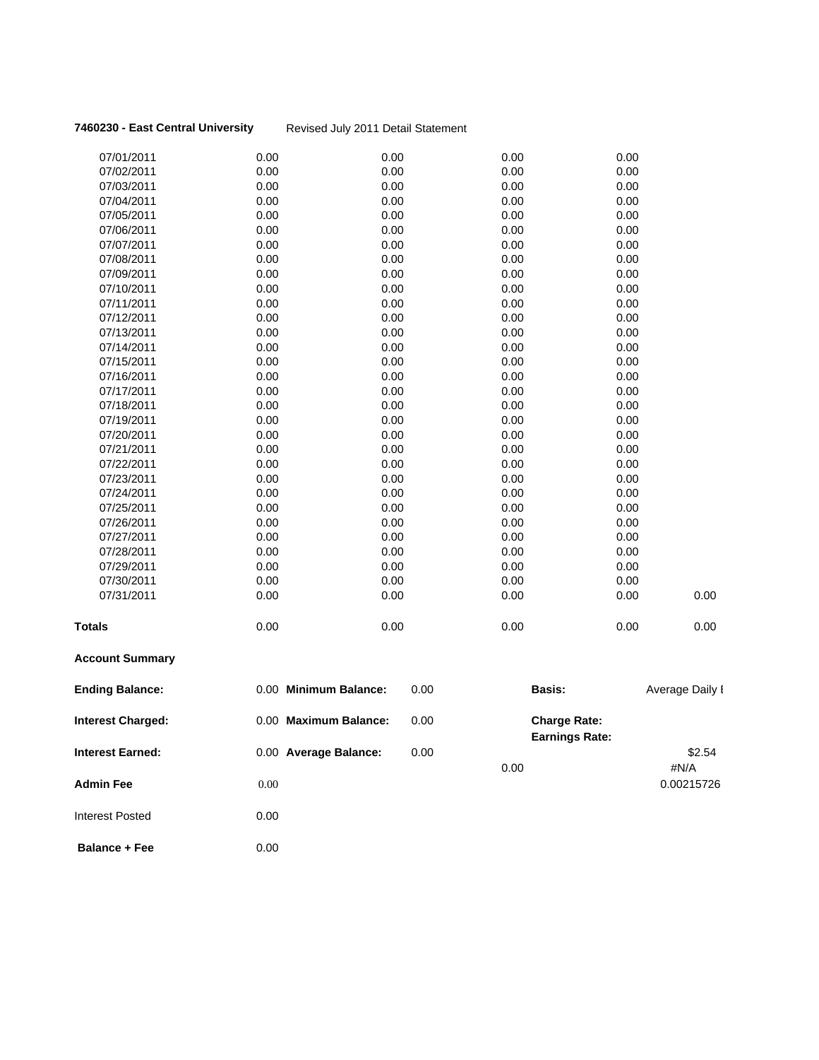**7460230 - East Central University** Revised July 2011 Detail Statement

| | | | | | |
|---|---|---|---|---|---|
| 07/01/2011 | 0.00 | 0.00 | 0.00 | 0.00 | |
| 07/02/2011 | 0.00 | 0.00 | 0.00 | 0.00 | |
| 07/03/2011 | 0.00 | 0.00 | 0.00 | 0.00 | |
| 07/04/2011 | 0.00 | 0.00 | 0.00 | 0.00 | |
| 07/05/2011 | 0.00 | 0.00 | 0.00 | 0.00 | |
| 07/06/2011 | 0.00 | 0.00 | 0.00 | 0.00 | |
| 07/07/2011 | 0.00 | 0.00 | 0.00 | 0.00 | |
| 07/08/2011 | 0.00 | 0.00 | 0.00 | 0.00 | |
| 07/09/2011 | 0.00 | 0.00 | 0.00 | 0.00 | |
| 07/10/2011 | 0.00 | 0.00 | 0.00 | 0.00 | |
| 07/11/2011 | 0.00 | 0.00 | 0.00 | 0.00 | |
| 07/12/2011 | 0.00 | 0.00 | 0.00 | 0.00 | |
| 07/13/2011 | 0.00 | 0.00 | 0.00 | 0.00 | |
| 07/14/2011 | 0.00 | 0.00 | 0.00 | 0.00 | |
| 07/15/2011 | 0.00 | 0.00 | 0.00 | 0.00 | |
| 07/16/2011 | 0.00 | 0.00 | 0.00 | 0.00 | |
| 07/17/2011 | 0.00 | 0.00 | 0.00 | 0.00 | |
| 07/18/2011 | 0.00 | 0.00 | 0.00 | 0.00 | |
| 07/19/2011 | 0.00 | 0.00 | 0.00 | 0.00 | |
| 07/20/2011 | 0.00 | 0.00 | 0.00 | 0.00 | |
| 07/21/2011 | 0.00 | 0.00 | 0.00 | 0.00 | |
| 07/22/2011 | 0.00 | 0.00 | 0.00 | 0.00 | |
| 07/23/2011 | 0.00 | 0.00 | 0.00 | 0.00 | |
| 07/24/2011 | 0.00 | 0.00 | 0.00 | 0.00 | |
| 07/25/2011 | 0.00 | 0.00 | 0.00 | 0.00 | |
| 07/26/2011 | 0.00 | 0.00 | 0.00 | 0.00 | |
| 07/27/2011 | 0.00 | 0.00 | 0.00 | 0.00 | |
| 07/28/2011 | 0.00 | 0.00 | 0.00 | 0.00 | |
| 07/29/2011 | 0.00 | 0.00 | 0.00 | 0.00 | |
| 07/30/2011 | 0.00 | 0.00 | 0.00 | 0.00 | |
| 07/31/2011 | 0.00 | 0.00 | 0.00 | 0.00 | 0.00 |
| **Totals** | 0.00 | 0.00 | 0.00 | 0.00 | 0.00 |

**Account Summary**

| | | | | | |
|---|---|---|---|---|---|
| **Ending Balance:** | 0.00 | **Minimum Balance:** | 0.00 | **Basis:** | Average Daily I |
| **Interest Charged:** | 0.00 | **Maximum Balance:** | 0.00 | **Charge Rate:** | |
| | | | | **Earnings Rate:** | |
| **Interest Earned:** | 0.00 | **Average Balance:** | 0.00 | | $2.54 |
| | | | 0.00 | | #N/A |
| **Admin Fee** | 0.00 | | | | 0.00215726 |
| Interest Posted | 0.00 | | | | |
| **Balance + Fee** | 0.00 | | | | |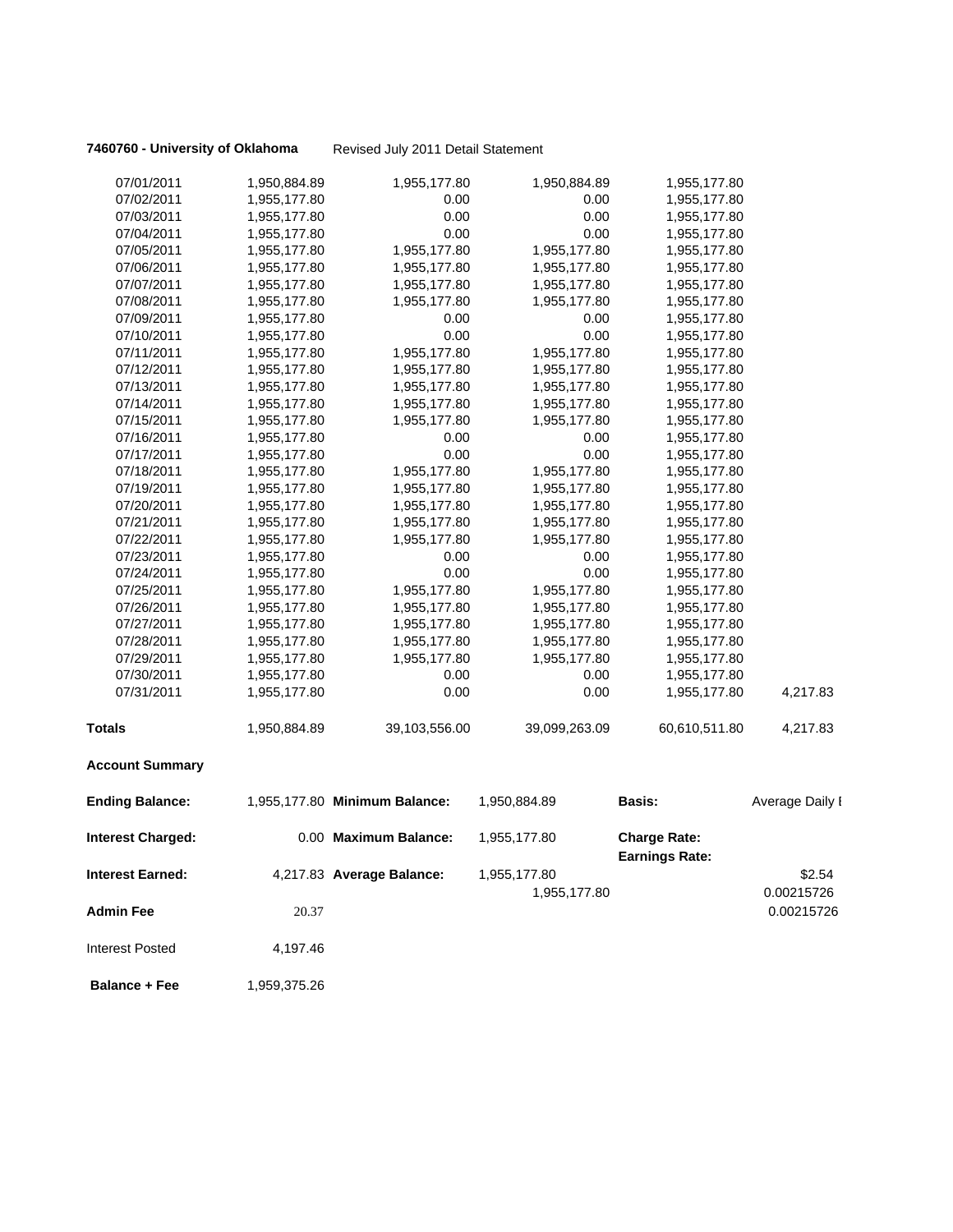**7460760 - University of Oklahoma** Revised July 2011 Detail Statement

| | | | | | |
|---|---|---|---|---|---|
| 07/01/2011 | 1,950,884.89 | 1,955,177.80 | 1,950,884.89 | 1,955,177.80 | |
| 07/02/2011 | 1,955,177.80 | 0.00 | 0.00 | 1,955,177.80 | |
| 07/03/2011 | 1,955,177.80 | 0.00 | 0.00 | 1,955,177.80 | |
| 07/04/2011 | 1,955,177.80 | 0.00 | 0.00 | 1,955,177.80 | |
| 07/05/2011 | 1,955,177.80 | 1,955,177.80 | 1,955,177.80 | 1,955,177.80 | |
| 07/06/2011 | 1,955,177.80 | 1,955,177.80 | 1,955,177.80 | 1,955,177.80 | |
| 07/07/2011 | 1,955,177.80 | 1,955,177.80 | 1,955,177.80 | 1,955,177.80 | |
| 07/08/2011 | 1,955,177.80 | 1,955,177.80 | 1,955,177.80 | 1,955,177.80 | |
| 07/09/2011 | 1,955,177.80 | 0.00 | 0.00 | 1,955,177.80 | |
| 07/10/2011 | 1,955,177.80 | 0.00 | 0.00 | 1,955,177.80 | |
| 07/11/2011 | 1,955,177.80 | 1,955,177.80 | 1,955,177.80 | 1,955,177.80 | |
| 07/12/2011 | 1,955,177.80 | 1,955,177.80 | 1,955,177.80 | 1,955,177.80 | |
| 07/13/2011 | 1,955,177.80 | 1,955,177.80 | 1,955,177.80 | 1,955,177.80 | |
| 07/14/2011 | 1,955,177.80 | 1,955,177.80 | 1,955,177.80 | 1,955,177.80 | |
| 07/15/2011 | 1,955,177.80 | 1,955,177.80 | 1,955,177.80 | 1,955,177.80 | |
| 07/16/2011 | 1,955,177.80 | 0.00 | 0.00 | 1,955,177.80 | |
| 07/17/2011 | 1,955,177.80 | 0.00 | 0.00 | 1,955,177.80 | |
| 07/18/2011 | 1,955,177.80 | 1,955,177.80 | 1,955,177.80 | 1,955,177.80 | |
| 07/19/2011 | 1,955,177.80 | 1,955,177.80 | 1,955,177.80 | 1,955,177.80 | |
| 07/20/2011 | 1,955,177.80 | 1,955,177.80 | 1,955,177.80 | 1,955,177.80 | |
| 07/21/2011 | 1,955,177.80 | 1,955,177.80 | 1,955,177.80 | 1,955,177.80 | |
| 07/22/2011 | 1,955,177.80 | 1,955,177.80 | 1,955,177.80 | 1,955,177.80 | |
| 07/23/2011 | 1,955,177.80 | 0.00 | 0.00 | 1,955,177.80 | |
| 07/24/2011 | 1,955,177.80 | 0.00 | 0.00 | 1,955,177.80 | |
| 07/25/2011 | 1,955,177.80 | 1,955,177.80 | 1,955,177.80 | 1,955,177.80 | |
| 07/26/2011 | 1,955,177.80 | 1,955,177.80 | 1,955,177.80 | 1,955,177.80 | |
| 07/27/2011 | 1,955,177.80 | 1,955,177.80 | 1,955,177.80 | 1,955,177.80 | |
| 07/28/2011 | 1,955,177.80 | 1,955,177.80 | 1,955,177.80 | 1,955,177.80 | |
| 07/29/2011 | 1,955,177.80 | 1,955,177.80 | 1,955,177.80 | 1,955,177.80 | |
| 07/30/2011 | 1,955,177.80 | 0.00 | 0.00 | 1,955,177.80 | |
| 07/31/2011 | 1,955,177.80 | 0.00 | 0.00 | 1,955,177.80 | 4,217.83 |
| **Totals** | 1,950,884.89 | 39,103,556.00 | 39,099,263.09 | 60,610,511.80 | 4,217.83 |

**Account Summary**

| | | | | | |
|---|---|---|---|---|---|
| **Ending Balance:** | 1,955,177.80 | **Minimum Balance:** | 1,950,884.89 | **Basis:** | Average Daily I |
| **Interest Charged:** | 0.00 | **Maximum Balance:** | 1,955,177.80 | **Charge Rate:** | |
| | | | | **Earnings Rate:** | |
| **Interest Earned:** | 4,217.83 | **Average Balance:** | 1,955,177.80 | | $2.54 |
| | | | 1,955,177.80 | | 0.00215726 |
| **Admin Fee** | 20.37 | | | | 0.00215726 |
| Interest Posted | 4,197.46 | | | | |
| **Balance + Fee** | 1,959,375.26 | | | | |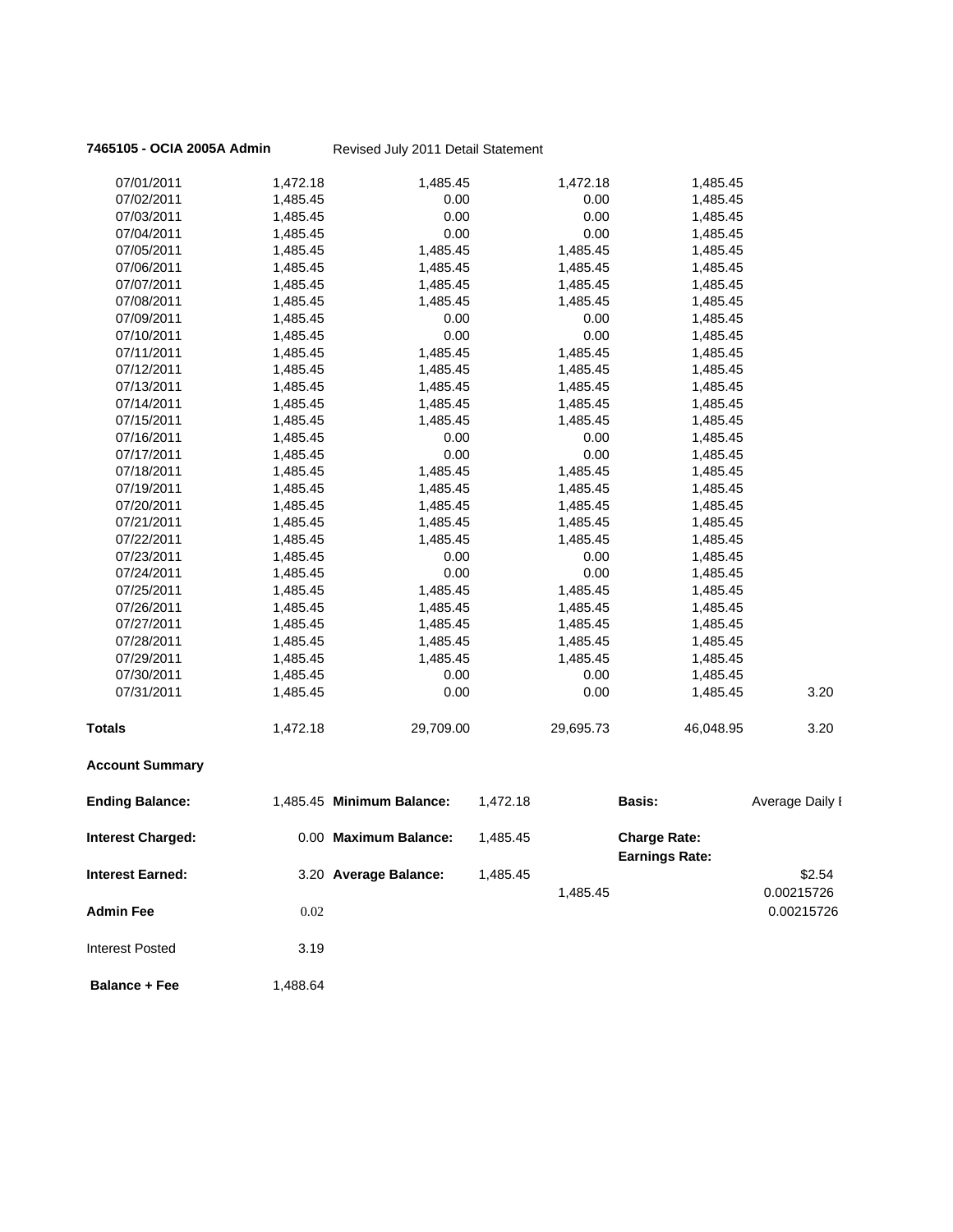**7465105 - OCIA 2005A Admin** Revised July 2011 Detail Statement

| | | | | | |
|---|---|---|---|---|---|
| 07/01/2011 | 1,472.18 | 1,485.45 | 1,472.18 | 1,485.45 | |
| 07/02/2011 | 1,485.45 | 0.00 | 0.00 | 1,485.45 | |
| 07/03/2011 | 1,485.45 | 0.00 | 0.00 | 1,485.45 | |
| 07/04/2011 | 1,485.45 | 0.00 | 0.00 | 1,485.45 | |
| 07/05/2011 | 1,485.45 | 1,485.45 | 1,485.45 | 1,485.45 | |
| 07/06/2011 | 1,485.45 | 1,485.45 | 1,485.45 | 1,485.45 | |
| 07/07/2011 | 1,485.45 | 1,485.45 | 1,485.45 | 1,485.45 | |
| 07/08/2011 | 1,485.45 | 1,485.45 | 1,485.45 | 1,485.45 | |
| 07/09/2011 | 1,485.45 | 0.00 | 0.00 | 1,485.45 | |
| 07/10/2011 | 1,485.45 | 0.00 | 0.00 | 1,485.45 | |
| 07/11/2011 | 1,485.45 | 1,485.45 | 1,485.45 | 1,485.45 | |
| 07/12/2011 | 1,485.45 | 1,485.45 | 1,485.45 | 1,485.45 | |
| 07/13/2011 | 1,485.45 | 1,485.45 | 1,485.45 | 1,485.45 | |
| 07/14/2011 | 1,485.45 | 1,485.45 | 1,485.45 | 1,485.45 | |
| 07/15/2011 | 1,485.45 | 1,485.45 | 1,485.45 | 1,485.45 | |
| 07/16/2011 | 1,485.45 | 0.00 | 0.00 | 1,485.45 | |
| 07/17/2011 | 1,485.45 | 0.00 | 0.00 | 1,485.45 | |
| 07/18/2011 | 1,485.45 | 1,485.45 | 1,485.45 | 1,485.45 | |
| 07/19/2011 | 1,485.45 | 1,485.45 | 1,485.45 | 1,485.45 | |
| 07/20/2011 | 1,485.45 | 1,485.45 | 1,485.45 | 1,485.45 | |
| 07/21/2011 | 1,485.45 | 1,485.45 | 1,485.45 | 1,485.45 | |
| 07/22/2011 | 1,485.45 | 1,485.45 | 1,485.45 | 1,485.45 | |
| 07/23/2011 | 1,485.45 | 0.00 | 0.00 | 1,485.45 | |
| 07/24/2011 | 1,485.45 | 0.00 | 0.00 | 1,485.45 | |
| 07/25/2011 | 1,485.45 | 1,485.45 | 1,485.45 | 1,485.45 | |
| 07/26/2011 | 1,485.45 | 1,485.45 | 1,485.45 | 1,485.45 | |
| 07/27/2011 | 1,485.45 | 1,485.45 | 1,485.45 | 1,485.45 | |
| 07/28/2011 | 1,485.45 | 1,485.45 | 1,485.45 | 1,485.45 | |
| 07/29/2011 | 1,485.45 | 1,485.45 | 1,485.45 | 1,485.45 | |
| 07/30/2011 | 1,485.45 | 0.00 | 0.00 | 1,485.45 | |
| 07/31/2011 | 1,485.45 | 0.00 | 0.00 | 1,485.45 | 3.20 |
| **Totals** | 1,472.18 | 29,709.00 | 29,695.73 | 46,048.95 | 3.20 |

**Account Summary**

| | | | | | | |
|---|---|---|---|---|---|---|
| **Ending Balance:** | 1,485.45 | **Minimum Balance:** | 1,472.18 | | **Basis:** | Average Daily I |
| **Interest Charged:** | 0.00 | **Maximum Balance:** | 1,485.45 | | **Charge Rate:** | |
| | | | | | **Earnings Rate:** | |
| **Interest Earned:** | 3.20 | **Average Balance:** | 1,485.45 | | | $2.54 |
| | | | | 1,485.45 | | 0.00215726 |
| **Admin Fee** | 0.02 | | | | | 0.00215726 |
| Interest Posted | 3.19 | | | | | |
| **Balance + Fee** | 1,488.64 | | | | | |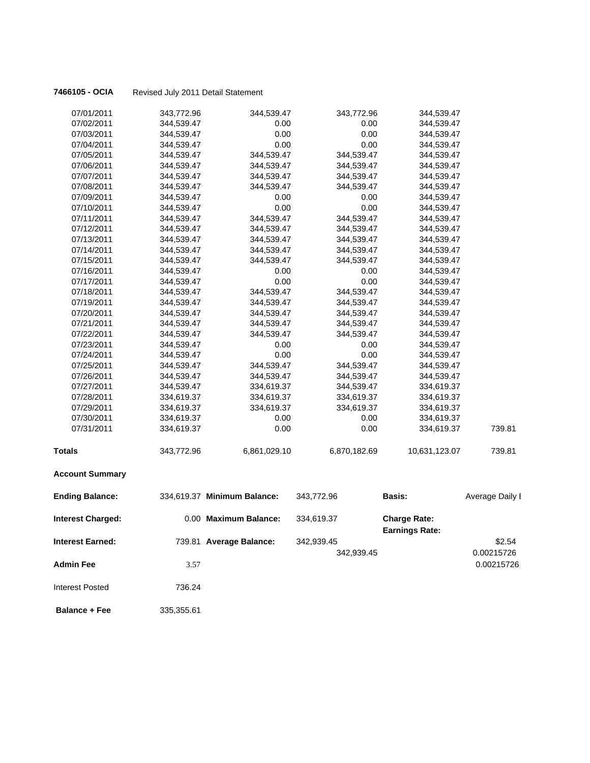**7466105 - OCIA** Revised July 2011 Detail Statement

| | | | | | |
|---|---|---|---|---|---|
| 07/01/2011 | 343,772.96 | 344,539.47 | 343,772.96 | 344,539.47 | |
| 07/02/2011 | 344,539.47 | 0.00 | 0.00 | 344,539.47 | |
| 07/03/2011 | 344,539.47 | 0.00 | 0.00 | 344,539.47 | |
| 07/04/2011 | 344,539.47 | 0.00 | 0.00 | 344,539.47 | |
| 07/05/2011 | 344,539.47 | 344,539.47 | 344,539.47 | 344,539.47 | |
| 07/06/2011 | 344,539.47 | 344,539.47 | 344,539.47 | 344,539.47 | |
| 07/07/2011 | 344,539.47 | 344,539.47 | 344,539.47 | 344,539.47 | |
| 07/08/2011 | 344,539.47 | 344,539.47 | 344,539.47 | 344,539.47 | |
| 07/09/2011 | 344,539.47 | 0.00 | 0.00 | 344,539.47 | |
| 07/10/2011 | 344,539.47 | 0.00 | 0.00 | 344,539.47 | |
| 07/11/2011 | 344,539.47 | 344,539.47 | 344,539.47 | 344,539.47 | |
| 07/12/2011 | 344,539.47 | 344,539.47 | 344,539.47 | 344,539.47 | |
| 07/13/2011 | 344,539.47 | 344,539.47 | 344,539.47 | 344,539.47 | |
| 07/14/2011 | 344,539.47 | 344,539.47 | 344,539.47 | 344,539.47 | |
| 07/15/2011 | 344,539.47 | 344,539.47 | 344,539.47 | 344,539.47 | |
| 07/16/2011 | 344,539.47 | 0.00 | 0.00 | 344,539.47 | |
| 07/17/2011 | 344,539.47 | 0.00 | 0.00 | 344,539.47 | |
| 07/18/2011 | 344,539.47 | 344,539.47 | 344,539.47 | 344,539.47 | |
| 07/19/2011 | 344,539.47 | 344,539.47 | 344,539.47 | 344,539.47 | |
| 07/20/2011 | 344,539.47 | 344,539.47 | 344,539.47 | 344,539.47 | |
| 07/21/2011 | 344,539.47 | 344,539.47 | 344,539.47 | 344,539.47 | |
| 07/22/2011 | 344,539.47 | 344,539.47 | 344,539.47 | 344,539.47 | |
| 07/23/2011 | 344,539.47 | 0.00 | 0.00 | 344,539.47 | |
| 07/24/2011 | 344,539.47 | 0.00 | 0.00 | 344,539.47 | |
| 07/25/2011 | 344,539.47 | 344,539.47 | 344,539.47 | 344,539.47 | |
| 07/26/2011 | 344,539.47 | 344,539.47 | 344,539.47 | 344,539.47 | |
| 07/27/2011 | 344,539.47 | 334,619.37 | 344,539.47 | 334,619.37 | |
| 07/28/2011 | 334,619.37 | 334,619.37 | 334,619.37 | 334,619.37 | |
| 07/29/2011 | 334,619.37 | 334,619.37 | 334,619.37 | 334,619.37 | |
| 07/30/2011 | 334,619.37 | 0.00 | 0.00 | 334,619.37 | |
| 07/31/2011 | 334,619.37 | 0.00 | 0.00 | 334,619.37 | 739.81 |
| **Totals** | 343,772.96 | 6,861,029.10 | 6,870,182.69 | 10,631,123.07 | 739.81 |

**Account Summary**

| | | | | | |
|---|---|---|---|---|---|
| **Ending Balance:** | 334,619.37 | **Minimum Balance:** | 343,772.96 | **Basis:** | Average Daily I |
| **Interest Charged:** | 0.00 | **Maximum Balance:** | 334,619.37 | **Charge Rate:** | |
| | | | | **Earnings Rate:** | |
| **Interest Earned:** | 739.81 | **Average Balance:** | 342,939.45 | | $2.54 |
| | | | 342,939.45 | | 0.00215726 |
| **Admin Fee** | 3.57 | | | | 0.00215726 |
| Interest Posted | 736.24 | | | | |
| **Balance + Fee** | 335,355.61 | | | | |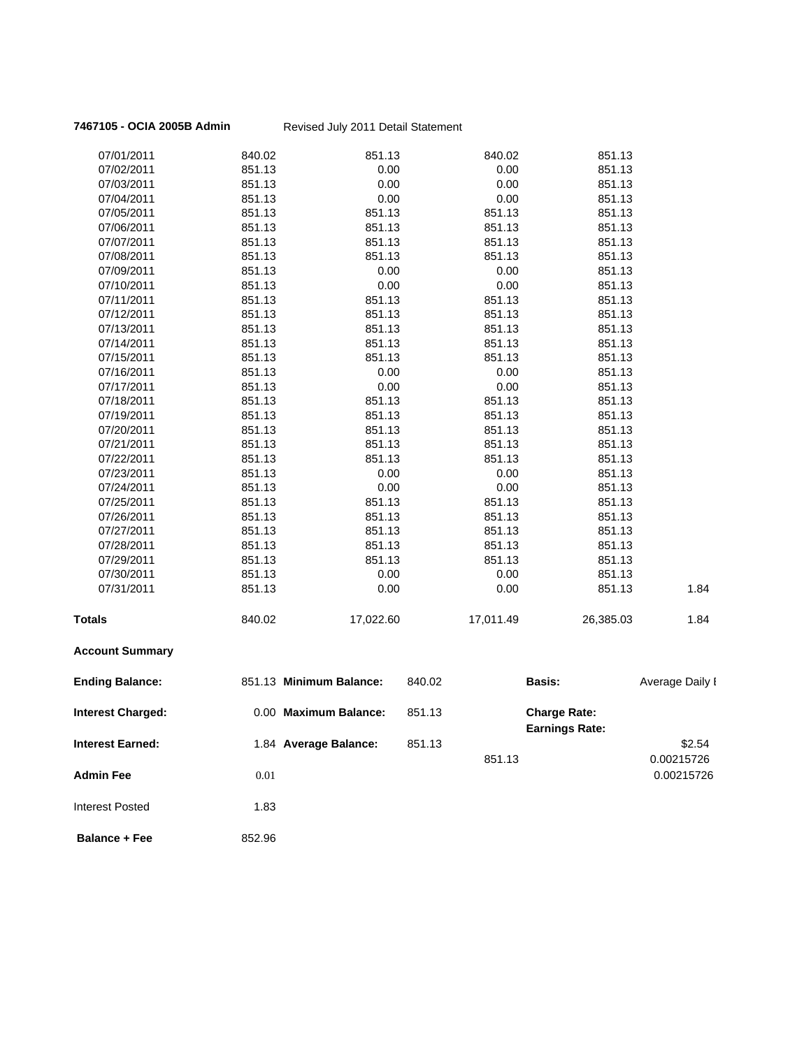**7467105 - OCIA 2005B Admin** Revised July 2011 Detail Statement

| | | | | | |
|---|---|---|---|---|---|
| 07/01/2011 | 840.02 | 851.13 | 840.02 | 851.13 | |
| 07/02/2011 | 851.13 | 0.00 | 0.00 | 851.13 | |
| 07/03/2011 | 851.13 | 0.00 | 0.00 | 851.13 | |
| 07/04/2011 | 851.13 | 0.00 | 0.00 | 851.13 | |
| 07/05/2011 | 851.13 | 851.13 | 851.13 | 851.13 | |
| 07/06/2011 | 851.13 | 851.13 | 851.13 | 851.13 | |
| 07/07/2011 | 851.13 | 851.13 | 851.13 | 851.13 | |
| 07/08/2011 | 851.13 | 851.13 | 851.13 | 851.13 | |
| 07/09/2011 | 851.13 | 0.00 | 0.00 | 851.13 | |
| 07/10/2011 | 851.13 | 0.00 | 0.00 | 851.13 | |
| 07/11/2011 | 851.13 | 851.13 | 851.13 | 851.13 | |
| 07/12/2011 | 851.13 | 851.13 | 851.13 | 851.13 | |
| 07/13/2011 | 851.13 | 851.13 | 851.13 | 851.13 | |
| 07/14/2011 | 851.13 | 851.13 | 851.13 | 851.13 | |
| 07/15/2011 | 851.13 | 851.13 | 851.13 | 851.13 | |
| 07/16/2011 | 851.13 | 0.00 | 0.00 | 851.13 | |
| 07/17/2011 | 851.13 | 0.00 | 0.00 | 851.13 | |
| 07/18/2011 | 851.13 | 851.13 | 851.13 | 851.13 | |
| 07/19/2011 | 851.13 | 851.13 | 851.13 | 851.13 | |
| 07/20/2011 | 851.13 | 851.13 | 851.13 | 851.13 | |
| 07/21/2011 | 851.13 | 851.13 | 851.13 | 851.13 | |
| 07/22/2011 | 851.13 | 851.13 | 851.13 | 851.13 | |
| 07/23/2011 | 851.13 | 0.00 | 0.00 | 851.13 | |
| 07/24/2011 | 851.13 | 0.00 | 0.00 | 851.13 | |
| 07/25/2011 | 851.13 | 851.13 | 851.13 | 851.13 | |
| 07/26/2011 | 851.13 | 851.13 | 851.13 | 851.13 | |
| 07/27/2011 | 851.13 | 851.13 | 851.13 | 851.13 | |
| 07/28/2011 | 851.13 | 851.13 | 851.13 | 851.13 | |
| 07/29/2011 | 851.13 | 851.13 | 851.13 | 851.13 | |
| 07/30/2011 | 851.13 | 0.00 | 0.00 | 851.13 | |
| 07/31/2011 | 851.13 | 0.00 | 0.00 | 851.13 | 1.84 |
| **Totals** | 840.02 | 17,022.60 | 17,011.49 | 26,385.03 | 1.84 |

**Account Summary**

| | | | | | | |
|---|---|---|---|---|---|---|
| **Ending Balance:** | 851.13 | **Minimum Balance:** | 840.02 | | **Basis:** | Average Daily I |
| **Interest Charged:** | 0.00 | **Maximum Balance:** | 851.13 | | **Charge Rate:** | |
| | | | | | **Earnings Rate:** | |
| **Interest Earned:** | 1.84 | **Average Balance:** | 851.13 | | | $2.54 |
| | | | | 851.13 | | 0.00215726 |
| **Admin Fee** | 0.01 | | | | | 0.00215726 |
| Interest Posted | 1.83 | | | | | |
| **Balance + Fee** | 852.96 | | | | | |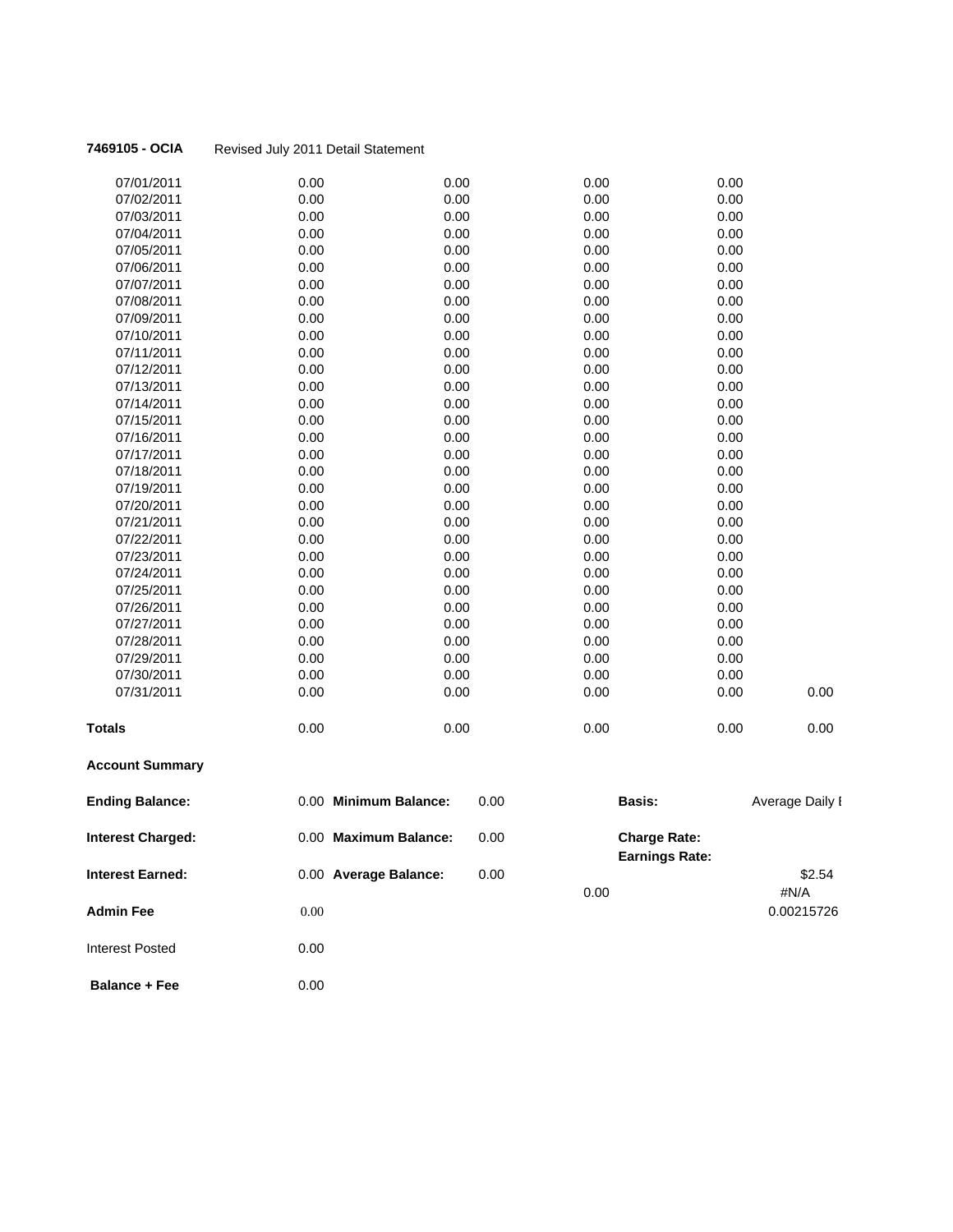**7469105 - OCIA** Revised July 2011 Detail Statement

| | | | | | |
|---|---|---|---|---|---|
| 07/01/2011 | 0.00 | 0.00 | 0.00 | 0.00 | |
| 07/02/2011 | 0.00 | 0.00 | 0.00 | 0.00 | |
| 07/03/2011 | 0.00 | 0.00 | 0.00 | 0.00 | |
| 07/04/2011 | 0.00 | 0.00 | 0.00 | 0.00 | |
| 07/05/2011 | 0.00 | 0.00 | 0.00 | 0.00 | |
| 07/06/2011 | 0.00 | 0.00 | 0.00 | 0.00 | |
| 07/07/2011 | 0.00 | 0.00 | 0.00 | 0.00 | |
| 07/08/2011 | 0.00 | 0.00 | 0.00 | 0.00 | |
| 07/09/2011 | 0.00 | 0.00 | 0.00 | 0.00 | |
| 07/10/2011 | 0.00 | 0.00 | 0.00 | 0.00 | |
| 07/11/2011 | 0.00 | 0.00 | 0.00 | 0.00 | |
| 07/12/2011 | 0.00 | 0.00 | 0.00 | 0.00 | |
| 07/13/2011 | 0.00 | 0.00 | 0.00 | 0.00 | |
| 07/14/2011 | 0.00 | 0.00 | 0.00 | 0.00 | |
| 07/15/2011 | 0.00 | 0.00 | 0.00 | 0.00 | |
| 07/16/2011 | 0.00 | 0.00 | 0.00 | 0.00 | |
| 07/17/2011 | 0.00 | 0.00 | 0.00 | 0.00 | |
| 07/18/2011 | 0.00 | 0.00 | 0.00 | 0.00 | |
| 07/19/2011 | 0.00 | 0.00 | 0.00 | 0.00 | |
| 07/20/2011 | 0.00 | 0.00 | 0.00 | 0.00 | |
| 07/21/2011 | 0.00 | 0.00 | 0.00 | 0.00 | |
| 07/22/2011 | 0.00 | 0.00 | 0.00 | 0.00 | |
| 07/23/2011 | 0.00 | 0.00 | 0.00 | 0.00 | |
| 07/24/2011 | 0.00 | 0.00 | 0.00 | 0.00 | |
| 07/25/2011 | 0.00 | 0.00 | 0.00 | 0.00 | |
| 07/26/2011 | 0.00 | 0.00 | 0.00 | 0.00 | |
| 07/27/2011 | 0.00 | 0.00 | 0.00 | 0.00 | |
| 07/28/2011 | 0.00 | 0.00 | 0.00 | 0.00 | |
| 07/29/2011 | 0.00 | 0.00 | 0.00 | 0.00 | |
| 07/30/2011 | 0.00 | 0.00 | 0.00 | 0.00 | |
| 07/31/2011 | 0.00 | 0.00 | 0.00 | 0.00 | 0.00 |
| **Totals** | 0.00 | 0.00 | 0.00 | 0.00 | 0.00 |

**Account Summary**

| | | | | | |
|---|---|---|---|---|---|
| **Ending Balance:** | 0.00 | **Minimum Balance:** | 0.00 | **Basis:** | Average Daily I |
| **Interest Charged:** | 0.00 | **Maximum Balance:** | 0.00 | **Charge Rate:** | |
| | | | | **Earnings Rate:** | |
| **Interest Earned:** | 0.00 | **Average Balance:** | 0.00 | | $2.54 |
| | | | 0.00 | | #N/A |
| **Admin Fee** | 0.00 | | | | 0.00215726 |
| Interest Posted | 0.00 | | | | |
| **Balance + Fee** | 0.00 | | | | |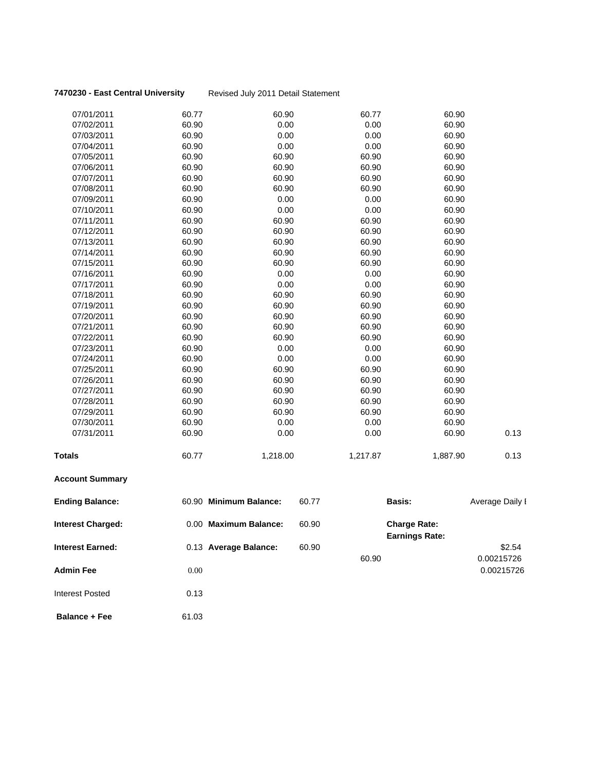**7470230 - East Central University** Revised July 2011 Detail Statement

| | | | | | |
|---|---|---|---|---|---|
| 07/01/2011 | 60.77 | 60.90 | 60.77 | 60.90 | |
| 07/02/2011 | 60.90 | 0.00 | 0.00 | 60.90 | |
| 07/03/2011 | 60.90 | 0.00 | 0.00 | 60.90 | |
| 07/04/2011 | 60.90 | 0.00 | 0.00 | 60.90 | |
| 07/05/2011 | 60.90 | 60.90 | 60.90 | 60.90 | |
| 07/06/2011 | 60.90 | 60.90 | 60.90 | 60.90 | |
| 07/07/2011 | 60.90 | 60.90 | 60.90 | 60.90 | |
| 07/08/2011 | 60.90 | 60.90 | 60.90 | 60.90 | |
| 07/09/2011 | 60.90 | 0.00 | 0.00 | 60.90 | |
| 07/10/2011 | 60.90 | 0.00 | 0.00 | 60.90 | |
| 07/11/2011 | 60.90 | 60.90 | 60.90 | 60.90 | |
| 07/12/2011 | 60.90 | 60.90 | 60.90 | 60.90 | |
| 07/13/2011 | 60.90 | 60.90 | 60.90 | 60.90 | |
| 07/14/2011 | 60.90 | 60.90 | 60.90 | 60.90 | |
| 07/15/2011 | 60.90 | 60.90 | 60.90 | 60.90 | |
| 07/16/2011 | 60.90 | 0.00 | 0.00 | 60.90 | |
| 07/17/2011 | 60.90 | 0.00 | 0.00 | 60.90 | |
| 07/18/2011 | 60.90 | 60.90 | 60.90 | 60.90 | |
| 07/19/2011 | 60.90 | 60.90 | 60.90 | 60.90 | |
| 07/20/2011 | 60.90 | 60.90 | 60.90 | 60.90 | |
| 07/21/2011 | 60.90 | 60.90 | 60.90 | 60.90 | |
| 07/22/2011 | 60.90 | 60.90 | 60.90 | 60.90 | |
| 07/23/2011 | 60.90 | 0.00 | 0.00 | 60.90 | |
| 07/24/2011 | 60.90 | 0.00 | 0.00 | 60.90 | |
| 07/25/2011 | 60.90 | 60.90 | 60.90 | 60.90 | |
| 07/26/2011 | 60.90 | 60.90 | 60.90 | 60.90 | |
| 07/27/2011 | 60.90 | 60.90 | 60.90 | 60.90 | |
| 07/28/2011 | 60.90 | 60.90 | 60.90 | 60.90 | |
| 07/29/2011 | 60.90 | 60.90 | 60.90 | 60.90 | |
| 07/30/2011 | 60.90 | 0.00 | 0.00 | 60.90 | |
| 07/31/2011 | 60.90 | 0.00 | 0.00 | 60.90 | 0.13 |
| **Totals** | 60.77 | 1,218.00 | 1,217.87 | 1,887.90 | 0.13 |

**Account Summary**

| | | | | | | |
|---|---|---|---|---|---|---|
| **Ending Balance:** | 60.90 | **Minimum Balance:** | 60.77 | | **Basis:** | Average Daily I |
| **Interest Charged:** | 0.00 | **Maximum Balance:** | 60.90 | | **Charge Rate:** | |
| | | | | | **Earnings Rate:** | |
| **Interest Earned:** | 0.13 | **Average Balance:** | 60.90 | | | $2.54 |
| | | | | 60.90 | | 0.00215726 |
| **Admin Fee** | 0.00 | | | | | 0.00215726 |
| Interest Posted | 0.13 | | | | | |
| **Balance + Fee** | 61.03 | | | | | |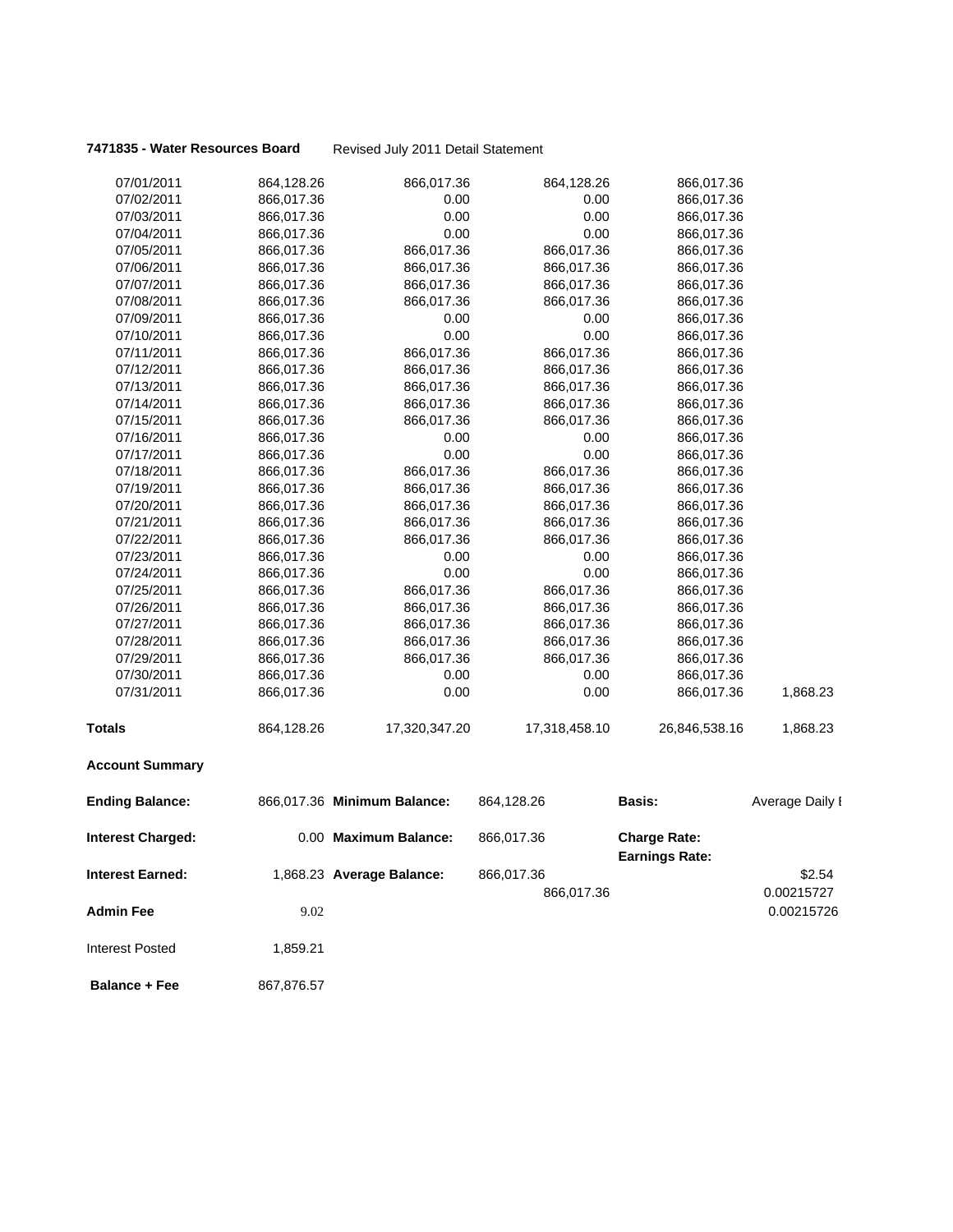**7471835 - Water Resources Board** Revised July 2011 Detail Statement

| | | | | | |
|---|---|---|---|---|---|
| 07/01/2011 | 864,128.26 | 866,017.36 | 864,128.26 | 866,017.36 | |
| 07/02/2011 | 866,017.36 | 0.00 | 0.00 | 866,017.36 | |
| 07/03/2011 | 866,017.36 | 0.00 | 0.00 | 866,017.36 | |
| 07/04/2011 | 866,017.36 | 0.00 | 0.00 | 866,017.36 | |
| 07/05/2011 | 866,017.36 | 866,017.36 | 866,017.36 | 866,017.36 | |
| 07/06/2011 | 866,017.36 | 866,017.36 | 866,017.36 | 866,017.36 | |
| 07/07/2011 | 866,017.36 | 866,017.36 | 866,017.36 | 866,017.36 | |
| 07/08/2011 | 866,017.36 | 866,017.36 | 866,017.36 | 866,017.36 | |
| 07/09/2011 | 866,017.36 | 0.00 | 0.00 | 866,017.36 | |
| 07/10/2011 | 866,017.36 | 0.00 | 0.00 | 866,017.36 | |
| 07/11/2011 | 866,017.36 | 866,017.36 | 866,017.36 | 866,017.36 | |
| 07/12/2011 | 866,017.36 | 866,017.36 | 866,017.36 | 866,017.36 | |
| 07/13/2011 | 866,017.36 | 866,017.36 | 866,017.36 | 866,017.36 | |
| 07/14/2011 | 866,017.36 | 866,017.36 | 866,017.36 | 866,017.36 | |
| 07/15/2011 | 866,017.36 | 866,017.36 | 866,017.36 | 866,017.36 | |
| 07/16/2011 | 866,017.36 | 0.00 | 0.00 | 866,017.36 | |
| 07/17/2011 | 866,017.36 | 0.00 | 0.00 | 866,017.36 | |
| 07/18/2011 | 866,017.36 | 866,017.36 | 866,017.36 | 866,017.36 | |
| 07/19/2011 | 866,017.36 | 866,017.36 | 866,017.36 | 866,017.36 | |
| 07/20/2011 | 866,017.36 | 866,017.36 | 866,017.36 | 866,017.36 | |
| 07/21/2011 | 866,017.36 | 866,017.36 | 866,017.36 | 866,017.36 | |
| 07/22/2011 | 866,017.36 | 866,017.36 | 866,017.36 | 866,017.36 | |
| 07/23/2011 | 866,017.36 | 0.00 | 0.00 | 866,017.36 | |
| 07/24/2011 | 866,017.36 | 0.00 | 0.00 | 866,017.36 | |
| 07/25/2011 | 866,017.36 | 866,017.36 | 866,017.36 | 866,017.36 | |
| 07/26/2011 | 866,017.36 | 866,017.36 | 866,017.36 | 866,017.36 | |
| 07/27/2011 | 866,017.36 | 866,017.36 | 866,017.36 | 866,017.36 | |
| 07/28/2011 | 866,017.36 | 866,017.36 | 866,017.36 | 866,017.36 | |
| 07/29/2011 | 866,017.36 | 866,017.36 | 866,017.36 | 866,017.36 | |
| 07/30/2011 | 866,017.36 | 0.00 | 0.00 | 866,017.36 | |
| 07/31/2011 | 866,017.36 | 0.00 | 0.00 | 866,017.36 | 1,868.23 |
| **Totals** | 864,128.26 | 17,320,347.20 | 17,318,458.10 | 26,846,538.16 | 1,868.23 |

**Account Summary**

| | | | | | |
|---|---|---|---|---|---|
| **Ending Balance:** | 866,017.36 | **Minimum Balance:** | 864,128.26 | **Basis:** | Average Daily I |
| **Interest Charged:** | 0.00 | **Maximum Balance:** | 866,017.36 | **Charge Rate:** | |
| | | | | **Earnings Rate:** | |
| **Interest Earned:** | 1,868.23 | **Average Balance:** | 866,017.36 | | $2.54 |
| | | | 866,017.36 | | 0.00215727 |
| **Admin Fee** | 9.02 | | | | 0.00215726 |
| Interest Posted | 1,859.21 | | | | |
| **Balance + Fee** | 867,876.57 | | | | |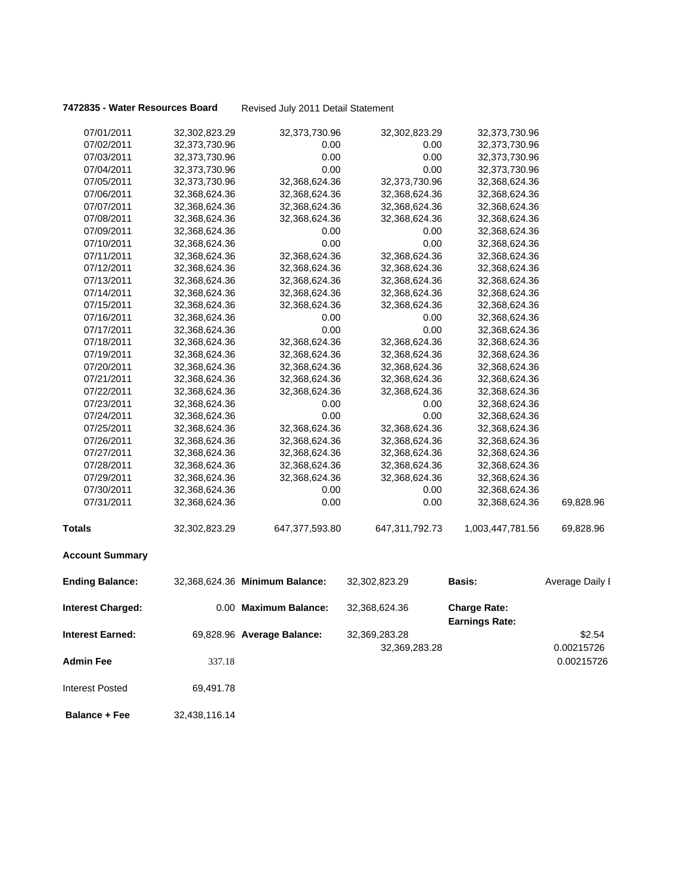**7472835 - Water Resources Board** Revised July 2011 Detail Statement

| | | | | | |
|---|---|---|---|---|---|
| 07/01/2011 | 32,302,823.29 | 32,373,730.96 | 32,302,823.29 | 32,373,730.96 | |
| 07/02/2011 | 32,373,730.96 | 0.00 | 0.00 | 32,373,730.96 | |
| 07/03/2011 | 32,373,730.96 | 0.00 | 0.00 | 32,373,730.96 | |
| 07/04/2011 | 32,373,730.96 | 0.00 | 0.00 | 32,373,730.96 | |
| 07/05/2011 | 32,373,730.96 | 32,368,624.36 | 32,373,730.96 | 32,368,624.36 | |
| 07/06/2011 | 32,368,624.36 | 32,368,624.36 | 32,368,624.36 | 32,368,624.36 | |
| 07/07/2011 | 32,368,624.36 | 32,368,624.36 | 32,368,624.36 | 32,368,624.36 | |
| 07/08/2011 | 32,368,624.36 | 32,368,624.36 | 32,368,624.36 | 32,368,624.36 | |
| 07/09/2011 | 32,368,624.36 | 0.00 | 0.00 | 32,368,624.36 | |
| 07/10/2011 | 32,368,624.36 | 0.00 | 0.00 | 32,368,624.36 | |
| 07/11/2011 | 32,368,624.36 | 32,368,624.36 | 32,368,624.36 | 32,368,624.36 | |
| 07/12/2011 | 32,368,624.36 | 32,368,624.36 | 32,368,624.36 | 32,368,624.36 | |
| 07/13/2011 | 32,368,624.36 | 32,368,624.36 | 32,368,624.36 | 32,368,624.36 | |
| 07/14/2011 | 32,368,624.36 | 32,368,624.36 | 32,368,624.36 | 32,368,624.36 | |
| 07/15/2011 | 32,368,624.36 | 32,368,624.36 | 32,368,624.36 | 32,368,624.36 | |
| 07/16/2011 | 32,368,624.36 | 0.00 | 0.00 | 32,368,624.36 | |
| 07/17/2011 | 32,368,624.36 | 0.00 | 0.00 | 32,368,624.36 | |
| 07/18/2011 | 32,368,624.36 | 32,368,624.36 | 32,368,624.36 | 32,368,624.36 | |
| 07/19/2011 | 32,368,624.36 | 32,368,624.36 | 32,368,624.36 | 32,368,624.36 | |
| 07/20/2011 | 32,368,624.36 | 32,368,624.36 | 32,368,624.36 | 32,368,624.36 | |
| 07/21/2011 | 32,368,624.36 | 32,368,624.36 | 32,368,624.36 | 32,368,624.36 | |
| 07/22/2011 | 32,368,624.36 | 32,368,624.36 | 32,368,624.36 | 32,368,624.36 | |
| 07/23/2011 | 32,368,624.36 | 0.00 | 0.00 | 32,368,624.36 | |
| 07/24/2011 | 32,368,624.36 | 0.00 | 0.00 | 32,368,624.36 | |
| 07/25/2011 | 32,368,624.36 | 32,368,624.36 | 32,368,624.36 | 32,368,624.36 | |
| 07/26/2011 | 32,368,624.36 | 32,368,624.36 | 32,368,624.36 | 32,368,624.36 | |
| 07/27/2011 | 32,368,624.36 | 32,368,624.36 | 32,368,624.36 | 32,368,624.36 | |
| 07/28/2011 | 32,368,624.36 | 32,368,624.36 | 32,368,624.36 | 32,368,624.36 | |
| 07/29/2011 | 32,368,624.36 | 32,368,624.36 | 32,368,624.36 | 32,368,624.36 | |
| 07/30/2011 | 32,368,624.36 | 0.00 | 0.00 | 32,368,624.36 | |
| 07/31/2011 | 32,368,624.36 | 0.00 | 0.00 | 32,368,624.36 | 69,828.96 |
| **Totals** | 32,302,823.29 | 647,377,593.80 | 647,311,792.73 | 1,003,447,781.56 | 69,828.96 |

**Account Summary**

| | | | | | |
|---|---|---|---|---|---|
| **Ending Balance:** | 32,368,624.36 | **Minimum Balance:** | 32,302,823.29 | **Basis:** | Average Daily I |
| **Interest Charged:** | 0.00 | **Maximum Balance:** | 32,368,624.36 | **Charge Rate:** <br> **Earnings Rate:** | |
| **Interest Earned:** | 69,828.96 | **Average Balance:** | 32,369,283.28 <br> 32,369,283.28 | | \$2.54 <br> 0.00215726 |
| **Admin Fee** | 337.18 | | | | 0.00215726 |
| Interest Posted | 69,491.78 | | | | |
| **Balance + Fee** | 32,438,116.14 | | | | |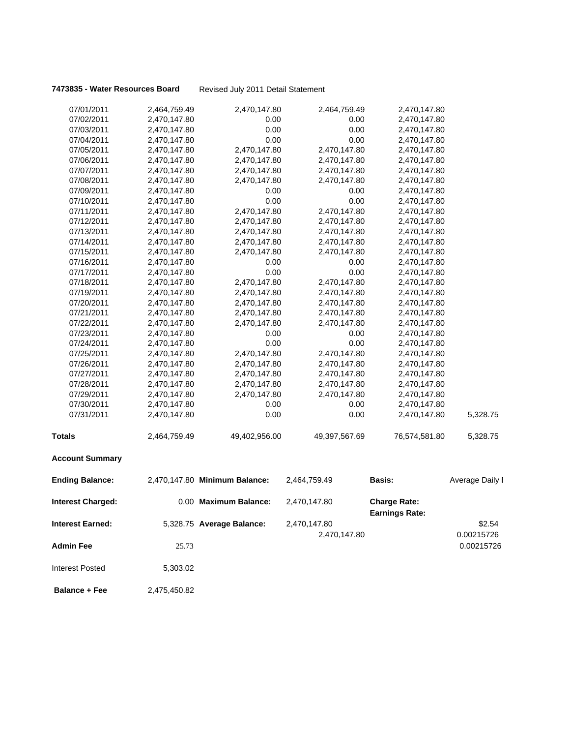**7473835 - Water Resources Board** Revised July 2011 Detail Statement

| | | | | | |
|---|---|---|---|---|---|
| 07/01/2011 | 2,464,759.49 | 2,470,147.80 | 2,464,759.49 | 2,470,147.80 | |
| 07/02/2011 | 2,470,147.80 | 0.00 | 0.00 | 2,470,147.80 | |
| 07/03/2011 | 2,470,147.80 | 0.00 | 0.00 | 2,470,147.80 | |
| 07/04/2011 | 2,470,147.80 | 0.00 | 0.00 | 2,470,147.80 | |
| 07/05/2011 | 2,470,147.80 | 2,470,147.80 | 2,470,147.80 | 2,470,147.80 | |
| 07/06/2011 | 2,470,147.80 | 2,470,147.80 | 2,470,147.80 | 2,470,147.80 | |
| 07/07/2011 | 2,470,147.80 | 2,470,147.80 | 2,470,147.80 | 2,470,147.80 | |
| 07/08/2011 | 2,470,147.80 | 2,470,147.80 | 2,470,147.80 | 2,470,147.80 | |
| 07/09/2011 | 2,470,147.80 | 0.00 | 0.00 | 2,470,147.80 | |
| 07/10/2011 | 2,470,147.80 | 0.00 | 0.00 | 2,470,147.80 | |
| 07/11/2011 | 2,470,147.80 | 2,470,147.80 | 2,470,147.80 | 2,470,147.80 | |
| 07/12/2011 | 2,470,147.80 | 2,470,147.80 | 2,470,147.80 | 2,470,147.80 | |
| 07/13/2011 | 2,470,147.80 | 2,470,147.80 | 2,470,147.80 | 2,470,147.80 | |
| 07/14/2011 | 2,470,147.80 | 2,470,147.80 | 2,470,147.80 | 2,470,147.80 | |
| 07/15/2011 | 2,470,147.80 | 2,470,147.80 | 2,470,147.80 | 2,470,147.80 | |
| 07/16/2011 | 2,470,147.80 | 0.00 | 0.00 | 2,470,147.80 | |
| 07/17/2011 | 2,470,147.80 | 0.00 | 0.00 | 2,470,147.80 | |
| 07/18/2011 | 2,470,147.80 | 2,470,147.80 | 2,470,147.80 | 2,470,147.80 | |
| 07/19/2011 | 2,470,147.80 | 2,470,147.80 | 2,470,147.80 | 2,470,147.80 | |
| 07/20/2011 | 2,470,147.80 | 2,470,147.80 | 2,470,147.80 | 2,470,147.80 | |
| 07/21/2011 | 2,470,147.80 | 2,470,147.80 | 2,470,147.80 | 2,470,147.80 | |
| 07/22/2011 | 2,470,147.80 | 2,470,147.80 | 2,470,147.80 | 2,470,147.80 | |
| 07/23/2011 | 2,470,147.80 | 0.00 | 0.00 | 2,470,147.80 | |
| 07/24/2011 | 2,470,147.80 | 0.00 | 0.00 | 2,470,147.80 | |
| 07/25/2011 | 2,470,147.80 | 2,470,147.80 | 2,470,147.80 | 2,470,147.80 | |
| 07/26/2011 | 2,470,147.80 | 2,470,147.80 | 2,470,147.80 | 2,470,147.80 | |
| 07/27/2011 | 2,470,147.80 | 2,470,147.80 | 2,470,147.80 | 2,470,147.80 | |
| 07/28/2011 | 2,470,147.80 | 2,470,147.80 | 2,470,147.80 | 2,470,147.80 | |
| 07/29/2011 | 2,470,147.80 | 2,470,147.80 | 2,470,147.80 | 2,470,147.80 | |
| 07/30/2011 | 2,470,147.80 | 0.00 | 0.00 | 2,470,147.80 | |
| 07/31/2011 | 2,470,147.80 | 0.00 | 0.00 | 2,470,147.80 | 5,328.75 |
| **Totals** | 2,464,759.49 | 49,402,956.00 | 49,397,567.69 | 76,574,581.80 | 5,328.75 |

**Account Summary**

| | | | | | |
|---|---|---|---|---|---|
| **Ending Balance:** | 2,470,147.80 | **Minimum Balance:** | 2,464,759.49 | **Basis:** | Average Daily I |
| **Interest Charged:** | 0.00 | **Maximum Balance:** | 2,470,147.80 | **Charge Rate:** | |
| | | | | **Earnings Rate:** | |
| **Interest Earned:** | 5,328.75 | **Average Balance:** | 2,470,147.80 | | $2.54 |
| | | | 2,470,147.80 | | 0.00215726 |
| **Admin Fee** | 25.73 | | | | 0.00215726 |
| Interest Posted | 5,303.02 | | | | |
| **Balance + Fee** | 2,475,450.82 | | | | |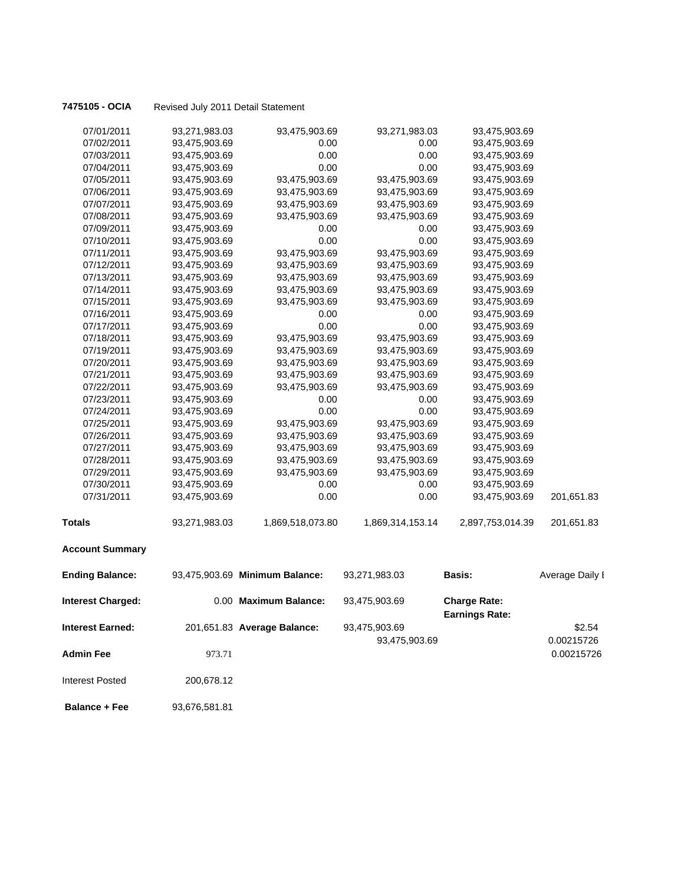**7475105 - OCIA** Revised July 2011 Detail Statement

| | | | | | |
|---|---|---|---|---|---|
| 07/01/2011 | 93,271,983.03 | 93,475,903.69 | 93,271,983.03 | 93,475,903.69 | |
| 07/02/2011 | 93,475,903.69 | 0.00 | 0.00 | 93,475,903.69 | |
| 07/03/2011 | 93,475,903.69 | 0.00 | 0.00 | 93,475,903.69 | |
| 07/04/2011 | 93,475,903.69 | 0.00 | 0.00 | 93,475,903.69 | |
| 07/05/2011 | 93,475,903.69 | 93,475,903.69 | 93,475,903.69 | 93,475,903.69 | |
| 07/06/2011 | 93,475,903.69 | 93,475,903.69 | 93,475,903.69 | 93,475,903.69 | |
| 07/07/2011 | 93,475,903.69 | 93,475,903.69 | 93,475,903.69 | 93,475,903.69 | |
| 07/08/2011 | 93,475,903.69 | 93,475,903.69 | 93,475,903.69 | 93,475,903.69 | |
| 07/09/2011 | 93,475,903.69 | 0.00 | 0.00 | 93,475,903.69 | |
| 07/10/2011 | 93,475,903.69 | 0.00 | 0.00 | 93,475,903.69 | |
| 07/11/2011 | 93,475,903.69 | 93,475,903.69 | 93,475,903.69 | 93,475,903.69 | |
| 07/12/2011 | 93,475,903.69 | 93,475,903.69 | 93,475,903.69 | 93,475,903.69 | |
| 07/13/2011 | 93,475,903.69 | 93,475,903.69 | 93,475,903.69 | 93,475,903.69 | |
| 07/14/2011 | 93,475,903.69 | 93,475,903.69 | 93,475,903.69 | 93,475,903.69 | |
| 07/15/2011 | 93,475,903.69 | 93,475,903.69 | 93,475,903.69 | 93,475,903.69 | |
| 07/16/2011 | 93,475,903.69 | 0.00 | 0.00 | 93,475,903.69 | |
| 07/17/2011 | 93,475,903.69 | 0.00 | 0.00 | 93,475,903.69 | |
| 07/18/2011 | 93,475,903.69 | 93,475,903.69 | 93,475,903.69 | 93,475,903.69 | |
| 07/19/2011 | 93,475,903.69 | 93,475,903.69 | 93,475,903.69 | 93,475,903.69 | |
| 07/20/2011 | 93,475,903.69 | 93,475,903.69 | 93,475,903.69 | 93,475,903.69 | |
| 07/21/2011 | 93,475,903.69 | 93,475,903.69 | 93,475,903.69 | 93,475,903.69 | |
| 07/22/2011 | 93,475,903.69 | 93,475,903.69 | 93,475,903.69 | 93,475,903.69 | |
| 07/23/2011 | 93,475,903.69 | 0.00 | 0.00 | 93,475,903.69 | |
| 07/24/2011 | 93,475,903.69 | 0.00 | 0.00 | 93,475,903.69 | |
| 07/25/2011 | 93,475,903.69 | 93,475,903.69 | 93,475,903.69 | 93,475,903.69 | |
| 07/26/2011 | 93,475,903.69 | 93,475,903.69 | 93,475,903.69 | 93,475,903.69 | |
| 07/27/2011 | 93,475,903.69 | 93,475,903.69 | 93,475,903.69 | 93,475,903.69 | |
| 07/28/2011 | 93,475,903.69 | 93,475,903.69 | 93,475,903.69 | 93,475,903.69 | |
| 07/29/2011 | 93,475,903.69 | 93,475,903.69 | 93,475,903.69 | 93,475,903.69 | |
| 07/30/2011 | 93,475,903.69 | 0.00 | 0.00 | 93,475,903.69 | |
| 07/31/2011 | 93,475,903.69 | 0.00 | 0.00 | 93,475,903.69 | 201,651.83 |
| **Totals** | 93,271,983.03 | 1,869,518,073.80 | 1,869,314,153.14 | 2,897,753,014.39 | 201,651.83 |

**Account Summary**

| | | | | | |
|---|---|---|---|---|---|
| **Ending Balance:** | 93,475,903.69 | **Minimum Balance:** | 93,271,983.03 | **Basis:** | Average Daily I |
| **Interest Charged:** | 0.00 | **Maximum Balance:** | 93,475,903.69 | **Charge Rate:** | |
| | | | | **Earnings Rate:** | |
| **Interest Earned:** | 201,651.83 | **Average Balance:** | 93,475,903.69 | | $2.54 |
| | | | 93,475,903.69 | | 0.00215726 |
| **Admin Fee** | 973.71 | | | | 0.00215726 |
| Interest Posted | 200,678.12 | | | | |
| **Balance + Fee** | 93,676,581.81 | | | | |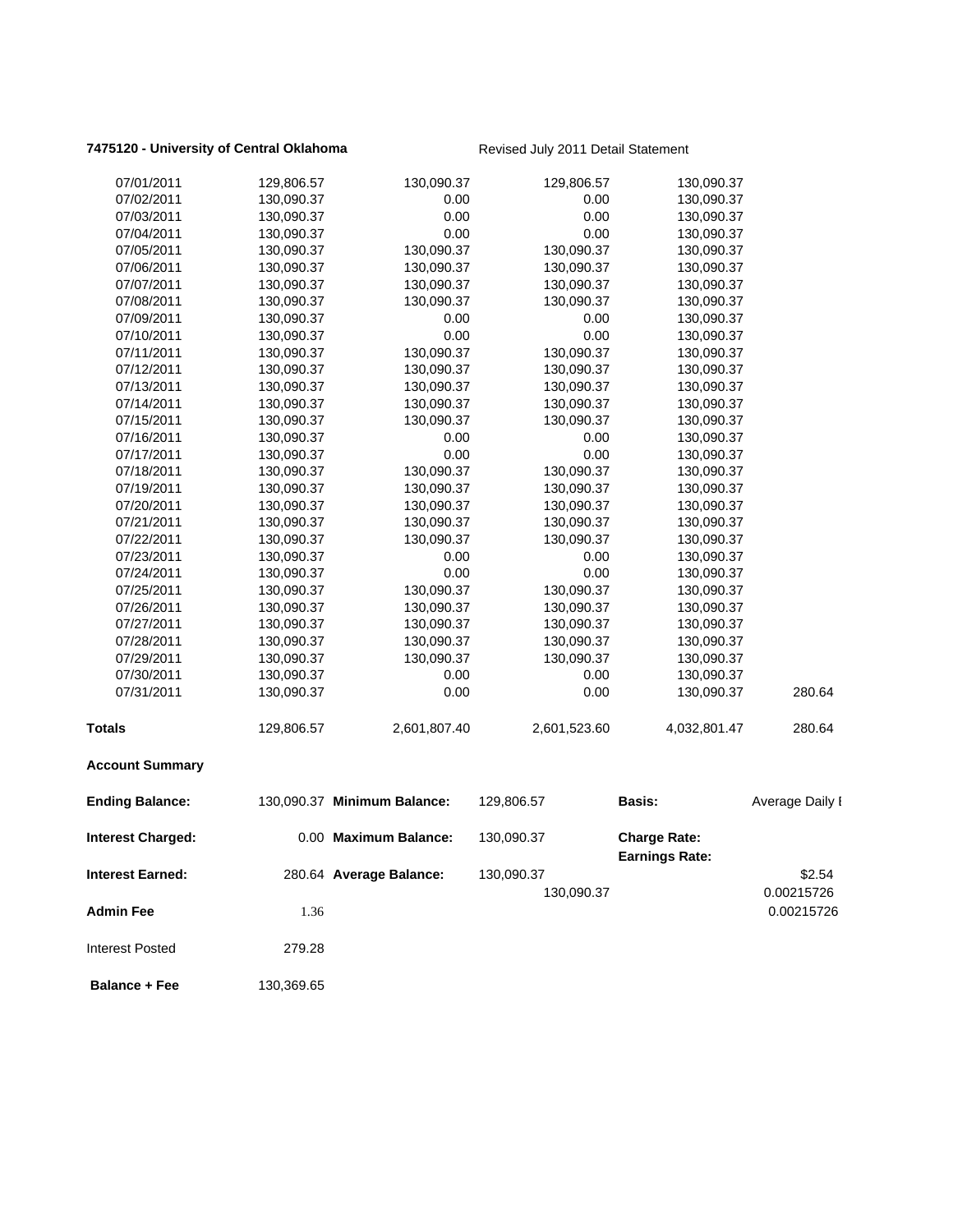**7475120 - University of Central Oklahoma** Revised July 2011 Detail Statement

| | | | | | |
|---|---|---|---|---|---|
| 07/01/2011 | 129,806.57 | 130,090.37 | 129,806.57 | 130,090.37 | |
| 07/02/2011 | 130,090.37 | 0.00 | 0.00 | 130,090.37 | |
| 07/03/2011 | 130,090.37 | 0.00 | 0.00 | 130,090.37 | |
| 07/04/2011 | 130,090.37 | 0.00 | 0.00 | 130,090.37 | |
| 07/05/2011 | 130,090.37 | 130,090.37 | 130,090.37 | 130,090.37 | |
| 07/06/2011 | 130,090.37 | 130,090.37 | 130,090.37 | 130,090.37 | |
| 07/07/2011 | 130,090.37 | 130,090.37 | 130,090.37 | 130,090.37 | |
| 07/08/2011 | 130,090.37 | 130,090.37 | 130,090.37 | 130,090.37 | |
| 07/09/2011 | 130,090.37 | 0.00 | 0.00 | 130,090.37 | |
| 07/10/2011 | 130,090.37 | 0.00 | 0.00 | 130,090.37 | |
| 07/11/2011 | 130,090.37 | 130,090.37 | 130,090.37 | 130,090.37 | |
| 07/12/2011 | 130,090.37 | 130,090.37 | 130,090.37 | 130,090.37 | |
| 07/13/2011 | 130,090.37 | 130,090.37 | 130,090.37 | 130,090.37 | |
| 07/14/2011 | 130,090.37 | 130,090.37 | 130,090.37 | 130,090.37 | |
| 07/15/2011 | 130,090.37 | 130,090.37 | 130,090.37 | 130,090.37 | |
| 07/16/2011 | 130,090.37 | 0.00 | 0.00 | 130,090.37 | |
| 07/17/2011 | 130,090.37 | 0.00 | 0.00 | 130,090.37 | |
| 07/18/2011 | 130,090.37 | 130,090.37 | 130,090.37 | 130,090.37 | |
| 07/19/2011 | 130,090.37 | 130,090.37 | 130,090.37 | 130,090.37 | |
| 07/20/2011 | 130,090.37 | 130,090.37 | 130,090.37 | 130,090.37 | |
| 07/21/2011 | 130,090.37 | 130,090.37 | 130,090.37 | 130,090.37 | |
| 07/22/2011 | 130,090.37 | 130,090.37 | 130,090.37 | 130,090.37 | |
| 07/23/2011 | 130,090.37 | 0.00 | 0.00 | 130,090.37 | |
| 07/24/2011 | 130,090.37 | 0.00 | 0.00 | 130,090.37 | |
| 07/25/2011 | 130,090.37 | 130,090.37 | 130,090.37 | 130,090.37 | |
| 07/26/2011 | 130,090.37 | 130,090.37 | 130,090.37 | 130,090.37 | |
| 07/27/2011 | 130,090.37 | 130,090.37 | 130,090.37 | 130,090.37 | |
| 07/28/2011 | 130,090.37 | 130,090.37 | 130,090.37 | 130,090.37 | |
| 07/29/2011 | 130,090.37 | 130,090.37 | 130,090.37 | 130,090.37 | |
| 07/30/2011 | 130,090.37 | 0.00 | 0.00 | 130,090.37 | |
| 07/31/2011 | 130,090.37 | 0.00 | 0.00 | 130,090.37 | 280.64 |
| **Totals** | 129,806.57 | 2,601,807.40 | 2,601,523.60 | 4,032,801.47 | 280.64 |

**Account Summary**

| | | | | | |
|---|---|---|---|---|---|
| **Ending Balance:** | 130,090.37 | **Minimum Balance:** | 129,806.57 | **Basis:** | Average Daily I |
| **Interest Charged:** | 0.00 | **Maximum Balance:** | 130,090.37 | **Charge Rate:** | |
| | | | | **Earnings Rate:** | |
| **Interest Earned:** | 280.64 | **Average Balance:** | 130,090.37 | | \$2.54 |
| | | | 130,090.37 | | 0.00215726 |
| **Admin Fee** | 1.36 | | | | 0.00215726 |
| Interest Posted | 279.28 | | | | |
| **Balance + Fee** | 130,369.65 | | | | |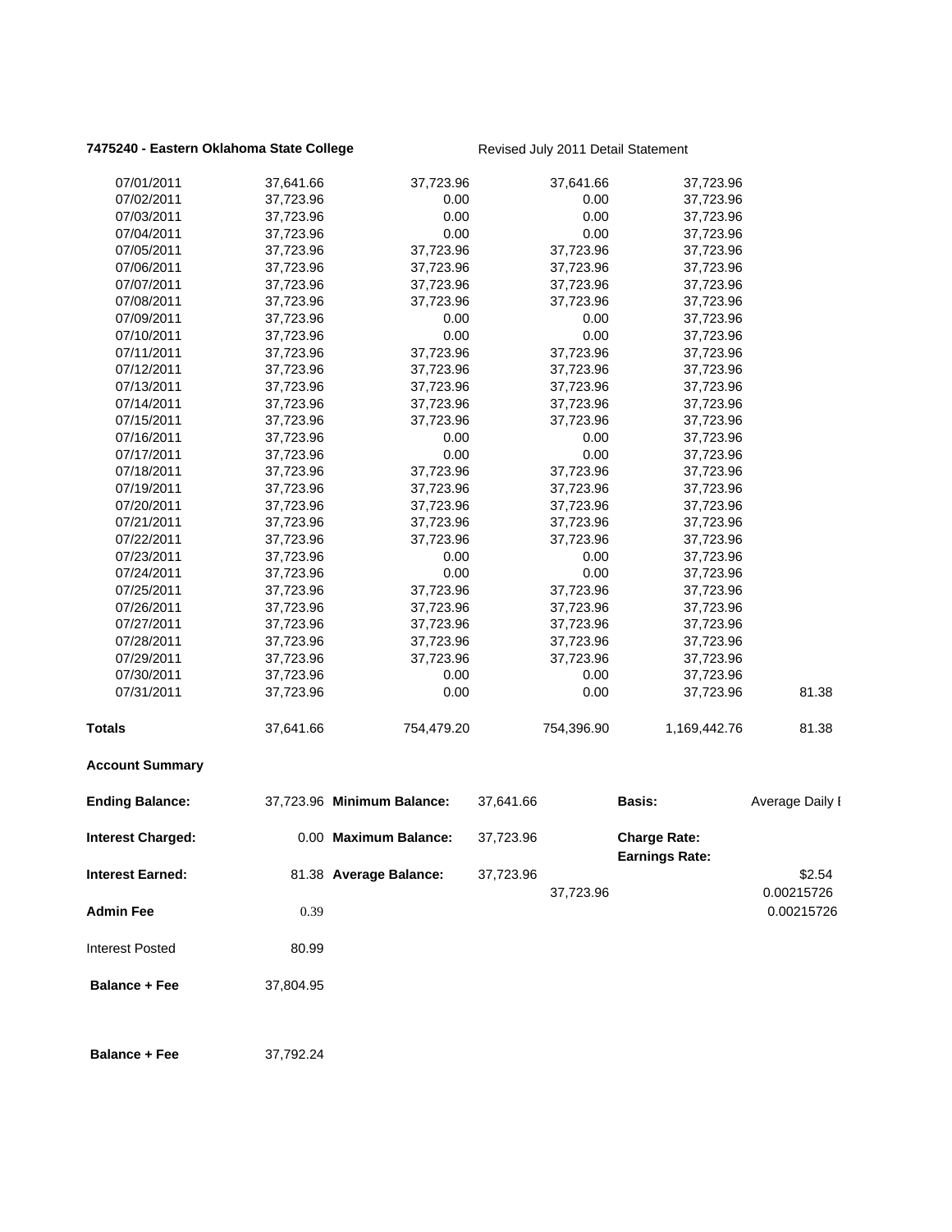**7475240 - Eastern Oklahoma State College** Revised July 2011 Detail Statement

| | | | | | |
|---|---|---|---|---|---|
| 07/01/2011 | 37,641.66 | 37,723.96 | 37,641.66 | 37,723.96 | |
| 07/02/2011 | 37,723.96 | 0.00 | 0.00 | 37,723.96 | |
| 07/03/2011 | 37,723.96 | 0.00 | 0.00 | 37,723.96 | |
| 07/04/2011 | 37,723.96 | 0.00 | 0.00 | 37,723.96 | |
| 07/05/2011 | 37,723.96 | 37,723.96 | 37,723.96 | 37,723.96 | |
| 07/06/2011 | 37,723.96 | 37,723.96 | 37,723.96 | 37,723.96 | |
| 07/07/2011 | 37,723.96 | 37,723.96 | 37,723.96 | 37,723.96 | |
| 07/08/2011 | 37,723.96 | 37,723.96 | 37,723.96 | 37,723.96 | |
| 07/09/2011 | 37,723.96 | 0.00 | 0.00 | 37,723.96 | |
| 07/10/2011 | 37,723.96 | 0.00 | 0.00 | 37,723.96 | |
| 07/11/2011 | 37,723.96 | 37,723.96 | 37,723.96 | 37,723.96 | |
| 07/12/2011 | 37,723.96 | 37,723.96 | 37,723.96 | 37,723.96 | |
| 07/13/2011 | 37,723.96 | 37,723.96 | 37,723.96 | 37,723.96 | |
| 07/14/2011 | 37,723.96 | 37,723.96 | 37,723.96 | 37,723.96 | |
| 07/15/2011 | 37,723.96 | 37,723.96 | 37,723.96 | 37,723.96 | |
| 07/16/2011 | 37,723.96 | 0.00 | 0.00 | 37,723.96 | |
| 07/17/2011 | 37,723.96 | 0.00 | 0.00 | 37,723.96 | |
| 07/18/2011 | 37,723.96 | 37,723.96 | 37,723.96 | 37,723.96 | |
| 07/19/2011 | 37,723.96 | 37,723.96 | 37,723.96 | 37,723.96 | |
| 07/20/2011 | 37,723.96 | 37,723.96 | 37,723.96 | 37,723.96 | |
| 07/21/2011 | 37,723.96 | 37,723.96 | 37,723.96 | 37,723.96 | |
| 07/22/2011 | 37,723.96 | 37,723.96 | 37,723.96 | 37,723.96 | |
| 07/23/2011 | 37,723.96 | 0.00 | 0.00 | 37,723.96 | |
| 07/24/2011 | 37,723.96 | 0.00 | 0.00 | 37,723.96 | |
| 07/25/2011 | 37,723.96 | 37,723.96 | 37,723.96 | 37,723.96 | |
| 07/26/2011 | 37,723.96 | 37,723.96 | 37,723.96 | 37,723.96 | |
| 07/27/2011 | 37,723.96 | 37,723.96 | 37,723.96 | 37,723.96 | |
| 07/28/2011 | 37,723.96 | 37,723.96 | 37,723.96 | 37,723.96 | |
| 07/29/2011 | 37,723.96 | 37,723.96 | 37,723.96 | 37,723.96 | |
| 07/30/2011 | 37,723.96 | 0.00 | 0.00 | 37,723.96 | |
| 07/31/2011 | 37,723.96 | 0.00 | 0.00 | 37,723.96 | 81.38 |
| **Totals** | 37,641.66 | 754,479.20 | 754,396.90 | 1,169,442.76 | 81.38 |

**Account Summary**

| | | | | | |
|---|---|---|---|---|---|
| **Ending Balance:** | 37,723.96 | **Minimum Balance:** | 37,641.66 | **Basis:** | Average Daily I |
| **Interest Charged:** | 0.00 | **Maximum Balance:** | 37,723.96 | **Charge Rate:** | |
| | | | | **Earnings Rate:** | |
| **Interest Earned:** | 81.38 | **Average Balance:** | 37,723.96 | | $2.54 |
| | | | 37,723.96 | | 0.00215726 |
| **Admin Fee** | 0.39 | | | | 0.00215726 |
| Interest Posted | 80.99 | | | | |
| **Balance + Fee** | 37,804.95 | | | | |
| **Balance + Fee** | 37,792.24 | | | | |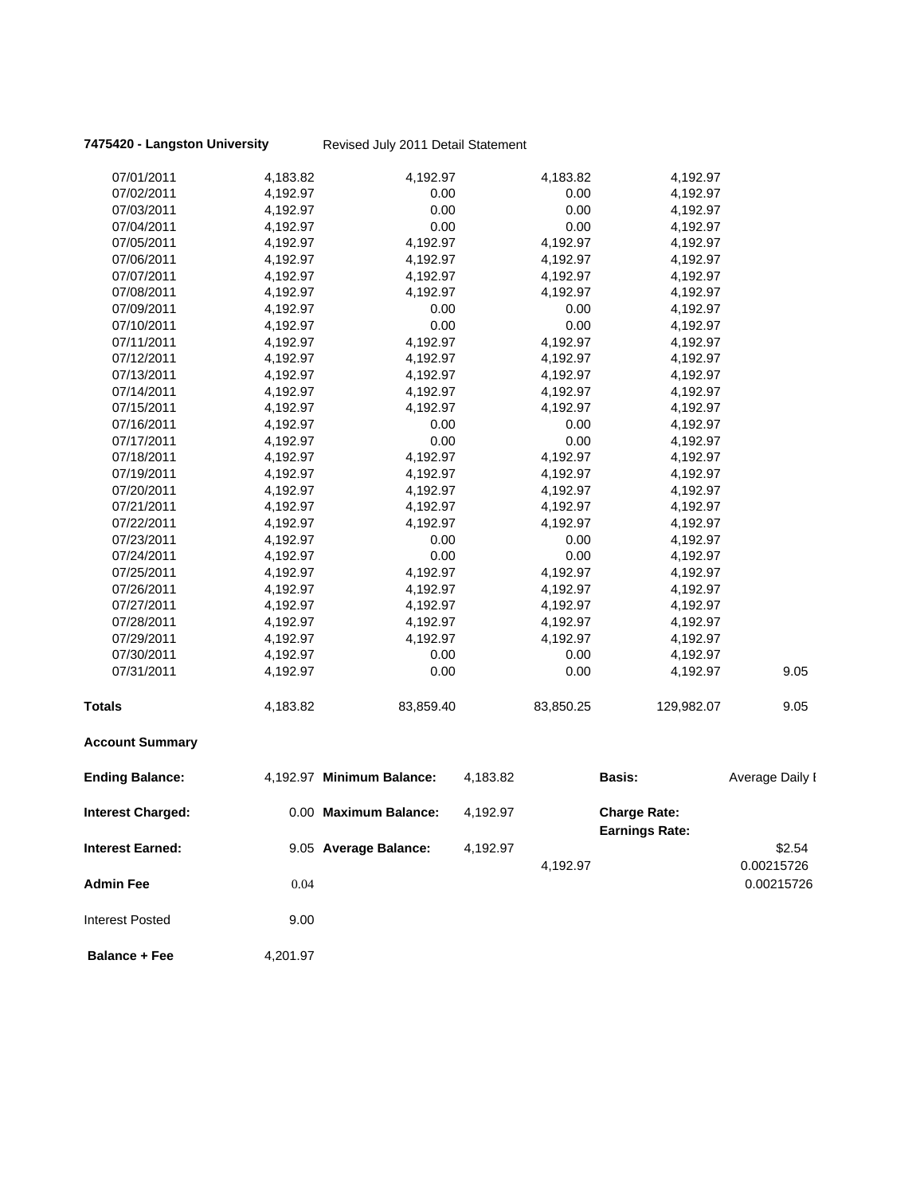**7475420 - Langston University** Revised July 2011 Detail Statement

| | | | | | |
|---|---|---|---|---|---|
| 07/01/2011 | 4,183.82 | 4,192.97 | 4,183.82 | 4,192.97 | |
| 07/02/2011 | 4,192.97 | 0.00 | 0.00 | 4,192.97 | |
| 07/03/2011 | 4,192.97 | 0.00 | 0.00 | 4,192.97 | |
| 07/04/2011 | 4,192.97 | 0.00 | 0.00 | 4,192.97 | |
| 07/05/2011 | 4,192.97 | 4,192.97 | 4,192.97 | 4,192.97 | |
| 07/06/2011 | 4,192.97 | 4,192.97 | 4,192.97 | 4,192.97 | |
| 07/07/2011 | 4,192.97 | 4,192.97 | 4,192.97 | 4,192.97 | |
| 07/08/2011 | 4,192.97 | 4,192.97 | 4,192.97 | 4,192.97 | |
| 07/09/2011 | 4,192.97 | 0.00 | 0.00 | 4,192.97 | |
| 07/10/2011 | 4,192.97 | 0.00 | 0.00 | 4,192.97 | |
| 07/11/2011 | 4,192.97 | 4,192.97 | 4,192.97 | 4,192.97 | |
| 07/12/2011 | 4,192.97 | 4,192.97 | 4,192.97 | 4,192.97 | |
| 07/13/2011 | 4,192.97 | 4,192.97 | 4,192.97 | 4,192.97 | |
| 07/14/2011 | 4,192.97 | 4,192.97 | 4,192.97 | 4,192.97 | |
| 07/15/2011 | 4,192.97 | 4,192.97 | 4,192.97 | 4,192.97 | |
| 07/16/2011 | 4,192.97 | 0.00 | 0.00 | 4,192.97 | |
| 07/17/2011 | 4,192.97 | 0.00 | 0.00 | 4,192.97 | |
| 07/18/2011 | 4,192.97 | 4,192.97 | 4,192.97 | 4,192.97 | |
| 07/19/2011 | 4,192.97 | 4,192.97 | 4,192.97 | 4,192.97 | |
| 07/20/2011 | 4,192.97 | 4,192.97 | 4,192.97 | 4,192.97 | |
| 07/21/2011 | 4,192.97 | 4,192.97 | 4,192.97 | 4,192.97 | |
| 07/22/2011 | 4,192.97 | 4,192.97 | 4,192.97 | 4,192.97 | |
| 07/23/2011 | 4,192.97 | 0.00 | 0.00 | 4,192.97 | |
| 07/24/2011 | 4,192.97 | 0.00 | 0.00 | 4,192.97 | |
| 07/25/2011 | 4,192.97 | 4,192.97 | 4,192.97 | 4,192.97 | |
| 07/26/2011 | 4,192.97 | 4,192.97 | 4,192.97 | 4,192.97 | |
| 07/27/2011 | 4,192.97 | 4,192.97 | 4,192.97 | 4,192.97 | |
| 07/28/2011 | 4,192.97 | 4,192.97 | 4,192.97 | 4,192.97 | |
| 07/29/2011 | 4,192.97 | 4,192.97 | 4,192.97 | 4,192.97 | |
| 07/30/2011 | 4,192.97 | 0.00 | 0.00 | 4,192.97 | |
| 07/31/2011 | 4,192.97 | 0.00 | 0.00 | 4,192.97 | 9.05 |
| **Totals** | 4,183.82 | 83,859.40 | 83,850.25 | 129,982.07 | 9.05 |

**Account Summary**

| | | | | | | |
|---|---|---|---|---|---|---|
| **Ending Balance:** | 4,192.97 | **Minimum Balance:** | 4,183.82 | | **Basis:** | Average Daily I |
| **Interest Charged:** | 0.00 | **Maximum Balance:** | 4,192.97 | | **Charge Rate:** <br> **Earnings Rate:** | |
| **Interest Earned:** | 9.05 | **Average Balance:** | 4,192.97 | | | $2.54 |
| | | | | 4,192.97 | | 0.00215726 |
| **Admin Fee** | 0.04 | | | | | 0.00215726 |
| Interest Posted | 9.00 | | | | | |
| **Balance + Fee** | 4,201.97 | | | | | |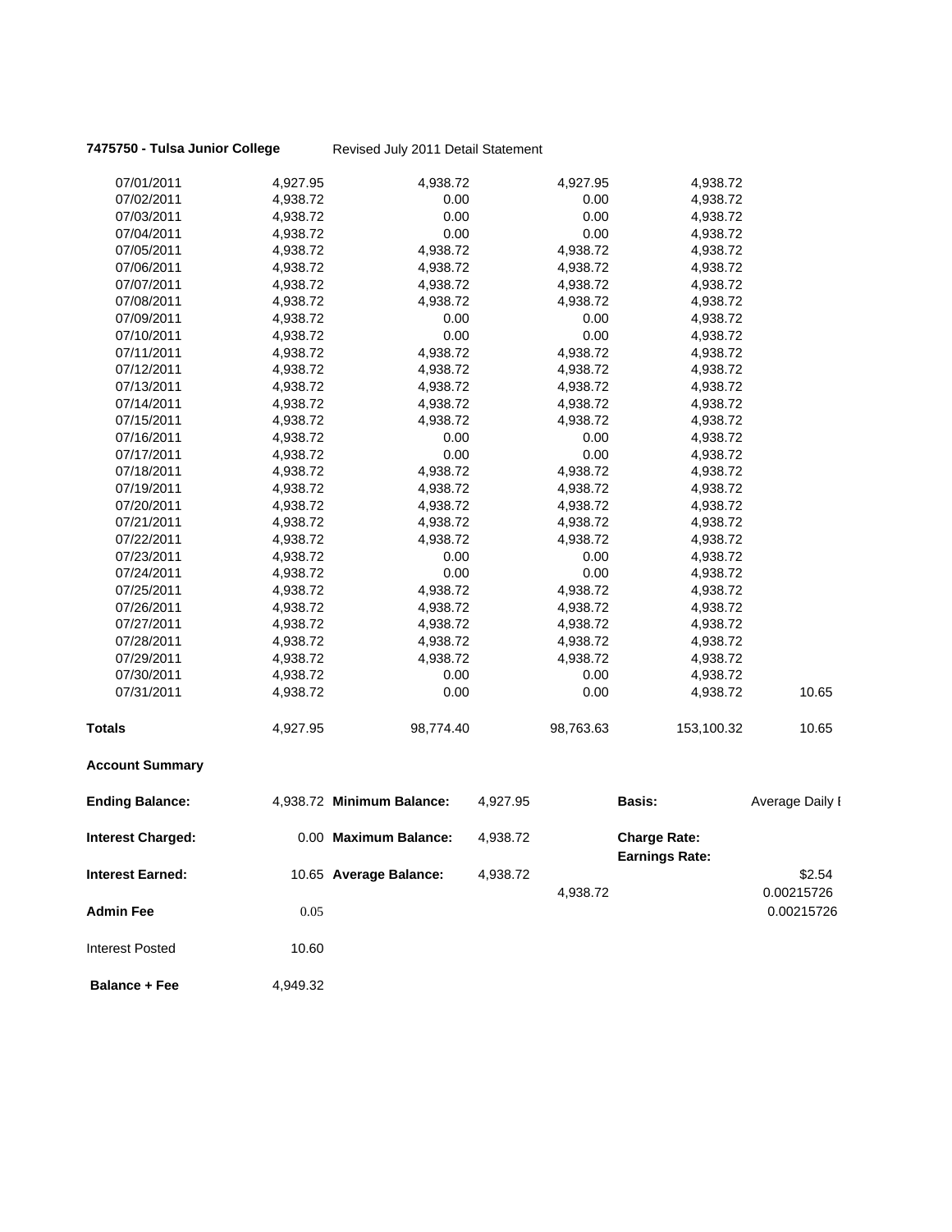**7475750 - Tulsa Junior College** Revised July 2011 Detail Statement

| | | | | | |
|---|---|---|---|---|---|
| 07/01/2011 | 4,927.95 | 4,938.72 | 4,927.95 | 4,938.72 | |
| 07/02/2011 | 4,938.72 | 0.00 | 0.00 | 4,938.72 | |
| 07/03/2011 | 4,938.72 | 0.00 | 0.00 | 4,938.72 | |
| 07/04/2011 | 4,938.72 | 0.00 | 0.00 | 4,938.72 | |
| 07/05/2011 | 4,938.72 | 4,938.72 | 4,938.72 | 4,938.72 | |
| 07/06/2011 | 4,938.72 | 4,938.72 | 4,938.72 | 4,938.72 | |
| 07/07/2011 | 4,938.72 | 4,938.72 | 4,938.72 | 4,938.72 | |
| 07/08/2011 | 4,938.72 | 4,938.72 | 4,938.72 | 4,938.72 | |
| 07/09/2011 | 4,938.72 | 0.00 | 0.00 | 4,938.72 | |
| 07/10/2011 | 4,938.72 | 0.00 | 0.00 | 4,938.72 | |
| 07/11/2011 | 4,938.72 | 4,938.72 | 4,938.72 | 4,938.72 | |
| 07/12/2011 | 4,938.72 | 4,938.72 | 4,938.72 | 4,938.72 | |
| 07/13/2011 | 4,938.72 | 4,938.72 | 4,938.72 | 4,938.72 | |
| 07/14/2011 | 4,938.72 | 4,938.72 | 4,938.72 | 4,938.72 | |
| 07/15/2011 | 4,938.72 | 4,938.72 | 4,938.72 | 4,938.72 | |
| 07/16/2011 | 4,938.72 | 0.00 | 0.00 | 4,938.72 | |
| 07/17/2011 | 4,938.72 | 0.00 | 0.00 | 4,938.72 | |
| 07/18/2011 | 4,938.72 | 4,938.72 | 4,938.72 | 4,938.72 | |
| 07/19/2011 | 4,938.72 | 4,938.72 | 4,938.72 | 4,938.72 | |
| 07/20/2011 | 4,938.72 | 4,938.72 | 4,938.72 | 4,938.72 | |
| 07/21/2011 | 4,938.72 | 4,938.72 | 4,938.72 | 4,938.72 | |
| 07/22/2011 | 4,938.72 | 4,938.72 | 4,938.72 | 4,938.72 | |
| 07/23/2011 | 4,938.72 | 0.00 | 0.00 | 4,938.72 | |
| 07/24/2011 | 4,938.72 | 0.00 | 0.00 | 4,938.72 | |
| 07/25/2011 | 4,938.72 | 4,938.72 | 4,938.72 | 4,938.72 | |
| 07/26/2011 | 4,938.72 | 4,938.72 | 4,938.72 | 4,938.72 | |
| 07/27/2011 | 4,938.72 | 4,938.72 | 4,938.72 | 4,938.72 | |
| 07/28/2011 | 4,938.72 | 4,938.72 | 4,938.72 | 4,938.72 | |
| 07/29/2011 | 4,938.72 | 4,938.72 | 4,938.72 | 4,938.72 | |
| 07/30/2011 | 4,938.72 | 0.00 | 0.00 | 4,938.72 | |
| 07/31/2011 | 4,938.72 | 0.00 | 0.00 | 4,938.72 | 10.65 |
| **Totals** | 4,927.95 | 98,774.40 | 98,763.63 | 153,100.32 | 10.65 |

**Account Summary**

| | | | | | |
|---|---|---|---|---|---|
| **Ending Balance:** | 4,938.72 | **Minimum Balance:** | 4,927.95 | **Basis:** | Average Daily I |
| **Interest Charged:** | 0.00 | **Maximum Balance:** | 4,938.72 | **Charge Rate:** | |
| | | | | **Earnings Rate:** | |
| **Interest Earned:** | 10.65 | **Average Balance:** | 4,938.72 | | $2.54 |
| | | | 4,938.72 | | 0.00215726 |
| **Admin Fee** | 0.05 | | | | 0.00215726 |
| Interest Posted | 10.60 | | | | |
| **Balance + Fee** | 4,949.32 | | | | |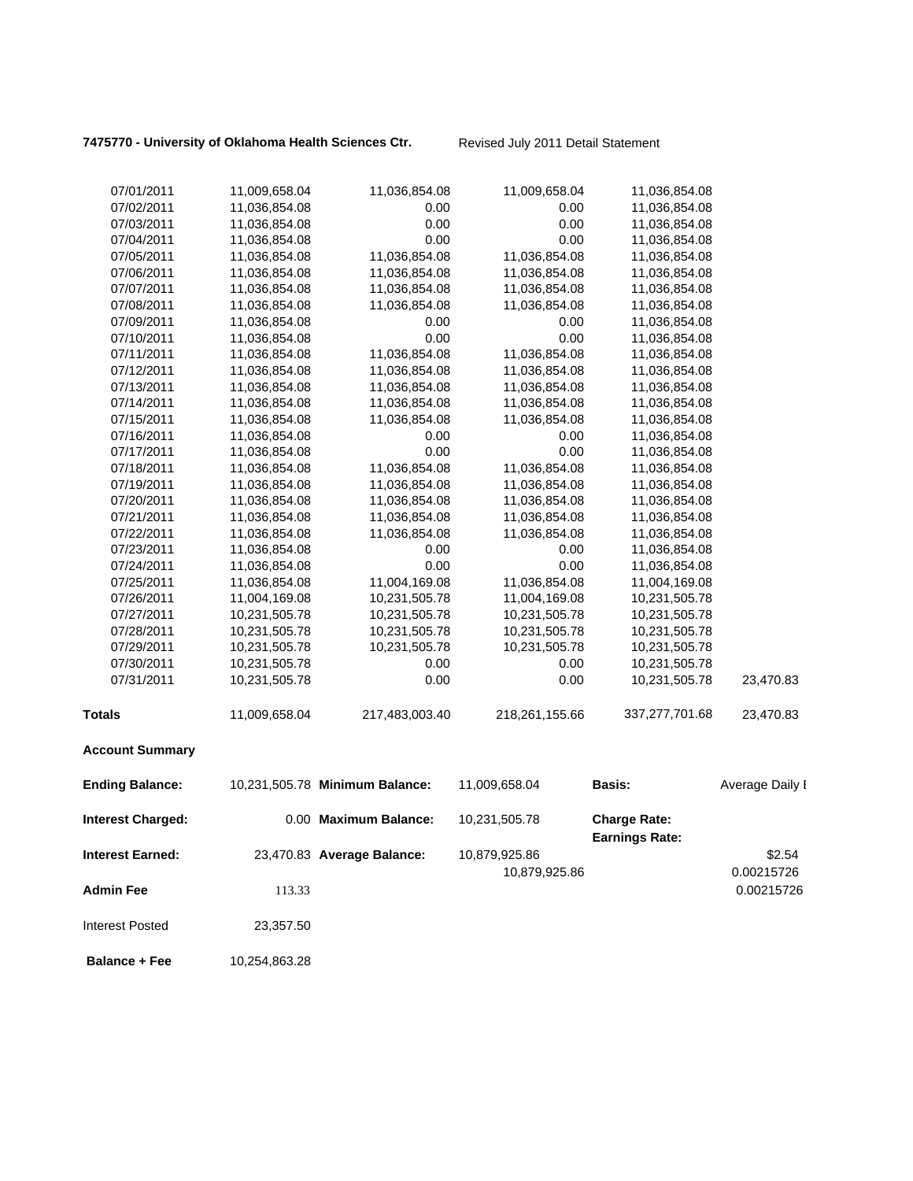**7475770 - University of Oklahoma Health Sciences Ctr.** Revised July 2011 Detail Statement

| | | | | | |
|---|---|---|---|---|---|
| 07/01/2011 | 11,009,658.04 | 11,036,854.08 | 11,009,658.04 | 11,036,854.08 | |
| 07/02/2011 | 11,036,854.08 | 0.00 | 0.00 | 11,036,854.08 | |
| 07/03/2011 | 11,036,854.08 | 0.00 | 0.00 | 11,036,854.08 | |
| 07/04/2011 | 11,036,854.08 | 0.00 | 0.00 | 11,036,854.08 | |
| 07/05/2011 | 11,036,854.08 | 11,036,854.08 | 11,036,854.08 | 11,036,854.08 | |
| 07/06/2011 | 11,036,854.08 | 11,036,854.08 | 11,036,854.08 | 11,036,854.08 | |
| 07/07/2011 | 11,036,854.08 | 11,036,854.08 | 11,036,854.08 | 11,036,854.08 | |
| 07/08/2011 | 11,036,854.08 | 11,036,854.08 | 11,036,854.08 | 11,036,854.08 | |
| 07/09/2011 | 11,036,854.08 | 0.00 | 0.00 | 11,036,854.08 | |
| 07/10/2011 | 11,036,854.08 | 0.00 | 0.00 | 11,036,854.08 | |
| 07/11/2011 | 11,036,854.08 | 11,036,854.08 | 11,036,854.08 | 11,036,854.08 | |
| 07/12/2011 | 11,036,854.08 | 11,036,854.08 | 11,036,854.08 | 11,036,854.08 | |
| 07/13/2011 | 11,036,854.08 | 11,036,854.08 | 11,036,854.08 | 11,036,854.08 | |
| 07/14/2011 | 11,036,854.08 | 11,036,854.08 | 11,036,854.08 | 11,036,854.08 | |
| 07/15/2011 | 11,036,854.08 | 11,036,854.08 | 11,036,854.08 | 11,036,854.08 | |
| 07/16/2011 | 11,036,854.08 | 0.00 | 0.00 | 11,036,854.08 | |
| 07/17/2011 | 11,036,854.08 | 0.00 | 0.00 | 11,036,854.08 | |
| 07/18/2011 | 11,036,854.08 | 11,036,854.08 | 11,036,854.08 | 11,036,854.08 | |
| 07/19/2011 | 11,036,854.08 | 11,036,854.08 | 11,036,854.08 | 11,036,854.08 | |
| 07/20/2011 | 11,036,854.08 | 11,036,854.08 | 11,036,854.08 | 11,036,854.08 | |
| 07/21/2011 | 11,036,854.08 | 11,036,854.08 | 11,036,854.08 | 11,036,854.08 | |
| 07/22/2011 | 11,036,854.08 | 11,036,854.08 | 11,036,854.08 | 11,036,854.08 | |
| 07/23/2011 | 11,036,854.08 | 0.00 | 0.00 | 11,036,854.08 | |
| 07/24/2011 | 11,036,854.08 | 0.00 | 0.00 | 11,036,854.08 | |
| 07/25/2011 | 11,036,854.08 | 11,004,169.08 | 11,036,854.08 | 11,004,169.08 | |
| 07/26/2011 | 11,004,169.08 | 10,231,505.78 | 11,004,169.08 | 10,231,505.78 | |
| 07/27/2011 | 10,231,505.78 | 10,231,505.78 | 10,231,505.78 | 10,231,505.78 | |
| 07/28/2011 | 10,231,505.78 | 10,231,505.78 | 10,231,505.78 | 10,231,505.78 | |
| 07/29/2011 | 10,231,505.78 | 10,231,505.78 | 10,231,505.78 | 10,231,505.78 | |
| 07/30/2011 | 10,231,505.78 | 0.00 | 0.00 | 10,231,505.78 | |
| 07/31/2011 | 10,231,505.78 | 0.00 | 0.00 | 10,231,505.78 | 23,470.83 |
| **Totals** | 11,009,658.04 | 217,483,003.40 | 218,261,155.66 | 337,277,701.68 | 23,470.83 |

**Account Summary**

| | | | | | |
|---|---|---|---|---|---|
| **Ending Balance:** | 10,231,505.78 | **Minimum Balance:** | 11,009,658.04 | **Basis:** | Average Daily I |
| **Interest Charged:** | 0.00 | **Maximum Balance:** | 10,231,505.78 | **Charge Rate:** | |
| | | | | **Earnings Rate:** | |
| **Interest Earned:** | 23,470.83 | **Average Balance:** | 10,879,925.86 | | $2.54 |
| | | | 10,879,925.86 | | 0.00215726 |
| **Admin Fee** | 113.33 | | | | 0.00215726 |
| Interest Posted | 23,357.50 | | | | |
| **Balance + Fee** | 10,254,863.28 | | | | |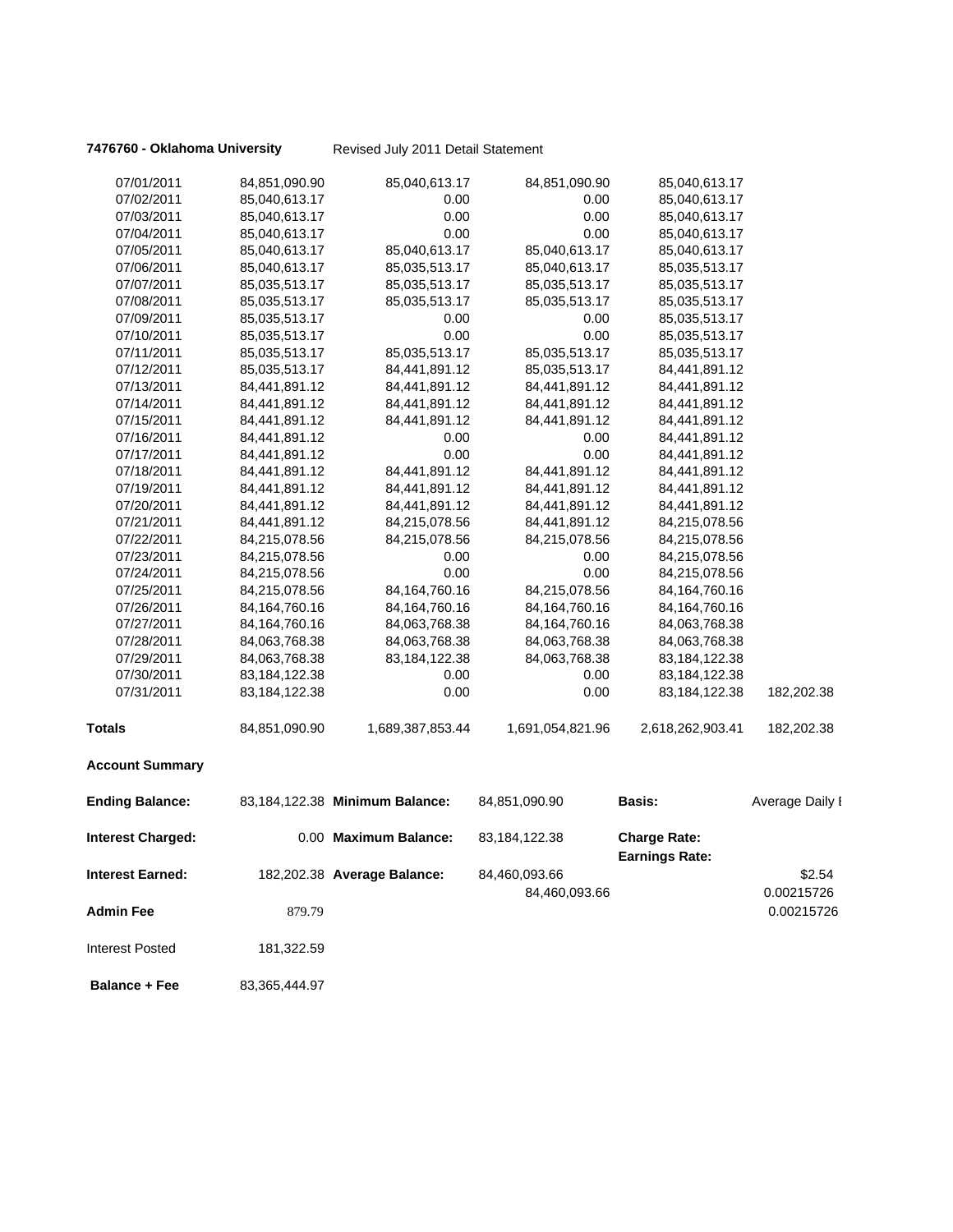**7476760 - Oklahoma University** Revised July 2011 Detail Statement

| | | | | | |
|---|---|---|---|---|---|
| 07/01/2011 | 84,851,090.90 | 85,040,613.17 | 84,851,090.90 | 85,040,613.17 | |
| 07/02/2011 | 85,040,613.17 | 0.00 | 0.00 | 85,040,613.17 | |
| 07/03/2011 | 85,040,613.17 | 0.00 | 0.00 | 85,040,613.17 | |
| 07/04/2011 | 85,040,613.17 | 0.00 | 0.00 | 85,040,613.17 | |
| 07/05/2011 | 85,040,613.17 | 85,040,613.17 | 85,040,613.17 | 85,040,613.17 | |
| 07/06/2011 | 85,040,613.17 | 85,035,513.17 | 85,040,613.17 | 85,035,513.17 | |
| 07/07/2011 | 85,035,513.17 | 85,035,513.17 | 85,035,513.17 | 85,035,513.17 | |
| 07/08/2011 | 85,035,513.17 | 85,035,513.17 | 85,035,513.17 | 85,035,513.17 | |
| 07/09/2011 | 85,035,513.17 | 0.00 | 0.00 | 85,035,513.17 | |
| 07/10/2011 | 85,035,513.17 | 0.00 | 0.00 | 85,035,513.17 | |
| 07/11/2011 | 85,035,513.17 | 85,035,513.17 | 85,035,513.17 | 85,035,513.17 | |
| 07/12/2011 | 85,035,513.17 | 84,441,891.12 | 85,035,513.17 | 84,441,891.12 | |
| 07/13/2011 | 84,441,891.12 | 84,441,891.12 | 84,441,891.12 | 84,441,891.12 | |
| 07/14/2011 | 84,441,891.12 | 84,441,891.12 | 84,441,891.12 | 84,441,891.12 | |
| 07/15/2011 | 84,441,891.12 | 84,441,891.12 | 84,441,891.12 | 84,441,891.12 | |
| 07/16/2011 | 84,441,891.12 | 0.00 | 0.00 | 84,441,891.12 | |
| 07/17/2011 | 84,441,891.12 | 0.00 | 0.00 | 84,441,891.12 | |
| 07/18/2011 | 84,441,891.12 | 84,441,891.12 | 84,441,891.12 | 84,441,891.12 | |
| 07/19/2011 | 84,441,891.12 | 84,441,891.12 | 84,441,891.12 | 84,441,891.12 | |
| 07/20/2011 | 84,441,891.12 | 84,441,891.12 | 84,441,891.12 | 84,441,891.12 | |
| 07/21/2011 | 84,441,891.12 | 84,215,078.56 | 84,441,891.12 | 84,215,078.56 | |
| 07/22/2011 | 84,215,078.56 | 84,215,078.56 | 84,215,078.56 | 84,215,078.56 | |
| 07/23/2011 | 84,215,078.56 | 0.00 | 0.00 | 84,215,078.56 | |
| 07/24/2011 | 84,215,078.56 | 0.00 | 0.00 | 84,215,078.56 | |
| 07/25/2011 | 84,215,078.56 | 84,164,760.16 | 84,215,078.56 | 84,164,760.16 | |
| 07/26/2011 | 84,164,760.16 | 84,164,760.16 | 84,164,760.16 | 84,164,760.16 | |
| 07/27/2011 | 84,164,760.16 | 84,063,768.38 | 84,164,760.16 | 84,063,768.38 | |
| 07/28/2011 | 84,063,768.38 | 84,063,768.38 | 84,063,768.38 | 84,063,768.38 | |
| 07/29/2011 | 84,063,768.38 | 83,184,122.38 | 84,063,768.38 | 83,184,122.38 | |
| 07/30/2011 | 83,184,122.38 | 0.00 | 0.00 | 83,184,122.38 | |
| 07/31/2011 | 83,184,122.38 | 0.00 | 0.00 | 83,184,122.38 | 182,202.38 |
| **Totals** | 84,851,090.90 | 1,689,387,853.44 | 1,691,054,821.96 | 2,618,262,903.41 | 182,202.38 |

**Account Summary**

| | | | | | |
|---|---|---|---|---|---|
| **Ending Balance:** | 83,184,122.38 | **Minimum Balance:** | 84,851,090.90 | **Basis:** | Average Daily I |
| **Interest Charged:** | 0.00 | **Maximum Balance:** | 83,184,122.38 | **Charge Rate:** | |
| | | | | **Earnings Rate:** | |
| **Interest Earned:** | 182,202.38 | **Average Balance:** | 84,460,093.66 | | $2.54 |
| | | | 84,460,093.66 | | 0.00215726 |
| **Admin Fee** | 879.79 | | | | 0.00215726 |
| Interest Posted | 181,322.59 | | | | |
| **Balance + Fee** | 83,365,444.97 | | | | |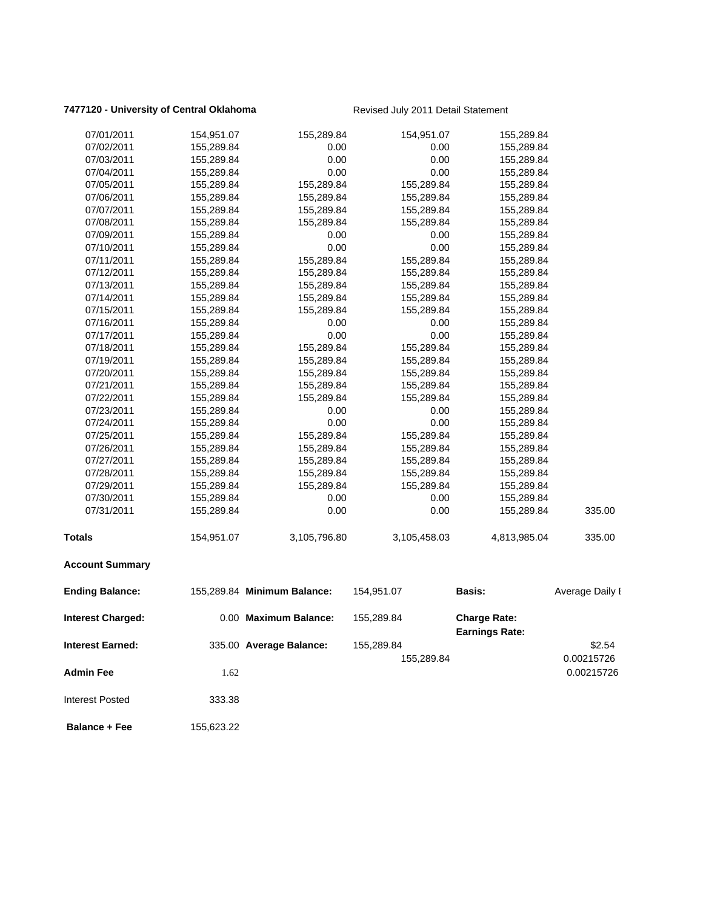**7477120 - University of Central Oklahoma** Revised July 2011 Detail Statement

| | | | | | |
|---|---|---|---|---|---|
| 07/01/2011 | 154,951.07 | 155,289.84 | 154,951.07 | 155,289.84 | |
| 07/02/2011 | 155,289.84 | 0.00 | 0.00 | 155,289.84 | |
| 07/03/2011 | 155,289.84 | 0.00 | 0.00 | 155,289.84 | |
| 07/04/2011 | 155,289.84 | 0.00 | 0.00 | 155,289.84 | |
| 07/05/2011 | 155,289.84 | 155,289.84 | 155,289.84 | 155,289.84 | |
| 07/06/2011 | 155,289.84 | 155,289.84 | 155,289.84 | 155,289.84 | |
| 07/07/2011 | 155,289.84 | 155,289.84 | 155,289.84 | 155,289.84 | |
| 07/08/2011 | 155,289.84 | 155,289.84 | 155,289.84 | 155,289.84 | |
| 07/09/2011 | 155,289.84 | 0.00 | 0.00 | 155,289.84 | |
| 07/10/2011 | 155,289.84 | 0.00 | 0.00 | 155,289.84 | |
| 07/11/2011 | 155,289.84 | 155,289.84 | 155,289.84 | 155,289.84 | |
| 07/12/2011 | 155,289.84 | 155,289.84 | 155,289.84 | 155,289.84 | |
| 07/13/2011 | 155,289.84 | 155,289.84 | 155,289.84 | 155,289.84 | |
| 07/14/2011 | 155,289.84 | 155,289.84 | 155,289.84 | 155,289.84 | |
| 07/15/2011 | 155,289.84 | 155,289.84 | 155,289.84 | 155,289.84 | |
| 07/16/2011 | 155,289.84 | 0.00 | 0.00 | 155,289.84 | |
| 07/17/2011 | 155,289.84 | 0.00 | 0.00 | 155,289.84 | |
| 07/18/2011 | 155,289.84 | 155,289.84 | 155,289.84 | 155,289.84 | |
| 07/19/2011 | 155,289.84 | 155,289.84 | 155,289.84 | 155,289.84 | |
| 07/20/2011 | 155,289.84 | 155,289.84 | 155,289.84 | 155,289.84 | |
| 07/21/2011 | 155,289.84 | 155,289.84 | 155,289.84 | 155,289.84 | |
| 07/22/2011 | 155,289.84 | 155,289.84 | 155,289.84 | 155,289.84 | |
| 07/23/2011 | 155,289.84 | 0.00 | 0.00 | 155,289.84 | |
| 07/24/2011 | 155,289.84 | 0.00 | 0.00 | 155,289.84 | |
| 07/25/2011 | 155,289.84 | 155,289.84 | 155,289.84 | 155,289.84 | |
| 07/26/2011 | 155,289.84 | 155,289.84 | 155,289.84 | 155,289.84 | |
| 07/27/2011 | 155,289.84 | 155,289.84 | 155,289.84 | 155,289.84 | |
| 07/28/2011 | 155,289.84 | 155,289.84 | 155,289.84 | 155,289.84 | |
| 07/29/2011 | 155,289.84 | 155,289.84 | 155,289.84 | 155,289.84 | |
| 07/30/2011 | 155,289.84 | 0.00 | 0.00 | 155,289.84 | |
| 07/31/2011 | 155,289.84 | 0.00 | 0.00 | 155,289.84 | 335.00 |
| **Totals** | 154,951.07 | 3,105,796.80 | 3,105,458.03 | 4,813,985.04 | 335.00 |

**Account Summary**

| | | | | | |
|---|---|---|---|---|---|
| **Ending Balance:** | 155,289.84 | **Minimum Balance:** | 154,951.07 | **Basis:** | Average Daily I |
| **Interest Charged:** | 0.00 | **Maximum Balance:** | 155,289.84 | **Charge Rate:** | |
| | | | | **Earnings Rate:** | |
| **Interest Earned:** | 335.00 | **Average Balance:** | 155,289.84 | | $2.54 |
| | | | 155,289.84 | | 0.00215726 |
| **Admin Fee** | 1.62 | | | | 0.00215726 |
| Interest Posted | 333.38 | | | | |
| **Balance + Fee** | 155,623.22 | | | | |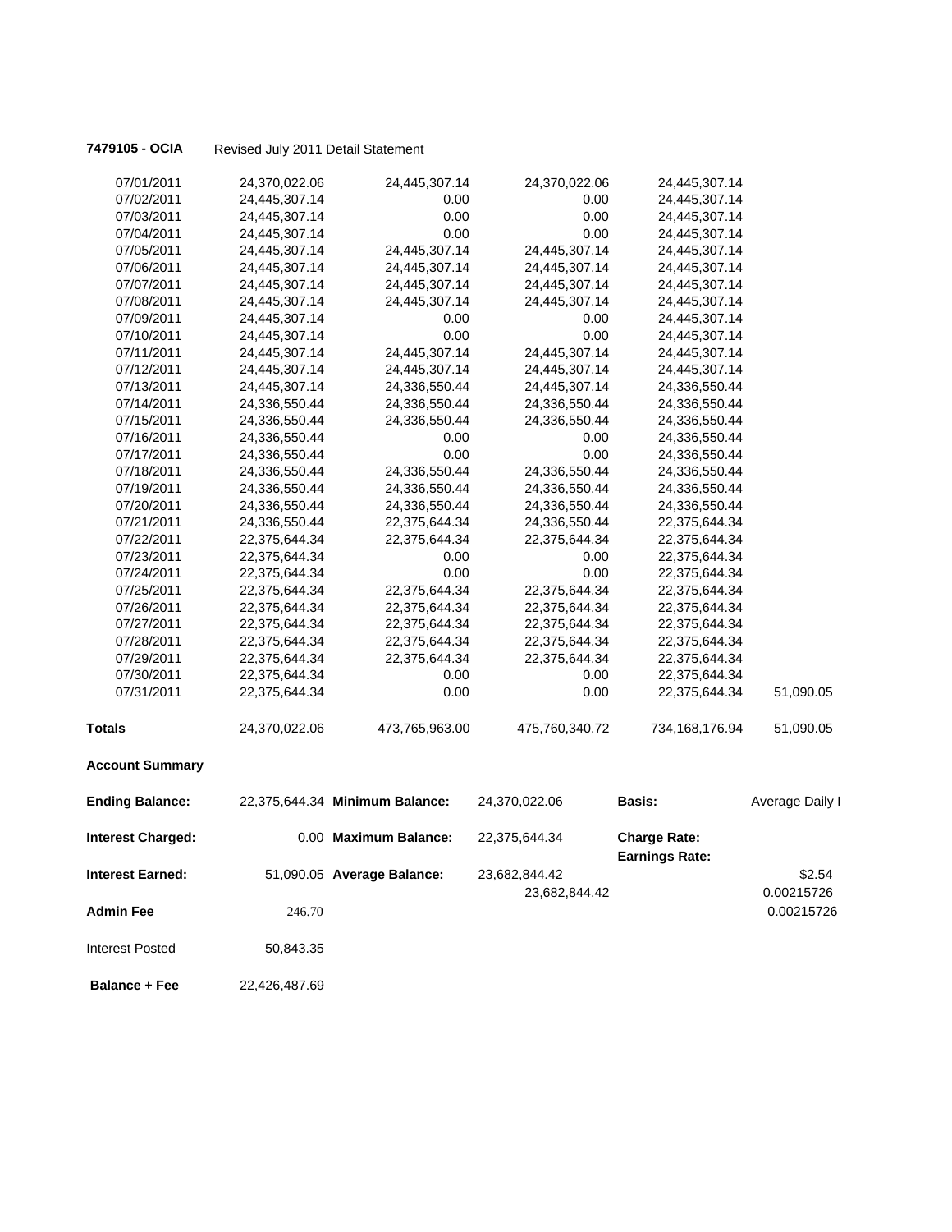**7479105 - OCIA** Revised July 2011 Detail Statement

| | | | | | |
|---|---|---|---|---|---|
| 07/01/2011 | 24,370,022.06 | 24,445,307.14 | 24,370,022.06 | 24,445,307.14 | |
| 07/02/2011 | 24,445,307.14 | 0.00 | 0.00 | 24,445,307.14 | |
| 07/03/2011 | 24,445,307.14 | 0.00 | 0.00 | 24,445,307.14 | |
| 07/04/2011 | 24,445,307.14 | 0.00 | 0.00 | 24,445,307.14 | |
| 07/05/2011 | 24,445,307.14 | 24,445,307.14 | 24,445,307.14 | 24,445,307.14 | |
| 07/06/2011 | 24,445,307.14 | 24,445,307.14 | 24,445,307.14 | 24,445,307.14 | |
| 07/07/2011 | 24,445,307.14 | 24,445,307.14 | 24,445,307.14 | 24,445,307.14 | |
| 07/08/2011 | 24,445,307.14 | 24,445,307.14 | 24,445,307.14 | 24,445,307.14 | |
| 07/09/2011 | 24,445,307.14 | 0.00 | 0.00 | 24,445,307.14 | |
| 07/10/2011 | 24,445,307.14 | 0.00 | 0.00 | 24,445,307.14 | |
| 07/11/2011 | 24,445,307.14 | 24,445,307.14 | 24,445,307.14 | 24,445,307.14 | |
| 07/12/2011 | 24,445,307.14 | 24,445,307.14 | 24,445,307.14 | 24,445,307.14 | |
| 07/13/2011 | 24,445,307.14 | 24,336,550.44 | 24,445,307.14 | 24,336,550.44 | |
| 07/14/2011 | 24,336,550.44 | 24,336,550.44 | 24,336,550.44 | 24,336,550.44 | |
| 07/15/2011 | 24,336,550.44 | 24,336,550.44 | 24,336,550.44 | 24,336,550.44 | |
| 07/16/2011 | 24,336,550.44 | 0.00 | 0.00 | 24,336,550.44 | |
| 07/17/2011 | 24,336,550.44 | 0.00 | 0.00 | 24,336,550.44 | |
| 07/18/2011 | 24,336,550.44 | 24,336,550.44 | 24,336,550.44 | 24,336,550.44 | |
| 07/19/2011 | 24,336,550.44 | 24,336,550.44 | 24,336,550.44 | 24,336,550.44 | |
| 07/20/2011 | 24,336,550.44 | 24,336,550.44 | 24,336,550.44 | 24,336,550.44 | |
| 07/21/2011 | 24,336,550.44 | 22,375,644.34 | 24,336,550.44 | 22,375,644.34 | |
| 07/22/2011 | 22,375,644.34 | 22,375,644.34 | 22,375,644.34 | 22,375,644.34 | |
| 07/23/2011 | 22,375,644.34 | 0.00 | 0.00 | 22,375,644.34 | |
| 07/24/2011 | 22,375,644.34 | 0.00 | 0.00 | 22,375,644.34 | |
| 07/25/2011 | 22,375,644.34 | 22,375,644.34 | 22,375,644.34 | 22,375,644.34 | |
| 07/26/2011 | 22,375,644.34 | 22,375,644.34 | 22,375,644.34 | 22,375,644.34 | |
| 07/27/2011 | 22,375,644.34 | 22,375,644.34 | 22,375,644.34 | 22,375,644.34 | |
| 07/28/2011 | 22,375,644.34 | 22,375,644.34 | 22,375,644.34 | 22,375,644.34 | |
| 07/29/2011 | 22,375,644.34 | 22,375,644.34 | 22,375,644.34 | 22,375,644.34 | |
| 07/30/2011 | 22,375,644.34 | 0.00 | 0.00 | 22,375,644.34 | |
| 07/31/2011 | 22,375,644.34 | 0.00 | 0.00 | 22,375,644.34 | 51,090.05 |
| **Totals** | 24,370,022.06 | 473,765,963.00 | 475,760,340.72 | 734,168,176.94 | 51,090.05 |

**Account Summary**

| | | | | | |
|---|---|---|---|---|---|
| **Ending Balance:** | 22,375,644.34 | **Minimum Balance:** | 24,370,022.06 | **Basis:** | Average Daily I |
| **Interest Charged:** | 0.00 | **Maximum Balance:** | 22,375,644.34 | **Charge Rate:** | |
| | | | | **Earnings Rate:** | |
| **Interest Earned:** | 51,090.05 | **Average Balance:** | 23,682,844.42 | | $2.54 |
| | | | 23,682,844.42 | | 0.00215726 |
| **Admin Fee** | 246.70 | | | | 0.00215726 |
| Interest Posted | 50,843.35 | | | | |
| **Balance + Fee** | 22,426,487.69 | | | | |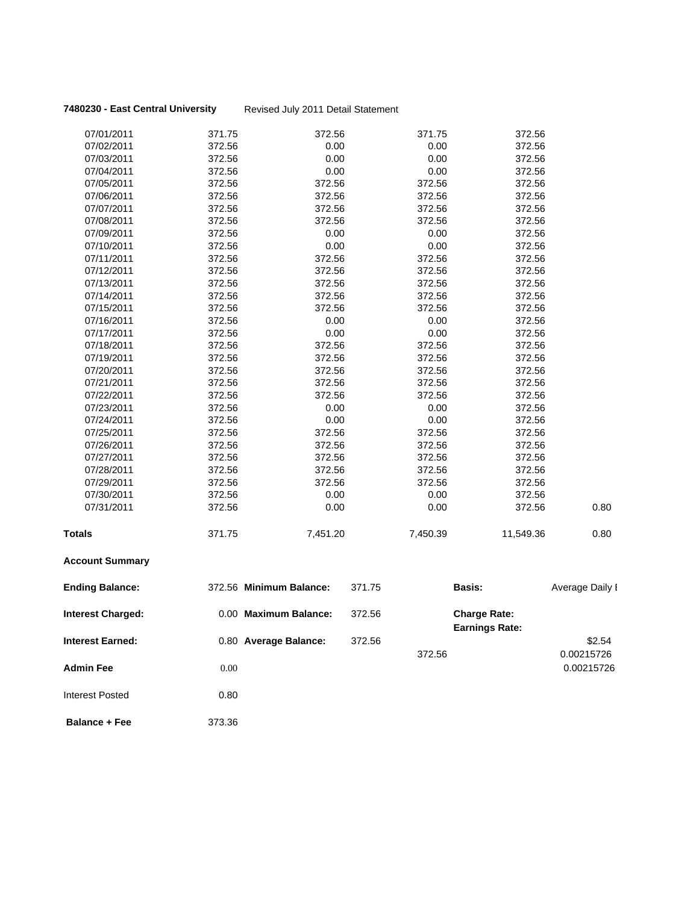**7480230 - East Central University** Revised July 2011 Detail Statement

| | | | | | |
|---|---|---|---|---|---|
| 07/01/2011 | 371.75 | 372.56 | 371.75 | 372.56 | |
| 07/02/2011 | 372.56 | 0.00 | 0.00 | 372.56 | |
| 07/03/2011 | 372.56 | 0.00 | 0.00 | 372.56 | |
| 07/04/2011 | 372.56 | 0.00 | 0.00 | 372.56 | |
| 07/05/2011 | 372.56 | 372.56 | 372.56 | 372.56 | |
| 07/06/2011 | 372.56 | 372.56 | 372.56 | 372.56 | |
| 07/07/2011 | 372.56 | 372.56 | 372.56 | 372.56 | |
| 07/08/2011 | 372.56 | 372.56 | 372.56 | 372.56 | |
| 07/09/2011 | 372.56 | 0.00 | 0.00 | 372.56 | |
| 07/10/2011 | 372.56 | 0.00 | 0.00 | 372.56 | |
| 07/11/2011 | 372.56 | 372.56 | 372.56 | 372.56 | |
| 07/12/2011 | 372.56 | 372.56 | 372.56 | 372.56 | |
| 07/13/2011 | 372.56 | 372.56 | 372.56 | 372.56 | |
| 07/14/2011 | 372.56 | 372.56 | 372.56 | 372.56 | |
| 07/15/2011 | 372.56 | 372.56 | 372.56 | 372.56 | |
| 07/16/2011 | 372.56 | 0.00 | 0.00 | 372.56 | |
| 07/17/2011 | 372.56 | 0.00 | 0.00 | 372.56 | |
| 07/18/2011 | 372.56 | 372.56 | 372.56 | 372.56 | |
| 07/19/2011 | 372.56 | 372.56 | 372.56 | 372.56 | |
| 07/20/2011 | 372.56 | 372.56 | 372.56 | 372.56 | |
| 07/21/2011 | 372.56 | 372.56 | 372.56 | 372.56 | |
| 07/22/2011 | 372.56 | 372.56 | 372.56 | 372.56 | |
| 07/23/2011 | 372.56 | 0.00 | 0.00 | 372.56 | |
| 07/24/2011 | 372.56 | 0.00 | 0.00 | 372.56 | |
| 07/25/2011 | 372.56 | 372.56 | 372.56 | 372.56 | |
| 07/26/2011 | 372.56 | 372.56 | 372.56 | 372.56 | |
| 07/27/2011 | 372.56 | 372.56 | 372.56 | 372.56 | |
| 07/28/2011 | 372.56 | 372.56 | 372.56 | 372.56 | |
| 07/29/2011 | 372.56 | 372.56 | 372.56 | 372.56 | |
| 07/30/2011 | 372.56 | 0.00 | 0.00 | 372.56 | |
| 07/31/2011 | 372.56 | 0.00 | 0.00 | 372.56 | 0.80 |
| **Totals** | 371.75 | 7,451.20 | 7,450.39 | 11,549.36 | 0.80 |

**Account Summary**

| | | | | | | |
|---|---|---|---|---|---|---|
| **Ending Balance:** | 372.56 | **Minimum Balance:** | 371.75 | | **Basis:** | Average Daily I |
| **Interest Charged:** | 0.00 | **Maximum Balance:** | 372.56 | | **Charge Rate:** | |
| | | | | | **Earnings Rate:** | |
| **Interest Earned:** | 0.80 | **Average Balance:** | 372.56 | | | $2.54 |
| | | | | 372.56 | | 0.00215726 |
| **Admin Fee** | 0.00 | | | | | 0.00215726 |
| Interest Posted | 0.80 | | | | | |
| **Balance + Fee** | 373.36 | | | | | |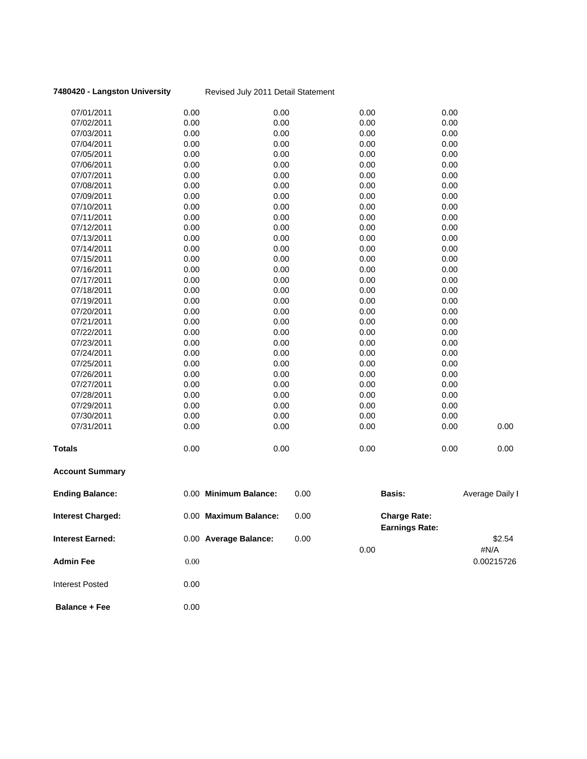**7480420 - Langston University** Revised July 2011 Detail Statement

| | | | | | |
|---|---|---|---|---|---|
| 07/01/2011 | 0.00 | 0.00 | 0.00 | 0.00 | |
| 07/02/2011 | 0.00 | 0.00 | 0.00 | 0.00 | |
| 07/03/2011 | 0.00 | 0.00 | 0.00 | 0.00 | |
| 07/04/2011 | 0.00 | 0.00 | 0.00 | 0.00 | |
| 07/05/2011 | 0.00 | 0.00 | 0.00 | 0.00 | |
| 07/06/2011 | 0.00 | 0.00 | 0.00 | 0.00 | |
| 07/07/2011 | 0.00 | 0.00 | 0.00 | 0.00 | |
| 07/08/2011 | 0.00 | 0.00 | 0.00 | 0.00 | |
| 07/09/2011 | 0.00 | 0.00 | 0.00 | 0.00 | |
| 07/10/2011 | 0.00 | 0.00 | 0.00 | 0.00 | |
| 07/11/2011 | 0.00 | 0.00 | 0.00 | 0.00 | |
| 07/12/2011 | 0.00 | 0.00 | 0.00 | 0.00 | |
| 07/13/2011 | 0.00 | 0.00 | 0.00 | 0.00 | |
| 07/14/2011 | 0.00 | 0.00 | 0.00 | 0.00 | |
| 07/15/2011 | 0.00 | 0.00 | 0.00 | 0.00 | |
| 07/16/2011 | 0.00 | 0.00 | 0.00 | 0.00 | |
| 07/17/2011 | 0.00 | 0.00 | 0.00 | 0.00 | |
| 07/18/2011 | 0.00 | 0.00 | 0.00 | 0.00 | |
| 07/19/2011 | 0.00 | 0.00 | 0.00 | 0.00 | |
| 07/20/2011 | 0.00 | 0.00 | 0.00 | 0.00 | |
| 07/21/2011 | 0.00 | 0.00 | 0.00 | 0.00 | |
| 07/22/2011 | 0.00 | 0.00 | 0.00 | 0.00 | |
| 07/23/2011 | 0.00 | 0.00 | 0.00 | 0.00 | |
| 07/24/2011 | 0.00 | 0.00 | 0.00 | 0.00 | |
| 07/25/2011 | 0.00 | 0.00 | 0.00 | 0.00 | |
| 07/26/2011 | 0.00 | 0.00 | 0.00 | 0.00 | |
| 07/27/2011 | 0.00 | 0.00 | 0.00 | 0.00 | |
| 07/28/2011 | 0.00 | 0.00 | 0.00 | 0.00 | |
| 07/29/2011 | 0.00 | 0.00 | 0.00 | 0.00 | |
| 07/30/2011 | 0.00 | 0.00 | 0.00 | 0.00 | |
| 07/31/2011 | 0.00 | 0.00 | 0.00 | 0.00 | 0.00 |
| **Totals** | 0.00 | 0.00 | 0.00 | 0.00 | 0.00 |

**Account Summary**

| | | | | | |
|---|---|---|---|---|---|
| **Ending Balance:** | 0.00 | **Minimum Balance:** | 0.00 | **Basis:** | Average Daily I |
| **Interest Charged:** | 0.00 | **Maximum Balance:** | 0.00 | **Charge Rate:** | |
| | | | | **Earnings Rate:** | |
| **Interest Earned:** | 0.00 | **Average Balance:** | 0.00 | | $2.54 |
| | | | 0.00 | | #N/A |
| **Admin Fee** | 0.00 | | | | 0.00215726 |
| Interest Posted | 0.00 | | | | |
| **Balance + Fee** | 0.00 | | | | |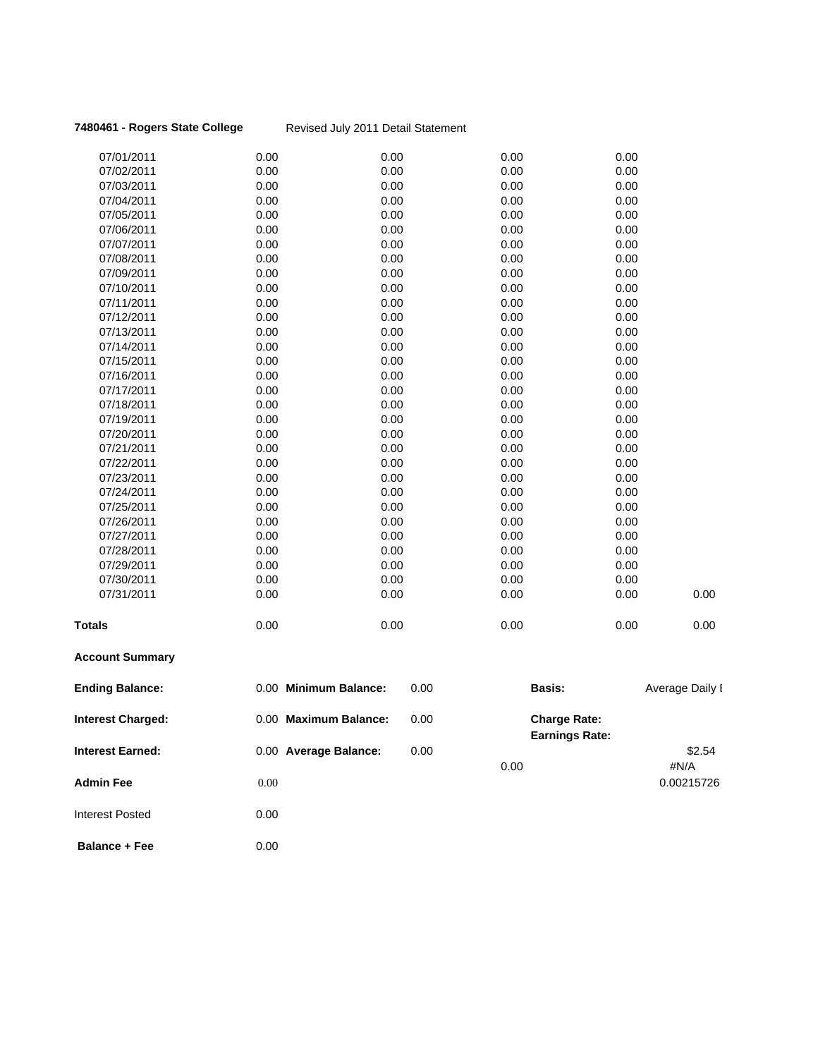**7480461 - Rogers State College** Revised July 2011 Detail Statement

| | | | | | |
|---|---|---|---|---|---|
| 07/01/2011 | 0.00 | 0.00 | 0.00 | 0.00 | |
| 07/02/2011 | 0.00 | 0.00 | 0.00 | 0.00 | |
| 07/03/2011 | 0.00 | 0.00 | 0.00 | 0.00 | |
| 07/04/2011 | 0.00 | 0.00 | 0.00 | 0.00 | |
| 07/05/2011 | 0.00 | 0.00 | 0.00 | 0.00 | |
| 07/06/2011 | 0.00 | 0.00 | 0.00 | 0.00 | |
| 07/07/2011 | 0.00 | 0.00 | 0.00 | 0.00 | |
| 07/08/2011 | 0.00 | 0.00 | 0.00 | 0.00 | |
| 07/09/2011 | 0.00 | 0.00 | 0.00 | 0.00 | |
| 07/10/2011 | 0.00 | 0.00 | 0.00 | 0.00 | |
| 07/11/2011 | 0.00 | 0.00 | 0.00 | 0.00 | |
| 07/12/2011 | 0.00 | 0.00 | 0.00 | 0.00 | |
| 07/13/2011 | 0.00 | 0.00 | 0.00 | 0.00 | |
| 07/14/2011 | 0.00 | 0.00 | 0.00 | 0.00 | |
| 07/15/2011 | 0.00 | 0.00 | 0.00 | 0.00 | |
| 07/16/2011 | 0.00 | 0.00 | 0.00 | 0.00 | |
| 07/17/2011 | 0.00 | 0.00 | 0.00 | 0.00 | |
| 07/18/2011 | 0.00 | 0.00 | 0.00 | 0.00 | |
| 07/19/2011 | 0.00 | 0.00 | 0.00 | 0.00 | |
| 07/20/2011 | 0.00 | 0.00 | 0.00 | 0.00 | |
| 07/21/2011 | 0.00 | 0.00 | 0.00 | 0.00 | |
| 07/22/2011 | 0.00 | 0.00 | 0.00 | 0.00 | |
| 07/23/2011 | 0.00 | 0.00 | 0.00 | 0.00 | |
| 07/24/2011 | 0.00 | 0.00 | 0.00 | 0.00 | |
| 07/25/2011 | 0.00 | 0.00 | 0.00 | 0.00 | |
| 07/26/2011 | 0.00 | 0.00 | 0.00 | 0.00 | |
| 07/27/2011 | 0.00 | 0.00 | 0.00 | 0.00 | |
| 07/28/2011 | 0.00 | 0.00 | 0.00 | 0.00 | |
| 07/29/2011 | 0.00 | 0.00 | 0.00 | 0.00 | |
| 07/30/2011 | 0.00 | 0.00 | 0.00 | 0.00 | |
| 07/31/2011 | 0.00 | 0.00 | 0.00 | 0.00 | 0.00 |
| **Totals** | 0.00 | 0.00 | 0.00 | 0.00 | 0.00 |

**Account Summary**

| | | | | | |
|---|---|---|---|---|---|
| **Ending Balance:** | 0.00 | **Minimum Balance:** | 0.00 | **Basis:** | Average Daily I |
| **Interest Charged:** | 0.00 | **Maximum Balance:** | 0.00 | **Charge Rate:** | |
| | | | | **Earnings Rate:** | |
| **Interest Earned:** | 0.00 | **Average Balance:** | 0.00 | | $2.54 |
| | | | 0.00 | | #N/A |
| **Admin Fee** | 0.00 | | | | 0.00215726 |
| Interest Posted | 0.00 | | | | |
| **Balance + Fee** | 0.00 | | | | |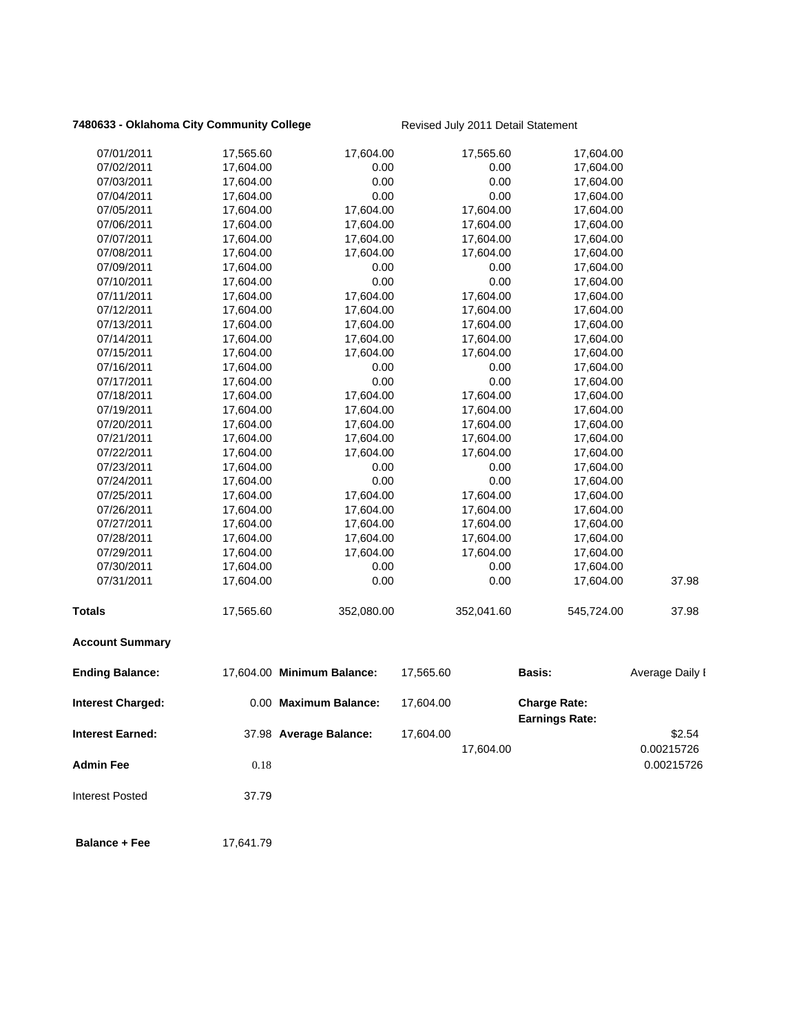**7480633 - Oklahoma City Community College** Revised July 2011 Detail Statement

| | | | | | |
|---|---|---|---|---|---|
| 07/01/2011 | 17,565.60 | 17,604.00 | 17,565.60 | 17,604.00 | |
| 07/02/2011 | 17,604.00 | 0.00 | 0.00 | 17,604.00 | |
| 07/03/2011 | 17,604.00 | 0.00 | 0.00 | 17,604.00 | |
| 07/04/2011 | 17,604.00 | 0.00 | 0.00 | 17,604.00 | |
| 07/05/2011 | 17,604.00 | 17,604.00 | 17,604.00 | 17,604.00 | |
| 07/06/2011 | 17,604.00 | 17,604.00 | 17,604.00 | 17,604.00 | |
| 07/07/2011 | 17,604.00 | 17,604.00 | 17,604.00 | 17,604.00 | |
| 07/08/2011 | 17,604.00 | 17,604.00 | 17,604.00 | 17,604.00 | |
| 07/09/2011 | 17,604.00 | 0.00 | 0.00 | 17,604.00 | |
| 07/10/2011 | 17,604.00 | 0.00 | 0.00 | 17,604.00 | |
| 07/11/2011 | 17,604.00 | 17,604.00 | 17,604.00 | 17,604.00 | |
| 07/12/2011 | 17,604.00 | 17,604.00 | 17,604.00 | 17,604.00 | |
| 07/13/2011 | 17,604.00 | 17,604.00 | 17,604.00 | 17,604.00 | |
| 07/14/2011 | 17,604.00 | 17,604.00 | 17,604.00 | 17,604.00 | |
| 07/15/2011 | 17,604.00 | 17,604.00 | 17,604.00 | 17,604.00 | |
| 07/16/2011 | 17,604.00 | 0.00 | 0.00 | 17,604.00 | |
| 07/17/2011 | 17,604.00 | 0.00 | 0.00 | 17,604.00 | |
| 07/18/2011 | 17,604.00 | 17,604.00 | 17,604.00 | 17,604.00 | |
| 07/19/2011 | 17,604.00 | 17,604.00 | 17,604.00 | 17,604.00 | |
| 07/20/2011 | 17,604.00 | 17,604.00 | 17,604.00 | 17,604.00 | |
| 07/21/2011 | 17,604.00 | 17,604.00 | 17,604.00 | 17,604.00 | |
| 07/22/2011 | 17,604.00 | 17,604.00 | 17,604.00 | 17,604.00 | |
| 07/23/2011 | 17,604.00 | 0.00 | 0.00 | 17,604.00 | |
| 07/24/2011 | 17,604.00 | 0.00 | 0.00 | 17,604.00 | |
| 07/25/2011 | 17,604.00 | 17,604.00 | 17,604.00 | 17,604.00 | |
| 07/26/2011 | 17,604.00 | 17,604.00 | 17,604.00 | 17,604.00 | |
| 07/27/2011 | 17,604.00 | 17,604.00 | 17,604.00 | 17,604.00 | |
| 07/28/2011 | 17,604.00 | 17,604.00 | 17,604.00 | 17,604.00 | |
| 07/29/2011 | 17,604.00 | 17,604.00 | 17,604.00 | 17,604.00 | |
| 07/30/2011 | 17,604.00 | 0.00 | 0.00 | 17,604.00 | |
| 07/31/2011 | 17,604.00 | 0.00 | 0.00 | 17,604.00 | 37.98 |
| **Totals** | 17,565.60 | 352,080.00 | 352,041.60 | 545,724.00 | 37.98 |

**Account Summary**

| | | | | | |
|---|---|---|---|---|---|
| **Ending Balance:** | 17,604.00 | **Minimum Balance:** | 17,565.60 | **Basis:** | Average Daily I |
| **Interest Charged:** | 0.00 | **Maximum Balance:** | 17,604.00 | **Charge Rate:** | |
| | | | | **Earnings Rate:** | |
| **Interest Earned:** | 37.98 | **Average Balance:** | 17,604.00 | | \$2.54 |
| | | | 17,604.00 | | 0.00215726 |
| **Admin Fee** | 0.18 | | | | 0.00215726 |
| Interest Posted | 37.79 | | | | |
| **Balance + Fee** | 17,641.79 | | | | |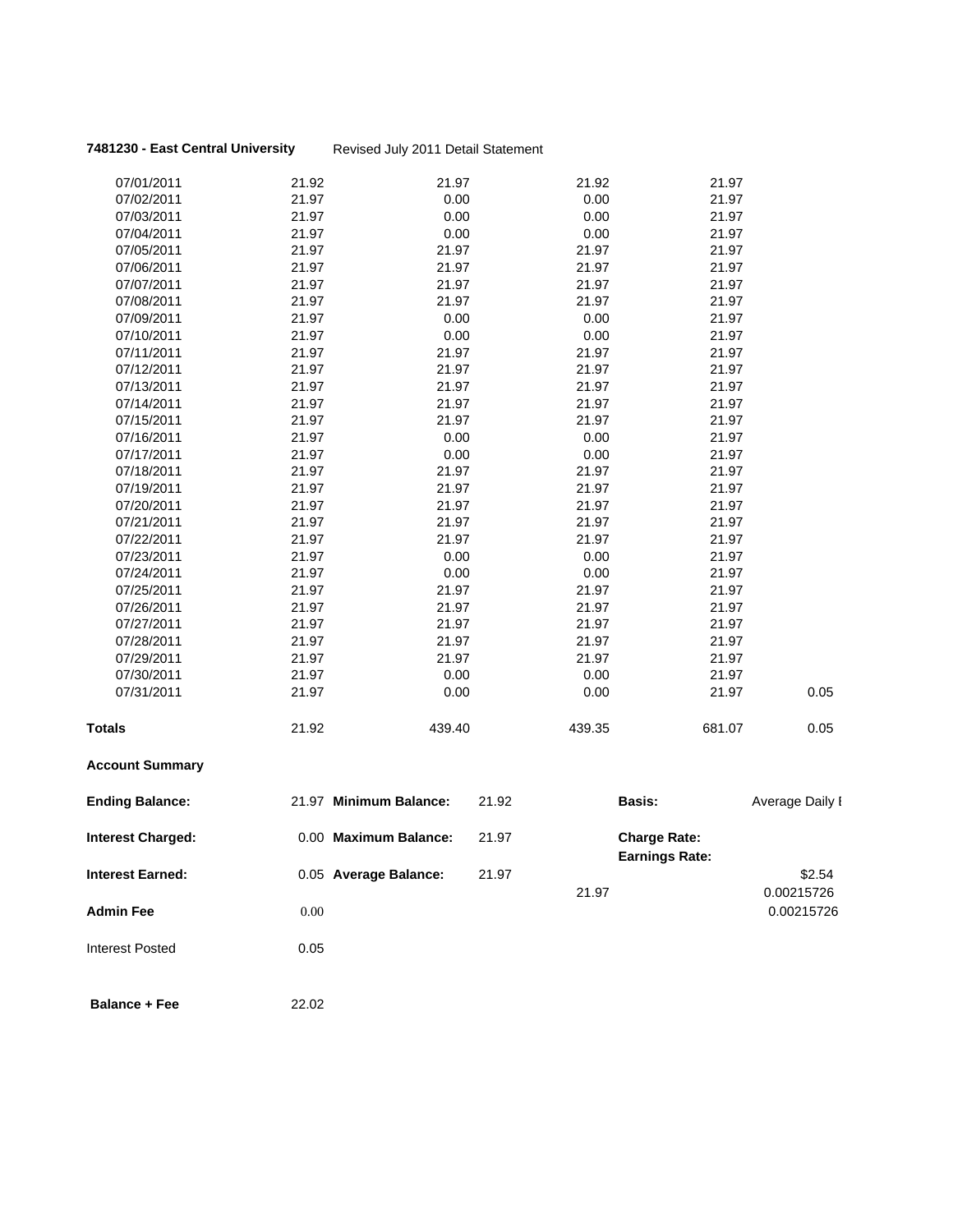**7481230 - East Central University** Revised July 2011 Detail Statement

| | | | | | |
|---|---|---|---|---|---|
| 07/01/2011 | 21.92 | 21.97 | 21.92 | 21.97 | |
| 07/02/2011 | 21.97 | 0.00 | 0.00 | 21.97 | |
| 07/03/2011 | 21.97 | 0.00 | 0.00 | 21.97 | |
| 07/04/2011 | 21.97 | 0.00 | 0.00 | 21.97 | |
| 07/05/2011 | 21.97 | 21.97 | 21.97 | 21.97 | |
| 07/06/2011 | 21.97 | 21.97 | 21.97 | 21.97 | |
| 07/07/2011 | 21.97 | 21.97 | 21.97 | 21.97 | |
| 07/08/2011 | 21.97 | 21.97 | 21.97 | 21.97 | |
| 07/09/2011 | 21.97 | 0.00 | 0.00 | 21.97 | |
| 07/10/2011 | 21.97 | 0.00 | 0.00 | 21.97 | |
| 07/11/2011 | 21.97 | 21.97 | 21.97 | 21.97 | |
| 07/12/2011 | 21.97 | 21.97 | 21.97 | 21.97 | |
| 07/13/2011 | 21.97 | 21.97 | 21.97 | 21.97 | |
| 07/14/2011 | 21.97 | 21.97 | 21.97 | 21.97 | |
| 07/15/2011 | 21.97 | 21.97 | 21.97 | 21.97 | |
| 07/16/2011 | 21.97 | 0.00 | 0.00 | 21.97 | |
| 07/17/2011 | 21.97 | 0.00 | 0.00 | 21.97 | |
| 07/18/2011 | 21.97 | 21.97 | 21.97 | 21.97 | |
| 07/19/2011 | 21.97 | 21.97 | 21.97 | 21.97 | |
| 07/20/2011 | 21.97 | 21.97 | 21.97 | 21.97 | |
| 07/21/2011 | 21.97 | 21.97 | 21.97 | 21.97 | |
| 07/22/2011 | 21.97 | 21.97 | 21.97 | 21.97 | |
| 07/23/2011 | 21.97 | 0.00 | 0.00 | 21.97 | |
| 07/24/2011 | 21.97 | 0.00 | 0.00 | 21.97 | |
| 07/25/2011 | 21.97 | 21.97 | 21.97 | 21.97 | |
| 07/26/2011 | 21.97 | 21.97 | 21.97 | 21.97 | |
| 07/27/2011 | 21.97 | 21.97 | 21.97 | 21.97 | |
| 07/28/2011 | 21.97 | 21.97 | 21.97 | 21.97 | |
| 07/29/2011 | 21.97 | 21.97 | 21.97 | 21.97 | |
| 07/30/2011 | 21.97 | 0.00 | 0.00 | 21.97 | |
| 07/31/2011 | 21.97 | 0.00 | 0.00 | 21.97 | 0.05 |
| **Totals** | 21.92 | 439.40 | 439.35 | 681.07 | 0.05 |

**Account Summary**

| | | | | | |
|---|---|---|---|---|---|
| **Ending Balance:** | 21.97 | **Minimum Balance:** | 21.92 | **Basis:** | Average Daily I |
| **Interest Charged:** | 0.00 | **Maximum Balance:** | 21.97 | **Charge Rate:** | |
| | | | | **Earnings Rate:** | |
| **Interest Earned:** | 0.05 | **Average Balance:** | 21.97 | | $2.54 |
| | | | 21.97 | | 0.00215726 |
| **Admin Fee** | 0.00 | | | | 0.00215726 |
| Interest Posted | 0.05 | | | | |
| **Balance + Fee** | 22.02 | | | | |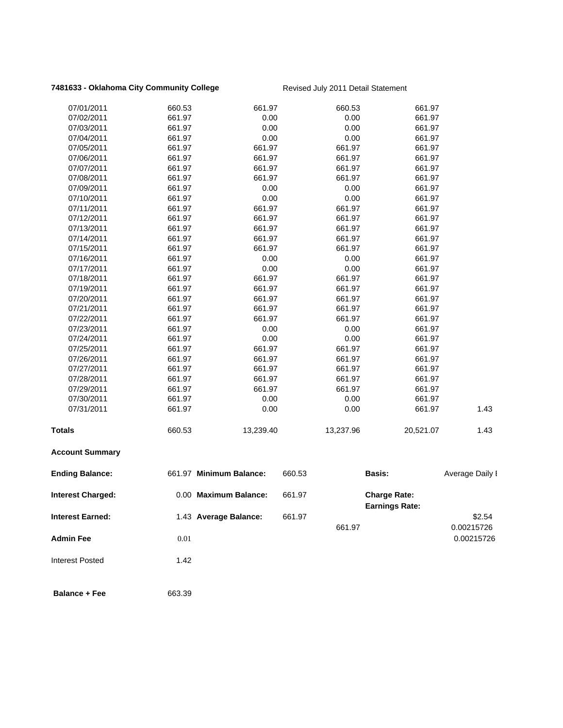**7481633 - Oklahoma City Community College** Revised July 2011 Detail Statement

| | | | | | |
|---|---|---|---|---|---|
| 07/01/2011 | 660.53 | 661.97 | 660.53 | 661.97 | |
| 07/02/2011 | 661.97 | 0.00 | 0.00 | 661.97 | |
| 07/03/2011 | 661.97 | 0.00 | 0.00 | 661.97 | |
| 07/04/2011 | 661.97 | 0.00 | 0.00 | 661.97 | |
| 07/05/2011 | 661.97 | 661.97 | 661.97 | 661.97 | |
| 07/06/2011 | 661.97 | 661.97 | 661.97 | 661.97 | |
| 07/07/2011 | 661.97 | 661.97 | 661.97 | 661.97 | |
| 07/08/2011 | 661.97 | 661.97 | 661.97 | 661.97 | |
| 07/09/2011 | 661.97 | 0.00 | 0.00 | 661.97 | |
| 07/10/2011 | 661.97 | 0.00 | 0.00 | 661.97 | |
| 07/11/2011 | 661.97 | 661.97 | 661.97 | 661.97 | |
| 07/12/2011 | 661.97 | 661.97 | 661.97 | 661.97 | |
| 07/13/2011 | 661.97 | 661.97 | 661.97 | 661.97 | |
| 07/14/2011 | 661.97 | 661.97 | 661.97 | 661.97 | |
| 07/15/2011 | 661.97 | 661.97 | 661.97 | 661.97 | |
| 07/16/2011 | 661.97 | 0.00 | 0.00 | 661.97 | |
| 07/17/2011 | 661.97 | 0.00 | 0.00 | 661.97 | |
| 07/18/2011 | 661.97 | 661.97 | 661.97 | 661.97 | |
| 07/19/2011 | 661.97 | 661.97 | 661.97 | 661.97 | |
| 07/20/2011 | 661.97 | 661.97 | 661.97 | 661.97 | |
| 07/21/2011 | 661.97 | 661.97 | 661.97 | 661.97 | |
| 07/22/2011 | 661.97 | 661.97 | 661.97 | 661.97 | |
| 07/23/2011 | 661.97 | 0.00 | 0.00 | 661.97 | |
| 07/24/2011 | 661.97 | 0.00 | 0.00 | 661.97 | |
| 07/25/2011 | 661.97 | 661.97 | 661.97 | 661.97 | |
| 07/26/2011 | 661.97 | 661.97 | 661.97 | 661.97 | |
| 07/27/2011 | 661.97 | 661.97 | 661.97 | 661.97 | |
| 07/28/2011 | 661.97 | 661.97 | 661.97 | 661.97 | |
| 07/29/2011 | 661.97 | 661.97 | 661.97 | 661.97 | |
| 07/30/2011 | 661.97 | 0.00 | 0.00 | 661.97 | |
| 07/31/2011 | 661.97 | 0.00 | 0.00 | 661.97 | 1.43 |
| **Totals** | 660.53 | 13,239.40 | 13,237.96 | 20,521.07 | 1.43 |

**Account Summary**

| | | | | | |
|---|---|---|---|---|---|
| **Ending Balance:** | 661.97 | **Minimum Balance:** | 660.53 | **Basis:** | Average Daily I |
| **Interest Charged:** | 0.00 | **Maximum Balance:** | 661.97 | **Charge Rate:** | |
| | | | | **Earnings Rate:** | |
| **Interest Earned:** | 1.43 | **Average Balance:** | 661.97 | | $2.54 |
| | | | 661.97 | | 0.00215726 |
| **Admin Fee** | 0.01 | | | | 0.00215726 |
| Interest Posted | 1.42 | | | | |
| **Balance + Fee** | 663.39 | | | | |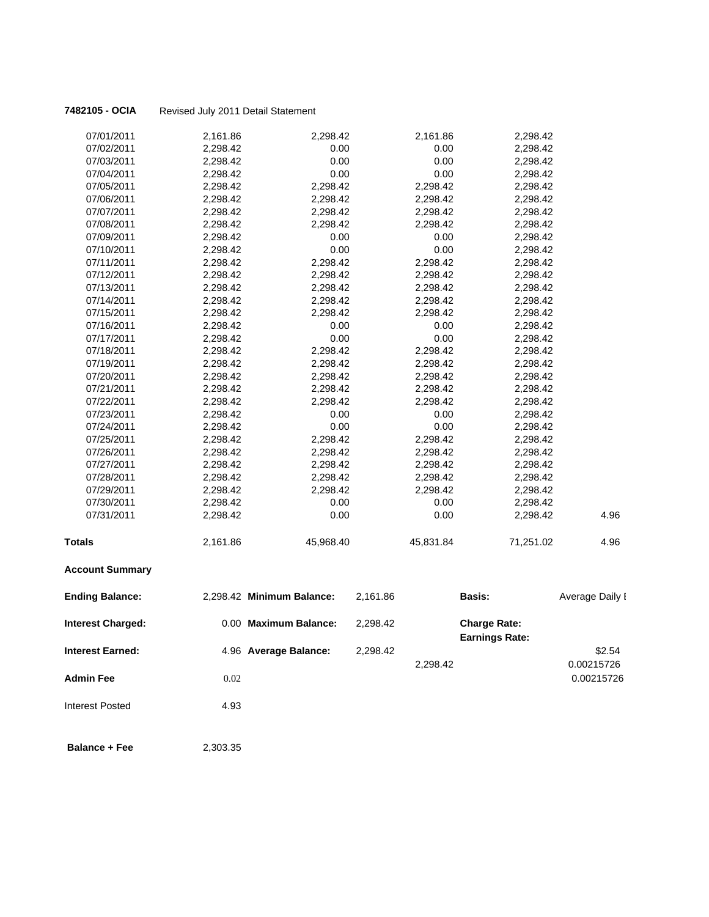**7482105 - OCIA** Revised July 2011 Detail Statement

| | | | | | |
|---|---|---|---|---|---|
| 07/01/2011 | 2,161.86 | 2,298.42 | 2,161.86 | 2,298.42 | |
| 07/02/2011 | 2,298.42 | 0.00 | 0.00 | 2,298.42 | |
| 07/03/2011 | 2,298.42 | 0.00 | 0.00 | 2,298.42 | |
| 07/04/2011 | 2,298.42 | 0.00 | 0.00 | 2,298.42 | |
| 07/05/2011 | 2,298.42 | 2,298.42 | 2,298.42 | 2,298.42 | |
| 07/06/2011 | 2,298.42 | 2,298.42 | 2,298.42 | 2,298.42 | |
| 07/07/2011 | 2,298.42 | 2,298.42 | 2,298.42 | 2,298.42 | |
| 07/08/2011 | 2,298.42 | 2,298.42 | 2,298.42 | 2,298.42 | |
| 07/09/2011 | 2,298.42 | 0.00 | 0.00 | 2,298.42 | |
| 07/10/2011 | 2,298.42 | 0.00 | 0.00 | 2,298.42 | |
| 07/11/2011 | 2,298.42 | 2,298.42 | 2,298.42 | 2,298.42 | |
| 07/12/2011 | 2,298.42 | 2,298.42 | 2,298.42 | 2,298.42 | |
| 07/13/2011 | 2,298.42 | 2,298.42 | 2,298.42 | 2,298.42 | |
| 07/14/2011 | 2,298.42 | 2,298.42 | 2,298.42 | 2,298.42 | |
| 07/15/2011 | 2,298.42 | 2,298.42 | 2,298.42 | 2,298.42 | |
| 07/16/2011 | 2,298.42 | 0.00 | 0.00 | 2,298.42 | |
| 07/17/2011 | 2,298.42 | 0.00 | 0.00 | 2,298.42 | |
| 07/18/2011 | 2,298.42 | 2,298.42 | 2,298.42 | 2,298.42 | |
| 07/19/2011 | 2,298.42 | 2,298.42 | 2,298.42 | 2,298.42 | |
| 07/20/2011 | 2,298.42 | 2,298.42 | 2,298.42 | 2,298.42 | |
| 07/21/2011 | 2,298.42 | 2,298.42 | 2,298.42 | 2,298.42 | |
| 07/22/2011 | 2,298.42 | 2,298.42 | 2,298.42 | 2,298.42 | |
| 07/23/2011 | 2,298.42 | 0.00 | 0.00 | 2,298.42 | |
| 07/24/2011 | 2,298.42 | 0.00 | 0.00 | 2,298.42 | |
| 07/25/2011 | 2,298.42 | 2,298.42 | 2,298.42 | 2,298.42 | |
| 07/26/2011 | 2,298.42 | 2,298.42 | 2,298.42 | 2,298.42 | |
| 07/27/2011 | 2,298.42 | 2,298.42 | 2,298.42 | 2,298.42 | |
| 07/28/2011 | 2,298.42 | 2,298.42 | 2,298.42 | 2,298.42 | |
| 07/29/2011 | 2,298.42 | 2,298.42 | 2,298.42 | 2,298.42 | |
| 07/30/2011 | 2,298.42 | 0.00 | 0.00 | 2,298.42 | |
| 07/31/2011 | 2,298.42 | 0.00 | 0.00 | 2,298.42 | 4.96 |
| **Totals** | 2,161.86 | 45,968.40 | 45,831.84 | 71,251.02 | 4.96 |

**Account Summary**

| | | | | | | |
|---|---|---|---|---|---|---|
| **Ending Balance:** | 2,298.42 | **Minimum Balance:** | 2,161.86 | | **Basis:** | Average Daily I |
| **Interest Charged:** | 0.00 | **Maximum Balance:** | 2,298.42 | | **Charge Rate:** | |
| | | | | | **Earnings Rate:** | |
| **Interest Earned:** | 4.96 | **Average Balance:** | 2,298.42 | | | $2.54 |
| | | | | 2,298.42 | | 0.00215726 |
| **Admin Fee** | 0.02 | | | | | 0.00215726 |
| Interest Posted | 4.93 | | | | | |
| **Balance + Fee** | 2,303.35 | | | | | |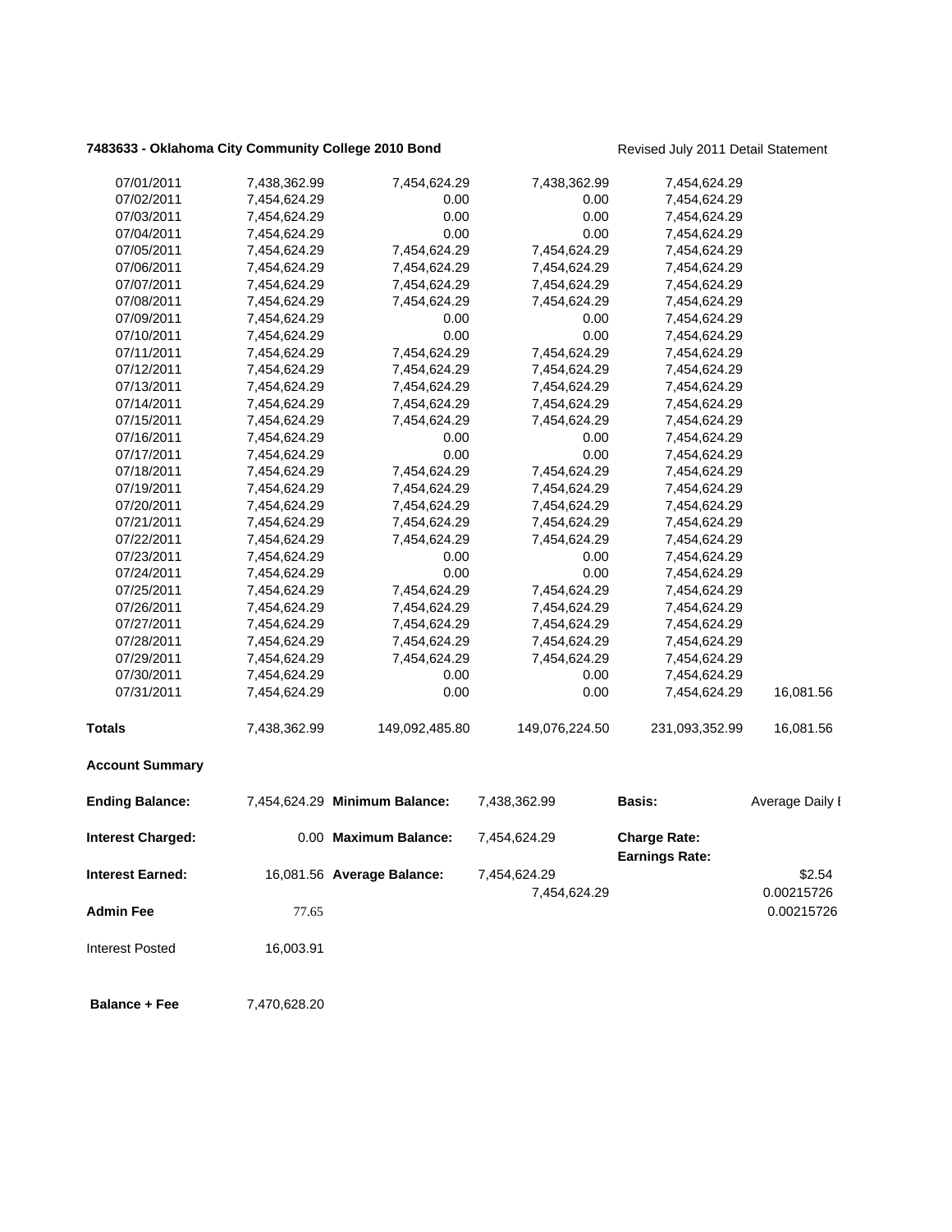**7483633 - Oklahoma City Community College 2010 Bond**

Revised July 2011 Detail Statement

| | | | | | |
|---|---|---|---|---|---|
| 07/01/2011 | 7,438,362.99 | 7,454,624.29 | 7,438,362.99 | 7,454,624.29 | |
| 07/02/2011 | 7,454,624.29 | 0.00 | 0.00 | 7,454,624.29 | |
| 07/03/2011 | 7,454,624.29 | 0.00 | 0.00 | 7,454,624.29 | |
| 07/04/2011 | 7,454,624.29 | 0.00 | 0.00 | 7,454,624.29 | |
| 07/05/2011 | 7,454,624.29 | 7,454,624.29 | 7,454,624.29 | 7,454,624.29 | |
| 07/06/2011 | 7,454,624.29 | 7,454,624.29 | 7,454,624.29 | 7,454,624.29 | |
| 07/07/2011 | 7,454,624.29 | 7,454,624.29 | 7,454,624.29 | 7,454,624.29 | |
| 07/08/2011 | 7,454,624.29 | 7,454,624.29 | 7,454,624.29 | 7,454,624.29 | |
| 07/09/2011 | 7,454,624.29 | 0.00 | 0.00 | 7,454,624.29 | |
| 07/10/2011 | 7,454,624.29 | 0.00 | 0.00 | 7,454,624.29 | |
| 07/11/2011 | 7,454,624.29 | 7,454,624.29 | 7,454,624.29 | 7,454,624.29 | |
| 07/12/2011 | 7,454,624.29 | 7,454,624.29 | 7,454,624.29 | 7,454,624.29 | |
| 07/13/2011 | 7,454,624.29 | 7,454,624.29 | 7,454,624.29 | 7,454,624.29 | |
| 07/14/2011 | 7,454,624.29 | 7,454,624.29 | 7,454,624.29 | 7,454,624.29 | |
| 07/15/2011 | 7,454,624.29 | 7,454,624.29 | 7,454,624.29 | 7,454,624.29 | |
| 07/16/2011 | 7,454,624.29 | 0.00 | 0.00 | 7,454,624.29 | |
| 07/17/2011 | 7,454,624.29 | 0.00 | 0.00 | 7,454,624.29 | |
| 07/18/2011 | 7,454,624.29 | 7,454,624.29 | 7,454,624.29 | 7,454,624.29 | |
| 07/19/2011 | 7,454,624.29 | 7,454,624.29 | 7,454,624.29 | 7,454,624.29 | |
| 07/20/2011 | 7,454,624.29 | 7,454,624.29 | 7,454,624.29 | 7,454,624.29 | |
| 07/21/2011 | 7,454,624.29 | 7,454,624.29 | 7,454,624.29 | 7,454,624.29 | |
| 07/22/2011 | 7,454,624.29 | 7,454,624.29 | 7,454,624.29 | 7,454,624.29 | |
| 07/23/2011 | 7,454,624.29 | 0.00 | 0.00 | 7,454,624.29 | |
| 07/24/2011 | 7,454,624.29 | 0.00 | 0.00 | 7,454,624.29 | |
| 07/25/2011 | 7,454,624.29 | 7,454,624.29 | 7,454,624.29 | 7,454,624.29 | |
| 07/26/2011 | 7,454,624.29 | 7,454,624.29 | 7,454,624.29 | 7,454,624.29 | |
| 07/27/2011 | 7,454,624.29 | 7,454,624.29 | 7,454,624.29 | 7,454,624.29 | |
| 07/28/2011 | 7,454,624.29 | 7,454,624.29 | 7,454,624.29 | 7,454,624.29 | |
| 07/29/2011 | 7,454,624.29 | 7,454,624.29 | 7,454,624.29 | 7,454,624.29 | |
| 07/30/2011 | 7,454,624.29 | 0.00 | 0.00 | 7,454,624.29 | |
| 07/31/2011 | 7,454,624.29 | 0.00 | 0.00 | 7,454,624.29 | 16,081.56 |
| **Totals** | 7,438,362.99 | 149,092,485.80 | 149,076,224.50 | 231,093,352.99 | 16,081.56 |

**Account Summary**

| | | | | | |
|---|---|---|---|---|---|
| **Ending Balance:** | 7,454,624.29 | **Minimum Balance:** | 7,438,362.99 | **Basis:** | Average Daily I |
| **Interest Charged:** | 0.00 | **Maximum Balance:** | 7,454,624.29 | **Charge Rate:** | |
| | | | | **Earnings Rate:** | |
| **Interest Earned:** | 16,081.56 | **Average Balance:** | 7,454,624.29 | | $2.54 |
| | | | 7,454,624.29 | | 0.00215726 |
| **Admin Fee** | 77.65 | | | | 0.00215726 |
| Interest Posted | 16,003.91 | | | | |
| **Balance + Fee** | 7,470,628.20 | | | | |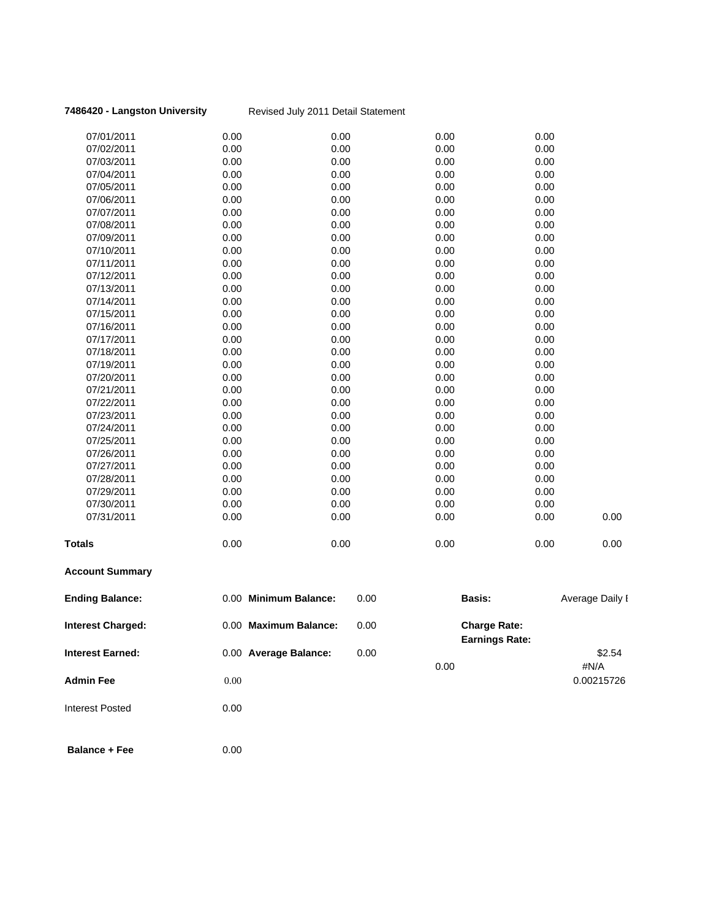**7486420 - Langston University** Revised July 2011 Detail Statement

| | | | | | |
|---|---|---|---|---|---|
| 07/01/2011 | 0.00 | 0.00 | 0.00 | 0.00 | |
| 07/02/2011 | 0.00 | 0.00 | 0.00 | 0.00 | |
| 07/03/2011 | 0.00 | 0.00 | 0.00 | 0.00 | |
| 07/04/2011 | 0.00 | 0.00 | 0.00 | 0.00 | |
| 07/05/2011 | 0.00 | 0.00 | 0.00 | 0.00 | |
| 07/06/2011 | 0.00 | 0.00 | 0.00 | 0.00 | |
| 07/07/2011 | 0.00 | 0.00 | 0.00 | 0.00 | |
| 07/08/2011 | 0.00 | 0.00 | 0.00 | 0.00 | |
| 07/09/2011 | 0.00 | 0.00 | 0.00 | 0.00 | |
| 07/10/2011 | 0.00 | 0.00 | 0.00 | 0.00 | |
| 07/11/2011 | 0.00 | 0.00 | 0.00 | 0.00 | |
| 07/12/2011 | 0.00 | 0.00 | 0.00 | 0.00 | |
| 07/13/2011 | 0.00 | 0.00 | 0.00 | 0.00 | |
| 07/14/2011 | 0.00 | 0.00 | 0.00 | 0.00 | |
| 07/15/2011 | 0.00 | 0.00 | 0.00 | 0.00 | |
| 07/16/2011 | 0.00 | 0.00 | 0.00 | 0.00 | |
| 07/17/2011 | 0.00 | 0.00 | 0.00 | 0.00 | |
| 07/18/2011 | 0.00 | 0.00 | 0.00 | 0.00 | |
| 07/19/2011 | 0.00 | 0.00 | 0.00 | 0.00 | |
| 07/20/2011 | 0.00 | 0.00 | 0.00 | 0.00 | |
| 07/21/2011 | 0.00 | 0.00 | 0.00 | 0.00 | |
| 07/22/2011 | 0.00 | 0.00 | 0.00 | 0.00 | |
| 07/23/2011 | 0.00 | 0.00 | 0.00 | 0.00 | |
| 07/24/2011 | 0.00 | 0.00 | 0.00 | 0.00 | |
| 07/25/2011 | 0.00 | 0.00 | 0.00 | 0.00 | |
| 07/26/2011 | 0.00 | 0.00 | 0.00 | 0.00 | |
| 07/27/2011 | 0.00 | 0.00 | 0.00 | 0.00 | |
| 07/28/2011 | 0.00 | 0.00 | 0.00 | 0.00 | |
| 07/29/2011 | 0.00 | 0.00 | 0.00 | 0.00 | |
| 07/30/2011 | 0.00 | 0.00 | 0.00 | 0.00 | |
| 07/31/2011 | 0.00 | 0.00 | 0.00 | 0.00 | 0.00 |
| **Totals** | 0.00 | 0.00 | 0.00 | 0.00 | 0.00 |

**Account Summary**

| | | | | | |
|---|---|---|---|---|---|
| **Ending Balance:** | 0.00 | **Minimum Balance:** | 0.00 | **Basis:** | Average Daily I |
| **Interest Charged:** | 0.00 | **Maximum Balance:** | 0.00 | **Charge Rate:** | |
| | | | | **Earnings Rate:** | |
| **Interest Earned:** | 0.00 | **Average Balance:** | 0.00 | | $2.54 |
| | | | 0.00 | | #N/A |
| **Admin Fee** | 0.00 | | | | 0.00215726 |
| Interest Posted | 0.00 | | | | |
| **Balance + Fee** | 0.00 | | | | |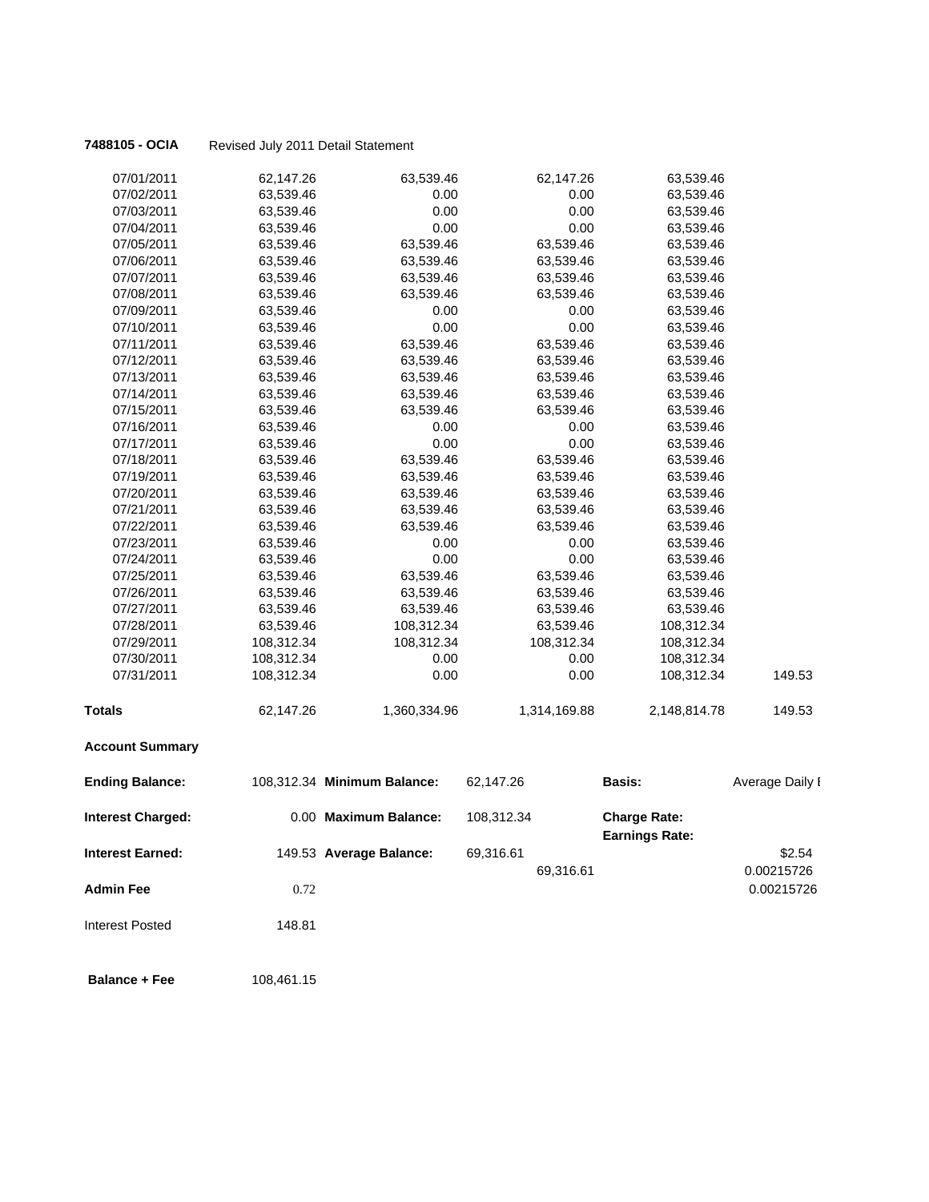**7488105 - OCIA** Revised July 2011 Detail Statement

| | | | | | |
|---|---|---|---|---|---|
| 07/01/2011 | 62,147.26 | 63,539.46 | 62,147.26 | 63,539.46 | |
| 07/02/2011 | 63,539.46 | 0.00 | 0.00 | 63,539.46 | |
| 07/03/2011 | 63,539.46 | 0.00 | 0.00 | 63,539.46 | |
| 07/04/2011 | 63,539.46 | 0.00 | 0.00 | 63,539.46 | |
| 07/05/2011 | 63,539.46 | 63,539.46 | 63,539.46 | 63,539.46 | |
| 07/06/2011 | 63,539.46 | 63,539.46 | 63,539.46 | 63,539.46 | |
| 07/07/2011 | 63,539.46 | 63,539.46 | 63,539.46 | 63,539.46 | |
| 07/08/2011 | 63,539.46 | 63,539.46 | 63,539.46 | 63,539.46 | |
| 07/09/2011 | 63,539.46 | 0.00 | 0.00 | 63,539.46 | |
| 07/10/2011 | 63,539.46 | 0.00 | 0.00 | 63,539.46 | |
| 07/11/2011 | 63,539.46 | 63,539.46 | 63,539.46 | 63,539.46 | |
| 07/12/2011 | 63,539.46 | 63,539.46 | 63,539.46 | 63,539.46 | |
| 07/13/2011 | 63,539.46 | 63,539.46 | 63,539.46 | 63,539.46 | |
| 07/14/2011 | 63,539.46 | 63,539.46 | 63,539.46 | 63,539.46 | |
| 07/15/2011 | 63,539.46 | 63,539.46 | 63,539.46 | 63,539.46 | |
| 07/16/2011 | 63,539.46 | 0.00 | 0.00 | 63,539.46 | |
| 07/17/2011 | 63,539.46 | 0.00 | 0.00 | 63,539.46 | |
| 07/18/2011 | 63,539.46 | 63,539.46 | 63,539.46 | 63,539.46 | |
| 07/19/2011 | 63,539.46 | 63,539.46 | 63,539.46 | 63,539.46 | |
| 07/20/2011 | 63,539.46 | 63,539.46 | 63,539.46 | 63,539.46 | |
| 07/21/2011 | 63,539.46 | 63,539.46 | 63,539.46 | 63,539.46 | |
| 07/22/2011 | 63,539.46 | 63,539.46 | 63,539.46 | 63,539.46 | |
| 07/23/2011 | 63,539.46 | 0.00 | 0.00 | 63,539.46 | |
| 07/24/2011 | 63,539.46 | 0.00 | 0.00 | 63,539.46 | |
| 07/25/2011 | 63,539.46 | 63,539.46 | 63,539.46 | 63,539.46 | |
| 07/26/2011 | 63,539.46 | 63,539.46 | 63,539.46 | 63,539.46 | |
| 07/27/2011 | 63,539.46 | 63,539.46 | 63,539.46 | 63,539.46 | |
| 07/28/2011 | 63,539.46 | 108,312.34 | 63,539.46 | 108,312.34 | |
| 07/29/2011 | 108,312.34 | 108,312.34 | 108,312.34 | 108,312.34 | |
| 07/30/2011 | 108,312.34 | 0.00 | 0.00 | 108,312.34 | |
| 07/31/2011 | 108,312.34 | 0.00 | 0.00 | 108,312.34 | 149.53 |
| **Totals** | 62,147.26 | 1,360,334.96 | 1,314,169.88 | 2,148,814.78 | 149.53 |

**Account Summary**

| | | | | | |
|---|---|---|---|---|---|
| **Ending Balance:** | 108,312.34 | **Minimum Balance:** | 62,147.26 | **Basis:** | Average Daily I |
| **Interest Charged:** | 0.00 | **Maximum Balance:** | 108,312.34 | **Charge Rate:** **Earnings Rate:** | |
| **Interest Earned:** | 149.53 | **Average Balance:** | 69,316.61 | | $2.54 |
| | | | 69,316.61 | | 0.00215726 |
| **Admin Fee** | 0.72 | | | | 0.00215726 |
| Interest Posted | 148.81 | | | | |
| **Balance + Fee** | 108,461.15 | | | | |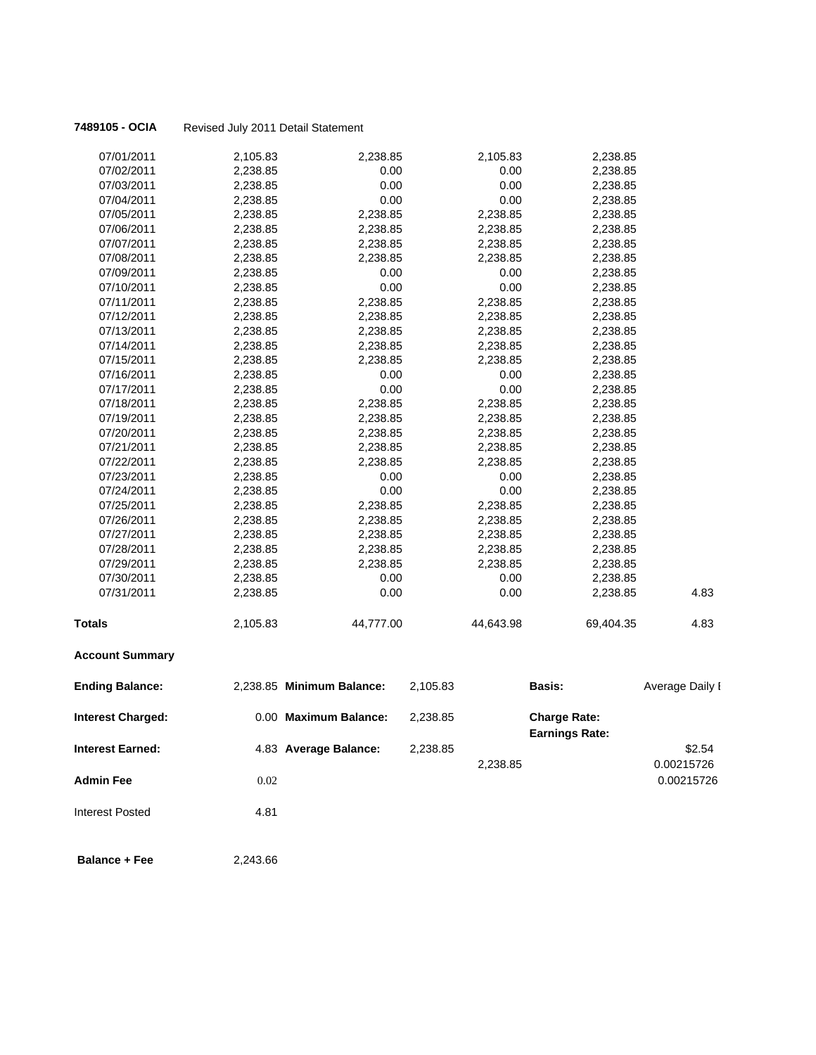**7489105 - OCIA** Revised July 2011 Detail Statement

| | | | | | |
|---|---|---|---|---|---|
| 07/01/2011 | 2,105.83 | 2,238.85 | 2,105.83 | 2,238.85 | |
| 07/02/2011 | 2,238.85 | 0.00 | 0.00 | 2,238.85 | |
| 07/03/2011 | 2,238.85 | 0.00 | 0.00 | 2,238.85 | |
| 07/04/2011 | 2,238.85 | 0.00 | 0.00 | 2,238.85 | |
| 07/05/2011 | 2,238.85 | 2,238.85 | 2,238.85 | 2,238.85 | |
| 07/06/2011 | 2,238.85 | 2,238.85 | 2,238.85 | 2,238.85 | |
| 07/07/2011 | 2,238.85 | 2,238.85 | 2,238.85 | 2,238.85 | |
| 07/08/2011 | 2,238.85 | 2,238.85 | 2,238.85 | 2,238.85 | |
| 07/09/2011 | 2,238.85 | 0.00 | 0.00 | 2,238.85 | |
| 07/10/2011 | 2,238.85 | 0.00 | 0.00 | 2,238.85 | |
| 07/11/2011 | 2,238.85 | 2,238.85 | 2,238.85 | 2,238.85 | |
| 07/12/2011 | 2,238.85 | 2,238.85 | 2,238.85 | 2,238.85 | |
| 07/13/2011 | 2,238.85 | 2,238.85 | 2,238.85 | 2,238.85 | |
| 07/14/2011 | 2,238.85 | 2,238.85 | 2,238.85 | 2,238.85 | |
| 07/15/2011 | 2,238.85 | 2,238.85 | 2,238.85 | 2,238.85 | |
| 07/16/2011 | 2,238.85 | 0.00 | 0.00 | 2,238.85 | |
| 07/17/2011 | 2,238.85 | 0.00 | 0.00 | 2,238.85 | |
| 07/18/2011 | 2,238.85 | 2,238.85 | 2,238.85 | 2,238.85 | |
| 07/19/2011 | 2,238.85 | 2,238.85 | 2,238.85 | 2,238.85 | |
| 07/20/2011 | 2,238.85 | 2,238.85 | 2,238.85 | 2,238.85 | |
| 07/21/2011 | 2,238.85 | 2,238.85 | 2,238.85 | 2,238.85 | |
| 07/22/2011 | 2,238.85 | 2,238.85 | 2,238.85 | 2,238.85 | |
| 07/23/2011 | 2,238.85 | 0.00 | 0.00 | 2,238.85 | |
| 07/24/2011 | 2,238.85 | 0.00 | 0.00 | 2,238.85 | |
| 07/25/2011 | 2,238.85 | 2,238.85 | 2,238.85 | 2,238.85 | |
| 07/26/2011 | 2,238.85 | 2,238.85 | 2,238.85 | 2,238.85 | |
| 07/27/2011 | 2,238.85 | 2,238.85 | 2,238.85 | 2,238.85 | |
| 07/28/2011 | 2,238.85 | 2,238.85 | 2,238.85 | 2,238.85 | |
| 07/29/2011 | 2,238.85 | 2,238.85 | 2,238.85 | 2,238.85 | |
| 07/30/2011 | 2,238.85 | 0.00 | 0.00 | 2,238.85 | |
| 07/31/2011 | 2,238.85 | 0.00 | 0.00 | 2,238.85 | 4.83 |
| **Totals** | 2,105.83 | 44,777.00 | 44,643.98 | 69,404.35 | 4.83 |

**Account Summary**

| | | | | | | |
|---|---|---|---|---|---|---|
| **Ending Balance:** | 2,238.85 | **Minimum Balance:** | 2,105.83 | | **Basis:** | Average Daily I |
| **Interest Charged:** | 0.00 | **Maximum Balance:** | 2,238.85 | | **Charge Rate:** | |
| | | | | | **Earnings Rate:** | |
| **Interest Earned:** | 4.83 | **Average Balance:** | 2,238.85 | | | $2.54 |
| | | | | 2,238.85 | | 0.00215726 |
| **Admin Fee** | 0.02 | | | | | 0.00215726 |
| Interest Posted | 4.81 | | | | | |
| **Balance + Fee** | 2,243.66 | | | | | |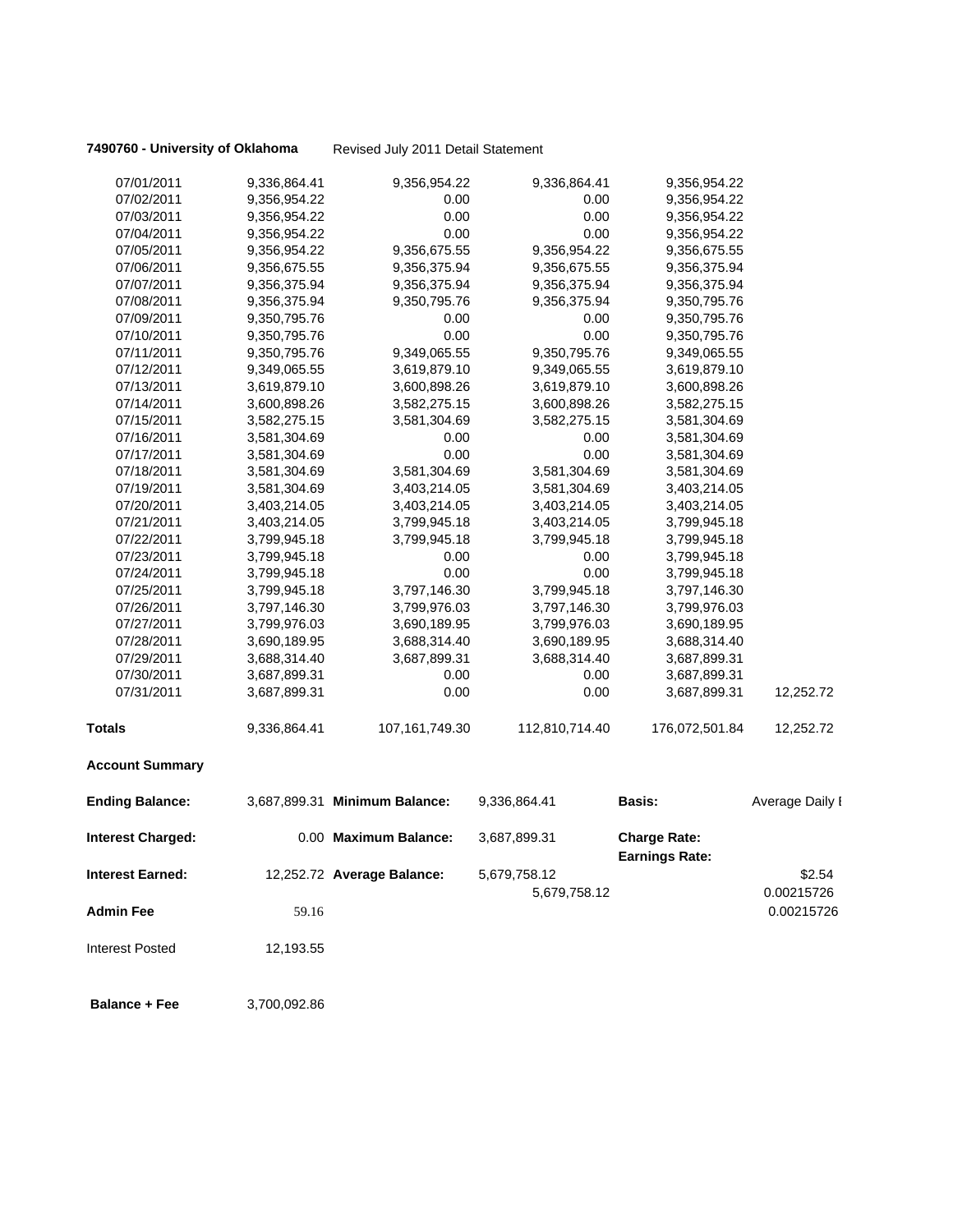**7490760 - University of Oklahoma** Revised July 2011 Detail Statement

| | | | | | |
|---|---|---|---|---|---|
| 07/01/2011 | 9,336,864.41 | 9,356,954.22 | 9,336,864.41 | 9,356,954.22 | |
| 07/02/2011 | 9,356,954.22 | 0.00 | 0.00 | 9,356,954.22 | |
| 07/03/2011 | 9,356,954.22 | 0.00 | 0.00 | 9,356,954.22 | |
| 07/04/2011 | 9,356,954.22 | 0.00 | 0.00 | 9,356,954.22 | |
| 07/05/2011 | 9,356,954.22 | 9,356,675.55 | 9,356,954.22 | 9,356,675.55 | |
| 07/06/2011 | 9,356,675.55 | 9,356,375.94 | 9,356,675.55 | 9,356,375.94 | |
| 07/07/2011 | 9,356,375.94 | 9,356,375.94 | 9,356,375.94 | 9,356,375.94 | |
| 07/08/2011 | 9,356,375.94 | 9,350,795.76 | 9,356,375.94 | 9,350,795.76 | |
| 07/09/2011 | 9,350,795.76 | 0.00 | 0.00 | 9,350,795.76 | |
| 07/10/2011 | 9,350,795.76 | 0.00 | 0.00 | 9,350,795.76 | |
| 07/11/2011 | 9,350,795.76 | 9,349,065.55 | 9,350,795.76 | 9,349,065.55 | |
| 07/12/2011 | 9,349,065.55 | 3,619,879.10 | 9,349,065.55 | 3,619,879.10 | |
| 07/13/2011 | 3,619,879.10 | 3,600,898.26 | 3,619,879.10 | 3,600,898.26 | |
| 07/14/2011 | 3,600,898.26 | 3,582,275.15 | 3,600,898.26 | 3,582,275.15 | |
| 07/15/2011 | 3,582,275.15 | 3,581,304.69 | 3,582,275.15 | 3,581,304.69 | |
| 07/16/2011 | 3,581,304.69 | 0.00 | 0.00 | 3,581,304.69 | |
| 07/17/2011 | 3,581,304.69 | 0.00 | 0.00 | 3,581,304.69 | |
| 07/18/2011 | 3,581,304.69 | 3,581,304.69 | 3,581,304.69 | 3,581,304.69 | |
| 07/19/2011 | 3,581,304.69 | 3,403,214.05 | 3,581,304.69 | 3,403,214.05 | |
| 07/20/2011 | 3,403,214.05 | 3,403,214.05 | 3,403,214.05 | 3,403,214.05 | |
| 07/21/2011 | 3,403,214.05 | 3,799,945.18 | 3,403,214.05 | 3,799,945.18 | |
| 07/22/2011 | 3,799,945.18 | 3,799,945.18 | 3,799,945.18 | 3,799,945.18 | |
| 07/23/2011 | 3,799,945.18 | 0.00 | 0.00 | 3,799,945.18 | |
| 07/24/2011 | 3,799,945.18 | 0.00 | 0.00 | 3,799,945.18 | |
| 07/25/2011 | 3,799,945.18 | 3,797,146.30 | 3,799,945.18 | 3,797,146.30 | |
| 07/26/2011 | 3,797,146.30 | 3,799,976.03 | 3,797,146.30 | 3,799,976.03 | |
| 07/27/2011 | 3,799,976.03 | 3,690,189.95 | 3,799,976.03 | 3,690,189.95 | |
| 07/28/2011 | 3,690,189.95 | 3,688,314.40 | 3,690,189.95 | 3,688,314.40 | |
| 07/29/2011 | 3,688,314.40 | 3,687,899.31 | 3,688,314.40 | 3,687,899.31 | |
| 07/30/2011 | 3,687,899.31 | 0.00 | 0.00 | 3,687,899.31 | |
| 07/31/2011 | 3,687,899.31 | 0.00 | 0.00 | 3,687,899.31 | 12,252.72 |
| **Totals** | 9,336,864.41 | 107,161,749.30 | 112,810,714.40 | 176,072,501.84 | 12,252.72 |

**Account Summary**

| | | | | | |
|---|---|---|---|---|---|
| **Ending Balance:** | 3,687,899.31 | **Minimum Balance:** | 9,336,864.41 | **Basis:** | Average Daily I |
| **Interest Charged:** | 0.00 | **Maximum Balance:** | 3,687,899.31 | **Charge Rate:** | |
| | | | | **Earnings Rate:** | |
| **Interest Earned:** | 12,252.72 | **Average Balance:** | 5,679,758.12 | | $2.54 |
| | | | 5,679,758.12 | | 0.00215726 |
| **Admin Fee** | 59.16 | | | | 0.00215726 |
| Interest Posted | 12,193.55 | | | | |
| **Balance + Fee** | 3,700,092.86 | | | | |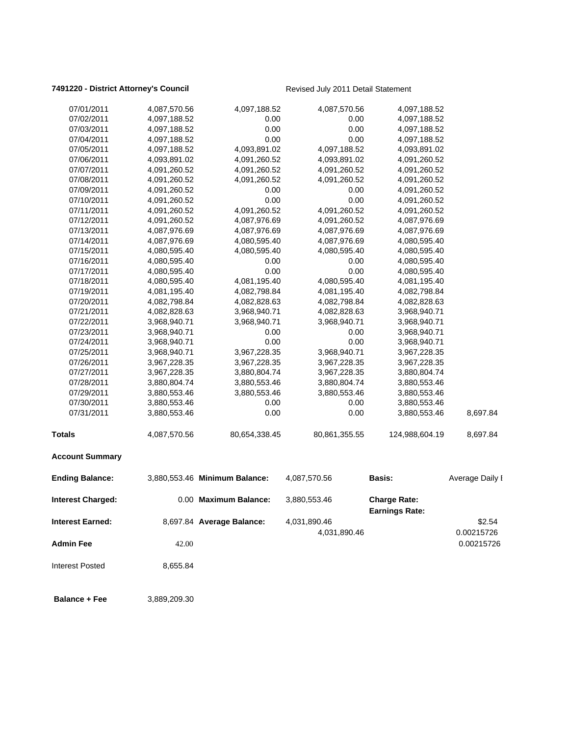**7491220 - District Attorney's Council** Revised July 2011 Detail Statement

| | | | | | |
|---|---|---|---|---|---|
| 07/01/2011 | 4,087,570.56 | 4,097,188.52 | 4,087,570.56 | 4,097,188.52 | |
| 07/02/2011 | 4,097,188.52 | 0.00 | 0.00 | 4,097,188.52 | |
| 07/03/2011 | 4,097,188.52 | 0.00 | 0.00 | 4,097,188.52 | |
| 07/04/2011 | 4,097,188.52 | 0.00 | 0.00 | 4,097,188.52 | |
| 07/05/2011 | 4,097,188.52 | 4,093,891.02 | 4,097,188.52 | 4,093,891.02 | |
| 07/06/2011 | 4,093,891.02 | 4,091,260.52 | 4,093,891.02 | 4,091,260.52 | |
| 07/07/2011 | 4,091,260.52 | 4,091,260.52 | 4,091,260.52 | 4,091,260.52 | |
| 07/08/2011 | 4,091,260.52 | 4,091,260.52 | 4,091,260.52 | 4,091,260.52 | |
| 07/09/2011 | 4,091,260.52 | 0.00 | 0.00 | 4,091,260.52 | |
| 07/10/2011 | 4,091,260.52 | 0.00 | 0.00 | 4,091,260.52 | |
| 07/11/2011 | 4,091,260.52 | 4,091,260.52 | 4,091,260.52 | 4,091,260.52 | |
| 07/12/2011 | 4,091,260.52 | 4,087,976.69 | 4,091,260.52 | 4,087,976.69 | |
| 07/13/2011 | 4,087,976.69 | 4,087,976.69 | 4,087,976.69 | 4,087,976.69 | |
| 07/14/2011 | 4,087,976.69 | 4,080,595.40 | 4,087,976.69 | 4,080,595.40 | |
| 07/15/2011 | 4,080,595.40 | 4,080,595.40 | 4,080,595.40 | 4,080,595.40 | |
| 07/16/2011 | 4,080,595.40 | 0.00 | 0.00 | 4,080,595.40 | |
| 07/17/2011 | 4,080,595.40 | 0.00 | 0.00 | 4,080,595.40 | |
| 07/18/2011 | 4,080,595.40 | 4,081,195.40 | 4,080,595.40 | 4,081,195.40 | |
| 07/19/2011 | 4,081,195.40 | 4,082,798.84 | 4,081,195.40 | 4,082,798.84 | |
| 07/20/2011 | 4,082,798.84 | 4,082,828.63 | 4,082,798.84 | 4,082,828.63 | |
| 07/21/2011 | 4,082,828.63 | 3,968,940.71 | 4,082,828.63 | 3,968,940.71 | |
| 07/22/2011 | 3,968,940.71 | 3,968,940.71 | 3,968,940.71 | 3,968,940.71 | |
| 07/23/2011 | 3,968,940.71 | 0.00 | 0.00 | 3,968,940.71 | |
| 07/24/2011 | 3,968,940.71 | 0.00 | 0.00 | 3,968,940.71 | |
| 07/25/2011 | 3,968,940.71 | 3,967,228.35 | 3,968,940.71 | 3,967,228.35 | |
| 07/26/2011 | 3,967,228.35 | 3,967,228.35 | 3,967,228.35 | 3,967,228.35 | |
| 07/27/2011 | 3,967,228.35 | 3,880,804.74 | 3,967,228.35 | 3,880,804.74 | |
| 07/28/2011 | 3,880,804.74 | 3,880,553.46 | 3,880,804.74 | 3,880,553.46 | |
| 07/29/2011 | 3,880,553.46 | 3,880,553.46 | 3,880,553.46 | 3,880,553.46 | |
| 07/30/2011 | 3,880,553.46 | 0.00 | 0.00 | 3,880,553.46 | |
| 07/31/2011 | 3,880,553.46 | 0.00 | 0.00 | 3,880,553.46 | 8,697.84 |
| **Totals** | 4,087,570.56 | 80,654,338.45 | 80,861,355.55 | 124,988,604.19 | 8,697.84 |

**Account Summary**

| | | | | | |
|---|---|---|---|---|---|
| **Ending Balance:** | 3,880,553.46 | **Minimum Balance:** | 4,087,570.56 | **Basis:** | Average Daily I |
| **Interest Charged:** | 0.00 | **Maximum Balance:** | 3,880,553.46 | **Charge Rate:** | |
| | | | | **Earnings Rate:** | |
| **Interest Earned:** | 8,697.84 | **Average Balance:** | 4,031,890.46 | | $2.54 |
| | | | 4,031,890.46 | | 0.00215726 |
| **Admin Fee** | 42.00 | | | | 0.00215726 |
| Interest Posted | 8,655.84 | | | | |
| **Balance + Fee** | 3,889,209.30 | | | | |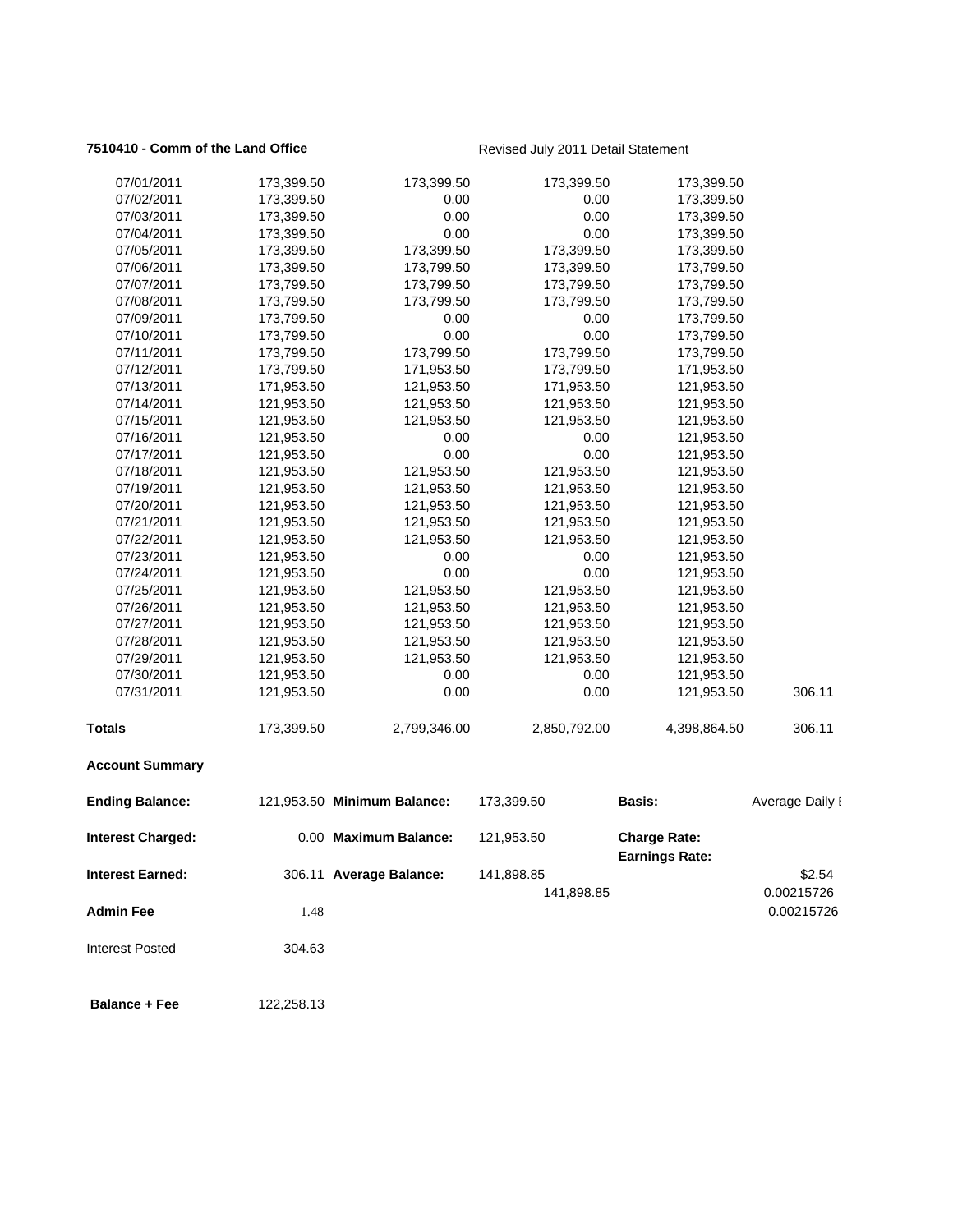**7510410 - Comm of the Land Office**

Revised July 2011 Detail Statement

| | | | | | |
|---|---|---|---|---|---|
| 07/01/2011 | 173,399.50 | 173,399.50 | 173,399.50 | 173,399.50 | |
| 07/02/2011 | 173,399.50 | 0.00 | 0.00 | 173,399.50 | |
| 07/03/2011 | 173,399.50 | 0.00 | 0.00 | 173,399.50 | |
| 07/04/2011 | 173,399.50 | 0.00 | 0.00 | 173,399.50 | |
| 07/05/2011 | 173,399.50 | 173,399.50 | 173,399.50 | 173,399.50 | |
| 07/06/2011 | 173,399.50 | 173,799.50 | 173,399.50 | 173,799.50 | |
| 07/07/2011 | 173,799.50 | 173,799.50 | 173,799.50 | 173,799.50 | |
| 07/08/2011 | 173,799.50 | 173,799.50 | 173,799.50 | 173,799.50 | |
| 07/09/2011 | 173,799.50 | 0.00 | 0.00 | 173,799.50 | |
| 07/10/2011 | 173,799.50 | 0.00 | 0.00 | 173,799.50 | |
| 07/11/2011 | 173,799.50 | 173,799.50 | 173,799.50 | 173,799.50 | |
| 07/12/2011 | 173,799.50 | 171,953.50 | 173,799.50 | 171,953.50 | |
| 07/13/2011 | 171,953.50 | 121,953.50 | 171,953.50 | 121,953.50 | |
| 07/14/2011 | 121,953.50 | 121,953.50 | 121,953.50 | 121,953.50 | |
| 07/15/2011 | 121,953.50 | 121,953.50 | 121,953.50 | 121,953.50 | |
| 07/16/2011 | 121,953.50 | 0.00 | 0.00 | 121,953.50 | |
| 07/17/2011 | 121,953.50 | 0.00 | 0.00 | 121,953.50 | |
| 07/18/2011 | 121,953.50 | 121,953.50 | 121,953.50 | 121,953.50 | |
| 07/19/2011 | 121,953.50 | 121,953.50 | 121,953.50 | 121,953.50 | |
| 07/20/2011 | 121,953.50 | 121,953.50 | 121,953.50 | 121,953.50 | |
| 07/21/2011 | 121,953.50 | 121,953.50 | 121,953.50 | 121,953.50 | |
| 07/22/2011 | 121,953.50 | 121,953.50 | 121,953.50 | 121,953.50 | |
| 07/23/2011 | 121,953.50 | 0.00 | 0.00 | 121,953.50 | |
| 07/24/2011 | 121,953.50 | 0.00 | 0.00 | 121,953.50 | |
| 07/25/2011 | 121,953.50 | 121,953.50 | 121,953.50 | 121,953.50 | |
| 07/26/2011 | 121,953.50 | 121,953.50 | 121,953.50 | 121,953.50 | |
| 07/27/2011 | 121,953.50 | 121,953.50 | 121,953.50 | 121,953.50 | |
| 07/28/2011 | 121,953.50 | 121,953.50 | 121,953.50 | 121,953.50 | |
| 07/29/2011 | 121,953.50 | 121,953.50 | 121,953.50 | 121,953.50 | |
| 07/30/2011 | 121,953.50 | 0.00 | 0.00 | 121,953.50 | |
| 07/31/2011 | 121,953.50 | 0.00 | 0.00 | 121,953.50 | 306.11 |
| **Totals** | 173,399.50 | 2,799,346.00 | 2,850,792.00 | 4,398,864.50 | 306.11 |

**Account Summary**

| | | | | | |
|---|---|---|---|---|---|
| **Ending Balance:** | 121,953.50 | **Minimum Balance:** | 173,399.50 | **Basis:** | Average Daily I |
| **Interest Charged:** | 0.00 | **Maximum Balance:** | 121,953.50 | **Charge Rate:** | |
| | | | | **Earnings Rate:** | |
| **Interest Earned:** | 306.11 | **Average Balance:** | 141,898.85 | | $2.54 |
| | | | 141,898.85 | | 0.00215726 |
| **Admin Fee** | 1.48 | | | | 0.00215726 |
| Interest Posted | 304.63 | | | | |
| **Balance + Fee** | 122,258.13 | | | | |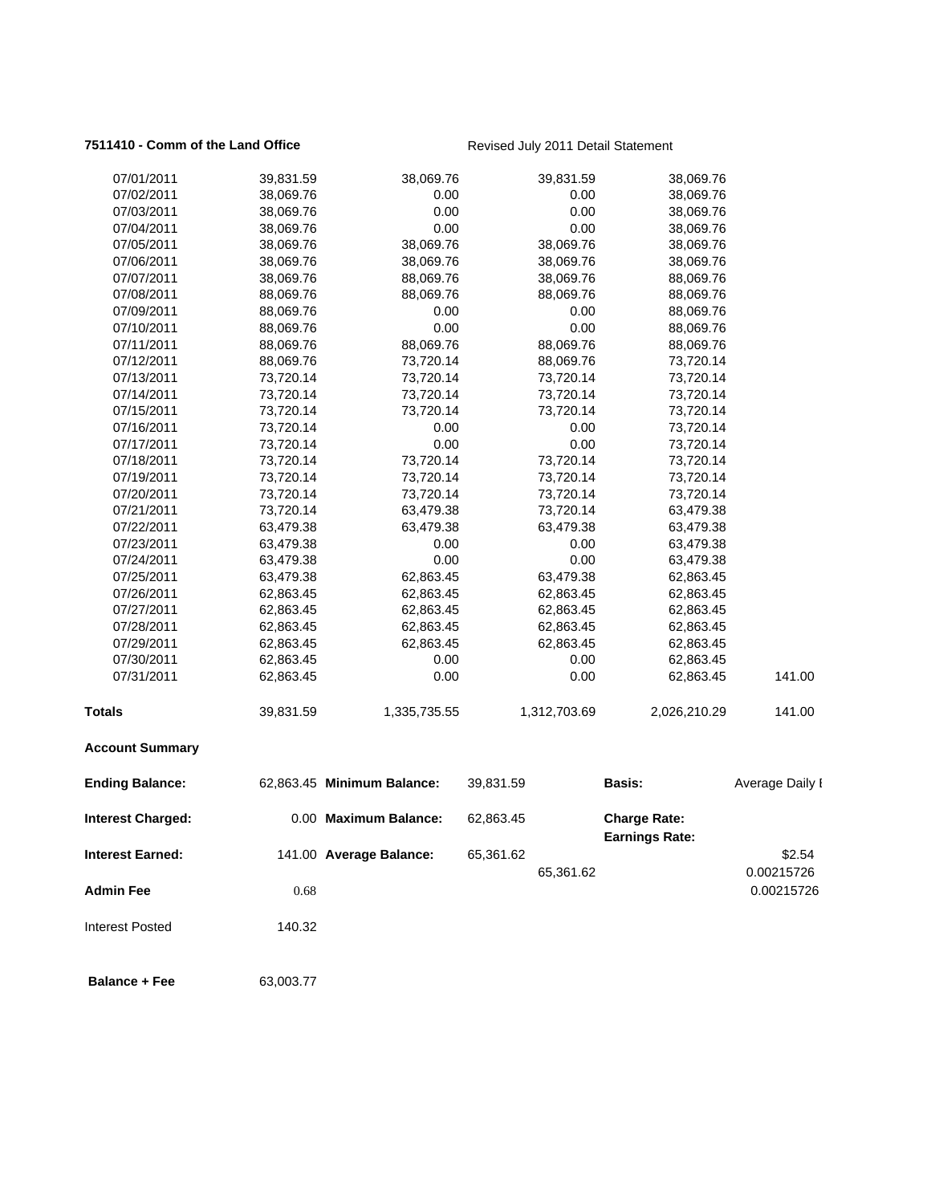**7511410 - Comm of the Land Office** Revised July 2011 Detail Statement

| | | | | | |
|---|---|---|---|---|---|
| 07/01/2011 | 39,831.59 | 38,069.76 | 39,831.59 | 38,069.76 | |
| 07/02/2011 | 38,069.76 | 0.00 | 0.00 | 38,069.76 | |
| 07/03/2011 | 38,069.76 | 0.00 | 0.00 | 38,069.76 | |
| 07/04/2011 | 38,069.76 | 0.00 | 0.00 | 38,069.76 | |
| 07/05/2011 | 38,069.76 | 38,069.76 | 38,069.76 | 38,069.76 | |
| 07/06/2011 | 38,069.76 | 38,069.76 | 38,069.76 | 38,069.76 | |
| 07/07/2011 | 38,069.76 | 88,069.76 | 38,069.76 | 88,069.76 | |
| 07/08/2011 | 88,069.76 | 88,069.76 | 88,069.76 | 88,069.76 | |
| 07/09/2011 | 88,069.76 | 0.00 | 0.00 | 88,069.76 | |
| 07/10/2011 | 88,069.76 | 0.00 | 0.00 | 88,069.76 | |
| 07/11/2011 | 88,069.76 | 88,069.76 | 88,069.76 | 88,069.76 | |
| 07/12/2011 | 88,069.76 | 73,720.14 | 88,069.76 | 73,720.14 | |
| 07/13/2011 | 73,720.14 | 73,720.14 | 73,720.14 | 73,720.14 | |
| 07/14/2011 | 73,720.14 | 73,720.14 | 73,720.14 | 73,720.14 | |
| 07/15/2011 | 73,720.14 | 73,720.14 | 73,720.14 | 73,720.14 | |
| 07/16/2011 | 73,720.14 | 0.00 | 0.00 | 73,720.14 | |
| 07/17/2011 | 73,720.14 | 0.00 | 0.00 | 73,720.14 | |
| 07/18/2011 | 73,720.14 | 73,720.14 | 73,720.14 | 73,720.14 | |
| 07/19/2011 | 73,720.14 | 73,720.14 | 73,720.14 | 73,720.14 | |
| 07/20/2011 | 73,720.14 | 73,720.14 | 73,720.14 | 73,720.14 | |
| 07/21/2011 | 73,720.14 | 63,479.38 | 73,720.14 | 63,479.38 | |
| 07/22/2011 | 63,479.38 | 63,479.38 | 63,479.38 | 63,479.38 | |
| 07/23/2011 | 63,479.38 | 0.00 | 0.00 | 63,479.38 | |
| 07/24/2011 | 63,479.38 | 0.00 | 0.00 | 63,479.38 | |
| 07/25/2011 | 63,479.38 | 62,863.45 | 63,479.38 | 62,863.45 | |
| 07/26/2011 | 62,863.45 | 62,863.45 | 62,863.45 | 62,863.45 | |
| 07/27/2011 | 62,863.45 | 62,863.45 | 62,863.45 | 62,863.45 | |
| 07/28/2011 | 62,863.45 | 62,863.45 | 62,863.45 | 62,863.45 | |
| 07/29/2011 | 62,863.45 | 62,863.45 | 62,863.45 | 62,863.45 | |
| 07/30/2011 | 62,863.45 | 0.00 | 0.00 | 62,863.45 | |
| 07/31/2011 | 62,863.45 | 0.00 | 0.00 | 62,863.45 | 141.00 |
| **Totals** | 39,831.59 | 1,335,735.55 | 1,312,703.69 | 2,026,210.29 | 141.00 |

**Account Summary**

| | | | | | |
|---|---|---|---|---|---|
| **Ending Balance:** | 62,863.45 | **Minimum Balance:** | 39,831.59 | **Basis:** | Average Daily I |
| **Interest Charged:** | 0.00 | **Maximum Balance:** | 62,863.45 | **Charge Rate:** | |
| | | | | **Earnings Rate:** | |
| **Interest Earned:** | 141.00 | **Average Balance:** | 65,361.62 | | \$2.54 |
| | | | 65,361.62 | | 0.00215726 |
| **Admin Fee** | 0.68 | | | | 0.00215726 |
| Interest Posted | 140.32 | | | | |
| **Balance + Fee** | 63,003.77 | | | | |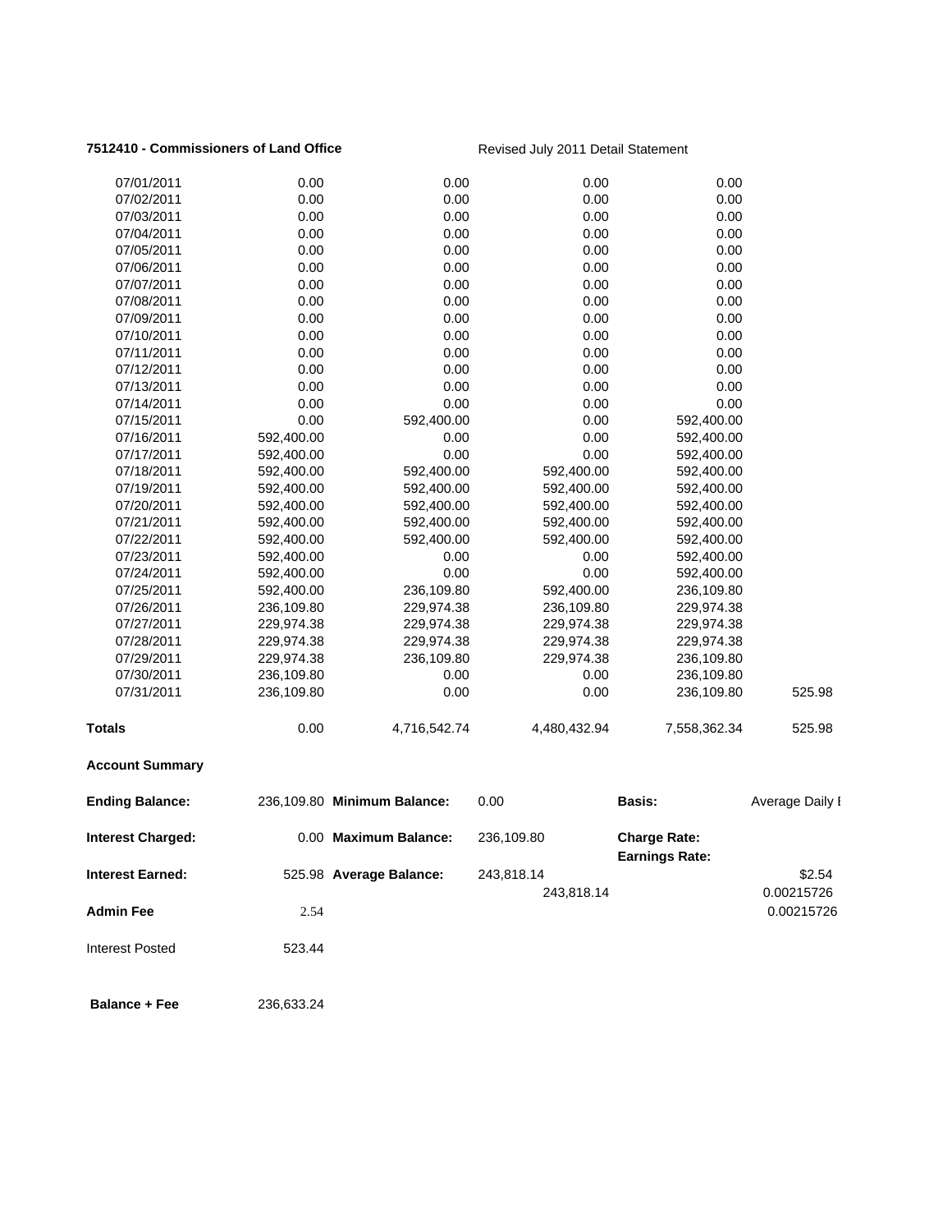**7512410 - Commissioners of Land Office** Revised July 2011 Detail Statement

| | | | | | |
|---|---|---|---|---|---|
| 07/01/2011 | 0.00 | 0.00 | 0.00 | 0.00 | |
| 07/02/2011 | 0.00 | 0.00 | 0.00 | 0.00 | |
| 07/03/2011 | 0.00 | 0.00 | 0.00 | 0.00 | |
| 07/04/2011 | 0.00 | 0.00 | 0.00 | 0.00 | |
| 07/05/2011 | 0.00 | 0.00 | 0.00 | 0.00 | |
| 07/06/2011 | 0.00 | 0.00 | 0.00 | 0.00 | |
| 07/07/2011 | 0.00 | 0.00 | 0.00 | 0.00 | |
| 07/08/2011 | 0.00 | 0.00 | 0.00 | 0.00 | |
| 07/09/2011 | 0.00 | 0.00 | 0.00 | 0.00 | |
| 07/10/2011 | 0.00 | 0.00 | 0.00 | 0.00 | |
| 07/11/2011 | 0.00 | 0.00 | 0.00 | 0.00 | |
| 07/12/2011 | 0.00 | 0.00 | 0.00 | 0.00 | |
| 07/13/2011 | 0.00 | 0.00 | 0.00 | 0.00 | |
| 07/14/2011 | 0.00 | 0.00 | 0.00 | 0.00 | |
| 07/15/2011 | 0.00 | 592,400.00 | 0.00 | 592,400.00 | |
| 07/16/2011 | 592,400.00 | 0.00 | 0.00 | 592,400.00 | |
| 07/17/2011 | 592,400.00 | 0.00 | 0.00 | 592,400.00 | |
| 07/18/2011 | 592,400.00 | 592,400.00 | 592,400.00 | 592,400.00 | |
| 07/19/2011 | 592,400.00 | 592,400.00 | 592,400.00 | 592,400.00 | |
| 07/20/2011 | 592,400.00 | 592,400.00 | 592,400.00 | 592,400.00 | |
| 07/21/2011 | 592,400.00 | 592,400.00 | 592,400.00 | 592,400.00 | |
| 07/22/2011 | 592,400.00 | 592,400.00 | 592,400.00 | 592,400.00 | |
| 07/23/2011 | 592,400.00 | 0.00 | 0.00 | 592,400.00 | |
| 07/24/2011 | 592,400.00 | 0.00 | 0.00 | 592,400.00 | |
| 07/25/2011 | 592,400.00 | 236,109.80 | 592,400.00 | 236,109.80 | |
| 07/26/2011 | 236,109.80 | 229,974.38 | 236,109.80 | 229,974.38 | |
| 07/27/2011 | 229,974.38 | 229,974.38 | 229,974.38 | 229,974.38 | |
| 07/28/2011 | 229,974.38 | 229,974.38 | 229,974.38 | 229,974.38 | |
| 07/29/2011 | 229,974.38 | 236,109.80 | 229,974.38 | 236,109.80 | |
| 07/30/2011 | 236,109.80 | 0.00 | 0.00 | 236,109.80 | |
| 07/31/2011 | 236,109.80 | 0.00 | 0.00 | 236,109.80 | 525.98 |
| **Totals** | 0.00 | 4,716,542.74 | 4,480,432.94 | 7,558,362.34 | 525.98 |

**Account Summary**

| | | | | | |
|---|---|---|---|---|---|
| **Ending Balance:** | 236,109.80 | **Minimum Balance:** | 0.00 | **Basis:** | Average Daily I |
| **Interest Charged:** | 0.00 | **Maximum Balance:** | 236,109.80 | **Charge Rate:** | |
| | | | | **Earnings Rate:** | |
| **Interest Earned:** | 525.98 | **Average Balance:** | 243,818.14 | | \$2.54 |
| | | | 243,818.14 | | 0.00215726 |
| **Admin Fee** | 2.54 | | | | 0.00215726 |
| Interest Posted | 523.44 | | | | |
| **Balance + Fee** | 236,633.24 | | | | |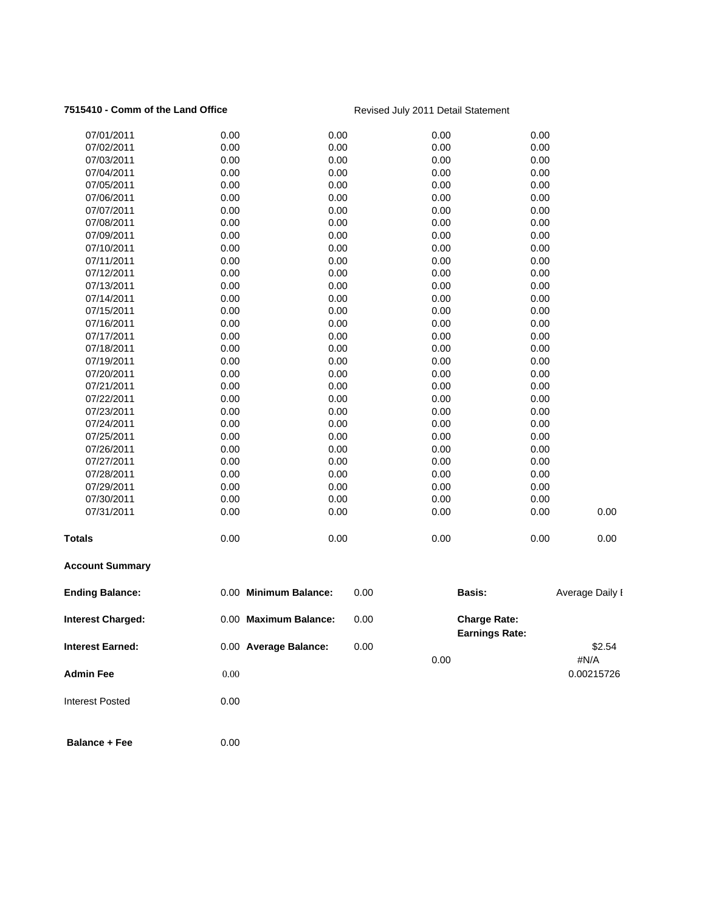**7515410 - Comm of the Land Office** Revised July 2011 Detail Statement

| | | | | | |
|---|---|---|---|---|---|
| 07/01/2011 | 0.00 | 0.00 | 0.00 | 0.00 | |
| 07/02/2011 | 0.00 | 0.00 | 0.00 | 0.00 | |
| 07/03/2011 | 0.00 | 0.00 | 0.00 | 0.00 | |
| 07/04/2011 | 0.00 | 0.00 | 0.00 | 0.00 | |
| 07/05/2011 | 0.00 | 0.00 | 0.00 | 0.00 | |
| 07/06/2011 | 0.00 | 0.00 | 0.00 | 0.00 | |
| 07/07/2011 | 0.00 | 0.00 | 0.00 | 0.00 | |
| 07/08/2011 | 0.00 | 0.00 | 0.00 | 0.00 | |
| 07/09/2011 | 0.00 | 0.00 | 0.00 | 0.00 | |
| 07/10/2011 | 0.00 | 0.00 | 0.00 | 0.00 | |
| 07/11/2011 | 0.00 | 0.00 | 0.00 | 0.00 | |
| 07/12/2011 | 0.00 | 0.00 | 0.00 | 0.00 | |
| 07/13/2011 | 0.00 | 0.00 | 0.00 | 0.00 | |
| 07/14/2011 | 0.00 | 0.00 | 0.00 | 0.00 | |
| 07/15/2011 | 0.00 | 0.00 | 0.00 | 0.00 | |
| 07/16/2011 | 0.00 | 0.00 | 0.00 | 0.00 | |
| 07/17/2011 | 0.00 | 0.00 | 0.00 | 0.00 | |
| 07/18/2011 | 0.00 | 0.00 | 0.00 | 0.00 | |
| 07/19/2011 | 0.00 | 0.00 | 0.00 | 0.00 | |
| 07/20/2011 | 0.00 | 0.00 | 0.00 | 0.00 | |
| 07/21/2011 | 0.00 | 0.00 | 0.00 | 0.00 | |
| 07/22/2011 | 0.00 | 0.00 | 0.00 | 0.00 | |
| 07/23/2011 | 0.00 | 0.00 | 0.00 | 0.00 | |
| 07/24/2011 | 0.00 | 0.00 | 0.00 | 0.00 | |
| 07/25/2011 | 0.00 | 0.00 | 0.00 | 0.00 | |
| 07/26/2011 | 0.00 | 0.00 | 0.00 | 0.00 | |
| 07/27/2011 | 0.00 | 0.00 | 0.00 | 0.00 | |
| 07/28/2011 | 0.00 | 0.00 | 0.00 | 0.00 | |
| 07/29/2011 | 0.00 | 0.00 | 0.00 | 0.00 | |
| 07/30/2011 | 0.00 | 0.00 | 0.00 | 0.00 | |
| 07/31/2011 | 0.00 | 0.00 | 0.00 | 0.00 | 0.00 |
| **Totals** | 0.00 | 0.00 | 0.00 | 0.00 | 0.00 |

**Account Summary**

| | | | | | |
|---|---|---|---|---|---|
| **Ending Balance:** | 0.00 | **Minimum Balance:** | 0.00 | **Basis:** | Average Daily I |
| **Interest Charged:** | 0.00 | **Maximum Balance:** | 0.00 | **Charge Rate:** | |
| | | | | **Earnings Rate:** | |
| **Interest Earned:** | 0.00 | **Average Balance:** | 0.00 | | $2.54 |
| | | | | 0.00 | #N/A |
| **Admin Fee** | 0.00 | | | | 0.00215726 |
| Interest Posted | 0.00 | | | | |
| **Balance + Fee** | 0.00 | | | | |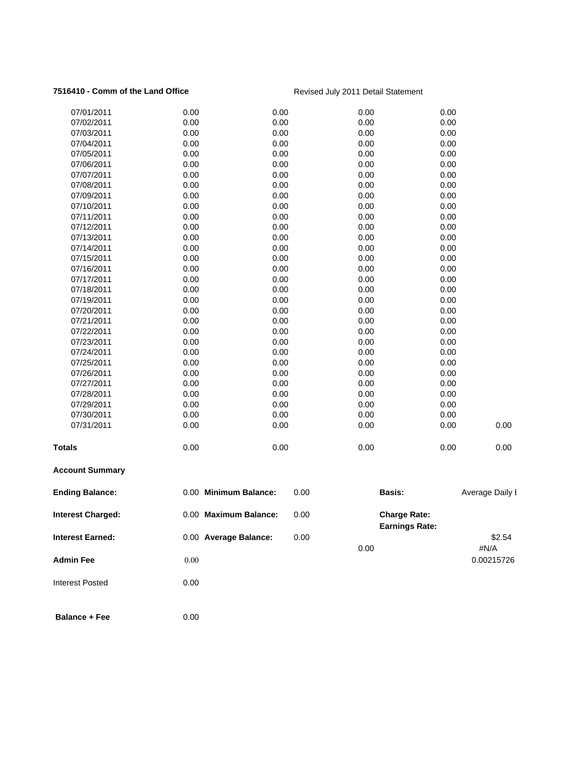**7516410 - Comm of the Land Office** Revised July 2011 Detail Statement

| | | | | | |
|---|---|---|---|---|---|
| 07/01/2011 | 0.00 | 0.00 | 0.00 | 0.00 | |
| 07/02/2011 | 0.00 | 0.00 | 0.00 | 0.00 | |
| 07/03/2011 | 0.00 | 0.00 | 0.00 | 0.00 | |
| 07/04/2011 | 0.00 | 0.00 | 0.00 | 0.00 | |
| 07/05/2011 | 0.00 | 0.00 | 0.00 | 0.00 | |
| 07/06/2011 | 0.00 | 0.00 | 0.00 | 0.00 | |
| 07/07/2011 | 0.00 | 0.00 | 0.00 | 0.00 | |
| 07/08/2011 | 0.00 | 0.00 | 0.00 | 0.00 | |
| 07/09/2011 | 0.00 | 0.00 | 0.00 | 0.00 | |
| 07/10/2011 | 0.00 | 0.00 | 0.00 | 0.00 | |
| 07/11/2011 | 0.00 | 0.00 | 0.00 | 0.00 | |
| 07/12/2011 | 0.00 | 0.00 | 0.00 | 0.00 | |
| 07/13/2011 | 0.00 | 0.00 | 0.00 | 0.00 | |
| 07/14/2011 | 0.00 | 0.00 | 0.00 | 0.00 | |
| 07/15/2011 | 0.00 | 0.00 | 0.00 | 0.00 | |
| 07/16/2011 | 0.00 | 0.00 | 0.00 | 0.00 | |
| 07/17/2011 | 0.00 | 0.00 | 0.00 | 0.00 | |
| 07/18/2011 | 0.00 | 0.00 | 0.00 | 0.00 | |
| 07/19/2011 | 0.00 | 0.00 | 0.00 | 0.00 | |
| 07/20/2011 | 0.00 | 0.00 | 0.00 | 0.00 | |
| 07/21/2011 | 0.00 | 0.00 | 0.00 | 0.00 | |
| 07/22/2011 | 0.00 | 0.00 | 0.00 | 0.00 | |
| 07/23/2011 | 0.00 | 0.00 | 0.00 | 0.00 | |
| 07/24/2011 | 0.00 | 0.00 | 0.00 | 0.00 | |
| 07/25/2011 | 0.00 | 0.00 | 0.00 | 0.00 | |
| 07/26/2011 | 0.00 | 0.00 | 0.00 | 0.00 | |
| 07/27/2011 | 0.00 | 0.00 | 0.00 | 0.00 | |
| 07/28/2011 | 0.00 | 0.00 | 0.00 | 0.00 | |
| 07/29/2011 | 0.00 | 0.00 | 0.00 | 0.00 | |
| 07/30/2011 | 0.00 | 0.00 | 0.00 | 0.00 | |
| 07/31/2011 | 0.00 | 0.00 | 0.00 | 0.00 | 0.00 |
| **Totals** | 0.00 | 0.00 | 0.00 | 0.00 | 0.00 |

**Account Summary**

| | | | | | |
|---|---|---|---|---|---|
| **Ending Balance:** | 0.00 | **Minimum Balance:** | 0.00 | **Basis:** | Average Daily I |
| **Interest Charged:** | 0.00 | **Maximum Balance:** | 0.00 | **Charge Rate:** | |
| | | | | **Earnings Rate:** | |
| **Interest Earned:** | 0.00 | **Average Balance:** | 0.00 | | $2.54 |
| | | | | 0.00 | #N/A |
| **Admin Fee** | 0.00 | | | | 0.00215726 |
| Interest Posted | 0.00 | | | | |
| **Balance + Fee** | 0.00 | | | | |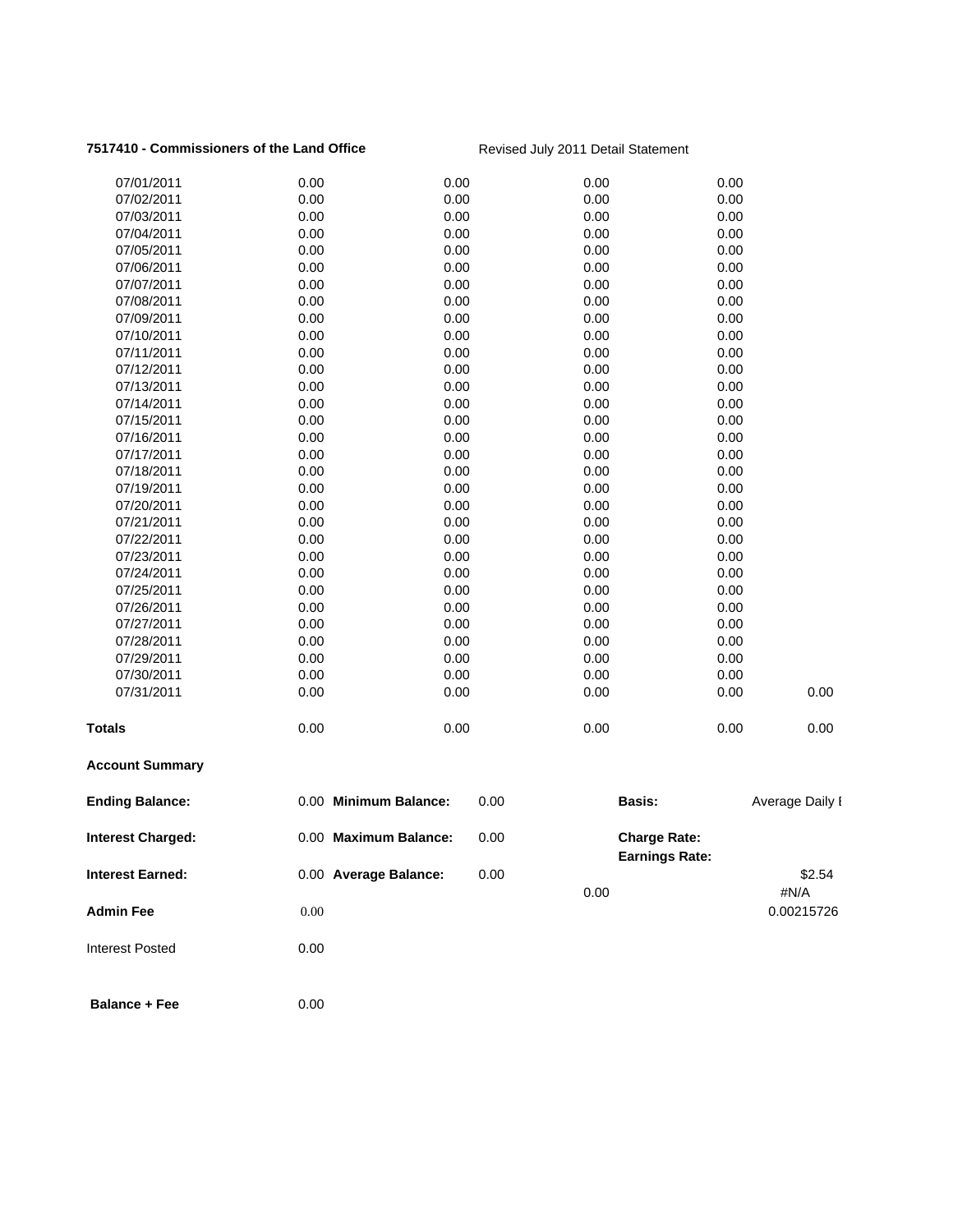**7517410 - Commissioners of the Land Office** Revised July 2011 Detail Statement

| | | | | | |
|---|---|---|---|---|---|
| 07/01/2011 | 0.00 | 0.00 | 0.00 | 0.00 | |
| 07/02/2011 | 0.00 | 0.00 | 0.00 | 0.00 | |
| 07/03/2011 | 0.00 | 0.00 | 0.00 | 0.00 | |
| 07/04/2011 | 0.00 | 0.00 | 0.00 | 0.00 | |
| 07/05/2011 | 0.00 | 0.00 | 0.00 | 0.00 | |
| 07/06/2011 | 0.00 | 0.00 | 0.00 | 0.00 | |
| 07/07/2011 | 0.00 | 0.00 | 0.00 | 0.00 | |
| 07/08/2011 | 0.00 | 0.00 | 0.00 | 0.00 | |
| 07/09/2011 | 0.00 | 0.00 | 0.00 | 0.00 | |
| 07/10/2011 | 0.00 | 0.00 | 0.00 | 0.00 | |
| 07/11/2011 | 0.00 | 0.00 | 0.00 | 0.00 | |
| 07/12/2011 | 0.00 | 0.00 | 0.00 | 0.00 | |
| 07/13/2011 | 0.00 | 0.00 | 0.00 | 0.00 | |
| 07/14/2011 | 0.00 | 0.00 | 0.00 | 0.00 | |
| 07/15/2011 | 0.00 | 0.00 | 0.00 | 0.00 | |
| 07/16/2011 | 0.00 | 0.00 | 0.00 | 0.00 | |
| 07/17/2011 | 0.00 | 0.00 | 0.00 | 0.00 | |
| 07/18/2011 | 0.00 | 0.00 | 0.00 | 0.00 | |
| 07/19/2011 | 0.00 | 0.00 | 0.00 | 0.00 | |
| 07/20/2011 | 0.00 | 0.00 | 0.00 | 0.00 | |
| 07/21/2011 | 0.00 | 0.00 | 0.00 | 0.00 | |
| 07/22/2011 | 0.00 | 0.00 | 0.00 | 0.00 | |
| 07/23/2011 | 0.00 | 0.00 | 0.00 | 0.00 | |
| 07/24/2011 | 0.00 | 0.00 | 0.00 | 0.00 | |
| 07/25/2011 | 0.00 | 0.00 | 0.00 | 0.00 | |
| 07/26/2011 | 0.00 | 0.00 | 0.00 | 0.00 | |
| 07/27/2011 | 0.00 | 0.00 | 0.00 | 0.00 | |
| 07/28/2011 | 0.00 | 0.00 | 0.00 | 0.00 | |
| 07/29/2011 | 0.00 | 0.00 | 0.00 | 0.00 | |
| 07/30/2011 | 0.00 | 0.00 | 0.00 | 0.00 | |
| 07/31/2011 | 0.00 | 0.00 | 0.00 | 0.00 | 0.00 |
| **Totals** | 0.00 | 0.00 | 0.00 | 0.00 | 0.00 |

**Account Summary**

| | | | | | |
|---|---|---|---|---|---|
| **Ending Balance:** | 0.00 | **Minimum Balance:** | 0.00 | **Basis:** | Average Daily I |
| **Interest Charged:** | 0.00 | **Maximum Balance:** | 0.00 | **Charge Rate:** | |
| | | | | **Earnings Rate:** | |
| **Interest Earned:** | 0.00 | **Average Balance:** | 0.00 | | $2.54 |
| | | | | 0.00 | #N/A |
| **Admin Fee** | 0.00 | | | | 0.00215726 |
| Interest Posted | 0.00 | | | | |
| **Balance + Fee** | 0.00 | | | | |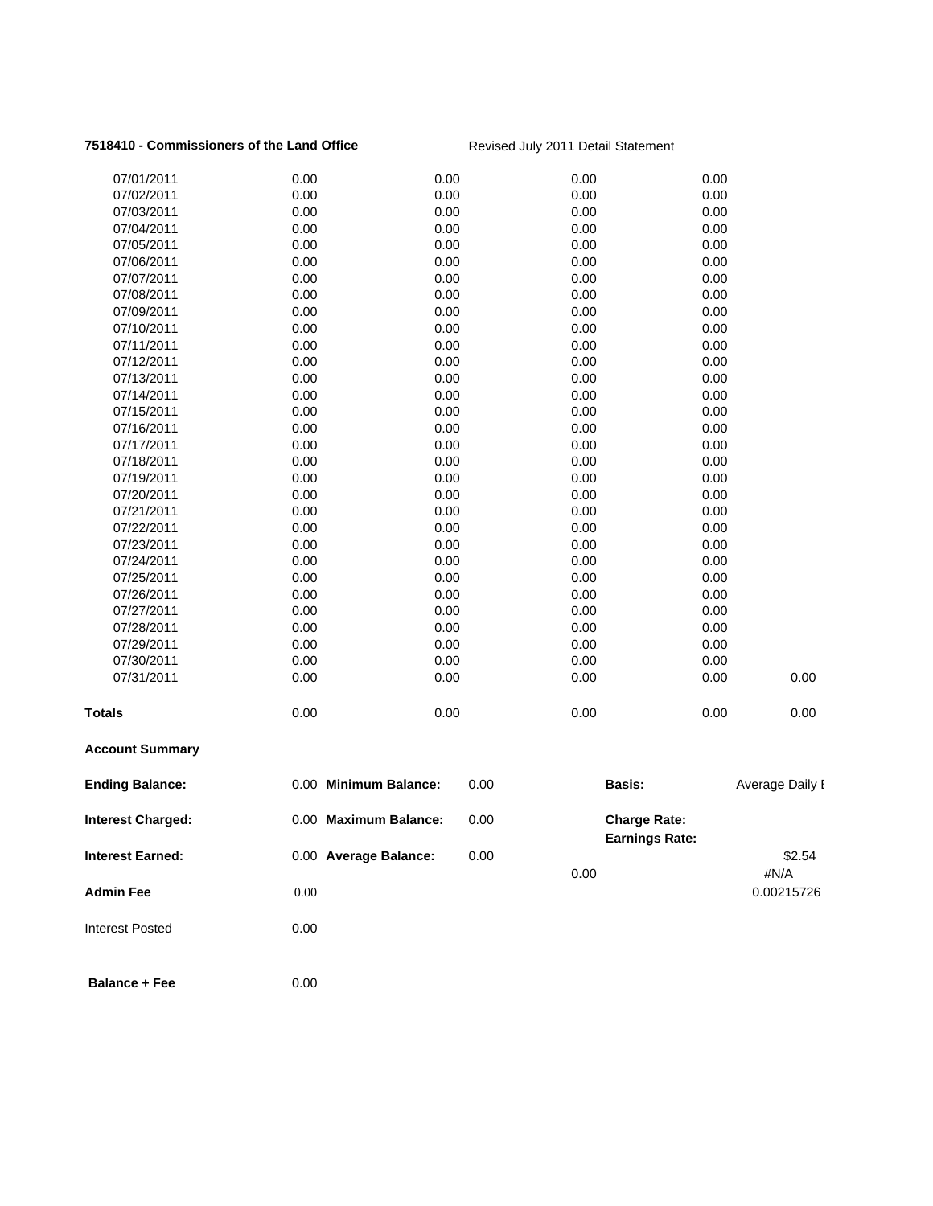**7518410 - Commissioners of the Land Office** Revised July 2011 Detail Statement

| | | | | | |
|---|---|---|---|---|---|
| 07/01/2011 | 0.00 | 0.00 | 0.00 | 0.00 | |
| 07/02/2011 | 0.00 | 0.00 | 0.00 | 0.00 | |
| 07/03/2011 | 0.00 | 0.00 | 0.00 | 0.00 | |
| 07/04/2011 | 0.00 | 0.00 | 0.00 | 0.00 | |
| 07/05/2011 | 0.00 | 0.00 | 0.00 | 0.00 | |
| 07/06/2011 | 0.00 | 0.00 | 0.00 | 0.00 | |
| 07/07/2011 | 0.00 | 0.00 | 0.00 | 0.00 | |
| 07/08/2011 | 0.00 | 0.00 | 0.00 | 0.00 | |
| 07/09/2011 | 0.00 | 0.00 | 0.00 | 0.00 | |
| 07/10/2011 | 0.00 | 0.00 | 0.00 | 0.00 | |
| 07/11/2011 | 0.00 | 0.00 | 0.00 | 0.00 | |
| 07/12/2011 | 0.00 | 0.00 | 0.00 | 0.00 | |
| 07/13/2011 | 0.00 | 0.00 | 0.00 | 0.00 | |
| 07/14/2011 | 0.00 | 0.00 | 0.00 | 0.00 | |
| 07/15/2011 | 0.00 | 0.00 | 0.00 | 0.00 | |
| 07/16/2011 | 0.00 | 0.00 | 0.00 | 0.00 | |
| 07/17/2011 | 0.00 | 0.00 | 0.00 | 0.00 | |
| 07/18/2011 | 0.00 | 0.00 | 0.00 | 0.00 | |
| 07/19/2011 | 0.00 | 0.00 | 0.00 | 0.00 | |
| 07/20/2011 | 0.00 | 0.00 | 0.00 | 0.00 | |
| 07/21/2011 | 0.00 | 0.00 | 0.00 | 0.00 | |
| 07/22/2011 | 0.00 | 0.00 | 0.00 | 0.00 | |
| 07/23/2011 | 0.00 | 0.00 | 0.00 | 0.00 | |
| 07/24/2011 | 0.00 | 0.00 | 0.00 | 0.00 | |
| 07/25/2011 | 0.00 | 0.00 | 0.00 | 0.00 | |
| 07/26/2011 | 0.00 | 0.00 | 0.00 | 0.00 | |
| 07/27/2011 | 0.00 | 0.00 | 0.00 | 0.00 | |
| 07/28/2011 | 0.00 | 0.00 | 0.00 | 0.00 | |
| 07/29/2011 | 0.00 | 0.00 | 0.00 | 0.00 | |
| 07/30/2011 | 0.00 | 0.00 | 0.00 | 0.00 | |
| 07/31/2011 | 0.00 | 0.00 | 0.00 | 0.00 | 0.00 |
| **Totals** | 0.00 | 0.00 | 0.00 | 0.00 | 0.00 |

**Account Summary**

| | | | | | |
|---|---|---|---|---|---|
| **Ending Balance:** | 0.00 | **Minimum Balance:** | 0.00 | **Basis:** | Average Daily I |
| **Interest Charged:** | 0.00 | **Maximum Balance:** | 0.00 | **Charge Rate:** | |
| | | | | **Earnings Rate:** | |
| **Interest Earned:** | 0.00 | **Average Balance:** | 0.00 | | $2.54 |
| | | | 0.00 | | #N/A |
| **Admin Fee** | 0.00 | | | | 0.00215726 |
| Interest Posted | 0.00 | | | | |
| **Balance + Fee** | 0.00 | | | | |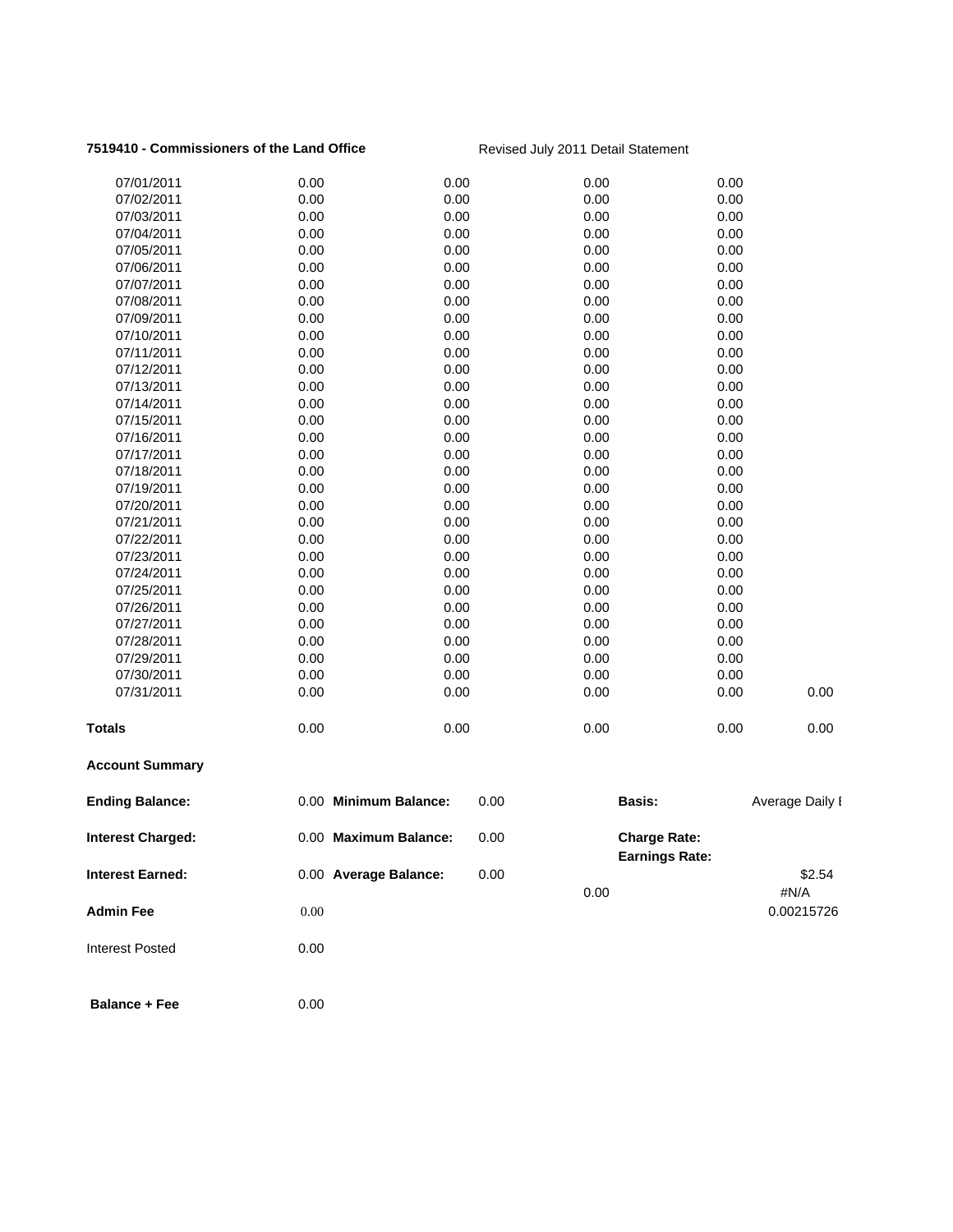**7519410 - Commissioners of the Land Office** Revised July 2011 Detail Statement

| | | | | | |
|---|---|---|---|---|---|
| 07/01/2011 | 0.00 | 0.00 | 0.00 | 0.00 | |
| 07/02/2011 | 0.00 | 0.00 | 0.00 | 0.00 | |
| 07/03/2011 | 0.00 | 0.00 | 0.00 | 0.00 | |
| 07/04/2011 | 0.00 | 0.00 | 0.00 | 0.00 | |
| 07/05/2011 | 0.00 | 0.00 | 0.00 | 0.00 | |
| 07/06/2011 | 0.00 | 0.00 | 0.00 | 0.00 | |
| 07/07/2011 | 0.00 | 0.00 | 0.00 | 0.00 | |
| 07/08/2011 | 0.00 | 0.00 | 0.00 | 0.00 | |
| 07/09/2011 | 0.00 | 0.00 | 0.00 | 0.00 | |
| 07/10/2011 | 0.00 | 0.00 | 0.00 | 0.00 | |
| 07/11/2011 | 0.00 | 0.00 | 0.00 | 0.00 | |
| 07/12/2011 | 0.00 | 0.00 | 0.00 | 0.00 | |
| 07/13/2011 | 0.00 | 0.00 | 0.00 | 0.00 | |
| 07/14/2011 | 0.00 | 0.00 | 0.00 | 0.00 | |
| 07/15/2011 | 0.00 | 0.00 | 0.00 | 0.00 | |
| 07/16/2011 | 0.00 | 0.00 | 0.00 | 0.00 | |
| 07/17/2011 | 0.00 | 0.00 | 0.00 | 0.00 | |
| 07/18/2011 | 0.00 | 0.00 | 0.00 | 0.00 | |
| 07/19/2011 | 0.00 | 0.00 | 0.00 | 0.00 | |
| 07/20/2011 | 0.00 | 0.00 | 0.00 | 0.00 | |
| 07/21/2011 | 0.00 | 0.00 | 0.00 | 0.00 | |
| 07/22/2011 | 0.00 | 0.00 | 0.00 | 0.00 | |
| 07/23/2011 | 0.00 | 0.00 | 0.00 | 0.00 | |
| 07/24/2011 | 0.00 | 0.00 | 0.00 | 0.00 | |
| 07/25/2011 | 0.00 | 0.00 | 0.00 | 0.00 | |
| 07/26/2011 | 0.00 | 0.00 | 0.00 | 0.00 | |
| 07/27/2011 | 0.00 | 0.00 | 0.00 | 0.00 | |
| 07/28/2011 | 0.00 | 0.00 | 0.00 | 0.00 | |
| 07/29/2011 | 0.00 | 0.00 | 0.00 | 0.00 | |
| 07/30/2011 | 0.00 | 0.00 | 0.00 | 0.00 | |
| 07/31/2011 | 0.00 | 0.00 | 0.00 | 0.00 | 0.00 |
| **Totals** | 0.00 | 0.00 | 0.00 | 0.00 | 0.00 |

**Account Summary**

| | | | | | |
|---|---|---|---|---|---|
| **Ending Balance:** | 0.00 | **Minimum Balance:** | 0.00 | **Basis:** | Average Daily I |
| **Interest Charged:** | 0.00 | **Maximum Balance:** | 0.00 | **Charge Rate:** | |
| | | | | **Earnings Rate:** | |
| **Interest Earned:** | 0.00 | **Average Balance:** | 0.00 | | $2.54 |
| | | | | 0.00 | #N/A |
| **Admin Fee** | 0.00 | | | | 0.00215726 |
| Interest Posted | 0.00 | | | | |
| **Balance + Fee** | 0.00 | | | | |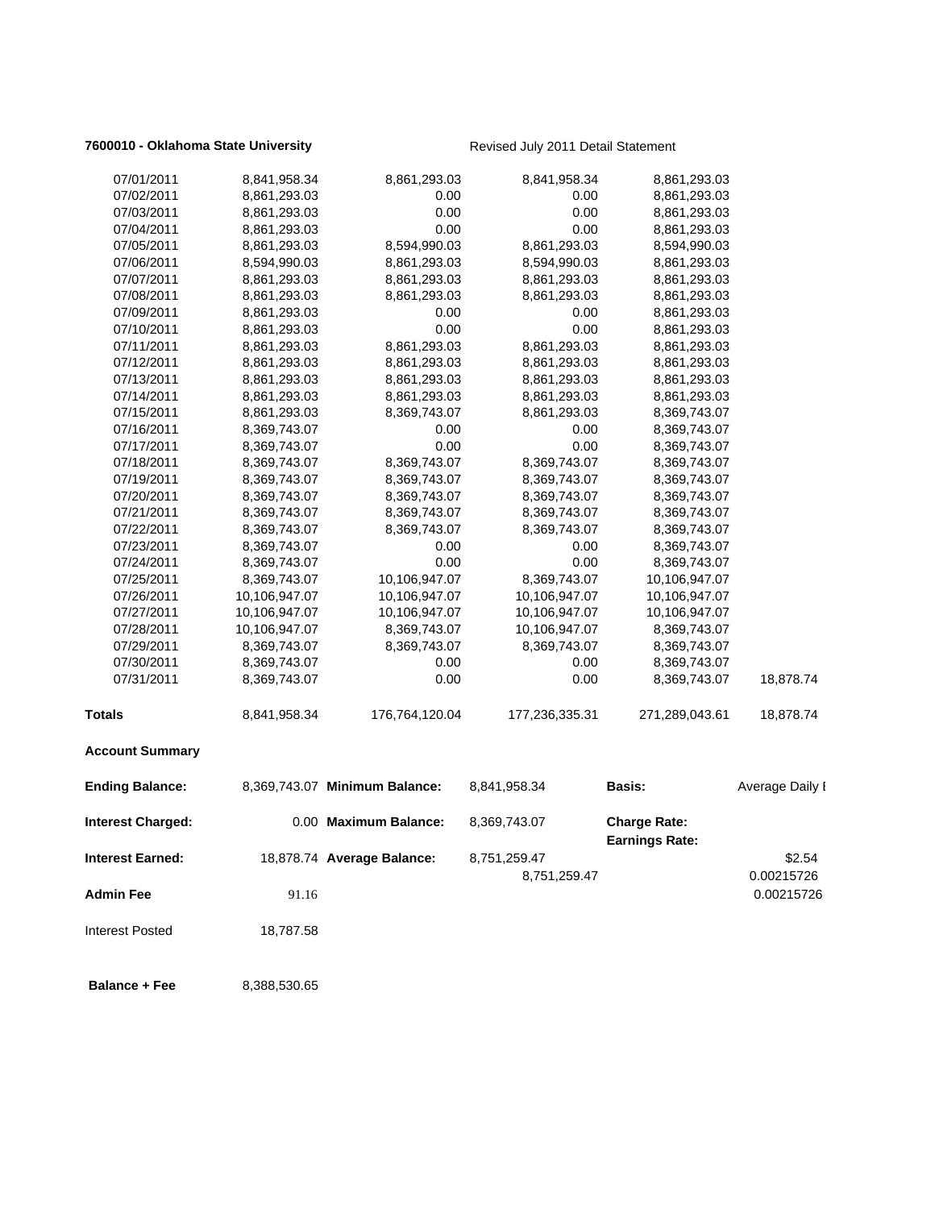**7600010 - Oklahoma State University** Revised July 2011 Detail Statement

| | | | | | |
|---|---|---|---|---|---|
| 07/01/2011 | 8,841,958.34 | 8,861,293.03 | 8,841,958.34 | 8,861,293.03 | |
| 07/02/2011 | 8,861,293.03 | 0.00 | 0.00 | 8,861,293.03 | |
| 07/03/2011 | 8,861,293.03 | 0.00 | 0.00 | 8,861,293.03 | |
| 07/04/2011 | 8,861,293.03 | 0.00 | 0.00 | 8,861,293.03 | |
| 07/05/2011 | 8,861,293.03 | 8,594,990.03 | 8,861,293.03 | 8,594,990.03 | |
| 07/06/2011 | 8,594,990.03 | 8,861,293.03 | 8,594,990.03 | 8,861,293.03 | |
| 07/07/2011 | 8,861,293.03 | 8,861,293.03 | 8,861,293.03 | 8,861,293.03 | |
| 07/08/2011 | 8,861,293.03 | 8,861,293.03 | 8,861,293.03 | 8,861,293.03 | |
| 07/09/2011 | 8,861,293.03 | 0.00 | 0.00 | 8,861,293.03 | |
| 07/10/2011 | 8,861,293.03 | 0.00 | 0.00 | 8,861,293.03 | |
| 07/11/2011 | 8,861,293.03 | 8,861,293.03 | 8,861,293.03 | 8,861,293.03 | |
| 07/12/2011 | 8,861,293.03 | 8,861,293.03 | 8,861,293.03 | 8,861,293.03 | |
| 07/13/2011 | 8,861,293.03 | 8,861,293.03 | 8,861,293.03 | 8,861,293.03 | |
| 07/14/2011 | 8,861,293.03 | 8,861,293.03 | 8,861,293.03 | 8,861,293.03 | |
| 07/15/2011 | 8,861,293.03 | 8,369,743.07 | 8,861,293.03 | 8,369,743.07 | |
| 07/16/2011 | 8,369,743.07 | 0.00 | 0.00 | 8,369,743.07 | |
| 07/17/2011 | 8,369,743.07 | 0.00 | 0.00 | 8,369,743.07 | |
| 07/18/2011 | 8,369,743.07 | 8,369,743.07 | 8,369,743.07 | 8,369,743.07 | |
| 07/19/2011 | 8,369,743.07 | 8,369,743.07 | 8,369,743.07 | 8,369,743.07 | |
| 07/20/2011 | 8,369,743.07 | 8,369,743.07 | 8,369,743.07 | 8,369,743.07 | |
| 07/21/2011 | 8,369,743.07 | 8,369,743.07 | 8,369,743.07 | 8,369,743.07 | |
| 07/22/2011 | 8,369,743.07 | 8,369,743.07 | 8,369,743.07 | 8,369,743.07 | |
| 07/23/2011 | 8,369,743.07 | 0.00 | 0.00 | 8,369,743.07 | |
| 07/24/2011 | 8,369,743.07 | 0.00 | 0.00 | 8,369,743.07 | |
| 07/25/2011 | 8,369,743.07 | 10,106,947.07 | 8,369,743.07 | 10,106,947.07 | |
| 07/26/2011 | 10,106,947.07 | 10,106,947.07 | 10,106,947.07 | 10,106,947.07 | |
| 07/27/2011 | 10,106,947.07 | 10,106,947.07 | 10,106,947.07 | 10,106,947.07 | |
| 07/28/2011 | 10,106,947.07 | 8,369,743.07 | 10,106,947.07 | 8,369,743.07 | |
| 07/29/2011 | 8,369,743.07 | 8,369,743.07 | 8,369,743.07 | 8,369,743.07 | |
| 07/30/2011 | 8,369,743.07 | 0.00 | 0.00 | 8,369,743.07 | |
| 07/31/2011 | 8,369,743.07 | 0.00 | 0.00 | 8,369,743.07 | 18,878.74 |
| **Totals** | 8,841,958.34 | 176,764,120.04 | 177,236,335.31 | 271,289,043.61 | 18,878.74 |

**Account Summary**

| | | | | | |
|---|---|---|---|---|---|
| **Ending Balance:** | 8,369,743.07 | **Minimum Balance:** | 8,841,958.34 | **Basis:** | Average Daily I |
| **Interest Charged:** | 0.00 | **Maximum Balance:** | 8,369,743.07 | **Charge Rate:** | |
| | | | | **Earnings Rate:** | |
| **Interest Earned:** | 18,878.74 | **Average Balance:** | 8,751,259.47 | | $2.54 |
| | | | 8,751,259.47 | | 0.00215726 |
| **Admin Fee** | 91.16 | | | | 0.00215726 |
| Interest Posted | 18,787.58 | | | | |
| **Balance + Fee** | 8,388,530.65 | | | | |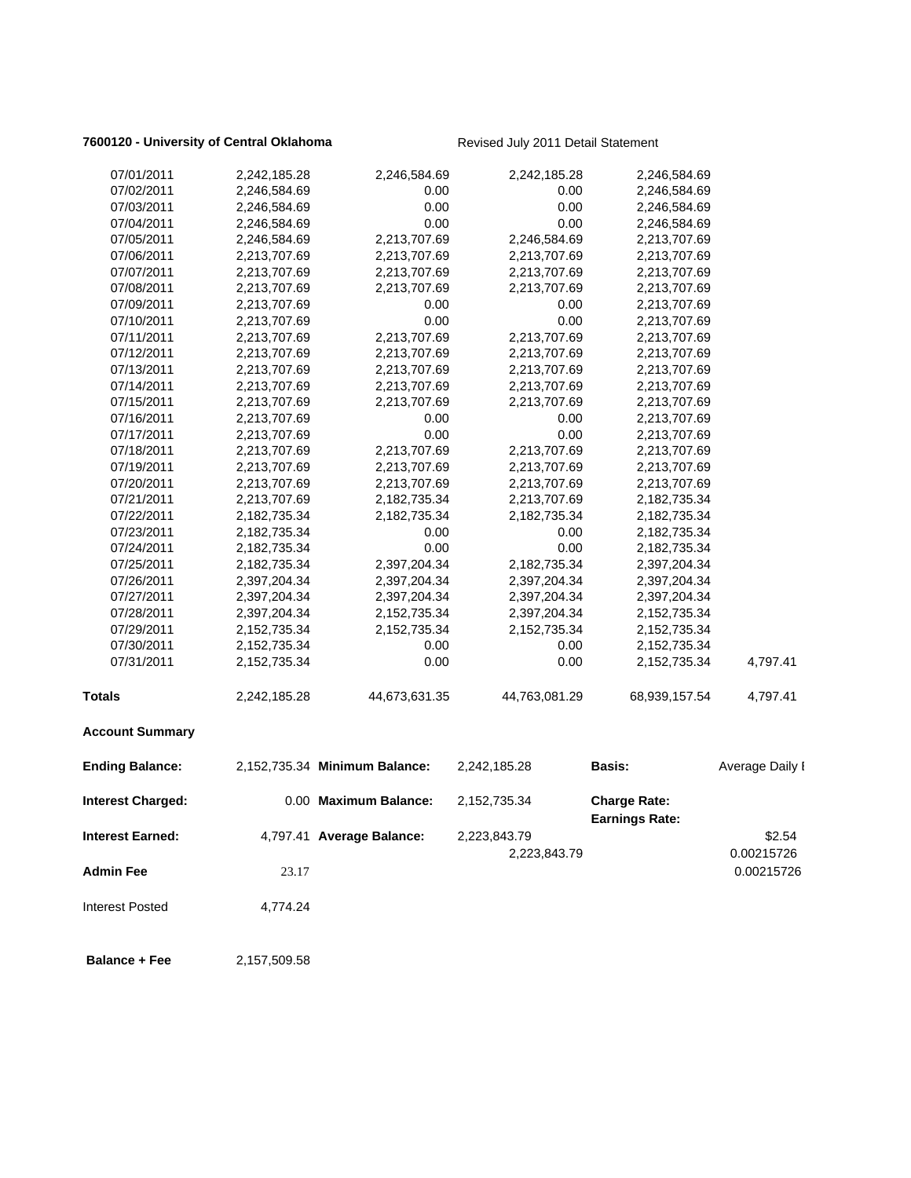**7600120 - University of Central Oklahoma** Revised July 2011 Detail Statement

| | | | | | |
|---|---|---|---|---|---|
| 07/01/2011 | 2,242,185.28 | 2,246,584.69 | 2,242,185.28 | 2,246,584.69 | |
| 07/02/2011 | 2,246,584.69 | 0.00 | 0.00 | 2,246,584.69 | |
| 07/03/2011 | 2,246,584.69 | 0.00 | 0.00 | 2,246,584.69 | |
| 07/04/2011 | 2,246,584.69 | 0.00 | 0.00 | 2,246,584.69 | |
| 07/05/2011 | 2,246,584.69 | 2,213,707.69 | 2,246,584.69 | 2,213,707.69 | |
| 07/06/2011 | 2,213,707.69 | 2,213,707.69 | 2,213,707.69 | 2,213,707.69 | |
| 07/07/2011 | 2,213,707.69 | 2,213,707.69 | 2,213,707.69 | 2,213,707.69 | |
| 07/08/2011 | 2,213,707.69 | 2,213,707.69 | 2,213,707.69 | 2,213,707.69 | |
| 07/09/2011 | 2,213,707.69 | 0.00 | 0.00 | 2,213,707.69 | |
| 07/10/2011 | 2,213,707.69 | 0.00 | 0.00 | 2,213,707.69 | |
| 07/11/2011 | 2,213,707.69 | 2,213,707.69 | 2,213,707.69 | 2,213,707.69 | |
| 07/12/2011 | 2,213,707.69 | 2,213,707.69 | 2,213,707.69 | 2,213,707.69 | |
| 07/13/2011 | 2,213,707.69 | 2,213,707.69 | 2,213,707.69 | 2,213,707.69 | |
| 07/14/2011 | 2,213,707.69 | 2,213,707.69 | 2,213,707.69 | 2,213,707.69 | |
| 07/15/2011 | 2,213,707.69 | 2,213,707.69 | 2,213,707.69 | 2,213,707.69 | |
| 07/16/2011 | 2,213,707.69 | 0.00 | 0.00 | 2,213,707.69 | |
| 07/17/2011 | 2,213,707.69 | 0.00 | 0.00 | 2,213,707.69 | |
| 07/18/2011 | 2,213,707.69 | 2,213,707.69 | 2,213,707.69 | 2,213,707.69 | |
| 07/19/2011 | 2,213,707.69 | 2,213,707.69 | 2,213,707.69 | 2,213,707.69 | |
| 07/20/2011 | 2,213,707.69 | 2,213,707.69 | 2,213,707.69 | 2,213,707.69 | |
| 07/21/2011 | 2,213,707.69 | 2,182,735.34 | 2,213,707.69 | 2,182,735.34 | |
| 07/22/2011 | 2,182,735.34 | 2,182,735.34 | 2,182,735.34 | 2,182,735.34 | |
| 07/23/2011 | 2,182,735.34 | 0.00 | 0.00 | 2,182,735.34 | |
| 07/24/2011 | 2,182,735.34 | 0.00 | 0.00 | 2,182,735.34 | |
| 07/25/2011 | 2,182,735.34 | 2,397,204.34 | 2,182,735.34 | 2,397,204.34 | |
| 07/26/2011 | 2,397,204.34 | 2,397,204.34 | 2,397,204.34 | 2,397,204.34 | |
| 07/27/2011 | 2,397,204.34 | 2,397,204.34 | 2,397,204.34 | 2,397,204.34 | |
| 07/28/2011 | 2,397,204.34 | 2,152,735.34 | 2,397,204.34 | 2,152,735.34 | |
| 07/29/2011 | 2,152,735.34 | 2,152,735.34 | 2,152,735.34 | 2,152,735.34 | |
| 07/30/2011 | 2,152,735.34 | 0.00 | 0.00 | 2,152,735.34 | |
| 07/31/2011 | 2,152,735.34 | 0.00 | 0.00 | 2,152,735.34 | 4,797.41 |
| **Totals** | 2,242,185.28 | 44,673,631.35 | 44,763,081.29 | 68,939,157.54 | 4,797.41 |

**Account Summary**

| | | | | | |
|---|---|---|---|---|---|
| **Ending Balance:** | 2,152,735.34 | **Minimum Balance:** | 2,242,185.28 | **Basis:** | Average Daily I |
| **Interest Charged:** | 0.00 | **Maximum Balance:** | 2,152,735.34 | **Charge Rate:** | |
| | | | | **Earnings Rate:** | |
| **Interest Earned:** | 4,797.41 | **Average Balance:** | 2,223,843.79 | | $2.54 |
| | | | 2,223,843.79 | | 0.00215726 |
| **Admin Fee** | 23.17 | | | | 0.00215726 |
| Interest Posted | 4,774.24 | | | | |
| **Balance + Fee** | 2,157,509.58 | | | | |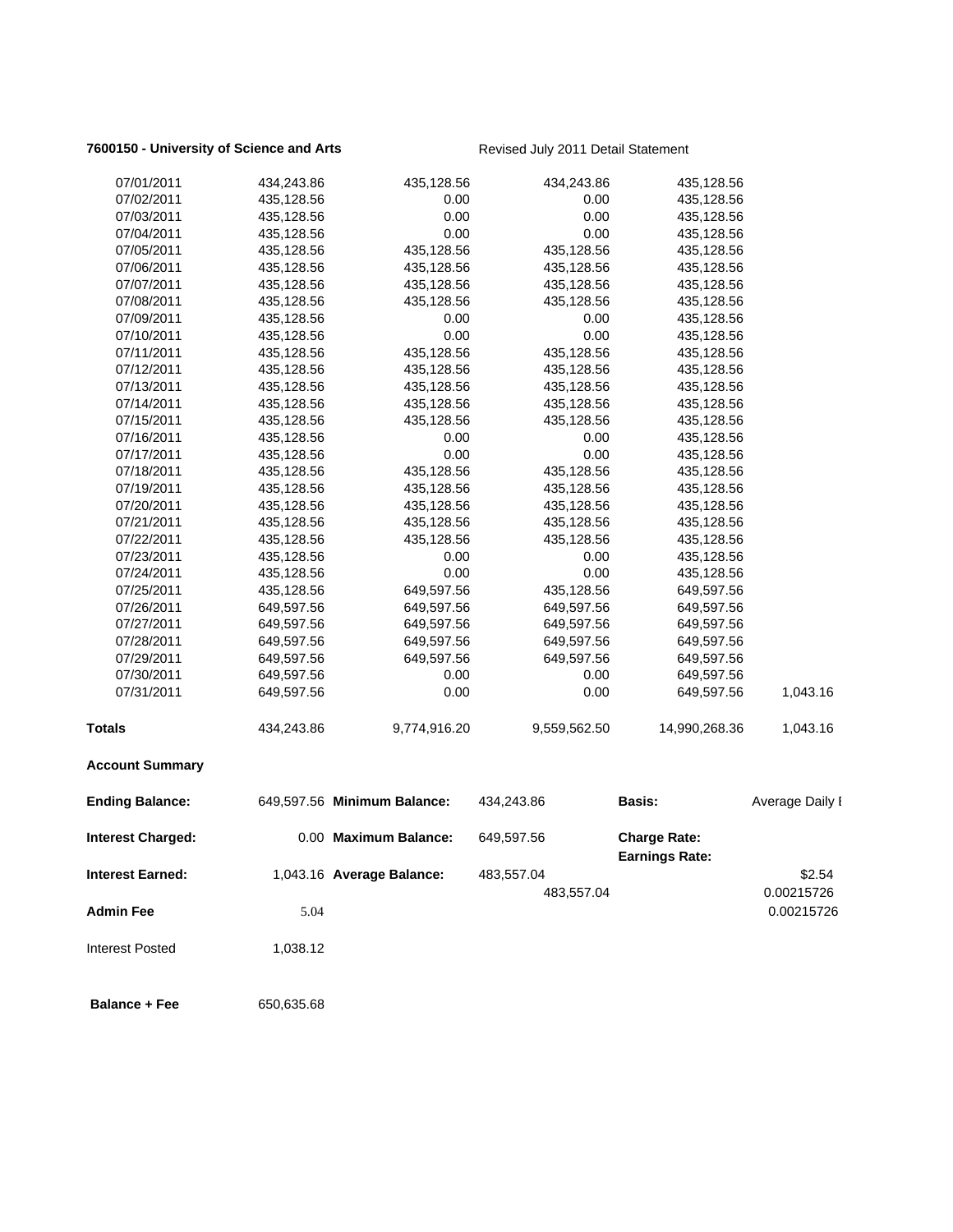**7600150 - University of Science and Arts** Revised July 2011 Detail Statement

| | | | | | |
|---|---|---|---|---|---|
| 07/01/2011 | 434,243.86 | 435,128.56 | 434,243.86 | 435,128.56 | |
| 07/02/2011 | 435,128.56 | 0.00 | 0.00 | 435,128.56 | |
| 07/03/2011 | 435,128.56 | 0.00 | 0.00 | 435,128.56 | |
| 07/04/2011 | 435,128.56 | 0.00 | 0.00 | 435,128.56 | |
| 07/05/2011 | 435,128.56 | 435,128.56 | 435,128.56 | 435,128.56 | |
| 07/06/2011 | 435,128.56 | 435,128.56 | 435,128.56 | 435,128.56 | |
| 07/07/2011 | 435,128.56 | 435,128.56 | 435,128.56 | 435,128.56 | |
| 07/08/2011 | 435,128.56 | 435,128.56 | 435,128.56 | 435,128.56 | |
| 07/09/2011 | 435,128.56 | 0.00 | 0.00 | 435,128.56 | |
| 07/10/2011 | 435,128.56 | 0.00 | 0.00 | 435,128.56 | |
| 07/11/2011 | 435,128.56 | 435,128.56 | 435,128.56 | 435,128.56 | |
| 07/12/2011 | 435,128.56 | 435,128.56 | 435,128.56 | 435,128.56 | |
| 07/13/2011 | 435,128.56 | 435,128.56 | 435,128.56 | 435,128.56 | |
| 07/14/2011 | 435,128.56 | 435,128.56 | 435,128.56 | 435,128.56 | |
| 07/15/2011 | 435,128.56 | 435,128.56 | 435,128.56 | 435,128.56 | |
| 07/16/2011 | 435,128.56 | 0.00 | 0.00 | 435,128.56 | |
| 07/17/2011 | 435,128.56 | 0.00 | 0.00 | 435,128.56 | |
| 07/18/2011 | 435,128.56 | 435,128.56 | 435,128.56 | 435,128.56 | |
| 07/19/2011 | 435,128.56 | 435,128.56 | 435,128.56 | 435,128.56 | |
| 07/20/2011 | 435,128.56 | 435,128.56 | 435,128.56 | 435,128.56 | |
| 07/21/2011 | 435,128.56 | 435,128.56 | 435,128.56 | 435,128.56 | |
| 07/22/2011 | 435,128.56 | 435,128.56 | 435,128.56 | 435,128.56 | |
| 07/23/2011 | 435,128.56 | 0.00 | 0.00 | 435,128.56 | |
| 07/24/2011 | 435,128.56 | 0.00 | 0.00 | 435,128.56 | |
| 07/25/2011 | 435,128.56 | 649,597.56 | 435,128.56 | 649,597.56 | |
| 07/26/2011 | 649,597.56 | 649,597.56 | 649,597.56 | 649,597.56 | |
| 07/27/2011 | 649,597.56 | 649,597.56 | 649,597.56 | 649,597.56 | |
| 07/28/2011 | 649,597.56 | 649,597.56 | 649,597.56 | 649,597.56 | |
| 07/29/2011 | 649,597.56 | 649,597.56 | 649,597.56 | 649,597.56 | |
| 07/30/2011 | 649,597.56 | 0.00 | 0.00 | 649,597.56 | |
| 07/31/2011 | 649,597.56 | 0.00 | 0.00 | 649,597.56 | 1,043.16 |
| **Totals** | 434,243.86 | 9,774,916.20 | 9,559,562.50 | 14,990,268.36 | 1,043.16 |

**Account Summary**

| | | | | | |
|---|---|---|---|---|---|
| **Ending Balance:** | 649,597.56 | **Minimum Balance:** | 434,243.86 | **Basis:** | Average Daily I |
| **Interest Charged:** | 0.00 | **Maximum Balance:** | 649,597.56 | **Charge Rate:** | |
| | | | | **Earnings Rate:** | |
| **Interest Earned:** | 1,043.16 | **Average Balance:** | 483,557.04 | | $2.54 |
| | | | 483,557.04 | | 0.00215726 |
| **Admin Fee** | 5.04 | | | | 0.00215726 |
| Interest Posted | 1,038.12 | | | | |
| **Balance + Fee** | 650,635.68 | | | | |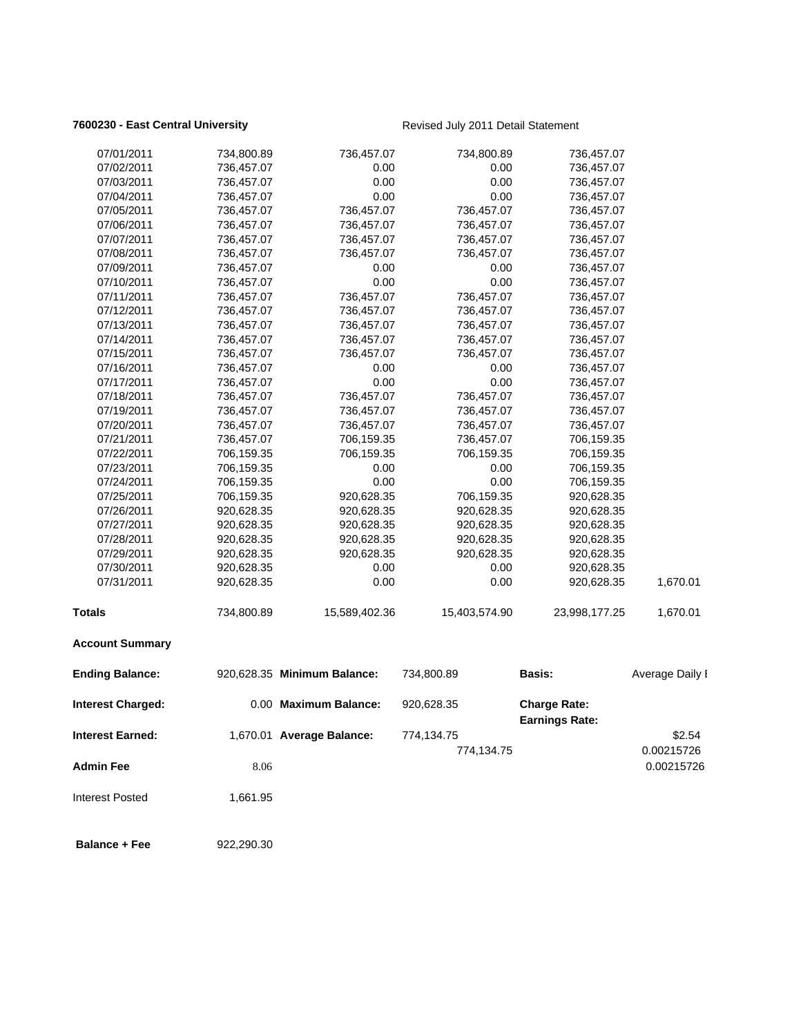**7600230 - East Central University** Revised July 2011 Detail Statement

| | | | | | |
|---|---|---|---|---|---|
| 07/01/2011 | 734,800.89 | 736,457.07 | 734,800.89 | 736,457.07 | |
| 07/02/2011 | 736,457.07 | 0.00 | 0.00 | 736,457.07 | |
| 07/03/2011 | 736,457.07 | 0.00 | 0.00 | 736,457.07 | |
| 07/04/2011 | 736,457.07 | 0.00 | 0.00 | 736,457.07 | |
| 07/05/2011 | 736,457.07 | 736,457.07 | 736,457.07 | 736,457.07 | |
| 07/06/2011 | 736,457.07 | 736,457.07 | 736,457.07 | 736,457.07 | |
| 07/07/2011 | 736,457.07 | 736,457.07 | 736,457.07 | 736,457.07 | |
| 07/08/2011 | 736,457.07 | 736,457.07 | 736,457.07 | 736,457.07 | |
| 07/09/2011 | 736,457.07 | 0.00 | 0.00 | 736,457.07 | |
| 07/10/2011 | 736,457.07 | 0.00 | 0.00 | 736,457.07 | |
| 07/11/2011 | 736,457.07 | 736,457.07 | 736,457.07 | 736,457.07 | |
| 07/12/2011 | 736,457.07 | 736,457.07 | 736,457.07 | 736,457.07 | |
| 07/13/2011 | 736,457.07 | 736,457.07 | 736,457.07 | 736,457.07 | |
| 07/14/2011 | 736,457.07 | 736,457.07 | 736,457.07 | 736,457.07 | |
| 07/15/2011 | 736,457.07 | 736,457.07 | 736,457.07 | 736,457.07 | |
| 07/16/2011 | 736,457.07 | 0.00 | 0.00 | 736,457.07 | |
| 07/17/2011 | 736,457.07 | 0.00 | 0.00 | 736,457.07 | |
| 07/18/2011 | 736,457.07 | 736,457.07 | 736,457.07 | 736,457.07 | |
| 07/19/2011 | 736,457.07 | 736,457.07 | 736,457.07 | 736,457.07 | |
| 07/20/2011 | 736,457.07 | 736,457.07 | 736,457.07 | 736,457.07 | |
| 07/21/2011 | 736,457.07 | 706,159.35 | 736,457.07 | 706,159.35 | |
| 07/22/2011 | 706,159.35 | 706,159.35 | 706,159.35 | 706,159.35 | |
| 07/23/2011 | 706,159.35 | 0.00 | 0.00 | 706,159.35 | |
| 07/24/2011 | 706,159.35 | 0.00 | 0.00 | 706,159.35 | |
| 07/25/2011 | 706,159.35 | 920,628.35 | 706,159.35 | 920,628.35 | |
| 07/26/2011 | 920,628.35 | 920,628.35 | 920,628.35 | 920,628.35 | |
| 07/27/2011 | 920,628.35 | 920,628.35 | 920,628.35 | 920,628.35 | |
| 07/28/2011 | 920,628.35 | 920,628.35 | 920,628.35 | 920,628.35 | |
| 07/29/2011 | 920,628.35 | 920,628.35 | 920,628.35 | 920,628.35 | |
| 07/30/2011 | 920,628.35 | 0.00 | 0.00 | 920,628.35 | |
| 07/31/2011 | 920,628.35 | 0.00 | 0.00 | 920,628.35 | 1,670.01 |
| **Totals** | 734,800.89 | 15,589,402.36 | 15,403,574.90 | 23,998,177.25 | 1,670.01 |

**Account Summary**

| | | | | | |
|---|---|---|---|---|---|
| **Ending Balance:** | 920,628.35 | **Minimum Balance:** | 734,800.89 | **Basis:** | Average Daily I |
| **Interest Charged:** | 0.00 | **Maximum Balance:** | 920,628.35 | **Charge Rate:** | |
| | | | | **Earnings Rate:** | |
| **Interest Earned:** | 1,670.01 | **Average Balance:** | 774,134.75 | | $2.54 |
| | | | 774,134.75 | | 0.00215726 |
| **Admin Fee** | 8.06 | | | | 0.00215726 |
| Interest Posted | 1,661.95 | | | | |
| **Balance + Fee** | 922,290.30 | | | | |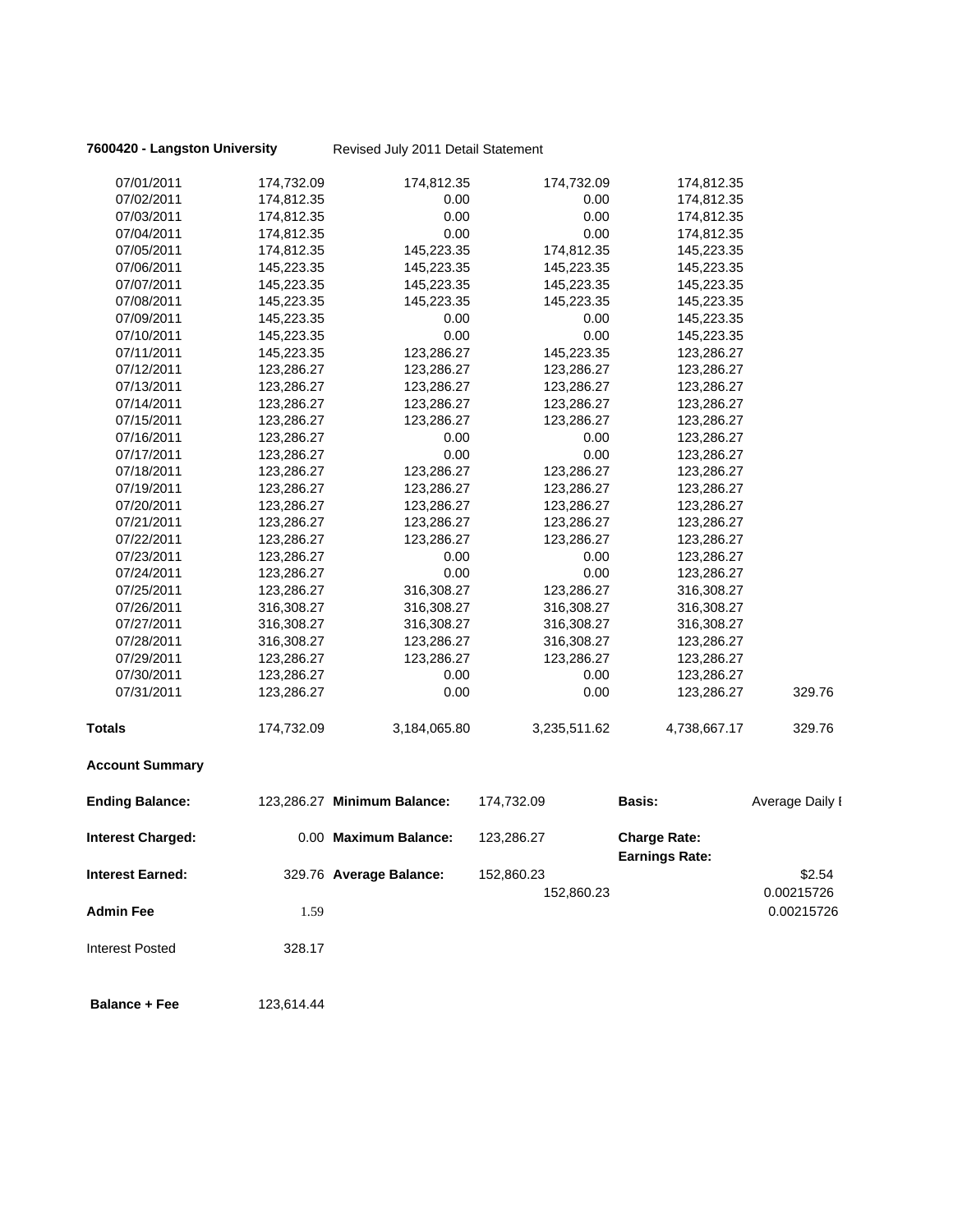**7600420 - Langston University** Revised July 2011 Detail Statement

| | | | | | |
|---|---|---|---|---|---|
| 07/01/2011 | 174,732.09 | 174,812.35 | 174,732.09 | 174,812.35 | |
| 07/02/2011 | 174,812.35 | 0.00 | 0.00 | 174,812.35 | |
| 07/03/2011 | 174,812.35 | 0.00 | 0.00 | 174,812.35 | |
| 07/04/2011 | 174,812.35 | 0.00 | 0.00 | 174,812.35 | |
| 07/05/2011 | 174,812.35 | 145,223.35 | 174,812.35 | 145,223.35 | |
| 07/06/2011 | 145,223.35 | 145,223.35 | 145,223.35 | 145,223.35 | |
| 07/07/2011 | 145,223.35 | 145,223.35 | 145,223.35 | 145,223.35 | |
| 07/08/2011 | 145,223.35 | 145,223.35 | 145,223.35 | 145,223.35 | |
| 07/09/2011 | 145,223.35 | 0.00 | 0.00 | 145,223.35 | |
| 07/10/2011 | 145,223.35 | 0.00 | 0.00 | 145,223.35 | |
| 07/11/2011 | 145,223.35 | 123,286.27 | 145,223.35 | 123,286.27 | |
| 07/12/2011 | 123,286.27 | 123,286.27 | 123,286.27 | 123,286.27 | |
| 07/13/2011 | 123,286.27 | 123,286.27 | 123,286.27 | 123,286.27 | |
| 07/14/2011 | 123,286.27 | 123,286.27 | 123,286.27 | 123,286.27 | |
| 07/15/2011 | 123,286.27 | 123,286.27 | 123,286.27 | 123,286.27 | |
| 07/16/2011 | 123,286.27 | 0.00 | 0.00 | 123,286.27 | |
| 07/17/2011 | 123,286.27 | 0.00 | 0.00 | 123,286.27 | |
| 07/18/2011 | 123,286.27 | 123,286.27 | 123,286.27 | 123,286.27 | |
| 07/19/2011 | 123,286.27 | 123,286.27 | 123,286.27 | 123,286.27 | |
| 07/20/2011 | 123,286.27 | 123,286.27 | 123,286.27 | 123,286.27 | |
| 07/21/2011 | 123,286.27 | 123,286.27 | 123,286.27 | 123,286.27 | |
| 07/22/2011 | 123,286.27 | 123,286.27 | 123,286.27 | 123,286.27 | |
| 07/23/2011 | 123,286.27 | 0.00 | 0.00 | 123,286.27 | |
| 07/24/2011 | 123,286.27 | 0.00 | 0.00 | 123,286.27 | |
| 07/25/2011 | 123,286.27 | 316,308.27 | 123,286.27 | 316,308.27 | |
| 07/26/2011 | 316,308.27 | 316,308.27 | 316,308.27 | 316,308.27 | |
| 07/27/2011 | 316,308.27 | 316,308.27 | 316,308.27 | 316,308.27 | |
| 07/28/2011 | 316,308.27 | 123,286.27 | 316,308.27 | 123,286.27 | |
| 07/29/2011 | 123,286.27 | 123,286.27 | 123,286.27 | 123,286.27 | |
| 07/30/2011 | 123,286.27 | 0.00 | 0.00 | 123,286.27 | |
| 07/31/2011 | 123,286.27 | 0.00 | 0.00 | 123,286.27 | 329.76 |
| **Totals** | 174,732.09 | 3,184,065.80 | 3,235,511.62 | 4,738,667.17 | 329.76 |

**Account Summary**

| | | | | | |
|---|---|---|---|---|---|
| **Ending Balance:** | 123,286.27 | **Minimum Balance:** | 174,732.09 | **Basis:** | Average Daily I |
| **Interest Charged:** | 0.00 | **Maximum Balance:** | 123,286.27 | **Charge Rate:** **Earnings Rate:** | |
| **Interest Earned:** | 329.76 | **Average Balance:** | 152,860.23 | | \$2.54 |
| | | | 152,860.23 | | 0.00215726 |
| **Admin Fee** | 1.59 | | | | 0.00215726 |
| Interest Posted | 328.17 | | | | |
| **Balance + Fee** | 123,614.44 | | | | |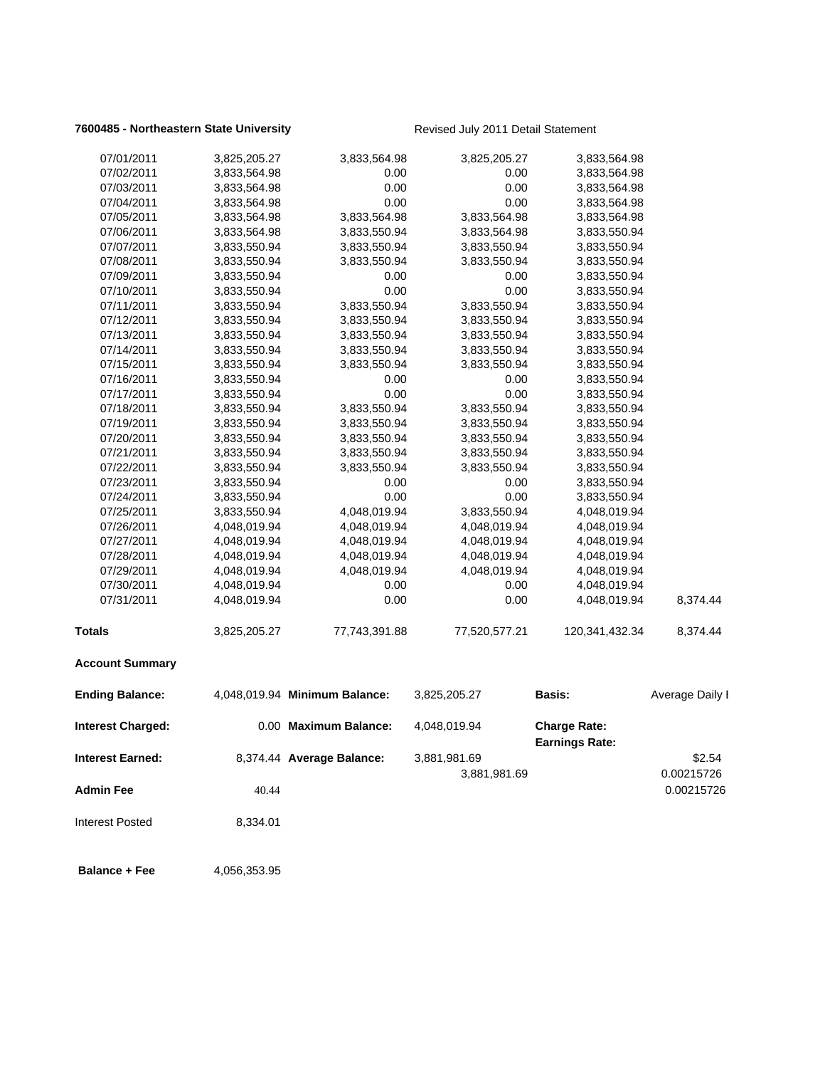**7600485 - Northeastern State University** Revised July 2011 Detail Statement

| | | | | | |
|---|---|---|---|---|---|
| 07/01/2011 | 3,825,205.27 | 3,833,564.98 | 3,825,205.27 | 3,833,564.98 | |
| 07/02/2011 | 3,833,564.98 | 0.00 | 0.00 | 3,833,564.98 | |
| 07/03/2011 | 3,833,564.98 | 0.00 | 0.00 | 3,833,564.98 | |
| 07/04/2011 | 3,833,564.98 | 0.00 | 0.00 | 3,833,564.98 | |
| 07/05/2011 | 3,833,564.98 | 3,833,564.98 | 3,833,564.98 | 3,833,564.98 | |
| 07/06/2011 | 3,833,564.98 | 3,833,550.94 | 3,833,564.98 | 3,833,550.94 | |
| 07/07/2011 | 3,833,550.94 | 3,833,550.94 | 3,833,550.94 | 3,833,550.94 | |
| 07/08/2011 | 3,833,550.94 | 3,833,550.94 | 3,833,550.94 | 3,833,550.94 | |
| 07/09/2011 | 3,833,550.94 | 0.00 | 0.00 | 3,833,550.94 | |
| 07/10/2011 | 3,833,550.94 | 0.00 | 0.00 | 3,833,550.94 | |
| 07/11/2011 | 3,833,550.94 | 3,833,550.94 | 3,833,550.94 | 3,833,550.94 | |
| 07/12/2011 | 3,833,550.94 | 3,833,550.94 | 3,833,550.94 | 3,833,550.94 | |
| 07/13/2011 | 3,833,550.94 | 3,833,550.94 | 3,833,550.94 | 3,833,550.94 | |
| 07/14/2011 | 3,833,550.94 | 3,833,550.94 | 3,833,550.94 | 3,833,550.94 | |
| 07/15/2011 | 3,833,550.94 | 3,833,550.94 | 3,833,550.94 | 3,833,550.94 | |
| 07/16/2011 | 3,833,550.94 | 0.00 | 0.00 | 3,833,550.94 | |
| 07/17/2011 | 3,833,550.94 | 0.00 | 0.00 | 3,833,550.94 | |
| 07/18/2011 | 3,833,550.94 | 3,833,550.94 | 3,833,550.94 | 3,833,550.94 | |
| 07/19/2011 | 3,833,550.94 | 3,833,550.94 | 3,833,550.94 | 3,833,550.94 | |
| 07/20/2011 | 3,833,550.94 | 3,833,550.94 | 3,833,550.94 | 3,833,550.94 | |
| 07/21/2011 | 3,833,550.94 | 3,833,550.94 | 3,833,550.94 | 3,833,550.94 | |
| 07/22/2011 | 3,833,550.94 | 3,833,550.94 | 3,833,550.94 | 3,833,550.94 | |
| 07/23/2011 | 3,833,550.94 | 0.00 | 0.00 | 3,833,550.94 | |
| 07/24/2011 | 3,833,550.94 | 0.00 | 0.00 | 3,833,550.94 | |
| 07/25/2011 | 3,833,550.94 | 4,048,019.94 | 3,833,550.94 | 4,048,019.94 | |
| 07/26/2011 | 4,048,019.94 | 4,048,019.94 | 4,048,019.94 | 4,048,019.94 | |
| 07/27/2011 | 4,048,019.94 | 4,048,019.94 | 4,048,019.94 | 4,048,019.94 | |
| 07/28/2011 | 4,048,019.94 | 4,048,019.94 | 4,048,019.94 | 4,048,019.94 | |
| 07/29/2011 | 4,048,019.94 | 4,048,019.94 | 4,048,019.94 | 4,048,019.94 | |
| 07/30/2011 | 4,048,019.94 | 0.00 | 0.00 | 4,048,019.94 | |
| 07/31/2011 | 4,048,019.94 | 0.00 | 0.00 | 4,048,019.94 | 8,374.44 |
| **Totals** | 3,825,205.27 | 77,743,391.88 | 77,520,577.21 | 120,341,432.34 | 8,374.44 |

**Account Summary**

| | | | | | |
|---|---|---|---|---|---|
| **Ending Balance:** | 4,048,019.94 | **Minimum Balance:** | 3,825,205.27 | **Basis:** | Average Daily I |
| **Interest Charged:** | 0.00 | **Maximum Balance:** | 4,048,019.94 | **Charge Rate:** | |
| | | | | **Earnings Rate:** | |
| **Interest Earned:** | 8,374.44 | **Average Balance:** | 3,881,981.69 | | $2.54 |
| | | | 3,881,981.69 | | 0.00215726 |
| **Admin Fee** | 40.44 | | | | 0.00215726 |
| Interest Posted | 8,334.01 | | | | |
| **Balance + Fee** | 4,056,353.95 | | | | |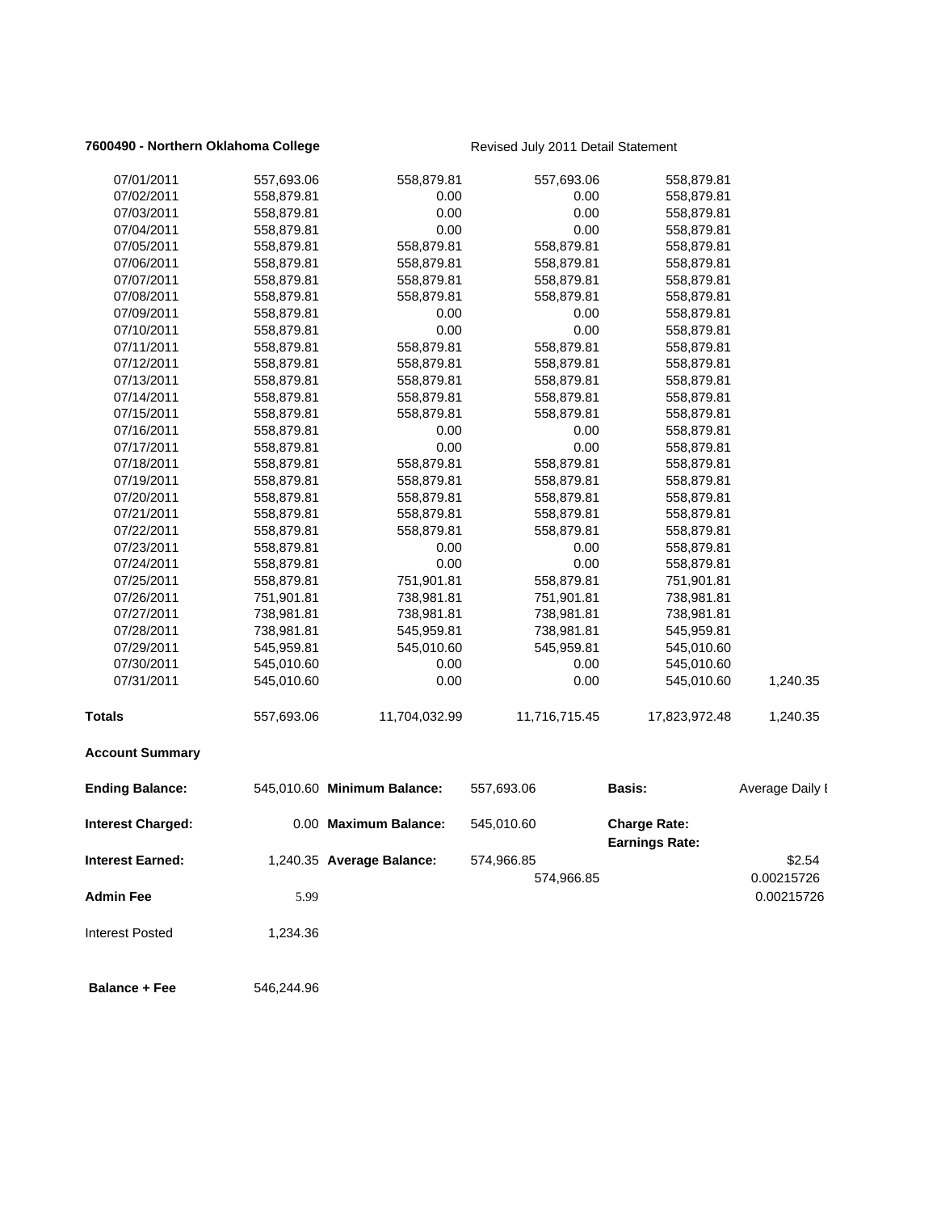**7600490 - Northern Oklahoma College** Revised July 2011 Detail Statement

| | | | | | |
|---|---|---|---|---|---|
| 07/01/2011 | 557,693.06 | 558,879.81 | 557,693.06 | 558,879.81 | |
| 07/02/2011 | 558,879.81 | 0.00 | 0.00 | 558,879.81 | |
| 07/03/2011 | 558,879.81 | 0.00 | 0.00 | 558,879.81 | |
| 07/04/2011 | 558,879.81 | 0.00 | 0.00 | 558,879.81 | |
| 07/05/2011 | 558,879.81 | 558,879.81 | 558,879.81 | 558,879.81 | |
| 07/06/2011 | 558,879.81 | 558,879.81 | 558,879.81 | 558,879.81 | |
| 07/07/2011 | 558,879.81 | 558,879.81 | 558,879.81 | 558,879.81 | |
| 07/08/2011 | 558,879.81 | 558,879.81 | 558,879.81 | 558,879.81 | |
| 07/09/2011 | 558,879.81 | 0.00 | 0.00 | 558,879.81 | |
| 07/10/2011 | 558,879.81 | 0.00 | 0.00 | 558,879.81 | |
| 07/11/2011 | 558,879.81 | 558,879.81 | 558,879.81 | 558,879.81 | |
| 07/12/2011 | 558,879.81 | 558,879.81 | 558,879.81 | 558,879.81 | |
| 07/13/2011 | 558,879.81 | 558,879.81 | 558,879.81 | 558,879.81 | |
| 07/14/2011 | 558,879.81 | 558,879.81 | 558,879.81 | 558,879.81 | |
| 07/15/2011 | 558,879.81 | 558,879.81 | 558,879.81 | 558,879.81 | |
| 07/16/2011 | 558,879.81 | 0.00 | 0.00 | 558,879.81 | |
| 07/17/2011 | 558,879.81 | 0.00 | 0.00 | 558,879.81 | |
| 07/18/2011 | 558,879.81 | 558,879.81 | 558,879.81 | 558,879.81 | |
| 07/19/2011 | 558,879.81 | 558,879.81 | 558,879.81 | 558,879.81 | |
| 07/20/2011 | 558,879.81 | 558,879.81 | 558,879.81 | 558,879.81 | |
| 07/21/2011 | 558,879.81 | 558,879.81 | 558,879.81 | 558,879.81 | |
| 07/22/2011 | 558,879.81 | 558,879.81 | 558,879.81 | 558,879.81 | |
| 07/23/2011 | 558,879.81 | 0.00 | 0.00 | 558,879.81 | |
| 07/24/2011 | 558,879.81 | 0.00 | 0.00 | 558,879.81 | |
| 07/25/2011 | 558,879.81 | 751,901.81 | 558,879.81 | 751,901.81 | |
| 07/26/2011 | 751,901.81 | 738,981.81 | 751,901.81 | 738,981.81 | |
| 07/27/2011 | 738,981.81 | 738,981.81 | 738,981.81 | 738,981.81 | |
| 07/28/2011 | 738,981.81 | 545,959.81 | 738,981.81 | 545,959.81 | |
| 07/29/2011 | 545,959.81 | 545,010.60 | 545,959.81 | 545,010.60 | |
| 07/30/2011 | 545,010.60 | 0.00 | 0.00 | 545,010.60 | |
| 07/31/2011 | 545,010.60 | 0.00 | 0.00 | 545,010.60 | 1,240.35 |
| **Totals** | 557,693.06 | 11,704,032.99 | 11,716,715.45 | 17,823,972.48 | 1,240.35 |

**Account Summary**

| | | | | | |
|---|---|---|---|---|---|
| **Ending Balance:** | 545,010.60 | **Minimum Balance:** | 557,693.06 | **Basis:** | Average Daily I |
| **Interest Charged:** | 0.00 | **Maximum Balance:** | 545,010.60 | **Charge Rate:** | |
| | | | | **Earnings Rate:** | |
| **Interest Earned:** | 1,240.35 | **Average Balance:** | 574,966.85 | | $2.54 |
| | | | 574,966.85 | | 0.00215726 |
| **Admin Fee** | 5.99 | | | | 0.00215726 |
| Interest Posted | 1,234.36 | | | | |
| **Balance + Fee** | 546,244.96 | | | | |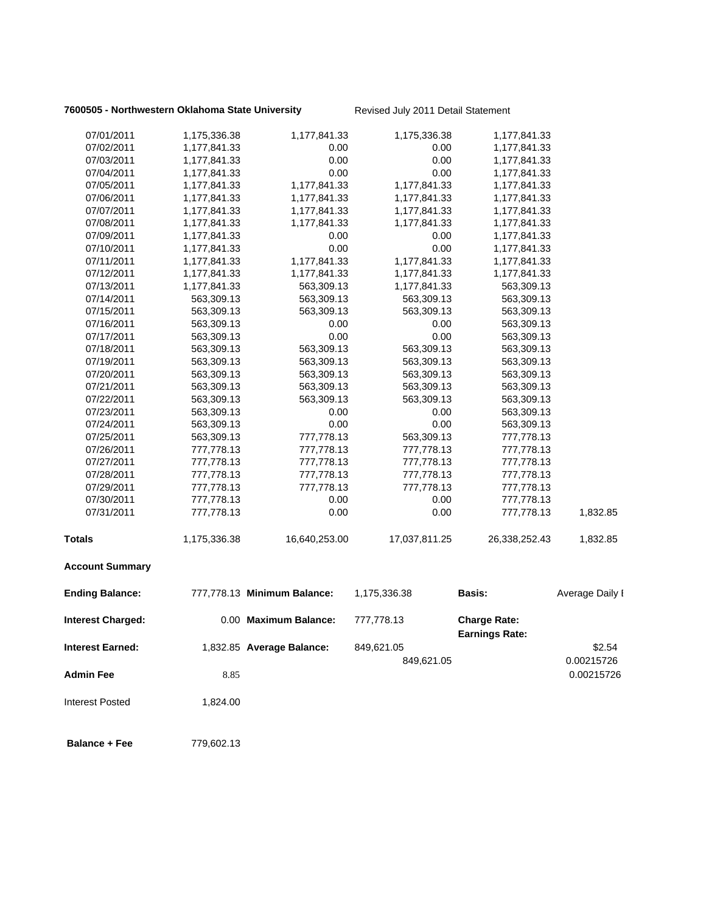**7600505 - Northwestern Oklahoma State University** Revised July 2011 Detail Statement

| | | | | | |
|---|---|---|---|---|---|
| 07/01/2011 | 1,175,336.38 | 1,177,841.33 | 1,175,336.38 | 1,177,841.33 | |
| 07/02/2011 | 1,177,841.33 | 0.00 | 0.00 | 1,177,841.33 | |
| 07/03/2011 | 1,177,841.33 | 0.00 | 0.00 | 1,177,841.33 | |
| 07/04/2011 | 1,177,841.33 | 0.00 | 0.00 | 1,177,841.33 | |
| 07/05/2011 | 1,177,841.33 | 1,177,841.33 | 1,177,841.33 | 1,177,841.33 | |
| 07/06/2011 | 1,177,841.33 | 1,177,841.33 | 1,177,841.33 | 1,177,841.33 | |
| 07/07/2011 | 1,177,841.33 | 1,177,841.33 | 1,177,841.33 | 1,177,841.33 | |
| 07/08/2011 | 1,177,841.33 | 1,177,841.33 | 1,177,841.33 | 1,177,841.33 | |
| 07/09/2011 | 1,177,841.33 | 0.00 | 0.00 | 1,177,841.33 | |
| 07/10/2011 | 1,177,841.33 | 0.00 | 0.00 | 1,177,841.33 | |
| 07/11/2011 | 1,177,841.33 | 1,177,841.33 | 1,177,841.33 | 1,177,841.33 | |
| 07/12/2011 | 1,177,841.33 | 1,177,841.33 | 1,177,841.33 | 1,177,841.33 | |
| 07/13/2011 | 1,177,841.33 | 563,309.13 | 1,177,841.33 | 563,309.13 | |
| 07/14/2011 | 563,309.13 | 563,309.13 | 563,309.13 | 563,309.13 | |
| 07/15/2011 | 563,309.13 | 563,309.13 | 563,309.13 | 563,309.13 | |
| 07/16/2011 | 563,309.13 | 0.00 | 0.00 | 563,309.13 | |
| 07/17/2011 | 563,309.13 | 0.00 | 0.00 | 563,309.13 | |
| 07/18/2011 | 563,309.13 | 563,309.13 | 563,309.13 | 563,309.13 | |
| 07/19/2011 | 563,309.13 | 563,309.13 | 563,309.13 | 563,309.13 | |
| 07/20/2011 | 563,309.13 | 563,309.13 | 563,309.13 | 563,309.13 | |
| 07/21/2011 | 563,309.13 | 563,309.13 | 563,309.13 | 563,309.13 | |
| 07/22/2011 | 563,309.13 | 563,309.13 | 563,309.13 | 563,309.13 | |
| 07/23/2011 | 563,309.13 | 0.00 | 0.00 | 563,309.13 | |
| 07/24/2011 | 563,309.13 | 0.00 | 0.00 | 563,309.13 | |
| 07/25/2011 | 563,309.13 | 777,778.13 | 563,309.13 | 777,778.13 | |
| 07/26/2011 | 777,778.13 | 777,778.13 | 777,778.13 | 777,778.13 | |
| 07/27/2011 | 777,778.13 | 777,778.13 | 777,778.13 | 777,778.13 | |
| 07/28/2011 | 777,778.13 | 777,778.13 | 777,778.13 | 777,778.13 | |
| 07/29/2011 | 777,778.13 | 777,778.13 | 777,778.13 | 777,778.13 | |
| 07/30/2011 | 777,778.13 | 0.00 | 0.00 | 777,778.13 | |
| 07/31/2011 | 777,778.13 | 0.00 | 0.00 | 777,778.13 | 1,832.85 |
| **Totals** | 1,175,336.38 | 16,640,253.00 | 17,037,811.25 | 26,338,252.43 | 1,832.85 |

**Account Summary**

| | | | | | |
|---|---|---|---|---|---|
| **Ending Balance:** | 777,778.13 | **Minimum Balance:** | 1,175,336.38 | **Basis:** | Average Daily I |
| **Interest Charged:** | 0.00 | **Maximum Balance:** | 777,778.13 | **Charge Rate:** | |
| | | | | **Earnings Rate:** | |
| **Interest Earned:** | 1,832.85 | **Average Balance:** | 849,621.05 | | \$2.54 |
| | | | 849,621.05 | | 0.00215726 |
| **Admin Fee** | 8.85 | | | | 0.00215726 |
| Interest Posted | 1,824.00 | | | | |
| **Balance + Fee** | 779,602.13 | | | | |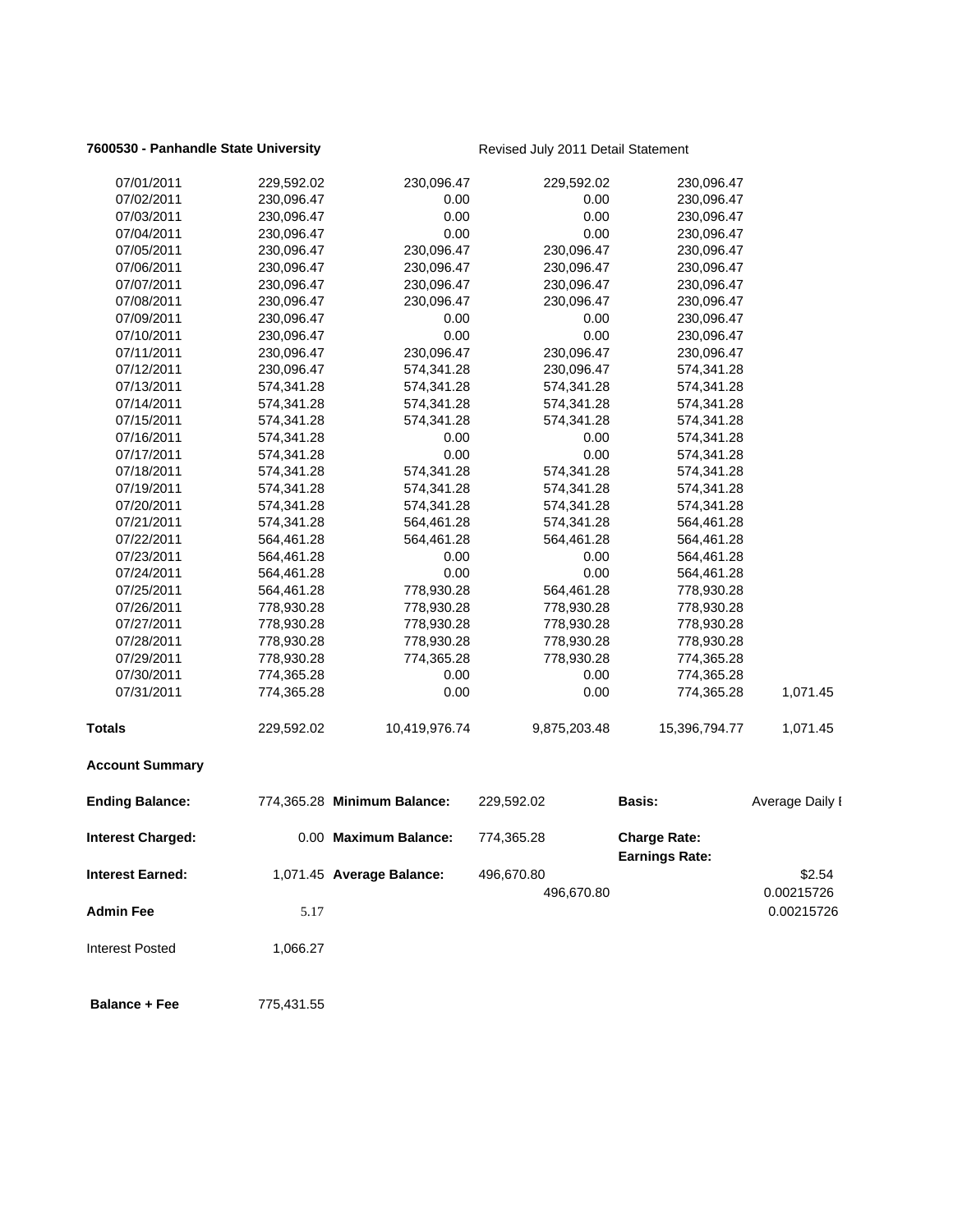**7600530 - Panhandle State University** Revised July 2011 Detail Statement

| | | | | | |
|---|---|---|---|---|---|
| 07/01/2011 | 229,592.02 | 230,096.47 | 229,592.02 | 230,096.47 | |
| 07/02/2011 | 230,096.47 | 0.00 | 0.00 | 230,096.47 | |
| 07/03/2011 | 230,096.47 | 0.00 | 0.00 | 230,096.47 | |
| 07/04/2011 | 230,096.47 | 0.00 | 0.00 | 230,096.47 | |
| 07/05/2011 | 230,096.47 | 230,096.47 | 230,096.47 | 230,096.47 | |
| 07/06/2011 | 230,096.47 | 230,096.47 | 230,096.47 | 230,096.47 | |
| 07/07/2011 | 230,096.47 | 230,096.47 | 230,096.47 | 230,096.47 | |
| 07/08/2011 | 230,096.47 | 230,096.47 | 230,096.47 | 230,096.47 | |
| 07/09/2011 | 230,096.47 | 0.00 | 0.00 | 230,096.47 | |
| 07/10/2011 | 230,096.47 | 0.00 | 0.00 | 230,096.47 | |
| 07/11/2011 | 230,096.47 | 230,096.47 | 230,096.47 | 230,096.47 | |
| 07/12/2011 | 230,096.47 | 574,341.28 | 230,096.47 | 574,341.28 | |
| 07/13/2011 | 574,341.28 | 574,341.28 | 574,341.28 | 574,341.28 | |
| 07/14/2011 | 574,341.28 | 574,341.28 | 574,341.28 | 574,341.28 | |
| 07/15/2011 | 574,341.28 | 574,341.28 | 574,341.28 | 574,341.28 | |
| 07/16/2011 | 574,341.28 | 0.00 | 0.00 | 574,341.28 | |
| 07/17/2011 | 574,341.28 | 0.00 | 0.00 | 574,341.28 | |
| 07/18/2011 | 574,341.28 | 574,341.28 | 574,341.28 | 574,341.28 | |
| 07/19/2011 | 574,341.28 | 574,341.28 | 574,341.28 | 574,341.28 | |
| 07/20/2011 | 574,341.28 | 574,341.28 | 574,341.28 | 574,341.28 | |
| 07/21/2011 | 574,341.28 | 564,461.28 | 574,341.28 | 564,461.28 | |
| 07/22/2011 | 564,461.28 | 564,461.28 | 564,461.28 | 564,461.28 | |
| 07/23/2011 | 564,461.28 | 0.00 | 0.00 | 564,461.28 | |
| 07/24/2011 | 564,461.28 | 0.00 | 0.00 | 564,461.28 | |
| 07/25/2011 | 564,461.28 | 778,930.28 | 564,461.28 | 778,930.28 | |
| 07/26/2011 | 778,930.28 | 778,930.28 | 778,930.28 | 778,930.28 | |
| 07/27/2011 | 778,930.28 | 778,930.28 | 778,930.28 | 778,930.28 | |
| 07/28/2011 | 778,930.28 | 778,930.28 | 778,930.28 | 778,930.28 | |
| 07/29/2011 | 778,930.28 | 774,365.28 | 778,930.28 | 774,365.28 | |
| 07/30/2011 | 774,365.28 | 0.00 | 0.00 | 774,365.28 | |
| 07/31/2011 | 774,365.28 | 0.00 | 0.00 | 774,365.28 | 1,071.45 |
| **Totals** | 229,592.02 | 10,419,976.74 | 9,875,203.48 | 15,396,794.77 | 1,071.45 |

**Account Summary**

| | | | | | |
|---|---|---|---|---|---|
| **Ending Balance:** | 774,365.28 | **Minimum Balance:** | 229,592.02 | **Basis:** | Average Daily I |
| **Interest Charged:** | 0.00 | **Maximum Balance:** | 774,365.28 | **Charge Rate:** | |
| | | | | **Earnings Rate:** | |
| **Interest Earned:** | 1,071.45 | **Average Balance:** | 496,670.80 | | $2.54 |
| | | | 496,670.80 | | 0.00215726 |
| **Admin Fee** | 5.17 | | | | 0.00215726 |
| Interest Posted | 1,066.27 | | | | |
| **Balance + Fee** | 775,431.55 | | | | |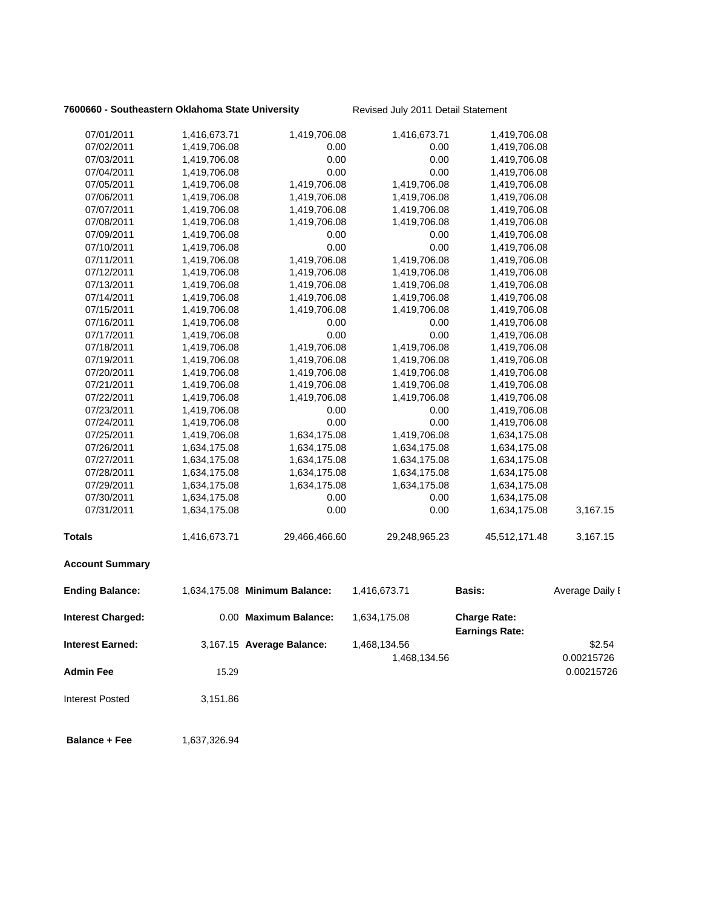**7600660 - Southeastern Oklahoma State University** Revised July 2011 Detail Statement

| | | | | | |
|---|---|---|---|---|---|
| 07/01/2011 | 1,416,673.71 | 1,419,706.08 | 1,416,673.71 | 1,419,706.08 | |
| 07/02/2011 | 1,419,706.08 | 0.00 | 0.00 | 1,419,706.08 | |
| 07/03/2011 | 1,419,706.08 | 0.00 | 0.00 | 1,419,706.08 | |
| 07/04/2011 | 1,419,706.08 | 0.00 | 0.00 | 1,419,706.08 | |
| 07/05/2011 | 1,419,706.08 | 1,419,706.08 | 1,419,706.08 | 1,419,706.08 | |
| 07/06/2011 | 1,419,706.08 | 1,419,706.08 | 1,419,706.08 | 1,419,706.08 | |
| 07/07/2011 | 1,419,706.08 | 1,419,706.08 | 1,419,706.08 | 1,419,706.08 | |
| 07/08/2011 | 1,419,706.08 | 1,419,706.08 | 1,419,706.08 | 1,419,706.08 | |
| 07/09/2011 | 1,419,706.08 | 0.00 | 0.00 | 1,419,706.08 | |
| 07/10/2011 | 1,419,706.08 | 0.00 | 0.00 | 1,419,706.08 | |
| 07/11/2011 | 1,419,706.08 | 1,419,706.08 | 1,419,706.08 | 1,419,706.08 | |
| 07/12/2011 | 1,419,706.08 | 1,419,706.08 | 1,419,706.08 | 1,419,706.08 | |
| 07/13/2011 | 1,419,706.08 | 1,419,706.08 | 1,419,706.08 | 1,419,706.08 | |
| 07/14/2011 | 1,419,706.08 | 1,419,706.08 | 1,419,706.08 | 1,419,706.08 | |
| 07/15/2011 | 1,419,706.08 | 1,419,706.08 | 1,419,706.08 | 1,419,706.08 | |
| 07/16/2011 | 1,419,706.08 | 0.00 | 0.00 | 1,419,706.08 | |
| 07/17/2011 | 1,419,706.08 | 0.00 | 0.00 | 1,419,706.08 | |
| 07/18/2011 | 1,419,706.08 | 1,419,706.08 | 1,419,706.08 | 1,419,706.08 | |
| 07/19/2011 | 1,419,706.08 | 1,419,706.08 | 1,419,706.08 | 1,419,706.08 | |
| 07/20/2011 | 1,419,706.08 | 1,419,706.08 | 1,419,706.08 | 1,419,706.08 | |
| 07/21/2011 | 1,419,706.08 | 1,419,706.08 | 1,419,706.08 | 1,419,706.08 | |
| 07/22/2011 | 1,419,706.08 | 1,419,706.08 | 1,419,706.08 | 1,419,706.08 | |
| 07/23/2011 | 1,419,706.08 | 0.00 | 0.00 | 1,419,706.08 | |
| 07/24/2011 | 1,419,706.08 | 0.00 | 0.00 | 1,419,706.08 | |
| 07/25/2011 | 1,419,706.08 | 1,634,175.08 | 1,419,706.08 | 1,634,175.08 | |
| 07/26/2011 | 1,634,175.08 | 1,634,175.08 | 1,634,175.08 | 1,634,175.08 | |
| 07/27/2011 | 1,634,175.08 | 1,634,175.08 | 1,634,175.08 | 1,634,175.08 | |
| 07/28/2011 | 1,634,175.08 | 1,634,175.08 | 1,634,175.08 | 1,634,175.08 | |
| 07/29/2011 | 1,634,175.08 | 1,634,175.08 | 1,634,175.08 | 1,634,175.08 | |
| 07/30/2011 | 1,634,175.08 | 0.00 | 0.00 | 1,634,175.08 | |
| 07/31/2011 | 1,634,175.08 | 0.00 | 0.00 | 1,634,175.08 | 3,167.15 |
| **Totals** | 1,416,673.71 | 29,466,466.60 | 29,248,965.23 | 45,512,171.48 | 3,167.15 |

**Account Summary**

| | | | | | |
|---|---|---|---|---|---|
| **Ending Balance:** | 1,634,175.08 | **Minimum Balance:** | 1,416,673.71 | **Basis:** | Average Daily I |
| **Interest Charged:** | 0.00 | **Maximum Balance:** | 1,634,175.08 | **Charge Rate:** | |
| | | | | **Earnings Rate:** | |
| **Interest Earned:** | 3,167.15 | **Average Balance:** | 1,468,134.56 | | $2.54 |
| | | | 1,468,134.56 | | 0.00215726 |
| **Admin Fee** | 15.29 | | | | 0.00215726 |
| Interest Posted | 3,151.86 | | | | |
| **Balance + Fee** | 1,637,326.94 | | | | |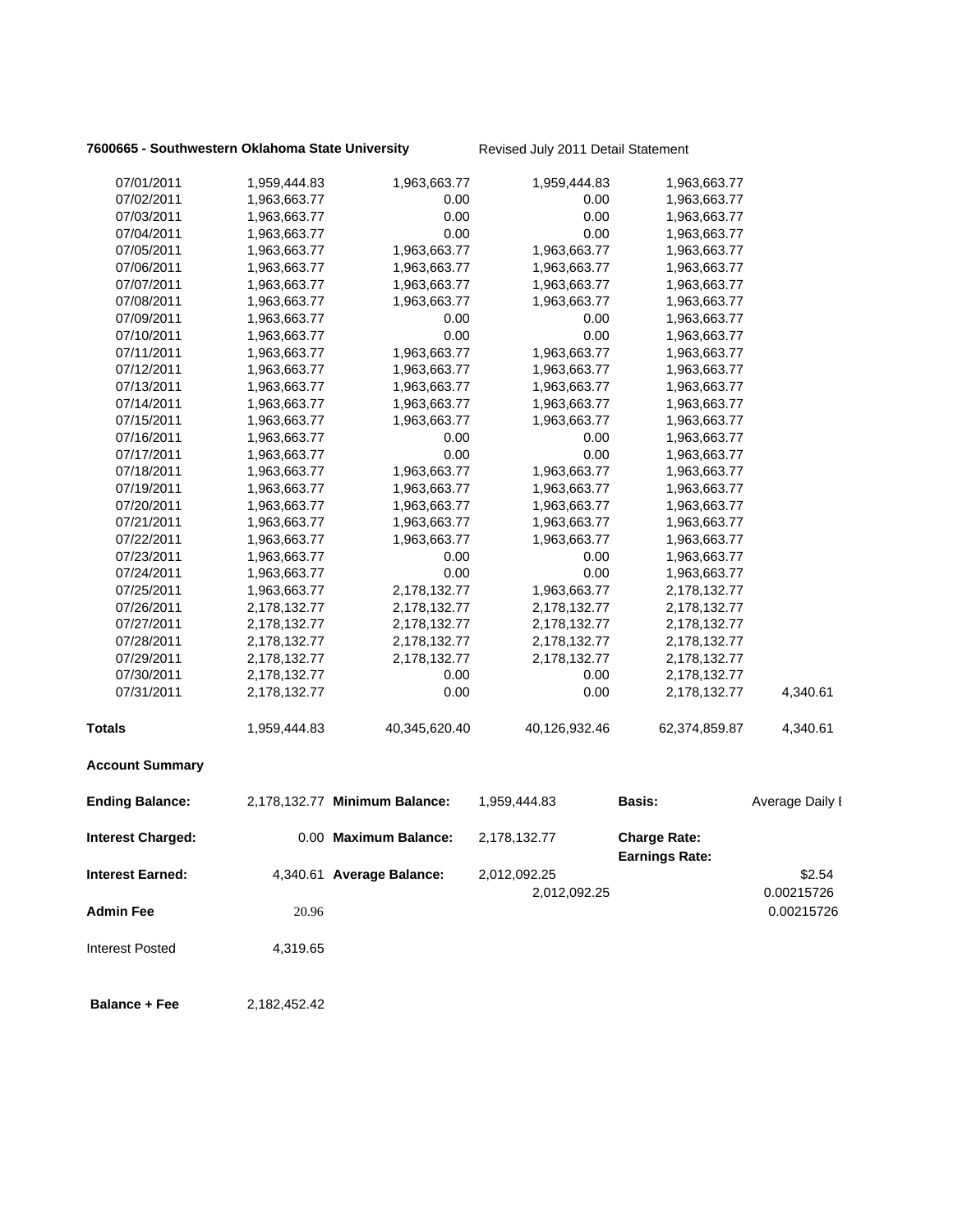**7600665 - Southwestern Oklahoma State University** Revised July 2011 Detail Statement

| | | | | | |
|---|---|---|---|---|---|
| 07/01/2011 | 1,959,444.83 | 1,963,663.77 | 1,959,444.83 | 1,963,663.77 | |
| 07/02/2011 | 1,963,663.77 | 0.00 | 0.00 | 1,963,663.77 | |
| 07/03/2011 | 1,963,663.77 | 0.00 | 0.00 | 1,963,663.77 | |
| 07/04/2011 | 1,963,663.77 | 0.00 | 0.00 | 1,963,663.77 | |
| 07/05/2011 | 1,963,663.77 | 1,963,663.77 | 1,963,663.77 | 1,963,663.77 | |
| 07/06/2011 | 1,963,663.77 | 1,963,663.77 | 1,963,663.77 | 1,963,663.77 | |
| 07/07/2011 | 1,963,663.77 | 1,963,663.77 | 1,963,663.77 | 1,963,663.77 | |
| 07/08/2011 | 1,963,663.77 | 1,963,663.77 | 1,963,663.77 | 1,963,663.77 | |
| 07/09/2011 | 1,963,663.77 | 0.00 | 0.00 | 1,963,663.77 | |
| 07/10/2011 | 1,963,663.77 | 0.00 | 0.00 | 1,963,663.77 | |
| 07/11/2011 | 1,963,663.77 | 1,963,663.77 | 1,963,663.77 | 1,963,663.77 | |
| 07/12/2011 | 1,963,663.77 | 1,963,663.77 | 1,963,663.77 | 1,963,663.77 | |
| 07/13/2011 | 1,963,663.77 | 1,963,663.77 | 1,963,663.77 | 1,963,663.77 | |
| 07/14/2011 | 1,963,663.77 | 1,963,663.77 | 1,963,663.77 | 1,963,663.77 | |
| 07/15/2011 | 1,963,663.77 | 1,963,663.77 | 1,963,663.77 | 1,963,663.77 | |
| 07/16/2011 | 1,963,663.77 | 0.00 | 0.00 | 1,963,663.77 | |
| 07/17/2011 | 1,963,663.77 | 0.00 | 0.00 | 1,963,663.77 | |
| 07/18/2011 | 1,963,663.77 | 1,963,663.77 | 1,963,663.77 | 1,963,663.77 | |
| 07/19/2011 | 1,963,663.77 | 1,963,663.77 | 1,963,663.77 | 1,963,663.77 | |
| 07/20/2011 | 1,963,663.77 | 1,963,663.77 | 1,963,663.77 | 1,963,663.77 | |
| 07/21/2011 | 1,963,663.77 | 1,963,663.77 | 1,963,663.77 | 1,963,663.77 | |
| 07/22/2011 | 1,963,663.77 | 1,963,663.77 | 1,963,663.77 | 1,963,663.77 | |
| 07/23/2011 | 1,963,663.77 | 0.00 | 0.00 | 1,963,663.77 | |
| 07/24/2011 | 1,963,663.77 | 0.00 | 0.00 | 1,963,663.77 | |
| 07/25/2011 | 1,963,663.77 | 2,178,132.77 | 1,963,663.77 | 2,178,132.77 | |
| 07/26/2011 | 2,178,132.77 | 2,178,132.77 | 2,178,132.77 | 2,178,132.77 | |
| 07/27/2011 | 2,178,132.77 | 2,178,132.77 | 2,178,132.77 | 2,178,132.77 | |
| 07/28/2011 | 2,178,132.77 | 2,178,132.77 | 2,178,132.77 | 2,178,132.77 | |
| 07/29/2011 | 2,178,132.77 | 2,178,132.77 | 2,178,132.77 | 2,178,132.77 | |
| 07/30/2011 | 2,178,132.77 | 0.00 | 0.00 | 2,178,132.77 | |
| 07/31/2011 | 2,178,132.77 | 0.00 | 0.00 | 2,178,132.77 | 4,340.61 |
| **Totals** | 1,959,444.83 | 40,345,620.40 | 40,126,932.46 | 62,374,859.87 | 4,340.61 |

**Account Summary**

| | | | | | |
|---|---|---|---|---|---|
| **Ending Balance:** | 2,178,132.77 | **Minimum Balance:** | 1,959,444.83 | **Basis:** | Average Daily I |
| **Interest Charged:** | 0.00 | **Maximum Balance:** | 2,178,132.77 | **Charge Rate:** | |
| | | | | **Earnings Rate:** | |
| **Interest Earned:** | 4,340.61 | **Average Balance:** | 2,012,092.25 | | $2.54 |
| | | | 2,012,092.25 | | 0.00215726 |
| **Admin Fee** | 20.96 | | | | 0.00215726 |
| Interest Posted | 4,319.65 | | | | |
| **Balance + Fee** | 2,182,452.42 | | | | |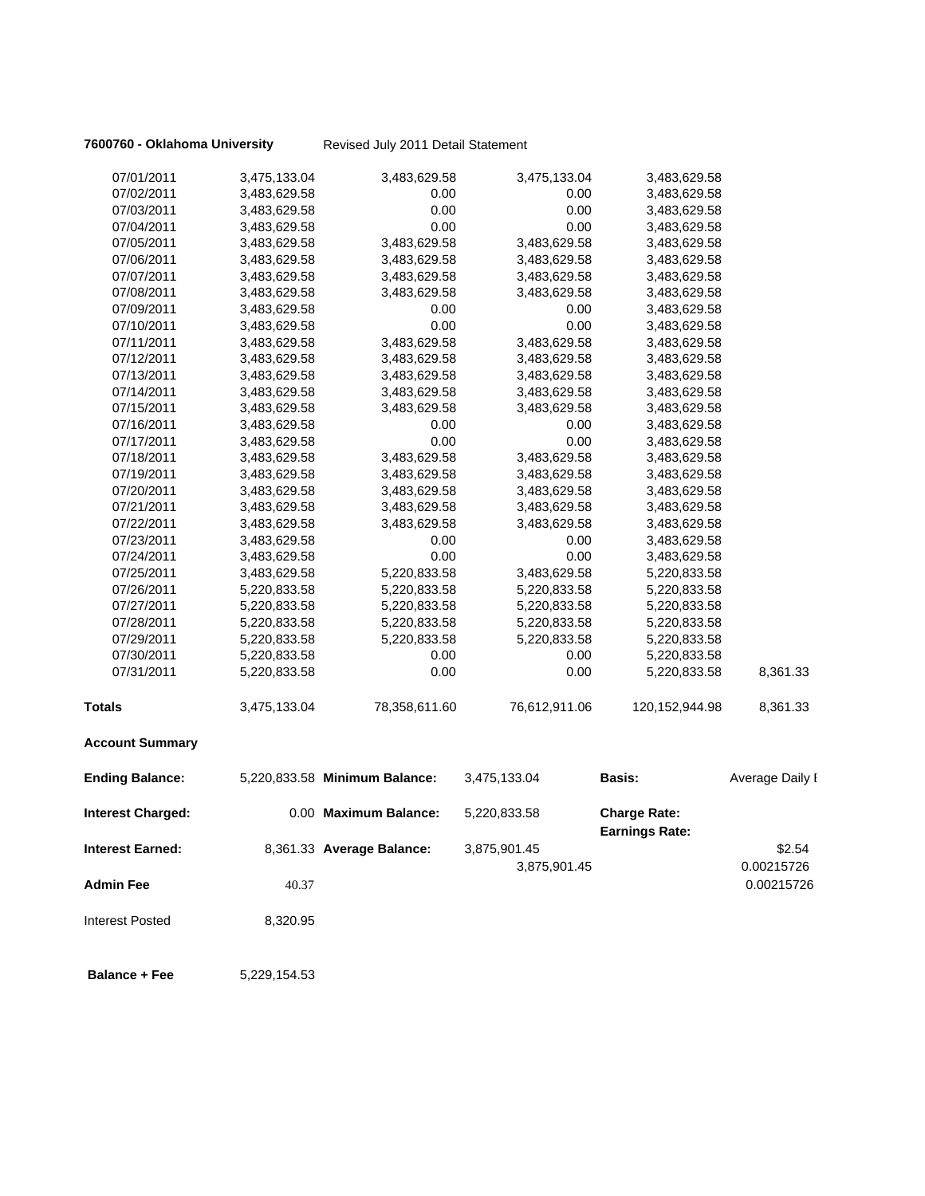**7600760 - Oklahoma University** Revised July 2011 Detail Statement

| | | | | | |
|---|---|---|---|---|---|
| 07/01/2011 | 3,475,133.04 | 3,483,629.58 | 3,475,133.04 | 3,483,629.58 | |
| 07/02/2011 | 3,483,629.58 | 0.00 | 0.00 | 3,483,629.58 | |
| 07/03/2011 | 3,483,629.58 | 0.00 | 0.00 | 3,483,629.58 | |
| 07/04/2011 | 3,483,629.58 | 0.00 | 0.00 | 3,483,629.58 | |
| 07/05/2011 | 3,483,629.58 | 3,483,629.58 | 3,483,629.58 | 3,483,629.58 | |
| 07/06/2011 | 3,483,629.58 | 3,483,629.58 | 3,483,629.58 | 3,483,629.58 | |
| 07/07/2011 | 3,483,629.58 | 3,483,629.58 | 3,483,629.58 | 3,483,629.58 | |
| 07/08/2011 | 3,483,629.58 | 3,483,629.58 | 3,483,629.58 | 3,483,629.58 | |
| 07/09/2011 | 3,483,629.58 | 0.00 | 0.00 | 3,483,629.58 | |
| 07/10/2011 | 3,483,629.58 | 0.00 | 0.00 | 3,483,629.58 | |
| 07/11/2011 | 3,483,629.58 | 3,483,629.58 | 3,483,629.58 | 3,483,629.58 | |
| 07/12/2011 | 3,483,629.58 | 3,483,629.58 | 3,483,629.58 | 3,483,629.58 | |
| 07/13/2011 | 3,483,629.58 | 3,483,629.58 | 3,483,629.58 | 3,483,629.58 | |
| 07/14/2011 | 3,483,629.58 | 3,483,629.58 | 3,483,629.58 | 3,483,629.58 | |
| 07/15/2011 | 3,483,629.58 | 3,483,629.58 | 3,483,629.58 | 3,483,629.58 | |
| 07/16/2011 | 3,483,629.58 | 0.00 | 0.00 | 3,483,629.58 | |
| 07/17/2011 | 3,483,629.58 | 0.00 | 0.00 | 3,483,629.58 | |
| 07/18/2011 | 3,483,629.58 | 3,483,629.58 | 3,483,629.58 | 3,483,629.58 | |
| 07/19/2011 | 3,483,629.58 | 3,483,629.58 | 3,483,629.58 | 3,483,629.58 | |
| 07/20/2011 | 3,483,629.58 | 3,483,629.58 | 3,483,629.58 | 3,483,629.58 | |
| 07/21/2011 | 3,483,629.58 | 3,483,629.58 | 3,483,629.58 | 3,483,629.58 | |
| 07/22/2011 | 3,483,629.58 | 3,483,629.58 | 3,483,629.58 | 3,483,629.58 | |
| 07/23/2011 | 3,483,629.58 | 0.00 | 0.00 | 3,483,629.58 | |
| 07/24/2011 | 3,483,629.58 | 0.00 | 0.00 | 3,483,629.58 | |
| 07/25/2011 | 3,483,629.58 | 5,220,833.58 | 3,483,629.58 | 5,220,833.58 | |
| 07/26/2011 | 5,220,833.58 | 5,220,833.58 | 5,220,833.58 | 5,220,833.58 | |
| 07/27/2011 | 5,220,833.58 | 5,220,833.58 | 5,220,833.58 | 5,220,833.58 | |
| 07/28/2011 | 5,220,833.58 | 5,220,833.58 | 5,220,833.58 | 5,220,833.58 | |
| 07/29/2011 | 5,220,833.58 | 5,220,833.58 | 5,220,833.58 | 5,220,833.58 | |
| 07/30/2011 | 5,220,833.58 | 0.00 | 0.00 | 5,220,833.58 | |
| 07/31/2011 | 5,220,833.58 | 0.00 | 0.00 | 5,220,833.58 | 8,361.33 |
| **Totals** | 3,475,133.04 | 78,358,611.60 | 76,612,911.06 | 120,152,944.98 | 8,361.33 |

**Account Summary**

| | | | | | |
|---|---|---|---|---|---|
| **Ending Balance:** | 5,220,833.58 | **Minimum Balance:** | 3,475,133.04 | **Basis:** | Average Daily I |
| **Interest Charged:** | 0.00 | **Maximum Balance:** | 5,220,833.58 | **Charge Rate:** | |
| | | | | **Earnings Rate:** | |
| **Interest Earned:** | 8,361.33 | **Average Balance:** | 3,875,901.45 | | $2.54 |
| | | | 3,875,901.45 | | 0.00215726 |
| **Admin Fee** | 40.37 | | | | 0.00215726 |
| Interest Posted | 8,320.95 | | | | |
| **Balance + Fee** | 5,229,154.53 | | | | |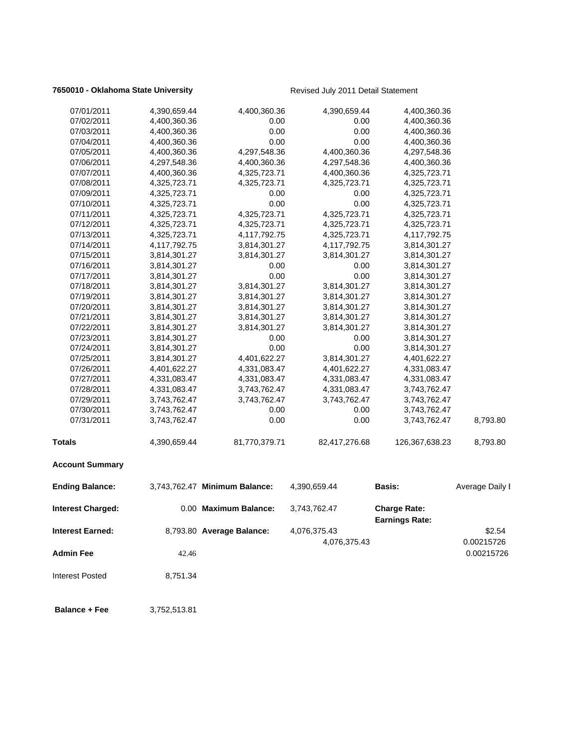**7650010 - Oklahoma State University**

Revised July 2011 Detail Statement

| | | | | | |
|---|---|---|---|---|---|
| 07/01/2011 | 4,390,659.44 | 4,400,360.36 | 4,390,659.44 | 4,400,360.36 | |
| 07/02/2011 | 4,400,360.36 | 0.00 | 0.00 | 4,400,360.36 | |
| 07/03/2011 | 4,400,360.36 | 0.00 | 0.00 | 4,400,360.36 | |
| 07/04/2011 | 4,400,360.36 | 0.00 | 0.00 | 4,400,360.36 | |
| 07/05/2011 | 4,400,360.36 | 4,297,548.36 | 4,400,360.36 | 4,297,548.36 | |
| 07/06/2011 | 4,297,548.36 | 4,400,360.36 | 4,297,548.36 | 4,400,360.36 | |
| 07/07/2011 | 4,400,360.36 | 4,325,723.71 | 4,400,360.36 | 4,325,723.71 | |
| 07/08/2011 | 4,325,723.71 | 4,325,723.71 | 4,325,723.71 | 4,325,723.71 | |
| 07/09/2011 | 4,325,723.71 | 0.00 | 0.00 | 4,325,723.71 | |
| 07/10/2011 | 4,325,723.71 | 0.00 | 0.00 | 4,325,723.71 | |
| 07/11/2011 | 4,325,723.71 | 4,325,723.71 | 4,325,723.71 | 4,325,723.71 | |
| 07/12/2011 | 4,325,723.71 | 4,325,723.71 | 4,325,723.71 | 4,325,723.71 | |
| 07/13/2011 | 4,325,723.71 | 4,117,792.75 | 4,325,723.71 | 4,117,792.75 | |
| 07/14/2011 | 4,117,792.75 | 3,814,301.27 | 4,117,792.75 | 3,814,301.27 | |
| 07/15/2011 | 3,814,301.27 | 3,814,301.27 | 3,814,301.27 | 3,814,301.27 | |
| 07/16/2011 | 3,814,301.27 | 0.00 | 0.00 | 3,814,301.27 | |
| 07/17/2011 | 3,814,301.27 | 0.00 | 0.00 | 3,814,301.27 | |
| 07/18/2011 | 3,814,301.27 | 3,814,301.27 | 3,814,301.27 | 3,814,301.27 | |
| 07/19/2011 | 3,814,301.27 | 3,814,301.27 | 3,814,301.27 | 3,814,301.27 | |
| 07/20/2011 | 3,814,301.27 | 3,814,301.27 | 3,814,301.27 | 3,814,301.27 | |
| 07/21/2011 | 3,814,301.27 | 3,814,301.27 | 3,814,301.27 | 3,814,301.27 | |
| 07/22/2011 | 3,814,301.27 | 3,814,301.27 | 3,814,301.27 | 3,814,301.27 | |
| 07/23/2011 | 3,814,301.27 | 0.00 | 0.00 | 3,814,301.27 | |
| 07/24/2011 | 3,814,301.27 | 0.00 | 0.00 | 3,814,301.27 | |
| 07/25/2011 | 3,814,301.27 | 4,401,622.27 | 3,814,301.27 | 4,401,622.27 | |
| 07/26/2011 | 4,401,622.27 | 4,331,083.47 | 4,401,622.27 | 4,331,083.47 | |
| 07/27/2011 | 4,331,083.47 | 4,331,083.47 | 4,331,083.47 | 4,331,083.47 | |
| 07/28/2011 | 4,331,083.47 | 3,743,762.47 | 4,331,083.47 | 3,743,762.47 | |
| 07/29/2011 | 3,743,762.47 | 3,743,762.47 | 3,743,762.47 | 3,743,762.47 | |
| 07/30/2011 | 3,743,762.47 | 0.00 | 0.00 | 3,743,762.47 | |
| 07/31/2011 | 3,743,762.47 | 0.00 | 0.00 | 3,743,762.47 | 8,793.80 |
| **Totals** | 4,390,659.44 | 81,770,379.71 | 82,417,276.68 | 126,367,638.23 | 8,793.80 |

**Account Summary**

| | | | | | |
|---|---|---|---|---|---|
| **Ending Balance:** | 3,743,762.47 | **Minimum Balance:** | 4,390,659.44 | **Basis:** | Average Daily I |
| **Interest Charged:** | 0.00 | **Maximum Balance:** | 3,743,762.47 | **Charge Rate:** | |
| | | | | **Earnings Rate:** | |
| **Interest Earned:** | 8,793.80 | **Average Balance:** | 4,076,375.43 | | $2.54 |
| | | | 4,076,375.43 | | 0.00215726 |
| **Admin Fee** | 42.46 | | | | 0.00215726 |
| Interest Posted | 8,751.34 | | | | |
| **Balance + Fee** | 3,752,513.81 | | | | |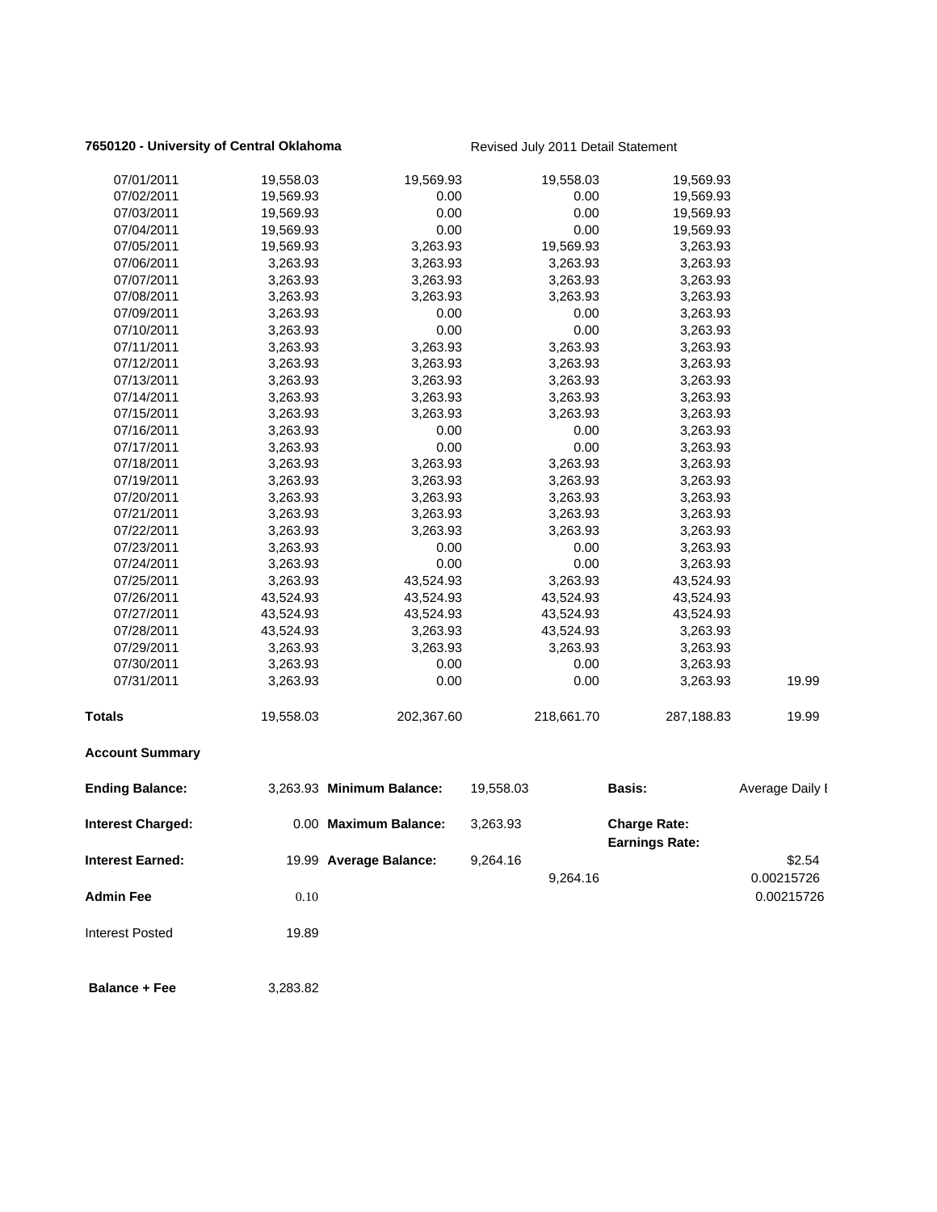**7650120 - University of Central Oklahoma** Revised July 2011 Detail Statement

| | | | | | |
|---|---|---|---|---|---|
| 07/01/2011 | 19,558.03 | 19,569.93 | 19,558.03 | 19,569.93 | |
| 07/02/2011 | 19,569.93 | 0.00 | 0.00 | 19,569.93 | |
| 07/03/2011 | 19,569.93 | 0.00 | 0.00 | 19,569.93 | |
| 07/04/2011 | 19,569.93 | 0.00 | 0.00 | 19,569.93 | |
| 07/05/2011 | 19,569.93 | 3,263.93 | 19,569.93 | 3,263.93 | |
| 07/06/2011 | 3,263.93 | 3,263.93 | 3,263.93 | 3,263.93 | |
| 07/07/2011 | 3,263.93 | 3,263.93 | 3,263.93 | 3,263.93 | |
| 07/08/2011 | 3,263.93 | 3,263.93 | 3,263.93 | 3,263.93 | |
| 07/09/2011 | 3,263.93 | 0.00 | 0.00 | 3,263.93 | |
| 07/10/2011 | 3,263.93 | 0.00 | 0.00 | 3,263.93 | |
| 07/11/2011 | 3,263.93 | 3,263.93 | 3,263.93 | 3,263.93 | |
| 07/12/2011 | 3,263.93 | 3,263.93 | 3,263.93 | 3,263.93 | |
| 07/13/2011 | 3,263.93 | 3,263.93 | 3,263.93 | 3,263.93 | |
| 07/14/2011 | 3,263.93 | 3,263.93 | 3,263.93 | 3,263.93 | |
| 07/15/2011 | 3,263.93 | 3,263.93 | 3,263.93 | 3,263.93 | |
| 07/16/2011 | 3,263.93 | 0.00 | 0.00 | 3,263.93 | |
| 07/17/2011 | 3,263.93 | 0.00 | 0.00 | 3,263.93 | |
| 07/18/2011 | 3,263.93 | 3,263.93 | 3,263.93 | 3,263.93 | |
| 07/19/2011 | 3,263.93 | 3,263.93 | 3,263.93 | 3,263.93 | |
| 07/20/2011 | 3,263.93 | 3,263.93 | 3,263.93 | 3,263.93 | |
| 07/21/2011 | 3,263.93 | 3,263.93 | 3,263.93 | 3,263.93 | |
| 07/22/2011 | 3,263.93 | 3,263.93 | 3,263.93 | 3,263.93 | |
| 07/23/2011 | 3,263.93 | 0.00 | 0.00 | 3,263.93 | |
| 07/24/2011 | 3,263.93 | 0.00 | 0.00 | 3,263.93 | |
| 07/25/2011 | 3,263.93 | 43,524.93 | 3,263.93 | 43,524.93 | |
| 07/26/2011 | 43,524.93 | 43,524.93 | 43,524.93 | 43,524.93 | |
| 07/27/2011 | 43,524.93 | 43,524.93 | 43,524.93 | 43,524.93 | |
| 07/28/2011 | 43,524.93 | 3,263.93 | 43,524.93 | 3,263.93 | |
| 07/29/2011 | 3,263.93 | 3,263.93 | 3,263.93 | 3,263.93 | |
| 07/30/2011 | 3,263.93 | 0.00 | 0.00 | 3,263.93 | |
| 07/31/2011 | 3,263.93 | 0.00 | 0.00 | 3,263.93 | 19.99 |
| **Totals** | 19,558.03 | 202,367.60 | 218,661.70 | 287,188.83 | 19.99 |

**Account Summary**

| | | | | | |
|---|---|---|---|---|---|
| **Ending Balance:** | 3,263.93 | **Minimum Balance:** | 19,558.03 | **Basis:** | Average Daily I |
| **Interest Charged:** | 0.00 | **Maximum Balance:** | 3,263.93 | **Charge Rate:** | |
| | | | | **Earnings Rate:** | |
| **Interest Earned:** | 19.99 | **Average Balance:** | 9,264.16 | | $2.54 |
| | | | 9,264.16 | | 0.00215726 |
| **Admin Fee** | 0.10 | | | | 0.00215726 |
| Interest Posted | 19.89 | | | | |
| **Balance + Fee** | 3,283.82 | | | | |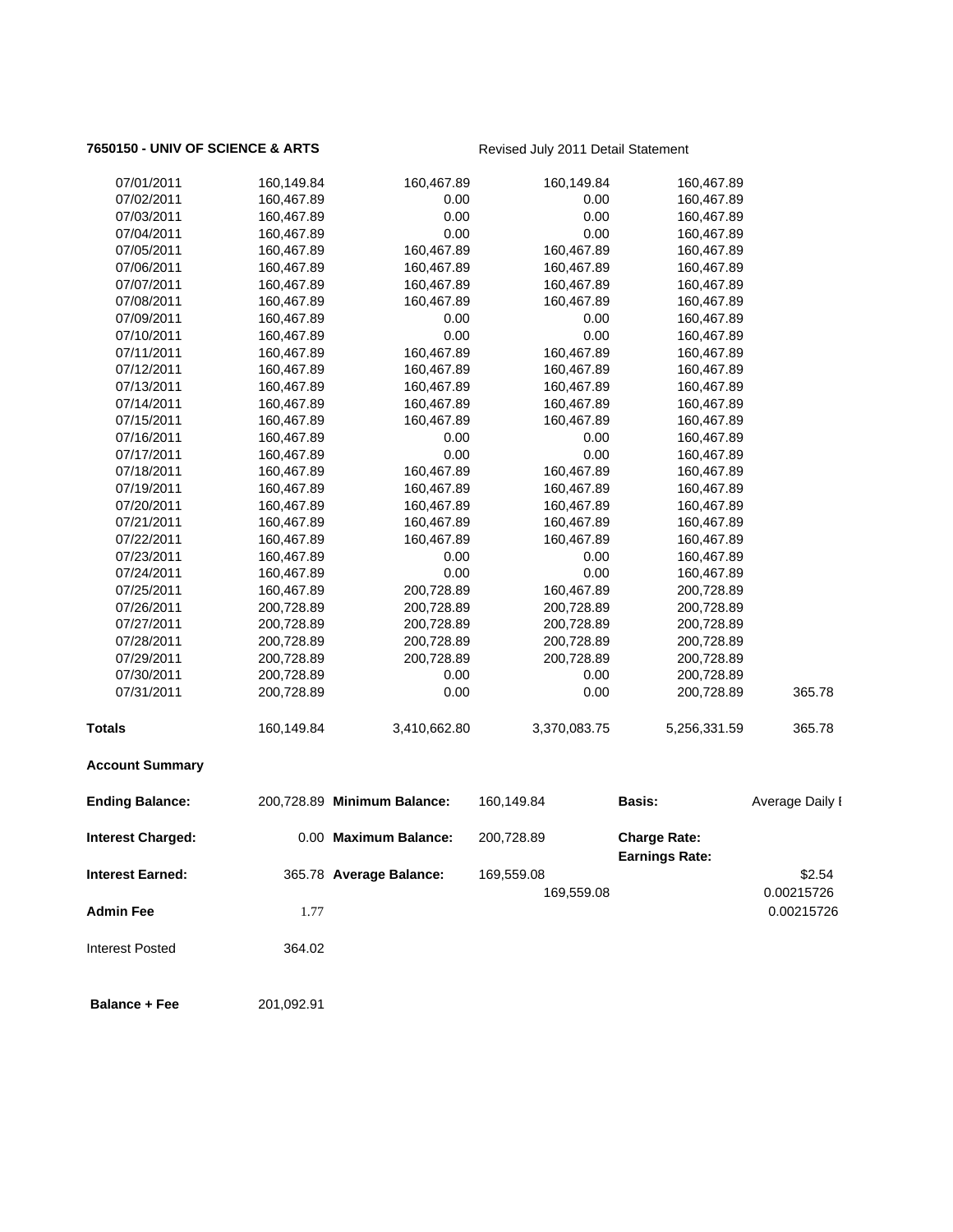**7650150 - UNIV OF SCIENCE & ARTS** Revised July 2011 Detail Statement

| | | | | | |
|---|---|---|---|---|---|
| 07/01/2011 | 160,149.84 | 160,467.89 | 160,149.84 | 160,467.89 | |
| 07/02/2011 | 160,467.89 | 0.00 | 0.00 | 160,467.89 | |
| 07/03/2011 | 160,467.89 | 0.00 | 0.00 | 160,467.89 | |
| 07/04/2011 | 160,467.89 | 0.00 | 0.00 | 160,467.89 | |
| 07/05/2011 | 160,467.89 | 160,467.89 | 160,467.89 | 160,467.89 | |
| 07/06/2011 | 160,467.89 | 160,467.89 | 160,467.89 | 160,467.89 | |
| 07/07/2011 | 160,467.89 | 160,467.89 | 160,467.89 | 160,467.89 | |
| 07/08/2011 | 160,467.89 | 160,467.89 | 160,467.89 | 160,467.89 | |
| 07/09/2011 | 160,467.89 | 0.00 | 0.00 | 160,467.89 | |
| 07/10/2011 | 160,467.89 | 0.00 | 0.00 | 160,467.89 | |
| 07/11/2011 | 160,467.89 | 160,467.89 | 160,467.89 | 160,467.89 | |
| 07/12/2011 | 160,467.89 | 160,467.89 | 160,467.89 | 160,467.89 | |
| 07/13/2011 | 160,467.89 | 160,467.89 | 160,467.89 | 160,467.89 | |
| 07/14/2011 | 160,467.89 | 160,467.89 | 160,467.89 | 160,467.89 | |
| 07/15/2011 | 160,467.89 | 160,467.89 | 160,467.89 | 160,467.89 | |
| 07/16/2011 | 160,467.89 | 0.00 | 0.00 | 160,467.89 | |
| 07/17/2011 | 160,467.89 | 0.00 | 0.00 | 160,467.89 | |
| 07/18/2011 | 160,467.89 | 160,467.89 | 160,467.89 | 160,467.89 | |
| 07/19/2011 | 160,467.89 | 160,467.89 | 160,467.89 | 160,467.89 | |
| 07/20/2011 | 160,467.89 | 160,467.89 | 160,467.89 | 160,467.89 | |
| 07/21/2011 | 160,467.89 | 160,467.89 | 160,467.89 | 160,467.89 | |
| 07/22/2011 | 160,467.89 | 160,467.89 | 160,467.89 | 160,467.89 | |
| 07/23/2011 | 160,467.89 | 0.00 | 0.00 | 160,467.89 | |
| 07/24/2011 | 160,467.89 | 0.00 | 0.00 | 160,467.89 | |
| 07/25/2011 | 160,467.89 | 200,728.89 | 160,467.89 | 200,728.89 | |
| 07/26/2011 | 200,728.89 | 200,728.89 | 200,728.89 | 200,728.89 | |
| 07/27/2011 | 200,728.89 | 200,728.89 | 200,728.89 | 200,728.89 | |
| 07/28/2011 | 200,728.89 | 200,728.89 | 200,728.89 | 200,728.89 | |
| 07/29/2011 | 200,728.89 | 200,728.89 | 200,728.89 | 200,728.89 | |
| 07/30/2011 | 200,728.89 | 0.00 | 0.00 | 200,728.89 | |
| 07/31/2011 | 200,728.89 | 0.00 | 0.00 | 200,728.89 | 365.78 |
| **Totals** | 160,149.84 | 3,410,662.80 | 3,370,083.75 | 5,256,331.59 | 365.78 |

**Account Summary**

| | | | | | |
|---|---|---|---|---|---|
| **Ending Balance:** | 200,728.89 | **Minimum Balance:** | 160,149.84 | **Basis:** | Average Daily I |
| **Interest Charged:** | 0.00 | **Maximum Balance:** | 200,728.89 | **Charge Rate:** | |
| | | | | **Earnings Rate:** | |
| **Interest Earned:** | 365.78 | **Average Balance:** | 169,559.08 | | $2.54 |
| | | | 169,559.08 | | 0.00215726 |
| **Admin Fee** | 1.77 | | | | 0.00215726 |
| Interest Posted | 364.02 | | | | |
| **Balance + Fee** | 201,092.91 | | | | |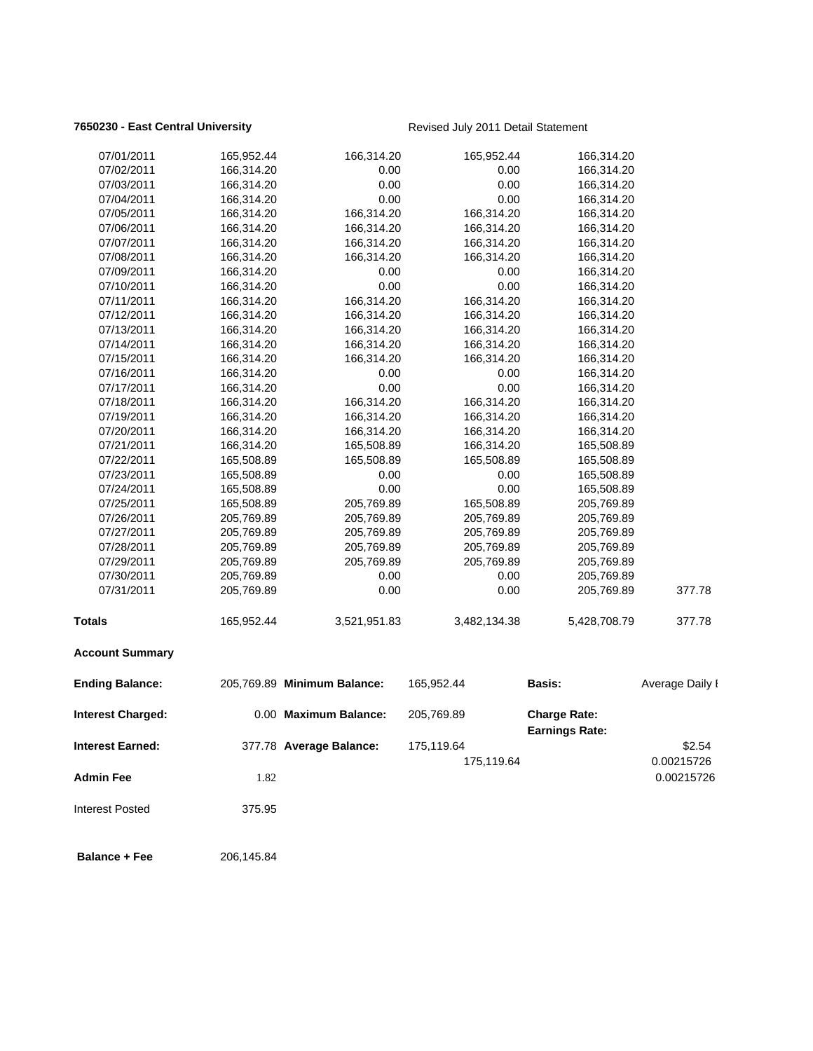**7650230 - East Central University**

Revised July 2011 Detail Statement

| | | | | | |
|---|---|---|---|---|---|
| 07/01/2011 | 165,952.44 | 166,314.20 | 165,952.44 | 166,314.20 | |
| 07/02/2011 | 166,314.20 | 0.00 | 0.00 | 166,314.20 | |
| 07/03/2011 | 166,314.20 | 0.00 | 0.00 | 166,314.20 | |
| 07/04/2011 | 166,314.20 | 0.00 | 0.00 | 166,314.20 | |
| 07/05/2011 | 166,314.20 | 166,314.20 | 166,314.20 | 166,314.20 | |
| 07/06/2011 | 166,314.20 | 166,314.20 | 166,314.20 | 166,314.20 | |
| 07/07/2011 | 166,314.20 | 166,314.20 | 166,314.20 | 166,314.20 | |
| 07/08/2011 | 166,314.20 | 166,314.20 | 166,314.20 | 166,314.20 | |
| 07/09/2011 | 166,314.20 | 0.00 | 0.00 | 166,314.20 | |
| 07/10/2011 | 166,314.20 | 0.00 | 0.00 | 166,314.20 | |
| 07/11/2011 | 166,314.20 | 166,314.20 | 166,314.20 | 166,314.20 | |
| 07/12/2011 | 166,314.20 | 166,314.20 | 166,314.20 | 166,314.20 | |
| 07/13/2011 | 166,314.20 | 166,314.20 | 166,314.20 | 166,314.20 | |
| 07/14/2011 | 166,314.20 | 166,314.20 | 166,314.20 | 166,314.20 | |
| 07/15/2011 | 166,314.20 | 166,314.20 | 166,314.20 | 166,314.20 | |
| 07/16/2011 | 166,314.20 | 0.00 | 0.00 | 166,314.20 | |
| 07/17/2011 | 166,314.20 | 0.00 | 0.00 | 166,314.20 | |
| 07/18/2011 | 166,314.20 | 166,314.20 | 166,314.20 | 166,314.20 | |
| 07/19/2011 | 166,314.20 | 166,314.20 | 166,314.20 | 166,314.20 | |
| 07/20/2011 | 166,314.20 | 166,314.20 | 166,314.20 | 166,314.20 | |
| 07/21/2011 | 166,314.20 | 165,508.89 | 166,314.20 | 165,508.89 | |
| 07/22/2011 | 165,508.89 | 165,508.89 | 165,508.89 | 165,508.89 | |
| 07/23/2011 | 165,508.89 | 0.00 | 0.00 | 165,508.89 | |
| 07/24/2011 | 165,508.89 | 0.00 | 0.00 | 165,508.89 | |
| 07/25/2011 | 165,508.89 | 205,769.89 | 165,508.89 | 205,769.89 | |
| 07/26/2011 | 205,769.89 | 205,769.89 | 205,769.89 | 205,769.89 | |
| 07/27/2011 | 205,769.89 | 205,769.89 | 205,769.89 | 205,769.89 | |
| 07/28/2011 | 205,769.89 | 205,769.89 | 205,769.89 | 205,769.89 | |
| 07/29/2011 | 205,769.89 | 205,769.89 | 205,769.89 | 205,769.89 | |
| 07/30/2011 | 205,769.89 | 0.00 | 0.00 | 205,769.89 | |
| 07/31/2011 | 205,769.89 | 0.00 | 0.00 | 205,769.89 | 377.78 |
| **Totals** | 165,952.44 | 3,521,951.83 | 3,482,134.38 | 5,428,708.79 | 377.78 |

**Account Summary**

| | | | | | |
|---|---|---|---|---|---|
| **Ending Balance:** | 205,769.89 | **Minimum Balance:** | 165,952.44 | **Basis:** | Average Daily I |
| **Interest Charged:** | 0.00 | **Maximum Balance:** | 205,769.89 | **Charge Rate:** | |
| | | | | **Earnings Rate:** | |
| **Interest Earned:** | 377.78 | **Average Balance:** | 175,119.64 | | $2.54 |
| | | | 175,119.64 | | 0.00215726 |
| **Admin Fee** | 1.82 | | | | 0.00215726 |
| Interest Posted | 375.95 | | | | |
| **Balance + Fee** | 206,145.84 | | | | |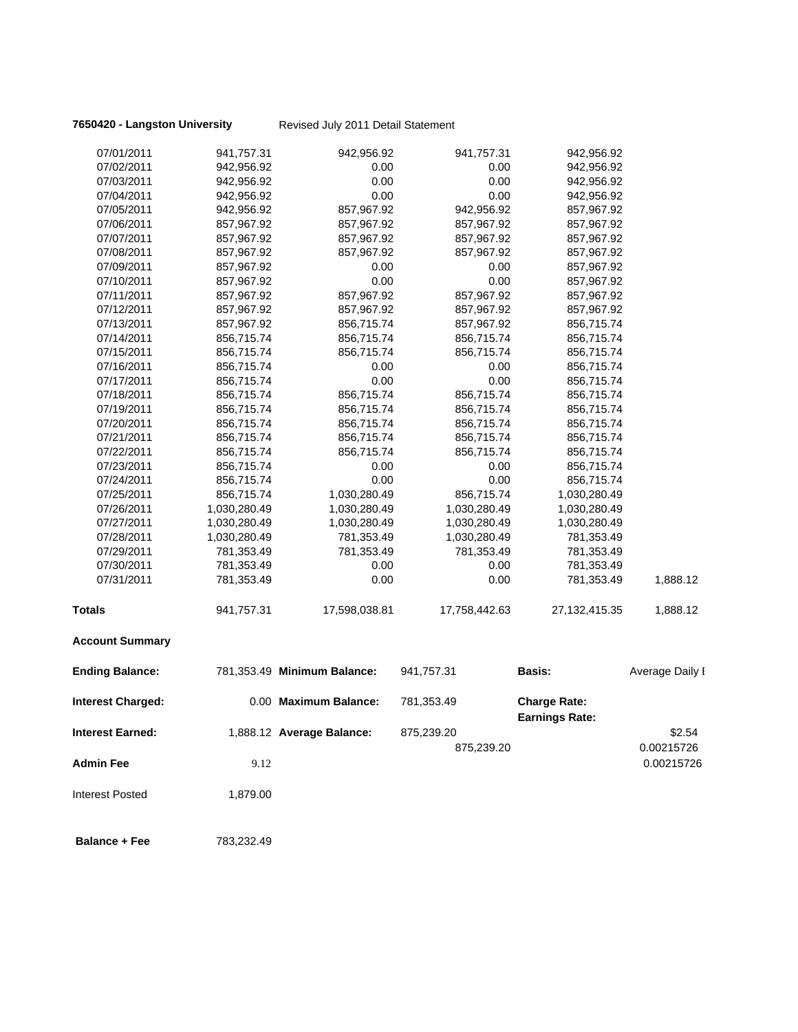**7650420 - Langston University** Revised July 2011 Detail Statement

| | | | | | |
|---|---|---|---|---|---|
| 07/01/2011 | 941,757.31 | 942,956.92 | 941,757.31 | 942,956.92 | |
| 07/02/2011 | 942,956.92 | 0.00 | 0.00 | 942,956.92 | |
| 07/03/2011 | 942,956.92 | 0.00 | 0.00 | 942,956.92 | |
| 07/04/2011 | 942,956.92 | 0.00 | 0.00 | 942,956.92 | |
| 07/05/2011 | 942,956.92 | 857,967.92 | 942,956.92 | 857,967.92 | |
| 07/06/2011 | 857,967.92 | 857,967.92 | 857,967.92 | 857,967.92 | |
| 07/07/2011 | 857,967.92 | 857,967.92 | 857,967.92 | 857,967.92 | |
| 07/08/2011 | 857,967.92 | 857,967.92 | 857,967.92 | 857,967.92 | |
| 07/09/2011 | 857,967.92 | 0.00 | 0.00 | 857,967.92 | |
| 07/10/2011 | 857,967.92 | 0.00 | 0.00 | 857,967.92 | |
| 07/11/2011 | 857,967.92 | 857,967.92 | 857,967.92 | 857,967.92 | |
| 07/12/2011 | 857,967.92 | 857,967.92 | 857,967.92 | 857,967.92 | |
| 07/13/2011 | 857,967.92 | 856,715.74 | 857,967.92 | 856,715.74 | |
| 07/14/2011 | 856,715.74 | 856,715.74 | 856,715.74 | 856,715.74 | |
| 07/15/2011 | 856,715.74 | 856,715.74 | 856,715.74 | 856,715.74 | |
| 07/16/2011 | 856,715.74 | 0.00 | 0.00 | 856,715.74 | |
| 07/17/2011 | 856,715.74 | 0.00 | 0.00 | 856,715.74 | |
| 07/18/2011 | 856,715.74 | 856,715.74 | 856,715.74 | 856,715.74 | |
| 07/19/2011 | 856,715.74 | 856,715.74 | 856,715.74 | 856,715.74 | |
| 07/20/2011 | 856,715.74 | 856,715.74 | 856,715.74 | 856,715.74 | |
| 07/21/2011 | 856,715.74 | 856,715.74 | 856,715.74 | 856,715.74 | |
| 07/22/2011 | 856,715.74 | 856,715.74 | 856,715.74 | 856,715.74 | |
| 07/23/2011 | 856,715.74 | 0.00 | 0.00 | 856,715.74 | |
| 07/24/2011 | 856,715.74 | 0.00 | 0.00 | 856,715.74 | |
| 07/25/2011 | 856,715.74 | 1,030,280.49 | 856,715.74 | 1,030,280.49 | |
| 07/26/2011 | 1,030,280.49 | 1,030,280.49 | 1,030,280.49 | 1,030,280.49 | |
| 07/27/2011 | 1,030,280.49 | 1,030,280.49 | 1,030,280.49 | 1,030,280.49 | |
| 07/28/2011 | 1,030,280.49 | 781,353.49 | 1,030,280.49 | 781,353.49 | |
| 07/29/2011 | 781,353.49 | 781,353.49 | 781,353.49 | 781,353.49 | |
| 07/30/2011 | 781,353.49 | 0.00 | 0.00 | 781,353.49 | |
| 07/31/2011 | 781,353.49 | 0.00 | 0.00 | 781,353.49 | 1,888.12 |
| **Totals** | 941,757.31 | 17,598,038.81 | 17,758,442.63 | 27,132,415.35 | 1,888.12 |

**Account Summary**

| | | | | | |
|---|---|---|---|---|---|
| **Ending Balance:** | 781,353.49 | **Minimum Balance:** | 941,757.31 | **Basis:** | Average Daily I |
| **Interest Charged:** | 0.00 | **Maximum Balance:** | 781,353.49 | **Charge Rate:** / **Earnings Rate:** | |
| **Interest Earned:** | 1,888.12 | **Average Balance:** | 875,239.20 | | $2.54 |
| | | | 875,239.20 | | 0.00215726 |
| **Admin Fee** | 9.12 | | | | 0.00215726 |
| Interest Posted | 1,879.00 | | | | |
| **Balance + Fee** | 783,232.49 | | | | |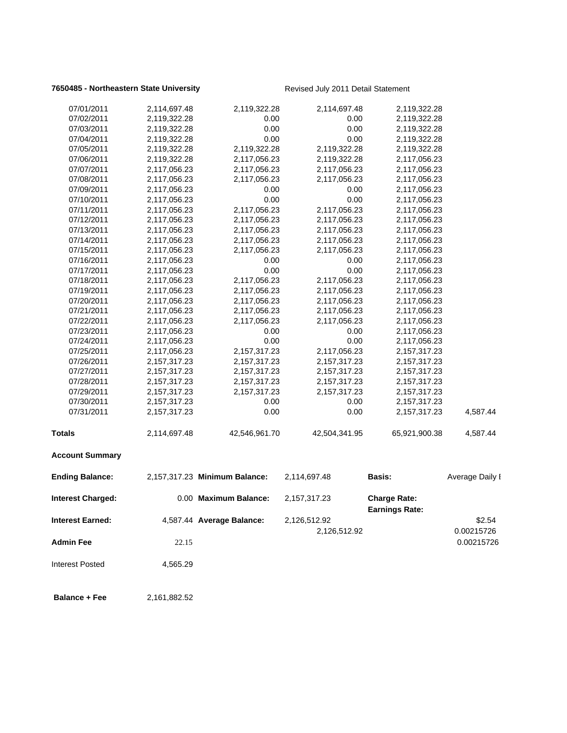**7650485 - Northeastern State University** Revised July 2011 Detail Statement

| | | | | | |
|---|---|---|---|---|---|
| 07/01/2011 | 2,114,697.48 | 2,119,322.28 | 2,114,697.48 | 2,119,322.28 | |
| 07/02/2011 | 2,119,322.28 | 0.00 | 0.00 | 2,119,322.28 | |
| 07/03/2011 | 2,119,322.28 | 0.00 | 0.00 | 2,119,322.28 | |
| 07/04/2011 | 2,119,322.28 | 0.00 | 0.00 | 2,119,322.28 | |
| 07/05/2011 | 2,119,322.28 | 2,119,322.28 | 2,119,322.28 | 2,119,322.28 | |
| 07/06/2011 | 2,119,322.28 | 2,117,056.23 | 2,119,322.28 | 2,117,056.23 | |
| 07/07/2011 | 2,117,056.23 | 2,117,056.23 | 2,117,056.23 | 2,117,056.23 | |
| 07/08/2011 | 2,117,056.23 | 2,117,056.23 | 2,117,056.23 | 2,117,056.23 | |
| 07/09/2011 | 2,117,056.23 | 0.00 | 0.00 | 2,117,056.23 | |
| 07/10/2011 | 2,117,056.23 | 0.00 | 0.00 | 2,117,056.23 | |
| 07/11/2011 | 2,117,056.23 | 2,117,056.23 | 2,117,056.23 | 2,117,056.23 | |
| 07/12/2011 | 2,117,056.23 | 2,117,056.23 | 2,117,056.23 | 2,117,056.23 | |
| 07/13/2011 | 2,117,056.23 | 2,117,056.23 | 2,117,056.23 | 2,117,056.23 | |
| 07/14/2011 | 2,117,056.23 | 2,117,056.23 | 2,117,056.23 | 2,117,056.23 | |
| 07/15/2011 | 2,117,056.23 | 2,117,056.23 | 2,117,056.23 | 2,117,056.23 | |
| 07/16/2011 | 2,117,056.23 | 0.00 | 0.00 | 2,117,056.23 | |
| 07/17/2011 | 2,117,056.23 | 0.00 | 0.00 | 2,117,056.23 | |
| 07/18/2011 | 2,117,056.23 | 2,117,056.23 | 2,117,056.23 | 2,117,056.23 | |
| 07/19/2011 | 2,117,056.23 | 2,117,056.23 | 2,117,056.23 | 2,117,056.23 | |
| 07/20/2011 | 2,117,056.23 | 2,117,056.23 | 2,117,056.23 | 2,117,056.23 | |
| 07/21/2011 | 2,117,056.23 | 2,117,056.23 | 2,117,056.23 | 2,117,056.23 | |
| 07/22/2011 | 2,117,056.23 | 2,117,056.23 | 2,117,056.23 | 2,117,056.23 | |
| 07/23/2011 | 2,117,056.23 | 0.00 | 0.00 | 2,117,056.23 | |
| 07/24/2011 | 2,117,056.23 | 0.00 | 0.00 | 2,117,056.23 | |
| 07/25/2011 | 2,117,056.23 | 2,157,317.23 | 2,117,056.23 | 2,157,317.23 | |
| 07/26/2011 | 2,157,317.23 | 2,157,317.23 | 2,157,317.23 | 2,157,317.23 | |
| 07/27/2011 | 2,157,317.23 | 2,157,317.23 | 2,157,317.23 | 2,157,317.23 | |
| 07/28/2011 | 2,157,317.23 | 2,157,317.23 | 2,157,317.23 | 2,157,317.23 | |
| 07/29/2011 | 2,157,317.23 | 2,157,317.23 | 2,157,317.23 | 2,157,317.23 | |
| 07/30/2011 | 2,157,317.23 | 0.00 | 0.00 | 2,157,317.23 | |
| 07/31/2011 | 2,157,317.23 | 0.00 | 0.00 | 2,157,317.23 | 4,587.44 |
| **Totals** | 2,114,697.48 | 42,546,961.70 | 42,504,341.95 | 65,921,900.38 | 4,587.44 |

**Account Summary**

| | | | | | |
|---|---|---|---|---|---|
| **Ending Balance:** | 2,157,317.23 | **Minimum Balance:** | 2,114,697.48 | **Basis:** | Average Daily I |
| **Interest Charged:** | 0.00 | **Maximum Balance:** | 2,157,317.23 | **Charge Rate:** | |
| | | | | **Earnings Rate:** | |
| **Interest Earned:** | 4,587.44 | **Average Balance:** | 2,126,512.92 | | $2.54 |
| | | | 2,126,512.92 | | 0.00215726 |
| **Admin Fee** | 22.15 | | | | 0.00215726 |
| Interest Posted | 4,565.29 | | | | |
| **Balance + Fee** | 2,161,882.52 | | | | |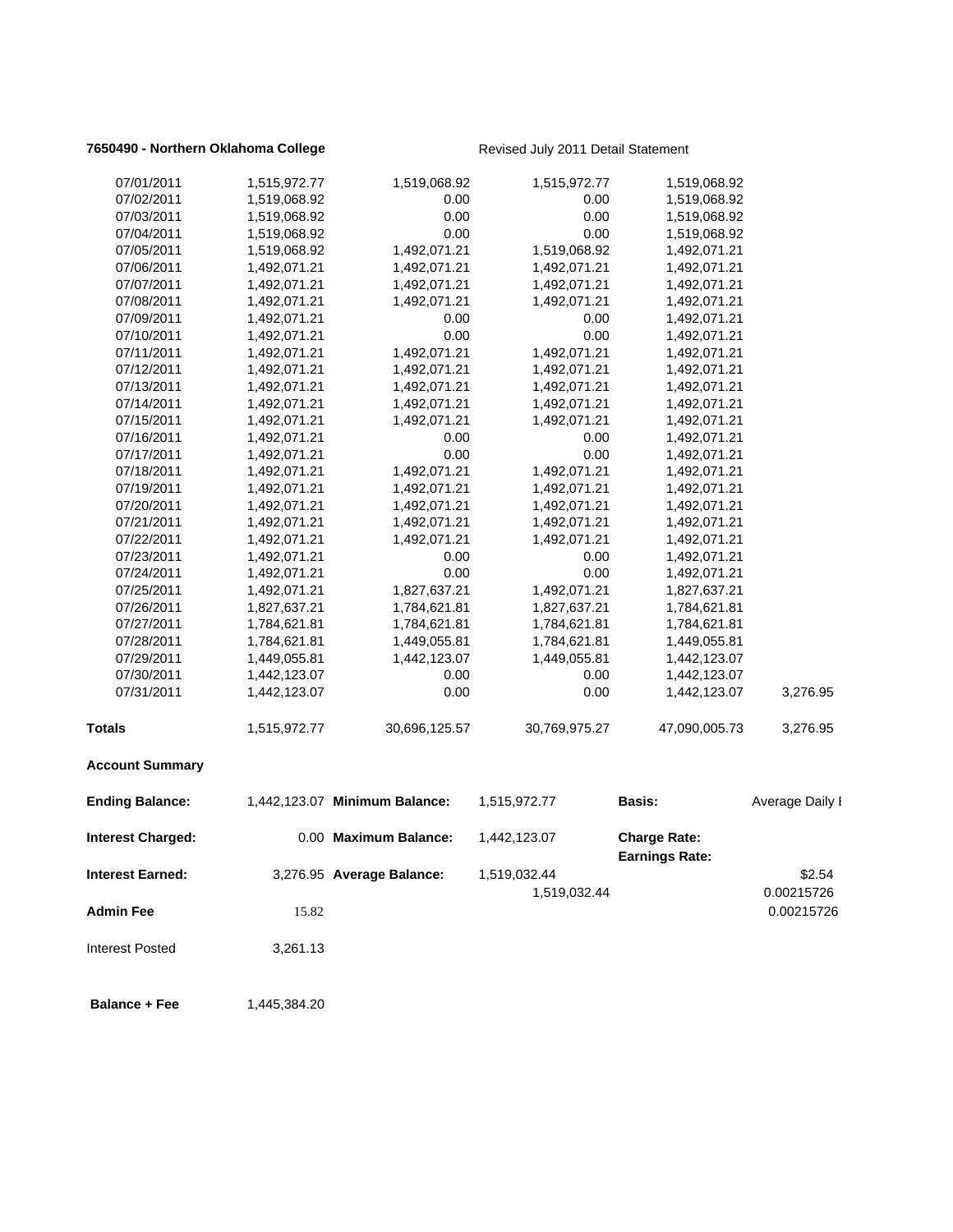**7650490 - Northern Oklahoma College** Revised July 2011 Detail Statement

| | | | | | |
|---|---|---|---|---|---|
| 07/01/2011 | 1,515,972.77 | 1,519,068.92 | 1,515,972.77 | 1,519,068.92 | |
| 07/02/2011 | 1,519,068.92 | 0.00 | 0.00 | 1,519,068.92 | |
| 07/03/2011 | 1,519,068.92 | 0.00 | 0.00 | 1,519,068.92 | |
| 07/04/2011 | 1,519,068.92 | 0.00 | 0.00 | 1,519,068.92 | |
| 07/05/2011 | 1,519,068.92 | 1,492,071.21 | 1,519,068.92 | 1,492,071.21 | |
| 07/06/2011 | 1,492,071.21 | 1,492,071.21 | 1,492,071.21 | 1,492,071.21 | |
| 07/07/2011 | 1,492,071.21 | 1,492,071.21 | 1,492,071.21 | 1,492,071.21 | |
| 07/08/2011 | 1,492,071.21 | 1,492,071.21 | 1,492,071.21 | 1,492,071.21 | |
| 07/09/2011 | 1,492,071.21 | 0.00 | 0.00 | 1,492,071.21 | |
| 07/10/2011 | 1,492,071.21 | 0.00 | 0.00 | 1,492,071.21 | |
| 07/11/2011 | 1,492,071.21 | 1,492,071.21 | 1,492,071.21 | 1,492,071.21 | |
| 07/12/2011 | 1,492,071.21 | 1,492,071.21 | 1,492,071.21 | 1,492,071.21 | |
| 07/13/2011 | 1,492,071.21 | 1,492,071.21 | 1,492,071.21 | 1,492,071.21 | |
| 07/14/2011 | 1,492,071.21 | 1,492,071.21 | 1,492,071.21 | 1,492,071.21 | |
| 07/15/2011 | 1,492,071.21 | 1,492,071.21 | 1,492,071.21 | 1,492,071.21 | |
| 07/16/2011 | 1,492,071.21 | 0.00 | 0.00 | 1,492,071.21 | |
| 07/17/2011 | 1,492,071.21 | 0.00 | 0.00 | 1,492,071.21 | |
| 07/18/2011 | 1,492,071.21 | 1,492,071.21 | 1,492,071.21 | 1,492,071.21 | |
| 07/19/2011 | 1,492,071.21 | 1,492,071.21 | 1,492,071.21 | 1,492,071.21 | |
| 07/20/2011 | 1,492,071.21 | 1,492,071.21 | 1,492,071.21 | 1,492,071.21 | |
| 07/21/2011 | 1,492,071.21 | 1,492,071.21 | 1,492,071.21 | 1,492,071.21 | |
| 07/22/2011 | 1,492,071.21 | 1,492,071.21 | 1,492,071.21 | 1,492,071.21 | |
| 07/23/2011 | 1,492,071.21 | 0.00 | 0.00 | 1,492,071.21 | |
| 07/24/2011 | 1,492,071.21 | 0.00 | 0.00 | 1,492,071.21 | |
| 07/25/2011 | 1,492,071.21 | 1,827,637.21 | 1,492,071.21 | 1,827,637.21 | |
| 07/26/2011 | 1,827,637.21 | 1,784,621.81 | 1,827,637.21 | 1,784,621.81 | |
| 07/27/2011 | 1,784,621.81 | 1,784,621.81 | 1,784,621.81 | 1,784,621.81 | |
| 07/28/2011 | 1,784,621.81 | 1,449,055.81 | 1,784,621.81 | 1,449,055.81 | |
| 07/29/2011 | 1,449,055.81 | 1,442,123.07 | 1,449,055.81 | 1,442,123.07 | |
| 07/30/2011 | 1,442,123.07 | 0.00 | 0.00 | 1,442,123.07 | |
| 07/31/2011 | 1,442,123.07 | 0.00 | 0.00 | 1,442,123.07 | 3,276.95 |
| **Totals** | 1,515,972.77 | 30,696,125.57 | 30,769,975.27 | 47,090,005.73 | 3,276.95 |

**Account Summary**

| | | | | | |
|---|---|---|---|---|---|
| **Ending Balance:** | 1,442,123.07 | **Minimum Balance:** | 1,515,972.77 | **Basis:** | Average Daily I |
| **Interest Charged:** | 0.00 | **Maximum Balance:** | 1,442,123.07 | **Charge Rate:** | |
| | | | | **Earnings Rate:** | |
| **Interest Earned:** | 3,276.95 | **Average Balance:** | 1,519,032.44 | | $2.54 |
| | | | 1,519,032.44 | | 0.00215726 |
| **Admin Fee** | 15.82 | | | | 0.00215726 |
| Interest Posted | 3,261.13 | | | | |
| **Balance + Fee** | 1,445,384.20 | | | | |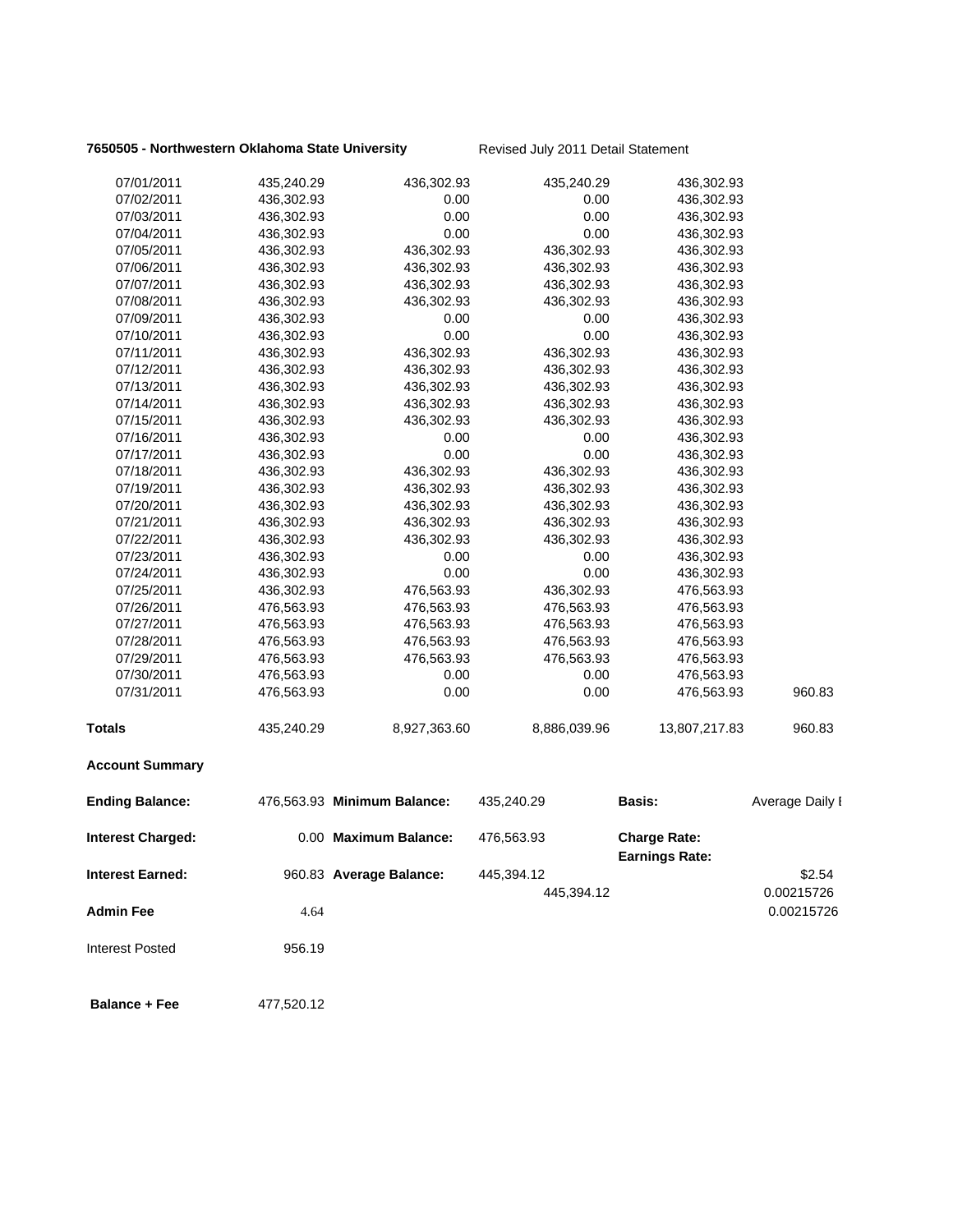**7650505 - Northwestern Oklahoma State University** Revised July 2011 Detail Statement

| | | | | | |
|---|---|---|---|---|---|
| 07/01/2011 | 435,240.29 | 436,302.93 | 435,240.29 | 436,302.93 | |
| 07/02/2011 | 436,302.93 | 0.00 | 0.00 | 436,302.93 | |
| 07/03/2011 | 436,302.93 | 0.00 | 0.00 | 436,302.93 | |
| 07/04/2011 | 436,302.93 | 0.00 | 0.00 | 436,302.93 | |
| 07/05/2011 | 436,302.93 | 436,302.93 | 436,302.93 | 436,302.93 | |
| 07/06/2011 | 436,302.93 | 436,302.93 | 436,302.93 | 436,302.93 | |
| 07/07/2011 | 436,302.93 | 436,302.93 | 436,302.93 | 436,302.93 | |
| 07/08/2011 | 436,302.93 | 436,302.93 | 436,302.93 | 436,302.93 | |
| 07/09/2011 | 436,302.93 | 0.00 | 0.00 | 436,302.93 | |
| 07/10/2011 | 436,302.93 | 0.00 | 0.00 | 436,302.93 | |
| 07/11/2011 | 436,302.93 | 436,302.93 | 436,302.93 | 436,302.93 | |
| 07/12/2011 | 436,302.93 | 436,302.93 | 436,302.93 | 436,302.93 | |
| 07/13/2011 | 436,302.93 | 436,302.93 | 436,302.93 | 436,302.93 | |
| 07/14/2011 | 436,302.93 | 436,302.93 | 436,302.93 | 436,302.93 | |
| 07/15/2011 | 436,302.93 | 436,302.93 | 436,302.93 | 436,302.93 | |
| 07/16/2011 | 436,302.93 | 0.00 | 0.00 | 436,302.93 | |
| 07/17/2011 | 436,302.93 | 0.00 | 0.00 | 436,302.93 | |
| 07/18/2011 | 436,302.93 | 436,302.93 | 436,302.93 | 436,302.93 | |
| 07/19/2011 | 436,302.93 | 436,302.93 | 436,302.93 | 436,302.93 | |
| 07/20/2011 | 436,302.93 | 436,302.93 | 436,302.93 | 436,302.93 | |
| 07/21/2011 | 436,302.93 | 436,302.93 | 436,302.93 | 436,302.93 | |
| 07/22/2011 | 436,302.93 | 436,302.93 | 436,302.93 | 436,302.93 | |
| 07/23/2011 | 436,302.93 | 0.00 | 0.00 | 436,302.93 | |
| 07/24/2011 | 436,302.93 | 0.00 | 0.00 | 436,302.93 | |
| 07/25/2011 | 436,302.93 | 476,563.93 | 436,302.93 | 476,563.93 | |
| 07/26/2011 | 476,563.93 | 476,563.93 | 476,563.93 | 476,563.93 | |
| 07/27/2011 | 476,563.93 | 476,563.93 | 476,563.93 | 476,563.93 | |
| 07/28/2011 | 476,563.93 | 476,563.93 | 476,563.93 | 476,563.93 | |
| 07/29/2011 | 476,563.93 | 476,563.93 | 476,563.93 | 476,563.93 | |
| 07/30/2011 | 476,563.93 | 0.00 | 0.00 | 476,563.93 | |
| 07/31/2011 | 476,563.93 | 0.00 | 0.00 | 476,563.93 | 960.83 |
| **Totals** | 435,240.29 | 8,927,363.60 | 8,886,039.96 | 13,807,217.83 | 960.83 |

**Account Summary**

| | | | | | |
|---|---|---|---|---|---|
| **Ending Balance:** | 476,563.93 | **Minimum Balance:** | 435,240.29 | **Basis:** | Average Daily I |
| **Interest Charged:** | 0.00 | **Maximum Balance:** | 476,563.93 | **Charge Rate:** | |
| | | | | **Earnings Rate:** | |
| **Interest Earned:** | 960.83 | **Average Balance:** | 445,394.12 | | $2.54 |
| | | | 445,394.12 | | 0.00215726 |
| **Admin Fee** | 4.64 | | | | 0.00215726 |
| Interest Posted | 956.19 | | | | |
| **Balance + Fee** | 477,520.12 | | | | |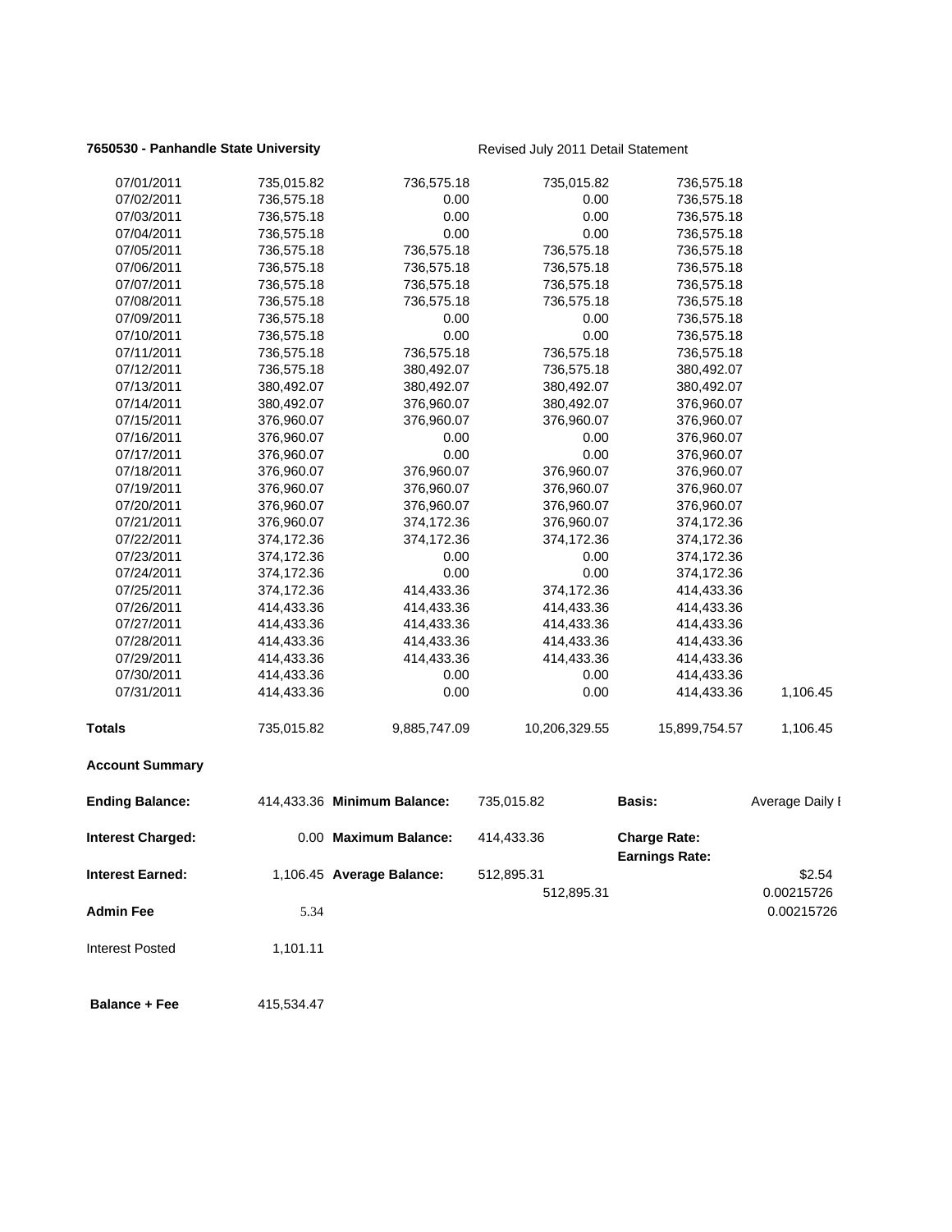**7650530 - Panhandle State University** Revised July 2011 Detail Statement

| | | | | | |
|---|---|---|---|---|---|
| 07/01/2011 | 735,015.82 | 736,575.18 | 735,015.82 | 736,575.18 | |
| 07/02/2011 | 736,575.18 | 0.00 | 0.00 | 736,575.18 | |
| 07/03/2011 | 736,575.18 | 0.00 | 0.00 | 736,575.18 | |
| 07/04/2011 | 736,575.18 | 0.00 | 0.00 | 736,575.18 | |
| 07/05/2011 | 736,575.18 | 736,575.18 | 736,575.18 | 736,575.18 | |
| 07/06/2011 | 736,575.18 | 736,575.18 | 736,575.18 | 736,575.18 | |
| 07/07/2011 | 736,575.18 | 736,575.18 | 736,575.18 | 736,575.18 | |
| 07/08/2011 | 736,575.18 | 736,575.18 | 736,575.18 | 736,575.18 | |
| 07/09/2011 | 736,575.18 | 0.00 | 0.00 | 736,575.18 | |
| 07/10/2011 | 736,575.18 | 0.00 | 0.00 | 736,575.18 | |
| 07/11/2011 | 736,575.18 | 736,575.18 | 736,575.18 | 736,575.18 | |
| 07/12/2011 | 736,575.18 | 380,492.07 | 736,575.18 | 380,492.07 | |
| 07/13/2011 | 380,492.07 | 380,492.07 | 380,492.07 | 380,492.07 | |
| 07/14/2011 | 380,492.07 | 376,960.07 | 380,492.07 | 376,960.07 | |
| 07/15/2011 | 376,960.07 | 376,960.07 | 376,960.07 | 376,960.07 | |
| 07/16/2011 | 376,960.07 | 0.00 | 0.00 | 376,960.07 | |
| 07/17/2011 | 376,960.07 | 0.00 | 0.00 | 376,960.07 | |
| 07/18/2011 | 376,960.07 | 376,960.07 | 376,960.07 | 376,960.07 | |
| 07/19/2011 | 376,960.07 | 376,960.07 | 376,960.07 | 376,960.07 | |
| 07/20/2011 | 376,960.07 | 376,960.07 | 376,960.07 | 376,960.07 | |
| 07/21/2011 | 376,960.07 | 374,172.36 | 376,960.07 | 374,172.36 | |
| 07/22/2011 | 374,172.36 | 374,172.36 | 374,172.36 | 374,172.36 | |
| 07/23/2011 | 374,172.36 | 0.00 | 0.00 | 374,172.36 | |
| 07/24/2011 | 374,172.36 | 0.00 | 0.00 | 374,172.36 | |
| 07/25/2011 | 374,172.36 | 414,433.36 | 374,172.36 | 414,433.36 | |
| 07/26/2011 | 414,433.36 | 414,433.36 | 414,433.36 | 414,433.36 | |
| 07/27/2011 | 414,433.36 | 414,433.36 | 414,433.36 | 414,433.36 | |
| 07/28/2011 | 414,433.36 | 414,433.36 | 414,433.36 | 414,433.36 | |
| 07/29/2011 | 414,433.36 | 414,433.36 | 414,433.36 | 414,433.36 | |
| 07/30/2011 | 414,433.36 | 0.00 | 0.00 | 414,433.36 | |
| 07/31/2011 | 414,433.36 | 0.00 | 0.00 | 414,433.36 | 1,106.45 |
| **Totals** | 735,015.82 | 9,885,747.09 | 10,206,329.55 | 15,899,754.57 | 1,106.45 |

**Account Summary**

| | | | | | |
|---|---|---|---|---|---|
| **Ending Balance:** | 414,433.36 | **Minimum Balance:** | 735,015.82 | **Basis:** | Average Daily I |
| **Interest Charged:** | 0.00 | **Maximum Balance:** | 414,433.36 | **Charge Rate:** | |
| | | | | **Earnings Rate:** | |
| **Interest Earned:** | 1,106.45 | **Average Balance:** | 512,895.31 | | \$2.54 |
| | | | 512,895.31 | | 0.00215726 |
| **Admin Fee** | 5.34 | | | | 0.00215726 |
| Interest Posted | 1,101.11 | | | | |
| **Balance + Fee** | 415,534.47 | | | | |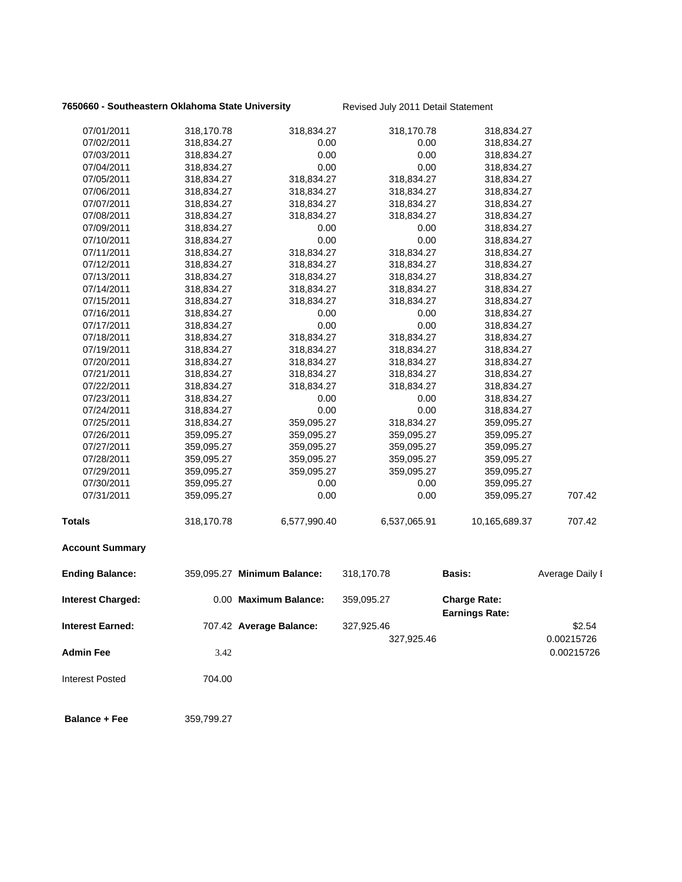**7650660 - Southeastern Oklahoma State University** Revised July 2011 Detail Statement

| | | | | | |
|---|---|---|---|---|---|
| 07/01/2011 | 318,170.78 | 318,834.27 | 318,170.78 | 318,834.27 | |
| 07/02/2011 | 318,834.27 | 0.00 | 0.00 | 318,834.27 | |
| 07/03/2011 | 318,834.27 | 0.00 | 0.00 | 318,834.27 | |
| 07/04/2011 | 318,834.27 | 0.00 | 0.00 | 318,834.27 | |
| 07/05/2011 | 318,834.27 | 318,834.27 | 318,834.27 | 318,834.27 | |
| 07/06/2011 | 318,834.27 | 318,834.27 | 318,834.27 | 318,834.27 | |
| 07/07/2011 | 318,834.27 | 318,834.27 | 318,834.27 | 318,834.27 | |
| 07/08/2011 | 318,834.27 | 318,834.27 | 318,834.27 | 318,834.27 | |
| 07/09/2011 | 318,834.27 | 0.00 | 0.00 | 318,834.27 | |
| 07/10/2011 | 318,834.27 | 0.00 | 0.00 | 318,834.27 | |
| 07/11/2011 | 318,834.27 | 318,834.27 | 318,834.27 | 318,834.27 | |
| 07/12/2011 | 318,834.27 | 318,834.27 | 318,834.27 | 318,834.27 | |
| 07/13/2011 | 318,834.27 | 318,834.27 | 318,834.27 | 318,834.27 | |
| 07/14/2011 | 318,834.27 | 318,834.27 | 318,834.27 | 318,834.27 | |
| 07/15/2011 | 318,834.27 | 318,834.27 | 318,834.27 | 318,834.27 | |
| 07/16/2011 | 318,834.27 | 0.00 | 0.00 | 318,834.27 | |
| 07/17/2011 | 318,834.27 | 0.00 | 0.00 | 318,834.27 | |
| 07/18/2011 | 318,834.27 | 318,834.27 | 318,834.27 | 318,834.27 | |
| 07/19/2011 | 318,834.27 | 318,834.27 | 318,834.27 | 318,834.27 | |
| 07/20/2011 | 318,834.27 | 318,834.27 | 318,834.27 | 318,834.27 | |
| 07/21/2011 | 318,834.27 | 318,834.27 | 318,834.27 | 318,834.27 | |
| 07/22/2011 | 318,834.27 | 318,834.27 | 318,834.27 | 318,834.27 | |
| 07/23/2011 | 318,834.27 | 0.00 | 0.00 | 318,834.27 | |
| 07/24/2011 | 318,834.27 | 0.00 | 0.00 | 318,834.27 | |
| 07/25/2011 | 318,834.27 | 359,095.27 | 318,834.27 | 359,095.27 | |
| 07/26/2011 | 359,095.27 | 359,095.27 | 359,095.27 | 359,095.27 | |
| 07/27/2011 | 359,095.27 | 359,095.27 | 359,095.27 | 359,095.27 | |
| 07/28/2011 | 359,095.27 | 359,095.27 | 359,095.27 | 359,095.27 | |
| 07/29/2011 | 359,095.27 | 359,095.27 | 359,095.27 | 359,095.27 | |
| 07/30/2011 | 359,095.27 | 0.00 | 0.00 | 359,095.27 | |
| 07/31/2011 | 359,095.27 | 0.00 | 0.00 | 359,095.27 | 707.42 |
| **Totals** | 318,170.78 | 6,577,990.40 | 6,537,065.91 | 10,165,689.37 | 707.42 |

**Account Summary**

| | | | | | |
|---|---|---|---|---|---|
| **Ending Balance:** | 359,095.27 | **Minimum Balance:** | 318,170.78 | **Basis:** | Average Daily I |
| **Interest Charged:** | 0.00 | **Maximum Balance:** | 359,095.27 | **Charge Rate:** | |
| | | | | **Earnings Rate:** | |
| **Interest Earned:** | 707.42 | **Average Balance:** | 327,925.46 | | $2.54 |
| | | | 327,925.46 | | 0.00215726 |
| **Admin Fee** | 3.42 | | | | 0.00215726 |
| Interest Posted | 704.00 | | | | |
| **Balance + Fee** | 359,799.27 | | | | |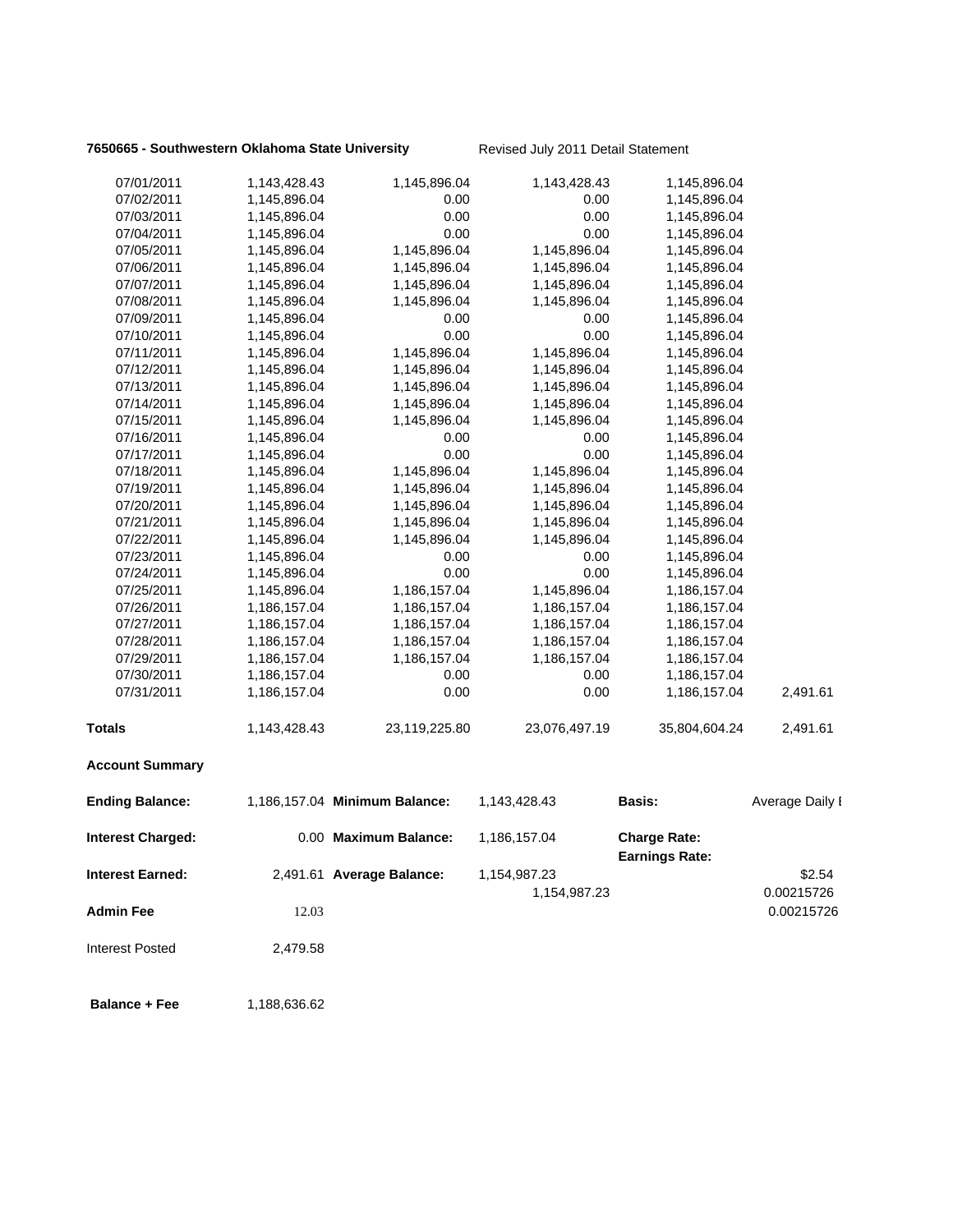**7650665 - Southwestern Oklahoma State University** Revised July 2011 Detail Statement

| | | | | | |
|---|---|---|---|---|---|
| 07/01/2011 | 1,143,428.43 | 1,145,896.04 | 1,143,428.43 | 1,145,896.04 | |
| 07/02/2011 | 1,145,896.04 | 0.00 | 0.00 | 1,145,896.04 | |
| 07/03/2011 | 1,145,896.04 | 0.00 | 0.00 | 1,145,896.04 | |
| 07/04/2011 | 1,145,896.04 | 0.00 | 0.00 | 1,145,896.04 | |
| 07/05/2011 | 1,145,896.04 | 1,145,896.04 | 1,145,896.04 | 1,145,896.04 | |
| 07/06/2011 | 1,145,896.04 | 1,145,896.04 | 1,145,896.04 | 1,145,896.04 | |
| 07/07/2011 | 1,145,896.04 | 1,145,896.04 | 1,145,896.04 | 1,145,896.04 | |
| 07/08/2011 | 1,145,896.04 | 1,145,896.04 | 1,145,896.04 | 1,145,896.04 | |
| 07/09/2011 | 1,145,896.04 | 0.00 | 0.00 | 1,145,896.04 | |
| 07/10/2011 | 1,145,896.04 | 0.00 | 0.00 | 1,145,896.04 | |
| 07/11/2011 | 1,145,896.04 | 1,145,896.04 | 1,145,896.04 | 1,145,896.04 | |
| 07/12/2011 | 1,145,896.04 | 1,145,896.04 | 1,145,896.04 | 1,145,896.04 | |
| 07/13/2011 | 1,145,896.04 | 1,145,896.04 | 1,145,896.04 | 1,145,896.04 | |
| 07/14/2011 | 1,145,896.04 | 1,145,896.04 | 1,145,896.04 | 1,145,896.04 | |
| 07/15/2011 | 1,145,896.04 | 1,145,896.04 | 1,145,896.04 | 1,145,896.04 | |
| 07/16/2011 | 1,145,896.04 | 0.00 | 0.00 | 1,145,896.04 | |
| 07/17/2011 | 1,145,896.04 | 0.00 | 0.00 | 1,145,896.04 | |
| 07/18/2011 | 1,145,896.04 | 1,145,896.04 | 1,145,896.04 | 1,145,896.04 | |
| 07/19/2011 | 1,145,896.04 | 1,145,896.04 | 1,145,896.04 | 1,145,896.04 | |
| 07/20/2011 | 1,145,896.04 | 1,145,896.04 | 1,145,896.04 | 1,145,896.04 | |
| 07/21/2011 | 1,145,896.04 | 1,145,896.04 | 1,145,896.04 | 1,145,896.04 | |
| 07/22/2011 | 1,145,896.04 | 1,145,896.04 | 1,145,896.04 | 1,145,896.04 | |
| 07/23/2011 | 1,145,896.04 | 0.00 | 0.00 | 1,145,896.04 | |
| 07/24/2011 | 1,145,896.04 | 0.00 | 0.00 | 1,145,896.04 | |
| 07/25/2011 | 1,145,896.04 | 1,186,157.04 | 1,145,896.04 | 1,186,157.04 | |
| 07/26/2011 | 1,186,157.04 | 1,186,157.04 | 1,186,157.04 | 1,186,157.04 | |
| 07/27/2011 | 1,186,157.04 | 1,186,157.04 | 1,186,157.04 | 1,186,157.04 | |
| 07/28/2011 | 1,186,157.04 | 1,186,157.04 | 1,186,157.04 | 1,186,157.04 | |
| 07/29/2011 | 1,186,157.04 | 1,186,157.04 | 1,186,157.04 | 1,186,157.04 | |
| 07/30/2011 | 1,186,157.04 | 0.00 | 0.00 | 1,186,157.04 | |
| 07/31/2011 | 1,186,157.04 | 0.00 | 0.00 | 1,186,157.04 | 2,491.61 |
| **Totals** | 1,143,428.43 | 23,119,225.80 | 23,076,497.19 | 35,804,604.24 | 2,491.61 |

**Account Summary**

| | | | | | |
|---|---|---|---|---|---|
| **Ending Balance:** | 1,186,157.04 | **Minimum Balance:** | 1,143,428.43 | **Basis:** | Average Daily I |
| **Interest Charged:** | 0.00 | **Maximum Balance:** | 1,186,157.04 | **Charge Rate:** **Earnings Rate:** | |
| **Interest Earned:** | 2,491.61 | **Average Balance:** | 1,154,987.23 | | \$2.54 |
| | | | 1,154,987.23 | | 0.00215726 |
| **Admin Fee** | 12.03 | | | | 0.00215726 |
| Interest Posted | 2,479.58 | | | | |
| **Balance + Fee** | 1,188,636.62 | | | | |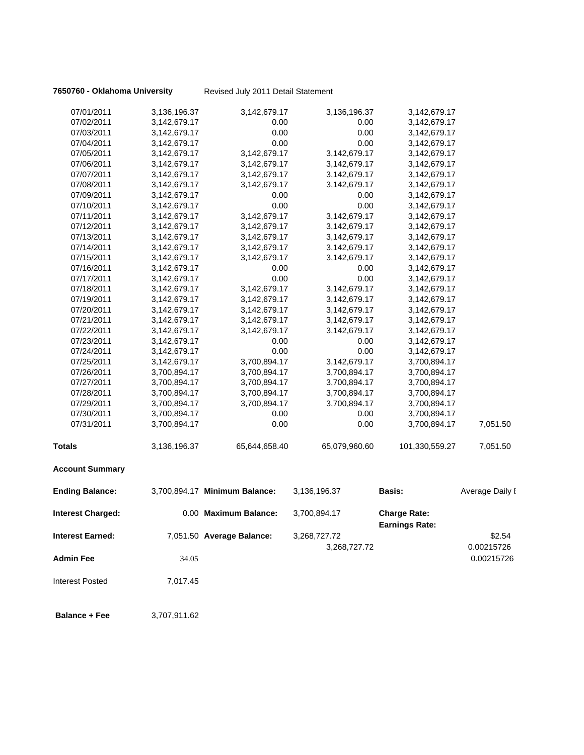**7650760 - Oklahoma University** Revised July 2011 Detail Statement

| | | | | | |
|---|---|---|---|---|---|
| 07/01/2011 | 3,136,196.37 | 3,142,679.17 | 3,136,196.37 | 3,142,679.17 | |
| 07/02/2011 | 3,142,679.17 | 0.00 | 0.00 | 3,142,679.17 | |
| 07/03/2011 | 3,142,679.17 | 0.00 | 0.00 | 3,142,679.17 | |
| 07/04/2011 | 3,142,679.17 | 0.00 | 0.00 | 3,142,679.17 | |
| 07/05/2011 | 3,142,679.17 | 3,142,679.17 | 3,142,679.17 | 3,142,679.17 | |
| 07/06/2011 | 3,142,679.17 | 3,142,679.17 | 3,142,679.17 | 3,142,679.17 | |
| 07/07/2011 | 3,142,679.17 | 3,142,679.17 | 3,142,679.17 | 3,142,679.17 | |
| 07/08/2011 | 3,142,679.17 | 3,142,679.17 | 3,142,679.17 | 3,142,679.17 | |
| 07/09/2011 | 3,142,679.17 | 0.00 | 0.00 | 3,142,679.17 | |
| 07/10/2011 | 3,142,679.17 | 0.00 | 0.00 | 3,142,679.17 | |
| 07/11/2011 | 3,142,679.17 | 3,142,679.17 | 3,142,679.17 | 3,142,679.17 | |
| 07/12/2011 | 3,142,679.17 | 3,142,679.17 | 3,142,679.17 | 3,142,679.17 | |
| 07/13/2011 | 3,142,679.17 | 3,142,679.17 | 3,142,679.17 | 3,142,679.17 | |
| 07/14/2011 | 3,142,679.17 | 3,142,679.17 | 3,142,679.17 | 3,142,679.17 | |
| 07/15/2011 | 3,142,679.17 | 3,142,679.17 | 3,142,679.17 | 3,142,679.17 | |
| 07/16/2011 | 3,142,679.17 | 0.00 | 0.00 | 3,142,679.17 | |
| 07/17/2011 | 3,142,679.17 | 0.00 | 0.00 | 3,142,679.17 | |
| 07/18/2011 | 3,142,679.17 | 3,142,679.17 | 3,142,679.17 | 3,142,679.17 | |
| 07/19/2011 | 3,142,679.17 | 3,142,679.17 | 3,142,679.17 | 3,142,679.17 | |
| 07/20/2011 | 3,142,679.17 | 3,142,679.17 | 3,142,679.17 | 3,142,679.17 | |
| 07/21/2011 | 3,142,679.17 | 3,142,679.17 | 3,142,679.17 | 3,142,679.17 | |
| 07/22/2011 | 3,142,679.17 | 3,142,679.17 | 3,142,679.17 | 3,142,679.17 | |
| 07/23/2011 | 3,142,679.17 | 0.00 | 0.00 | 3,142,679.17 | |
| 07/24/2011 | 3,142,679.17 | 0.00 | 0.00 | 3,142,679.17 | |
| 07/25/2011 | 3,142,679.17 | 3,700,894.17 | 3,142,679.17 | 3,700,894.17 | |
| 07/26/2011 | 3,700,894.17 | 3,700,894.17 | 3,700,894.17 | 3,700,894.17 | |
| 07/27/2011 | 3,700,894.17 | 3,700,894.17 | 3,700,894.17 | 3,700,894.17 | |
| 07/28/2011 | 3,700,894.17 | 3,700,894.17 | 3,700,894.17 | 3,700,894.17 | |
| 07/29/2011 | 3,700,894.17 | 3,700,894.17 | 3,700,894.17 | 3,700,894.17 | |
| 07/30/2011 | 3,700,894.17 | 0.00 | 0.00 | 3,700,894.17 | |
| 07/31/2011 | 3,700,894.17 | 0.00 | 0.00 | 3,700,894.17 | 7,051.50 |
| **Totals** | 3,136,196.37 | 65,644,658.40 | 65,079,960.60 | 101,330,559.27 | 7,051.50 |

**Account Summary**

| | | | | | |
|---|---|---|---|---|---|
| **Ending Balance:** | 3,700,894.17 | **Minimum Balance:** | 3,136,196.37 | **Basis:** | Average Daily I |
| **Interest Charged:** | 0.00 | **Maximum Balance:** | 3,700,894.17 | **Charge Rate:** | |
| | | | | **Earnings Rate:** | |
| **Interest Earned:** | 7,051.50 | **Average Balance:** | 3,268,727.72 | | $2.54 |
| | | | 3,268,727.72 | | 0.00215726 |
| **Admin Fee** | 34.05 | | | | 0.00215726 |
| Interest Posted | 7,017.45 | | | | |
| **Balance + Fee** | 3,707,911.62 | | | | |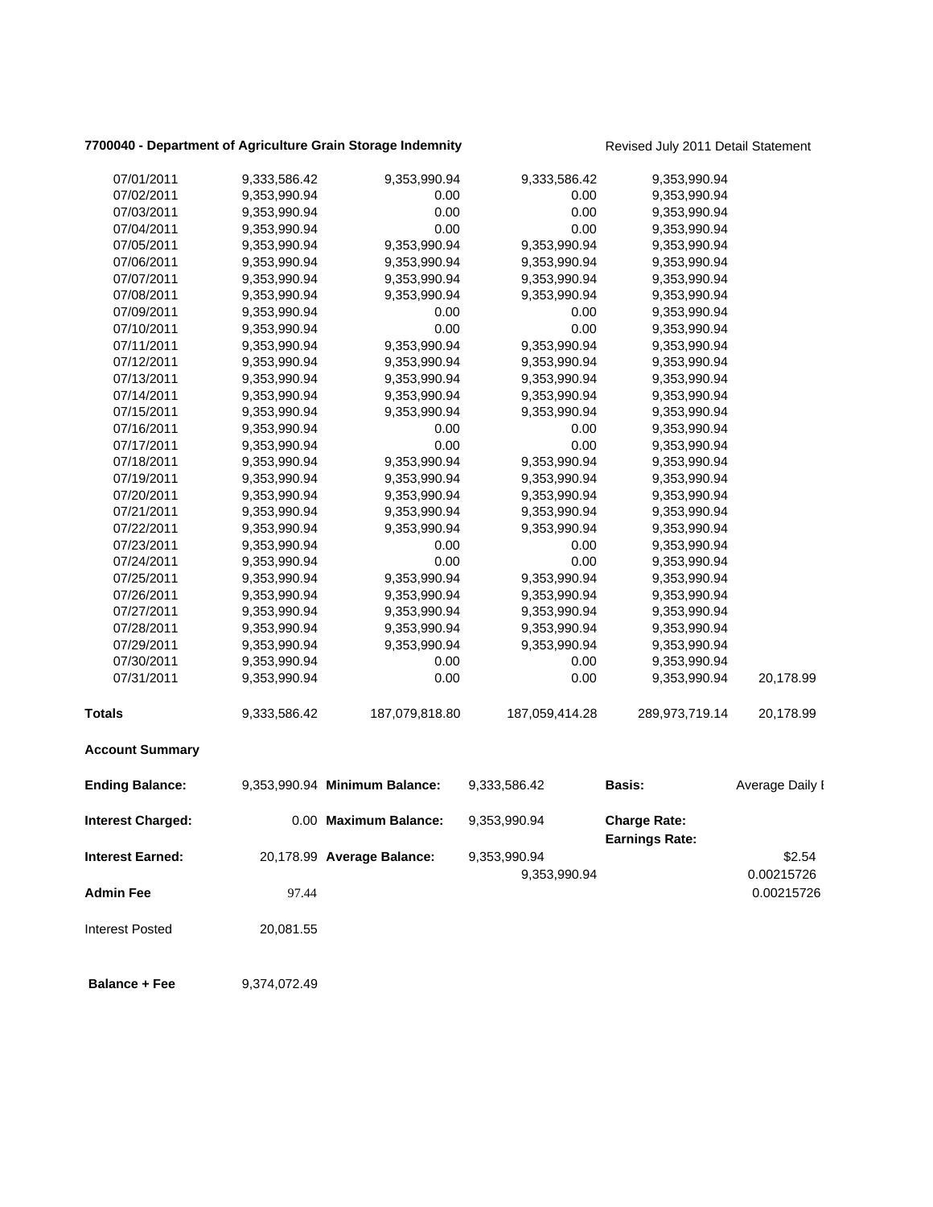**7700040 - Department of Agriculture Grain Storage Indemnity** Revised July 2011 Detail Statement

| | | | | | |
|---|---|---|---|---|---|
| 07/01/2011 | 9,333,586.42 | 9,353,990.94 | 9,333,586.42 | 9,353,990.94 | |
| 07/02/2011 | 9,353,990.94 | 0.00 | 0.00 | 9,353,990.94 | |
| 07/03/2011 | 9,353,990.94 | 0.00 | 0.00 | 9,353,990.94 | |
| 07/04/2011 | 9,353,990.94 | 0.00 | 0.00 | 9,353,990.94 | |
| 07/05/2011 | 9,353,990.94 | 9,353,990.94 | 9,353,990.94 | 9,353,990.94 | |
| 07/06/2011 | 9,353,990.94 | 9,353,990.94 | 9,353,990.94 | 9,353,990.94 | |
| 07/07/2011 | 9,353,990.94 | 9,353,990.94 | 9,353,990.94 | 9,353,990.94 | |
| 07/08/2011 | 9,353,990.94 | 9,353,990.94 | 9,353,990.94 | 9,353,990.94 | |
| 07/09/2011 | 9,353,990.94 | 0.00 | 0.00 | 9,353,990.94 | |
| 07/10/2011 | 9,353,990.94 | 0.00 | 0.00 | 9,353,990.94 | |
| 07/11/2011 | 9,353,990.94 | 9,353,990.94 | 9,353,990.94 | 9,353,990.94 | |
| 07/12/2011 | 9,353,990.94 | 9,353,990.94 | 9,353,990.94 | 9,353,990.94 | |
| 07/13/2011 | 9,353,990.94 | 9,353,990.94 | 9,353,990.94 | 9,353,990.94 | |
| 07/14/2011 | 9,353,990.94 | 9,353,990.94 | 9,353,990.94 | 9,353,990.94 | |
| 07/15/2011 | 9,353,990.94 | 9,353,990.94 | 9,353,990.94 | 9,353,990.94 | |
| 07/16/2011 | 9,353,990.94 | 0.00 | 0.00 | 9,353,990.94 | |
| 07/17/2011 | 9,353,990.94 | 0.00 | 0.00 | 9,353,990.94 | |
| 07/18/2011 | 9,353,990.94 | 9,353,990.94 | 9,353,990.94 | 9,353,990.94 | |
| 07/19/2011 | 9,353,990.94 | 9,353,990.94 | 9,353,990.94 | 9,353,990.94 | |
| 07/20/2011 | 9,353,990.94 | 9,353,990.94 | 9,353,990.94 | 9,353,990.94 | |
| 07/21/2011 | 9,353,990.94 | 9,353,990.94 | 9,353,990.94 | 9,353,990.94 | |
| 07/22/2011 | 9,353,990.94 | 9,353,990.94 | 9,353,990.94 | 9,353,990.94 | |
| 07/23/2011 | 9,353,990.94 | 0.00 | 0.00 | 9,353,990.94 | |
| 07/24/2011 | 9,353,990.94 | 0.00 | 0.00 | 9,353,990.94 | |
| 07/25/2011 | 9,353,990.94 | 9,353,990.94 | 9,353,990.94 | 9,353,990.94 | |
| 07/26/2011 | 9,353,990.94 | 9,353,990.94 | 9,353,990.94 | 9,353,990.94 | |
| 07/27/2011 | 9,353,990.94 | 9,353,990.94 | 9,353,990.94 | 9,353,990.94 | |
| 07/28/2011 | 9,353,990.94 | 9,353,990.94 | 9,353,990.94 | 9,353,990.94 | |
| 07/29/2011 | 9,353,990.94 | 9,353,990.94 | 9,353,990.94 | 9,353,990.94 | |
| 07/30/2011 | 9,353,990.94 | 0.00 | 0.00 | 9,353,990.94 | |
| 07/31/2011 | 9,353,990.94 | 0.00 | 0.00 | 9,353,990.94 | 20,178.99 |
| **Totals** | 9,333,586.42 | 187,079,818.80 | 187,059,414.28 | 289,973,719.14 | 20,178.99 |

**Account Summary**

| | | | | | |
|---|---|---|---|---|---|
| **Ending Balance:** | 9,353,990.94 | **Minimum Balance:** | 9,333,586.42 | **Basis:** | Average Daily I |
| **Interest Charged:** | 0.00 | **Maximum Balance:** | 9,353,990.94 | **Charge Rate:** | |
| | | | | **Earnings Rate:** | |
| **Interest Earned:** | 20,178.99 | **Average Balance:** | 9,353,990.94 | | $2.54 |
| | | | 9,353,990.94 | | 0.00215726 |
| **Admin Fee** | 97.44 | | | | 0.00215726 |
| Interest Posted | 20,081.55 | | | | |
| **Balance + Fee** | 9,374,072.49 | | | | |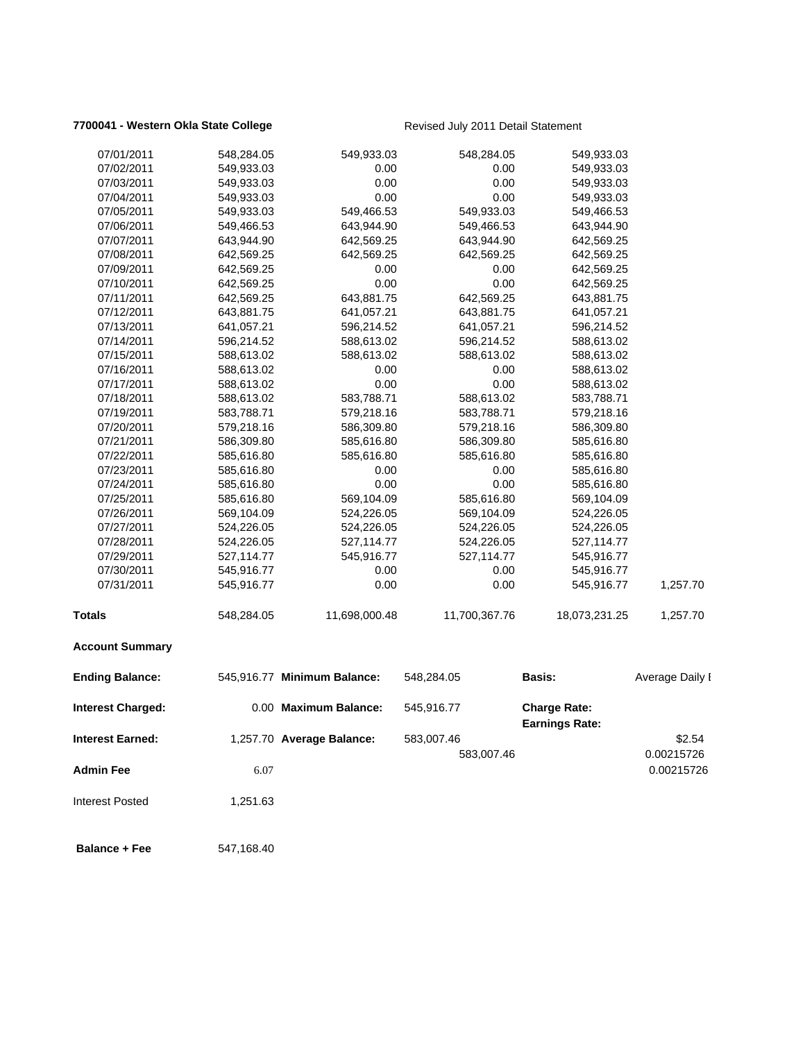**7700041 - Western Okla State College** Revised July 2011 Detail Statement

| | | | | | |
|---|---|---|---|---|---|
| 07/01/2011 | 548,284.05 | 549,933.03 | 548,284.05 | 549,933.03 | |
| 07/02/2011 | 549,933.03 | 0.00 | 0.00 | 549,933.03 | |
| 07/03/2011 | 549,933.03 | 0.00 | 0.00 | 549,933.03 | |
| 07/04/2011 | 549,933.03 | 0.00 | 0.00 | 549,933.03 | |
| 07/05/2011 | 549,933.03 | 549,466.53 | 549,933.03 | 549,466.53 | |
| 07/06/2011 | 549,466.53 | 643,944.90 | 549,466.53 | 643,944.90 | |
| 07/07/2011 | 643,944.90 | 642,569.25 | 643,944.90 | 642,569.25 | |
| 07/08/2011 | 642,569.25 | 642,569.25 | 642,569.25 | 642,569.25 | |
| 07/09/2011 | 642,569.25 | 0.00 | 0.00 | 642,569.25 | |
| 07/10/2011 | 642,569.25 | 0.00 | 0.00 | 642,569.25 | |
| 07/11/2011 | 642,569.25 | 643,881.75 | 642,569.25 | 643,881.75 | |
| 07/12/2011 | 643,881.75 | 641,057.21 | 643,881.75 | 641,057.21 | |
| 07/13/2011 | 641,057.21 | 596,214.52 | 641,057.21 | 596,214.52 | |
| 07/14/2011 | 596,214.52 | 588,613.02 | 596,214.52 | 588,613.02 | |
| 07/15/2011 | 588,613.02 | 588,613.02 | 588,613.02 | 588,613.02 | |
| 07/16/2011 | 588,613.02 | 0.00 | 0.00 | 588,613.02 | |
| 07/17/2011 | 588,613.02 | 0.00 | 0.00 | 588,613.02 | |
| 07/18/2011 | 588,613.02 | 583,788.71 | 588,613.02 | 583,788.71 | |
| 07/19/2011 | 583,788.71 | 579,218.16 | 583,788.71 | 579,218.16 | |
| 07/20/2011 | 579,218.16 | 586,309.80 | 579,218.16 | 586,309.80 | |
| 07/21/2011 | 586,309.80 | 585,616.80 | 586,309.80 | 585,616.80 | |
| 07/22/2011 | 585,616.80 | 585,616.80 | 585,616.80 | 585,616.80 | |
| 07/23/2011 | 585,616.80 | 0.00 | 0.00 | 585,616.80 | |
| 07/24/2011 | 585,616.80 | 0.00 | 0.00 | 585,616.80 | |
| 07/25/2011 | 585,616.80 | 569,104.09 | 585,616.80 | 569,104.09 | |
| 07/26/2011 | 569,104.09 | 524,226.05 | 569,104.09 | 524,226.05 | |
| 07/27/2011 | 524,226.05 | 524,226.05 | 524,226.05 | 524,226.05 | |
| 07/28/2011 | 524,226.05 | 527,114.77 | 524,226.05 | 527,114.77 | |
| 07/29/2011 | 527,114.77 | 545,916.77 | 527,114.77 | 545,916.77 | |
| 07/30/2011 | 545,916.77 | 0.00 | 0.00 | 545,916.77 | |
| 07/31/2011 | 545,916.77 | 0.00 | 0.00 | 545,916.77 | 1,257.70 |
| **Totals** | 548,284.05 | 11,698,000.48 | 11,700,367.76 | 18,073,231.25 | 1,257.70 |

**Account Summary**

| | | | | | |
|---|---|---|---|---|---|
| **Ending Balance:** | 545,916.77 | **Minimum Balance:** | 548,284.05 | **Basis:** | Average Daily I |
| **Interest Charged:** | 0.00 | **Maximum Balance:** | 545,916.77 | **Charge Rate:** | |
| | | | | **Earnings Rate:** | |
| **Interest Earned:** | 1,257.70 | **Average Balance:** | 583,007.46 | | $2.54 |
| | | | 583,007.46 | | 0.00215726 |
| **Admin Fee** | 6.07 | | | | 0.00215726 |
| Interest Posted | 1,251.63 | | | | |
| **Balance + Fee** | 547,168.40 | | | | |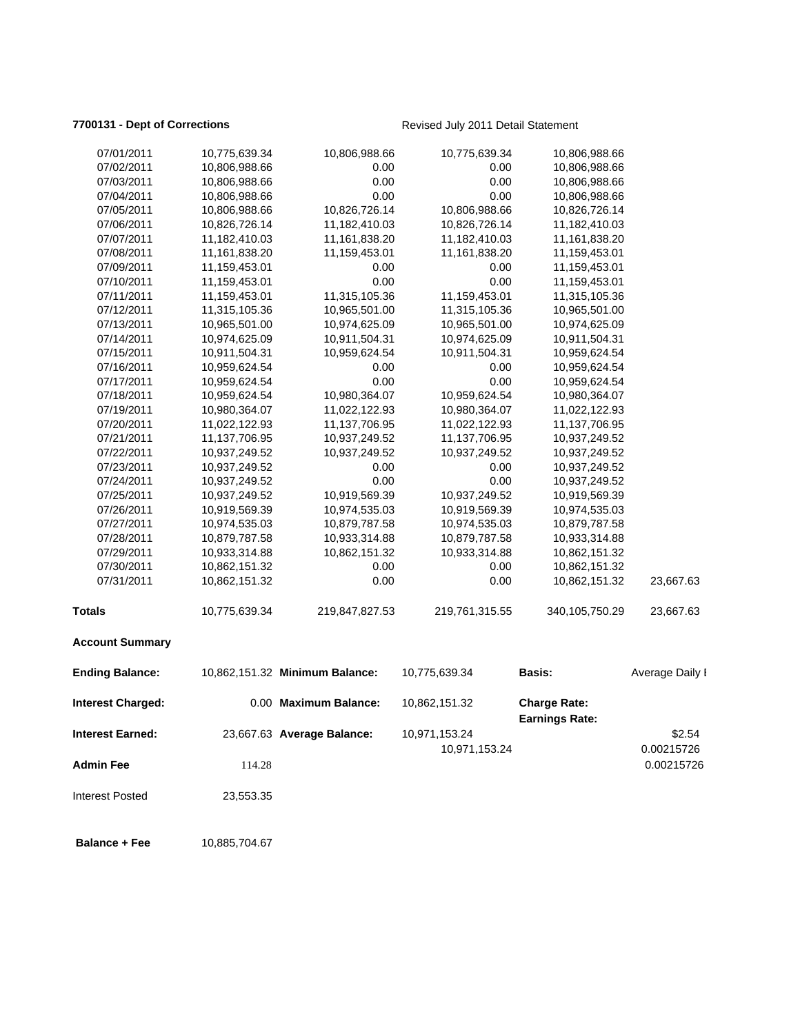**7700131 - Dept of Corrections**

Revised July 2011 Detail Statement

| | | | | | |
|---|---|---|---|---|---|
| 07/01/2011 | 10,775,639.34 | 10,806,988.66 | 10,775,639.34 | 10,806,988.66 | |
| 07/02/2011 | 10,806,988.66 | 0.00 | 0.00 | 10,806,988.66 | |
| 07/03/2011 | 10,806,988.66 | 0.00 | 0.00 | 10,806,988.66 | |
| 07/04/2011 | 10,806,988.66 | 0.00 | 0.00 | 10,806,988.66 | |
| 07/05/2011 | 10,806,988.66 | 10,826,726.14 | 10,806,988.66 | 10,826,726.14 | |
| 07/06/2011 | 10,826,726.14 | 11,182,410.03 | 10,826,726.14 | 11,182,410.03 | |
| 07/07/2011 | 11,182,410.03 | 11,161,838.20 | 11,182,410.03 | 11,161,838.20 | |
| 07/08/2011 | 11,161,838.20 | 11,159,453.01 | 11,161,838.20 | 11,159,453.01 | |
| 07/09/2011 | 11,159,453.01 | 0.00 | 0.00 | 11,159,453.01 | |
| 07/10/2011 | 11,159,453.01 | 0.00 | 0.00 | 11,159,453.01 | |
| 07/11/2011 | 11,159,453.01 | 11,315,105.36 | 11,159,453.01 | 11,315,105.36 | |
| 07/12/2011 | 11,315,105.36 | 10,965,501.00 | 11,315,105.36 | 10,965,501.00 | |
| 07/13/2011 | 10,965,501.00 | 10,974,625.09 | 10,965,501.00 | 10,974,625.09 | |
| 07/14/2011 | 10,974,625.09 | 10,911,504.31 | 10,974,625.09 | 10,911,504.31 | |
| 07/15/2011 | 10,911,504.31 | 10,959,624.54 | 10,911,504.31 | 10,959,624.54 | |
| 07/16/2011 | 10,959,624.54 | 0.00 | 0.00 | 10,959,624.54 | |
| 07/17/2011 | 10,959,624.54 | 0.00 | 0.00 | 10,959,624.54 | |
| 07/18/2011 | 10,959,624.54 | 10,980,364.07 | 10,959,624.54 | 10,980,364.07 | |
| 07/19/2011 | 10,980,364.07 | 11,022,122.93 | 10,980,364.07 | 11,022,122.93 | |
| 07/20/2011 | 11,022,122.93 | 11,137,706.95 | 11,022,122.93 | 11,137,706.95 | |
| 07/21/2011 | 11,137,706.95 | 10,937,249.52 | 11,137,706.95 | 10,937,249.52 | |
| 07/22/2011 | 10,937,249.52 | 10,937,249.52 | 10,937,249.52 | 10,937,249.52 | |
| 07/23/2011 | 10,937,249.52 | 0.00 | 0.00 | 10,937,249.52 | |
| 07/24/2011 | 10,937,249.52 | 0.00 | 0.00 | 10,937,249.52 | |
| 07/25/2011 | 10,937,249.52 | 10,919,569.39 | 10,937,249.52 | 10,919,569.39 | |
| 07/26/2011 | 10,919,569.39 | 10,974,535.03 | 10,919,569.39 | 10,974,535.03 | |
| 07/27/2011 | 10,974,535.03 | 10,879,787.58 | 10,974,535.03 | 10,879,787.58 | |
| 07/28/2011 | 10,879,787.58 | 10,933,314.88 | 10,879,787.58 | 10,933,314.88 | |
| 07/29/2011 | 10,933,314.88 | 10,862,151.32 | 10,933,314.88 | 10,862,151.32 | |
| 07/30/2011 | 10,862,151.32 | 0.00 | 0.00 | 10,862,151.32 | |
| 07/31/2011 | 10,862,151.32 | 0.00 | 0.00 | 10,862,151.32 | 23,667.63 |
| **Totals** | 10,775,639.34 | 219,847,827.53 | 219,761,315.55 | 340,105,750.29 | 23,667.63 |

**Account Summary**

| | | | | | |
|---|---|---|---|---|---|
| **Ending Balance:** | 10,862,151.32 | **Minimum Balance:** | 10,775,639.34 | **Basis:** | Average Daily I |
| **Interest Charged:** | 0.00 | **Maximum Balance:** | 10,862,151.32 | **Charge Rate:** | |
| | | | | **Earnings Rate:** | |
| **Interest Earned:** | 23,667.63 | **Average Balance:** | 10,971,153.24 | | $2.54 |
| | | | 10,971,153.24 | | 0.00215726 |
| **Admin Fee** | 114.28 | | | | 0.00215726 |
| Interest Posted | 23,553.35 | | | | |
| **Balance + Fee** | 10,885,704.67 | | | | |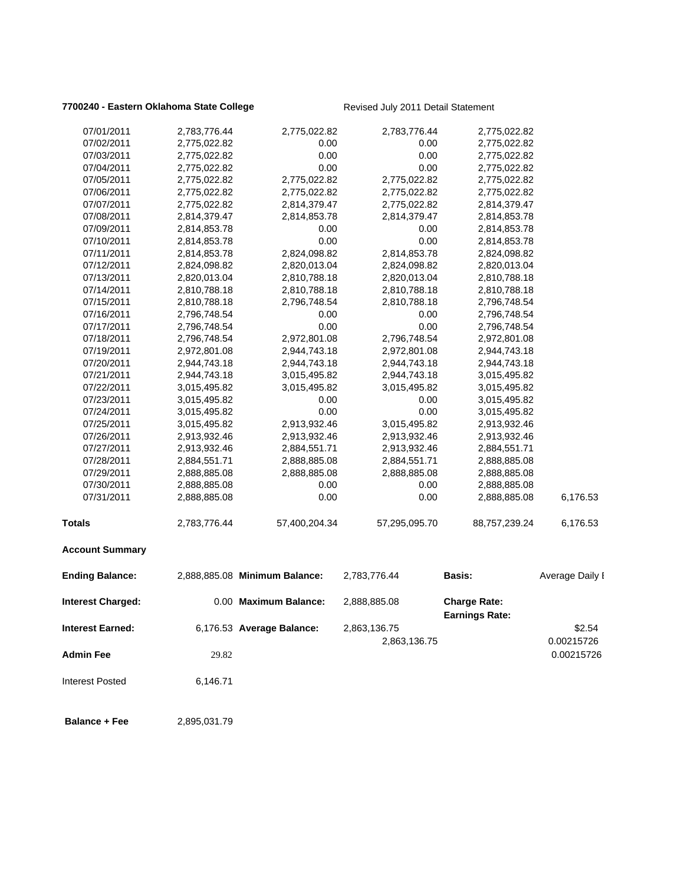**7700240 - Eastern Oklahoma State College** Revised July 2011 Detail Statement

| | | | | | |
|---|---|---|---|---|---|
| 07/01/2011 | 2,783,776.44 | 2,775,022.82 | 2,783,776.44 | 2,775,022.82 | |
| 07/02/2011 | 2,775,022.82 | 0.00 | 0.00 | 2,775,022.82 | |
| 07/03/2011 | 2,775,022.82 | 0.00 | 0.00 | 2,775,022.82 | |
| 07/04/2011 | 2,775,022.82 | 0.00 | 0.00 | 2,775,022.82 | |
| 07/05/2011 | 2,775,022.82 | 2,775,022.82 | 2,775,022.82 | 2,775,022.82 | |
| 07/06/2011 | 2,775,022.82 | 2,775,022.82 | 2,775,022.82 | 2,775,022.82 | |
| 07/07/2011 | 2,775,022.82 | 2,814,379.47 | 2,775,022.82 | 2,814,379.47 | |
| 07/08/2011 | 2,814,379.47 | 2,814,853.78 | 2,814,379.47 | 2,814,853.78 | |
| 07/09/2011 | 2,814,853.78 | 0.00 | 0.00 | 2,814,853.78 | |
| 07/10/2011 | 2,814,853.78 | 0.00 | 0.00 | 2,814,853.78 | |
| 07/11/2011 | 2,814,853.78 | 2,824,098.82 | 2,814,853.78 | 2,824,098.82 | |
| 07/12/2011 | 2,824,098.82 | 2,820,013.04 | 2,824,098.82 | 2,820,013.04 | |
| 07/13/2011 | 2,820,013.04 | 2,810,788.18 | 2,820,013.04 | 2,810,788.18 | |
| 07/14/2011 | 2,810,788.18 | 2,810,788.18 | 2,810,788.18 | 2,810,788.18 | |
| 07/15/2011 | 2,810,788.18 | 2,796,748.54 | 2,810,788.18 | 2,796,748.54 | |
| 07/16/2011 | 2,796,748.54 | 0.00 | 0.00 | 2,796,748.54 | |
| 07/17/2011 | 2,796,748.54 | 0.00 | 0.00 | 2,796,748.54 | |
| 07/18/2011 | 2,796,748.54 | 2,972,801.08 | 2,796,748.54 | 2,972,801.08 | |
| 07/19/2011 | 2,972,801.08 | 2,944,743.18 | 2,972,801.08 | 2,944,743.18 | |
| 07/20/2011 | 2,944,743.18 | 2,944,743.18 | 2,944,743.18 | 2,944,743.18 | |
| 07/21/2011 | 2,944,743.18 | 3,015,495.82 | 2,944,743.18 | 3,015,495.82 | |
| 07/22/2011 | 3,015,495.82 | 3,015,495.82 | 3,015,495.82 | 3,015,495.82 | |
| 07/23/2011 | 3,015,495.82 | 0.00 | 0.00 | 3,015,495.82 | |
| 07/24/2011 | 3,015,495.82 | 0.00 | 0.00 | 3,015,495.82 | |
| 07/25/2011 | 3,015,495.82 | 2,913,932.46 | 3,015,495.82 | 2,913,932.46 | |
| 07/26/2011 | 2,913,932.46 | 2,913,932.46 | 2,913,932.46 | 2,913,932.46 | |
| 07/27/2011 | 2,913,932.46 | 2,884,551.71 | 2,913,932.46 | 2,884,551.71 | |
| 07/28/2011 | 2,884,551.71 | 2,888,885.08 | 2,884,551.71 | 2,888,885.08 | |
| 07/29/2011 | 2,888,885.08 | 2,888,885.08 | 2,888,885.08 | 2,888,885.08 | |
| 07/30/2011 | 2,888,885.08 | 0.00 | 0.00 | 2,888,885.08 | |
| 07/31/2011 | 2,888,885.08 | 0.00 | 0.00 | 2,888,885.08 | 6,176.53 |
| **Totals** | 2,783,776.44 | 57,400,204.34 | 57,295,095.70 | 88,757,239.24 | 6,176.53 |

**Account Summary**

| | | | | | |
|---|---|---|---|---|---|
| **Ending Balance:** | 2,888,885.08 | **Minimum Balance:** | 2,783,776.44 | **Basis:** | Average Daily I |
| **Interest Charged:** | 0.00 | **Maximum Balance:** | 2,888,885.08 | **Charge Rate:** | |
| | | | | **Earnings Rate:** | |
| **Interest Earned:** | 6,176.53 | **Average Balance:** | 2,863,136.75 | | $2.54 |
| | | | 2,863,136.75 | | 0.00215726 |
| **Admin Fee** | 29.82 | | | | 0.00215726 |
| Interest Posted | 6,146.71 | | | | |
| **Balance + Fee** | 2,895,031.79 | | | | |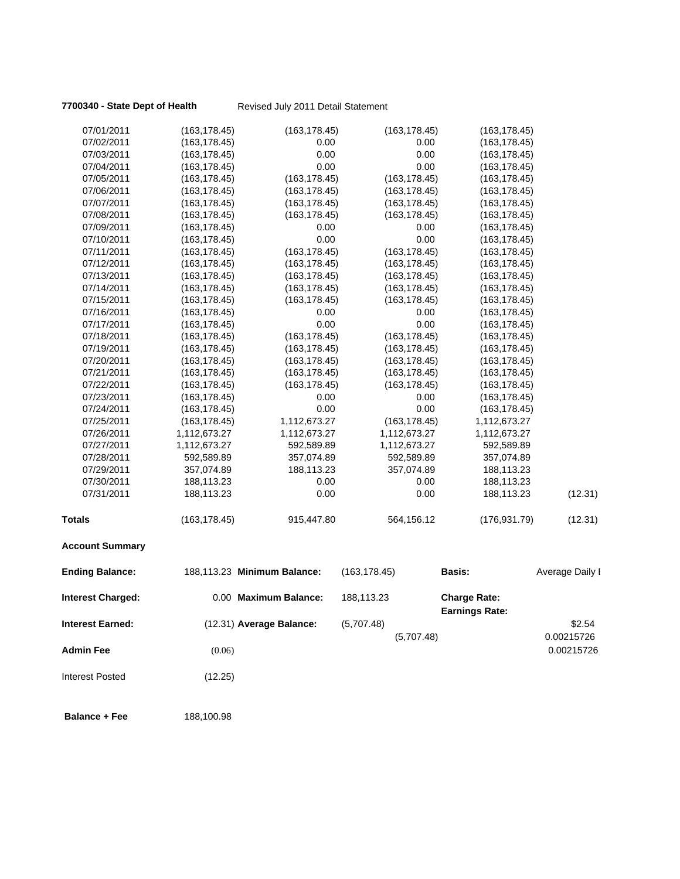**7700340 - State Dept of Health** Revised July 2011 Detail Statement

| | | | | | |
|---|---|---|---|---|---|
| 07/01/2011 | (163,178.45) | (163,178.45) | (163,178.45) | (163,178.45) | |
| 07/02/2011 | (163,178.45) | 0.00 | 0.00 | (163,178.45) | |
| 07/03/2011 | (163,178.45) | 0.00 | 0.00 | (163,178.45) | |
| 07/04/2011 | (163,178.45) | 0.00 | 0.00 | (163,178.45) | |
| 07/05/2011 | (163,178.45) | (163,178.45) | (163,178.45) | (163,178.45) | |
| 07/06/2011 | (163,178.45) | (163,178.45) | (163,178.45) | (163,178.45) | |
| 07/07/2011 | (163,178.45) | (163,178.45) | (163,178.45) | (163,178.45) | |
| 07/08/2011 | (163,178.45) | (163,178.45) | (163,178.45) | (163,178.45) | |
| 07/09/2011 | (163,178.45) | 0.00 | 0.00 | (163,178.45) | |
| 07/10/2011 | (163,178.45) | 0.00 | 0.00 | (163,178.45) | |
| 07/11/2011 | (163,178.45) | (163,178.45) | (163,178.45) | (163,178.45) | |
| 07/12/2011 | (163,178.45) | (163,178.45) | (163,178.45) | (163,178.45) | |
| 07/13/2011 | (163,178.45) | (163,178.45) | (163,178.45) | (163,178.45) | |
| 07/14/2011 | (163,178.45) | (163,178.45) | (163,178.45) | (163,178.45) | |
| 07/15/2011 | (163,178.45) | (163,178.45) | (163,178.45) | (163,178.45) | |
| 07/16/2011 | (163,178.45) | 0.00 | 0.00 | (163,178.45) | |
| 07/17/2011 | (163,178.45) | 0.00 | 0.00 | (163,178.45) | |
| 07/18/2011 | (163,178.45) | (163,178.45) | (163,178.45) | (163,178.45) | |
| 07/19/2011 | (163,178.45) | (163,178.45) | (163,178.45) | (163,178.45) | |
| 07/20/2011 | (163,178.45) | (163,178.45) | (163,178.45) | (163,178.45) | |
| 07/21/2011 | (163,178.45) | (163,178.45) | (163,178.45) | (163,178.45) | |
| 07/22/2011 | (163,178.45) | (163,178.45) | (163,178.45) | (163,178.45) | |
| 07/23/2011 | (163,178.45) | 0.00 | 0.00 | (163,178.45) | |
| 07/24/2011 | (163,178.45) | 0.00 | 0.00 | (163,178.45) | |
| 07/25/2011 | (163,178.45) | 1,112,673.27 | (163,178.45) | 1,112,673.27 | |
| 07/26/2011 | 1,112,673.27 | 1,112,673.27 | 1,112,673.27 | 1,112,673.27 | |
| 07/27/2011 | 1,112,673.27 | 592,589.89 | 1,112,673.27 | 592,589.89 | |
| 07/28/2011 | 592,589.89 | 357,074.89 | 592,589.89 | 357,074.89 | |
| 07/29/2011 | 357,074.89 | 188,113.23 | 357,074.89 | 188,113.23 | |
| 07/30/2011 | 188,113.23 | 0.00 | 0.00 | 188,113.23 | |
| 07/31/2011 | 188,113.23 | 0.00 | 0.00 | 188,113.23 | (12.31) |
| **Totals** | (163,178.45) | 915,447.80 | 564,156.12 | (176,931.79) | (12.31) |

**Account Summary**

| | | | | | |
|---|---|---|---|---|---|
| **Ending Balance:** | 188,113.23 | **Minimum Balance:** | (163,178.45) | **Basis:** | Average Daily I |
| **Interest Charged:** | 0.00 | **Maximum Balance:** | 188,113.23 | **Charge Rate:** | |
| | | | | **Earnings Rate:** | |
| **Interest Earned:** | (12.31) | **Average Balance:** | (5,707.48) | | $2.54 |
| | | | (5,707.48) | | 0.00215726 |
| **Admin Fee** | (0.06) | | | | 0.00215726 |
| Interest Posted | (12.25) | | | | |
| **Balance + Fee** | 188,100.98 | | | | |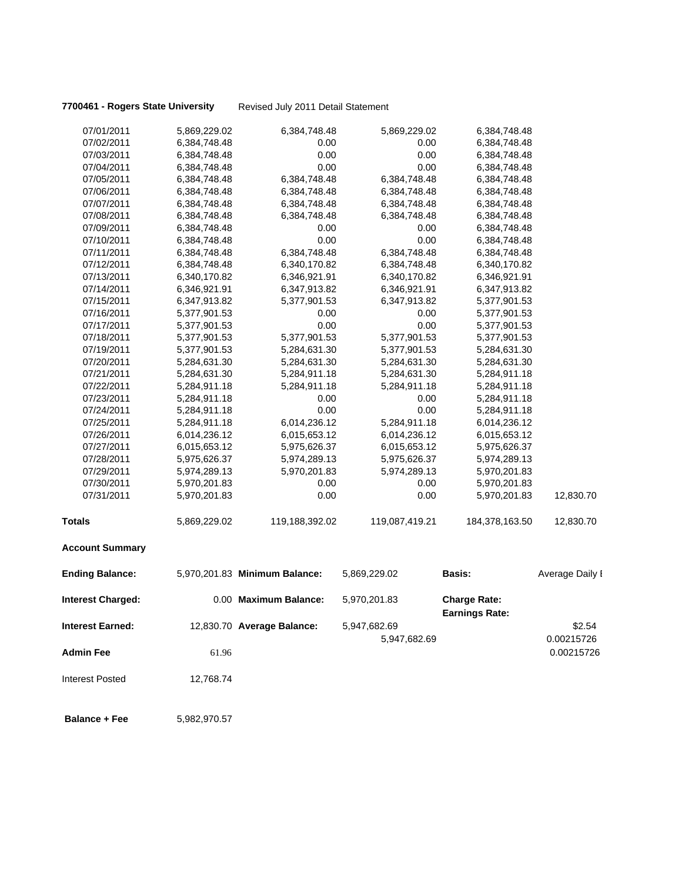**7700461 - Rogers State University** Revised July 2011 Detail Statement

| | | | | | |
|---|---|---|---|---|---|
| 07/01/2011 | 5,869,229.02 | 6,384,748.48 | 5,869,229.02 | 6,384,748.48 | |
| 07/02/2011 | 6,384,748.48 | 0.00 | 0.00 | 6,384,748.48 | |
| 07/03/2011 | 6,384,748.48 | 0.00 | 0.00 | 6,384,748.48 | |
| 07/04/2011 | 6,384,748.48 | 0.00 | 0.00 | 6,384,748.48 | |
| 07/05/2011 | 6,384,748.48 | 6,384,748.48 | 6,384,748.48 | 6,384,748.48 | |
| 07/06/2011 | 6,384,748.48 | 6,384,748.48 | 6,384,748.48 | 6,384,748.48 | |
| 07/07/2011 | 6,384,748.48 | 6,384,748.48 | 6,384,748.48 | 6,384,748.48 | |
| 07/08/2011 | 6,384,748.48 | 6,384,748.48 | 6,384,748.48 | 6,384,748.48 | |
| 07/09/2011 | 6,384,748.48 | 0.00 | 0.00 | 6,384,748.48 | |
| 07/10/2011 | 6,384,748.48 | 0.00 | 0.00 | 6,384,748.48 | |
| 07/11/2011 | 6,384,748.48 | 6,384,748.48 | 6,384,748.48 | 6,384,748.48 | |
| 07/12/2011 | 6,384,748.48 | 6,340,170.82 | 6,384,748.48 | 6,340,170.82 | |
| 07/13/2011 | 6,340,170.82 | 6,346,921.91 | 6,340,170.82 | 6,346,921.91 | |
| 07/14/2011 | 6,346,921.91 | 6,347,913.82 | 6,346,921.91 | 6,347,913.82 | |
| 07/15/2011 | 6,347,913.82 | 5,377,901.53 | 6,347,913.82 | 5,377,901.53 | |
| 07/16/2011 | 5,377,901.53 | 0.00 | 0.00 | 5,377,901.53 | |
| 07/17/2011 | 5,377,901.53 | 0.00 | 0.00 | 5,377,901.53 | |
| 07/18/2011 | 5,377,901.53 | 5,377,901.53 | 5,377,901.53 | 5,377,901.53 | |
| 07/19/2011 | 5,377,901.53 | 5,284,631.30 | 5,377,901.53 | 5,284,631.30 | |
| 07/20/2011 | 5,284,631.30 | 5,284,631.30 | 5,284,631.30 | 5,284,631.30 | |
| 07/21/2011 | 5,284,631.30 | 5,284,911.18 | 5,284,631.30 | 5,284,911.18 | |
| 07/22/2011 | 5,284,911.18 | 5,284,911.18 | 5,284,911.18 | 5,284,911.18 | |
| 07/23/2011 | 5,284,911.18 | 0.00 | 0.00 | 5,284,911.18 | |
| 07/24/2011 | 5,284,911.18 | 0.00 | 0.00 | 5,284,911.18 | |
| 07/25/2011 | 5,284,911.18 | 6,014,236.12 | 5,284,911.18 | 6,014,236.12 | |
| 07/26/2011 | 6,014,236.12 | 6,015,653.12 | 6,014,236.12 | 6,015,653.12 | |
| 07/27/2011 | 6,015,653.12 | 5,975,626.37 | 6,015,653.12 | 5,975,626.37 | |
| 07/28/2011 | 5,975,626.37 | 5,974,289.13 | 5,975,626.37 | 5,974,289.13 | |
| 07/29/2011 | 5,974,289.13 | 5,970,201.83 | 5,974,289.13 | 5,970,201.83 | |
| 07/30/2011 | 5,970,201.83 | 0.00 | 0.00 | 5,970,201.83 | |
| 07/31/2011 | 5,970,201.83 | 0.00 | 0.00 | 5,970,201.83 | 12,830.70 |
| **Totals** | 5,869,229.02 | 119,188,392.02 | 119,087,419.21 | 184,378,163.50 | 12,830.70 |

**Account Summary**

| | | | | | |
|---|---|---|---|---|---|
| **Ending Balance:** | 5,970,201.83 | **Minimum Balance:** | 5,869,229.02 | **Basis:** | Average Daily I |
| **Interest Charged:** | 0.00 | **Maximum Balance:** | 5,970,201.83 | **Charge Rate:** | |
| | | | | **Earnings Rate:** | |
| **Interest Earned:** | 12,830.70 | **Average Balance:** | 5,947,682.69 | | $2.54 |
| | | | 5,947,682.69 | | 0.00215726 |
| **Admin Fee** | 61.96 | | | | 0.00215726 |
| Interest Posted | 12,768.74 | | | | |
| **Balance + Fee** | 5,982,970.57 | | | | |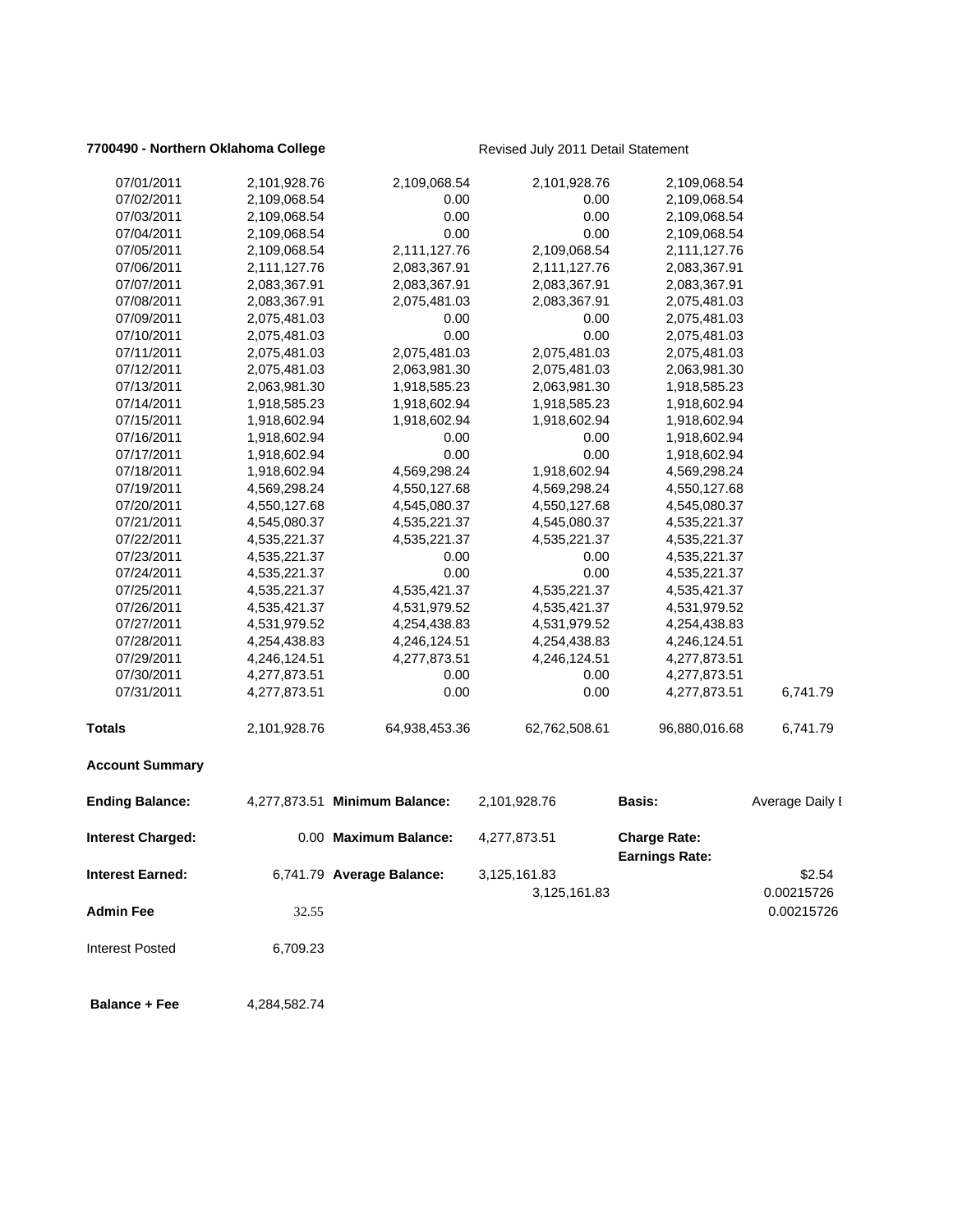**7700490 - Northern Oklahoma College** Revised July 2011 Detail Statement

| | | | | | |
|---|---|---|---|---|---|
| 07/01/2011 | 2,101,928.76 | 2,109,068.54 | 2,101,928.76 | 2,109,068.54 | |
| 07/02/2011 | 2,109,068.54 | 0.00 | 0.00 | 2,109,068.54 | |
| 07/03/2011 | 2,109,068.54 | 0.00 | 0.00 | 2,109,068.54 | |
| 07/04/2011 | 2,109,068.54 | 0.00 | 0.00 | 2,109,068.54 | |
| 07/05/2011 | 2,109,068.54 | 2,111,127.76 | 2,109,068.54 | 2,111,127.76 | |
| 07/06/2011 | 2,111,127.76 | 2,083,367.91 | 2,111,127.76 | 2,083,367.91 | |
| 07/07/2011 | 2,083,367.91 | 2,083,367.91 | 2,083,367.91 | 2,083,367.91 | |
| 07/08/2011 | 2,083,367.91 | 2,075,481.03 | 2,083,367.91 | 2,075,481.03 | |
| 07/09/2011 | 2,075,481.03 | 0.00 | 0.00 | 2,075,481.03 | |
| 07/10/2011 | 2,075,481.03 | 0.00 | 0.00 | 2,075,481.03 | |
| 07/11/2011 | 2,075,481.03 | 2,075,481.03 | 2,075,481.03 | 2,075,481.03 | |
| 07/12/2011 | 2,075,481.03 | 2,063,981.30 | 2,075,481.03 | 2,063,981.30 | |
| 07/13/2011 | 2,063,981.30 | 1,918,585.23 | 2,063,981.30 | 1,918,585.23 | |
| 07/14/2011 | 1,918,585.23 | 1,918,602.94 | 1,918,585.23 | 1,918,602.94 | |
| 07/15/2011 | 1,918,602.94 | 1,918,602.94 | 1,918,602.94 | 1,918,602.94 | |
| 07/16/2011 | 1,918,602.94 | 0.00 | 0.00 | 1,918,602.94 | |
| 07/17/2011 | 1,918,602.94 | 0.00 | 0.00 | 1,918,602.94 | |
| 07/18/2011 | 1,918,602.94 | 4,569,298.24 | 1,918,602.94 | 4,569,298.24 | |
| 07/19/2011 | 4,569,298.24 | 4,550,127.68 | 4,569,298.24 | 4,550,127.68 | |
| 07/20/2011 | 4,550,127.68 | 4,545,080.37 | 4,550,127.68 | 4,545,080.37 | |
| 07/21/2011 | 4,545,080.37 | 4,535,221.37 | 4,545,080.37 | 4,535,221.37 | |
| 07/22/2011 | 4,535,221.37 | 4,535,221.37 | 4,535,221.37 | 4,535,221.37 | |
| 07/23/2011 | 4,535,221.37 | 0.00 | 0.00 | 4,535,221.37 | |
| 07/24/2011 | 4,535,221.37 | 0.00 | 0.00 | 4,535,221.37 | |
| 07/25/2011 | 4,535,221.37 | 4,535,421.37 | 4,535,221.37 | 4,535,421.37 | |
| 07/26/2011 | 4,535,421.37 | 4,531,979.52 | 4,535,421.37 | 4,531,979.52 | |
| 07/27/2011 | 4,531,979.52 | 4,254,438.83 | 4,531,979.52 | 4,254,438.83 | |
| 07/28/2011 | 4,254,438.83 | 4,246,124.51 | 4,254,438.83 | 4,246,124.51 | |
| 07/29/2011 | 4,246,124.51 | 4,277,873.51 | 4,246,124.51 | 4,277,873.51 | |
| 07/30/2011 | 4,277,873.51 | 0.00 | 0.00 | 4,277,873.51 | |
| 07/31/2011 | 4,277,873.51 | 0.00 | 0.00 | 4,277,873.51 | 6,741.79 |
| **Totals** | 2,101,928.76 | 64,938,453.36 | 62,762,508.61 | 96,880,016.68 | 6,741.79 |

**Account Summary**

| | | | | | |
|---|---|---|---|---|---|
| **Ending Balance:** | 4,277,873.51 | **Minimum Balance:** | 2,101,928.76 | **Basis:** | Average Daily I |
| **Interest Charged:** | 0.00 | **Maximum Balance:** | 4,277,873.51 | **Charge Rate:** | |
| | | | | **Earnings Rate:** | |
| **Interest Earned:** | 6,741.79 | **Average Balance:** | 3,125,161.83 | | $2.54 |
| | | | 3,125,161.83 | | 0.00215726 |
| **Admin Fee** | 32.55 | | | | 0.00215726 |
| Interest Posted | 6,709.23 | | | | |
| **Balance + Fee** | 4,284,582.74 | | | | |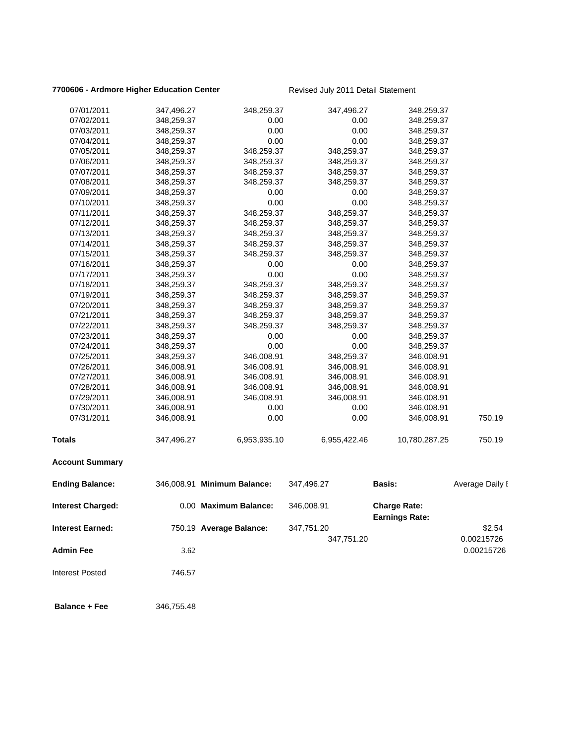**7700606 - Ardmore Higher Education Center** Revised July 2011 Detail Statement

| | | | | | |
|---|---|---|---|---|---|
| 07/01/2011 | 347,496.27 | 348,259.37 | 347,496.27 | 348,259.37 | |
| 07/02/2011 | 348,259.37 | 0.00 | 0.00 | 348,259.37 | |
| 07/03/2011 | 348,259.37 | 0.00 | 0.00 | 348,259.37 | |
| 07/04/2011 | 348,259.37 | 0.00 | 0.00 | 348,259.37 | |
| 07/05/2011 | 348,259.37 | 348,259.37 | 348,259.37 | 348,259.37 | |
| 07/06/2011 | 348,259.37 | 348,259.37 | 348,259.37 | 348,259.37 | |
| 07/07/2011 | 348,259.37 | 348,259.37 | 348,259.37 | 348,259.37 | |
| 07/08/2011 | 348,259.37 | 348,259.37 | 348,259.37 | 348,259.37 | |
| 07/09/2011 | 348,259.37 | 0.00 | 0.00 | 348,259.37 | |
| 07/10/2011 | 348,259.37 | 0.00 | 0.00 | 348,259.37 | |
| 07/11/2011 | 348,259.37 | 348,259.37 | 348,259.37 | 348,259.37 | |
| 07/12/2011 | 348,259.37 | 348,259.37 | 348,259.37 | 348,259.37 | |
| 07/13/2011 | 348,259.37 | 348,259.37 | 348,259.37 | 348,259.37 | |
| 07/14/2011 | 348,259.37 | 348,259.37 | 348,259.37 | 348,259.37 | |
| 07/15/2011 | 348,259.37 | 348,259.37 | 348,259.37 | 348,259.37 | |
| 07/16/2011 | 348,259.37 | 0.00 | 0.00 | 348,259.37 | |
| 07/17/2011 | 348,259.37 | 0.00 | 0.00 | 348,259.37 | |
| 07/18/2011 | 348,259.37 | 348,259.37 | 348,259.37 | 348,259.37 | |
| 07/19/2011 | 348,259.37 | 348,259.37 | 348,259.37 | 348,259.37 | |
| 07/20/2011 | 348,259.37 | 348,259.37 | 348,259.37 | 348,259.37 | |
| 07/21/2011 | 348,259.37 | 348,259.37 | 348,259.37 | 348,259.37 | |
| 07/22/2011 | 348,259.37 | 348,259.37 | 348,259.37 | 348,259.37 | |
| 07/23/2011 | 348,259.37 | 0.00 | 0.00 | 348,259.37 | |
| 07/24/2011 | 348,259.37 | 0.00 | 0.00 | 348,259.37 | |
| 07/25/2011 | 348,259.37 | 346,008.91 | 348,259.37 | 346,008.91 | |
| 07/26/2011 | 346,008.91 | 346,008.91 | 346,008.91 | 346,008.91 | |
| 07/27/2011 | 346,008.91 | 346,008.91 | 346,008.91 | 346,008.91 | |
| 07/28/2011 | 346,008.91 | 346,008.91 | 346,008.91 | 346,008.91 | |
| 07/29/2011 | 346,008.91 | 346,008.91 | 346,008.91 | 346,008.91 | |
| 07/30/2011 | 346,008.91 | 0.00 | 0.00 | 346,008.91 | |
| 07/31/2011 | 346,008.91 | 0.00 | 0.00 | 346,008.91 | 750.19 |
| **Totals** | 347,496.27 | 6,953,935.10 | 6,955,422.46 | 10,780,287.25 | 750.19 |

**Account Summary**

| | | | | | |
|---|---|---|---|---|---|
| **Ending Balance:** | 346,008.91 | **Minimum Balance:** | 347,496.27 | **Basis:** | Average Daily I |
| **Interest Charged:** | 0.00 | **Maximum Balance:** | 346,008.91 | **Charge Rate:** **Earnings Rate:** | |
| **Interest Earned:** | 750.19 | **Average Balance:** | 347,751.20 | | $2.54 |
| | | | 347,751.20 | | 0.00215726 |
| **Admin Fee** | 3.62 | | | | 0.00215726 |
| Interest Posted | 746.57 | | | | |
| **Balance + Fee** | 346,755.48 | | | | |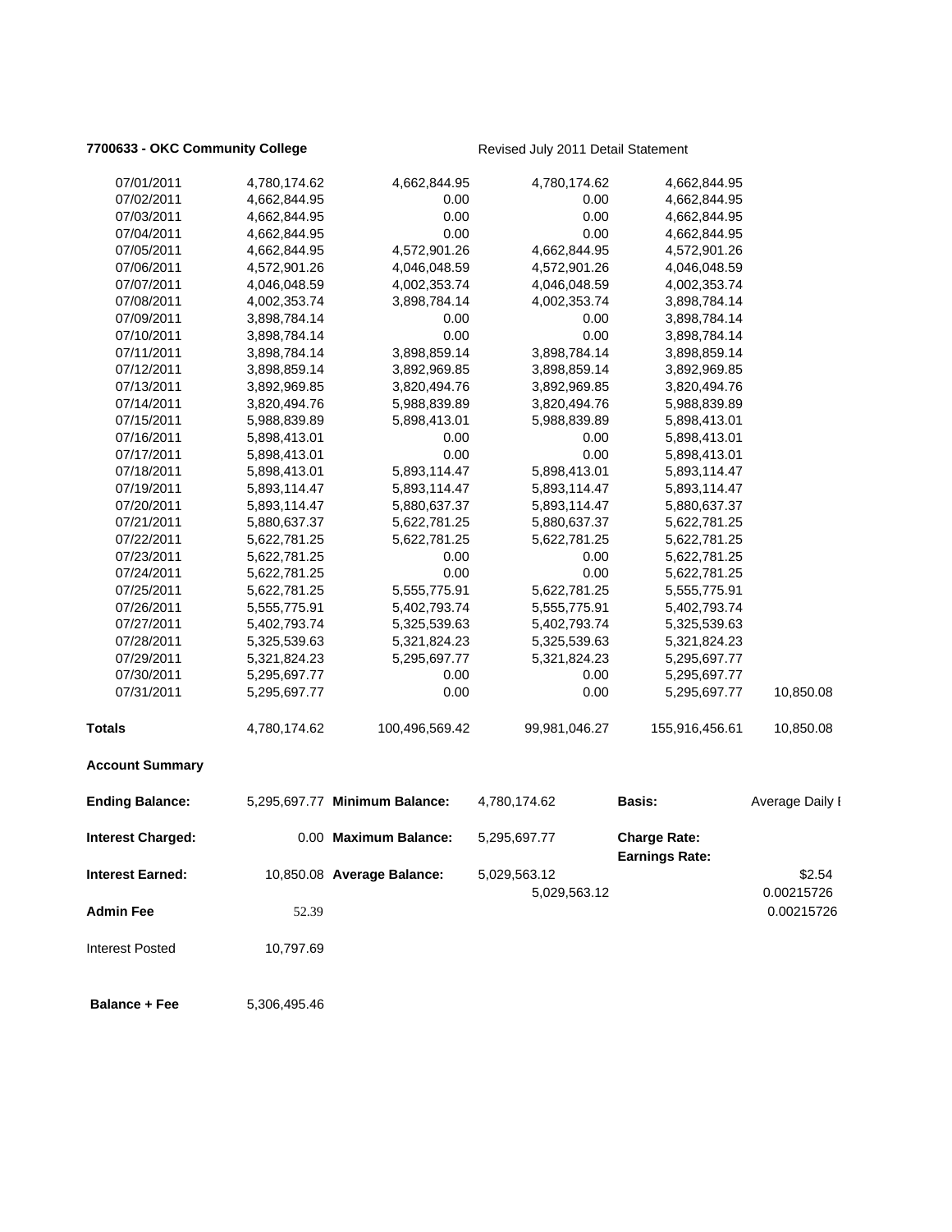**7700633 - OKC Community College** Revised July 2011 Detail Statement

| | | | | | |
|---|---|---|---|---|---|
| 07/01/2011 | 4,780,174.62 | 4,662,844.95 | 4,780,174.62 | 4,662,844.95 | |
| 07/02/2011 | 4,662,844.95 | 0.00 | 0.00 | 4,662,844.95 | |
| 07/03/2011 | 4,662,844.95 | 0.00 | 0.00 | 4,662,844.95 | |
| 07/04/2011 | 4,662,844.95 | 0.00 | 0.00 | 4,662,844.95 | |
| 07/05/2011 | 4,662,844.95 | 4,572,901.26 | 4,662,844.95 | 4,572,901.26 | |
| 07/06/2011 | 4,572,901.26 | 4,046,048.59 | 4,572,901.26 | 4,046,048.59 | |
| 07/07/2011 | 4,046,048.59 | 4,002,353.74 | 4,046,048.59 | 4,002,353.74 | |
| 07/08/2011 | 4,002,353.74 | 3,898,784.14 | 4,002,353.74 | 3,898,784.14 | |
| 07/09/2011 | 3,898,784.14 | 0.00 | 0.00 | 3,898,784.14 | |
| 07/10/2011 | 3,898,784.14 | 0.00 | 0.00 | 3,898,784.14 | |
| 07/11/2011 | 3,898,784.14 | 3,898,859.14 | 3,898,784.14 | 3,898,859.14 | |
| 07/12/2011 | 3,898,859.14 | 3,892,969.85 | 3,898,859.14 | 3,892,969.85 | |
| 07/13/2011 | 3,892,969.85 | 3,820,494.76 | 3,892,969.85 | 3,820,494.76 | |
| 07/14/2011 | 3,820,494.76 | 5,988,839.89 | 3,820,494.76 | 5,988,839.89 | |
| 07/15/2011 | 5,988,839.89 | 5,898,413.01 | 5,988,839.89 | 5,898,413.01 | |
| 07/16/2011 | 5,898,413.01 | 0.00 | 0.00 | 5,898,413.01 | |
| 07/17/2011 | 5,898,413.01 | 0.00 | 0.00 | 5,898,413.01 | |
| 07/18/2011 | 5,898,413.01 | 5,893,114.47 | 5,898,413.01 | 5,893,114.47 | |
| 07/19/2011 | 5,893,114.47 | 5,893,114.47 | 5,893,114.47 | 5,893,114.47 | |
| 07/20/2011 | 5,893,114.47 | 5,880,637.37 | 5,893,114.47 | 5,880,637.37 | |
| 07/21/2011 | 5,880,637.37 | 5,622,781.25 | 5,880,637.37 | 5,622,781.25 | |
| 07/22/2011 | 5,622,781.25 | 5,622,781.25 | 5,622,781.25 | 5,622,781.25 | |
| 07/23/2011 | 5,622,781.25 | 0.00 | 0.00 | 5,622,781.25 | |
| 07/24/2011 | 5,622,781.25 | 0.00 | 0.00 | 5,622,781.25 | |
| 07/25/2011 | 5,622,781.25 | 5,555,775.91 | 5,622,781.25 | 5,555,775.91 | |
| 07/26/2011 | 5,555,775.91 | 5,402,793.74 | 5,555,775.91 | 5,402,793.74 | |
| 07/27/2011 | 5,402,793.74 | 5,325,539.63 | 5,402,793.74 | 5,325,539.63 | |
| 07/28/2011 | 5,325,539.63 | 5,321,824.23 | 5,325,539.63 | 5,321,824.23 | |
| 07/29/2011 | 5,321,824.23 | 5,295,697.77 | 5,321,824.23 | 5,295,697.77 | |
| 07/30/2011 | 5,295,697.77 | 0.00 | 0.00 | 5,295,697.77 | |
| 07/31/2011 | 5,295,697.77 | 0.00 | 0.00 | 5,295,697.77 | 10,850.08 |
| **Totals** | 4,780,174.62 | 100,496,569.42 | 99,981,046.27 | 155,916,456.61 | 10,850.08 |

**Account Summary**

| | | | | | |
|---|---|---|---|---|---|
| **Ending Balance:** | 5,295,697.77 | **Minimum Balance:** | 4,780,174.62 | **Basis:** | Average Daily I |
| **Interest Charged:** | 0.00 | **Maximum Balance:** | 5,295,697.77 | **Charge Rate:** | |
| | | | | **Earnings Rate:** | |
| **Interest Earned:** | 10,850.08 | **Average Balance:** | 5,029,563.12 | | $2.54 |
| | | | 5,029,563.12 | | 0.00215726 |
| **Admin Fee** | 52.39 | | | | 0.00215726 |
| Interest Posted | 10,797.69 | | | | |
| **Balance + Fee** | 5,306,495.46 | | | | |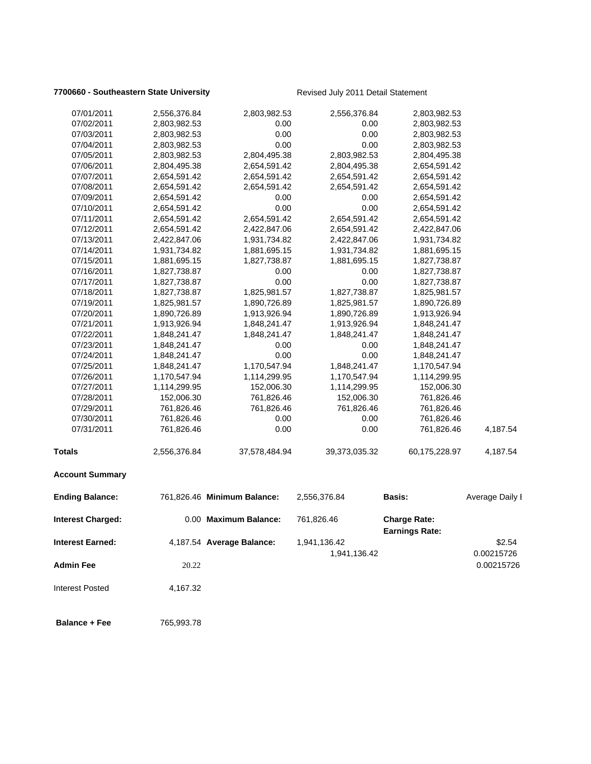**7700660 - Southeastern State University** Revised July 2011 Detail Statement

| | | | | | |
|---|---|---|---|---|---|
| 07/01/2011 | 2,556,376.84 | 2,803,982.53 | 2,556,376.84 | 2,803,982.53 | |
| 07/02/2011 | 2,803,982.53 | 0.00 | 0.00 | 2,803,982.53 | |
| 07/03/2011 | 2,803,982.53 | 0.00 | 0.00 | 2,803,982.53 | |
| 07/04/2011 | 2,803,982.53 | 0.00 | 0.00 | 2,803,982.53 | |
| 07/05/2011 | 2,803,982.53 | 2,804,495.38 | 2,803,982.53 | 2,804,495.38 | |
| 07/06/2011 | 2,804,495.38 | 2,654,591.42 | 2,804,495.38 | 2,654,591.42 | |
| 07/07/2011 | 2,654,591.42 | 2,654,591.42 | 2,654,591.42 | 2,654,591.42 | |
| 07/08/2011 | 2,654,591.42 | 2,654,591.42 | 2,654,591.42 | 2,654,591.42 | |
| 07/09/2011 | 2,654,591.42 | 0.00 | 0.00 | 2,654,591.42 | |
| 07/10/2011 | 2,654,591.42 | 0.00 | 0.00 | 2,654,591.42 | |
| 07/11/2011 | 2,654,591.42 | 2,654,591.42 | 2,654,591.42 | 2,654,591.42 | |
| 07/12/2011 | 2,654,591.42 | 2,422,847.06 | 2,654,591.42 | 2,422,847.06 | |
| 07/13/2011 | 2,422,847.06 | 1,931,734.82 | 2,422,847.06 | 1,931,734.82 | |
| 07/14/2011 | 1,931,734.82 | 1,881,695.15 | 1,931,734.82 | 1,881,695.15 | |
| 07/15/2011 | 1,881,695.15 | 1,827,738.87 | 1,881,695.15 | 1,827,738.87 | |
| 07/16/2011 | 1,827,738.87 | 0.00 | 0.00 | 1,827,738.87 | |
| 07/17/2011 | 1,827,738.87 | 0.00 | 0.00 | 1,827,738.87 | |
| 07/18/2011 | 1,827,738.87 | 1,825,981.57 | 1,827,738.87 | 1,825,981.57 | |
| 07/19/2011 | 1,825,981.57 | 1,890,726.89 | 1,825,981.57 | 1,890,726.89 | |
| 07/20/2011 | 1,890,726.89 | 1,913,926.94 | 1,890,726.89 | 1,913,926.94 | |
| 07/21/2011 | 1,913,926.94 | 1,848,241.47 | 1,913,926.94 | 1,848,241.47 | |
| 07/22/2011 | 1,848,241.47 | 1,848,241.47 | 1,848,241.47 | 1,848,241.47 | |
| 07/23/2011 | 1,848,241.47 | 0.00 | 0.00 | 1,848,241.47 | |
| 07/24/2011 | 1,848,241.47 | 0.00 | 0.00 | 1,848,241.47 | |
| 07/25/2011 | 1,848,241.47 | 1,170,547.94 | 1,848,241.47 | 1,170,547.94 | |
| 07/26/2011 | 1,170,547.94 | 1,114,299.95 | 1,170,547.94 | 1,114,299.95 | |
| 07/27/2011 | 1,114,299.95 | 152,006.30 | 1,114,299.95 | 152,006.30 | |
| 07/28/2011 | 152,006.30 | 761,826.46 | 152,006.30 | 761,826.46 | |
| 07/29/2011 | 761,826.46 | 761,826.46 | 761,826.46 | 761,826.46 | |
| 07/30/2011 | 761,826.46 | 0.00 | 0.00 | 761,826.46 | |
| 07/31/2011 | 761,826.46 | 0.00 | 0.00 | 761,826.46 | 4,187.54 |
| **Totals** | 2,556,376.84 | 37,578,484.94 | 39,373,035.32 | 60,175,228.97 | 4,187.54 |

**Account Summary**

| | | | | | |
|---|---|---|---|---|---|
| **Ending Balance:** | 761,826.46 | **Minimum Balance:** | 2,556,376.84 | **Basis:** | Average Daily I |
| **Interest Charged:** | 0.00 | **Maximum Balance:** | 761,826.46 | **Charge Rate:** | |
| | | | | **Earnings Rate:** | |
| **Interest Earned:** | 4,187.54 | **Average Balance:** | 1,941,136.42 | | $2.54 |
| | | | 1,941,136.42 | | 0.00215726 |
| **Admin Fee** | 20.22 | | | | 0.00215726 |
| Interest Posted | 4,167.32 | | | | |
| **Balance + Fee** | 765,993.78 | | | | |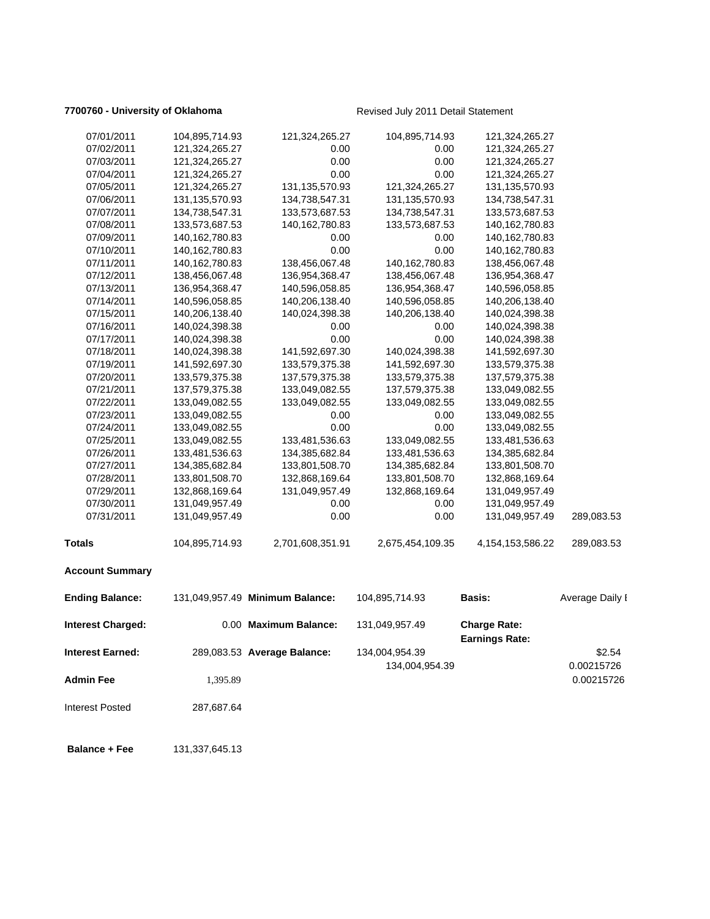**7700760 - University of Oklahoma** Revised July 2011 Detail Statement

| | | | | | |
|---|---|---|---|---|---|
| 07/01/2011 | 104,895,714.93 | 121,324,265.27 | 104,895,714.93 | 121,324,265.27 | |
| 07/02/2011 | 121,324,265.27 | 0.00 | 0.00 | 121,324,265.27 | |
| 07/03/2011 | 121,324,265.27 | 0.00 | 0.00 | 121,324,265.27 | |
| 07/04/2011 | 121,324,265.27 | 0.00 | 0.00 | 121,324,265.27 | |
| 07/05/2011 | 121,324,265.27 | 131,135,570.93 | 121,324,265.27 | 131,135,570.93 | |
| 07/06/2011 | 131,135,570.93 | 134,738,547.31 | 131,135,570.93 | 134,738,547.31 | |
| 07/07/2011 | 134,738,547.31 | 133,573,687.53 | 134,738,547.31 | 133,573,687.53 | |
| 07/08/2011 | 133,573,687.53 | 140,162,780.83 | 133,573,687.53 | 140,162,780.83 | |
| 07/09/2011 | 140,162,780.83 | 0.00 | 0.00 | 140,162,780.83 | |
| 07/10/2011 | 140,162,780.83 | 0.00 | 0.00 | 140,162,780.83 | |
| 07/11/2011 | 140,162,780.83 | 138,456,067.48 | 140,162,780.83 | 138,456,067.48 | |
| 07/12/2011 | 138,456,067.48 | 136,954,368.47 | 138,456,067.48 | 136,954,368.47 | |
| 07/13/2011 | 136,954,368.47 | 140,596,058.85 | 136,954,368.47 | 140,596,058.85 | |
| 07/14/2011 | 140,596,058.85 | 140,206,138.40 | 140,596,058.85 | 140,206,138.40 | |
| 07/15/2011 | 140,206,138.40 | 140,024,398.38 | 140,206,138.40 | 140,024,398.38 | |
| 07/16/2011 | 140,024,398.38 | 0.00 | 0.00 | 140,024,398.38 | |
| 07/17/2011 | 140,024,398.38 | 0.00 | 0.00 | 140,024,398.38 | |
| 07/18/2011 | 140,024,398.38 | 141,592,697.30 | 140,024,398.38 | 141,592,697.30 | |
| 07/19/2011 | 141,592,697.30 | 133,579,375.38 | 141,592,697.30 | 133,579,375.38 | |
| 07/20/2011 | 133,579,375.38 | 137,579,375.38 | 133,579,375.38 | 137,579,375.38 | |
| 07/21/2011 | 137,579,375.38 | 133,049,082.55 | 137,579,375.38 | 133,049,082.55 | |
| 07/22/2011 | 133,049,082.55 | 133,049,082.55 | 133,049,082.55 | 133,049,082.55 | |
| 07/23/2011 | 133,049,082.55 | 0.00 | 0.00 | 133,049,082.55 | |
| 07/24/2011 | 133,049,082.55 | 0.00 | 0.00 | 133,049,082.55 | |
| 07/25/2011 | 133,049,082.55 | 133,481,536.63 | 133,049,082.55 | 133,481,536.63 | |
| 07/26/2011 | 133,481,536.63 | 134,385,682.84 | 133,481,536.63 | 134,385,682.84 | |
| 07/27/2011 | 134,385,682.84 | 133,801,508.70 | 134,385,682.84 | 133,801,508.70 | |
| 07/28/2011 | 133,801,508.70 | 132,868,169.64 | 133,801,508.70 | 132,868,169.64 | |
| 07/29/2011 | 132,868,169.64 | 131,049,957.49 | 132,868,169.64 | 131,049,957.49 | |
| 07/30/2011 | 131,049,957.49 | 0.00 | 0.00 | 131,049,957.49 | |
| 07/31/2011 | 131,049,957.49 | 0.00 | 0.00 | 131,049,957.49 | 289,083.53 |
| **Totals** | 104,895,714.93 | 2,701,608,351.91 | 2,675,454,109.35 | 4,154,153,586.22 | 289,083.53 |

**Account Summary**

| | | | | | |
|---|---|---|---|---|---|
| **Ending Balance:** | 131,049,957.49 | **Minimum Balance:** | 104,895,714.93 | **Basis:** | Average Daily I |
| **Interest Charged:** | 0.00 | **Maximum Balance:** | 131,049,957.49 | **Charge Rate:** | |
| | | | | **Earnings Rate:** | |
| **Interest Earned:** | 289,083.53 | **Average Balance:** | 134,004,954.39 | | $2.54 |
| | | | 134,004,954.39 | | 0.00215726 |
| **Admin Fee** | 1,395.89 | | | | 0.00215726 |
| Interest Posted | 287,687.64 | | | | |
| **Balance + Fee** | 131,337,645.13 | | | | |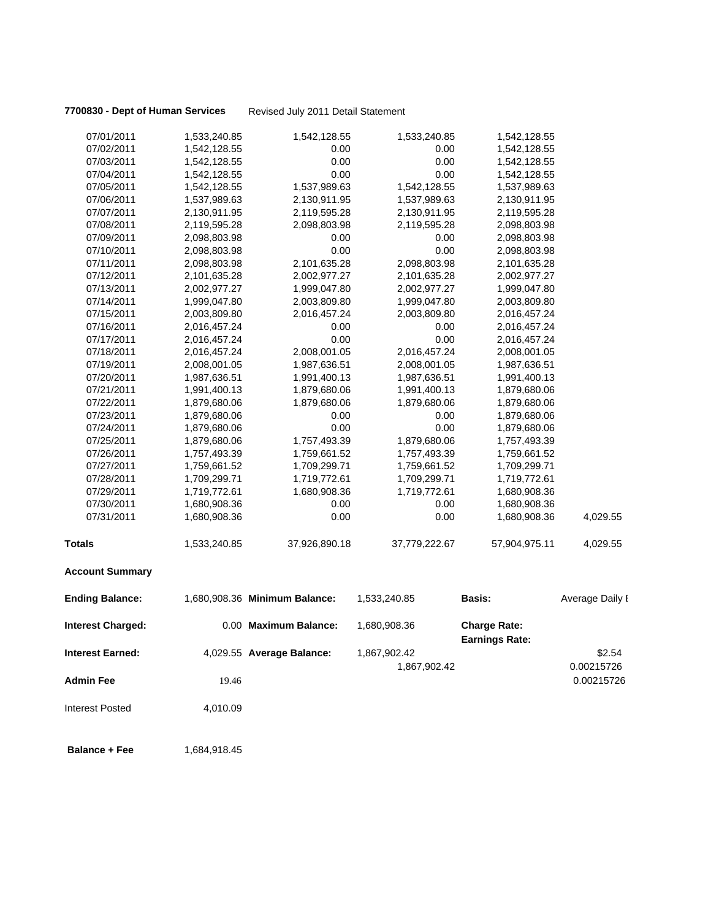**7700830 - Dept of Human Services** Revised July 2011 Detail Statement

| | | | | | |
|---|---|---|---|---|---|
| 07/01/2011 | 1,533,240.85 | 1,542,128.55 | 1,533,240.85 | 1,542,128.55 | |
| 07/02/2011 | 1,542,128.55 | 0.00 | 0.00 | 1,542,128.55 | |
| 07/03/2011 | 1,542,128.55 | 0.00 | 0.00 | 1,542,128.55 | |
| 07/04/2011 | 1,542,128.55 | 0.00 | 0.00 | 1,542,128.55 | |
| 07/05/2011 | 1,542,128.55 | 1,537,989.63 | 1,542,128.55 | 1,537,989.63 | |
| 07/06/2011 | 1,537,989.63 | 2,130,911.95 | 1,537,989.63 | 2,130,911.95 | |
| 07/07/2011 | 2,130,911.95 | 2,119,595.28 | 2,130,911.95 | 2,119,595.28 | |
| 07/08/2011 | 2,119,595.28 | 2,098,803.98 | 2,119,595.28 | 2,098,803.98 | |
| 07/09/2011 | 2,098,803.98 | 0.00 | 0.00 | 2,098,803.98 | |
| 07/10/2011 | 2,098,803.98 | 0.00 | 0.00 | 2,098,803.98 | |
| 07/11/2011 | 2,098,803.98 | 2,101,635.28 | 2,098,803.98 | 2,101,635.28 | |
| 07/12/2011 | 2,101,635.28 | 2,002,977.27 | 2,101,635.28 | 2,002,977.27 | |
| 07/13/2011 | 2,002,977.27 | 1,999,047.80 | 2,002,977.27 | 1,999,047.80 | |
| 07/14/2011 | 1,999,047.80 | 2,003,809.80 | 1,999,047.80 | 2,003,809.80 | |
| 07/15/2011 | 2,003,809.80 | 2,016,457.24 | 2,003,809.80 | 2,016,457.24 | |
| 07/16/2011 | 2,016,457.24 | 0.00 | 0.00 | 2,016,457.24 | |
| 07/17/2011 | 2,016,457.24 | 0.00 | 0.00 | 2,016,457.24 | |
| 07/18/2011 | 2,016,457.24 | 2,008,001.05 | 2,016,457.24 | 2,008,001.05 | |
| 07/19/2011 | 2,008,001.05 | 1,987,636.51 | 2,008,001.05 | 1,987,636.51 | |
| 07/20/2011 | 1,987,636.51 | 1,991,400.13 | 1,987,636.51 | 1,991,400.13 | |
| 07/21/2011 | 1,991,400.13 | 1,879,680.06 | 1,991,400.13 | 1,879,680.06 | |
| 07/22/2011 | 1,879,680.06 | 1,879,680.06 | 1,879,680.06 | 1,879,680.06 | |
| 07/23/2011 | 1,879,680.06 | 0.00 | 0.00 | 1,879,680.06 | |
| 07/24/2011 | 1,879,680.06 | 0.00 | 0.00 | 1,879,680.06 | |
| 07/25/2011 | 1,879,680.06 | 1,757,493.39 | 1,879,680.06 | 1,757,493.39 | |
| 07/26/2011 | 1,757,493.39 | 1,759,661.52 | 1,757,493.39 | 1,759,661.52 | |
| 07/27/2011 | 1,759,661.52 | 1,709,299.71 | 1,759,661.52 | 1,709,299.71 | |
| 07/28/2011 | 1,709,299.71 | 1,719,772.61 | 1,709,299.71 | 1,719,772.61 | |
| 07/29/2011 | 1,719,772.61 | 1,680,908.36 | 1,719,772.61 | 1,680,908.36 | |
| 07/30/2011 | 1,680,908.36 | 0.00 | 0.00 | 1,680,908.36 | |
| 07/31/2011 | 1,680,908.36 | 0.00 | 0.00 | 1,680,908.36 | 4,029.55 |
| **Totals** | 1,533,240.85 | 37,926,890.18 | 37,779,222.67 | 57,904,975.11 | 4,029.55 |

**Account Summary**

| | | | | | |
|---|---|---|---|---|---|
| **Ending Balance:** | 1,680,908.36 | **Minimum Balance:** | 1,533,240.85 | **Basis:** | Average Daily I |
| **Interest Charged:** | 0.00 | **Maximum Balance:** | 1,680,908.36 | **Charge Rate:** | |
| | | | | **Earnings Rate:** | |
| **Interest Earned:** | 4,029.55 | **Average Balance:** | 1,867,902.42 | | $2.54 |
| | | | 1,867,902.42 | | 0.00215726 |
| **Admin Fee** | 19.46 | | | | 0.00215726 |
| Interest Posted | 4,010.09 | | | | |
| **Balance + Fee** | 1,684,918.45 | | | | |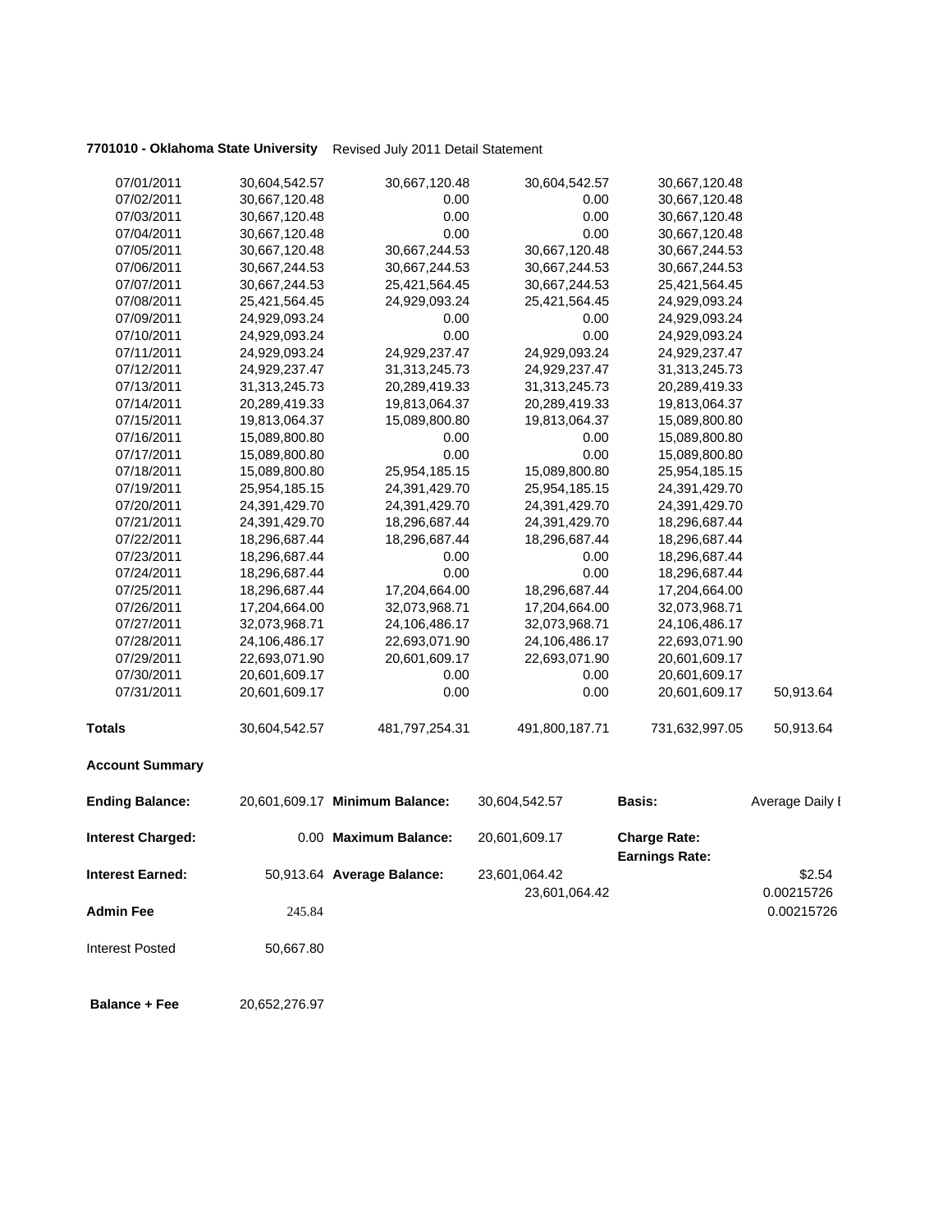**7701010 - Oklahoma State University** Revised July 2011 Detail Statement

| | | | | | |
|---|---|---|---|---|---|
| 07/01/2011 | 30,604,542.57 | 30,667,120.48 | 30,604,542.57 | 30,667,120.48 | |
| 07/02/2011 | 30,667,120.48 | 0.00 | 0.00 | 30,667,120.48 | |
| 07/03/2011 | 30,667,120.48 | 0.00 | 0.00 | 30,667,120.48 | |
| 07/04/2011 | 30,667,120.48 | 0.00 | 0.00 | 30,667,120.48 | |
| 07/05/2011 | 30,667,120.48 | 30,667,244.53 | 30,667,120.48 | 30,667,244.53 | |
| 07/06/2011 | 30,667,244.53 | 30,667,244.53 | 30,667,244.53 | 30,667,244.53 | |
| 07/07/2011 | 30,667,244.53 | 25,421,564.45 | 30,667,244.53 | 25,421,564.45 | |
| 07/08/2011 | 25,421,564.45 | 24,929,093.24 | 25,421,564.45 | 24,929,093.24 | |
| 07/09/2011 | 24,929,093.24 | 0.00 | 0.00 | 24,929,093.24 | |
| 07/10/2011 | 24,929,093.24 | 0.00 | 0.00 | 24,929,093.24 | |
| 07/11/2011 | 24,929,093.24 | 24,929,237.47 | 24,929,093.24 | 24,929,237.47 | |
| 07/12/2011 | 24,929,237.47 | 31,313,245.73 | 24,929,237.47 | 31,313,245.73 | |
| 07/13/2011 | 31,313,245.73 | 20,289,419.33 | 31,313,245.73 | 20,289,419.33 | |
| 07/14/2011 | 20,289,419.33 | 19,813,064.37 | 20,289,419.33 | 19,813,064.37 | |
| 07/15/2011 | 19,813,064.37 | 15,089,800.80 | 19,813,064.37 | 15,089,800.80 | |
| 07/16/2011 | 15,089,800.80 | 0.00 | 0.00 | 15,089,800.80 | |
| 07/17/2011 | 15,089,800.80 | 0.00 | 0.00 | 15,089,800.80 | |
| 07/18/2011 | 15,089,800.80 | 25,954,185.15 | 15,089,800.80 | 25,954,185.15 | |
| 07/19/2011 | 25,954,185.15 | 24,391,429.70 | 25,954,185.15 | 24,391,429.70 | |
| 07/20/2011 | 24,391,429.70 | 24,391,429.70 | 24,391,429.70 | 24,391,429.70 | |
| 07/21/2011 | 24,391,429.70 | 18,296,687.44 | 24,391,429.70 | 18,296,687.44 | |
| 07/22/2011 | 18,296,687.44 | 18,296,687.44 | 18,296,687.44 | 18,296,687.44 | |
| 07/23/2011 | 18,296,687.44 | 0.00 | 0.00 | 18,296,687.44 | |
| 07/24/2011 | 18,296,687.44 | 0.00 | 0.00 | 18,296,687.44 | |
| 07/25/2011 | 18,296,687.44 | 17,204,664.00 | 18,296,687.44 | 17,204,664.00 | |
| 07/26/2011 | 17,204,664.00 | 32,073,968.71 | 17,204,664.00 | 32,073,968.71 | |
| 07/27/2011 | 32,073,968.71 | 24,106,486.17 | 32,073,968.71 | 24,106,486.17 | |
| 07/28/2011 | 24,106,486.17 | 22,693,071.90 | 24,106,486.17 | 22,693,071.90 | |
| 07/29/2011 | 22,693,071.90 | 20,601,609.17 | 22,693,071.90 | 20,601,609.17 | |
| 07/30/2011 | 20,601,609.17 | 0.00 | 0.00 | 20,601,609.17 | |
| 07/31/2011 | 20,601,609.17 | 0.00 | 0.00 | 20,601,609.17 | 50,913.64 |
| **Totals** | 30,604,542.57 | 481,797,254.31 | 491,800,187.71 | 731,632,997.05 | 50,913.64 |

**Account Summary**

| | | | | | |
|---|---|---|---|---|---|
| **Ending Balance:** | 20,601,609.17 | **Minimum Balance:** | 30,604,542.57 | **Basis:** | Average Daily I |
| **Interest Charged:** | 0.00 | **Maximum Balance:** | 20,601,609.17 | **Charge Rate:** | |
| | | | | **Earnings Rate:** | |
| **Interest Earned:** | 50,913.64 | **Average Balance:** | 23,601,064.42 | | $2.54 |
| | | | 23,601,064.42 | | 0.00215726 |
| **Admin Fee** | 245.84 | | | | 0.00215726 |
| Interest Posted | 50,667.80 | | | | |
| **Balance + Fee** | 20,652,276.97 | | | | |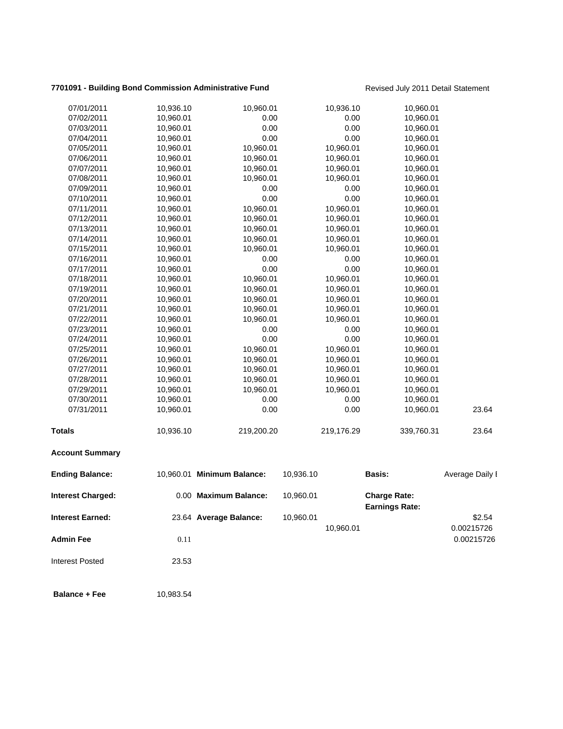**7701091 - Building Bond Commission Administrative Fund** Revised July 2011 Detail Statement

| | | | | | |
|---|---|---|---|---|---|
| 07/01/2011 | 10,936.10 | 10,960.01 | 10,936.10 | 10,960.01 | |
| 07/02/2011 | 10,960.01 | 0.00 | 0.00 | 10,960.01 | |
| 07/03/2011 | 10,960.01 | 0.00 | 0.00 | 10,960.01 | |
| 07/04/2011 | 10,960.01 | 0.00 | 0.00 | 10,960.01 | |
| 07/05/2011 | 10,960.01 | 10,960.01 | 10,960.01 | 10,960.01 | |
| 07/06/2011 | 10,960.01 | 10,960.01 | 10,960.01 | 10,960.01 | |
| 07/07/2011 | 10,960.01 | 10,960.01 | 10,960.01 | 10,960.01 | |
| 07/08/2011 | 10,960.01 | 10,960.01 | 10,960.01 | 10,960.01 | |
| 07/09/2011 | 10,960.01 | 0.00 | 0.00 | 10,960.01 | |
| 07/10/2011 | 10,960.01 | 0.00 | 0.00 | 10,960.01 | |
| 07/11/2011 | 10,960.01 | 10,960.01 | 10,960.01 | 10,960.01 | |
| 07/12/2011 | 10,960.01 | 10,960.01 | 10,960.01 | 10,960.01 | |
| 07/13/2011 | 10,960.01 | 10,960.01 | 10,960.01 | 10,960.01 | |
| 07/14/2011 | 10,960.01 | 10,960.01 | 10,960.01 | 10,960.01 | |
| 07/15/2011 | 10,960.01 | 10,960.01 | 10,960.01 | 10,960.01 | |
| 07/16/2011 | 10,960.01 | 0.00 | 0.00 | 10,960.01 | |
| 07/17/2011 | 10,960.01 | 0.00 | 0.00 | 10,960.01 | |
| 07/18/2011 | 10,960.01 | 10,960.01 | 10,960.01 | 10,960.01 | |
| 07/19/2011 | 10,960.01 | 10,960.01 | 10,960.01 | 10,960.01 | |
| 07/20/2011 | 10,960.01 | 10,960.01 | 10,960.01 | 10,960.01 | |
| 07/21/2011 | 10,960.01 | 10,960.01 | 10,960.01 | 10,960.01 | |
| 07/22/2011 | 10,960.01 | 10,960.01 | 10,960.01 | 10,960.01 | |
| 07/23/2011 | 10,960.01 | 0.00 | 0.00 | 10,960.01 | |
| 07/24/2011 | 10,960.01 | 0.00 | 0.00 | 10,960.01 | |
| 07/25/2011 | 10,960.01 | 10,960.01 | 10,960.01 | 10,960.01 | |
| 07/26/2011 | 10,960.01 | 10,960.01 | 10,960.01 | 10,960.01 | |
| 07/27/2011 | 10,960.01 | 10,960.01 | 10,960.01 | 10,960.01 | |
| 07/28/2011 | 10,960.01 | 10,960.01 | 10,960.01 | 10,960.01 | |
| 07/29/2011 | 10,960.01 | 10,960.01 | 10,960.01 | 10,960.01 | |
| 07/30/2011 | 10,960.01 | 0.00 | 0.00 | 10,960.01 | |
| 07/31/2011 | 10,960.01 | 0.00 | 0.00 | 10,960.01 | 23.64 |
| **Totals** | 10,936.10 | 219,200.20 | 219,176.29 | 339,760.31 | 23.64 |

**Account Summary**

| | | | | | |
|---|---|---|---|---|---|
| **Ending Balance:** | 10,960.01 | **Minimum Balance:** | 10,936.10 | **Basis:** | Average Daily I |
| **Interest Charged:** | 0.00 | **Maximum Balance:** | 10,960.01 | **Charge Rate:** | |
| | | | | **Earnings Rate:** | |
| **Interest Earned:** | 23.64 | **Average Balance:** | 10,960.01 | | $2.54 |
| | | | 10,960.01 | | 0.00215726 |
| **Admin Fee** | 0.11 | | | | 0.00215726 |
| Interest Posted | 23.53 | | | | |
| **Balance + Fee** | 10,983.54 | | | | |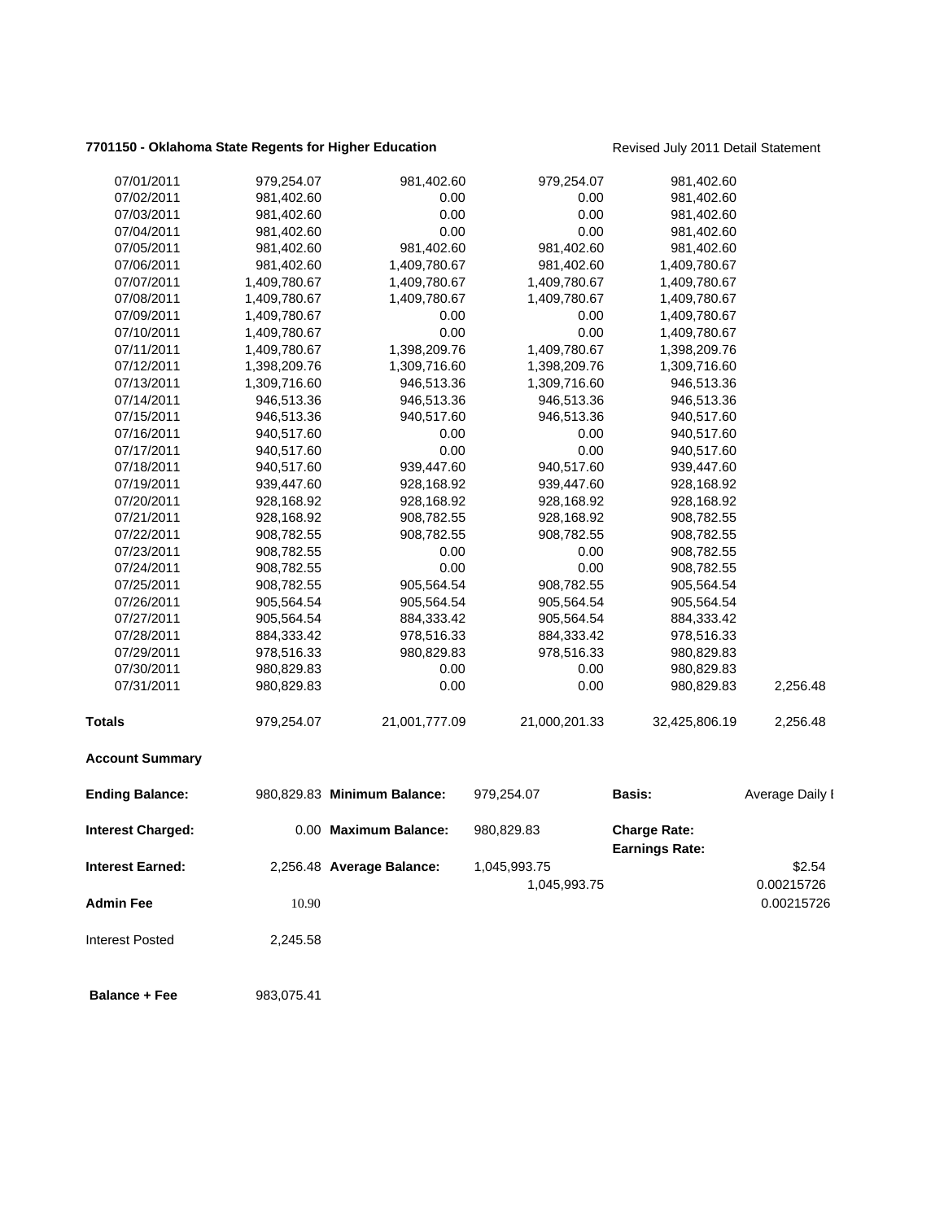**7701150 - Oklahoma State Regents for Higher Education** Revised July 2011 Detail Statement

| | | | | | |
|---|---|---|---|---|---|
| 07/01/2011 | 979,254.07 | 981,402.60 | 979,254.07 | 981,402.60 | |
| 07/02/2011 | 981,402.60 | 0.00 | 0.00 | 981,402.60 | |
| 07/03/2011 | 981,402.60 | 0.00 | 0.00 | 981,402.60 | |
| 07/04/2011 | 981,402.60 | 0.00 | 0.00 | 981,402.60 | |
| 07/05/2011 | 981,402.60 | 981,402.60 | 981,402.60 | 981,402.60 | |
| 07/06/2011 | 981,402.60 | 1,409,780.67 | 981,402.60 | 1,409,780.67 | |
| 07/07/2011 | 1,409,780.67 | 1,409,780.67 | 1,409,780.67 | 1,409,780.67 | |
| 07/08/2011 | 1,409,780.67 | 1,409,780.67 | 1,409,780.67 | 1,409,780.67 | |
| 07/09/2011 | 1,409,780.67 | 0.00 | 0.00 | 1,409,780.67 | |
| 07/10/2011 | 1,409,780.67 | 0.00 | 0.00 | 1,409,780.67 | |
| 07/11/2011 | 1,409,780.67 | 1,398,209.76 | 1,409,780.67 | 1,398,209.76 | |
| 07/12/2011 | 1,398,209.76 | 1,309,716.60 | 1,398,209.76 | 1,309,716.60 | |
| 07/13/2011 | 1,309,716.60 | 946,513.36 | 1,309,716.60 | 946,513.36 | |
| 07/14/2011 | 946,513.36 | 946,513.36 | 946,513.36 | 946,513.36 | |
| 07/15/2011 | 946,513.36 | 940,517.60 | 946,513.36 | 940,517.60 | |
| 07/16/2011 | 940,517.60 | 0.00 | 0.00 | 940,517.60 | |
| 07/17/2011 | 940,517.60 | 0.00 | 0.00 | 940,517.60 | |
| 07/18/2011 | 940,517.60 | 939,447.60 | 940,517.60 | 939,447.60 | |
| 07/19/2011 | 939,447.60 | 928,168.92 | 939,447.60 | 928,168.92 | |
| 07/20/2011 | 928,168.92 | 928,168.92 | 928,168.92 | 928,168.92 | |
| 07/21/2011 | 928,168.92 | 908,782.55 | 928,168.92 | 908,782.55 | |
| 07/22/2011 | 908,782.55 | 908,782.55 | 908,782.55 | 908,782.55 | |
| 07/23/2011 | 908,782.55 | 0.00 | 0.00 | 908,782.55 | |
| 07/24/2011 | 908,782.55 | 0.00 | 0.00 | 908,782.55 | |
| 07/25/2011 | 908,782.55 | 905,564.54 | 908,782.55 | 905,564.54 | |
| 07/26/2011 | 905,564.54 | 905,564.54 | 905,564.54 | 905,564.54 | |
| 07/27/2011 | 905,564.54 | 884,333.42 | 905,564.54 | 884,333.42 | |
| 07/28/2011 | 884,333.42 | 978,516.33 | 884,333.42 | 978,516.33 | |
| 07/29/2011 | 978,516.33 | 980,829.83 | 978,516.33 | 980,829.83 | |
| 07/30/2011 | 980,829.83 | 0.00 | 0.00 | 980,829.83 | |
| 07/31/2011 | 980,829.83 | 0.00 | 0.00 | 980,829.83 | 2,256.48 |
| **Totals** | 979,254.07 | 21,001,777.09 | 21,000,201.33 | 32,425,806.19 | 2,256.48 |

**Account Summary**

| | | | | | |
|---|---|---|---|---|---|
| **Ending Balance:** | 980,829.83 | **Minimum Balance:** | 979,254.07 | **Basis:** | Average Daily I |
| **Interest Charged:** | 0.00 | **Maximum Balance:** | 980,829.83 | **Charge Rate:** | |
| | | | | **Earnings Rate:** | |
| **Interest Earned:** | 2,256.48 | **Average Balance:** | 1,045,993.75 | | $2.54 |
| | | | 1,045,993.75 | | 0.00215726 |
| **Admin Fee** | 10.90 | | | | 0.00215726 |
| Interest Posted | 2,245.58 | | | | |
| **Balance + Fee** | 983,075.41 | | | | |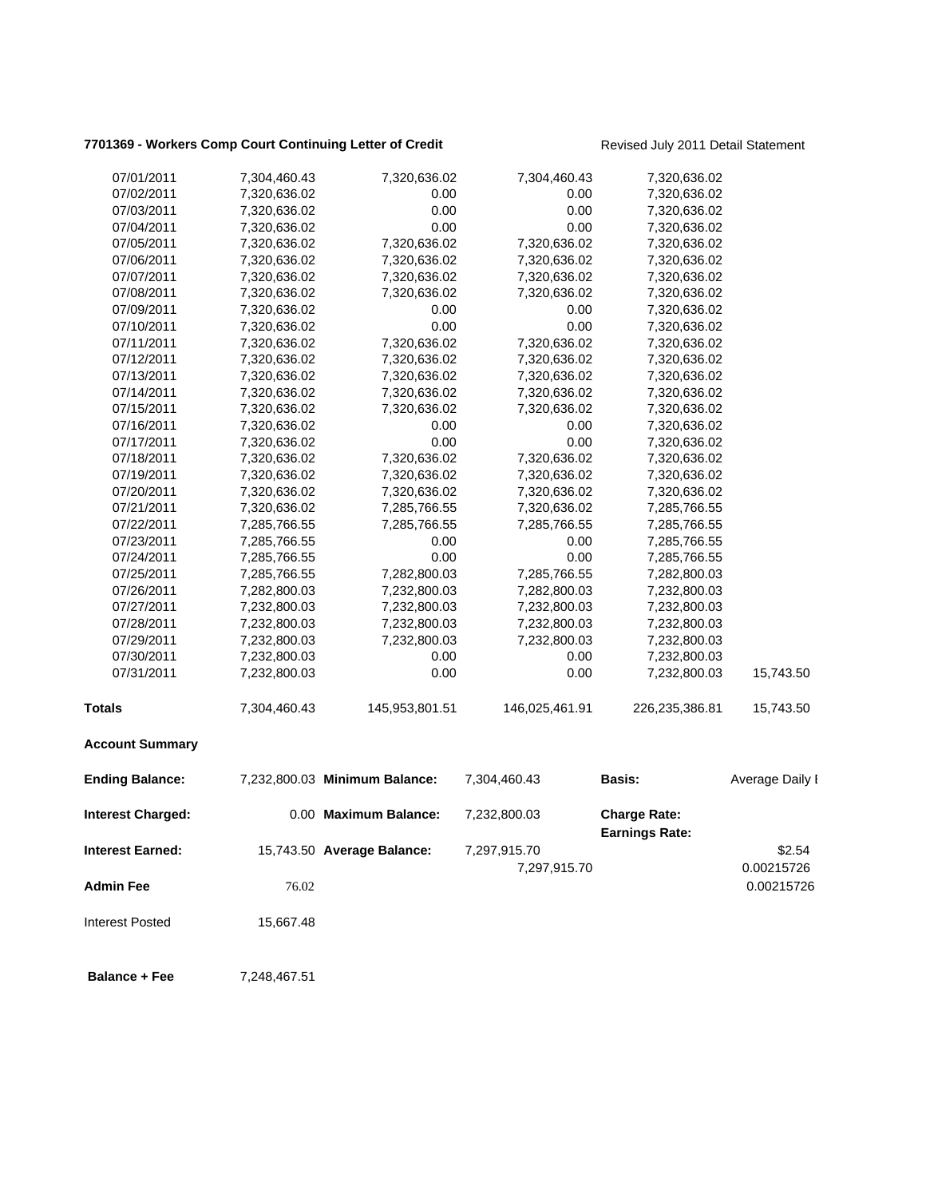**7701369 - Workers Comp Court Continuing Letter of Credit** Revised July 2011 Detail Statement

| | | | | | |
|---|---|---|---|---|---|
| 07/01/2011 | 7,304,460.43 | 7,320,636.02 | 7,304,460.43 | 7,320,636.02 | |
| 07/02/2011 | 7,320,636.02 | 0.00 | 0.00 | 7,320,636.02 | |
| 07/03/2011 | 7,320,636.02 | 0.00 | 0.00 | 7,320,636.02 | |
| 07/04/2011 | 7,320,636.02 | 0.00 | 0.00 | 7,320,636.02 | |
| 07/05/2011 | 7,320,636.02 | 7,320,636.02 | 7,320,636.02 | 7,320,636.02 | |
| 07/06/2011 | 7,320,636.02 | 7,320,636.02 | 7,320,636.02 | 7,320,636.02 | |
| 07/07/2011 | 7,320,636.02 | 7,320,636.02 | 7,320,636.02 | 7,320,636.02 | |
| 07/08/2011 | 7,320,636.02 | 7,320,636.02 | 7,320,636.02 | 7,320,636.02 | |
| 07/09/2011 | 7,320,636.02 | 0.00 | 0.00 | 7,320,636.02 | |
| 07/10/2011 | 7,320,636.02 | 0.00 | 0.00 | 7,320,636.02 | |
| 07/11/2011 | 7,320,636.02 | 7,320,636.02 | 7,320,636.02 | 7,320,636.02 | |
| 07/12/2011 | 7,320,636.02 | 7,320,636.02 | 7,320,636.02 | 7,320,636.02 | |
| 07/13/2011 | 7,320,636.02 | 7,320,636.02 | 7,320,636.02 | 7,320,636.02 | |
| 07/14/2011 | 7,320,636.02 | 7,320,636.02 | 7,320,636.02 | 7,320,636.02 | |
| 07/15/2011 | 7,320,636.02 | 7,320,636.02 | 7,320,636.02 | 7,320,636.02 | |
| 07/16/2011 | 7,320,636.02 | 0.00 | 0.00 | 7,320,636.02 | |
| 07/17/2011 | 7,320,636.02 | 0.00 | 0.00 | 7,320,636.02 | |
| 07/18/2011 | 7,320,636.02 | 7,320,636.02 | 7,320,636.02 | 7,320,636.02 | |
| 07/19/2011 | 7,320,636.02 | 7,320,636.02 | 7,320,636.02 | 7,320,636.02 | |
| 07/20/2011 | 7,320,636.02 | 7,320,636.02 | 7,320,636.02 | 7,320,636.02 | |
| 07/21/2011 | 7,320,636.02 | 7,285,766.55 | 7,320,636.02 | 7,285,766.55 | |
| 07/22/2011 | 7,285,766.55 | 7,285,766.55 | 7,285,766.55 | 7,285,766.55 | |
| 07/23/2011 | 7,285,766.55 | 0.00 | 0.00 | 7,285,766.55 | |
| 07/24/2011 | 7,285,766.55 | 0.00 | 0.00 | 7,285,766.55 | |
| 07/25/2011 | 7,285,766.55 | 7,282,800.03 | 7,285,766.55 | 7,282,800.03 | |
| 07/26/2011 | 7,282,800.03 | 7,232,800.03 | 7,282,800.03 | 7,232,800.03 | |
| 07/27/2011 | 7,232,800.03 | 7,232,800.03 | 7,232,800.03 | 7,232,800.03 | |
| 07/28/2011 | 7,232,800.03 | 7,232,800.03 | 7,232,800.03 | 7,232,800.03 | |
| 07/29/2011 | 7,232,800.03 | 7,232,800.03 | 7,232,800.03 | 7,232,800.03 | |
| 07/30/2011 | 7,232,800.03 | 0.00 | 0.00 | 7,232,800.03 | |
| 07/31/2011 | 7,232,800.03 | 0.00 | 0.00 | 7,232,800.03 | 15,743.50 |
| **Totals** | 7,304,460.43 | 145,953,801.51 | 146,025,461.91 | 226,235,386.81 | 15,743.50 |

**Account Summary**

| | | | | | |
|---|---|---|---|---|---|
| **Ending Balance:** | 7,232,800.03 | **Minimum Balance:** | 7,304,460.43 | **Basis:** | Average Daily I |
| **Interest Charged:** | 0.00 | **Maximum Balance:** | 7,232,800.03 | **Charge Rate:** | |
| | | | | **Earnings Rate:** | |
| **Interest Earned:** | 15,743.50 | **Average Balance:** | 7,297,915.70 | | $2.54 |
| | | | 7,297,915.70 | | 0.00215726 |
| **Admin Fee** | 76.02 | | | | 0.00215726 |
| Interest Posted | 15,667.48 | | | | |
| **Balance + Fee** | 7,248,467.51 | | | | |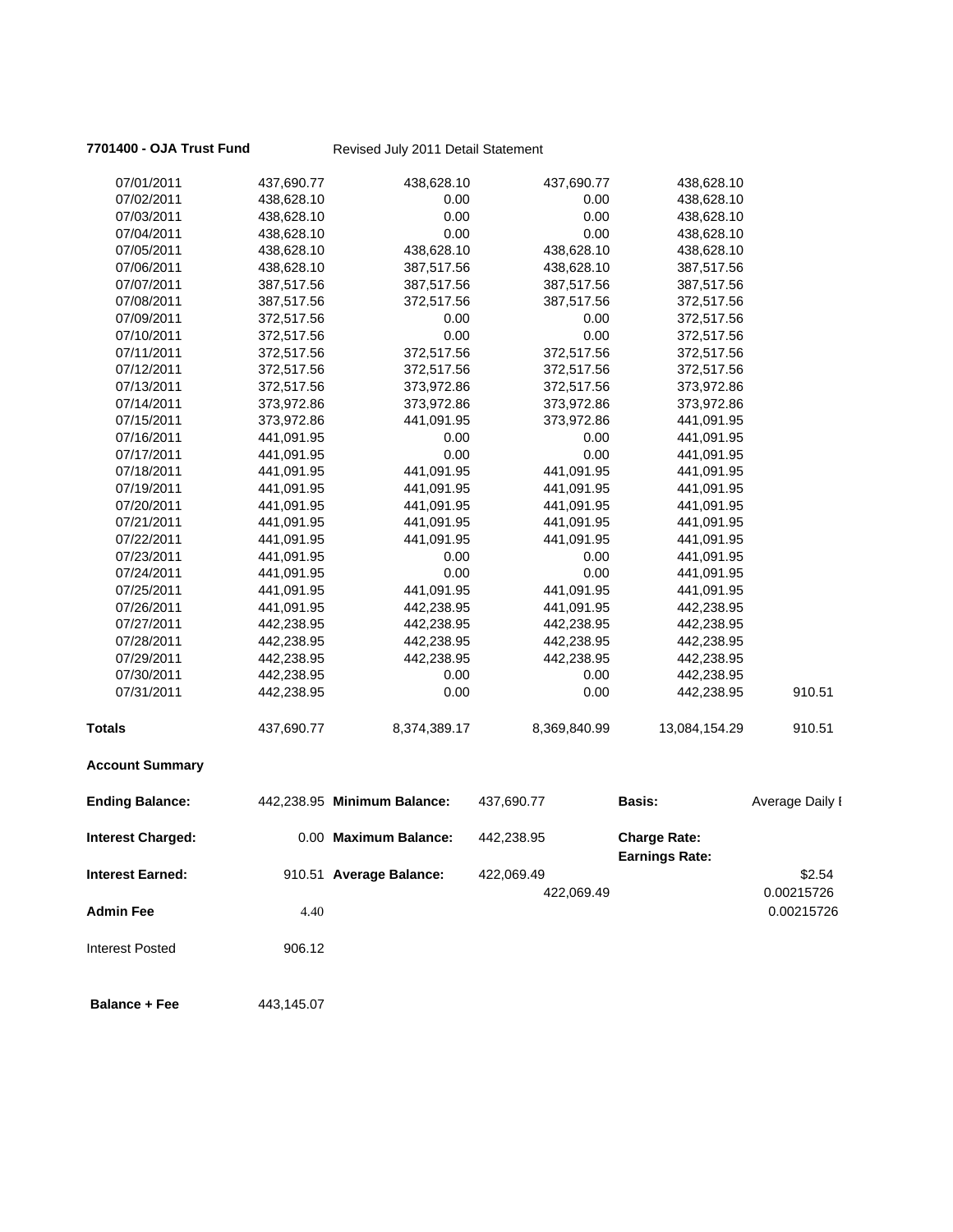**7701400 - OJA Trust Fund** Revised July 2011 Detail Statement

| | | | | | |
|---|---|---|---|---|---|
| 07/01/2011 | 437,690.77 | 438,628.10 | 437,690.77 | 438,628.10 | |
| 07/02/2011 | 438,628.10 | 0.00 | 0.00 | 438,628.10 | |
| 07/03/2011 | 438,628.10 | 0.00 | 0.00 | 438,628.10 | |
| 07/04/2011 | 438,628.10 | 0.00 | 0.00 | 438,628.10 | |
| 07/05/2011 | 438,628.10 | 438,628.10 | 438,628.10 | 438,628.10 | |
| 07/06/2011 | 438,628.10 | 387,517.56 | 438,628.10 | 387,517.56 | |
| 07/07/2011 | 387,517.56 | 387,517.56 | 387,517.56 | 387,517.56 | |
| 07/08/2011 | 387,517.56 | 372,517.56 | 387,517.56 | 372,517.56 | |
| 07/09/2011 | 372,517.56 | 0.00 | 0.00 | 372,517.56 | |
| 07/10/2011 | 372,517.56 | 0.00 | 0.00 | 372,517.56 | |
| 07/11/2011 | 372,517.56 | 372,517.56 | 372,517.56 | 372,517.56 | |
| 07/12/2011 | 372,517.56 | 372,517.56 | 372,517.56 | 372,517.56 | |
| 07/13/2011 | 372,517.56 | 373,972.86 | 372,517.56 | 373,972.86 | |
| 07/14/2011 | 373,972.86 | 373,972.86 | 373,972.86 | 373,972.86 | |
| 07/15/2011 | 373,972.86 | 441,091.95 | 373,972.86 | 441,091.95 | |
| 07/16/2011 | 441,091.95 | 0.00 | 0.00 | 441,091.95 | |
| 07/17/2011 | 441,091.95 | 0.00 | 0.00 | 441,091.95 | |
| 07/18/2011 | 441,091.95 | 441,091.95 | 441,091.95 | 441,091.95 | |
| 07/19/2011 | 441,091.95 | 441,091.95 | 441,091.95 | 441,091.95 | |
| 07/20/2011 | 441,091.95 | 441,091.95 | 441,091.95 | 441,091.95 | |
| 07/21/2011 | 441,091.95 | 441,091.95 | 441,091.95 | 441,091.95 | |
| 07/22/2011 | 441,091.95 | 441,091.95 | 441,091.95 | 441,091.95 | |
| 07/23/2011 | 441,091.95 | 0.00 | 0.00 | 441,091.95 | |
| 07/24/2011 | 441,091.95 | 0.00 | 0.00 | 441,091.95 | |
| 07/25/2011 | 441,091.95 | 441,091.95 | 441,091.95 | 441,091.95 | |
| 07/26/2011 | 441,091.95 | 442,238.95 | 441,091.95 | 442,238.95 | |
| 07/27/2011 | 442,238.95 | 442,238.95 | 442,238.95 | 442,238.95 | |
| 07/28/2011 | 442,238.95 | 442,238.95 | 442,238.95 | 442,238.95 | |
| 07/29/2011 | 442,238.95 | 442,238.95 | 442,238.95 | 442,238.95 | |
| 07/30/2011 | 442,238.95 | 0.00 | 0.00 | 442,238.95 | |
| 07/31/2011 | 442,238.95 | 0.00 | 0.00 | 442,238.95 | 910.51 |
| **Totals** | 437,690.77 | 8,374,389.17 | 8,369,840.99 | 13,084,154.29 | 910.51 |

**Account Summary**

| | | | | | |
|---|---|---|---|---|---|
| **Ending Balance:** | 442,238.95 | **Minimum Balance:** | 437,690.77 | **Basis:** | Average Daily I |
| **Interest Charged:** | 0.00 | **Maximum Balance:** | 442,238.95 | **Charge Rate:** | |
| | | | | **Earnings Rate:** | |
| **Interest Earned:** | 910.51 | **Average Balance:** | 422,069.49 | | $2.54 |
| | | | 422,069.49 | | 0.00215726 |
| **Admin Fee** | 4.40 | | | | 0.00215726 |
| Interest Posted | 906.12 | | | | |
| **Balance + Fee** | 443,145.07 | | | | |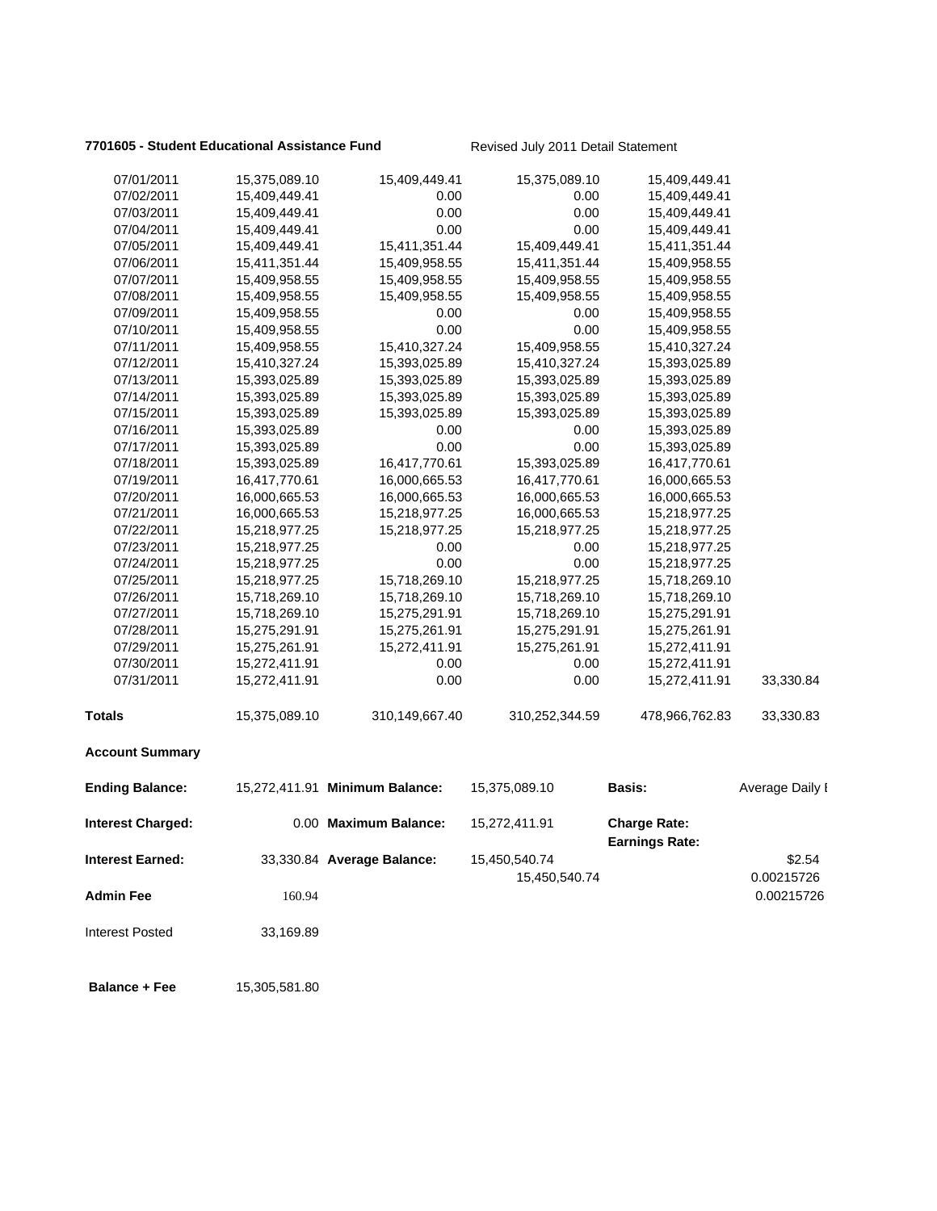**7701605 - Student Educational Assistance Fund** Revised July 2011 Detail Statement

| | | | | | |
|---|---|---|---|---|---|
| 07/01/2011 | 15,375,089.10 | 15,409,449.41 | 15,375,089.10 | 15,409,449.41 | |
| 07/02/2011 | 15,409,449.41 | 0.00 | 0.00 | 15,409,449.41 | |
| 07/03/2011 | 15,409,449.41 | 0.00 | 0.00 | 15,409,449.41 | |
| 07/04/2011 | 15,409,449.41 | 0.00 | 0.00 | 15,409,449.41 | |
| 07/05/2011 | 15,409,449.41 | 15,411,351.44 | 15,409,449.41 | 15,411,351.44 | |
| 07/06/2011 | 15,411,351.44 | 15,409,958.55 | 15,411,351.44 | 15,409,958.55 | |
| 07/07/2011 | 15,409,958.55 | 15,409,958.55 | 15,409,958.55 | 15,409,958.55 | |
| 07/08/2011 | 15,409,958.55 | 15,409,958.55 | 15,409,958.55 | 15,409,958.55 | |
| 07/09/2011 | 15,409,958.55 | 0.00 | 0.00 | 15,409,958.55 | |
| 07/10/2011 | 15,409,958.55 | 0.00 | 0.00 | 15,409,958.55 | |
| 07/11/2011 | 15,409,958.55 | 15,410,327.24 | 15,409,958.55 | 15,410,327.24 | |
| 07/12/2011 | 15,410,327.24 | 15,393,025.89 | 15,410,327.24 | 15,393,025.89 | |
| 07/13/2011 | 15,393,025.89 | 15,393,025.89 | 15,393,025.89 | 15,393,025.89 | |
| 07/14/2011 | 15,393,025.89 | 15,393,025.89 | 15,393,025.89 | 15,393,025.89 | |
| 07/15/2011 | 15,393,025.89 | 15,393,025.89 | 15,393,025.89 | 15,393,025.89 | |
| 07/16/2011 | 15,393,025.89 | 0.00 | 0.00 | 15,393,025.89 | |
| 07/17/2011 | 15,393,025.89 | 0.00 | 0.00 | 15,393,025.89 | |
| 07/18/2011 | 15,393,025.89 | 16,417,770.61 | 15,393,025.89 | 16,417,770.61 | |
| 07/19/2011 | 16,417,770.61 | 16,000,665.53 | 16,417,770.61 | 16,000,665.53 | |
| 07/20/2011 | 16,000,665.53 | 16,000,665.53 | 16,000,665.53 | 16,000,665.53 | |
| 07/21/2011 | 16,000,665.53 | 15,218,977.25 | 16,000,665.53 | 15,218,977.25 | |
| 07/22/2011 | 15,218,977.25 | 15,218,977.25 | 15,218,977.25 | 15,218,977.25 | |
| 07/23/2011 | 15,218,977.25 | 0.00 | 0.00 | 15,218,977.25 | |
| 07/24/2011 | 15,218,977.25 | 0.00 | 0.00 | 15,218,977.25 | |
| 07/25/2011 | 15,218,977.25 | 15,718,269.10 | 15,218,977.25 | 15,718,269.10 | |
| 07/26/2011 | 15,718,269.10 | 15,718,269.10 | 15,718,269.10 | 15,718,269.10 | |
| 07/27/2011 | 15,718,269.10 | 15,275,291.91 | 15,718,269.10 | 15,275,291.91 | |
| 07/28/2011 | 15,275,291.91 | 15,275,261.91 | 15,275,291.91 | 15,275,261.91 | |
| 07/29/2011 | 15,275,261.91 | 15,272,411.91 | 15,275,261.91 | 15,272,411.91 | |
| 07/30/2011 | 15,272,411.91 | 0.00 | 0.00 | 15,272,411.91 | |
| 07/31/2011 | 15,272,411.91 | 0.00 | 0.00 | 15,272,411.91 | 33,330.84 |
| **Totals** | 15,375,089.10 | 310,149,667.40 | 310,252,344.59 | 478,966,762.83 | 33,330.83 |

**Account Summary**

| | | | | | |
|---|---|---|---|---|---|
| **Ending Balance:** | 15,272,411.91 | **Minimum Balance:** | 15,375,089.10 | **Basis:** | Average Daily I |
| **Interest Charged:** | 0.00 | **Maximum Balance:** | 15,272,411.91 | **Charge Rate:** | |
| | | | | **Earnings Rate:** | |
| **Interest Earned:** | 33,330.84 | **Average Balance:** | 15,450,540.74 | | $2.54 |
| | | | 15,450,540.74 | | 0.00215726 |
| **Admin Fee** | 160.94 | | | | 0.00215726 |
| Interest Posted | 33,169.89 | | | | |
| **Balance + Fee** | 15,305,581.80 | | | | |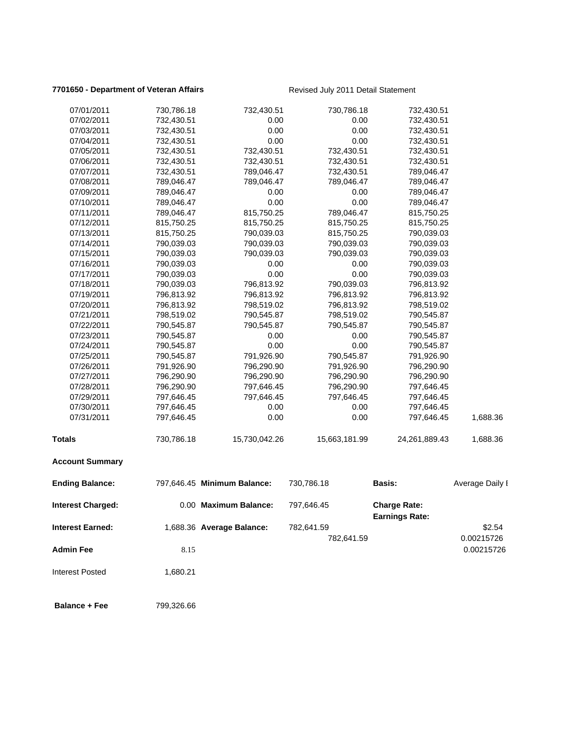**7701650 - Department of Veteran Affairs** Revised July 2011 Detail Statement

| | | | | | |
|---|---|---|---|---|---|
| 07/01/2011 | 730,786.18 | 732,430.51 | 730,786.18 | 732,430.51 | |
| 07/02/2011 | 732,430.51 | 0.00 | 0.00 | 732,430.51 | |
| 07/03/2011 | 732,430.51 | 0.00 | 0.00 | 732,430.51 | |
| 07/04/2011 | 732,430.51 | 0.00 | 0.00 | 732,430.51 | |
| 07/05/2011 | 732,430.51 | 732,430.51 | 732,430.51 | 732,430.51 | |
| 07/06/2011 | 732,430.51 | 732,430.51 | 732,430.51 | 732,430.51 | |
| 07/07/2011 | 732,430.51 | 789,046.47 | 732,430.51 | 789,046.47 | |
| 07/08/2011 | 789,046.47 | 789,046.47 | 789,046.47 | 789,046.47 | |
| 07/09/2011 | 789,046.47 | 0.00 | 0.00 | 789,046.47 | |
| 07/10/2011 | 789,046.47 | 0.00 | 0.00 | 789,046.47 | |
| 07/11/2011 | 789,046.47 | 815,750.25 | 789,046.47 | 815,750.25 | |
| 07/12/2011 | 815,750.25 | 815,750.25 | 815,750.25 | 815,750.25 | |
| 07/13/2011 | 815,750.25 | 790,039.03 | 815,750.25 | 790,039.03 | |
| 07/14/2011 | 790,039.03 | 790,039.03 | 790,039.03 | 790,039.03 | |
| 07/15/2011 | 790,039.03 | 790,039.03 | 790,039.03 | 790,039.03 | |
| 07/16/2011 | 790,039.03 | 0.00 | 0.00 | 790,039.03 | |
| 07/17/2011 | 790,039.03 | 0.00 | 0.00 | 790,039.03 | |
| 07/18/2011 | 790,039.03 | 796,813.92 | 790,039.03 | 796,813.92 | |
| 07/19/2011 | 796,813.92 | 796,813.92 | 796,813.92 | 796,813.92 | |
| 07/20/2011 | 796,813.92 | 798,519.02 | 796,813.92 | 798,519.02 | |
| 07/21/2011 | 798,519.02 | 790,545.87 | 798,519.02 | 790,545.87 | |
| 07/22/2011 | 790,545.87 | 790,545.87 | 790,545.87 | 790,545.87 | |
| 07/23/2011 | 790,545.87 | 0.00 | 0.00 | 790,545.87 | |
| 07/24/2011 | 790,545.87 | 0.00 | 0.00 | 790,545.87 | |
| 07/25/2011 | 790,545.87 | 791,926.90 | 790,545.87 | 791,926.90 | |
| 07/26/2011 | 791,926.90 | 796,290.90 | 791,926.90 | 796,290.90 | |
| 07/27/2011 | 796,290.90 | 796,290.90 | 796,290.90 | 796,290.90 | |
| 07/28/2011 | 796,290.90 | 797,646.45 | 796,290.90 | 797,646.45 | |
| 07/29/2011 | 797,646.45 | 797,646.45 | 797,646.45 | 797,646.45 | |
| 07/30/2011 | 797,646.45 | 0.00 | 0.00 | 797,646.45 | |
| 07/31/2011 | 797,646.45 | 0.00 | 0.00 | 797,646.45 | 1,688.36 |
| **Totals** | 730,786.18 | 15,730,042.26 | 15,663,181.99 | 24,261,889.43 | 1,688.36 |

**Account Summary**

| | | | | | |
|---|---|---|---|---|---|
| **Ending Balance:** | 797,646.45 | **Minimum Balance:** | 730,786.18 | **Basis:** | Average Daily I |
| **Interest Charged:** | 0.00 | **Maximum Balance:** | 797,646.45 | **Charge Rate:** | |
| | | | | **Earnings Rate:** | |
| **Interest Earned:** | 1,688.36 | **Average Balance:** | 782,641.59 | | \$2.54 |
| | | | 782,641.59 | | 0.00215726 |
| **Admin Fee** | 8.15 | | | | 0.00215726 |
| Interest Posted | 1,680.21 | | | | |
| **Balance + Fee** | 799,326.66 | | | | |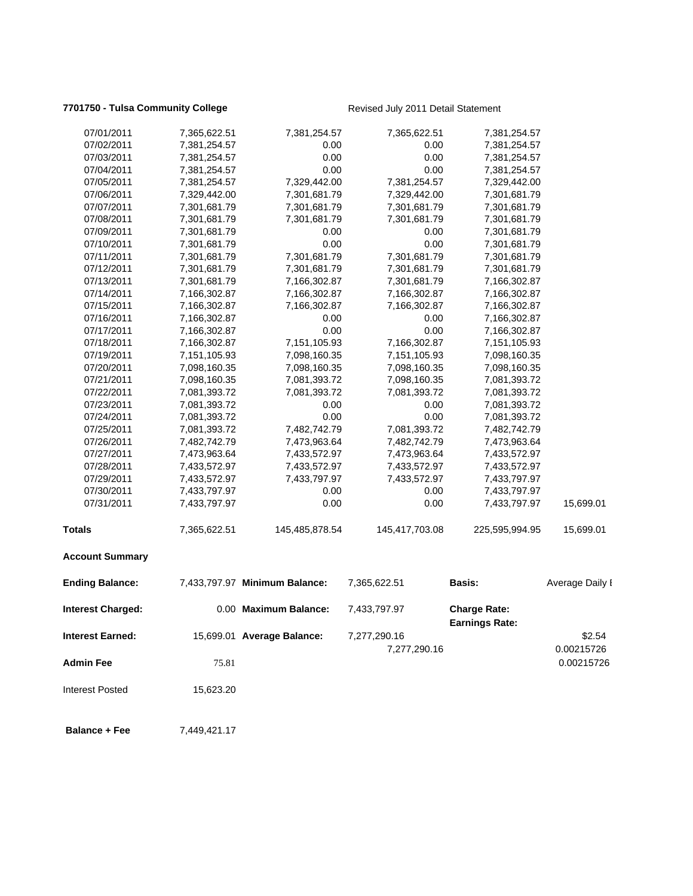**7701750 - Tulsa Community College** Revised July 2011 Detail Statement

| | | | | | |
|---|---|---|---|---|---|
| 07/01/2011 | 7,365,622.51 | 7,381,254.57 | 7,365,622.51 | 7,381,254.57 | |
| 07/02/2011 | 7,381,254.57 | 0.00 | 0.00 | 7,381,254.57 | |
| 07/03/2011 | 7,381,254.57 | 0.00 | 0.00 | 7,381,254.57 | |
| 07/04/2011 | 7,381,254.57 | 0.00 | 0.00 | 7,381,254.57 | |
| 07/05/2011 | 7,381,254.57 | 7,329,442.00 | 7,381,254.57 | 7,329,442.00 | |
| 07/06/2011 | 7,329,442.00 | 7,301,681.79 | 7,329,442.00 | 7,301,681.79 | |
| 07/07/2011 | 7,301,681.79 | 7,301,681.79 | 7,301,681.79 | 7,301,681.79 | |
| 07/08/2011 | 7,301,681.79 | 7,301,681.79 | 7,301,681.79 | 7,301,681.79 | |
| 07/09/2011 | 7,301,681.79 | 0.00 | 0.00 | 7,301,681.79 | |
| 07/10/2011 | 7,301,681.79 | 0.00 | 0.00 | 7,301,681.79 | |
| 07/11/2011 | 7,301,681.79 | 7,301,681.79 | 7,301,681.79 | 7,301,681.79 | |
| 07/12/2011 | 7,301,681.79 | 7,301,681.79 | 7,301,681.79 | 7,301,681.79 | |
| 07/13/2011 | 7,301,681.79 | 7,166,302.87 | 7,301,681.79 | 7,166,302.87 | |
| 07/14/2011 | 7,166,302.87 | 7,166,302.87 | 7,166,302.87 | 7,166,302.87 | |
| 07/15/2011 | 7,166,302.87 | 7,166,302.87 | 7,166,302.87 | 7,166,302.87 | |
| 07/16/2011 | 7,166,302.87 | 0.00 | 0.00 | 7,166,302.87 | |
| 07/17/2011 | 7,166,302.87 | 0.00 | 0.00 | 7,166,302.87 | |
| 07/18/2011 | 7,166,302.87 | 7,151,105.93 | 7,166,302.87 | 7,151,105.93 | |
| 07/19/2011 | 7,151,105.93 | 7,098,160.35 | 7,151,105.93 | 7,098,160.35 | |
| 07/20/2011 | 7,098,160.35 | 7,098,160.35 | 7,098,160.35 | 7,098,160.35 | |
| 07/21/2011 | 7,098,160.35 | 7,081,393.72 | 7,098,160.35 | 7,081,393.72 | |
| 07/22/2011 | 7,081,393.72 | 7,081,393.72 | 7,081,393.72 | 7,081,393.72 | |
| 07/23/2011 | 7,081,393.72 | 0.00 | 0.00 | 7,081,393.72 | |
| 07/24/2011 | 7,081,393.72 | 0.00 | 0.00 | 7,081,393.72 | |
| 07/25/2011 | 7,081,393.72 | 7,482,742.79 | 7,081,393.72 | 7,482,742.79 | |
| 07/26/2011 | 7,482,742.79 | 7,473,963.64 | 7,482,742.79 | 7,473,963.64 | |
| 07/27/2011 | 7,473,963.64 | 7,433,572.97 | 7,473,963.64 | 7,433,572.97 | |
| 07/28/2011 | 7,433,572.97 | 7,433,572.97 | 7,433,572.97 | 7,433,572.97 | |
| 07/29/2011 | 7,433,572.97 | 7,433,797.97 | 7,433,572.97 | 7,433,797.97 | |
| 07/30/2011 | 7,433,797.97 | 0.00 | 0.00 | 7,433,797.97 | |
| 07/31/2011 | 7,433,797.97 | 0.00 | 0.00 | 7,433,797.97 | 15,699.01 |
| **Totals** | 7,365,622.51 | 145,485,878.54 | 145,417,703.08 | 225,595,994.95 | 15,699.01 |

**Account Summary**

| | | | | | |
|---|---|---|---|---|---|
| **Ending Balance:** | 7,433,797.97 | **Minimum Balance:** | 7,365,622.51 | **Basis:** | Average Daily I |
| **Interest Charged:** | 0.00 | **Maximum Balance:** | 7,433,797.97 | **Charge Rate:** | |
| | | | | **Earnings Rate:** | |
| **Interest Earned:** | 15,699.01 | **Average Balance:** | 7,277,290.16 | | $2.54 |
| | | | 7,277,290.16 | | 0.00215726 |
| **Admin Fee** | 75.81 | | | | 0.00215726 |
| Interest Posted | 15,623.20 | | | | |
| **Balance + Fee** | 7,449,421.17 | | | | |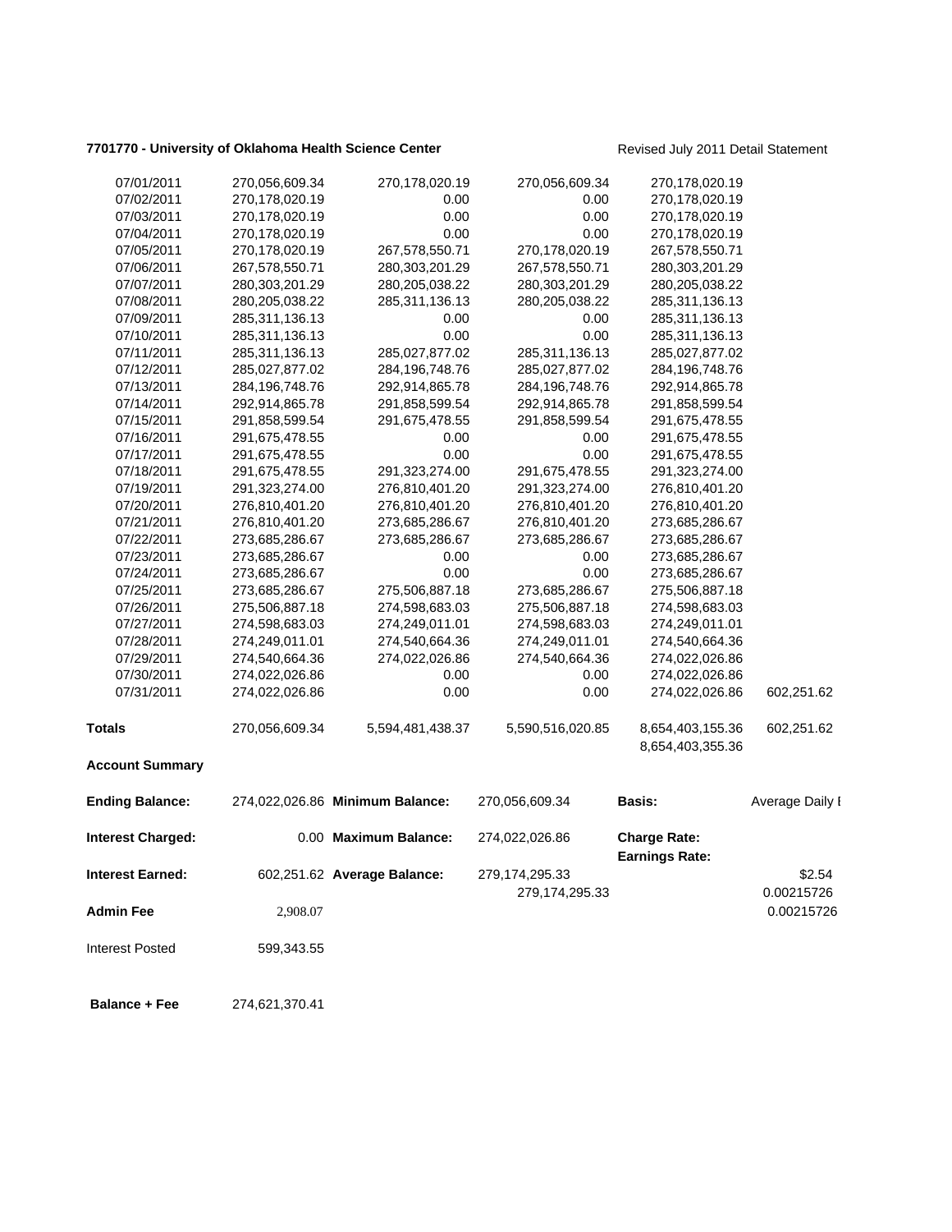**7701770 - University of Oklahoma Health Science Center** Revised July 2011 Detail Statement

| | | | | | |
|---|---|---|---|---|---|
| 07/01/2011 | 270,056,609.34 | 270,178,020.19 | 270,056,609.34 | 270,178,020.19 | |
| 07/02/2011 | 270,178,020.19 | 0.00 | 0.00 | 270,178,020.19 | |
| 07/03/2011 | 270,178,020.19 | 0.00 | 0.00 | 270,178,020.19 | |
| 07/04/2011 | 270,178,020.19 | 0.00 | 0.00 | 270,178,020.19 | |
| 07/05/2011 | 270,178,020.19 | 267,578,550.71 | 270,178,020.19 | 267,578,550.71 | |
| 07/06/2011 | 267,578,550.71 | 280,303,201.29 | 267,578,550.71 | 280,303,201.29 | |
| 07/07/2011 | 280,303,201.29 | 280,205,038.22 | 280,303,201.29 | 280,205,038.22 | |
| 07/08/2011 | 280,205,038.22 | 285,311,136.13 | 280,205,038.22 | 285,311,136.13 | |
| 07/09/2011 | 285,311,136.13 | 0.00 | 0.00 | 285,311,136.13 | |
| 07/10/2011 | 285,311,136.13 | 0.00 | 0.00 | 285,311,136.13 | |
| 07/11/2011 | 285,311,136.13 | 285,027,877.02 | 285,311,136.13 | 285,027,877.02 | |
| 07/12/2011 | 285,027,877.02 | 284,196,748.76 | 285,027,877.02 | 284,196,748.76 | |
| 07/13/2011 | 284,196,748.76 | 292,914,865.78 | 284,196,748.76 | 292,914,865.78 | |
| 07/14/2011 | 292,914,865.78 | 291,858,599.54 | 292,914,865.78 | 291,858,599.54 | |
| 07/15/2011 | 291,858,599.54 | 291,675,478.55 | 291,858,599.54 | 291,675,478.55 | |
| 07/16/2011 | 291,675,478.55 | 0.00 | 0.00 | 291,675,478.55 | |
| 07/17/2011 | 291,675,478.55 | 0.00 | 0.00 | 291,675,478.55 | |
| 07/18/2011 | 291,675,478.55 | 291,323,274.00 | 291,675,478.55 | 291,323,274.00 | |
| 07/19/2011 | 291,323,274.00 | 276,810,401.20 | 291,323,274.00 | 276,810,401.20 | |
| 07/20/2011 | 276,810,401.20 | 276,810,401.20 | 276,810,401.20 | 276,810,401.20 | |
| 07/21/2011 | 276,810,401.20 | 273,685,286.67 | 276,810,401.20 | 273,685,286.67 | |
| 07/22/2011 | 273,685,286.67 | 273,685,286.67 | 273,685,286.67 | 273,685,286.67 | |
| 07/23/2011 | 273,685,286.67 | 0.00 | 0.00 | 273,685,286.67 | |
| 07/24/2011 | 273,685,286.67 | 0.00 | 0.00 | 273,685,286.67 | |
| 07/25/2011 | 273,685,286.67 | 275,506,887.18 | 273,685,286.67 | 275,506,887.18 | |
| 07/26/2011 | 275,506,887.18 | 274,598,683.03 | 275,506,887.18 | 274,598,683.03 | |
| 07/27/2011 | 274,598,683.03 | 274,249,011.01 | 274,598,683.03 | 274,249,011.01 | |
| 07/28/2011 | 274,249,011.01 | 274,540,664.36 | 274,249,011.01 | 274,540,664.36 | |
| 07/29/2011 | 274,540,664.36 | 274,022,026.86 | 274,540,664.36 | 274,022,026.86 | |
| 07/30/2011 | 274,022,026.86 | 0.00 | 0.00 | 274,022,026.86 | |
| 07/31/2011 | 274,022,026.86 | 0.00 | 0.00 | 274,022,026.86 | 602,251.62 |
| **Totals** | 270,056,609.34 | 5,594,481,438.37 | 5,590,516,020.85 | 8,654,403,155.36<br>8,654,403,355.36 | 602,251.62 |

**Account Summary**

| | | | | | |
|---|---|---|---|---|---|
| **Ending Balance:** | 274,022,026.86 | **Minimum Balance:** | 270,056,609.34 | **Basis:** | Average Daily I |
| **Interest Charged:** | 0.00 | **Maximum Balance:** | 274,022,026.86 | **Charge Rate:**<br>**Earnings Rate:** | |
| **Interest Earned:** | 602,251.62 | **Average Balance:** | 279,174,295.33<br>279,174,295.33 | | \$2.54<br>0.00215726 |
| **Admin Fee** | 2,908.07 | | | | 0.00215726 |
| Interest Posted | 599,343.55 | | | | |
| **Balance + Fee** | 274,621,370.41 | | | | |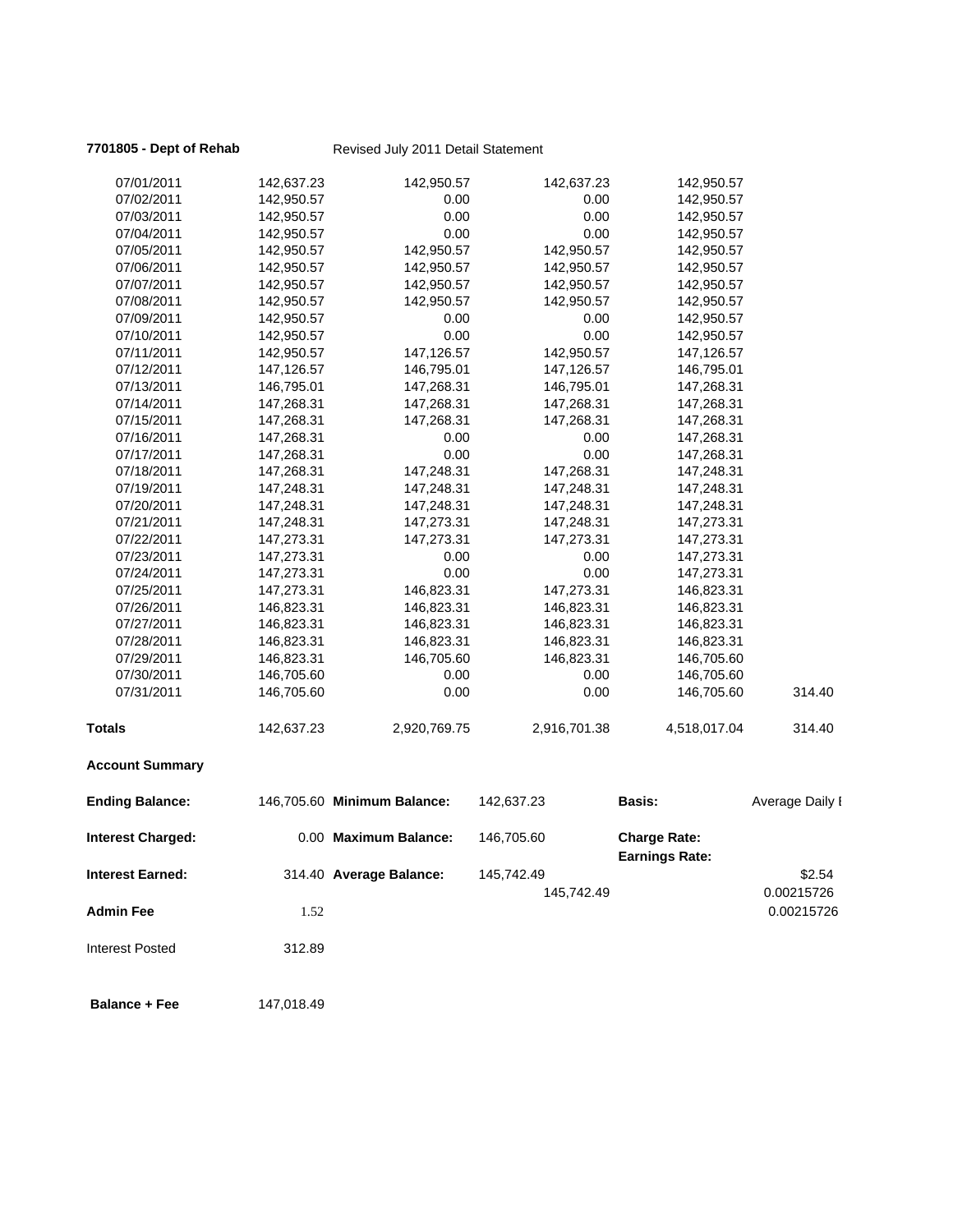**7701805 - Dept of Rehab** Revised July 2011 Detail Statement

| | | | | | |
|---|---|---|---|---|---|
| 07/01/2011 | 142,637.23 | 142,950.57 | 142,637.23 | 142,950.57 | |
| 07/02/2011 | 142,950.57 | 0.00 | 0.00 | 142,950.57 | |
| 07/03/2011 | 142,950.57 | 0.00 | 0.00 | 142,950.57 | |
| 07/04/2011 | 142,950.57 | 0.00 | 0.00 | 142,950.57 | |
| 07/05/2011 | 142,950.57 | 142,950.57 | 142,950.57 | 142,950.57 | |
| 07/06/2011 | 142,950.57 | 142,950.57 | 142,950.57 | 142,950.57 | |
| 07/07/2011 | 142,950.57 | 142,950.57 | 142,950.57 | 142,950.57 | |
| 07/08/2011 | 142,950.57 | 142,950.57 | 142,950.57 | 142,950.57 | |
| 07/09/2011 | 142,950.57 | 0.00 | 0.00 | 142,950.57 | |
| 07/10/2011 | 142,950.57 | 0.00 | 0.00 | 142,950.57 | |
| 07/11/2011 | 142,950.57 | 147,126.57 | 142,950.57 | 147,126.57 | |
| 07/12/2011 | 147,126.57 | 146,795.01 | 147,126.57 | 146,795.01 | |
| 07/13/2011 | 146,795.01 | 147,268.31 | 146,795.01 | 147,268.31 | |
| 07/14/2011 | 147,268.31 | 147,268.31 | 147,268.31 | 147,268.31 | |
| 07/15/2011 | 147,268.31 | 147,268.31 | 147,268.31 | 147,268.31 | |
| 07/16/2011 | 147,268.31 | 0.00 | 0.00 | 147,268.31 | |
| 07/17/2011 | 147,268.31 | 0.00 | 0.00 | 147,268.31 | |
| 07/18/2011 | 147,268.31 | 147,248.31 | 147,268.31 | 147,248.31 | |
| 07/19/2011 | 147,248.31 | 147,248.31 | 147,248.31 | 147,248.31 | |
| 07/20/2011 | 147,248.31 | 147,248.31 | 147,248.31 | 147,248.31 | |
| 07/21/2011 | 147,248.31 | 147,273.31 | 147,248.31 | 147,273.31 | |
| 07/22/2011 | 147,273.31 | 147,273.31 | 147,273.31 | 147,273.31 | |
| 07/23/2011 | 147,273.31 | 0.00 | 0.00 | 147,273.31 | |
| 07/24/2011 | 147,273.31 | 0.00 | 0.00 | 147,273.31 | |
| 07/25/2011 | 147,273.31 | 146,823.31 | 147,273.31 | 146,823.31 | |
| 07/26/2011 | 146,823.31 | 146,823.31 | 146,823.31 | 146,823.31 | |
| 07/27/2011 | 146,823.31 | 146,823.31 | 146,823.31 | 146,823.31 | |
| 07/28/2011 | 146,823.31 | 146,823.31 | 146,823.31 | 146,823.31 | |
| 07/29/2011 | 146,823.31 | 146,705.60 | 146,823.31 | 146,705.60 | |
| 07/30/2011 | 146,705.60 | 0.00 | 0.00 | 146,705.60 | |
| 07/31/2011 | 146,705.60 | 0.00 | 0.00 | 146,705.60 | 314.40 |
| **Totals** | 142,637.23 | 2,920,769.75 | 2,916,701.38 | 4,518,017.04 | 314.40 |

**Account Summary**

| | | | | | |
|---|---|---|---|---|---|
| **Ending Balance:** | 146,705.60 | **Minimum Balance:** | 142,637.23 | **Basis:** | Average Daily I |
| **Interest Charged:** | 0.00 | **Maximum Balance:** | 146,705.60 | **Charge Rate:** | |
| | | | | **Earnings Rate:** | |
| **Interest Earned:** | 314.40 | **Average Balance:** | 145,742.49 | | $2.54 |
| | | | 145,742.49 | | 0.00215726 |
| **Admin Fee** | 1.52 | | | | 0.00215726 |
| Interest Posted | 312.89 | | | | |
| **Balance + Fee** | 147,018.49 | | | | |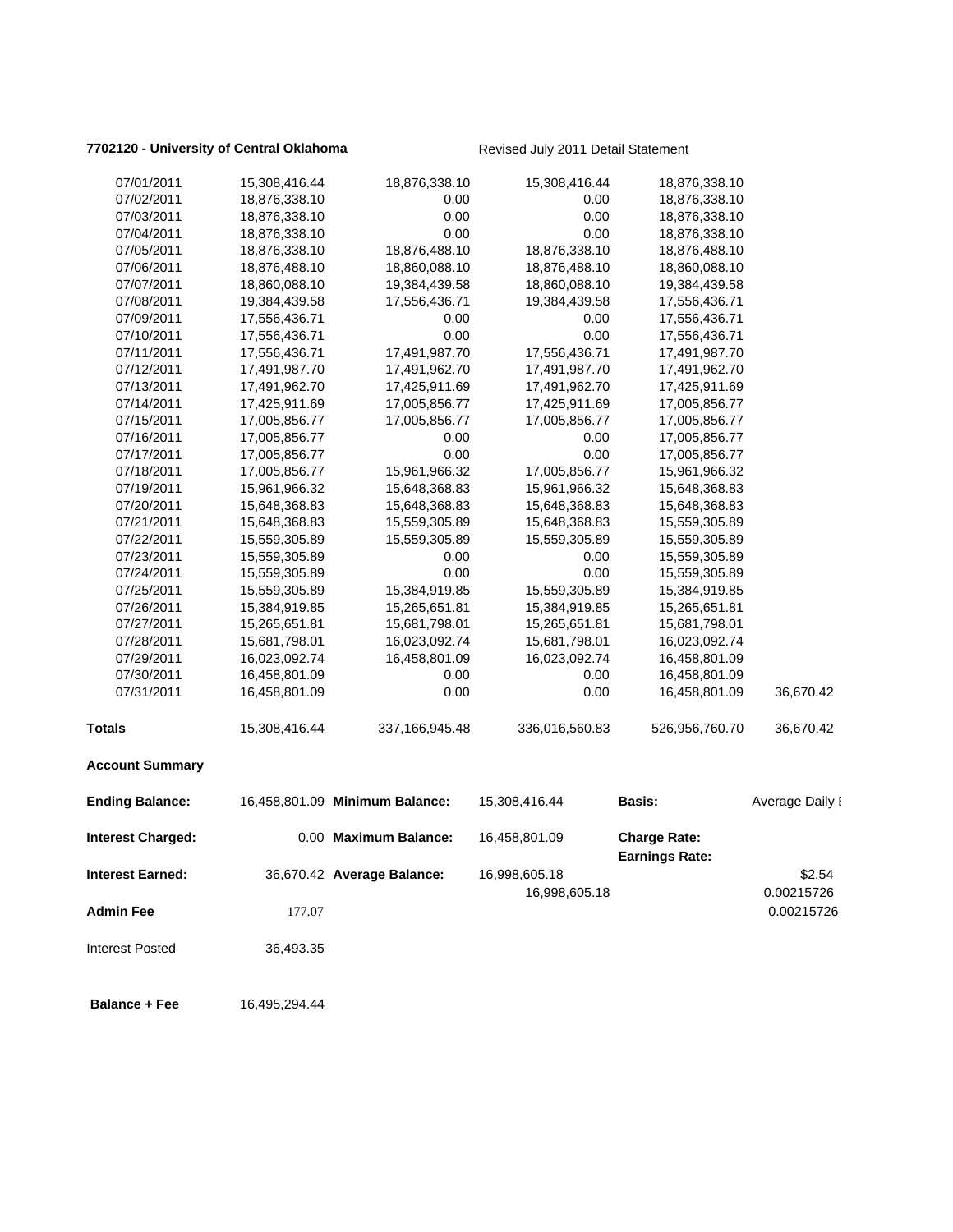**7702120 - University of Central Oklahoma** Revised July 2011 Detail Statement

| | | | | | |
|---|---|---|---|---|---|
| 07/01/2011 | 15,308,416.44 | 18,876,338.10 | 15,308,416.44 | 18,876,338.10 | |
| 07/02/2011 | 18,876,338.10 | 0.00 | 0.00 | 18,876,338.10 | |
| 07/03/2011 | 18,876,338.10 | 0.00 | 0.00 | 18,876,338.10 | |
| 07/04/2011 | 18,876,338.10 | 0.00 | 0.00 | 18,876,338.10 | |
| 07/05/2011 | 18,876,338.10 | 18,876,488.10 | 18,876,338.10 | 18,876,488.10 | |
| 07/06/2011 | 18,876,488.10 | 18,860,088.10 | 18,876,488.10 | 18,860,088.10 | |
| 07/07/2011 | 18,860,088.10 | 19,384,439.58 | 18,860,088.10 | 19,384,439.58 | |
| 07/08/2011 | 19,384,439.58 | 17,556,436.71 | 19,384,439.58 | 17,556,436.71 | |
| 07/09/2011 | 17,556,436.71 | 0.00 | 0.00 | 17,556,436.71 | |
| 07/10/2011 | 17,556,436.71 | 0.00 | 0.00 | 17,556,436.71 | |
| 07/11/2011 | 17,556,436.71 | 17,491,987.70 | 17,556,436.71 | 17,491,987.70 | |
| 07/12/2011 | 17,491,987.70 | 17,491,962.70 | 17,491,987.70 | 17,491,962.70 | |
| 07/13/2011 | 17,491,962.70 | 17,425,911.69 | 17,491,962.70 | 17,425,911.69 | |
| 07/14/2011 | 17,425,911.69 | 17,005,856.77 | 17,425,911.69 | 17,005,856.77 | |
| 07/15/2011 | 17,005,856.77 | 17,005,856.77 | 17,005,856.77 | 17,005,856.77 | |
| 07/16/2011 | 17,005,856.77 | 0.00 | 0.00 | 17,005,856.77 | |
| 07/17/2011 | 17,005,856.77 | 0.00 | 0.00 | 17,005,856.77 | |
| 07/18/2011 | 17,005,856.77 | 15,961,966.32 | 17,005,856.77 | 15,961,966.32 | |
| 07/19/2011 | 15,961,966.32 | 15,648,368.83 | 15,961,966.32 | 15,648,368.83 | |
| 07/20/2011 | 15,648,368.83 | 15,648,368.83 | 15,648,368.83 | 15,648,368.83 | |
| 07/21/2011 | 15,648,368.83 | 15,559,305.89 | 15,648,368.83 | 15,559,305.89 | |
| 07/22/2011 | 15,559,305.89 | 15,559,305.89 | 15,559,305.89 | 15,559,305.89 | |
| 07/23/2011 | 15,559,305.89 | 0.00 | 0.00 | 15,559,305.89 | |
| 07/24/2011 | 15,559,305.89 | 0.00 | 0.00 | 15,559,305.89 | |
| 07/25/2011 | 15,559,305.89 | 15,384,919.85 | 15,559,305.89 | 15,384,919.85 | |
| 07/26/2011 | 15,384,919.85 | 15,265,651.81 | 15,384,919.85 | 15,265,651.81 | |
| 07/27/2011 | 15,265,651.81 | 15,681,798.01 | 15,265,651.81 | 15,681,798.01 | |
| 07/28/2011 | 15,681,798.01 | 16,023,092.74 | 15,681,798.01 | 16,023,092.74 | |
| 07/29/2011 | 16,023,092.74 | 16,458,801.09 | 16,023,092.74 | 16,458,801.09 | |
| 07/30/2011 | 16,458,801.09 | 0.00 | 0.00 | 16,458,801.09 | |
| 07/31/2011 | 16,458,801.09 | 0.00 | 0.00 | 16,458,801.09 | 36,670.42 |
| **Totals** | 15,308,416.44 | 337,166,945.48 | 336,016,560.83 | 526,956,760.70 | 36,670.42 |

**Account Summary**

| | | | | | |
|---|---|---|---|---|---|
| **Ending Balance:** | 16,458,801.09 | **Minimum Balance:** | 15,308,416.44 | **Basis:** | Average Daily I |
| **Interest Charged:** | 0.00 | **Maximum Balance:** | 16,458,801.09 | **Charge Rate:** | |
| | | | | **Earnings Rate:** | |
| **Interest Earned:** | 36,670.42 | **Average Balance:** | 16,998,605.18 | | $2.54 |
| | | | 16,998,605.18 | | 0.00215726 |
| **Admin Fee** | 177.07 | | | | 0.00215726 |
| Interest Posted | 36,493.35 | | | | |
| **Balance + Fee** | 16,495,294.44 | | | | |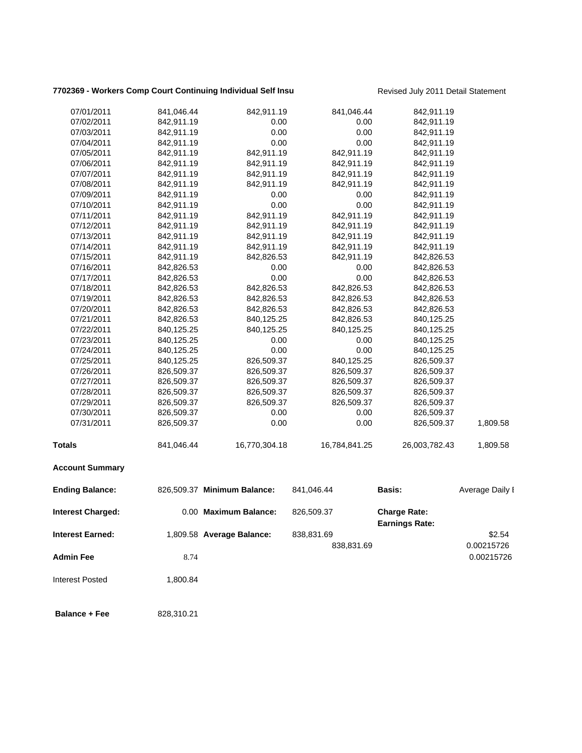**7702369 - Workers Comp Court Continuing Individual Self Insu** Revised July 2011 Detail Statement

| | | | | | |
|---|---|---|---|---|---|
| 07/01/2011 | 841,046.44 | 842,911.19 | 841,046.44 | 842,911.19 | |
| 07/02/2011 | 842,911.19 | 0.00 | 0.00 | 842,911.19 | |
| 07/03/2011 | 842,911.19 | 0.00 | 0.00 | 842,911.19 | |
| 07/04/2011 | 842,911.19 | 0.00 | 0.00 | 842,911.19 | |
| 07/05/2011 | 842,911.19 | 842,911.19 | 842,911.19 | 842,911.19 | |
| 07/06/2011 | 842,911.19 | 842,911.19 | 842,911.19 | 842,911.19 | |
| 07/07/2011 | 842,911.19 | 842,911.19 | 842,911.19 | 842,911.19 | |
| 07/08/2011 | 842,911.19 | 842,911.19 | 842,911.19 | 842,911.19 | |
| 07/09/2011 | 842,911.19 | 0.00 | 0.00 | 842,911.19 | |
| 07/10/2011 | 842,911.19 | 0.00 | 0.00 | 842,911.19 | |
| 07/11/2011 | 842,911.19 | 842,911.19 | 842,911.19 | 842,911.19 | |
| 07/12/2011 | 842,911.19 | 842,911.19 | 842,911.19 | 842,911.19 | |
| 07/13/2011 | 842,911.19 | 842,911.19 | 842,911.19 | 842,911.19 | |
| 07/14/2011 | 842,911.19 | 842,911.19 | 842,911.19 | 842,911.19 | |
| 07/15/2011 | 842,911.19 | 842,826.53 | 842,911.19 | 842,826.53 | |
| 07/16/2011 | 842,826.53 | 0.00 | 0.00 | 842,826.53 | |
| 07/17/2011 | 842,826.53 | 0.00 | 0.00 | 842,826.53 | |
| 07/18/2011 | 842,826.53 | 842,826.53 | 842,826.53 | 842,826.53 | |
| 07/19/2011 | 842,826.53 | 842,826.53 | 842,826.53 | 842,826.53 | |
| 07/20/2011 | 842,826.53 | 842,826.53 | 842,826.53 | 842,826.53 | |
| 07/21/2011 | 842,826.53 | 840,125.25 | 842,826.53 | 840,125.25 | |
| 07/22/2011 | 840,125.25 | 840,125.25 | 840,125.25 | 840,125.25 | |
| 07/23/2011 | 840,125.25 | 0.00 | 0.00 | 840,125.25 | |
| 07/24/2011 | 840,125.25 | 0.00 | 0.00 | 840,125.25 | |
| 07/25/2011 | 840,125.25 | 826,509.37 | 840,125.25 | 826,509.37 | |
| 07/26/2011 | 826,509.37 | 826,509.37 | 826,509.37 | 826,509.37 | |
| 07/27/2011 | 826,509.37 | 826,509.37 | 826,509.37 | 826,509.37 | |
| 07/28/2011 | 826,509.37 | 826,509.37 | 826,509.37 | 826,509.37 | |
| 07/29/2011 | 826,509.37 | 826,509.37 | 826,509.37 | 826,509.37 | |
| 07/30/2011 | 826,509.37 | 0.00 | 0.00 | 826,509.37 | |
| 07/31/2011 | 826,509.37 | 0.00 | 0.00 | 826,509.37 | 1,809.58 |
| **Totals** | 841,046.44 | 16,770,304.18 | 16,784,841.25 | 26,003,782.43 | 1,809.58 |

**Account Summary**

| | | | | | |
|---|---|---|---|---|---|
| **Ending Balance:** | 826,509.37 | **Minimum Balance:** | 841,046.44 | **Basis:** | Average Daily I |
| **Interest Charged:** | 0.00 | **Maximum Balance:** | 826,509.37 | **Charge Rate:** | |
| | | | | **Earnings Rate:** | |
| **Interest Earned:** | 1,809.58 | **Average Balance:** | 838,831.69 | | $2.54 |
| | | | 838,831.69 | | 0.00215726 |
| **Admin Fee** | 8.74 | | | | 0.00215726 |
| Interest Posted | 1,800.84 | | | | |
| **Balance + Fee** | 828,310.21 | | | | |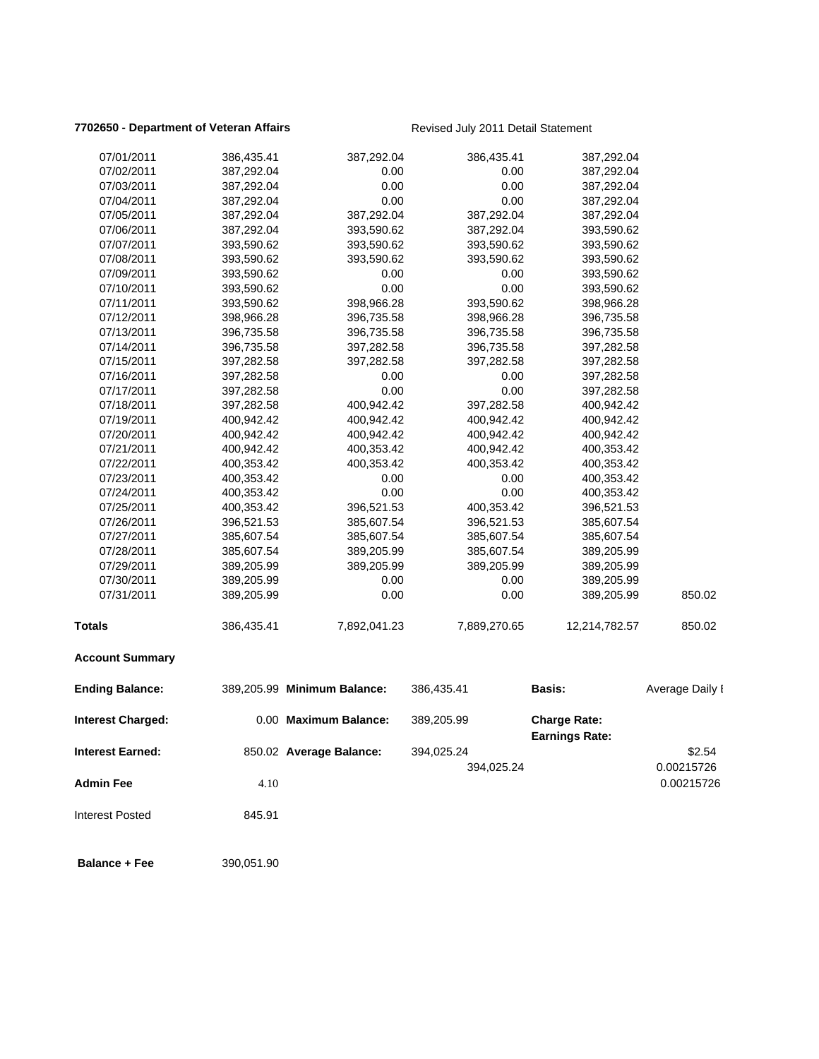**7702650 - Department of Veteran Affairs** Revised July 2011 Detail Statement

| | | | | | |
|---|---|---|---|---|---|
| 07/01/2011 | 386,435.41 | 387,292.04 | 386,435.41 | 387,292.04 | |
| 07/02/2011 | 387,292.04 | 0.00 | 0.00 | 387,292.04 | |
| 07/03/2011 | 387,292.04 | 0.00 | 0.00 | 387,292.04 | |
| 07/04/2011 | 387,292.04 | 0.00 | 0.00 | 387,292.04 | |
| 07/05/2011 | 387,292.04 | 387,292.04 | 387,292.04 | 387,292.04 | |
| 07/06/2011 | 387,292.04 | 393,590.62 | 387,292.04 | 393,590.62 | |
| 07/07/2011 | 393,590.62 | 393,590.62 | 393,590.62 | 393,590.62 | |
| 07/08/2011 | 393,590.62 | 393,590.62 | 393,590.62 | 393,590.62 | |
| 07/09/2011 | 393,590.62 | 0.00 | 0.00 | 393,590.62 | |
| 07/10/2011 | 393,590.62 | 0.00 | 0.00 | 393,590.62 | |
| 07/11/2011 | 393,590.62 | 398,966.28 | 393,590.62 | 398,966.28 | |
| 07/12/2011 | 398,966.28 | 396,735.58 | 398,966.28 | 396,735.58 | |
| 07/13/2011 | 396,735.58 | 396,735.58 | 396,735.58 | 396,735.58 | |
| 07/14/2011 | 396,735.58 | 397,282.58 | 396,735.58 | 397,282.58 | |
| 07/15/2011 | 397,282.58 | 397,282.58 | 397,282.58 | 397,282.58 | |
| 07/16/2011 | 397,282.58 | 0.00 | 0.00 | 397,282.58 | |
| 07/17/2011 | 397,282.58 | 0.00 | 0.00 | 397,282.58 | |
| 07/18/2011 | 397,282.58 | 400,942.42 | 397,282.58 | 400,942.42 | |
| 07/19/2011 | 400,942.42 | 400,942.42 | 400,942.42 | 400,942.42 | |
| 07/20/2011 | 400,942.42 | 400,942.42 | 400,942.42 | 400,942.42 | |
| 07/21/2011 | 400,942.42 | 400,353.42 | 400,942.42 | 400,353.42 | |
| 07/22/2011 | 400,353.42 | 400,353.42 | 400,353.42 | 400,353.42 | |
| 07/23/2011 | 400,353.42 | 0.00 | 0.00 | 400,353.42 | |
| 07/24/2011 | 400,353.42 | 0.00 | 0.00 | 400,353.42 | |
| 07/25/2011 | 400,353.42 | 396,521.53 | 400,353.42 | 396,521.53 | |
| 07/26/2011 | 396,521.53 | 385,607.54 | 396,521.53 | 385,607.54 | |
| 07/27/2011 | 385,607.54 | 385,607.54 | 385,607.54 | 385,607.54 | |
| 07/28/2011 | 385,607.54 | 389,205.99 | 385,607.54 | 389,205.99 | |
| 07/29/2011 | 389,205.99 | 389,205.99 | 389,205.99 | 389,205.99 | |
| 07/30/2011 | 389,205.99 | 0.00 | 0.00 | 389,205.99 | |
| 07/31/2011 | 389,205.99 | 0.00 | 0.00 | 389,205.99 | 850.02 |
| **Totals** | 386,435.41 | 7,892,041.23 | 7,889,270.65 | 12,214,782.57 | 850.02 |

**Account Summary**

| | | | | | |
|---|---|---|---|---|---|
| **Ending Balance:** | 389,205.99 | **Minimum Balance:** | 386,435.41 | **Basis:** | Average Daily I |
| **Interest Charged:** | 0.00 | **Maximum Balance:** | 389,205.99 | **Charge Rate:** | |
| | | | | **Earnings Rate:** | |
| **Interest Earned:** | 850.02 | **Average Balance:** | 394,025.24 | | $2.54 |
| | | | 394,025.24 | | 0.00215726 |
| **Admin Fee** | 4.10 | | | | 0.00215726 |
| Interest Posted | 845.91 | | | | |
| **Balance + Fee** | 390,051.90 | | | | |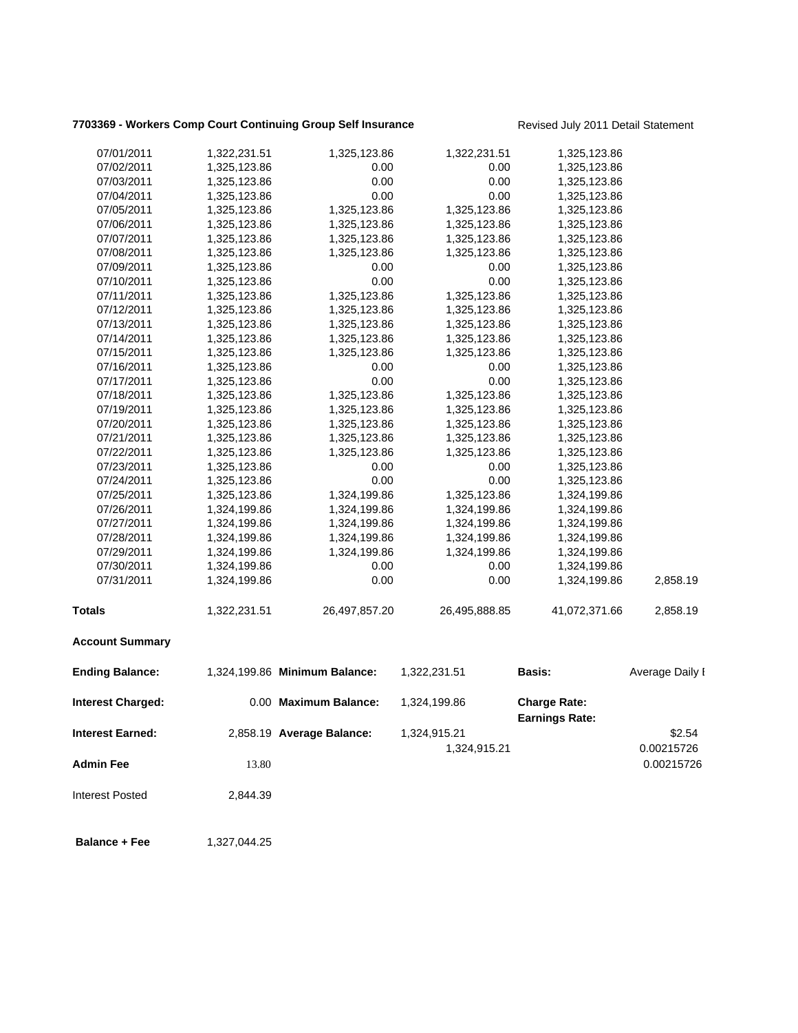**7703369 - Workers Comp Court Continuing Group Self Insurance** Revised July 2011 Detail Statement

| | | | | | |
|---|---|---|---|---|---|
| 07/01/2011 | 1,322,231.51 | 1,325,123.86 | 1,322,231.51 | 1,325,123.86 | |
| 07/02/2011 | 1,325,123.86 | 0.00 | 0.00 | 1,325,123.86 | |
| 07/03/2011 | 1,325,123.86 | 0.00 | 0.00 | 1,325,123.86 | |
| 07/04/2011 | 1,325,123.86 | 0.00 | 0.00 | 1,325,123.86 | |
| 07/05/2011 | 1,325,123.86 | 1,325,123.86 | 1,325,123.86 | 1,325,123.86 | |
| 07/06/2011 | 1,325,123.86 | 1,325,123.86 | 1,325,123.86 | 1,325,123.86 | |
| 07/07/2011 | 1,325,123.86 | 1,325,123.86 | 1,325,123.86 | 1,325,123.86 | |
| 07/08/2011 | 1,325,123.86 | 1,325,123.86 | 1,325,123.86 | 1,325,123.86 | |
| 07/09/2011 | 1,325,123.86 | 0.00 | 0.00 | 1,325,123.86 | |
| 07/10/2011 | 1,325,123.86 | 0.00 | 0.00 | 1,325,123.86 | |
| 07/11/2011 | 1,325,123.86 | 1,325,123.86 | 1,325,123.86 | 1,325,123.86 | |
| 07/12/2011 | 1,325,123.86 | 1,325,123.86 | 1,325,123.86 | 1,325,123.86 | |
| 07/13/2011 | 1,325,123.86 | 1,325,123.86 | 1,325,123.86 | 1,325,123.86 | |
| 07/14/2011 | 1,325,123.86 | 1,325,123.86 | 1,325,123.86 | 1,325,123.86 | |
| 07/15/2011 | 1,325,123.86 | 1,325,123.86 | 1,325,123.86 | 1,325,123.86 | |
| 07/16/2011 | 1,325,123.86 | 0.00 | 0.00 | 1,325,123.86 | |
| 07/17/2011 | 1,325,123.86 | 0.00 | 0.00 | 1,325,123.86 | |
| 07/18/2011 | 1,325,123.86 | 1,325,123.86 | 1,325,123.86 | 1,325,123.86 | |
| 07/19/2011 | 1,325,123.86 | 1,325,123.86 | 1,325,123.86 | 1,325,123.86 | |
| 07/20/2011 | 1,325,123.86 | 1,325,123.86 | 1,325,123.86 | 1,325,123.86 | |
| 07/21/2011 | 1,325,123.86 | 1,325,123.86 | 1,325,123.86 | 1,325,123.86 | |
| 07/22/2011 | 1,325,123.86 | 1,325,123.86 | 1,325,123.86 | 1,325,123.86 | |
| 07/23/2011 | 1,325,123.86 | 0.00 | 0.00 | 1,325,123.86 | |
| 07/24/2011 | 1,325,123.86 | 0.00 | 0.00 | 1,325,123.86 | |
| 07/25/2011 | 1,325,123.86 | 1,324,199.86 | 1,325,123.86 | 1,324,199.86 | |
| 07/26/2011 | 1,324,199.86 | 1,324,199.86 | 1,324,199.86 | 1,324,199.86 | |
| 07/27/2011 | 1,324,199.86 | 1,324,199.86 | 1,324,199.86 | 1,324,199.86 | |
| 07/28/2011 | 1,324,199.86 | 1,324,199.86 | 1,324,199.86 | 1,324,199.86 | |
| 07/29/2011 | 1,324,199.86 | 1,324,199.86 | 1,324,199.86 | 1,324,199.86 | |
| 07/30/2011 | 1,324,199.86 | 0.00 | 0.00 | 1,324,199.86 | |
| 07/31/2011 | 1,324,199.86 | 0.00 | 0.00 | 1,324,199.86 | 2,858.19 |
| **Totals** | 1,322,231.51 | 26,497,857.20 | 26,495,888.85 | 41,072,371.66 | 2,858.19 |

**Account Summary**

| | | | | | |
|---|---|---|---|---|---|
| **Ending Balance:** | 1,324,199.86 | **Minimum Balance:** | 1,322,231.51 | **Basis:** | Average Daily I |
| **Interest Charged:** | 0.00 | **Maximum Balance:** | 1,324,199.86 | **Charge Rate:** | |
| | | | | **Earnings Rate:** | |
| **Interest Earned:** | 2,858.19 | **Average Balance:** | 1,324,915.21 | | $2.54 |
| | | | 1,324,915.21 | | 0.00215726 |
| **Admin Fee** | 13.80 | | | | 0.00215726 |
| Interest Posted | 2,844.39 | | | | |
| **Balance + Fee** | 1,327,044.25 | | | | |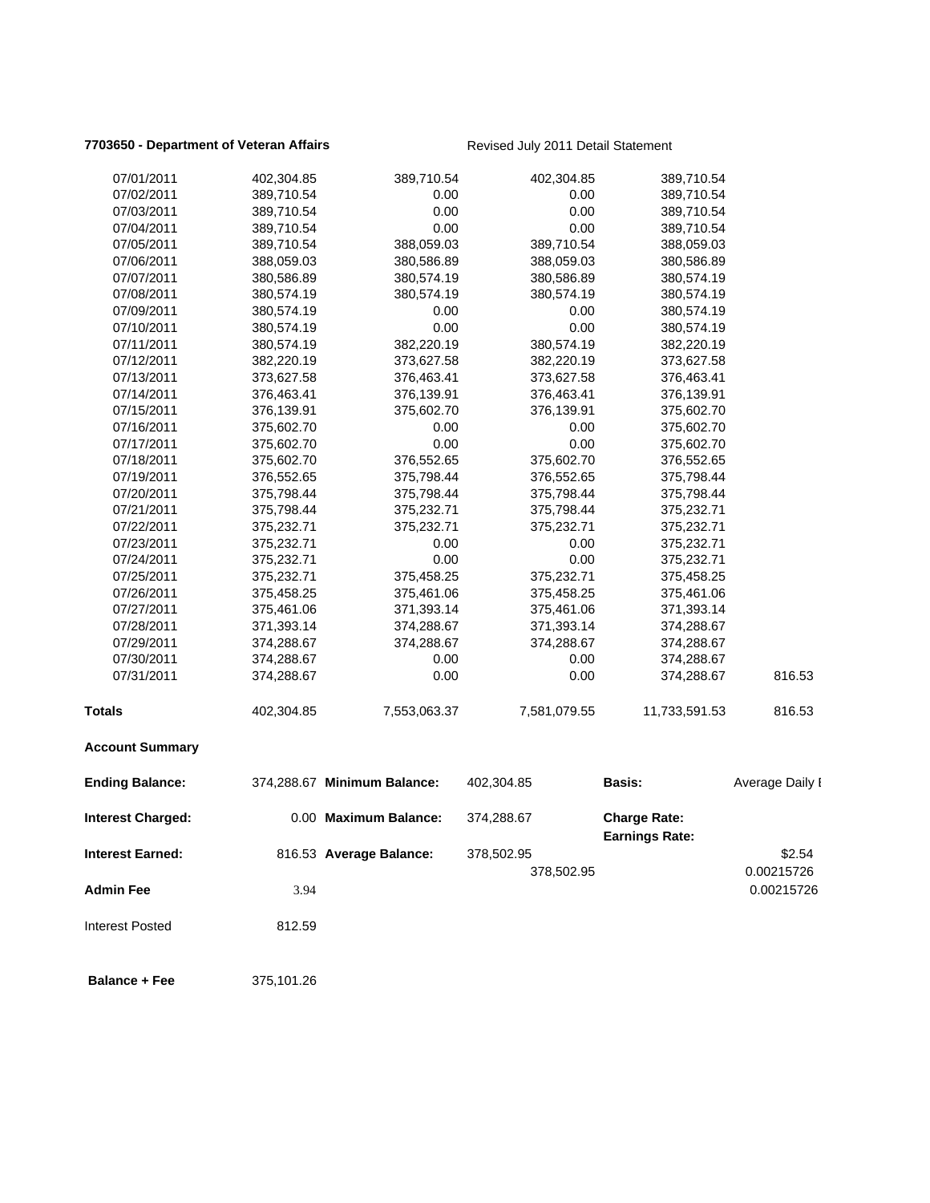**7703650 - Department of Veteran Affairs** Revised July 2011 Detail Statement

| | | | | | |
|---|---|---|---|---|---|
| 07/01/2011 | 402,304.85 | 389,710.54 | 402,304.85 | 389,710.54 | |
| 07/02/2011 | 389,710.54 | 0.00 | 0.00 | 389,710.54 | |
| 07/03/2011 | 389,710.54 | 0.00 | 0.00 | 389,710.54 | |
| 07/04/2011 | 389,710.54 | 0.00 | 0.00 | 389,710.54 | |
| 07/05/2011 | 389,710.54 | 388,059.03 | 389,710.54 | 388,059.03 | |
| 07/06/2011 | 388,059.03 | 380,586.89 | 388,059.03 | 380,586.89 | |
| 07/07/2011 | 380,586.89 | 380,574.19 | 380,586.89 | 380,574.19 | |
| 07/08/2011 | 380,574.19 | 380,574.19 | 380,574.19 | 380,574.19 | |
| 07/09/2011 | 380,574.19 | 0.00 | 0.00 | 380,574.19 | |
| 07/10/2011 | 380,574.19 | 0.00 | 0.00 | 380,574.19 | |
| 07/11/2011 | 380,574.19 | 382,220.19 | 380,574.19 | 382,220.19 | |
| 07/12/2011 | 382,220.19 | 373,627.58 | 382,220.19 | 373,627.58 | |
| 07/13/2011 | 373,627.58 | 376,463.41 | 373,627.58 | 376,463.41 | |
| 07/14/2011 | 376,463.41 | 376,139.91 | 376,463.41 | 376,139.91 | |
| 07/15/2011 | 376,139.91 | 375,602.70 | 376,139.91 | 375,602.70 | |
| 07/16/2011 | 375,602.70 | 0.00 | 0.00 | 375,602.70 | |
| 07/17/2011 | 375,602.70 | 0.00 | 0.00 | 375,602.70 | |
| 07/18/2011 | 375,602.70 | 376,552.65 | 375,602.70 | 376,552.65 | |
| 07/19/2011 | 376,552.65 | 375,798.44 | 376,552.65 | 375,798.44 | |
| 07/20/2011 | 375,798.44 | 375,798.44 | 375,798.44 | 375,798.44 | |
| 07/21/2011 | 375,798.44 | 375,232.71 | 375,798.44 | 375,232.71 | |
| 07/22/2011 | 375,232.71 | 375,232.71 | 375,232.71 | 375,232.71 | |
| 07/23/2011 | 375,232.71 | 0.00 | 0.00 | 375,232.71 | |
| 07/24/2011 | 375,232.71 | 0.00 | 0.00 | 375,232.71 | |
| 07/25/2011 | 375,232.71 | 375,458.25 | 375,232.71 | 375,458.25 | |
| 07/26/2011 | 375,458.25 | 375,461.06 | 375,458.25 | 375,461.06 | |
| 07/27/2011 | 375,461.06 | 371,393.14 | 375,461.06 | 371,393.14 | |
| 07/28/2011 | 371,393.14 | 374,288.67 | 371,393.14 | 374,288.67 | |
| 07/29/2011 | 374,288.67 | 374,288.67 | 374,288.67 | 374,288.67 | |
| 07/30/2011 | 374,288.67 | 0.00 | 0.00 | 374,288.67 | |
| 07/31/2011 | 374,288.67 | 0.00 | 0.00 | 374,288.67 | 816.53 |
| **Totals** | 402,304.85 | 7,553,063.37 | 7,581,079.55 | 11,733,591.53 | 816.53 |

**Account Summary**

| | | | | | |
|---|---|---|---|---|---|
| **Ending Balance:** | 374,288.67 | **Minimum Balance:** | 402,304.85 | **Basis:** | Average Daily I |
| **Interest Charged:** | 0.00 | **Maximum Balance:** | 374,288.67 | **Charge Rate:** | |
| | | | | **Earnings Rate:** | |
| **Interest Earned:** | 816.53 | **Average Balance:** | 378,502.95 | | $2.54 |
| | | | 378,502.95 | | 0.00215726 |
| **Admin Fee** | 3.94 | | | | 0.00215726 |
| Interest Posted | 812.59 | | | | |
| **Balance + Fee** | 375,101.26 | | | | |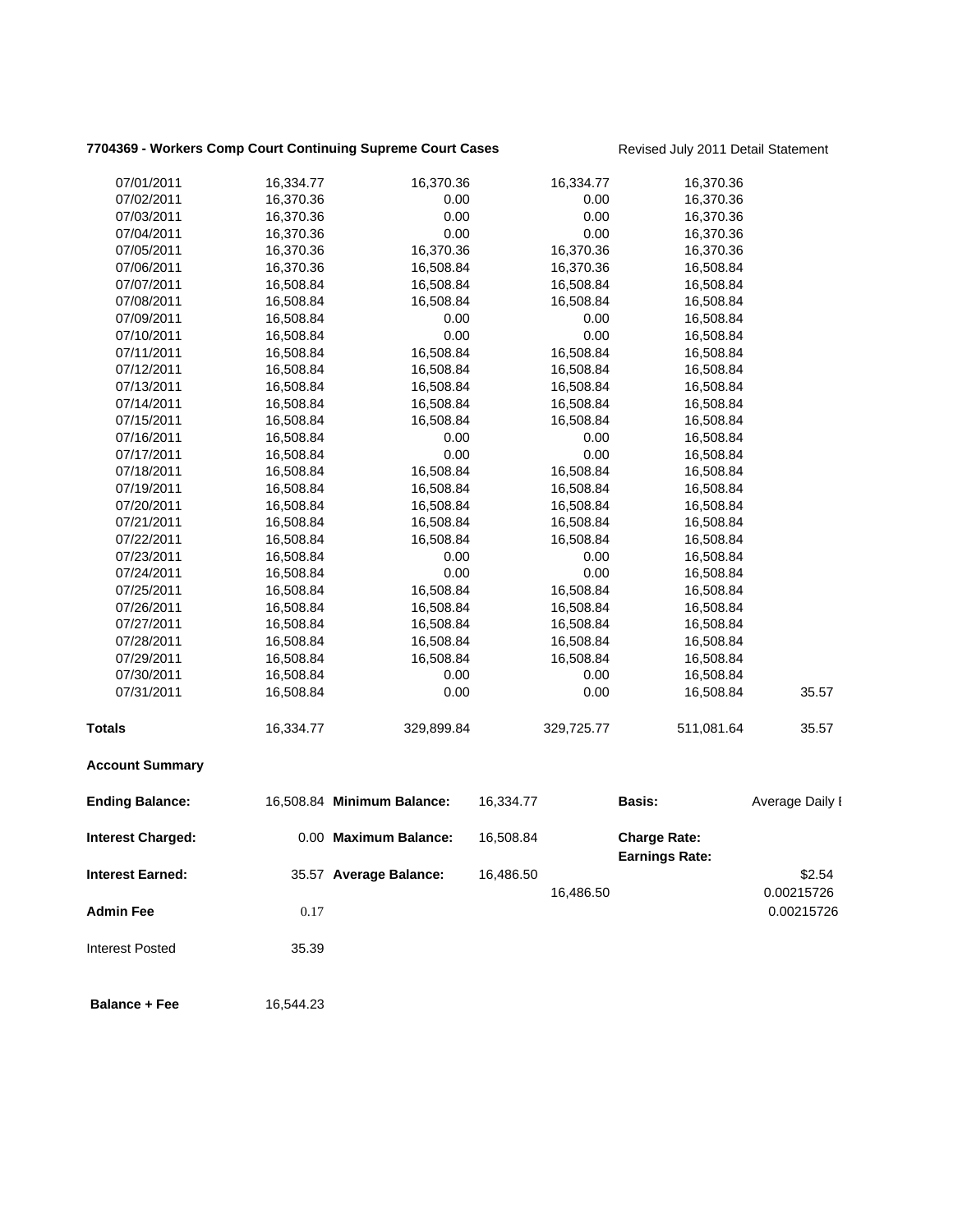**7704369 - Workers Comp Court Continuing Supreme Court Cases** Revised July 2011 Detail Statement

| | | | | | |
|---|---|---|---|---|---|
| 07/01/2011 | 16,334.77 | 16,370.36 | 16,334.77 | 16,370.36 | |
| 07/02/2011 | 16,370.36 | 0.00 | 0.00 | 16,370.36 | |
| 07/03/2011 | 16,370.36 | 0.00 | 0.00 | 16,370.36 | |
| 07/04/2011 | 16,370.36 | 0.00 | 0.00 | 16,370.36 | |
| 07/05/2011 | 16,370.36 | 16,370.36 | 16,370.36 | 16,370.36 | |
| 07/06/2011 | 16,370.36 | 16,508.84 | 16,370.36 | 16,508.84 | |
| 07/07/2011 | 16,508.84 | 16,508.84 | 16,508.84 | 16,508.84 | |
| 07/08/2011 | 16,508.84 | 16,508.84 | 16,508.84 | 16,508.84 | |
| 07/09/2011 | 16,508.84 | 0.00 | 0.00 | 16,508.84 | |
| 07/10/2011 | 16,508.84 | 0.00 | 0.00 | 16,508.84 | |
| 07/11/2011 | 16,508.84 | 16,508.84 | 16,508.84 | 16,508.84 | |
| 07/12/2011 | 16,508.84 | 16,508.84 | 16,508.84 | 16,508.84 | |
| 07/13/2011 | 16,508.84 | 16,508.84 | 16,508.84 | 16,508.84 | |
| 07/14/2011 | 16,508.84 | 16,508.84 | 16,508.84 | 16,508.84 | |
| 07/15/2011 | 16,508.84 | 16,508.84 | 16,508.84 | 16,508.84 | |
| 07/16/2011 | 16,508.84 | 0.00 | 0.00 | 16,508.84 | |
| 07/17/2011 | 16,508.84 | 0.00 | 0.00 | 16,508.84 | |
| 07/18/2011 | 16,508.84 | 16,508.84 | 16,508.84 | 16,508.84 | |
| 07/19/2011 | 16,508.84 | 16,508.84 | 16,508.84 | 16,508.84 | |
| 07/20/2011 | 16,508.84 | 16,508.84 | 16,508.84 | 16,508.84 | |
| 07/21/2011 | 16,508.84 | 16,508.84 | 16,508.84 | 16,508.84 | |
| 07/22/2011 | 16,508.84 | 16,508.84 | 16,508.84 | 16,508.84 | |
| 07/23/2011 | 16,508.84 | 0.00 | 0.00 | 16,508.84 | |
| 07/24/2011 | 16,508.84 | 0.00 | 0.00 | 16,508.84 | |
| 07/25/2011 | 16,508.84 | 16,508.84 | 16,508.84 | 16,508.84 | |
| 07/26/2011 | 16,508.84 | 16,508.84 | 16,508.84 | 16,508.84 | |
| 07/27/2011 | 16,508.84 | 16,508.84 | 16,508.84 | 16,508.84 | |
| 07/28/2011 | 16,508.84 | 16,508.84 | 16,508.84 | 16,508.84 | |
| 07/29/2011 | 16,508.84 | 16,508.84 | 16,508.84 | 16,508.84 | |
| 07/30/2011 | 16,508.84 | 0.00 | 0.00 | 16,508.84 | |
| 07/31/2011 | 16,508.84 | 0.00 | 0.00 | 16,508.84 | 35.57 |
| **Totals** | 16,334.77 | 329,899.84 | 329,725.77 | 511,081.64 | 35.57 |

**Account Summary**

| | | | | | |
|---|---|---|---|---|---|
| **Ending Balance:** | 16,508.84 | **Minimum Balance:** | 16,334.77 | **Basis:** | Average Daily I |
| **Interest Charged:** | 0.00 | **Maximum Balance:** | 16,508.84 | **Charge Rate:** | |
| | | | | **Earnings Rate:** | |
| **Interest Earned:** | 35.57 | **Average Balance:** | 16,486.50 | | $2.54 |
| | | | 16,486.50 | | 0.00215726 |
| **Admin Fee** | 0.17 | | | | 0.00215726 |
| Interest Posted | 35.39 | | | | |
| **Balance + Fee** | 16,544.23 | | | | |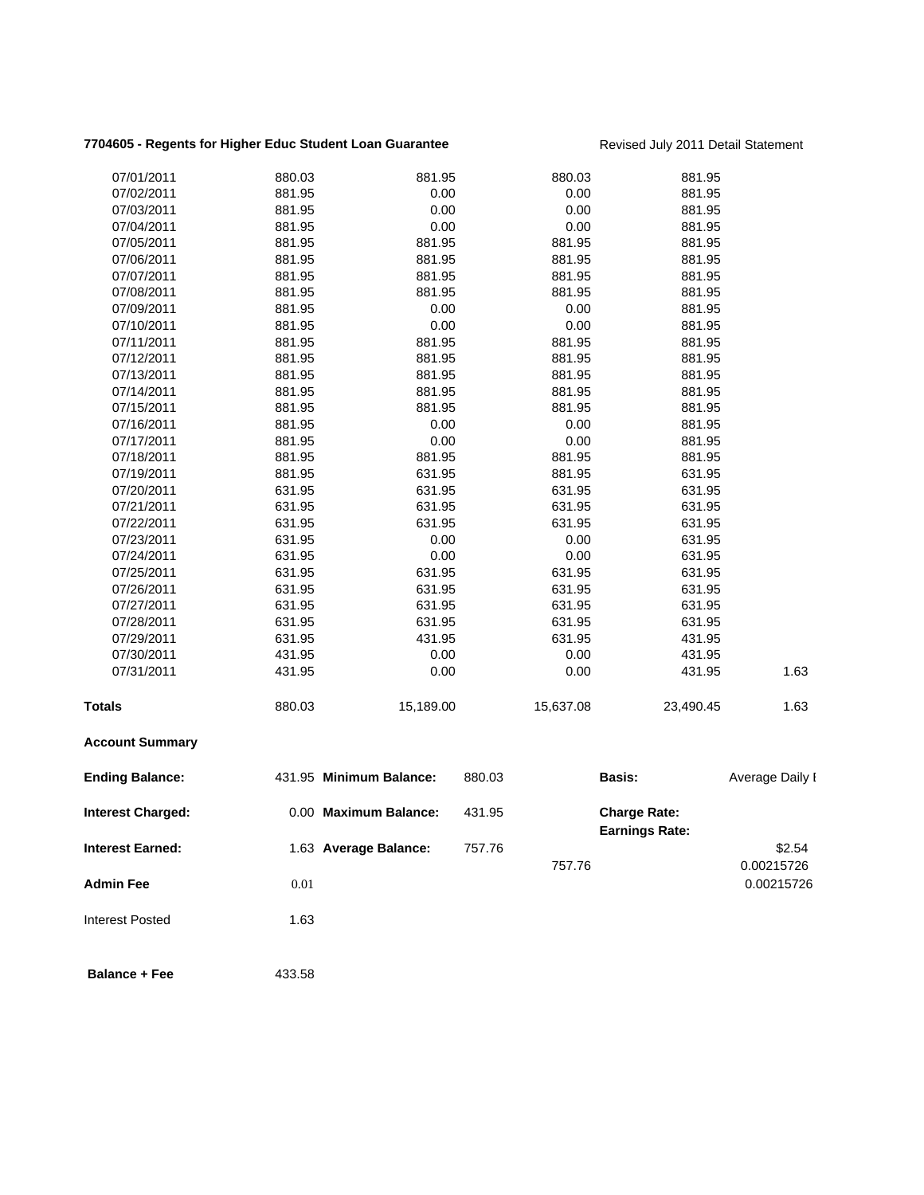**7704605 - Regents for Higher Educ Student Loan Guarantee** Revised July 2011 Detail Statement

| | | | | | |
|---|---|---|---|---|---|
| 07/01/2011 | 880.03 | 881.95 | 880.03 | 881.95 | |
| 07/02/2011 | 881.95 | 0.00 | 0.00 | 881.95 | |
| 07/03/2011 | 881.95 | 0.00 | 0.00 | 881.95 | |
| 07/04/2011 | 881.95 | 0.00 | 0.00 | 881.95 | |
| 07/05/2011 | 881.95 | 881.95 | 881.95 | 881.95 | |
| 07/06/2011 | 881.95 | 881.95 | 881.95 | 881.95 | |
| 07/07/2011 | 881.95 | 881.95 | 881.95 | 881.95 | |
| 07/08/2011 | 881.95 | 881.95 | 881.95 | 881.95 | |
| 07/09/2011 | 881.95 | 0.00 | 0.00 | 881.95 | |
| 07/10/2011 | 881.95 | 0.00 | 0.00 | 881.95 | |
| 07/11/2011 | 881.95 | 881.95 | 881.95 | 881.95 | |
| 07/12/2011 | 881.95 | 881.95 | 881.95 | 881.95 | |
| 07/13/2011 | 881.95 | 881.95 | 881.95 | 881.95 | |
| 07/14/2011 | 881.95 | 881.95 | 881.95 | 881.95 | |
| 07/15/2011 | 881.95 | 881.95 | 881.95 | 881.95 | |
| 07/16/2011 | 881.95 | 0.00 | 0.00 | 881.95 | |
| 07/17/2011 | 881.95 | 0.00 | 0.00 | 881.95 | |
| 07/18/2011 | 881.95 | 881.95 | 881.95 | 881.95 | |
| 07/19/2011 | 881.95 | 631.95 | 881.95 | 631.95 | |
| 07/20/2011 | 631.95 | 631.95 | 631.95 | 631.95 | |
| 07/21/2011 | 631.95 | 631.95 | 631.95 | 631.95 | |
| 07/22/2011 | 631.95 | 631.95 | 631.95 | 631.95 | |
| 07/23/2011 | 631.95 | 0.00 | 0.00 | 631.95 | |
| 07/24/2011 | 631.95 | 0.00 | 0.00 | 631.95 | |
| 07/25/2011 | 631.95 | 631.95 | 631.95 | 631.95 | |
| 07/26/2011 | 631.95 | 631.95 | 631.95 | 631.95 | |
| 07/27/2011 | 631.95 | 631.95 | 631.95 | 631.95 | |
| 07/28/2011 | 631.95 | 631.95 | 631.95 | 631.95 | |
| 07/29/2011 | 631.95 | 431.95 | 631.95 | 431.95 | |
| 07/30/2011 | 431.95 | 0.00 | 0.00 | 431.95 | |
| 07/31/2011 | 431.95 | 0.00 | 0.00 | 431.95 | 1.63 |
| **Totals** | 880.03 | 15,189.00 | 15,637.08 | 23,490.45 | 1.63 |

**Account Summary**

| | | | | | | |
|---|---|---|---|---|---|---|
| **Ending Balance:** | 431.95 | **Minimum Balance:** | 880.03 | | **Basis:** | Average Daily I |
| **Interest Charged:** | 0.00 | **Maximum Balance:** | 431.95 | | **Charge Rate:** | |
| | | | | | **Earnings Rate:** | |
| **Interest Earned:** | 1.63 | **Average Balance:** | 757.76 | | | $2.54 |
| | | | | 757.76 | | 0.00215726 |
| **Admin Fee** | 0.01 | | | | | 0.00215726 |
| Interest Posted | 1.63 | | | | | |
| **Balance + Fee** | 433.58 | | | | | |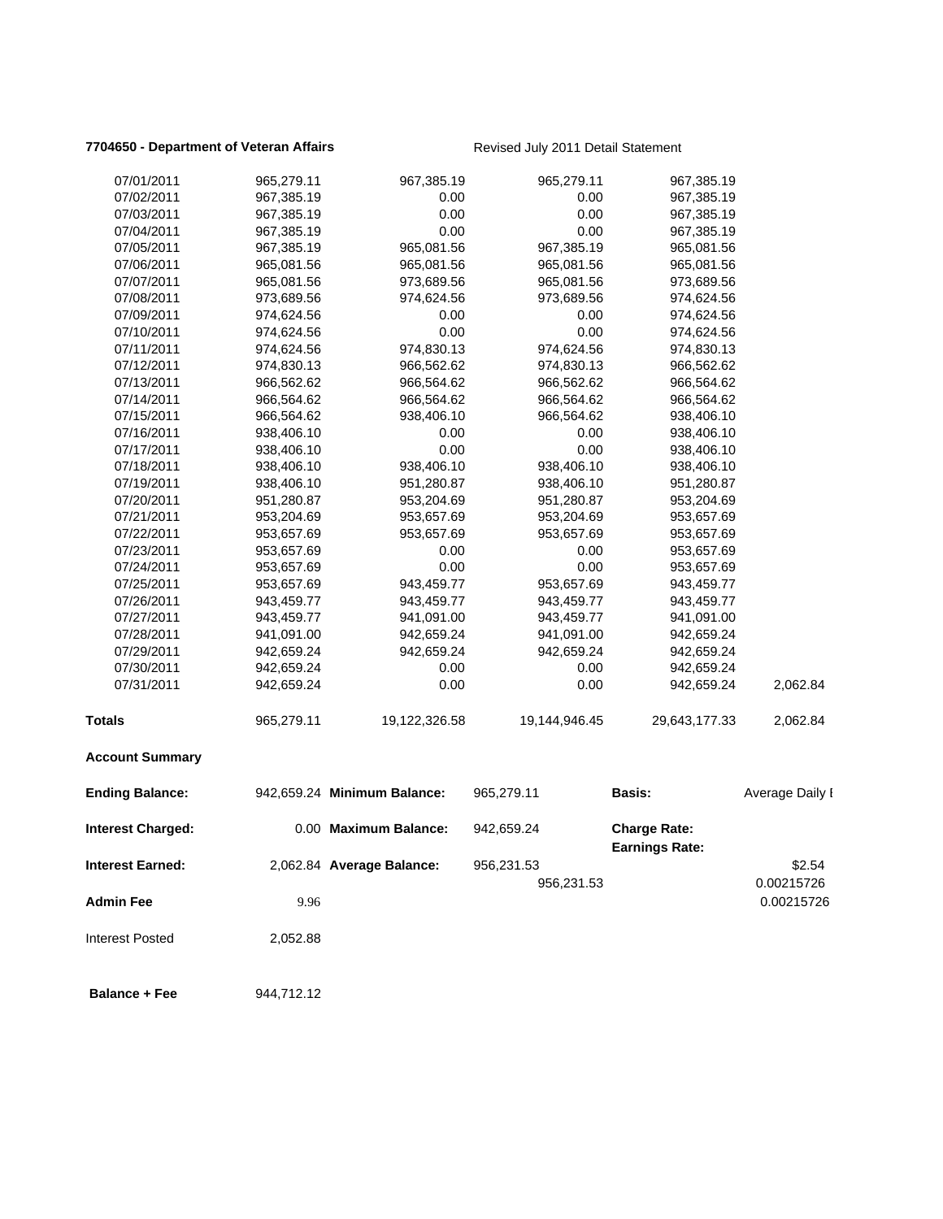**7704650 - Department of Veteran Affairs** Revised July 2011 Detail Statement

| | | | | | |
|---|---|---|---|---|---|
| 07/01/2011 | 965,279.11 | 967,385.19 | 965,279.11 | 967,385.19 | |
| 07/02/2011 | 967,385.19 | 0.00 | 0.00 | 967,385.19 | |
| 07/03/2011 | 967,385.19 | 0.00 | 0.00 | 967,385.19 | |
| 07/04/2011 | 967,385.19 | 0.00 | 0.00 | 967,385.19 | |
| 07/05/2011 | 967,385.19 | 965,081.56 | 967,385.19 | 965,081.56 | |
| 07/06/2011 | 965,081.56 | 965,081.56 | 965,081.56 | 965,081.56 | |
| 07/07/2011 | 965,081.56 | 973,689.56 | 965,081.56 | 973,689.56 | |
| 07/08/2011 | 973,689.56 | 974,624.56 | 973,689.56 | 974,624.56 | |
| 07/09/2011 | 974,624.56 | 0.00 | 0.00 | 974,624.56 | |
| 07/10/2011 | 974,624.56 | 0.00 | 0.00 | 974,624.56 | |
| 07/11/2011 | 974,624.56 | 974,830.13 | 974,624.56 | 974,830.13 | |
| 07/12/2011 | 974,830.13 | 966,562.62 | 974,830.13 | 966,562.62 | |
| 07/13/2011 | 966,562.62 | 966,564.62 | 966,562.62 | 966,564.62 | |
| 07/14/2011 | 966,564.62 | 966,564.62 | 966,564.62 | 966,564.62 | |
| 07/15/2011 | 966,564.62 | 938,406.10 | 966,564.62 | 938,406.10 | |
| 07/16/2011 | 938,406.10 | 0.00 | 0.00 | 938,406.10 | |
| 07/17/2011 | 938,406.10 | 0.00 | 0.00 | 938,406.10 | |
| 07/18/2011 | 938,406.10 | 938,406.10 | 938,406.10 | 938,406.10 | |
| 07/19/2011 | 938,406.10 | 951,280.87 | 938,406.10 | 951,280.87 | |
| 07/20/2011 | 951,280.87 | 953,204.69 | 951,280.87 | 953,204.69 | |
| 07/21/2011 | 953,204.69 | 953,657.69 | 953,204.69 | 953,657.69 | |
| 07/22/2011 | 953,657.69 | 953,657.69 | 953,657.69 | 953,657.69 | |
| 07/23/2011 | 953,657.69 | 0.00 | 0.00 | 953,657.69 | |
| 07/24/2011 | 953,657.69 | 0.00 | 0.00 | 953,657.69 | |
| 07/25/2011 | 953,657.69 | 943,459.77 | 953,657.69 | 943,459.77 | |
| 07/26/2011 | 943,459.77 | 943,459.77 | 943,459.77 | 943,459.77 | |
| 07/27/2011 | 943,459.77 | 941,091.00 | 943,459.77 | 941,091.00 | |
| 07/28/2011 | 941,091.00 | 942,659.24 | 941,091.00 | 942,659.24 | |
| 07/29/2011 | 942,659.24 | 942,659.24 | 942,659.24 | 942,659.24 | |
| 07/30/2011 | 942,659.24 | 0.00 | 0.00 | 942,659.24 | |
| 07/31/2011 | 942,659.24 | 0.00 | 0.00 | 942,659.24 | 2,062.84 |
| **Totals** | 965,279.11 | 19,122,326.58 | 19,144,946.45 | 29,643,177.33 | 2,062.84 |

**Account Summary**

| | | | | | |
|---|---|---|---|---|---|
| **Ending Balance:** | 942,659.24 | **Minimum Balance:** | 965,279.11 | **Basis:** | Average Daily I |
| **Interest Charged:** | 0.00 | **Maximum Balance:** | 942,659.24 | **Charge Rate:** | |
| | | | | **Earnings Rate:** | |
| **Interest Earned:** | 2,062.84 | **Average Balance:** | 956,231.53 | | $2.54 |
| | | | 956,231.53 | | 0.00215726 |
| **Admin Fee** | 9.96 | | | | 0.00215726 |
| Interest Posted | 2,052.88 | | | | |
| **Balance + Fee** | 944,712.12 | | | | |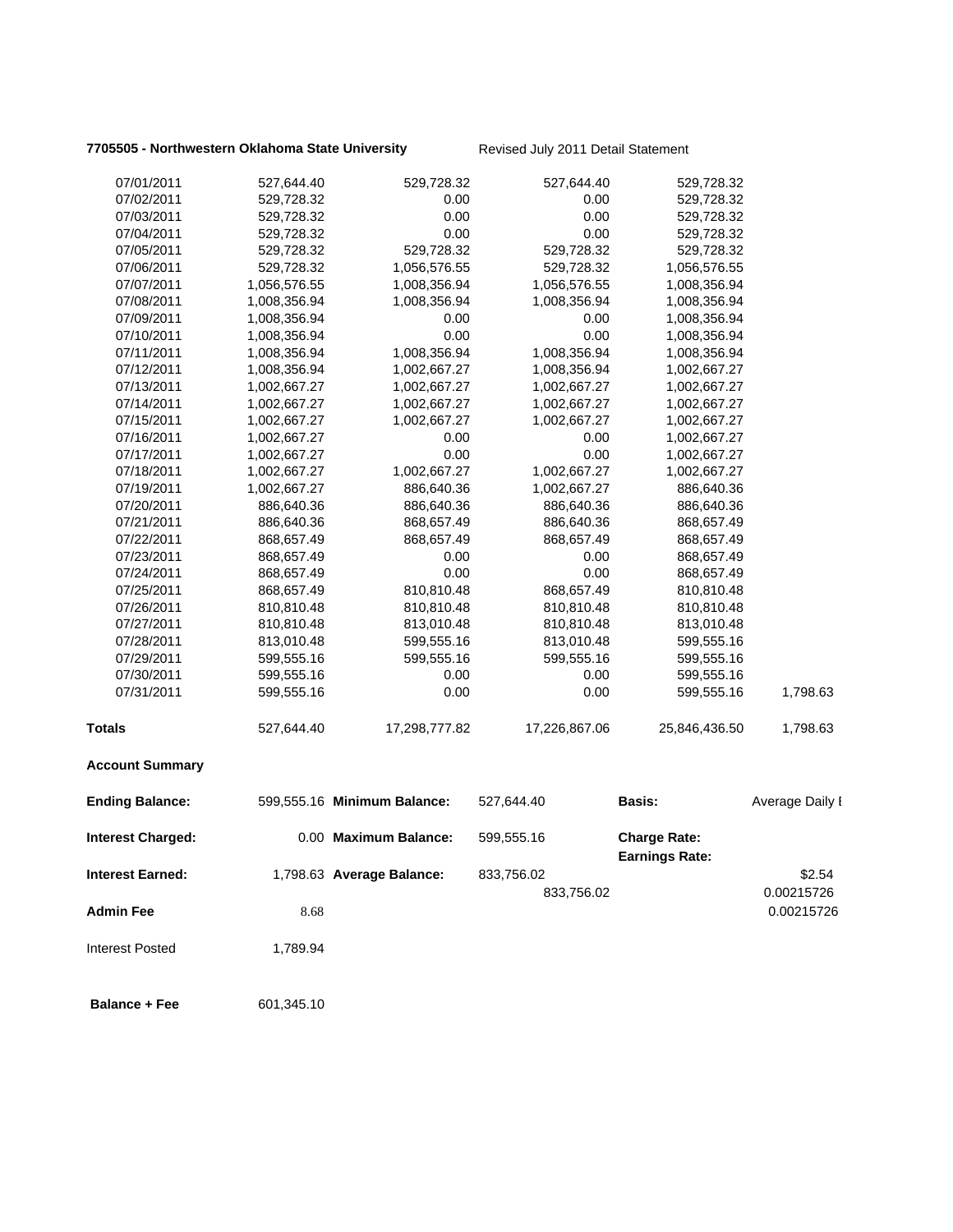**7705505 - Northwestern Oklahoma State University** Revised July 2011 Detail Statement

| | | | | | |
|---|---|---|---|---|---|
| 07/01/2011 | 527,644.40 | 529,728.32 | 527,644.40 | 529,728.32 | |
| 07/02/2011 | 529,728.32 | 0.00 | 0.00 | 529,728.32 | |
| 07/03/2011 | 529,728.32 | 0.00 | 0.00 | 529,728.32 | |
| 07/04/2011 | 529,728.32 | 0.00 | 0.00 | 529,728.32 | |
| 07/05/2011 | 529,728.32 | 529,728.32 | 529,728.32 | 529,728.32 | |
| 07/06/2011 | 529,728.32 | 1,056,576.55 | 529,728.32 | 1,056,576.55 | |
| 07/07/2011 | 1,056,576.55 | 1,008,356.94 | 1,056,576.55 | 1,008,356.94 | |
| 07/08/2011 | 1,008,356.94 | 1,008,356.94 | 1,008,356.94 | 1,008,356.94 | |
| 07/09/2011 | 1,008,356.94 | 0.00 | 0.00 | 1,008,356.94 | |
| 07/10/2011 | 1,008,356.94 | 0.00 | 0.00 | 1,008,356.94 | |
| 07/11/2011 | 1,008,356.94 | 1,008,356.94 | 1,008,356.94 | 1,008,356.94 | |
| 07/12/2011 | 1,008,356.94 | 1,002,667.27 | 1,008,356.94 | 1,002,667.27 | |
| 07/13/2011 | 1,002,667.27 | 1,002,667.27 | 1,002,667.27 | 1,002,667.27 | |
| 07/14/2011 | 1,002,667.27 | 1,002,667.27 | 1,002,667.27 | 1,002,667.27 | |
| 07/15/2011 | 1,002,667.27 | 1,002,667.27 | 1,002,667.27 | 1,002,667.27 | |
| 07/16/2011 | 1,002,667.27 | 0.00 | 0.00 | 1,002,667.27 | |
| 07/17/2011 | 1,002,667.27 | 0.00 | 0.00 | 1,002,667.27 | |
| 07/18/2011 | 1,002,667.27 | 1,002,667.27 | 1,002,667.27 | 1,002,667.27 | |
| 07/19/2011 | 1,002,667.27 | 886,640.36 | 1,002,667.27 | 886,640.36 | |
| 07/20/2011 | 886,640.36 | 886,640.36 | 886,640.36 | 886,640.36 | |
| 07/21/2011 | 886,640.36 | 868,657.49 | 886,640.36 | 868,657.49 | |
| 07/22/2011 | 868,657.49 | 868,657.49 | 868,657.49 | 868,657.49 | |
| 07/23/2011 | 868,657.49 | 0.00 | 0.00 | 868,657.49 | |
| 07/24/2011 | 868,657.49 | 0.00 | 0.00 | 868,657.49 | |
| 07/25/2011 | 868,657.49 | 810,810.48 | 868,657.49 | 810,810.48 | |
| 07/26/2011 | 810,810.48 | 810,810.48 | 810,810.48 | 810,810.48 | |
| 07/27/2011 | 810,810.48 | 813,010.48 | 810,810.48 | 813,010.48 | |
| 07/28/2011 | 813,010.48 | 599,555.16 | 813,010.48 | 599,555.16 | |
| 07/29/2011 | 599,555.16 | 599,555.16 | 599,555.16 | 599,555.16 | |
| 07/30/2011 | 599,555.16 | 0.00 | 0.00 | 599,555.16 | |
| 07/31/2011 | 599,555.16 | 0.00 | 0.00 | 599,555.16 | 1,798.63 |
| **Totals** | 527,644.40 | 17,298,777.82 | 17,226,867.06 | 25,846,436.50 | 1,798.63 |

**Account Summary**

| | | | | | |
|---|---|---|---|---|---|
| **Ending Balance:** | 599,555.16 | **Minimum Balance:** | 527,644.40 | **Basis:** | Average Daily I |
| **Interest Charged:** | 0.00 | **Maximum Balance:** | 599,555.16 | **Charge Rate:** | |
| | | | | **Earnings Rate:** | |
| **Interest Earned:** | 1,798.63 | **Average Balance:** | 833,756.02 | | $2.54 |
| | | | 833,756.02 | | 0.00215726 |
| **Admin Fee** | 8.68 | | | | 0.00215726 |
| Interest Posted | 1,789.94 | | | | |
| **Balance + Fee** | 601,345.10 | | | | |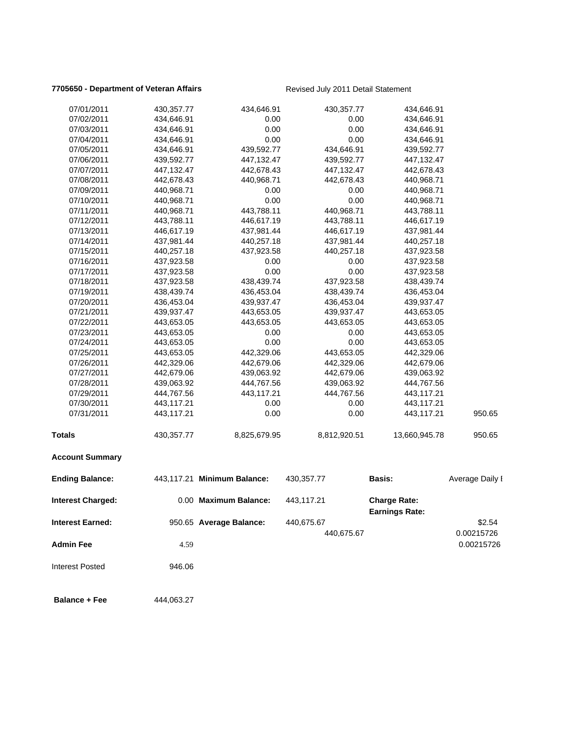**7705650 - Department of Veteran Affairs** Revised July 2011 Detail Statement

| | | | | | |
|---|---|---|---|---|---|
| 07/01/2011 | 430,357.77 | 434,646.91 | 430,357.77 | 434,646.91 | |
| 07/02/2011 | 434,646.91 | 0.00 | 0.00 | 434,646.91 | |
| 07/03/2011 | 434,646.91 | 0.00 | 0.00 | 434,646.91 | |
| 07/04/2011 | 434,646.91 | 0.00 | 0.00 | 434,646.91 | |
| 07/05/2011 | 434,646.91 | 439,592.77 | 434,646.91 | 439,592.77 | |
| 07/06/2011 | 439,592.77 | 447,132.47 | 439,592.77 | 447,132.47 | |
| 07/07/2011 | 447,132.47 | 442,678.43 | 447,132.47 | 442,678.43 | |
| 07/08/2011 | 442,678.43 | 440,968.71 | 442,678.43 | 440,968.71 | |
| 07/09/2011 | 440,968.71 | 0.00 | 0.00 | 440,968.71 | |
| 07/10/2011 | 440,968.71 | 0.00 | 0.00 | 440,968.71 | |
| 07/11/2011 | 440,968.71 | 443,788.11 | 440,968.71 | 443,788.11 | |
| 07/12/2011 | 443,788.11 | 446,617.19 | 443,788.11 | 446,617.19 | |
| 07/13/2011 | 446,617.19 | 437,981.44 | 446,617.19 | 437,981.44 | |
| 07/14/2011 | 437,981.44 | 440,257.18 | 437,981.44 | 440,257.18 | |
| 07/15/2011 | 440,257.18 | 437,923.58 | 440,257.18 | 437,923.58 | |
| 07/16/2011 | 437,923.58 | 0.00 | 0.00 | 437,923.58 | |
| 07/17/2011 | 437,923.58 | 0.00 | 0.00 | 437,923.58 | |
| 07/18/2011 | 437,923.58 | 438,439.74 | 437,923.58 | 438,439.74 | |
| 07/19/2011 | 438,439.74 | 436,453.04 | 438,439.74 | 436,453.04 | |
| 07/20/2011 | 436,453.04 | 439,937.47 | 436,453.04 | 439,937.47 | |
| 07/21/2011 | 439,937.47 | 443,653.05 | 439,937.47 | 443,653.05 | |
| 07/22/2011 | 443,653.05 | 443,653.05 | 443,653.05 | 443,653.05 | |
| 07/23/2011 | 443,653.05 | 0.00 | 0.00 | 443,653.05 | |
| 07/24/2011 | 443,653.05 | 0.00 | 0.00 | 443,653.05 | |
| 07/25/2011 | 443,653.05 | 442,329.06 | 443,653.05 | 442,329.06 | |
| 07/26/2011 | 442,329.06 | 442,679.06 | 442,329.06 | 442,679.06 | |
| 07/27/2011 | 442,679.06 | 439,063.92 | 442,679.06 | 439,063.92 | |
| 07/28/2011 | 439,063.92 | 444,767.56 | 439,063.92 | 444,767.56 | |
| 07/29/2011 | 444,767.56 | 443,117.21 | 444,767.56 | 443,117.21 | |
| 07/30/2011 | 443,117.21 | 0.00 | 0.00 | 443,117.21 | |
| 07/31/2011 | 443,117.21 | 0.00 | 0.00 | 443,117.21 | 950.65 |
| **Totals** | 430,357.77 | 8,825,679.95 | 8,812,920.51 | 13,660,945.78 | 950.65 |

**Account Summary**

| | | | | | |
|---|---|---|---|---|---|
| **Ending Balance:** | 443,117.21 | **Minimum Balance:** | 430,357.77 | **Basis:** | Average Daily I |
| **Interest Charged:** | 0.00 | **Maximum Balance:** | 443,117.21 | **Charge Rate:** | |
| | | | | **Earnings Rate:** | |
| **Interest Earned:** | 950.65 | **Average Balance:** | 440,675.67 | | \$2.54 |
| | | | 440,675.67 | | 0.00215726 |
| **Admin Fee** | 4.59 | | | | 0.00215726 |
| Interest Posted | 946.06 | | | | |
| **Balance + Fee** | 444,063.27 | | | | |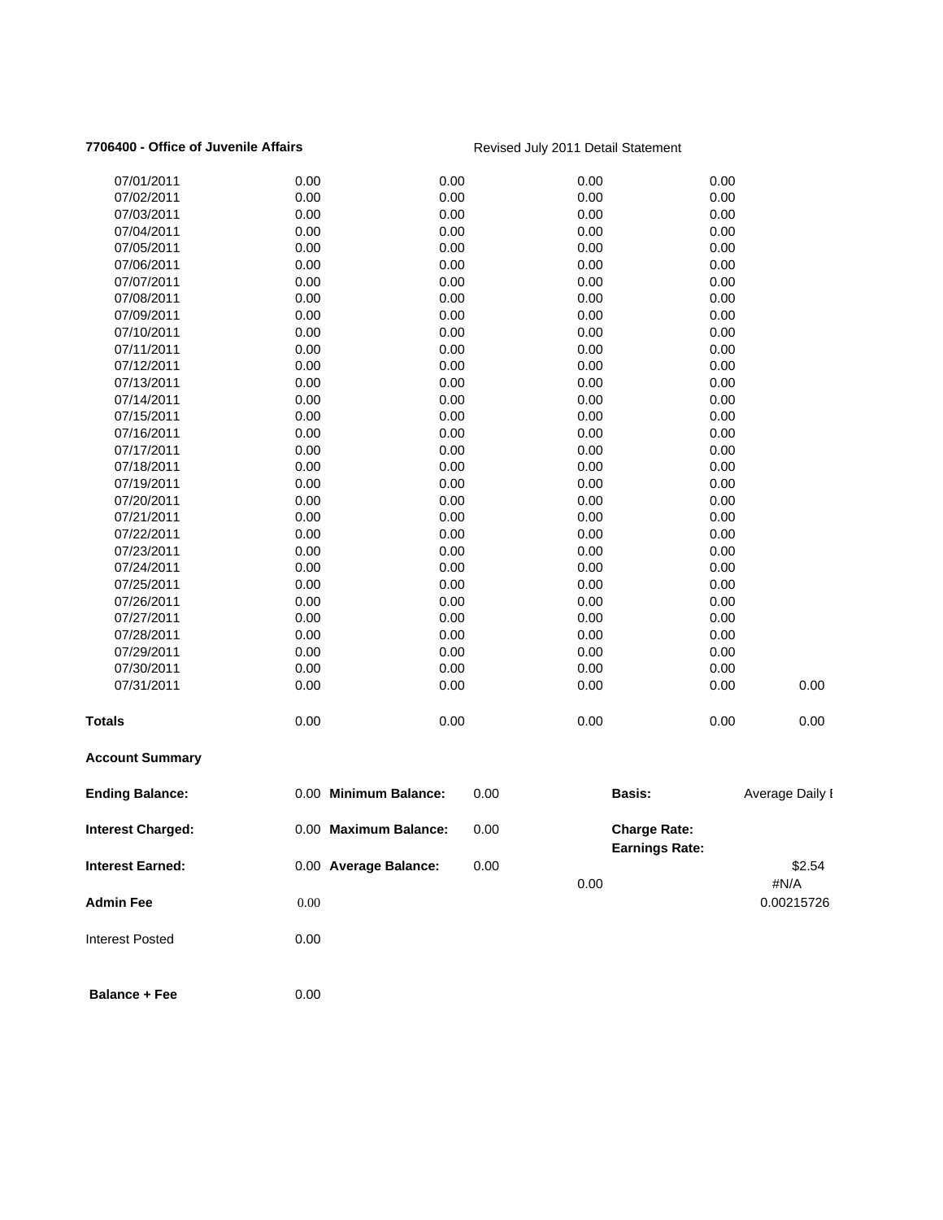**7706400 - Office of Juvenile Affairs**

Revised July 2011 Detail Statement

| | | | | | |
|---|---|---|---|---|---|
| 07/01/2011 | 0.00 | 0.00 | 0.00 | 0.00 | |
| 07/02/2011 | 0.00 | 0.00 | 0.00 | 0.00 | |
| 07/03/2011 | 0.00 | 0.00 | 0.00 | 0.00 | |
| 07/04/2011 | 0.00 | 0.00 | 0.00 | 0.00 | |
| 07/05/2011 | 0.00 | 0.00 | 0.00 | 0.00 | |
| 07/06/2011 | 0.00 | 0.00 | 0.00 | 0.00 | |
| 07/07/2011 | 0.00 | 0.00 | 0.00 | 0.00 | |
| 07/08/2011 | 0.00 | 0.00 | 0.00 | 0.00 | |
| 07/09/2011 | 0.00 | 0.00 | 0.00 | 0.00 | |
| 07/10/2011 | 0.00 | 0.00 | 0.00 | 0.00 | |
| 07/11/2011 | 0.00 | 0.00 | 0.00 | 0.00 | |
| 07/12/2011 | 0.00 | 0.00 | 0.00 | 0.00 | |
| 07/13/2011 | 0.00 | 0.00 | 0.00 | 0.00 | |
| 07/14/2011 | 0.00 | 0.00 | 0.00 | 0.00 | |
| 07/15/2011 | 0.00 | 0.00 | 0.00 | 0.00 | |
| 07/16/2011 | 0.00 | 0.00 | 0.00 | 0.00 | |
| 07/17/2011 | 0.00 | 0.00 | 0.00 | 0.00 | |
| 07/18/2011 | 0.00 | 0.00 | 0.00 | 0.00 | |
| 07/19/2011 | 0.00 | 0.00 | 0.00 | 0.00 | |
| 07/20/2011 | 0.00 | 0.00 | 0.00 | 0.00 | |
| 07/21/2011 | 0.00 | 0.00 | 0.00 | 0.00 | |
| 07/22/2011 | 0.00 | 0.00 | 0.00 | 0.00 | |
| 07/23/2011 | 0.00 | 0.00 | 0.00 | 0.00 | |
| 07/24/2011 | 0.00 | 0.00 | 0.00 | 0.00 | |
| 07/25/2011 | 0.00 | 0.00 | 0.00 | 0.00 | |
| 07/26/2011 | 0.00 | 0.00 | 0.00 | 0.00 | |
| 07/27/2011 | 0.00 | 0.00 | 0.00 | 0.00 | |
| 07/28/2011 | 0.00 | 0.00 | 0.00 | 0.00 | |
| 07/29/2011 | 0.00 | 0.00 | 0.00 | 0.00 | |
| 07/30/2011 | 0.00 | 0.00 | 0.00 | 0.00 | |
| 07/31/2011 | 0.00 | 0.00 | 0.00 | 0.00 | 0.00 |
| **Totals** | 0.00 | 0.00 | 0.00 | 0.00 | 0.00 |

**Account Summary**

| | | | | | |
|---|---|---|---|---|---|
| **Ending Balance:** | 0.00 | **Minimum Balance:** | 0.00 | **Basis:** | Average Daily I |
| **Interest Charged:** | 0.00 | **Maximum Balance:** | 0.00 | **Charge Rate:** | |
| | | | | **Earnings Rate:** | |
| **Interest Earned:** | 0.00 | **Average Balance:** | 0.00 | | $2.54 |
| | | | | 0.00 | #N/A |
| **Admin Fee** | 0.00 | | | | 0.00215726 |
| Interest Posted | 0.00 | | | | |
| **Balance + Fee** | 0.00 | | | | |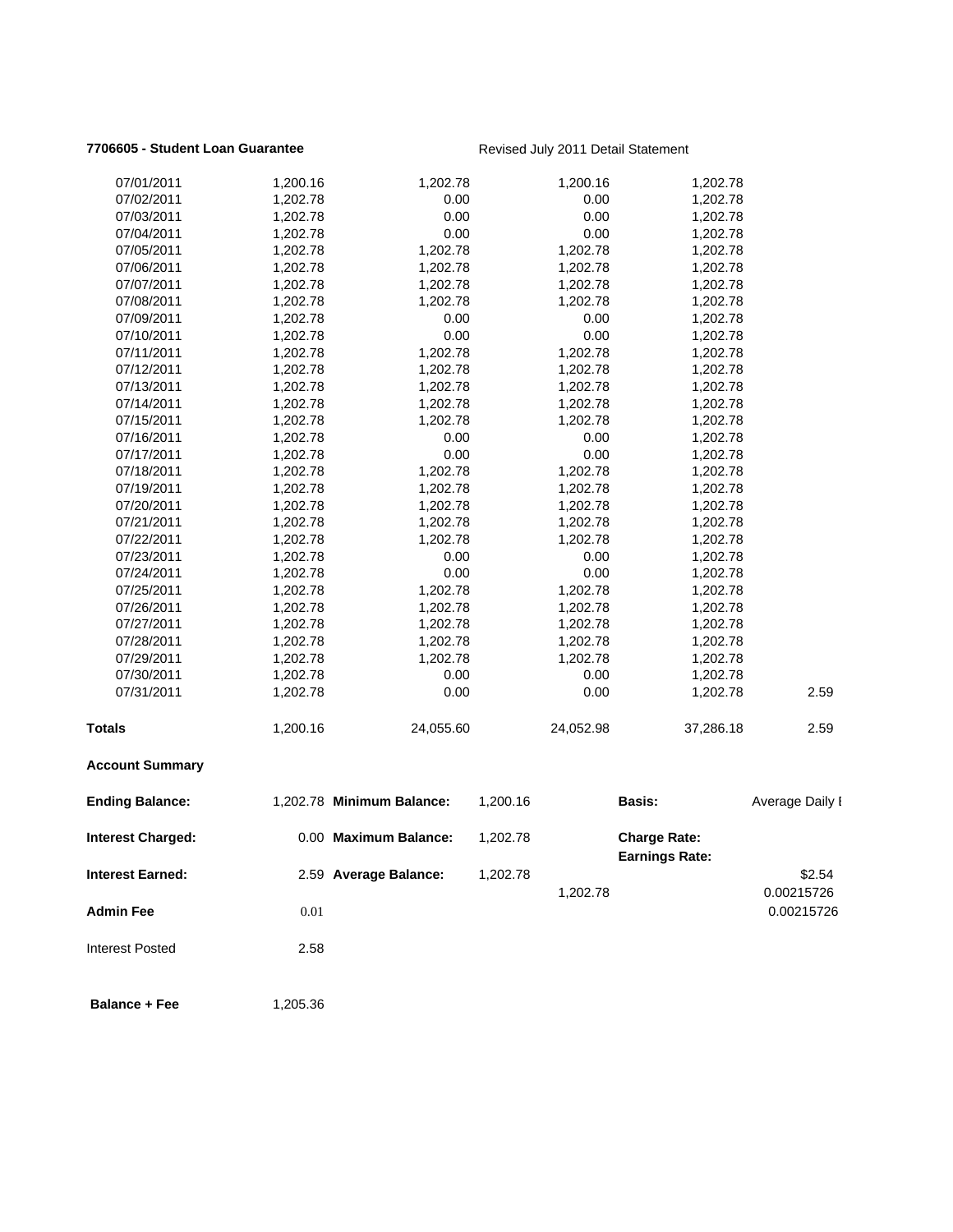**7706605 - Student Loan Guarantee** Revised July 2011 Detail Statement

| | | | | | |
|---|---|---|---|---|---|
| 07/01/2011 | 1,200.16 | 1,202.78 | 1,200.16 | 1,202.78 | |
| 07/02/2011 | 1,202.78 | 0.00 | 0.00 | 1,202.78 | |
| 07/03/2011 | 1,202.78 | 0.00 | 0.00 | 1,202.78 | |
| 07/04/2011 | 1,202.78 | 0.00 | 0.00 | 1,202.78 | |
| 07/05/2011 | 1,202.78 | 1,202.78 | 1,202.78 | 1,202.78 | |
| 07/06/2011 | 1,202.78 | 1,202.78 | 1,202.78 | 1,202.78 | |
| 07/07/2011 | 1,202.78 | 1,202.78 | 1,202.78 | 1,202.78 | |
| 07/08/2011 | 1,202.78 | 1,202.78 | 1,202.78 | 1,202.78 | |
| 07/09/2011 | 1,202.78 | 0.00 | 0.00 | 1,202.78 | |
| 07/10/2011 | 1,202.78 | 0.00 | 0.00 | 1,202.78 | |
| 07/11/2011 | 1,202.78 | 1,202.78 | 1,202.78 | 1,202.78 | |
| 07/12/2011 | 1,202.78 | 1,202.78 | 1,202.78 | 1,202.78 | |
| 07/13/2011 | 1,202.78 | 1,202.78 | 1,202.78 | 1,202.78 | |
| 07/14/2011 | 1,202.78 | 1,202.78 | 1,202.78 | 1,202.78 | |
| 07/15/2011 | 1,202.78 | 1,202.78 | 1,202.78 | 1,202.78 | |
| 07/16/2011 | 1,202.78 | 0.00 | 0.00 | 1,202.78 | |
| 07/17/2011 | 1,202.78 | 0.00 | 0.00 | 1,202.78 | |
| 07/18/2011 | 1,202.78 | 1,202.78 | 1,202.78 | 1,202.78 | |
| 07/19/2011 | 1,202.78 | 1,202.78 | 1,202.78 | 1,202.78 | |
| 07/20/2011 | 1,202.78 | 1,202.78 | 1,202.78 | 1,202.78 | |
| 07/21/2011 | 1,202.78 | 1,202.78 | 1,202.78 | 1,202.78 | |
| 07/22/2011 | 1,202.78 | 1,202.78 | 1,202.78 | 1,202.78 | |
| 07/23/2011 | 1,202.78 | 0.00 | 0.00 | 1,202.78 | |
| 07/24/2011 | 1,202.78 | 0.00 | 0.00 | 1,202.78 | |
| 07/25/2011 | 1,202.78 | 1,202.78 | 1,202.78 | 1,202.78 | |
| 07/26/2011 | 1,202.78 | 1,202.78 | 1,202.78 | 1,202.78 | |
| 07/27/2011 | 1,202.78 | 1,202.78 | 1,202.78 | 1,202.78 | |
| 07/28/2011 | 1,202.78 | 1,202.78 | 1,202.78 | 1,202.78 | |
| 07/29/2011 | 1,202.78 | 1,202.78 | 1,202.78 | 1,202.78 | |
| 07/30/2011 | 1,202.78 | 0.00 | 0.00 | 1,202.78 | |
| 07/31/2011 | 1,202.78 | 0.00 | 0.00 | 1,202.78 | 2.59 |
| **Totals** | 1,200.16 | 24,055.60 | 24,052.98 | 37,286.18 | 2.59 |

**Account Summary**

| | | | | | |
|---|---|---|---|---|---|
| **Ending Balance:** | 1,202.78 | **Minimum Balance:** | 1,200.16 | **Basis:** | Average Daily I |
| **Interest Charged:** | 0.00 | **Maximum Balance:** | 1,202.78 | **Charge Rate:** | |
| | | | | **Earnings Rate:** | |
| **Interest Earned:** | 2.59 | **Average Balance:** | 1,202.78 | | $2.54 |
| | | | 1,202.78 | | 0.00215726 |
| **Admin Fee** | 0.01 | | | | 0.00215726 |
| Interest Posted | 2.58 | | | | |
| **Balance + Fee** | 1,205.36 | | | | |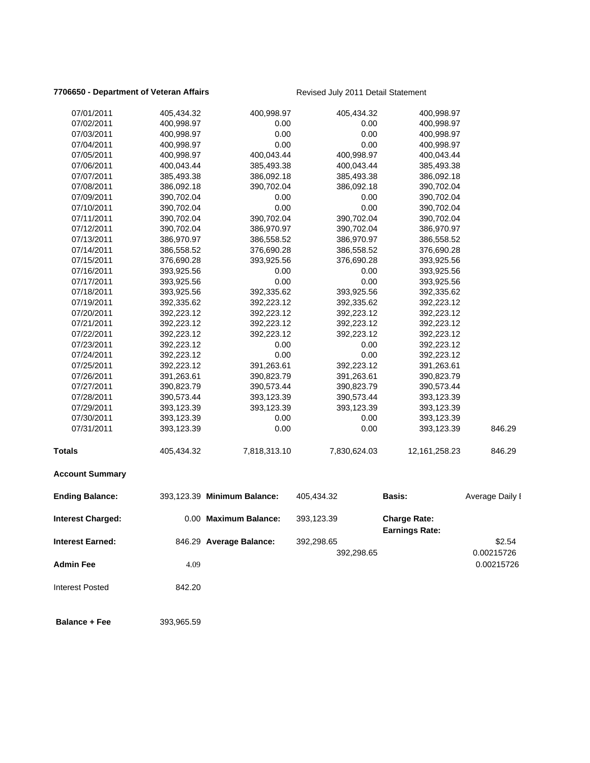**7706650 - Department of Veteran Affairs** Revised July 2011 Detail Statement

| | | | | | |
|---|---|---|---|---|---|
| 07/01/2011 | 405,434.32 | 400,998.97 | 405,434.32 | 400,998.97 | |
| 07/02/2011 | 400,998.97 | 0.00 | 0.00 | 400,998.97 | |
| 07/03/2011 | 400,998.97 | 0.00 | 0.00 | 400,998.97 | |
| 07/04/2011 | 400,998.97 | 0.00 | 0.00 | 400,998.97 | |
| 07/05/2011 | 400,998.97 | 400,043.44 | 400,998.97 | 400,043.44 | |
| 07/06/2011 | 400,043.44 | 385,493.38 | 400,043.44 | 385,493.38 | |
| 07/07/2011 | 385,493.38 | 386,092.18 | 385,493.38 | 386,092.18 | |
| 07/08/2011 | 386,092.18 | 390,702.04 | 386,092.18 | 390,702.04 | |
| 07/09/2011 | 390,702.04 | 0.00 | 0.00 | 390,702.04 | |
| 07/10/2011 | 390,702.04 | 0.00 | 0.00 | 390,702.04 | |
| 07/11/2011 | 390,702.04 | 390,702.04 | 390,702.04 | 390,702.04 | |
| 07/12/2011 | 390,702.04 | 386,970.97 | 390,702.04 | 386,970.97 | |
| 07/13/2011 | 386,970.97 | 386,558.52 | 386,970.97 | 386,558.52 | |
| 07/14/2011 | 386,558.52 | 376,690.28 | 386,558.52 | 376,690.28 | |
| 07/15/2011 | 376,690.28 | 393,925.56 | 376,690.28 | 393,925.56 | |
| 07/16/2011 | 393,925.56 | 0.00 | 0.00 | 393,925.56 | |
| 07/17/2011 | 393,925.56 | 0.00 | 0.00 | 393,925.56 | |
| 07/18/2011 | 393,925.56 | 392,335.62 | 393,925.56 | 392,335.62 | |
| 07/19/2011 | 392,335.62 | 392,223.12 | 392,335.62 | 392,223.12 | |
| 07/20/2011 | 392,223.12 | 392,223.12 | 392,223.12 | 392,223.12 | |
| 07/21/2011 | 392,223.12 | 392,223.12 | 392,223.12 | 392,223.12 | |
| 07/22/2011 | 392,223.12 | 392,223.12 | 392,223.12 | 392,223.12 | |
| 07/23/2011 | 392,223.12 | 0.00 | 0.00 | 392,223.12 | |
| 07/24/2011 | 392,223.12 | 0.00 | 0.00 | 392,223.12 | |
| 07/25/2011 | 392,223.12 | 391,263.61 | 392,223.12 | 391,263.61 | |
| 07/26/2011 | 391,263.61 | 390,823.79 | 391,263.61 | 390,823.79 | |
| 07/27/2011 | 390,823.79 | 390,573.44 | 390,823.79 | 390,573.44 | |
| 07/28/2011 | 390,573.44 | 393,123.39 | 390,573.44 | 393,123.39 | |
| 07/29/2011 | 393,123.39 | 393,123.39 | 393,123.39 | 393,123.39 | |
| 07/30/2011 | 393,123.39 | 0.00 | 0.00 | 393,123.39 | |
| 07/31/2011 | 393,123.39 | 0.00 | 0.00 | 393,123.39 | 846.29 |
| **Totals** | 405,434.32 | 7,818,313.10 | 7,830,624.03 | 12,161,258.23 | 846.29 |

**Account Summary**

| | | | | | |
|---|---|---|---|---|---|
| **Ending Balance:** | 393,123.39 | **Minimum Balance:** | 405,434.32 | **Basis:** | Average Daily I |
| **Interest Charged:** | 0.00 | **Maximum Balance:** | 393,123.39 | **Charge Rate:** | |
| | | | | **Earnings Rate:** | |
| **Interest Earned:** | 846.29 | **Average Balance:** | 392,298.65 | | $2.54 |
| | | | 392,298.65 | | 0.00215726 |
| **Admin Fee** | 4.09 | | | | 0.00215726 |
| Interest Posted | 842.20 | | | | |
| **Balance + Fee** | 393,965.59 | | | | |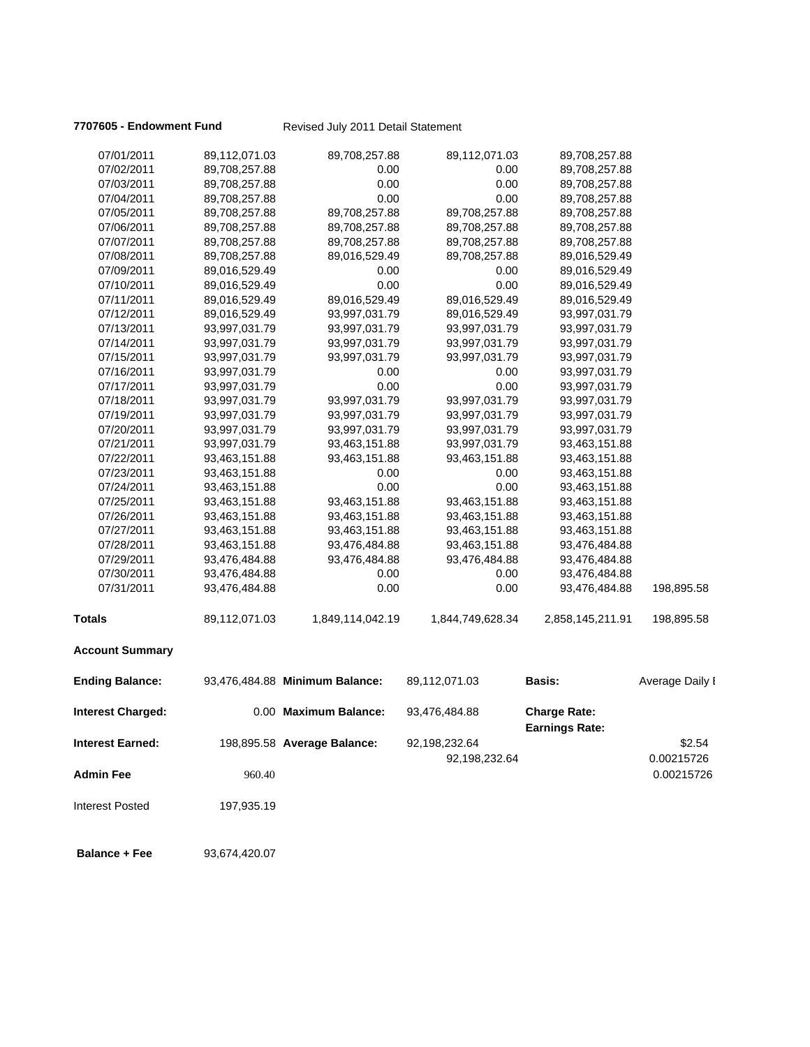**7707605 - Endowment Fund** Revised July 2011 Detail Statement

| | | | | | |
|---|---|---|---|---|---|
| 07/01/2011 | 89,112,071.03 | 89,708,257.88 | 89,112,071.03 | 89,708,257.88 | |
| 07/02/2011 | 89,708,257.88 | 0.00 | 0.00 | 89,708,257.88 | |
| 07/03/2011 | 89,708,257.88 | 0.00 | 0.00 | 89,708,257.88 | |
| 07/04/2011 | 89,708,257.88 | 0.00 | 0.00 | 89,708,257.88 | |
| 07/05/2011 | 89,708,257.88 | 89,708,257.88 | 89,708,257.88 | 89,708,257.88 | |
| 07/06/2011 | 89,708,257.88 | 89,708,257.88 | 89,708,257.88 | 89,708,257.88 | |
| 07/07/2011 | 89,708,257.88 | 89,708,257.88 | 89,708,257.88 | 89,708,257.88 | |
| 07/08/2011 | 89,708,257.88 | 89,016,529.49 | 89,708,257.88 | 89,016,529.49 | |
| 07/09/2011 | 89,016,529.49 | 0.00 | 0.00 | 89,016,529.49 | |
| 07/10/2011 | 89,016,529.49 | 0.00 | 0.00 | 89,016,529.49 | |
| 07/11/2011 | 89,016,529.49 | 89,016,529.49 | 89,016,529.49 | 89,016,529.49 | |
| 07/12/2011 | 89,016,529.49 | 93,997,031.79 | 89,016,529.49 | 93,997,031.79 | |
| 07/13/2011 | 93,997,031.79 | 93,997,031.79 | 93,997,031.79 | 93,997,031.79 | |
| 07/14/2011 | 93,997,031.79 | 93,997,031.79 | 93,997,031.79 | 93,997,031.79 | |
| 07/15/2011 | 93,997,031.79 | 93,997,031.79 | 93,997,031.79 | 93,997,031.79 | |
| 07/16/2011 | 93,997,031.79 | 0.00 | 0.00 | 93,997,031.79 | |
| 07/17/2011 | 93,997,031.79 | 0.00 | 0.00 | 93,997,031.79 | |
| 07/18/2011 | 93,997,031.79 | 93,997,031.79 | 93,997,031.79 | 93,997,031.79 | |
| 07/19/2011 | 93,997,031.79 | 93,997,031.79 | 93,997,031.79 | 93,997,031.79 | |
| 07/20/2011 | 93,997,031.79 | 93,997,031.79 | 93,997,031.79 | 93,997,031.79 | |
| 07/21/2011 | 93,997,031.79 | 93,463,151.88 | 93,997,031.79 | 93,463,151.88 | |
| 07/22/2011 | 93,463,151.88 | 93,463,151.88 | 93,463,151.88 | 93,463,151.88 | |
| 07/23/2011 | 93,463,151.88 | 0.00 | 0.00 | 93,463,151.88 | |
| 07/24/2011 | 93,463,151.88 | 0.00 | 0.00 | 93,463,151.88 | |
| 07/25/2011 | 93,463,151.88 | 93,463,151.88 | 93,463,151.88 | 93,463,151.88 | |
| 07/26/2011 | 93,463,151.88 | 93,463,151.88 | 93,463,151.88 | 93,463,151.88 | |
| 07/27/2011 | 93,463,151.88 | 93,463,151.88 | 93,463,151.88 | 93,463,151.88 | |
| 07/28/2011 | 93,463,151.88 | 93,476,484.88 | 93,463,151.88 | 93,476,484.88 | |
| 07/29/2011 | 93,476,484.88 | 93,476,484.88 | 93,476,484.88 | 93,476,484.88 | |
| 07/30/2011 | 93,476,484.88 | 0.00 | 0.00 | 93,476,484.88 | |
| 07/31/2011 | 93,476,484.88 | 0.00 | 0.00 | 93,476,484.88 | 198,895.58 |
| **Totals** | 89,112,071.03 | 1,849,114,042.19 | 1,844,749,628.34 | 2,858,145,211.91 | 198,895.58 |

**Account Summary**

| | | | | | |
|---|---|---|---|---|---|
| **Ending Balance:** | 93,476,484.88 | **Minimum Balance:** | 89,112,071.03 | **Basis:** | Average Daily I |
| **Interest Charged:** | 0.00 | **Maximum Balance:** | 93,476,484.88 | **Charge Rate:** | |
| | | | | **Earnings Rate:** | |
| **Interest Earned:** | 198,895.58 | **Average Balance:** | 92,198,232.64 | | $2.54 |
| | | | 92,198,232.64 | | 0.00215726 |
| **Admin Fee** | 960.40 | | | | 0.00215726 |
| Interest Posted | 197,935.19 | | | | |
| **Balance + Fee** | 93,674,420.07 | | | | |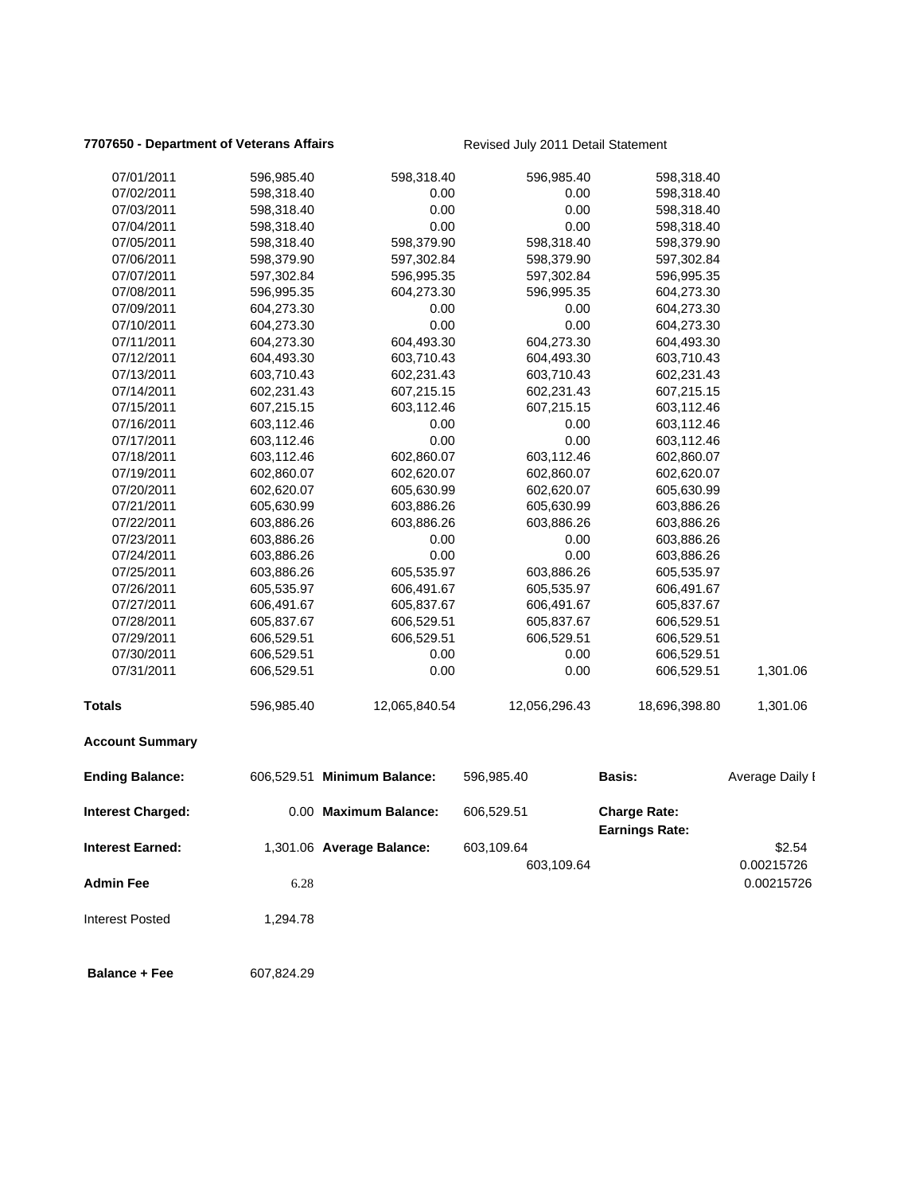**7707650 - Department of Veterans Affairs** Revised July 2011 Detail Statement

| | | | | | |
|---|---|---|---|---|---|
| 07/01/2011 | 596,985.40 | 598,318.40 | 596,985.40 | 598,318.40 | |
| 07/02/2011 | 598,318.40 | 0.00 | 0.00 | 598,318.40 | |
| 07/03/2011 | 598,318.40 | 0.00 | 0.00 | 598,318.40 | |
| 07/04/2011 | 598,318.40 | 0.00 | 0.00 | 598,318.40 | |
| 07/05/2011 | 598,318.40 | 598,379.90 | 598,318.40 | 598,379.90 | |
| 07/06/2011 | 598,379.90 | 597,302.84 | 598,379.90 | 597,302.84 | |
| 07/07/2011 | 597,302.84 | 596,995.35 | 597,302.84 | 596,995.35 | |
| 07/08/2011 | 596,995.35 | 604,273.30 | 596,995.35 | 604,273.30 | |
| 07/09/2011 | 604,273.30 | 0.00 | 0.00 | 604,273.30 | |
| 07/10/2011 | 604,273.30 | 0.00 | 0.00 | 604,273.30 | |
| 07/11/2011 | 604,273.30 | 604,493.30 | 604,273.30 | 604,493.30 | |
| 07/12/2011 | 604,493.30 | 603,710.43 | 604,493.30 | 603,710.43 | |
| 07/13/2011 | 603,710.43 | 602,231.43 | 603,710.43 | 602,231.43 | |
| 07/14/2011 | 602,231.43 | 607,215.15 | 602,231.43 | 607,215.15 | |
| 07/15/2011 | 607,215.15 | 603,112.46 | 607,215.15 | 603,112.46 | |
| 07/16/2011 | 603,112.46 | 0.00 | 0.00 | 603,112.46 | |
| 07/17/2011 | 603,112.46 | 0.00 | 0.00 | 603,112.46 | |
| 07/18/2011 | 603,112.46 | 602,860.07 | 603,112.46 | 602,860.07 | |
| 07/19/2011 | 602,860.07 | 602,620.07 | 602,860.07 | 602,620.07 | |
| 07/20/2011 | 602,620.07 | 605,630.99 | 602,620.07 | 605,630.99 | |
| 07/21/2011 | 605,630.99 | 603,886.26 | 605,630.99 | 603,886.26 | |
| 07/22/2011 | 603,886.26 | 603,886.26 | 603,886.26 | 603,886.26 | |
| 07/23/2011 | 603,886.26 | 0.00 | 0.00 | 603,886.26 | |
| 07/24/2011 | 603,886.26 | 0.00 | 0.00 | 603,886.26 | |
| 07/25/2011 | 603,886.26 | 605,535.97 | 603,886.26 | 605,535.97 | |
| 07/26/2011 | 605,535.97 | 606,491.67 | 605,535.97 | 606,491.67 | |
| 07/27/2011 | 606,491.67 | 605,837.67 | 606,491.67 | 605,837.67 | |
| 07/28/2011 | 605,837.67 | 606,529.51 | 605,837.67 | 606,529.51 | |
| 07/29/2011 | 606,529.51 | 606,529.51 | 606,529.51 | 606,529.51 | |
| 07/30/2011 | 606,529.51 | 0.00 | 0.00 | 606,529.51 | |
| 07/31/2011 | 606,529.51 | 0.00 | 0.00 | 606,529.51 | 1,301.06 |
| **Totals** | 596,985.40 | 12,065,840.54 | 12,056,296.43 | 18,696,398.80 | 1,301.06 |

**Account Summary**

| | | | | | |
|---|---|---|---|---|---|
| **Ending Balance:** | 606,529.51 | **Minimum Balance:** | 596,985.40 | **Basis:** | Average Daily I |
| **Interest Charged:** | 0.00 | **Maximum Balance:** | 606,529.51 | **Charge Rate:** | |
| | | | | **Earnings Rate:** | |
| **Interest Earned:** | 1,301.06 | **Average Balance:** | 603,109.64 | | $2.54 |
| | | | 603,109.64 | | 0.00215726 |
| **Admin Fee** | 6.28 | | | | 0.00215726 |
| Interest Posted | 1,294.78 | | | | |
| **Balance + Fee** | 607,824.29 | | | | |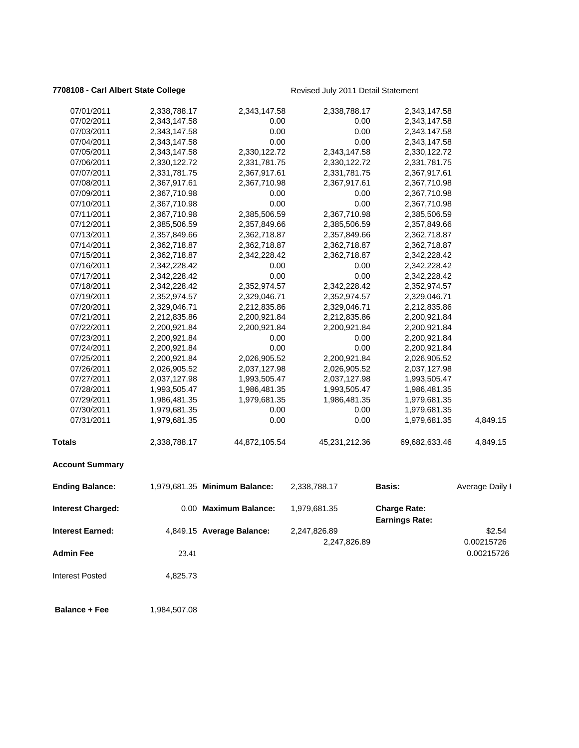**7708108 - Carl Albert State College** Revised July 2011 Detail Statement

| | | | | | |
|---|---|---|---|---|---|
| 07/01/2011 | 2,338,788.17 | 2,343,147.58 | 2,338,788.17 | 2,343,147.58 | |
| 07/02/2011 | 2,343,147.58 | 0.00 | 0.00 | 2,343,147.58 | |
| 07/03/2011 | 2,343,147.58 | 0.00 | 0.00 | 2,343,147.58 | |
| 07/04/2011 | 2,343,147.58 | 0.00 | 0.00 | 2,343,147.58 | |
| 07/05/2011 | 2,343,147.58 | 2,330,122.72 | 2,343,147.58 | 2,330,122.72 | |
| 07/06/2011 | 2,330,122.72 | 2,331,781.75 | 2,330,122.72 | 2,331,781.75 | |
| 07/07/2011 | 2,331,781.75 | 2,367,917.61 | 2,331,781.75 | 2,367,917.61 | |
| 07/08/2011 | 2,367,917.61 | 2,367,710.98 | 2,367,917.61 | 2,367,710.98 | |
| 07/09/2011 | 2,367,710.98 | 0.00 | 0.00 | 2,367,710.98 | |
| 07/10/2011 | 2,367,710.98 | 0.00 | 0.00 | 2,367,710.98 | |
| 07/11/2011 | 2,367,710.98 | 2,385,506.59 | 2,367,710.98 | 2,385,506.59 | |
| 07/12/2011 | 2,385,506.59 | 2,357,849.66 | 2,385,506.59 | 2,357,849.66 | |
| 07/13/2011 | 2,357,849.66 | 2,362,718.87 | 2,357,849.66 | 2,362,718.87 | |
| 07/14/2011 | 2,362,718.87 | 2,362,718.87 | 2,362,718.87 | 2,362,718.87 | |
| 07/15/2011 | 2,362,718.87 | 2,342,228.42 | 2,362,718.87 | 2,342,228.42 | |
| 07/16/2011 | 2,342,228.42 | 0.00 | 0.00 | 2,342,228.42 | |
| 07/17/2011 | 2,342,228.42 | 0.00 | 0.00 | 2,342,228.42 | |
| 07/18/2011 | 2,342,228.42 | 2,352,974.57 | 2,342,228.42 | 2,352,974.57 | |
| 07/19/2011 | 2,352,974.57 | 2,329,046.71 | 2,352,974.57 | 2,329,046.71 | |
| 07/20/2011 | 2,329,046.71 | 2,212,835.86 | 2,329,046.71 | 2,212,835.86 | |
| 07/21/2011 | 2,212,835.86 | 2,200,921.84 | 2,212,835.86 | 2,200,921.84 | |
| 07/22/2011 | 2,200,921.84 | 2,200,921.84 | 2,200,921.84 | 2,200,921.84 | |
| 07/23/2011 | 2,200,921.84 | 0.00 | 0.00 | 2,200,921.84 | |
| 07/24/2011 | 2,200,921.84 | 0.00 | 0.00 | 2,200,921.84 | |
| 07/25/2011 | 2,200,921.84 | 2,026,905.52 | 2,200,921.84 | 2,026,905.52 | |
| 07/26/2011 | 2,026,905.52 | 2,037,127.98 | 2,026,905.52 | 2,037,127.98 | |
| 07/27/2011 | 2,037,127.98 | 1,993,505.47 | 2,037,127.98 | 1,993,505.47 | |
| 07/28/2011 | 1,993,505.47 | 1,986,481.35 | 1,993,505.47 | 1,986,481.35 | |
| 07/29/2011 | 1,986,481.35 | 1,979,681.35 | 1,986,481.35 | 1,979,681.35 | |
| 07/30/2011 | 1,979,681.35 | 0.00 | 0.00 | 1,979,681.35 | |
| 07/31/2011 | 1,979,681.35 | 0.00 | 0.00 | 1,979,681.35 | 4,849.15 |
| **Totals** | 2,338,788.17 | 44,872,105.54 | 45,231,212.36 | 69,682,633.46 | 4,849.15 |

**Account Summary**

| | | | | | |
|---|---|---|---|---|---|
| **Ending Balance:** | 1,979,681.35 | **Minimum Balance:** | 2,338,788.17 | **Basis:** | Average Daily I |
| **Interest Charged:** | 0.00 | **Maximum Balance:** | 1,979,681.35 | **Charge Rate:** | |
| | | | | **Earnings Rate:** | |
| **Interest Earned:** | 4,849.15 | **Average Balance:** | 2,247,826.89 | | $2.54 |
| | | | 2,247,826.89 | | 0.00215726 |
| **Admin Fee** | 23.41 | | | | 0.00215726 |
| Interest Posted | 4,825.73 | | | | |
| **Balance + Fee** | 1,984,507.08 | | | | |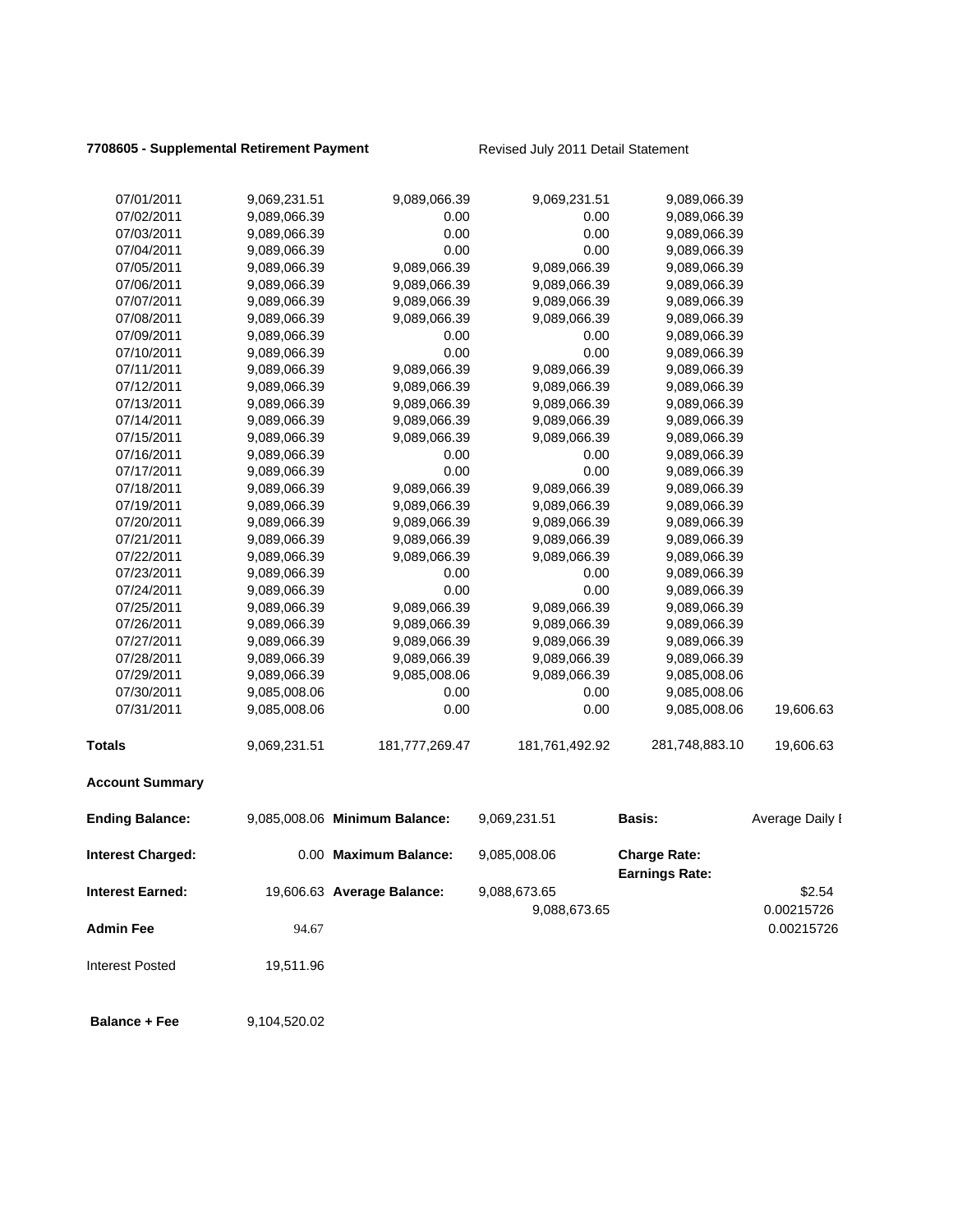**7708605 - Supplemental Retirement Payment** Revised July 2011 Detail Statement

| | | | | | |
|---|---|---|---|---|---|
| 07/01/2011 | 9,069,231.51 | 9,089,066.39 | 9,069,231.51 | 9,089,066.39 | |
| 07/02/2011 | 9,089,066.39 | 0.00 | 0.00 | 9,089,066.39 | |
| 07/03/2011 | 9,089,066.39 | 0.00 | 0.00 | 9,089,066.39 | |
| 07/04/2011 | 9,089,066.39 | 0.00 | 0.00 | 9,089,066.39 | |
| 07/05/2011 | 9,089,066.39 | 9,089,066.39 | 9,089,066.39 | 9,089,066.39 | |
| 07/06/2011 | 9,089,066.39 | 9,089,066.39 | 9,089,066.39 | 9,089,066.39 | |
| 07/07/2011 | 9,089,066.39 | 9,089,066.39 | 9,089,066.39 | 9,089,066.39 | |
| 07/08/2011 | 9,089,066.39 | 9,089,066.39 | 9,089,066.39 | 9,089,066.39 | |
| 07/09/2011 | 9,089,066.39 | 0.00 | 0.00 | 9,089,066.39 | |
| 07/10/2011 | 9,089,066.39 | 0.00 | 0.00 | 9,089,066.39 | |
| 07/11/2011 | 9,089,066.39 | 9,089,066.39 | 9,089,066.39 | 9,089,066.39 | |
| 07/12/2011 | 9,089,066.39 | 9,089,066.39 | 9,089,066.39 | 9,089,066.39 | |
| 07/13/2011 | 9,089,066.39 | 9,089,066.39 | 9,089,066.39 | 9,089,066.39 | |
| 07/14/2011 | 9,089,066.39 | 9,089,066.39 | 9,089,066.39 | 9,089,066.39 | |
| 07/15/2011 | 9,089,066.39 | 9,089,066.39 | 9,089,066.39 | 9,089,066.39 | |
| 07/16/2011 | 9,089,066.39 | 0.00 | 0.00 | 9,089,066.39 | |
| 07/17/2011 | 9,089,066.39 | 0.00 | 0.00 | 9,089,066.39 | |
| 07/18/2011 | 9,089,066.39 | 9,089,066.39 | 9,089,066.39 | 9,089,066.39 | |
| 07/19/2011 | 9,089,066.39 | 9,089,066.39 | 9,089,066.39 | 9,089,066.39 | |
| 07/20/2011 | 9,089,066.39 | 9,089,066.39 | 9,089,066.39 | 9,089,066.39 | |
| 07/21/2011 | 9,089,066.39 | 9,089,066.39 | 9,089,066.39 | 9,089,066.39 | |
| 07/22/2011 | 9,089,066.39 | 9,089,066.39 | 9,089,066.39 | 9,089,066.39 | |
| 07/23/2011 | 9,089,066.39 | 0.00 | 0.00 | 9,089,066.39 | |
| 07/24/2011 | 9,089,066.39 | 0.00 | 0.00 | 9,089,066.39 | |
| 07/25/2011 | 9,089,066.39 | 9,089,066.39 | 9,089,066.39 | 9,089,066.39 | |
| 07/26/2011 | 9,089,066.39 | 9,089,066.39 | 9,089,066.39 | 9,089,066.39 | |
| 07/27/2011 | 9,089,066.39 | 9,089,066.39 | 9,089,066.39 | 9,089,066.39 | |
| 07/28/2011 | 9,089,066.39 | 9,089,066.39 | 9,089,066.39 | 9,089,066.39 | |
| 07/29/2011 | 9,089,066.39 | 9,085,008.06 | 9,089,066.39 | 9,085,008.06 | |
| 07/30/2011 | 9,085,008.06 | 0.00 | 0.00 | 9,085,008.06 | |
| 07/31/2011 | 9,085,008.06 | 0.00 | 0.00 | 9,085,008.06 | 19,606.63 |
| **Totals** | 9,069,231.51 | 181,777,269.47 | 181,761,492.92 | 281,748,883.10 | 19,606.63 |

**Account Summary**

| | | | | | |
|---|---|---|---|---|---|
| **Ending Balance:** | 9,085,008.06 | **Minimum Balance:** | 9,069,231.51 | **Basis:** | Average Daily I |
| **Interest Charged:** | 0.00 | **Maximum Balance:** | 9,085,008.06 | **Charge Rate:** | |
| | | | | **Earnings Rate:** | |
| **Interest Earned:** | 19,606.63 | **Average Balance:** | 9,088,673.65 | | \$2.54 |
| | | | 9,088,673.65 | | 0.00215726 |
| **Admin Fee** | 94.67 | | | | 0.00215726 |
| Interest Posted | 19,511.96 | | | | |
| **Balance + Fee** | 9,104,520.02 | | | | |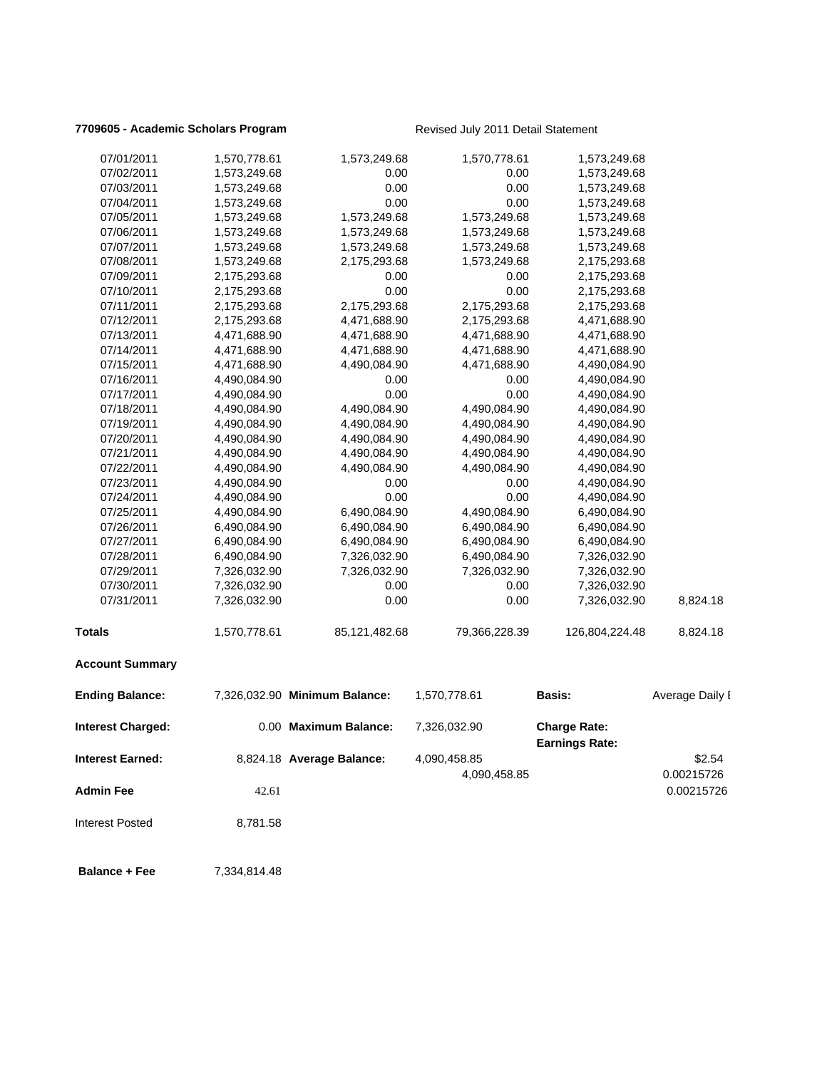**7709605 - Academic Scholars Program** Revised July 2011 Detail Statement

| | | | | | |
|---|---|---|---|---|---|
| 07/01/2011 | 1,570,778.61 | 1,573,249.68 | 1,570,778.61 | 1,573,249.68 | |
| 07/02/2011 | 1,573,249.68 | 0.00 | 0.00 | 1,573,249.68 | |
| 07/03/2011 | 1,573,249.68 | 0.00 | 0.00 | 1,573,249.68 | |
| 07/04/2011 | 1,573,249.68 | 0.00 | 0.00 | 1,573,249.68 | |
| 07/05/2011 | 1,573,249.68 | 1,573,249.68 | 1,573,249.68 | 1,573,249.68 | |
| 07/06/2011 | 1,573,249.68 | 1,573,249.68 | 1,573,249.68 | 1,573,249.68 | |
| 07/07/2011 | 1,573,249.68 | 1,573,249.68 | 1,573,249.68 | 1,573,249.68 | |
| 07/08/2011 | 1,573,249.68 | 2,175,293.68 | 1,573,249.68 | 2,175,293.68 | |
| 07/09/2011 | 2,175,293.68 | 0.00 | 0.00 | 2,175,293.68 | |
| 07/10/2011 | 2,175,293.68 | 0.00 | 0.00 | 2,175,293.68 | |
| 07/11/2011 | 2,175,293.68 | 2,175,293.68 | 2,175,293.68 | 2,175,293.68 | |
| 07/12/2011 | 2,175,293.68 | 4,471,688.90 | 2,175,293.68 | 4,471,688.90 | |
| 07/13/2011 | 4,471,688.90 | 4,471,688.90 | 4,471,688.90 | 4,471,688.90 | |
| 07/14/2011 | 4,471,688.90 | 4,471,688.90 | 4,471,688.90 | 4,471,688.90 | |
| 07/15/2011 | 4,471,688.90 | 4,490,084.90 | 4,471,688.90 | 4,490,084.90 | |
| 07/16/2011 | 4,490,084.90 | 0.00 | 0.00 | 4,490,084.90 | |
| 07/17/2011 | 4,490,084.90 | 0.00 | 0.00 | 4,490,084.90 | |
| 07/18/2011 | 4,490,084.90 | 4,490,084.90 | 4,490,084.90 | 4,490,084.90 | |
| 07/19/2011 | 4,490,084.90 | 4,490,084.90 | 4,490,084.90 | 4,490,084.90 | |
| 07/20/2011 | 4,490,084.90 | 4,490,084.90 | 4,490,084.90 | 4,490,084.90 | |
| 07/21/2011 | 4,490,084.90 | 4,490,084.90 | 4,490,084.90 | 4,490,084.90 | |
| 07/22/2011 | 4,490,084.90 | 4,490,084.90 | 4,490,084.90 | 4,490,084.90 | |
| 07/23/2011 | 4,490,084.90 | 0.00 | 0.00 | 4,490,084.90 | |
| 07/24/2011 | 4,490,084.90 | 0.00 | 0.00 | 4,490,084.90 | |
| 07/25/2011 | 4,490,084.90 | 6,490,084.90 | 4,490,084.90 | 6,490,084.90 | |
| 07/26/2011 | 6,490,084.90 | 6,490,084.90 | 6,490,084.90 | 6,490,084.90 | |
| 07/27/2011 | 6,490,084.90 | 6,490,084.90 | 6,490,084.90 | 6,490,084.90 | |
| 07/28/2011 | 6,490,084.90 | 7,326,032.90 | 6,490,084.90 | 7,326,032.90 | |
| 07/29/2011 | 7,326,032.90 | 7,326,032.90 | 7,326,032.90 | 7,326,032.90 | |
| 07/30/2011 | 7,326,032.90 | 0.00 | 0.00 | 7,326,032.90 | |
| 07/31/2011 | 7,326,032.90 | 0.00 | 0.00 | 7,326,032.90 | 8,824.18 |
| **Totals** | 1,570,778.61 | 85,121,482.68 | 79,366,228.39 | 126,804,224.48 | 8,824.18 |

**Account Summary**

| | | | | | |
|---|---|---|---|---|---|
| **Ending Balance:** | 7,326,032.90 | **Minimum Balance:** | 1,570,778.61 | **Basis:** | Average Daily I |
| **Interest Charged:** | 0.00 | **Maximum Balance:** | 7,326,032.90 | **Charge Rate:** | |
| | | | | **Earnings Rate:** | |
| **Interest Earned:** | 8,824.18 | **Average Balance:** | 4,090,458.85 | | $2.54 |
| | | | 4,090,458.85 | | 0.00215726 |
| **Admin Fee** | 42.61 | | | | 0.00215726 |
| Interest Posted | 8,781.58 | | | | |
| **Balance + Fee** | 7,334,814.48 | | | | |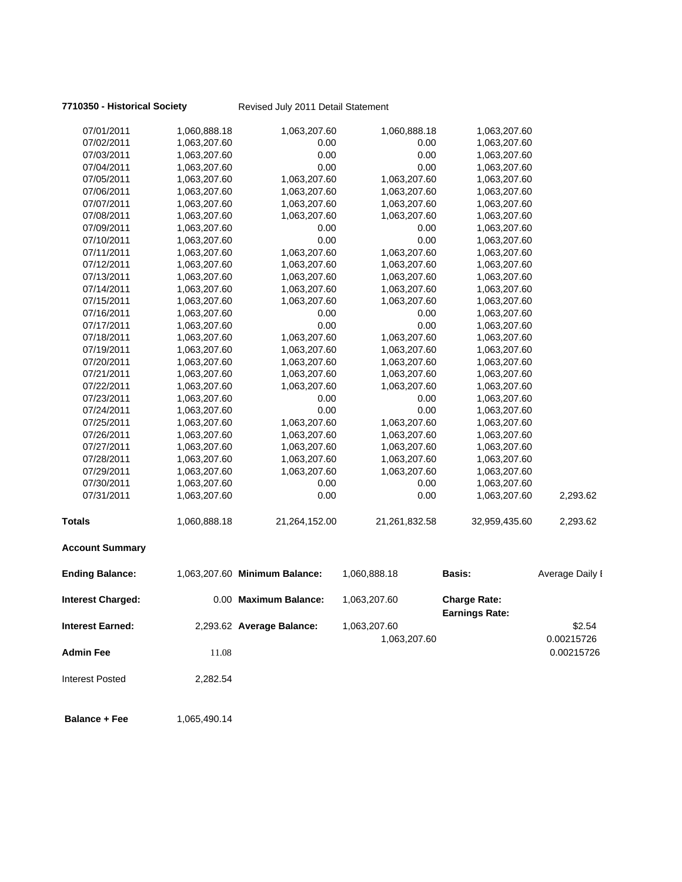**7710350 - Historical Society** Revised July 2011 Detail Statement

| | | | | | |
|---|---|---|---|---|---|
| 07/01/2011 | 1,060,888.18 | 1,063,207.60 | 1,060,888.18 | 1,063,207.60 | |
| 07/02/2011 | 1,063,207.60 | 0.00 | 0.00 | 1,063,207.60 | |
| 07/03/2011 | 1,063,207.60 | 0.00 | 0.00 | 1,063,207.60 | |
| 07/04/2011 | 1,063,207.60 | 0.00 | 0.00 | 1,063,207.60 | |
| 07/05/2011 | 1,063,207.60 | 1,063,207.60 | 1,063,207.60 | 1,063,207.60 | |
| 07/06/2011 | 1,063,207.60 | 1,063,207.60 | 1,063,207.60 | 1,063,207.60 | |
| 07/07/2011 | 1,063,207.60 | 1,063,207.60 | 1,063,207.60 | 1,063,207.60 | |
| 07/08/2011 | 1,063,207.60 | 1,063,207.60 | 1,063,207.60 | 1,063,207.60 | |
| 07/09/2011 | 1,063,207.60 | 0.00 | 0.00 | 1,063,207.60 | |
| 07/10/2011 | 1,063,207.60 | 0.00 | 0.00 | 1,063,207.60 | |
| 07/11/2011 | 1,063,207.60 | 1,063,207.60 | 1,063,207.60 | 1,063,207.60 | |
| 07/12/2011 | 1,063,207.60 | 1,063,207.60 | 1,063,207.60 | 1,063,207.60 | |
| 07/13/2011 | 1,063,207.60 | 1,063,207.60 | 1,063,207.60 | 1,063,207.60 | |
| 07/14/2011 | 1,063,207.60 | 1,063,207.60 | 1,063,207.60 | 1,063,207.60 | |
| 07/15/2011 | 1,063,207.60 | 1,063,207.60 | 1,063,207.60 | 1,063,207.60 | |
| 07/16/2011 | 1,063,207.60 | 0.00 | 0.00 | 1,063,207.60 | |
| 07/17/2011 | 1,063,207.60 | 0.00 | 0.00 | 1,063,207.60 | |
| 07/18/2011 | 1,063,207.60 | 1,063,207.60 | 1,063,207.60 | 1,063,207.60 | |
| 07/19/2011 | 1,063,207.60 | 1,063,207.60 | 1,063,207.60 | 1,063,207.60 | |
| 07/20/2011 | 1,063,207.60 | 1,063,207.60 | 1,063,207.60 | 1,063,207.60 | |
| 07/21/2011 | 1,063,207.60 | 1,063,207.60 | 1,063,207.60 | 1,063,207.60 | |
| 07/22/2011 | 1,063,207.60 | 1,063,207.60 | 1,063,207.60 | 1,063,207.60 | |
| 07/23/2011 | 1,063,207.60 | 0.00 | 0.00 | 1,063,207.60 | |
| 07/24/2011 | 1,063,207.60 | 0.00 | 0.00 | 1,063,207.60 | |
| 07/25/2011 | 1,063,207.60 | 1,063,207.60 | 1,063,207.60 | 1,063,207.60 | |
| 07/26/2011 | 1,063,207.60 | 1,063,207.60 | 1,063,207.60 | 1,063,207.60 | |
| 07/27/2011 | 1,063,207.60 | 1,063,207.60 | 1,063,207.60 | 1,063,207.60 | |
| 07/28/2011 | 1,063,207.60 | 1,063,207.60 | 1,063,207.60 | 1,063,207.60 | |
| 07/29/2011 | 1,063,207.60 | 1,063,207.60 | 1,063,207.60 | 1,063,207.60 | |
| 07/30/2011 | 1,063,207.60 | 0.00 | 0.00 | 1,063,207.60 | |
| 07/31/2011 | 1,063,207.60 | 0.00 | 0.00 | 1,063,207.60 | 2,293.62 |
| **Totals** | 1,060,888.18 | 21,264,152.00 | 21,261,832.58 | 32,959,435.60 | 2,293.62 |

**Account Summary**

| | | | | | |
|---|---|---|---|---|---|
| **Ending Balance:** | 1,063,207.60 | **Minimum Balance:** | 1,060,888.18 | **Basis:** | Average Daily I |
| **Interest Charged:** | 0.00 | **Maximum Balance:** | 1,063,207.60 | **Charge Rate:** | |
| | | | | **Earnings Rate:** | |
| **Interest Earned:** | 2,293.62 | **Average Balance:** | 1,063,207.60 | | $2.54 |
| | | | 1,063,207.60 | | 0.00215726 |
| **Admin Fee** | 11.08 | | | | 0.00215726 |
| Interest Posted | 2,282.54 | | | | |
| **Balance + Fee** | 1,065,490.14 | | | | |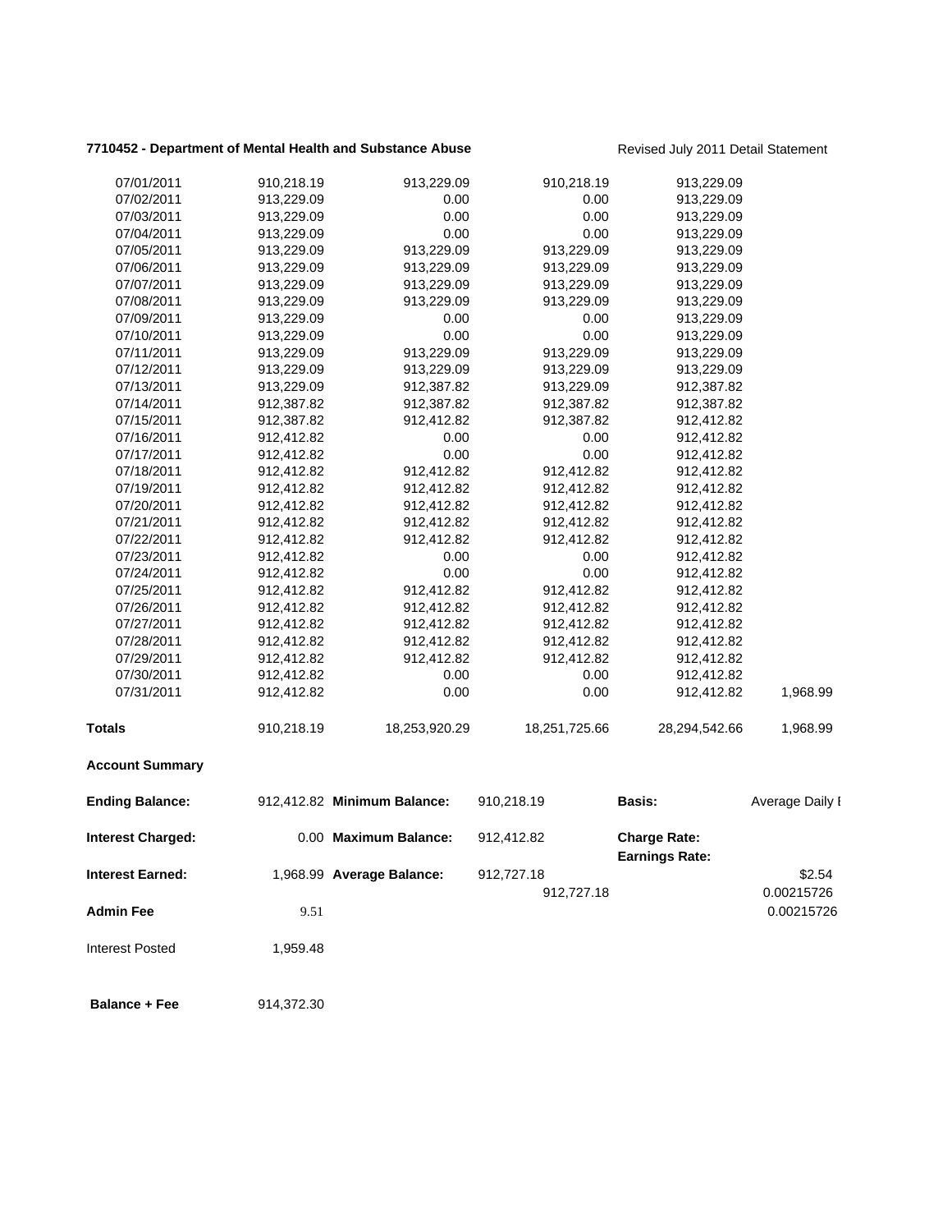**7710452 - Department of Mental Health and Substance Abuse** Revised July 2011 Detail Statement

| | | | | | |
|---|---|---|---|---|---|
| 07/01/2011 | 910,218.19 | 913,229.09 | 910,218.19 | 913,229.09 | |
| 07/02/2011 | 913,229.09 | 0.00 | 0.00 | 913,229.09 | |
| 07/03/2011 | 913,229.09 | 0.00 | 0.00 | 913,229.09 | |
| 07/04/2011 | 913,229.09 | 0.00 | 0.00 | 913,229.09 | |
| 07/05/2011 | 913,229.09 | 913,229.09 | 913,229.09 | 913,229.09 | |
| 07/06/2011 | 913,229.09 | 913,229.09 | 913,229.09 | 913,229.09 | |
| 07/07/2011 | 913,229.09 | 913,229.09 | 913,229.09 | 913,229.09 | |
| 07/08/2011 | 913,229.09 | 913,229.09 | 913,229.09 | 913,229.09 | |
| 07/09/2011 | 913,229.09 | 0.00 | 0.00 | 913,229.09 | |
| 07/10/2011 | 913,229.09 | 0.00 | 0.00 | 913,229.09 | |
| 07/11/2011 | 913,229.09 | 913,229.09 | 913,229.09 | 913,229.09 | |
| 07/12/2011 | 913,229.09 | 913,229.09 | 913,229.09 | 913,229.09 | |
| 07/13/2011 | 913,229.09 | 912,387.82 | 913,229.09 | 912,387.82 | |
| 07/14/2011 | 912,387.82 | 912,387.82 | 912,387.82 | 912,387.82 | |
| 07/15/2011 | 912,387.82 | 912,412.82 | 912,387.82 | 912,412.82 | |
| 07/16/2011 | 912,412.82 | 0.00 | 0.00 | 912,412.82 | |
| 07/17/2011 | 912,412.82 | 0.00 | 0.00 | 912,412.82 | |
| 07/18/2011 | 912,412.82 | 912,412.82 | 912,412.82 | 912,412.82 | |
| 07/19/2011 | 912,412.82 | 912,412.82 | 912,412.82 | 912,412.82 | |
| 07/20/2011 | 912,412.82 | 912,412.82 | 912,412.82 | 912,412.82 | |
| 07/21/2011 | 912,412.82 | 912,412.82 | 912,412.82 | 912,412.82 | |
| 07/22/2011 | 912,412.82 | 912,412.82 | 912,412.82 | 912,412.82 | |
| 07/23/2011 | 912,412.82 | 0.00 | 0.00 | 912,412.82 | |
| 07/24/2011 | 912,412.82 | 0.00 | 0.00 | 912,412.82 | |
| 07/25/2011 | 912,412.82 | 912,412.82 | 912,412.82 | 912,412.82 | |
| 07/26/2011 | 912,412.82 | 912,412.82 | 912,412.82 | 912,412.82 | |
| 07/27/2011 | 912,412.82 | 912,412.82 | 912,412.82 | 912,412.82 | |
| 07/28/2011 | 912,412.82 | 912,412.82 | 912,412.82 | 912,412.82 | |
| 07/29/2011 | 912,412.82 | 912,412.82 | 912,412.82 | 912,412.82 | |
| 07/30/2011 | 912,412.82 | 0.00 | 0.00 | 912,412.82 | |
| 07/31/2011 | 912,412.82 | 0.00 | 0.00 | 912,412.82 | 1,968.99 |
| **Totals** | 910,218.19 | 18,253,920.29 | 18,251,725.66 | 28,294,542.66 | 1,968.99 |

**Account Summary**

| | | | | | |
|---|---|---|---|---|---|
| **Ending Balance:** | 912,412.82 | **Minimum Balance:** | 910,218.19 | **Basis:** | Average Daily I |
| **Interest Charged:** | 0.00 | **Maximum Balance:** | 912,412.82 | **Charge Rate:** | |
| | | | | **Earnings Rate:** | |
| **Interest Earned:** | 1,968.99 | **Average Balance:** | 912,727.18 | | \$2.54 |
| | | | 912,727.18 | | 0.00215726 |
| **Admin Fee** | 9.51 | | | | 0.00215726 |
| Interest Posted | 1,959.48 | | | | |
| **Balance + Fee** | 914,372.30 | | | | |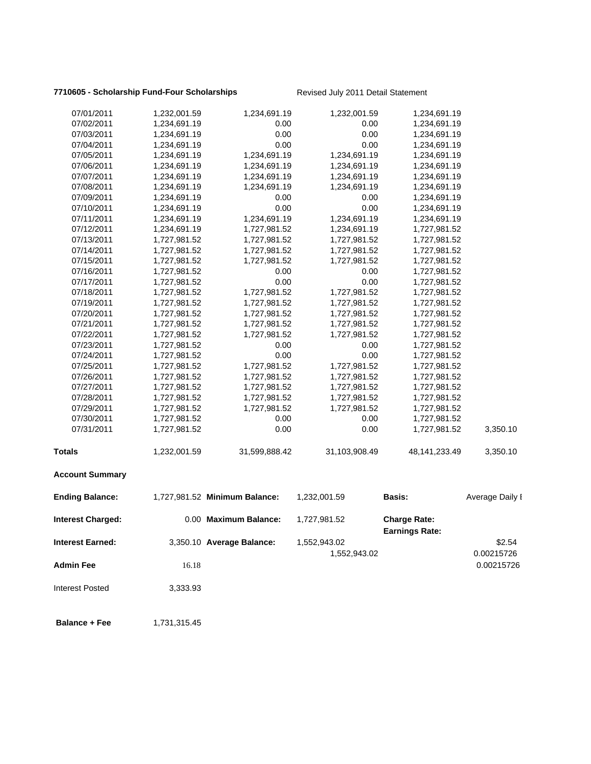**7710605 - Scholarship Fund-Four Scholarships** Revised July 2011 Detail Statement

| | | | | | |
|---|---|---|---|---|---|
| 07/01/2011 | 1,232,001.59 | 1,234,691.19 | 1,232,001.59 | 1,234,691.19 | |
| 07/02/2011 | 1,234,691.19 | 0.00 | 0.00 | 1,234,691.19 | |
| 07/03/2011 | 1,234,691.19 | 0.00 | 0.00 | 1,234,691.19 | |
| 07/04/2011 | 1,234,691.19 | 0.00 | 0.00 | 1,234,691.19 | |
| 07/05/2011 | 1,234,691.19 | 1,234,691.19 | 1,234,691.19 | 1,234,691.19 | |
| 07/06/2011 | 1,234,691.19 | 1,234,691.19 | 1,234,691.19 | 1,234,691.19 | |
| 07/07/2011 | 1,234,691.19 | 1,234,691.19 | 1,234,691.19 | 1,234,691.19 | |
| 07/08/2011 | 1,234,691.19 | 1,234,691.19 | 1,234,691.19 | 1,234,691.19 | |
| 07/09/2011 | 1,234,691.19 | 0.00 | 0.00 | 1,234,691.19 | |
| 07/10/2011 | 1,234,691.19 | 0.00 | 0.00 | 1,234,691.19 | |
| 07/11/2011 | 1,234,691.19 | 1,234,691.19 | 1,234,691.19 | 1,234,691.19 | |
| 07/12/2011 | 1,234,691.19 | 1,727,981.52 | 1,234,691.19 | 1,727,981.52 | |
| 07/13/2011 | 1,727,981.52 | 1,727,981.52 | 1,727,981.52 | 1,727,981.52 | |
| 07/14/2011 | 1,727,981.52 | 1,727,981.52 | 1,727,981.52 | 1,727,981.52 | |
| 07/15/2011 | 1,727,981.52 | 1,727,981.52 | 1,727,981.52 | 1,727,981.52 | |
| 07/16/2011 | 1,727,981.52 | 0.00 | 0.00 | 1,727,981.52 | |
| 07/17/2011 | 1,727,981.52 | 0.00 | 0.00 | 1,727,981.52 | |
| 07/18/2011 | 1,727,981.52 | 1,727,981.52 | 1,727,981.52 | 1,727,981.52 | |
| 07/19/2011 | 1,727,981.52 | 1,727,981.52 | 1,727,981.52 | 1,727,981.52 | |
| 07/20/2011 | 1,727,981.52 | 1,727,981.52 | 1,727,981.52 | 1,727,981.52 | |
| 07/21/2011 | 1,727,981.52 | 1,727,981.52 | 1,727,981.52 | 1,727,981.52 | |
| 07/22/2011 | 1,727,981.52 | 1,727,981.52 | 1,727,981.52 | 1,727,981.52 | |
| 07/23/2011 | 1,727,981.52 | 0.00 | 0.00 | 1,727,981.52 | |
| 07/24/2011 | 1,727,981.52 | 0.00 | 0.00 | 1,727,981.52 | |
| 07/25/2011 | 1,727,981.52 | 1,727,981.52 | 1,727,981.52 | 1,727,981.52 | |
| 07/26/2011 | 1,727,981.52 | 1,727,981.52 | 1,727,981.52 | 1,727,981.52 | |
| 07/27/2011 | 1,727,981.52 | 1,727,981.52 | 1,727,981.52 | 1,727,981.52 | |
| 07/28/2011 | 1,727,981.52 | 1,727,981.52 | 1,727,981.52 | 1,727,981.52 | |
| 07/29/2011 | 1,727,981.52 | 1,727,981.52 | 1,727,981.52 | 1,727,981.52 | |
| 07/30/2011 | 1,727,981.52 | 0.00 | 0.00 | 1,727,981.52 | |
| 07/31/2011 | 1,727,981.52 | 0.00 | 0.00 | 1,727,981.52 | 3,350.10 |
| **Totals** | 1,232,001.59 | 31,599,888.42 | 31,103,908.49 | 48,141,233.49 | 3,350.10 |

**Account Summary**

| | | | | | |
|---|---|---|---|---|---|
| **Ending Balance:** | 1,727,981.52 | **Minimum Balance:** | 1,232,001.59 | **Basis:** | Average Daily I |
| **Interest Charged:** | 0.00 | **Maximum Balance:** | 1,727,981.52 | **Charge Rate:** | |
| | | | | **Earnings Rate:** | |
| **Interest Earned:** | 3,350.10 | **Average Balance:** | 1,552,943.02 | | \$2.54 |
| | | | 1,552,943.02 | | 0.00215726 |
| **Admin Fee** | 16.18 | | | | 0.00215726 |
| Interest Posted | 3,333.93 | | | | |
| **Balance + Fee** | 1,731,315.45 | | | | |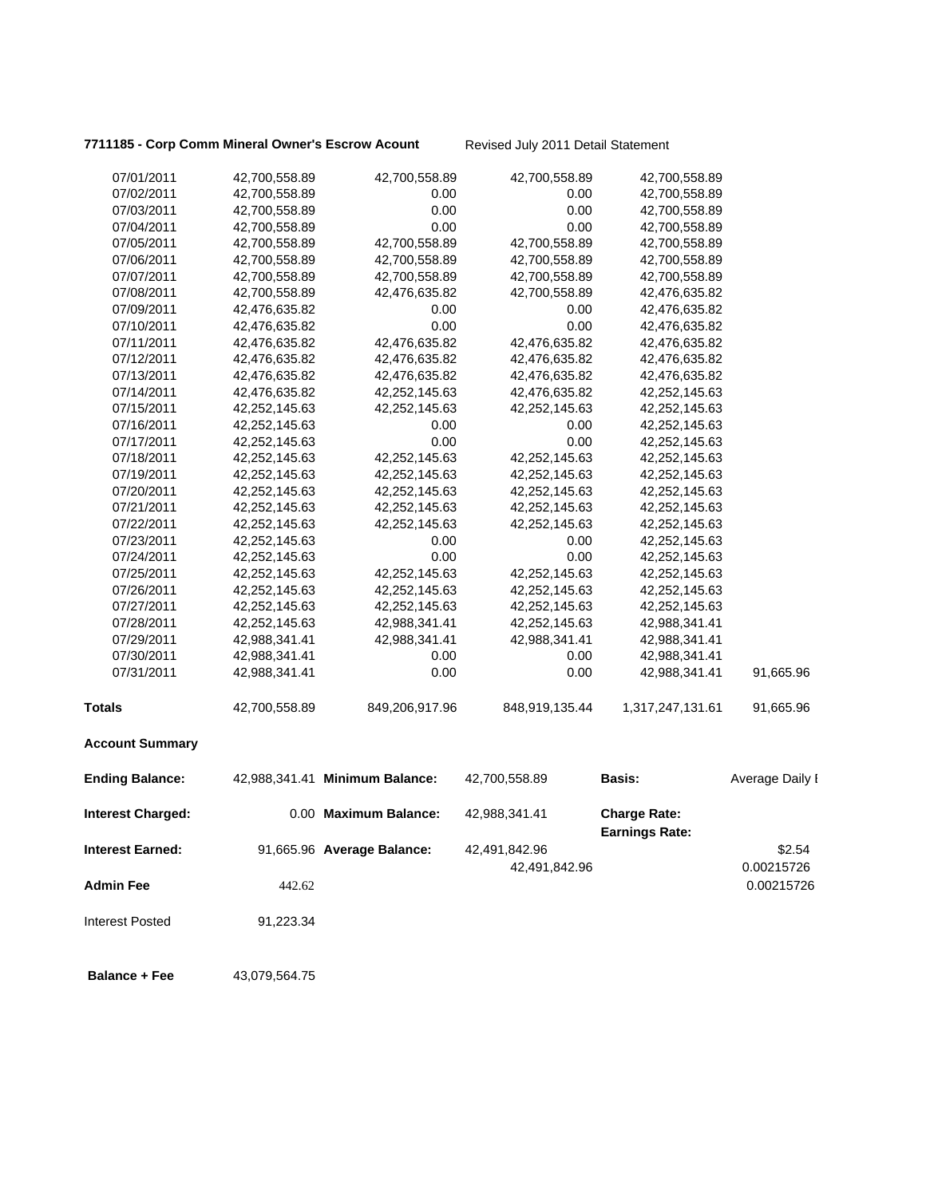**7711185 - Corp Comm Mineral Owner's Escrow Acount** Revised July 2011 Detail Statement

| | | | | | |
|---|---|---|---|---|---|
| 07/01/2011 | 42,700,558.89 | 42,700,558.89 | 42,700,558.89 | 42,700,558.89 | |
| 07/02/2011 | 42,700,558.89 | 0.00 | 0.00 | 42,700,558.89 | |
| 07/03/2011 | 42,700,558.89 | 0.00 | 0.00 | 42,700,558.89 | |
| 07/04/2011 | 42,700,558.89 | 0.00 | 0.00 | 42,700,558.89 | |
| 07/05/2011 | 42,700,558.89 | 42,700,558.89 | 42,700,558.89 | 42,700,558.89 | |
| 07/06/2011 | 42,700,558.89 | 42,700,558.89 | 42,700,558.89 | 42,700,558.89 | |
| 07/07/2011 | 42,700,558.89 | 42,700,558.89 | 42,700,558.89 | 42,700,558.89 | |
| 07/08/2011 | 42,700,558.89 | 42,476,635.82 | 42,700,558.89 | 42,476,635.82 | |
| 07/09/2011 | 42,476,635.82 | 0.00 | 0.00 | 42,476,635.82 | |
| 07/10/2011 | 42,476,635.82 | 0.00 | 0.00 | 42,476,635.82 | |
| 07/11/2011 | 42,476,635.82 | 42,476,635.82 | 42,476,635.82 | 42,476,635.82 | |
| 07/12/2011 | 42,476,635.82 | 42,476,635.82 | 42,476,635.82 | 42,476,635.82 | |
| 07/13/2011 | 42,476,635.82 | 42,476,635.82 | 42,476,635.82 | 42,476,635.82 | |
| 07/14/2011 | 42,476,635.82 | 42,252,145.63 | 42,476,635.82 | 42,252,145.63 | |
| 07/15/2011 | 42,252,145.63 | 42,252,145.63 | 42,252,145.63 | 42,252,145.63 | |
| 07/16/2011 | 42,252,145.63 | 0.00 | 0.00 | 42,252,145.63 | |
| 07/17/2011 | 42,252,145.63 | 0.00 | 0.00 | 42,252,145.63 | |
| 07/18/2011 | 42,252,145.63 | 42,252,145.63 | 42,252,145.63 | 42,252,145.63 | |
| 07/19/2011 | 42,252,145.63 | 42,252,145.63 | 42,252,145.63 | 42,252,145.63 | |
| 07/20/2011 | 42,252,145.63 | 42,252,145.63 | 42,252,145.63 | 42,252,145.63 | |
| 07/21/2011 | 42,252,145.63 | 42,252,145.63 | 42,252,145.63 | 42,252,145.63 | |
| 07/22/2011 | 42,252,145.63 | 42,252,145.63 | 42,252,145.63 | 42,252,145.63 | |
| 07/23/2011 | 42,252,145.63 | 0.00 | 0.00 | 42,252,145.63 | |
| 07/24/2011 | 42,252,145.63 | 0.00 | 0.00 | 42,252,145.63 | |
| 07/25/2011 | 42,252,145.63 | 42,252,145.63 | 42,252,145.63 | 42,252,145.63 | |
| 07/26/2011 | 42,252,145.63 | 42,252,145.63 | 42,252,145.63 | 42,252,145.63 | |
| 07/27/2011 | 42,252,145.63 | 42,252,145.63 | 42,252,145.63 | 42,252,145.63 | |
| 07/28/2011 | 42,252,145.63 | 42,988,341.41 | 42,252,145.63 | 42,988,341.41 | |
| 07/29/2011 | 42,988,341.41 | 42,988,341.41 | 42,988,341.41 | 42,988,341.41 | |
| 07/30/2011 | 42,988,341.41 | 0.00 | 0.00 | 42,988,341.41 | |
| 07/31/2011 | 42,988,341.41 | 0.00 | 0.00 | 42,988,341.41 | 91,665.96 |
| **Totals** | 42,700,558.89 | 849,206,917.96 | 848,919,135.44 | 1,317,247,131.61 | 91,665.96 |

**Account Summary**

| | | | | | |
|---|---|---|---|---|---|
| **Ending Balance:** | 42,988,341.41 | **Minimum Balance:** | 42,700,558.89 | **Basis:** | Average Daily I |
| **Interest Charged:** | 0.00 | **Maximum Balance:** | 42,988,341.41 | **Charge Rate:** | |
| | | | | **Earnings Rate:** | |
| **Interest Earned:** | 91,665.96 | **Average Balance:** | 42,491,842.96 | | $2.54 |
| | | | 42,491,842.96 | | 0.00215726 |
| **Admin Fee** | 442.62 | | | | 0.00215726 |
| Interest Posted | 91,223.34 | | | | |
| **Balance + Fee** | 43,079,564.75 | | | | |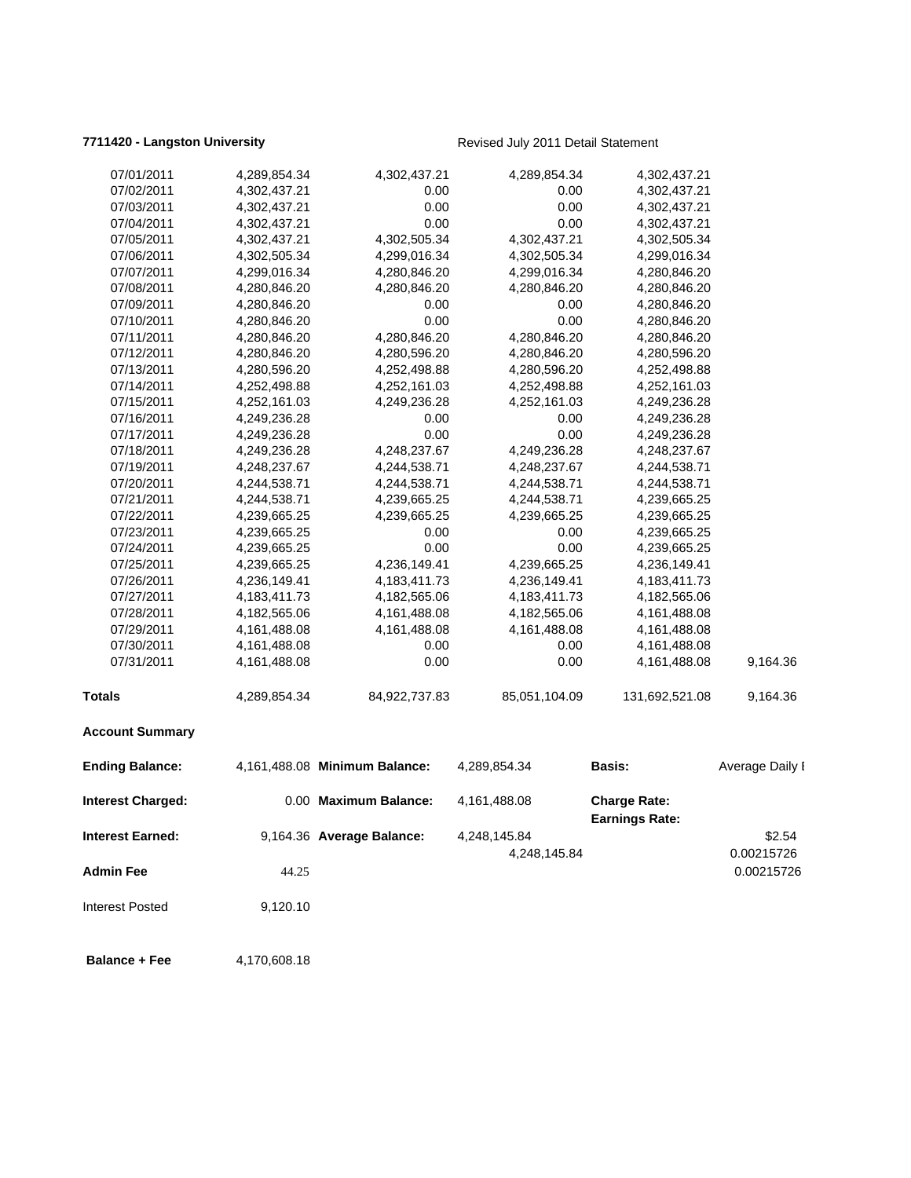**7711420 - Langston University** Revised July 2011 Detail Statement

| | | | | | |
|---|---|---|---|---|---|
| 07/01/2011 | 4,289,854.34 | 4,302,437.21 | 4,289,854.34 | 4,302,437.21 | |
| 07/02/2011 | 4,302,437.21 | 0.00 | 0.00 | 4,302,437.21 | |
| 07/03/2011 | 4,302,437.21 | 0.00 | 0.00 | 4,302,437.21 | |
| 07/04/2011 | 4,302,437.21 | 0.00 | 0.00 | 4,302,437.21 | |
| 07/05/2011 | 4,302,437.21 | 4,302,505.34 | 4,302,437.21 | 4,302,505.34 | |
| 07/06/2011 | 4,302,505.34 | 4,299,016.34 | 4,302,505.34 | 4,299,016.34 | |
| 07/07/2011 | 4,299,016.34 | 4,280,846.20 | 4,299,016.34 | 4,280,846.20 | |
| 07/08/2011 | 4,280,846.20 | 4,280,846.20 | 4,280,846.20 | 4,280,846.20 | |
| 07/09/2011 | 4,280,846.20 | 0.00 | 0.00 | 4,280,846.20 | |
| 07/10/2011 | 4,280,846.20 | 0.00 | 0.00 | 4,280,846.20 | |
| 07/11/2011 | 4,280,846.20 | 4,280,846.20 | 4,280,846.20 | 4,280,846.20 | |
| 07/12/2011 | 4,280,846.20 | 4,280,596.20 | 4,280,846.20 | 4,280,596.20 | |
| 07/13/2011 | 4,280,596.20 | 4,252,498.88 | 4,280,596.20 | 4,252,498.88 | |
| 07/14/2011 | 4,252,498.88 | 4,252,161.03 | 4,252,498.88 | 4,252,161.03 | |
| 07/15/2011 | 4,252,161.03 | 4,249,236.28 | 4,252,161.03 | 4,249,236.28 | |
| 07/16/2011 | 4,249,236.28 | 0.00 | 0.00 | 4,249,236.28 | |
| 07/17/2011 | 4,249,236.28 | 0.00 | 0.00 | 4,249,236.28 | |
| 07/18/2011 | 4,249,236.28 | 4,248,237.67 | 4,249,236.28 | 4,248,237.67 | |
| 07/19/2011 | 4,248,237.67 | 4,244,538.71 | 4,248,237.67 | 4,244,538.71 | |
| 07/20/2011 | 4,244,538.71 | 4,244,538.71 | 4,244,538.71 | 4,244,538.71 | |
| 07/21/2011 | 4,244,538.71 | 4,239,665.25 | 4,244,538.71 | 4,239,665.25 | |
| 07/22/2011 | 4,239,665.25 | 4,239,665.25 | 4,239,665.25 | 4,239,665.25 | |
| 07/23/2011 | 4,239,665.25 | 0.00 | 0.00 | 4,239,665.25 | |
| 07/24/2011 | 4,239,665.25 | 0.00 | 0.00 | 4,239,665.25 | |
| 07/25/2011 | 4,239,665.25 | 4,236,149.41 | 4,239,665.25 | 4,236,149.41 | |
| 07/26/2011 | 4,236,149.41 | 4,183,411.73 | 4,236,149.41 | 4,183,411.73 | |
| 07/27/2011 | 4,183,411.73 | 4,182,565.06 | 4,183,411.73 | 4,182,565.06 | |
| 07/28/2011 | 4,182,565.06 | 4,161,488.08 | 4,182,565.06 | 4,161,488.08 | |
| 07/29/2011 | 4,161,488.08 | 4,161,488.08 | 4,161,488.08 | 4,161,488.08 | |
| 07/30/2011 | 4,161,488.08 | 0.00 | 0.00 | 4,161,488.08 | |
| 07/31/2011 | 4,161,488.08 | 0.00 | 0.00 | 4,161,488.08 | 9,164.36 |
| **Totals** | 4,289,854.34 | 84,922,737.83 | 85,051,104.09 | 131,692,521.08 | 9,164.36 |

**Account Summary**

| | | | | | |
|---|---|---|---|---|---|
| **Ending Balance:** | 4,161,488.08 | **Minimum Balance:** | 4,289,854.34 | **Basis:** | Average Daily I |
| **Interest Charged:** | 0.00 | **Maximum Balance:** | 4,161,488.08 | **Charge Rate:** **Earnings Rate:** | |
| **Interest Earned:** | 9,164.36 | **Average Balance:** | 4,248,145.84 | | \$2.54 |
| | | | 4,248,145.84 | | 0.00215726 |
| **Admin Fee** | 44.25 | | | | 0.00215726 |
| Interest Posted | 9,120.10 | | | | |
| **Balance + Fee** | 4,170,608.18 | | | | |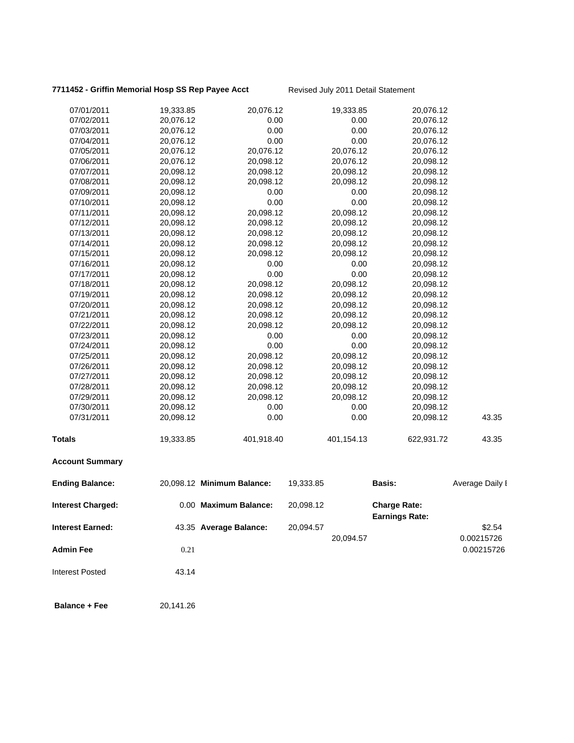**7711452 - Griffin Memorial Hosp SS Rep Payee Acct** Revised July 2011 Detail Statement

| | | | | | |
|---|---|---|---|---|---|
| 07/01/2011 | 19,333.85 | 20,076.12 | 19,333.85 | 20,076.12 | |
| 07/02/2011 | 20,076.12 | 0.00 | 0.00 | 20,076.12 | |
| 07/03/2011 | 20,076.12 | 0.00 | 0.00 | 20,076.12 | |
| 07/04/2011 | 20,076.12 | 0.00 | 0.00 | 20,076.12 | |
| 07/05/2011 | 20,076.12 | 20,076.12 | 20,076.12 | 20,076.12 | |
| 07/06/2011 | 20,076.12 | 20,098.12 | 20,076.12 | 20,098.12 | |
| 07/07/2011 | 20,098.12 | 20,098.12 | 20,098.12 | 20,098.12 | |
| 07/08/2011 | 20,098.12 | 20,098.12 | 20,098.12 | 20,098.12 | |
| 07/09/2011 | 20,098.12 | 0.00 | 0.00 | 20,098.12 | |
| 07/10/2011 | 20,098.12 | 0.00 | 0.00 | 20,098.12 | |
| 07/11/2011 | 20,098.12 | 20,098.12 | 20,098.12 | 20,098.12 | |
| 07/12/2011 | 20,098.12 | 20,098.12 | 20,098.12 | 20,098.12 | |
| 07/13/2011 | 20,098.12 | 20,098.12 | 20,098.12 | 20,098.12 | |
| 07/14/2011 | 20,098.12 | 20,098.12 | 20,098.12 | 20,098.12 | |
| 07/15/2011 | 20,098.12 | 20,098.12 | 20,098.12 | 20,098.12 | |
| 07/16/2011 | 20,098.12 | 0.00 | 0.00 | 20,098.12 | |
| 07/17/2011 | 20,098.12 | 0.00 | 0.00 | 20,098.12 | |
| 07/18/2011 | 20,098.12 | 20,098.12 | 20,098.12 | 20,098.12 | |
| 07/19/2011 | 20,098.12 | 20,098.12 | 20,098.12 | 20,098.12 | |
| 07/20/2011 | 20,098.12 | 20,098.12 | 20,098.12 | 20,098.12 | |
| 07/21/2011 | 20,098.12 | 20,098.12 | 20,098.12 | 20,098.12 | |
| 07/22/2011 | 20,098.12 | 20,098.12 | 20,098.12 | 20,098.12 | |
| 07/23/2011 | 20,098.12 | 0.00 | 0.00 | 20,098.12 | |
| 07/24/2011 | 20,098.12 | 0.00 | 0.00 | 20,098.12 | |
| 07/25/2011 | 20,098.12 | 20,098.12 | 20,098.12 | 20,098.12 | |
| 07/26/2011 | 20,098.12 | 20,098.12 | 20,098.12 | 20,098.12 | |
| 07/27/2011 | 20,098.12 | 20,098.12 | 20,098.12 | 20,098.12 | |
| 07/28/2011 | 20,098.12 | 20,098.12 | 20,098.12 | 20,098.12 | |
| 07/29/2011 | 20,098.12 | 20,098.12 | 20,098.12 | 20,098.12 | |
| 07/30/2011 | 20,098.12 | 0.00 | 0.00 | 20,098.12 | |
| 07/31/2011 | 20,098.12 | 0.00 | 0.00 | 20,098.12 | 43.35 |
| **Totals** | 19,333.85 | 401,918.40 | 401,154.13 | 622,931.72 | 43.35 |

**Account Summary**

| | | | | | |
|---|---|---|---|---|---|
| **Ending Balance:** | 20,098.12 | **Minimum Balance:** | 19,333.85 | **Basis:** | Average Daily I |
| **Interest Charged:** | 0.00 | **Maximum Balance:** | 20,098.12 | **Charge Rate:** | |
| | | | | **Earnings Rate:** | |
| **Interest Earned:** | 43.35 | **Average Balance:** | 20,094.57 | | $2.54 |
| | | | 20,094.57 | | 0.00215726 |
| **Admin Fee** | 0.21 | | | | 0.00215726 |
| Interest Posted | 43.14 | | | | |
| **Balance + Fee** | 20,141.26 | | | | |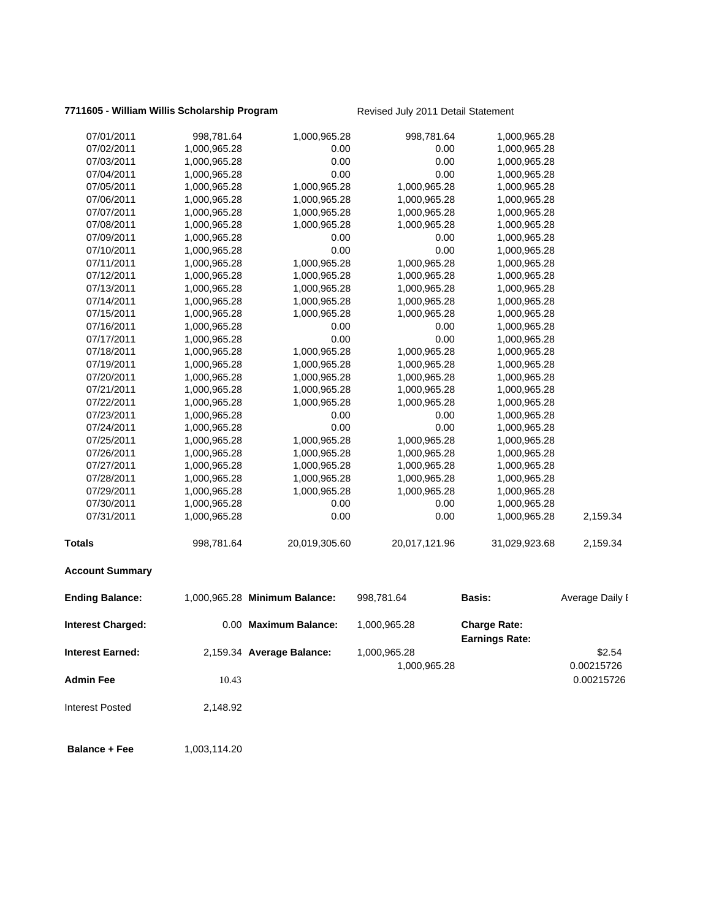**7711605 - William Willis Scholarship Program** Revised July 2011 Detail Statement

| | | | | | |
|---|---|---|---|---|---|
| 07/01/2011 | 998,781.64 | 1,000,965.28 | 998,781.64 | 1,000,965.28 | |
| 07/02/2011 | 1,000,965.28 | 0.00 | 0.00 | 1,000,965.28 | |
| 07/03/2011 | 1,000,965.28 | 0.00 | 0.00 | 1,000,965.28 | |
| 07/04/2011 | 1,000,965.28 | 0.00 | 0.00 | 1,000,965.28 | |
| 07/05/2011 | 1,000,965.28 | 1,000,965.28 | 1,000,965.28 | 1,000,965.28 | |
| 07/06/2011 | 1,000,965.28 | 1,000,965.28 | 1,000,965.28 | 1,000,965.28 | |
| 07/07/2011 | 1,000,965.28 | 1,000,965.28 | 1,000,965.28 | 1,000,965.28 | |
| 07/08/2011 | 1,000,965.28 | 1,000,965.28 | 1,000,965.28 | 1,000,965.28 | |
| 07/09/2011 | 1,000,965.28 | 0.00 | 0.00 | 1,000,965.28 | |
| 07/10/2011 | 1,000,965.28 | 0.00 | 0.00 | 1,000,965.28 | |
| 07/11/2011 | 1,000,965.28 | 1,000,965.28 | 1,000,965.28 | 1,000,965.28 | |
| 07/12/2011 | 1,000,965.28 | 1,000,965.28 | 1,000,965.28 | 1,000,965.28 | |
| 07/13/2011 | 1,000,965.28 | 1,000,965.28 | 1,000,965.28 | 1,000,965.28 | |
| 07/14/2011 | 1,000,965.28 | 1,000,965.28 | 1,000,965.28 | 1,000,965.28 | |
| 07/15/2011 | 1,000,965.28 | 1,000,965.28 | 1,000,965.28 | 1,000,965.28 | |
| 07/16/2011 | 1,000,965.28 | 0.00 | 0.00 | 1,000,965.28 | |
| 07/17/2011 | 1,000,965.28 | 0.00 | 0.00 | 1,000,965.28 | |
| 07/18/2011 | 1,000,965.28 | 1,000,965.28 | 1,000,965.28 | 1,000,965.28 | |
| 07/19/2011 | 1,000,965.28 | 1,000,965.28 | 1,000,965.28 | 1,000,965.28 | |
| 07/20/2011 | 1,000,965.28 | 1,000,965.28 | 1,000,965.28 | 1,000,965.28 | |
| 07/21/2011 | 1,000,965.28 | 1,000,965.28 | 1,000,965.28 | 1,000,965.28 | |
| 07/22/2011 | 1,000,965.28 | 1,000,965.28 | 1,000,965.28 | 1,000,965.28 | |
| 07/23/2011 | 1,000,965.28 | 0.00 | 0.00 | 1,000,965.28 | |
| 07/24/2011 | 1,000,965.28 | 0.00 | 0.00 | 1,000,965.28 | |
| 07/25/2011 | 1,000,965.28 | 1,000,965.28 | 1,000,965.28 | 1,000,965.28 | |
| 07/26/2011 | 1,000,965.28 | 1,000,965.28 | 1,000,965.28 | 1,000,965.28 | |
| 07/27/2011 | 1,000,965.28 | 1,000,965.28 | 1,000,965.28 | 1,000,965.28 | |
| 07/28/2011 | 1,000,965.28 | 1,000,965.28 | 1,000,965.28 | 1,000,965.28 | |
| 07/29/2011 | 1,000,965.28 | 1,000,965.28 | 1,000,965.28 | 1,000,965.28 | |
| 07/30/2011 | 1,000,965.28 | 0.00 | 0.00 | 1,000,965.28 | |
| 07/31/2011 | 1,000,965.28 | 0.00 | 0.00 | 1,000,965.28 | 2,159.34 |
| **Totals** | 998,781.64 | 20,019,305.60 | 20,017,121.96 | 31,029,923.68 | 2,159.34 |

**Account Summary**

| | | | | | |
|---|---|---|---|---|---|
| **Ending Balance:** | 1,000,965.28 | **Minimum Balance:** | 998,781.64 | **Basis:** | Average Daily I |
| **Interest Charged:** | 0.00 | **Maximum Balance:** | 1,000,965.28 | **Charge Rate:** | |
| | | | | **Earnings Rate:** | |
| **Interest Earned:** | 2,159.34 | **Average Balance:** | 1,000,965.28 | | $2.54 |
| | | | 1,000,965.28 | | 0.00215726 |
| **Admin Fee** | 10.43 | | | | 0.00215726 |
| Interest Posted | 2,148.92 | | | | |
| **Balance + Fee** | 1,003,114.20 | | | | |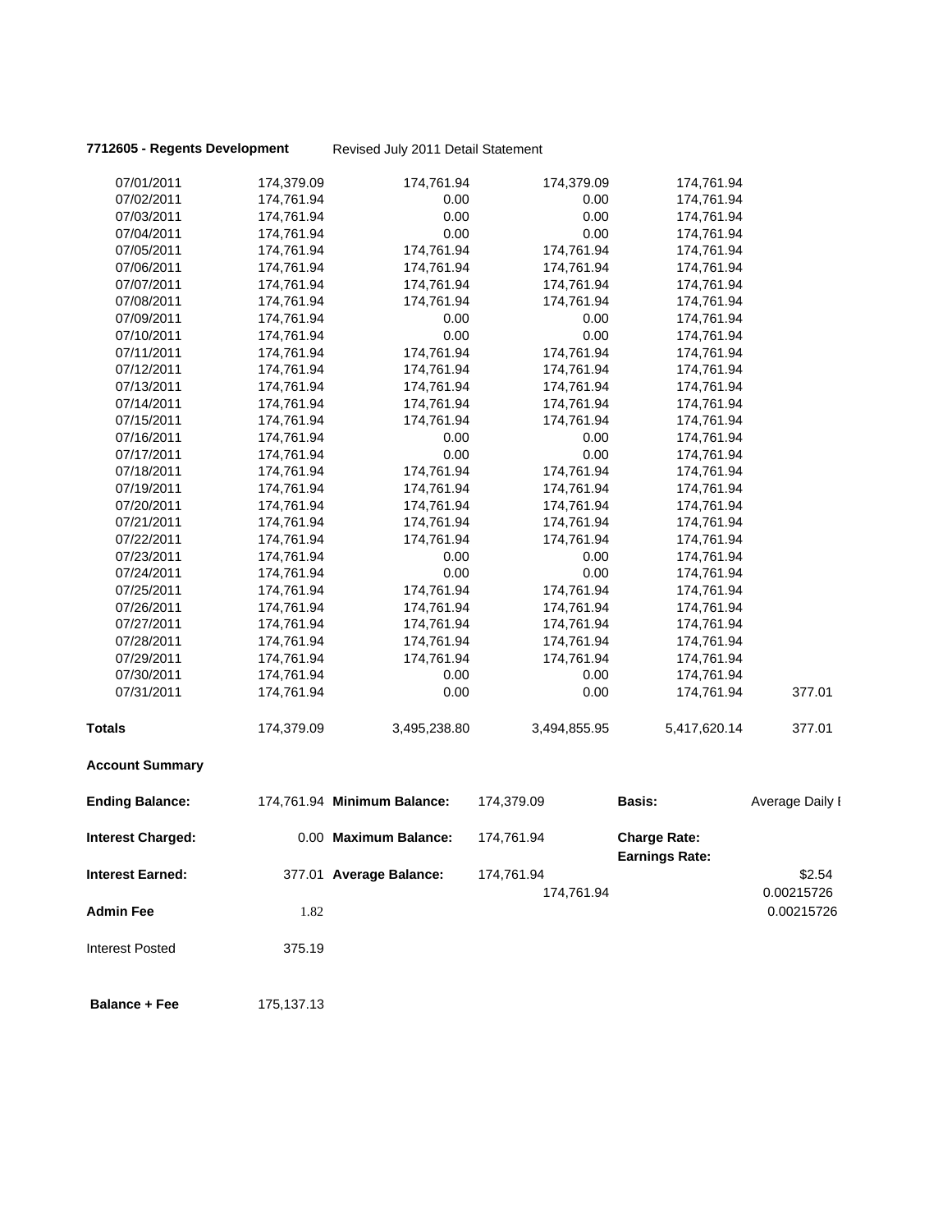**7712605 - Regents Development** Revised July 2011 Detail Statement

| | | | | | |
|---|---|---|---|---|---|
| 07/01/2011 | 174,379.09 | 174,761.94 | 174,379.09 | 174,761.94 | |
| 07/02/2011 | 174,761.94 | 0.00 | 0.00 | 174,761.94 | |
| 07/03/2011 | 174,761.94 | 0.00 | 0.00 | 174,761.94 | |
| 07/04/2011 | 174,761.94 | 0.00 | 0.00 | 174,761.94 | |
| 07/05/2011 | 174,761.94 | 174,761.94 | 174,761.94 | 174,761.94 | |
| 07/06/2011 | 174,761.94 | 174,761.94 | 174,761.94 | 174,761.94 | |
| 07/07/2011 | 174,761.94 | 174,761.94 | 174,761.94 | 174,761.94 | |
| 07/08/2011 | 174,761.94 | 174,761.94 | 174,761.94 | 174,761.94 | |
| 07/09/2011 | 174,761.94 | 0.00 | 0.00 | 174,761.94 | |
| 07/10/2011 | 174,761.94 | 0.00 | 0.00 | 174,761.94 | |
| 07/11/2011 | 174,761.94 | 174,761.94 | 174,761.94 | 174,761.94 | |
| 07/12/2011 | 174,761.94 | 174,761.94 | 174,761.94 | 174,761.94 | |
| 07/13/2011 | 174,761.94 | 174,761.94 | 174,761.94 | 174,761.94 | |
| 07/14/2011 | 174,761.94 | 174,761.94 | 174,761.94 | 174,761.94 | |
| 07/15/2011 | 174,761.94 | 174,761.94 | 174,761.94 | 174,761.94 | |
| 07/16/2011 | 174,761.94 | 0.00 | 0.00 | 174,761.94 | |
| 07/17/2011 | 174,761.94 | 0.00 | 0.00 | 174,761.94 | |
| 07/18/2011 | 174,761.94 | 174,761.94 | 174,761.94 | 174,761.94 | |
| 07/19/2011 | 174,761.94 | 174,761.94 | 174,761.94 | 174,761.94 | |
| 07/20/2011 | 174,761.94 | 174,761.94 | 174,761.94 | 174,761.94 | |
| 07/21/2011 | 174,761.94 | 174,761.94 | 174,761.94 | 174,761.94 | |
| 07/22/2011 | 174,761.94 | 174,761.94 | 174,761.94 | 174,761.94 | |
| 07/23/2011 | 174,761.94 | 0.00 | 0.00 | 174,761.94 | |
| 07/24/2011 | 174,761.94 | 0.00 | 0.00 | 174,761.94 | |
| 07/25/2011 | 174,761.94 | 174,761.94 | 174,761.94 | 174,761.94 | |
| 07/26/2011 | 174,761.94 | 174,761.94 | 174,761.94 | 174,761.94 | |
| 07/27/2011 | 174,761.94 | 174,761.94 | 174,761.94 | 174,761.94 | |
| 07/28/2011 | 174,761.94 | 174,761.94 | 174,761.94 | 174,761.94 | |
| 07/29/2011 | 174,761.94 | 174,761.94 | 174,761.94 | 174,761.94 | |
| 07/30/2011 | 174,761.94 | 0.00 | 0.00 | 174,761.94 | |
| 07/31/2011 | 174,761.94 | 0.00 | 0.00 | 174,761.94 | 377.01 |
| **Totals** | 174,379.09 | 3,495,238.80 | 3,494,855.95 | 5,417,620.14 | 377.01 |

**Account Summary**

| | | | | | |
|---|---|---|---|---|---|
| **Ending Balance:** | 174,761.94 | **Minimum Balance:** | 174,379.09 | **Basis:** | Average Daily I |
| **Interest Charged:** | 0.00 | **Maximum Balance:** | 174,761.94 | **Charge Rate:** | |
| | | | | **Earnings Rate:** | |
| **Interest Earned:** | 377.01 | **Average Balance:** | 174,761.94 | | $2.54 |
| | | | 174,761.94 | | 0.00215726 |
| **Admin Fee** | 1.82 | | | | 0.00215726 |
| Interest Posted | 375.19 | | | | |
| **Balance + Fee** | 175,137.13 | | | | |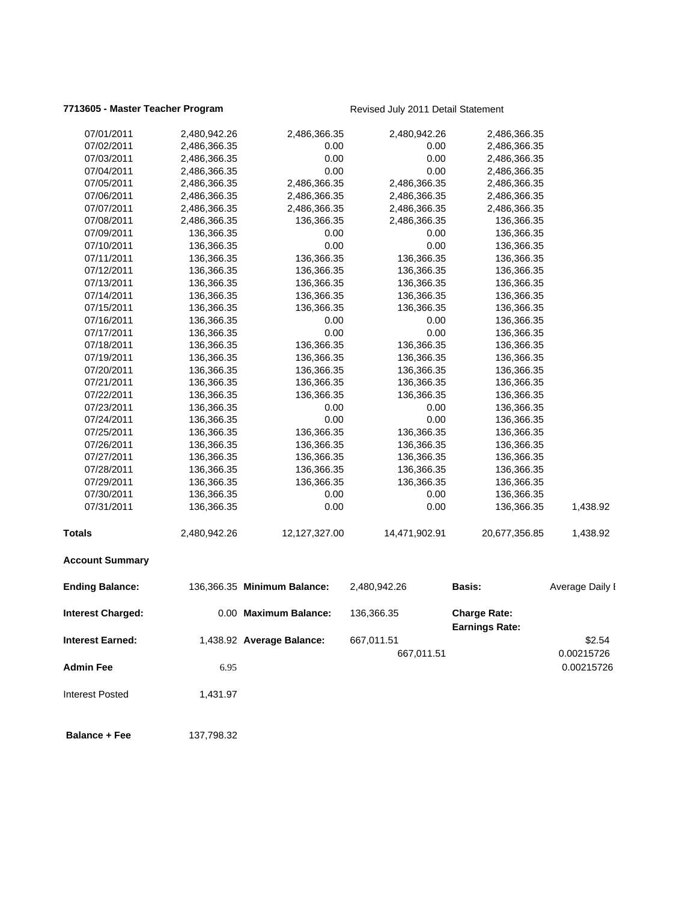**7713605 - Master Teacher Program** Revised July 2011 Detail Statement

| | | | | | |
|---|---|---|---|---|---|
| 07/01/2011 | 2,480,942.26 | 2,486,366.35 | 2,480,942.26 | 2,486,366.35 | |
| 07/02/2011 | 2,486,366.35 | 0.00 | 0.00 | 2,486,366.35 | |
| 07/03/2011 | 2,486,366.35 | 0.00 | 0.00 | 2,486,366.35 | |
| 07/04/2011 | 2,486,366.35 | 0.00 | 0.00 | 2,486,366.35 | |
| 07/05/2011 | 2,486,366.35 | 2,486,366.35 | 2,486,366.35 | 2,486,366.35 | |
| 07/06/2011 | 2,486,366.35 | 2,486,366.35 | 2,486,366.35 | 2,486,366.35 | |
| 07/07/2011 | 2,486,366.35 | 2,486,366.35 | 2,486,366.35 | 2,486,366.35 | |
| 07/08/2011 | 2,486,366.35 | 136,366.35 | 2,486,366.35 | 136,366.35 | |
| 07/09/2011 | 136,366.35 | 0.00 | 0.00 | 136,366.35 | |
| 07/10/2011 | 136,366.35 | 0.00 | 0.00 | 136,366.35 | |
| 07/11/2011 | 136,366.35 | 136,366.35 | 136,366.35 | 136,366.35 | |
| 07/12/2011 | 136,366.35 | 136,366.35 | 136,366.35 | 136,366.35 | |
| 07/13/2011 | 136,366.35 | 136,366.35 | 136,366.35 | 136,366.35 | |
| 07/14/2011 | 136,366.35 | 136,366.35 | 136,366.35 | 136,366.35 | |
| 07/15/2011 | 136,366.35 | 136,366.35 | 136,366.35 | 136,366.35 | |
| 07/16/2011 | 136,366.35 | 0.00 | 0.00 | 136,366.35 | |
| 07/17/2011 | 136,366.35 | 0.00 | 0.00 | 136,366.35 | |
| 07/18/2011 | 136,366.35 | 136,366.35 | 136,366.35 | 136,366.35 | |
| 07/19/2011 | 136,366.35 | 136,366.35 | 136,366.35 | 136,366.35 | |
| 07/20/2011 | 136,366.35 | 136,366.35 | 136,366.35 | 136,366.35 | |
| 07/21/2011 | 136,366.35 | 136,366.35 | 136,366.35 | 136,366.35 | |
| 07/22/2011 | 136,366.35 | 136,366.35 | 136,366.35 | 136,366.35 | |
| 07/23/2011 | 136,366.35 | 0.00 | 0.00 | 136,366.35 | |
| 07/24/2011 | 136,366.35 | 0.00 | 0.00 | 136,366.35 | |
| 07/25/2011 | 136,366.35 | 136,366.35 | 136,366.35 | 136,366.35 | |
| 07/26/2011 | 136,366.35 | 136,366.35 | 136,366.35 | 136,366.35 | |
| 07/27/2011 | 136,366.35 | 136,366.35 | 136,366.35 | 136,366.35 | |
| 07/28/2011 | 136,366.35 | 136,366.35 | 136,366.35 | 136,366.35 | |
| 07/29/2011 | 136,366.35 | 136,366.35 | 136,366.35 | 136,366.35 | |
| 07/30/2011 | 136,366.35 | 0.00 | 0.00 | 136,366.35 | |
| 07/31/2011 | 136,366.35 | 0.00 | 0.00 | 136,366.35 | 1,438.92 |
| **Totals** | 2,480,942.26 | 12,127,327.00 | 14,471,902.91 | 20,677,356.85 | 1,438.92 |

**Account Summary**

| | | | | | |
|---|---|---|---|---|---|
| **Ending Balance:** | 136,366.35 | **Minimum Balance:** | 2,480,942.26 | **Basis:** | Average Daily I |
| **Interest Charged:** | 0.00 | **Maximum Balance:** | 136,366.35 | **Charge Rate:** | |
| | | | | **Earnings Rate:** | |
| **Interest Earned:** | 1,438.92 | **Average Balance:** | 667,011.51 | | $2.54 |
| | | | 667,011.51 | | 0.00215726 |
| **Admin Fee** | 6.95 | | | | 0.00215726 |
| Interest Posted | 1,431.97 | | | | |
| **Balance + Fee** | 137,798.32 | | | | |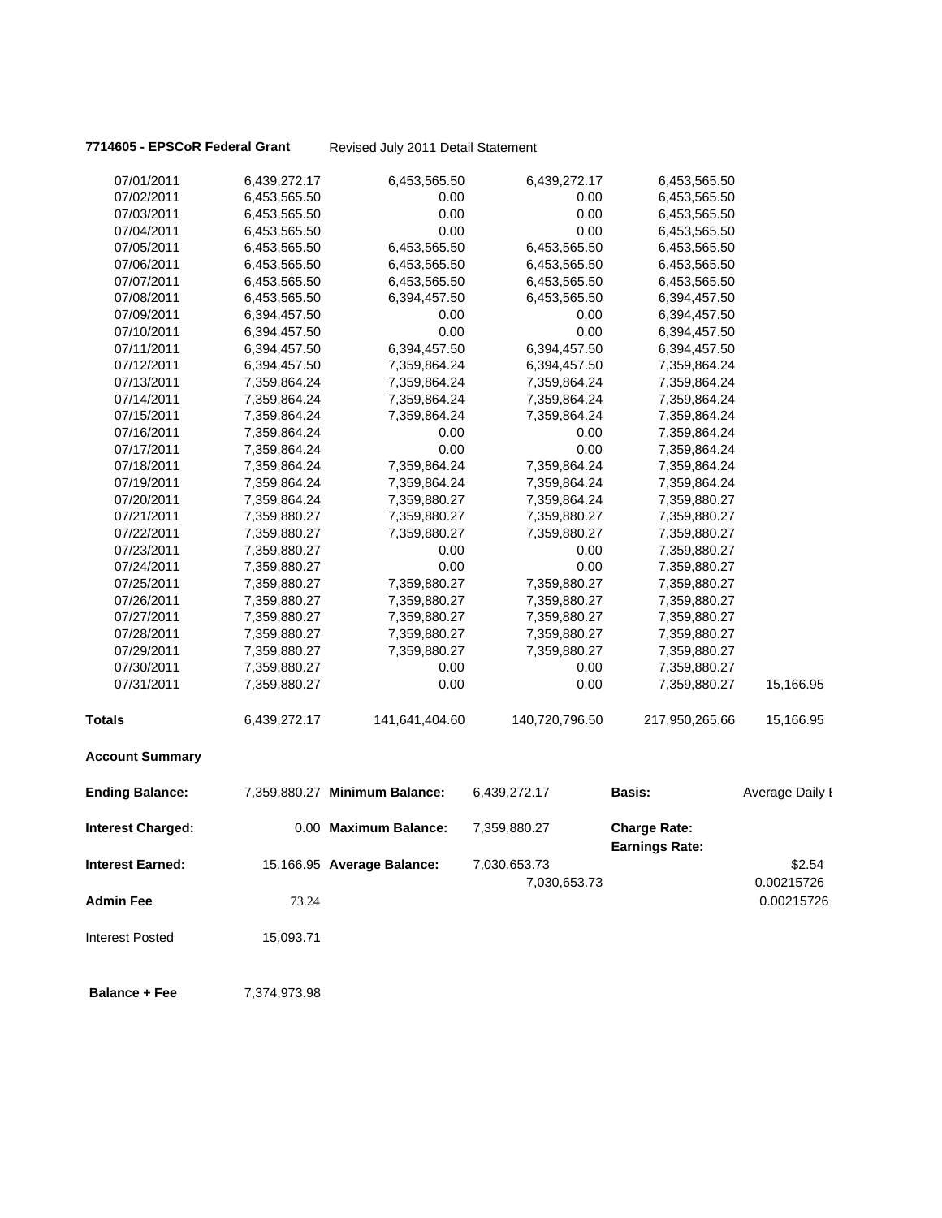**7714605 - EPSCoR Federal Grant** Revised July 2011 Detail Statement

| | | | | | |
|---|---|---|---|---|---|
| 07/01/2011 | 6,439,272.17 | 6,453,565.50 | 6,439,272.17 | 6,453,565.50 | |
| 07/02/2011 | 6,453,565.50 | 0.00 | 0.00 | 6,453,565.50 | |
| 07/03/2011 | 6,453,565.50 | 0.00 | 0.00 | 6,453,565.50 | |
| 07/04/2011 | 6,453,565.50 | 0.00 | 0.00 | 6,453,565.50 | |
| 07/05/2011 | 6,453,565.50 | 6,453,565.50 | 6,453,565.50 | 6,453,565.50 | |
| 07/06/2011 | 6,453,565.50 | 6,453,565.50 | 6,453,565.50 | 6,453,565.50 | |
| 07/07/2011 | 6,453,565.50 | 6,453,565.50 | 6,453,565.50 | 6,453,565.50 | |
| 07/08/2011 | 6,453,565.50 | 6,394,457.50 | 6,453,565.50 | 6,394,457.50 | |
| 07/09/2011 | 6,394,457.50 | 0.00 | 0.00 | 6,394,457.50 | |
| 07/10/2011 | 6,394,457.50 | 0.00 | 0.00 | 6,394,457.50 | |
| 07/11/2011 | 6,394,457.50 | 6,394,457.50 | 6,394,457.50 | 6,394,457.50 | |
| 07/12/2011 | 6,394,457.50 | 7,359,864.24 | 6,394,457.50 | 7,359,864.24 | |
| 07/13/2011 | 7,359,864.24 | 7,359,864.24 | 7,359,864.24 | 7,359,864.24 | |
| 07/14/2011 | 7,359,864.24 | 7,359,864.24 | 7,359,864.24 | 7,359,864.24 | |
| 07/15/2011 | 7,359,864.24 | 7,359,864.24 | 7,359,864.24 | 7,359,864.24 | |
| 07/16/2011 | 7,359,864.24 | 0.00 | 0.00 | 7,359,864.24 | |
| 07/17/2011 | 7,359,864.24 | 0.00 | 0.00 | 7,359,864.24 | |
| 07/18/2011 | 7,359,864.24 | 7,359,864.24 | 7,359,864.24 | 7,359,864.24 | |
| 07/19/2011 | 7,359,864.24 | 7,359,864.24 | 7,359,864.24 | 7,359,864.24 | |
| 07/20/2011 | 7,359,864.24 | 7,359,880.27 | 7,359,864.24 | 7,359,880.27 | |
| 07/21/2011 | 7,359,880.27 | 7,359,880.27 | 7,359,880.27 | 7,359,880.27 | |
| 07/22/2011 | 7,359,880.27 | 7,359,880.27 | 7,359,880.27 | 7,359,880.27 | |
| 07/23/2011 | 7,359,880.27 | 0.00 | 0.00 | 7,359,880.27 | |
| 07/24/2011 | 7,359,880.27 | 0.00 | 0.00 | 7,359,880.27 | |
| 07/25/2011 | 7,359,880.27 | 7,359,880.27 | 7,359,880.27 | 7,359,880.27 | |
| 07/26/2011 | 7,359,880.27 | 7,359,880.27 | 7,359,880.27 | 7,359,880.27 | |
| 07/27/2011 | 7,359,880.27 | 7,359,880.27 | 7,359,880.27 | 7,359,880.27 | |
| 07/28/2011 | 7,359,880.27 | 7,359,880.27 | 7,359,880.27 | 7,359,880.27 | |
| 07/29/2011 | 7,359,880.27 | 7,359,880.27 | 7,359,880.27 | 7,359,880.27 | |
| 07/30/2011 | 7,359,880.27 | 0.00 | 0.00 | 7,359,880.27 | |
| 07/31/2011 | 7,359,880.27 | 0.00 | 0.00 | 7,359,880.27 | 15,166.95 |
| **Totals** | 6,439,272.17 | 141,641,404.60 | 140,720,796.50 | 217,950,265.66 | 15,166.95 |

**Account Summary**

| | | | | | |
|---|---|---|---|---|---|
| **Ending Balance:** | 7,359,880.27 | **Minimum Balance:** | 6,439,272.17 | **Basis:** | Average Daily I |
| **Interest Charged:** | 0.00 | **Maximum Balance:** | 7,359,880.27 | **Charge Rate:** | |
| | | | | **Earnings Rate:** | |
| **Interest Earned:** | 15,166.95 | **Average Balance:** | 7,030,653.73 | | $2.54 |
| | | | 7,030,653.73 | | 0.00215726 |
| **Admin Fee** | 73.24 | | | | 0.00215726 |
| Interest Posted | 15,093.71 | | | | |
| **Balance + Fee** | 7,374,973.98 | | | | |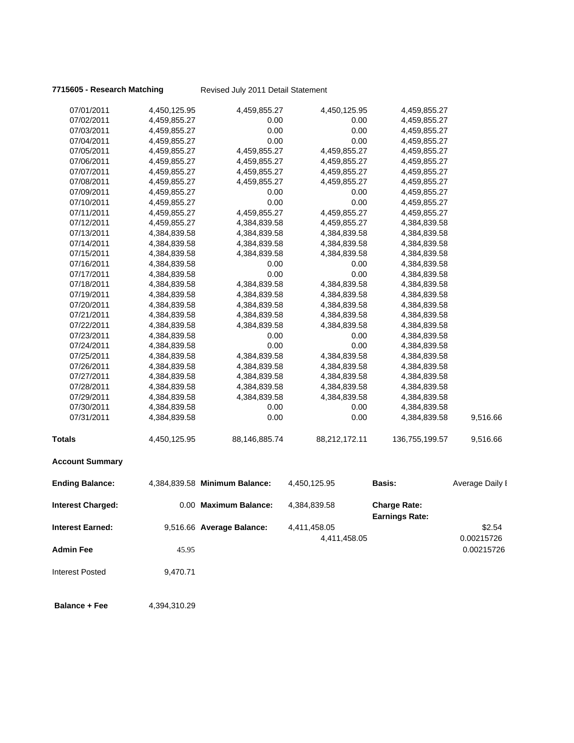**7715605 - Research Matching** Revised July 2011 Detail Statement

| | | | | | |
|---|---|---|---|---|---|
| 07/01/2011 | 4,450,125.95 | 4,459,855.27 | 4,450,125.95 | 4,459,855.27 | |
| 07/02/2011 | 4,459,855.27 | 0.00 | 0.00 | 4,459,855.27 | |
| 07/03/2011 | 4,459,855.27 | 0.00 | 0.00 | 4,459,855.27 | |
| 07/04/2011 | 4,459,855.27 | 0.00 | 0.00 | 4,459,855.27 | |
| 07/05/2011 | 4,459,855.27 | 4,459,855.27 | 4,459,855.27 | 4,459,855.27 | |
| 07/06/2011 | 4,459,855.27 | 4,459,855.27 | 4,459,855.27 | 4,459,855.27 | |
| 07/07/2011 | 4,459,855.27 | 4,459,855.27 | 4,459,855.27 | 4,459,855.27 | |
| 07/08/2011 | 4,459,855.27 | 4,459,855.27 | 4,459,855.27 | 4,459,855.27 | |
| 07/09/2011 | 4,459,855.27 | 0.00 | 0.00 | 4,459,855.27 | |
| 07/10/2011 | 4,459,855.27 | 0.00 | 0.00 | 4,459,855.27 | |
| 07/11/2011 | 4,459,855.27 | 4,459,855.27 | 4,459,855.27 | 4,459,855.27 | |
| 07/12/2011 | 4,459,855.27 | 4,384,839.58 | 4,459,855.27 | 4,384,839.58 | |
| 07/13/2011 | 4,384,839.58 | 4,384,839.58 | 4,384,839.58 | 4,384,839.58 | |
| 07/14/2011 | 4,384,839.58 | 4,384,839.58 | 4,384,839.58 | 4,384,839.58 | |
| 07/15/2011 | 4,384,839.58 | 4,384,839.58 | 4,384,839.58 | 4,384,839.58 | |
| 07/16/2011 | 4,384,839.58 | 0.00 | 0.00 | 4,384,839.58 | |
| 07/17/2011 | 4,384,839.58 | 0.00 | 0.00 | 4,384,839.58 | |
| 07/18/2011 | 4,384,839.58 | 4,384,839.58 | 4,384,839.58 | 4,384,839.58 | |
| 07/19/2011 | 4,384,839.58 | 4,384,839.58 | 4,384,839.58 | 4,384,839.58 | |
| 07/20/2011 | 4,384,839.58 | 4,384,839.58 | 4,384,839.58 | 4,384,839.58 | |
| 07/21/2011 | 4,384,839.58 | 4,384,839.58 | 4,384,839.58 | 4,384,839.58 | |
| 07/22/2011 | 4,384,839.58 | 4,384,839.58 | 4,384,839.58 | 4,384,839.58 | |
| 07/23/2011 | 4,384,839.58 | 0.00 | 0.00 | 4,384,839.58 | |
| 07/24/2011 | 4,384,839.58 | 0.00 | 0.00 | 4,384,839.58 | |
| 07/25/2011 | 4,384,839.58 | 4,384,839.58 | 4,384,839.58 | 4,384,839.58 | |
| 07/26/2011 | 4,384,839.58 | 4,384,839.58 | 4,384,839.58 | 4,384,839.58 | |
| 07/27/2011 | 4,384,839.58 | 4,384,839.58 | 4,384,839.58 | 4,384,839.58 | |
| 07/28/2011 | 4,384,839.58 | 4,384,839.58 | 4,384,839.58 | 4,384,839.58 | |
| 07/29/2011 | 4,384,839.58 | 4,384,839.58 | 4,384,839.58 | 4,384,839.58 | |
| 07/30/2011 | 4,384,839.58 | 0.00 | 0.00 | 4,384,839.58 | |
| 07/31/2011 | 4,384,839.58 | 0.00 | 0.00 | 4,384,839.58 | 9,516.66 |
| **Totals** | 4,450,125.95 | 88,146,885.74 | 88,212,172.11 | 136,755,199.57 | 9,516.66 |

**Account Summary**

| | | | | | |
|---|---|---|---|---|---|
| **Ending Balance:** | 4,384,839.58 | **Minimum Balance:** | 4,450,125.95 | **Basis:** | Average Daily I |
| **Interest Charged:** | 0.00 | **Maximum Balance:** | 4,384,839.58 | **Charge Rate:** **Earnings Rate:** | |
| **Interest Earned:** | 9,516.66 | **Average Balance:** | 4,411,458.05 | | $2.54 |
| | | | 4,411,458.05 | | 0.00215726 |
| **Admin Fee** | 45.95 | | | | 0.00215726 |
| Interest Posted | 9,470.71 | | | | |
| **Balance + Fee** | 4,394,310.29 | | | | |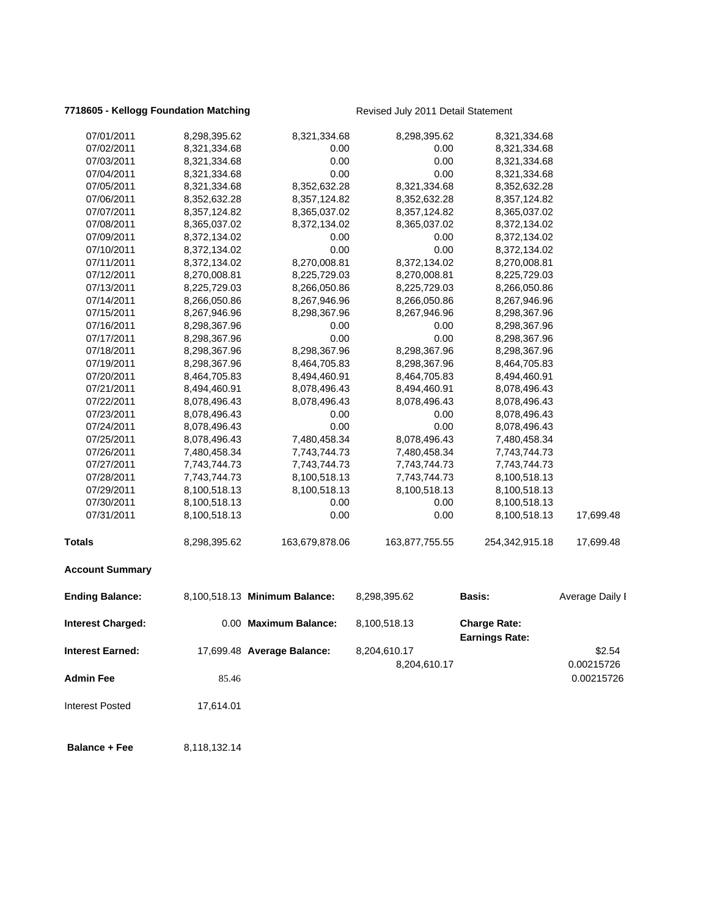**7718605 - Kellogg Foundation Matching** Revised July 2011 Detail Statement

| | | | | | |
|---|---|---|---|---|---|
| 07/01/2011 | 8,298,395.62 | 8,321,334.68 | 8,298,395.62 | 8,321,334.68 | |
| 07/02/2011 | 8,321,334.68 | 0.00 | 0.00 | 8,321,334.68 | |
| 07/03/2011 | 8,321,334.68 | 0.00 | 0.00 | 8,321,334.68 | |
| 07/04/2011 | 8,321,334.68 | 0.00 | 0.00 | 8,321,334.68 | |
| 07/05/2011 | 8,321,334.68 | 8,352,632.28 | 8,321,334.68 | 8,352,632.28 | |
| 07/06/2011 | 8,352,632.28 | 8,357,124.82 | 8,352,632.28 | 8,357,124.82 | |
| 07/07/2011 | 8,357,124.82 | 8,365,037.02 | 8,357,124.82 | 8,365,037.02 | |
| 07/08/2011 | 8,365,037.02 | 8,372,134.02 | 8,365,037.02 | 8,372,134.02 | |
| 07/09/2011 | 8,372,134.02 | 0.00 | 0.00 | 8,372,134.02 | |
| 07/10/2011 | 8,372,134.02 | 0.00 | 0.00 | 8,372,134.02 | |
| 07/11/2011 | 8,372,134.02 | 8,270,008.81 | 8,372,134.02 | 8,270,008.81 | |
| 07/12/2011 | 8,270,008.81 | 8,225,729.03 | 8,270,008.81 | 8,225,729.03 | |
| 07/13/2011 | 8,225,729.03 | 8,266,050.86 | 8,225,729.03 | 8,266,050.86 | |
| 07/14/2011 | 8,266,050.86 | 8,267,946.96 | 8,266,050.86 | 8,267,946.96 | |
| 07/15/2011 | 8,267,946.96 | 8,298,367.96 | 8,267,946.96 | 8,298,367.96 | |
| 07/16/2011 | 8,298,367.96 | 0.00 | 0.00 | 8,298,367.96 | |
| 07/17/2011 | 8,298,367.96 | 0.00 | 0.00 | 8,298,367.96 | |
| 07/18/2011 | 8,298,367.96 | 8,298,367.96 | 8,298,367.96 | 8,298,367.96 | |
| 07/19/2011 | 8,298,367.96 | 8,464,705.83 | 8,298,367.96 | 8,464,705.83 | |
| 07/20/2011 | 8,464,705.83 | 8,494,460.91 | 8,464,705.83 | 8,494,460.91 | |
| 07/21/2011 | 8,494,460.91 | 8,078,496.43 | 8,494,460.91 | 8,078,496.43 | |
| 07/22/2011 | 8,078,496.43 | 8,078,496.43 | 8,078,496.43 | 8,078,496.43 | |
| 07/23/2011 | 8,078,496.43 | 0.00 | 0.00 | 8,078,496.43 | |
| 07/24/2011 | 8,078,496.43 | 0.00 | 0.00 | 8,078,496.43 | |
| 07/25/2011 | 8,078,496.43 | 7,480,458.34 | 8,078,496.43 | 7,480,458.34 | |
| 07/26/2011 | 7,480,458.34 | 7,743,744.73 | 7,480,458.34 | 7,743,744.73 | |
| 07/27/2011 | 7,743,744.73 | 7,743,744.73 | 7,743,744.73 | 7,743,744.73 | |
| 07/28/2011 | 7,743,744.73 | 8,100,518.13 | 7,743,744.73 | 8,100,518.13 | |
| 07/29/2011 | 8,100,518.13 | 8,100,518.13 | 8,100,518.13 | 8,100,518.13 | |
| 07/30/2011 | 8,100,518.13 | 0.00 | 0.00 | 8,100,518.13 | |
| 07/31/2011 | 8,100,518.13 | 0.00 | 0.00 | 8,100,518.13 | 17,699.48 |
| **Totals** | 8,298,395.62 | 163,679,878.06 | 163,877,755.55 | 254,342,915.18 | 17,699.48 |

**Account Summary**

| | | | | | |
|---|---|---|---|---|---|
| **Ending Balance:** | 8,100,518.13 | **Minimum Balance:** | 8,298,395.62 | **Basis:** | Average Daily I |
| **Interest Charged:** | 0.00 | **Maximum Balance:** | 8,100,518.13 | **Charge Rate:** | |
| | | | | **Earnings Rate:** | |
| **Interest Earned:** | 17,699.48 | **Average Balance:** | 8,204,610.17 | | $2.54 |
| | | | 8,204,610.17 | | 0.00215726 |
| **Admin Fee** | 85.46 | | | | 0.00215726 |
| Interest Posted | 17,614.01 | | | | |
| **Balance + Fee** | 8,118,132.14 | | | | |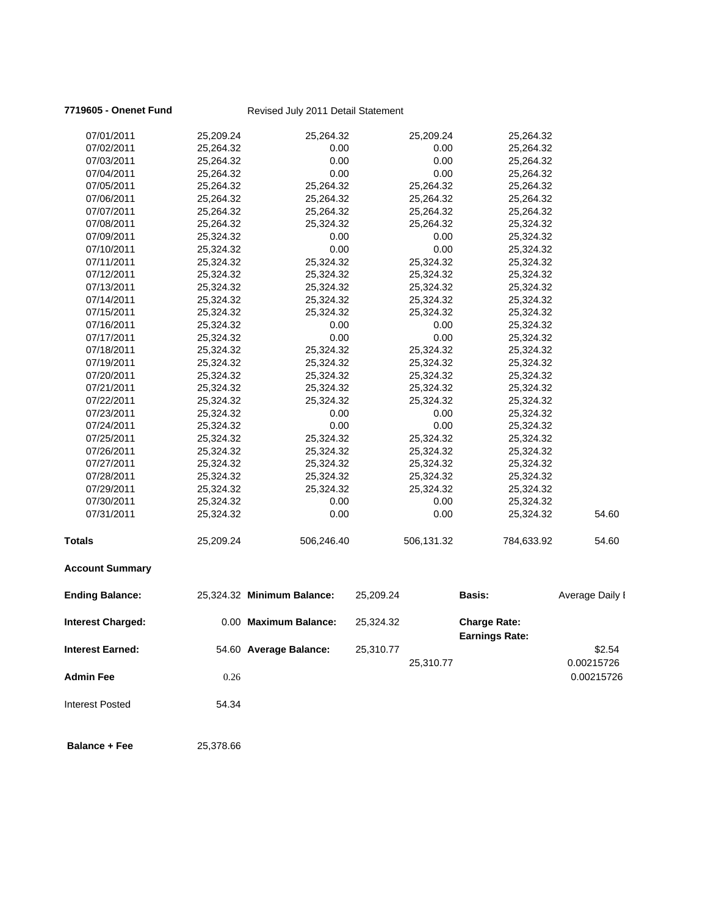**7719605 - Onenet Fund** Revised July 2011 Detail Statement

| | | | | | |
|---|---|---|---|---|---|
| 07/01/2011 | 25,209.24 | 25,264.32 | 25,209.24 | 25,264.32 | |
| 07/02/2011 | 25,264.32 | 0.00 | 0.00 | 25,264.32 | |
| 07/03/2011 | 25,264.32 | 0.00 | 0.00 | 25,264.32 | |
| 07/04/2011 | 25,264.32 | 0.00 | 0.00 | 25,264.32 | |
| 07/05/2011 | 25,264.32 | 25,264.32 | 25,264.32 | 25,264.32 | |
| 07/06/2011 | 25,264.32 | 25,264.32 | 25,264.32 | 25,264.32 | |
| 07/07/2011 | 25,264.32 | 25,264.32 | 25,264.32 | 25,264.32 | |
| 07/08/2011 | 25,264.32 | 25,324.32 | 25,264.32 | 25,324.32 | |
| 07/09/2011 | 25,324.32 | 0.00 | 0.00 | 25,324.32 | |
| 07/10/2011 | 25,324.32 | 0.00 | 0.00 | 25,324.32 | |
| 07/11/2011 | 25,324.32 | 25,324.32 | 25,324.32 | 25,324.32 | |
| 07/12/2011 | 25,324.32 | 25,324.32 | 25,324.32 | 25,324.32 | |
| 07/13/2011 | 25,324.32 | 25,324.32 | 25,324.32 | 25,324.32 | |
| 07/14/2011 | 25,324.32 | 25,324.32 | 25,324.32 | 25,324.32 | |
| 07/15/2011 | 25,324.32 | 25,324.32 | 25,324.32 | 25,324.32 | |
| 07/16/2011 | 25,324.32 | 0.00 | 0.00 | 25,324.32 | |
| 07/17/2011 | 25,324.32 | 0.00 | 0.00 | 25,324.32 | |
| 07/18/2011 | 25,324.32 | 25,324.32 | 25,324.32 | 25,324.32 | |
| 07/19/2011 | 25,324.32 | 25,324.32 | 25,324.32 | 25,324.32 | |
| 07/20/2011 | 25,324.32 | 25,324.32 | 25,324.32 | 25,324.32 | |
| 07/21/2011 | 25,324.32 | 25,324.32 | 25,324.32 | 25,324.32 | |
| 07/22/2011 | 25,324.32 | 25,324.32 | 25,324.32 | 25,324.32 | |
| 07/23/2011 | 25,324.32 | 0.00 | 0.00 | 25,324.32 | |
| 07/24/2011 | 25,324.32 | 0.00 | 0.00 | 25,324.32 | |
| 07/25/2011 | 25,324.32 | 25,324.32 | 25,324.32 | 25,324.32 | |
| 07/26/2011 | 25,324.32 | 25,324.32 | 25,324.32 | 25,324.32 | |
| 07/27/2011 | 25,324.32 | 25,324.32 | 25,324.32 | 25,324.32 | |
| 07/28/2011 | 25,324.32 | 25,324.32 | 25,324.32 | 25,324.32 | |
| 07/29/2011 | 25,324.32 | 25,324.32 | 25,324.32 | 25,324.32 | |
| 07/30/2011 | 25,324.32 | 0.00 | 0.00 | 25,324.32 | |
| 07/31/2011 | 25,324.32 | 0.00 | 0.00 | 25,324.32 | 54.60 |
| **Totals** | 25,209.24 | 506,246.40 | 506,131.32 | 784,633.92 | 54.60 |

**Account Summary**

| | | | | | |
|---|---|---|---|---|---|
| **Ending Balance:** | 25,324.32 | **Minimum Balance:** | 25,209.24 | **Basis:** | Average Daily I |
| **Interest Charged:** | 0.00 | **Maximum Balance:** | 25,324.32 | **Charge Rate:** | |
| | | | | **Earnings Rate:** | |
| **Interest Earned:** | 54.60 | **Average Balance:** | 25,310.77 | | $2.54 |
| | | | 25,310.77 | | 0.00215726 |
| **Admin Fee** | 0.26 | | | | 0.00215726 |
| Interest Posted | 54.34 | | | | |
| **Balance + Fee** | 25,378.66 | | | | |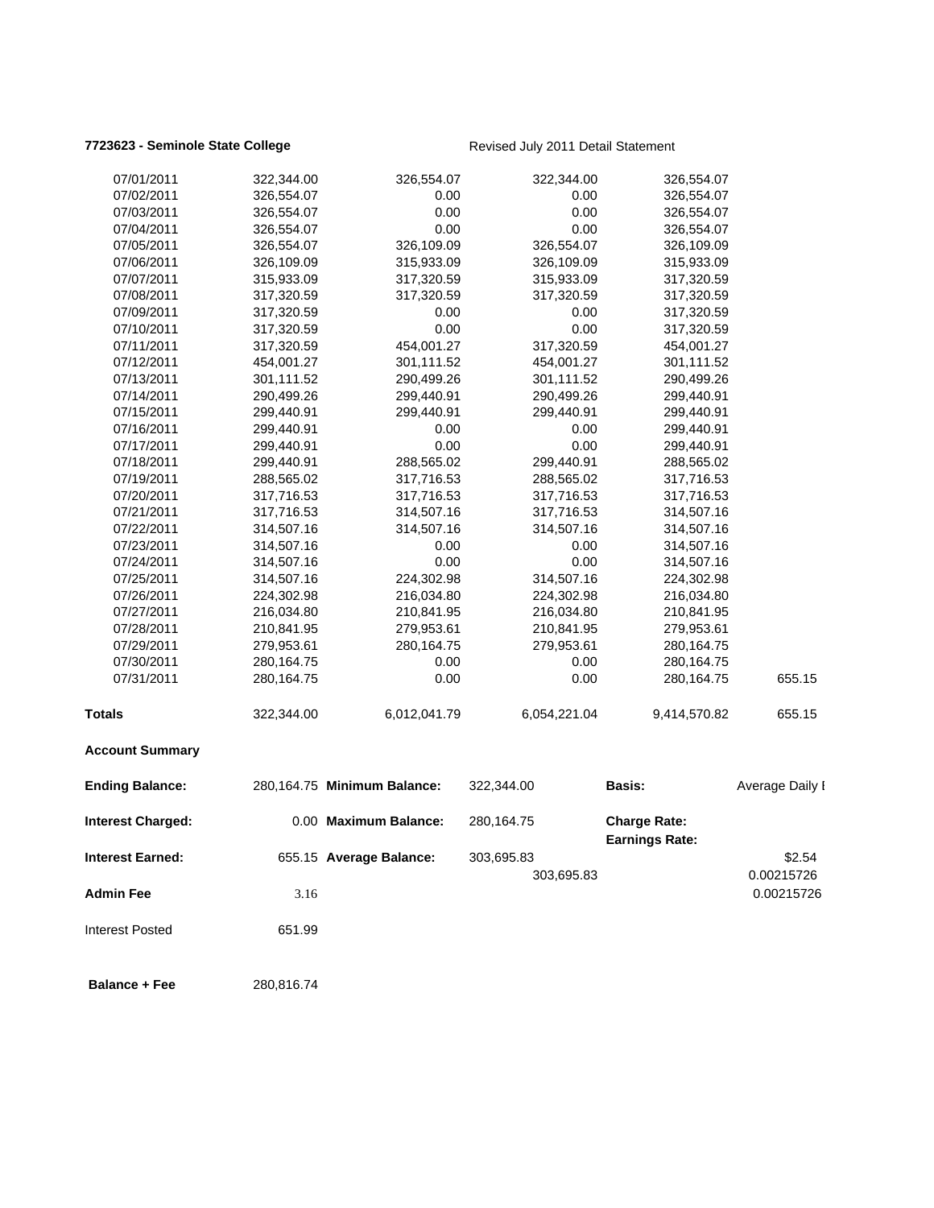**7723623 - Seminole State College** Revised July 2011 Detail Statement

| | | | | | |
|---|---|---|---|---|---|
| 07/01/2011 | 322,344.00 | 326,554.07 | 322,344.00 | 326,554.07 | |
| 07/02/2011 | 326,554.07 | 0.00 | 0.00 | 326,554.07 | |
| 07/03/2011 | 326,554.07 | 0.00 | 0.00 | 326,554.07 | |
| 07/04/2011 | 326,554.07 | 0.00 | 0.00 | 326,554.07 | |
| 07/05/2011 | 326,554.07 | 326,109.09 | 326,554.07 | 326,109.09 | |
| 07/06/2011 | 326,109.09 | 315,933.09 | 326,109.09 | 315,933.09 | |
| 07/07/2011 | 315,933.09 | 317,320.59 | 315,933.09 | 317,320.59 | |
| 07/08/2011 | 317,320.59 | 317,320.59 | 317,320.59 | 317,320.59 | |
| 07/09/2011 | 317,320.59 | 0.00 | 0.00 | 317,320.59 | |
| 07/10/2011 | 317,320.59 | 0.00 | 0.00 | 317,320.59 | |
| 07/11/2011 | 317,320.59 | 454,001.27 | 317,320.59 | 454,001.27 | |
| 07/12/2011 | 454,001.27 | 301,111.52 | 454,001.27 | 301,111.52 | |
| 07/13/2011 | 301,111.52 | 290,499.26 | 301,111.52 | 290,499.26 | |
| 07/14/2011 | 290,499.26 | 299,440.91 | 290,499.26 | 299,440.91 | |
| 07/15/2011 | 299,440.91 | 299,440.91 | 299,440.91 | 299,440.91 | |
| 07/16/2011 | 299,440.91 | 0.00 | 0.00 | 299,440.91 | |
| 07/17/2011 | 299,440.91 | 0.00 | 0.00 | 299,440.91 | |
| 07/18/2011 | 299,440.91 | 288,565.02 | 299,440.91 | 288,565.02 | |
| 07/19/2011 | 288,565.02 | 317,716.53 | 288,565.02 | 317,716.53 | |
| 07/20/2011 | 317,716.53 | 317,716.53 | 317,716.53 | 317,716.53 | |
| 07/21/2011 | 317,716.53 | 314,507.16 | 317,716.53 | 314,507.16 | |
| 07/22/2011 | 314,507.16 | 314,507.16 | 314,507.16 | 314,507.16 | |
| 07/23/2011 | 314,507.16 | 0.00 | 0.00 | 314,507.16 | |
| 07/24/2011 | 314,507.16 | 0.00 | 0.00 | 314,507.16 | |
| 07/25/2011 | 314,507.16 | 224,302.98 | 314,507.16 | 224,302.98 | |
| 07/26/2011 | 224,302.98 | 216,034.80 | 224,302.98 | 216,034.80 | |
| 07/27/2011 | 216,034.80 | 210,841.95 | 216,034.80 | 210,841.95 | |
| 07/28/2011 | 210,841.95 | 279,953.61 | 210,841.95 | 279,953.61 | |
| 07/29/2011 | 279,953.61 | 280,164.75 | 279,953.61 | 280,164.75 | |
| 07/30/2011 | 280,164.75 | 0.00 | 0.00 | 280,164.75 | |
| 07/31/2011 | 280,164.75 | 0.00 | 0.00 | 280,164.75 | 655.15 |
| **Totals** | 322,344.00 | 6,012,041.79 | 6,054,221.04 | 9,414,570.82 | 655.15 |

**Account Summary**

| | | | | | |
|---|---|---|---|---|---|
| **Ending Balance:** | 280,164.75 | **Minimum Balance:** | 322,344.00 | **Basis:** | Average Daily I |
| **Interest Charged:** | 0.00 | **Maximum Balance:** | 280,164.75 | **Charge Rate:** | |
| | | | | **Earnings Rate:** | |
| **Interest Earned:** | 655.15 | **Average Balance:** | 303,695.83 | | $2.54 |
| | | | 303,695.83 | | 0.00215726 |
| **Admin Fee** | 3.16 | | | | 0.00215726 |
| Interest Posted | 651.99 | | | | |
| **Balance + Fee** | 280,816.74 | | | | |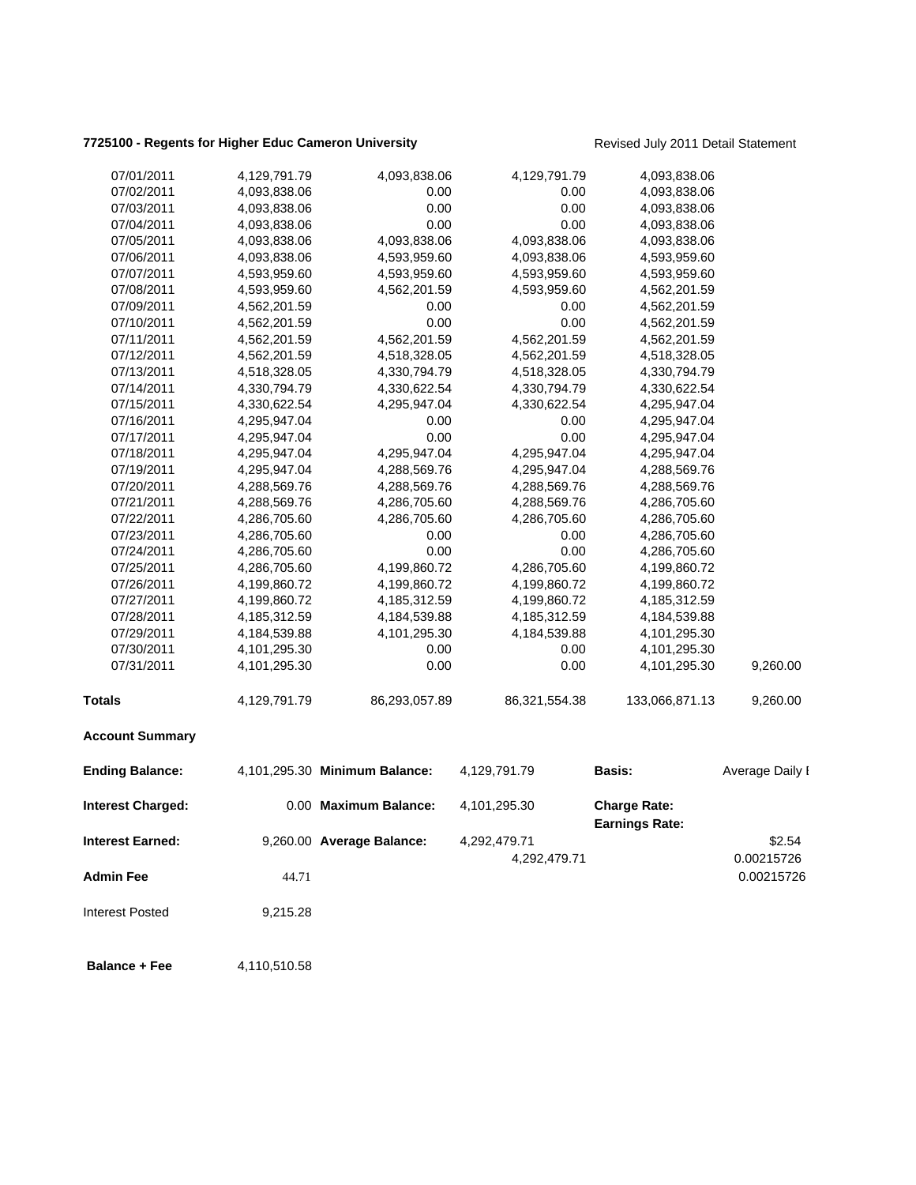**7725100 - Regents for Higher Educ Cameron University** Revised July 2011 Detail Statement

| | | | | | |
|---|---|---|---|---|---|
| 07/01/2011 | 4,129,791.79 | 4,093,838.06 | 4,129,791.79 | 4,093,838.06 | |
| 07/02/2011 | 4,093,838.06 | 0.00 | 0.00 | 4,093,838.06 | |
| 07/03/2011 | 4,093,838.06 | 0.00 | 0.00 | 4,093,838.06 | |
| 07/04/2011 | 4,093,838.06 | 0.00 | 0.00 | 4,093,838.06 | |
| 07/05/2011 | 4,093,838.06 | 4,093,838.06 | 4,093,838.06 | 4,093,838.06 | |
| 07/06/2011 | 4,093,838.06 | 4,593,959.60 | 4,093,838.06 | 4,593,959.60 | |
| 07/07/2011 | 4,593,959.60 | 4,593,959.60 | 4,593,959.60 | 4,593,959.60 | |
| 07/08/2011 | 4,593,959.60 | 4,562,201.59 | 4,593,959.60 | 4,562,201.59 | |
| 07/09/2011 | 4,562,201.59 | 0.00 | 0.00 | 4,562,201.59 | |
| 07/10/2011 | 4,562,201.59 | 0.00 | 0.00 | 4,562,201.59 | |
| 07/11/2011 | 4,562,201.59 | 4,562,201.59 | 4,562,201.59 | 4,562,201.59 | |
| 07/12/2011 | 4,562,201.59 | 4,518,328.05 | 4,562,201.59 | 4,518,328.05 | |
| 07/13/2011 | 4,518,328.05 | 4,330,794.79 | 4,518,328.05 | 4,330,794.79 | |
| 07/14/2011 | 4,330,794.79 | 4,330,622.54 | 4,330,794.79 | 4,330,622.54 | |
| 07/15/2011 | 4,330,622.54 | 4,295,947.04 | 4,330,622.54 | 4,295,947.04 | |
| 07/16/2011 | 4,295,947.04 | 0.00 | 0.00 | 4,295,947.04 | |
| 07/17/2011 | 4,295,947.04 | 0.00 | 0.00 | 4,295,947.04 | |
| 07/18/2011 | 4,295,947.04 | 4,295,947.04 | 4,295,947.04 | 4,295,947.04 | |
| 07/19/2011 | 4,295,947.04 | 4,288,569.76 | 4,295,947.04 | 4,288,569.76 | |
| 07/20/2011 | 4,288,569.76 | 4,288,569.76 | 4,288,569.76 | 4,288,569.76 | |
| 07/21/2011 | 4,288,569.76 | 4,286,705.60 | 4,288,569.76 | 4,286,705.60 | |
| 07/22/2011 | 4,286,705.60 | 4,286,705.60 | 4,286,705.60 | 4,286,705.60 | |
| 07/23/2011 | 4,286,705.60 | 0.00 | 0.00 | 4,286,705.60 | |
| 07/24/2011 | 4,286,705.60 | 0.00 | 0.00 | 4,286,705.60 | |
| 07/25/2011 | 4,286,705.60 | 4,199,860.72 | 4,286,705.60 | 4,199,860.72 | |
| 07/26/2011 | 4,199,860.72 | 4,199,860.72 | 4,199,860.72 | 4,199,860.72 | |
| 07/27/2011 | 4,199,860.72 | 4,185,312.59 | 4,199,860.72 | 4,185,312.59 | |
| 07/28/2011 | 4,185,312.59 | 4,184,539.88 | 4,185,312.59 | 4,184,539.88 | |
| 07/29/2011 | 4,184,539.88 | 4,101,295.30 | 4,184,539.88 | 4,101,295.30 | |
| 07/30/2011 | 4,101,295.30 | 0.00 | 0.00 | 4,101,295.30 | |
| 07/31/2011 | 4,101,295.30 | 0.00 | 0.00 | 4,101,295.30 | 9,260.00 |
| **Totals** | 4,129,791.79 | 86,293,057.89 | 86,321,554.38 | 133,066,871.13 | 9,260.00 |

**Account Summary**

| | | | | | |
|---|---|---|---|---|---|
| **Ending Balance:** | 4,101,295.30 | **Minimum Balance:** | 4,129,791.79 | **Basis:** | Average Daily I |
| **Interest Charged:** | 0.00 | **Maximum Balance:** | 4,101,295.30 | **Charge Rate:** | |
| | | | | **Earnings Rate:** | |
| **Interest Earned:** | 9,260.00 | **Average Balance:** | 4,292,479.71 | | $2.54 |
| | | | 4,292,479.71 | | 0.00215726 |
| **Admin Fee** | 44.71 | | | | 0.00215726 |
| Interest Posted | 9,215.28 | | | | |
| **Balance + Fee** | 4,110,510.58 | | | | |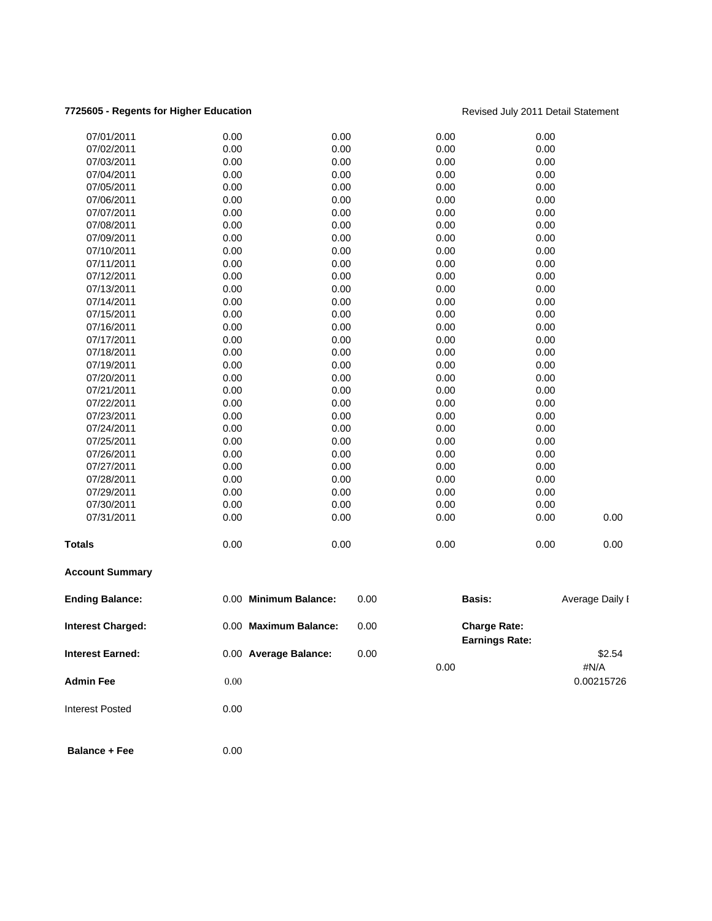**7725605 - Regents for Higher Education**

Revised July 2011 Detail Statement

| | | | | | |
|---|---|---|---|---|---|
| 07/01/2011 | 0.00 | 0.00 | 0.00 | 0.00 | |
| 07/02/2011 | 0.00 | 0.00 | 0.00 | 0.00 | |
| 07/03/2011 | 0.00 | 0.00 | 0.00 | 0.00 | |
| 07/04/2011 | 0.00 | 0.00 | 0.00 | 0.00 | |
| 07/05/2011 | 0.00 | 0.00 | 0.00 | 0.00 | |
| 07/06/2011 | 0.00 | 0.00 | 0.00 | 0.00 | |
| 07/07/2011 | 0.00 | 0.00 | 0.00 | 0.00 | |
| 07/08/2011 | 0.00 | 0.00 | 0.00 | 0.00 | |
| 07/09/2011 | 0.00 | 0.00 | 0.00 | 0.00 | |
| 07/10/2011 | 0.00 | 0.00 | 0.00 | 0.00 | |
| 07/11/2011 | 0.00 | 0.00 | 0.00 | 0.00 | |
| 07/12/2011 | 0.00 | 0.00 | 0.00 | 0.00 | |
| 07/13/2011 | 0.00 | 0.00 | 0.00 | 0.00 | |
| 07/14/2011 | 0.00 | 0.00 | 0.00 | 0.00 | |
| 07/15/2011 | 0.00 | 0.00 | 0.00 | 0.00 | |
| 07/16/2011 | 0.00 | 0.00 | 0.00 | 0.00 | |
| 07/17/2011 | 0.00 | 0.00 | 0.00 | 0.00 | |
| 07/18/2011 | 0.00 | 0.00 | 0.00 | 0.00 | |
| 07/19/2011 | 0.00 | 0.00 | 0.00 | 0.00 | |
| 07/20/2011 | 0.00 | 0.00 | 0.00 | 0.00 | |
| 07/21/2011 | 0.00 | 0.00 | 0.00 | 0.00 | |
| 07/22/2011 | 0.00 | 0.00 | 0.00 | 0.00 | |
| 07/23/2011 | 0.00 | 0.00 | 0.00 | 0.00 | |
| 07/24/2011 | 0.00 | 0.00 | 0.00 | 0.00 | |
| 07/25/2011 | 0.00 | 0.00 | 0.00 | 0.00 | |
| 07/26/2011 | 0.00 | 0.00 | 0.00 | 0.00 | |
| 07/27/2011 | 0.00 | 0.00 | 0.00 | 0.00 | |
| 07/28/2011 | 0.00 | 0.00 | 0.00 | 0.00 | |
| 07/29/2011 | 0.00 | 0.00 | 0.00 | 0.00 | |
| 07/30/2011 | 0.00 | 0.00 | 0.00 | 0.00 | |
| 07/31/2011 | 0.00 | 0.00 | 0.00 | 0.00 | 0.00 |
| **Totals** | 0.00 | 0.00 | 0.00 | 0.00 | 0.00 |

**Account Summary**

| | | | | | |
|---|---|---|---|---|---|
| **Ending Balance:** | 0.00 | **Minimum Balance:** | 0.00 | **Basis:** | Average Daily I |
| **Interest Charged:** | 0.00 | **Maximum Balance:** | 0.00 | **Charge Rate:** | |
| | | | | **Earnings Rate:** | |
| **Interest Earned:** | 0.00 | **Average Balance:** | 0.00 | | $2.54 |
| | | | | 0.00 | #N/A |
| **Admin Fee** | 0.00 | | | | 0.00215726 |
| Interest Posted | 0.00 | | | | |
| **Balance + Fee** | 0.00 | | | | |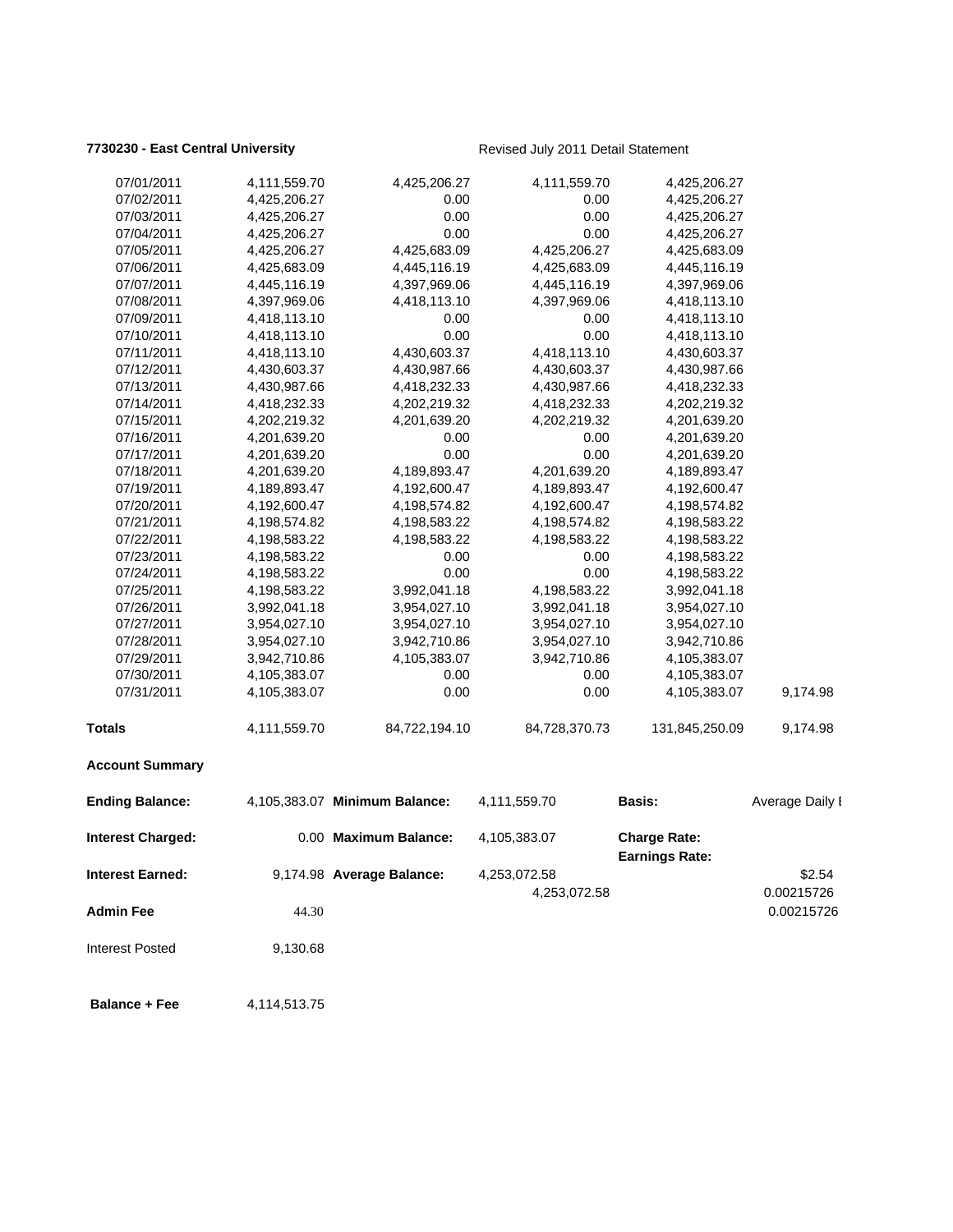**7730230 - East Central University** Revised July 2011 Detail Statement

| | | | | | |
|---|---|---|---|---|---|
| 07/01/2011 | 4,111,559.70 | 4,425,206.27 | 4,111,559.70 | 4,425,206.27 | |
| 07/02/2011 | 4,425,206.27 | 0.00 | 0.00 | 4,425,206.27 | |
| 07/03/2011 | 4,425,206.27 | 0.00 | 0.00 | 4,425,206.27 | |
| 07/04/2011 | 4,425,206.27 | 0.00 | 0.00 | 4,425,206.27 | |
| 07/05/2011 | 4,425,206.27 | 4,425,683.09 | 4,425,206.27 | 4,425,683.09 | |
| 07/06/2011 | 4,425,683.09 | 4,445,116.19 | 4,425,683.09 | 4,445,116.19 | |
| 07/07/2011 | 4,445,116.19 | 4,397,969.06 | 4,445,116.19 | 4,397,969.06 | |
| 07/08/2011 | 4,397,969.06 | 4,418,113.10 | 4,397,969.06 | 4,418,113.10 | |
| 07/09/2011 | 4,418,113.10 | 0.00 | 0.00 | 4,418,113.10 | |
| 07/10/2011 | 4,418,113.10 | 0.00 | 0.00 | 4,418,113.10 | |
| 07/11/2011 | 4,418,113.10 | 4,430,603.37 | 4,418,113.10 | 4,430,603.37 | |
| 07/12/2011 | 4,430,603.37 | 4,430,987.66 | 4,430,603.37 | 4,430,987.66 | |
| 07/13/2011 | 4,430,987.66 | 4,418,232.33 | 4,430,987.66 | 4,418,232.33 | |
| 07/14/2011 | 4,418,232.33 | 4,202,219.32 | 4,418,232.33 | 4,202,219.32 | |
| 07/15/2011 | 4,202,219.32 | 4,201,639.20 | 4,202,219.32 | 4,201,639.20 | |
| 07/16/2011 | 4,201,639.20 | 0.00 | 0.00 | 4,201,639.20 | |
| 07/17/2011 | 4,201,639.20 | 0.00 | 0.00 | 4,201,639.20 | |
| 07/18/2011 | 4,201,639.20 | 4,189,893.47 | 4,201,639.20 | 4,189,893.47 | |
| 07/19/2011 | 4,189,893.47 | 4,192,600.47 | 4,189,893.47 | 4,192,600.47 | |
| 07/20/2011 | 4,192,600.47 | 4,198,574.82 | 4,192,600.47 | 4,198,574.82 | |
| 07/21/2011 | 4,198,574.82 | 4,198,583.22 | 4,198,574.82 | 4,198,583.22 | |
| 07/22/2011 | 4,198,583.22 | 4,198,583.22 | 4,198,583.22 | 4,198,583.22 | |
| 07/23/2011 | 4,198,583.22 | 0.00 | 0.00 | 4,198,583.22 | |
| 07/24/2011 | 4,198,583.22 | 0.00 | 0.00 | 4,198,583.22 | |
| 07/25/2011 | 4,198,583.22 | 3,992,041.18 | 4,198,583.22 | 3,992,041.18 | |
| 07/26/2011 | 3,992,041.18 | 3,954,027.10 | 3,992,041.18 | 3,954,027.10 | |
| 07/27/2011 | 3,954,027.10 | 3,954,027.10 | 3,954,027.10 | 3,954,027.10 | |
| 07/28/2011 | 3,954,027.10 | 3,942,710.86 | 3,954,027.10 | 3,942,710.86 | |
| 07/29/2011 | 3,942,710.86 | 4,105,383.07 | 3,942,710.86 | 4,105,383.07 | |
| 07/30/2011 | 4,105,383.07 | 0.00 | 0.00 | 4,105,383.07 | |
| 07/31/2011 | 4,105,383.07 | 0.00 | 0.00 | 4,105,383.07 | 9,174.98 |
| **Totals** | 4,111,559.70 | 84,722,194.10 | 84,728,370.73 | 131,845,250.09 | 9,174.98 |

**Account Summary**

| | | | | | |
|---|---|---|---|---|---|
| **Ending Balance:** | 4,105,383.07 | **Minimum Balance:** | 4,111,559.70 | **Basis:** | Average Daily I |
| **Interest Charged:** | 0.00 | **Maximum Balance:** | 4,105,383.07 | **Charge Rate:** | |
| | | | | **Earnings Rate:** | |
| **Interest Earned:** | 9,174.98 | **Average Balance:** | 4,253,072.58 | | $2.54 |
| | | | 4,253,072.58 | | 0.00215726 |
| **Admin Fee** | 44.30 | | | | 0.00215726 |
| Interest Posted | 9,130.68 | | | | |
| **Balance + Fee** | 4,114,513.75 | | | | |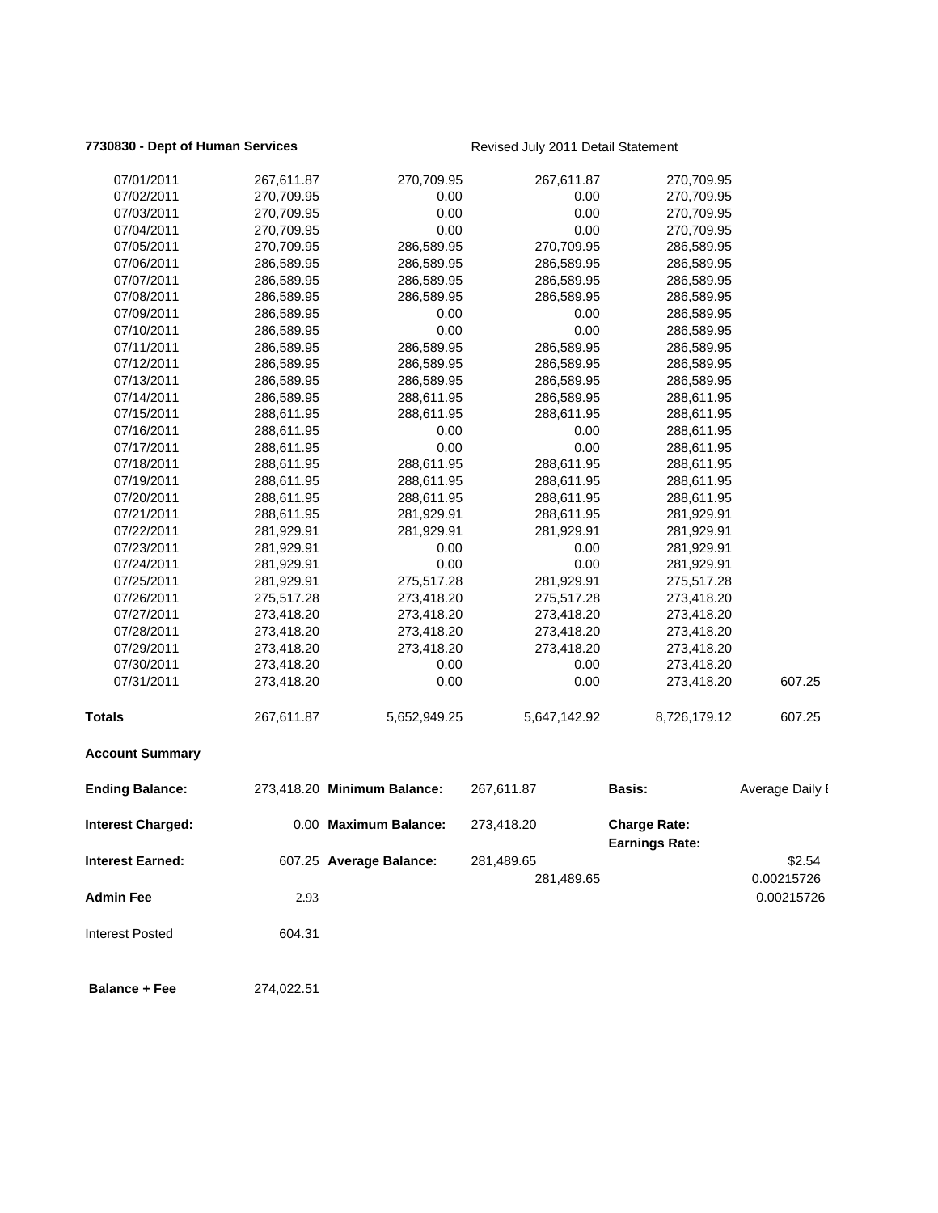**7730830 - Dept of Human Services** Revised July 2011 Detail Statement

| | | | | | |
|---|---|---|---|---|---|
| 07/01/2011 | 267,611.87 | 270,709.95 | 267,611.87 | 270,709.95 | |
| 07/02/2011 | 270,709.95 | 0.00 | 0.00 | 270,709.95 | |
| 07/03/2011 | 270,709.95 | 0.00 | 0.00 | 270,709.95 | |
| 07/04/2011 | 270,709.95 | 0.00 | 0.00 | 270,709.95 | |
| 07/05/2011 | 270,709.95 | 286,589.95 | 270,709.95 | 286,589.95 | |
| 07/06/2011 | 286,589.95 | 286,589.95 | 286,589.95 | 286,589.95 | |
| 07/07/2011 | 286,589.95 | 286,589.95 | 286,589.95 | 286,589.95 | |
| 07/08/2011 | 286,589.95 | 286,589.95 | 286,589.95 | 286,589.95 | |
| 07/09/2011 | 286,589.95 | 0.00 | 0.00 | 286,589.95 | |
| 07/10/2011 | 286,589.95 | 0.00 | 0.00 | 286,589.95 | |
| 07/11/2011 | 286,589.95 | 286,589.95 | 286,589.95 | 286,589.95 | |
| 07/12/2011 | 286,589.95 | 286,589.95 | 286,589.95 | 286,589.95 | |
| 07/13/2011 | 286,589.95 | 286,589.95 | 286,589.95 | 286,589.95 | |
| 07/14/2011 | 286,589.95 | 288,611.95 | 286,589.95 | 288,611.95 | |
| 07/15/2011 | 288,611.95 | 288,611.95 | 288,611.95 | 288,611.95 | |
| 07/16/2011 | 288,611.95 | 0.00 | 0.00 | 288,611.95 | |
| 07/17/2011 | 288,611.95 | 0.00 | 0.00 | 288,611.95 | |
| 07/18/2011 | 288,611.95 | 288,611.95 | 288,611.95 | 288,611.95 | |
| 07/19/2011 | 288,611.95 | 288,611.95 | 288,611.95 | 288,611.95 | |
| 07/20/2011 | 288,611.95 | 288,611.95 | 288,611.95 | 288,611.95 | |
| 07/21/2011 | 288,611.95 | 281,929.91 | 288,611.95 | 281,929.91 | |
| 07/22/2011 | 281,929.91 | 281,929.91 | 281,929.91 | 281,929.91 | |
| 07/23/2011 | 281,929.91 | 0.00 | 0.00 | 281,929.91 | |
| 07/24/2011 | 281,929.91 | 0.00 | 0.00 | 281,929.91 | |
| 07/25/2011 | 281,929.91 | 275,517.28 | 281,929.91 | 275,517.28 | |
| 07/26/2011 | 275,517.28 | 273,418.20 | 275,517.28 | 273,418.20 | |
| 07/27/2011 | 273,418.20 | 273,418.20 | 273,418.20 | 273,418.20 | |
| 07/28/2011 | 273,418.20 | 273,418.20 | 273,418.20 | 273,418.20 | |
| 07/29/2011 | 273,418.20 | 273,418.20 | 273,418.20 | 273,418.20 | |
| 07/30/2011 | 273,418.20 | 0.00 | 0.00 | 273,418.20 | |
| 07/31/2011 | 273,418.20 | 0.00 | 0.00 | 273,418.20 | 607.25 |
| **Totals** | 267,611.87 | 5,652,949.25 | 5,647,142.92 | 8,726,179.12 | 607.25 |

**Account Summary**

| | | | | | |
|---|---|---|---|---|---|
| **Ending Balance:** | 273,418.20 | **Minimum Balance:** | 267,611.87 | **Basis:** | Average Daily I |
| **Interest Charged:** | 0.00 | **Maximum Balance:** | 273,418.20 | **Charge Rate:** | |
| | | | | **Earnings Rate:** | |
| **Interest Earned:** | 607.25 | **Average Balance:** | 281,489.65 | | $2.54 |
| | | | 281,489.65 | | 0.00215726 |
| **Admin Fee** | 2.93 | | | | 0.00215726 |
| Interest Posted | 604.31 | | | | |
| **Balance + Fee** | 274,022.51 | | | | |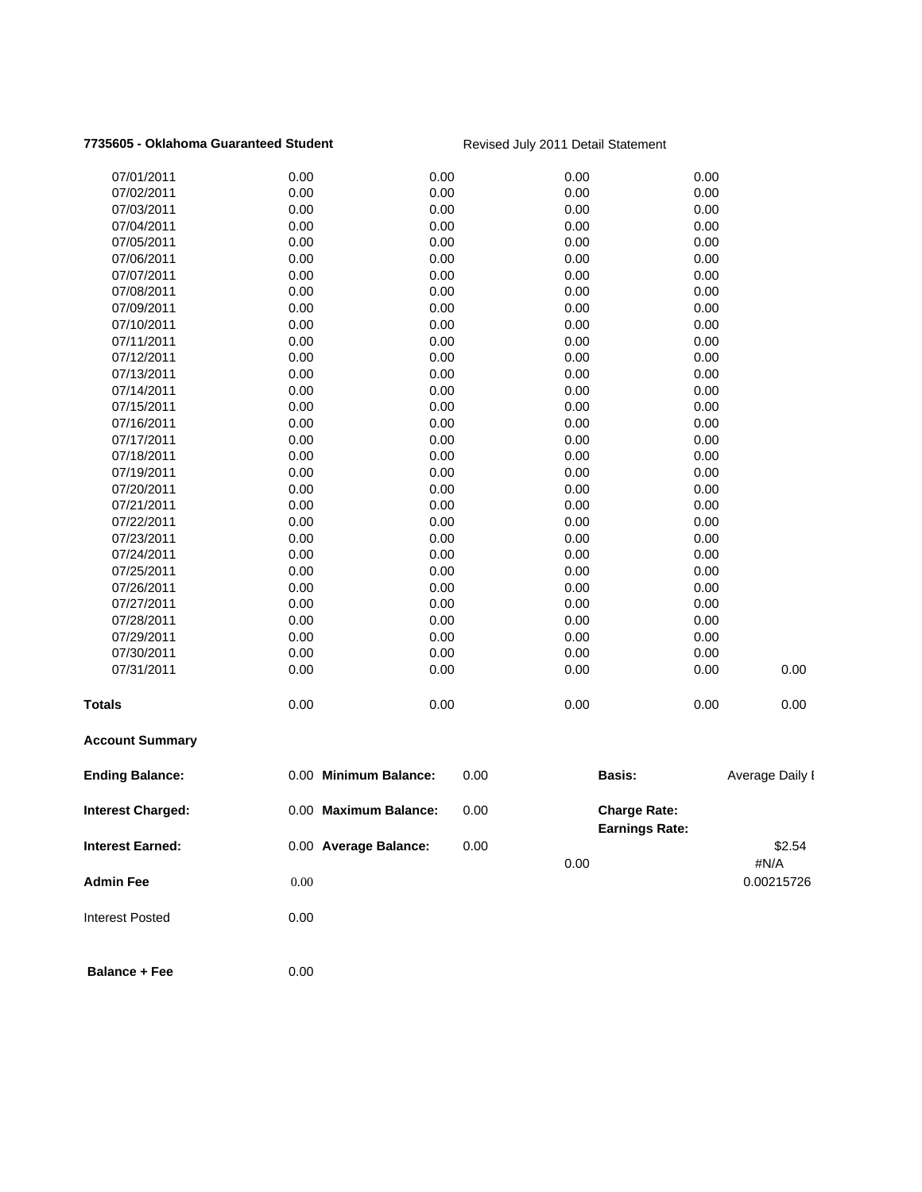**7735605 - Oklahoma Guaranteed Student** Revised July 2011 Detail Statement

| | | | | | |
|---|---|---|---|---|---|
| 07/01/2011 | 0.00 | 0.00 | 0.00 | 0.00 | |
| 07/02/2011 | 0.00 | 0.00 | 0.00 | 0.00 | |
| 07/03/2011 | 0.00 | 0.00 | 0.00 | 0.00 | |
| 07/04/2011 | 0.00 | 0.00 | 0.00 | 0.00 | |
| 07/05/2011 | 0.00 | 0.00 | 0.00 | 0.00 | |
| 07/06/2011 | 0.00 | 0.00 | 0.00 | 0.00 | |
| 07/07/2011 | 0.00 | 0.00 | 0.00 | 0.00 | |
| 07/08/2011 | 0.00 | 0.00 | 0.00 | 0.00 | |
| 07/09/2011 | 0.00 | 0.00 | 0.00 | 0.00 | |
| 07/10/2011 | 0.00 | 0.00 | 0.00 | 0.00 | |
| 07/11/2011 | 0.00 | 0.00 | 0.00 | 0.00 | |
| 07/12/2011 | 0.00 | 0.00 | 0.00 | 0.00 | |
| 07/13/2011 | 0.00 | 0.00 | 0.00 | 0.00 | |
| 07/14/2011 | 0.00 | 0.00 | 0.00 | 0.00 | |
| 07/15/2011 | 0.00 | 0.00 | 0.00 | 0.00 | |
| 07/16/2011 | 0.00 | 0.00 | 0.00 | 0.00 | |
| 07/17/2011 | 0.00 | 0.00 | 0.00 | 0.00 | |
| 07/18/2011 | 0.00 | 0.00 | 0.00 | 0.00 | |
| 07/19/2011 | 0.00 | 0.00 | 0.00 | 0.00 | |
| 07/20/2011 | 0.00 | 0.00 | 0.00 | 0.00 | |
| 07/21/2011 | 0.00 | 0.00 | 0.00 | 0.00 | |
| 07/22/2011 | 0.00 | 0.00 | 0.00 | 0.00 | |
| 07/23/2011 | 0.00 | 0.00 | 0.00 | 0.00 | |
| 07/24/2011 | 0.00 | 0.00 | 0.00 | 0.00 | |
| 07/25/2011 | 0.00 | 0.00 | 0.00 | 0.00 | |
| 07/26/2011 | 0.00 | 0.00 | 0.00 | 0.00 | |
| 07/27/2011 | 0.00 | 0.00 | 0.00 | 0.00 | |
| 07/28/2011 | 0.00 | 0.00 | 0.00 | 0.00 | |
| 07/29/2011 | 0.00 | 0.00 | 0.00 | 0.00 | |
| 07/30/2011 | 0.00 | 0.00 | 0.00 | 0.00 | |
| 07/31/2011 | 0.00 | 0.00 | 0.00 | 0.00 | 0.00 |
| **Totals** | 0.00 | 0.00 | 0.00 | 0.00 | 0.00 |

**Account Summary**

| | | | | | |
|---|---|---|---|---|---|
| **Ending Balance:** | 0.00 | **Minimum Balance:** | 0.00 | **Basis:** | Average Daily I |
| **Interest Charged:** | 0.00 | **Maximum Balance:** | 0.00 | **Charge Rate:** | |
| | | | | **Earnings Rate:** | |
| **Interest Earned:** | 0.00 | **Average Balance:** | 0.00 | | $2.54 |
| | | | 0.00 | | #N/A |
| **Admin Fee** | 0.00 | | | | 0.00215726 |
| Interest Posted | 0.00 | | | | |
| **Balance + Fee** | 0.00 | | | | |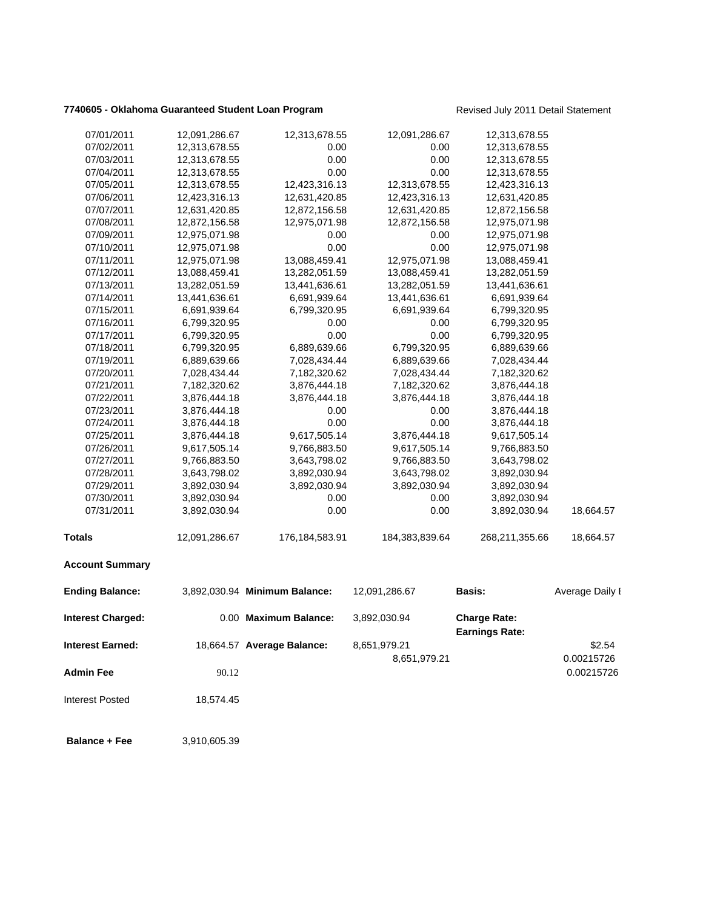**7740605 - Oklahoma Guaranteed Student Loan Program** Revised July 2011 Detail Statement

| | | | | | |
|---|---|---|---|---|---|
| 07/01/2011 | 12,091,286.67 | 12,313,678.55 | 12,091,286.67 | 12,313,678.55 | |
| 07/02/2011 | 12,313,678.55 | 0.00 | 0.00 | 12,313,678.55 | |
| 07/03/2011 | 12,313,678.55 | 0.00 | 0.00 | 12,313,678.55 | |
| 07/04/2011 | 12,313,678.55 | 0.00 | 0.00 | 12,313,678.55 | |
| 07/05/2011 | 12,313,678.55 | 12,423,316.13 | 12,313,678.55 | 12,423,316.13 | |
| 07/06/2011 | 12,423,316.13 | 12,631,420.85 | 12,423,316.13 | 12,631,420.85 | |
| 07/07/2011 | 12,631,420.85 | 12,872,156.58 | 12,631,420.85 | 12,872,156.58 | |
| 07/08/2011 | 12,872,156.58 | 12,975,071.98 | 12,872,156.58 | 12,975,071.98 | |
| 07/09/2011 | 12,975,071.98 | 0.00 | 0.00 | 12,975,071.98 | |
| 07/10/2011 | 12,975,071.98 | 0.00 | 0.00 | 12,975,071.98 | |
| 07/11/2011 | 12,975,071.98 | 13,088,459.41 | 12,975,071.98 | 13,088,459.41 | |
| 07/12/2011 | 13,088,459.41 | 13,282,051.59 | 13,088,459.41 | 13,282,051.59 | |
| 07/13/2011 | 13,282,051.59 | 13,441,636.61 | 13,282,051.59 | 13,441,636.61 | |
| 07/14/2011 | 13,441,636.61 | 6,691,939.64 | 13,441,636.61 | 6,691,939.64 | |
| 07/15/2011 | 6,691,939.64 | 6,799,320.95 | 6,691,939.64 | 6,799,320.95 | |
| 07/16/2011 | 6,799,320.95 | 0.00 | 0.00 | 6,799,320.95 | |
| 07/17/2011 | 6,799,320.95 | 0.00 | 0.00 | 6,799,320.95 | |
| 07/18/2011 | 6,799,320.95 | 6,889,639.66 | 6,799,320.95 | 6,889,639.66 | |
| 07/19/2011 | 6,889,639.66 | 7,028,434.44 | 6,889,639.66 | 7,028,434.44 | |
| 07/20/2011 | 7,028,434.44 | 7,182,320.62 | 7,028,434.44 | 7,182,320.62 | |
| 07/21/2011 | 7,182,320.62 | 3,876,444.18 | 7,182,320.62 | 3,876,444.18 | |
| 07/22/2011 | 3,876,444.18 | 3,876,444.18 | 3,876,444.18 | 3,876,444.18 | |
| 07/23/2011 | 3,876,444.18 | 0.00 | 0.00 | 3,876,444.18 | |
| 07/24/2011 | 3,876,444.18 | 0.00 | 0.00 | 3,876,444.18 | |
| 07/25/2011 | 3,876,444.18 | 9,617,505.14 | 3,876,444.18 | 9,617,505.14 | |
| 07/26/2011 | 9,617,505.14 | 9,766,883.50 | 9,617,505.14 | 9,766,883.50 | |
| 07/27/2011 | 9,766,883.50 | 3,643,798.02 | 9,766,883.50 | 3,643,798.02 | |
| 07/28/2011 | 3,643,798.02 | 3,892,030.94 | 3,643,798.02 | 3,892,030.94 | |
| 07/29/2011 | 3,892,030.94 | 3,892,030.94 | 3,892,030.94 | 3,892,030.94 | |
| 07/30/2011 | 3,892,030.94 | 0.00 | 0.00 | 3,892,030.94 | |
| 07/31/2011 | 3,892,030.94 | 0.00 | 0.00 | 3,892,030.94 | 18,664.57 |
| **Totals** | 12,091,286.67 | 176,184,583.91 | 184,383,839.64 | 268,211,355.66 | 18,664.57 |

**Account Summary**

| | | | | | |
|---|---|---|---|---|---|
| **Ending Balance:** | 3,892,030.94 | **Minimum Balance:** | 12,091,286.67 | **Basis:** | Average Daily I |
| **Interest Charged:** | 0.00 | **Maximum Balance:** | 3,892,030.94 | **Charge Rate:** | |
| | | | | **Earnings Rate:** | |
| **Interest Earned:** | 18,664.57 | **Average Balance:** | 8,651,979.21 | | $2.54 |
| | | | 8,651,979.21 | | 0.00215726 |
| **Admin Fee** | 90.12 | | | | 0.00215726 |
| Interest Posted | 18,574.45 | | | | |
| **Balance + Fee** | 3,910,605.39 | | | | |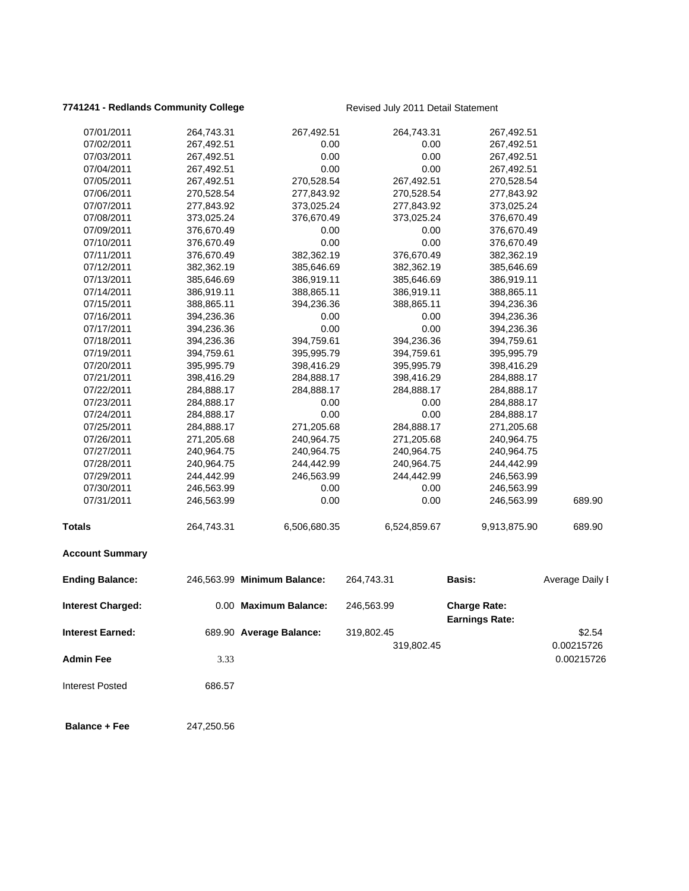**7741241 - Redlands Community College** Revised July 2011 Detail Statement

| | | | | | |
|---|---|---|---|---|---|
| 07/01/2011 | 264,743.31 | 267,492.51 | 264,743.31 | 267,492.51 | |
| 07/02/2011 | 267,492.51 | 0.00 | 0.00 | 267,492.51 | |
| 07/03/2011 | 267,492.51 | 0.00 | 0.00 | 267,492.51 | |
| 07/04/2011 | 267,492.51 | 0.00 | 0.00 | 267,492.51 | |
| 07/05/2011 | 267,492.51 | 270,528.54 | 267,492.51 | 270,528.54 | |
| 07/06/2011 | 270,528.54 | 277,843.92 | 270,528.54 | 277,843.92 | |
| 07/07/2011 | 277,843.92 | 373,025.24 | 277,843.92 | 373,025.24 | |
| 07/08/2011 | 373,025.24 | 376,670.49 | 373,025.24 | 376,670.49 | |
| 07/09/2011 | 376,670.49 | 0.00 | 0.00 | 376,670.49 | |
| 07/10/2011 | 376,670.49 | 0.00 | 0.00 | 376,670.49 | |
| 07/11/2011 | 376,670.49 | 382,362.19 | 376,670.49 | 382,362.19 | |
| 07/12/2011 | 382,362.19 | 385,646.69 | 382,362.19 | 385,646.69 | |
| 07/13/2011 | 385,646.69 | 386,919.11 | 385,646.69 | 386,919.11 | |
| 07/14/2011 | 386,919.11 | 388,865.11 | 386,919.11 | 388,865.11 | |
| 07/15/2011 | 388,865.11 | 394,236.36 | 388,865.11 | 394,236.36 | |
| 07/16/2011 | 394,236.36 | 0.00 | 0.00 | 394,236.36 | |
| 07/17/2011 | 394,236.36 | 0.00 | 0.00 | 394,236.36 | |
| 07/18/2011 | 394,236.36 | 394,759.61 | 394,236.36 | 394,759.61 | |
| 07/19/2011 | 394,759.61 | 395,995.79 | 394,759.61 | 395,995.79 | |
| 07/20/2011 | 395,995.79 | 398,416.29 | 395,995.79 | 398,416.29 | |
| 07/21/2011 | 398,416.29 | 284,888.17 | 398,416.29 | 284,888.17 | |
| 07/22/2011 | 284,888.17 | 284,888.17 | 284,888.17 | 284,888.17 | |
| 07/23/2011 | 284,888.17 | 0.00 | 0.00 | 284,888.17 | |
| 07/24/2011 | 284,888.17 | 0.00 | 0.00 | 284,888.17 | |
| 07/25/2011 | 284,888.17 | 271,205.68 | 284,888.17 | 271,205.68 | |
| 07/26/2011 | 271,205.68 | 240,964.75 | 271,205.68 | 240,964.75 | |
| 07/27/2011 | 240,964.75 | 240,964.75 | 240,964.75 | 240,964.75 | |
| 07/28/2011 | 240,964.75 | 244,442.99 | 240,964.75 | 244,442.99 | |
| 07/29/2011 | 244,442.99 | 246,563.99 | 244,442.99 | 246,563.99 | |
| 07/30/2011 | 246,563.99 | 0.00 | 0.00 | 246,563.99 | |
| 07/31/2011 | 246,563.99 | 0.00 | 0.00 | 246,563.99 | 689.90 |
| **Totals** | 264,743.31 | 6,506,680.35 | 6,524,859.67 | 9,913,875.90 | 689.90 |

**Account Summary**

| | | | | | |
|---|---|---|---|---|---|
| **Ending Balance:** | 246,563.99 | **Minimum Balance:** | 264,743.31 | **Basis:** | Average Daily I |
| **Interest Charged:** | 0.00 | **Maximum Balance:** | 246,563.99 | **Charge Rate:** | |
| | | | | **Earnings Rate:** | |
| **Interest Earned:** | 689.90 | **Average Balance:** | 319,802.45 | | $2.54 |
| | | | 319,802.45 | | 0.00215726 |
| **Admin Fee** | 3.33 | | | | 0.00215726 |
| Interest Posted | 686.57 | | | | |
| **Balance + Fee** | 247,250.56 | | | | |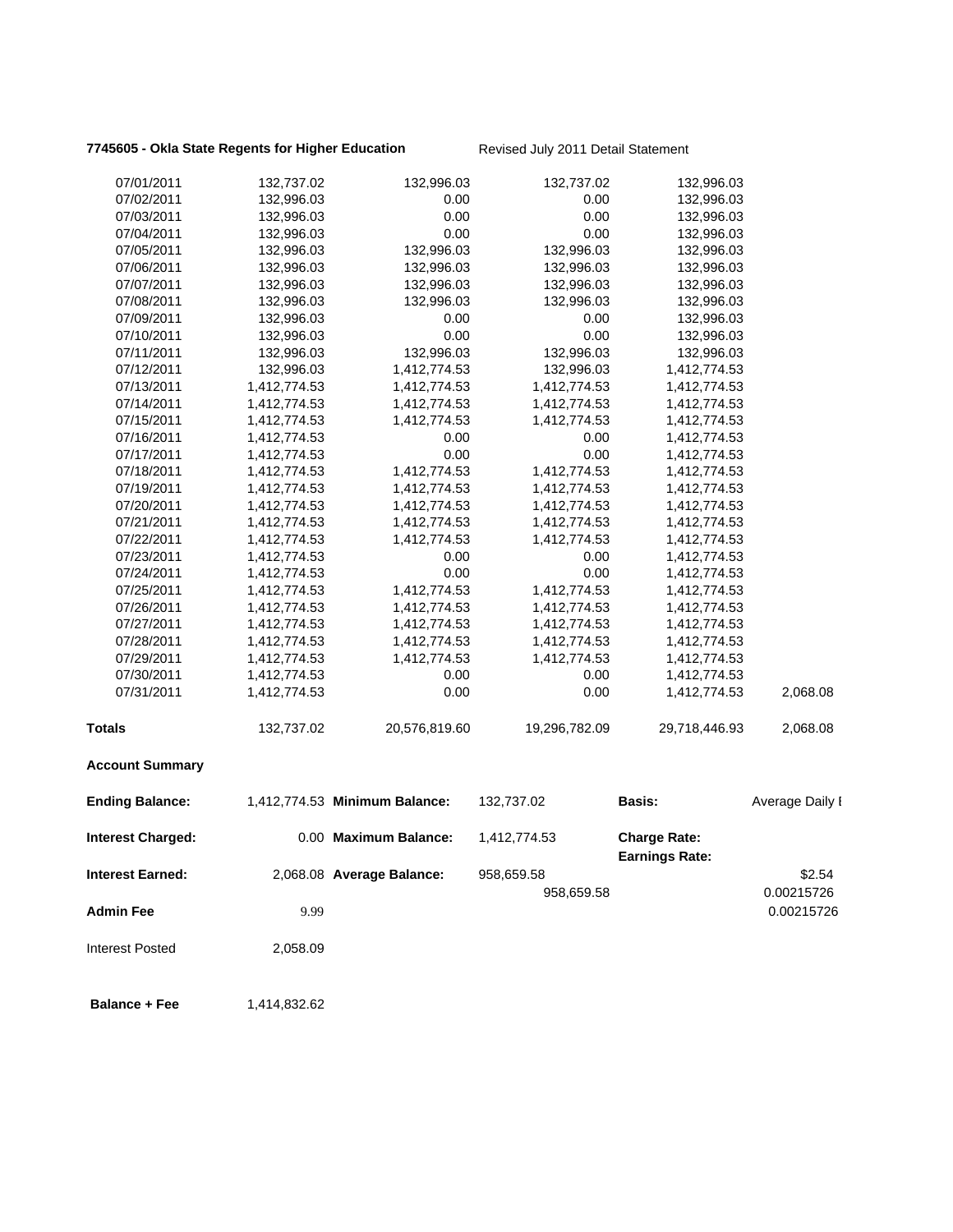**7745605 - Okla State Regents for Higher Education** Revised July 2011 Detail Statement

| | | | | | |
|---|---|---|---|---|---|
| 07/01/2011 | 132,737.02 | 132,996.03 | 132,737.02 | 132,996.03 | |
| 07/02/2011 | 132,996.03 | 0.00 | 0.00 | 132,996.03 | |
| 07/03/2011 | 132,996.03 | 0.00 | 0.00 | 132,996.03 | |
| 07/04/2011 | 132,996.03 | 0.00 | 0.00 | 132,996.03 | |
| 07/05/2011 | 132,996.03 | 132,996.03 | 132,996.03 | 132,996.03 | |
| 07/06/2011 | 132,996.03 | 132,996.03 | 132,996.03 | 132,996.03 | |
| 07/07/2011 | 132,996.03 | 132,996.03 | 132,996.03 | 132,996.03 | |
| 07/08/2011 | 132,996.03 | 132,996.03 | 132,996.03 | 132,996.03 | |
| 07/09/2011 | 132,996.03 | 0.00 | 0.00 | 132,996.03 | |
| 07/10/2011 | 132,996.03 | 0.00 | 0.00 | 132,996.03 | |
| 07/11/2011 | 132,996.03 | 132,996.03 | 132,996.03 | 132,996.03 | |
| 07/12/2011 | 132,996.03 | 1,412,774.53 | 132,996.03 | 1,412,774.53 | |
| 07/13/2011 | 1,412,774.53 | 1,412,774.53 | 1,412,774.53 | 1,412,774.53 | |
| 07/14/2011 | 1,412,774.53 | 1,412,774.53 | 1,412,774.53 | 1,412,774.53 | |
| 07/15/2011 | 1,412,774.53 | 1,412,774.53 | 1,412,774.53 | 1,412,774.53 | |
| 07/16/2011 | 1,412,774.53 | 0.00 | 0.00 | 1,412,774.53 | |
| 07/17/2011 | 1,412,774.53 | 0.00 | 0.00 | 1,412,774.53 | |
| 07/18/2011 | 1,412,774.53 | 1,412,774.53 | 1,412,774.53 | 1,412,774.53 | |
| 07/19/2011 | 1,412,774.53 | 1,412,774.53 | 1,412,774.53 | 1,412,774.53 | |
| 07/20/2011 | 1,412,774.53 | 1,412,774.53 | 1,412,774.53 | 1,412,774.53 | |
| 07/21/2011 | 1,412,774.53 | 1,412,774.53 | 1,412,774.53 | 1,412,774.53 | |
| 07/22/2011 | 1,412,774.53 | 1,412,774.53 | 1,412,774.53 | 1,412,774.53 | |
| 07/23/2011 | 1,412,774.53 | 0.00 | 0.00 | 1,412,774.53 | |
| 07/24/2011 | 1,412,774.53 | 0.00 | 0.00 | 1,412,774.53 | |
| 07/25/2011 | 1,412,774.53 | 1,412,774.53 | 1,412,774.53 | 1,412,774.53 | |
| 07/26/2011 | 1,412,774.53 | 1,412,774.53 | 1,412,774.53 | 1,412,774.53 | |
| 07/27/2011 | 1,412,774.53 | 1,412,774.53 | 1,412,774.53 | 1,412,774.53 | |
| 07/28/2011 | 1,412,774.53 | 1,412,774.53 | 1,412,774.53 | 1,412,774.53 | |
| 07/29/2011 | 1,412,774.53 | 1,412,774.53 | 1,412,774.53 | 1,412,774.53 | |
| 07/30/2011 | 1,412,774.53 | 0.00 | 0.00 | 1,412,774.53 | |
| 07/31/2011 | 1,412,774.53 | 0.00 | 0.00 | 1,412,774.53 | 2,068.08 |
| **Totals** | 132,737.02 | 20,576,819.60 | 19,296,782.09 | 29,718,446.93 | 2,068.08 |

**Account Summary**

| | | | | | |
|---|---|---|---|---|---|
| **Ending Balance:** | 1,412,774.53 | **Minimum Balance:** | 132,737.02 | **Basis:** | Average Daily I |
| **Interest Charged:** | 0.00 | **Maximum Balance:** | 1,412,774.53 | **Charge Rate:** | |
| | | | | **Earnings Rate:** | |
| **Interest Earned:** | 2,068.08 | **Average Balance:** | 958,659.58 | | $2.54 |
| | | | 958,659.58 | | 0.00215726 |
| **Admin Fee** | 9.99 | | | | 0.00215726 |
| Interest Posted | 2,058.09 | | | | |
| **Balance + Fee** | 1,414,832.62 | | | | |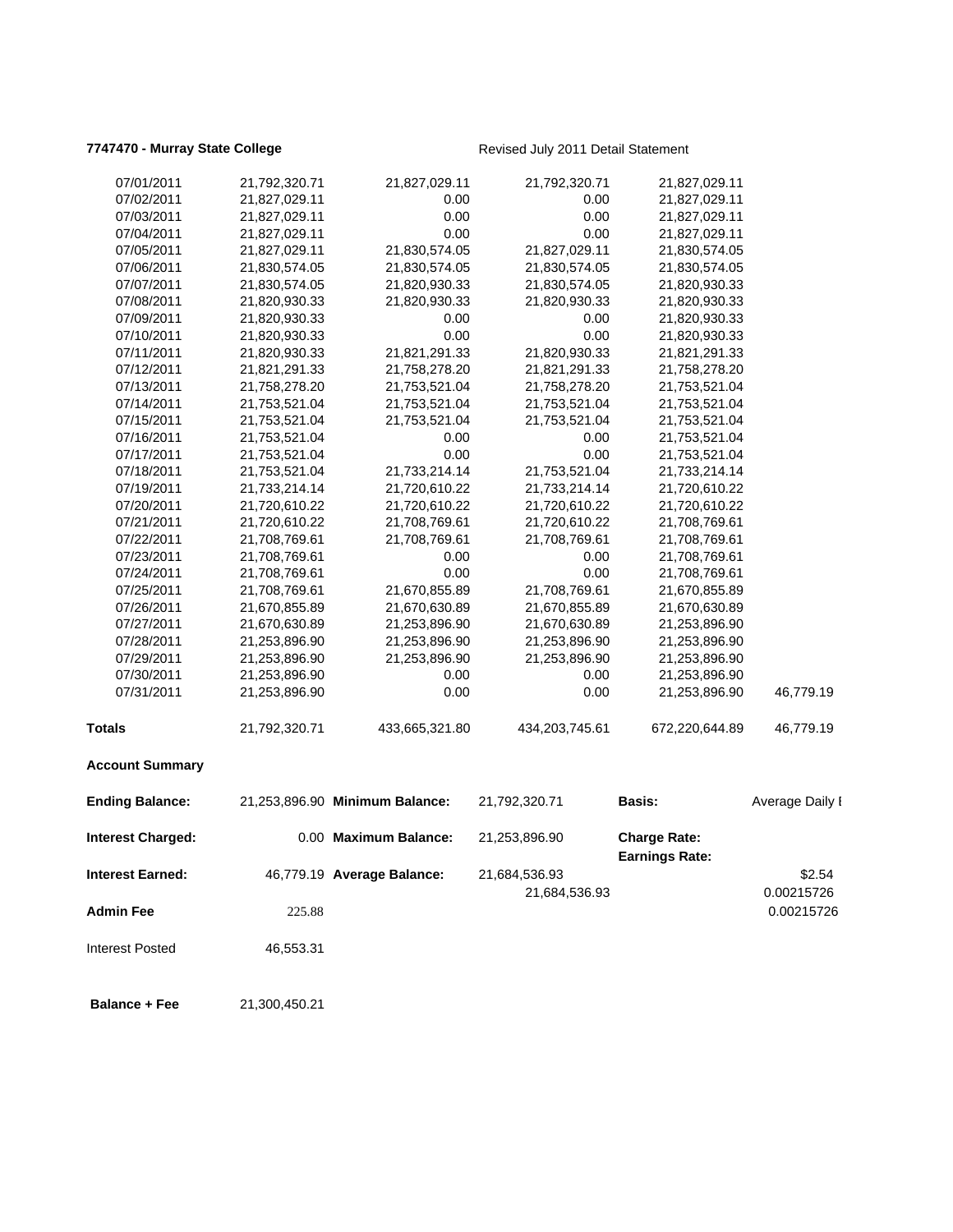**7747470 - Murray State College** Revised July 2011 Detail Statement

| | | | | | |
|---|---|---|---|---|---|
| 07/01/2011 | 21,792,320.71 | 21,827,029.11 | 21,792,320.71 | 21,827,029.11 | |
| 07/02/2011 | 21,827,029.11 | 0.00 | 0.00 | 21,827,029.11 | |
| 07/03/2011 | 21,827,029.11 | 0.00 | 0.00 | 21,827,029.11 | |
| 07/04/2011 | 21,827,029.11 | 0.00 | 0.00 | 21,827,029.11 | |
| 07/05/2011 | 21,827,029.11 | 21,830,574.05 | 21,827,029.11 | 21,830,574.05 | |
| 07/06/2011 | 21,830,574.05 | 21,830,574.05 | 21,830,574.05 | 21,830,574.05 | |
| 07/07/2011 | 21,830,574.05 | 21,820,930.33 | 21,830,574.05 | 21,820,930.33 | |
| 07/08/2011 | 21,820,930.33 | 21,820,930.33 | 21,820,930.33 | 21,820,930.33 | |
| 07/09/2011 | 21,820,930.33 | 0.00 | 0.00 | 21,820,930.33 | |
| 07/10/2011 | 21,820,930.33 | 0.00 | 0.00 | 21,820,930.33 | |
| 07/11/2011 | 21,820,930.33 | 21,821,291.33 | 21,820,930.33 | 21,821,291.33 | |
| 07/12/2011 | 21,821,291.33 | 21,758,278.20 | 21,821,291.33 | 21,758,278.20 | |
| 07/13/2011 | 21,758,278.20 | 21,753,521.04 | 21,758,278.20 | 21,753,521.04 | |
| 07/14/2011 | 21,753,521.04 | 21,753,521.04 | 21,753,521.04 | 21,753,521.04 | |
| 07/15/2011 | 21,753,521.04 | 21,753,521.04 | 21,753,521.04 | 21,753,521.04 | |
| 07/16/2011 | 21,753,521.04 | 0.00 | 0.00 | 21,753,521.04 | |
| 07/17/2011 | 21,753,521.04 | 0.00 | 0.00 | 21,753,521.04 | |
| 07/18/2011 | 21,753,521.04 | 21,733,214.14 | 21,753,521.04 | 21,733,214.14 | |
| 07/19/2011 | 21,733,214.14 | 21,720,610.22 | 21,733,214.14 | 21,720,610.22 | |
| 07/20/2011 | 21,720,610.22 | 21,720,610.22 | 21,720,610.22 | 21,720,610.22 | |
| 07/21/2011 | 21,720,610.22 | 21,708,769.61 | 21,720,610.22 | 21,708,769.61 | |
| 07/22/2011 | 21,708,769.61 | 21,708,769.61 | 21,708,769.61 | 21,708,769.61 | |
| 07/23/2011 | 21,708,769.61 | 0.00 | 0.00 | 21,708,769.61 | |
| 07/24/2011 | 21,708,769.61 | 0.00 | 0.00 | 21,708,769.61 | |
| 07/25/2011 | 21,708,769.61 | 21,670,855.89 | 21,708,769.61 | 21,670,855.89 | |
| 07/26/2011 | 21,670,855.89 | 21,670,630.89 | 21,670,855.89 | 21,670,630.89 | |
| 07/27/2011 | 21,670,630.89 | 21,253,896.90 | 21,670,630.89 | 21,253,896.90 | |
| 07/28/2011 | 21,253,896.90 | 21,253,896.90 | 21,253,896.90 | 21,253,896.90 | |
| 07/29/2011 | 21,253,896.90 | 21,253,896.90 | 21,253,896.90 | 21,253,896.90 | |
| 07/30/2011 | 21,253,896.90 | 0.00 | 0.00 | 21,253,896.90 | |
| 07/31/2011 | 21,253,896.90 | 0.00 | 0.00 | 21,253,896.90 | 46,779.19 |
| **Totals** | 21,792,320.71 | 433,665,321.80 | 434,203,745.61 | 672,220,644.89 | 46,779.19 |

**Account Summary**

| | | | | | |
|---|---|---|---|---|---|
| **Ending Balance:** | 21,253,896.90 | **Minimum Balance:** | 21,792,320.71 | **Basis:** | Average Daily I |
| **Interest Charged:** | 0.00 | **Maximum Balance:** | 21,253,896.90 | **Charge Rate:** | |
| | | | | **Earnings Rate:** | |
| **Interest Earned:** | 46,779.19 | **Average Balance:** | 21,684,536.93 | | $2.54 |
| | | | 21,684,536.93 | | 0.00215726 |
| **Admin Fee** | 225.88 | | | | 0.00215726 |
| Interest Posted | 46,553.31 | | | | |
| **Balance + Fee** | 21,300,450.21 | | | | |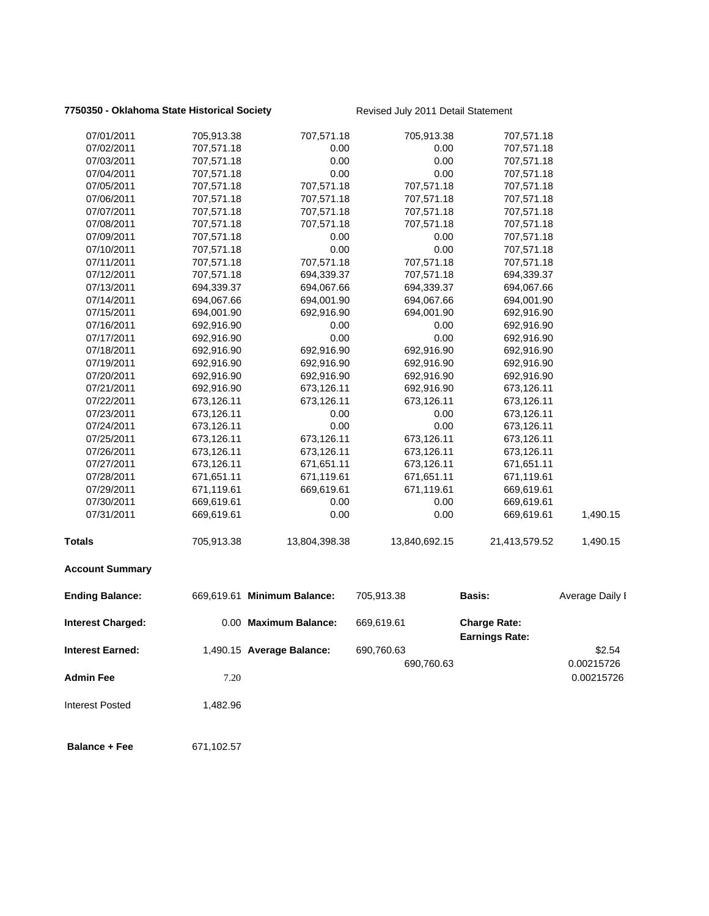**7750350 - Oklahoma State Historical Society** Revised July 2011 Detail Statement

| | | | | | |
|---|---|---|---|---|---|
| 07/01/2011 | 705,913.38 | 707,571.18 | 705,913.38 | 707,571.18 | |
| 07/02/2011 | 707,571.18 | 0.00 | 0.00 | 707,571.18 | |
| 07/03/2011 | 707,571.18 | 0.00 | 0.00 | 707,571.18 | |
| 07/04/2011 | 707,571.18 | 0.00 | 0.00 | 707,571.18 | |
| 07/05/2011 | 707,571.18 | 707,571.18 | 707,571.18 | 707,571.18 | |
| 07/06/2011 | 707,571.18 | 707,571.18 | 707,571.18 | 707,571.18 | |
| 07/07/2011 | 707,571.18 | 707,571.18 | 707,571.18 | 707,571.18 | |
| 07/08/2011 | 707,571.18 | 707,571.18 | 707,571.18 | 707,571.18 | |
| 07/09/2011 | 707,571.18 | 0.00 | 0.00 | 707,571.18 | |
| 07/10/2011 | 707,571.18 | 0.00 | 0.00 | 707,571.18 | |
| 07/11/2011 | 707,571.18 | 707,571.18 | 707,571.18 | 707,571.18 | |
| 07/12/2011 | 707,571.18 | 694,339.37 | 707,571.18 | 694,339.37 | |
| 07/13/2011 | 694,339.37 | 694,067.66 | 694,339.37 | 694,067.66 | |
| 07/14/2011 | 694,067.66 | 694,001.90 | 694,067.66 | 694,001.90 | |
| 07/15/2011 | 694,001.90 | 692,916.90 | 694,001.90 | 692,916.90 | |
| 07/16/2011 | 692,916.90 | 0.00 | 0.00 | 692,916.90 | |
| 07/17/2011 | 692,916.90 | 0.00 | 0.00 | 692,916.90 | |
| 07/18/2011 | 692,916.90 | 692,916.90 | 692,916.90 | 692,916.90 | |
| 07/19/2011 | 692,916.90 | 692,916.90 | 692,916.90 | 692,916.90 | |
| 07/20/2011 | 692,916.90 | 692,916.90 | 692,916.90 | 692,916.90 | |
| 07/21/2011 | 692,916.90 | 673,126.11 | 692,916.90 | 673,126.11 | |
| 07/22/2011 | 673,126.11 | 673,126.11 | 673,126.11 | 673,126.11 | |
| 07/23/2011 | 673,126.11 | 0.00 | 0.00 | 673,126.11 | |
| 07/24/2011 | 673,126.11 | 0.00 | 0.00 | 673,126.11 | |
| 07/25/2011 | 673,126.11 | 673,126.11 | 673,126.11 | 673,126.11 | |
| 07/26/2011 | 673,126.11 | 673,126.11 | 673,126.11 | 673,126.11 | |
| 07/27/2011 | 673,126.11 | 671,651.11 | 673,126.11 | 671,651.11 | |
| 07/28/2011 | 671,651.11 | 671,119.61 | 671,651.11 | 671,119.61 | |
| 07/29/2011 | 671,119.61 | 669,619.61 | 671,119.61 | 669,619.61 | |
| 07/30/2011 | 669,619.61 | 0.00 | 0.00 | 669,619.61 | |
| 07/31/2011 | 669,619.61 | 0.00 | 0.00 | 669,619.61 | 1,490.15 |
| **Totals** | 705,913.38 | 13,804,398.38 | 13,840,692.15 | 21,413,579.52 | 1,490.15 |

**Account Summary**

| | | | | | |
|---|---|---|---|---|---|
| **Ending Balance:** | 669,619.61 | **Minimum Balance:** | 705,913.38 | **Basis:** | Average Daily I |
| **Interest Charged:** | 0.00 | **Maximum Balance:** | 669,619.61 | **Charge Rate:** | |
| | | | | **Earnings Rate:** | |
| **Interest Earned:** | 1,490.15 | **Average Balance:** | 690,760.63 | | $2.54 |
| | | | 690,760.63 | | 0.00215726 |
| **Admin Fee** | 7.20 | | | | 0.00215726 |
| Interest Posted | 1,482.96 | | | | |
| **Balance + Fee** | 671,102.57 | | | | |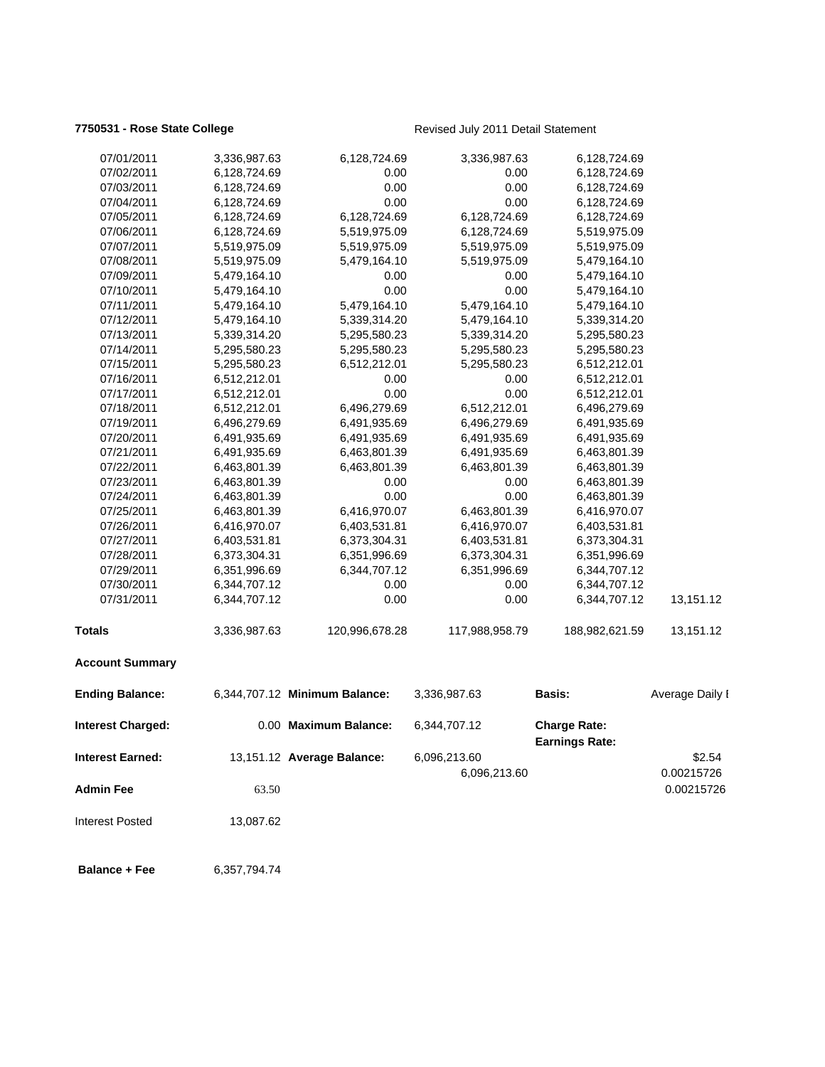**7750531 - Rose State College** Revised July 2011 Detail Statement

| | | | | | |
|---|---|---|---|---|---|
| 07/01/2011 | 3,336,987.63 | 6,128,724.69 | 3,336,987.63 | 6,128,724.69 | |
| 07/02/2011 | 6,128,724.69 | 0.00 | 0.00 | 6,128,724.69 | |
| 07/03/2011 | 6,128,724.69 | 0.00 | 0.00 | 6,128,724.69 | |
| 07/04/2011 | 6,128,724.69 | 0.00 | 0.00 | 6,128,724.69 | |
| 07/05/2011 | 6,128,724.69 | 6,128,724.69 | 6,128,724.69 | 6,128,724.69 | |
| 07/06/2011 | 6,128,724.69 | 5,519,975.09 | 6,128,724.69 | 5,519,975.09 | |
| 07/07/2011 | 5,519,975.09 | 5,519,975.09 | 5,519,975.09 | 5,519,975.09 | |
| 07/08/2011 | 5,519,975.09 | 5,479,164.10 | 5,519,975.09 | 5,479,164.10 | |
| 07/09/2011 | 5,479,164.10 | 0.00 | 0.00 | 5,479,164.10 | |
| 07/10/2011 | 5,479,164.10 | 0.00 | 0.00 | 5,479,164.10 | |
| 07/11/2011 | 5,479,164.10 | 5,479,164.10 | 5,479,164.10 | 5,479,164.10 | |
| 07/12/2011 | 5,479,164.10 | 5,339,314.20 | 5,479,164.10 | 5,339,314.20 | |
| 07/13/2011 | 5,339,314.20 | 5,295,580.23 | 5,339,314.20 | 5,295,580.23 | |
| 07/14/2011 | 5,295,580.23 | 5,295,580.23 | 5,295,580.23 | 5,295,580.23 | |
| 07/15/2011 | 5,295,580.23 | 6,512,212.01 | 5,295,580.23 | 6,512,212.01 | |
| 07/16/2011 | 6,512,212.01 | 0.00 | 0.00 | 6,512,212.01 | |
| 07/17/2011 | 6,512,212.01 | 0.00 | 0.00 | 6,512,212.01 | |
| 07/18/2011 | 6,512,212.01 | 6,496,279.69 | 6,512,212.01 | 6,496,279.69 | |
| 07/19/2011 | 6,496,279.69 | 6,491,935.69 | 6,496,279.69 | 6,491,935.69 | |
| 07/20/2011 | 6,491,935.69 | 6,491,935.69 | 6,491,935.69 | 6,491,935.69 | |
| 07/21/2011 | 6,491,935.69 | 6,463,801.39 | 6,491,935.69 | 6,463,801.39 | |
| 07/22/2011 | 6,463,801.39 | 6,463,801.39 | 6,463,801.39 | 6,463,801.39 | |
| 07/23/2011 | 6,463,801.39 | 0.00 | 0.00 | 6,463,801.39 | |
| 07/24/2011 | 6,463,801.39 | 0.00 | 0.00 | 6,463,801.39 | |
| 07/25/2011 | 6,463,801.39 | 6,416,970.07 | 6,463,801.39 | 6,416,970.07 | |
| 07/26/2011 | 6,416,970.07 | 6,403,531.81 | 6,416,970.07 | 6,403,531.81 | |
| 07/27/2011 | 6,403,531.81 | 6,373,304.31 | 6,403,531.81 | 6,373,304.31 | |
| 07/28/2011 | 6,373,304.31 | 6,351,996.69 | 6,373,304.31 | 6,351,996.69 | |
| 07/29/2011 | 6,351,996.69 | 6,344,707.12 | 6,351,996.69 | 6,344,707.12 | |
| 07/30/2011 | 6,344,707.12 | 0.00 | 0.00 | 6,344,707.12 | |
| 07/31/2011 | 6,344,707.12 | 0.00 | 0.00 | 6,344,707.12 | 13,151.12 |
| **Totals** | 3,336,987.63 | 120,996,678.28 | 117,988,958.79 | 188,982,621.59 | 13,151.12 |

**Account Summary**

| | | | | | |
|---|---|---|---|---|---|
| **Ending Balance:** | 6,344,707.12 | **Minimum Balance:** | 3,336,987.63 | **Basis:** | Average Daily I |
| **Interest Charged:** | 0.00 | **Maximum Balance:** | 6,344,707.12 | **Charge Rate:** | |
| | | | | **Earnings Rate:** | |
| **Interest Earned:** | 13,151.12 | **Average Balance:** | 6,096,213.60 | | $2.54 |
| | | | 6,096,213.60 | | 0.00215726 |
| **Admin Fee** | 63.50 | | | | 0.00215726 |
| Interest Posted | 13,087.62 | | | | |
| **Balance + Fee** | 6,357,794.74 | | | | |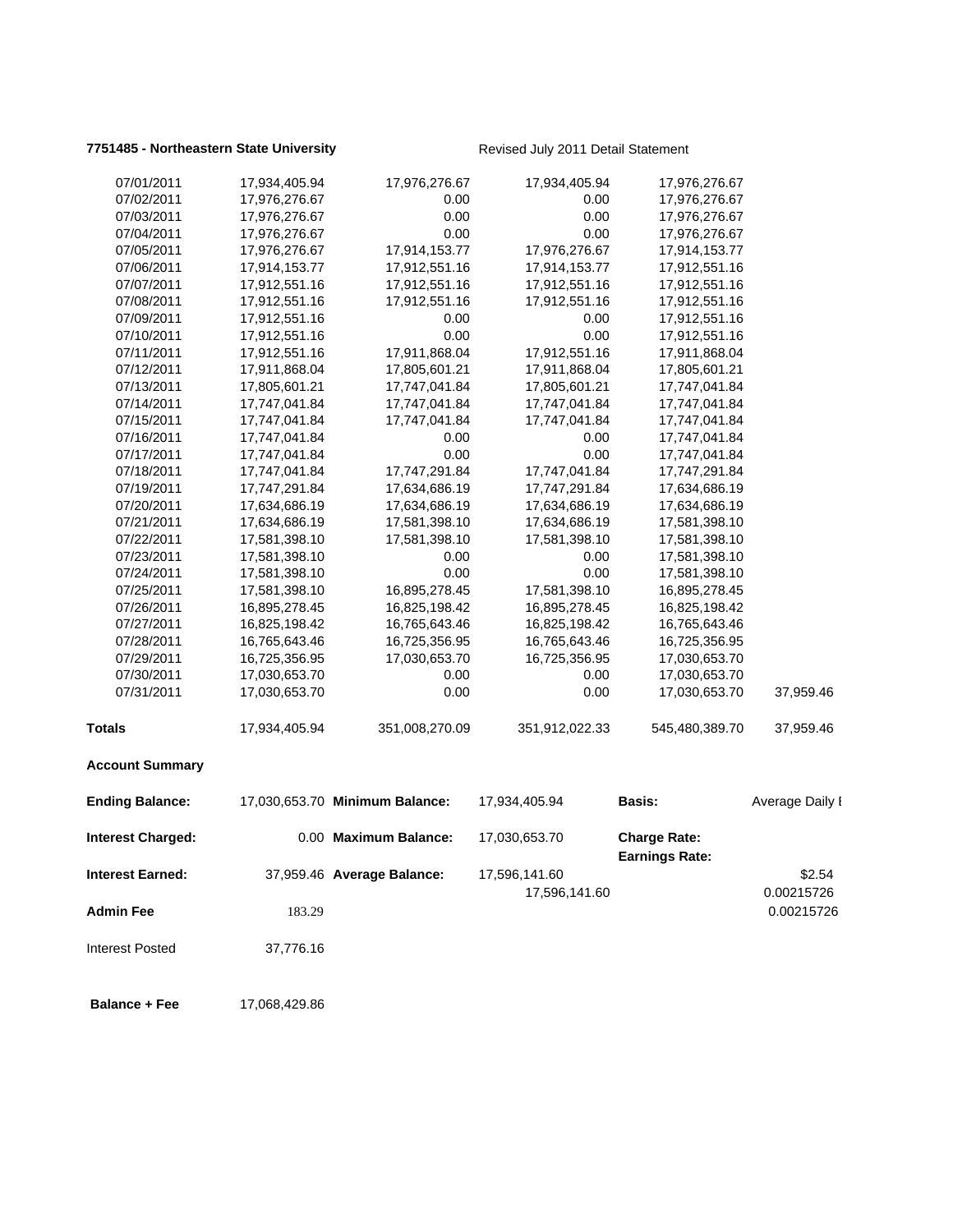**7751485 - Northeastern State University** Revised July 2011 Detail Statement

| | | | | | |
|---|---|---|---|---|---|
| 07/01/2011 | 17,934,405.94 | 17,976,276.67 | 17,934,405.94 | 17,976,276.67 | |
| 07/02/2011 | 17,976,276.67 | 0.00 | 0.00 | 17,976,276.67 | |
| 07/03/2011 | 17,976,276.67 | 0.00 | 0.00 | 17,976,276.67 | |
| 07/04/2011 | 17,976,276.67 | 0.00 | 0.00 | 17,976,276.67 | |
| 07/05/2011 | 17,976,276.67 | 17,914,153.77 | 17,976,276.67 | 17,914,153.77 | |
| 07/06/2011 | 17,914,153.77 | 17,912,551.16 | 17,914,153.77 | 17,912,551.16 | |
| 07/07/2011 | 17,912,551.16 | 17,912,551.16 | 17,912,551.16 | 17,912,551.16 | |
| 07/08/2011 | 17,912,551.16 | 17,912,551.16 | 17,912,551.16 | 17,912,551.16 | |
| 07/09/2011 | 17,912,551.16 | 0.00 | 0.00 | 17,912,551.16 | |
| 07/10/2011 | 17,912,551.16 | 0.00 | 0.00 | 17,912,551.16 | |
| 07/11/2011 | 17,912,551.16 | 17,911,868.04 | 17,912,551.16 | 17,911,868.04 | |
| 07/12/2011 | 17,911,868.04 | 17,805,601.21 | 17,911,868.04 | 17,805,601.21 | |
| 07/13/2011 | 17,805,601.21 | 17,747,041.84 | 17,805,601.21 | 17,747,041.84 | |
| 07/14/2011 | 17,747,041.84 | 17,747,041.84 | 17,747,041.84 | 17,747,041.84 | |
| 07/15/2011 | 17,747,041.84 | 17,747,041.84 | 17,747,041.84 | 17,747,041.84 | |
| 07/16/2011 | 17,747,041.84 | 0.00 | 0.00 | 17,747,041.84 | |
| 07/17/2011 | 17,747,041.84 | 0.00 | 0.00 | 17,747,041.84 | |
| 07/18/2011 | 17,747,041.84 | 17,747,291.84 | 17,747,041.84 | 17,747,291.84 | |
| 07/19/2011 | 17,747,291.84 | 17,634,686.19 | 17,747,291.84 | 17,634,686.19 | |
| 07/20/2011 | 17,634,686.19 | 17,634,686.19 | 17,634,686.19 | 17,634,686.19 | |
| 07/21/2011 | 17,634,686.19 | 17,581,398.10 | 17,634,686.19 | 17,581,398.10 | |
| 07/22/2011 | 17,581,398.10 | 17,581,398.10 | 17,581,398.10 | 17,581,398.10 | |
| 07/23/2011 | 17,581,398.10 | 0.00 | 0.00 | 17,581,398.10 | |
| 07/24/2011 | 17,581,398.10 | 0.00 | 0.00 | 17,581,398.10 | |
| 07/25/2011 | 17,581,398.10 | 16,895,278.45 | 17,581,398.10 | 16,895,278.45 | |
| 07/26/2011 | 16,895,278.45 | 16,825,198.42 | 16,895,278.45 | 16,825,198.42 | |
| 07/27/2011 | 16,825,198.42 | 16,765,643.46 | 16,825,198.42 | 16,765,643.46 | |
| 07/28/2011 | 16,765,643.46 | 16,725,356.95 | 16,765,643.46 | 16,725,356.95 | |
| 07/29/2011 | 16,725,356.95 | 17,030,653.70 | 16,725,356.95 | 17,030,653.70 | |
| 07/30/2011 | 17,030,653.70 | 0.00 | 0.00 | 17,030,653.70 | |
| 07/31/2011 | 17,030,653.70 | 0.00 | 0.00 | 17,030,653.70 | 37,959.46 |
| **Totals** | 17,934,405.94 | 351,008,270.09 | 351,912,022.33 | 545,480,389.70 | 37,959.46 |

**Account Summary**

| | | | | | |
|---|---|---|---|---|---|
| **Ending Balance:** | 17,030,653.70 | **Minimum Balance:** | 17,934,405.94 | **Basis:** | Average Daily I |
| **Interest Charged:** | 0.00 | **Maximum Balance:** | 17,030,653.70 | **Charge Rate:** | |
| | | | | **Earnings Rate:** | |
| **Interest Earned:** | 37,959.46 | **Average Balance:** | 17,596,141.60 | | $2.54 |
| | | | 17,596,141.60 | | 0.00215726 |
| **Admin Fee** | 183.29 | | | | 0.00215726 |
| Interest Posted | 37,776.16 | | | | |
| **Balance + Fee** | 17,068,429.86 | | | | |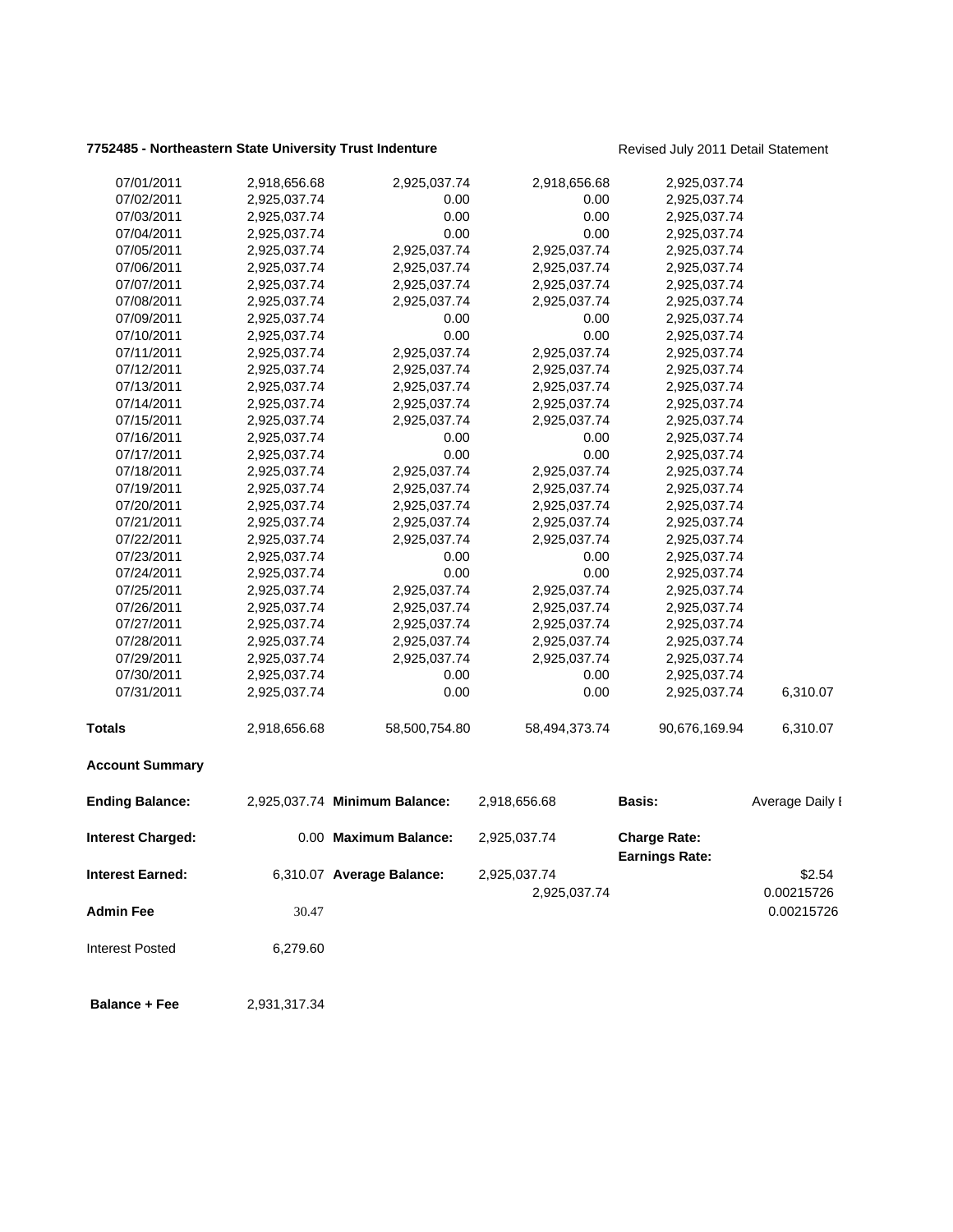**7752485 - Northeastern State University Trust Indenture** Revised July 2011 Detail Statement

| | | | | | |
|---|---|---|---|---|---|
| 07/01/2011 | 2,918,656.68 | 2,925,037.74 | 2,918,656.68 | 2,925,037.74 | |
| 07/02/2011 | 2,925,037.74 | 0.00 | 0.00 | 2,925,037.74 | |
| 07/03/2011 | 2,925,037.74 | 0.00 | 0.00 | 2,925,037.74 | |
| 07/04/2011 | 2,925,037.74 | 0.00 | 0.00 | 2,925,037.74 | |
| 07/05/2011 | 2,925,037.74 | 2,925,037.74 | 2,925,037.74 | 2,925,037.74 | |
| 07/06/2011 | 2,925,037.74 | 2,925,037.74 | 2,925,037.74 | 2,925,037.74 | |
| 07/07/2011 | 2,925,037.74 | 2,925,037.74 | 2,925,037.74 | 2,925,037.74 | |
| 07/08/2011 | 2,925,037.74 | 2,925,037.74 | 2,925,037.74 | 2,925,037.74 | |
| 07/09/2011 | 2,925,037.74 | 0.00 | 0.00 | 2,925,037.74 | |
| 07/10/2011 | 2,925,037.74 | 0.00 | 0.00 | 2,925,037.74 | |
| 07/11/2011 | 2,925,037.74 | 2,925,037.74 | 2,925,037.74 | 2,925,037.74 | |
| 07/12/2011 | 2,925,037.74 | 2,925,037.74 | 2,925,037.74 | 2,925,037.74 | |
| 07/13/2011 | 2,925,037.74 | 2,925,037.74 | 2,925,037.74 | 2,925,037.74 | |
| 07/14/2011 | 2,925,037.74 | 2,925,037.74 | 2,925,037.74 | 2,925,037.74 | |
| 07/15/2011 | 2,925,037.74 | 2,925,037.74 | 2,925,037.74 | 2,925,037.74 | |
| 07/16/2011 | 2,925,037.74 | 0.00 | 0.00 | 2,925,037.74 | |
| 07/17/2011 | 2,925,037.74 | 0.00 | 0.00 | 2,925,037.74 | |
| 07/18/2011 | 2,925,037.74 | 2,925,037.74 | 2,925,037.74 | 2,925,037.74 | |
| 07/19/2011 | 2,925,037.74 | 2,925,037.74 | 2,925,037.74 | 2,925,037.74 | |
| 07/20/2011 | 2,925,037.74 | 2,925,037.74 | 2,925,037.74 | 2,925,037.74 | |
| 07/21/2011 | 2,925,037.74 | 2,925,037.74 | 2,925,037.74 | 2,925,037.74 | |
| 07/22/2011 | 2,925,037.74 | 2,925,037.74 | 2,925,037.74 | 2,925,037.74 | |
| 07/23/2011 | 2,925,037.74 | 0.00 | 0.00 | 2,925,037.74 | |
| 07/24/2011 | 2,925,037.74 | 0.00 | 0.00 | 2,925,037.74 | |
| 07/25/2011 | 2,925,037.74 | 2,925,037.74 | 2,925,037.74 | 2,925,037.74 | |
| 07/26/2011 | 2,925,037.74 | 2,925,037.74 | 2,925,037.74 | 2,925,037.74 | |
| 07/27/2011 | 2,925,037.74 | 2,925,037.74 | 2,925,037.74 | 2,925,037.74 | |
| 07/28/2011 | 2,925,037.74 | 2,925,037.74 | 2,925,037.74 | 2,925,037.74 | |
| 07/29/2011 | 2,925,037.74 | 2,925,037.74 | 2,925,037.74 | 2,925,037.74 | |
| 07/30/2011 | 2,925,037.74 | 0.00 | 0.00 | 2,925,037.74 | |
| 07/31/2011 | 2,925,037.74 | 0.00 | 0.00 | 2,925,037.74 | 6,310.07 |
| **Totals** | 2,918,656.68 | 58,500,754.80 | 58,494,373.74 | 90,676,169.94 | 6,310.07 |

**Account Summary**

| | | | | | |
|---|---|---|---|---|---|
| **Ending Balance:** | 2,925,037.74 | **Minimum Balance:** | 2,918,656.68 | **Basis:** | Average Daily I |
| **Interest Charged:** | 0.00 | **Maximum Balance:** | 2,925,037.74 | **Charge Rate:** | |
| | | | | **Earnings Rate:** | |
| **Interest Earned:** | 6,310.07 | **Average Balance:** | 2,925,037.74 | | $2.54 |
| | | | 2,925,037.74 | | 0.00215726 |
| **Admin Fee** | 30.47 | | | | 0.00215726 |
| Interest Posted | 6,279.60 | | | | |
| **Balance + Fee** | 2,931,317.34 | | | | |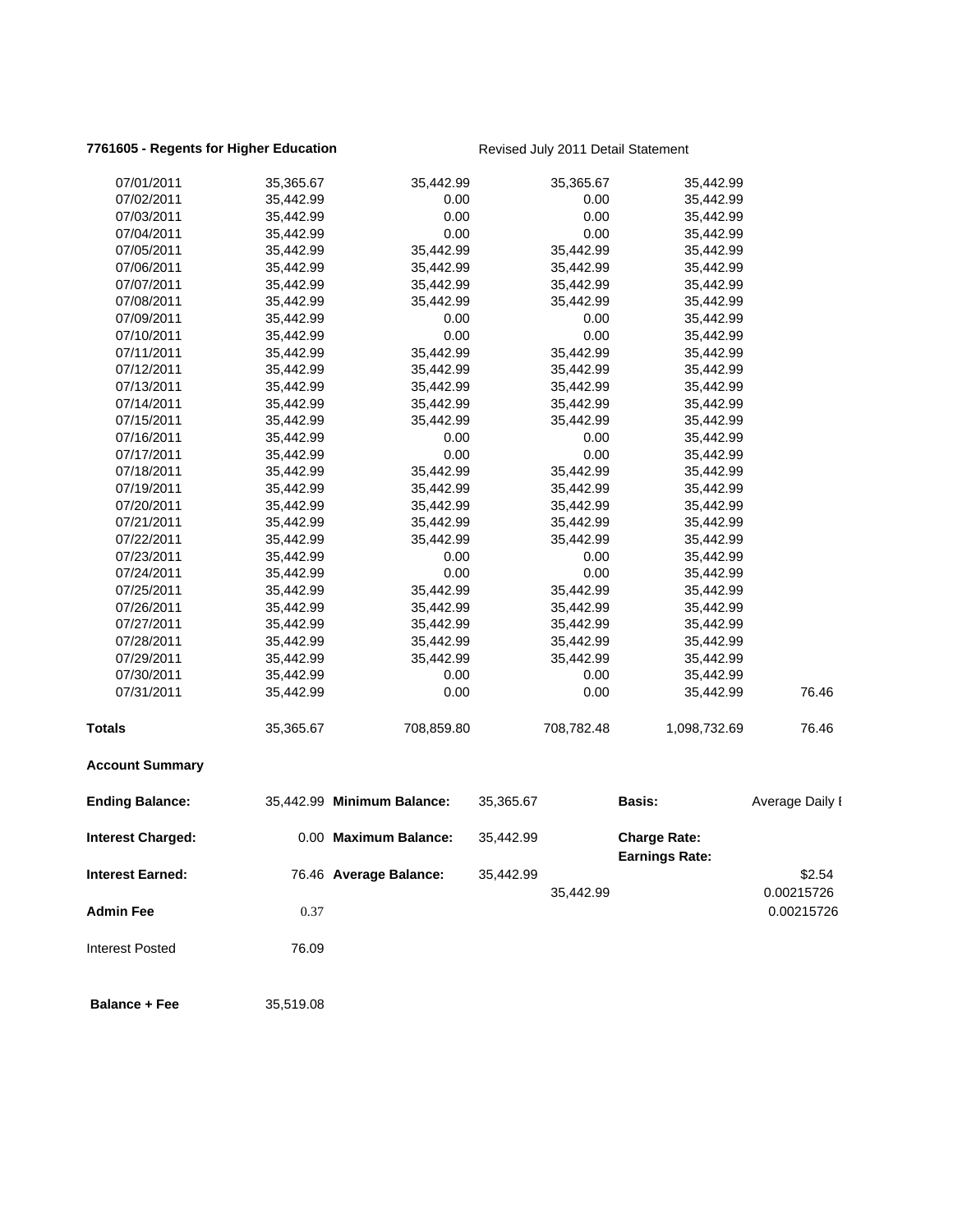**7761605 - Regents for Higher Education** Revised July 2011 Detail Statement

| | | | | | |
|---|---|---|---|---|---|
| 07/01/2011 | 35,365.67 | 35,442.99 | 35,365.67 | 35,442.99 | |
| 07/02/2011 | 35,442.99 | 0.00 | 0.00 | 35,442.99 | |
| 07/03/2011 | 35,442.99 | 0.00 | 0.00 | 35,442.99 | |
| 07/04/2011 | 35,442.99 | 0.00 | 0.00 | 35,442.99 | |
| 07/05/2011 | 35,442.99 | 35,442.99 | 35,442.99 | 35,442.99 | |
| 07/06/2011 | 35,442.99 | 35,442.99 | 35,442.99 | 35,442.99 | |
| 07/07/2011 | 35,442.99 | 35,442.99 | 35,442.99 | 35,442.99 | |
| 07/08/2011 | 35,442.99 | 35,442.99 | 35,442.99 | 35,442.99 | |
| 07/09/2011 | 35,442.99 | 0.00 | 0.00 | 35,442.99 | |
| 07/10/2011 | 35,442.99 | 0.00 | 0.00 | 35,442.99 | |
| 07/11/2011 | 35,442.99 | 35,442.99 | 35,442.99 | 35,442.99 | |
| 07/12/2011 | 35,442.99 | 35,442.99 | 35,442.99 | 35,442.99 | |
| 07/13/2011 | 35,442.99 | 35,442.99 | 35,442.99 | 35,442.99 | |
| 07/14/2011 | 35,442.99 | 35,442.99 | 35,442.99 | 35,442.99 | |
| 07/15/2011 | 35,442.99 | 35,442.99 | 35,442.99 | 35,442.99 | |
| 07/16/2011 | 35,442.99 | 0.00 | 0.00 | 35,442.99 | |
| 07/17/2011 | 35,442.99 | 0.00 | 0.00 | 35,442.99 | |
| 07/18/2011 | 35,442.99 | 35,442.99 | 35,442.99 | 35,442.99 | |
| 07/19/2011 | 35,442.99 | 35,442.99 | 35,442.99 | 35,442.99 | |
| 07/20/2011 | 35,442.99 | 35,442.99 | 35,442.99 | 35,442.99 | |
| 07/21/2011 | 35,442.99 | 35,442.99 | 35,442.99 | 35,442.99 | |
| 07/22/2011 | 35,442.99 | 35,442.99 | 35,442.99 | 35,442.99 | |
| 07/23/2011 | 35,442.99 | 0.00 | 0.00 | 35,442.99 | |
| 07/24/2011 | 35,442.99 | 0.00 | 0.00 | 35,442.99 | |
| 07/25/2011 | 35,442.99 | 35,442.99 | 35,442.99 | 35,442.99 | |
| 07/26/2011 | 35,442.99 | 35,442.99 | 35,442.99 | 35,442.99 | |
| 07/27/2011 | 35,442.99 | 35,442.99 | 35,442.99 | 35,442.99 | |
| 07/28/2011 | 35,442.99 | 35,442.99 | 35,442.99 | 35,442.99 | |
| 07/29/2011 | 35,442.99 | 35,442.99 | 35,442.99 | 35,442.99 | |
| 07/30/2011 | 35,442.99 | 0.00 | 0.00 | 35,442.99 | |
| 07/31/2011 | 35,442.99 | 0.00 | 0.00 | 35,442.99 | 76.46 |
| **Totals** | 35,365.67 | 708,859.80 | 708,782.48 | 1,098,732.69 | 76.46 |

**Account Summary**

| | | | | | |
|---|---|---|---|---|---|
| **Ending Balance:** | 35,442.99 | **Minimum Balance:** | 35,365.67 | **Basis:** | Average Daily I |
| **Interest Charged:** | 0.00 | **Maximum Balance:** | 35,442.99 | **Charge Rate:** | |
| | | | | **Earnings Rate:** | |
| **Interest Earned:** | 76.46 | **Average Balance:** | 35,442.99 | | $2.54 |
| | | | 35,442.99 | | 0.00215726 |
| **Admin Fee** | 0.37 | | | | 0.00215726 |
| Interest Posted | 76.09 | | | | |
| **Balance + Fee** | 35,519.08 | | | | |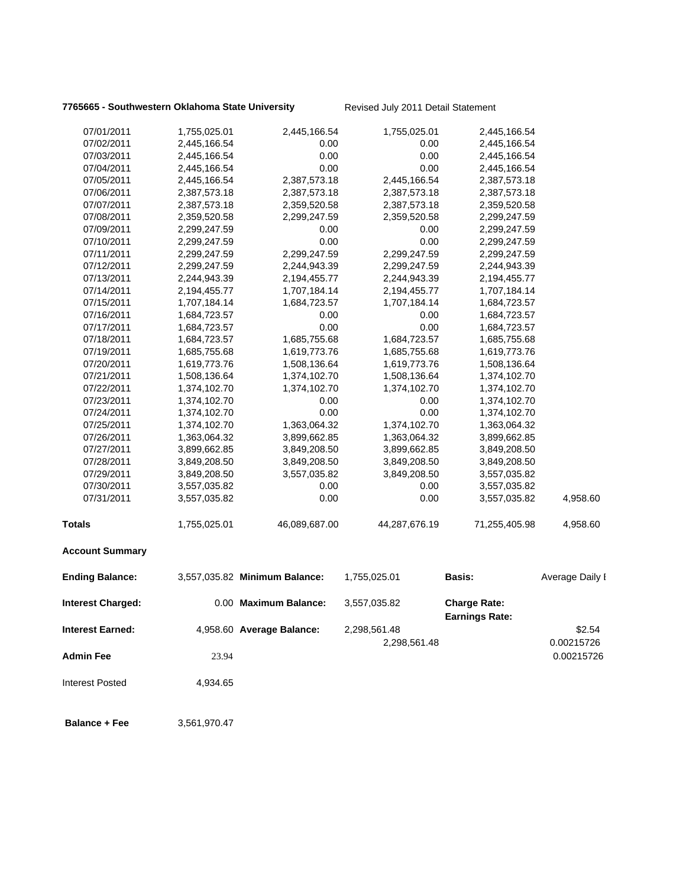**7765665 - Southwestern Oklahoma State University** Revised July 2011 Detail Statement

| | | | | | |
|---|---|---|---|---|---|
| 07/01/2011 | 1,755,025.01 | 2,445,166.54 | 1,755,025.01 | 2,445,166.54 | |
| 07/02/2011 | 2,445,166.54 | 0.00 | 0.00 | 2,445,166.54 | |
| 07/03/2011 | 2,445,166.54 | 0.00 | 0.00 | 2,445,166.54 | |
| 07/04/2011 | 2,445,166.54 | 0.00 | 0.00 | 2,445,166.54 | |
| 07/05/2011 | 2,445,166.54 | 2,387,573.18 | 2,445,166.54 | 2,387,573.18 | |
| 07/06/2011 | 2,387,573.18 | 2,387,573.18 | 2,387,573.18 | 2,387,573.18 | |
| 07/07/2011 | 2,387,573.18 | 2,359,520.58 | 2,387,573.18 | 2,359,520.58 | |
| 07/08/2011 | 2,359,520.58 | 2,299,247.59 | 2,359,520.58 | 2,299,247.59 | |
| 07/09/2011 | 2,299,247.59 | 0.00 | 0.00 | 2,299,247.59 | |
| 07/10/2011 | 2,299,247.59 | 0.00 | 0.00 | 2,299,247.59 | |
| 07/11/2011 | 2,299,247.59 | 2,299,247.59 | 2,299,247.59 | 2,299,247.59 | |
| 07/12/2011 | 2,299,247.59 | 2,244,943.39 | 2,299,247.59 | 2,244,943.39 | |
| 07/13/2011 | 2,244,943.39 | 2,194,455.77 | 2,244,943.39 | 2,194,455.77 | |
| 07/14/2011 | 2,194,455.77 | 1,707,184.14 | 2,194,455.77 | 1,707,184.14 | |
| 07/15/2011 | 1,707,184.14 | 1,684,723.57 | 1,707,184.14 | 1,684,723.57 | |
| 07/16/2011 | 1,684,723.57 | 0.00 | 0.00 | 1,684,723.57 | |
| 07/17/2011 | 1,684,723.57 | 0.00 | 0.00 | 1,684,723.57 | |
| 07/18/2011 | 1,684,723.57 | 1,685,755.68 | 1,684,723.57 | 1,685,755.68 | |
| 07/19/2011 | 1,685,755.68 | 1,619,773.76 | 1,685,755.68 | 1,619,773.76 | |
| 07/20/2011 | 1,619,773.76 | 1,508,136.64 | 1,619,773.76 | 1,508,136.64 | |
| 07/21/2011 | 1,508,136.64 | 1,374,102.70 | 1,508,136.64 | 1,374,102.70 | |
| 07/22/2011 | 1,374,102.70 | 1,374,102.70 | 1,374,102.70 | 1,374,102.70 | |
| 07/23/2011 | 1,374,102.70 | 0.00 | 0.00 | 1,374,102.70 | |
| 07/24/2011 | 1,374,102.70 | 0.00 | 0.00 | 1,374,102.70 | |
| 07/25/2011 | 1,374,102.70 | 1,363,064.32 | 1,374,102.70 | 1,363,064.32 | |
| 07/26/2011 | 1,363,064.32 | 3,899,662.85 | 1,363,064.32 | 3,899,662.85 | |
| 07/27/2011 | 3,899,662.85 | 3,849,208.50 | 3,899,662.85 | 3,849,208.50 | |
| 07/28/2011 | 3,849,208.50 | 3,849,208.50 | 3,849,208.50 | 3,849,208.50 | |
| 07/29/2011 | 3,849,208.50 | 3,557,035.82 | 3,849,208.50 | 3,557,035.82 | |
| 07/30/2011 | 3,557,035.82 | 0.00 | 0.00 | 3,557,035.82 | |
| 07/31/2011 | 3,557,035.82 | 0.00 | 0.00 | 3,557,035.82 | 4,958.60 |
| **Totals** | 1,755,025.01 | 46,089,687.00 | 44,287,676.19 | 71,255,405.98 | 4,958.60 |

**Account Summary**

| | | | | | |
|---|---|---|---|---|---|
| **Ending Balance:** | 3,557,035.82 | **Minimum Balance:** | 1,755,025.01 | **Basis:** | Average Daily I |
| **Interest Charged:** | 0.00 | **Maximum Balance:** | 3,557,035.82 | **Charge Rate:** | |
| | | | | **Earnings Rate:** | |
| **Interest Earned:** | 4,958.60 | **Average Balance:** | 2,298,561.48 | | $2.54 |
| | | | 2,298,561.48 | | 0.00215726 |
| **Admin Fee** | 23.94 | | | | 0.00215726 |
| Interest Posted | 4,934.65 | | | | |
| **Balance + Fee** | 3,561,970.47 | | | | |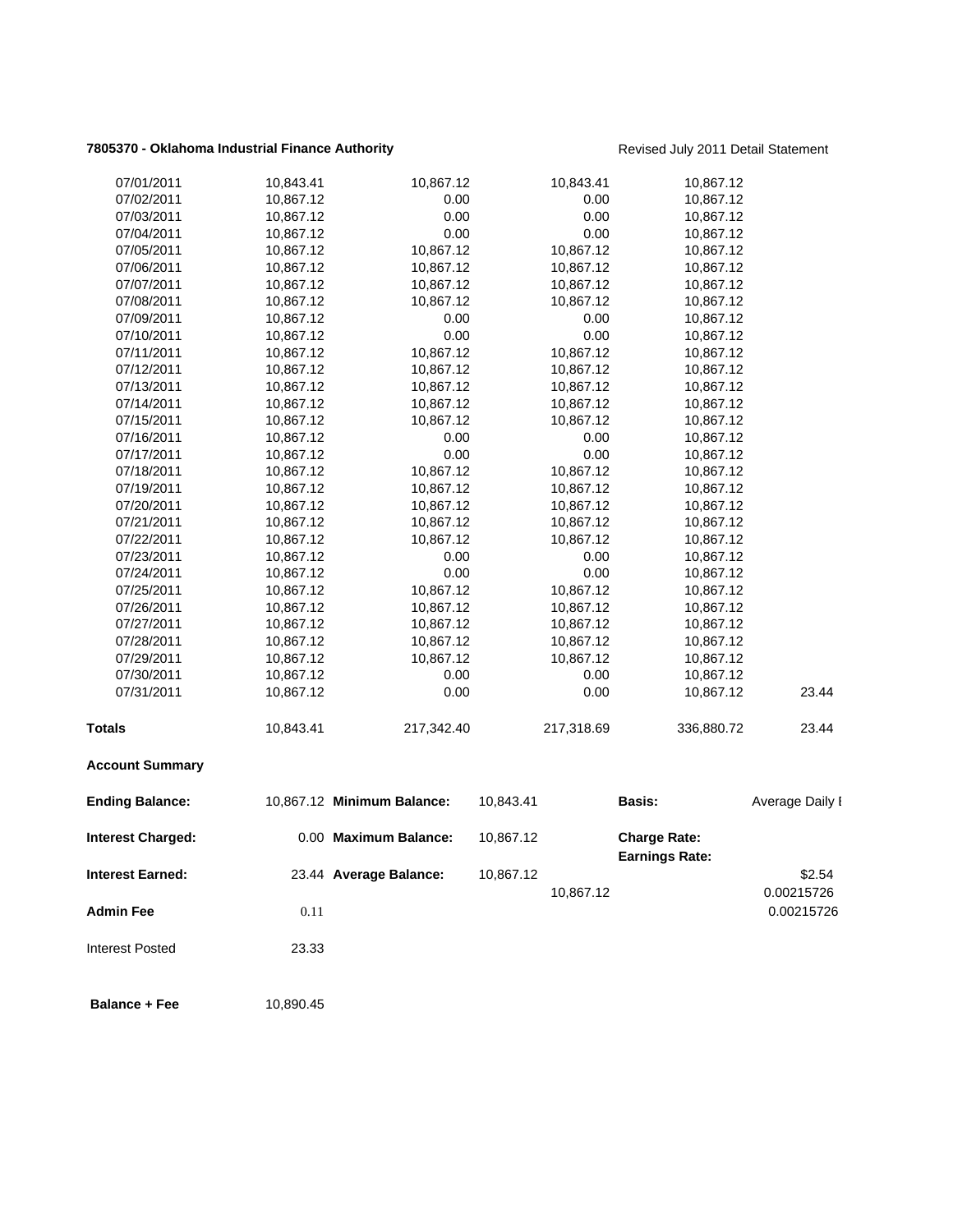**7805370 - Oklahoma Industrial Finance Authority**

Revised July 2011 Detail Statement

| | | | | | |
|---|---|---|---|---|---|
| 07/01/2011 | 10,843.41 | 10,867.12 | 10,843.41 | 10,867.12 | |
| 07/02/2011 | 10,867.12 | 0.00 | 0.00 | 10,867.12 | |
| 07/03/2011 | 10,867.12 | 0.00 | 0.00 | 10,867.12 | |
| 07/04/2011 | 10,867.12 | 0.00 | 0.00 | 10,867.12 | |
| 07/05/2011 | 10,867.12 | 10,867.12 | 10,867.12 | 10,867.12 | |
| 07/06/2011 | 10,867.12 | 10,867.12 | 10,867.12 | 10,867.12 | |
| 07/07/2011 | 10,867.12 | 10,867.12 | 10,867.12 | 10,867.12 | |
| 07/08/2011 | 10,867.12 | 10,867.12 | 10,867.12 | 10,867.12 | |
| 07/09/2011 | 10,867.12 | 0.00 | 0.00 | 10,867.12 | |
| 07/10/2011 | 10,867.12 | 0.00 | 0.00 | 10,867.12 | |
| 07/11/2011 | 10,867.12 | 10,867.12 | 10,867.12 | 10,867.12 | |
| 07/12/2011 | 10,867.12 | 10,867.12 | 10,867.12 | 10,867.12 | |
| 07/13/2011 | 10,867.12 | 10,867.12 | 10,867.12 | 10,867.12 | |
| 07/14/2011 | 10,867.12 | 10,867.12 | 10,867.12 | 10,867.12 | |
| 07/15/2011 | 10,867.12 | 10,867.12 | 10,867.12 | 10,867.12 | |
| 07/16/2011 | 10,867.12 | 0.00 | 0.00 | 10,867.12 | |
| 07/17/2011 | 10,867.12 | 0.00 | 0.00 | 10,867.12 | |
| 07/18/2011 | 10,867.12 | 10,867.12 | 10,867.12 | 10,867.12 | |
| 07/19/2011 | 10,867.12 | 10,867.12 | 10,867.12 | 10,867.12 | |
| 07/20/2011 | 10,867.12 | 10,867.12 | 10,867.12 | 10,867.12 | |
| 07/21/2011 | 10,867.12 | 10,867.12 | 10,867.12 | 10,867.12 | |
| 07/22/2011 | 10,867.12 | 10,867.12 | 10,867.12 | 10,867.12 | |
| 07/23/2011 | 10,867.12 | 0.00 | 0.00 | 10,867.12 | |
| 07/24/2011 | 10,867.12 | 0.00 | 0.00 | 10,867.12 | |
| 07/25/2011 | 10,867.12 | 10,867.12 | 10,867.12 | 10,867.12 | |
| 07/26/2011 | 10,867.12 | 10,867.12 | 10,867.12 | 10,867.12 | |
| 07/27/2011 | 10,867.12 | 10,867.12 | 10,867.12 | 10,867.12 | |
| 07/28/2011 | 10,867.12 | 10,867.12 | 10,867.12 | 10,867.12 | |
| 07/29/2011 | 10,867.12 | 10,867.12 | 10,867.12 | 10,867.12 | |
| 07/30/2011 | 10,867.12 | 0.00 | 0.00 | 10,867.12 | |
| 07/31/2011 | 10,867.12 | 0.00 | 0.00 | 10,867.12 | 23.44 |
| **Totals** | 10,843.41 | 217,342.40 | 217,318.69 | 336,880.72 | 23.44 |

**Account Summary**

| | | | | | |
|---|---|---|---|---|---|
| **Ending Balance:** | 10,867.12 | **Minimum Balance:** | 10,843.41 | **Basis:** | Average Daily I |
| **Interest Charged:** | 0.00 | **Maximum Balance:** | 10,867.12 | **Charge Rate:** | |
| | | | | **Earnings Rate:** | |
| **Interest Earned:** | 23.44 | **Average Balance:** | 10,867.12 | | $2.54 |
| | | | 10,867.12 | | 0.00215726 |
| **Admin Fee** | 0.11 | | | | 0.00215726 |
| Interest Posted | 23.33 | | | | |
| **Balance + Fee** | 10,890.45 | | | | |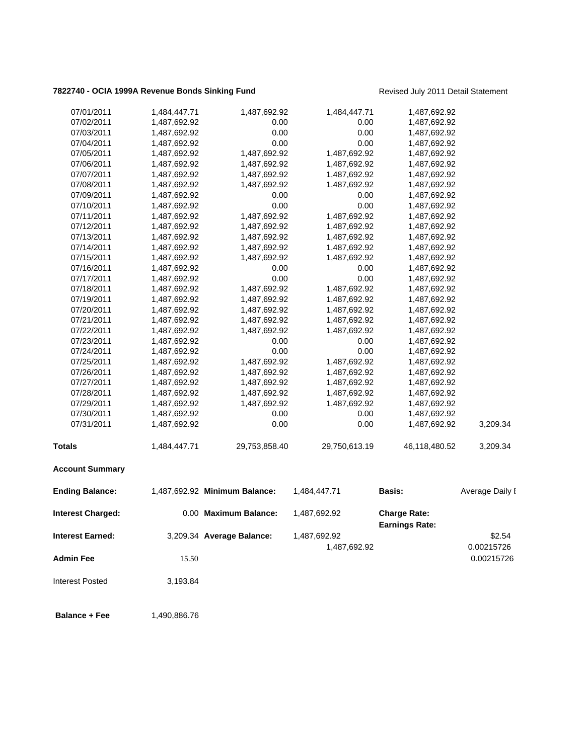**7822740 - OCIA 1999A Revenue Bonds Sinking Fund** Revised July 2011 Detail Statement

| | | | | | |
|---|---|---|---|---|---|
| 07/01/2011 | 1,484,447.71 | 1,487,692.92 | 1,484,447.71 | 1,487,692.92 | |
| 07/02/2011 | 1,487,692.92 | 0.00 | 0.00 | 1,487,692.92 | |
| 07/03/2011 | 1,487,692.92 | 0.00 | 0.00 | 1,487,692.92 | |
| 07/04/2011 | 1,487,692.92 | 0.00 | 0.00 | 1,487,692.92 | |
| 07/05/2011 | 1,487,692.92 | 1,487,692.92 | 1,487,692.92 | 1,487,692.92 | |
| 07/06/2011 | 1,487,692.92 | 1,487,692.92 | 1,487,692.92 | 1,487,692.92 | |
| 07/07/2011 | 1,487,692.92 | 1,487,692.92 | 1,487,692.92 | 1,487,692.92 | |
| 07/08/2011 | 1,487,692.92 | 1,487,692.92 | 1,487,692.92 | 1,487,692.92 | |
| 07/09/2011 | 1,487,692.92 | 0.00 | 0.00 | 1,487,692.92 | |
| 07/10/2011 | 1,487,692.92 | 0.00 | 0.00 | 1,487,692.92 | |
| 07/11/2011 | 1,487,692.92 | 1,487,692.92 | 1,487,692.92 | 1,487,692.92 | |
| 07/12/2011 | 1,487,692.92 | 1,487,692.92 | 1,487,692.92 | 1,487,692.92 | |
| 07/13/2011 | 1,487,692.92 | 1,487,692.92 | 1,487,692.92 | 1,487,692.92 | |
| 07/14/2011 | 1,487,692.92 | 1,487,692.92 | 1,487,692.92 | 1,487,692.92 | |
| 07/15/2011 | 1,487,692.92 | 1,487,692.92 | 1,487,692.92 | 1,487,692.92 | |
| 07/16/2011 | 1,487,692.92 | 0.00 | 0.00 | 1,487,692.92 | |
| 07/17/2011 | 1,487,692.92 | 0.00 | 0.00 | 1,487,692.92 | |
| 07/18/2011 | 1,487,692.92 | 1,487,692.92 | 1,487,692.92 | 1,487,692.92 | |
| 07/19/2011 | 1,487,692.92 | 1,487,692.92 | 1,487,692.92 | 1,487,692.92 | |
| 07/20/2011 | 1,487,692.92 | 1,487,692.92 | 1,487,692.92 | 1,487,692.92 | |
| 07/21/2011 | 1,487,692.92 | 1,487,692.92 | 1,487,692.92 | 1,487,692.92 | |
| 07/22/2011 | 1,487,692.92 | 1,487,692.92 | 1,487,692.92 | 1,487,692.92 | |
| 07/23/2011 | 1,487,692.92 | 0.00 | 0.00 | 1,487,692.92 | |
| 07/24/2011 | 1,487,692.92 | 0.00 | 0.00 | 1,487,692.92 | |
| 07/25/2011 | 1,487,692.92 | 1,487,692.92 | 1,487,692.92 | 1,487,692.92 | |
| 07/26/2011 | 1,487,692.92 | 1,487,692.92 | 1,487,692.92 | 1,487,692.92 | |
| 07/27/2011 | 1,487,692.92 | 1,487,692.92 | 1,487,692.92 | 1,487,692.92 | |
| 07/28/2011 | 1,487,692.92 | 1,487,692.92 | 1,487,692.92 | 1,487,692.92 | |
| 07/29/2011 | 1,487,692.92 | 1,487,692.92 | 1,487,692.92 | 1,487,692.92 | |
| 07/30/2011 | 1,487,692.92 | 0.00 | 0.00 | 1,487,692.92 | |
| 07/31/2011 | 1,487,692.92 | 0.00 | 0.00 | 1,487,692.92 | 3,209.34 |
| **Totals** | 1,484,447.71 | 29,753,858.40 | 29,750,613.19 | 46,118,480.52 | 3,209.34 |

**Account Summary**

| | | | | | |
|---|---|---|---|---|---|
| **Ending Balance:** | 1,487,692.92 | **Minimum Balance:** | 1,484,447.71 | **Basis:** | Average Daily I |
| **Interest Charged:** | 0.00 | **Maximum Balance:** | 1,487,692.92 | **Charge Rate:** | |
| | | | | **Earnings Rate:** | |
| **Interest Earned:** | 3,209.34 | **Average Balance:** | 1,487,692.92 | | $2.54 |
| | | | 1,487,692.92 | | 0.00215726 |
| **Admin Fee** | 15.50 | | | | 0.00215726 |
| Interest Posted | 3,193.84 | | | | |
| **Balance + Fee** | 1,490,886.76 | | | | |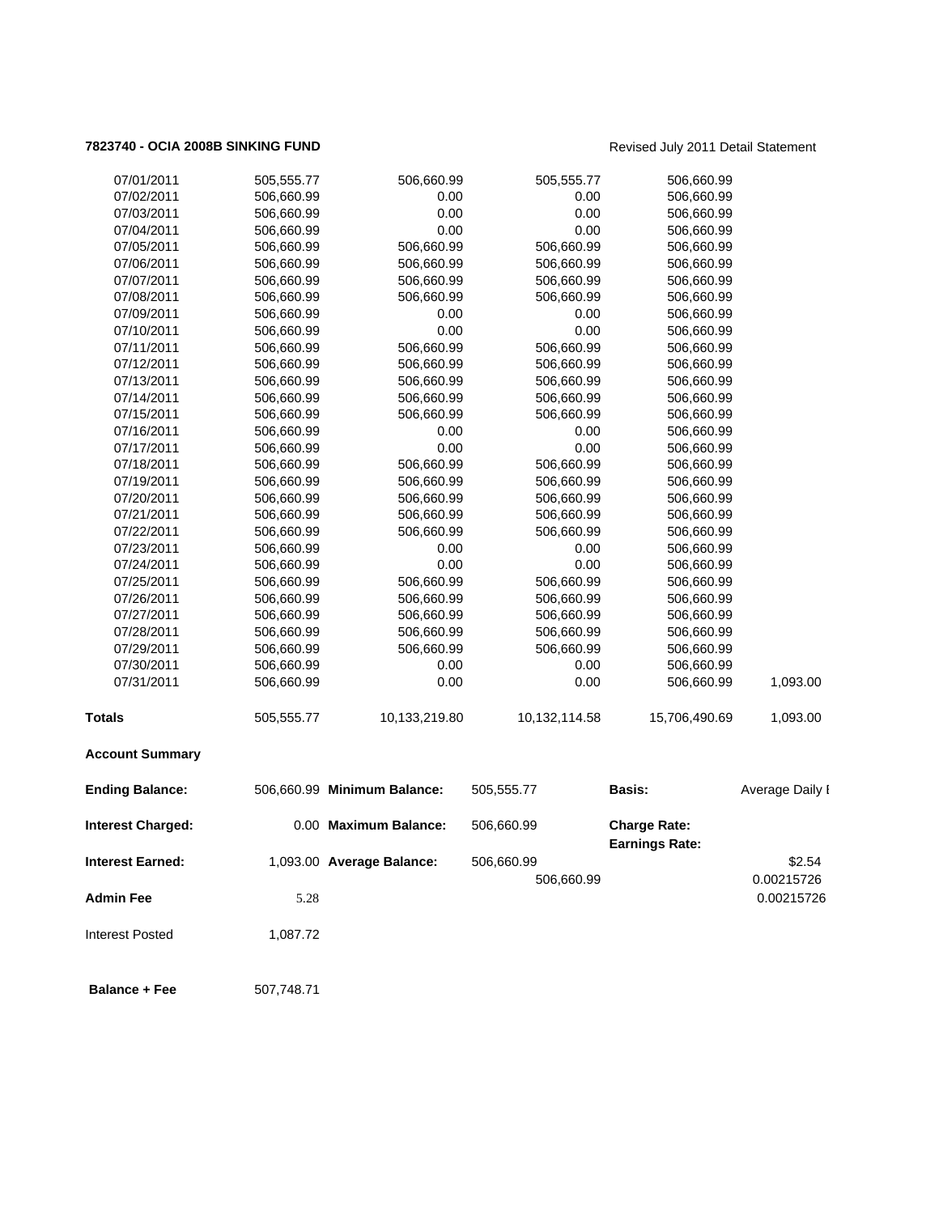**7823740 - OCIA 2008B SINKING FUND**

Revised July 2011 Detail Statement

| | | | | | |
|---|---|---|---|---|---|
| 07/01/2011 | 505,555.77 | 506,660.99 | 505,555.77 | 506,660.99 | |
| 07/02/2011 | 506,660.99 | 0.00 | 0.00 | 506,660.99 | |
| 07/03/2011 | 506,660.99 | 0.00 | 0.00 | 506,660.99 | |
| 07/04/2011 | 506,660.99 | 0.00 | 0.00 | 506,660.99 | |
| 07/05/2011 | 506,660.99 | 506,660.99 | 506,660.99 | 506,660.99 | |
| 07/06/2011 | 506,660.99 | 506,660.99 | 506,660.99 | 506,660.99 | |
| 07/07/2011 | 506,660.99 | 506,660.99 | 506,660.99 | 506,660.99 | |
| 07/08/2011 | 506,660.99 | 506,660.99 | 506,660.99 | 506,660.99 | |
| 07/09/2011 | 506,660.99 | 0.00 | 0.00 | 506,660.99 | |
| 07/10/2011 | 506,660.99 | 0.00 | 0.00 | 506,660.99 | |
| 07/11/2011 | 506,660.99 | 506,660.99 | 506,660.99 | 506,660.99 | |
| 07/12/2011 | 506,660.99 | 506,660.99 | 506,660.99 | 506,660.99 | |
| 07/13/2011 | 506,660.99 | 506,660.99 | 506,660.99 | 506,660.99 | |
| 07/14/2011 | 506,660.99 | 506,660.99 | 506,660.99 | 506,660.99 | |
| 07/15/2011 | 506,660.99 | 506,660.99 | 506,660.99 | 506,660.99 | |
| 07/16/2011 | 506,660.99 | 0.00 | 0.00 | 506,660.99 | |
| 07/17/2011 | 506,660.99 | 0.00 | 0.00 | 506,660.99 | |
| 07/18/2011 | 506,660.99 | 506,660.99 | 506,660.99 | 506,660.99 | |
| 07/19/2011 | 506,660.99 | 506,660.99 | 506,660.99 | 506,660.99 | |
| 07/20/2011 | 506,660.99 | 506,660.99 | 506,660.99 | 506,660.99 | |
| 07/21/2011 | 506,660.99 | 506,660.99 | 506,660.99 | 506,660.99 | |
| 07/22/2011 | 506,660.99 | 506,660.99 | 506,660.99 | 506,660.99 | |
| 07/23/2011 | 506,660.99 | 0.00 | 0.00 | 506,660.99 | |
| 07/24/2011 | 506,660.99 | 0.00 | 0.00 | 506,660.99 | |
| 07/25/2011 | 506,660.99 | 506,660.99 | 506,660.99 | 506,660.99 | |
| 07/26/2011 | 506,660.99 | 506,660.99 | 506,660.99 | 506,660.99 | |
| 07/27/2011 | 506,660.99 | 506,660.99 | 506,660.99 | 506,660.99 | |
| 07/28/2011 | 506,660.99 | 506,660.99 | 506,660.99 | 506,660.99 | |
| 07/29/2011 | 506,660.99 | 506,660.99 | 506,660.99 | 506,660.99 | |
| 07/30/2011 | 506,660.99 | 0.00 | 0.00 | 506,660.99 | |
| 07/31/2011 | 506,660.99 | 0.00 | 0.00 | 506,660.99 | 1,093.00 |
| **Totals** | 505,555.77 | 10,133,219.80 | 10,132,114.58 | 15,706,490.69 | 1,093.00 |

**Account Summary**

| | | | | | |
|---|---|---|---|---|---|
| **Ending Balance:** | 506,660.99 | **Minimum Balance:** | 505,555.77 | **Basis:** | Average Daily I |
| **Interest Charged:** | 0.00 | **Maximum Balance:** | 506,660.99 | **Charge Rate:** | |
| | | | | **Earnings Rate:** | |
| **Interest Earned:** | 1,093.00 | **Average Balance:** | 506,660.99 | | $2.54 |
| | | | 506,660.99 | | 0.00215726 |
| **Admin Fee** | 5.28 | | | | 0.00215726 |
| Interest Posted | 1,087.72 | | | | |
| **Balance + Fee** | 507,748.71 | | | | |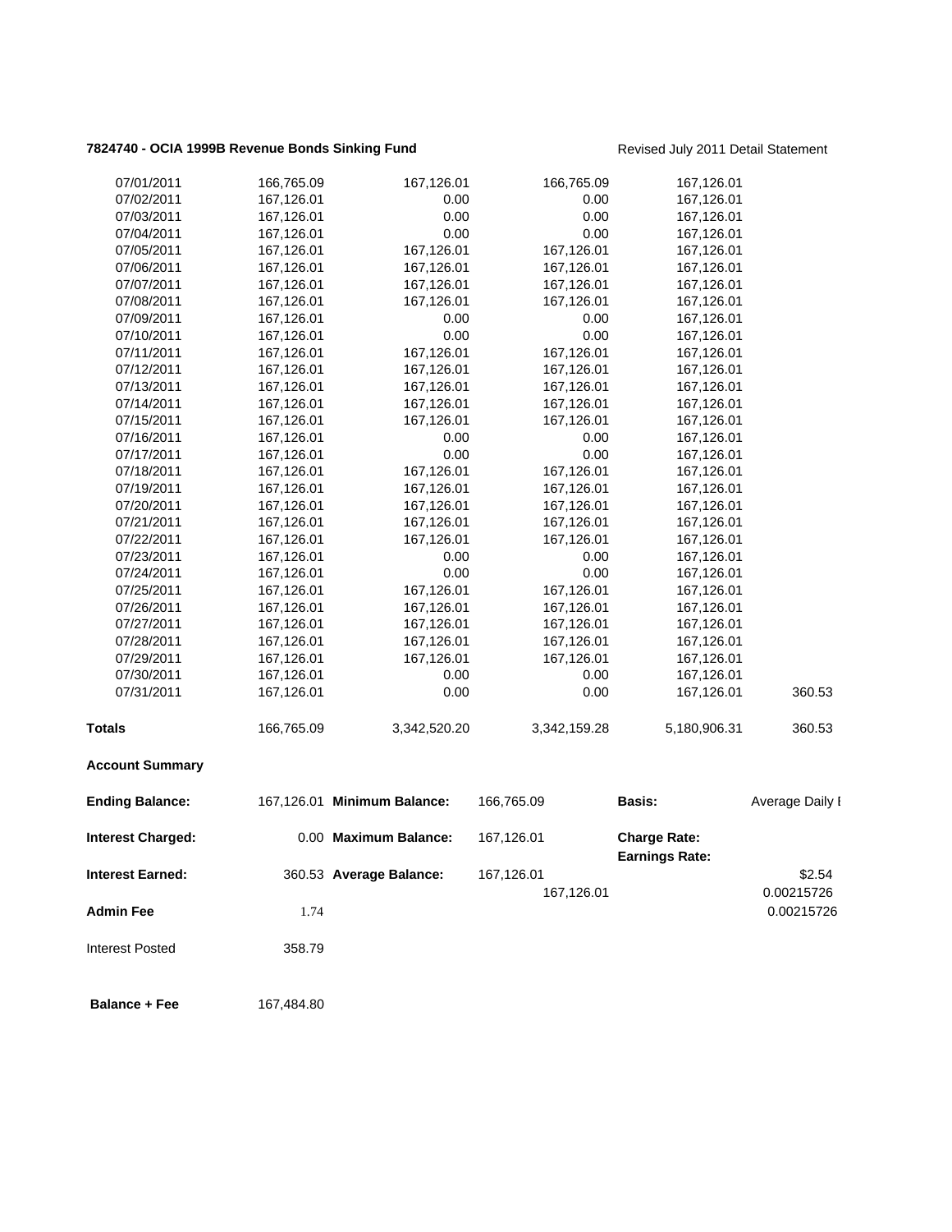**7824740 - OCIA 1999B Revenue Bonds Sinking Fund** Revised July 2011 Detail Statement

| | | | | | |
|---|---|---|---|---|---|
| 07/01/2011 | 166,765.09 | 167,126.01 | 166,765.09 | 167,126.01 | |
| 07/02/2011 | 167,126.01 | 0.00 | 0.00 | 167,126.01 | |
| 07/03/2011 | 167,126.01 | 0.00 | 0.00 | 167,126.01 | |
| 07/04/2011 | 167,126.01 | 0.00 | 0.00 | 167,126.01 | |
| 07/05/2011 | 167,126.01 | 167,126.01 | 167,126.01 | 167,126.01 | |
| 07/06/2011 | 167,126.01 | 167,126.01 | 167,126.01 | 167,126.01 | |
| 07/07/2011 | 167,126.01 | 167,126.01 | 167,126.01 | 167,126.01 | |
| 07/08/2011 | 167,126.01 | 167,126.01 | 167,126.01 | 167,126.01 | |
| 07/09/2011 | 167,126.01 | 0.00 | 0.00 | 167,126.01 | |
| 07/10/2011 | 167,126.01 | 0.00 | 0.00 | 167,126.01 | |
| 07/11/2011 | 167,126.01 | 167,126.01 | 167,126.01 | 167,126.01 | |
| 07/12/2011 | 167,126.01 | 167,126.01 | 167,126.01 | 167,126.01 | |
| 07/13/2011 | 167,126.01 | 167,126.01 | 167,126.01 | 167,126.01 | |
| 07/14/2011 | 167,126.01 | 167,126.01 | 167,126.01 | 167,126.01 | |
| 07/15/2011 | 167,126.01 | 167,126.01 | 167,126.01 | 167,126.01 | |
| 07/16/2011 | 167,126.01 | 0.00 | 0.00 | 167,126.01 | |
| 07/17/2011 | 167,126.01 | 0.00 | 0.00 | 167,126.01 | |
| 07/18/2011 | 167,126.01 | 167,126.01 | 167,126.01 | 167,126.01 | |
| 07/19/2011 | 167,126.01 | 167,126.01 | 167,126.01 | 167,126.01 | |
| 07/20/2011 | 167,126.01 | 167,126.01 | 167,126.01 | 167,126.01 | |
| 07/21/2011 | 167,126.01 | 167,126.01 | 167,126.01 | 167,126.01 | |
| 07/22/2011 | 167,126.01 | 167,126.01 | 167,126.01 | 167,126.01 | |
| 07/23/2011 | 167,126.01 | 0.00 | 0.00 | 167,126.01 | |
| 07/24/2011 | 167,126.01 | 0.00 | 0.00 | 167,126.01 | |
| 07/25/2011 | 167,126.01 | 167,126.01 | 167,126.01 | 167,126.01 | |
| 07/26/2011 | 167,126.01 | 167,126.01 | 167,126.01 | 167,126.01 | |
| 07/27/2011 | 167,126.01 | 167,126.01 | 167,126.01 | 167,126.01 | |
| 07/28/2011 | 167,126.01 | 167,126.01 | 167,126.01 | 167,126.01 | |
| 07/29/2011 | 167,126.01 | 167,126.01 | 167,126.01 | 167,126.01 | |
| 07/30/2011 | 167,126.01 | 0.00 | 0.00 | 167,126.01 | |
| 07/31/2011 | 167,126.01 | 0.00 | 0.00 | 167,126.01 | 360.53 |
| **Totals** | 166,765.09 | 3,342,520.20 | 3,342,159.28 | 5,180,906.31 | 360.53 |

**Account Summary**

| | | | | | |
|---|---|---|---|---|---|
| **Ending Balance:** | 167,126.01 | **Minimum Balance:** | 166,765.09 | **Basis:** | Average Daily I |
| **Interest Charged:** | 0.00 | **Maximum Balance:** | 167,126.01 | **Charge Rate:** | |
| | | | | **Earnings Rate:** | |
| **Interest Earned:** | 360.53 | **Average Balance:** | 167,126.01 | | $2.54 |
| | | | 167,126.01 | | 0.00215726 |
| **Admin Fee** | 1.74 | | | | 0.00215726 |
| Interest Posted | 358.79 | | | | |
| **Balance + Fee** | 167,484.80 | | | | |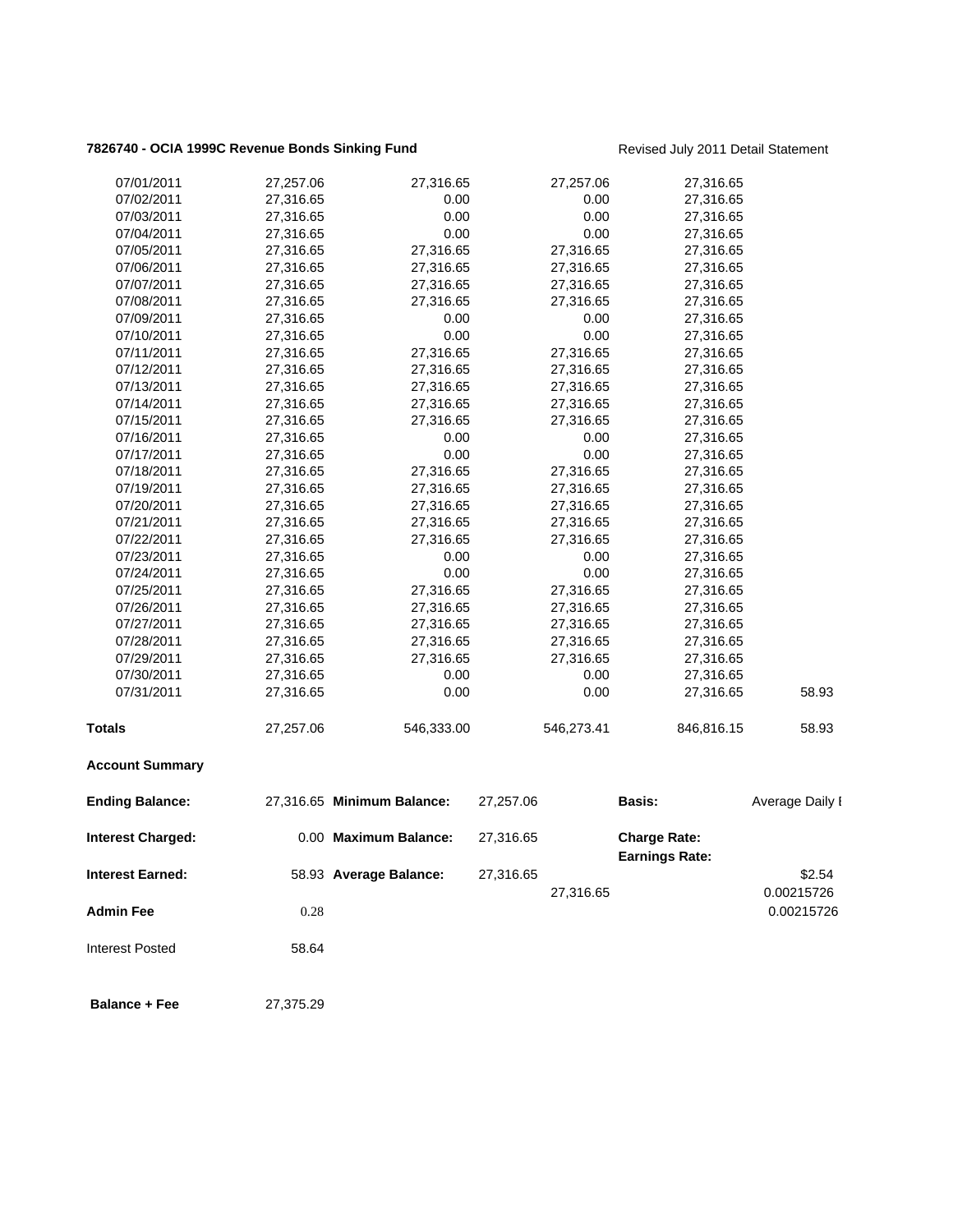**7826740 - OCIA 1999C Revenue Bonds Sinking Fund**

Revised July 2011 Detail Statement

| | | | | | |
|---|---|---|---|---|---|
| 07/01/2011 | 27,257.06 | 27,316.65 | 27,257.06 | 27,316.65 | |
| 07/02/2011 | 27,316.65 | 0.00 | 0.00 | 27,316.65 | |
| 07/03/2011 | 27,316.65 | 0.00 | 0.00 | 27,316.65 | |
| 07/04/2011 | 27,316.65 | 0.00 | 0.00 | 27,316.65 | |
| 07/05/2011 | 27,316.65 | 27,316.65 | 27,316.65 | 27,316.65 | |
| 07/06/2011 | 27,316.65 | 27,316.65 | 27,316.65 | 27,316.65 | |
| 07/07/2011 | 27,316.65 | 27,316.65 | 27,316.65 | 27,316.65 | |
| 07/08/2011 | 27,316.65 | 27,316.65 | 27,316.65 | 27,316.65 | |
| 07/09/2011 | 27,316.65 | 0.00 | 0.00 | 27,316.65 | |
| 07/10/2011 | 27,316.65 | 0.00 | 0.00 | 27,316.65 | |
| 07/11/2011 | 27,316.65 | 27,316.65 | 27,316.65 | 27,316.65 | |
| 07/12/2011 | 27,316.65 | 27,316.65 | 27,316.65 | 27,316.65 | |
| 07/13/2011 | 27,316.65 | 27,316.65 | 27,316.65 | 27,316.65 | |
| 07/14/2011 | 27,316.65 | 27,316.65 | 27,316.65 | 27,316.65 | |
| 07/15/2011 | 27,316.65 | 27,316.65 | 27,316.65 | 27,316.65 | |
| 07/16/2011 | 27,316.65 | 0.00 | 0.00 | 27,316.65 | |
| 07/17/2011 | 27,316.65 | 0.00 | 0.00 | 27,316.65 | |
| 07/18/2011 | 27,316.65 | 27,316.65 | 27,316.65 | 27,316.65 | |
| 07/19/2011 | 27,316.65 | 27,316.65 | 27,316.65 | 27,316.65 | |
| 07/20/2011 | 27,316.65 | 27,316.65 | 27,316.65 | 27,316.65 | |
| 07/21/2011 | 27,316.65 | 27,316.65 | 27,316.65 | 27,316.65 | |
| 07/22/2011 | 27,316.65 | 27,316.65 | 27,316.65 | 27,316.65 | |
| 07/23/2011 | 27,316.65 | 0.00 | 0.00 | 27,316.65 | |
| 07/24/2011 | 27,316.65 | 0.00 | 0.00 | 27,316.65 | |
| 07/25/2011 | 27,316.65 | 27,316.65 | 27,316.65 | 27,316.65 | |
| 07/26/2011 | 27,316.65 | 27,316.65 | 27,316.65 | 27,316.65 | |
| 07/27/2011 | 27,316.65 | 27,316.65 | 27,316.65 | 27,316.65 | |
| 07/28/2011 | 27,316.65 | 27,316.65 | 27,316.65 | 27,316.65 | |
| 07/29/2011 | 27,316.65 | 27,316.65 | 27,316.65 | 27,316.65 | |
| 07/30/2011 | 27,316.65 | 0.00 | 0.00 | 27,316.65 | |
| 07/31/2011 | 27,316.65 | 0.00 | 0.00 | 27,316.65 | 58.93 |
| **Totals** | 27,257.06 | 546,333.00 | 546,273.41 | 846,816.15 | 58.93 |

**Account Summary**

| | | | | | |
|---|---|---|---|---|---|
| **Ending Balance:** | 27,316.65 | **Minimum Balance:** | 27,257.06 | **Basis:** | Average Daily I |
| **Interest Charged:** | 0.00 | **Maximum Balance:** | 27,316.65 | **Charge Rate:** | |
| | | | | **Earnings Rate:** | |
| **Interest Earned:** | 58.93 | **Average Balance:** | 27,316.65 | | \$2.54 |
| | | | 27,316.65 | | 0.00215726 |
| **Admin Fee** | 0.28 | | | | 0.00215726 |
| Interest Posted | 58.64 | | | | |
| **Balance + Fee** | 27,375.29 | | | | |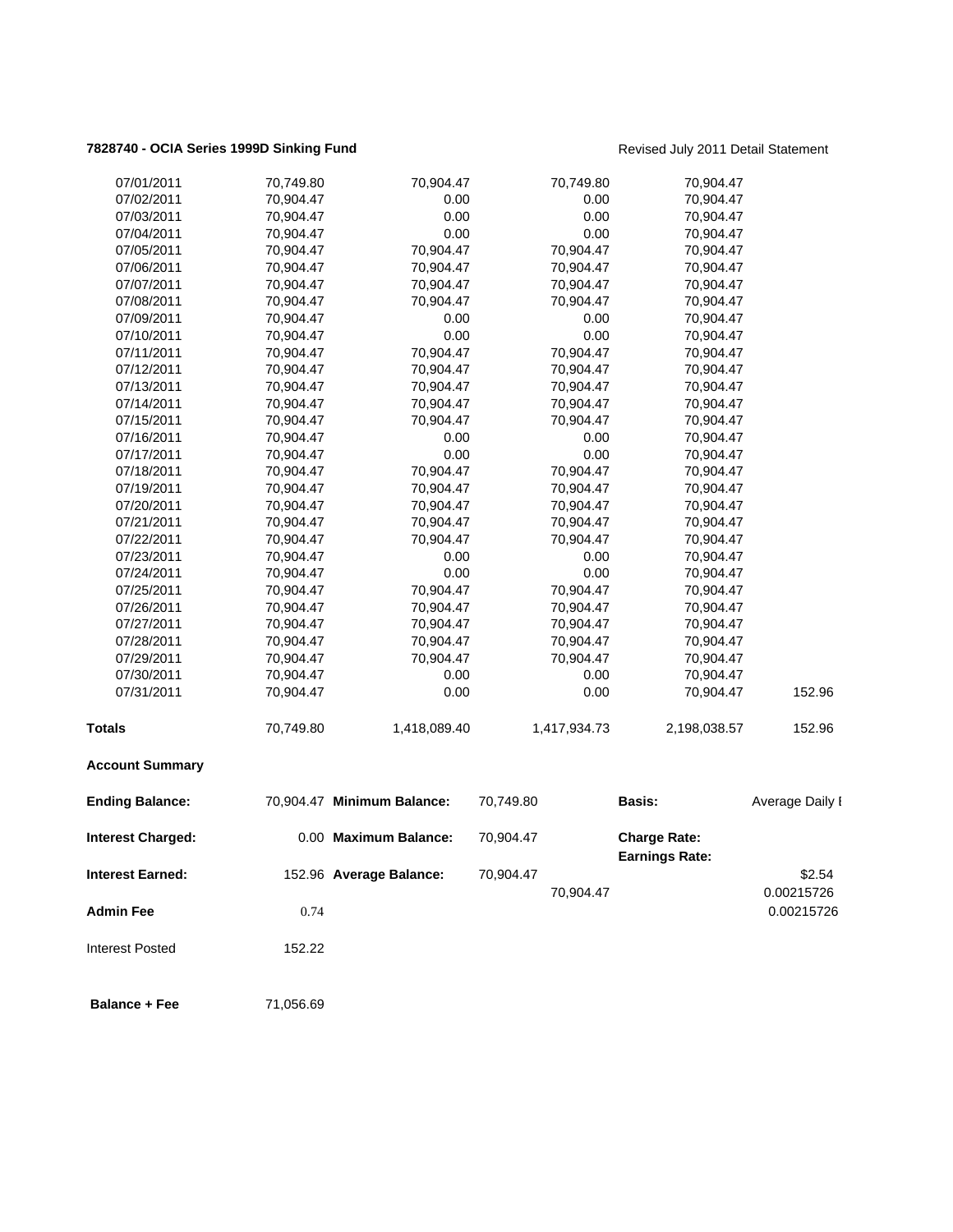**7828740 - OCIA Series 1999D Sinking Fund** Revised July 2011 Detail Statement

| | | | | | |
|---|---|---|---|---|---|
| 07/01/2011 | 70,749.80 | 70,904.47 | 70,749.80 | 70,904.47 | |
| 07/02/2011 | 70,904.47 | 0.00 | 0.00 | 70,904.47 | |
| 07/03/2011 | 70,904.47 | 0.00 | 0.00 | 70,904.47 | |
| 07/04/2011 | 70,904.47 | 0.00 | 0.00 | 70,904.47 | |
| 07/05/2011 | 70,904.47 | 70,904.47 | 70,904.47 | 70,904.47 | |
| 07/06/2011 | 70,904.47 | 70,904.47 | 70,904.47 | 70,904.47 | |
| 07/07/2011 | 70,904.47 | 70,904.47 | 70,904.47 | 70,904.47 | |
| 07/08/2011 | 70,904.47 | 70,904.47 | 70,904.47 | 70,904.47 | |
| 07/09/2011 | 70,904.47 | 0.00 | 0.00 | 70,904.47 | |
| 07/10/2011 | 70,904.47 | 0.00 | 0.00 | 70,904.47 | |
| 07/11/2011 | 70,904.47 | 70,904.47 | 70,904.47 | 70,904.47 | |
| 07/12/2011 | 70,904.47 | 70,904.47 | 70,904.47 | 70,904.47 | |
| 07/13/2011 | 70,904.47 | 70,904.47 | 70,904.47 | 70,904.47 | |
| 07/14/2011 | 70,904.47 | 70,904.47 | 70,904.47 | 70,904.47 | |
| 07/15/2011 | 70,904.47 | 70,904.47 | 70,904.47 | 70,904.47 | |
| 07/16/2011 | 70,904.47 | 0.00 | 0.00 | 70,904.47 | |
| 07/17/2011 | 70,904.47 | 0.00 | 0.00 | 70,904.47 | |
| 07/18/2011 | 70,904.47 | 70,904.47 | 70,904.47 | 70,904.47 | |
| 07/19/2011 | 70,904.47 | 70,904.47 | 70,904.47 | 70,904.47 | |
| 07/20/2011 | 70,904.47 | 70,904.47 | 70,904.47 | 70,904.47 | |
| 07/21/2011 | 70,904.47 | 70,904.47 | 70,904.47 | 70,904.47 | |
| 07/22/2011 | 70,904.47 | 70,904.47 | 70,904.47 | 70,904.47 | |
| 07/23/2011 | 70,904.47 | 0.00 | 0.00 | 70,904.47 | |
| 07/24/2011 | 70,904.47 | 0.00 | 0.00 | 70,904.47 | |
| 07/25/2011 | 70,904.47 | 70,904.47 | 70,904.47 | 70,904.47 | |
| 07/26/2011 | 70,904.47 | 70,904.47 | 70,904.47 | 70,904.47 | |
| 07/27/2011 | 70,904.47 | 70,904.47 | 70,904.47 | 70,904.47 | |
| 07/28/2011 | 70,904.47 | 70,904.47 | 70,904.47 | 70,904.47 | |
| 07/29/2011 | 70,904.47 | 70,904.47 | 70,904.47 | 70,904.47 | |
| 07/30/2011 | 70,904.47 | 0.00 | 0.00 | 70,904.47 | |
| 07/31/2011 | 70,904.47 | 0.00 | 0.00 | 70,904.47 | 152.96 |
| **Totals** | 70,749.80 | 1,418,089.40 | 1,417,934.73 | 2,198,038.57 | 152.96 |

**Account Summary**

| | | | | | |
|---|---|---|---|---|---|
| **Ending Balance:** | 70,904.47 | **Minimum Balance:** | 70,749.80 | **Basis:** | Average Daily I |
| **Interest Charged:** | 0.00 | **Maximum Balance:** | 70,904.47 | **Charge Rate:** | |
| | | | | **Earnings Rate:** | |
| **Interest Earned:** | 152.96 | **Average Balance:** | 70,904.47 | | \$2.54 |
| | | | 70,904.47 | | 0.00215726 |
| **Admin Fee** | 0.74 | | | | 0.00215726 |
| Interest Posted | 152.22 | | | | |
| **Balance + Fee** | 71,056.69 | | | | |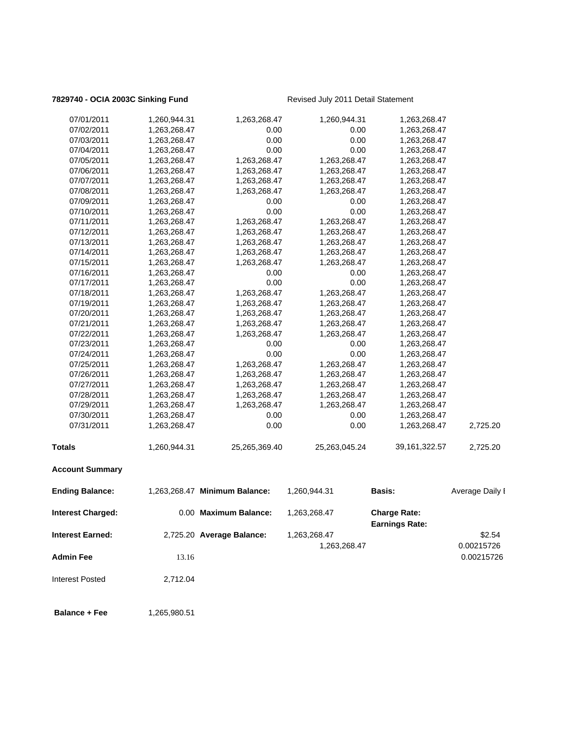**7829740 - OCIA 2003C Sinking Fund** Revised July 2011 Detail Statement

| | | | | | |
|---|---|---|---|---|---|
| 07/01/2011 | 1,260,944.31 | 1,263,268.47 | 1,260,944.31 | 1,263,268.47 | |
| 07/02/2011 | 1,263,268.47 | 0.00 | 0.00 | 1,263,268.47 | |
| 07/03/2011 | 1,263,268.47 | 0.00 | 0.00 | 1,263,268.47 | |
| 07/04/2011 | 1,263,268.47 | 0.00 | 0.00 | 1,263,268.47 | |
| 07/05/2011 | 1,263,268.47 | 1,263,268.47 | 1,263,268.47 | 1,263,268.47 | |
| 07/06/2011 | 1,263,268.47 | 1,263,268.47 | 1,263,268.47 | 1,263,268.47 | |
| 07/07/2011 | 1,263,268.47 | 1,263,268.47 | 1,263,268.47 | 1,263,268.47 | |
| 07/08/2011 | 1,263,268.47 | 1,263,268.47 | 1,263,268.47 | 1,263,268.47 | |
| 07/09/2011 | 1,263,268.47 | 0.00 | 0.00 | 1,263,268.47 | |
| 07/10/2011 | 1,263,268.47 | 0.00 | 0.00 | 1,263,268.47 | |
| 07/11/2011 | 1,263,268.47 | 1,263,268.47 | 1,263,268.47 | 1,263,268.47 | |
| 07/12/2011 | 1,263,268.47 | 1,263,268.47 | 1,263,268.47 | 1,263,268.47 | |
| 07/13/2011 | 1,263,268.47 | 1,263,268.47 | 1,263,268.47 | 1,263,268.47 | |
| 07/14/2011 | 1,263,268.47 | 1,263,268.47 | 1,263,268.47 | 1,263,268.47 | |
| 07/15/2011 | 1,263,268.47 | 1,263,268.47 | 1,263,268.47 | 1,263,268.47 | |
| 07/16/2011 | 1,263,268.47 | 0.00 | 0.00 | 1,263,268.47 | |
| 07/17/2011 | 1,263,268.47 | 0.00 | 0.00 | 1,263,268.47 | |
| 07/18/2011 | 1,263,268.47 | 1,263,268.47 | 1,263,268.47 | 1,263,268.47 | |
| 07/19/2011 | 1,263,268.47 | 1,263,268.47 | 1,263,268.47 | 1,263,268.47 | |
| 07/20/2011 | 1,263,268.47 | 1,263,268.47 | 1,263,268.47 | 1,263,268.47 | |
| 07/21/2011 | 1,263,268.47 | 1,263,268.47 | 1,263,268.47 | 1,263,268.47 | |
| 07/22/2011 | 1,263,268.47 | 1,263,268.47 | 1,263,268.47 | 1,263,268.47 | |
| 07/23/2011 | 1,263,268.47 | 0.00 | 0.00 | 1,263,268.47 | |
| 07/24/2011 | 1,263,268.47 | 0.00 | 0.00 | 1,263,268.47 | |
| 07/25/2011 | 1,263,268.47 | 1,263,268.47 | 1,263,268.47 | 1,263,268.47 | |
| 07/26/2011 | 1,263,268.47 | 1,263,268.47 | 1,263,268.47 | 1,263,268.47 | |
| 07/27/2011 | 1,263,268.47 | 1,263,268.47 | 1,263,268.47 | 1,263,268.47 | |
| 07/28/2011 | 1,263,268.47 | 1,263,268.47 | 1,263,268.47 | 1,263,268.47 | |
| 07/29/2011 | 1,263,268.47 | 1,263,268.47 | 1,263,268.47 | 1,263,268.47 | |
| 07/30/2011 | 1,263,268.47 | 0.00 | 0.00 | 1,263,268.47 | |
| 07/31/2011 | 1,263,268.47 | 0.00 | 0.00 | 1,263,268.47 | 2,725.20 |
| **Totals** | 1,260,944.31 | 25,265,369.40 | 25,263,045.24 | 39,161,322.57 | 2,725.20 |

**Account Summary**

| | | | | | |
|---|---|---|---|---|---|
| **Ending Balance:** | 1,263,268.47 | **Minimum Balance:** | 1,260,944.31 | **Basis:** | Average Daily I |
| **Interest Charged:** | 0.00 | **Maximum Balance:** | 1,263,268.47 | **Charge Rate:** | |
| | | | | **Earnings Rate:** | |
| **Interest Earned:** | 2,725.20 | **Average Balance:** | 1,263,268.47 | | $2.54 |
| | | | 1,263,268.47 | | 0.00215726 |
| **Admin Fee** | 13.16 | | | | 0.00215726 |
| Interest Posted | 2,712.04 | | | | |
| **Balance + Fee** | 1,265,980.51 | | | | |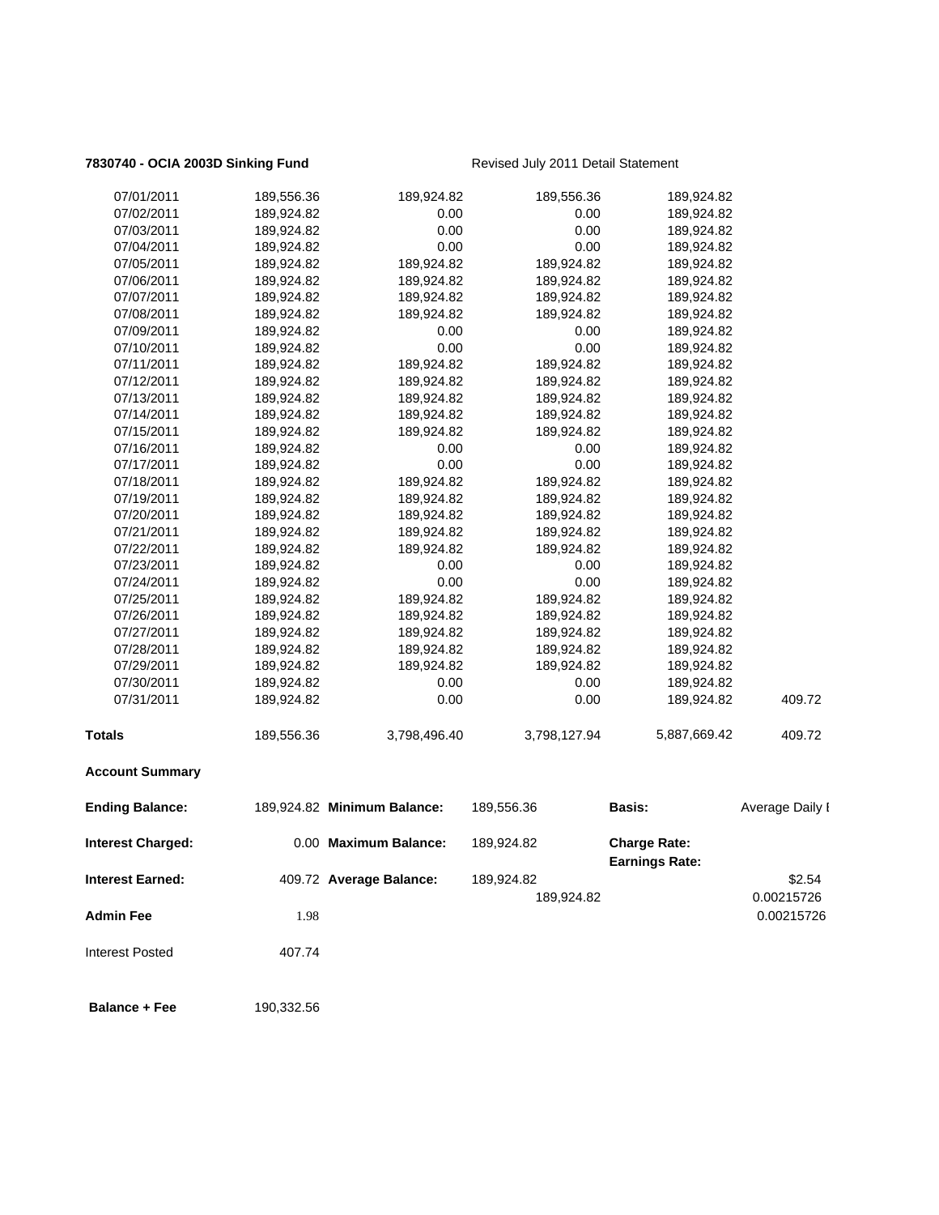**7830740 - OCIA 2003D Sinking Fund** Revised July 2011 Detail Statement

| | | | | | |
|---|---|---|---|---|---|
| 07/01/2011 | 189,556.36 | 189,924.82 | 189,556.36 | 189,924.82 | |
| 07/02/2011 | 189,924.82 | 0.00 | 0.00 | 189,924.82 | |
| 07/03/2011 | 189,924.82 | 0.00 | 0.00 | 189,924.82 | |
| 07/04/2011 | 189,924.82 | 0.00 | 0.00 | 189,924.82 | |
| 07/05/2011 | 189,924.82 | 189,924.82 | 189,924.82 | 189,924.82 | |
| 07/06/2011 | 189,924.82 | 189,924.82 | 189,924.82 | 189,924.82 | |
| 07/07/2011 | 189,924.82 | 189,924.82 | 189,924.82 | 189,924.82 | |
| 07/08/2011 | 189,924.82 | 189,924.82 | 189,924.82 | 189,924.82 | |
| 07/09/2011 | 189,924.82 | 0.00 | 0.00 | 189,924.82 | |
| 07/10/2011 | 189,924.82 | 0.00 | 0.00 | 189,924.82 | |
| 07/11/2011 | 189,924.82 | 189,924.82 | 189,924.82 | 189,924.82 | |
| 07/12/2011 | 189,924.82 | 189,924.82 | 189,924.82 | 189,924.82 | |
| 07/13/2011 | 189,924.82 | 189,924.82 | 189,924.82 | 189,924.82 | |
| 07/14/2011 | 189,924.82 | 189,924.82 | 189,924.82 | 189,924.82 | |
| 07/15/2011 | 189,924.82 | 189,924.82 | 189,924.82 | 189,924.82 | |
| 07/16/2011 | 189,924.82 | 0.00 | 0.00 | 189,924.82 | |
| 07/17/2011 | 189,924.82 | 0.00 | 0.00 | 189,924.82 | |
| 07/18/2011 | 189,924.82 | 189,924.82 | 189,924.82 | 189,924.82 | |
| 07/19/2011 | 189,924.82 | 189,924.82 | 189,924.82 | 189,924.82 | |
| 07/20/2011 | 189,924.82 | 189,924.82 | 189,924.82 | 189,924.82 | |
| 07/21/2011 | 189,924.82 | 189,924.82 | 189,924.82 | 189,924.82 | |
| 07/22/2011 | 189,924.82 | 189,924.82 | 189,924.82 | 189,924.82 | |
| 07/23/2011 | 189,924.82 | 0.00 | 0.00 | 189,924.82 | |
| 07/24/2011 | 189,924.82 | 0.00 | 0.00 | 189,924.82 | |
| 07/25/2011 | 189,924.82 | 189,924.82 | 189,924.82 | 189,924.82 | |
| 07/26/2011 | 189,924.82 | 189,924.82 | 189,924.82 | 189,924.82 | |
| 07/27/2011 | 189,924.82 | 189,924.82 | 189,924.82 | 189,924.82 | |
| 07/28/2011 | 189,924.82 | 189,924.82 | 189,924.82 | 189,924.82 | |
| 07/29/2011 | 189,924.82 | 189,924.82 | 189,924.82 | 189,924.82 | |
| 07/30/2011 | 189,924.82 | 0.00 | 0.00 | 189,924.82 | |
| 07/31/2011 | 189,924.82 | 0.00 | 0.00 | 189,924.82 | 409.72 |
| **Totals** | 189,556.36 | 3,798,496.40 | 3,798,127.94 | 5,887,669.42 | 409.72 |

**Account Summary**

| | | | | | |
|---|---|---|---|---|---|
| **Ending Balance:** | 189,924.82 | **Minimum Balance:** | 189,556.36 | **Basis:** | Average Daily I |
| **Interest Charged:** | 0.00 | **Maximum Balance:** | 189,924.82 | **Charge Rate:** | |
| | | | | **Earnings Rate:** | |
| **Interest Earned:** | 409.72 | **Average Balance:** | 189,924.82 | | $2.54 |
| | | | 189,924.82 | | 0.00215726 |
| **Admin Fee** | 1.98 | | | | 0.00215726 |
| Interest Posted | 407.74 | | | | |
| **Balance + Fee** | 190,332.56 | | | | |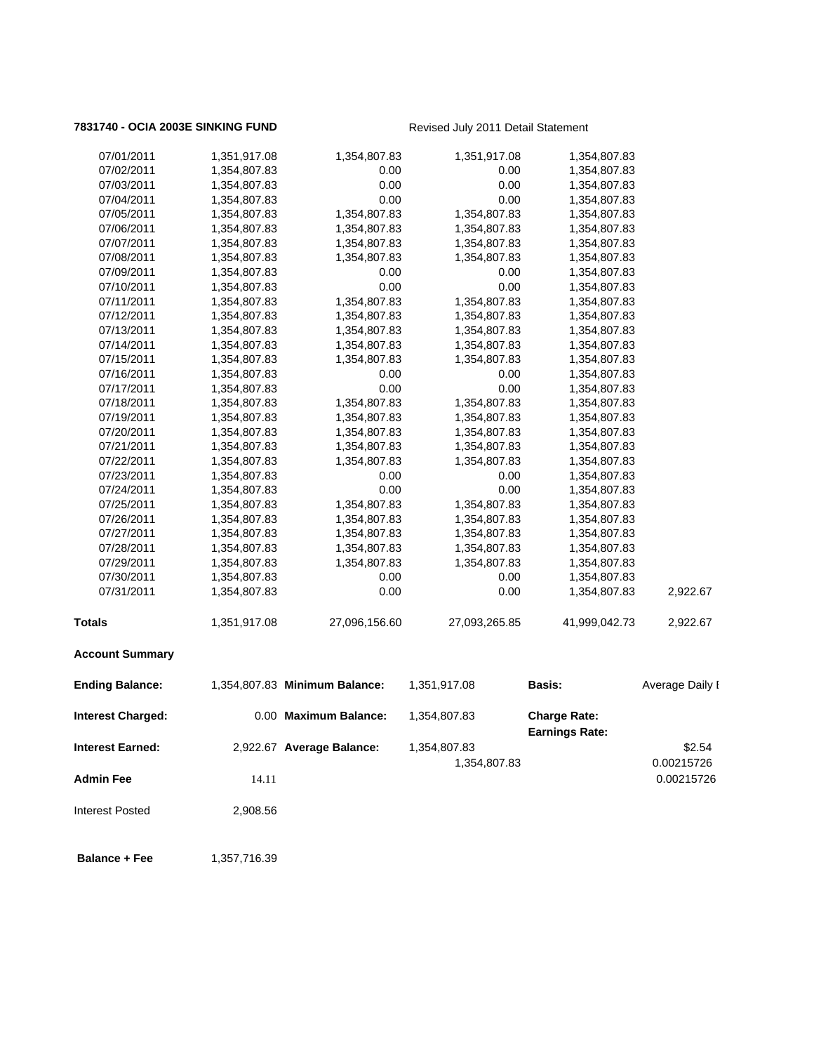**7831740 - OCIA 2003E SINKING FUND** Revised July 2011 Detail Statement

| | | | | | |
|---|---|---|---|---|---|
| 07/01/2011 | 1,351,917.08 | 1,354,807.83 | 1,351,917.08 | 1,354,807.83 | |
| 07/02/2011 | 1,354,807.83 | 0.00 | 0.00 | 1,354,807.83 | |
| 07/03/2011 | 1,354,807.83 | 0.00 | 0.00 | 1,354,807.83 | |
| 07/04/2011 | 1,354,807.83 | 0.00 | 0.00 | 1,354,807.83 | |
| 07/05/2011 | 1,354,807.83 | 1,354,807.83 | 1,354,807.83 | 1,354,807.83 | |
| 07/06/2011 | 1,354,807.83 | 1,354,807.83 | 1,354,807.83 | 1,354,807.83 | |
| 07/07/2011 | 1,354,807.83 | 1,354,807.83 | 1,354,807.83 | 1,354,807.83 | |
| 07/08/2011 | 1,354,807.83 | 1,354,807.83 | 1,354,807.83 | 1,354,807.83 | |
| 07/09/2011 | 1,354,807.83 | 0.00 | 0.00 | 1,354,807.83 | |
| 07/10/2011 | 1,354,807.83 | 0.00 | 0.00 | 1,354,807.83 | |
| 07/11/2011 | 1,354,807.83 | 1,354,807.83 | 1,354,807.83 | 1,354,807.83 | |
| 07/12/2011 | 1,354,807.83 | 1,354,807.83 | 1,354,807.83 | 1,354,807.83 | |
| 07/13/2011 | 1,354,807.83 | 1,354,807.83 | 1,354,807.83 | 1,354,807.83 | |
| 07/14/2011 | 1,354,807.83 | 1,354,807.83 | 1,354,807.83 | 1,354,807.83 | |
| 07/15/2011 | 1,354,807.83 | 1,354,807.83 | 1,354,807.83 | 1,354,807.83 | |
| 07/16/2011 | 1,354,807.83 | 0.00 | 0.00 | 1,354,807.83 | |
| 07/17/2011 | 1,354,807.83 | 0.00 | 0.00 | 1,354,807.83 | |
| 07/18/2011 | 1,354,807.83 | 1,354,807.83 | 1,354,807.83 | 1,354,807.83 | |
| 07/19/2011 | 1,354,807.83 | 1,354,807.83 | 1,354,807.83 | 1,354,807.83 | |
| 07/20/2011 | 1,354,807.83 | 1,354,807.83 | 1,354,807.83 | 1,354,807.83 | |
| 07/21/2011 | 1,354,807.83 | 1,354,807.83 | 1,354,807.83 | 1,354,807.83 | |
| 07/22/2011 | 1,354,807.83 | 1,354,807.83 | 1,354,807.83 | 1,354,807.83 | |
| 07/23/2011 | 1,354,807.83 | 0.00 | 0.00 | 1,354,807.83 | |
| 07/24/2011 | 1,354,807.83 | 0.00 | 0.00 | 1,354,807.83 | |
| 07/25/2011 | 1,354,807.83 | 1,354,807.83 | 1,354,807.83 | 1,354,807.83 | |
| 07/26/2011 | 1,354,807.83 | 1,354,807.83 | 1,354,807.83 | 1,354,807.83 | |
| 07/27/2011 | 1,354,807.83 | 1,354,807.83 | 1,354,807.83 | 1,354,807.83 | |
| 07/28/2011 | 1,354,807.83 | 1,354,807.83 | 1,354,807.83 | 1,354,807.83 | |
| 07/29/2011 | 1,354,807.83 | 1,354,807.83 | 1,354,807.83 | 1,354,807.83 | |
| 07/30/2011 | 1,354,807.83 | 0.00 | 0.00 | 1,354,807.83 | |
| 07/31/2011 | 1,354,807.83 | 0.00 | 0.00 | 1,354,807.83 | 2,922.67 |
| **Totals** | 1,351,917.08 | 27,096,156.60 | 27,093,265.85 | 41,999,042.73 | 2,922.67 |

**Account Summary**

| | | | | | |
|---|---|---|---|---|---|
| **Ending Balance:** | 1,354,807.83 | **Minimum Balance:** | 1,351,917.08 | **Basis:** | Average Daily I |
| **Interest Charged:** | 0.00 | **Maximum Balance:** | 1,354,807.83 | **Charge Rate:** | |
| | | | | **Earnings Rate:** | |
| **Interest Earned:** | 2,922.67 | **Average Balance:** | 1,354,807.83 | | $2.54 |
| | | | 1,354,807.83 | | 0.00215726 |
| **Admin Fee** | 14.11 | | | | 0.00215726 |
| Interest Posted | 2,908.56 | | | | |
| **Balance + Fee** | 1,357,716.39 | | | | |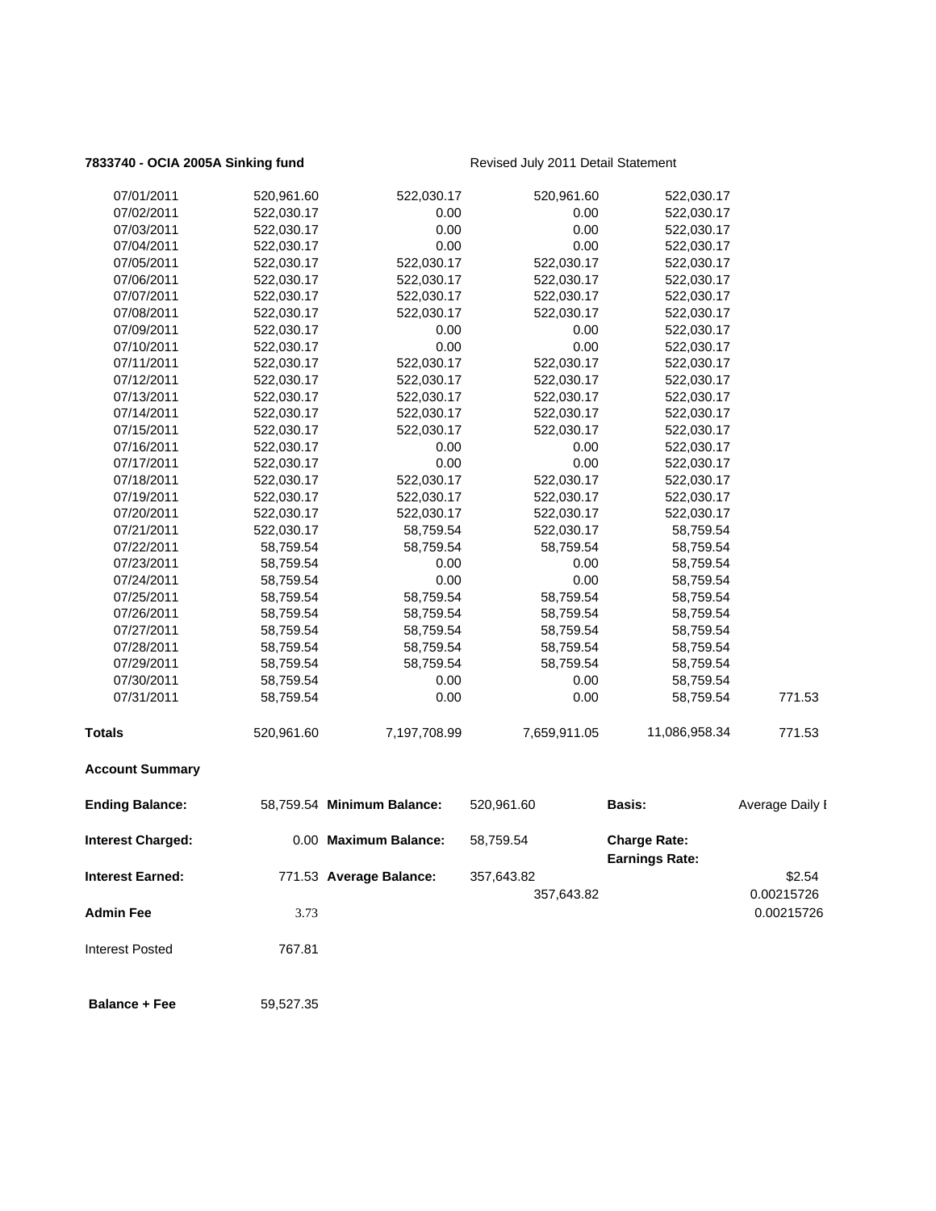**7833740 - OCIA 2005A Sinking fund** Revised July 2011 Detail Statement

| | | | | | |
|---|---|---|---|---|---|
| 07/01/2011 | 520,961.60 | 522,030.17 | 520,961.60 | 522,030.17 | |
| 07/02/2011 | 522,030.17 | 0.00 | 0.00 | 522,030.17 | |
| 07/03/2011 | 522,030.17 | 0.00 | 0.00 | 522,030.17 | |
| 07/04/2011 | 522,030.17 | 0.00 | 0.00 | 522,030.17 | |
| 07/05/2011 | 522,030.17 | 522,030.17 | 522,030.17 | 522,030.17 | |
| 07/06/2011 | 522,030.17 | 522,030.17 | 522,030.17 | 522,030.17 | |
| 07/07/2011 | 522,030.17 | 522,030.17 | 522,030.17 | 522,030.17 | |
| 07/08/2011 | 522,030.17 | 522,030.17 | 522,030.17 | 522,030.17 | |
| 07/09/2011 | 522,030.17 | 0.00 | 0.00 | 522,030.17 | |
| 07/10/2011 | 522,030.17 | 0.00 | 0.00 | 522,030.17 | |
| 07/11/2011 | 522,030.17 | 522,030.17 | 522,030.17 | 522,030.17 | |
| 07/12/2011 | 522,030.17 | 522,030.17 | 522,030.17 | 522,030.17 | |
| 07/13/2011 | 522,030.17 | 522,030.17 | 522,030.17 | 522,030.17 | |
| 07/14/2011 | 522,030.17 | 522,030.17 | 522,030.17 | 522,030.17 | |
| 07/15/2011 | 522,030.17 | 522,030.17 | 522,030.17 | 522,030.17 | |
| 07/16/2011 | 522,030.17 | 0.00 | 0.00 | 522,030.17 | |
| 07/17/2011 | 522,030.17 | 0.00 | 0.00 | 522,030.17 | |
| 07/18/2011 | 522,030.17 | 522,030.17 | 522,030.17 | 522,030.17 | |
| 07/19/2011 | 522,030.17 | 522,030.17 | 522,030.17 | 522,030.17 | |
| 07/20/2011 | 522,030.17 | 522,030.17 | 522,030.17 | 522,030.17 | |
| 07/21/2011 | 522,030.17 | 58,759.54 | 522,030.17 | 58,759.54 | |
| 07/22/2011 | 58,759.54 | 58,759.54 | 58,759.54 | 58,759.54 | |
| 07/23/2011 | 58,759.54 | 0.00 | 0.00 | 58,759.54 | |
| 07/24/2011 | 58,759.54 | 0.00 | 0.00 | 58,759.54 | |
| 07/25/2011 | 58,759.54 | 58,759.54 | 58,759.54 | 58,759.54 | |
| 07/26/2011 | 58,759.54 | 58,759.54 | 58,759.54 | 58,759.54 | |
| 07/27/2011 | 58,759.54 | 58,759.54 | 58,759.54 | 58,759.54 | |
| 07/28/2011 | 58,759.54 | 58,759.54 | 58,759.54 | 58,759.54 | |
| 07/29/2011 | 58,759.54 | 58,759.54 | 58,759.54 | 58,759.54 | |
| 07/30/2011 | 58,759.54 | 0.00 | 0.00 | 58,759.54 | |
| 07/31/2011 | 58,759.54 | 0.00 | 0.00 | 58,759.54 | 771.53 |
| **Totals** | 520,961.60 | 7,197,708.99 | 7,659,911.05 | 11,086,958.34 | 771.53 |

**Account Summary**

| | | | | | |
|---|---|---|---|---|---|
| **Ending Balance:** | 58,759.54 | **Minimum Balance:** | 520,961.60 | **Basis:** | Average Daily I |
| **Interest Charged:** | 0.00 | **Maximum Balance:** | 58,759.54 | **Charge Rate:** / **Earnings Rate:** | |
| **Interest Earned:** | 771.53 | **Average Balance:** | 357,643.82 | | $2.54 |
| | | | 357,643.82 | | 0.00215726 |
| **Admin Fee** | 3.73 | | | | 0.00215726 |
| Interest Posted | 767.81 | | | | |
| **Balance + Fee** | 59,527.35 | | | | |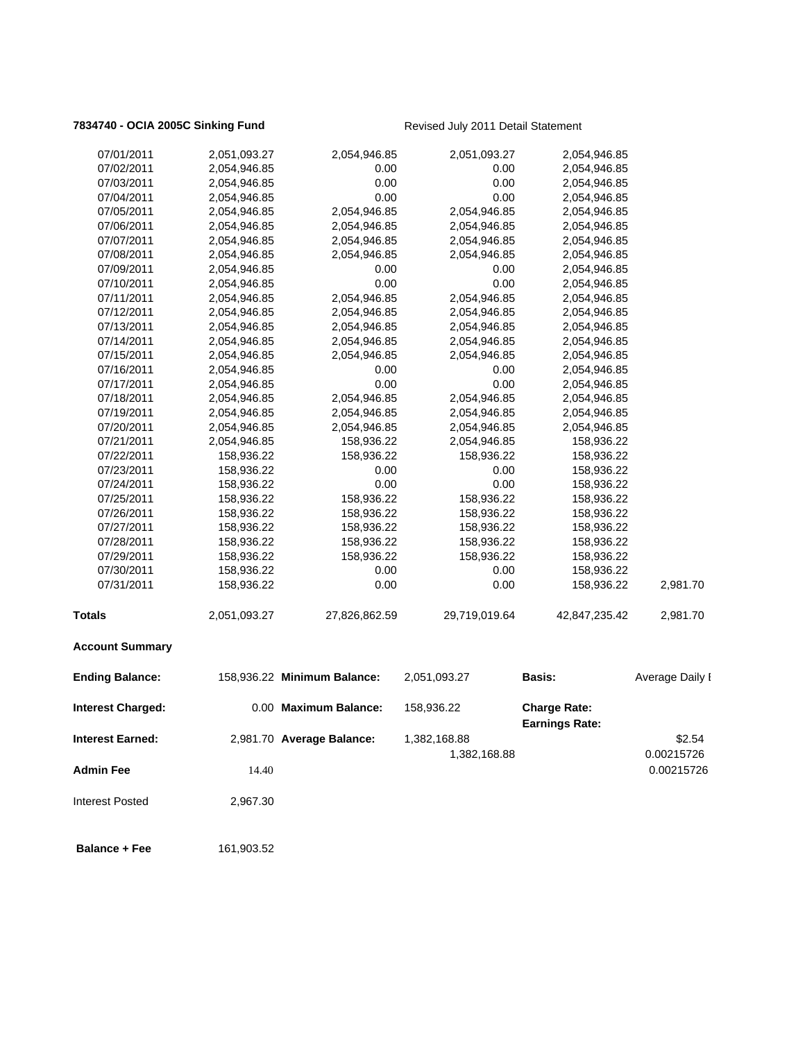**7834740 - OCIA 2005C Sinking Fund** Revised July 2011 Detail Statement

| | | | | | |
|---|---|---|---|---|---|
| 07/01/2011 | 2,051,093.27 | 2,054,946.85 | 2,051,093.27 | 2,054,946.85 | |
| 07/02/2011 | 2,054,946.85 | 0.00 | 0.00 | 2,054,946.85 | |
| 07/03/2011 | 2,054,946.85 | 0.00 | 0.00 | 2,054,946.85 | |
| 07/04/2011 | 2,054,946.85 | 0.00 | 0.00 | 2,054,946.85 | |
| 07/05/2011 | 2,054,946.85 | 2,054,946.85 | 2,054,946.85 | 2,054,946.85 | |
| 07/06/2011 | 2,054,946.85 | 2,054,946.85 | 2,054,946.85 | 2,054,946.85 | |
| 07/07/2011 | 2,054,946.85 | 2,054,946.85 | 2,054,946.85 | 2,054,946.85 | |
| 07/08/2011 | 2,054,946.85 | 2,054,946.85 | 2,054,946.85 | 2,054,946.85 | |
| 07/09/2011 | 2,054,946.85 | 0.00 | 0.00 | 2,054,946.85 | |
| 07/10/2011 | 2,054,946.85 | 0.00 | 0.00 | 2,054,946.85 | |
| 07/11/2011 | 2,054,946.85 | 2,054,946.85 | 2,054,946.85 | 2,054,946.85 | |
| 07/12/2011 | 2,054,946.85 | 2,054,946.85 | 2,054,946.85 | 2,054,946.85 | |
| 07/13/2011 | 2,054,946.85 | 2,054,946.85 | 2,054,946.85 | 2,054,946.85 | |
| 07/14/2011 | 2,054,946.85 | 2,054,946.85 | 2,054,946.85 | 2,054,946.85 | |
| 07/15/2011 | 2,054,946.85 | 2,054,946.85 | 2,054,946.85 | 2,054,946.85 | |
| 07/16/2011 | 2,054,946.85 | 0.00 | 0.00 | 2,054,946.85 | |
| 07/17/2011 | 2,054,946.85 | 0.00 | 0.00 | 2,054,946.85 | |
| 07/18/2011 | 2,054,946.85 | 2,054,946.85 | 2,054,946.85 | 2,054,946.85 | |
| 07/19/2011 | 2,054,946.85 | 2,054,946.85 | 2,054,946.85 | 2,054,946.85 | |
| 07/20/2011 | 2,054,946.85 | 2,054,946.85 | 2,054,946.85 | 2,054,946.85 | |
| 07/21/2011 | 2,054,946.85 | 158,936.22 | 2,054,946.85 | 158,936.22 | |
| 07/22/2011 | 158,936.22 | 158,936.22 | 158,936.22 | 158,936.22 | |
| 07/23/2011 | 158,936.22 | 0.00 | 0.00 | 158,936.22 | |
| 07/24/2011 | 158,936.22 | 0.00 | 0.00 | 158,936.22 | |
| 07/25/2011 | 158,936.22 | 158,936.22 | 158,936.22 | 158,936.22 | |
| 07/26/2011 | 158,936.22 | 158,936.22 | 158,936.22 | 158,936.22 | |
| 07/27/2011 | 158,936.22 | 158,936.22 | 158,936.22 | 158,936.22 | |
| 07/28/2011 | 158,936.22 | 158,936.22 | 158,936.22 | 158,936.22 | |
| 07/29/2011 | 158,936.22 | 158,936.22 | 158,936.22 | 158,936.22 | |
| 07/30/2011 | 158,936.22 | 0.00 | 0.00 | 158,936.22 | |
| 07/31/2011 | 158,936.22 | 0.00 | 0.00 | 158,936.22 | 2,981.70 |
| **Totals** | 2,051,093.27 | 27,826,862.59 | 29,719,019.64 | 42,847,235.42 | 2,981.70 |

**Account Summary**

| | | | | | |
|---|---|---|---|---|---|
| **Ending Balance:** | 158,936.22 | **Minimum Balance:** | 2,051,093.27 | **Basis:** | Average Daily I |
| **Interest Charged:** | 0.00 | **Maximum Balance:** | 158,936.22 | **Charge Rate:** | |
| | | | | **Earnings Rate:** | |
| **Interest Earned:** | 2,981.70 | **Average Balance:** | 1,382,168.88 | | $2.54 |
| | | | 1,382,168.88 | | 0.00215726 |
| **Admin Fee** | 14.40 | | | | 0.00215726 |
| Interest Posted | 2,967.30 | | | | |
| **Balance + Fee** | 161,903.52 | | | | |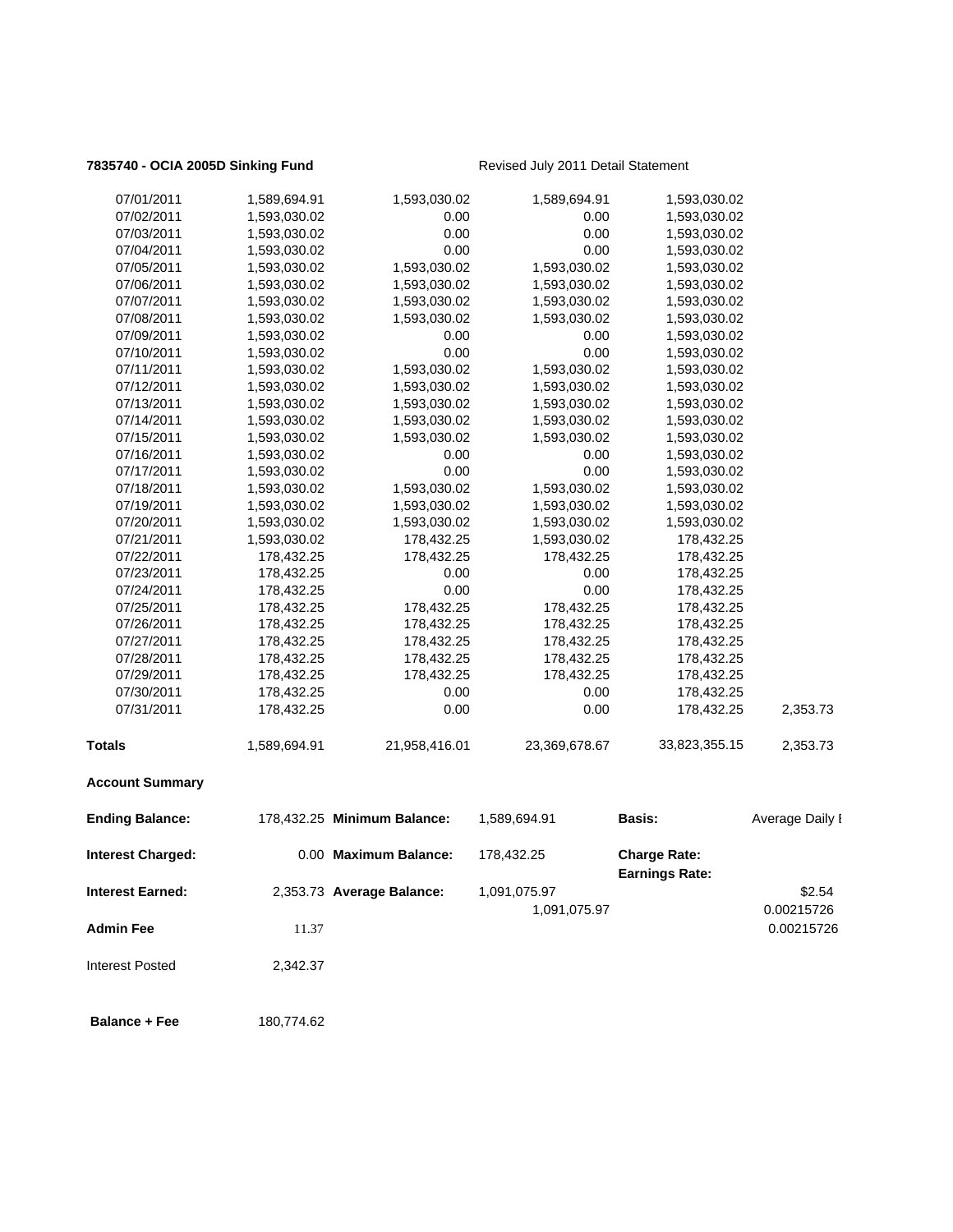**7835740 - OCIA 2005D Sinking Fund** Revised July 2011 Detail Statement

| | | | | | |
|---|---|---|---|---|---|
| 07/01/2011 | 1,589,694.91 | 1,593,030.02 | 1,589,694.91 | 1,593,030.02 | |
| 07/02/2011 | 1,593,030.02 | 0.00 | 0.00 | 1,593,030.02 | |
| 07/03/2011 | 1,593,030.02 | 0.00 | 0.00 | 1,593,030.02 | |
| 07/04/2011 | 1,593,030.02 | 0.00 | 0.00 | 1,593,030.02 | |
| 07/05/2011 | 1,593,030.02 | 1,593,030.02 | 1,593,030.02 | 1,593,030.02 | |
| 07/06/2011 | 1,593,030.02 | 1,593,030.02 | 1,593,030.02 | 1,593,030.02 | |
| 07/07/2011 | 1,593,030.02 | 1,593,030.02 | 1,593,030.02 | 1,593,030.02 | |
| 07/08/2011 | 1,593,030.02 | 1,593,030.02 | 1,593,030.02 | 1,593,030.02 | |
| 07/09/2011 | 1,593,030.02 | 0.00 | 0.00 | 1,593,030.02 | |
| 07/10/2011 | 1,593,030.02 | 0.00 | 0.00 | 1,593,030.02 | |
| 07/11/2011 | 1,593,030.02 | 1,593,030.02 | 1,593,030.02 | 1,593,030.02 | |
| 07/12/2011 | 1,593,030.02 | 1,593,030.02 | 1,593,030.02 | 1,593,030.02 | |
| 07/13/2011 | 1,593,030.02 | 1,593,030.02 | 1,593,030.02 | 1,593,030.02 | |
| 07/14/2011 | 1,593,030.02 | 1,593,030.02 | 1,593,030.02 | 1,593,030.02 | |
| 07/15/2011 | 1,593,030.02 | 1,593,030.02 | 1,593,030.02 | 1,593,030.02 | |
| 07/16/2011 | 1,593,030.02 | 0.00 | 0.00 | 1,593,030.02 | |
| 07/17/2011 | 1,593,030.02 | 0.00 | 0.00 | 1,593,030.02 | |
| 07/18/2011 | 1,593,030.02 | 1,593,030.02 | 1,593,030.02 | 1,593,030.02 | |
| 07/19/2011 | 1,593,030.02 | 1,593,030.02 | 1,593,030.02 | 1,593,030.02 | |
| 07/20/2011 | 1,593,030.02 | 1,593,030.02 | 1,593,030.02 | 1,593,030.02 | |
| 07/21/2011 | 1,593,030.02 | 178,432.25 | 1,593,030.02 | 178,432.25 | |
| 07/22/2011 | 178,432.25 | 178,432.25 | 178,432.25 | 178,432.25 | |
| 07/23/2011 | 178,432.25 | 0.00 | 0.00 | 178,432.25 | |
| 07/24/2011 | 178,432.25 | 0.00 | 0.00 | 178,432.25 | |
| 07/25/2011 | 178,432.25 | 178,432.25 | 178,432.25 | 178,432.25 | |
| 07/26/2011 | 178,432.25 | 178,432.25 | 178,432.25 | 178,432.25 | |
| 07/27/2011 | 178,432.25 | 178,432.25 | 178,432.25 | 178,432.25 | |
| 07/28/2011 | 178,432.25 | 178,432.25 | 178,432.25 | 178,432.25 | |
| 07/29/2011 | 178,432.25 | 178,432.25 | 178,432.25 | 178,432.25 | |
| 07/30/2011 | 178,432.25 | 0.00 | 0.00 | 178,432.25 | |
| 07/31/2011 | 178,432.25 | 0.00 | 0.00 | 178,432.25 | 2,353.73 |
| **Totals** | 1,589,694.91 | 21,958,416.01 | 23,369,678.67 | 33,823,355.15 | 2,353.73 |

**Account Summary**

| | | | | | |
|---|---|---|---|---|---|
| **Ending Balance:** | 178,432.25 | **Minimum Balance:** | 1,589,694.91 | **Basis:** | Average Daily I |
| **Interest Charged:** | 0.00 | **Maximum Balance:** | 178,432.25 | **Charge Rate:** | |
| | | | | **Earnings Rate:** | |
| **Interest Earned:** | 2,353.73 | **Average Balance:** | 1,091,075.97 | | $2.54 |
| | | | 1,091,075.97 | | 0.00215726 |
| **Admin Fee** | 11.37 | | | | 0.00215726 |
| Interest Posted | 2,342.37 | | | | |
| **Balance + Fee** | 180,774.62 | | | | |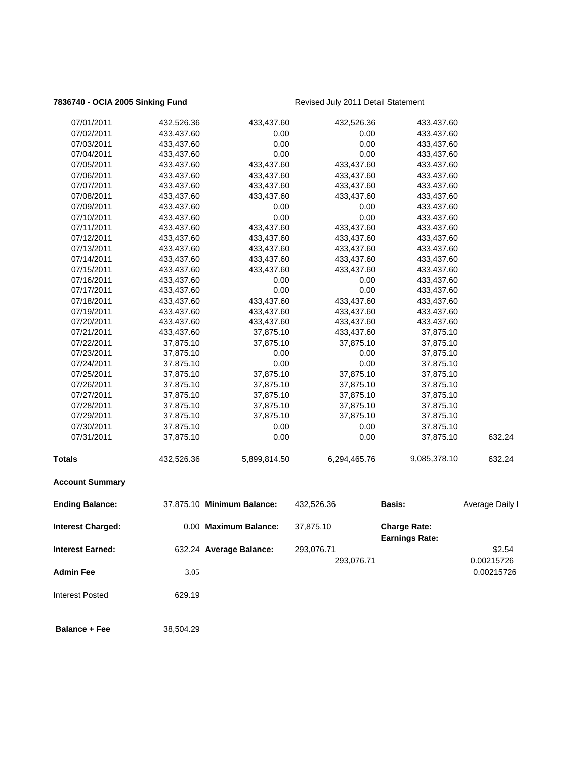**7836740 - OCIA 2005 Sinking Fund** Revised July 2011 Detail Statement

| | | | | | |
|---|---|---|---|---|---|
| 07/01/2011 | 432,526.36 | 433,437.60 | 432,526.36 | 433,437.60 | |
| 07/02/2011 | 433,437.60 | 0.00 | 0.00 | 433,437.60 | |
| 07/03/2011 | 433,437.60 | 0.00 | 0.00 | 433,437.60 | |
| 07/04/2011 | 433,437.60 | 0.00 | 0.00 | 433,437.60 | |
| 07/05/2011 | 433,437.60 | 433,437.60 | 433,437.60 | 433,437.60 | |
| 07/06/2011 | 433,437.60 | 433,437.60 | 433,437.60 | 433,437.60 | |
| 07/07/2011 | 433,437.60 | 433,437.60 | 433,437.60 | 433,437.60 | |
| 07/08/2011 | 433,437.60 | 433,437.60 | 433,437.60 | 433,437.60 | |
| 07/09/2011 | 433,437.60 | 0.00 | 0.00 | 433,437.60 | |
| 07/10/2011 | 433,437.60 | 0.00 | 0.00 | 433,437.60 | |
| 07/11/2011 | 433,437.60 | 433,437.60 | 433,437.60 | 433,437.60 | |
| 07/12/2011 | 433,437.60 | 433,437.60 | 433,437.60 | 433,437.60 | |
| 07/13/2011 | 433,437.60 | 433,437.60 | 433,437.60 | 433,437.60 | |
| 07/14/2011 | 433,437.60 | 433,437.60 | 433,437.60 | 433,437.60 | |
| 07/15/2011 | 433,437.60 | 433,437.60 | 433,437.60 | 433,437.60 | |
| 07/16/2011 | 433,437.60 | 0.00 | 0.00 | 433,437.60 | |
| 07/17/2011 | 433,437.60 | 0.00 | 0.00 | 433,437.60 | |
| 07/18/2011 | 433,437.60 | 433,437.60 | 433,437.60 | 433,437.60 | |
| 07/19/2011 | 433,437.60 | 433,437.60 | 433,437.60 | 433,437.60 | |
| 07/20/2011 | 433,437.60 | 433,437.60 | 433,437.60 | 433,437.60 | |
| 07/21/2011 | 433,437.60 | 37,875.10 | 433,437.60 | 37,875.10 | |
| 07/22/2011 | 37,875.10 | 37,875.10 | 37,875.10 | 37,875.10 | |
| 07/23/2011 | 37,875.10 | 0.00 | 0.00 | 37,875.10 | |
| 07/24/2011 | 37,875.10 | 0.00 | 0.00 | 37,875.10 | |
| 07/25/2011 | 37,875.10 | 37,875.10 | 37,875.10 | 37,875.10 | |
| 07/26/2011 | 37,875.10 | 37,875.10 | 37,875.10 | 37,875.10 | |
| 07/27/2011 | 37,875.10 | 37,875.10 | 37,875.10 | 37,875.10 | |
| 07/28/2011 | 37,875.10 | 37,875.10 | 37,875.10 | 37,875.10 | |
| 07/29/2011 | 37,875.10 | 37,875.10 | 37,875.10 | 37,875.10 | |
| 07/30/2011 | 37,875.10 | 0.00 | 0.00 | 37,875.10 | |
| 07/31/2011 | 37,875.10 | 0.00 | 0.00 | 37,875.10 | 632.24 |
| **Totals** | 432,526.36 | 5,899,814.50 | 6,294,465.76 | 9,085,378.10 | 632.24 |

**Account Summary**

| | | | | | |
|---|---|---|---|---|---|
| **Ending Balance:** | 37,875.10 | **Minimum Balance:** | 432,526.36 | **Basis:** | Average Daily I |
| **Interest Charged:** | 0.00 | **Maximum Balance:** | 37,875.10 | **Charge Rate:** | |
| | | | | **Earnings Rate:** | |
| **Interest Earned:** | 632.24 | **Average Balance:** | 293,076.71 | | $2.54 |
| | | | 293,076.71 | | 0.00215726 |
| **Admin Fee** | 3.05 | | | | 0.00215726 |
| Interest Posted | 629.19 | | | | |
| **Balance + Fee** | 38,504.29 | | | | |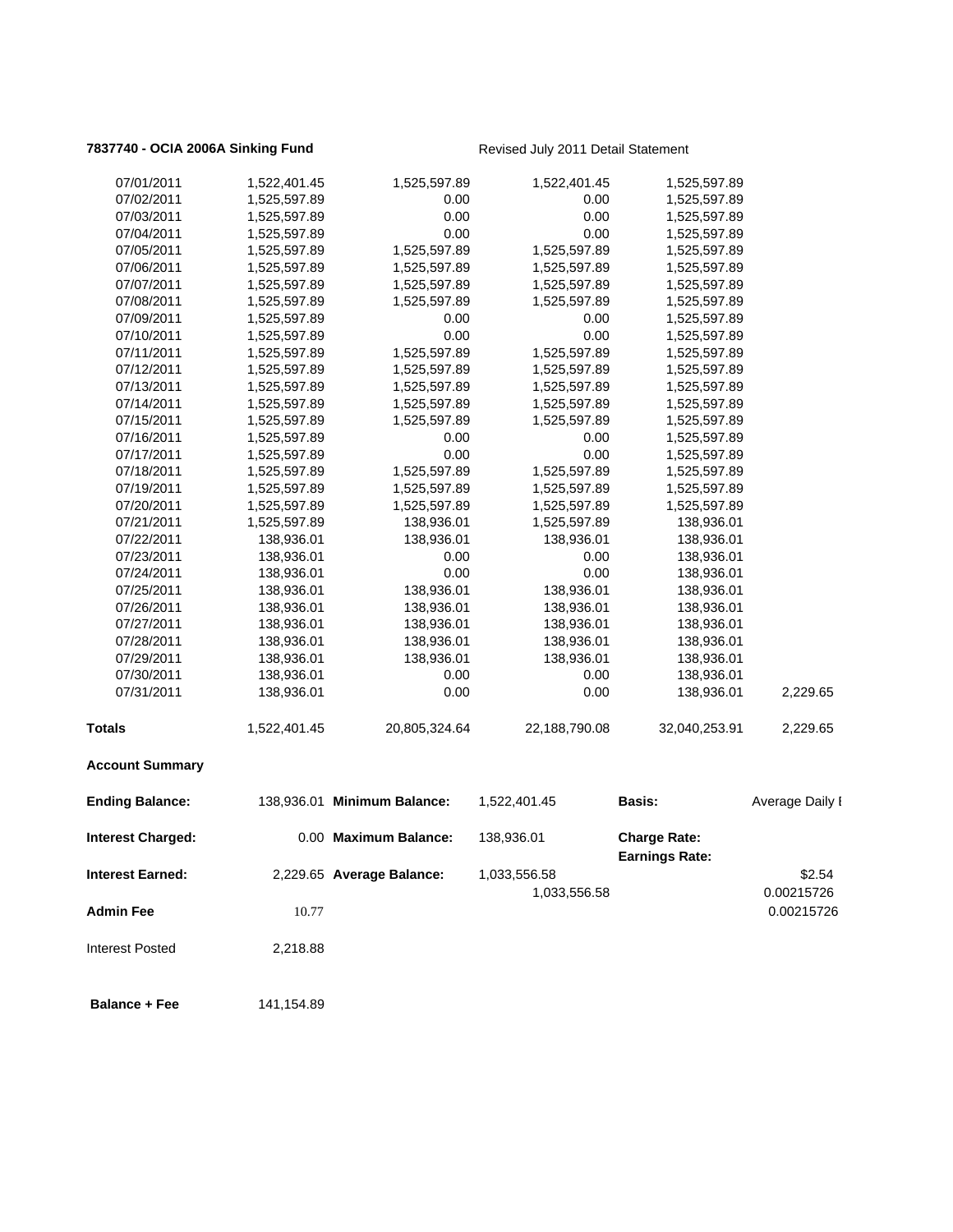**7837740 - OCIA 2006A Sinking Fund** Revised July 2011 Detail Statement

| | | | | | |
|---|---|---|---|---|---|
| 07/01/2011 | 1,522,401.45 | 1,525,597.89 | 1,522,401.45 | 1,525,597.89 | |
| 07/02/2011 | 1,525,597.89 | 0.00 | 0.00 | 1,525,597.89 | |
| 07/03/2011 | 1,525,597.89 | 0.00 | 0.00 | 1,525,597.89 | |
| 07/04/2011 | 1,525,597.89 | 0.00 | 0.00 | 1,525,597.89 | |
| 07/05/2011 | 1,525,597.89 | 1,525,597.89 | 1,525,597.89 | 1,525,597.89 | |
| 07/06/2011 | 1,525,597.89 | 1,525,597.89 | 1,525,597.89 | 1,525,597.89 | |
| 07/07/2011 | 1,525,597.89 | 1,525,597.89 | 1,525,597.89 | 1,525,597.89 | |
| 07/08/2011 | 1,525,597.89 | 1,525,597.89 | 1,525,597.89 | 1,525,597.89 | |
| 07/09/2011 | 1,525,597.89 | 0.00 | 0.00 | 1,525,597.89 | |
| 07/10/2011 | 1,525,597.89 | 0.00 | 0.00 | 1,525,597.89 | |
| 07/11/2011 | 1,525,597.89 | 1,525,597.89 | 1,525,597.89 | 1,525,597.89 | |
| 07/12/2011 | 1,525,597.89 | 1,525,597.89 | 1,525,597.89 | 1,525,597.89 | |
| 07/13/2011 | 1,525,597.89 | 1,525,597.89 | 1,525,597.89 | 1,525,597.89 | |
| 07/14/2011 | 1,525,597.89 | 1,525,597.89 | 1,525,597.89 | 1,525,597.89 | |
| 07/15/2011 | 1,525,597.89 | 1,525,597.89 | 1,525,597.89 | 1,525,597.89 | |
| 07/16/2011 | 1,525,597.89 | 0.00 | 0.00 | 1,525,597.89 | |
| 07/17/2011 | 1,525,597.89 | 0.00 | 0.00 | 1,525,597.89 | |
| 07/18/2011 | 1,525,597.89 | 1,525,597.89 | 1,525,597.89 | 1,525,597.89 | |
| 07/19/2011 | 1,525,597.89 | 1,525,597.89 | 1,525,597.89 | 1,525,597.89 | |
| 07/20/2011 | 1,525,597.89 | 1,525,597.89 | 1,525,597.89 | 1,525,597.89 | |
| 07/21/2011 | 1,525,597.89 | 138,936.01 | 1,525,597.89 | 138,936.01 | |
| 07/22/2011 | 138,936.01 | 138,936.01 | 138,936.01 | 138,936.01 | |
| 07/23/2011 | 138,936.01 | 0.00 | 0.00 | 138,936.01 | |
| 07/24/2011 | 138,936.01 | 0.00 | 0.00 | 138,936.01 | |
| 07/25/2011 | 138,936.01 | 138,936.01 | 138,936.01 | 138,936.01 | |
| 07/26/2011 | 138,936.01 | 138,936.01 | 138,936.01 | 138,936.01 | |
| 07/27/2011 | 138,936.01 | 138,936.01 | 138,936.01 | 138,936.01 | |
| 07/28/2011 | 138,936.01 | 138,936.01 | 138,936.01 | 138,936.01 | |
| 07/29/2011 | 138,936.01 | 138,936.01 | 138,936.01 | 138,936.01 | |
| 07/30/2011 | 138,936.01 | 0.00 | 0.00 | 138,936.01 | |
| 07/31/2011 | 138,936.01 | 0.00 | 0.00 | 138,936.01 | 2,229.65 |
| **Totals** | 1,522,401.45 | 20,805,324.64 | 22,188,790.08 | 32,040,253.91 | 2,229.65 |

**Account Summary**

| | | | | | |
|---|---|---|---|---|---|
| **Ending Balance:** | 138,936.01 | **Minimum Balance:** | 1,522,401.45 | **Basis:** | Average Daily I |
| **Interest Charged:** | 0.00 | **Maximum Balance:** | 138,936.01 | **Charge Rate:** | |
| | | | | **Earnings Rate:** | |
| **Interest Earned:** | 2,229.65 | **Average Balance:** | 1,033,556.58 | | $2.54 |
| | | | 1,033,556.58 | | 0.00215726 |
| **Admin Fee** | 10.77 | | | | 0.00215726 |
| Interest Posted | 2,218.88 | | | | |
| **Balance + Fee** | 141,154.89 | | | | |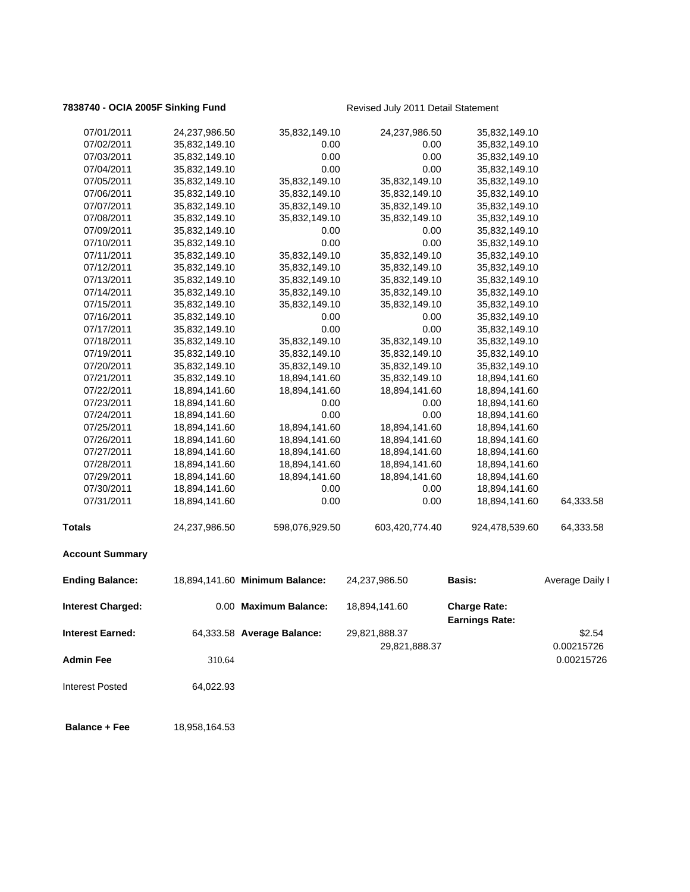**7838740 - OCIA 2005F Sinking Fund** Revised July 2011 Detail Statement

| | | | | | |
|---|---|---|---|---|---|
| 07/01/2011 | 24,237,986.50 | 35,832,149.10 | 24,237,986.50 | 35,832,149.10 | |
| 07/02/2011 | 35,832,149.10 | 0.00 | 0.00 | 35,832,149.10 | |
| 07/03/2011 | 35,832,149.10 | 0.00 | 0.00 | 35,832,149.10 | |
| 07/04/2011 | 35,832,149.10 | 0.00 | 0.00 | 35,832,149.10 | |
| 07/05/2011 | 35,832,149.10 | 35,832,149.10 | 35,832,149.10 | 35,832,149.10 | |
| 07/06/2011 | 35,832,149.10 | 35,832,149.10 | 35,832,149.10 | 35,832,149.10 | |
| 07/07/2011 | 35,832,149.10 | 35,832,149.10 | 35,832,149.10 | 35,832,149.10 | |
| 07/08/2011 | 35,832,149.10 | 35,832,149.10 | 35,832,149.10 | 35,832,149.10 | |
| 07/09/2011 | 35,832,149.10 | 0.00 | 0.00 | 35,832,149.10 | |
| 07/10/2011 | 35,832,149.10 | 0.00 | 0.00 | 35,832,149.10 | |
| 07/11/2011 | 35,832,149.10 | 35,832,149.10 | 35,832,149.10 | 35,832,149.10 | |
| 07/12/2011 | 35,832,149.10 | 35,832,149.10 | 35,832,149.10 | 35,832,149.10 | |
| 07/13/2011 | 35,832,149.10 | 35,832,149.10 | 35,832,149.10 | 35,832,149.10 | |
| 07/14/2011 | 35,832,149.10 | 35,832,149.10 | 35,832,149.10 | 35,832,149.10 | |
| 07/15/2011 | 35,832,149.10 | 35,832,149.10 | 35,832,149.10 | 35,832,149.10 | |
| 07/16/2011 | 35,832,149.10 | 0.00 | 0.00 | 35,832,149.10 | |
| 07/17/2011 | 35,832,149.10 | 0.00 | 0.00 | 35,832,149.10 | |
| 07/18/2011 | 35,832,149.10 | 35,832,149.10 | 35,832,149.10 | 35,832,149.10 | |
| 07/19/2011 | 35,832,149.10 | 35,832,149.10 | 35,832,149.10 | 35,832,149.10 | |
| 07/20/2011 | 35,832,149.10 | 35,832,149.10 | 35,832,149.10 | 35,832,149.10 | |
| 07/21/2011 | 35,832,149.10 | 18,894,141.60 | 35,832,149.10 | 18,894,141.60 | |
| 07/22/2011 | 18,894,141.60 | 18,894,141.60 | 18,894,141.60 | 18,894,141.60 | |
| 07/23/2011 | 18,894,141.60 | 0.00 | 0.00 | 18,894,141.60 | |
| 07/24/2011 | 18,894,141.60 | 0.00 | 0.00 | 18,894,141.60 | |
| 07/25/2011 | 18,894,141.60 | 18,894,141.60 | 18,894,141.60 | 18,894,141.60 | |
| 07/26/2011 | 18,894,141.60 | 18,894,141.60 | 18,894,141.60 | 18,894,141.60 | |
| 07/27/2011 | 18,894,141.60 | 18,894,141.60 | 18,894,141.60 | 18,894,141.60 | |
| 07/28/2011 | 18,894,141.60 | 18,894,141.60 | 18,894,141.60 | 18,894,141.60 | |
| 07/29/2011 | 18,894,141.60 | 18,894,141.60 | 18,894,141.60 | 18,894,141.60 | |
| 07/30/2011 | 18,894,141.60 | 0.00 | 0.00 | 18,894,141.60 | |
| 07/31/2011 | 18,894,141.60 | 0.00 | 0.00 | 18,894,141.60 | 64,333.58 |
| **Totals** | 24,237,986.50 | 598,076,929.50 | 603,420,774.40 | 924,478,539.60 | 64,333.58 |

**Account Summary**

| | | | | | |
|---|---|---|---|---|---|
| **Ending Balance:** | 18,894,141.60 | **Minimum Balance:** | 24,237,986.50 | **Basis:** | Average Daily I |
| **Interest Charged:** | 0.00 | **Maximum Balance:** | 18,894,141.60 | **Charge Rate:** | |
| | | | | **Earnings Rate:** | |
| **Interest Earned:** | 64,333.58 | **Average Balance:** | 29,821,888.37 | | $2.54 |
| | | | 29,821,888.37 | | 0.00215726 |
| **Admin Fee** | 310.64 | | | | 0.00215726 |
| Interest Posted | 64,022.93 | | | | |
| **Balance + Fee** | 18,958,164.53 | | | | |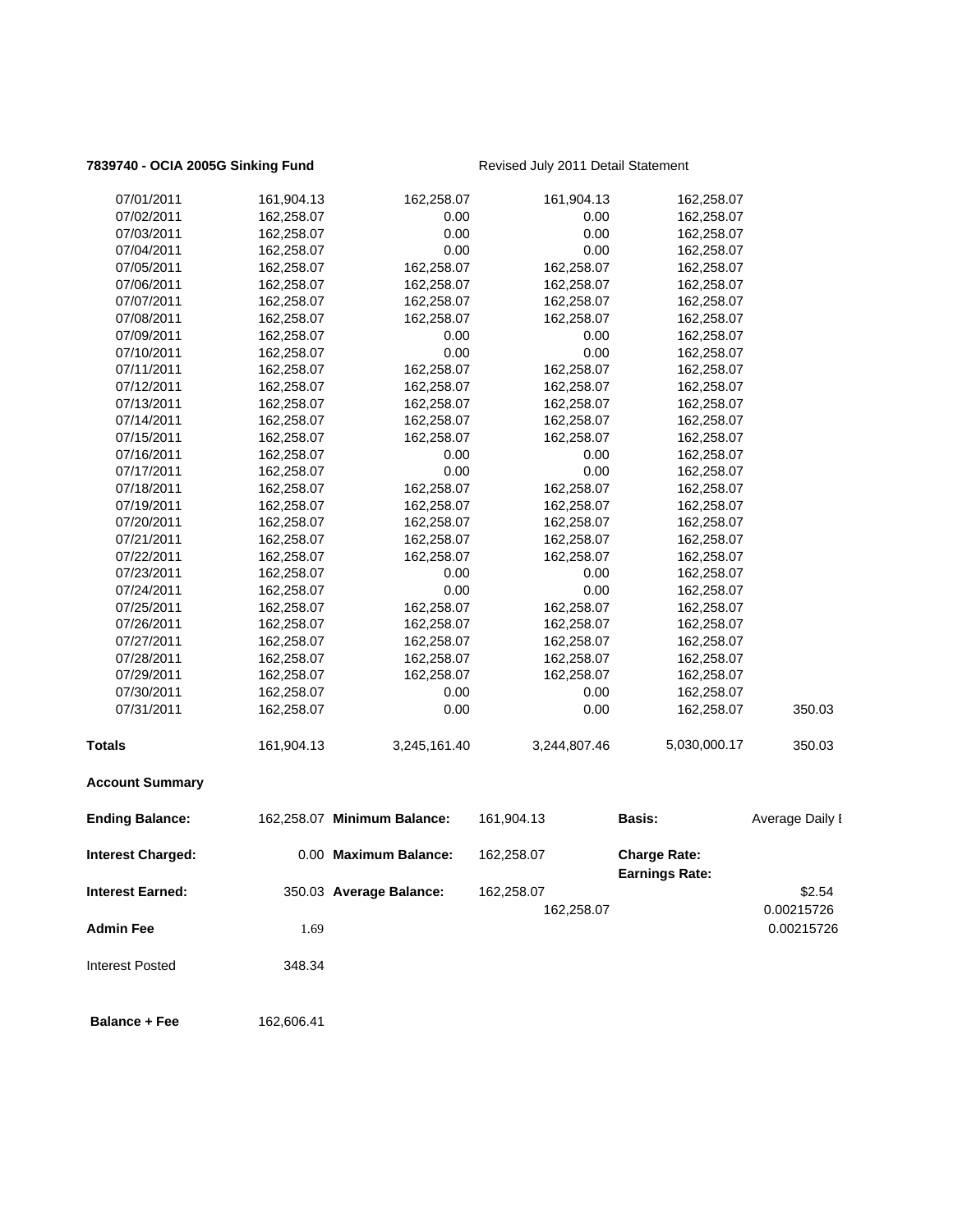**7839740 - OCIA 2005G Sinking Fund** Revised July 2011 Detail Statement

| | | | | | |
|---|---|---|---|---|---|
| 07/01/2011 | 161,904.13 | 162,258.07 | 161,904.13 | 162,258.07 | |
| 07/02/2011 | 162,258.07 | 0.00 | 0.00 | 162,258.07 | |
| 07/03/2011 | 162,258.07 | 0.00 | 0.00 | 162,258.07 | |
| 07/04/2011 | 162,258.07 | 0.00 | 0.00 | 162,258.07 | |
| 07/05/2011 | 162,258.07 | 162,258.07 | 162,258.07 | 162,258.07 | |
| 07/06/2011 | 162,258.07 | 162,258.07 | 162,258.07 | 162,258.07 | |
| 07/07/2011 | 162,258.07 | 162,258.07 | 162,258.07 | 162,258.07 | |
| 07/08/2011 | 162,258.07 | 162,258.07 | 162,258.07 | 162,258.07 | |
| 07/09/2011 | 162,258.07 | 0.00 | 0.00 | 162,258.07 | |
| 07/10/2011 | 162,258.07 | 0.00 | 0.00 | 162,258.07 | |
| 07/11/2011 | 162,258.07 | 162,258.07 | 162,258.07 | 162,258.07 | |
| 07/12/2011 | 162,258.07 | 162,258.07 | 162,258.07 | 162,258.07 | |
| 07/13/2011 | 162,258.07 | 162,258.07 | 162,258.07 | 162,258.07 | |
| 07/14/2011 | 162,258.07 | 162,258.07 | 162,258.07 | 162,258.07 | |
| 07/15/2011 | 162,258.07 | 162,258.07 | 162,258.07 | 162,258.07 | |
| 07/16/2011 | 162,258.07 | 0.00 | 0.00 | 162,258.07 | |
| 07/17/2011 | 162,258.07 | 0.00 | 0.00 | 162,258.07 | |
| 07/18/2011 | 162,258.07 | 162,258.07 | 162,258.07 | 162,258.07 | |
| 07/19/2011 | 162,258.07 | 162,258.07 | 162,258.07 | 162,258.07 | |
| 07/20/2011 | 162,258.07 | 162,258.07 | 162,258.07 | 162,258.07 | |
| 07/21/2011 | 162,258.07 | 162,258.07 | 162,258.07 | 162,258.07 | |
| 07/22/2011 | 162,258.07 | 162,258.07 | 162,258.07 | 162,258.07 | |
| 07/23/2011 | 162,258.07 | 0.00 | 0.00 | 162,258.07 | |
| 07/24/2011 | 162,258.07 | 0.00 | 0.00 | 162,258.07 | |
| 07/25/2011 | 162,258.07 | 162,258.07 | 162,258.07 | 162,258.07 | |
| 07/26/2011 | 162,258.07 | 162,258.07 | 162,258.07 | 162,258.07 | |
| 07/27/2011 | 162,258.07 | 162,258.07 | 162,258.07 | 162,258.07 | |
| 07/28/2011 | 162,258.07 | 162,258.07 | 162,258.07 | 162,258.07 | |
| 07/29/2011 | 162,258.07 | 162,258.07 | 162,258.07 | 162,258.07 | |
| 07/30/2011 | 162,258.07 | 0.00 | 0.00 | 162,258.07 | |
| 07/31/2011 | 162,258.07 | 0.00 | 0.00 | 162,258.07 | 350.03 |
| **Totals** | 161,904.13 | 3,245,161.40 | 3,244,807.46 | 5,030,000.17 | 350.03 |

**Account Summary**

| | | | | | |
|---|---|---|---|---|---|
| **Ending Balance:** | 162,258.07 | **Minimum Balance:** | 161,904.13 | **Basis:** | Average Daily I |
| **Interest Charged:** | 0.00 | **Maximum Balance:** | 162,258.07 | **Charge Rate:** | |
| | | | | **Earnings Rate:** | |
| **Interest Earned:** | 350.03 | **Average Balance:** | 162,258.07 | | $2.54 |
| | | | 162,258.07 | | 0.00215726 |
| **Admin Fee** | 1.69 | | | | 0.00215726 |
| Interest Posted | 348.34 | | | | |
| **Balance + Fee** | 162,606.41 | | | | |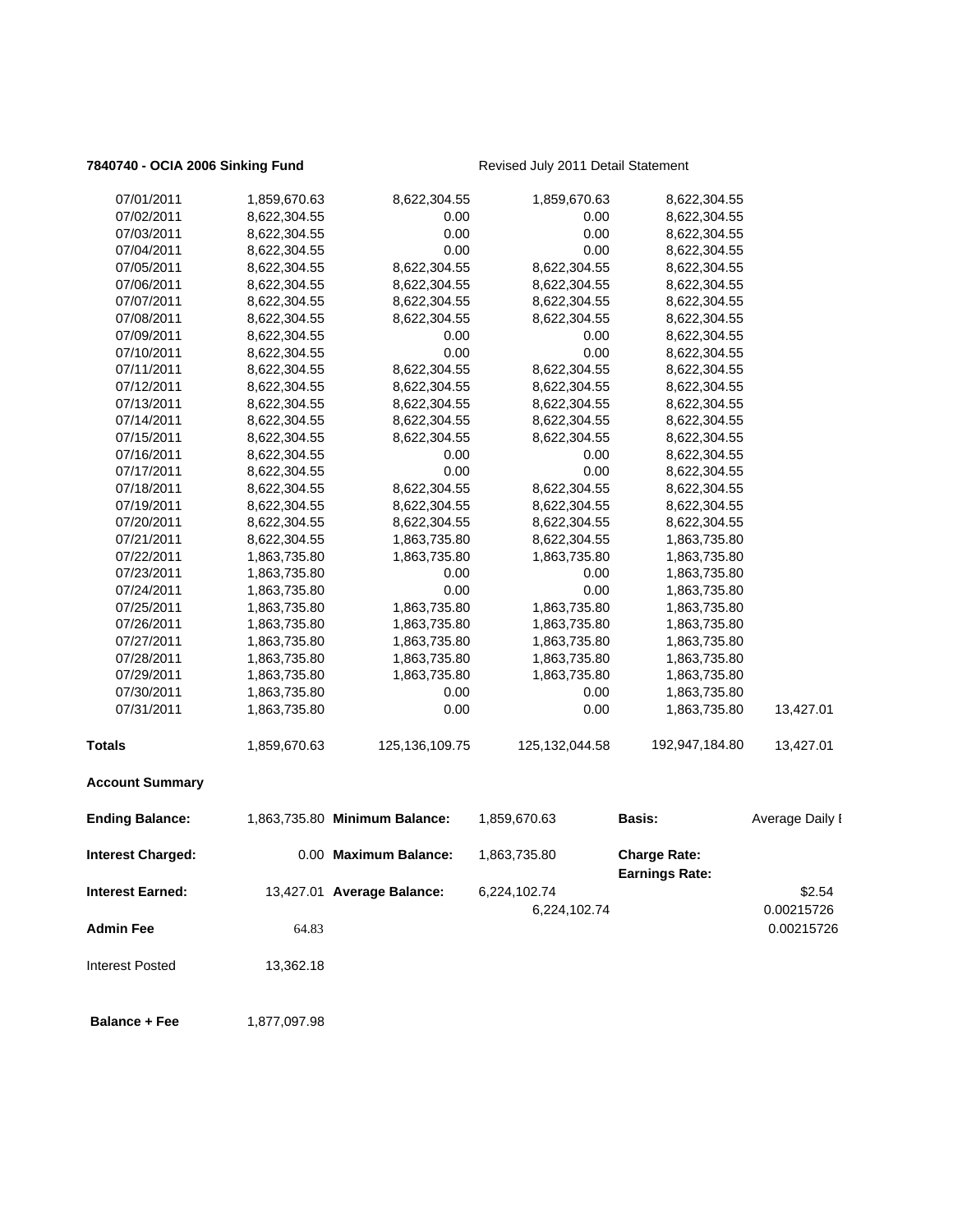**7840740 - OCIA 2006 Sinking Fund** Revised July 2011 Detail Statement

| | | | | | |
|---|---|---|---|---|---|
| 07/01/2011 | 1,859,670.63 | 8,622,304.55 | 1,859,670.63 | 8,622,304.55 | |
| 07/02/2011 | 8,622,304.55 | 0.00 | 0.00 | 8,622,304.55 | |
| 07/03/2011 | 8,622,304.55 | 0.00 | 0.00 | 8,622,304.55 | |
| 07/04/2011 | 8,622,304.55 | 0.00 | 0.00 | 8,622,304.55 | |
| 07/05/2011 | 8,622,304.55 | 8,622,304.55 | 8,622,304.55 | 8,622,304.55 | |
| 07/06/2011 | 8,622,304.55 | 8,622,304.55 | 8,622,304.55 | 8,622,304.55 | |
| 07/07/2011 | 8,622,304.55 | 8,622,304.55 | 8,622,304.55 | 8,622,304.55 | |
| 07/08/2011 | 8,622,304.55 | 8,622,304.55 | 8,622,304.55 | 8,622,304.55 | |
| 07/09/2011 | 8,622,304.55 | 0.00 | 0.00 | 8,622,304.55 | |
| 07/10/2011 | 8,622,304.55 | 0.00 | 0.00 | 8,622,304.55 | |
| 07/11/2011 | 8,622,304.55 | 8,622,304.55 | 8,622,304.55 | 8,622,304.55 | |
| 07/12/2011 | 8,622,304.55 | 8,622,304.55 | 8,622,304.55 | 8,622,304.55 | |
| 07/13/2011 | 8,622,304.55 | 8,622,304.55 | 8,622,304.55 | 8,622,304.55 | |
| 07/14/2011 | 8,622,304.55 | 8,622,304.55 | 8,622,304.55 | 8,622,304.55 | |
| 07/15/2011 | 8,622,304.55 | 8,622,304.55 | 8,622,304.55 | 8,622,304.55 | |
| 07/16/2011 | 8,622,304.55 | 0.00 | 0.00 | 8,622,304.55 | |
| 07/17/2011 | 8,622,304.55 | 0.00 | 0.00 | 8,622,304.55 | |
| 07/18/2011 | 8,622,304.55 | 8,622,304.55 | 8,622,304.55 | 8,622,304.55 | |
| 07/19/2011 | 8,622,304.55 | 8,622,304.55 | 8,622,304.55 | 8,622,304.55 | |
| 07/20/2011 | 8,622,304.55 | 8,622,304.55 | 8,622,304.55 | 8,622,304.55 | |
| 07/21/2011 | 8,622,304.55 | 1,863,735.80 | 8,622,304.55 | 1,863,735.80 | |
| 07/22/2011 | 1,863,735.80 | 1,863,735.80 | 1,863,735.80 | 1,863,735.80 | |
| 07/23/2011 | 1,863,735.80 | 0.00 | 0.00 | 1,863,735.80 | |
| 07/24/2011 | 1,863,735.80 | 0.00 | 0.00 | 1,863,735.80 | |
| 07/25/2011 | 1,863,735.80 | 1,863,735.80 | 1,863,735.80 | 1,863,735.80 | |
| 07/26/2011 | 1,863,735.80 | 1,863,735.80 | 1,863,735.80 | 1,863,735.80 | |
| 07/27/2011 | 1,863,735.80 | 1,863,735.80 | 1,863,735.80 | 1,863,735.80 | |
| 07/28/2011 | 1,863,735.80 | 1,863,735.80 | 1,863,735.80 | 1,863,735.80 | |
| 07/29/2011 | 1,863,735.80 | 1,863,735.80 | 1,863,735.80 | 1,863,735.80 | |
| 07/30/2011 | 1,863,735.80 | 0.00 | 0.00 | 1,863,735.80 | |
| 07/31/2011 | 1,863,735.80 | 0.00 | 0.00 | 1,863,735.80 | 13,427.01 |
| **Totals** | 1,859,670.63 | 125,136,109.75 | 125,132,044.58 | 192,947,184.80 | 13,427.01 |

**Account Summary**

| | | | | | |
|---|---|---|---|---|---|
| **Ending Balance:** | 1,863,735.80 | **Minimum Balance:** | 1,859,670.63 | **Basis:** | Average Daily I |
| **Interest Charged:** | 0.00 | **Maximum Balance:** | 1,863,735.80 | **Charge Rate:** / **Earnings Rate:** | |
| **Interest Earned:** | 13,427.01 | **Average Balance:** | 6,224,102.74 / 6,224,102.74 | | $2.54 / 0.00215726 |
| **Admin Fee** | 64.83 | | | | 0.00215726 |
| Interest Posted | 13,362.18 | | | | |
| **Balance + Fee** | 1,877,097.98 | | | | |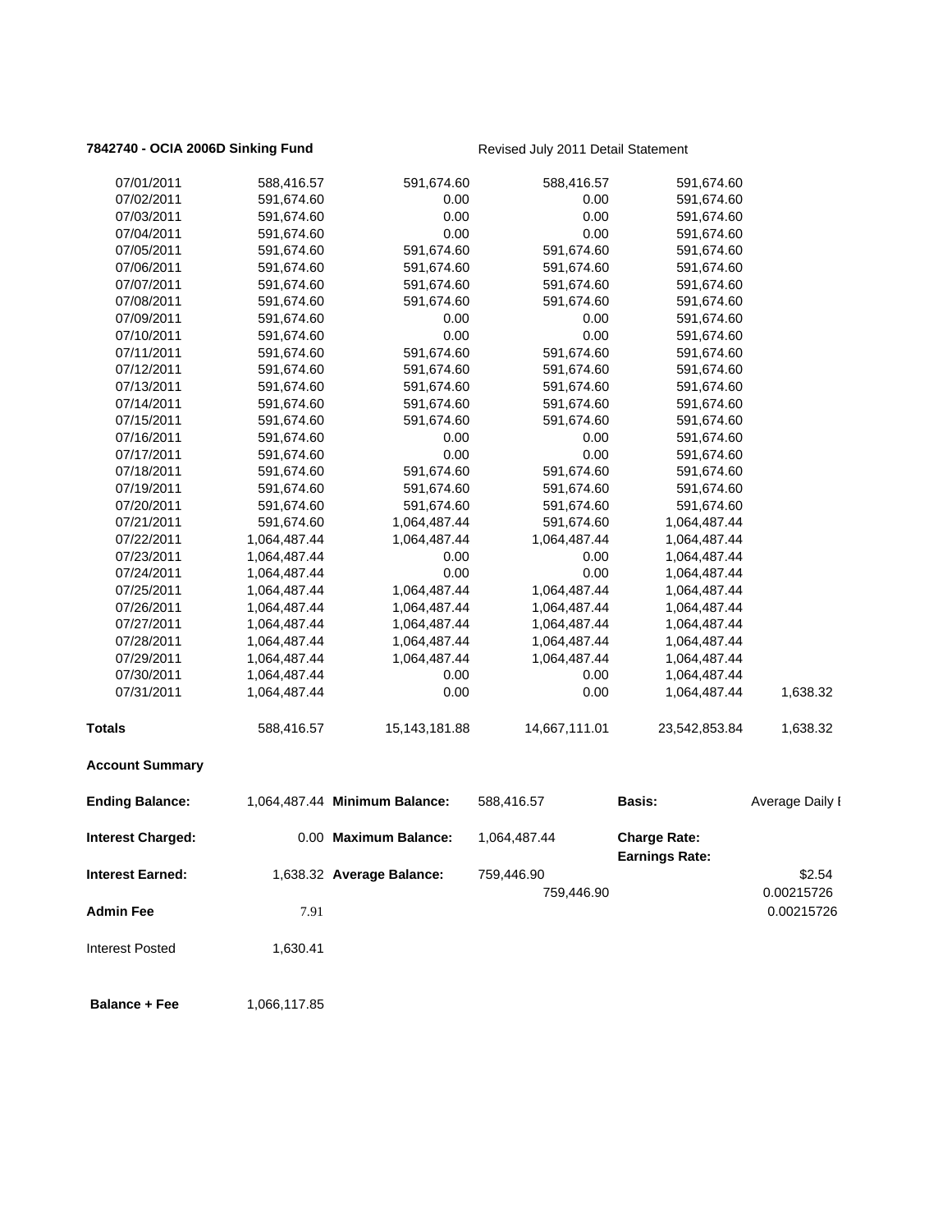**7842740 - OCIA 2006D Sinking Fund** Revised July 2011 Detail Statement

| | | | | | |
|---|---|---|---|---|---|
| 07/01/2011 | 588,416.57 | 591,674.60 | 588,416.57 | 591,674.60 | |
| 07/02/2011 | 591,674.60 | 0.00 | 0.00 | 591,674.60 | |
| 07/03/2011 | 591,674.60 | 0.00 | 0.00 | 591,674.60 | |
| 07/04/2011 | 591,674.60 | 0.00 | 0.00 | 591,674.60 | |
| 07/05/2011 | 591,674.60 | 591,674.60 | 591,674.60 | 591,674.60 | |
| 07/06/2011 | 591,674.60 | 591,674.60 | 591,674.60 | 591,674.60 | |
| 07/07/2011 | 591,674.60 | 591,674.60 | 591,674.60 | 591,674.60 | |
| 07/08/2011 | 591,674.60 | 591,674.60 | 591,674.60 | 591,674.60 | |
| 07/09/2011 | 591,674.60 | 0.00 | 0.00 | 591,674.60 | |
| 07/10/2011 | 591,674.60 | 0.00 | 0.00 | 591,674.60 | |
| 07/11/2011 | 591,674.60 | 591,674.60 | 591,674.60 | 591,674.60 | |
| 07/12/2011 | 591,674.60 | 591,674.60 | 591,674.60 | 591,674.60 | |
| 07/13/2011 | 591,674.60 | 591,674.60 | 591,674.60 | 591,674.60 | |
| 07/14/2011 | 591,674.60 | 591,674.60 | 591,674.60 | 591,674.60 | |
| 07/15/2011 | 591,674.60 | 591,674.60 | 591,674.60 | 591,674.60 | |
| 07/16/2011 | 591,674.60 | 0.00 | 0.00 | 591,674.60 | |
| 07/17/2011 | 591,674.60 | 0.00 | 0.00 | 591,674.60 | |
| 07/18/2011 | 591,674.60 | 591,674.60 | 591,674.60 | 591,674.60 | |
| 07/19/2011 | 591,674.60 | 591,674.60 | 591,674.60 | 591,674.60 | |
| 07/20/2011 | 591,674.60 | 591,674.60 | 591,674.60 | 591,674.60 | |
| 07/21/2011 | 591,674.60 | 1,064,487.44 | 591,674.60 | 1,064,487.44 | |
| 07/22/2011 | 1,064,487.44 | 1,064,487.44 | 1,064,487.44 | 1,064,487.44 | |
| 07/23/2011 | 1,064,487.44 | 0.00 | 0.00 | 1,064,487.44 | |
| 07/24/2011 | 1,064,487.44 | 0.00 | 0.00 | 1,064,487.44 | |
| 07/25/2011 | 1,064,487.44 | 1,064,487.44 | 1,064,487.44 | 1,064,487.44 | |
| 07/26/2011 | 1,064,487.44 | 1,064,487.44 | 1,064,487.44 | 1,064,487.44 | |
| 07/27/2011 | 1,064,487.44 | 1,064,487.44 | 1,064,487.44 | 1,064,487.44 | |
| 07/28/2011 | 1,064,487.44 | 1,064,487.44 | 1,064,487.44 | 1,064,487.44 | |
| 07/29/2011 | 1,064,487.44 | 1,064,487.44 | 1,064,487.44 | 1,064,487.44 | |
| 07/30/2011 | 1,064,487.44 | 0.00 | 0.00 | 1,064,487.44 | |
| 07/31/2011 | 1,064,487.44 | 0.00 | 0.00 | 1,064,487.44 | 1,638.32 |
| **Totals** | 588,416.57 | 15,143,181.88 | 14,667,111.01 | 23,542,853.84 | 1,638.32 |

**Account Summary**

| | | | | | |
|---|---|---|---|---|---|
| **Ending Balance:** | 1,064,487.44 | **Minimum Balance:** | 588,416.57 | **Basis:** | Average Daily I |
| **Interest Charged:** | 0.00 | **Maximum Balance:** | 1,064,487.44 | **Charge Rate:** | |
| | | | | **Earnings Rate:** | |
| **Interest Earned:** | 1,638.32 | **Average Balance:** | 759,446.90 | | $2.54 |
| | | | 759,446.90 | | 0.00215726 |
| **Admin Fee** | 7.91 | | | | 0.00215726 |
| Interest Posted | 1,630.41 | | | | |
| **Balance + Fee** | 1,066,117.85 | | | | |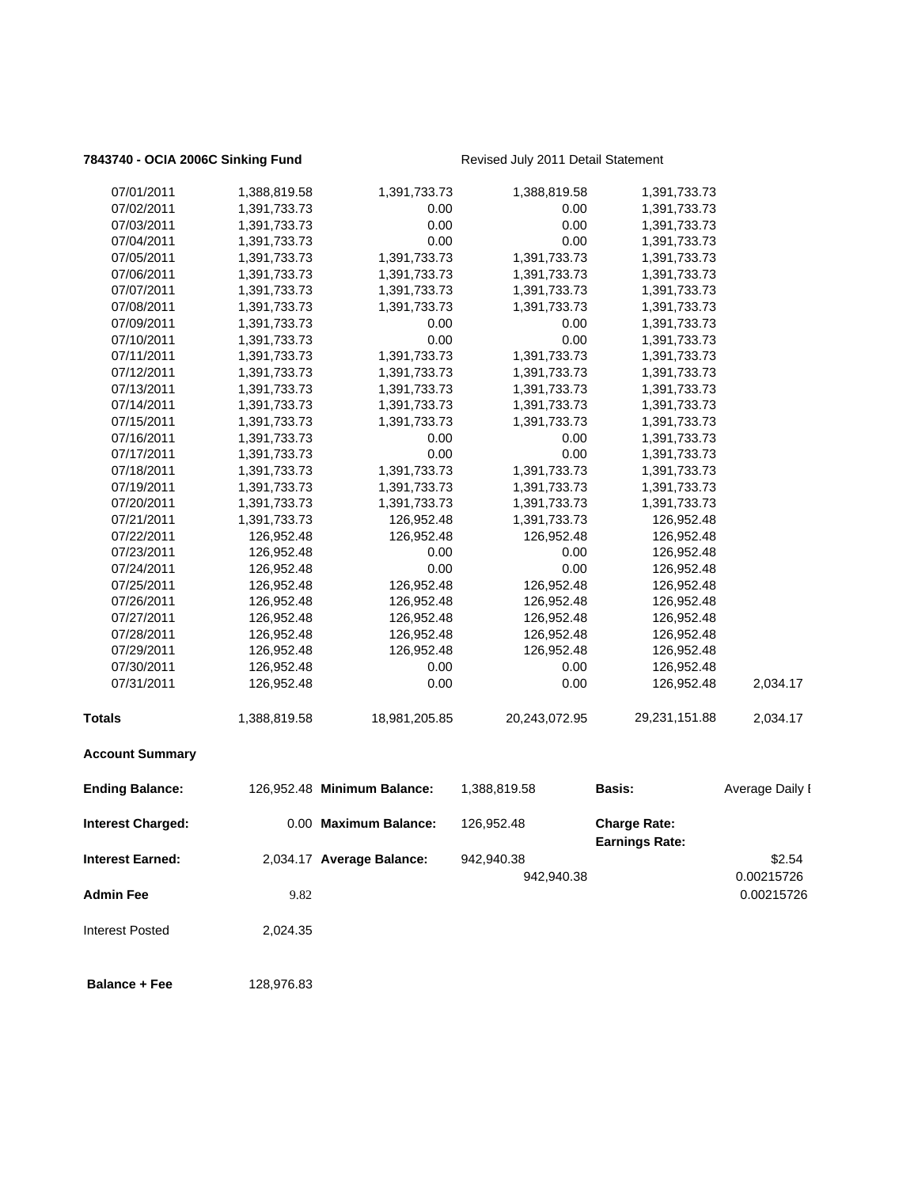**7843740 - OCIA 2006C Sinking Fund** Revised July 2011 Detail Statement

| | | | | | |
|---|---|---|---|---|---|
| 07/01/2011 | 1,388,819.58 | 1,391,733.73 | 1,388,819.58 | 1,391,733.73 | |
| 07/02/2011 | 1,391,733.73 | 0.00 | 0.00 | 1,391,733.73 | |
| 07/03/2011 | 1,391,733.73 | 0.00 | 0.00 | 1,391,733.73 | |
| 07/04/2011 | 1,391,733.73 | 0.00 | 0.00 | 1,391,733.73 | |
| 07/05/2011 | 1,391,733.73 | 1,391,733.73 | 1,391,733.73 | 1,391,733.73 | |
| 07/06/2011 | 1,391,733.73 | 1,391,733.73 | 1,391,733.73 | 1,391,733.73 | |
| 07/07/2011 | 1,391,733.73 | 1,391,733.73 | 1,391,733.73 | 1,391,733.73 | |
| 07/08/2011 | 1,391,733.73 | 1,391,733.73 | 1,391,733.73 | 1,391,733.73 | |
| 07/09/2011 | 1,391,733.73 | 0.00 | 0.00 | 1,391,733.73 | |
| 07/10/2011 | 1,391,733.73 | 0.00 | 0.00 | 1,391,733.73 | |
| 07/11/2011 | 1,391,733.73 | 1,391,733.73 | 1,391,733.73 | 1,391,733.73 | |
| 07/12/2011 | 1,391,733.73 | 1,391,733.73 | 1,391,733.73 | 1,391,733.73 | |
| 07/13/2011 | 1,391,733.73 | 1,391,733.73 | 1,391,733.73 | 1,391,733.73 | |
| 07/14/2011 | 1,391,733.73 | 1,391,733.73 | 1,391,733.73 | 1,391,733.73 | |
| 07/15/2011 | 1,391,733.73 | 1,391,733.73 | 1,391,733.73 | 1,391,733.73 | |
| 07/16/2011 | 1,391,733.73 | 0.00 | 0.00 | 1,391,733.73 | |
| 07/17/2011 | 1,391,733.73 | 0.00 | 0.00 | 1,391,733.73 | |
| 07/18/2011 | 1,391,733.73 | 1,391,733.73 | 1,391,733.73 | 1,391,733.73 | |
| 07/19/2011 | 1,391,733.73 | 1,391,733.73 | 1,391,733.73 | 1,391,733.73 | |
| 07/20/2011 | 1,391,733.73 | 1,391,733.73 | 1,391,733.73 | 1,391,733.73 | |
| 07/21/2011 | 1,391,733.73 | 126,952.48 | 1,391,733.73 | 126,952.48 | |
| 07/22/2011 | 126,952.48 | 126,952.48 | 126,952.48 | 126,952.48 | |
| 07/23/2011 | 126,952.48 | 0.00 | 0.00 | 126,952.48 | |
| 07/24/2011 | 126,952.48 | 0.00 | 0.00 | 126,952.48 | |
| 07/25/2011 | 126,952.48 | 126,952.48 | 126,952.48 | 126,952.48 | |
| 07/26/2011 | 126,952.48 | 126,952.48 | 126,952.48 | 126,952.48 | |
| 07/27/2011 | 126,952.48 | 126,952.48 | 126,952.48 | 126,952.48 | |
| 07/28/2011 | 126,952.48 | 126,952.48 | 126,952.48 | 126,952.48 | |
| 07/29/2011 | 126,952.48 | 126,952.48 | 126,952.48 | 126,952.48 | |
| 07/30/2011 | 126,952.48 | 0.00 | 0.00 | 126,952.48 | |
| 07/31/2011 | 126,952.48 | 0.00 | 0.00 | 126,952.48 | 2,034.17 |
| **Totals** | 1,388,819.58 | 18,981,205.85 | 20,243,072.95 | 29,231,151.88 | 2,034.17 |

**Account Summary**

| | | | | | |
|---|---|---|---|---|---|
| **Ending Balance:** | 126,952.48 | **Minimum Balance:** | 1,388,819.58 | **Basis:** | Average Daily I |
| **Interest Charged:** | 0.00 | **Maximum Balance:** | 126,952.48 | **Charge Rate:** | |
| | | | | **Earnings Rate:** | |
| **Interest Earned:** | 2,034.17 | **Average Balance:** | 942,940.38 | | $2.54 |
| | | | 942,940.38 | | 0.00215726 |
| **Admin Fee** | 9.82 | | | | 0.00215726 |
| Interest Posted | 2,024.35 | | | | |
| **Balance + Fee** | 128,976.83 | | | | |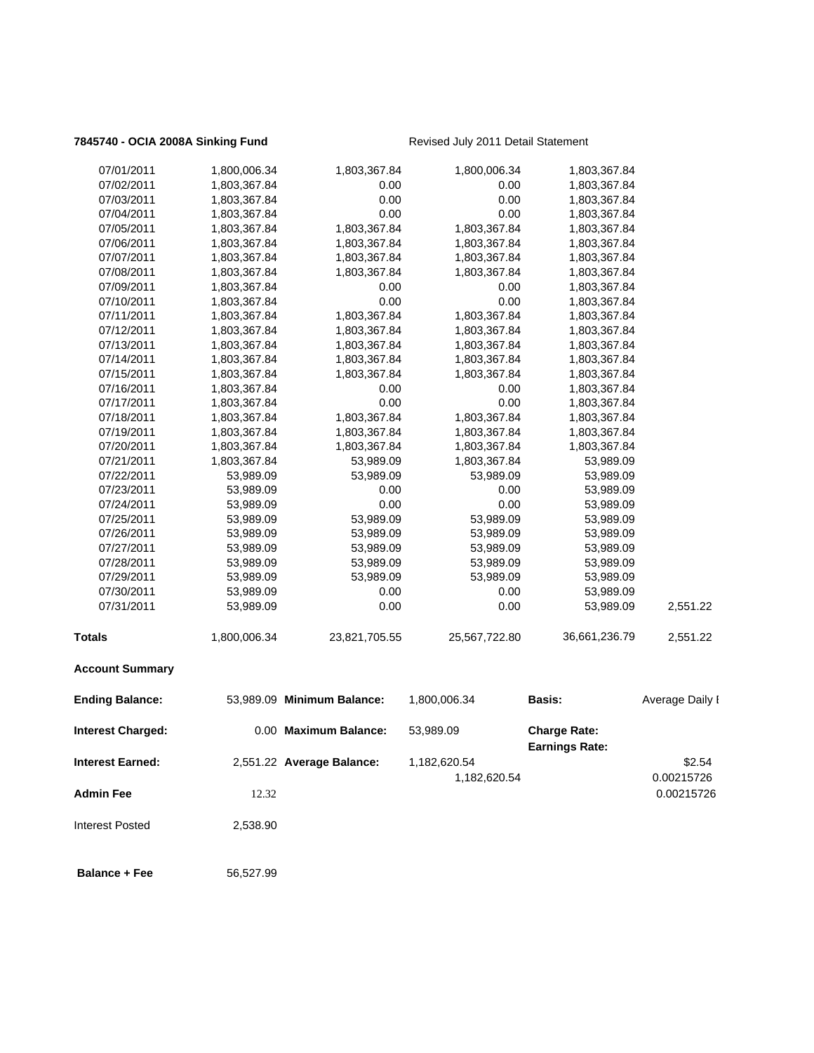**7845740 - OCIA 2008A Sinking Fund** Revised July 2011 Detail Statement

| | | | | | |
|---|---|---|---|---|---|
| 07/01/2011 | 1,800,006.34 | 1,803,367.84 | 1,800,006.34 | 1,803,367.84 | |
| 07/02/2011 | 1,803,367.84 | 0.00 | 0.00 | 1,803,367.84 | |
| 07/03/2011 | 1,803,367.84 | 0.00 | 0.00 | 1,803,367.84 | |
| 07/04/2011 | 1,803,367.84 | 0.00 | 0.00 | 1,803,367.84 | |
| 07/05/2011 | 1,803,367.84 | 1,803,367.84 | 1,803,367.84 | 1,803,367.84 | |
| 07/06/2011 | 1,803,367.84 | 1,803,367.84 | 1,803,367.84 | 1,803,367.84 | |
| 07/07/2011 | 1,803,367.84 | 1,803,367.84 | 1,803,367.84 | 1,803,367.84 | |
| 07/08/2011 | 1,803,367.84 | 1,803,367.84 | 1,803,367.84 | 1,803,367.84 | |
| 07/09/2011 | 1,803,367.84 | 0.00 | 0.00 | 1,803,367.84 | |
| 07/10/2011 | 1,803,367.84 | 0.00 | 0.00 | 1,803,367.84 | |
| 07/11/2011 | 1,803,367.84 | 1,803,367.84 | 1,803,367.84 | 1,803,367.84 | |
| 07/12/2011 | 1,803,367.84 | 1,803,367.84 | 1,803,367.84 | 1,803,367.84 | |
| 07/13/2011 | 1,803,367.84 | 1,803,367.84 | 1,803,367.84 | 1,803,367.84 | |
| 07/14/2011 | 1,803,367.84 | 1,803,367.84 | 1,803,367.84 | 1,803,367.84 | |
| 07/15/2011 | 1,803,367.84 | 1,803,367.84 | 1,803,367.84 | 1,803,367.84 | |
| 07/16/2011 | 1,803,367.84 | 0.00 | 0.00 | 1,803,367.84 | |
| 07/17/2011 | 1,803,367.84 | 0.00 | 0.00 | 1,803,367.84 | |
| 07/18/2011 | 1,803,367.84 | 1,803,367.84 | 1,803,367.84 | 1,803,367.84 | |
| 07/19/2011 | 1,803,367.84 | 1,803,367.84 | 1,803,367.84 | 1,803,367.84 | |
| 07/20/2011 | 1,803,367.84 | 1,803,367.84 | 1,803,367.84 | 1,803,367.84 | |
| 07/21/2011 | 1,803,367.84 | 53,989.09 | 1,803,367.84 | 53,989.09 | |
| 07/22/2011 | 53,989.09 | 53,989.09 | 53,989.09 | 53,989.09 | |
| 07/23/2011 | 53,989.09 | 0.00 | 0.00 | 53,989.09 | |
| 07/24/2011 | 53,989.09 | 0.00 | 0.00 | 53,989.09 | |
| 07/25/2011 | 53,989.09 | 53,989.09 | 53,989.09 | 53,989.09 | |
| 07/26/2011 | 53,989.09 | 53,989.09 | 53,989.09 | 53,989.09 | |
| 07/27/2011 | 53,989.09 | 53,989.09 | 53,989.09 | 53,989.09 | |
| 07/28/2011 | 53,989.09 | 53,989.09 | 53,989.09 | 53,989.09 | |
| 07/29/2011 | 53,989.09 | 53,989.09 | 53,989.09 | 53,989.09 | |
| 07/30/2011 | 53,989.09 | 0.00 | 0.00 | 53,989.09 | |
| 07/31/2011 | 53,989.09 | 0.00 | 0.00 | 53,989.09 | 2,551.22 |
| **Totals** | 1,800,006.34 | 23,821,705.55 | 25,567,722.80 | 36,661,236.79 | 2,551.22 |

**Account Summary**

| | | | | | |
|---|---|---|---|---|---|
| **Ending Balance:** | 53,989.09 | **Minimum Balance:** | 1,800,006.34 | **Basis:** | Average Daily I |
| **Interest Charged:** | 0.00 | **Maximum Balance:** | 53,989.09 | **Charge Rate:** | |
| | | | | **Earnings Rate:** | |
| **Interest Earned:** | 2,551.22 | **Average Balance:** | 1,182,620.54 | | $2.54 |
| | | | 1,182,620.54 | | 0.00215726 |
| **Admin Fee** | 12.32 | | | | 0.00215726 |
| Interest Posted | 2,538.90 | | | | |
| **Balance + Fee** | 56,527.99 | | | | |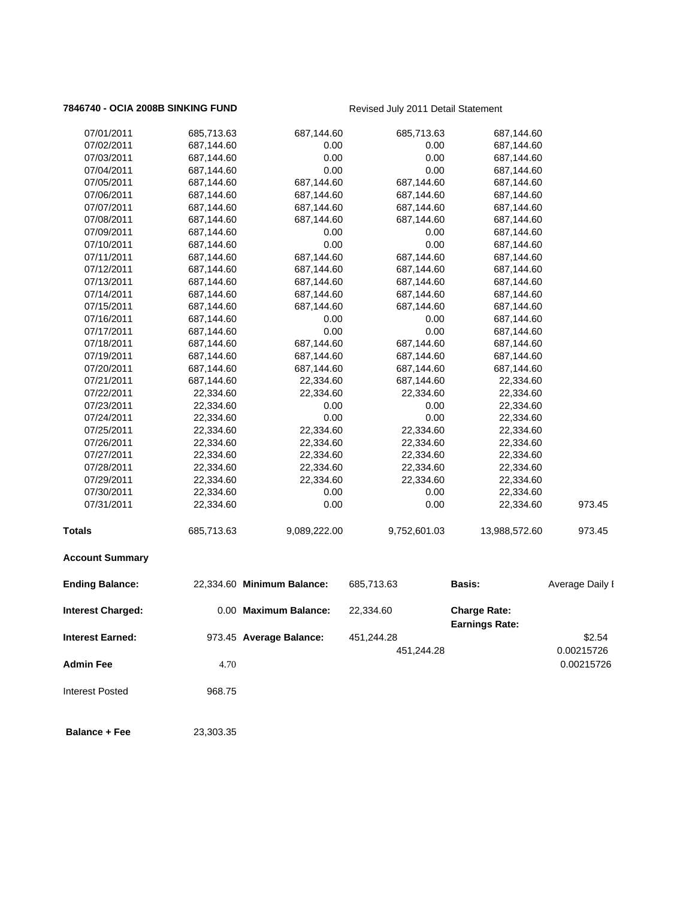**7846740 - OCIA 2008B SINKING FUND** Revised July 2011 Detail Statement

| | | | | | |
|---|---|---|---|---|---|
| 07/01/2011 | 685,713.63 | 687,144.60 | 685,713.63 | 687,144.60 | |
| 07/02/2011 | 687,144.60 | 0.00 | 0.00 | 687,144.60 | |
| 07/03/2011 | 687,144.60 | 0.00 | 0.00 | 687,144.60 | |
| 07/04/2011 | 687,144.60 | 0.00 | 0.00 | 687,144.60 | |
| 07/05/2011 | 687,144.60 | 687,144.60 | 687,144.60 | 687,144.60 | |
| 07/06/2011 | 687,144.60 | 687,144.60 | 687,144.60 | 687,144.60 | |
| 07/07/2011 | 687,144.60 | 687,144.60 | 687,144.60 | 687,144.60 | |
| 07/08/2011 | 687,144.60 | 687,144.60 | 687,144.60 | 687,144.60 | |
| 07/09/2011 | 687,144.60 | 0.00 | 0.00 | 687,144.60 | |
| 07/10/2011 | 687,144.60 | 0.00 | 0.00 | 687,144.60 | |
| 07/11/2011 | 687,144.60 | 687,144.60 | 687,144.60 | 687,144.60 | |
| 07/12/2011 | 687,144.60 | 687,144.60 | 687,144.60 | 687,144.60 | |
| 07/13/2011 | 687,144.60 | 687,144.60 | 687,144.60 | 687,144.60 | |
| 07/14/2011 | 687,144.60 | 687,144.60 | 687,144.60 | 687,144.60 | |
| 07/15/2011 | 687,144.60 | 687,144.60 | 687,144.60 | 687,144.60 | |
| 07/16/2011 | 687,144.60 | 0.00 | 0.00 | 687,144.60 | |
| 07/17/2011 | 687,144.60 | 0.00 | 0.00 | 687,144.60 | |
| 07/18/2011 | 687,144.60 | 687,144.60 | 687,144.60 | 687,144.60 | |
| 07/19/2011 | 687,144.60 | 687,144.60 | 687,144.60 | 687,144.60 | |
| 07/20/2011 | 687,144.60 | 687,144.60 | 687,144.60 | 687,144.60 | |
| 07/21/2011 | 687,144.60 | 22,334.60 | 687,144.60 | 22,334.60 | |
| 07/22/2011 | 22,334.60 | 22,334.60 | 22,334.60 | 22,334.60 | |
| 07/23/2011 | 22,334.60 | 0.00 | 0.00 | 22,334.60 | |
| 07/24/2011 | 22,334.60 | 0.00 | 0.00 | 22,334.60 | |
| 07/25/2011 | 22,334.60 | 22,334.60 | 22,334.60 | 22,334.60 | |
| 07/26/2011 | 22,334.60 | 22,334.60 | 22,334.60 | 22,334.60 | |
| 07/27/2011 | 22,334.60 | 22,334.60 | 22,334.60 | 22,334.60 | |
| 07/28/2011 | 22,334.60 | 22,334.60 | 22,334.60 | 22,334.60 | |
| 07/29/2011 | 22,334.60 | 22,334.60 | 22,334.60 | 22,334.60 | |
| 07/30/2011 | 22,334.60 | 0.00 | 0.00 | 22,334.60 | |
| 07/31/2011 | 22,334.60 | 0.00 | 0.00 | 22,334.60 | 973.45 |
| **Totals** | 685,713.63 | 9,089,222.00 | 9,752,601.03 | 13,988,572.60 | 973.45 |

**Account Summary**

| | | | | | |
|---|---|---|---|---|---|
| **Ending Balance:** | 22,334.60 | **Minimum Balance:** | 685,713.63 | **Basis:** | Average Daily I |
| **Interest Charged:** | 0.00 | **Maximum Balance:** | 22,334.60 | **Charge Rate:** | |
| | | | | **Earnings Rate:** | |
| **Interest Earned:** | 973.45 | **Average Balance:** | 451,244.28 | | $2.54 |
| | | | 451,244.28 | | 0.00215726 |
| **Admin Fee** | 4.70 | | | | 0.00215726 |
| Interest Posted | 968.75 | | | | |
| **Balance + Fee** | 23,303.35 | | | | |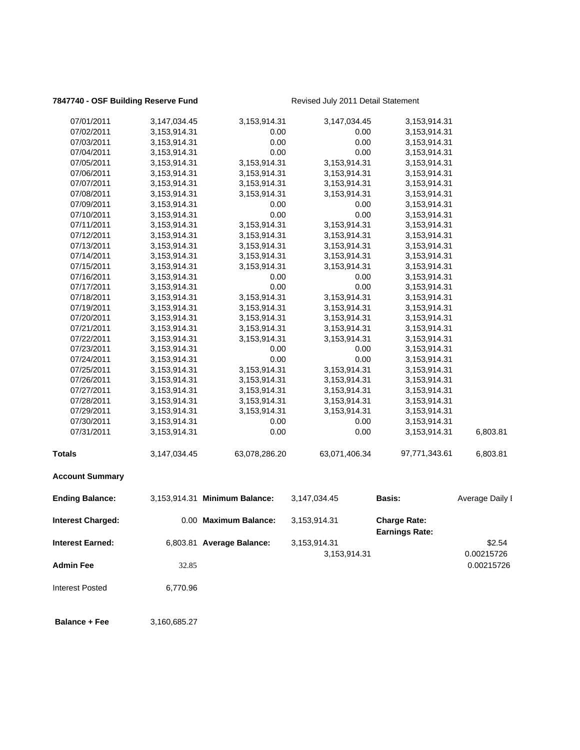**7847740 - OSF Building Reserve Fund** Revised July 2011 Detail Statement

| | | | | | |
|---|---|---|---|---|---|
| 07/01/2011 | 3,147,034.45 | 3,153,914.31 | 3,147,034.45 | 3,153,914.31 | |
| 07/02/2011 | 3,153,914.31 | 0.00 | 0.00 | 3,153,914.31 | |
| 07/03/2011 | 3,153,914.31 | 0.00 | 0.00 | 3,153,914.31 | |
| 07/04/2011 | 3,153,914.31 | 0.00 | 0.00 | 3,153,914.31 | |
| 07/05/2011 | 3,153,914.31 | 3,153,914.31 | 3,153,914.31 | 3,153,914.31 | |
| 07/06/2011 | 3,153,914.31 | 3,153,914.31 | 3,153,914.31 | 3,153,914.31 | |
| 07/07/2011 | 3,153,914.31 | 3,153,914.31 | 3,153,914.31 | 3,153,914.31 | |
| 07/08/2011 | 3,153,914.31 | 3,153,914.31 | 3,153,914.31 | 3,153,914.31 | |
| 07/09/2011 | 3,153,914.31 | 0.00 | 0.00 | 3,153,914.31 | |
| 07/10/2011 | 3,153,914.31 | 0.00 | 0.00 | 3,153,914.31 | |
| 07/11/2011 | 3,153,914.31 | 3,153,914.31 | 3,153,914.31 | 3,153,914.31 | |
| 07/12/2011 | 3,153,914.31 | 3,153,914.31 | 3,153,914.31 | 3,153,914.31 | |
| 07/13/2011 | 3,153,914.31 | 3,153,914.31 | 3,153,914.31 | 3,153,914.31 | |
| 07/14/2011 | 3,153,914.31 | 3,153,914.31 | 3,153,914.31 | 3,153,914.31 | |
| 07/15/2011 | 3,153,914.31 | 3,153,914.31 | 3,153,914.31 | 3,153,914.31 | |
| 07/16/2011 | 3,153,914.31 | 0.00 | 0.00 | 3,153,914.31 | |
| 07/17/2011 | 3,153,914.31 | 0.00 | 0.00 | 3,153,914.31 | |
| 07/18/2011 | 3,153,914.31 | 3,153,914.31 | 3,153,914.31 | 3,153,914.31 | |
| 07/19/2011 | 3,153,914.31 | 3,153,914.31 | 3,153,914.31 | 3,153,914.31 | |
| 07/20/2011 | 3,153,914.31 | 3,153,914.31 | 3,153,914.31 | 3,153,914.31 | |
| 07/21/2011 | 3,153,914.31 | 3,153,914.31 | 3,153,914.31 | 3,153,914.31 | |
| 07/22/2011 | 3,153,914.31 | 3,153,914.31 | 3,153,914.31 | 3,153,914.31 | |
| 07/23/2011 | 3,153,914.31 | 0.00 | 0.00 | 3,153,914.31 | |
| 07/24/2011 | 3,153,914.31 | 0.00 | 0.00 | 3,153,914.31 | |
| 07/25/2011 | 3,153,914.31 | 3,153,914.31 | 3,153,914.31 | 3,153,914.31 | |
| 07/26/2011 | 3,153,914.31 | 3,153,914.31 | 3,153,914.31 | 3,153,914.31 | |
| 07/27/2011 | 3,153,914.31 | 3,153,914.31 | 3,153,914.31 | 3,153,914.31 | |
| 07/28/2011 | 3,153,914.31 | 3,153,914.31 | 3,153,914.31 | 3,153,914.31 | |
| 07/29/2011 | 3,153,914.31 | 3,153,914.31 | 3,153,914.31 | 3,153,914.31 | |
| 07/30/2011 | 3,153,914.31 | 0.00 | 0.00 | 3,153,914.31 | |
| 07/31/2011 | 3,153,914.31 | 0.00 | 0.00 | 3,153,914.31 | 6,803.81 |
| **Totals** | 3,147,034.45 | 63,078,286.20 | 63,071,406.34 | 97,771,343.61 | 6,803.81 |

**Account Summary**

| | | | | | |
|---|---|---|---|---|---|
| **Ending Balance:** | 3,153,914.31 | **Minimum Balance:** | 3,147,034.45 | **Basis:** | Average Daily I |
| **Interest Charged:** | 0.00 | **Maximum Balance:** | 3,153,914.31 | **Charge Rate:** | |
| | | | | **Earnings Rate:** | |
| **Interest Earned:** | 6,803.81 | **Average Balance:** | 3,153,914.31 | | $2.54 |
| | | | 3,153,914.31 | | 0.00215726 |
| **Admin Fee** | 32.85 | | | | 0.00215726 |
| Interest Posted | 6,770.96 | | | | |
| **Balance + Fee** | 3,160,685.27 | | | | |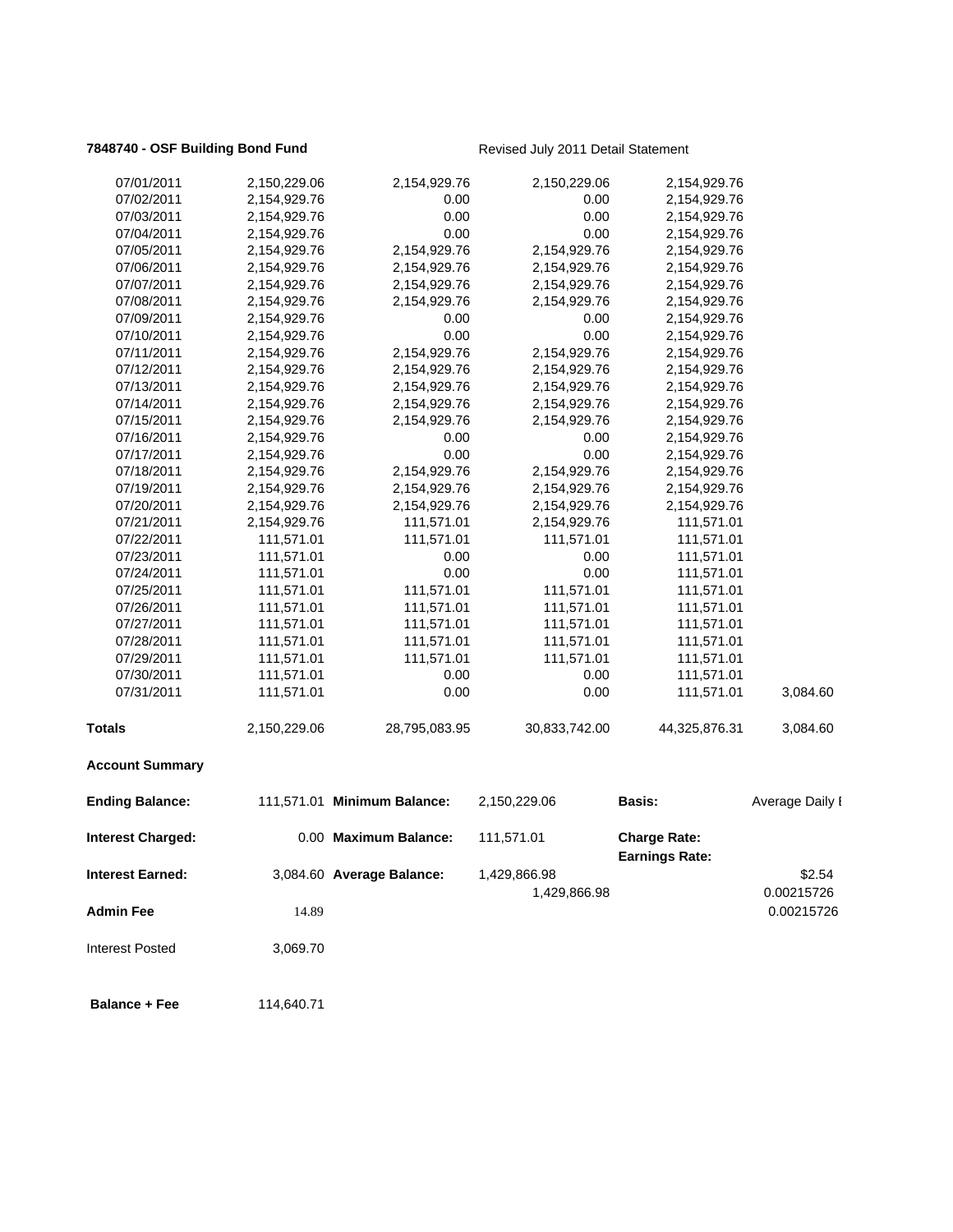**7848740 - OSF Building Bond Fund** Revised July 2011 Detail Statement

| | | | | | |
|---|---|---|---|---|---|
| 07/01/2011 | 2,150,229.06 | 2,154,929.76 | 2,150,229.06 | 2,154,929.76 | |
| 07/02/2011 | 2,154,929.76 | 0.00 | 0.00 | 2,154,929.76 | |
| 07/03/2011 | 2,154,929.76 | 0.00 | 0.00 | 2,154,929.76 | |
| 07/04/2011 | 2,154,929.76 | 0.00 | 0.00 | 2,154,929.76 | |
| 07/05/2011 | 2,154,929.76 | 2,154,929.76 | 2,154,929.76 | 2,154,929.76 | |
| 07/06/2011 | 2,154,929.76 | 2,154,929.76 | 2,154,929.76 | 2,154,929.76 | |
| 07/07/2011 | 2,154,929.76 | 2,154,929.76 | 2,154,929.76 | 2,154,929.76 | |
| 07/08/2011 | 2,154,929.76 | 2,154,929.76 | 2,154,929.76 | 2,154,929.76 | |
| 07/09/2011 | 2,154,929.76 | 0.00 | 0.00 | 2,154,929.76 | |
| 07/10/2011 | 2,154,929.76 | 0.00 | 0.00 | 2,154,929.76 | |
| 07/11/2011 | 2,154,929.76 | 2,154,929.76 | 2,154,929.76 | 2,154,929.76 | |
| 07/12/2011 | 2,154,929.76 | 2,154,929.76 | 2,154,929.76 | 2,154,929.76 | |
| 07/13/2011 | 2,154,929.76 | 2,154,929.76 | 2,154,929.76 | 2,154,929.76 | |
| 07/14/2011 | 2,154,929.76 | 2,154,929.76 | 2,154,929.76 | 2,154,929.76 | |
| 07/15/2011 | 2,154,929.76 | 2,154,929.76 | 2,154,929.76 | 2,154,929.76 | |
| 07/16/2011 | 2,154,929.76 | 0.00 | 0.00 | 2,154,929.76 | |
| 07/17/2011 | 2,154,929.76 | 0.00 | 0.00 | 2,154,929.76 | |
| 07/18/2011 | 2,154,929.76 | 2,154,929.76 | 2,154,929.76 | 2,154,929.76 | |
| 07/19/2011 | 2,154,929.76 | 2,154,929.76 | 2,154,929.76 | 2,154,929.76 | |
| 07/20/2011 | 2,154,929.76 | 2,154,929.76 | 2,154,929.76 | 2,154,929.76 | |
| 07/21/2011 | 2,154,929.76 | 111,571.01 | 2,154,929.76 | 111,571.01 | |
| 07/22/2011 | 111,571.01 | 111,571.01 | 111,571.01 | 111,571.01 | |
| 07/23/2011 | 111,571.01 | 0.00 | 0.00 | 111,571.01 | |
| 07/24/2011 | 111,571.01 | 0.00 | 0.00 | 111,571.01 | |
| 07/25/2011 | 111,571.01 | 111,571.01 | 111,571.01 | 111,571.01 | |
| 07/26/2011 | 111,571.01 | 111,571.01 | 111,571.01 | 111,571.01 | |
| 07/27/2011 | 111,571.01 | 111,571.01 | 111,571.01 | 111,571.01 | |
| 07/28/2011 | 111,571.01 | 111,571.01 | 111,571.01 | 111,571.01 | |
| 07/29/2011 | 111,571.01 | 111,571.01 | 111,571.01 | 111,571.01 | |
| 07/30/2011 | 111,571.01 | 0.00 | 0.00 | 111,571.01 | |
| 07/31/2011 | 111,571.01 | 0.00 | 0.00 | 111,571.01 | 3,084.60 |
| **Totals** | 2,150,229.06 | 28,795,083.95 | 30,833,742.00 | 44,325,876.31 | 3,084.60 |

**Account Summary**

| | | | | | |
|---|---|---|---|---|---|
| **Ending Balance:** | 111,571.01 | **Minimum Balance:** | 2,150,229.06 | **Basis:** | Average Daily I |
| **Interest Charged:** | 0.00 | **Maximum Balance:** | 111,571.01 | **Charge Rate:** | |
| | | | | **Earnings Rate:** | |
| **Interest Earned:** | 3,084.60 | **Average Balance:** | 1,429,866.98 | | $2.54 |
| | | | 1,429,866.98 | | 0.00215726 |
| **Admin Fee** | 14.89 | | | | 0.00215726 |
| Interest Posted | 3,069.70 | | | | |
| **Balance + Fee** | 114,640.71 | | | | |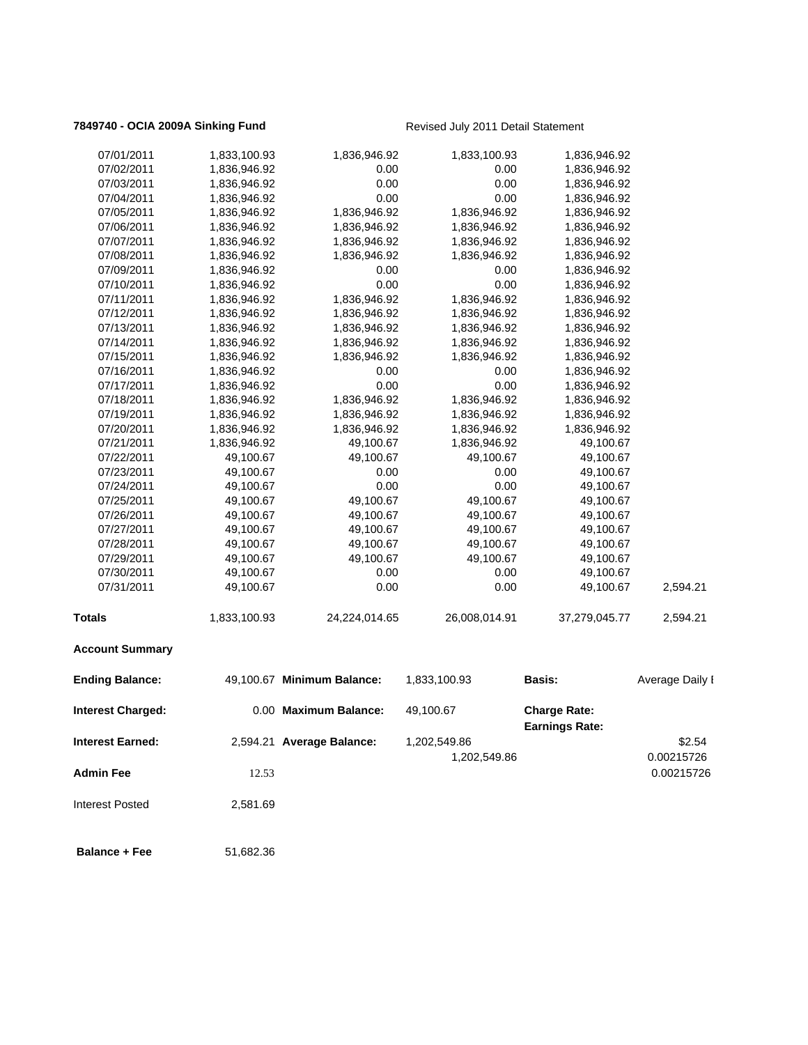**7849740 - OCIA 2009A Sinking Fund** Revised July 2011 Detail Statement

| | | | | | |
|---|---|---|---|---|---|
| 07/01/2011 | 1,833,100.93 | 1,836,946.92 | 1,833,100.93 | 1,836,946.92 | |
| 07/02/2011 | 1,836,946.92 | 0.00 | 0.00 | 1,836,946.92 | |
| 07/03/2011 | 1,836,946.92 | 0.00 | 0.00 | 1,836,946.92 | |
| 07/04/2011 | 1,836,946.92 | 0.00 | 0.00 | 1,836,946.92 | |
| 07/05/2011 | 1,836,946.92 | 1,836,946.92 | 1,836,946.92 | 1,836,946.92 | |
| 07/06/2011 | 1,836,946.92 | 1,836,946.92 | 1,836,946.92 | 1,836,946.92 | |
| 07/07/2011 | 1,836,946.92 | 1,836,946.92 | 1,836,946.92 | 1,836,946.92 | |
| 07/08/2011 | 1,836,946.92 | 1,836,946.92 | 1,836,946.92 | 1,836,946.92 | |
| 07/09/2011 | 1,836,946.92 | 0.00 | 0.00 | 1,836,946.92 | |
| 07/10/2011 | 1,836,946.92 | 0.00 | 0.00 | 1,836,946.92 | |
| 07/11/2011 | 1,836,946.92 | 1,836,946.92 | 1,836,946.92 | 1,836,946.92 | |
| 07/12/2011 | 1,836,946.92 | 1,836,946.92 | 1,836,946.92 | 1,836,946.92 | |
| 07/13/2011 | 1,836,946.92 | 1,836,946.92 | 1,836,946.92 | 1,836,946.92 | |
| 07/14/2011 | 1,836,946.92 | 1,836,946.92 | 1,836,946.92 | 1,836,946.92 | |
| 07/15/2011 | 1,836,946.92 | 1,836,946.92 | 1,836,946.92 | 1,836,946.92 | |
| 07/16/2011 | 1,836,946.92 | 0.00 | 0.00 | 1,836,946.92 | |
| 07/17/2011 | 1,836,946.92 | 0.00 | 0.00 | 1,836,946.92 | |
| 07/18/2011 | 1,836,946.92 | 1,836,946.92 | 1,836,946.92 | 1,836,946.92 | |
| 07/19/2011 | 1,836,946.92 | 1,836,946.92 | 1,836,946.92 | 1,836,946.92 | |
| 07/20/2011 | 1,836,946.92 | 1,836,946.92 | 1,836,946.92 | 1,836,946.92 | |
| 07/21/2011 | 1,836,946.92 | 49,100.67 | 1,836,946.92 | 49,100.67 | |
| 07/22/2011 | 49,100.67 | 49,100.67 | 49,100.67 | 49,100.67 | |
| 07/23/2011 | 49,100.67 | 0.00 | 0.00 | 49,100.67 | |
| 07/24/2011 | 49,100.67 | 0.00 | 0.00 | 49,100.67 | |
| 07/25/2011 | 49,100.67 | 49,100.67 | 49,100.67 | 49,100.67 | |
| 07/26/2011 | 49,100.67 | 49,100.67 | 49,100.67 | 49,100.67 | |
| 07/27/2011 | 49,100.67 | 49,100.67 | 49,100.67 | 49,100.67 | |
| 07/28/2011 | 49,100.67 | 49,100.67 | 49,100.67 | 49,100.67 | |
| 07/29/2011 | 49,100.67 | 49,100.67 | 49,100.67 | 49,100.67 | |
| 07/30/2011 | 49,100.67 | 0.00 | 0.00 | 49,100.67 | |
| 07/31/2011 | 49,100.67 | 0.00 | 0.00 | 49,100.67 | 2,594.21 |
| **Totals** | 1,833,100.93 | 24,224,014.65 | 26,008,014.91 | 37,279,045.77 | 2,594.21 |

**Account Summary**

| | | | | | |
|---|---|---|---|---|---|
| **Ending Balance:** | 49,100.67 | **Minimum Balance:** | 1,833,100.93 | **Basis:** | Average Daily I |
| **Interest Charged:** | 0.00 | **Maximum Balance:** | 49,100.67 | **Charge Rate:** | |
| | | | | **Earnings Rate:** | |
| **Interest Earned:** | 2,594.21 | **Average Balance:** | 1,202,549.86 | | $2.54 |
| | | | 1,202,549.86 | | 0.00215726 |
| **Admin Fee** | 12.53 | | | | 0.00215726 |
| Interest Posted | 2,581.69 | | | | |
| **Balance + Fee** | 51,682.36 | | | | |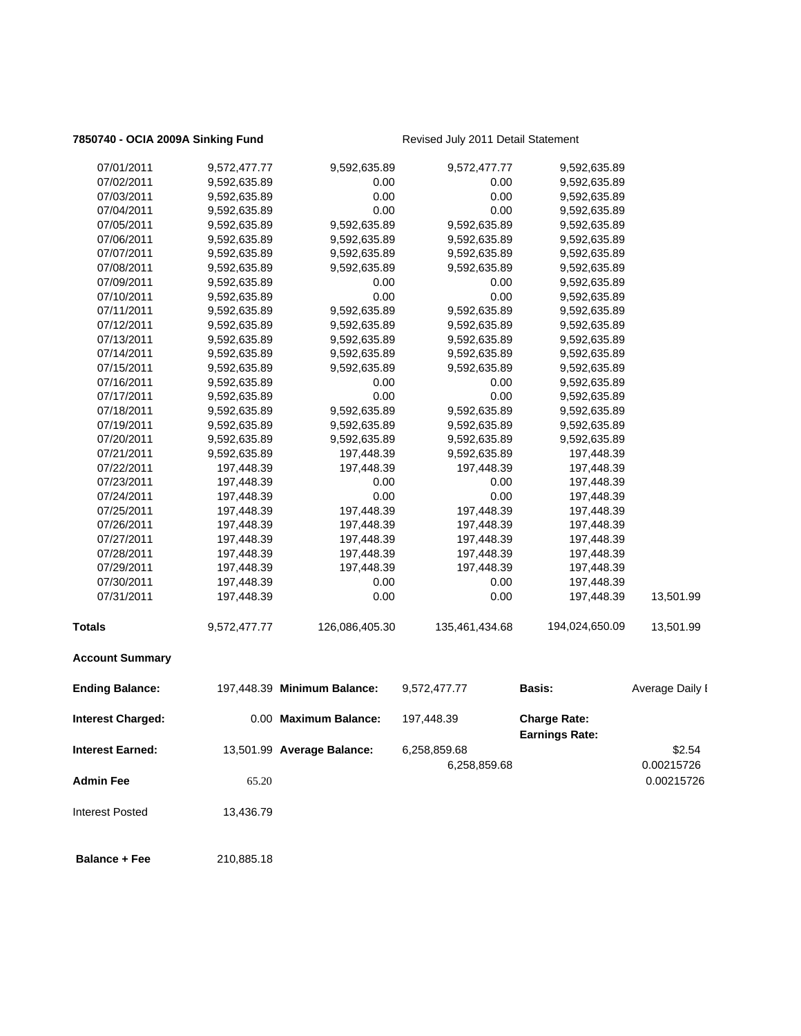**7850740 - OCIA 2009A Sinking Fund** Revised July 2011 Detail Statement

| | | | | | |
|---|---|---|---|---|---|
| 07/01/2011 | 9,572,477.77 | 9,592,635.89 | 9,572,477.77 | 9,592,635.89 | |
| 07/02/2011 | 9,592,635.89 | 0.00 | 0.00 | 9,592,635.89 | |
| 07/03/2011 | 9,592,635.89 | 0.00 | 0.00 | 9,592,635.89 | |
| 07/04/2011 | 9,592,635.89 | 0.00 | 0.00 | 9,592,635.89 | |
| 07/05/2011 | 9,592,635.89 | 9,592,635.89 | 9,592,635.89 | 9,592,635.89 | |
| 07/06/2011 | 9,592,635.89 | 9,592,635.89 | 9,592,635.89 | 9,592,635.89 | |
| 07/07/2011 | 9,592,635.89 | 9,592,635.89 | 9,592,635.89 | 9,592,635.89 | |
| 07/08/2011 | 9,592,635.89 | 9,592,635.89 | 9,592,635.89 | 9,592,635.89 | |
| 07/09/2011 | 9,592,635.89 | 0.00 | 0.00 | 9,592,635.89 | |
| 07/10/2011 | 9,592,635.89 | 0.00 | 0.00 | 9,592,635.89 | |
| 07/11/2011 | 9,592,635.89 | 9,592,635.89 | 9,592,635.89 | 9,592,635.89 | |
| 07/12/2011 | 9,592,635.89 | 9,592,635.89 | 9,592,635.89 | 9,592,635.89 | |
| 07/13/2011 | 9,592,635.89 | 9,592,635.89 | 9,592,635.89 | 9,592,635.89 | |
| 07/14/2011 | 9,592,635.89 | 9,592,635.89 | 9,592,635.89 | 9,592,635.89 | |
| 07/15/2011 | 9,592,635.89 | 9,592,635.89 | 9,592,635.89 | 9,592,635.89 | |
| 07/16/2011 | 9,592,635.89 | 0.00 | 0.00 | 9,592,635.89 | |
| 07/17/2011 | 9,592,635.89 | 0.00 | 0.00 | 9,592,635.89 | |
| 07/18/2011 | 9,592,635.89 | 9,592,635.89 | 9,592,635.89 | 9,592,635.89 | |
| 07/19/2011 | 9,592,635.89 | 9,592,635.89 | 9,592,635.89 | 9,592,635.89 | |
| 07/20/2011 | 9,592,635.89 | 9,592,635.89 | 9,592,635.89 | 9,592,635.89 | |
| 07/21/2011 | 9,592,635.89 | 197,448.39 | 9,592,635.89 | 197,448.39 | |
| 07/22/2011 | 197,448.39 | 197,448.39 | 197,448.39 | 197,448.39 | |
| 07/23/2011 | 197,448.39 | 0.00 | 0.00 | 197,448.39 | |
| 07/24/2011 | 197,448.39 | 0.00 | 0.00 | 197,448.39 | |
| 07/25/2011 | 197,448.39 | 197,448.39 | 197,448.39 | 197,448.39 | |
| 07/26/2011 | 197,448.39 | 197,448.39 | 197,448.39 | 197,448.39 | |
| 07/27/2011 | 197,448.39 | 197,448.39 | 197,448.39 | 197,448.39 | |
| 07/28/2011 | 197,448.39 | 197,448.39 | 197,448.39 | 197,448.39 | |
| 07/29/2011 | 197,448.39 | 197,448.39 | 197,448.39 | 197,448.39 | |
| 07/30/2011 | 197,448.39 | 0.00 | 0.00 | 197,448.39 | |
| 07/31/2011 | 197,448.39 | 0.00 | 0.00 | 197,448.39 | 13,501.99 |
| **Totals** | 9,572,477.77 | 126,086,405.30 | 135,461,434.68 | 194,024,650.09 | 13,501.99 |

**Account Summary**

| | | | | | |
|---|---|---|---|---|---|
| **Ending Balance:** | 197,448.39 | **Minimum Balance:** | 9,572,477.77 | **Basis:** | Average Daily I |
| **Interest Charged:** | 0.00 | **Maximum Balance:** | 197,448.39 | **Charge Rate:** | |
| | | | | **Earnings Rate:** | |
| **Interest Earned:** | 13,501.99 | **Average Balance:** | 6,258,859.68 | | $2.54 |
| | | | 6,258,859.68 | | 0.00215726 |
| **Admin Fee** | 65.20 | | | | 0.00215726 |
| Interest Posted | 13,436.79 | | | | |
| **Balance + Fee** | 210,885.18 | | | | |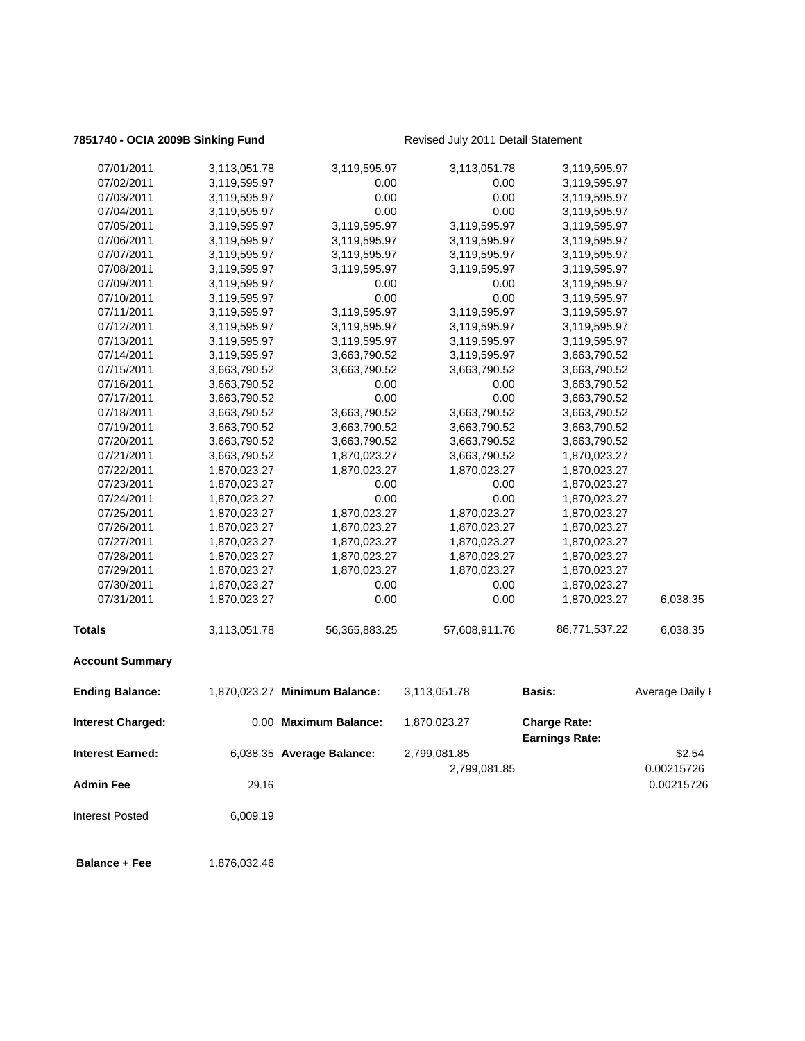**7851740 - OCIA 2009B Sinking Fund** Revised July 2011 Detail Statement

| | | | | | |
|---|---|---|---|---|---|
| 07/01/2011 | 3,113,051.78 | 3,119,595.97 | 3,113,051.78 | 3,119,595.97 | |
| 07/02/2011 | 3,119,595.97 | 0.00 | 0.00 | 3,119,595.97 | |
| 07/03/2011 | 3,119,595.97 | 0.00 | 0.00 | 3,119,595.97 | |
| 07/04/2011 | 3,119,595.97 | 0.00 | 0.00 | 3,119,595.97 | |
| 07/05/2011 | 3,119,595.97 | 3,119,595.97 | 3,119,595.97 | 3,119,595.97 | |
| 07/06/2011 | 3,119,595.97 | 3,119,595.97 | 3,119,595.97 | 3,119,595.97 | |
| 07/07/2011 | 3,119,595.97 | 3,119,595.97 | 3,119,595.97 | 3,119,595.97 | |
| 07/08/2011 | 3,119,595.97 | 3,119,595.97 | 3,119,595.97 | 3,119,595.97 | |
| 07/09/2011 | 3,119,595.97 | 0.00 | 0.00 | 3,119,595.97 | |
| 07/10/2011 | 3,119,595.97 | 0.00 | 0.00 | 3,119,595.97 | |
| 07/11/2011 | 3,119,595.97 | 3,119,595.97 | 3,119,595.97 | 3,119,595.97 | |
| 07/12/2011 | 3,119,595.97 | 3,119,595.97 | 3,119,595.97 | 3,119,595.97 | |
| 07/13/2011 | 3,119,595.97 | 3,119,595.97 | 3,119,595.97 | 3,119,595.97 | |
| 07/14/2011 | 3,119,595.97 | 3,663,790.52 | 3,119,595.97 | 3,663,790.52 | |
| 07/15/2011 | 3,663,790.52 | 3,663,790.52 | 3,663,790.52 | 3,663,790.52 | |
| 07/16/2011 | 3,663,790.52 | 0.00 | 0.00 | 3,663,790.52 | |
| 07/17/2011 | 3,663,790.52 | 0.00 | 0.00 | 3,663,790.52 | |
| 07/18/2011 | 3,663,790.52 | 3,663,790.52 | 3,663,790.52 | 3,663,790.52 | |
| 07/19/2011 | 3,663,790.52 | 3,663,790.52 | 3,663,790.52 | 3,663,790.52 | |
| 07/20/2011 | 3,663,790.52 | 3,663,790.52 | 3,663,790.52 | 3,663,790.52 | |
| 07/21/2011 | 3,663,790.52 | 1,870,023.27 | 3,663,790.52 | 1,870,023.27 | |
| 07/22/2011 | 1,870,023.27 | 1,870,023.27 | 1,870,023.27 | 1,870,023.27 | |
| 07/23/2011 | 1,870,023.27 | 0.00 | 0.00 | 1,870,023.27 | |
| 07/24/2011 | 1,870,023.27 | 0.00 | 0.00 | 1,870,023.27 | |
| 07/25/2011 | 1,870,023.27 | 1,870,023.27 | 1,870,023.27 | 1,870,023.27 | |
| 07/26/2011 | 1,870,023.27 | 1,870,023.27 | 1,870,023.27 | 1,870,023.27 | |
| 07/27/2011 | 1,870,023.27 | 1,870,023.27 | 1,870,023.27 | 1,870,023.27 | |
| 07/28/2011 | 1,870,023.27 | 1,870,023.27 | 1,870,023.27 | 1,870,023.27 | |
| 07/29/2011 | 1,870,023.27 | 1,870,023.27 | 1,870,023.27 | 1,870,023.27 | |
| 07/30/2011 | 1,870,023.27 | 0.00 | 0.00 | 1,870,023.27 | |
| 07/31/2011 | 1,870,023.27 | 0.00 | 0.00 | 1,870,023.27 | 6,038.35 |
| **Totals** | 3,113,051.78 | 56,365,883.25 | 57,608,911.76 | 86,771,537.22 | 6,038.35 |

**Account Summary**

| | | | | | |
|---|---|---|---|---|---|
| **Ending Balance:** | 1,870,023.27 | **Minimum Balance:** | 3,113,051.78 | **Basis:** | Average Daily I |
| **Interest Charged:** | 0.00 | **Maximum Balance:** | 1,870,023.27 | **Charge Rate:** | |
| | | | | **Earnings Rate:** | |
| **Interest Earned:** | 6,038.35 | **Average Balance:** | 2,799,081.85 | | $2.54 |
| | | | 2,799,081.85 | | 0.00215726 |
| **Admin Fee** | 29.16 | | | | 0.00215726 |
| Interest Posted | 6,009.19 | | | | |
| **Balance + Fee** | 1,876,032.46 | | | | |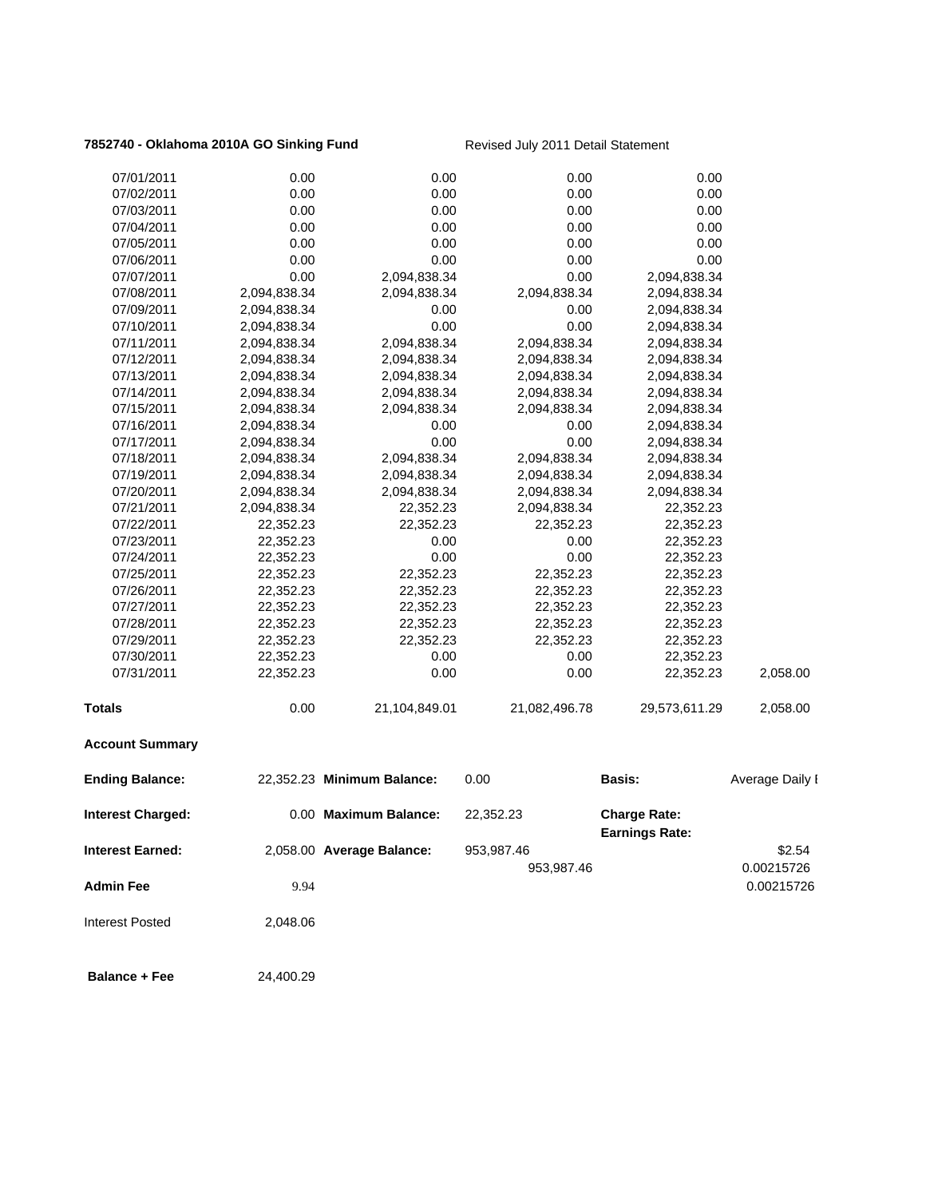**7852740 - Oklahoma 2010A GO Sinking Fund** Revised July 2011 Detail Statement

| | | | | | |
|---|---|---|---|---|---|
| 07/01/2011 | 0.00 | 0.00 | 0.00 | 0.00 | |
| 07/02/2011 | 0.00 | 0.00 | 0.00 | 0.00 | |
| 07/03/2011 | 0.00 | 0.00 | 0.00 | 0.00 | |
| 07/04/2011 | 0.00 | 0.00 | 0.00 | 0.00 | |
| 07/05/2011 | 0.00 | 0.00 | 0.00 | 0.00 | |
| 07/06/2011 | 0.00 | 0.00 | 0.00 | 0.00 | |
| 07/07/2011 | 0.00 | 2,094,838.34 | 0.00 | 2,094,838.34 | |
| 07/08/2011 | 2,094,838.34 | 2,094,838.34 | 2,094,838.34 | 2,094,838.34 | |
| 07/09/2011 | 2,094,838.34 | 0.00 | 0.00 | 2,094,838.34 | |
| 07/10/2011 | 2,094,838.34 | 0.00 | 0.00 | 2,094,838.34 | |
| 07/11/2011 | 2,094,838.34 | 2,094,838.34 | 2,094,838.34 | 2,094,838.34 | |
| 07/12/2011 | 2,094,838.34 | 2,094,838.34 | 2,094,838.34 | 2,094,838.34 | |
| 07/13/2011 | 2,094,838.34 | 2,094,838.34 | 2,094,838.34 | 2,094,838.34 | |
| 07/14/2011 | 2,094,838.34 | 2,094,838.34 | 2,094,838.34 | 2,094,838.34 | |
| 07/15/2011 | 2,094,838.34 | 2,094,838.34 | 2,094,838.34 | 2,094,838.34 | |
| 07/16/2011 | 2,094,838.34 | 0.00 | 0.00 | 2,094,838.34 | |
| 07/17/2011 | 2,094,838.34 | 0.00 | 0.00 | 2,094,838.34 | |
| 07/18/2011 | 2,094,838.34 | 2,094,838.34 | 2,094,838.34 | 2,094,838.34 | |
| 07/19/2011 | 2,094,838.34 | 2,094,838.34 | 2,094,838.34 | 2,094,838.34 | |
| 07/20/2011 | 2,094,838.34 | 2,094,838.34 | 2,094,838.34 | 2,094,838.34 | |
| 07/21/2011 | 2,094,838.34 | 22,352.23 | 2,094,838.34 | 22,352.23 | |
| 07/22/2011 | 22,352.23 | 22,352.23 | 22,352.23 | 22,352.23 | |
| 07/23/2011 | 22,352.23 | 0.00 | 0.00 | 22,352.23 | |
| 07/24/2011 | 22,352.23 | 0.00 | 0.00 | 22,352.23 | |
| 07/25/2011 | 22,352.23 | 22,352.23 | 22,352.23 | 22,352.23 | |
| 07/26/2011 | 22,352.23 | 22,352.23 | 22,352.23 | 22,352.23 | |
| 07/27/2011 | 22,352.23 | 22,352.23 | 22,352.23 | 22,352.23 | |
| 07/28/2011 | 22,352.23 | 22,352.23 | 22,352.23 | 22,352.23 | |
| 07/29/2011 | 22,352.23 | 22,352.23 | 22,352.23 | 22,352.23 | |
| 07/30/2011 | 22,352.23 | 0.00 | 0.00 | 22,352.23 | |
| 07/31/2011 | 22,352.23 | 0.00 | 0.00 | 22,352.23 | 2,058.00 |
| **Totals** | 0.00 | 21,104,849.01 | 21,082,496.78 | 29,573,611.29 | 2,058.00 |

**Account Summary**

| | | | | | |
|---|---|---|---|---|---|
| **Ending Balance:** | 22,352.23 | **Minimum Balance:** | 0.00 | **Basis:** | Average Daily I |
| **Interest Charged:** | 0.00 | **Maximum Balance:** | 22,352.23 | **Charge Rate:** | |
| | | | | **Earnings Rate:** | |
| **Interest Earned:** | 2,058.00 | **Average Balance:** | 953,987.46 | | $2.54 |
| | | | 953,987.46 | | 0.00215726 |
| **Admin Fee** | 9.94 | | | | 0.00215726 |
| Interest Posted | 2,048.06 | | | | |
| **Balance + Fee** | 24,400.29 | | | | |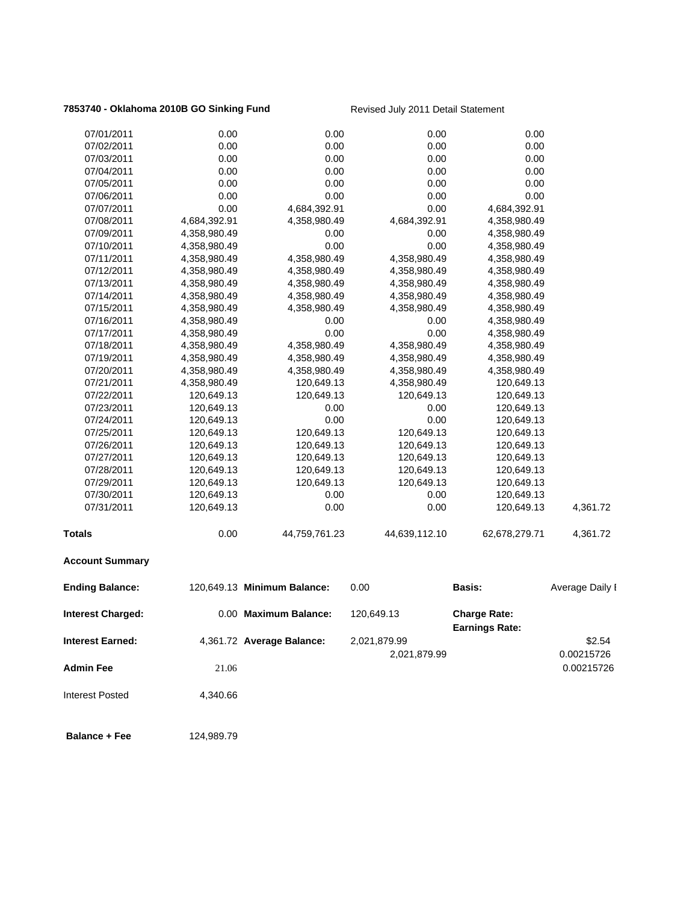**7853740 - Oklahoma 2010B GO Sinking Fund** Revised July 2011 Detail Statement

| | | | | | |
|---|---|---|---|---|---|
| 07/01/2011 | 0.00 | 0.00 | 0.00 | 0.00 | |
| 07/02/2011 | 0.00 | 0.00 | 0.00 | 0.00 | |
| 07/03/2011 | 0.00 | 0.00 | 0.00 | 0.00 | |
| 07/04/2011 | 0.00 | 0.00 | 0.00 | 0.00 | |
| 07/05/2011 | 0.00 | 0.00 | 0.00 | 0.00 | |
| 07/06/2011 | 0.00 | 0.00 | 0.00 | 0.00 | |
| 07/07/2011 | 0.00 | 4,684,392.91 | 0.00 | 4,684,392.91 | |
| 07/08/2011 | 4,684,392.91 | 4,358,980.49 | 4,684,392.91 | 4,358,980.49 | |
| 07/09/2011 | 4,358,980.49 | 0.00 | 0.00 | 4,358,980.49 | |
| 07/10/2011 | 4,358,980.49 | 0.00 | 0.00 | 4,358,980.49 | |
| 07/11/2011 | 4,358,980.49 | 4,358,980.49 | 4,358,980.49 | 4,358,980.49 | |
| 07/12/2011 | 4,358,980.49 | 4,358,980.49 | 4,358,980.49 | 4,358,980.49 | |
| 07/13/2011 | 4,358,980.49 | 4,358,980.49 | 4,358,980.49 | 4,358,980.49 | |
| 07/14/2011 | 4,358,980.49 | 4,358,980.49 | 4,358,980.49 | 4,358,980.49 | |
| 07/15/2011 | 4,358,980.49 | 4,358,980.49 | 4,358,980.49 | 4,358,980.49 | |
| 07/16/2011 | 4,358,980.49 | 0.00 | 0.00 | 4,358,980.49 | |
| 07/17/2011 | 4,358,980.49 | 0.00 | 0.00 | 4,358,980.49 | |
| 07/18/2011 | 4,358,980.49 | 4,358,980.49 | 4,358,980.49 | 4,358,980.49 | |
| 07/19/2011 | 4,358,980.49 | 4,358,980.49 | 4,358,980.49 | 4,358,980.49 | |
| 07/20/2011 | 4,358,980.49 | 4,358,980.49 | 4,358,980.49 | 4,358,980.49 | |
| 07/21/2011 | 4,358,980.49 | 120,649.13 | 4,358,980.49 | 120,649.13 | |
| 07/22/2011 | 120,649.13 | 120,649.13 | 120,649.13 | 120,649.13 | |
| 07/23/2011 | 120,649.13 | 0.00 | 0.00 | 120,649.13 | |
| 07/24/2011 | 120,649.13 | 0.00 | 0.00 | 120,649.13 | |
| 07/25/2011 | 120,649.13 | 120,649.13 | 120,649.13 | 120,649.13 | |
| 07/26/2011 | 120,649.13 | 120,649.13 | 120,649.13 | 120,649.13 | |
| 07/27/2011 | 120,649.13 | 120,649.13 | 120,649.13 | 120,649.13 | |
| 07/28/2011 | 120,649.13 | 120,649.13 | 120,649.13 | 120,649.13 | |
| 07/29/2011 | 120,649.13 | 120,649.13 | 120,649.13 | 120,649.13 | |
| 07/30/2011 | 120,649.13 | 0.00 | 0.00 | 120,649.13 | |
| 07/31/2011 | 120,649.13 | 0.00 | 0.00 | 120,649.13 | 4,361.72 |
| **Totals** | 0.00 | 44,759,761.23 | 44,639,112.10 | 62,678,279.71 | 4,361.72 |

**Account Summary**

| | | | | | |
|---|---|---|---|---|---|
| **Ending Balance:** | 120,649.13 | **Minimum Balance:** | 0.00 | **Basis:** | Average Daily I |
| **Interest Charged:** | 0.00 | **Maximum Balance:** | 120,649.13 | **Charge Rate:** | |
| | | | | **Earnings Rate:** | |
| **Interest Earned:** | 4,361.72 | **Average Balance:** | 2,021,879.99 | | $2.54 |
| | | | 2,021,879.99 | | 0.00215726 |
| **Admin Fee** | 21.06 | | | | 0.00215726 |
| Interest Posted | 4,340.66 | | | | |
| **Balance + Fee** | 124,989.79 | | | | |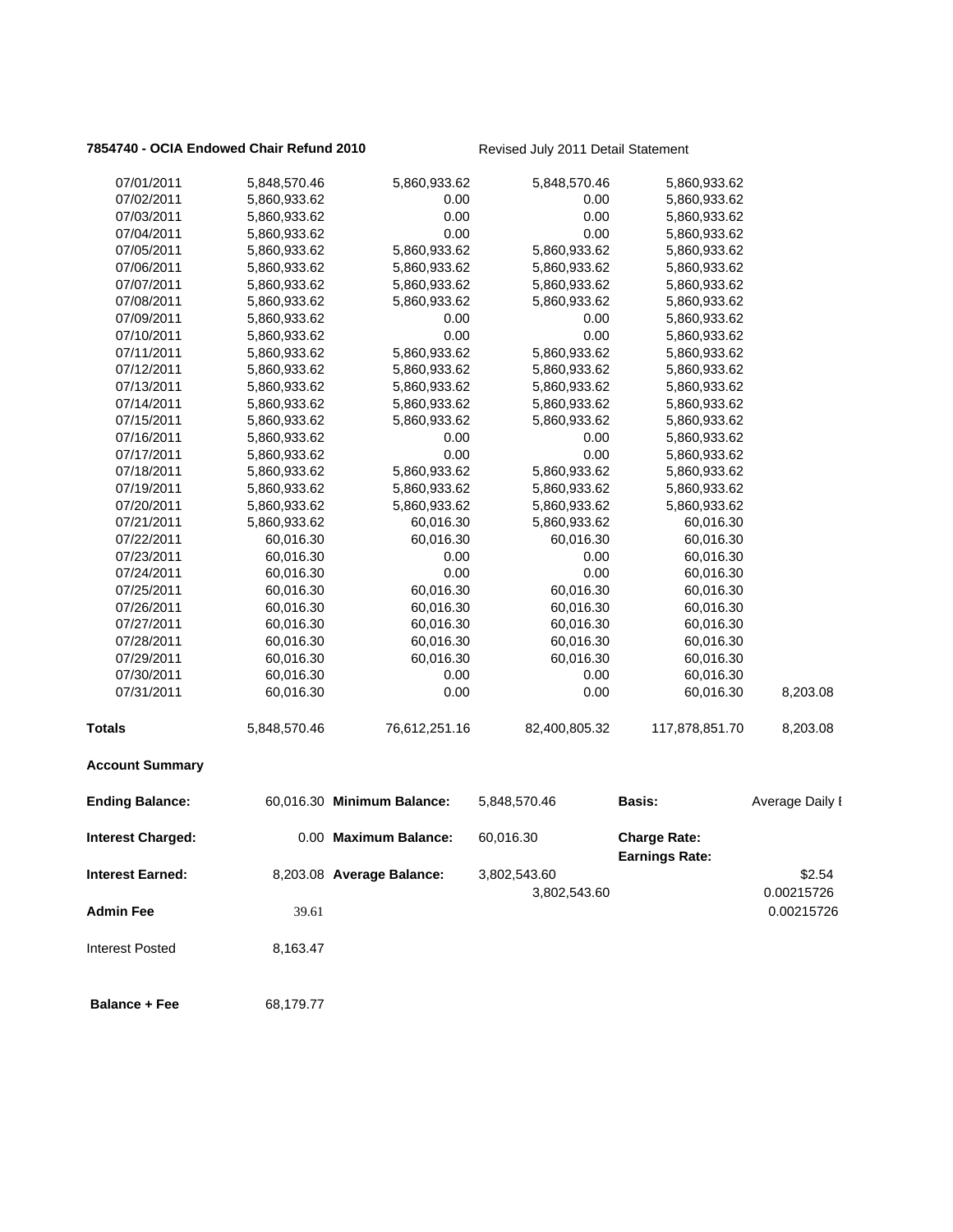**7854740 - OCIA Endowed Chair Refund 2010** Revised July 2011 Detail Statement

| | | | | | |
|---|---|---|---|---|---|
| 07/01/2011 | 5,848,570.46 | 5,860,933.62 | 5,848,570.46 | 5,860,933.62 | |
| 07/02/2011 | 5,860,933.62 | 0.00 | 0.00 | 5,860,933.62 | |
| 07/03/2011 | 5,860,933.62 | 0.00 | 0.00 | 5,860,933.62 | |
| 07/04/2011 | 5,860,933.62 | 0.00 | 0.00 | 5,860,933.62 | |
| 07/05/2011 | 5,860,933.62 | 5,860,933.62 | 5,860,933.62 | 5,860,933.62 | |
| 07/06/2011 | 5,860,933.62 | 5,860,933.62 | 5,860,933.62 | 5,860,933.62 | |
| 07/07/2011 | 5,860,933.62 | 5,860,933.62 | 5,860,933.62 | 5,860,933.62 | |
| 07/08/2011 | 5,860,933.62 | 5,860,933.62 | 5,860,933.62 | 5,860,933.62 | |
| 07/09/2011 | 5,860,933.62 | 0.00 | 0.00 | 5,860,933.62 | |
| 07/10/2011 | 5,860,933.62 | 0.00 | 0.00 | 5,860,933.62 | |
| 07/11/2011 | 5,860,933.62 | 5,860,933.62 | 5,860,933.62 | 5,860,933.62 | |
| 07/12/2011 | 5,860,933.62 | 5,860,933.62 | 5,860,933.62 | 5,860,933.62 | |
| 07/13/2011 | 5,860,933.62 | 5,860,933.62 | 5,860,933.62 | 5,860,933.62 | |
| 07/14/2011 | 5,860,933.62 | 5,860,933.62 | 5,860,933.62 | 5,860,933.62 | |
| 07/15/2011 | 5,860,933.62 | 5,860,933.62 | 5,860,933.62 | 5,860,933.62 | |
| 07/16/2011 | 5,860,933.62 | 0.00 | 0.00 | 5,860,933.62 | |
| 07/17/2011 | 5,860,933.62 | 0.00 | 0.00 | 5,860,933.62 | |
| 07/18/2011 | 5,860,933.62 | 5,860,933.62 | 5,860,933.62 | 5,860,933.62 | |
| 07/19/2011 | 5,860,933.62 | 5,860,933.62 | 5,860,933.62 | 5,860,933.62 | |
| 07/20/2011 | 5,860,933.62 | 5,860,933.62 | 5,860,933.62 | 5,860,933.62 | |
| 07/21/2011 | 5,860,933.62 | 60,016.30 | 5,860,933.62 | 60,016.30 | |
| 07/22/2011 | 60,016.30 | 60,016.30 | 60,016.30 | 60,016.30 | |
| 07/23/2011 | 60,016.30 | 0.00 | 0.00 | 60,016.30 | |
| 07/24/2011 | 60,016.30 | 0.00 | 0.00 | 60,016.30 | |
| 07/25/2011 | 60,016.30 | 60,016.30 | 60,016.30 | 60,016.30 | |
| 07/26/2011 | 60,016.30 | 60,016.30 | 60,016.30 | 60,016.30 | |
| 07/27/2011 | 60,016.30 | 60,016.30 | 60,016.30 | 60,016.30 | |
| 07/28/2011 | 60,016.30 | 60,016.30 | 60,016.30 | 60,016.30 | |
| 07/29/2011 | 60,016.30 | 60,016.30 | 60,016.30 | 60,016.30 | |
| 07/30/2011 | 60,016.30 | 0.00 | 0.00 | 60,016.30 | |
| 07/31/2011 | 60,016.30 | 0.00 | 0.00 | 60,016.30 | 8,203.08 |
| **Totals** | 5,848,570.46 | 76,612,251.16 | 82,400,805.32 | 117,878,851.70 | 8,203.08 |

**Account Summary**

| | | | | | |
|---|---|---|---|---|---|
| **Ending Balance:** | 60,016.30 | **Minimum Balance:** | 5,848,570.46 | **Basis:** | Average Daily I |
| **Interest Charged:** | 0.00 | **Maximum Balance:** | 60,016.30 | **Charge Rate:** | |
| | | | | **Earnings Rate:** | |
| **Interest Earned:** | 8,203.08 | **Average Balance:** | 3,802,543.60 | | $2.54 |
| | | | 3,802,543.60 | | 0.00215726 |
| **Admin Fee** | 39.61 | | | | 0.00215726 |
| Interest Posted | 8,163.47 | | | | |
| **Balance + Fee** | 68,179.77 | | | | |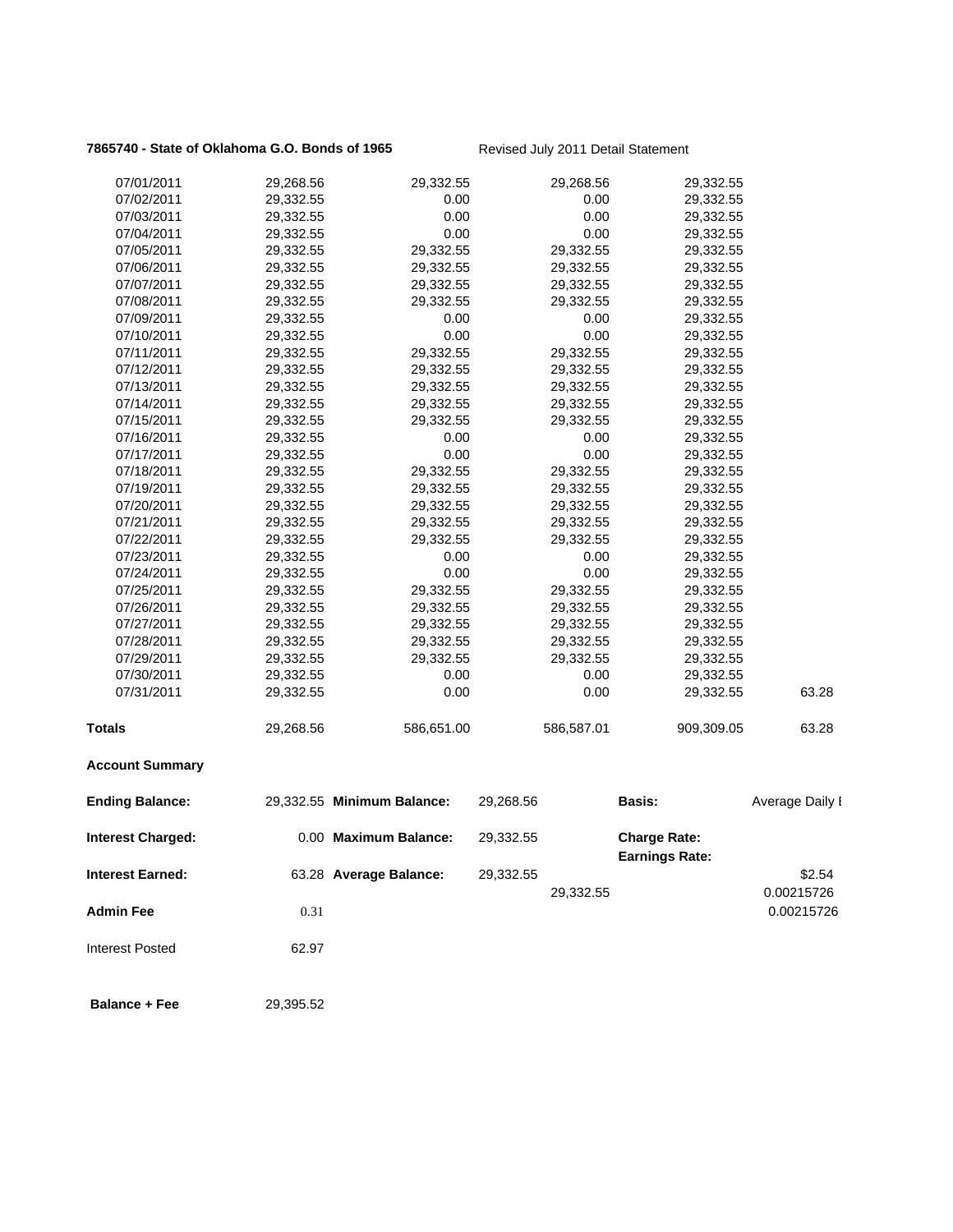**7865740 - State of Oklahoma G.O. Bonds of 1965** Revised July 2011 Detail Statement

| | | | | | |
|---|---|---|---|---|---|
| 07/01/2011 | 29,268.56 | 29,332.55 | 29,268.56 | 29,332.55 | |
| 07/02/2011 | 29,332.55 | 0.00 | 0.00 | 29,332.55 | |
| 07/03/2011 | 29,332.55 | 0.00 | 0.00 | 29,332.55 | |
| 07/04/2011 | 29,332.55 | 0.00 | 0.00 | 29,332.55 | |
| 07/05/2011 | 29,332.55 | 29,332.55 | 29,332.55 | 29,332.55 | |
| 07/06/2011 | 29,332.55 | 29,332.55 | 29,332.55 | 29,332.55 | |
| 07/07/2011 | 29,332.55 | 29,332.55 | 29,332.55 | 29,332.55 | |
| 07/08/2011 | 29,332.55 | 29,332.55 | 29,332.55 | 29,332.55 | |
| 07/09/2011 | 29,332.55 | 0.00 | 0.00 | 29,332.55 | |
| 07/10/2011 | 29,332.55 | 0.00 | 0.00 | 29,332.55 | |
| 07/11/2011 | 29,332.55 | 29,332.55 | 29,332.55 | 29,332.55 | |
| 07/12/2011 | 29,332.55 | 29,332.55 | 29,332.55 | 29,332.55 | |
| 07/13/2011 | 29,332.55 | 29,332.55 | 29,332.55 | 29,332.55 | |
| 07/14/2011 | 29,332.55 | 29,332.55 | 29,332.55 | 29,332.55 | |
| 07/15/2011 | 29,332.55 | 29,332.55 | 29,332.55 | 29,332.55 | |
| 07/16/2011 | 29,332.55 | 0.00 | 0.00 | 29,332.55 | |
| 07/17/2011 | 29,332.55 | 0.00 | 0.00 | 29,332.55 | |
| 07/18/2011 | 29,332.55 | 29,332.55 | 29,332.55 | 29,332.55 | |
| 07/19/2011 | 29,332.55 | 29,332.55 | 29,332.55 | 29,332.55 | |
| 07/20/2011 | 29,332.55 | 29,332.55 | 29,332.55 | 29,332.55 | |
| 07/21/2011 | 29,332.55 | 29,332.55 | 29,332.55 | 29,332.55 | |
| 07/22/2011 | 29,332.55 | 29,332.55 | 29,332.55 | 29,332.55 | |
| 07/23/2011 | 29,332.55 | 0.00 | 0.00 | 29,332.55 | |
| 07/24/2011 | 29,332.55 | 0.00 | 0.00 | 29,332.55 | |
| 07/25/2011 | 29,332.55 | 29,332.55 | 29,332.55 | 29,332.55 | |
| 07/26/2011 | 29,332.55 | 29,332.55 | 29,332.55 | 29,332.55 | |
| 07/27/2011 | 29,332.55 | 29,332.55 | 29,332.55 | 29,332.55 | |
| 07/28/2011 | 29,332.55 | 29,332.55 | 29,332.55 | 29,332.55 | |
| 07/29/2011 | 29,332.55 | 29,332.55 | 29,332.55 | 29,332.55 | |
| 07/30/2011 | 29,332.55 | 0.00 | 0.00 | 29,332.55 | |
| 07/31/2011 | 29,332.55 | 0.00 | 0.00 | 29,332.55 | 63.28 |
| **Totals** | 29,268.56 | 586,651.00 | 586,587.01 | 909,309.05 | 63.28 |

**Account Summary**

| | | | | | |
|---|---|---|---|---|---|
| **Ending Balance:** | 29,332.55 | **Minimum Balance:** | 29,268.56 | **Basis:** | Average Daily I |
| **Interest Charged:** | 0.00 | **Maximum Balance:** | 29,332.55 | **Charge Rate:** | |
| | | | | **Earnings Rate:** | |
| **Interest Earned:** | 63.28 | **Average Balance:** | 29,332.55 | | $2.54 |
| | | | 29,332.55 | | 0.00215726 |
| **Admin Fee** | 0.31 | | | | 0.00215726 |
| Interest Posted | 62.97 | | | | |
| **Balance + Fee** | 29,395.52 | | | | |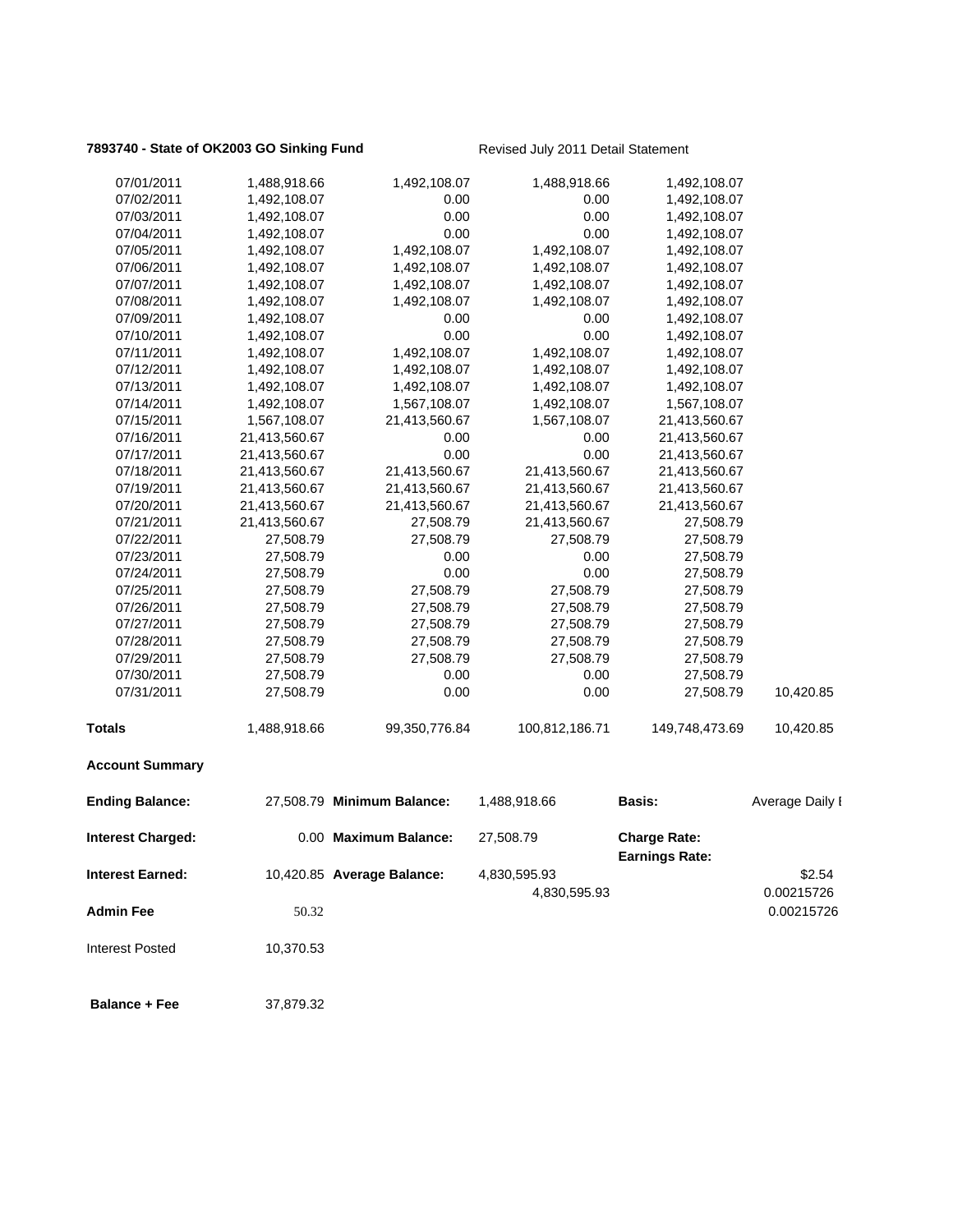**7893740 - State of OK2003 GO Sinking Fund** Revised July 2011 Detail Statement

| | | | | | |
|---|---|---|---|---|---|
| 07/01/2011 | 1,488,918.66 | 1,492,108.07 | 1,488,918.66 | 1,492,108.07 | |
| 07/02/2011 | 1,492,108.07 | 0.00 | 0.00 | 1,492,108.07 | |
| 07/03/2011 | 1,492,108.07 | 0.00 | 0.00 | 1,492,108.07 | |
| 07/04/2011 | 1,492,108.07 | 0.00 | 0.00 | 1,492,108.07 | |
| 07/05/2011 | 1,492,108.07 | 1,492,108.07 | 1,492,108.07 | 1,492,108.07 | |
| 07/06/2011 | 1,492,108.07 | 1,492,108.07 | 1,492,108.07 | 1,492,108.07 | |
| 07/07/2011 | 1,492,108.07 | 1,492,108.07 | 1,492,108.07 | 1,492,108.07 | |
| 07/08/2011 | 1,492,108.07 | 1,492,108.07 | 1,492,108.07 | 1,492,108.07 | |
| 07/09/2011 | 1,492,108.07 | 0.00 | 0.00 | 1,492,108.07 | |
| 07/10/2011 | 1,492,108.07 | 0.00 | 0.00 | 1,492,108.07 | |
| 07/11/2011 | 1,492,108.07 | 1,492,108.07 | 1,492,108.07 | 1,492,108.07 | |
| 07/12/2011 | 1,492,108.07 | 1,492,108.07 | 1,492,108.07 | 1,492,108.07 | |
| 07/13/2011 | 1,492,108.07 | 1,492,108.07 | 1,492,108.07 | 1,492,108.07 | |
| 07/14/2011 | 1,492,108.07 | 1,567,108.07 | 1,492,108.07 | 1,567,108.07 | |
| 07/15/2011 | 1,567,108.07 | 21,413,560.67 | 1,567,108.07 | 21,413,560.67 | |
| 07/16/2011 | 21,413,560.67 | 0.00 | 0.00 | 21,413,560.67 | |
| 07/17/2011 | 21,413,560.67 | 0.00 | 0.00 | 21,413,560.67 | |
| 07/18/2011 | 21,413,560.67 | 21,413,560.67 | 21,413,560.67 | 21,413,560.67 | |
| 07/19/2011 | 21,413,560.67 | 21,413,560.67 | 21,413,560.67 | 21,413,560.67 | |
| 07/20/2011 | 21,413,560.67 | 21,413,560.67 | 21,413,560.67 | 21,413,560.67 | |
| 07/21/2011 | 21,413,560.67 | 27,508.79 | 21,413,560.67 | 27,508.79 | |
| 07/22/2011 | 27,508.79 | 27,508.79 | 27,508.79 | 27,508.79 | |
| 07/23/2011 | 27,508.79 | 0.00 | 0.00 | 27,508.79 | |
| 07/24/2011 | 27,508.79 | 0.00 | 0.00 | 27,508.79 | |
| 07/25/2011 | 27,508.79 | 27,508.79 | 27,508.79 | 27,508.79 | |
| 07/26/2011 | 27,508.79 | 27,508.79 | 27,508.79 | 27,508.79 | |
| 07/27/2011 | 27,508.79 | 27,508.79 | 27,508.79 | 27,508.79 | |
| 07/28/2011 | 27,508.79 | 27,508.79 | 27,508.79 | 27,508.79 | |
| 07/29/2011 | 27,508.79 | 27,508.79 | 27,508.79 | 27,508.79 | |
| 07/30/2011 | 27,508.79 | 0.00 | 0.00 | 27,508.79 | |
| 07/31/2011 | 27,508.79 | 0.00 | 0.00 | 27,508.79 | 10,420.85 |
| **Totals** | 1,488,918.66 | 99,350,776.84 | 100,812,186.71 | 149,748,473.69 | 10,420.85 |

**Account Summary**

| | | | | | |
|---|---|---|---|---|---|
| **Ending Balance:** | 27,508.79 | **Minimum Balance:** | 1,488,918.66 | **Basis:** | Average Daily I |
| **Interest Charged:** | 0.00 | **Maximum Balance:** | 27,508.79 | **Charge Rate:** | |
| | | | | **Earnings Rate:** | |
| **Interest Earned:** | 10,420.85 | **Average Balance:** | 4,830,595.93 | | $2.54 |
| | | | 4,830,595.93 | | 0.00215726 |
| **Admin Fee** | 50.32 | | | | 0.00215726 |
| Interest Posted | 10,370.53 | | | | |
| **Balance + Fee** | 37,879.32 | | | | |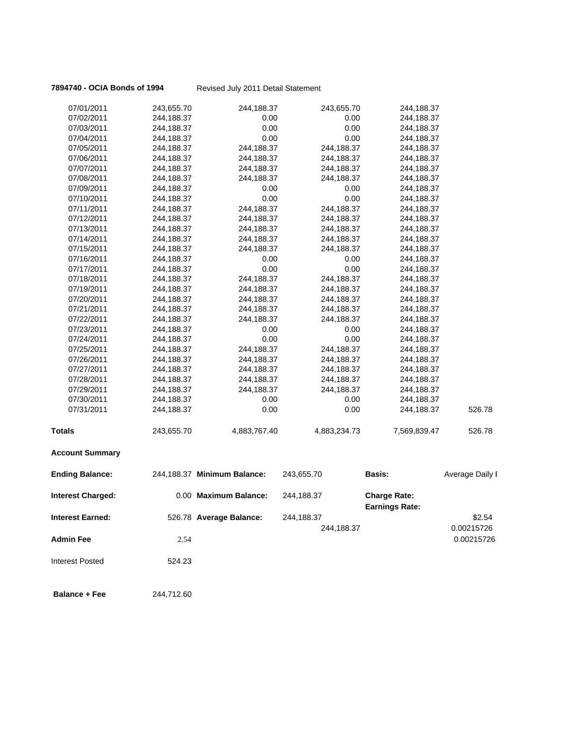**7894740 - OCIA Bonds of 1994** Revised July 2011 Detail Statement

| | | | | | |
|---|---|---|---|---|---|
| 07/01/2011 | 243,655.70 | 244,188.37 | 243,655.70 | 244,188.37 | |
| 07/02/2011 | 244,188.37 | 0.00 | 0.00 | 244,188.37 | |
| 07/03/2011 | 244,188.37 | 0.00 | 0.00 | 244,188.37 | |
| 07/04/2011 | 244,188.37 | 0.00 | 0.00 | 244,188.37 | |
| 07/05/2011 | 244,188.37 | 244,188.37 | 244,188.37 | 244,188.37 | |
| 07/06/2011 | 244,188.37 | 244,188.37 | 244,188.37 | 244,188.37 | |
| 07/07/2011 | 244,188.37 | 244,188.37 | 244,188.37 | 244,188.37 | |
| 07/08/2011 | 244,188.37 | 244,188.37 | 244,188.37 | 244,188.37 | |
| 07/09/2011 | 244,188.37 | 0.00 | 0.00 | 244,188.37 | |
| 07/10/2011 | 244,188.37 | 0.00 | 0.00 | 244,188.37 | |
| 07/11/2011 | 244,188.37 | 244,188.37 | 244,188.37 | 244,188.37 | |
| 07/12/2011 | 244,188.37 | 244,188.37 | 244,188.37 | 244,188.37 | |
| 07/13/2011 | 244,188.37 | 244,188.37 | 244,188.37 | 244,188.37 | |
| 07/14/2011 | 244,188.37 | 244,188.37 | 244,188.37 | 244,188.37 | |
| 07/15/2011 | 244,188.37 | 244,188.37 | 244,188.37 | 244,188.37 | |
| 07/16/2011 | 244,188.37 | 0.00 | 0.00 | 244,188.37 | |
| 07/17/2011 | 244,188.37 | 0.00 | 0.00 | 244,188.37 | |
| 07/18/2011 | 244,188.37 | 244,188.37 | 244,188.37 | 244,188.37 | |
| 07/19/2011 | 244,188.37 | 244,188.37 | 244,188.37 | 244,188.37 | |
| 07/20/2011 | 244,188.37 | 244,188.37 | 244,188.37 | 244,188.37 | |
| 07/21/2011 | 244,188.37 | 244,188.37 | 244,188.37 | 244,188.37 | |
| 07/22/2011 | 244,188.37 | 244,188.37 | 244,188.37 | 244,188.37 | |
| 07/23/2011 | 244,188.37 | 0.00 | 0.00 | 244,188.37 | |
| 07/24/2011 | 244,188.37 | 0.00 | 0.00 | 244,188.37 | |
| 07/25/2011 | 244,188.37 | 244,188.37 | 244,188.37 | 244,188.37 | |
| 07/26/2011 | 244,188.37 | 244,188.37 | 244,188.37 | 244,188.37 | |
| 07/27/2011 | 244,188.37 | 244,188.37 | 244,188.37 | 244,188.37 | |
| 07/28/2011 | 244,188.37 | 244,188.37 | 244,188.37 | 244,188.37 | |
| 07/29/2011 | 244,188.37 | 244,188.37 | 244,188.37 | 244,188.37 | |
| 07/30/2011 | 244,188.37 | 0.00 | 0.00 | 244,188.37 | |
| 07/31/2011 | 244,188.37 | 0.00 | 0.00 | 244,188.37 | 526.78 |
| **Totals** | 243,655.70 | 4,883,767.40 | 4,883,234.73 | 7,569,839.47 | 526.78 |

**Account Summary**

| | | | | | |
|---|---|---|---|---|---|
| **Ending Balance:** | 244,188.37 | **Minimum Balance:** | 243,655.70 | **Basis:** | Average Daily I |
| **Interest Charged:** | 0.00 | **Maximum Balance:** | 244,188.37 | **Charge Rate:** | |
| | | | | **Earnings Rate:** | |
| **Interest Earned:** | 526.78 | **Average Balance:** | 244,188.37 | | $2.54 |
| | | | 244,188.37 | | 0.00215726 |
| **Admin Fee** | 2.54 | | | | 0.00215726 |
| Interest Posted | 524.23 | | | | |
| **Balance + Fee** | 244,712.60 | | | | |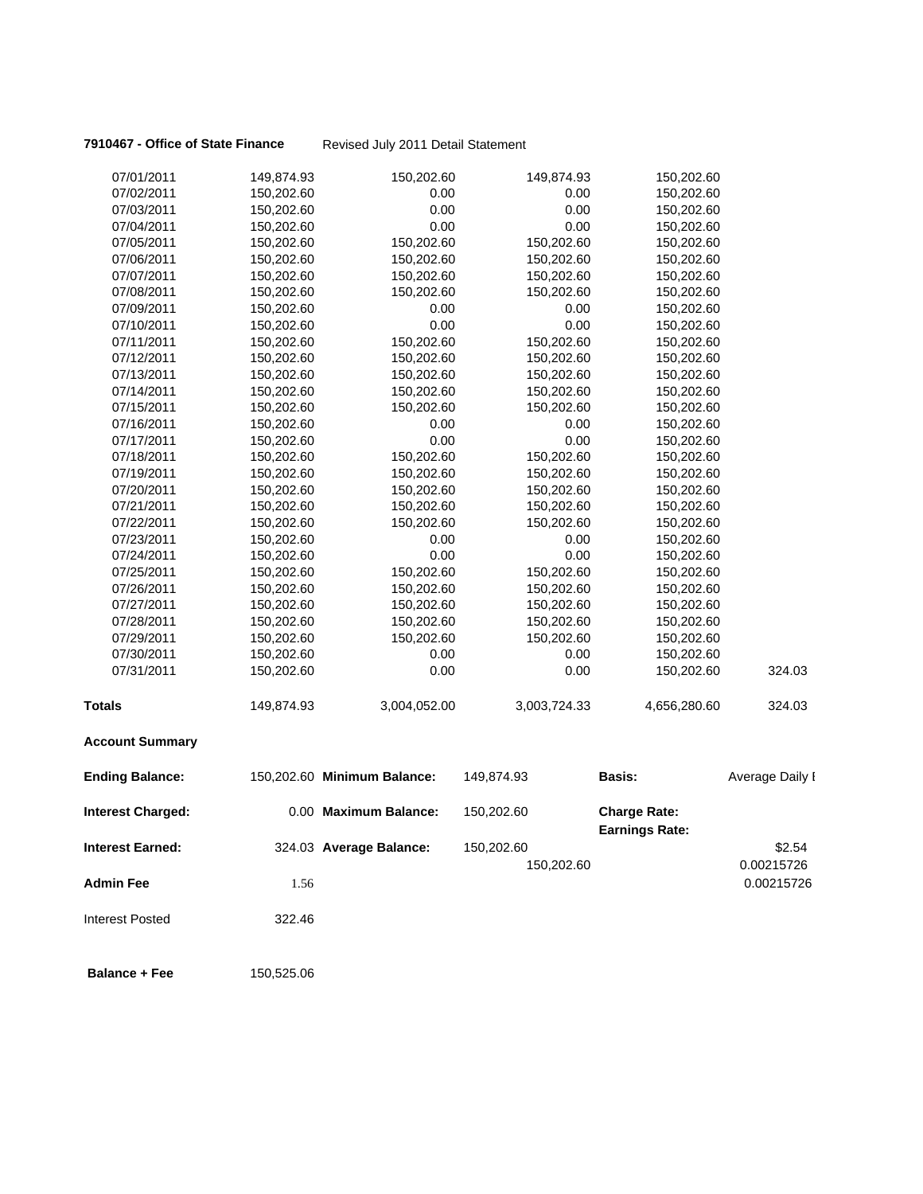**7910467 - Office of State Finance** Revised July 2011 Detail Statement

| | | | | | |
|---|---|---|---|---|---|
| 07/01/2011 | 149,874.93 | 150,202.60 | 149,874.93 | 150,202.60 | |
| 07/02/2011 | 150,202.60 | 0.00 | 0.00 | 150,202.60 | |
| 07/03/2011 | 150,202.60 | 0.00 | 0.00 | 150,202.60 | |
| 07/04/2011 | 150,202.60 | 0.00 | 0.00 | 150,202.60 | |
| 07/05/2011 | 150,202.60 | 150,202.60 | 150,202.60 | 150,202.60 | |
| 07/06/2011 | 150,202.60 | 150,202.60 | 150,202.60 | 150,202.60 | |
| 07/07/2011 | 150,202.60 | 150,202.60 | 150,202.60 | 150,202.60 | |
| 07/08/2011 | 150,202.60 | 150,202.60 | 150,202.60 | 150,202.60 | |
| 07/09/2011 | 150,202.60 | 0.00 | 0.00 | 150,202.60 | |
| 07/10/2011 | 150,202.60 | 0.00 | 0.00 | 150,202.60 | |
| 07/11/2011 | 150,202.60 | 150,202.60 | 150,202.60 | 150,202.60 | |
| 07/12/2011 | 150,202.60 | 150,202.60 | 150,202.60 | 150,202.60 | |
| 07/13/2011 | 150,202.60 | 150,202.60 | 150,202.60 | 150,202.60 | |
| 07/14/2011 | 150,202.60 | 150,202.60 | 150,202.60 | 150,202.60 | |
| 07/15/2011 | 150,202.60 | 150,202.60 | 150,202.60 | 150,202.60 | |
| 07/16/2011 | 150,202.60 | 0.00 | 0.00 | 150,202.60 | |
| 07/17/2011 | 150,202.60 | 0.00 | 0.00 | 150,202.60 | |
| 07/18/2011 | 150,202.60 | 150,202.60 | 150,202.60 | 150,202.60 | |
| 07/19/2011 | 150,202.60 | 150,202.60 | 150,202.60 | 150,202.60 | |
| 07/20/2011 | 150,202.60 | 150,202.60 | 150,202.60 | 150,202.60 | |
| 07/21/2011 | 150,202.60 | 150,202.60 | 150,202.60 | 150,202.60 | |
| 07/22/2011 | 150,202.60 | 150,202.60 | 150,202.60 | 150,202.60 | |
| 07/23/2011 | 150,202.60 | 0.00 | 0.00 | 150,202.60 | |
| 07/24/2011 | 150,202.60 | 0.00 | 0.00 | 150,202.60 | |
| 07/25/2011 | 150,202.60 | 150,202.60 | 150,202.60 | 150,202.60 | |
| 07/26/2011 | 150,202.60 | 150,202.60 | 150,202.60 | 150,202.60 | |
| 07/27/2011 | 150,202.60 | 150,202.60 | 150,202.60 | 150,202.60 | |
| 07/28/2011 | 150,202.60 | 150,202.60 | 150,202.60 | 150,202.60 | |
| 07/29/2011 | 150,202.60 | 150,202.60 | 150,202.60 | 150,202.60 | |
| 07/30/2011 | 150,202.60 | 0.00 | 0.00 | 150,202.60 | |
| 07/31/2011 | 150,202.60 | 0.00 | 0.00 | 150,202.60 | 324.03 |
| **Totals** | 149,874.93 | 3,004,052.00 | 3,003,724.33 | 4,656,280.60 | 324.03 |

**Account Summary**

| | | | | | |
|---|---|---|---|---|---|
| **Ending Balance:** | 150,202.60 | **Minimum Balance:** | 149,874.93 | **Basis:** | Average Daily I |
| **Interest Charged:** | 0.00 | **Maximum Balance:** | 150,202.60 | **Charge Rate:** | |
| | | | | **Earnings Rate:** | |
| **Interest Earned:** | 324.03 | **Average Balance:** | 150,202.60 | | $2.54 |
| | | | 150,202.60 | | 0.00215726 |
| **Admin Fee** | 1.56 | | | | 0.00215726 |
| Interest Posted | 322.46 | | | | |
| **Balance + Fee** | 150,525.06 | | | | |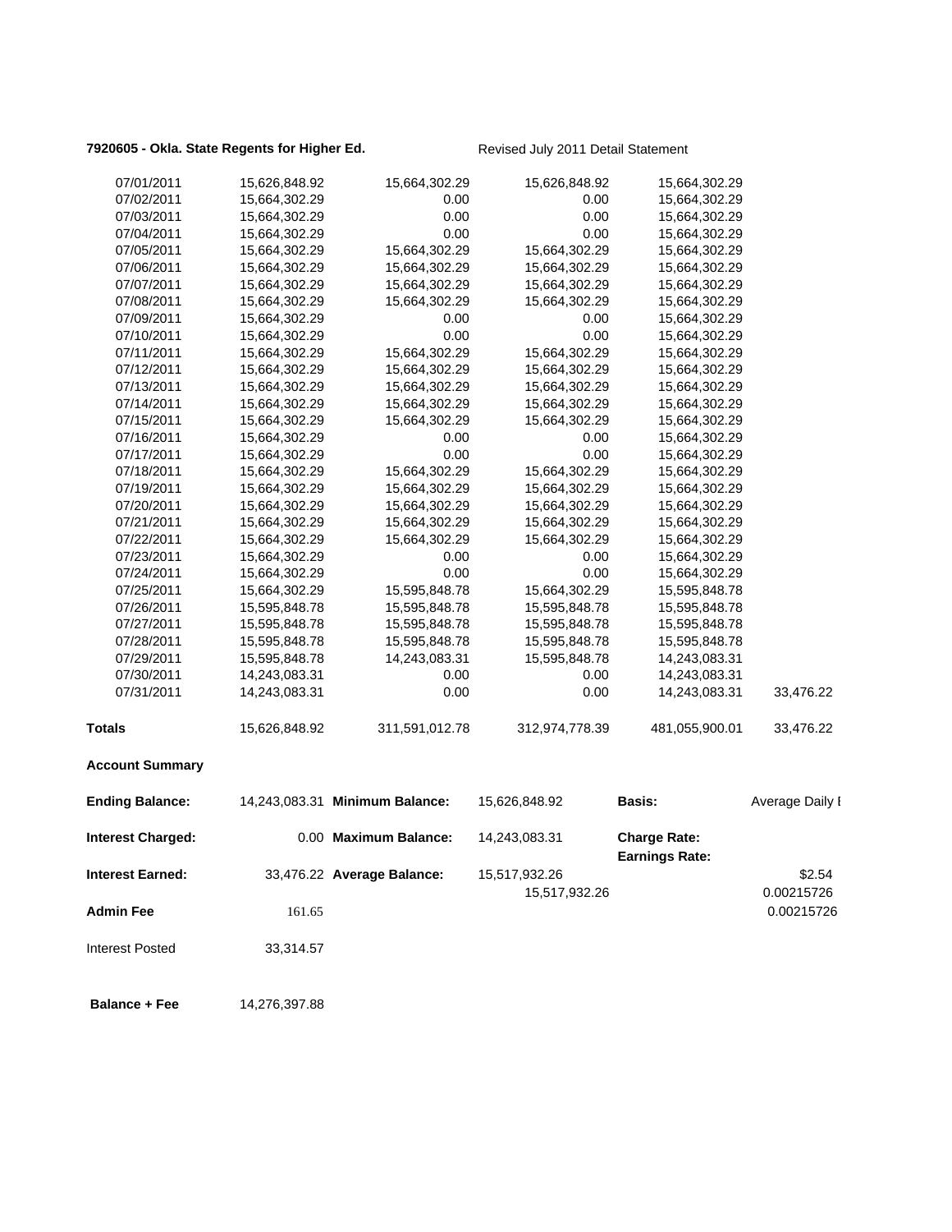**7920605 - Okla. State Regents for Higher Ed.** Revised July 2011 Detail Statement

| | | | | | |
|---|---|---|---|---|---|
| 07/01/2011 | 15,626,848.92 | 15,664,302.29 | 15,626,848.92 | 15,664,302.29 | |
| 07/02/2011 | 15,664,302.29 | 0.00 | 0.00 | 15,664,302.29 | |
| 07/03/2011 | 15,664,302.29 | 0.00 | 0.00 | 15,664,302.29 | |
| 07/04/2011 | 15,664,302.29 | 0.00 | 0.00 | 15,664,302.29 | |
| 07/05/2011 | 15,664,302.29 | 15,664,302.29 | 15,664,302.29 | 15,664,302.29 | |
| 07/06/2011 | 15,664,302.29 | 15,664,302.29 | 15,664,302.29 | 15,664,302.29 | |
| 07/07/2011 | 15,664,302.29 | 15,664,302.29 | 15,664,302.29 | 15,664,302.29 | |
| 07/08/2011 | 15,664,302.29 | 15,664,302.29 | 15,664,302.29 | 15,664,302.29 | |
| 07/09/2011 | 15,664,302.29 | 0.00 | 0.00 | 15,664,302.29 | |
| 07/10/2011 | 15,664,302.29 | 0.00 | 0.00 | 15,664,302.29 | |
| 07/11/2011 | 15,664,302.29 | 15,664,302.29 | 15,664,302.29 | 15,664,302.29 | |
| 07/12/2011 | 15,664,302.29 | 15,664,302.29 | 15,664,302.29 | 15,664,302.29 | |
| 07/13/2011 | 15,664,302.29 | 15,664,302.29 | 15,664,302.29 | 15,664,302.29 | |
| 07/14/2011 | 15,664,302.29 | 15,664,302.29 | 15,664,302.29 | 15,664,302.29 | |
| 07/15/2011 | 15,664,302.29 | 15,664,302.29 | 15,664,302.29 | 15,664,302.29 | |
| 07/16/2011 | 15,664,302.29 | 0.00 | 0.00 | 15,664,302.29 | |
| 07/17/2011 | 15,664,302.29 | 0.00 | 0.00 | 15,664,302.29 | |
| 07/18/2011 | 15,664,302.29 | 15,664,302.29 | 15,664,302.29 | 15,664,302.29 | |
| 07/19/2011 | 15,664,302.29 | 15,664,302.29 | 15,664,302.29 | 15,664,302.29 | |
| 07/20/2011 | 15,664,302.29 | 15,664,302.29 | 15,664,302.29 | 15,664,302.29 | |
| 07/21/2011 | 15,664,302.29 | 15,664,302.29 | 15,664,302.29 | 15,664,302.29 | |
| 07/22/2011 | 15,664,302.29 | 15,664,302.29 | 15,664,302.29 | 15,664,302.29 | |
| 07/23/2011 | 15,664,302.29 | 0.00 | 0.00 | 15,664,302.29 | |
| 07/24/2011 | 15,664,302.29 | 0.00 | 0.00 | 15,664,302.29 | |
| 07/25/2011 | 15,664,302.29 | 15,595,848.78 | 15,664,302.29 | 15,595,848.78 | |
| 07/26/2011 | 15,595,848.78 | 15,595,848.78 | 15,595,848.78 | 15,595,848.78 | |
| 07/27/2011 | 15,595,848.78 | 15,595,848.78 | 15,595,848.78 | 15,595,848.78 | |
| 07/28/2011 | 15,595,848.78 | 15,595,848.78 | 15,595,848.78 | 15,595,848.78 | |
| 07/29/2011 | 15,595,848.78 | 14,243,083.31 | 15,595,848.78 | 14,243,083.31 | |
| 07/30/2011 | 14,243,083.31 | 0.00 | 0.00 | 14,243,083.31 | |
| 07/31/2011 | 14,243,083.31 | 0.00 | 0.00 | 14,243,083.31 | 33,476.22 |
| **Totals** | 15,626,848.92 | 311,591,012.78 | 312,974,778.39 | 481,055,900.01 | 33,476.22 |

**Account Summary**

| | | | | | |
|---|---|---|---|---|---|
| **Ending Balance:** | 14,243,083.31 | **Minimum Balance:** | 15,626,848.92 | **Basis:** | Average Daily I |
| **Interest Charged:** | 0.00 | **Maximum Balance:** | 14,243,083.31 | **Charge Rate:** | |
| | | | | **Earnings Rate:** | |
| **Interest Earned:** | 33,476.22 | **Average Balance:** | 15,517,932.26 | | $2.54 |
| | | | 15,517,932.26 | | 0.00215726 |
| **Admin Fee** | 161.65 | | | | 0.00215726 |
| Interest Posted | 33,314.57 | | | | |
| **Balance + Fee** | 14,276,397.88 | | | | |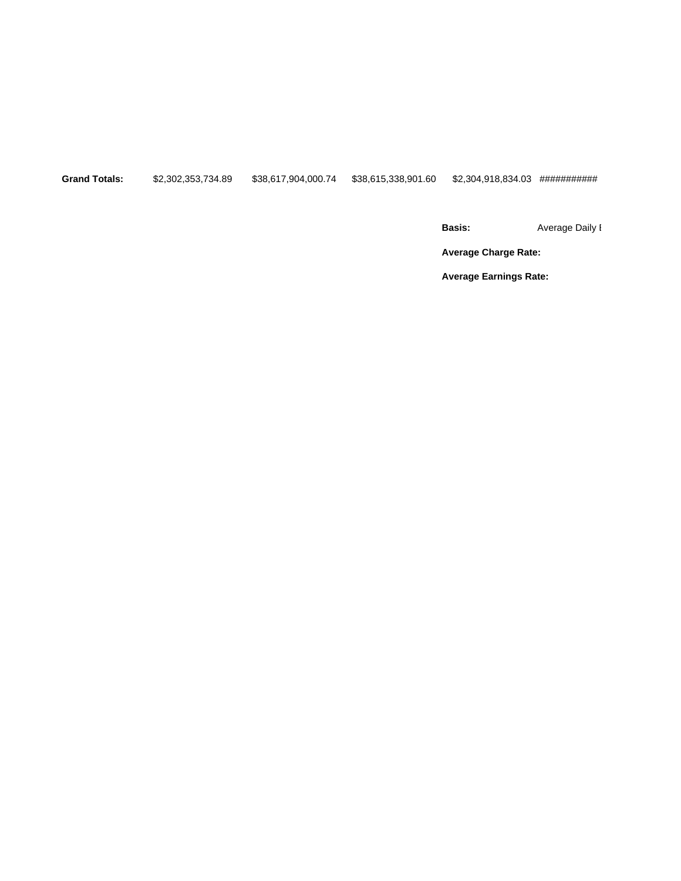| | | | | | |
|---|---|---|---|---|---|
| **Grand Totals:** | $2,302,353,734.89 | $38,617,904,000.74 | $38,615,338,901.60 | $2,304,918,834.03 | ########### |

| | |
|---|---|
| **Basis:** | Average Daily I |
| **Average Charge Rate:** | |
| **Average Earnings Rate:** | |